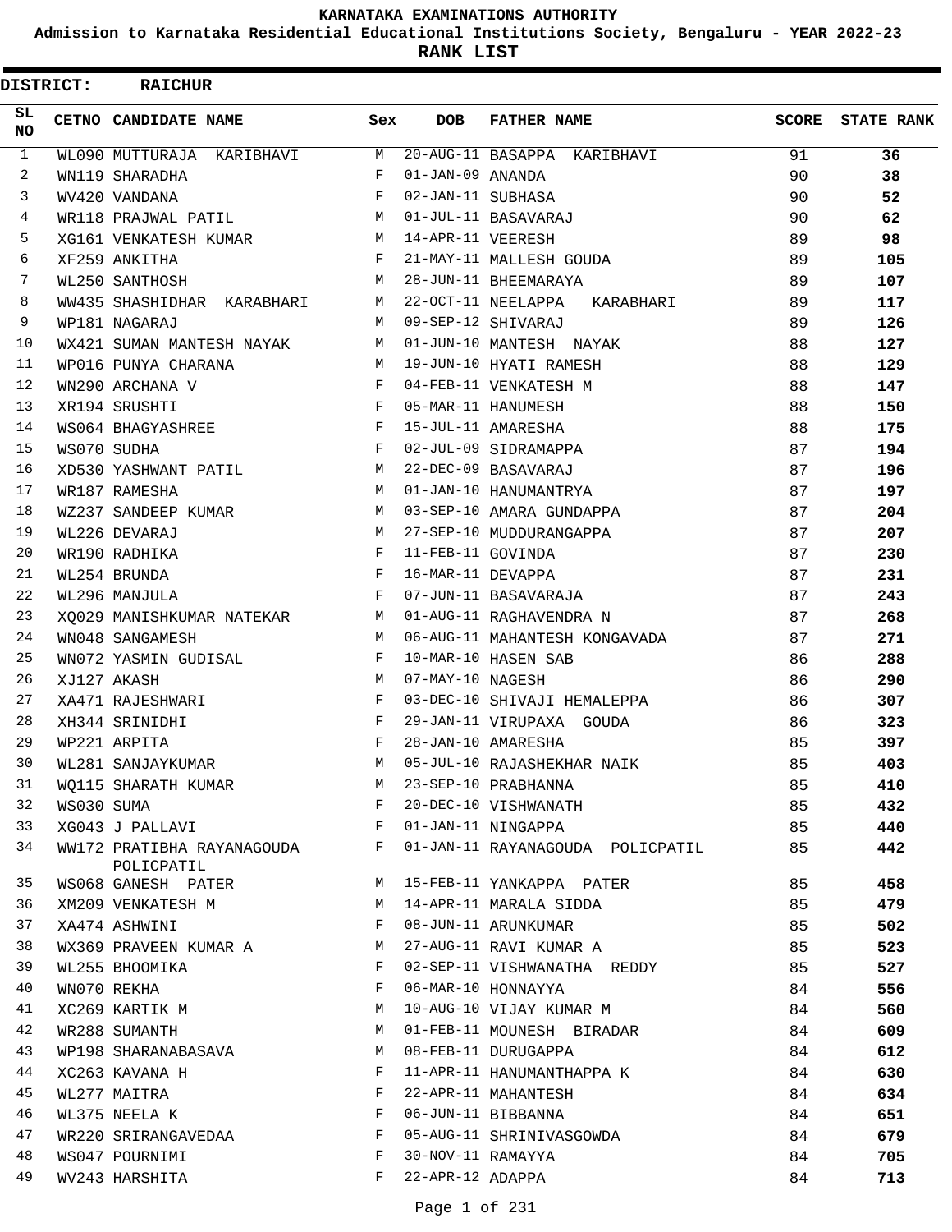# KARNATAKA EXAMINATIONS AUTHORITY

## Admission to Karnataka Residential Educational Institutions Society, Bengaluru - YEAR 2022-23

## RANK LIST

**DISTRICT: RAICHUR**

| SL NO | CETNO | CANDIDATE NAME | Sex | DOB | FATHER NAME | SCORE | STATE RANK |
|---|---|---|---|---|---|---|---|
| 1 | WL090 | MUTTURAJA KARIBHAVI | M | 20-AUG-11 | BASAPPA KARIBHAVI | 91 | **36** |
| 2 | WN119 | SHARADHA | F | 01-JAN-09 | ANANDA | 90 | **38** |
| 3 | WV420 | VANDANA | F | 02-JAN-11 | SUBHASA | 90 | **52** |
| 4 | WR118 | PRAJWAL PATIL | M | 01-JUL-11 | BASAVARAJ | 90 | **62** |
| 5 | XG161 | VENKATESH KUMAR | M | 14-APR-11 | VEERESH | 89 | **98** |
| 6 | XF259 | ANKITHA | F | 21-MAY-11 | MALLESH GOUDA | 89 | **105** |
| 7 | WL250 | SANTHOSH | M | 28-JUN-11 | BHEEMARAYA | 89 | **107** |
| 8 | WW435 | SHASHIDHAR KARABHARI | M | 22-OCT-11 | NEELAPPA KARABHARI | 89 | **117** |
| 9 | WP181 | NAGARAJ | M | 09-SEP-12 | SHIVARAJ | 89 | **126** |
| 10 | WX421 | SUMAN MANTESH NAYAK | M | 01-JUN-10 | MANTESH NAYAK | 88 | **127** |
| 11 | WP016 | PUNYA CHARANA | M | 19-JUN-10 | HYATI RAMESH | 88 | **129** |
| 12 | WN290 | ARCHANA V | F | 04-FEB-11 | VENKATESH M | 88 | **147** |
| 13 | XR194 | SRUSHTI | F | 05-MAR-11 | HANUMESH | 88 | **150** |
| 14 | WS064 | BHAGYASHREE | F | 15-JUL-11 | AMARESHA | 88 | **175** |
| 15 | WS070 | SUDHA | F | 02-JUL-09 | SIDRAMAPPA | 87 | **194** |
| 16 | XD530 | YASHWANT PATIL | M | 22-DEC-09 | BASAVARAJ | 87 | **196** |
| 17 | WR187 | RAMESHA | M | 01-JAN-10 | HANUMANTRYA | 87 | **197** |
| 18 | WZ237 | SANDEEP KUMAR | M | 03-SEP-10 | AMARA GUNDAPPA | 87 | **204** |
| 19 | WL226 | DEVARAJ | M | 27-SEP-10 | MUDDURANGAPPA | 87 | **207** |
| 20 | WR190 | RADHIKA | F | 11-FEB-11 | GOVINDA | 87 | **230** |
| 21 | WL254 | BRUNDA | F | 16-MAR-11 | DEVAPPA | 87 | **231** |
| 22 | WL296 | MANJULA | F | 07-JUN-11 | BASAVARAJA | 87 | **243** |
| 23 | XQ029 | MANISHKUMAR NATEKAR | M | 01-AUG-11 | RAGHAVENDRA N | 87 | **268** |
| 24 | WN048 | SANGAMESH | M | 06-AUG-11 | MAHANTESH KONGAVADA | 87 | **271** |
| 25 | WN072 | YASMIN GUDISAL | F | 10-MAR-10 | HASEN SAB | 86 | **288** |
| 26 | XJ127 | AKASH | M | 07-MAY-10 | NAGESH | 86 | **290** |
| 27 | XA471 | RAJESHWARI | F | 03-DEC-10 | SHIVAJI HEMALEPPA | 86 | **307** |
| 28 | XH344 | SRINIDHI | F | 29-JAN-11 | VIRUPAXA GOUDA | 86 | **323** |
| 29 | WP221 | ARPITA | F | 28-JAN-10 | AMARESHA | 85 | **397** |
| 30 | WL281 | SANJAYKUMAR | M | 05-JUL-10 | RAJASHEKHAR NAIK | 85 | **403** |
| 31 | WQ115 | SHARATH KUMAR | M | 23-SEP-10 | PRABHANNA | 85 | **410** |
| 32 | WS030 | SUMA | F | 20-DEC-10 | VISHWANATH | 85 | **432** |
| 33 | XG043 | J PALLAVI | F | 01-JAN-11 | NINGAPPA | 85 | **440** |
| 34 | WW172 | PRATIBHA RAYANAGOUDA POLICPATIL | F | 01-JAN-11 | RAYANAGOUDA POLICPATIL | 85 | **442** |
| 35 | WS068 | GANESH PATER | M | 15-FEB-11 | YANKAPPA PATER | 85 | **458** |
| 36 | XM209 | VENKATESH M | M | 14-APR-11 | MARALA SIDDA | 85 | **479** |
| 37 | XA474 | ASHWINI | F | 08-JUN-11 | ARUNKUMAR | 85 | **502** |
| 38 | WX369 | PRAVEEN KUMAR A | M | 27-AUG-11 | RAVI KUMAR A | 85 | **523** |
| 39 | WL255 | BHOOMIKA | F | 02-SEP-11 | VISHWANATHA REDDY | 85 | **527** |
| 40 | WN070 | REKHA | F | 06-MAR-10 | HONNAYYA | 84 | **556** |
| 41 | XC269 | KARTIK M | M | 10-AUG-10 | VIJAY KUMAR M | 84 | **560** |
| 42 | WR288 | SUMANTH | M | 01-FEB-11 | MOUNESH BIRADAR | 84 | **609** |
| 43 | WP198 | SHARANABASAVA | M | 08-FEB-11 | DURUGAPPA | 84 | **612** |
| 44 | XC263 | KAVANA H | F | 11-APR-11 | HANUMANTHAPPA K | 84 | **630** |
| 45 | WL277 | MAITRA | F | 22-APR-11 | MAHANTESH | 84 | **634** |
| 46 | WL375 | NEELA K | F | 06-JUN-11 | BIBBANNA | 84 | **651** |
| 47 | WR220 | SRIRANGAVEDAA | F | 05-AUG-11 | SHRINIVASGOWDA | 84 | **679** |
| 48 | WS047 | POURNIMI | F | 30-NOV-11 | RAMAYYA | 84 | **705** |
| 49 | WV243 | HARSHITA | F | 22-APR-12 | ADAPPA | 84 | **713** |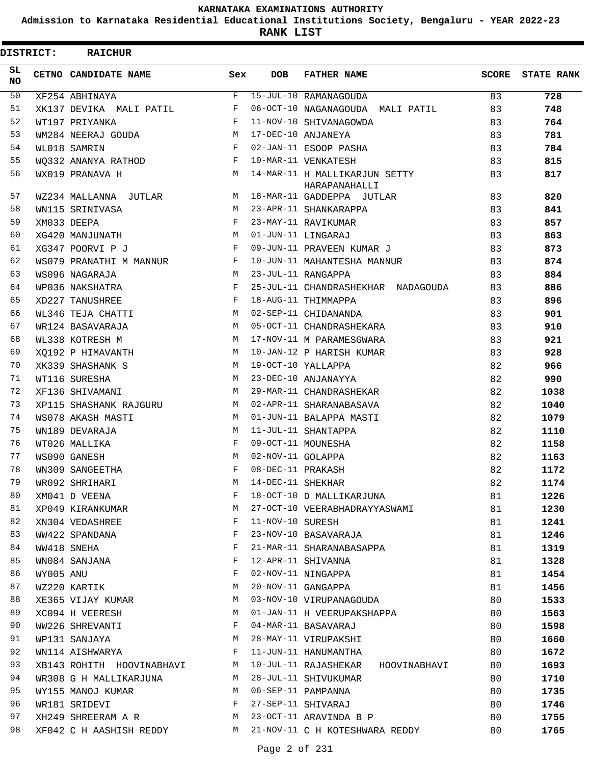# KARNATAKA EXAMINATIONS AUTHORITY

**Admission to Karnataka Residential Educational Institutions Society, Bengaluru - YEAR 2022-23**

**RANK LIST**

**DISTRICT: RAICHUR**

| SL NO | CETNO | CANDIDATE NAME | Sex | DOB | FATHER NAME | SCORE | STATE RANK |
|---|---|---|---|---|---|---|---|
| 50 | XF254 | ABHINAYA | F | 15-JUL-10 | RAMANAGOUDA | 83 | **728** |
| 51 | XK137 | DEVIKA MALI PATIL | F | 06-OCT-10 | NAGANAGOUDA MALI PATIL | 83 | **748** |
| 52 | WT197 | PRIYANKA | F | 11-NOV-10 | SHIVANAGOWDA | 83 | **764** |
| 53 | WM284 | NEERAJ GOUDA | M | 17-DEC-10 | ANJANEYA | 83 | **781** |
| 54 | WL018 | SAMRIN | F | 02-JAN-11 | ESOOP PASHA | 83 | **784** |
| 55 | WQ332 | ANANYA RATHOD | F | 10-MAR-11 | VENKATESH | 83 | **815** |
| 56 | WX019 | PRANAVA H | M | 14-MAR-11 | H MALLIKARJUN SETTY HARAPANAHALLI | 83 | **817** |
| 57 | WZ234 | MALLANNA JUTLAR | M | 18-MAR-11 | GADDEPPA JUTLAR | 83 | **820** |
| 58 | WN115 | SRINIVASA | M | 23-APR-11 | SHANKARAPPA | 83 | **841** |
| 59 | XM033 | DEEPA | F | 23-MAY-11 | RAVIKUMAR | 83 | **857** |
| 60 | XG420 | MANJUNATH | M | 01-JUN-11 | LINGARAJ | 83 | **863** |
| 61 | XG347 | POORVI P J | F | 09-JUN-11 | PRAVEEN KUMAR J | 83 | **873** |
| 62 | WS079 | PRANATHI M MANNUR | F | 10-JUN-11 | MAHANTESHA MANNUR | 83 | **874** |
| 63 | WS096 | NAGARAJA | M | 23-JUL-11 | RANGAPPA | 83 | **884** |
| 64 | WP036 | NAKSHATRA | F | 25-JUL-11 | CHANDRASHEKHAR NADAGOUDA | 83 | **886** |
| 65 | XD227 | TANUSHREE | F | 18-AUG-11 | THIMMAPPA | 83 | **896** |
| 66 | WL346 | TEJA CHATTI | M | 02-SEP-11 | CHIDANANDA | 83 | **901** |
| 67 | WR124 | BASAVARAJA | M | 05-OCT-11 | CHANDRASHEKARA | 83 | **910** |
| 68 | WL338 | KOTRESH M | M | 17-NOV-11 | M PARAMESGWARA | 83 | **921** |
| 69 | XQ192 | P HIMAVANTH | M | 10-JAN-12 | P HARISH KUMAR | 83 | **928** |
| 70 | XK339 | SHASHANK S | M | 19-OCT-10 | YALLAPPA | 82 | **966** |
| 71 | WT116 | SURESHA | M | 23-DEC-10 | ANJANAYYA | 82 | **990** |
| 72 | XF136 | SHIVAMANI | M | 29-MAR-11 | CHANDRASHEKAR | 82 | **1038** |
| 73 | XP115 | SHASHANK RAJGURU | M | 02-APR-11 | SHARANABASAVA | 82 | **1040** |
| 74 | WS078 | AKASH MASTI | M | 01-JUN-11 | BALAPPA MASTI | 82 | **1079** |
| 75 | WN189 | DEVARAJA | M | 11-JUL-11 | SHANTAPPA | 82 | **1110** |
| 76 | WT026 | MALLIKA | F | 09-OCT-11 | MOUNESHA | 82 | **1158** |
| 77 | WS090 | GANESH | M | 02-NOV-11 | GOLAPPA | 82 | **1163** |
| 78 | WN309 | SANGEETHA | F | 08-DEC-11 | PRAKASH | 82 | **1172** |
| 79 | WR092 | SHRIHARI | M | 14-DEC-11 | SHEKHAR | 82 | **1174** |
| 80 | XM041 | D VEENA | F | 18-OCT-10 | D MALLIKARJUNA | 81 | **1226** |
| 81 | XP049 | KIRANKUMAR | M | 27-OCT-10 | VEERABHADRAYYASWAMI | 81 | **1230** |
| 82 | XN304 | VEDASHREE | F | 11-NOV-10 | SURESH | 81 | **1241** |
| 83 | WW422 | SPANDANA | F | 23-NOV-10 | BASAVARAJA | 81 | **1246** |
| 84 | WW418 | SNEHA | F | 21-MAR-11 | SHARANABASAPPA | 81 | **1319** |
| 85 | WN084 | SANJANA | F | 12-APR-11 | SHIVANNA | 81 | **1328** |
| 86 | WY005 | ANU | F | 02-NOV-11 | NINGAPPA | 81 | **1454** |
| 87 | WZ220 | KARTIK | M | 20-NOV-11 | GANGAPPA | 81 | **1456** |
| 88 | XE365 | VIJAY KUMAR | M | 03-NOV-10 | VIRUPANAGOUDA | 80 | **1533** |
| 89 | XC094 | H VEERESH | M | 01-JAN-11 | H VEERUPAKSHAPPA | 80 | **1563** |
| 90 | WW226 | SHREVANTI | F | 04-MAR-11 | BASAVARAJ | 80 | **1598** |
| 91 | WP131 | SANJAYA | M | 28-MAY-11 | VIRUPAKSHI | 80 | **1660** |
| 92 | WN114 | AISHWARYA | F | 11-JUN-11 | HANUMANTHA | 80 | **1672** |
| 93 | XB143 | ROHITH HOOVINABHAVI | M | 10-JUL-11 | RAJASHEKAR HOOVINABHAVI | 80 | **1693** |
| 94 | WR308 | G H MALLIKARJUNA | M | 28-JUL-11 | SHIVUKUMAR | 80 | **1710** |
| 95 | WY155 | MANOJ KUMAR | M | 06-SEP-11 | PAMPANNA | 80 | **1735** |
| 96 | WR181 | SRIDEVI | F | 27-SEP-11 | SHIVARAJ | 80 | **1746** |
| 97 | XH249 | SHREERAM A R | M | 23-OCT-11 | ARAVINDA B P | 80 | **1755** |
| 98 | XF042 | C H AASHISH REDDY | M | 21-NOV-11 | C H KOTESHWARA REDDY | 80 | **1765** |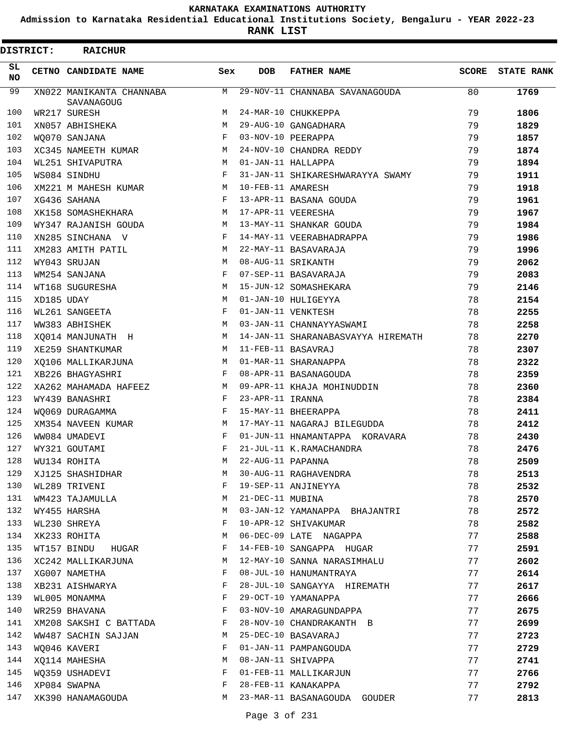# KARNATAKA EXAMINATIONS AUTHORITY

**Admission to Karnataka Residential Educational Institutions Society, Bengaluru - YEAR 2022-23**

**RANK LIST**

**DISTRICT: RAICHUR**

| SL NO | CETNO | CANDIDATE NAME | Sex | DOB | FATHER NAME | SCORE | STATE RANK |
|---|---|---|---|---|---|---|---|
| 99 | XN022 | MANIKANTA CHANNABA SAVANAGOUG | M | 29-NOV-11 | CHANNABA SAVANAGOUDA | 80 | **1769** |
| 100 | WR217 | SURESH | M | 24-MAR-10 | CHUKKEPPA | 79 | **1806** |
| 101 | XN057 | ABHISHEKA | M | 29-AUG-10 | GANGADHARA | 79 | **1829** |
| 102 | WQ070 | SANJANA | F | 03-NOV-10 | PEERAPPA | 79 | **1857** |
| 103 | XC345 | NAMEETH KUMAR | M | 24-NOV-10 | CHANDRA REDDY | 79 | **1874** |
| 104 | WL251 | SHIVAPUTRA | M | 01-JAN-11 | HALLAPPA | 79 | **1894** |
| 105 | WS084 | SINDHU | F | 31-JAN-11 | SHIKARESHWARAYYA SWAMY | 79 | **1911** |
| 106 | XM221 | M MAHESH KUMAR | M | 10-FEB-11 | AMARESH | 79 | **1918** |
| 107 | XG436 | SAHANA | F | 13-APR-11 | BASANA GOUDA | 79 | **1961** |
| 108 | XK158 | SOMASHEKHARA | M | 17-APR-11 | VEERESHA | 79 | **1967** |
| 109 | WY347 | RAJANISH GOUDA | M | 13-MAY-11 | SHANKAR GOUDA | 79 | **1984** |
| 110 | XN285 | SINCHANA V | F | 14-MAY-11 | VEERABHADRAPPA | 79 | **1986** |
| 111 | XM283 | AMITH PATIL | M | 22-MAY-11 | BASAVARAJA | 79 | **1996** |
| 112 | WY043 | SRUJAN | M | 08-AUG-11 | SRIKANTH | 79 | **2062** |
| 113 | WM254 | SANJANA | F | 07-SEP-11 | BASAVARAJA | 79 | **2083** |
| 114 | WT168 | SUGURESHA | M | 15-JUN-12 | SOMASHEKARA | 79 | **2146** |
| 115 | XD185 | UDAY | M | 01-JAN-10 | HULIGEYYA | 78 | **2154** |
| 116 | WL261 | SANGEETA | F | 01-JAN-11 | VENKTESH | 78 | **2255** |
| 117 | WW383 | ABHISHEK | M | 03-JAN-11 | CHANNAYYASWAMI | 78 | **2258** |
| 118 | XQ014 | MANJUNATH H | M | 14-JAN-11 | SHARANABASVAYYA HIREMATH | 78 | **2270** |
| 119 | XE259 | SHANTKUMAR | M | 11-FEB-11 | BASAVRAJ | 78 | **2307** |
| 120 | XQ106 | MALLIKARJUNA | M | 01-MAR-11 | SHARANAPPA | 78 | **2322** |
| 121 | XB226 | BHAGYASHRI | F | 08-APR-11 | BASANAGOUDA | 78 | **2359** |
| 122 | XA262 | MAHAMADA HAFEEZ | M | 09-APR-11 | KHAJA MOHINUDDIN | 78 | **2360** |
| 123 | WY439 | BANASHRI | F | 23-APR-11 | IRANNA | 78 | **2384** |
| 124 | WQ069 | DURAGAMMA | F | 15-MAY-11 | BHEERAPPA | 78 | **2411** |
| 125 | XM354 | NAVEEN KUMAR | M | 17-MAY-11 | NAGARAJ BILEGUDDA | 78 | **2412** |
| 126 | WW084 | UMADEVI | F | 01-JUN-11 | HNAMANTAPPA KORAVARA | 78 | **2430** |
| 127 | WY321 | GOUTAMI | F | 21-JUL-11 | K.RAMACHANDRA | 78 | **2476** |
| 128 | WU134 | ROHITA | M | 22-AUG-11 | PAPANNA | 78 | **2509** |
| 129 | XJ125 | SHASHIDHAR | M | 30-AUG-11 | RAGHAVENDRA | 78 | **2513** |
| 130 | WL289 | TRIVENI | F | 19-SEP-11 | ANJINEYYA | 78 | **2532** |
| 131 | WM423 | TAJAMULLA | M | 21-DEC-11 | MUBINA | 78 | **2570** |
| 132 | WY455 | HARSHA | M | 03-JAN-12 | YAMANAPPA BHAJANTRI | 78 | **2572** |
| 133 | WL230 | SHREYA | F | 10-APR-12 | SHIVAKUMAR | 78 | **2582** |
| 134 | XK233 | ROHITA | M | 06-DEC-09 | LATE NAGAPPA | 77 | **2588** |
| 135 | WT157 | BINDU HUGAR | F | 14-FEB-10 | SANGAPPA HUGAR | 77 | **2591** |
| 136 | XC242 | MALLIKARJUNA | M | 12-MAY-10 | SANNA NARASIMHALU | 77 | **2602** |
| 137 | XG007 | NAMETHA | F | 08-JUL-10 | HANUMANTRAYA | 77 | **2614** |
| 138 | XB231 | AISHWARYA | F | 28-JUL-10 | SANGAYYA HIREMATH | 77 | **2617** |
| 139 | WL005 | MONAMMA | F | 29-OCT-10 | YAMANAPPA | 77 | **2666** |
| 140 | WR259 | BHAVANA | F | 03-NOV-10 | AMARAGUNDAPPA | 77 | **2675** |
| 141 | XM208 | SAKSHI C BATTADA | F | 28-NOV-10 | CHANDRAKANTH B | 77 | **2699** |
| 142 | WW487 | SACHIN SAJJAN | M | 25-DEC-10 | BASAVARAJ | 77 | **2723** |
| 143 | WQ046 | KAVERI | F | 01-JAN-11 | PAMPANGOUDA | 77 | **2729** |
| 144 | XQ114 | MAHESHA | M | 08-JAN-11 | SHIVAPPA | 77 | **2741** |
| 145 | WQ359 | USHADEVI | F | 01-FEB-11 | MALLIKARJUN | 77 | **2766** |
| 146 | XP084 | SWAPNA | F | 28-FEB-11 | KANAKAPPA | 77 | **2792** |
| 147 | XK390 | HANAMAGOUDA | M | 23-MAR-11 | BASANAGOUDA GOUDER | 77 | **2813** |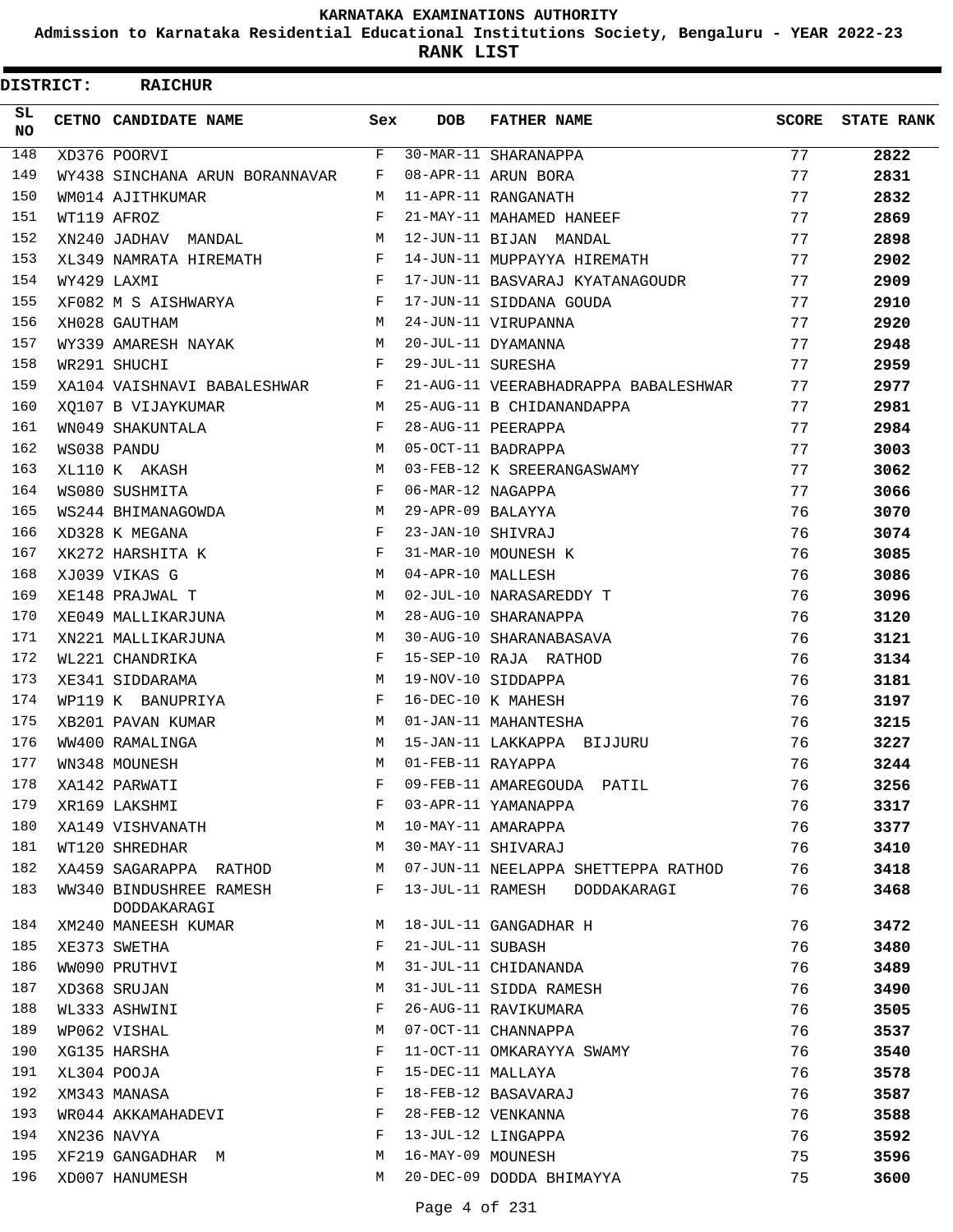**KARNATAKA EXAMINATIONS AUTHORITY**

**Admission to Karnataka Residential Educational Institutions Society, Bengaluru - YEAR 2022-23**

**RANK LIST**

**DISTRICT: RAICHUR**

| SL NO | CETNO | CANDIDATE NAME | Sex | DOB | FATHER NAME | SCORE | STATE RANK |
|---|---|---|---|---|---|---|---|
| 148 | XD376 | POORVI | F | 30-MAR-11 | SHARANAPPA | 77 | **2822** |
| 149 | WY438 | SINCHANA ARUN BORANNAVAR | F | 08-APR-11 | ARUN BORA | 77 | **2831** |
| 150 | WM014 | AJITHKUMAR | M | 11-APR-11 | RANGANATH | 77 | **2832** |
| 151 | WT119 | AFROZ | F | 21-MAY-11 | MAHAMED HANEEF | 77 | **2869** |
| 152 | XN240 | JADHAV MANDAL | M | 12-JUN-11 | BIJAN MANDAL | 77 | **2898** |
| 153 | XL349 | NAMRATA HIREMATH | F | 14-JUN-11 | MUPPAYYA HIREMATH | 77 | **2902** |
| 154 | WY429 | LAXMI | F | 17-JUN-11 | BASVARAJ KYATANAGOUDR | 77 | **2909** |
| 155 | XF082 | M S AISHWARYA | F | 17-JUN-11 | SIDDANA GOUDA | 77 | **2910** |
| 156 | XH028 | GAUTHAM | M | 24-JUN-11 | VIRUPANNA | 77 | **2920** |
| 157 | WY339 | AMARESH NAYAK | M | 20-JUL-11 | DYAMANNA | 77 | **2948** |
| 158 | WR291 | SHUCHI | F | 29-JUL-11 | SURESHA | 77 | **2959** |
| 159 | XA104 | VAISHNAVI BABALESHWAR | F | 21-AUG-11 | VEERABHADRAPPA BABALESHWAR | 77 | **2977** |
| 160 | XQ107 | B VIJAYKUMAR | M | 25-AUG-11 | B CHIDANANDAPPA | 77 | **2981** |
| 161 | WN049 | SHAKUNTALA | F | 28-AUG-11 | PEERAPPA | 77 | **2984** |
| 162 | WS038 | PANDU | M | 05-OCT-11 | BADRAPPA | 77 | **3003** |
| 163 | XL110 | K AKASH | M | 03-FEB-12 | K SREERANGASWAMY | 77 | **3062** |
| 164 | WS080 | SUSHMITA | F | 06-MAR-12 | NAGAPPA | 77 | **3066** |
| 165 | WS244 | BHIMANAGOWDA | M | 29-APR-09 | BALAYYA | 76 | **3070** |
| 166 | XD328 | K MEGANA | F | 23-JAN-10 | SHIVRAJ | 76 | **3074** |
| 167 | XK272 | HARSHITA K | F | 31-MAR-10 | MOUNESH K | 76 | **3085** |
| 168 | XJ039 | VIKAS G | M | 04-APR-10 | MALLESH | 76 | **3086** |
| 169 | XE148 | PRAJWAL T | M | 02-JUL-10 | NARASAREDDY T | 76 | **3096** |
| 170 | XE049 | MALLIKARJUNA | M | 28-AUG-10 | SHARANAPPA | 76 | **3120** |
| 171 | XN221 | MALLIKARJUNA | M | 30-AUG-10 | SHARANABASAVA | 76 | **3121** |
| 172 | WL221 | CHANDRIKA | F | 15-SEP-10 | RAJA RATHOD | 76 | **3134** |
| 173 | XE341 | SIDDARAMA | M | 19-NOV-10 | SIDDAPPA | 76 | **3181** |
| 174 | WP119 | K BANUPRIYA | F | 16-DEC-10 | K MAHESH | 76 | **3197** |
| 175 | XB201 | PAVAN KUMAR | M | 01-JAN-11 | MAHANTESHA | 76 | **3215** |
| 176 | WW400 | RAMALINGA | M | 15-JAN-11 | LAKKAPPA BIJJURU | 76 | **3227** |
| 177 | WN348 | MOUNESH | M | 01-FEB-11 | RAYAPPA | 76 | **3244** |
| 178 | XA142 | PARWATI | F | 09-FEB-11 | AMAREGOUDA PATIL | 76 | **3256** |
| 179 | XR169 | LAKSHMI | F | 03-APR-11 | YAMANAPPA | 76 | **3317** |
| 180 | XA149 | VISHVANATH | M | 10-MAY-11 | AMARAPPA | 76 | **3377** |
| 181 | WT120 | SHREDHAR | M | 30-MAY-11 | SHIVARAJ | 76 | **3410** |
| 182 | XA459 | SAGARAPPA RATHOD | M | 07-JUN-11 | NEELAPPA SHETTEPPA RATHOD | 76 | **3418** |
| 183 | WW340 | BINDUSHREE RAMESH DODDAKARAGI | F | 13-JUL-11 | RAMESH DODDAKARAGI | 76 | **3468** |
| 184 | XM240 | MANEESH KUMAR | M | 18-JUL-11 | GANGADHAR H | 76 | **3472** |
| 185 | XE373 | SWETHA | F | 21-JUL-11 | SUBASH | 76 | **3480** |
| 186 | WW090 | PRUTHVI | M | 31-JUL-11 | CHIDANANDA | 76 | **3489** |
| 187 | XD368 | SRUJAN | M | 31-JUL-11 | SIDDA RAMESH | 76 | **3490** |
| 188 | WL333 | ASHWINI | F | 26-AUG-11 | RAVIKUMARA | 76 | **3505** |
| 189 | WP062 | VISHAL | M | 07-OCT-11 | CHANNAPPA | 76 | **3537** |
| 190 | XG135 | HARSHA | F | 11-OCT-11 | OMKARAYYA SWAMY | 76 | **3540** |
| 191 | XL304 | POOJA | F | 15-DEC-11 | MALLAYA | 76 | **3578** |
| 192 | XM343 | MANASA | F | 18-FEB-12 | BASAVARAJ | 76 | **3587** |
| 193 | WR044 | AKKAMAHADEVI | F | 28-FEB-12 | VENKANNA | 76 | **3588** |
| 194 | XN236 | NAVYA | F | 13-JUL-12 | LINGAPPA | 76 | **3592** |
| 195 | XF219 | GANGADHAR M | M | 16-MAY-09 | MOUNESH | 75 | **3596** |
| 196 | XD007 | HANUMESH | M | 20-DEC-09 | DODDA BHIMAYYA | 75 | **3600** |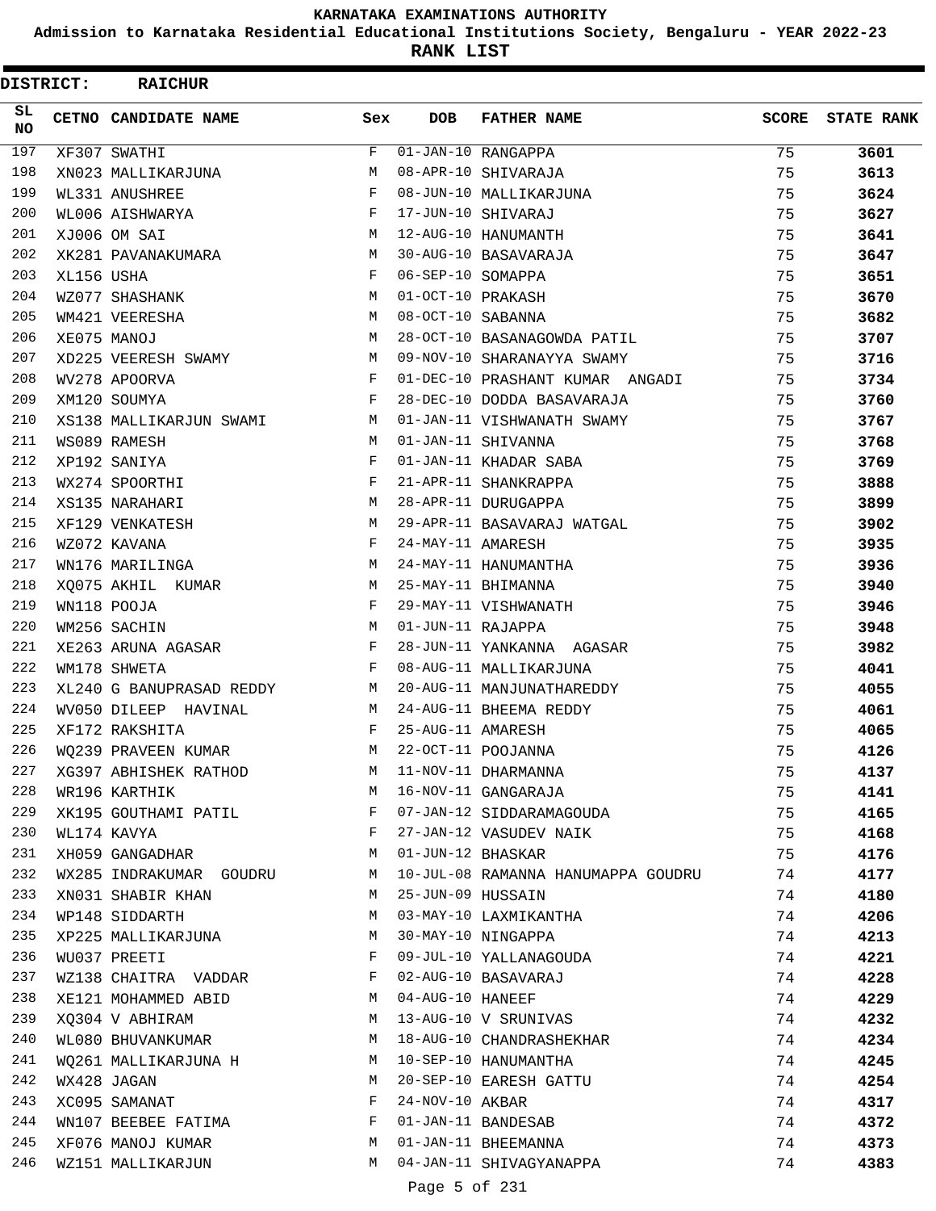# KARNATAKA EXAMINATIONS AUTHORITY

## Admission to Karnataka Residential Educational Institutions Society, Bengaluru - YEAR 2022-23

## RANK LIST

**DISTRICT: RAICHUR**

| SL NO | CETNO | CANDIDATE NAME | Sex | DOB | FATHER NAME | SCORE | STATE RANK |
|---|---|---|---|---|---|---|---|
| 197 | XF307 | SWATHI | F | 01-JAN-10 | RANGAPPA | 75 | **3601** |
| 198 | XN023 | MALLIKARJUNA | M | 08-APR-10 | SHIVARAJA | 75 | **3613** |
| 199 | WL331 | ANUSHREE | F | 08-JUN-10 | MALLIKARJUNA | 75 | **3624** |
| 200 | WL006 | AISHWARYA | F | 17-JUN-10 | SHIVARAJ | 75 | **3627** |
| 201 | XJ006 | OM SAI | M | 12-AUG-10 | HANUMANTH | 75 | **3641** |
| 202 | XK281 | PAVANAKUMARA | M | 30-AUG-10 | BASAVARAJA | 75 | **3647** |
| 203 | XL156 | USHA | F | 06-SEP-10 | SOMAPPA | 75 | **3651** |
| 204 | WZ077 | SHASHANK | M | 01-OCT-10 | PRAKASH | 75 | **3670** |
| 205 | WM421 | VEERESHA | M | 08-OCT-10 | SABANNA | 75 | **3682** |
| 206 | XE075 | MANOJ | M | 28-OCT-10 | BASANAGOWDA PATIL | 75 | **3707** |
| 207 | XD225 | VEERESH SWAMY | M | 09-NOV-10 | SHARANAYYA SWAMY | 75 | **3716** |
| 208 | WV278 | APOORVA | F | 01-DEC-10 | PRASHANT KUMAR ANGADI | 75 | **3734** |
| 209 | XM120 | SOUMYA | F | 28-DEC-10 | DODDA BASAVARAJA | 75 | **3760** |
| 210 | XS138 | MALLIKARJUN SWAMI | M | 01-JAN-11 | VISHWANATH SWAMY | 75 | **3767** |
| 211 | WS089 | RAMESH | M | 01-JAN-11 | SHIVANNA | 75 | **3768** |
| 212 | XP192 | SANIYA | F | 01-JAN-11 | KHADAR SABA | 75 | **3769** |
| 213 | WX274 | SPOORTHI | F | 21-APR-11 | SHANKRAPPA | 75 | **3888** |
| 214 | XS135 | NARAHARI | M | 28-APR-11 | DURUGAPPA | 75 | **3899** |
| 215 | XF129 | VENKATESH | M | 29-APR-11 | BASAVARAJ WATGAL | 75 | **3902** |
| 216 | WZ072 | KAVANA | F | 24-MAY-11 | AMARESH | 75 | **3935** |
| 217 | WN176 | MARILINGA | M | 24-MAY-11 | HANUMANTHA | 75 | **3936** |
| 218 | XQ075 | AKHIL KUMAR | M | 25-MAY-11 | BHIMANNA | 75 | **3940** |
| 219 | WN118 | POOJA | F | 29-MAY-11 | VISHWANATH | 75 | **3946** |
| 220 | WM256 | SACHIN | M | 01-JUN-11 | RAJAPPA | 75 | **3948** |
| 221 | XE263 | ARUNA AGASAR | F | 28-JUN-11 | YANKANNA AGASAR | 75 | **3982** |
| 222 | WM178 | SHWETA | F | 08-AUG-11 | MALLIKARJUNA | 75 | **4041** |
| 223 | XL240 | G BANUPRASAD REDDY | M | 20-AUG-11 | MANJUNATHAREDDY | 75 | **4055** |
| 224 | WV050 | DILEEP HAVINAL | M | 24-AUG-11 | BHEEMA REDDY | 75 | **4061** |
| 225 | XF172 | RAKSHITA | F | 25-AUG-11 | AMARESH | 75 | **4065** |
| 226 | WQ239 | PRAVEEN KUMAR | M | 22-OCT-11 | POOJANNA | 75 | **4126** |
| 227 | XG397 | ABHISHEK RATHOD | M | 11-NOV-11 | DHARMANNA | 75 | **4137** |
| 228 | WR196 | KARTHIK | M | 16-NOV-11 | GANGARAJA | 75 | **4141** |
| 229 | XK195 | GOUTHAMI PATIL | F | 07-JAN-12 | SIDDARAMAGOUDA | 75 | **4165** |
| 230 | WL174 | KAVYA | F | 27-JAN-12 | VASUDEV NAIK | 75 | **4168** |
| 231 | XH059 | GANGADHAR | M | 01-JUN-12 | BHASKAR | 75 | **4176** |
| 232 | WX285 | INDRAKUMAR GOUDRU | M | 10-JUL-08 | RAMANNA HANUMAPPA GOUDRU | 74 | **4177** |
| 233 | XN031 | SHABIR KHAN | M | 25-JUN-09 | HUSSAIN | 74 | **4180** |
| 234 | WP148 | SIDDARTH | M | 03-MAY-10 | LAXMIKANTHA | 74 | **4206** |
| 235 | XP225 | MALLIKARJUNA | M | 30-MAY-10 | NINGAPPA | 74 | **4213** |
| 236 | WU037 | PREETI | F | 09-JUL-10 | YALLANAGOUDA | 74 | **4221** |
| 237 | WZ138 | CHAITRA VADDAR | F | 02-AUG-10 | BASAVARAJ | 74 | **4228** |
| 238 | XE121 | MOHAMMED ABID | M | 04-AUG-10 | HANEEF | 74 | **4229** |
| 239 | XQ304 | V ABHIRAM | M | 13-AUG-10 | V SRUNIVAS | 74 | **4232** |
| 240 | WL080 | BHUVANKUMAR | M | 18-AUG-10 | CHANDRASHEKHAR | 74 | **4234** |
| 241 | WQ261 | MALLIKARJUNA H | M | 10-SEP-10 | HANUMANTHA | 74 | **4245** |
| 242 | WX428 | JAGAN | M | 20-SEP-10 | EARESH GATTU | 74 | **4254** |
| 243 | XC095 | SAMANAT | F | 24-NOV-10 | AKBAR | 74 | **4317** |
| 244 | WN107 | BEEBEE FATIMA | F | 01-JAN-11 | BANDESAB | 74 | **4372** |
| 245 | XF076 | MANOJ KUMAR | M | 01-JAN-11 | BHEEMANNA | 74 | **4373** |
| 246 | WZ151 | MALLIKARJUN | M | 04-JAN-11 | SHIVAGYANAPPA | 74 | **4383** |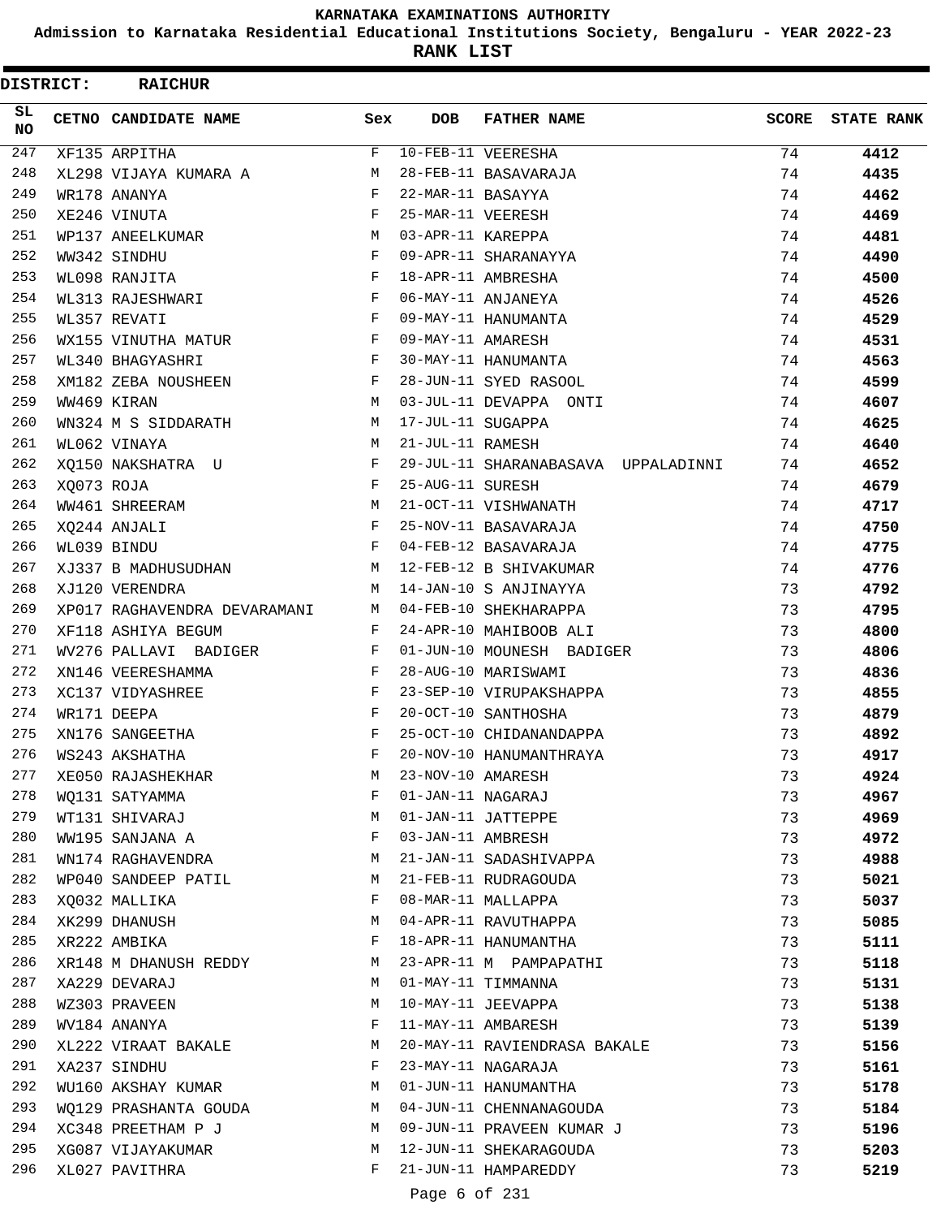KARNATAKA EXAMINATIONS AUTHORITY

Admission to Karnataka Residential Educational Institutions Society, Bengaluru - YEAR 2022-23

**RANK LIST**

**DISTRICT: RAICHUR**

| SL NO | CETNO | CANDIDATE NAME | Sex | DOB | FATHER NAME | SCORE | STATE RANK |
|---|---|---|---|---|---|---|---|
| 247 | XF135 | ARPITHA | F | 10-FEB-11 | VEERESHA | 74 | **4412** |
| 248 | XL298 | VIJAYA KUMARA A | M | 28-FEB-11 | BASAVARAJA | 74 | **4435** |
| 249 | WR178 | ANANYA | F | 22-MAR-11 | BASAYYA | 74 | **4462** |
| 250 | XE246 | VINUTA | F | 25-MAR-11 | VEERESH | 74 | **4469** |
| 251 | WP137 | ANEELKUMAR | M | 03-APR-11 | KAREPPA | 74 | **4481** |
| 252 | WW342 | SINDHU | F | 09-APR-11 | SHARANAYYA | 74 | **4490** |
| 253 | WL098 | RANJITA | F | 18-APR-11 | AMBRESHA | 74 | **4500** |
| 254 | WL313 | RAJESHWARI | F | 06-MAY-11 | ANJANEYA | 74 | **4526** |
| 255 | WL357 | REVATI | F | 09-MAY-11 | HANUMANTA | 74 | **4529** |
| 256 | WX155 | VINUTHA MATUR | F | 09-MAY-11 | AMARESH | 74 | **4531** |
| 257 | WL340 | BHAGYASHRI | F | 30-MAY-11 | HANUMANTA | 74 | **4563** |
| 258 | XM182 | ZEBA NOUSHEEN | F | 28-JUN-11 | SYED RASOOL | 74 | **4599** |
| 259 | WW469 | KIRAN | M | 03-JUL-11 | DEVAPPA ONTI | 74 | **4607** |
| 260 | WN324 | M S SIDDARATH | M | 17-JUL-11 | SUGAPPA | 74 | **4625** |
| 261 | WL062 | VINAYA | M | 21-JUL-11 | RAMESH | 74 | **4640** |
| 262 | XQ150 | NAKSHATRA U | F | 29-JUL-11 | SHARANABASAVA UPPALADINNI | 74 | **4652** |
| 263 | XQ073 | ROJA | F | 25-AUG-11 | SURESH | 74 | **4679** |
| 264 | WW461 | SHREERAM | M | 21-OCT-11 | VISHWANATH | 74 | **4717** |
| 265 | XQ244 | ANJALI | F | 25-NOV-11 | BASAVARAJA | 74 | **4750** |
| 266 | WL039 | BINDU | F | 04-FEB-12 | BASAVARAJA | 74 | **4775** |
| 267 | XJ337 | B MADHUSUDHAN | M | 12-FEB-12 | B SHIVAKUMAR | 74 | **4776** |
| 268 | XJ120 | VERENDRA | M | 14-JAN-10 | S ANJINAYYA | 73 | **4792** |
| 269 | XP017 | RAGHAVENDRA DEVARAMANI | M | 04-FEB-10 | SHEKHARAPPA | 73 | **4795** |
| 270 | XF118 | ASHIYA BEGUM | F | 24-APR-10 | MAHIBOOB ALI | 73 | **4800** |
| 271 | WV276 | PALLAVI BADIGER | F | 01-JUN-10 | MOUNESH BADIGER | 73 | **4806** |
| 272 | XN146 | VEERESHAMMA | F | 28-AUG-10 | MARISWAMI | 73 | **4836** |
| 273 | XC137 | VIDYASHREE | F | 23-SEP-10 | VIRUPAKSHAPPA | 73 | **4855** |
| 274 | WR171 | DEEPA | F | 20-OCT-10 | SANTHOSHA | 73 | **4879** |
| 275 | XN176 | SANGEETHA | F | 25-OCT-10 | CHIDANANDAPPA | 73 | **4892** |
| 276 | WS243 | AKSHATHA | F | 20-NOV-10 | HANUMANTHRAYA | 73 | **4917** |
| 277 | XE050 | RAJASHEKHAR | M | 23-NOV-10 | AMARESH | 73 | **4924** |
| 278 | WQ131 | SATYAMMA | F | 01-JAN-11 | NAGARAJ | 73 | **4967** |
| 279 | WT131 | SHIVARAJ | M | 01-JAN-11 | JATTEPPE | 73 | **4969** |
| 280 | WW195 | SANJANA A | F | 03-JAN-11 | AMBRESH | 73 | **4972** |
| 281 | WN174 | RAGHAVENDRA | M | 21-JAN-11 | SADASHIVAPPA | 73 | **4988** |
| 282 | WP040 | SANDEEP PATIL | M | 21-FEB-11 | RUDRAGOUDA | 73 | **5021** |
| 283 | XQ032 | MALLIKA | F | 08-MAR-11 | MALLAPPA | 73 | **5037** |
| 284 | XK299 | DHANUSH | M | 04-APR-11 | RAVUTHAPPA | 73 | **5085** |
| 285 | XR222 | AMBIKA | F | 18-APR-11 | HANUMANTHA | 73 | **5111** |
| 286 | XR148 | M DHANUSH REDDY | M | 23-APR-11 | M PAMPAPATHI | 73 | **5118** |
| 287 | XA229 | DEVARAJ | M | 01-MAY-11 | TIMMANNA | 73 | **5131** |
| 288 | WZ303 | PRAVEEN | M | 10-MAY-11 | JEEVAPPA | 73 | **5138** |
| 289 | WV184 | ANANYA | F | 11-MAY-11 | AMBARESH | 73 | **5139** |
| 290 | XL222 | VIRAAT BAKALE | M | 20-MAY-11 | RAVIENDRASA BAKALE | 73 | **5156** |
| 291 | XA237 | SINDHU | F | 23-MAY-11 | NAGARAJA | 73 | **5161** |
| 292 | WU160 | AKSHAY KUMAR | M | 01-JUN-11 | HANUMANTHA | 73 | **5178** |
| 293 | WQ129 | PRASHANTA GOUDA | M | 04-JUN-11 | CHENNANAGOUDA | 73 | **5184** |
| 294 | XC348 | PREETHAM P J | M | 09-JUN-11 | PRAVEEN KUMAR J | 73 | **5196** |
| 295 | XG087 | VIJAYAKUMAR | M | 12-JUN-11 | SHEKARAGOUDA | 73 | **5203** |
| 296 | XL027 | PAVITHRA | F | 21-JUN-11 | HAMPAREDDY | 73 | **5219** |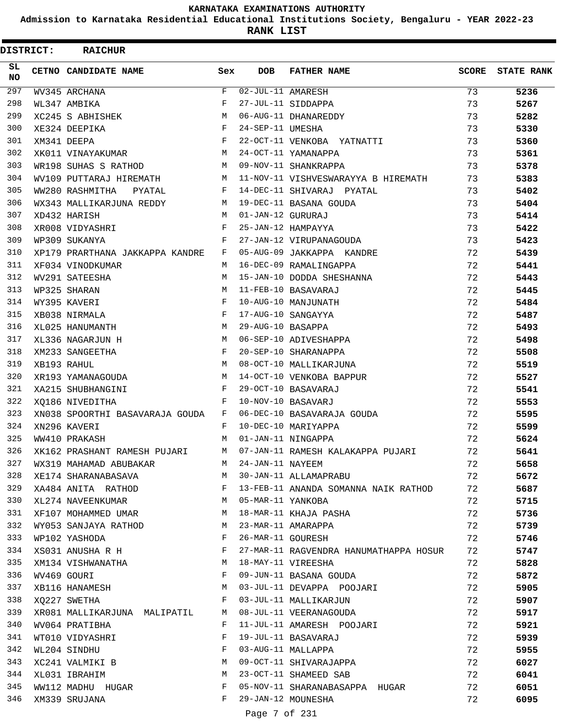# KARNATAKA EXAMINATIONS AUTHORITY

**Admission to Karnataka Residential Educational Institutions Society, Bengaluru - YEAR 2022-23**

**RANK LIST**

**DISTRICT: RAICHUR**

| SL NO | CETNO | CANDIDATE NAME | Sex | DOB | FATHER NAME | SCORE | STATE RANK |
|---|---|---|---|---|---|---|---|
| 297 | WV345 | ARCHANA | F | 02-JUL-11 | AMARESH | 73 | **5236** |
| 298 | WL347 | AMBIKA | F | 27-JUL-11 | SIDDAPPA | 73 | **5267** |
| 299 | XC245 | S ABHISHEK | M | 06-AUG-11 | DHANAREDDY | 73 | **5282** |
| 300 | XE324 | DEEPIKA | F | 24-SEP-11 | UMESHA | 73 | **5330** |
| 301 | XM341 | DEEPA | F | 22-OCT-11 | VENKOBA YATNATTI | 73 | **5360** |
| 302 | XK011 | VINAYAKUMAR | M | 24-OCT-11 | YAMANAPPA | 73 | **5361** |
| 303 | WR198 | SUHAS S RATHOD | M | 09-NOV-11 | SHANKRAPPA | 73 | **5378** |
| 304 | WV109 | PUTTARAJ HIREMATH | M | 11-NOV-11 | VISHVESWARAYYA B HIREMATH | 73 | **5383** |
| 305 | WW280 | RASHMITHA PYATAL | F | 14-DEC-11 | SHIVARAJ PYATAL | 73 | **5402** |
| 306 | WX343 | MALLIKARJUNA REDDY | M | 19-DEC-11 | BASANA GOUDA | 73 | **5404** |
| 307 | XD432 | HARISH | M | 01-JAN-12 | GURURAJ | 73 | **5414** |
| 308 | XR008 | VIDYASHRI | F | 25-JAN-12 | HAMPAYYA | 73 | **5422** |
| 309 | WP309 | SUKANYA | F | 27-JAN-12 | VIRUPANAGOUDA | 73 | **5423** |
| 310 | XP179 | PRARTHANA JAKKAPPA KANDRE | F | 05-AUG-09 | JAKKAPPA KANDRE | 72 | **5439** |
| 311 | XF034 | VINODKUMAR | M | 16-DEC-09 | RAMALINGAPPA | 72 | **5441** |
| 312 | WV291 | SATEESHA | M | 15-JAN-10 | DODDA SHESHANNA | 72 | **5443** |
| 313 | WP325 | SHARAN | M | 11-FEB-10 | BASAVARAJ | 72 | **5445** |
| 314 | WY395 | KAVERI | F | 10-AUG-10 | MANJUNATH | 72 | **5484** |
| 315 | XB038 | NIRMALA | F | 17-AUG-10 | SANGAYYA | 72 | **5487** |
| 316 | XL025 | HANUMANTH | M | 29-AUG-10 | BASAPPA | 72 | **5493** |
| 317 | XL336 | NAGARJUN H | M | 06-SEP-10 | ADIVESHAPPA | 72 | **5498** |
| 318 | XM233 | SANGEETHA | F | 20-SEP-10 | SHARANAPPA | 72 | **5508** |
| 319 | XB193 | RAHUL | M | 08-OCT-10 | MALLIKARJUNA | 72 | **5519** |
| 320 | XR193 | YAMANAGOUDA | M | 14-OCT-10 | VENKOBA BAPPUR | 72 | **5527** |
| 321 | XA215 | SHUBHANGINI | F | 29-OCT-10 | BASAVARAJ | 72 | **5541** |
| 322 | XQ186 | NIVEDITHA | F | 10-NOV-10 | BASAVARJ | 72 | **5553** |
| 323 | XN038 | SPOORTHI BASAVARAJA GOUDA | F | 06-DEC-10 | BASAVARAJA GOUDA | 72 | **5595** |
| 324 | XN296 | KAVERI | F | 10-DEC-10 | MARIYAPPA | 72 | **5599** |
| 325 | WW410 | PRAKASH | M | 01-JAN-11 | NINGAPPA | 72 | **5624** |
| 326 | XK162 | PRASHANT RAMESH PUJARI | M | 07-JAN-11 | RAMESH KALAKAPPA PUJARI | 72 | **5641** |
| 327 | WX319 | MAHAMAD ABUBAKAR | M | 24-JAN-11 | NAYEEM | 72 | **5658** |
| 328 | XE174 | SHARANABASAVA | M | 30-JAN-11 | ALLAMAPRABU | 72 | **5672** |
| 329 | XA484 | ANITA RATHOD | F | 13-FEB-11 | ANANDA SOMANNA NAIK RATHOD | 72 | **5687** |
| 330 | XL274 | NAVEENKUMAR | M | 05-MAR-11 | YANKOBA | 72 | **5715** |
| 331 | XF107 | MOHAMMED UMAR | M | 18-MAR-11 | KHAJA PASHA | 72 | **5736** |
| 332 | WY053 | SANJAYA RATHOD | M | 23-MAR-11 | AMARAPPA | 72 | **5739** |
| 333 | WP102 | YASHODA | F | 26-MAR-11 | GOURESH | 72 | **5746** |
| 334 | XS031 | ANUSHA R H | F | 27-MAR-11 | RAGVENDRA HANUMATHAPPA HOSUR | 72 | **5747** |
| 335 | XM134 | VISHWANATHA | M | 18-MAY-11 | VIREESHA | 72 | **5828** |
| 336 | WV469 | GOURI | F | 09-JUN-11 | BASANA GOUDA | 72 | **5872** |
| 337 | XB116 | HANAMESH | M | 03-JUL-11 | DEVAPPA POOJARI | 72 | **5905** |
| 338 | XQ227 | SWETHA | F | 03-JUL-11 | MALLIKARJUN | 72 | **5907** |
| 339 | XR081 | MALLIKARJUNA MALIPATIL | M | 08-JUL-11 | VEERANAGOUDA | 72 | **5917** |
| 340 | WV064 | PRATIBHA | F | 11-JUL-11 | AMARESH POOJARI | 72 | **5921** |
| 341 | WT010 | VIDYASHRI | F | 19-JUL-11 | BASAVARAJ | 72 | **5939** |
| 342 | WL204 | SINDHU | F | 03-AUG-11 | MALLAPPA | 72 | **5955** |
| 343 | XC241 | VALMIKI B | M | 09-OCT-11 | SHIVARAJAPPA | 72 | **6027** |
| 344 | XL031 | IBRAHIM | M | 23-OCT-11 | SHAMEED SAB | 72 | **6041** |
| 345 | WW112 | MADHU HUGAR | F | 05-NOV-11 | SHARANABASAPPA HUGAR | 72 | **6051** |
| 346 | XM339 | SRUJANA | F | 29-JAN-12 | MOUNESHA | 72 | **6095** |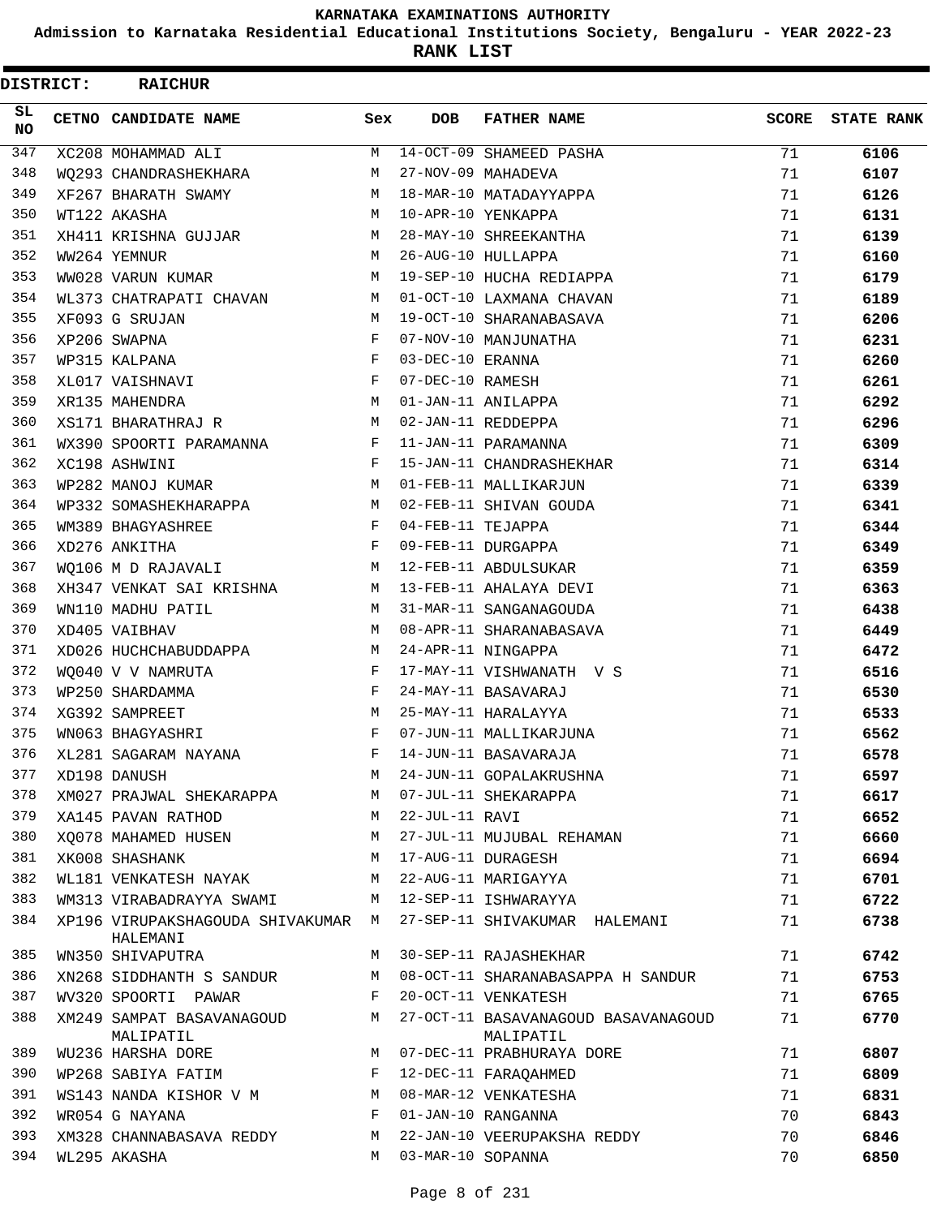# KARNATAKA EXAMINATIONS AUTHORITY

**Admission to Karnataka Residential Educational Institutions Society, Bengaluru - YEAR 2022-23**

**RANK LIST**

**DISTRICT: RAICHUR**

| SL NO | CETNO | CANDIDATE NAME | Sex | DOB | FATHER NAME | SCORE | STATE RANK |
|---|---|---|---|---|---|---|---|
| 347 | XC208 | MOHAMMAD ALI | M | 14-OCT-09 | SHAMEED PASHA | 71 | 6106 |
| 348 | WQ293 | CHANDRASHEKHARA | M | 27-NOV-09 | MAHADEVA | 71 | 6107 |
| 349 | XF267 | BHARATH SWAMY | M | 18-MAR-10 | MATADAYYAPPA | 71 | 6126 |
| 350 | WT122 | AKASHA | M | 10-APR-10 | YENKAPPA | 71 | 6131 |
| 351 | XH411 | KRISHNA GUJJAR | M | 28-MAY-10 | SHREEKANTHA | 71 | 6139 |
| 352 | WW264 | YEMNUR | M | 26-AUG-10 | HULLAPPA | 71 | 6160 |
| 353 | WW028 | VARUN KUMAR | M | 19-SEP-10 | HUCHA REDIAPPA | 71 | 6179 |
| 354 | WL373 | CHATRAPATI CHAVAN | M | 01-OCT-10 | LAXMANA CHAVAN | 71 | 6189 |
| 355 | XF093 | G SRUJAN | M | 19-OCT-10 | SHARANABASAVA | 71 | 6206 |
| 356 | XP206 | SWAPNA | F | 07-NOV-10 | MANJUNATHA | 71 | 6231 |
| 357 | WP315 | KALPANA | F | 03-DEC-10 | ERANNA | 71 | 6260 |
| 358 | XL017 | VAISHNAVI | F | 07-DEC-10 | RAMESH | 71 | 6261 |
| 359 | XR135 | MAHENDRA | M | 01-JAN-11 | ANILAPPA | 71 | 6292 |
| 360 | XS171 | BHARATHRAJ R | M | 02-JAN-11 | REDDEPPA | 71 | 6296 |
| 361 | WX390 | SPOORTI PARAMANNA | F | 11-JAN-11 | PARAMANNA | 71 | 6309 |
| 362 | XC198 | ASHWINI | F | 15-JAN-11 | CHANDRASHEKHAR | 71 | 6314 |
| 363 | WP282 | MANOJ KUMAR | M | 01-FEB-11 | MALLIKARJUN | 71 | 6339 |
| 364 | WP332 | SOMASHEKHARAPPA | M | 02-FEB-11 | SHIVAN GOUDA | 71 | 6341 |
| 365 | WM389 | BHAGYASHREE | F | 04-FEB-11 | TEJAPPA | 71 | 6344 |
| 366 | XD276 | ANKITHA | F | 09-FEB-11 | DURGAPPA | 71 | 6349 |
| 367 | WQ106 | M D RAJAVALI | M | 12-FEB-11 | ABDULSUKAR | 71 | 6359 |
| 368 | XH347 | VENKAT SAI KRISHNA | M | 13-FEB-11 | AHALAYA DEVI | 71 | 6363 |
| 369 | WN110 | MADHU PATIL | M | 31-MAR-11 | SANGANAGOUDA | 71 | 6438 |
| 370 | XD405 | VAIBHAV | M | 08-APR-11 | SHARANABASAVA | 71 | 6449 |
| 371 | XD026 | HUCHCHABUDDAPPA | M | 24-APR-11 | NINGAPPA | 71 | 6472 |
| 372 | WQ040 | V V NAMRUTA | F | 17-MAY-11 | VISHWANATH V S | 71 | 6516 |
| 373 | WP250 | SHARDAMMA | F | 24-MAY-11 | BASAVARAJ | 71 | 6530 |
| 374 | XG392 | SAMPREET | M | 25-MAY-11 | HARALAYYA | 71 | 6533 |
| 375 | WN063 | BHAGYASHRI | F | 07-JUN-11 | MALLIKARJUNA | 71 | 6562 |
| 376 | XL281 | SAGARAM NAYANA | F | 14-JUN-11 | BASAVARAJA | 71 | 6578 |
| 377 | XD198 | DANUSH | M | 24-JUN-11 | GOPALAKRUSHNA | 71 | 6597 |
| 378 | XM027 | PRAJWAL SHEKARAPPA | M | 07-JUL-11 | SHEKARAPPA | 71 | 6617 |
| 379 | XA145 | PAVAN RATHOD | M | 22-JUL-11 | RAVI | 71 | 6652 |
| 380 | XQ078 | MAHAMED HUSEN | M | 27-JUL-11 | MUJUBAL REHAMAN | 71 | 6660 |
| 381 | XK008 | SHASHANK | M | 17-AUG-11 | DURAGESH | 71 | 6694 |
| 382 | WL181 | VENKATESH NAYAK | M | 22-AUG-11 | MARIGAYYA | 71 | 6701 |
| 383 | WM313 | VIRABADRAYYA SWAMI | M | 12-SEP-11 | ISHWARAYYA | 71 | 6722 |
| 384 | XP196 | VIRUPAKSHAGOUDA SHIVAKUMAR HALEMANI | M | 27-SEP-11 | SHIVAKUMAR HALEMANI | 71 | 6738 |
| 385 | WN350 | SHIVAPUTRA | M | 30-SEP-11 | RAJASHEKHAR | 71 | 6742 |
| 386 | XN268 | SIDDHANTH S SANDUR | M | 08-OCT-11 | SHARANABASAPPA H SANDUR | 71 | 6753 |
| 387 | WV320 | SPOORTI PAWAR | F | 20-OCT-11 | VENKATESH | 71 | 6765 |
| 388 | XM249 | SAMPAT BASAVANAGOUD MALIPATIL | M | 27-OCT-11 | BASAVANAGOUD BASAVANAGOUD MALIPATIL | 71 | 6770 |
| 389 | WU236 | HARSHA DORE | M | 07-DEC-11 | PRABHURAYA DORE | 71 | 6807 |
| 390 | WP268 | SABIYA FATIM | F | 12-DEC-11 | FARAQAHMED | 71 | 6809 |
| 391 | WS143 | NANDA KISHOR V M | M | 08-MAR-12 | VENKATESHA | 71 | 6831 |
| 392 | WR054 | G NAYANA | F | 01-JAN-10 | RANGANNA | 70 | 6843 |
| 393 | XM328 | CHANNABASAVA REDDY | M | 22-JAN-10 | VEERUPAKSHA REDDY | 70 | 6846 |
| 394 | WL295 | AKASHA | M | 03-MAR-10 | SOPANNA | 70 | 6850 |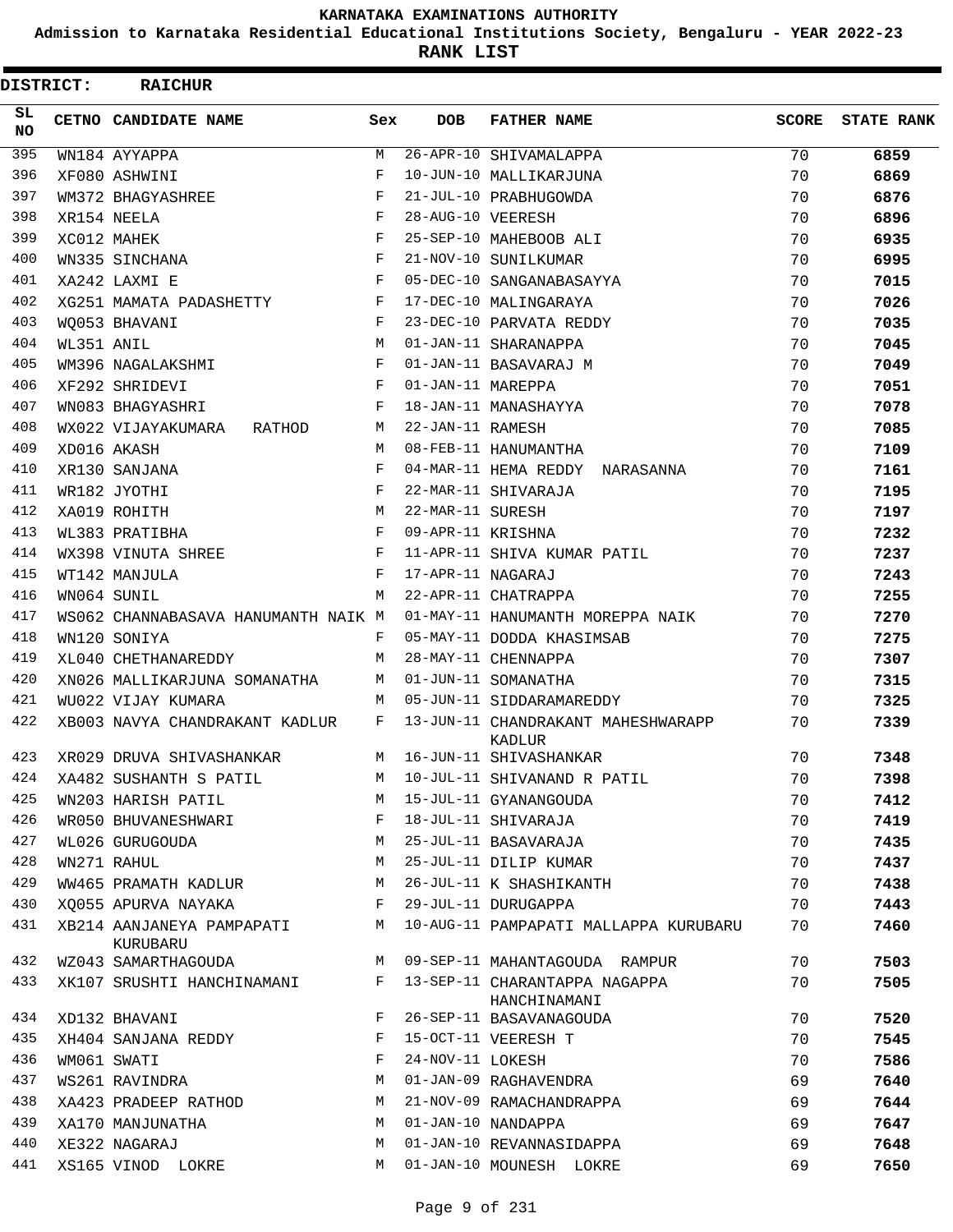KARNATAKA EXAMINATIONS AUTHORITY

Admission to Karnataka Residential Educational Institutions Society, Bengaluru - YEAR 2022-23

**RANK LIST**

**DISTRICT: RAICHUR**

| SL NO | CETNO | CANDIDATE NAME | Sex | DOB | FATHER NAME | SCORE | STATE RANK |
|---|---|---|---|---|---|---|---|
| 395 | WN184 | AYYAPPA | M | 26-APR-10 | SHIVAMALAPPA | 70 | **6859** |
| 396 | XF080 | ASHWINI | F | 10-JUN-10 | MALLIKARJUNA | 70 | **6869** |
| 397 | WM372 | BHAGYASHREE | F | 21-JUL-10 | PRABHUGOWDA | 70 | **6876** |
| 398 | XR154 | NEELA | F | 28-AUG-10 | VEERESH | 70 | **6896** |
| 399 | XC012 | MAHEK | F | 25-SEP-10 | MAHEBOOB ALI | 70 | **6935** |
| 400 | WN335 | SINCHANA | F | 21-NOV-10 | SUNILKUMAR | 70 | **6995** |
| 401 | XA242 | LAXMI E | F | 05-DEC-10 | SANGANABASAYYA | 70 | **7015** |
| 402 | XG251 | MAMATA PADASHETTY | F | 17-DEC-10 | MALINGARAYA | 70 | **7026** |
| 403 | WQ053 | BHAVANI | F | 23-DEC-10 | PARVATA REDDY | 70 | **7035** |
| 404 | WL351 | ANIL | M | 01-JAN-11 | SHARANAPPA | 70 | **7045** |
| 405 | WM396 | NAGALAKSHMI | F | 01-JAN-11 | BASAVARAJ M | 70 | **7049** |
| 406 | XF292 | SHRIDEVI | F | 01-JAN-11 | MAREPPA | 70 | **7051** |
| 407 | WN083 | BHAGYASHRI | F | 18-JAN-11 | MANASHAYYA | 70 | **7078** |
| 408 | WX022 | VIJAYAKUMARA RATHOD | M | 22-JAN-11 | RAMESH | 70 | **7085** |
| 409 | XD016 | AKASH | M | 08-FEB-11 | HANUMANTHA | 70 | **7109** |
| 410 | XR130 | SANJANA | F | 04-MAR-11 | HEMA REDDY NARASANNA | 70 | **7161** |
| 411 | WR182 | JYOTHI | F | 22-MAR-11 | SHIVARAJA | 70 | **7195** |
| 412 | XA019 | ROHITH | M | 22-MAR-11 | SURESH | 70 | **7197** |
| 413 | WL383 | PRATIBHA | F | 09-APR-11 | KRISHNA | 70 | **7232** |
| 414 | WX398 | VINUTA SHREE | F | 11-APR-11 | SHIVA KUMAR PATIL | 70 | **7237** |
| 415 | WT142 | MANJULA | F | 17-APR-11 | NAGARAJ | 70 | **7243** |
| 416 | WN064 | SUNIL | M | 22-APR-11 | CHATRAPPA | 70 | **7255** |
| 417 | WS062 | CHANNABASAVA HANUMANTH NAIK | M | 01-MAY-11 | HANUMANTH MOREPPA NAIK | 70 | **7270** |
| 418 | WN120 | SONIYA | F | 05-MAY-11 | DODDA KHASIMSAB | 70 | **7275** |
| 419 | XL040 | CHETHANAREDDY | M | 28-MAY-11 | CHENNAPPA | 70 | **7307** |
| 420 | XN026 | MALLIKARJUNA SOMANATHA | M | 01-JUN-11 | SOMANATHA | 70 | **7315** |
| 421 | WU022 | VIJAY KUMARA | M | 05-JUN-11 | SIDDARAMAREDDY | 70 | **7325** |
| 422 | XB003 | NAVYA CHANDRAKANT KADLUR | F | 13-JUN-11 | CHANDRAKANT MAHESHWARAPP KADLUR | 70 | **7339** |
| 423 | XR029 | DRUVA SHIVASHANKAR | M | 16-JUN-11 | SHIVASHANKAR | 70 | **7348** |
| 424 | XA482 | SUSHANTH S PATIL | M | 10-JUL-11 | SHIVANAND R PATIL | 70 | **7398** |
| 425 | WN203 | HARISH PATIL | M | 15-JUL-11 | GYANANGOUDA | 70 | **7412** |
| 426 | WR050 | BHUVANESHWARI | F | 18-JUL-11 | SHIVARAJA | 70 | **7419** |
| 427 | WL026 | GURUGOUDA | M | 25-JUL-11 | BASAVARAJA | 70 | **7435** |
| 428 | WN271 | RAHUL | M | 25-JUL-11 | DILIP KUMAR | 70 | **7437** |
| 429 | WW465 | PRAMATH KADLUR | M | 26-JUL-11 | K SHASHIKANTH | 70 | **7438** |
| 430 | XQ055 | APURVA NAYAKA | F | 29-JUL-11 | DURUGAPPA | 70 | **7443** |
| 431 | XB214 | AANJANEYA PAMPAPATI KURUBARU | M | 10-AUG-11 | PAMPAPATI MALLAPPA KURUBARU | 70 | **7460** |
| 432 | WZ043 | SAMARTHAGOUDA | M | 09-SEP-11 | MAHANTAGOUDA RAMPUR | 70 | **7503** |
| 433 | XK107 | SRUSHTI HANCHINAMANI | F | 13-SEP-11 | CHARANTAPPA NAGAPPA HANCHINAMANI | 70 | **7505** |
| 434 | XD132 | BHAVANI | F | 26-SEP-11 | BASAVANAGOUDA | 70 | **7520** |
| 435 | XH404 | SANJANA REDDY | F | 15-OCT-11 | VEERESH T | 70 | **7545** |
| 436 | WM061 | SWATI | F | 24-NOV-11 | LOKESH | 70 | **7586** |
| 437 | WS261 | RAVINDRA | M | 01-JAN-09 | RAGHAVENDRA | 69 | **7640** |
| 438 | XA423 | PRADEEP RATHOD | M | 21-NOV-09 | RAMACHANDRAPPA | 69 | **7644** |
| 439 | XA170 | MANJUNATHA | M | 01-JAN-10 | NANDAPPA | 69 | **7647** |
| 440 | XE322 | NAGARAJ | M | 01-JAN-10 | REVANNASIDAPPA | 69 | **7648** |
| 441 | XS165 | VINOD LOKRE | M | 01-JAN-10 | MOUNESH LOKRE | 69 | **7650** |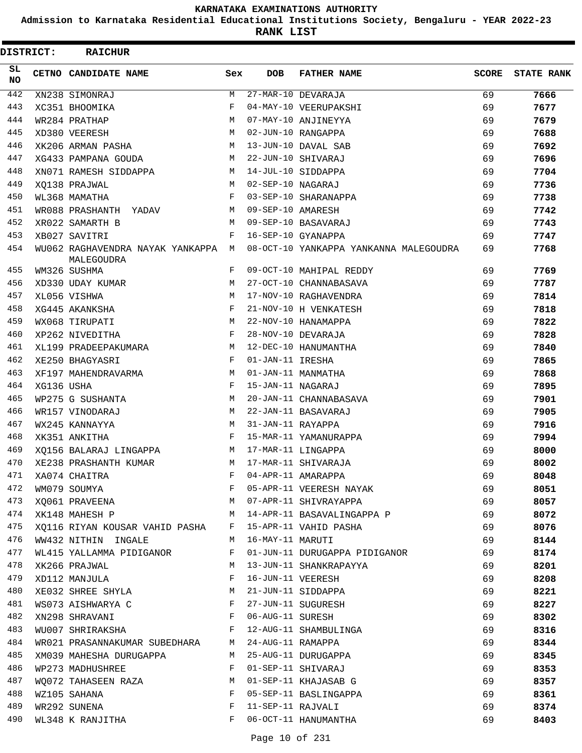# KARNATAKA EXAMINATIONS AUTHORITY

**Admission to Karnataka Residential Educational Institutions Society, Bengaluru - YEAR 2022-23**

**RANK LIST**

**DISTRICT: RAICHUR**

| SL NO | CETNO | CANDIDATE NAME | Sex | DOB | FATHER NAME | SCORE | STATE RANK |
|---|---|---|---|---|---|---|---|
| 442 | XN238 | SIMONRAJ | M | 27-MAR-10 | DEVARAJA | 69 | **7666** |
| 443 | XC351 | BHOOMIKA | F | 04-MAY-10 | VEERUPAKSHI | 69 | **7677** |
| 444 | WR284 | PRATHAP | M | 07-MAY-10 | ANJINEYYA | 69 | **7679** |
| 445 | XD380 | VEERESH | M | 02-JUN-10 | RANGAPPA | 69 | **7688** |
| 446 | XK206 | ARMAN PASHA | M | 13-JUN-10 | DAVAL SAB | 69 | **7692** |
| 447 | XG433 | PAMPANA GOUDA | M | 22-JUN-10 | SHIVARAJ | 69 | **7696** |
| 448 | XN071 | RAMESH SIDDAPPA | M | 14-JUL-10 | SIDDAPPA | 69 | **7704** |
| 449 | XQ138 | PRAJWAL | M | 02-SEP-10 | NAGARAJ | 69 | **7736** |
| 450 | WL368 | MAMATHA | F | 03-SEP-10 | SHARANAPPA | 69 | **7738** |
| 451 | WR088 | PRASHANTH YADAV | M | 09-SEP-10 | AMARESH | 69 | **7742** |
| 452 | XR022 | SAMARTH B | M | 09-SEP-10 | BASAVARAJ | 69 | **7743** |
| 453 | XB027 | SAVITRI | F | 16-SEP-10 | GYANAPPA | 69 | **7747** |
| 454 | WU062 | RAGHAVENDRA NAYAK YANKAPPA MALEGOUDRA | M | 08-OCT-10 | YANKAPPA YANKANNA MALEGOUDRA | 69 | **7768** |
| 455 | WM326 | SUSHMA | F | 09-OCT-10 | MAHIPAL REDDY | 69 | **7769** |
| 456 | XD330 | UDAY KUMAR | M | 27-OCT-10 | CHANNABASAVA | 69 | **7787** |
| 457 | XL056 | VISHWA | M | 17-NOV-10 | RAGHAVENDRA | 69 | **7814** |
| 458 | XG445 | AKANKSHA | F | 21-NOV-10 | H VENKATESH | 69 | **7818** |
| 459 | WX068 | TIRUPATI | M | 22-NOV-10 | HANAMAPPA | 69 | **7822** |
| 460 | XP262 | NIVEDITHA | F | 28-NOV-10 | DEVARAJA | 69 | **7828** |
| 461 | XL199 | PRADEEPAKUMARA | M | 12-DEC-10 | HANUMANTHA | 69 | **7840** |
| 462 | XE250 | BHAGYASRI | F | 01-JAN-11 | IRESHA | 69 | **7865** |
| 463 | XF197 | MAHENDRAVARMA | M | 01-JAN-11 | MANMATHA | 69 | **7868** |
| 464 | XG136 | USHA | F | 15-JAN-11 | NAGARAJ | 69 | **7895** |
| 465 | WP275 | G SUSHANTA | M | 20-JAN-11 | CHANNABASAVA | 69 | **7901** |
| 466 | WR157 | VINODARAJ | M | 22-JAN-11 | BASAVARAJ | 69 | **7905** |
| 467 | WX245 | KANNAYYA | M | 31-JAN-11 | RAYAPPA | 69 | **7916** |
| 468 | XK351 | ANKITHA | F | 15-MAR-11 | YAMANURAPPA | 69 | **7994** |
| 469 | XQ156 | BALARAJ LINGAPPA | M | 17-MAR-11 | LINGAPPA | 69 | **8000** |
| 470 | XE238 | PRASHANTH KUMAR | M | 17-MAR-11 | SHIVARAJA | 69 | **8002** |
| 471 | XA074 | CHAITRA | F | 04-APR-11 | AMARAPPA | 69 | **8048** |
| 472 | WM079 | SOUMYA | F | 05-APR-11 | VEERESH NAYAK | 69 | **8051** |
| 473 | XQ061 | PRAVEENA | M | 07-APR-11 | SHIVRAYAPPA | 69 | **8057** |
| 474 | XK148 | MAHESH P | M | 14-APR-11 | BASAVALINGAPPA P | 69 | **8072** |
| 475 | XQ116 | RIYAN KOUSAR VAHID PASHA | F | 15-APR-11 | VAHID PASHA | 69 | **8076** |
| 476 | WW432 | NITHIN INGALE | M | 16-MAY-11 | MARUTI | 69 | **8144** |
| 477 | WL415 | YALLAMMA PIDIGANOR | F | 01-JUN-11 | DURUGAPPA PIDIGANOR | 69 | **8174** |
| 478 | XK266 | PRAJWAL | M | 13-JUN-11 | SHANKRAPAYYA | 69 | **8201** |
| 479 | XD112 | MANJULA | F | 16-JUN-11 | VEERESH | 69 | **8208** |
| 480 | XE032 | SHREE SHYLA | M | 21-JUN-11 | SIDDAPPA | 69 | **8221** |
| 481 | WS073 | AISHWARYA C | F | 27-JUN-11 | SUGURESH | 69 | **8227** |
| 482 | XN298 | SHRAVANI | F | 06-AUG-11 | SURESH | 69 | **8302** |
| 483 | WU007 | SHRIRAKSHA | F | 12-AUG-11 | SHAMBULINGA | 69 | **8316** |
| 484 | WR021 | PRASANNAKUMAR SUBEDHARA | M | 24-AUG-11 | RAMAPPA | 69 | **8344** |
| 485 | XM039 | MAHESHA DURUGAPPA | M | 25-AUG-11 | DURUGAPPA | 69 | **8345** |
| 486 | WP273 | MADHUSHREE | F | 01-SEP-11 | SHIVARAJ | 69 | **8353** |
| 487 | WQ072 | TAHASEEN RAZA | M | 01-SEP-11 | KHAJASAB G | 69 | **8357** |
| 488 | WZ105 | SAHANA | F | 05-SEP-11 | BASLINGAPPA | 69 | **8361** |
| 489 | WR292 | SUNENA | F | 11-SEP-11 | RAJVALI | 69 | **8374** |
| 490 | WL348 | K RANJITHA | F | 06-OCT-11 | HANUMANTHA | 69 | **8403** |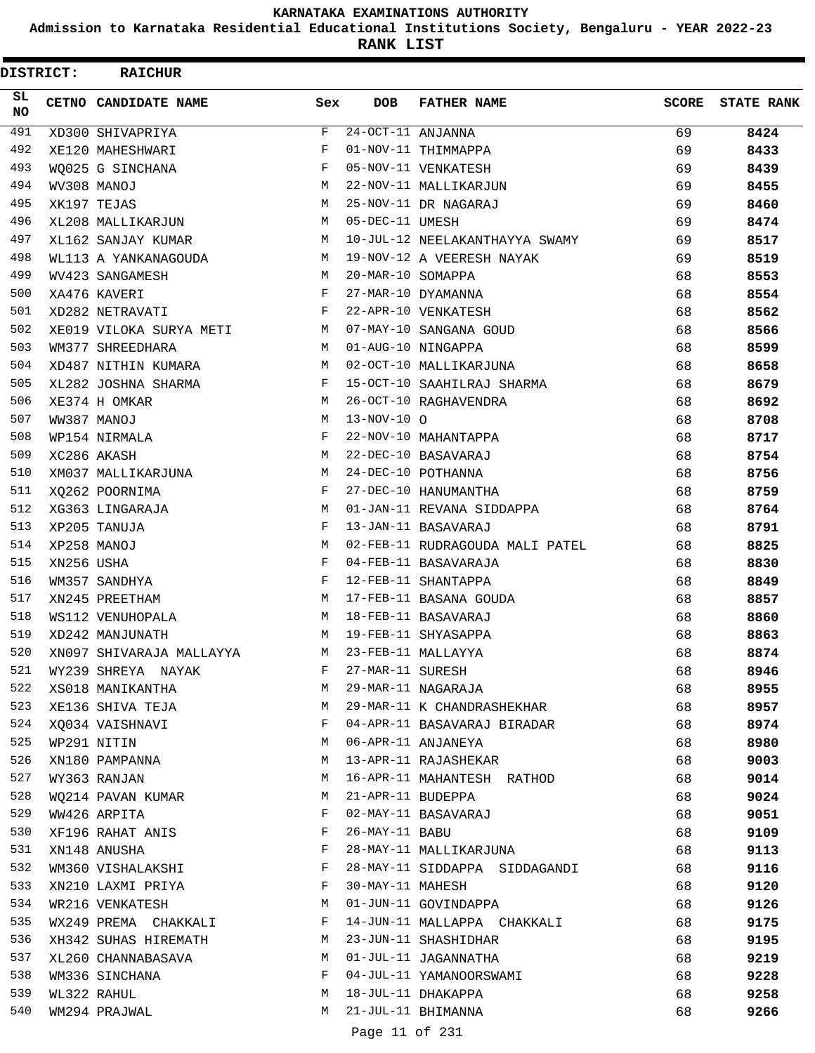**KARNATAKA EXAMINATIONS AUTHORITY**

**Admission to Karnataka Residential Educational Institutions Society, Bengaluru - YEAR 2022-23**

**RANK LIST**

**DISTRICT: RAICHUR**

| SL NO | CETNO | CANDIDATE NAME | Sex | DOB | FATHER NAME | SCORE | STATE RANK |
|---|---|---|---|---|---|---|---|
| 491 | XD300 | SHIVAPRIYA | F | 24-OCT-11 | ANJANNA | 69 | **8424** |
| 492 | XE120 | MAHESHWARI | F | 01-NOV-11 | THIMMAPPA | 69 | **8433** |
| 493 | WQ025 | G SINCHANA | F | 05-NOV-11 | VENKATESH | 69 | **8439** |
| 494 | WV308 | MANOJ | M | 22-NOV-11 | MALLIKARJUN | 69 | **8455** |
| 495 | XK197 | TEJAS | M | 25-NOV-11 | DR NAGARAJ | 69 | **8460** |
| 496 | XL208 | MALLIKARJUN | M | 05-DEC-11 | UMESH | 69 | **8474** |
| 497 | XL162 | SANJAY KUMAR | M | 10-JUL-12 | NEELAKANTHAYYA SWAMY | 69 | **8517** |
| 498 | WL113 | A YANKANAGOUDA | M | 19-NOV-12 | A VEERESH NAYAK | 69 | **8519** |
| 499 | WV423 | SANGAMESH | M | 20-MAR-10 | SOMAPPA | 68 | **8553** |
| 500 | XA476 | KAVERI | F | 27-MAR-10 | DYAMANNA | 68 | **8554** |
| 501 | XD282 | NETRAVATI | F | 22-APR-10 | VENKATESH | 68 | **8562** |
| 502 | XE019 | VILOKA SURYA METI | M | 07-MAY-10 | SANGANA GOUD | 68 | **8566** |
| 503 | WM377 | SHREEDHARA | M | 01-AUG-10 | NINGAPPA | 68 | **8599** |
| 504 | XD487 | NITHIN KUMARA | M | 02-OCT-10 | MALLIKARJUNA | 68 | **8658** |
| 505 | XL282 | JOSHNA SHARMA | F | 15-OCT-10 | SAAHILRAJ SHARMA | 68 | **8679** |
| 506 | XE374 | H OMKAR | M | 26-OCT-10 | RAGHAVENDRA | 68 | **8692** |
| 507 | WW387 | MANOJ | M | 13-NOV-10 | O | 68 | **8708** |
| 508 | WP154 | NIRMALA | F | 22-NOV-10 | MAHANTAPPA | 68 | **8717** |
| 509 | XC286 | AKASH | M | 22-DEC-10 | BASAVARAJ | 68 | **8754** |
| 510 | XM037 | MALLIKARJUNA | M | 24-DEC-10 | POTHANNA | 68 | **8756** |
| 511 | XQ262 | POORNIMA | F | 27-DEC-10 | HANUMANTHA | 68 | **8759** |
| 512 | XG363 | LINGARAJA | M | 01-JAN-11 | REVANA SIDDAPPA | 68 | **8764** |
| 513 | XP205 | TANUJA | F | 13-JAN-11 | BASAVARAJ | 68 | **8791** |
| 514 | XP258 | MANOJ | M | 02-FEB-11 | RUDRAGOUDA MALI PATEL | 68 | **8825** |
| 515 | XN256 | USHA | F | 04-FEB-11 | BASAVARAJA | 68 | **8830** |
| 516 | WM357 | SANDHYA | F | 12-FEB-11 | SHANTAPPA | 68 | **8849** |
| 517 | XN245 | PREETHAM | M | 17-FEB-11 | BASANA GOUDA | 68 | **8857** |
| 518 | WS112 | VENUHOPALA | M | 18-FEB-11 | BASAVARAJ | 68 | **8860** |
| 519 | XD242 | MANJUNATH | M | 19-FEB-11 | SHYASAPPA | 68 | **8863** |
| 520 | XN097 | SHIVARAJA MALLAYYA | M | 23-FEB-11 | MALLAYYA | 68 | **8874** |
| 521 | WY239 | SHREYA NAYAK | F | 27-MAR-11 | SURESH | 68 | **8946** |
| 522 | XS018 | MANIKANTHA | M | 29-MAR-11 | NAGARAJA | 68 | **8955** |
| 523 | XE136 | SHIVA TEJA | M | 29-MAR-11 | K CHANDRASHEKHAR | 68 | **8957** |
| 524 | XQ034 | VAISHNAVI | F | 04-APR-11 | BASAVARAJ BIRADAR | 68 | **8974** |
| 525 | WP291 | NITIN | M | 06-APR-11 | ANJANEYA | 68 | **8980** |
| 526 | XN180 | PAMPANNA | M | 13-APR-11 | RAJASHEKAR | 68 | **9003** |
| 527 | WY363 | RANJAN | M | 16-APR-11 | MAHANTESH RATHOD | 68 | **9014** |
| 528 | WQ214 | PAVAN KUMAR | M | 21-APR-11 | BUDEPPA | 68 | **9024** |
| 529 | WW426 | ARPITA | F | 02-MAY-11 | BASAVARAJ | 68 | **9051** |
| 530 | XF196 | RAHAT ANIS | F | 26-MAY-11 | BABU | 68 | **9109** |
| 531 | XN148 | ANUSHA | F | 28-MAY-11 | MALLIKARJUNA | 68 | **9113** |
| 532 | WM360 | VISHALAKSHI | F | 28-MAY-11 | SIDDAPPA SIDDAGANDI | 68 | **9116** |
| 533 | XN210 | LAXMI PRIYA | F | 30-MAY-11 | MAHESH | 68 | **9120** |
| 534 | WR216 | VENKATESH | M | 01-JUN-11 | GOVINDAPPA | 68 | **9126** |
| 535 | WX249 | PREMA CHAKKALI | F | 14-JUN-11 | MALLAPPA CHAKKALI | 68 | **9175** |
| 536 | XH342 | SUHAS HIREMATH | M | 23-JUN-11 | SHASHIDHAR | 68 | **9195** |
| 537 | XL260 | CHANNABASAVA | M | 01-JUL-11 | JAGANNATHA | 68 | **9219** |
| 538 | WM336 | SINCHANA | F | 04-JUL-11 | YAMANOORSWAMI | 68 | **9228** |
| 539 | WL322 | RAHUL | M | 18-JUL-11 | DHAKAPPA | 68 | **9258** |
| 540 | WM294 | PRAJWAL | M | 21-JUL-11 | BHIMANNA | 68 | **9266** |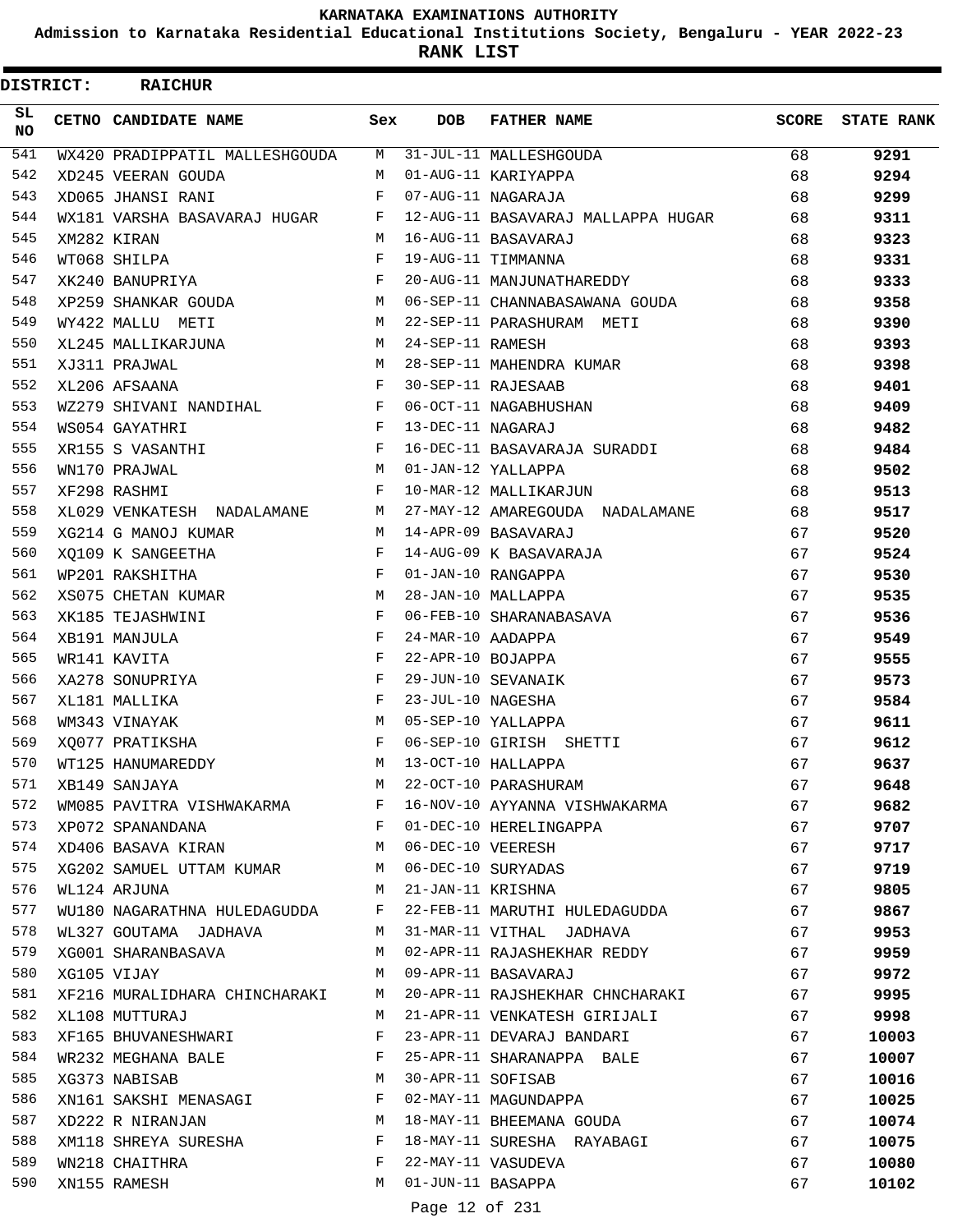# KARNATAKA EXAMINATIONS AUTHORITY

**Admission to Karnataka Residential Educational Institutions Society, Bengaluru - YEAR 2022-23**

**RANK LIST**

**DISTRICT: RAICHUR**

| SL NO | CETNO | CANDIDATE NAME | Sex | DOB | FATHER NAME | SCORE | STATE RANK |
|---|---|---|---|---|---|---|---|
| 541 | WX420 | PRADIPPATIL MALLESHGOUDA | M | 31-JUL-11 | MALLESHGOUDA | 68 | **9291** |
| 542 | XD245 | VEERAN GOUDA | M | 01-AUG-11 | KARIYAPPA | 68 | **9294** |
| 543 | XD065 | JHANSI RANI | F | 07-AUG-11 | NAGARAJA | 68 | **9299** |
| 544 | WX181 | VARSHA BASAVARAJ HUGAR | F | 12-AUG-11 | BASAVARAJ MALLAPPA HUGAR | 68 | **9311** |
| 545 | XM282 | KIRAN | M | 16-AUG-11 | BASAVARAJ | 68 | **9323** |
| 546 | WT068 | SHILPA | F | 19-AUG-11 | TIMMANNA | 68 | **9331** |
| 547 | XK240 | BANUPRIYA | F | 20-AUG-11 | MANJUNATHAREDDY | 68 | **9333** |
| 548 | XP259 | SHANKAR GOUDA | M | 06-SEP-11 | CHANNABASAWANA GOUDA | 68 | **9358** |
| 549 | WY422 | MALLU METI | M | 22-SEP-11 | PARASHURAM METI | 68 | **9390** |
| 550 | XL245 | MALLIKARJUNA | M | 24-SEP-11 | RAMESH | 68 | **9393** |
| 551 | XJ311 | PRAJWAL | M | 28-SEP-11 | MAHENDRA KUMAR | 68 | **9398** |
| 552 | XL206 | AFSAANA | F | 30-SEP-11 | RAJESAAB | 68 | **9401** |
| 553 | WZ279 | SHIVANI NANDIHAL | F | 06-OCT-11 | NAGABHUSHAN | 68 | **9409** |
| 554 | WS054 | GAYATHRI | F | 13-DEC-11 | NAGARAJ | 68 | **9482** |
| 555 | XR155 | S VASANTHI | F | 16-DEC-11 | BASAVARAJA SURADDI | 68 | **9484** |
| 556 | WN170 | PRAJWAL | M | 01-JAN-12 | YALLAPPA | 68 | **9502** |
| 557 | XF298 | RASHMI | F | 10-MAR-12 | MALLIKARJUN | 68 | **9513** |
| 558 | XL029 | VENKATESH NADALAMANE | M | 27-MAY-12 | AMAREGOUDA NADALAMANE | 68 | **9517** |
| 559 | XG214 | G MANOJ KUMAR | M | 14-APR-09 | BASAVARAJ | 67 | **9520** |
| 560 | XQ109 | K SANGEETHA | F | 14-AUG-09 | K BASAVARAJA | 67 | **9524** |
| 561 | WP201 | RAKSHITHA | F | 01-JAN-10 | RANGAPPA | 67 | **9530** |
| 562 | XS075 | CHETAN KUMAR | M | 28-JAN-10 | MALLAPPA | 67 | **9535** |
| 563 | XK185 | TEJASHWINI | F | 06-FEB-10 | SHARANABASAVA | 67 | **9536** |
| 564 | XB191 | MANJULA | F | 24-MAR-10 | AADAPPA | 67 | **9549** |
| 565 | WR141 | KAVITA | F | 22-APR-10 | BOJAPPA | 67 | **9555** |
| 566 | XA278 | SONUPRIYA | F | 29-JUN-10 | SEVANAIK | 67 | **9573** |
| 567 | XL181 | MALLIKA | F | 23-JUL-10 | NAGESHA | 67 | **9584** |
| 568 | WM343 | VINAYAK | M | 05-SEP-10 | YALLAPPA | 67 | **9611** |
| 569 | XQ077 | PRATIKSHA | F | 06-SEP-10 | GIRISH SHETTI | 67 | **9612** |
| 570 | WT125 | HANUMAREDDY | M | 13-OCT-10 | HALLAPPA | 67 | **9637** |
| 571 | XB149 | SANJAYA | M | 22-OCT-10 | PARASHURAM | 67 | **9648** |
| 572 | WM085 | PAVITRA VISHWAKARMA | F | 16-NOV-10 | AYYANNA VISHWAKARMA | 67 | **9682** |
| 573 | XP072 | SPANANDANA | F | 01-DEC-10 | HERELINGAPPA | 67 | **9707** |
| 574 | XD406 | BASAVA KIRAN | M | 06-DEC-10 | VEERESH | 67 | **9717** |
| 575 | XG202 | SAMUEL UTTAM KUMAR | M | 06-DEC-10 | SURYADAS | 67 | **9719** |
| 576 | WL124 | ARJUNA | M | 21-JAN-11 | KRISHNA | 67 | **9805** |
| 577 | WU180 | NAGARATHNA HULEDAGUDDA | F | 22-FEB-11 | MARUTHI HULEDAGUDDA | 67 | **9867** |
| 578 | WL327 | GOUTAMA JADHAVA | M | 31-MAR-11 | VITHAL JADHAVA | 67 | **9953** |
| 579 | XG001 | SHARANBASAVA | M | 02-APR-11 | RAJASHEKHAR REDDY | 67 | **9959** |
| 580 | XG105 | VIJAY | M | 09-APR-11 | BASAVARAJ | 67 | **9972** |
| 581 | XF216 | MURALIDHARA CHINCHARAKI | M | 20-APR-11 | RAJSHEKHAR CHNCHARAKI | 67 | **9995** |
| 582 | XL108 | MUTTURAJ | M | 21-APR-11 | VENKATESH GIRIJALI | 67 | **9998** |
| 583 | XF165 | BHUVANESHWARI | F | 23-APR-11 | DEVARAJ BANDARI | 67 | **10003** |
| 584 | WR232 | MEGHANA BALE | F | 25-APR-11 | SHARANAPPA BALE | 67 | **10007** |
| 585 | XG373 | NABISAB | M | 30-APR-11 | SOFISAB | 67 | **10016** |
| 586 | XN161 | SAKSHI MENASAGI | F | 02-MAY-11 | MAGUNDAPPA | 67 | **10025** |
| 587 | XD222 | R NIRANJAN | M | 18-MAY-11 | BHEEMANA GOUDA | 67 | **10074** |
| 588 | XM118 | SHREYA SURESHA | F | 18-MAY-11 | SURESHA RAYABAGI | 67 | **10075** |
| 589 | WN218 | CHAITHRA | F | 22-MAY-11 | VASUDEVA | 67 | **10080** |
| 590 | XN155 | RAMESH | M | 01-JUN-11 | BASAPPA | 67 | **10102** |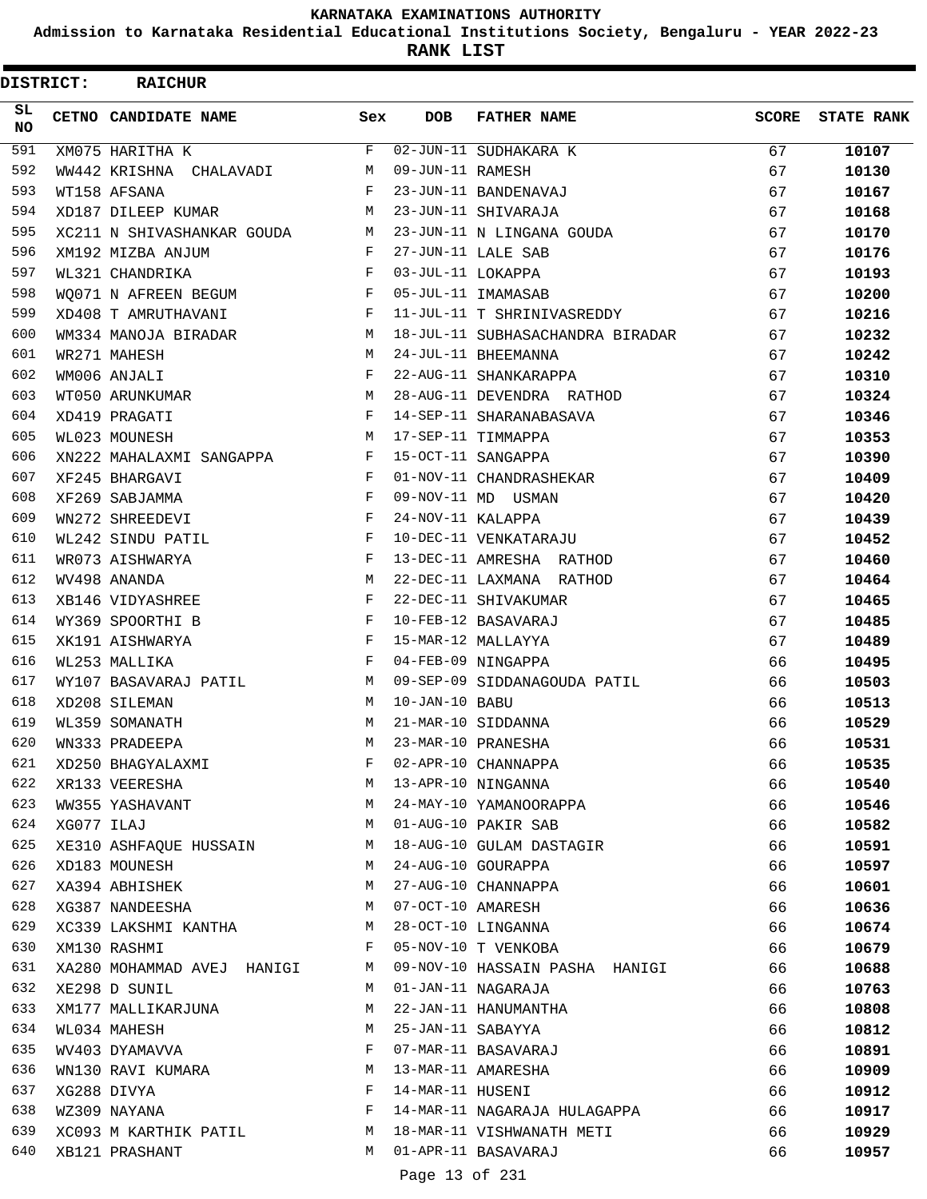# KARNATAKA EXAMINATIONS AUTHORITY

## Admission to Karnataka Residential Educational Institutions Society, Bengaluru - YEAR 2022-23

## RANK LIST

**DISTRICT: RAICHUR**

| SL NO | CETNO | CANDIDATE NAME | Sex | DOB | FATHER NAME | SCORE | STATE RANK |
|---|---|---|---|---|---|---|---|
| 591 | XM075 | HARITHA K | F | 02-JUN-11 | SUDHAKARA K | 67 | **10107** |
| 592 | WW442 | KRISHNA  CHALAVADI | M | 09-JUN-11 | RAMESH | 67 | **10130** |
| 593 | WT158 | AFSANA | F | 23-JUN-11 | BANDENAVAJ | 67 | **10167** |
| 594 | XD187 | DILEEP KUMAR | M | 23-JUN-11 | SHIVARAJA | 67 | **10168** |
| 595 | XC211 | N SHIVASHANKAR GOUDA | M | 23-JUN-11 | N LINGANA GOUDA | 67 | **10170** |
| 596 | XM192 | MIZBA ANJUM | F | 27-JUN-11 | LALE SAB | 67 | **10176** |
| 597 | WL321 | CHANDRIKA | F | 03-JUL-11 | LOKAPPA | 67 | **10193** |
| 598 | WQ071 | N AFREEN BEGUM | F | 05-JUL-11 | IMAMASAB | 67 | **10200** |
| 599 | XD408 | T AMRUTHAVANI | F | 11-JUL-11 | T SHRINIVASREDDY | 67 | **10216** |
| 600 | WM334 | MANOJA BIRADAR | M | 18-JUL-11 | SUBHASACHANDRA BIRADAR | 67 | **10232** |
| 601 | WR271 | MAHESH | M | 24-JUL-11 | BHEEMANNA | 67 | **10242** |
| 602 | WM006 | ANJALI | F | 22-AUG-11 | SHANKARAPPA | 67 | **10310** |
| 603 | WT050 | ARUNKUMAR | M | 28-AUG-11 | DEVENDRA  RATHOD | 67 | **10324** |
| 604 | XD419 | PRAGATI | F | 14-SEP-11 | SHARANABASAVA | 67 | **10346** |
| 605 | WL023 | MOUNESH | M | 17-SEP-11 | TIMMAPPA | 67 | **10353** |
| 606 | XN222 | MAHALAXMI SANGAPPA | F | 15-OCT-11 | SANGAPPA | 67 | **10390** |
| 607 | XF245 | BHARGAVI | F | 01-NOV-11 | CHANDRASHEKAR | 67 | **10409** |
| 608 | XF269 | SABJAMMA | F | 09-NOV-11 | MD  USMAN | 67 | **10420** |
| 609 | WN272 | SHREEDEVI | F | 24-NOV-11 | KALAPPA | 67 | **10439** |
| 610 | WL242 | SINDU PATIL | F | 10-DEC-11 | VENKATARAJU | 67 | **10452** |
| 611 | WR073 | AISHWARYA | F | 13-DEC-11 | AMRESHA  RATHOD | 67 | **10460** |
| 612 | WV498 | ANANDA | M | 22-DEC-11 | LAXMANA  RATHOD | 67 | **10464** |
| 613 | XB146 | VIDYASHREE | F | 22-DEC-11 | SHIVAKUMAR | 67 | **10465** |
| 614 | WY369 | SPOORTHI B | F | 10-FEB-12 | BASAVARAJ | 67 | **10485** |
| 615 | XK191 | AISHWARYA | F | 15-MAR-12 | MALLAYYA | 67 | **10489** |
| 616 | WL253 | MALLIKA | F | 04-FEB-09 | NINGAPPA | 66 | **10495** |
| 617 | WY107 | BASAVARAJ PATIL | M | 09-SEP-09 | SIDDANAGOUDA PATIL | 66 | **10503** |
| 618 | XD208 | SILEMAN | M | 10-JAN-10 | BABU | 66 | **10513** |
| 619 | WL359 | SOMANATH | M | 21-MAR-10 | SIDDANNA | 66 | **10529** |
| 620 | WN333 | PRADEEPA | M | 23-MAR-10 | PRANESHA | 66 | **10531** |
| 621 | XD250 | BHAGYALAXMI | F | 02-APR-10 | CHANNAPPA | 66 | **10535** |
| 622 | XR133 | VEERESHA | M | 13-APR-10 | NINGANNA | 66 | **10540** |
| 623 | WW355 | YASHAVANT | M | 24-MAY-10 | YAMANOORAPPA | 66 | **10546** |
| 624 | XG077 | ILAJ | M | 01-AUG-10 | PAKIR SAB | 66 | **10582** |
| 625 | XE310 | ASHFAQUE HUSSAIN | M | 18-AUG-10 | GULAM DASTAGIR | 66 | **10591** |
| 626 | XD183 | MOUNESH | M | 24-AUG-10 | GOURAPPA | 66 | **10597** |
| 627 | XA394 | ABHISHEK | M | 27-AUG-10 | CHANNAPPA | 66 | **10601** |
| 628 | XG387 | NANDEESHA | M | 07-OCT-10 | AMARESH | 66 | **10636** |
| 629 | XC339 | LAKSHMI KANTHA | M | 28-OCT-10 | LINGANNA | 66 | **10674** |
| 630 | XM130 | RASHMI | F | 05-NOV-10 | T VENKOBA | 66 | **10679** |
| 631 | XA280 | MOHAMMAD AVEJ  HANIGI | M | 09-NOV-10 | HASSAIN PASHA  HANIGI | 66 | **10688** |
| 632 | XE298 | D SUNIL | M | 01-JAN-11 | NAGARAJA | 66 | **10763** |
| 633 | XM177 | MALLIKARJUNA | M | 22-JAN-11 | HANUMANTHA | 66 | **10808** |
| 634 | WL034 | MAHESH | M | 25-JAN-11 | SABAYYA | 66 | **10812** |
| 635 | WV403 | DYAMAVVA | F | 07-MAR-11 | BASAVARAJ | 66 | **10891** |
| 636 | WN130 | RAVI KUMARA | M | 13-MAR-11 | AMARESHA | 66 | **10909** |
| 637 | XG288 | DIVYA | F | 14-MAR-11 | HUSENI | 66 | **10912** |
| 638 | WZ309 | NAYANA | F | 14-MAR-11 | NAGARAJA HULAGAPPA | 66 | **10917** |
| 639 | XC093 | M KARTHIK PATIL | M | 18-MAR-11 | VISHWANATH METI | 66 | **10929** |
| 640 | XB121 | PRASHANT | M | 01-APR-11 | BASAVARAJ | 66 | **10957** |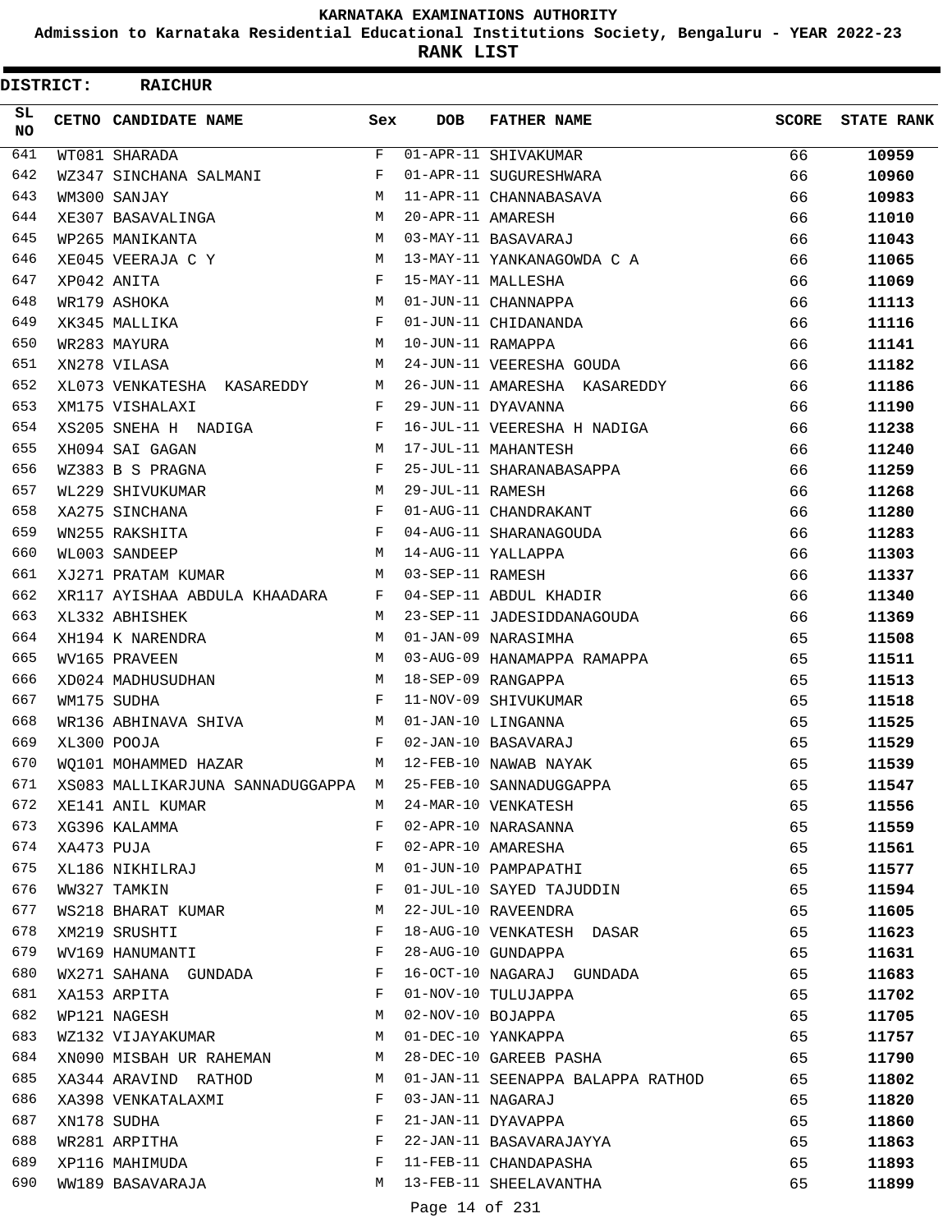# KARNATAKA EXAMINATIONS AUTHORITY

**Admission to Karnataka Residential Educational Institutions Society, Bengaluru - YEAR 2022-23**

**RANK LIST**

**DISTRICT: RAICHUR**

| SL NO | CETNO | CANDIDATE NAME | Sex | DOB | FATHER NAME | SCORE | STATE RANK |
|---|---|---|---|---|---|---|---|
| 641 | WT081 | SHARADA | F | 01-APR-11 | SHIVAKUMAR | 66 | 10959 |
| 642 | WZ347 | SINCHANA SALMANI | F | 01-APR-11 | SUGURESHWARA | 66 | 10960 |
| 643 | WM300 | SANJAY | M | 11-APR-11 | CHANNABASAVA | 66 | 10983 |
| 644 | XE307 | BASAVALINGA | M | 20-APR-11 | AMARESH | 66 | 11010 |
| 645 | WP265 | MANIKANTA | M | 03-MAY-11 | BASAVARAJ | 66 | 11043 |
| 646 | XE045 | VEERAJA C Y | M | 13-MAY-11 | YANKANAGOWDA C A | 66 | 11065 |
| 647 | XP042 | ANITA | F | 15-MAY-11 | MALLESHA | 66 | 11069 |
| 648 | WR179 | ASHOKA | M | 01-JUN-11 | CHANNAPPA | 66 | 11113 |
| 649 | XK345 | MALLIKA | F | 01-JUN-11 | CHIDANANDA | 66 | 11116 |
| 650 | WR283 | MAYURA | M | 10-JUN-11 | RAMAPPA | 66 | 11141 |
| 651 | XN278 | VILASA | M | 24-JUN-11 | VEERESHA GOUDA | 66 | 11182 |
| 652 | XL073 | VENKATESHA  KASAREDDY | M | 26-JUN-11 | AMARESHA  KASAREDDY | 66 | 11186 |
| 653 | XM175 | VISHALAXI | F | 29-JUN-11 | DYAVANNA | 66 | 11190 |
| 654 | XS205 | SNEHA H  NADIGA | F | 16-JUL-11 | VEERESHA H NADIGA | 66 | 11238 |
| 655 | XH094 | SAI GAGAN | M | 17-JUL-11 | MAHANTESH | 66 | 11240 |
| 656 | WZ383 | B S PRAGNA | F | 25-JUL-11 | SHARANABASAPPA | 66 | 11259 |
| 657 | WL229 | SHIVUKUMAR | M | 29-JUL-11 | RAMESH | 66 | 11268 |
| 658 | XA275 | SINCHANA | F | 01-AUG-11 | CHANDRAKANT | 66 | 11280 |
| 659 | WN255 | RAKSHITA | F | 04-AUG-11 | SHARANAGOUDA | 66 | 11283 |
| 660 | WL003 | SANDEEP | M | 14-AUG-11 | YALLAPPA | 66 | 11303 |
| 661 | XJ271 | PRATAM KUMAR | M | 03-SEP-11 | RAMESH | 66 | 11337 |
| 662 | XR117 | AYISHAA ABDULA KHAADARA | F | 04-SEP-11 | ABDUL KHADIR | 66 | 11340 |
| 663 | XL332 | ABHISHEK | M | 23-SEP-11 | JADESIDDANAGOUDA | 66 | 11369 |
| 664 | XH194 | K NARENDRA | M | 01-JAN-09 | NARASIMHA | 65 | 11508 |
| 665 | WV165 | PRAVEEN | M | 03-AUG-09 | HANAMAPPA RAMAPPA | 65 | 11511 |
| 666 | XD024 | MADHUSUDHAN | M | 18-SEP-09 | RANGAPPA | 65 | 11513 |
| 667 | WM175 | SUDHA | F | 11-NOV-09 | SHIVUKUMAR | 65 | 11518 |
| 668 | WR136 | ABHINAVA SHIVA | M | 01-JAN-10 | LINGANNA | 65 | 11525 |
| 669 | XL300 | POOJA | F | 02-JAN-10 | BASAVARAJ | 65 | 11529 |
| 670 | WQ101 | MOHAMMED HAZAR | M | 12-FEB-10 | NAWAB NAYAK | 65 | 11539 |
| 671 | XS083 | MALLIKARJUNA SANNADUGGAPPA | M | 25-FEB-10 | SANNADUGGAPPA | 65 | 11547 |
| 672 | XE141 | ANIL KUMAR | M | 24-MAR-10 | VENKATESH | 65 | 11556 |
| 673 | XG396 | KALAMMA | F | 02-APR-10 | NARASANNA | 65 | 11559 |
| 674 | XA473 | PUJA | F | 02-APR-10 | AMARESHA | 65 | 11561 |
| 675 | XL186 | NIKHILRAJ | M | 01-JUN-10 | PAMPAPATHI | 65 | 11577 |
| 676 | WW327 | TAMKIN | F | 01-JUL-10 | SAYED TAJUDDIN | 65 | 11594 |
| 677 | WS218 | BHARAT KUMAR | M | 22-JUL-10 | RAVEENDRA | 65 | 11605 |
| 678 | XM219 | SRUSHTI | F | 18-AUG-10 | VENKATESH  DASAR | 65 | 11623 |
| 679 | WV169 | HANUMANTI | F | 28-AUG-10 | GUNDAPPA | 65 | 11631 |
| 680 | WX271 | SAHANA  GUNDADA | F | 16-OCT-10 | NAGARAJ  GUNDADA | 65 | 11683 |
| 681 | XA153 | ARPITA | F | 01-NOV-10 | TULUJAPPA | 65 | 11702 |
| 682 | WP121 | NAGESH | M | 02-NOV-10 | BOJAPPA | 65 | 11705 |
| 683 | WZ132 | VIJAYAKUMAR | M | 01-DEC-10 | YANKAPPA | 65 | 11757 |
| 684 | XN090 | MISBAH UR RAHEMAN | M | 28-DEC-10 | GAREEB PASHA | 65 | 11790 |
| 685 | XA344 | ARAVIND  RATHOD | M | 01-JAN-11 | SEENAPPA BALAPPA RATHOD | 65 | 11802 |
| 686 | XA398 | VENKATALAXMI | F | 03-JAN-11 | NAGARAJ | 65 | 11820 |
| 687 | XN178 | SUDHA | F | 21-JAN-11 | DYAVAPPA | 65 | 11860 |
| 688 | WR281 | ARPITHA | F | 22-JAN-11 | BASAVARAJAYYA | 65 | 11863 |
| 689 | XP116 | MAHIMUDA | F | 11-FEB-11 | CHANDAPASHA | 65 | 11893 |
| 690 | WW189 | BASAVARAJA | M | 13-FEB-11 | SHEELAVANTHA | 65 | 11899 |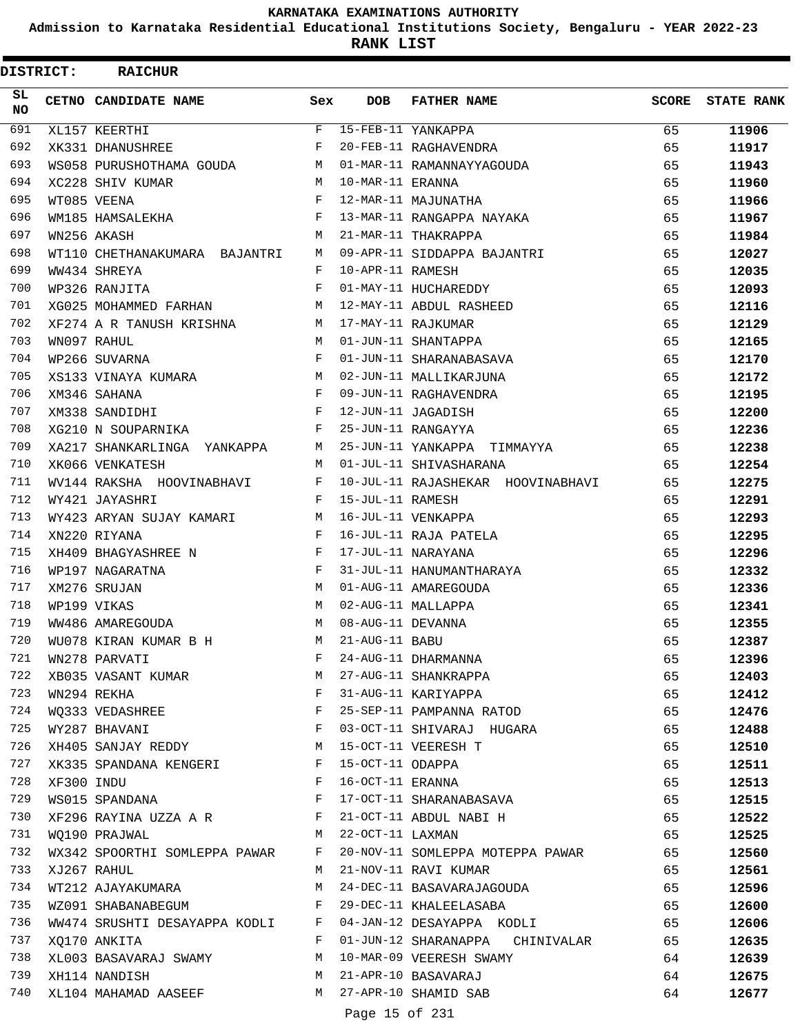# KARNATAKA EXAMINATIONS AUTHORITY

**Admission to Karnataka Residential Educational Institutions Society, Bengaluru - YEAR 2022-23**

**RANK LIST**

**DISTRICT: RAICHUR**

| SL NO | CETNO | CANDIDATE NAME | Sex | DOB | FATHER NAME | SCORE | STATE RANK |
|---|---|---|---|---|---|---|---|
| 691 | XL157 | KEERTHI | F | 15-FEB-11 | YANKAPPA | 65 | 11906 |
| 692 | XK331 | DHANUSHREE | F | 20-FEB-11 | RAGHAVENDRA | 65 | 11917 |
| 693 | WS058 | PURUSHOTHAMA GOUDA | M | 01-MAR-11 | RAMANNAYYAGOUDA | 65 | 11943 |
| 694 | XC228 | SHIV KUMAR | M | 10-MAR-11 | ERANNA | 65 | 11960 |
| 695 | WT085 | VEENA | F | 12-MAR-11 | MAJUNATHA | 65 | 11966 |
| 696 | WM185 | HAMSALEKHA | F | 13-MAR-11 | RANGAPPA NAYAKA | 65 | 11967 |
| 697 | WN256 | AKASH | M | 21-MAR-11 | THAKRAPPA | 65 | 11984 |
| 698 | WT110 | CHETHANAKUMARA BAJANTRI | M | 09-APR-11 | SIDDAPPA BAJANTRI | 65 | 12027 |
| 699 | WW434 | SHREYA | F | 10-APR-11 | RAMESH | 65 | 12035 |
| 700 | WP326 | RANJITA | F | 01-MAY-11 | HUCHAREDDY | 65 | 12093 |
| 701 | XG025 | MOHAMMED FARHAN | M | 12-MAY-11 | ABDUL RASHEED | 65 | 12116 |
| 702 | XF274 | A R TANUSH KRISHNA | M | 17-MAY-11 | RAJKUMAR | 65 | 12129 |
| 703 | WN097 | RAHUL | M | 01-JUN-11 | SHANTAPPA | 65 | 12165 |
| 704 | WP266 | SUVARNA | F | 01-JUN-11 | SHARANABASAVA | 65 | 12170 |
| 705 | XS133 | VINAYA KUMARA | M | 02-JUN-11 | MALLIKARJUNA | 65 | 12172 |
| 706 | XM346 | SAHANA | F | 09-JUN-11 | RAGHAVENDRA | 65 | 12195 |
| 707 | XM338 | SANDIDHI | F | 12-JUN-11 | JAGADISH | 65 | 12200 |
| 708 | XG210 | N SOUPARNIKA | F | 25-JUN-11 | RANGAYYA | 65 | 12236 |
| 709 | XA217 | SHANKARLINGA YANKAPPA | M | 25-JUN-11 | YANKAPPA TIMMAYYA | 65 | 12238 |
| 710 | XK066 | VENKATESH | M | 01-JUL-11 | SHIVASHARANA | 65 | 12254 |
| 711 | WV144 | RAKSHA HOOVINABHAVI | F | 10-JUL-11 | RAJASHEKAR HOOVINABHAVI | 65 | 12275 |
| 712 | WY421 | JAYASHRI | F | 15-JUL-11 | RAMESH | 65 | 12291 |
| 713 | WY423 | ARYAN SUJAY KAMARI | M | 16-JUL-11 | VENKAPPA | 65 | 12293 |
| 714 | XN220 | RIYANA | F | 16-JUL-11 | RAJA PATELA | 65 | 12295 |
| 715 | XH409 | BHAGYASHREE N | F | 17-JUL-11 | NARAYANA | 65 | 12296 |
| 716 | WP197 | NAGARATNA | F | 31-JUL-11 | HANUMANTHARAYA | 65 | 12332 |
| 717 | XM276 | SRUJAN | M | 01-AUG-11 | AMAREGOUDA | 65 | 12336 |
| 718 | WP199 | VIKAS | M | 02-AUG-11 | MALLAPPA | 65 | 12341 |
| 719 | WW486 | AMAREGOUDA | M | 08-AUG-11 | DEVANNA | 65 | 12355 |
| 720 | WU078 | KIRAN KUMAR B H | M | 21-AUG-11 | BABU | 65 | 12387 |
| 721 | WN278 | PARVATI | F | 24-AUG-11 | DHARMANNA | 65 | 12396 |
| 722 | XB035 | VASANT KUMAR | M | 27-AUG-11 | SHANKRAPPA | 65 | 12403 |
| 723 | WN294 | REKHA | F | 31-AUG-11 | KARIYAPPA | 65 | 12412 |
| 724 | WQ333 | VEDASHREE | F | 25-SEP-11 | PAMPANNA RATOD | 65 | 12476 |
| 725 | WY287 | BHAVANI | F | 03-OCT-11 | SHIVARAJ HUGARA | 65 | 12488 |
| 726 | XH405 | SANJAY REDDY | M | 15-OCT-11 | VEERESH T | 65 | 12510 |
| 727 | XK335 | SPANDANA KENGERI | F | 15-OCT-11 | ODAPPA | 65 | 12511 |
| 728 | XF300 | INDU | F | 16-OCT-11 | ERANNA | 65 | 12513 |
| 729 | WS015 | SPANDANA | F | 17-OCT-11 | SHARANABASAVA | 65 | 12515 |
| 730 | XF296 | RAYINA UZZA A R | F | 21-OCT-11 | ABDUL NABI H | 65 | 12522 |
| 731 | WQ190 | PRAJWAL | M | 22-OCT-11 | LAXMAN | 65 | 12525 |
| 732 | WX342 | SPOORTHI SOMLEPPA PAWAR | F | 20-NOV-11 | SOMLEPPA MOTEPPA PAWAR | 65 | 12560 |
| 733 | XJ267 | RAHUL | M | 21-NOV-11 | RAVI KUMAR | 65 | 12561 |
| 734 | WT212 | AJAYAKUMARA | M | 24-DEC-11 | BASAVARAJAGOUDA | 65 | 12596 |
| 735 | WZ091 | SHABANABEGUM | F | 29-DEC-11 | KHALEELASABA | 65 | 12600 |
| 736 | WW474 | SRUSHTI DESAYAPPA KODLI | F | 04-JAN-12 | DESAYAPPA KODLI | 65 | 12606 |
| 737 | XQ170 | ANKITA | F | 01-JUN-12 | SHARANAPPA CHINIVALAR | 65 | 12635 |
| 738 | XL003 | BASAVARAJ SWAMY | M | 10-MAR-09 | VEERESH SWAMY | 64 | 12639 |
| 739 | XH114 | NANDISH | M | 21-APR-10 | BASAVARAJ | 64 | 12675 |
| 740 | XL104 | MAHAMAD AASEEF | M | 27-APR-10 | SHAMID SAB | 64 | 12677 |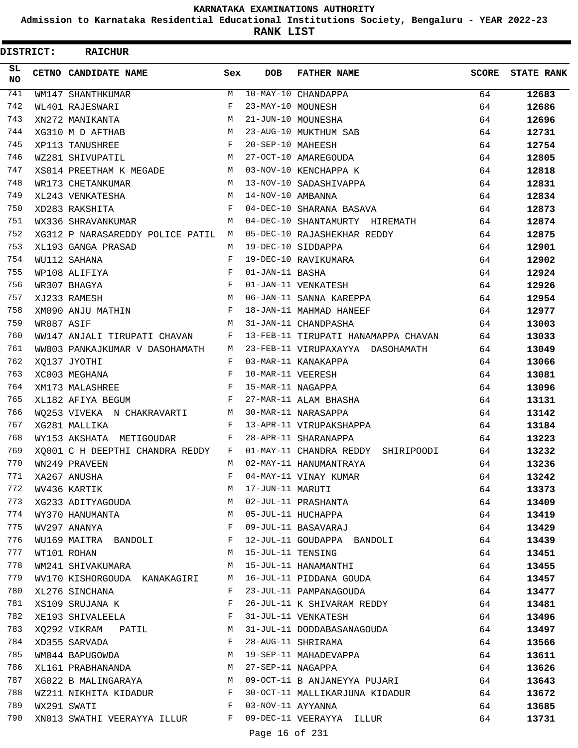# KARNATAKA EXAMINATIONS AUTHORITY

**Admission to Karnataka Residential Educational Institutions Society, Bengaluru - YEAR 2022-23**

**RANK LIST**

**DISTRICT: RAICHUR**

| SL NO | CETNO | CANDIDATE NAME | Sex | DOB | FATHER NAME | SCORE | STATE RANK |
|---|---|---|---|---|---|---|---|
| 741 | WM147 | SHANTHKUMAR | M | 10-MAY-10 | CHANDAPPA | 64 | 12683 |
| 742 | WL401 | RAJESWARI | F | 23-MAY-10 | MOUNESH | 64 | 12686 |
| 743 | XN272 | MANIKANTA | M | 21-JUN-10 | MOUNESHA | 64 | 12696 |
| 744 | XG310 | M D AFTHAB | M | 23-AUG-10 | MUKTHUM SAB | 64 | 12731 |
| 745 | XP113 | TANUSHREE | F | 20-SEP-10 | MAHEESH | 64 | 12754 |
| 746 | WZ281 | SHIVUPATIL | M | 27-OCT-10 | AMAREGOUDA | 64 | 12805 |
| 747 | XS014 | PREETHAM K MEGADE | M | 03-NOV-10 | KENCHAPPA K | 64 | 12818 |
| 748 | WR173 | CHETANKUMAR | M | 13-NOV-10 | SADASHIVAPPA | 64 | 12831 |
| 749 | XL243 | VENKATESHA | M | 14-NOV-10 | AMBANNA | 64 | 12834 |
| 750 | XD283 | RAKSHITA | F | 04-DEC-10 | SHARANA BASAVA | 64 | 12873 |
| 751 | WX336 | SHRAVANKUMAR | M | 04-DEC-10 | SHANTAMURTY HIREMATH | 64 | 12874 |
| 752 | XG312 | P NARASAREDDY POLICE PATIL | M | 05-DEC-10 | RAJASHEKHAR REDDY | 64 | 12875 |
| 753 | XL193 | GANGA PRASAD | M | 19-DEC-10 | SIDDAPPA | 64 | 12901 |
| 754 | WU112 | SAHANA | F | 19-DEC-10 | RAVIKUMARA | 64 | 12902 |
| 755 | WP108 | ALIFIYA | F | 01-JAN-11 | BASHA | 64 | 12924 |
| 756 | WR307 | BHAGYA | F | 01-JAN-11 | VENKATESH | 64 | 12926 |
| 757 | XJ233 | RAMESH | M | 06-JAN-11 | SANNA KAREPPA | 64 | 12954 |
| 758 | XM090 | ANJU MATHIN | F | 18-JAN-11 | MAHMAD HANEEF | 64 | 12977 |
| 759 | WR087 | ASIF | M | 31-JAN-11 | CHANDPASHA | 64 | 13003 |
| 760 | WW147 | ANJALI TIRUPATI CHAVAN | F | 13-FEB-11 | TIRUPATI HANAMAPPA CHAVAN | 64 | 13033 |
| 761 | WW003 | PANKAJKUMAR V DASOHAMATH | M | 23-FEB-11 | VIRUPAXAYYA DASOHAMATH | 64 | 13049 |
| 762 | XQ137 | JYOTHI | F | 03-MAR-11 | KANAKAPPA | 64 | 13066 |
| 763 | XC003 | MEGHANA | F | 10-MAR-11 | VEERESH | 64 | 13081 |
| 764 | XM173 | MALASHREE | F | 15-MAR-11 | NAGAPPA | 64 | 13096 |
| 765 | XL182 | AFIYA BEGUM | F | 27-MAR-11 | ALAM BHASHA | 64 | 13131 |
| 766 | WQ253 | VIVEKA N CHAKRAVARTI | M | 30-MAR-11 | NARASAPPA | 64 | 13142 |
| 767 | XG281 | MALLIKA | F | 13-APR-11 | VIRUPAKSHAPPA | 64 | 13184 |
| 768 | WY153 | AKSHATA METIGOUDAR | F | 28-APR-11 | SHARANAPPA | 64 | 13223 |
| 769 | XQ001 | C H DEEPTHI CHANDRA REDDY | F | 01-MAY-11 | CHANDRA REDDY SHIRIPOODI | 64 | 13232 |
| 770 | WN249 | PRAVEEN | M | 02-MAY-11 | HANUMANTRAYA | 64 | 13236 |
| 771 | XA267 | ANUSHA | F | 04-MAY-11 | VINAY KUMAR | 64 | 13242 |
| 772 | WV436 | KARTIK | M | 17-JUN-11 | MARUTI | 64 | 13373 |
| 773 | XG233 | ADITYAGOUDA | M | 02-JUL-11 | PRASHANTA | 64 | 13409 |
| 774 | WY370 | HANUMANTA | M | 05-JUL-11 | HUCHAPPA | 64 | 13419 |
| 775 | WV297 | ANANYA | F | 09-JUL-11 | BASAVARAJ | 64 | 13429 |
| 776 | WU169 | MAITRA BANDOLI | F | 12-JUL-11 | GOUDAPPA BANDOLI | 64 | 13439 |
| 777 | WT101 | ROHAN | M | 15-JUL-11 | TENSING | 64 | 13451 |
| 778 | WM241 | SHIVAKUMARA | M | 15-JUL-11 | HANAMANTHI | 64 | 13455 |
| 779 | WV170 | KISHORGOUDA KANAKAGIRI | M | 16-JUL-11 | PIDDANA GOUDA | 64 | 13457 |
| 780 | XL276 | SINCHANA | F | 23-JUL-11 | PAMPANAGOUDA | 64 | 13477 |
| 781 | XS109 | SRUJANA K | F | 26-JUL-11 | K SHIVARAM REDDY | 64 | 13481 |
| 782 | XE193 | SHIVALEELA | F | 31-JUL-11 | VENKATESH | 64 | 13496 |
| 783 | XQ292 | VIKRAM PATIL | M | 31-JUL-11 | DODDABASANAGOUDA | 64 | 13497 |
| 784 | XD355 | SARVADA | F | 28-AUG-11 | SHRIRAMA | 64 | 13566 |
| 785 | WM044 | BAPUGOWDA | M | 19-SEP-11 | MAHADEVAPPA | 64 | 13611 |
| 786 | XL161 | PRABHANANDA | M | 27-SEP-11 | NAGAPPA | 64 | 13626 |
| 787 | XG022 | B MALINGARAYA | M | 09-OCT-11 | B ANJANEYYA PUJARI | 64 | 13643 |
| 788 | WZ211 | NIKHITA KIDADUR | F | 30-OCT-11 | MALLIKARJUNA KIDADUR | 64 | 13672 |
| 789 | WX291 | SWATI | F | 03-NOV-11 | AYYANNA | 64 | 13685 |
| 790 | XN013 | SWATHI VEERAYYA ILLUR | F | 09-DEC-11 | VEERAYYA ILLUR | 64 | 13731 |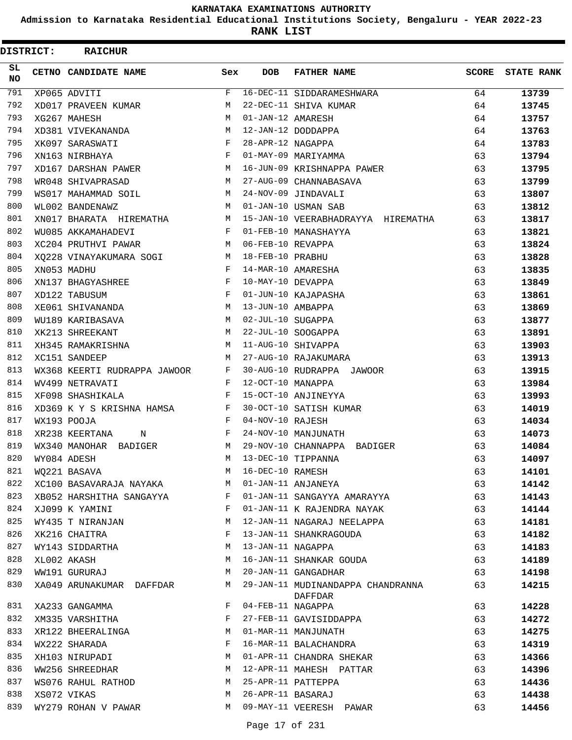# KARNATAKA EXAMINATIONS AUTHORITY

## Admission to Karnataka Residential Educational Institutions Society, Bengaluru - YEAR 2022-23

## RANK LIST

**DISTRICT: RAICHUR**

| SL NO | CETNO | CANDIDATE NAME | Sex | DOB | FATHER NAME | SCORE | STATE RANK |
|---|---|---|---|---|---|---|---|
| 791 | XP065 | ADVITI | F | 16-DEC-11 | SIDDARAMESHWARA | 64 | 13739 |
| 792 | XD017 | PRAVEEN KUMAR | M | 22-DEC-11 | SHIVA KUMAR | 64 | 13745 |
| 793 | XG267 | MAHESH | M | 01-JAN-12 | AMARESH | 64 | 13757 |
| 794 | XD381 | VIVEKANANDA | M | 12-JAN-12 | DODDAPPA | 64 | 13763 |
| 795 | XK097 | SARASWATI | F | 28-APR-12 | NAGAPPA | 64 | 13783 |
| 796 | XN163 | NIRBHAYA | F | 01-MAY-09 | MARIYAMMA | 63 | 13794 |
| 797 | XD167 | DARSHAN PAWER | M | 16-JUN-09 | KRISHNAPPA PAWER | 63 | 13795 |
| 798 | WR048 | SHIVAPRASAD | M | 27-AUG-09 | CHANNABASAVA | 63 | 13799 |
| 799 | WS017 | MAHAMMAD SOIL | M | 24-NOV-09 | JINDAVALI | 63 | 13807 |
| 800 | WL002 | BANDENAWZ | M | 01-JAN-10 | USMAN SAB | 63 | 13812 |
| 801 | XN017 | BHARATA HIREMATHA | M | 15-JAN-10 | VEERABHADRAYYA HIREMATHA | 63 | 13817 |
| 802 | WU085 | AKKAMAHADEVI | F | 01-FEB-10 | MANASHAYYA | 63 | 13821 |
| 803 | XC204 | PRUTHVI PAWAR | M | 06-FEB-10 | REVAPPA | 63 | 13824 |
| 804 | XQ228 | VINAYAKUMARA SOGI | M | 18-FEB-10 | PRABHU | 63 | 13828 |
| 805 | XN053 | MADHU | F | 14-MAR-10 | AMARESHA | 63 | 13835 |
| 806 | XN137 | BHAGYASHREE | F | 10-MAY-10 | DEVAPPA | 63 | 13849 |
| 807 | XD122 | TABUSUM | F | 01-JUN-10 | KAJAPASHA | 63 | 13861 |
| 808 | XE061 | SHIVANANDA | M | 13-JUN-10 | AMBAPPA | 63 | 13869 |
| 809 | WU189 | KARIBASAVA | M | 02-JUL-10 | SUGAPPA | 63 | 13877 |
| 810 | XK213 | SHREEKANT | M | 22-JUL-10 | SOOGAPPA | 63 | 13891 |
| 811 | XH345 | RAMAKRISHNA | M | 11-AUG-10 | SHIVAPPA | 63 | 13903 |
| 812 | XC151 | SANDEEP | M | 27-AUG-10 | RAJAKUMARA | 63 | 13913 |
| 813 | WX368 | KEERTI RUDRAPPA JAWOOR | F | 30-AUG-10 | RUDRAPPA JAWOOR | 63 | 13915 |
| 814 | WV499 | NETRAVATI | F | 12-OCT-10 | MANAPPA | 63 | 13984 |
| 815 | XF098 | SHASHIKALA | F | 15-OCT-10 | ANJINEYYA | 63 | 13993 |
| 816 | XD369 | K Y S KRISHNA HAMSA | F | 30-OCT-10 | SATISH KUMAR | 63 | 14019 |
| 817 | WX193 | POOJA | F | 04-NOV-10 | RAJESH | 63 | 14034 |
| 818 | XR238 | KEERTANA N | F | 24-NOV-10 | MANJUNATH | 63 | 14073 |
| 819 | WX340 | MANOHAR BADIGER | M | 29-NOV-10 | CHANNAPPA BADIGER | 63 | 14084 |
| 820 | WY084 | ADESH | M | 13-DEC-10 | TIPPANNA | 63 | 14097 |
| 821 | WQ221 | BASAVA | M | 16-DEC-10 | RAMESH | 63 | 14101 |
| 822 | XC100 | BASAVARAJA NAYAKA | M | 01-JAN-11 | ANJANEYA | 63 | 14142 |
| 823 | XB052 | HARSHITHA SANGAYYA | F | 01-JAN-11 | SANGAYYA AMARAYYA | 63 | 14143 |
| 824 | XJ099 | K YAMINI | F | 01-JAN-11 | K RAJENDRA NAYAK | 63 | 14144 |
| 825 | WY435 | T NIRANJAN | M | 12-JAN-11 | NAGARAJ NEELAPPA | 63 | 14181 |
| 826 | XK216 | CHAITRA | F | 13-JAN-11 | SHANKRAGOUDA | 63 | 14182 |
| 827 | WY143 | SIDDARTHA | M | 13-JAN-11 | NAGAPPA | 63 | 14183 |
| 828 | XL002 | AKASH | M | 16-JAN-11 | SHANKAR GOUDA | 63 | 14189 |
| 829 | WW191 | GURURAJ | M | 20-JAN-11 | GANGADHAR | 63 | 14198 |
| 830 | XA049 | ARUNAKUMAR DAFFDAR | M | 29-JAN-11 | MUDINANDAPPA CHANDRANNA DAFFDAR | 63 | 14215 |
| 831 | XA233 | GANGAMMA | F | 04-FEB-11 | NAGAPPA | 63 | 14228 |
| 832 | XM335 | VARSHITHA | F | 27-FEB-11 | GAVISIDDAPPA | 63 | 14272 |
| 833 | XR122 | BHEERALINGA | M | 01-MAR-11 | MANJUNATH | 63 | 14275 |
| 834 | WX222 | SHARADA | F | 16-MAR-11 | BALACHANDRA | 63 | 14319 |
| 835 | XH103 | NIRUPADI | M | 01-APR-11 | CHANDRA SHEKAR | 63 | 14366 |
| 836 | WW256 | SHREEDHAR | M | 12-APR-11 | MAHESH PATTAR | 63 | 14396 |
| 837 | WS076 | RAHUL RATHOD | M | 25-APR-11 | PATTEPPA | 63 | 14436 |
| 838 | XS072 | VIKAS | M | 26-APR-11 | BASARAJ | 63 | 14438 |
| 839 | WY279 | ROHAN V PAWAR | M | 09-MAY-11 | VEERESH PAWAR | 63 | 14456 |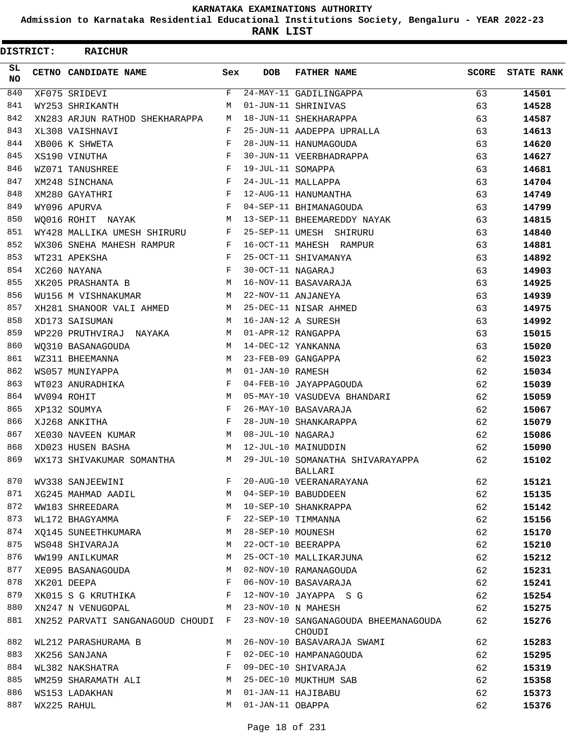KARNATAKA EXAMINATIONS AUTHORITY

Admission to Karnataka Residential Educational Institutions Society, Bengaluru - YEAR 2022-23

**RANK LIST**

**DISTRICT: RAICHUR**

| SL NO | CETNO | CANDIDATE NAME | Sex | DOB | FATHER NAME | SCORE | STATE RANK |
|---|---|---|---|---|---|---|---|
| 840 | XF075 | SRIDEVI | F | 24-MAY-11 | GADILINGAPPA | 63 | **14501** |
| 841 | WY253 | SHRIKANTH | M | 01-JUN-11 | SHRINIVAS | 63 | **14528** |
| 842 | XN283 | ARJUN RATHOD SHEKHARAPPA | M | 18-JUN-11 | SHEKHARAPPA | 63 | **14587** |
| 843 | XL308 | VAISHNAVI | F | 25-JUN-11 | AADEPPA UPRALLA | 63 | **14613** |
| 844 | XB006 | K SHWETA | F | 28-JUN-11 | HANUMAGOUDA | 63 | **14620** |
| 845 | XS190 | VINUTHA | F | 30-JUN-11 | VEERBHADRAPPA | 63 | **14627** |
| 846 | WZ071 | TANUSHREE | F | 19-JUL-11 | SOMAPPA | 63 | **14681** |
| 847 | XM248 | SINCHANA | F | 24-JUL-11 | MALLAPPA | 63 | **14704** |
| 848 | XM280 | GAYATHRI | F | 12-AUG-11 | HANUMANTHA | 63 | **14749** |
| 849 | WY096 | APURVA | F | 04-SEP-11 | BHIMANAGOUDA | 63 | **14799** |
| 850 | WQ016 | ROHIT NAYAK | M | 13-SEP-11 | BHEEMAREDDY NAYAK | 63 | **14815** |
| 851 | WY428 | MALLIKA UMESH SHIRURU | F | 25-SEP-11 | UMESH SHIRURU | 63 | **14840** |
| 852 | WX306 | SNEHA MAHESH RAMPUR | F | 16-OCT-11 | MAHESH RAMPUR | 63 | **14881** |
| 853 | WT231 | APEKSHA | F | 25-OCT-11 | SHIVAMANYA | 63 | **14892** |
| 854 | XC260 | NAYANA | F | 30-OCT-11 | NAGARAJ | 63 | **14903** |
| 855 | XK205 | PRASHANTA B | M | 16-NOV-11 | BASAVARAJA | 63 | **14925** |
| 856 | WU156 | M VISHNAKUMAR | M | 22-NOV-11 | ANJANEYA | 63 | **14939** |
| 857 | XH281 | SHANOOR VALI AHMED | M | 25-DEC-11 | NISAR AHMED | 63 | **14975** |
| 858 | XD173 | SAISUMAN | M | 16-JAN-12 | A SURESH | 63 | **14992** |
| 859 | WP220 | PRUTHVIRAJ NAYAKA | M | 01-APR-12 | RANGAPPA | 63 | **15015** |
| 860 | WQ310 | BASANAGOUDA | M | 14-DEC-12 | YANKANNA | 63 | **15020** |
| 861 | WZ311 | BHEEMANNA | M | 23-FEB-09 | GANGAPPA | 62 | **15023** |
| 862 | WS057 | MUNIYAPPA | M | 01-JAN-10 | RAMESH | 62 | **15034** |
| 863 | WT023 | ANURADHIKA | F | 04-FEB-10 | JAYAPPAGOUDA | 62 | **15039** |
| 864 | WV094 | ROHIT | M | 05-MAY-10 | VASUDEVA BHANDARI | 62 | **15059** |
| 865 | XP132 | SOUMYA | F | 26-MAY-10 | BASAVARAJA | 62 | **15067** |
| 866 | XJ268 | ANKITHA | F | 28-JUN-10 | SHANKARAPPA | 62 | **15079** |
| 867 | XE030 | NAVEEN KUMAR | M | 08-JUL-10 | NAGARAJ | 62 | **15086** |
| 868 | XD023 | HUSEN BASHA | M | 12-JUL-10 | MAINUDDIN | 62 | **15090** |
| 869 | WX173 | SHIVAKUMAR SOMANTHA | M | 29-JUL-10 | SOMANATHA SHIVARAYAPPA BALLARI | 62 | **15102** |
| 870 | WV338 | SANJEEWINI | F | 20-AUG-10 | VEERANARAYANA | 62 | **15121** |
| 871 | XG245 | MAHMAD AADIL | M | 04-SEP-10 | BABUDDEEN | 62 | **15135** |
| 872 | WW183 | SHREEDARA | M | 10-SEP-10 | SHANKRAPPA | 62 | **15142** |
| 873 | WL172 | BHAGYAMMA | F | 22-SEP-10 | TIMMANNA | 62 | **15156** |
| 874 | XQ145 | SUNEETHKUMARA | M | 28-SEP-10 | MOUNESH | 62 | **15170** |
| 875 | WS048 | SHIVARAJA | M | 22-OCT-10 | BEERAPPA | 62 | **15210** |
| 876 | WW199 | ANILKUMAR | M | 25-OCT-10 | MALLIKARJUNA | 62 | **15212** |
| 877 | XE095 | BASANAGOUDA | M | 02-NOV-10 | RAMANAGOUDA | 62 | **15231** |
| 878 | XK201 | DEEPA | F | 06-NOV-10 | BASAVARAJA | 62 | **15241** |
| 879 | XK015 | S G KRUTHIKA | F | 12-NOV-10 | JAYAPPA S G | 62 | **15254** |
| 880 | XN247 | N VENUGOPAL | M | 23-NOV-10 | N MAHESH | 62 | **15275** |
| 881 | XN252 | PARVATI SANGANAGOUD CHOUDI | F | 23-NOV-10 | SANGANAGOUDA BHEEMANAGOUDA CHOUDI | 62 | **15276** |
| 882 | WL212 | PARASHURAMA B | M | 26-NOV-10 | BASAVARAJA SWAMI | 62 | **15283** |
| 883 | XK256 | SANJANA | F | 02-DEC-10 | HAMPANAGOUDA | 62 | **15295** |
| 884 | WL382 | NAKSHATRA | F | 09-DEC-10 | SHIVARAJA | 62 | **15319** |
| 885 | WM259 | SHARAMATH ALI | M | 25-DEC-10 | MUKTHUM SAB | 62 | **15358** |
| 886 | WS153 | LADAKHAN | M | 01-JAN-11 | HAJIBABU | 62 | **15373** |
| 887 | WX225 | RAHUL | M | 01-JAN-11 | OBAPPA | 62 | **15376** |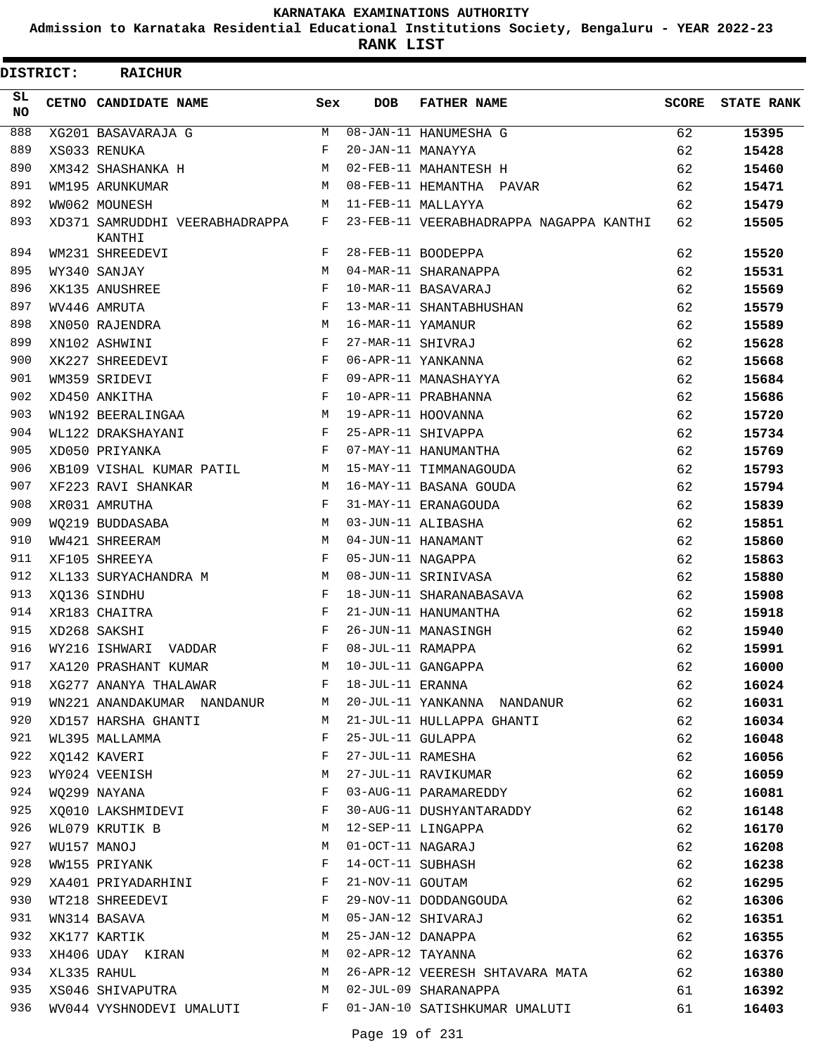# KARNATAKA EXAMINATIONS AUTHORITY

**Admission to Karnataka Residential Educational Institutions Society, Bengaluru - YEAR 2022-23**

**RANK LIST**

**DISTRICT: RAICHUR**

| SL NO | CETNO | CANDIDATE NAME | Sex | DOB | FATHER NAME | SCORE | STATE RANK |
|---|---|---|---|---|---|---|---|
| 888 | XG201 | BASAVARAJA G | M | 08-JAN-11 | HANUMESHA G | 62 | **15395** |
| 889 | XS033 | RENUKA | F | 20-JAN-11 | MANAYYA | 62 | **15428** |
| 890 | XM342 | SHASHANKA H | M | 02-FEB-11 | MAHANTESH H | 62 | **15460** |
| 891 | WM195 | ARUNKUMAR | M | 08-FEB-11 | HEMANTHA PAVAR | 62 | **15471** |
| 892 | WW062 | MOUNESH | M | 11-FEB-11 | MALLAYYA | 62 | **15479** |
| 893 | XD371 | SAMRUDDHI VEERABHADRAPPA KANTHI | F | 23-FEB-11 | VEERABHADRAPPA NAGAPPA KANTHI | 62 | **15505** |
| 894 | WM231 | SHREEDEVI | F | 28-FEB-11 | BOODEPPA | 62 | **15520** |
| 895 | WY340 | SANJAY | M | 04-MAR-11 | SHARANAPPA | 62 | **15531** |
| 896 | XK135 | ANUSHREE | F | 10-MAR-11 | BASAVARAJ | 62 | **15569** |
| 897 | WV446 | AMRUTA | F | 13-MAR-11 | SHANTABHUSHAN | 62 | **15579** |
| 898 | XN050 | RAJENDRA | M | 16-MAR-11 | YAMANUR | 62 | **15589** |
| 899 | XN102 | ASHWINI | F | 27-MAR-11 | SHIVRAJ | 62 | **15628** |
| 900 | XK227 | SHREEDEVI | F | 06-APR-11 | YANKANNA | 62 | **15668** |
| 901 | WM359 | SRIDEVI | F | 09-APR-11 | MANASHAYYA | 62 | **15684** |
| 902 | XD450 | ANKITHA | F | 10-APR-11 | PRABHANNA | 62 | **15686** |
| 903 | WN192 | BEERALINGAA | M | 19-APR-11 | HOOVANNA | 62 | **15720** |
| 904 | WL122 | DRAKSHAYANI | F | 25-APR-11 | SHIVAPPA | 62 | **15734** |
| 905 | XD050 | PRIYANKA | F | 07-MAY-11 | HANUMANTHA | 62 | **15769** |
| 906 | XB109 | VISHAL KUMAR PATIL | M | 15-MAY-11 | TIMMANAGOUDA | 62 | **15793** |
| 907 | XF223 | RAVI SHANKAR | M | 16-MAY-11 | BASANA GOUDA | 62 | **15794** |
| 908 | XR031 | AMRUTHA | F | 31-MAY-11 | ERANAGOUDA | 62 | **15839** |
| 909 | WQ219 | BUDDASABA | M | 03-JUN-11 | ALIBASHA | 62 | **15851** |
| 910 | WW421 | SHREERAM | M | 04-JUN-11 | HANAMANT | 62 | **15860** |
| 911 | XF105 | SHREEYA | F | 05-JUN-11 | NAGAPPA | 62 | **15863** |
| 912 | XL133 | SURYACHANDRA M | M | 08-JUN-11 | SRINIVASA | 62 | **15880** |
| 913 | XQ136 | SINDHU | F | 18-JUN-11 | SHARANABASAVA | 62 | **15908** |
| 914 | XR183 | CHAITRA | F | 21-JUN-11 | HANUMANTHA | 62 | **15918** |
| 915 | XD268 | SAKSHI | F | 26-JUN-11 | MANASINGH | 62 | **15940** |
| 916 | WY216 | ISHWARI VADDAR | F | 08-JUL-11 | RAMAPPA | 62 | **15991** |
| 917 | XA120 | PRASHANT KUMAR | M | 10-JUL-11 | GANGAPPA | 62 | **16000** |
| 918 | XG277 | ANANYA THALAWAR | F | 18-JUL-11 | ERANNA | 62 | **16024** |
| 919 | WN221 | ANANDAKUMAR NANDANUR | M | 20-JUL-11 | YANKANNA NANDANUR | 62 | **16031** |
| 920 | XD157 | HARSHA GHANTI | M | 21-JUL-11 | HULLAPPA GHANTI | 62 | **16034** |
| 921 | WL395 | MALLAMMA | F | 25-JUL-11 | GULAPPA | 62 | **16048** |
| 922 | XQ142 | KAVERI | F | 27-JUL-11 | RAMESHA | 62 | **16056** |
| 923 | WY024 | VEENISH | M | 27-JUL-11 | RAVIKUMAR | 62 | **16059** |
| 924 | WQ299 | NAYANA | F | 03-AUG-11 | PARAMAREDDY | 62 | **16081** |
| 925 | XQ010 | LAKSHMIDEVI | F | 30-AUG-11 | DUSHYANTARADDY | 62 | **16148** |
| 926 | WL079 | KRUTIK B | M | 12-SEP-11 | LINGAPPA | 62 | **16170** |
| 927 | WU157 | MANOJ | M | 01-OCT-11 | NAGARAJ | 62 | **16208** |
| 928 | WW155 | PRIYANK | F | 14-OCT-11 | SUBHASH | 62 | **16238** |
| 929 | XA401 | PRIYADARHINI | F | 21-NOV-11 | GOUTAM | 62 | **16295** |
| 930 | WT218 | SHREEDEVI | F | 29-NOV-11 | DODDANGOUDA | 62 | **16306** |
| 931 | WN314 | BASAVA | M | 05-JAN-12 | SHIVARAJ | 62 | **16351** |
| 932 | XK177 | KARTIK | M | 25-JAN-12 | DANAPPA | 62 | **16355** |
| 933 | XH406 | UDAY KIRAN | M | 02-APR-12 | TAYANNA | 62 | **16376** |
| 934 | XL335 | RAHUL | M | 26-APR-12 | VEERESH SHTAVARA MATA | 62 | **16380** |
| 935 | XS046 | SHIVAPUTRA | M | 02-JUL-09 | SHARANAPPA | 61 | **16392** |
| 936 | WV044 | VYSHNODEVI UMALUTI | F | 01-JAN-10 | SATISHKUMAR UMALUTI | 61 | **16403** |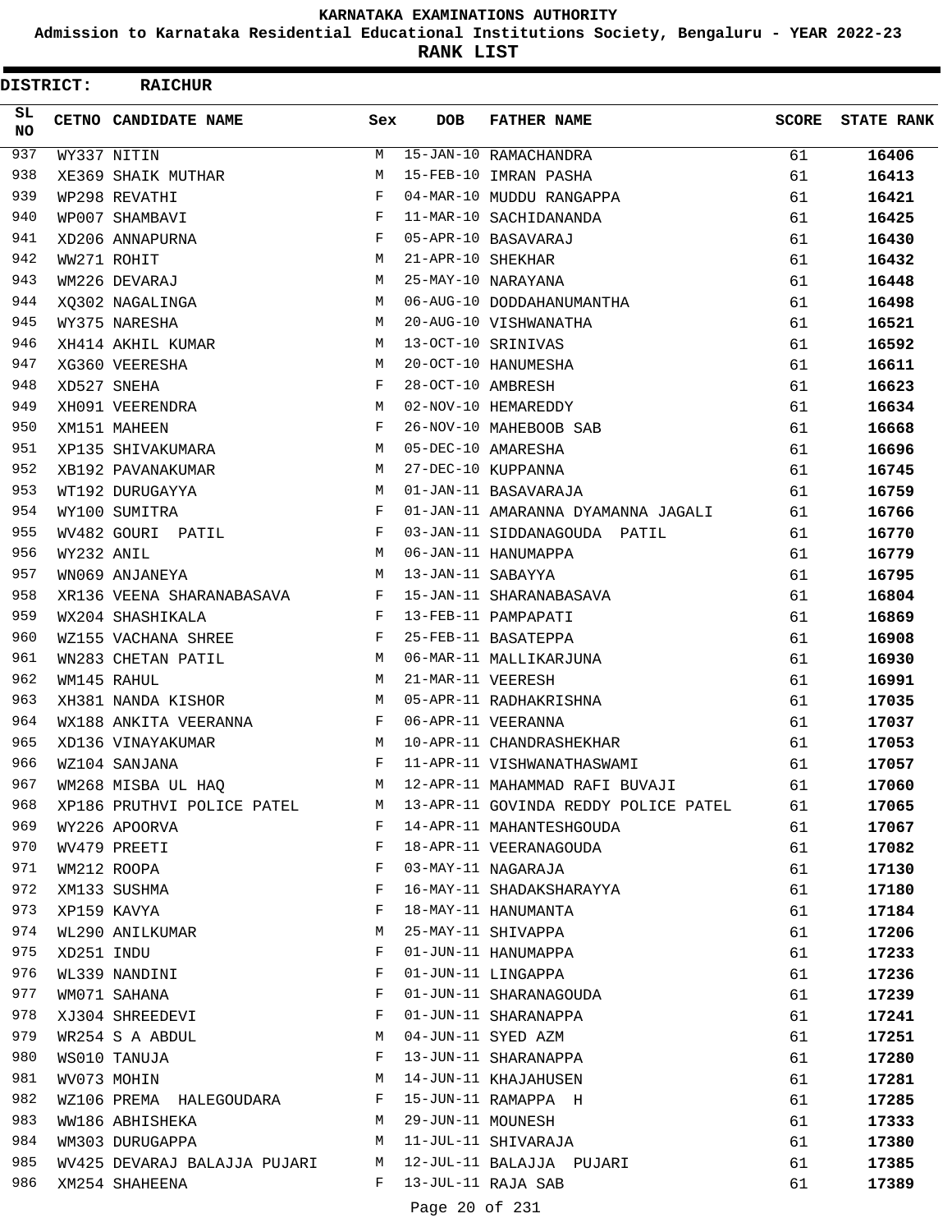# KARNATAKA EXAMINATIONS AUTHORITY

## Admission to Karnataka Residential Educational Institutions Society, Bengaluru - YEAR 2022-23

## RANK LIST

**DISTRICT: RAICHUR**

| SL NO | CETNO | CANDIDATE NAME | Sex | DOB | FATHER NAME | SCORE | STATE RANK |
|---|---|---|---|---|---|---|---|
| 937 | WY337 | NITIN | M | 15-JAN-10 | RAMACHANDRA | 61 | 16406 |
| 938 | XE369 | SHAIK MUTHAR | M | 15-FEB-10 | IMRAN PASHA | 61 | 16413 |
| 939 | WP298 | REVATHI | F | 04-MAR-10 | MUDDU RANGAPPA | 61 | 16421 |
| 940 | WP007 | SHAMBAVI | F | 11-MAR-10 | SACHIDANANDA | 61 | 16425 |
| 941 | XD206 | ANNAPURNA | F | 05-APR-10 | BASAVARAJ | 61 | 16430 |
| 942 | WW271 | ROHIT | M | 21-APR-10 | SHEKHAR | 61 | 16432 |
| 943 | WM226 | DEVARAJ | M | 25-MAY-10 | NARAYANA | 61 | 16448 |
| 944 | XQ302 | NAGALINGA | M | 06-AUG-10 | DODDAHANUMANTHA | 61 | 16498 |
| 945 | WY375 | NARESHA | M | 20-AUG-10 | VISHWANATHA | 61 | 16521 |
| 946 | XH414 | AKHIL KUMAR | M | 13-OCT-10 | SRINIVAS | 61 | 16592 |
| 947 | XG360 | VEERESHA | M | 20-OCT-10 | HANUMESHA | 61 | 16611 |
| 948 | XD527 | SNEHA | F | 28-OCT-10 | AMBRESH | 61 | 16623 |
| 949 | XH091 | VEERENDRA | M | 02-NOV-10 | HEMAREDDY | 61 | 16634 |
| 950 | XM151 | MAHEEN | F | 26-NOV-10 | MAHEBOOB SAB | 61 | 16668 |
| 951 | XP135 | SHIVAKUMARA | M | 05-DEC-10 | AMARESHA | 61 | 16696 |
| 952 | XB192 | PAVANAKUMAR | M | 27-DEC-10 | KUPPANNA | 61 | 16745 |
| 953 | WT192 | DURUGAYYA | M | 01-JAN-11 | BASAVARAJA | 61 | 16759 |
| 954 | WY100 | SUMITRA | F | 01-JAN-11 | AMARANNA DYAMANNA JAGALI | 61 | 16766 |
| 955 | WV482 | GOURI PATIL | F | 03-JAN-11 | SIDDANAGOUDA PATIL | 61 | 16770 |
| 956 | WY232 | ANIL | M | 06-JAN-11 | HANUMAPPA | 61 | 16779 |
| 957 | WN069 | ANJANEYA | M | 13-JAN-11 | SABAYYA | 61 | 16795 |
| 958 | XR136 | VEENA SHARANABASAVA | F | 15-JAN-11 | SHARANABASAVA | 61 | 16804 |
| 959 | WX204 | SHASHIKALA | F | 13-FEB-11 | PAMPAPATI | 61 | 16869 |
| 960 | WZ155 | VACHANA SHREE | F | 25-FEB-11 | BASATEPPA | 61 | 16908 |
| 961 | WN283 | CHETAN PATIL | M | 06-MAR-11 | MALLIKARJUNA | 61 | 16930 |
| 962 | WM145 | RAHUL | M | 21-MAR-11 | VEERESH | 61 | 16991 |
| 963 | XH381 | NANDA KISHOR | M | 05-APR-11 | RADHAKRISHNA | 61 | 17035 |
| 964 | WX188 | ANKITA VEERANNA | F | 06-APR-11 | VEERANNA | 61 | 17037 |
| 965 | XD136 | VINAYAKUMAR | M | 10-APR-11 | CHANDRASHEKHAR | 61 | 17053 |
| 966 | WZ104 | SANJANA | F | 11-APR-11 | VISHWANATHASWAMI | 61 | 17057 |
| 967 | WM268 | MISBA UL HAQ | M | 12-APR-11 | MAHAMMAD RAFI BUVAJI | 61 | 17060 |
| 968 | XP186 | PRUTHVI POLICE PATEL | M | 13-APR-11 | GOVINDA REDDY POLICE PATEL | 61 | 17065 |
| 969 | WY226 | APOORVA | F | 14-APR-11 | MAHANTESHGOUDA | 61 | 17067 |
| 970 | WV479 | PREETI | F | 18-APR-11 | VEERANAGOUDA | 61 | 17082 |
| 971 | WM212 | ROOPA | F | 03-MAY-11 | NAGARAJA | 61 | 17130 |
| 972 | XM133 | SUSHMA | F | 16-MAY-11 | SHADAKSHARAYYA | 61 | 17180 |
| 973 | XP159 | KAVYA | F | 18-MAY-11 | HANUMANTA | 61 | 17184 |
| 974 | WL290 | ANILKUMAR | M | 25-MAY-11 | SHIVAPPA | 61 | 17206 |
| 975 | XD251 | INDU | F | 01-JUN-11 | HANUMAPPA | 61 | 17233 |
| 976 | WL339 | NANDINI | F | 01-JUN-11 | LINGAPPA | 61 | 17236 |
| 977 | WM071 | SAHANA | F | 01-JUN-11 | SHARANAGOUDA | 61 | 17239 |
| 978 | XJ304 | SHREEDEVI | F | 01-JUN-11 | SHARANAPPA | 61 | 17241 |
| 979 | WR254 | S A ABDUL | M | 04-JUN-11 | SYED AZM | 61 | 17251 |
| 980 | WS010 | TANUJA | F | 13-JUN-11 | SHARANAPPA | 61 | 17280 |
| 981 | WV073 | MOHIN | M | 14-JUN-11 | KHAJAHUSEN | 61 | 17281 |
| 982 | WZ106 | PREMA HALEGOUDARA | F | 15-JUN-11 | RAMAPPA H | 61 | 17285 |
| 983 | WW186 | ABHISHEKA | M | 29-JUN-11 | MOUNESH | 61 | 17333 |
| 984 | WM303 | DURUGAPPA | M | 11-JUL-11 | SHIVARAJA | 61 | 17380 |
| 985 | WV425 | DEVARAJ BALAJJA PUJARI | M | 12-JUL-11 | BALAJJA PUJARI | 61 | 17385 |
| 986 | XM254 | SHAHEENA | F | 13-JUL-11 | RAJA SAB | 61 | 17389 |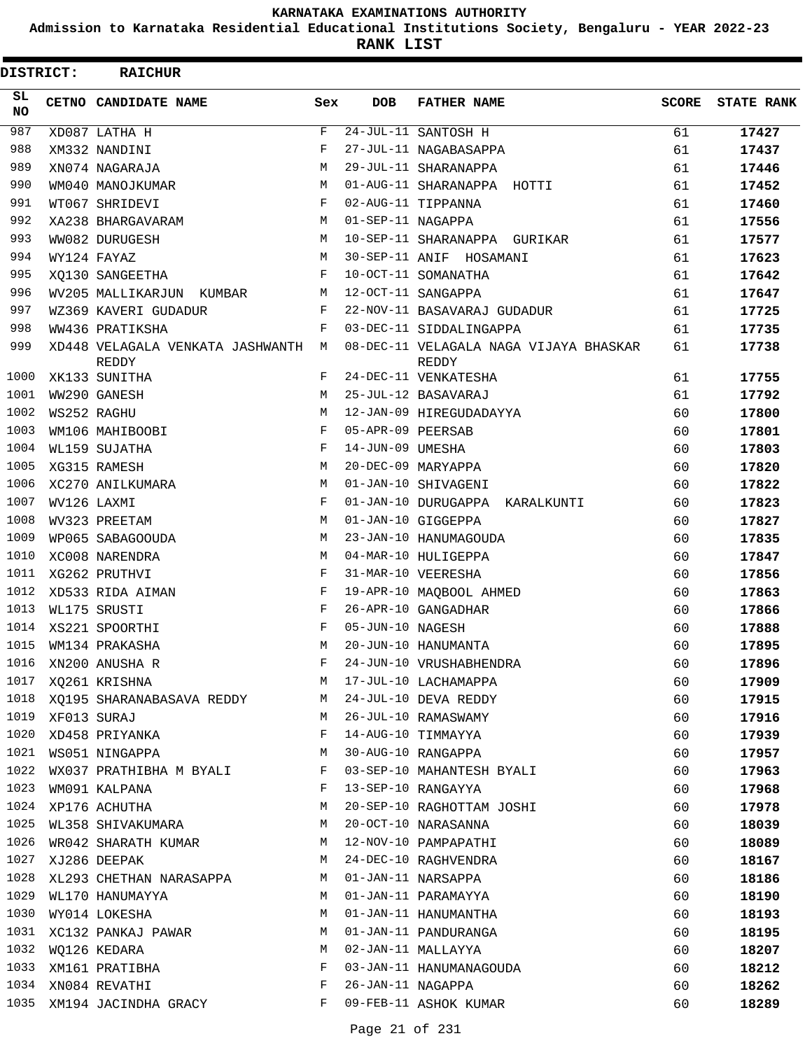# KARNATAKA EXAMINATIONS AUTHORITY

**Admission to Karnataka Residential Educational Institutions Society, Bengaluru - YEAR 2022-23**

**RANK LIST**

**DISTRICT: RAICHUR**

| SL NO | CETNO | CANDIDATE NAME | Sex | DOB | FATHER NAME | SCORE | STATE RANK |
|---|---|---|---|---|---|---|---|
| 987 | XD087 | LATHA H | F | 24-JUL-11 | SANTOSH H | 61 | 17427 |
| 988 | XM332 | NANDINI | F | 27-JUL-11 | NAGABASAPPA | 61 | 17437 |
| 989 | XN074 | NAGARAJA | M | 29-JUL-11 | SHARANAPPA | 61 | 17446 |
| 990 | WM040 | MANOJKUMAR | M | 01-AUG-11 | SHARANAPPA HOTTI | 61 | 17452 |
| 991 | WT067 | SHRIDEVI | F | 02-AUG-11 | TIPPANNA | 61 | 17460 |
| 992 | XA238 | BHARGAVARAM | M | 01-SEP-11 | NAGAPPA | 61 | 17556 |
| 993 | WW082 | DURUGESH | M | 10-SEP-11 | SHARANAPPA GURIKAR | 61 | 17577 |
| 994 | WY124 | FAYAZ | M | 30-SEP-11 | ANIF HOSAMANI | 61 | 17623 |
| 995 | XQ130 | SANGEETHA | F | 10-OCT-11 | SOMANATHA | 61 | 17642 |
| 996 | WV205 | MALLIKARJUN KUMBAR | M | 12-OCT-11 | SANGAPPA | 61 | 17647 |
| 997 | WZ369 | KAVERI GUDADUR | F | 22-NOV-11 | BASAVARAJ GUDADUR | 61 | 17725 |
| 998 | WW436 | PRATIKSHA | F | 03-DEC-11 | SIDDALINGAPPA | 61 | 17735 |
| 999 | XD448 | VELAGALA VENKATA JASHWANTH REDDY | M | 08-DEC-11 | VELAGALA NAGA VIJAYA BHASKAR REDDY | 61 | 17738 |
| 1000 | XK133 | SUNITHA | F | 24-DEC-11 | VENKATESHA | 61 | 17755 |
| 1001 | WW290 | GANESH | M | 25-JUL-12 | BASAVARAJ | 61 | 17792 |
| 1002 | WS252 | RAGHU | M | 12-JAN-09 | HIREGUDADAYYA | 60 | 17800 |
| 1003 | WM106 | MAHIBOOBI | F | 05-APR-09 | PEERSAB | 60 | 17801 |
| 1004 | WL159 | SUJATHA | F | 14-JUN-09 | UMESHA | 60 | 17803 |
| 1005 | XG315 | RAMESH | M | 20-DEC-09 | MARYAPPA | 60 | 17820 |
| 1006 | XC270 | ANILKUMARA | M | 01-JAN-10 | SHIVAGENI | 60 | 17822 |
| 1007 | WV126 | LAXMI | F | 01-JAN-10 | DURUGAPPA KARALKUNTI | 60 | 17823 |
| 1008 | WV323 | PREETAM | M | 01-JAN-10 | GIGGEPPA | 60 | 17827 |
| 1009 | WP065 | SABAGOOUDA | M | 23-JAN-10 | HANUMAGOUDA | 60 | 17835 |
| 1010 | XC008 | NARENDRA | M | 04-MAR-10 | HULIGEPPA | 60 | 17847 |
| 1011 | XG262 | PRUTHVI | F | 31-MAR-10 | VEERESHA | 60 | 17856 |
| 1012 | XD533 | RIDA AIMAN | F | 19-APR-10 | MAQBOOL AHMED | 60 | 17863 |
| 1013 | WL175 | SRUSTI | F | 26-APR-10 | GANGADHAR | 60 | 17866 |
| 1014 | XS221 | SPOORTHI | F | 05-JUN-10 | NAGESH | 60 | 17888 |
| 1015 | WM134 | PRAKASHA | M | 20-JUN-10 | HANUMANTA | 60 | 17895 |
| 1016 | XN200 | ANUSHA R | F | 24-JUN-10 | VRUSHABHENDRA | 60 | 17896 |
| 1017 | XQ261 | KRISHNA | M | 17-JUL-10 | LACHAMAPPA | 60 | 17909 |
| 1018 | XQ195 | SHARANABASAVA REDDY | M | 24-JUL-10 | DEVA REDDY | 60 | 17915 |
| 1019 | XF013 | SURAJ | M | 26-JUL-10 | RAMASWAMY | 60 | 17916 |
| 1020 | XD458 | PRIYANKA | F | 14-AUG-10 | TIMMAYYA | 60 | 17939 |
| 1021 | WS051 | NINGAPPA | M | 30-AUG-10 | RANGAPPA | 60 | 17957 |
| 1022 | WX037 | PRATHIBHA M BYALI | F | 03-SEP-10 | MAHANTESH BYALI | 60 | 17963 |
| 1023 | WM091 | KALPANA | F | 13-SEP-10 | RANGAYYA | 60 | 17968 |
| 1024 | XP176 | ACHUTHA | M | 20-SEP-10 | RAGHOTTAM JOSHI | 60 | 17978 |
| 1025 | WL358 | SHIVAKUMARA | M | 20-OCT-10 | NARASANNA | 60 | 18039 |
| 1026 | WR042 | SHARATH KUMAR | M | 12-NOV-10 | PAMPAPATHI | 60 | 18089 |
| 1027 | XJ286 | DEEPAK | M | 24-DEC-10 | RAGHVENDRA | 60 | 18167 |
| 1028 | XL293 | CHETHAN NARASAPPA | M | 01-JAN-11 | NARSAPPA | 60 | 18186 |
| 1029 | WL170 | HANUMAYYA | M | 01-JAN-11 | PARAMAYYA | 60 | 18190 |
| 1030 | WY014 | LOKESHA | M | 01-JAN-11 | HANUMANTHA | 60 | 18193 |
| 1031 | XC132 | PANKAJ PAWAR | M | 01-JAN-11 | PANDURANGA | 60 | 18195 |
| 1032 | WQ126 | KEDARA | M | 02-JAN-11 | MALLAYYA | 60 | 18207 |
| 1033 | XM161 | PRATIBHA | F | 03-JAN-11 | HANUMANAGOUDA | 60 | 18212 |
| 1034 | XN084 | REVATHI | F | 26-JAN-11 | NAGAPPA | 60 | 18262 |
| 1035 | XM194 | JACINDHA GRACY | F | 09-FEB-11 | ASHOK KUMAR | 60 | 18289 |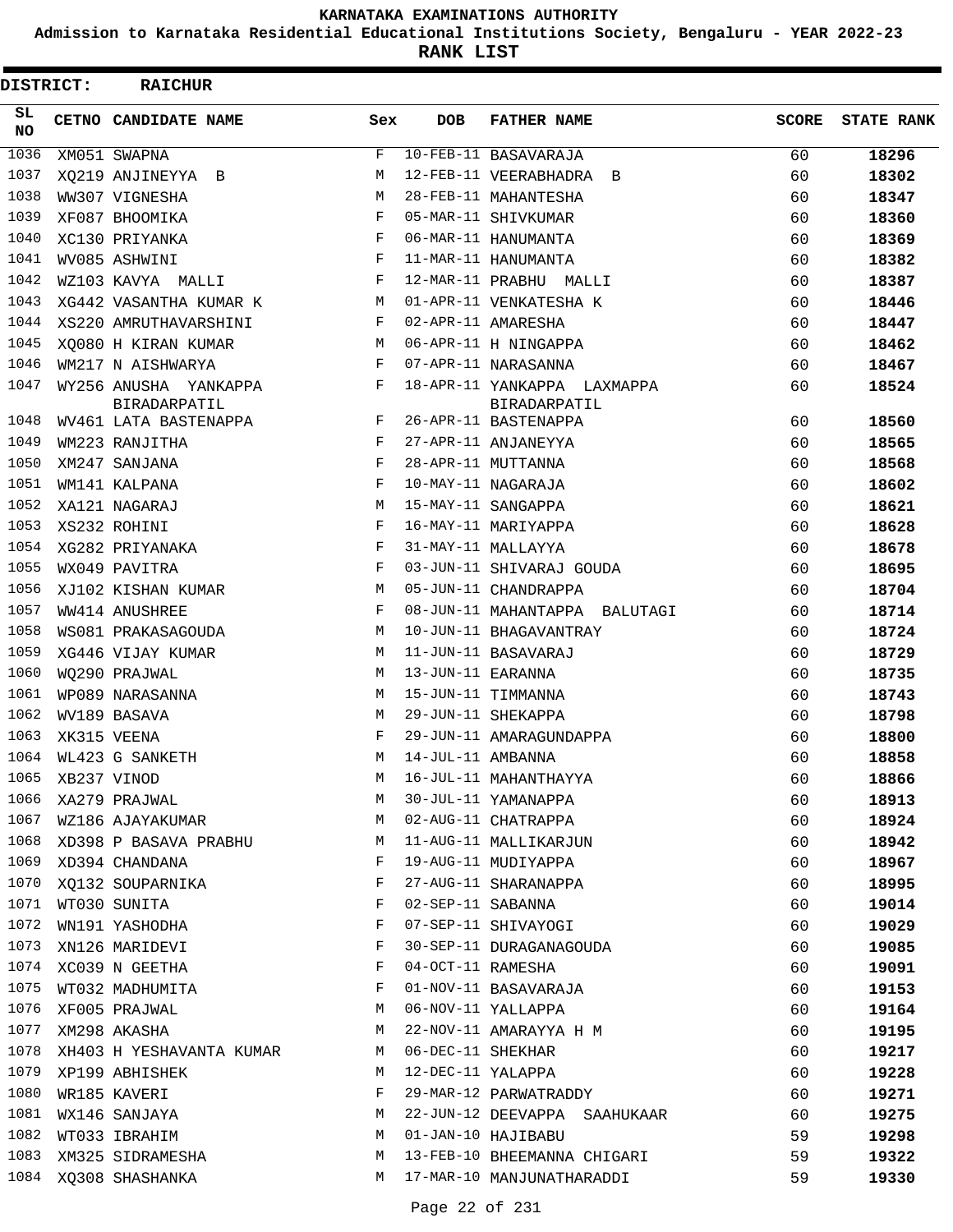# KARNATAKA EXAMINATIONS AUTHORITY

**Admission to Karnataka Residential Educational Institutions Society, Bengaluru - YEAR 2022-23**

**RANK LIST**

**DISTRICT: RAICHUR**

| SL NO | CETNO | CANDIDATE NAME | Sex | DOB | FATHER NAME | SCORE | STATE RANK |
|---|---|---|---|---|---|---|---|
| 1036 | XM051 | SWAPNA | F | 10-FEB-11 | BASAVARAJA | 60 | 18296 |
| 1037 | XQ219 | ANJINEYYA B | M | 12-FEB-11 | VEERABHADRA B | 60 | 18302 |
| 1038 | WW307 | VIGNESHA | M | 28-FEB-11 | MAHANTESHA | 60 | 18347 |
| 1039 | XF087 | BHOOMIKA | F | 05-MAR-11 | SHIVKUMAR | 60 | 18360 |
| 1040 | XC130 | PRIYANKA | F | 06-MAR-11 | HANUMANTA | 60 | 18369 |
| 1041 | WV085 | ASHWINI | F | 11-MAR-11 | HANUMANTA | 60 | 18382 |
| 1042 | WZ103 | KAVYA MALLI | F | 12-MAR-11 | PRABHU MALLI | 60 | 18387 |
| 1043 | XG442 | VASANTHA KUMAR K | M | 01-APR-11 | VENKATESHA K | 60 | 18446 |
| 1044 | XS220 | AMRUTHAVARSHINI | F | 02-APR-11 | AMARESHA | 60 | 18447 |
| 1045 | XQ080 | H KIRAN KUMAR | M | 06-APR-11 | H NINGAPPA | 60 | 18462 |
| 1046 | WM217 | N AISHWARYA | F | 07-APR-11 | NARASANNA | 60 | 18467 |
| 1047 | WY256 | ANUSHA YANKAPPA BIRADARPATIL | F | 18-APR-11 | YANKAPPA LAXMAPPA BIRADARPATIL | 60 | 18524 |
| 1048 | WV461 | LATA BASTENAPPA | F | 26-APR-11 | BASTENAPPA | 60 | 18560 |
| 1049 | WM223 | RANJITHA | F | 27-APR-11 | ANJANEYYA | 60 | 18565 |
| 1050 | XM247 | SANJANA | F | 28-APR-11 | MUTTANNA | 60 | 18568 |
| 1051 | WM141 | KALPANA | F | 10-MAY-11 | NAGARAJA | 60 | 18602 |
| 1052 | XA121 | NAGARAJ | M | 15-MAY-11 | SANGAPPA | 60 | 18621 |
| 1053 | XS232 | ROHINI | F | 16-MAY-11 | MARIYAPPA | 60 | 18628 |
| 1054 | XG282 | PRIYANAKA | F | 31-MAY-11 | MALLAYYA | 60 | 18678 |
| 1055 | WX049 | PAVITRA | F | 03-JUN-11 | SHIVARAJ GOUDA | 60 | 18695 |
| 1056 | XJ102 | KISHAN KUMAR | M | 05-JUN-11 | CHANDRAPPA | 60 | 18704 |
| 1057 | WW414 | ANUSHREE | F | 08-JUN-11 | MAHANTAPPA BALUTAGI | 60 | 18714 |
| 1058 | WS081 | PRAKASAGOUDA | M | 10-JUN-11 | BHAGAVANTRAY | 60 | 18724 |
| 1059 | XG446 | VIJAY KUMAR | M | 11-JUN-11 | BASAVARAJ | 60 | 18729 |
| 1060 | WQ290 | PRAJWAL | M | 13-JUN-11 | EARANNA | 60 | 18735 |
| 1061 | WP089 | NARASANNA | M | 15-JUN-11 | TIMMANNA | 60 | 18743 |
| 1062 | WV189 | BASAVA | M | 29-JUN-11 | SHEKAPPA | 60 | 18798 |
| 1063 | XK315 | VEENA | F | 29-JUN-11 | AMARAGUNDAPPA | 60 | 18800 |
| 1064 | WL423 | G SANKETH | M | 14-JUL-11 | AMBANNA | 60 | 18858 |
| 1065 | XB237 | VINOD | M | 16-JUL-11 | MAHANTHAYYA | 60 | 18866 |
| 1066 | XA279 | PRAJWAL | M | 30-JUL-11 | YAMANAPPA | 60 | 18913 |
| 1067 | WZ186 | AJAYAKUMAR | M | 02-AUG-11 | CHATRAPPA | 60 | 18924 |
| 1068 | XD398 | P BASAVA PRABHU | M | 11-AUG-11 | MALLIKARJUN | 60 | 18942 |
| 1069 | XD394 | CHANDANA | F | 19-AUG-11 | MUDIYAPPA | 60 | 18967 |
| 1070 | XQ132 | SOUPARNIKA | F | 27-AUG-11 | SHARANAPPA | 60 | 18995 |
| 1071 | WT030 | SUNITA | F | 02-SEP-11 | SABANNA | 60 | 19014 |
| 1072 | WN191 | YASHODHA | F | 07-SEP-11 | SHIVAYOGI | 60 | 19029 |
| 1073 | XN126 | MARIDEVI | F | 30-SEP-11 | DURAGANAGOUDA | 60 | 19085 |
| 1074 | XC039 | N GEETHA | F | 04-OCT-11 | RAMESHA | 60 | 19091 |
| 1075 | WT032 | MADHUMITA | F | 01-NOV-11 | BASAVARAJA | 60 | 19153 |
| 1076 | XF005 | PRAJWAL | M | 06-NOV-11 | YALLAPPA | 60 | 19164 |
| 1077 | XM298 | AKASHA | M | 22-NOV-11 | AMARAYYA H M | 60 | 19195 |
| 1078 | XH403 | H YESHAVANTA KUMAR | M | 06-DEC-11 | SHEKHAR | 60 | 19217 |
| 1079 | XP199 | ABHISHEK | M | 12-DEC-11 | YALAPPA | 60 | 19228 |
| 1080 | WR185 | KAVERI | F | 29-MAR-12 | PARWATRADDY | 60 | 19271 |
| 1081 | WX146 | SANJAYA | M | 22-JUN-12 | DEEVAPPA SAAHUKAAR | 60 | 19275 |
| 1082 | WT033 | IBRAHIM | M | 01-JAN-10 | HAJIBABU | 59 | 19298 |
| 1083 | XM325 | SIDRAMESHA | M | 13-FEB-10 | BHEEMANNA CHIGARI | 59 | 19322 |
| 1084 | XQ308 | SHASHANKA | M | 17-MAR-10 | MANJUNATHARADDI | 59 | 19330 |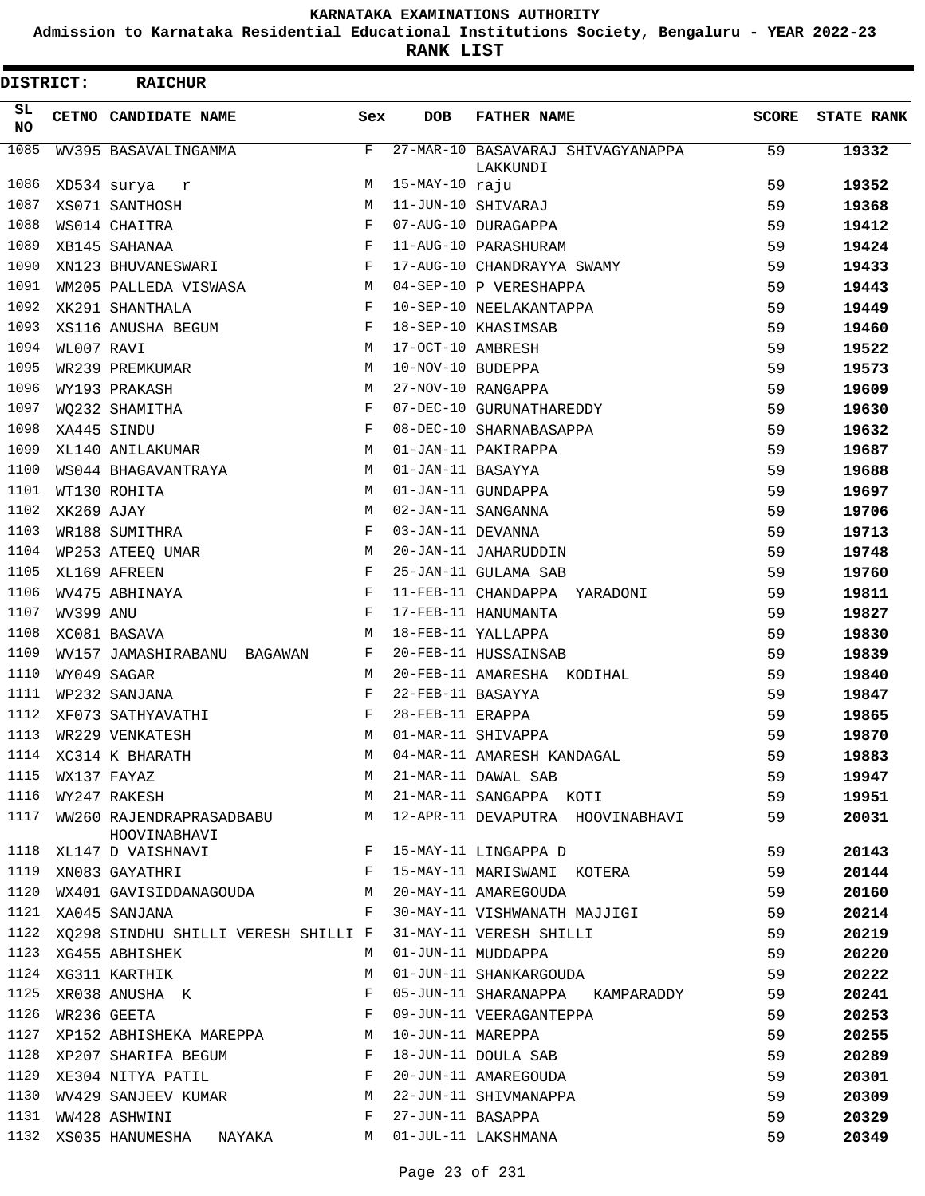# KARNATAKA EXAMINATIONS AUTHORITY

**Admission to Karnataka Residential Educational Institutions Society, Bengaluru - YEAR 2022-23**

**RANK LIST**

**DISTRICT: RAICHUR**

| SL NO | CETNO | CANDIDATE NAME | Sex | DOB | FATHER NAME | SCORE | STATE RANK |
|---|---|---|---|---|---|---|---|
| 1085 | WV395 | BASAVALINGAMMA | F | 27-MAR-10 | BASAVARAJ SHIVAGYANAPPA LAKKUNDI | 59 | 19332 |
| 1086 | XD534 | surya r | M | 15-MAY-10 | raju | 59 | 19352 |
| 1087 | XS071 | SANTHOSH | M | 11-JUN-10 | SHIVARAJ | 59 | 19368 |
| 1088 | WS014 | CHAITRA | F | 07-AUG-10 | DURAGAPPA | 59 | 19412 |
| 1089 | XB145 | SAHANAA | F | 11-AUG-10 | PARASHURAM | 59 | 19424 |
| 1090 | XN123 | BHUVANESWARI | F | 17-AUG-10 | CHANDRAYYA SWAMY | 59 | 19433 |
| 1091 | WM205 | PALLEDA VISWASA | M | 04-SEP-10 | P VERESHAPPA | 59 | 19443 |
| 1092 | XK291 | SHANTHALA | F | 10-SEP-10 | NEELAKANTAPPA | 59 | 19449 |
| 1093 | XS116 | ANUSHA BEGUM | F | 18-SEP-10 | KHASIMSAB | 59 | 19460 |
| 1094 | WL007 | RAVI | M | 17-OCT-10 | AMBRESH | 59 | 19522 |
| 1095 | WR239 | PREMKUMAR | M | 10-NOV-10 | BUDEPPA | 59 | 19573 |
| 1096 | WY193 | PRAKASH | M | 27-NOV-10 | RANGAPPA | 59 | 19609 |
| 1097 | WQ232 | SHAMITHA | F | 07-DEC-10 | GURUNATHAREDDY | 59 | 19630 |
| 1098 | XA445 | SINDU | F | 08-DEC-10 | SHARNABASAPPA | 59 | 19632 |
| 1099 | XL140 | ANILAKUMAR | M | 01-JAN-11 | PAKIRAPPA | 59 | 19687 |
| 1100 | WS044 | BHAGAVANTRAYA | M | 01-JAN-11 | BASAYYA | 59 | 19688 |
| 1101 | WT130 | ROHITA | M | 01-JAN-11 | GUNDAPPA | 59 | 19697 |
| 1102 | XK269 | AJAY | M | 02-JAN-11 | SANGANNA | 59 | 19706 |
| 1103 | WR188 | SUMITHRA | F | 03-JAN-11 | DEVANNA | 59 | 19713 |
| 1104 | WP253 | ATEEQ UMAR | M | 20-JAN-11 | JAHARUDDIN | 59 | 19748 |
| 1105 | XL169 | AFREEN | F | 25-JAN-11 | GULAMA SAB | 59 | 19760 |
| 1106 | WV475 | ABHINAYA | F | 11-FEB-11 | CHANDAPPA YARADONI | 59 | 19811 |
| 1107 | WV399 | ANU | F | 17-FEB-11 | HANUMANTA | 59 | 19827 |
| 1108 | XC081 | BASAVA | M | 18-FEB-11 | YALLAPPA | 59 | 19830 |
| 1109 | WV157 | JAMASHIRABANU BAGAWAN | F | 20-FEB-11 | HUSSAINSAB | 59 | 19839 |
| 1110 | WY049 | SAGAR | M | 20-FEB-11 | AMARESHA KODIHAL | 59 | 19840 |
| 1111 | WP232 | SANJANA | F | 22-FEB-11 | BASAYYA | 59 | 19847 |
| 1112 | XF073 | SATHYAVATHI | F | 28-FEB-11 | ERAPPA | 59 | 19865 |
| 1113 | WR229 | VENKATESH | M | 01-MAR-11 | SHIVAPPA | 59 | 19870 |
| 1114 | XC314 | K BHARATH | M | 04-MAR-11 | AMARESH KANDAGAL | 59 | 19883 |
| 1115 | WX137 | FAYAZ | M | 21-MAR-11 | DAWAL SAB | 59 | 19947 |
| 1116 | WY247 | RAKESH | M | 21-MAR-11 | SANGAPPA KOTI | 59 | 19951 |
| 1117 | WW260 | RAJENDRAPRASADBABU HOOVINABHAVI | M | 12-APR-11 | DEVAPUTRA HOOVINABHAVI | 59 | 20031 |
| 1118 | XL147 | D VAISHNAVI | F | 15-MAY-11 | LINGAPPA D | 59 | 20143 |
| 1119 | XN083 | GAYATHRI | F | 15-MAY-11 | MARISWAMI KOTERA | 59 | 20144 |
| 1120 | WX401 | GAVISIDDANAGOUDA | M | 20-MAY-11 | AMAREGOUDA | 59 | 20160 |
| 1121 | XA045 | SANJANA | F | 30-MAY-11 | VISHWANATH MAJJIGI | 59 | 20214 |
| 1122 | XQ298 | SINDHU SHILLI VERESH SHILLI | F | 31-MAY-11 | VERESH SHILLI | 59 | 20219 |
| 1123 | XG455 | ABHISHEK | M | 01-JUN-11 | MUDDAPPA | 59 | 20220 |
| 1124 | XG311 | KARTHIK | M | 01-JUN-11 | SHANKARGOUDA | 59 | 20222 |
| 1125 | XR038 | ANUSHA K | F | 05-JUN-11 | SHARANAPPA KAMPARADDY | 59 | 20241 |
| 1126 | WR236 | GEETA | F | 09-JUN-11 | VEERAGANTEPPA | 59 | 20253 |
| 1127 | XP152 | ABHISHEKA MAREPPA | M | 10-JUN-11 | MAREPPA | 59 | 20255 |
| 1128 | XP207 | SHARIFA BEGUM | F | 18-JUN-11 | DOULA SAB | 59 | 20289 |
| 1129 | XE304 | NITYA PATIL | F | 20-JUN-11 | AMAREGOUDA | 59 | 20301 |
| 1130 | WV429 | SANJEEV KUMAR | M | 22-JUN-11 | SHIVMANAPPA | 59 | 20309 |
| 1131 | WW428 | ASHWINI | F | 27-JUN-11 | BASAPPA | 59 | 20329 |
| 1132 | XS035 | HANUMESHA NAYAKA | M | 01-JUL-11 | LAKSHMANA | 59 | 20349 |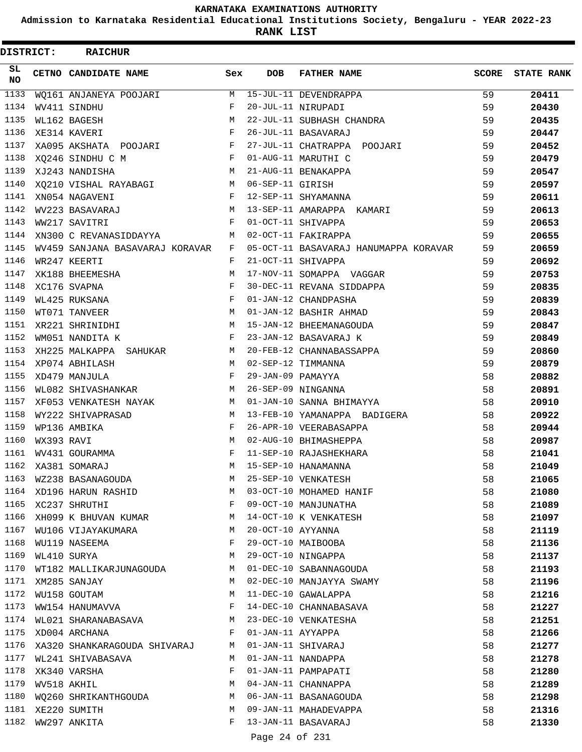KARNATAKA EXAMINATIONS AUTHORITY

Admission to Karnataka Residential Educational Institutions Society, Bengaluru - YEAR 2022-23

**RANK LIST**

**DISTRICT: RAICHUR**

| SL NO | CETNO | CANDIDATE NAME | Sex | DOB | FATHER NAME | SCORE | STATE RANK |
|---|---|---|---|---|---|---|---|
| 1133 | WQ161 | ANJANEYA POOJARI | M | 15-JUL-11 | DEVENDRAPPA | 59 | 20411 |
| 1134 | WV411 | SINDHU | F | 20-JUL-11 | NIRUPADI | 59 | 20430 |
| 1135 | WL162 | BAGESH | M | 22-JUL-11 | SUBHASH CHANDRA | 59 | 20435 |
| 1136 | XE314 | KAVERI | F | 26-JUL-11 | BASAVARAJ | 59 | 20447 |
| 1137 | XA095 | AKSHATA POOJARI | F | 27-JUL-11 | CHATRAPPA POOJARI | 59 | 20452 |
| 1138 | XQ246 | SINDHU C M | F | 01-AUG-11 | MARUTHI C | 59 | 20479 |
| 1139 | XJ243 | NANDISHA | M | 21-AUG-11 | BENAKAPPA | 59 | 20547 |
| 1140 | XQ210 | VISHAL RAYABAGI | M | 06-SEP-11 | GIRISH | 59 | 20597 |
| 1141 | XN054 | NAGAVENI | F | 12-SEP-11 | SHYAMANNA | 59 | 20611 |
| 1142 | WV223 | BASAVARAJ | M | 13-SEP-11 | AMARAPPA KAMARI | 59 | 20613 |
| 1143 | WW217 | SAVITRI | F | 01-OCT-11 | SHIVAPPA | 59 | 20653 |
| 1144 | XN300 | C REVANASIDDAYYA | M | 02-OCT-11 | FAKIRAPPA | 59 | 20655 |
| 1145 | WV459 | SANJANA BASAVARAJ KORAVAR | F | 05-OCT-11 | BASAVARAJ HANUMAPPA KORAVAR | 59 | 20659 |
| 1146 | WR247 | KEERTI | F | 21-OCT-11 | SHIVAPPA | 59 | 20692 |
| 1147 | XK188 | BHEEMESHA | M | 17-NOV-11 | SOMAPPA VAGGAR | 59 | 20753 |
| 1148 | XC176 | SVAPNA | F | 30-DEC-11 | REVANA SIDDAPPA | 59 | 20835 |
| 1149 | WL425 | RUKSANA | F | 01-JAN-12 | CHANDPASHA | 59 | 20839 |
| 1150 | WT071 | TANVEER | M | 01-JAN-12 | BASHIR AHMAD | 59 | 20843 |
| 1151 | XR221 | SHRINIDHI | M | 15-JAN-12 | BHEEMANAGOUDA | 59 | 20847 |
| 1152 | WM051 | NANDITA K | F | 23-JAN-12 | BASAVARAJ K | 59 | 20849 |
| 1153 | XH225 | MALKAPPA SAHUKAR | M | 20-FEB-12 | CHANNABASSAPPA | 59 | 20860 |
| 1154 | XP074 | ABHILASH | M | 02-SEP-12 | TIMMANNA | 59 | 20879 |
| 1155 | XD479 | MANJULA | F | 29-JAN-09 | PAMAYYA | 58 | 20882 |
| 1156 | WL082 | SHIVASHANKAR | M | 26-SEP-09 | NINGANNA | 58 | 20891 |
| 1157 | XF053 | VENKATESH NAYAK | M | 01-JAN-10 | SANNA BHIMAYYA | 58 | 20910 |
| 1158 | WY222 | SHIVAPRASAD | M | 13-FEB-10 | YAMANAPPA BADIGERA | 58 | 20922 |
| 1159 | WP136 | AMBIKA | F | 26-APR-10 | VEERABASAPPA | 58 | 20944 |
| 1160 | WX393 | RAVI | M | 02-AUG-10 | BHIMASHEPPA | 58 | 20987 |
| 1161 | WV431 | GOURAMMA | F | 11-SEP-10 | RAJASHEKHARA | 58 | 21041 |
| 1162 | XA381 | SOMARAJ | M | 15-SEP-10 | HANAMANNA | 58 | 21049 |
| 1163 | WZ238 | BASANAGOUDA | M | 25-SEP-10 | VENKATESH | 58 | 21065 |
| 1164 | XD196 | HARUN RASHID | M | 03-OCT-10 | MOHAMED HANIF | 58 | 21080 |
| 1165 | XC237 | SHRUTHI | F | 09-OCT-10 | MANJUNATHA | 58 | 21089 |
| 1166 | XH099 | K BHUVAN KUMAR | M | 14-OCT-10 | K VENKATESH | 58 | 21097 |
| 1167 | WU106 | VIJAYAKUMARA | M | 20-OCT-10 | AYYANNA | 58 | 21119 |
| 1168 | WU119 | NASEEMA | F | 29-OCT-10 | MAIBOOBA | 58 | 21136 |
| 1169 | WL410 | SURYA | M | 29-OCT-10 | NINGAPPA | 58 | 21137 |
| 1170 | WT182 | MALLIKARJUNAGOUDA | M | 01-DEC-10 | SABANNAGOUDA | 58 | 21193 |
| 1171 | XM285 | SANJAY | M | 02-DEC-10 | MANJAYYA SWAMY | 58 | 21196 |
| 1172 | WU158 | GOUTAM | M | 11-DEC-10 | GAWALAPPA | 58 | 21216 |
| 1173 | WW154 | HANUMAVVA | F | 14-DEC-10 | CHANNABASAVA | 58 | 21227 |
| 1174 | WL021 | SHARANABASAVA | M | 23-DEC-10 | VENKATESHA | 58 | 21251 |
| 1175 | XD004 | ARCHANA | F | 01-JAN-11 | AYYAPPA | 58 | 21266 |
| 1176 | XA320 | SHANKARAGOUDA SHIVARAJ | M | 01-JAN-11 | SHIVARAJ | 58 | 21277 |
| 1177 | WL241 | SHIVABASAVA | M | 01-JAN-11 | NANDAPPA | 58 | 21278 |
| 1178 | XK340 | VARSHA | F | 01-JAN-11 | PAMPAPATI | 58 | 21280 |
| 1179 | WV518 | AKHIL | M | 04-JAN-11 | CHANNAPPA | 58 | 21289 |
| 1180 | WQ260 | SHRIKANTHGOUDA | M | 06-JAN-11 | BASANAGOUDA | 58 | 21298 |
| 1181 | XE220 | SUMITH | M | 09-JAN-11 | MAHADEVAPPA | 58 | 21316 |
| 1182 | WW297 | ANKITA | F | 13-JAN-11 | BASAVARAJ | 58 | 21330 |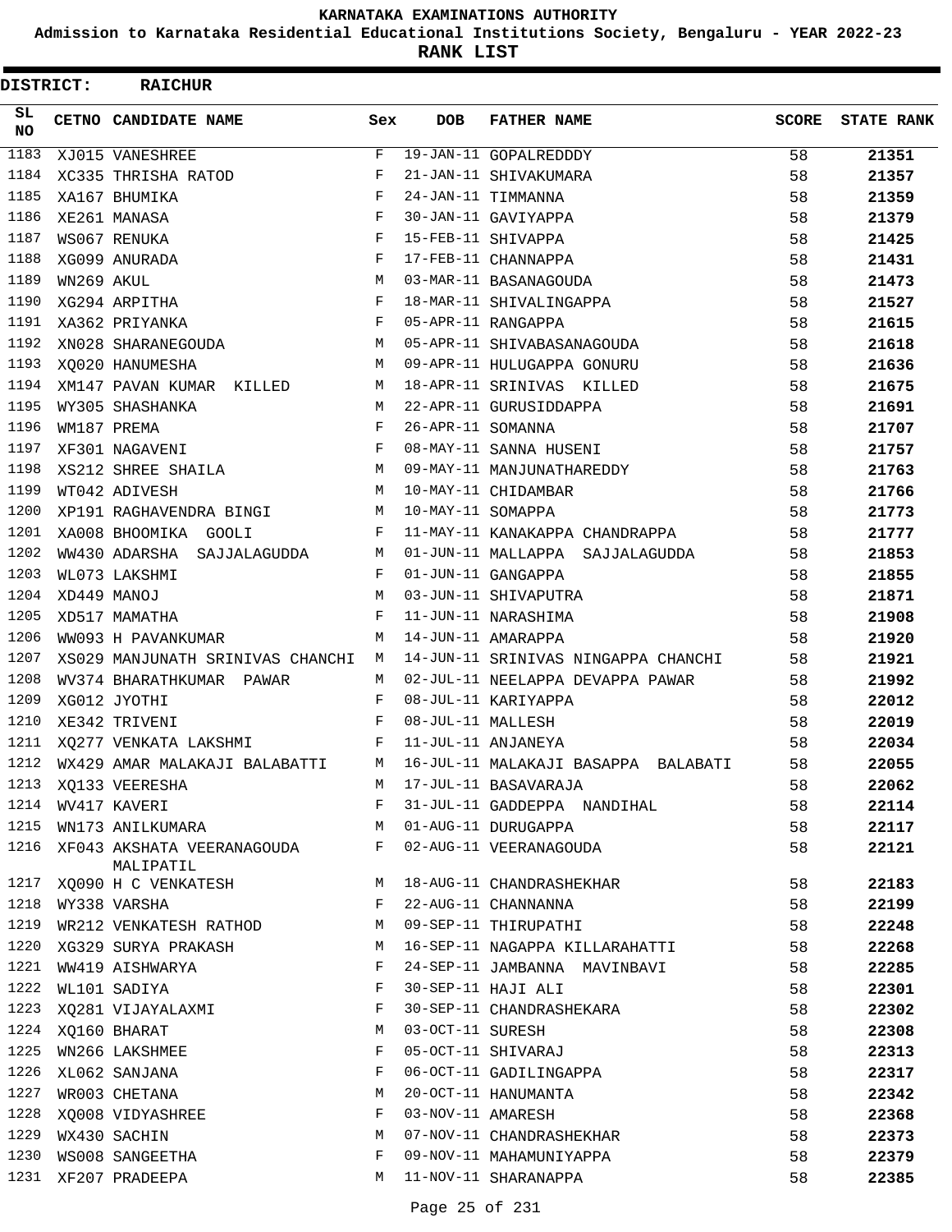KARNATAKA EXAMINATIONS AUTHORITY

Admission to Karnataka Residential Educational Institutions Society, Bengaluru - YEAR 2022-23

**RANK LIST**

**DISTRICT: RAICHUR**

| SL NO | CETNO | CANDIDATE NAME | Sex | DOB | FATHER NAME | SCORE | STATE RANK |
|---|---|---|---|---|---|---|---|
| 1183 | XJ015 | VANESHREE | F | 19-JAN-11 | GOPALREDDDY | 58 | 21351 |
| 1184 | XC335 | THRISHA RATOD | F | 21-JAN-11 | SHIVAKUMARA | 58 | 21357 |
| 1185 | XA167 | BHUMIKA | F | 24-JAN-11 | TIMMANNA | 58 | 21359 |
| 1186 | XE261 | MANASA | F | 30-JAN-11 | GAVIYAPPA | 58 | 21379 |
| 1187 | WS067 | RENUKA | F | 15-FEB-11 | SHIVAPPA | 58 | 21425 |
| 1188 | XG099 | ANURADA | F | 17-FEB-11 | CHANNAPPA | 58 | 21431 |
| 1189 | WN269 | AKUL | M | 03-MAR-11 | BASANAGOUDA | 58 | 21473 |
| 1190 | XG294 | ARPITHA | F | 18-MAR-11 | SHIVALINGAPPA | 58 | 21527 |
| 1191 | XA362 | PRIYANKA | F | 05-APR-11 | RANGAPPA | 58 | 21615 |
| 1192 | XN028 | SHARANEGOUDA | M | 05-APR-11 | SHIVABASANAGOUDA | 58 | 21618 |
| 1193 | XQ020 | HANUMESHA | M | 09-APR-11 | HULUGAPPA GONURU | 58 | 21636 |
| 1194 | XM147 | PAVAN KUMAR KILLED | M | 18-APR-11 | SRINIVAS KILLED | 58 | 21675 |
| 1195 | WY305 | SHASHANKA | M | 22-APR-11 | GURUSIDDAPPA | 58 | 21691 |
| 1196 | WM187 | PREMA | F | 26-APR-11 | SOMANNA | 58 | 21707 |
| 1197 | XF301 | NAGAVENI | F | 08-MAY-11 | SANNA HUSENI | 58 | 21757 |
| 1198 | XS212 | SHREE SHAILA | M | 09-MAY-11 | MANJUNATHAREDDY | 58 | 21763 |
| 1199 | WT042 | ADIVESH | M | 10-MAY-11 | CHIDAMBAR | 58 | 21766 |
| 1200 | XP191 | RAGHAVENDRA BINGI | M | 10-MAY-11 | SOMAPPA | 58 | 21773 |
| 1201 | XA008 | BHOOMIKA GOOLI | F | 11-MAY-11 | KANAKAPPA CHANDRAPPA | 58 | 21777 |
| 1202 | WW430 | ADARSHA SAJJALAGUDDA | M | 01-JUN-11 | MALLAPPA SAJJALAGUDDA | 58 | 21853 |
| 1203 | WL073 | LAKSHMI | F | 01-JUN-11 | GANGAPPA | 58 | 21855 |
| 1204 | XD449 | MANOJ | M | 03-JUN-11 | SHIVAPUTRA | 58 | 21871 |
| 1205 | XD517 | MAMATHA | F | 11-JUN-11 | NARASHIMA | 58 | 21908 |
| 1206 | WW093 | H PAVANKUMAR | M | 14-JUN-11 | AMARAPPA | 58 | 21920 |
| 1207 | XS029 | MANJUNATH SRINIVAS CHANCHI | M | 14-JUN-11 | SRINIVAS NINGAPPA CHANCHI | 58 | 21921 |
| 1208 | WV374 | BHARATHKUMAR PAWAR | M | 02-JUL-11 | NEELAPPA DEVAPPA PAWAR | 58 | 21992 |
| 1209 | XG012 | JYOTHI | F | 08-JUL-11 | KARIYAPPA | 58 | 22012 |
| 1210 | XE342 | TRIVENI | F | 08-JUL-11 | MALLESH | 58 | 22019 |
| 1211 | XQ277 | VENKATA LAKSHMI | F | 11-JUL-11 | ANJANEYA | 58 | 22034 |
| 1212 | WX429 | AMAR MALAKAJI BALABATTI | M | 16-JUL-11 | MALAKAJI BASAPPA BALABATI | 58 | 22055 |
| 1213 | XQ133 | VEERESHA | M | 17-JUL-11 | BASAVARAJA | 58 | 22062 |
| 1214 | WV417 | KAVERI | F | 31-JUL-11 | GADDEPPA NANDIHAL | 58 | 22114 |
| 1215 | WN173 | ANILKUMARA | M | 01-AUG-11 | DURUGAPPA | 58 | 22117 |
| 1216 | XF043 | AKSHATA VEERANAGOUDA MALIPATIL | F | 02-AUG-11 | VEERANAGOUDA | 58 | 22121 |
| 1217 | XQ090 | H C VENKATESH | M | 18-AUG-11 | CHANDRASHEKHAR | 58 | 22183 |
| 1218 | WY338 | VARSHA | F | 22-AUG-11 | CHANNANNA | 58 | 22199 |
| 1219 | WR212 | VENKATESH RATHOD | M | 09-SEP-11 | THIRUPATHI | 58 | 22248 |
| 1220 | XG329 | SURYA PRAKASH | M | 16-SEP-11 | NAGAPPA KILLARAHATTI | 58 | 22268 |
| 1221 | WW419 | AISHWARYA | F | 24-SEP-11 | JAMBANNA MAVINBAVI | 58 | 22285 |
| 1222 | WL101 | SADIYA | F | 30-SEP-11 | HAJI ALI | 58 | 22301 |
| 1223 | XQ281 | VIJAYALAXMI | F | 30-SEP-11 | CHANDRASHEKARA | 58 | 22302 |
| 1224 | XQ160 | BHARAT | M | 03-OCT-11 | SURESH | 58 | 22308 |
| 1225 | WN266 | LAKSHMEE | F | 05-OCT-11 | SHIVARAJ | 58 | 22313 |
| 1226 | XL062 | SANJANA | F | 06-OCT-11 | GADILINGAPPA | 58 | 22317 |
| 1227 | WR003 | CHETANA | M | 20-OCT-11 | HANUMANTA | 58 | 22342 |
| 1228 | XQ008 | VIDYASHREE | F | 03-NOV-11 | AMARESH | 58 | 22368 |
| 1229 | WX430 | SACHIN | M | 07-NOV-11 | CHANDRASHEKHAR | 58 | 22373 |
| 1230 | WS008 | SANGEETHA | F | 09-NOV-11 | MAHAMUNIYAPPA | 58 | 22379 |
| 1231 | XF207 | PRADEEPA | M | 11-NOV-11 | SHARANAPPA | 58 | 22385 |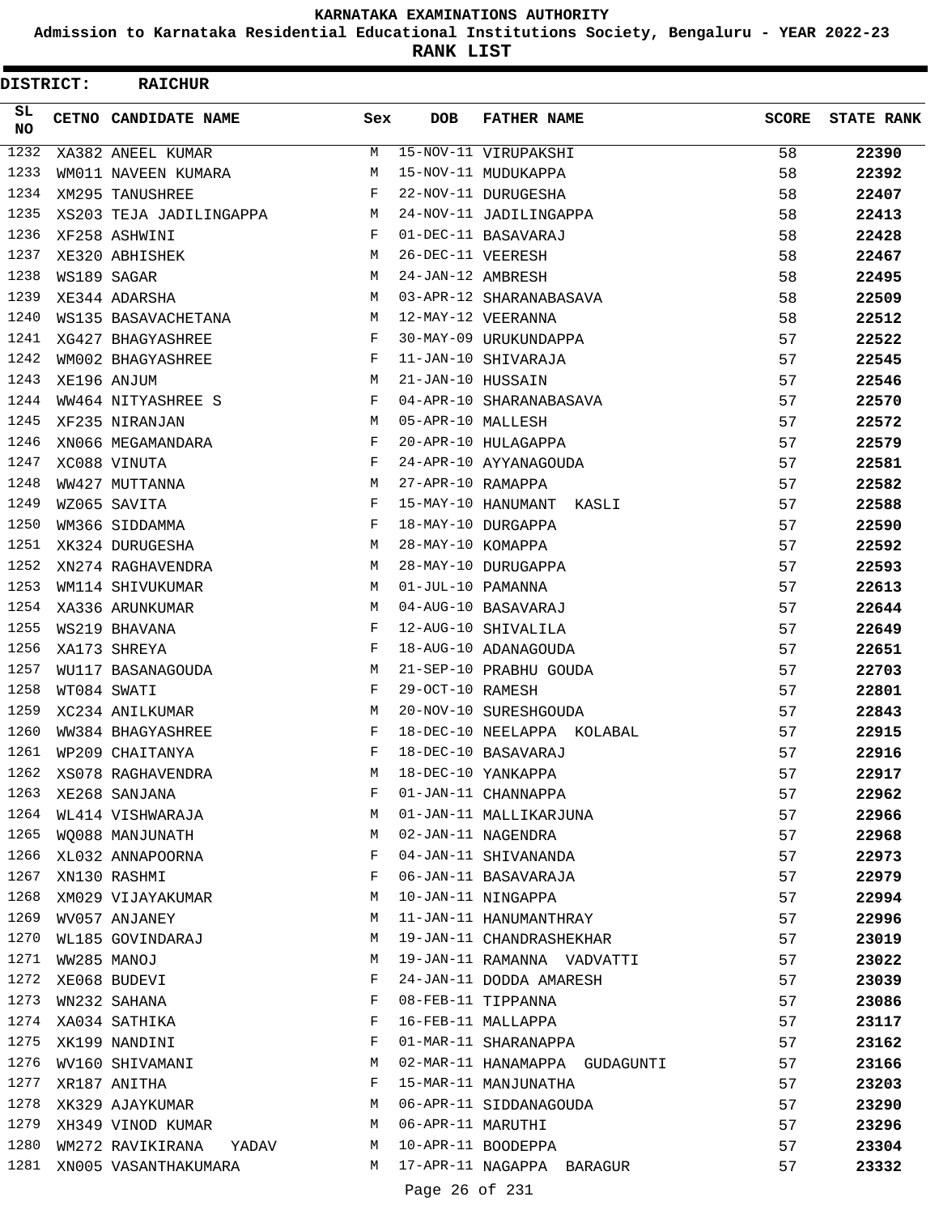# KARNATAKA EXAMINATIONS AUTHORITY

**Admission to Karnataka Residential Educational Institutions Society, Bengaluru - YEAR 2022-23**

**RANK LIST**

**DISTRICT: RAICHUR**

| SL NO | CETNO | CANDIDATE NAME | Sex | DOB | FATHER NAME | SCORE | STATE RANK |
|---|---|---|---|---|---|---|---|
| 1232 | XA382 | ANEEL KUMAR | M | 15-NOV-11 | VIRUPAKSHI | 58 | 22390 |
| 1233 | WM011 | NAVEEN KUMARA | M | 15-NOV-11 | MUDUKAPPA | 58 | 22392 |
| 1234 | XM295 | TANUSHREE | F | 22-NOV-11 | DURUGESHA | 58 | 22407 |
| 1235 | XS203 | TEJA JADILINGAPPA | M | 24-NOV-11 | JADILINGAPPA | 58 | 22413 |
| 1236 | XF258 | ASHWINI | F | 01-DEC-11 | BASAVARAJ | 58 | 22428 |
| 1237 | XE320 | ABHISHEK | M | 26-DEC-11 | VEERESH | 58 | 22467 |
| 1238 | WS189 | SAGAR | M | 24-JAN-12 | AMBRESH | 58 | 22495 |
| 1239 | XE344 | ADARSHA | M | 03-APR-12 | SHARANABASAVA | 58 | 22509 |
| 1240 | WS135 | BASAVACHETANA | M | 12-MAY-12 | VEERANNA | 58 | 22512 |
| 1241 | XG427 | BHAGYASHREE | F | 30-MAY-09 | URUKUNDAPPA | 57 | 22522 |
| 1242 | WM002 | BHAGYASHREE | F | 11-JAN-10 | SHIVARAJA | 57 | 22545 |
| 1243 | XE196 | ANJUM | M | 21-JAN-10 | HUSSAIN | 57 | 22546 |
| 1244 | WW464 | NITYASHREE S | F | 04-APR-10 | SHARANABASAVA | 57 | 22570 |
| 1245 | XF235 | NIRANJAN | M | 05-APR-10 | MALLESH | 57 | 22572 |
| 1246 | XN066 | MEGAMANDARA | F | 20-APR-10 | HULAGAPPA | 57 | 22579 |
| 1247 | XC088 | VINUTA | F | 24-APR-10 | AYYANAGOUDA | 57 | 22581 |
| 1248 | WW427 | MUTTANNA | M | 27-APR-10 | RAMAPPA | 57 | 22582 |
| 1249 | WZ065 | SAVITA | F | 15-MAY-10 | HANUMANT KASLI | 57 | 22588 |
| 1250 | WM366 | SIDDAMMA | F | 18-MAY-10 | DURGAPPA | 57 | 22590 |
| 1251 | XK324 | DURUGESHA | M | 28-MAY-10 | KOMAPPA | 57 | 22592 |
| 1252 | XN274 | RAGHAVENDRA | M | 28-MAY-10 | DURUGAPPA | 57 | 22593 |
| 1253 | WM114 | SHIVUKUMAR | M | 01-JUL-10 | PAMANNA | 57 | 22613 |
| 1254 | XA336 | ARUNKUMAR | M | 04-AUG-10 | BASAVARAJ | 57 | 22644 |
| 1255 | WS219 | BHAVANA | F | 12-AUG-10 | SHIVALILA | 57 | 22649 |
| 1256 | XA173 | SHREYA | F | 18-AUG-10 | ADANAGOUDA | 57 | 22651 |
| 1257 | WU117 | BASANAGOUDA | M | 21-SEP-10 | PRABHU GOUDA | 57 | 22703 |
| 1258 | WT084 | SWATI | F | 29-OCT-10 | RAMESH | 57 | 22801 |
| 1259 | XC234 | ANILKUMAR | M | 20-NOV-10 | SURESHGOUDA | 57 | 22843 |
| 1260 | WW384 | BHAGYASHREE | F | 18-DEC-10 | NEELAPPA KOLABAL | 57 | 22915 |
| 1261 | WP209 | CHAITANYA | F | 18-DEC-10 | BASAVARAJ | 57 | 22916 |
| 1262 | XS078 | RAGHAVENDRA | M | 18-DEC-10 | YANKAPPA | 57 | 22917 |
| 1263 | XE268 | SANJANA | F | 01-JAN-11 | CHANNAPPA | 57 | 22962 |
| 1264 | WL414 | VISHWARAJA | M | 01-JAN-11 | MALLIKARJUNA | 57 | 22966 |
| 1265 | WQ088 | MANJUNATH | M | 02-JAN-11 | NAGENDRA | 57 | 22968 |
| 1266 | XL032 | ANNAPOORNA | F | 04-JAN-11 | SHIVANANDA | 57 | 22973 |
| 1267 | XN130 | RASHMI | F | 06-JAN-11 | BASAVARAJA | 57 | 22979 |
| 1268 | XM029 | VIJAYAKUMAR | M | 10-JAN-11 | NINGAPPA | 57 | 22994 |
| 1269 | WV057 | ANJANEY | M | 11-JAN-11 | HANUMANTHRAY | 57 | 22996 |
| 1270 | WL185 | GOVINDARAJ | M | 19-JAN-11 | CHANDRASHEKHAR | 57 | 23019 |
| 1271 | WW285 | MANOJ | M | 19-JAN-11 | RAMANNA VADVATTI | 57 | 23022 |
| 1272 | XE068 | BUDEVI | F | 24-JAN-11 | DODDA AMARESH | 57 | 23039 |
| 1273 | WN232 | SAHANA | F | 08-FEB-11 | TIPPANNA | 57 | 23086 |
| 1274 | XA034 | SATHIKA | F | 16-FEB-11 | MALLAPPA | 57 | 23117 |
| 1275 | XK199 | NANDINI | F | 01-MAR-11 | SHARANAPPA | 57 | 23162 |
| 1276 | WV160 | SHIVAMANI | M | 02-MAR-11 | HANAMAPPA GUDAGUNTI | 57 | 23166 |
| 1277 | XR187 | ANITHA | F | 15-MAR-11 | MANJUNATHA | 57 | 23203 |
| 1278 | XK329 | AJAYKUMAR | M | 06-APR-11 | SIDDANAGOUDA | 57 | 23290 |
| 1279 | XH349 | VINOD KUMAR | M | 06-APR-11 | MARUTHI | 57 | 23296 |
| 1280 | WM272 | RAVIKIRANA YADAV | M | 10-APR-11 | BOODEPPA | 57 | 23304 |
| 1281 | XN005 | VASANTHAKUMARA | M | 17-APR-11 | NAGAPPA BARAGUR | 57 | 23332 |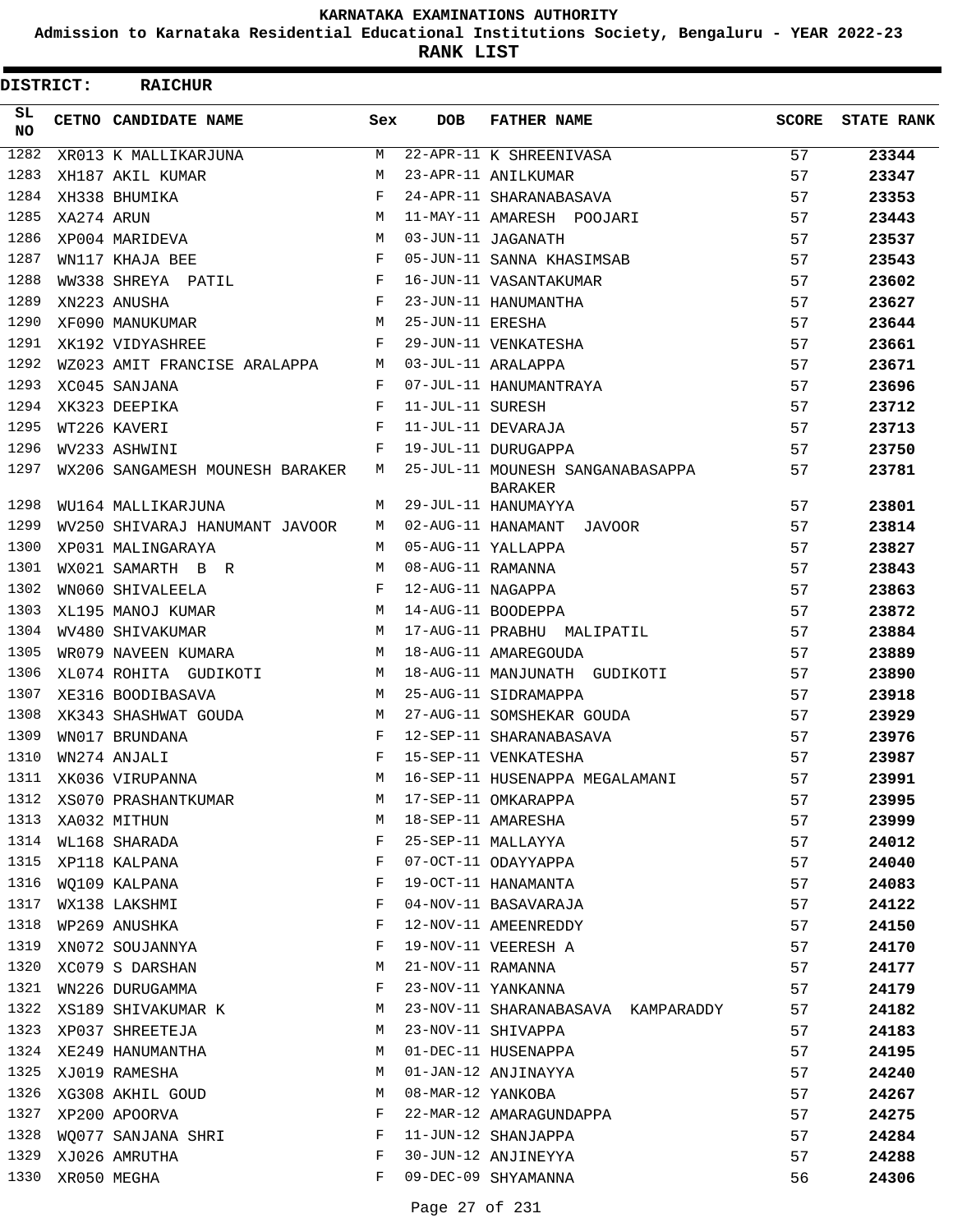KARNATAKA EXAMINATIONS AUTHORITY

Admission to Karnataka Residential Educational Institutions Society, Bengaluru - YEAR 2022-23

**RANK LIST**

**DISTRICT: RAICHUR**

| SL NO | CETNO | CANDIDATE NAME | Sex | DOB | FATHER NAME | SCORE | STATE RANK |
|---|---|---|---|---|---|---|---|
| 1282 | XR013 | K MALLIKARJUNA | M | 22-APR-11 | K SHREENIVASA | 57 | 23344 |
| 1283 | XH187 | AKIL KUMAR | M | 23-APR-11 | ANILKUMAR | 57 | 23347 |
| 1284 | XH338 | BHUMIKA | F | 24-APR-11 | SHARANABASAVA | 57 | 23353 |
| 1285 | XA274 | ARUN | M | 11-MAY-11 | AMARESH POOJARI | 57 | 23443 |
| 1286 | XP004 | MARIDEVA | M | 03-JUN-11 | JAGANATH | 57 | 23537 |
| 1287 | WN117 | KHAJA BEE | F | 05-JUN-11 | SANNA KHASIMSAB | 57 | 23543 |
| 1288 | WW338 | SHREYA PATIL | F | 16-JUN-11 | VASANTAKUMAR | 57 | 23602 |
| 1289 | XN223 | ANUSHA | F | 23-JUN-11 | HANUMANTHA | 57 | 23627 |
| 1290 | XF090 | MANUKUMAR | M | 25-JUN-11 | ERESHA | 57 | 23644 |
| 1291 | XK192 | VIDYASHREE | F | 29-JUN-11 | VENKATESHA | 57 | 23661 |
| 1292 | WZ023 | AMIT FRANCISE ARALAPPA | M | 03-JUL-11 | ARALAPPA | 57 | 23671 |
| 1293 | XC045 | SANJANA | F | 07-JUL-11 | HANUMANTRAYA | 57 | 23696 |
| 1294 | XK323 | DEEPIKA | F | 11-JUL-11 | SURESH | 57 | 23712 |
| 1295 | WT226 | KAVERI | F | 11-JUL-11 | DEVARAJA | 57 | 23713 |
| 1296 | WV233 | ASHWINI | F | 19-JUL-11 | DURUGAPPA | 57 | 23750 |
| 1297 | WX206 | SANGAMESH MOUNESH BARAKER | M | 25-JUL-11 | MOUNESH SANGANABASAPPA BARAKER | 57 | 23781 |
| 1298 | WU164 | MALLIKARJUNA | M | 29-JUL-11 | HANUMAYYA | 57 | 23801 |
| 1299 | WV250 | SHIVARAJ HANUMANT JAVOOR | M | 02-AUG-11 | HANAMANT JAVOOR | 57 | 23814 |
| 1300 | XP031 | MALINGARAYA | M | 05-AUG-11 | YALLAPPA | 57 | 23827 |
| 1301 | WX021 | SAMARTH B R | M | 08-AUG-11 | RAMANNA | 57 | 23843 |
| 1302 | WN060 | SHIVALEELA | F | 12-AUG-11 | NAGAPPA | 57 | 23863 |
| 1303 | XL195 | MANOJ KUMAR | M | 14-AUG-11 | BOODEPPA | 57 | 23872 |
| 1304 | WV480 | SHIVAKUMAR | M | 17-AUG-11 | PRABHU MALIPATIL | 57 | 23884 |
| 1305 | WR079 | NAVEEN KUMARA | M | 18-AUG-11 | AMAREGOUDA | 57 | 23889 |
| 1306 | XL074 | ROHITA GUDIKOTI | M | 18-AUG-11 | MANJUNATH GUDIKOTI | 57 | 23890 |
| 1307 | XE316 | BOODIBASAVA | M | 25-AUG-11 | SIDRAMAPPA | 57 | 23918 |
| 1308 | XK343 | SHASHWAT GOUDA | M | 27-AUG-11 | SOMSHEKAR GOUDA | 57 | 23929 |
| 1309 | WN017 | BRUNDANA | F | 12-SEP-11 | SHARANABASAVA | 57 | 23976 |
| 1310 | WN274 | ANJALI | F | 15-SEP-11 | VENKATESHA | 57 | 23987 |
| 1311 | XK036 | VIRUPANNA | M | 16-SEP-11 | HUSENAPPA MEGALAMANI | 57 | 23991 |
| 1312 | XS070 | PRASHANTKUMAR | M | 17-SEP-11 | OMKARAPPA | 57 | 23995 |
| 1313 | XA032 | MITHUN | M | 18-SEP-11 | AMARESHA | 57 | 23999 |
| 1314 | WL168 | SHARADA | F | 25-SEP-11 | MALLAYYA | 57 | 24012 |
| 1315 | XP118 | KALPANA | F | 07-OCT-11 | ODAYYAPPA | 57 | 24040 |
| 1316 | WQ109 | KALPANA | F | 19-OCT-11 | HANAMANTA | 57 | 24083 |
| 1317 | WX138 | LAKSHMI | F | 04-NOV-11 | BASAVARAJA | 57 | 24122 |
| 1318 | WP269 | ANUSHKA | F | 12-NOV-11 | AMEENREDDY | 57 | 24150 |
| 1319 | XN072 | SOUJANNYA | F | 19-NOV-11 | VEERESH A | 57 | 24170 |
| 1320 | XC079 | S DARSHAN | M | 21-NOV-11 | RAMANNA | 57 | 24177 |
| 1321 | WN226 | DURUGAMMA | F | 23-NOV-11 | YANKANNA | 57 | 24179 |
| 1322 | XS189 | SHIVAKUMAR K | M | 23-NOV-11 | SHARANABASAVA KAMPARADDY | 57 | 24182 |
| 1323 | XP037 | SHREETEJA | M | 23-NOV-11 | SHIVAPPA | 57 | 24183 |
| 1324 | XE249 | HANUMANTHA | M | 01-DEC-11 | HUSENAPPA | 57 | 24195 |
| 1325 | XJ019 | RAMESHA | M | 01-JAN-12 | ANJINAYYA | 57 | 24240 |
| 1326 | XG308 | AKHIL GOUD | M | 08-MAR-12 | YANKOBA | 57 | 24267 |
| 1327 | XP200 | APOORVA | F | 22-MAR-12 | AMARAGUNDAPPA | 57 | 24275 |
| 1328 | WQ077 | SANJANA SHRI | F | 11-JUN-12 | SHANJAPPA | 57 | 24284 |
| 1329 | XJ026 | AMRUTHA | F | 30-JUN-12 | ANJINEYYA | 57 | 24288 |
| 1330 | XR050 | MEGHA | F | 09-DEC-09 | SHYAMANNA | 56 | 24306 |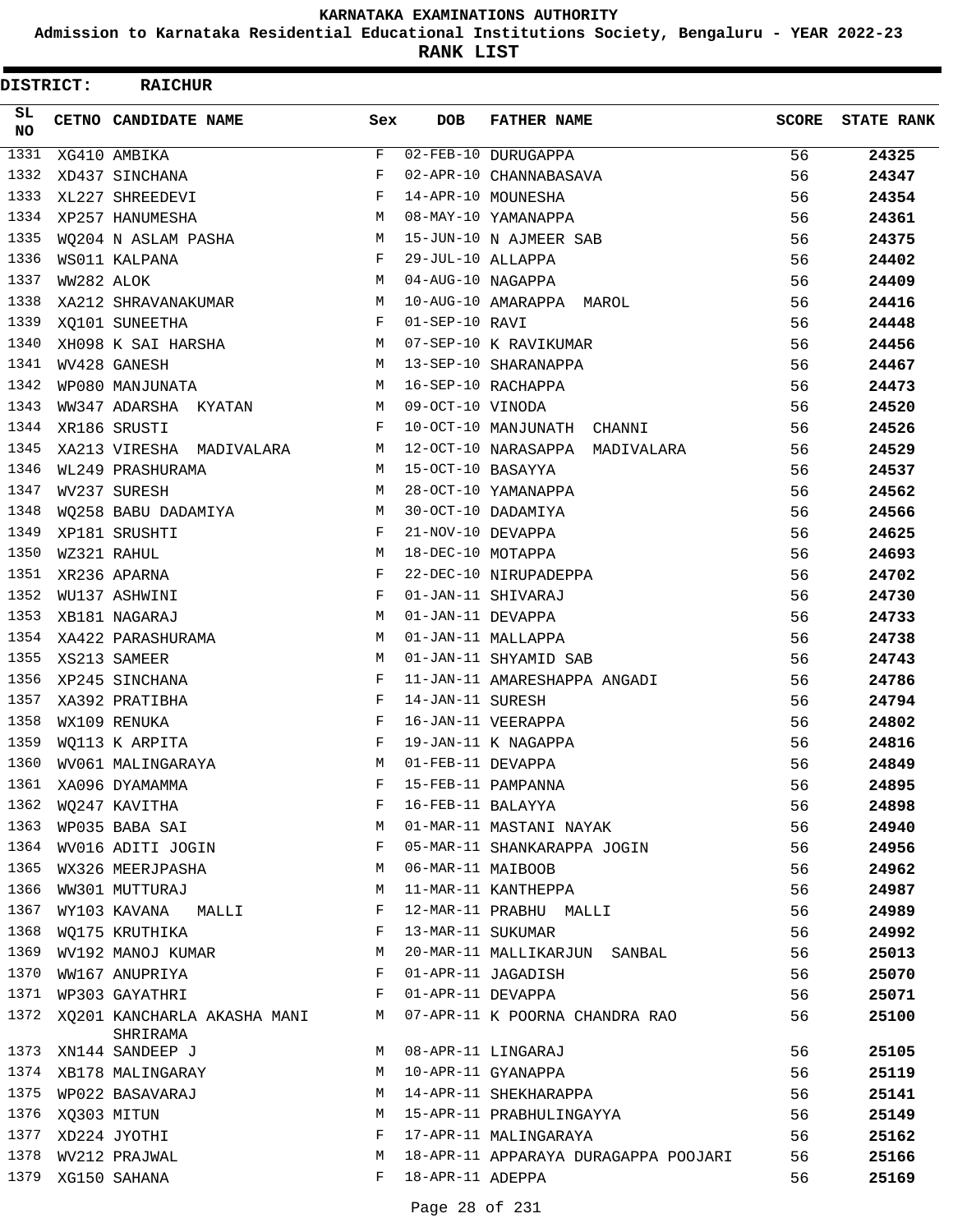# KARNATAKA EXAMINATIONS AUTHORITY

**Admission to Karnataka Residential Educational Institutions Society, Bengaluru - YEAR 2022-23**

**RANK LIST**

**DISTRICT: RAICHUR**

| SL NO | CETNO | CANDIDATE NAME | Sex | DOB | FATHER NAME | SCORE | STATE RANK |
|---|---|---|---|---|---|---|---|
| 1331 | XG410 | AMBIKA | F | 02-FEB-10 | DURUGAPPA | 56 | 24325 |
| 1332 | XD437 | SINCHANA | F | 02-APR-10 | CHANNABASAVA | 56 | 24347 |
| 1333 | XL227 | SHREEDEVI | F | 14-APR-10 | MOUNESHA | 56 | 24354 |
| 1334 | XP257 | HANUMESHA | M | 08-MAY-10 | YAMANAPPA | 56 | 24361 |
| 1335 | WQ204 | N ASLAM PASHA | M | 15-JUN-10 | N AJMEER SAB | 56 | 24375 |
| 1336 | WS011 | KALPANA | F | 29-JUL-10 | ALLAPPA | 56 | 24402 |
| 1337 | WW282 | ALOK | M | 04-AUG-10 | NAGAPPA | 56 | 24409 |
| 1338 | XA212 | SHRAVANAKUMAR | M | 10-AUG-10 | AMARAPPA MAROL | 56 | 24416 |
| 1339 | XQ101 | SUNEETHA | F | 01-SEP-10 | RAVI | 56 | 24448 |
| 1340 | XH098 | K SAI HARSHA | M | 07-SEP-10 | K RAVIKUMAR | 56 | 24456 |
| 1341 | WV428 | GANESH | M | 13-SEP-10 | SHARANAPPA | 56 | 24467 |
| 1342 | WP080 | MANJUNATA | M | 16-SEP-10 | RACHAPPA | 56 | 24473 |
| 1343 | WW347 | ADARSHA KYATAN | M | 09-OCT-10 | VINODA | 56 | 24520 |
| 1344 | XR186 | SRUSTI | F | 10-OCT-10 | MANJUNATH CHANNI | 56 | 24526 |
| 1345 | XA213 | VIRESHA MADIVALARA | M | 12-OCT-10 | NARASAPPA MADIVALARA | 56 | 24529 |
| 1346 | WL249 | PRASHURAMA | M | 15-OCT-10 | BASAYYA | 56 | 24537 |
| 1347 | WV237 | SURESH | M | 28-OCT-10 | YAMANAPPA | 56 | 24562 |
| 1348 | WQ258 | BABU DADAMIYA | M | 30-OCT-10 | DADAMIYA | 56 | 24566 |
| 1349 | XP181 | SRUSHTI | F | 21-NOV-10 | DEVAPPA | 56 | 24625 |
| 1350 | WZ321 | RAHUL | M | 18-DEC-10 | MOTAPPA | 56 | 24693 |
| 1351 | XR236 | APARNA | F | 22-DEC-10 | NIRUPADEPPA | 56 | 24702 |
| 1352 | WU137 | ASHWINI | F | 01-JAN-11 | SHIVARAJ | 56 | 24730 |
| 1353 | XB181 | NAGARAJ | M | 01-JAN-11 | DEVAPPA | 56 | 24733 |
| 1354 | XA422 | PARASHURAMA | M | 01-JAN-11 | MALLAPPA | 56 | 24738 |
| 1355 | XS213 | SAMEER | M | 01-JAN-11 | SHYAMID SAB | 56 | 24743 |
| 1356 | XP245 | SINCHANA | F | 11-JAN-11 | AMARESHAPPA ANGADI | 56 | 24786 |
| 1357 | XA392 | PRATIBHA | F | 14-JAN-11 | SURESH | 56 | 24794 |
| 1358 | WX109 | RENUKA | F | 16-JAN-11 | VEERAPPA | 56 | 24802 |
| 1359 | WQ113 | K ARPITA | F | 19-JAN-11 | K NAGAPPA | 56 | 24816 |
| 1360 | WV061 | MALINGARAYA | M | 01-FEB-11 | DEVAPPA | 56 | 24849 |
| 1361 | XA096 | DYAMAMMA | F | 15-FEB-11 | PAMPANNA | 56 | 24895 |
| 1362 | WQ247 | KAVITHA | F | 16-FEB-11 | BALAYYA | 56 | 24898 |
| 1363 | WP035 | BABA SAI | M | 01-MAR-11 | MASTANI NAYAK | 56 | 24940 |
| 1364 | WV016 | ADITI JOGIN | F | 05-MAR-11 | SHANKARAPPA JOGIN | 56 | 24956 |
| 1365 | WX326 | MEERJPASHA | M | 06-MAR-11 | MAIBOOB | 56 | 24962 |
| 1366 | WW301 | MUTTURAJ | M | 11-MAR-11 | KANTHEPPA | 56 | 24987 |
| 1367 | WY103 | KAVANA MALLI | F | 12-MAR-11 | PRABHU MALLI | 56 | 24989 |
| 1368 | WQ175 | KRUTHIKA | F | 13-MAR-11 | SUKUMAR | 56 | 24992 |
| 1369 | WV192 | MANOJ KUMAR | M | 20-MAR-11 | MALLIKARJUN SANBAL | 56 | 25013 |
| 1370 | WW167 | ANUPRIYA | F | 01-APR-11 | JAGADISH | 56 | 25070 |
| 1371 | WP303 | GAYATHRI | F | 01-APR-11 | DEVAPPA | 56 | 25071 |
| 1372 | XQ201 | KANCHARLA AKASHA MANI SHRIRAMA | M | 07-APR-11 | K POORNA CHANDRA RAO | 56 | 25100 |
| 1373 | XN144 | SANDEEP J | M | 08-APR-11 | LINGARAJ | 56 | 25105 |
| 1374 | XB178 | MALINGARAY | M | 10-APR-11 | GYANAPPA | 56 | 25119 |
| 1375 | WP022 | BASAVARAJ | M | 14-APR-11 | SHEKHARAPPA | 56 | 25141 |
| 1376 | XQ303 | MITUN | M | 15-APR-11 | PRABHULINGAYYA | 56 | 25149 |
| 1377 | XD224 | JYOTHI | F | 17-APR-11 | MALINGARAYA | 56 | 25162 |
| 1378 | WV212 | PRAJWAL | M | 18-APR-11 | APPARAYA DURAGAPPA POOJARI | 56 | 25166 |
| 1379 | XG150 | SAHANA | F | 18-APR-11 | ADEPPA | 56 | 25169 |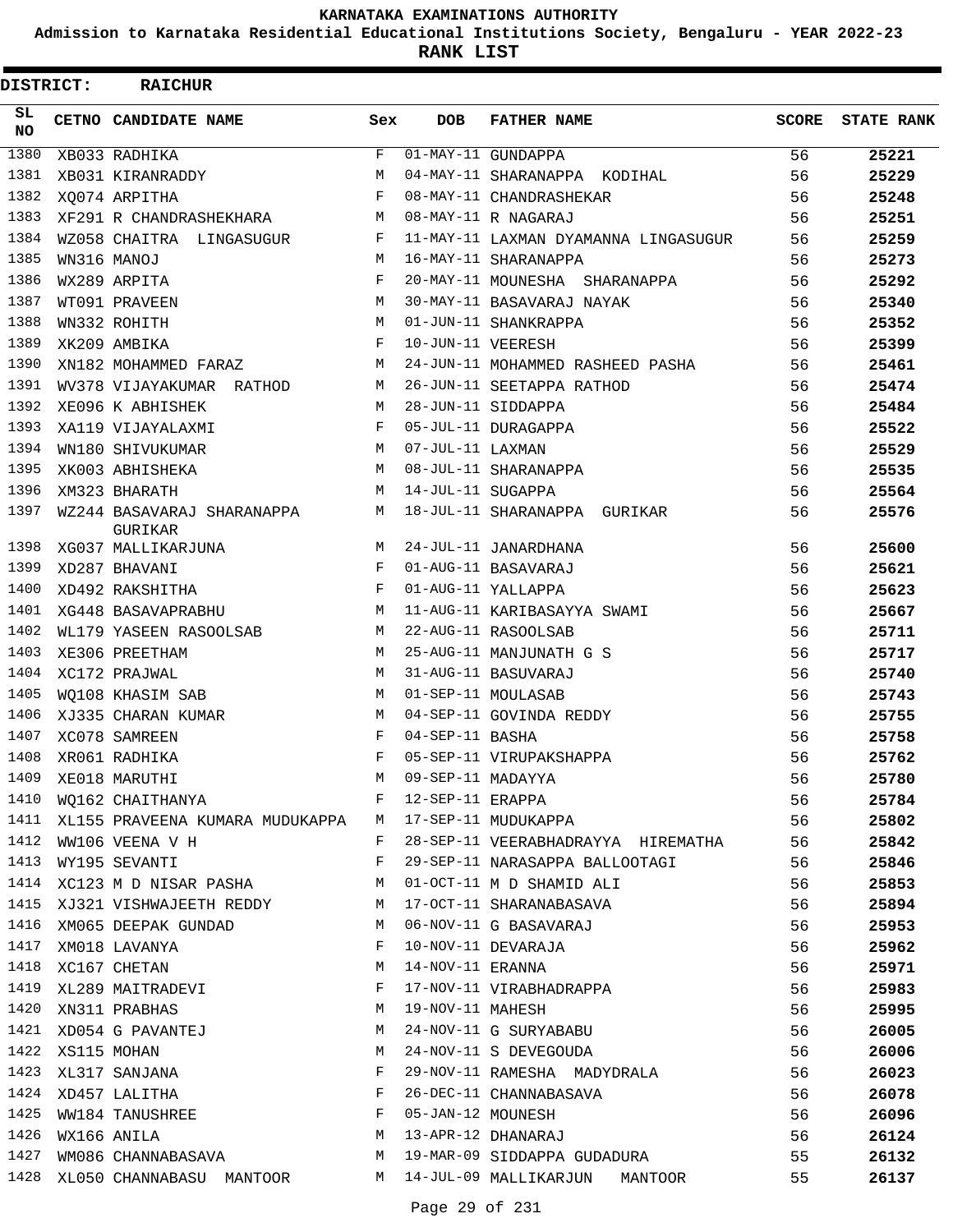KARNATAKA EXAMINATIONS AUTHORITY

Admission to Karnataka Residential Educational Institutions Society, Bengaluru - YEAR 2022-23

**RANK LIST**

**DISTRICT: RAICHUR**

| SL NO | CETNO | CANDIDATE NAME | Sex | DOB | FATHER NAME | SCORE | STATE RANK |
|---|---|---|---|---|---|---|---|
| 1380 | XB033 | RADHIKA | F | 01-MAY-11 | GUNDAPPA | 56 | 25221 |
| 1381 | XB031 | KIRANRADDY | M | 04-MAY-11 | SHARANAPPA KODIHAL | 56 | 25229 |
| 1382 | XQ074 | ARPITHA | F | 08-MAY-11 | CHANDRASHEKAR | 56 | 25248 |
| 1383 | XF291 | R CHANDRASHEKHARA | M | 08-MAY-11 | R NAGARAJ | 56 | 25251 |
| 1384 | WZ058 | CHAITRA LINGASUGUR | F | 11-MAY-11 | LAXMAN DYAMANNA LINGASUGUR | 56 | 25259 |
| 1385 | WN316 | MANOJ | M | 16-MAY-11 | SHARANAPPA | 56 | 25273 |
| 1386 | WX289 | ARPITA | F | 20-MAY-11 | MOUNESHA SHARANAPPA | 56 | 25292 |
| 1387 | WT091 | PRAVEEN | M | 30-MAY-11 | BASAVARAJ NAYAK | 56 | 25340 |
| 1388 | WN332 | ROHITH | M | 01-JUN-11 | SHANKRAPPA | 56 | 25352 |
| 1389 | XK209 | AMBIKA | F | 10-JUN-11 | VEERESH | 56 | 25399 |
| 1390 | XN182 | MOHAMMED FARAZ | M | 24-JUN-11 | MOHAMMED RASHEED PASHA | 56 | 25461 |
| 1391 | WV378 | VIJAYAKUMAR RATHOD | M | 26-JUN-11 | SEETAPPA RATHOD | 56 | 25474 |
| 1392 | XE096 | K ABHISHEK | M | 28-JUN-11 | SIDDAPPA | 56 | 25484 |
| 1393 | XA119 | VIJAYALAXMI | F | 05-JUL-11 | DURAGAPPA | 56 | 25522 |
| 1394 | WN180 | SHIVUKUMAR | M | 07-JUL-11 | LAXMAN | 56 | 25529 |
| 1395 | XK003 | ABHISHEKA | M | 08-JUL-11 | SHARANAPPA | 56 | 25535 |
| 1396 | XM323 | BHARATH | M | 14-JUL-11 | SUGAPPA | 56 | 25564 |
| 1397 | WZ244 | BASAVARAJ SHARANAPPA GURIKAR | M | 18-JUL-11 | SHARANAPPA GURIKAR | 56 | 25576 |
| 1398 | XG037 | MALLIKARJUNA | M | 24-JUL-11 | JANARDHANA | 56 | 25600 |
| 1399 | XD287 | BHAVANI | F | 01-AUG-11 | BASAVARAJ | 56 | 25621 |
| 1400 | XD492 | RAKSHITHA | F | 01-AUG-11 | YALLAPPA | 56 | 25623 |
| 1401 | XG448 | BASAVAPRABHU | M | 11-AUG-11 | KARIBASAYYA SWAMI | 56 | 25667 |
| 1402 | WL179 | YASEEN RASOOLSAB | M | 22-AUG-11 | RASOOLSAB | 56 | 25711 |
| 1403 | XE306 | PREETHAM | M | 25-AUG-11 | MANJUNATH G S | 56 | 25717 |
| 1404 | XC172 | PRAJWAL | M | 31-AUG-11 | BASUVARAJ | 56 | 25740 |
| 1405 | WQ108 | KHASIM SAB | M | 01-SEP-11 | MOULASAB | 56 | 25743 |
| 1406 | XJ335 | CHARAN KUMAR | M | 04-SEP-11 | GOVINDA REDDY | 56 | 25755 |
| 1407 | XC078 | SAMREEN | F | 04-SEP-11 | BASHA | 56 | 25758 |
| 1408 | XR061 | RADHIKA | F | 05-SEP-11 | VIRUPAKSHAPPA | 56 | 25762 |
| 1409 | XE018 | MARUTHI | M | 09-SEP-11 | MADAYYA | 56 | 25780 |
| 1410 | WQ162 | CHAITHANYA | F | 12-SEP-11 | ERAPPA | 56 | 25784 |
| 1411 | XL155 | PRAVEENA KUMARA MUDUKAPPA | M | 17-SEP-11 | MUDUKAPPA | 56 | 25802 |
| 1412 | WW106 | VEENA V H | F | 28-SEP-11 | VEERABHADRAYYA HIREMATHA | 56 | 25842 |
| 1413 | WY195 | SEVANTI | F | 29-SEP-11 | NARASAPPA BALLOOTAGI | 56 | 25846 |
| 1414 | XC123 | M D NISAR PASHA | M | 01-OCT-11 | M D SHAMID ALI | 56 | 25853 |
| 1415 | XJ321 | VISHWAJEETH REDDY | M | 17-OCT-11 | SHARANABASAVA | 56 | 25894 |
| 1416 | XM065 | DEEPAK GUNDAD | M | 06-NOV-11 | G BASAVARAJ | 56 | 25953 |
| 1417 | XM018 | LAVANYA | F | 10-NOV-11 | DEVARAJA | 56 | 25962 |
| 1418 | XC167 | CHETAN | M | 14-NOV-11 | ERANNA | 56 | 25971 |
| 1419 | XL289 | MAITRADEVI | F | 17-NOV-11 | VIRABHADRAPPA | 56 | 25983 |
| 1420 | XN311 | PRABHAS | M | 19-NOV-11 | MAHESH | 56 | 25995 |
| 1421 | XD054 | G PAVANTEJ | M | 24-NOV-11 | G SURYABABU | 56 | 26005 |
| 1422 | XS115 | MOHAN | M | 24-NOV-11 | S DEVEGOUDA | 56 | 26006 |
| 1423 | XL317 | SANJANA | F | 29-NOV-11 | RAMESHA MADYDRALA | 56 | 26023 |
| 1424 | XD457 | LALITHA | F | 26-DEC-11 | CHANNABASAVA | 56 | 26078 |
| 1425 | WW184 | TANUSHREE | F | 05-JAN-12 | MOUNESH | 56 | 26096 |
| 1426 | WX166 | ANILA | M | 13-APR-12 | DHANARAJ | 56 | 26124 |
| 1427 | WM086 | CHANNABASAVA | M | 19-MAR-09 | SIDDAPPA GUDADURA | 55 | 26132 |
| 1428 | XL050 | CHANNABASU MANTOOR | M | 14-JUL-09 | MALLIKARJUN MANTOOR | 55 | 26137 |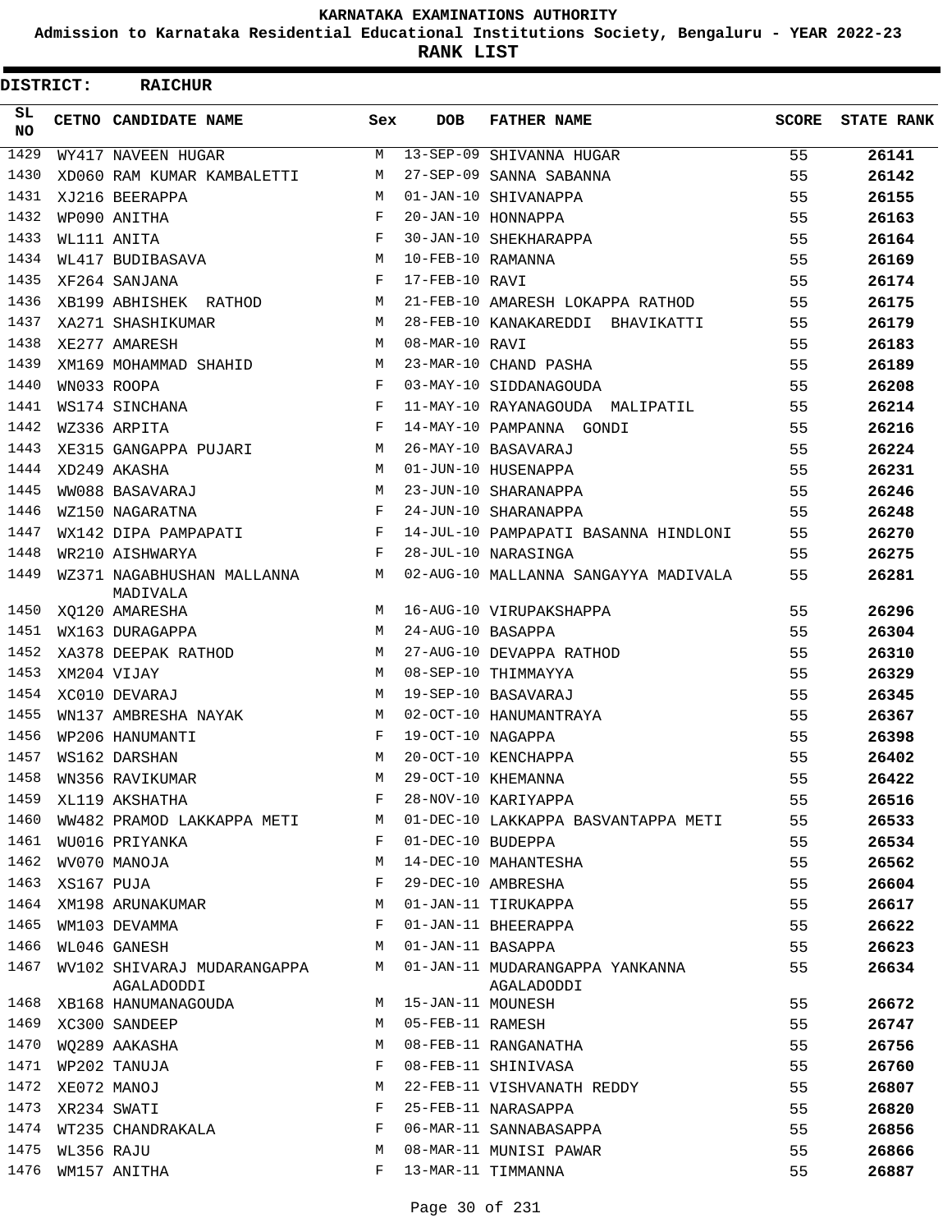# KARNATAKA EXAMINATIONS AUTHORITY

**Admission to Karnataka Residential Educational Institutions Society, Bengaluru - YEAR 2022-23**

**RANK LIST**

**DISTRICT: RAICHUR**

| SL NO | CETNO | CANDIDATE NAME | Sex | DOB | FATHER NAME | SCORE | STATE RANK |
|---|---|---|---|---|---|---|---|
| 1429 | WY417 | NAVEEN HUGAR | M | 13-SEP-09 | SHIVANNA HUGAR | 55 | 26141 |
| 1430 | XD060 | RAM KUMAR KAMBALETTI | M | 27-SEP-09 | SANNA SABANNA | 55 | 26142 |
| 1431 | XJ216 | BEERAPPA | M | 01-JAN-10 | SHIVANAPPA | 55 | 26155 |
| 1432 | WP090 | ANITHA | F | 20-JAN-10 | HONNAPPA | 55 | 26163 |
| 1433 | WL111 | ANITA | F | 30-JAN-10 | SHEKHARAPPA | 55 | 26164 |
| 1434 | WL417 | BUDIBASAVA | M | 10-FEB-10 | RAMANNA | 55 | 26169 |
| 1435 | XF264 | SANJANA | F | 17-FEB-10 | RAVI | 55 | 26174 |
| 1436 | XB199 | ABHISHEK RATHOD | M | 21-FEB-10 | AMARESH LOKAPPA RATHOD | 55 | 26175 |
| 1437 | XA271 | SHASHIKUMAR | M | 28-FEB-10 | KANAKAREDDI BHAVIKATTI | 55 | 26179 |
| 1438 | XE277 | AMARESH | M | 08-MAR-10 | RAVI | 55 | 26183 |
| 1439 | XM169 | MOHAMMAD SHAHID | M | 23-MAR-10 | CHAND PASHA | 55 | 26189 |
| 1440 | WN033 | ROOPA | F | 03-MAY-10 | SIDDANAGOUDA | 55 | 26208 |
| 1441 | WS174 | SINCHANA | F | 11-MAY-10 | RAYANAGOUDA MALIPATIL | 55 | 26214 |
| 1442 | WZ336 | ARPITA | F | 14-MAY-10 | PAMPANNA GONDI | 55 | 26216 |
| 1443 | XE315 | GANGAPPA PUJARI | M | 26-MAY-10 | BASAVARAJ | 55 | 26224 |
| 1444 | XD249 | AKASHA | M | 01-JUN-10 | HUSENAPPA | 55 | 26231 |
| 1445 | WW088 | BASAVARAJ | M | 23-JUN-10 | SHARANAPPA | 55 | 26246 |
| 1446 | WZ150 | NAGARATNA | F | 24-JUN-10 | SHARANAPPA | 55 | 26248 |
| 1447 | WX142 | DIPA PAMPAPATI | F | 14-JUL-10 | PAMPAPATI BASANNA HINDLONI | 55 | 26270 |
| 1448 | WR210 | AISHWARYA | F | 28-JUL-10 | NARASINGA | 55 | 26275 |
| 1449 | WZ371 | NAGABHUSHAN MALLANNA MADIVALA | M | 02-AUG-10 | MALLANNA SANGAYYA MADIVALA | 55 | 26281 |
| 1450 | XQ120 | AMARESHA | M | 16-AUG-10 | VIRUPAKSHAPPA | 55 | 26296 |
| 1451 | WX163 | DURAGAPPA | M | 24-AUG-10 | BASAPPA | 55 | 26304 |
| 1452 | XA378 | DEEPAK RATHOD | M | 27-AUG-10 | DEVAPPA RATHOD | 55 | 26310 |
| 1453 | XM204 | VIJAY | M | 08-SEP-10 | THIMMAYYA | 55 | 26329 |
| 1454 | XC010 | DEVARAJ | M | 19-SEP-10 | BASAVARAJ | 55 | 26345 |
| 1455 | WN137 | AMBRESHA NAYAK | M | 02-OCT-10 | HANUMANTRAYA | 55 | 26367 |
| 1456 | WP206 | HANUMANTI | F | 19-OCT-10 | NAGAPPA | 55 | 26398 |
| 1457 | WS162 | DARSHAN | M | 20-OCT-10 | KENCHAPPA | 55 | 26402 |
| 1458 | WN356 | RAVIKUMAR | M | 29-OCT-10 | KHEMANNA | 55 | 26422 |
| 1459 | XL119 | AKSHATHA | F | 28-NOV-10 | KARIYAPPA | 55 | 26516 |
| 1460 | WW482 | PRAMOD LAKKAPPA METI | M | 01-DEC-10 | LAKKAPPA BASVANTAPPA METI | 55 | 26533 |
| 1461 | WU016 | PRIYANKA | F | 01-DEC-10 | BUDEPPA | 55 | 26534 |
| 1462 | WV070 | MANOJA | M | 14-DEC-10 | MAHANTESHA | 55 | 26562 |
| 1463 | XS167 | PUJA | F | 29-DEC-10 | AMBRESHA | 55 | 26604 |
| 1464 | XM198 | ARUNAKUMAR | M | 01-JAN-11 | TIRUKAPPA | 55 | 26617 |
| 1465 | WM103 | DEVAMMA | F | 01-JAN-11 | BHEERAPPA | 55 | 26622 |
| 1466 | WL046 | GANESH | M | 01-JAN-11 | BASAPPA | 55 | 26623 |
| 1467 | WV102 | SHIVARAJ MUDARANGAPPA AGALADODDI | M | 01-JAN-11 | MUDARANGAPPA YANKANNA AGALADODDI | 55 | 26634 |
| 1468 | XB168 | HANUMANAGOUDA | M | 15-JAN-11 | MOUNESH | 55 | 26672 |
| 1469 | XC300 | SANDEEP | M | 05-FEB-11 | RAMESH | 55 | 26747 |
| 1470 | WQ289 | AAKASHA | M | 08-FEB-11 | RANGANATHA | 55 | 26756 |
| 1471 | WP202 | TANUJA | F | 08-FEB-11 | SHINIVASA | 55 | 26760 |
| 1472 | XE072 | MANOJ | M | 22-FEB-11 | VISHVANATH REDDY | 55 | 26807 |
| 1473 | XR234 | SWATI | F | 25-FEB-11 | NARASAPPA | 55 | 26820 |
| 1474 | WT235 | CHANDRAKALA | F | 06-MAR-11 | SANNABASAPPA | 55 | 26856 |
| 1475 | WL356 | RAJU | M | 08-MAR-11 | MUNISI PAWAR | 55 | 26866 |
| 1476 | WM157 | ANITHA | F | 13-MAR-11 | TIMMANNA | 55 | 26887 |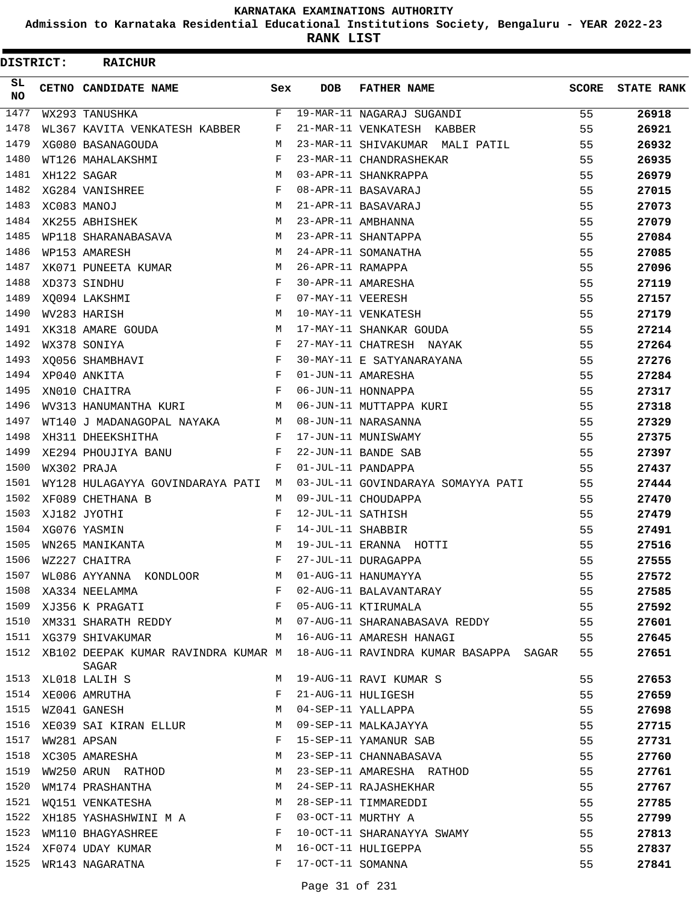# KARNATAKA EXAMINATIONS AUTHORITY

**Admission to Karnataka Residential Educational Institutions Society, Bengaluru - YEAR 2022-23**

**RANK LIST**

**DISTRICT: RAICHUR**

| SL NO | CETNO | CANDIDATE NAME | Sex | DOB | FATHER NAME | SCORE | STATE RANK |
|---|---|---|---|---|---|---|---|
| 1477 | WX293 | TANUSHKA | F | 19-MAR-11 | NAGARAJ SUGANDI | 55 | 26918 |
| 1478 | WL367 | KAVITA VENKATESH KABBER | F | 21-MAR-11 | VENKATESH KABBER | 55 | 26921 |
| 1479 | XG080 | BASANAGOUDA | M | 23-MAR-11 | SHIVAKUMAR MALI PATIL | 55 | 26932 |
| 1480 | WT126 | MAHALAKSHMI | F | 23-MAR-11 | CHANDRASHEKAR | 55 | 26935 |
| 1481 | XH122 | SAGAR | M | 03-APR-11 | SHANKRAPPA | 55 | 26979 |
| 1482 | XG284 | VANISHREE | F | 08-APR-11 | BASAVARAJ | 55 | 27015 |
| 1483 | XC083 | MANOJ | M | 21-APR-11 | BASAVARAJ | 55 | 27073 |
| 1484 | XK255 | ABHISHEK | M | 23-APR-11 | AMBHANNA | 55 | 27079 |
| 1485 | WP118 | SHARANABASAVA | M | 23-APR-11 | SHANTAPPA | 55 | 27084 |
| 1486 | WP153 | AMARESH | M | 24-APR-11 | SOMANATHA | 55 | 27085 |
| 1487 | XK071 | PUNEETA KUMAR | M | 26-APR-11 | RAMAPPA | 55 | 27096 |
| 1488 | XD373 | SINDHU | F | 30-APR-11 | AMARESHA | 55 | 27119 |
| 1489 | XQ094 | LAKSHMI | F | 07-MAY-11 | VEERESH | 55 | 27157 |
| 1490 | WV283 | HARISH | M | 10-MAY-11 | VENKATESH | 55 | 27179 |
| 1491 | XK318 | AMARE GOUDA | M | 17-MAY-11 | SHANKAR GOUDA | 55 | 27214 |
| 1492 | WX378 | SONIYA | F | 27-MAY-11 | CHATRESH NAYAK | 55 | 27264 |
| 1493 | XQ056 | SHAMBHAVI | F | 30-MAY-11 | E SATYANARAYANA | 55 | 27276 |
| 1494 | XP040 | ANKITA | F | 01-JUN-11 | AMARESHA | 55 | 27284 |
| 1495 | XN010 | CHAITRA | F | 06-JUN-11 | HONNAPPA | 55 | 27317 |
| 1496 | WV313 | HANUMANTHA KURI | M | 06-JUN-11 | MUTTAPPA KURI | 55 | 27318 |
| 1497 | WT140 | J MADANAGOPAL NAYAKA | M | 08-JUN-11 | NARASANNA | 55 | 27329 |
| 1498 | XH311 | DHEEKSHITHA | F | 17-JUN-11 | MUNISWAMY | 55 | 27375 |
| 1499 | XE294 | PHOUJIYA BANU | F | 22-JUN-11 | BANDE SAB | 55 | 27397 |
| 1500 | WX302 | PRAJA | F | 01-JUL-11 | PANDAPPA | 55 | 27437 |
| 1501 | WY128 | HULAGAYYA GOVINDARAYA PATI | M | 03-JUL-11 | GOVINDARAYA SOMAYYA PATI | 55 | 27444 |
| 1502 | XF089 | CHETHANA B | M | 09-JUL-11 | CHOUDAPPA | 55 | 27470 |
| 1503 | XJ182 | JYOTHI | F | 12-JUL-11 | SATHISH | 55 | 27479 |
| 1504 | XG076 | YASMIN | F | 14-JUL-11 | SHABBIR | 55 | 27491 |
| 1505 | WN265 | MANIKANTA | M | 19-JUL-11 | ERANNA HOTTI | 55 | 27516 |
| 1506 | WZ227 | CHAITRA | F | 27-JUL-11 | DURAGAPPA | 55 | 27555 |
| 1507 | WL086 | AYYANNA KONDLOOR | M | 01-AUG-11 | HANUMAYYA | 55 | 27572 |
| 1508 | XA334 | NEELAMMA | F | 02-AUG-11 | BALAVANTARAY | 55 | 27585 |
| 1509 | XJ356 | K PRAGATI | F | 05-AUG-11 | KTIRUMALA | 55 | 27592 |
| 1510 | XM331 | SHARATH REDDY | M | 07-AUG-11 | SHARANABASAVA REDDY | 55 | 27601 |
| 1511 | XG379 | SHIVAKUMAR | M | 16-AUG-11 | AMARESH HANAGI | 55 | 27645 |
| 1512 | XB102 | DEEPAK KUMAR RAVINDRA KUMAR SAGAR | M | 18-AUG-11 | RAVINDRA KUMAR BASAPPA SAGAR | 55 | 27651 |
| 1513 | XL018 | LALIH S | M | 19-AUG-11 | RAVI KUMAR S | 55 | 27653 |
| 1514 | XE006 | AMRUTHA | F | 21-AUG-11 | HULIGESH | 55 | 27659 |
| 1515 | WZ041 | GANESH | M | 04-SEP-11 | YALLAPPA | 55 | 27698 |
| 1516 | XE039 | SAI KIRAN ELLUR | M | 09-SEP-11 | MALKAJAYYA | 55 | 27715 |
| 1517 | WW281 | APSAN | F | 15-SEP-11 | YAMANUR SAB | 55 | 27731 |
| 1518 | XC305 | AMARESHA | M | 23-SEP-11 | CHANNABASAVA | 55 | 27760 |
| 1519 | WW250 | ARUN RATHOD | M | 23-SEP-11 | AMARESHA RATHOD | 55 | 27761 |
| 1520 | WM174 | PRASHANTHA | M | 24-SEP-11 | RAJASHEKHAR | 55 | 27767 |
| 1521 | WQ151 | VENKATESHA | M | 28-SEP-11 | TIMMAREDDI | 55 | 27785 |
| 1522 | XH185 | YASHASHWINI M A | F | 03-OCT-11 | MURTHY A | 55 | 27799 |
| 1523 | WM110 | BHAGYASHREE | F | 10-OCT-11 | SHARANAYYA SWAMY | 55 | 27813 |
| 1524 | XF074 | UDAY KUMAR | M | 16-OCT-11 | HULIGEPPA | 55 | 27837 |
| 1525 | WR143 | NAGARATNA | F | 17-OCT-11 | SOMANNA | 55 | 27841 |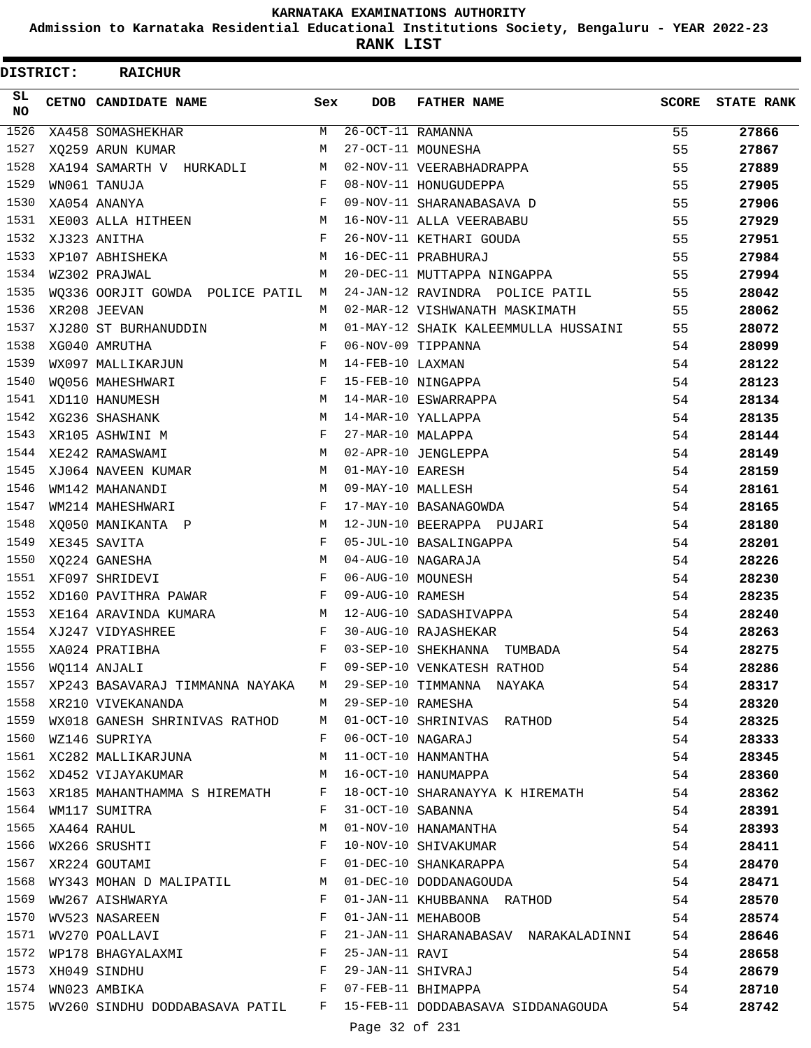# KARNATAKA EXAMINATIONS AUTHORITY

**Admission to Karnataka Residential Educational Institutions Society, Bengaluru - YEAR 2022-23**

**RANK LIST**

**DISTRICT: RAICHUR**

| SL NO | CETNO | CANDIDATE NAME | Sex | DOB | FATHER NAME | SCORE | STATE RANK |
|---|---|---|---|---|---|---|---|
| 1526 | XA458 | SOMASHEKHAR | M | 26-OCT-11 | RAMANNA | 55 | 27866 |
| 1527 | XQ259 | ARUN KUMAR | M | 27-OCT-11 | MOUNESHA | 55 | 27867 |
| 1528 | XA194 | SAMARTH V HURKADLI | M | 02-NOV-11 | VEERABHADRAPPA | 55 | 27889 |
| 1529 | WN061 | TANUJA | F | 08-NOV-11 | HONUGUDEPPA | 55 | 27905 |
| 1530 | XA054 | ANANYA | F | 09-NOV-11 | SHARANABASAVA D | 55 | 27906 |
| 1531 | XE003 | ALLA HITHEEN | M | 16-NOV-11 | ALLA VEERABABU | 55 | 27929 |
| 1532 | XJ323 | ANITHA | F | 26-NOV-11 | KETHARI GOUDA | 55 | 27951 |
| 1533 | XP107 | ABHISHEKA | M | 16-DEC-11 | PRABHURAJ | 55 | 27984 |
| 1534 | WZ302 | PRAJWAL | M | 20-DEC-11 | MUTTAPPA NINGAPPA | 55 | 27994 |
| 1535 | WQ336 | OORJIT GOWDA POLICE PATIL | M | 24-JAN-12 | RAVINDRA POLICE PATIL | 55 | 28042 |
| 1536 | XR208 | JEEVAN | M | 02-MAR-12 | VISHWANATH MASKIMATH | 55 | 28062 |
| 1537 | XJ280 | ST BURHANUDDIN | M | 01-MAY-12 | SHAIK KALEEMMULLA HUSSAINI | 55 | 28072 |
| 1538 | XG040 | AMRUTHA | F | 06-NOV-09 | TIPPANNA | 54 | 28099 |
| 1539 | WX097 | MALLIKARJUN | M | 14-FEB-10 | LAXMAN | 54 | 28122 |
| 1540 | WQ056 | MAHESHWARI | F | 15-FEB-10 | NINGAPPA | 54 | 28123 |
| 1541 | XD110 | HANUMESH | M | 14-MAR-10 | ESWARRAPPA | 54 | 28134 |
| 1542 | XG236 | SHASHANK | M | 14-MAR-10 | YALLAPPA | 54 | 28135 |
| 1543 | XR105 | ASHWINI M | F | 27-MAR-10 | MALAPPA | 54 | 28144 |
| 1544 | XE242 | RAMASWAMI | M | 02-APR-10 | JENGLEPPA | 54 | 28149 |
| 1545 | XJ064 | NAVEEN KUMAR | M | 01-MAY-10 | EARESH | 54 | 28159 |
| 1546 | WM142 | MAHANANDI | M | 09-MAY-10 | MALLESH | 54 | 28161 |
| 1547 | WM214 | MAHESHWARI | F | 17-MAY-10 | BASANAGOWDA | 54 | 28165 |
| 1548 | XQ050 | MANIKANTA P | M | 12-JUN-10 | BEERAPPA PUJARI | 54 | 28180 |
| 1549 | XE345 | SAVITA | F | 05-JUL-10 | BASALINGAPPA | 54 | 28201 |
| 1550 | XQ224 | GANESHA | M | 04-AUG-10 | NAGARAJA | 54 | 28226 |
| 1551 | XF097 | SHRIDEVI | F | 06-AUG-10 | MOUNESH | 54 | 28230 |
| 1552 | XD160 | PAVITHRA PAWAR | F | 09-AUG-10 | RAMESH | 54 | 28235 |
| 1553 | XE164 | ARAVINDA KUMARA | M | 12-AUG-10 | SADASHIVAPPA | 54 | 28240 |
| 1554 | XJ247 | VIDYASHREE | F | 30-AUG-10 | RAJASHEKAR | 54 | 28263 |
| 1555 | XA024 | PRATIBHA | F | 03-SEP-10 | SHEKHANNA TUMBADA | 54 | 28275 |
| 1556 | WQ114 | ANJALI | F | 09-SEP-10 | VENKATESH RATHOD | 54 | 28286 |
| 1557 | XP243 | BASAVARAJ TIMMANNA NAYAKA | M | 29-SEP-10 | TIMMANNA NAYAKA | 54 | 28317 |
| 1558 | XR210 | VIVEKANANDA | M | 29-SEP-10 | RAMESHA | 54 | 28320 |
| 1559 | WX018 | GANESH SHRINIVAS RATHOD | M | 01-OCT-10 | SHRINIVAS RATHOD | 54 | 28325 |
| 1560 | WZ146 | SUPRIYA | F | 06-OCT-10 | NAGARAJ | 54 | 28333 |
| 1561 | XC282 | MALLIKARJUNA | M | 11-OCT-10 | HANMANTHA | 54 | 28345 |
| 1562 | XD452 | VIJAYAKUMAR | M | 16-OCT-10 | HANUMAPPA | 54 | 28360 |
| 1563 | XR185 | MAHANTHAMMA S HIREMATH | F | 18-OCT-10 | SHARANAYYA K HIREMATH | 54 | 28362 |
| 1564 | WM117 | SUMITRA | F | 31-OCT-10 | SABANNA | 54 | 28391 |
| 1565 | XA464 | RAHUL | M | 01-NOV-10 | HANAMANTHA | 54 | 28393 |
| 1566 | WX266 | SRUSHTI | F | 10-NOV-10 | SHIVAKUMAR | 54 | 28411 |
| 1567 | XR224 | GOUTAMI | F | 01-DEC-10 | SHANKARAPPA | 54 | 28470 |
| 1568 | WY343 | MOHAN D MALIPATIL | M | 01-DEC-10 | DODDANAGOUDA | 54 | 28471 |
| 1569 | WW267 | AISHWARYA | F | 01-JAN-11 | KHUBBANNA RATHOD | 54 | 28570 |
| 1570 | WV523 | NASAREEN | F | 01-JAN-11 | MEHABOOB | 54 | 28574 |
| 1571 | WV270 | POALLAVI | F | 21-JAN-11 | SHARANABASAV NARAKALADINNI | 54 | 28646 |
| 1572 | WP178 | BHAGYALAXMI | F | 25-JAN-11 | RAVI | 54 | 28658 |
| 1573 | XH049 | SINDHU | F | 29-JAN-11 | SHIVRAJ | 54 | 28679 |
| 1574 | WN023 | AMBIKA | F | 07-FEB-11 | BHIMAPPA | 54 | 28710 |
| 1575 | WV260 | SINDHU DODDABASAVA PATIL | F | 15-FEB-11 | DODDABASAVA SIDDANAGOUDA | 54 | 28742 |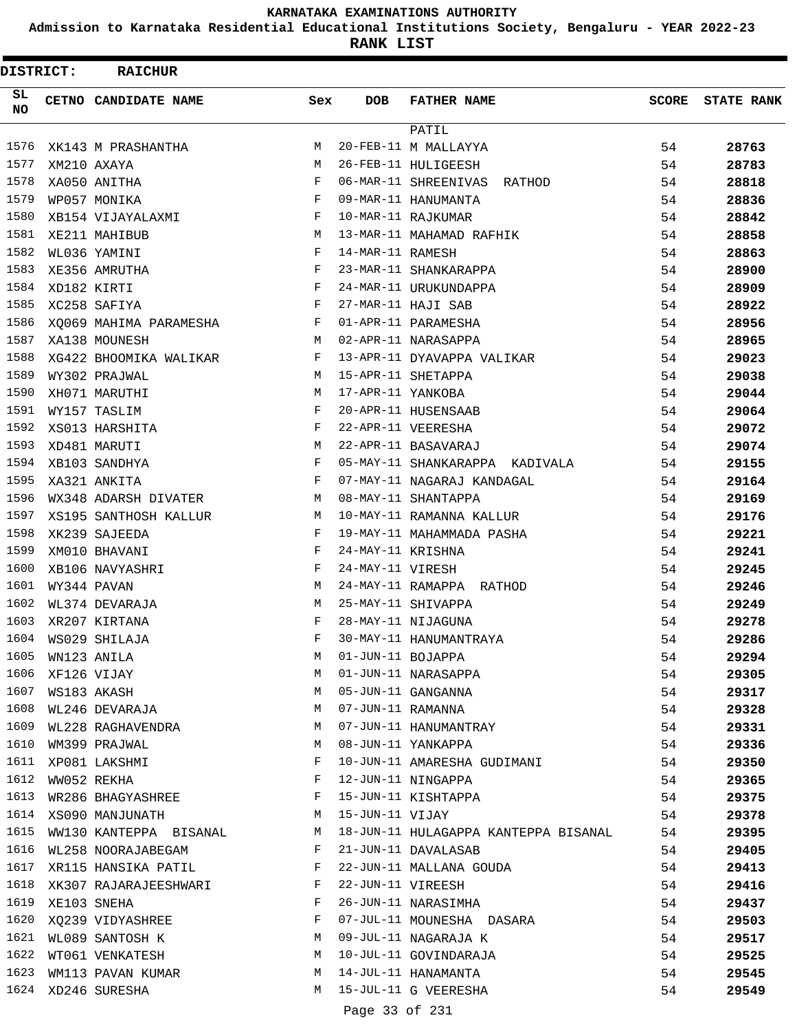# KARNATAKA EXAMINATIONS AUTHORITY

## Admission to Karnataka Residential Educational Institutions Society, Bengaluru - YEAR 2022-23

## RANK LIST

**DISTRICT: RAICHUR**

| SL NO | CETNO | CANDIDATE NAME | Sex | DOB | FATHER NAME | SCORE | STATE RANK |
|---|---|---|---|---|---|---|---|
| | | | | | PATIL | | |
| 1576 | XK143 | M PRASHANTHA | M | 20-FEB-11 | M MALLAYYA | 54 | 28763 |
| 1577 | XM210 | AXAYA | M | 26-FEB-11 | HULIGEESH | 54 | 28783 |
| 1578 | XA050 | ANITHA | F | 06-MAR-11 | SHREENIVAS RATHOD | 54 | 28818 |
| 1579 | WP057 | MONIKA | F | 09-MAR-11 | HANUMANTA | 54 | 28836 |
| 1580 | XB154 | VIJAYALAXMI | F | 10-MAR-11 | RAJKUMAR | 54 | 28842 |
| 1581 | XE211 | MAHIBUB | M | 13-MAR-11 | MAHAMAD RAFHIK | 54 | 28858 |
| 1582 | WL036 | YAMINI | F | 14-MAR-11 | RAMESH | 54 | 28863 |
| 1583 | XE356 | AMRUTHA | F | 23-MAR-11 | SHANKARAPPA | 54 | 28900 |
| 1584 | XD182 | KIRTI | F | 24-MAR-11 | URUKUNDAPPA | 54 | 28909 |
| 1585 | XC258 | SAFIYA | F | 27-MAR-11 | HAJI SAB | 54 | 28922 |
| 1586 | XQ069 | MAHIMA PARAMESHA | F | 01-APR-11 | PARAMESHA | 54 | 28956 |
| 1587 | XA138 | MOUNESH | M | 02-APR-11 | NARASAPPA | 54 | 28965 |
| 1588 | XG422 | BHOOMIKA WALIKAR | F | 13-APR-11 | DYAVAPPA VALIKAR | 54 | 29023 |
| 1589 | WY302 | PRAJWAL | M | 15-APR-11 | SHETAPPA | 54 | 29038 |
| 1590 | XH071 | MARUTHI | M | 17-APR-11 | YANKOBA | 54 | 29044 |
| 1591 | WY157 | TASLIM | F | 20-APR-11 | HUSENSAAB | 54 | 29064 |
| 1592 | XS013 | HARSHITA | F | 22-APR-11 | VEERESHA | 54 | 29072 |
| 1593 | XD481 | MARUTI | M | 22-APR-11 | BASAVARAJ | 54 | 29074 |
| 1594 | XB103 | SANDHYA | F | 05-MAY-11 | SHANKARAPPA KADIVALA | 54 | 29155 |
| 1595 | XA321 | ANKITA | F | 07-MAY-11 | NAGARAJ KANDAGAL | 54 | 29164 |
| 1596 | WX348 | ADARSH DIVATER | M | 08-MAY-11 | SHANTAPPA | 54 | 29169 |
| 1597 | XS195 | SANTHOSH KALLUR | M | 10-MAY-11 | RAMANNA KALLUR | 54 | 29176 |
| 1598 | XK239 | SAJEEDA | F | 19-MAY-11 | MAHAMMADA PASHA | 54 | 29221 |
| 1599 | XM010 | BHAVANI | F | 24-MAY-11 | KRISHNA | 54 | 29241 |
| 1600 | XB106 | NAVYASHRI | F | 24-MAY-11 | VIRESH | 54 | 29245 |
| 1601 | WY344 | PAVAN | M | 24-MAY-11 | RAMAPPA RATHOD | 54 | 29246 |
| 1602 | WL374 | DEVARAJA | M | 25-MAY-11 | SHIVAPPA | 54 | 29249 |
| 1603 | XR207 | KIRTANA | F | 28-MAY-11 | NIJAGUNA | 54 | 29278 |
| 1604 | WS029 | SHILAJA | F | 30-MAY-11 | HANUMANTRAYA | 54 | 29286 |
| 1605 | WN123 | ANILA | M | 01-JUN-11 | BOJAPPA | 54 | 29294 |
| 1606 | XF126 | VIJAY | M | 01-JUN-11 | NARASAPPA | 54 | 29305 |
| 1607 | WS183 | AKASH | M | 05-JUN-11 | GANGANNA | 54 | 29317 |
| 1608 | WL246 | DEVARAJA | M | 07-JUN-11 | RAMANNA | 54 | 29328 |
| 1609 | WL228 | RAGHAVENDRA | M | 07-JUN-11 | HANUMANTRAY | 54 | 29331 |
| 1610 | WM399 | PRAJWAL | M | 08-JUN-11 | YANKAPPA | 54 | 29336 |
| 1611 | XP081 | LAKSHMI | F | 10-JUN-11 | AMARESHA GUDIMANI | 54 | 29350 |
| 1612 | WW052 | REKHA | F | 12-JUN-11 | NINGAPPA | 54 | 29365 |
| 1613 | WR286 | BHAGYASHREE | F | 15-JUN-11 | KISHTAPPA | 54 | 29375 |
| 1614 | XS090 | MANJUNATH | M | 15-JUN-11 | VIJAY | 54 | 29378 |
| 1615 | WW130 | KANTEPPA BISANAL | M | 18-JUN-11 | HULAGAPPA KANTEPPA BISANAL | 54 | 29395 |
| 1616 | WL258 | NOORAJABEGAM | F | 21-JUN-11 | DAVALASAB | 54 | 29405 |
| 1617 | XR115 | HANSIKA PATIL | F | 22-JUN-11 | MALLANA GOUDA | 54 | 29413 |
| 1618 | XK307 | RAJARAJEESHWARI | F | 22-JUN-11 | VIREESH | 54 | 29416 |
| 1619 | XE103 | SNEHA | F | 26-JUN-11 | NARASIMHA | 54 | 29437 |
| 1620 | XQ239 | VIDYASHREE | F | 07-JUL-11 | MOUNESHA DASARA | 54 | 29503 |
| 1621 | WL089 | SANTOSH K | M | 09-JUL-11 | NAGARAJA K | 54 | 29517 |
| 1622 | WT061 | VENKATESH | M | 10-JUL-11 | GOVINDARAJA | 54 | 29525 |
| 1623 | WM113 | PAVAN KUMAR | M | 14-JUL-11 | HANAMANTA | 54 | 29545 |
| 1624 | XD246 | SURESHA | M | 15-JUL-11 | G VEERESHA | 54 | 29549 |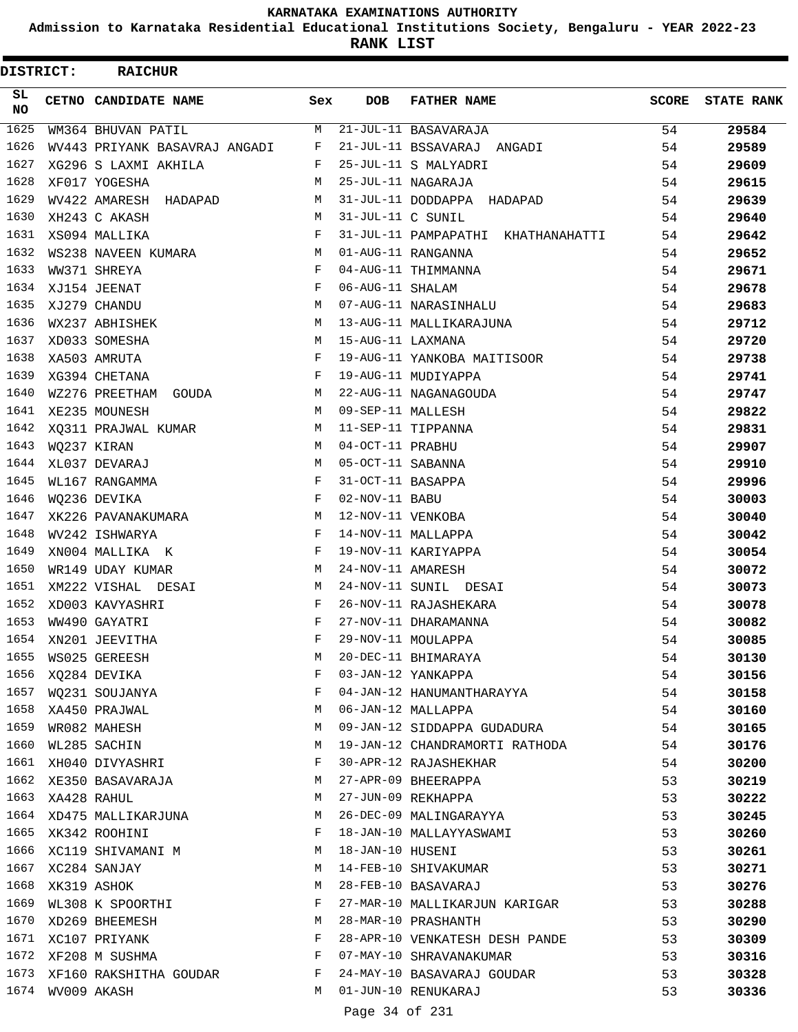KARNATAKA EXAMINATIONS AUTHORITY

Admission to Karnataka Residential Educational Institutions Society, Bengaluru - YEAR 2022-23

**RANK LIST**

**DISTRICT: RAICHUR**

| SL NO | CETNO | CANDIDATE NAME | Sex | DOB | FATHER NAME | SCORE | STATE RANK |
|---|---|---|---|---|---|---|---|
| 1625 | WM364 | BHUVAN PATIL | M | 21-JUL-11 | BASAVARAJA | 54 | 29584 |
| 1626 | WV443 | PRIYANK BASAVRAJ ANGADI | F | 21-JUL-11 | BSSAVARAJ ANGADI | 54 | 29589 |
| 1627 | XG296 | S LAXMI AKHILA | F | 25-JUL-11 | S MALYADRI | 54 | 29609 |
| 1628 | XF017 | YOGESHA | M | 25-JUL-11 | NAGARAJA | 54 | 29615 |
| 1629 | WV422 | AMARESH HADAPAD | M | 31-JUL-11 | DODDAPPA HADAPAD | 54 | 29639 |
| 1630 | XH243 | C AKASH | M | 31-JUL-11 | C SUNIL | 54 | 29640 |
| 1631 | XS094 | MALLIKA | F | 31-JUL-11 | PAMPAPATHI KHATHANAHATTI | 54 | 29642 |
| 1632 | WS238 | NAVEEN KUMARA | M | 01-AUG-11 | RANGANNA | 54 | 29652 |
| 1633 | WW371 | SHREYA | F | 04-AUG-11 | THIMMANNA | 54 | 29671 |
| 1634 | XJ154 | JEENAT | F | 06-AUG-11 | SHALAM | 54 | 29678 |
| 1635 | XJ279 | CHANDU | M | 07-AUG-11 | NARASINHALU | 54 | 29683 |
| 1636 | WX237 | ABHISHEK | M | 13-AUG-11 | MALLIKARAJUNA | 54 | 29712 |
| 1637 | XD033 | SOMESHA | M | 15-AUG-11 | LAXMANA | 54 | 29720 |
| 1638 | XA503 | AMRUTA | F | 19-AUG-11 | YANKOBA MAITISOOR | 54 | 29738 |
| 1639 | XG394 | CHETANA | F | 19-AUG-11 | MUDIYAPPA | 54 | 29741 |
| 1640 | WZ276 | PREETHAM GOUDA | M | 22-AUG-11 | NAGANAGOUDA | 54 | 29747 |
| 1641 | XE235 | MOUNESH | M | 09-SEP-11 | MALLESH | 54 | 29822 |
| 1642 | XQ311 | PRAJWAL KUMAR | M | 11-SEP-11 | TIPPANNA | 54 | 29831 |
| 1643 | WQ237 | KIRAN | M | 04-OCT-11 | PRABHU | 54 | 29907 |
| 1644 | XL037 | DEVARAJ | M | 05-OCT-11 | SABANNA | 54 | 29910 |
| 1645 | WL167 | RANGAMMA | F | 31-OCT-11 | BASAPPA | 54 | 29996 |
| 1646 | WQ236 | DEVIKA | F | 02-NOV-11 | BABU | 54 | 30003 |
| 1647 | XK226 | PAVANAKUMARA | M | 12-NOV-11 | VENKOBA | 54 | 30040 |
| 1648 | WV242 | ISHWARYA | F | 14-NOV-11 | MALLAPPA | 54 | 30042 |
| 1649 | XN004 | MALLIKA K | F | 19-NOV-11 | KARIYAPPA | 54 | 30054 |
| 1650 | WR149 | UDAY KUMAR | M | 24-NOV-11 | AMARESH | 54 | 30072 |
| 1651 | XM222 | VISHAL DESAI | M | 24-NOV-11 | SUNIL DESAI | 54 | 30073 |
| 1652 | XD003 | KAVYASHRI | F | 26-NOV-11 | RAJASHEKARA | 54 | 30078 |
| 1653 | WW490 | GAYATRI | F | 27-NOV-11 | DHARAMANNA | 54 | 30082 |
| 1654 | XN201 | JEEVITHA | F | 29-NOV-11 | MOULAPPA | 54 | 30085 |
| 1655 | WS025 | GEREESH | M | 20-DEC-11 | BHIMARAYA | 54 | 30130 |
| 1656 | XQ284 | DEVIKA | F | 03-JAN-12 | YANKAPPA | 54 | 30156 |
| 1657 | WQ231 | SOUJANYA | F | 04-JAN-12 | HANUMANTHARAYYA | 54 | 30158 |
| 1658 | XA450 | PRAJWAL | M | 06-JAN-12 | MALLAPPA | 54 | 30160 |
| 1659 | WR082 | MAHESH | M | 09-JAN-12 | SIDDAPPA GUDADURA | 54 | 30165 |
| 1660 | WL285 | SACHIN | M | 19-JAN-12 | CHANDRAMORTI RATHODA | 54 | 30176 |
| 1661 | XH040 | DIVYASHRI | F | 30-APR-12 | RAJASHEKHAR | 54 | 30200 |
| 1662 | XE350 | BASAVARAJA | M | 27-APR-09 | BHEERAPPA | 53 | 30219 |
| 1663 | XA428 | RAHUL | M | 27-JUN-09 | REKHAPPA | 53 | 30222 |
| 1664 | XD475 | MALLIKARJUNA | M | 26-DEC-09 | MALINGARAYYA | 53 | 30245 |
| 1665 | XK342 | ROOHINI | F | 18-JAN-10 | MALLAYYASWAMI | 53 | 30260 |
| 1666 | XC119 | SHIVAMANI M | M | 18-JAN-10 | HUSENI | 53 | 30261 |
| 1667 | XC284 | SANJAY | M | 14-FEB-10 | SHIVAKUMAR | 53 | 30271 |
| 1668 | XK319 | ASHOK | M | 28-FEB-10 | BASAVARAJ | 53 | 30276 |
| 1669 | WL308 | K SPOORTHI | F | 27-MAR-10 | MALLIKARJUN KARIGAR | 53 | 30288 |
| 1670 | XD269 | BHEEMESH | M | 28-MAR-10 | PRASHANTH | 53 | 30290 |
| 1671 | XC107 | PRIYANK | F | 28-APR-10 | VENKATESH DESH PANDE | 53 | 30309 |
| 1672 | XF208 | M SUSHMA | F | 07-MAY-10 | SHRAVANAKUMAR | 53 | 30316 |
| 1673 | XF160 | RAKSHITHA GOUDAR | F | 24-MAY-10 | BASAVARAJ GOUDAR | 53 | 30328 |
| 1674 | WV009 | AKASH | M | 01-JUN-10 | RENUKARAJ | 53 | 30336 |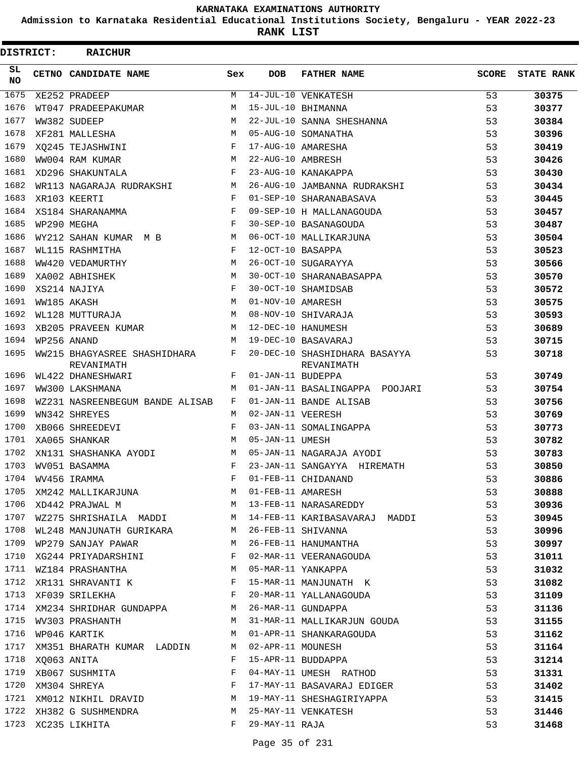# KARNATAKA EXAMINATIONS AUTHORITY

**Admission to Karnataka Residential Educational Institutions Society, Bengaluru - YEAR 2022-23**

**RANK LIST**

**DISTRICT: RAICHUR**

| SL NO | CETNO | CANDIDATE NAME | Sex | DOB | FATHER NAME | SCORE | STATE RANK |
|---|---|---|---|---|---|---|---|
| 1675 | XE252 | PRADEEP | M | 14-JUL-10 | VENKATESH | 53 | 30375 |
| 1676 | WT047 | PRADEEPAKUMAR | M | 15-JUL-10 | BHIMANNA | 53 | 30377 |
| 1677 | WW382 | SUDEEP | M | 22-JUL-10 | SANNA SHESHANNA | 53 | 30384 |
| 1678 | XF281 | MALLESHA | M | 05-AUG-10 | SOMANATHA | 53 | 30396 |
| 1679 | XQ245 | TEJASHWINI | F | 17-AUG-10 | AMARESHA | 53 | 30419 |
| 1680 | WW004 | RAM KUMAR | M | 22-AUG-10 | AMBRESH | 53 | 30426 |
| 1681 | XD296 | SHAKUNTALA | F | 23-AUG-10 | KANAKAPPA | 53 | 30430 |
| 1682 | WR113 | NAGARAJA RUDRAKSHI | M | 26-AUG-10 | JAMBANNA RUDRAKSHI | 53 | 30434 |
| 1683 | XR103 | KEERTI | F | 01-SEP-10 | SHARANABASAVA | 53 | 30445 |
| 1684 | XS184 | SHARANAMMA | F | 09-SEP-10 | H MALLANAGOUDA | 53 | 30457 |
| 1685 | WP290 | MEGHA | F | 30-SEP-10 | BASANAGOUDA | 53 | 30487 |
| 1686 | WY212 | SAHAN KUMAR M B | M | 06-OCT-10 | MALLIKARJUNA | 53 | 30504 |
| 1687 | WL115 | RASHMITHA | F | 12-OCT-10 | BASAPPA | 53 | 30523 |
| 1688 | WW420 | VEDAMURTHY | M | 26-OCT-10 | SUGARAYYA | 53 | 30566 |
| 1689 | XA002 | ABHISHEK | M | 30-OCT-10 | SHARANABASAPPA | 53 | 30570 |
| 1690 | XS214 | NAJIYA | F | 30-OCT-10 | SHAMIDSAB | 53 | 30572 |
| 1691 | WW185 | AKASH | M | 01-NOV-10 | AMARESH | 53 | 30575 |
| 1692 | WL128 | MUTTURAJA | M | 08-NOV-10 | SHIVARAJA | 53 | 30593 |
| 1693 | XB205 | PRAVEEN KUMAR | M | 12-DEC-10 | HANUMESH | 53 | 30689 |
| 1694 | WP256 | ANAND | M | 19-DEC-10 | BASAVARAJ | 53 | 30715 |
| 1695 | WW215 | BHAGYASREE SHASHIDHARA REVANIMATH | F | 20-DEC-10 | SHASHIDHARA BASAYYA REVANIMATH | 53 | 30718 |
| 1696 | WL422 | DHANESHWARI | F | 01-JAN-11 | BUDEPPA | 53 | 30749 |
| 1697 | WW300 | LAKSHMANA | M | 01-JAN-11 | BASALINGAPPA POOJARI | 53 | 30754 |
| 1698 | WZ231 | NASREENBEGUM BANDE ALISAB | F | 01-JAN-11 | BANDE ALISAB | 53 | 30756 |
| 1699 | WN342 | SHREYES | M | 02-JAN-11 | VEERESH | 53 | 30769 |
| 1700 | XB066 | SHREEDEVI | F | 03-JAN-11 | SOMALINGAPPA | 53 | 30773 |
| 1701 | XA065 | SHANKAR | M | 05-JAN-11 | UMESH | 53 | 30782 |
| 1702 | XN131 | SHASHANKA AYODI | M | 05-JAN-11 | NAGARAJA AYODI | 53 | 30783 |
| 1703 | WV051 | BASAMMA | F | 23-JAN-11 | SANGAYYA HIREMATH | 53 | 30850 |
| 1704 | WV456 | IRAMMA | F | 01-FEB-11 | CHIDANAND | 53 | 30886 |
| 1705 | XM242 | MALLIKARJUNA | M | 01-FEB-11 | AMARESH | 53 | 30888 |
| 1706 | XD442 | PRAJWAL M | M | 13-FEB-11 | NARASAREDDY | 53 | 30936 |
| 1707 | WZ275 | SHRISHAILA MADDI | M | 14-FEB-11 | KARIBASAVARAJ MADDI | 53 | 30945 |
| 1708 | WL248 | MANJUNATH GURIKARA | M | 26-FEB-11 | SHIVANNA | 53 | 30996 |
| 1709 | WP279 | SANJAY PAWAR | M | 26-FEB-11 | HANUMANTHA | 53 | 30997 |
| 1710 | XG244 | PRIYADARSHINI | F | 02-MAR-11 | VEERANAGOUDA | 53 | 31011 |
| 1711 | WZ184 | PRASHANTHA | M | 05-MAR-11 | YANKAPPA | 53 | 31032 |
| 1712 | XR131 | SHRAVANTI K | F | 15-MAR-11 | MANJUNATH K | 53 | 31082 |
| 1713 | XF039 | SRILEKHA | F | 20-MAR-11 | YALLANAGOUDA | 53 | 31109 |
| 1714 | XM234 | SHRIDHAR GUNDAPPA | M | 26-MAR-11 | GUNDAPPA | 53 | 31136 |
| 1715 | WV303 | PRASHANTH | M | 31-MAR-11 | MALLIKARJUN GOUDA | 53 | 31155 |
| 1716 | WP046 | KARTIK | M | 01-APR-11 | SHANKARAGOUDA | 53 | 31162 |
| 1717 | XM351 | BHARATH KUMAR LADDIN | M | 02-APR-11 | MOUNESH | 53 | 31164 |
| 1718 | XQ063 | ANITA | F | 15-APR-11 | BUDDAPPA | 53 | 31214 |
| 1719 | XB067 | SUSHMITA | F | 04-MAY-11 | UMESH RATHOD | 53 | 31331 |
| 1720 | XM304 | SHREYA | F | 17-MAY-11 | BASAVARAJ EDIGER | 53 | 31402 |
| 1721 | XM012 | NIKHIL DRAVID | M | 19-MAY-11 | SHESHAGIRIYAPPA | 53 | 31415 |
| 1722 | XH382 | G SUSHMENDRA | M | 25-MAY-11 | VENKATESH | 53 | 31446 |
| 1723 | XC235 | LIKHITA | F | 29-MAY-11 | RAJA | 53 | 31468 |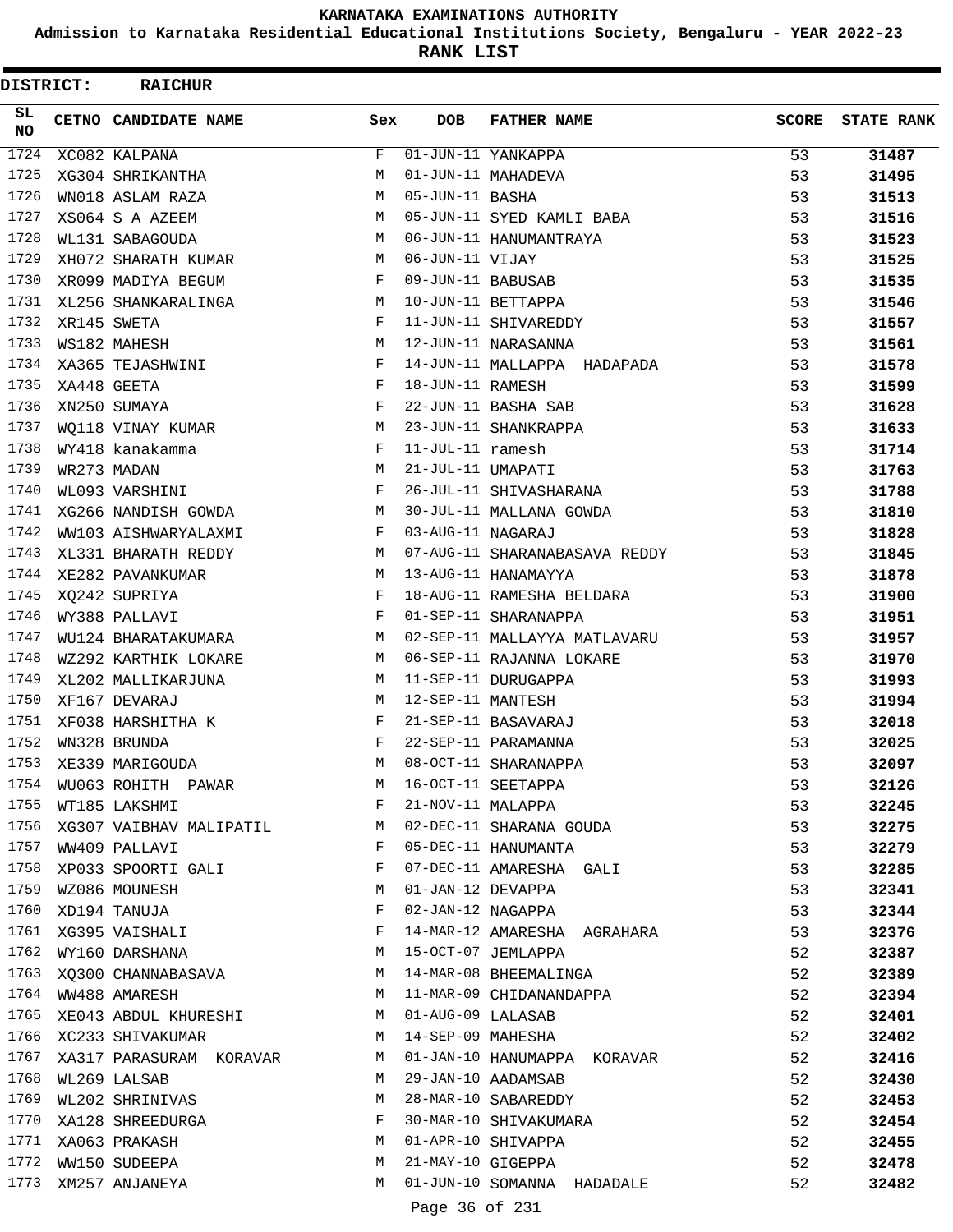# KARNATAKA EXAMINATIONS AUTHORITY

## Admission to Karnataka Residential Educational Institutions Society, Bengaluru - YEAR 2022-23

## RANK LIST

**DISTRICT: RAICHUR**

| SL NO | CETNO | CANDIDATE NAME | Sex | DOB | FATHER NAME | SCORE | STATE RANK |
|---|---|---|---|---|---|---|---|
| 1724 | XC082 | KALPANA | F | 01-JUN-11 | YANKAPPA | 53 | 31487 |
| 1725 | XG304 | SHRIKANTHA | M | 01-JUN-11 | MAHADEVA | 53 | 31495 |
| 1726 | WN018 | ASLAM RAZA | M | 05-JUN-11 | BASHA | 53 | 31513 |
| 1727 | XS064 | S A AZEEM | M | 05-JUN-11 | SYED KAMLI BABA | 53 | 31516 |
| 1728 | WL131 | SABAGOUDA | M | 06-JUN-11 | HANUMANTRAYA | 53 | 31523 |
| 1729 | XH072 | SHARATH KUMAR | M | 06-JUN-11 | VIJAY | 53 | 31525 |
| 1730 | XR099 | MADIYA BEGUM | F | 09-JUN-11 | BABUSAB | 53 | 31535 |
| 1731 | XL256 | SHANKARALINGA | M | 10-JUN-11 | BETTAPPA | 53 | 31546 |
| 1732 | XR145 | SWETA | F | 11-JUN-11 | SHIVAREDDY | 53 | 31557 |
| 1733 | WS182 | MAHESH | M | 12-JUN-11 | NARASANNA | 53 | 31561 |
| 1734 | XA365 | TEJASHWINI | F | 14-JUN-11 | MALLAPPA HADAPADA | 53 | 31578 |
| 1735 | XA448 | GEETA | F | 18-JUN-11 | RAMESH | 53 | 31599 |
| 1736 | XN250 | SUMAYA | F | 22-JUN-11 | BASHA SAB | 53 | 31628 |
| 1737 | WQ118 | VINAY KUMAR | M | 23-JUN-11 | SHANKRAPPA | 53 | 31633 |
| 1738 | WY418 | kanakamma | F | 11-JUL-11 | ramesh | 53 | 31714 |
| 1739 | WR273 | MADAN | M | 21-JUL-11 | UMAPATI | 53 | 31763 |
| 1740 | WL093 | VARSHINI | F | 26-JUL-11 | SHIVASHARANA | 53 | 31788 |
| 1741 | XG266 | NANDISH GOWDA | M | 30-JUL-11 | MALLANA GOWDA | 53 | 31810 |
| 1742 | WW103 | AISHWARYALAXMI | F | 03-AUG-11 | NAGARAJ | 53 | 31828 |
| 1743 | XL331 | BHARATH REDDY | M | 07-AUG-11 | SHARANABASAVA REDDY | 53 | 31845 |
| 1744 | XE282 | PAVANKUMAR | M | 13-AUG-11 | HANAMAYYA | 53 | 31878 |
| 1745 | XQ242 | SUPRIYA | F | 18-AUG-11 | RAMESHA BELDARA | 53 | 31900 |
| 1746 | WY388 | PALLAVI | F | 01-SEP-11 | SHARANAPPA | 53 | 31951 |
| 1747 | WU124 | BHARATAKUMARA | M | 02-SEP-11 | MALLAYYA MATLAVARU | 53 | 31957 |
| 1748 | WZ292 | KARTHIK LOKARE | M | 06-SEP-11 | RAJANNA LOKARE | 53 | 31970 |
| 1749 | XL202 | MALLIKARJUNA | M | 11-SEP-11 | DURUGAPPA | 53 | 31993 |
| 1750 | XF167 | DEVARAJ | M | 12-SEP-11 | MANTESH | 53 | 31994 |
| 1751 | XF038 | HARSHITHA K | F | 21-SEP-11 | BASAVARAJ | 53 | 32018 |
| 1752 | WN328 | BRUNDA | F | 22-SEP-11 | PARAMANNA | 53 | 32025 |
| 1753 | XE339 | MARIGOUDA | M | 08-OCT-11 | SHARANAPPA | 53 | 32097 |
| 1754 | WU063 | ROHITH PAWAR | M | 16-OCT-11 | SEETAPPA | 53 | 32126 |
| 1755 | WT185 | LAKSHMI | F | 21-NOV-11 | MALAPPA | 53 | 32245 |
| 1756 | XG307 | VAIBHAV MALIPATIL | M | 02-DEC-11 | SHARANA GOUDA | 53 | 32275 |
| 1757 | WW409 | PALLAVI | F | 05-DEC-11 | HANUMANTA | 53 | 32279 |
| 1758 | XP033 | SPOORTI GALI | F | 07-DEC-11 | AMARESHA GALI | 53 | 32285 |
| 1759 | WZ086 | MOUNESH | M | 01-JAN-12 | DEVAPPA | 53 | 32341 |
| 1760 | XD194 | TANUJA | F | 02-JAN-12 | NAGAPPA | 53 | 32344 |
| 1761 | XG395 | VAISHALI | F | 14-MAR-12 | AMARESHA AGRAHARA | 53 | 32376 |
| 1762 | WY160 | DARSHANA | M | 15-OCT-07 | JEMLAPPA | 52 | 32387 |
| 1763 | XQ300 | CHANNABASAVA | M | 14-MAR-08 | BHEEMALINGA | 52 | 32389 |
| 1764 | WW488 | AMARESH | M | 11-MAR-09 | CHIDANANDAPPA | 52 | 32394 |
| 1765 | XE043 | ABDUL KHURESHI | M | 01-AUG-09 | LALASAB | 52 | 32401 |
| 1766 | XC233 | SHIVAKUMAR | M | 14-SEP-09 | MAHESHA | 52 | 32402 |
| 1767 | XA317 | PARASURAM KORAVAR | M | 01-JAN-10 | HANUMAPPA KORAVAR | 52 | 32416 |
| 1768 | WL269 | LALSAB | M | 29-JAN-10 | AADAMSAB | 52 | 32430 |
| 1769 | WL202 | SHRINIVAS | M | 28-MAR-10 | SABAREDDY | 52 | 32453 |
| 1770 | XA128 | SHREEDURGA | F | 30-MAR-10 | SHIVAKUMARA | 52 | 32454 |
| 1771 | XA063 | PRAKASH | M | 01-APR-10 | SHIVAPPA | 52 | 32455 |
| 1772 | WW150 | SUDEEPA | M | 21-MAY-10 | GIGEPPA | 52 | 32478 |
| 1773 | XM257 | ANJANEYA | M | 01-JUN-10 | SOMANNA HADADALE | 52 | 32482 |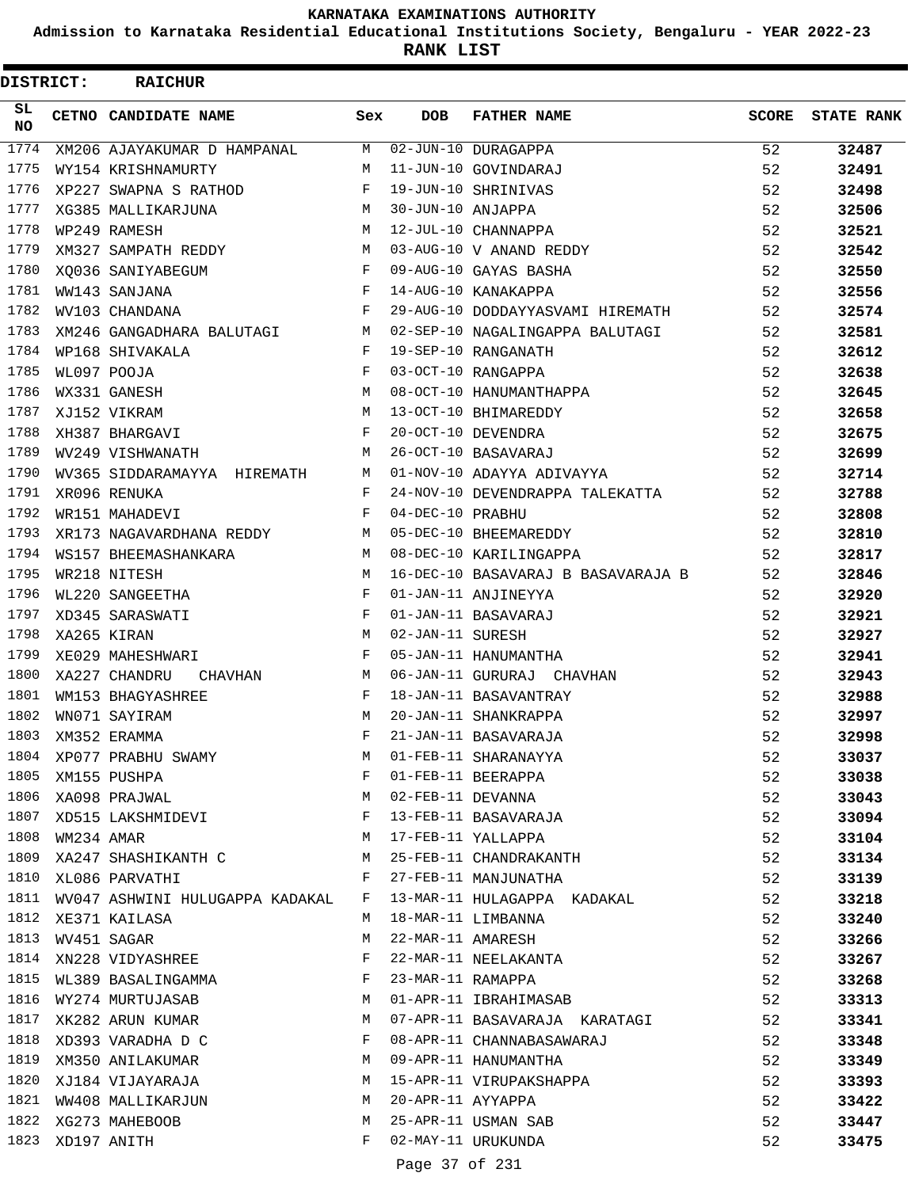# KARNATAKA EXAMINATIONS AUTHORITY

**Admission to Karnataka Residential Educational Institutions Society, Bengaluru - YEAR 2022-23**

**RANK LIST**

**DISTRICT: RAICHUR**

| SL NO | CETNO | CANDIDATE NAME | Sex | DOB | FATHER NAME | SCORE | STATE RANK |
|---|---|---|---|---|---|---|---|
| 1774 | XM206 | AJAYAKUMAR D HAMPANAL | M | 02-JUN-10 | DURAGAPPA | 52 | 32487 |
| 1775 | WY154 | KRISHNAMURTY | M | 11-JUN-10 | GOVINDARAJ | 52 | 32491 |
| 1776 | XP227 | SWAPNA S RATHOD | F | 19-JUN-10 | SHRINIVAS | 52 | 32498 |
| 1777 | XG385 | MALLIKARJUNA | M | 30-JUN-10 | ANJAPPA | 52 | 32506 |
| 1778 | WP249 | RAMESH | M | 12-JUL-10 | CHANNAPPA | 52 | 32521 |
| 1779 | XM327 | SAMPATH REDDY | M | 03-AUG-10 | V ANAND REDDY | 52 | 32542 |
| 1780 | XQ036 | SANIYABEGUM | F | 09-AUG-10 | GAYAS BASHA | 52 | 32550 |
| 1781 | WW143 | SANJANA | F | 14-AUG-10 | KANAKAPPA | 52 | 32556 |
| 1782 | WV103 | CHANDANA | F | 29-AUG-10 | DODDAYYASVAMI HIREMATH | 52 | 32574 |
| 1783 | XM246 | GANGADHARA BALUTAGI | M | 02-SEP-10 | NAGALINGAPPA BALUTAGI | 52 | 32581 |
| 1784 | WP168 | SHIVAKALA | F | 19-SEP-10 | RANGANATH | 52 | 32612 |
| 1785 | WL097 | POOJA | F | 03-OCT-10 | RANGAPPA | 52 | 32638 |
| 1786 | WX331 | GANESH | M | 08-OCT-10 | HANUMANTHAPPA | 52 | 32645 |
| 1787 | XJ152 | VIKRAM | M | 13-OCT-10 | BHIMAREDDY | 52 | 32658 |
| 1788 | XH387 | BHARGAVI | F | 20-OCT-10 | DEVENDRA | 52 | 32675 |
| 1789 | WV249 | VISHWANATH | M | 26-OCT-10 | BASAVARAJ | 52 | 32699 |
| 1790 | WV365 | SIDDARAMAYYA HIREMATH | M | 01-NOV-10 | ADAYYA ADIVAYYA | 52 | 32714 |
| 1791 | XR096 | RENUKA | F | 24-NOV-10 | DEVENDRAPPA TALEKATTA | 52 | 32788 |
| 1792 | WR151 | MAHADEVI | F | 04-DEC-10 | PRABHU | 52 | 32808 |
| 1793 | XR173 | NAGAVARDHANA REDDY | M | 05-DEC-10 | BHEEMAREDDY | 52 | 32810 |
| 1794 | WS157 | BHEEMASHANKARA | M | 08-DEC-10 | KARILINGAPPA | 52 | 32817 |
| 1795 | WR218 | NITESH | M | 16-DEC-10 | BASAVARAJ B BASAVARAJA B | 52 | 32846 |
| 1796 | WL220 | SANGEETHA | F | 01-JAN-11 | ANJINEYYA | 52 | 32920 |
| 1797 | XD345 | SARASWATI | F | 01-JAN-11 | BASAVARAJ | 52 | 32921 |
| 1798 | XA265 | KIRAN | M | 02-JAN-11 | SURESH | 52 | 32927 |
| 1799 | XE029 | MAHESHWARI | F | 05-JAN-11 | HANUMANTHA | 52 | 32941 |
| 1800 | XA227 | CHANDRU CHAVHAN | M | 06-JAN-11 | GURURAJ CHAVHAN | 52 | 32943 |
| 1801 | WM153 | BHAGYASHREE | F | 18-JAN-11 | BASAVANTRAY | 52 | 32988 |
| 1802 | WN071 | SAYIRAM | M | 20-JAN-11 | SHANKRAPPA | 52 | 32997 |
| 1803 | XM352 | ERAMMA | F | 21-JAN-11 | BASAVARAJA | 52 | 32998 |
| 1804 | XP077 | PRABHU SWAMY | M | 01-FEB-11 | SHARANAYYA | 52 | 33037 |
| 1805 | XM155 | PUSHPA | F | 01-FEB-11 | BEERAPPA | 52 | 33038 |
| 1806 | XA098 | PRAJWAL | M | 02-FEB-11 | DEVANNA | 52 | 33043 |
| 1807 | XD515 | LAKSHMIDEVI | F | 13-FEB-11 | BASAVARAJA | 52 | 33094 |
| 1808 | WM234 | AMAR | M | 17-FEB-11 | YALLAPPA | 52 | 33104 |
| 1809 | XA247 | SHASHIKANTH C | M | 25-FEB-11 | CHANDRAKANTH | 52 | 33134 |
| 1810 | XL086 | PARVATHI | F | 27-FEB-11 | MANJUNATHA | 52 | 33139 |
| 1811 | WV047 | ASHWINI HULUGAPPA KADAKAL | F | 13-MAR-11 | HULAGAPPA KADAKAL | 52 | 33218 |
| 1812 | XE371 | KAILASA | M | 18-MAR-11 | LIMBANNA | 52 | 33240 |
| 1813 | WV451 | SAGAR | M | 22-MAR-11 | AMARESH | 52 | 33266 |
| 1814 | XN228 | VIDYASHREE | F | 22-MAR-11 | NEELAKANTA | 52 | 33267 |
| 1815 | WL389 | BASALINGAMMA | F | 23-MAR-11 | RAMAPPA | 52 | 33268 |
| 1816 | WY274 | MURTUJASAB | M | 01-APR-11 | IBRAHIMASAB | 52 | 33313 |
| 1817 | XK282 | ARUN KUMAR | M | 07-APR-11 | BASAVARAJA KARATAGI | 52 | 33341 |
| 1818 | XD393 | VARADHA D C | F | 08-APR-11 | CHANNABASAWARAJ | 52 | 33348 |
| 1819 | XM350 | ANILAKUMAR | M | 09-APR-11 | HANUMANTHA | 52 | 33349 |
| 1820 | XJ184 | VIJAYARAJA | M | 15-APR-11 | VIRUPAKSHAPPA | 52 | 33393 |
| 1821 | WW408 | MALLIKARJUN | M | 20-APR-11 | AYYAPPA | 52 | 33422 |
| 1822 | XG273 | MAHEBOOB | M | 25-APR-11 | USMAN SAB | 52 | 33447 |
| 1823 | XD197 | ANITH | F | 02-MAY-11 | URUKUNDA | 52 | 33475 |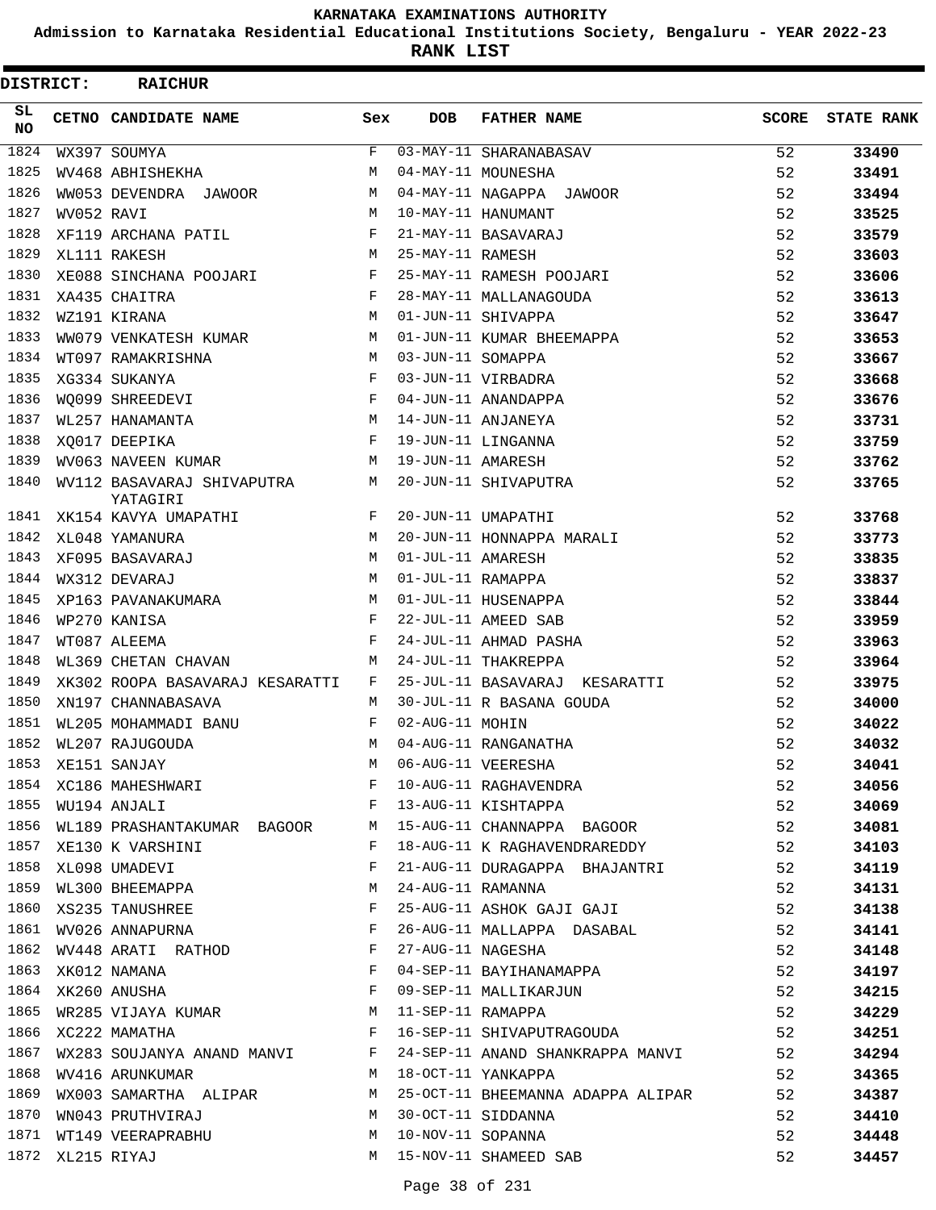KARNATAKA EXAMINATIONS AUTHORITY

Admission to Karnataka Residential Educational Institutions Society, Bengaluru - YEAR 2022-23

**RANK LIST**

**DISTRICT: RAICHUR**

| SL NO | CETNO | CANDIDATE NAME | Sex | DOB | FATHER NAME | SCORE | STATE RANK |
|---|---|---|---|---|---|---|---|
| 1824 | WX397 | SOUMYA | F | 03-MAY-11 | SHARANABASAV | 52 | **33490** |
| 1825 | WV468 | ABHISHEKHA | M | 04-MAY-11 | MOUNESHA | 52 | **33491** |
| 1826 | WW053 | DEVENDRA JAWOOR | M | 04-MAY-11 | NAGAPPA JAWOOR | 52 | **33494** |
| 1827 | WV052 | RAVI | M | 10-MAY-11 | HANUMANT | 52 | **33525** |
| 1828 | XF119 | ARCHANA PATIL | F | 21-MAY-11 | BASAVARAJ | 52 | **33579** |
| 1829 | XL111 | RAKESH | M | 25-MAY-11 | RAMESH | 52 | **33603** |
| 1830 | XE088 | SINCHANA POOJARI | F | 25-MAY-11 | RAMESH POOJARI | 52 | **33606** |
| 1831 | XA435 | CHAITRA | F | 28-MAY-11 | MALLANAGOUDA | 52 | **33613** |
| 1832 | WZ191 | KIRANA | M | 01-JUN-11 | SHIVAPPA | 52 | **33647** |
| 1833 | WW079 | VENKATESH KUMAR | M | 01-JUN-11 | KUMAR BHEEMAPPA | 52 | **33653** |
| 1834 | WT097 | RAMAKRISHNA | M | 03-JUN-11 | SOMAPPA | 52 | **33667** |
| 1835 | XG334 | SUKANYA | F | 03-JUN-11 | VIRBADRA | 52 | **33668** |
| 1836 | WQ099 | SHREEDEVI | F | 04-JUN-11 | ANANDAPPA | 52 | **33676** |
| 1837 | WL257 | HANAMANTA | M | 14-JUN-11 | ANJANEYA | 52 | **33731** |
| 1838 | XQ017 | DEEPIKA | F | 19-JUN-11 | LINGANNA | 52 | **33759** |
| 1839 | WV063 | NAVEEN KUMAR | M | 19-JUN-11 | AMARESH | 52 | **33762** |
| 1840 | WV112 | BASAVARAJ SHIVAPUTRA YATAGIRI | M | 20-JUN-11 | SHIVAPUTRA | 52 | **33765** |
| 1841 | XK154 | KAVYA UMAPATHI | F | 20-JUN-11 | UMAPATHI | 52 | **33768** |
| 1842 | XL048 | YAMANURA | M | 20-JUN-11 | HONNAPPA MARALI | 52 | **33773** |
| 1843 | XF095 | BASAVARAJ | M | 01-JUL-11 | AMARESH | 52 | **33835** |
| 1844 | WX312 | DEVARAJ | M | 01-JUL-11 | RAMAPPA | 52 | **33837** |
| 1845 | XP163 | PAVANAKUMARA | M | 01-JUL-11 | HUSENAPPA | 52 | **33844** |
| 1846 | WP270 | KANISA | F | 22-JUL-11 | AMEED SAB | 52 | **33959** |
| 1847 | WT087 | ALEEMA | F | 24-JUL-11 | AHMAD PASHA | 52 | **33963** |
| 1848 | WL369 | CHETAN CHAVAN | M | 24-JUL-11 | THAKREPPA | 52 | **33964** |
| 1849 | XK302 | ROOPA BASAVARAJ KESARATTI | F | 25-JUL-11 | BASAVARAJ KESARATTI | 52 | **33975** |
| 1850 | XN197 | CHANNABASAVA | M | 30-JUL-11 | R BASANA GOUDA | 52 | **34000** |
| 1851 | WL205 | MOHAMMADI BANU | F | 02-AUG-11 | MOHIN | 52 | **34022** |
| 1852 | WL207 | RAJUGOUDA | M | 04-AUG-11 | RANGANATHA | 52 | **34032** |
| 1853 | XE151 | SANJAY | M | 06-AUG-11 | VEERESHA | 52 | **34041** |
| 1854 | XC186 | MAHESHWARI | F | 10-AUG-11 | RAGHAVENDRA | 52 | **34056** |
| 1855 | WU194 | ANJALI | F | 13-AUG-11 | KISHTAPPA | 52 | **34069** |
| 1856 | WL189 | PRASHANTAKUMAR BAGOOR | M | 15-AUG-11 | CHANNAPPA BAGOOR | 52 | **34081** |
| 1857 | XE130 | K VARSHINI | F | 18-AUG-11 | K RAGHAVENDRAREDDY | 52 | **34103** |
| 1858 | XL098 | UMADEVI | F | 21-AUG-11 | DURAGAPPA BHAJANTRI | 52 | **34119** |
| 1859 | WL300 | BHEEMAPPA | M | 24-AUG-11 | RAMANNA | 52 | **34131** |
| 1860 | XS235 | TANUSHREE | F | 25-AUG-11 | ASHOK GAJI GAJI | 52 | **34138** |
| 1861 | WV026 | ANNAPURNA | F | 26-AUG-11 | MALLAPPA DASABAL | 52 | **34141** |
| 1862 | WV448 | ARATI RATHOD | F | 27-AUG-11 | NAGESHA | 52 | **34148** |
| 1863 | XK012 | NAMANA | F | 04-SEP-11 | BAYIHANAMAPPA | 52 | **34197** |
| 1864 | XK260 | ANUSHA | F | 09-SEP-11 | MALLIKARJUN | 52 | **34215** |
| 1865 | WR285 | VIJAYA KUMAR | M | 11-SEP-11 | RAMAPPA | 52 | **34229** |
| 1866 | XC222 | MAMATHA | F | 16-SEP-11 | SHIVAPUTRAGOUDA | 52 | **34251** |
| 1867 | WX283 | SOUJANYA ANAND MANVI | F | 24-SEP-11 | ANAND SHANKRAPPA MANVI | 52 | **34294** |
| 1868 | WV416 | ARUNKUMAR | M | 18-OCT-11 | YANKAPPA | 52 | **34365** |
| 1869 | WX003 | SAMARTHA ALIPAR | M | 25-OCT-11 | BHEEMANNA ADAPPA ALIPAR | 52 | **34387** |
| 1870 | WN043 | PRUTHVIRAJ | M | 30-OCT-11 | SIDDANNA | 52 | **34410** |
| 1871 | WT149 | VEERAPRABHU | M | 10-NOV-11 | SOPANNA | 52 | **34448** |
| 1872 | XL215 | RIYAJ | M | 15-NOV-11 | SHAMEED SAB | 52 | **34457** |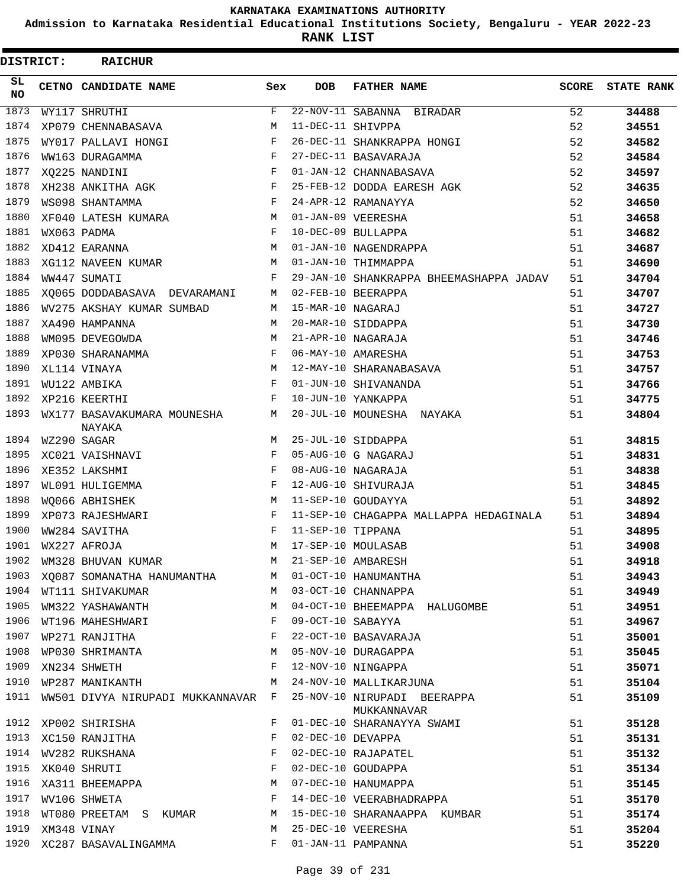KARNATAKA EXAMINATIONS AUTHORITY

Admission to Karnataka Residential Educational Institutions Society, Bengaluru - YEAR 2022-23

**RANK LIST**

**DISTRICT: RAICHUR**

| SL NO | CETNO | CANDIDATE NAME | Sex | DOB | FATHER NAME | SCORE | STATE RANK |
|---|---|---|---|---|---|---|---|
| 1873 | WY117 | SHRUTHI | F | 22-NOV-11 | SABANNA BIRADAR | 52 | 34488 |
| 1874 | XP079 | CHENNABASAVA | M | 11-DEC-11 | SHIVPPA | 52 | 34551 |
| 1875 | WY017 | PALLAVI HONGI | F | 26-DEC-11 | SHANKRAPPA HONGI | 52 | 34582 |
| 1876 | WW163 | DURAGAMMA | F | 27-DEC-11 | BASAVARAJA | 52 | 34584 |
| 1877 | XQ225 | NANDINI | F | 01-JAN-12 | CHANNABASAVA | 52 | 34597 |
| 1878 | XH238 | ANKITHA AGK | F | 25-FEB-12 | DODDA EARESH AGK | 52 | 34635 |
| 1879 | WS098 | SHANTAMMA | F | 24-APR-12 | RAMANAYYA | 52 | 34650 |
| 1880 | XF040 | LATESH KUMARA | M | 01-JAN-09 | VEERESHA | 51 | 34658 |
| 1881 | WX063 | PADMA | F | 10-DEC-09 | BULLAPPA | 51 | 34682 |
| 1882 | XD412 | EARANNA | M | 01-JAN-10 | NAGENDRAPPA | 51 | 34687 |
| 1883 | XG112 | NAVEEN KUMAR | M | 01-JAN-10 | THIMMAPPA | 51 | 34690 |
| 1884 | WW447 | SUMATI | F | 29-JAN-10 | SHANKRAPPA BHEEMASHAPPA JADAV | 51 | 34704 |
| 1885 | XQ065 | DODDABASAVA DEVARAMANI | M | 02-FEB-10 | BEERAPPA | 51 | 34707 |
| 1886 | WV275 | AKSHAY KUMAR SUMBAD | M | 15-MAR-10 | NAGARAJ | 51 | 34727 |
| 1887 | XA490 | HAMPANNA | M | 20-MAR-10 | SIDDAPPA | 51 | 34730 |
| 1888 | WM095 | DEVEGOWDA | M | 21-APR-10 | NAGARAJA | 51 | 34746 |
| 1889 | XP030 | SHARANAMMA | F | 06-MAY-10 | AMARESHA | 51 | 34753 |
| 1890 | XL114 | VINAYA | M | 12-MAY-10 | SHARANABASAVA | 51 | 34757 |
| 1891 | WU122 | AMBIKA | F | 01-JUN-10 | SHIVANANDA | 51 | 34766 |
| 1892 | XP216 | KEERTHI | F | 10-JUN-10 | YANKAPPA | 51 | 34775 |
| 1893 | WX177 | BASAVAKUMARA MOUNESHA NAYAKA | M | 20-JUL-10 | MOUNESHA NAYAKA | 51 | 34804 |
| 1894 | WZ290 | SAGAR | M | 25-JUL-10 | SIDDAPPA | 51 | 34815 |
| 1895 | XC021 | VAISHNAVI | F | 05-AUG-10 | G NAGARAJ | 51 | 34831 |
| 1896 | XE352 | LAKSHMI | F | 08-AUG-10 | NAGARAJA | 51 | 34838 |
| 1897 | WL091 | HULIGEMMA | F | 12-AUG-10 | SHIVURAJA | 51 | 34845 |
| 1898 | WQ066 | ABHISHEK | M | 11-SEP-10 | GOUDAYYA | 51 | 34892 |
| 1899 | XP073 | RAJESHWARI | F | 11-SEP-10 | CHAGAPPA MALLAPPA HEDAGINALA | 51 | 34894 |
| 1900 | WW284 | SAVITHA | F | 11-SEP-10 | TIPPANA | 51 | 34895 |
| 1901 | WX227 | AFROJA | M | 17-SEP-10 | MOULASAB | 51 | 34908 |
| 1902 | WM328 | BHUVAN KUMAR | M | 21-SEP-10 | AMBARESH | 51 | 34918 |
| 1903 | XQ087 | SOMANATHA HANUMANTHA | M | 01-OCT-10 | HANUMANTHA | 51 | 34943 |
| 1904 | WT111 | SHIVAKUMAR | M | 03-OCT-10 | CHANNAPPA | 51 | 34949 |
| 1905 | WM322 | YASHAWANTH | M | 04-OCT-10 | BHEEMAPPA HALUGOMBE | 51 | 34951 |
| 1906 | WT196 | MAHESHWARI | F | 09-OCT-10 | SABAYYA | 51 | 34967 |
| 1907 | WP271 | RANJITHA | F | 22-OCT-10 | BASAVARAJA | 51 | 35001 |
| 1908 | WP030 | SHRIMANTA | M | 05-NOV-10 | DURAGAPPA | 51 | 35045 |
| 1909 | XN234 | SHWETH | F | 12-NOV-10 | NINGAPPA | 51 | 35071 |
| 1910 | WP287 | MANIKANTH | M | 24-NOV-10 | MALLIKARJUNA | 51 | 35104 |
| 1911 | WW501 | DIVYA NIRUPADI MUKKANNAVAR | F | 25-NOV-10 | NIRUPADI BEERAPPA MUKKANNAVAR | 51 | 35109 |
| 1912 | XP002 | SHIRISHA | F | 01-DEC-10 | SHARANAYYA SWAMI | 51 | 35128 |
| 1913 | XC150 | RANJITHA | F | 02-DEC-10 | DEVAPPA | 51 | 35131 |
| 1914 | WV282 | RUKSHANA | F | 02-DEC-10 | RAJAPATEL | 51 | 35132 |
| 1915 | XK040 | SHRUTI | F | 02-DEC-10 | GOUDAPPA | 51 | 35134 |
| 1916 | XA311 | BHEEMAPPA | M | 07-DEC-10 | HANUMAPPA | 51 | 35145 |
| 1917 | WV106 | SHWETA | F | 14-DEC-10 | VEERABHADRAPPA | 51 | 35170 |
| 1918 | WT080 | PREETAM S KUMAR | M | 15-DEC-10 | SHARANAAPPA KUMBAR | 51 | 35174 |
| 1919 | XM348 | VINAY | M | 25-DEC-10 | VEERESHA | 51 | 35204 |
| 1920 | XC287 | BASAVALINGAMMA | F | 01-JAN-11 | PAMPANNA | 51 | 35220 |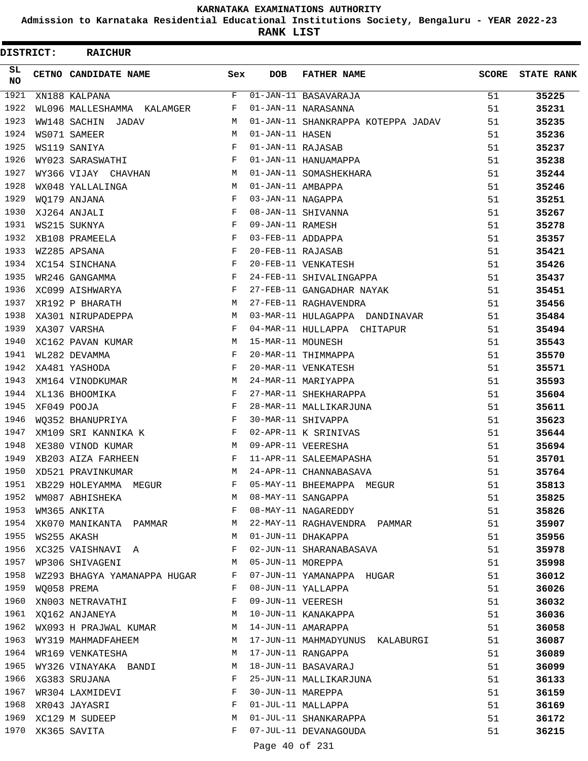KARNATAKA EXAMINATIONS AUTHORITY

Admission to Karnataka Residential Educational Institutions Society, Bengaluru - YEAR 2022-23

**RANK LIST**

**DISTRICT: RAICHUR**

| SL NO | CETNO | CANDIDATE NAME | Sex | DOB | FATHER NAME | SCORE | STATE RANK |
|---|---|---|---|---|---|---|---|
| 1921 | XN188 | KALPANA | F | 01-JAN-11 | BASAVARAJA | 51 | 35225 |
| 1922 | WL096 | MALLESHAMMA KALAMGER | F | 01-JAN-11 | NARASANNA | 51 | 35231 |
| 1923 | WW148 | SACHIN JADAV | M | 01-JAN-11 | SHANKRAPPA KOTEPPA JADAV | 51 | 35235 |
| 1924 | WS071 | SAMEER | M | 01-JAN-11 | HASEN | 51 | 35236 |
| 1925 | WS119 | SANIYA | F | 01-JAN-11 | RAJASAB | 51 | 35237 |
| 1926 | WY023 | SARASWATHI | F | 01-JAN-11 | HANUAMAPPA | 51 | 35238 |
| 1927 | WY366 | VIJAY CHAVHAN | M | 01-JAN-11 | SOMASHEKHARA | 51 | 35244 |
| 1928 | WX048 | YALLALINGA | M | 01-JAN-11 | AMBAPPA | 51 | 35246 |
| 1929 | WQ179 | ANJANA | F | 03-JAN-11 | NAGAPPA | 51 | 35251 |
| 1930 | XJ264 | ANJALI | F | 08-JAN-11 | SHIVANNA | 51 | 35267 |
| 1931 | WS215 | SUKNYA | F | 09-JAN-11 | RAMESH | 51 | 35278 |
| 1932 | XB108 | PRAMEELA | F | 03-FEB-11 | ADDAPPA | 51 | 35357 |
| 1933 | WZ285 | APSANA | F | 20-FEB-11 | RAJASAB | 51 | 35421 |
| 1934 | XC154 | SINCHANA | F | 20-FEB-11 | VENKATESH | 51 | 35426 |
| 1935 | WR246 | GANGAMMA | F | 24-FEB-11 | SHIVALINGAPPA | 51 | 35437 |
| 1936 | XC099 | AISHWARYA | F | 27-FEB-11 | GANGADHAR NAYAK | 51 | 35451 |
| 1937 | XR192 | P BHARATH | M | 27-FEB-11 | RAGHAVENDRA | 51 | 35456 |
| 1938 | XA301 | NIRUPADEPPA | M | 03-MAR-11 | HULAGAPPA DANDINAVAR | 51 | 35484 |
| 1939 | XA307 | VARSHA | F | 04-MAR-11 | HULLAPPA CHITAPUR | 51 | 35494 |
| 1940 | XC162 | PAVAN KUMAR | M | 15-MAR-11 | MOUNESH | 51 | 35543 |
| 1941 | WL282 | DEVAMMA | F | 20-MAR-11 | THIMMAPPA | 51 | 35570 |
| 1942 | XA481 | YASHODA | F | 20-MAR-11 | VENKATESH | 51 | 35571 |
| 1943 | XM164 | VINODKUMAR | M | 24-MAR-11 | MARIYAPPA | 51 | 35593 |
| 1944 | XL136 | BHOOMIKA | F | 27-MAR-11 | SHEKHARAPPA | 51 | 35604 |
| 1945 | XF049 | POOJA | F | 28-MAR-11 | MALLIKARJUNA | 51 | 35611 |
| 1946 | WQ352 | BHANUPRIYA | F | 30-MAR-11 | SHIVAPPA | 51 | 35623 |
| 1947 | XM109 | SRI KANNIKA K | F | 02-APR-11 | K SRINIVAS | 51 | 35644 |
| 1948 | XE380 | VINOD KUMAR | M | 09-APR-11 | VEERESHA | 51 | 35694 |
| 1949 | XB203 | AIZA FARHEEN | F | 11-APR-11 | SALEEMAPASHA | 51 | 35701 |
| 1950 | XD521 | PRAVINKUMAR | M | 24-APR-11 | CHANNABASAVA | 51 | 35764 |
| 1951 | XB229 | HOLEYAMMA MEGUR | F | 05-MAY-11 | BHEEMAPPA MEGUR | 51 | 35813 |
| 1952 | WM087 | ABHISHEKA | M | 08-MAY-11 | SANGAPPA | 51 | 35825 |
| 1953 | WM365 | ANKITA | F | 08-MAY-11 | NAGAREDDY | 51 | 35826 |
| 1954 | XK070 | MANIKANTA PAMMAR | M | 22-MAY-11 | RAGHAVENDRA PAMMAR | 51 | 35907 |
| 1955 | WS255 | AKASH | M | 01-JUN-11 | DHAKAPPA | 51 | 35956 |
| 1956 | XC325 | VAISHNAVI A | F | 02-JUN-11 | SHARANABASAVA | 51 | 35978 |
| 1957 | WP306 | SHIVAGENI | M | 05-JUN-11 | MOREPPA | 51 | 35998 |
| 1958 | WZ293 | BHAGYA YAMANAPPA HUGAR | F | 07-JUN-11 | YAMANAPPA HUGAR | 51 | 36012 |
| 1959 | WQ058 | PREMA | F | 08-JUN-11 | YALLAPPA | 51 | 36026 |
| 1960 | XN003 | NETRAVATHI | F | 09-JUN-11 | VEERESH | 51 | 36032 |
| 1961 | XQ162 | ANJANEYA | M | 10-JUN-11 | KANAKAPPA | 51 | 36036 |
| 1962 | WX093 | H PRAJWAL KUMAR | M | 14-JUN-11 | AMARAPPA | 51 | 36058 |
| 1963 | WY319 | MAHMADFAHEEM | M | 17-JUN-11 | MAHMADYUNUS KALABURGI | 51 | 36087 |
| 1964 | WR169 | VENKATESHA | M | 17-JUN-11 | RANGAPPA | 51 | 36089 |
| 1965 | WY326 | VINAYAKA BANDI | M | 18-JUN-11 | BASAVARAJ | 51 | 36099 |
| 1966 | XG383 | SRUJANA | F | 25-JUN-11 | MALLIKARJUNA | 51 | 36133 |
| 1967 | WR304 | LAXMIDEVI | F | 30-JUN-11 | MAREPPA | 51 | 36159 |
| 1968 | XR043 | JAYASRI | F | 01-JUL-11 | MALLAPPA | 51 | 36169 |
| 1969 | XC129 | M SUDEEP | M | 01-JUL-11 | SHANKARAPPA | 51 | 36172 |
| 1970 | XK365 | SAVITA | F | 07-JUL-11 | DEVANAGOUDA | 51 | 36215 |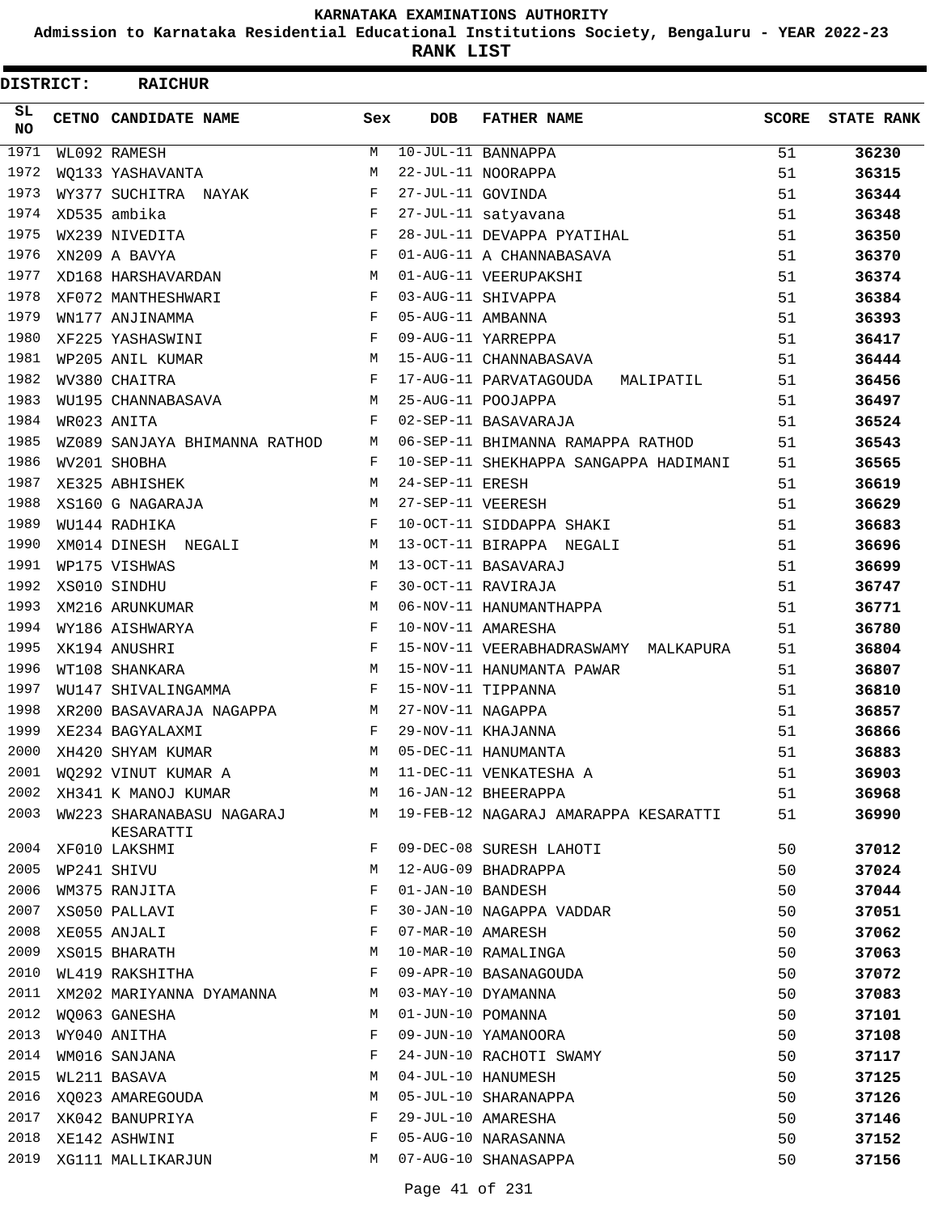KARNATAKA EXAMINATIONS AUTHORITY

Admission to Karnataka Residential Educational Institutions Society, Bengaluru - YEAR 2022-23

RANK LIST

**DISTRICT: RAICHUR**

| SL NO | CETNO | CANDIDATE NAME | Sex | DOB | FATHER NAME | SCORE | STATE RANK |
|---|---|---|---|---|---|---|---|
| 1971 | WL092 | RAMESH | M | 10-JUL-11 | BANNAPPA | 51 | **36230** |
| 1972 | WQ133 | YASHAVANTA | M | 22-JUL-11 | NOORAPPA | 51 | **36315** |
| 1973 | WY377 | SUCHITRA NAYAK | F | 27-JUL-11 | GOVINDA | 51 | **36344** |
| 1974 | XD535 | ambika | F | 27-JUL-11 | satyavana | 51 | **36348** |
| 1975 | WX239 | NIVEDITA | F | 28-JUL-11 | DEVAPPA PYATIHAL | 51 | **36350** |
| 1976 | XN209 | A BAVYA | F | 01-AUG-11 | A CHANNABASAVA | 51 | **36370** |
| 1977 | XD168 | HARSHAVARDAN | M | 01-AUG-11 | VEERUPAKSHI | 51 | **36374** |
| 1978 | XF072 | MANTHESHWARI | F | 03-AUG-11 | SHIVAPPA | 51 | **36384** |
| 1979 | WN177 | ANJINAMMA | F | 05-AUG-11 | AMBANNA | 51 | **36393** |
| 1980 | XF225 | YASHASWINI | F | 09-AUG-11 | YARREPPA | 51 | **36417** |
| 1981 | WP205 | ANIL KUMAR | M | 15-AUG-11 | CHANNABASAVA | 51 | **36444** |
| 1982 | WV380 | CHAITRA | F | 17-AUG-11 | PARVATAGOUDA MALIPATIL | 51 | **36456** |
| 1983 | WU195 | CHANNABASAVA | M | 25-AUG-11 | POOJAPPA | 51 | **36497** |
| 1984 | WR023 | ANITA | F | 02-SEP-11 | BASAVARAJA | 51 | **36524** |
| 1985 | WZ089 | SANJAYA BHIMANNA RATHOD | M | 06-SEP-11 | BHIMANNA RAMAPPA RATHOD | 51 | **36543** |
| 1986 | WV201 | SHOBHA | F | 10-SEP-11 | SHEKHAPPA SANGAPPA HADIMANI | 51 | **36565** |
| 1987 | XE325 | ABHISHEK | M | 24-SEP-11 | ERESH | 51 | **36619** |
| 1988 | XS160 | G NAGARAJA | M | 27-SEP-11 | VEERESH | 51 | **36629** |
| 1989 | WU144 | RADHIKA | F | 10-OCT-11 | SIDDAPPA SHAKI | 51 | **36683** |
| 1990 | XM014 | DINESH NEGALI | M | 13-OCT-11 | BIRAPPA NEGALI | 51 | **36696** |
| 1991 | WP175 | VISHWAS | M | 13-OCT-11 | BASAVARAJ | 51 | **36699** |
| 1992 | XS010 | SINDHU | F | 30-OCT-11 | RAVIRAJA | 51 | **36747** |
| 1993 | XM216 | ARUNKUMAR | M | 06-NOV-11 | HANUMANTHAPPA | 51 | **36771** |
| 1994 | WY186 | AISHWARYA | F | 10-NOV-11 | AMARESHA | 51 | **36780** |
| 1995 | XK194 | ANUSHRI | F | 15-NOV-11 | VEERABHADRASWAMY MALKAPURA | 51 | **36804** |
| 1996 | WT108 | SHANKARA | M | 15-NOV-11 | HANUMANTA PAWAR | 51 | **36807** |
| 1997 | WU147 | SHIVALINGAMMA | F | 15-NOV-11 | TIPPANNA | 51 | **36810** |
| 1998 | XR200 | BASAVARAJA NAGAPPA | M | 27-NOV-11 | NAGAPPA | 51 | **36857** |
| 1999 | XE234 | BAGYALAXMI | F | 29-NOV-11 | KHAJANNA | 51 | **36866** |
| 2000 | XH420 | SHYAM KUMAR | M | 05-DEC-11 | HANUMANTA | 51 | **36883** |
| 2001 | WQ292 | VINUT KUMAR A | M | 11-DEC-11 | VENKATESHA A | 51 | **36903** |
| 2002 | XH341 | K MANOJ KUMAR | M | 16-JAN-12 | BHEERAPPA | 51 | **36968** |
| 2003 | WW223 | SHARANABASU NAGARAJ KESARATTI | M | 19-FEB-12 | NAGARAJ AMARAPPA KESARATTI | 51 | **36990** |
| 2004 | XF010 | LAKSHMI | F | 09-DEC-08 | SURESH LAHOTI | 50 | **37012** |
| 2005 | WP241 | SHIVU | M | 12-AUG-09 | BHADRAPPA | 50 | **37024** |
| 2006 | WM375 | RANJITA | F | 01-JAN-10 | BANDESH | 50 | **37044** |
| 2007 | XS050 | PALLAVI | F | 30-JAN-10 | NAGAPPA VADDAR | 50 | **37051** |
| 2008 | XE055 | ANJALI | F | 07-MAR-10 | AMARESH | 50 | **37062** |
| 2009 | XS015 | BHARATH | M | 10-MAR-10 | RAMALINGA | 50 | **37063** |
| 2010 | WL419 | RAKSHITHA | F | 09-APR-10 | BASANAGOUDA | 50 | **37072** |
| 2011 | XM202 | MARIYANNA DYAMANNA | M | 03-MAY-10 | DYAMANNA | 50 | **37083** |
| 2012 | WQ063 | GANESHA | M | 01-JUN-10 | POMANNA | 50 | **37101** |
| 2013 | WY040 | ANITHA | F | 09-JUN-10 | YAMANOORA | 50 | **37108** |
| 2014 | WM016 | SANJANA | F | 24-JUN-10 | RACHOTI SWAMY | 50 | **37117** |
| 2015 | WL211 | BASAVA | M | 04-JUL-10 | HANUMESH | 50 | **37125** |
| 2016 | XQ023 | AMAREGOUDA | M | 05-JUL-10 | SHARANAPPA | 50 | **37126** |
| 2017 | XK042 | BANUPRIYA | F | 29-JUL-10 | AMARESHA | 50 | **37146** |
| 2018 | XE142 | ASHWINI | F | 05-AUG-10 | NARASANNA | 50 | **37152** |
| 2019 | XG111 | MALLIKARJUN | M | 07-AUG-10 | SHANASAPPA | 50 | **37156** |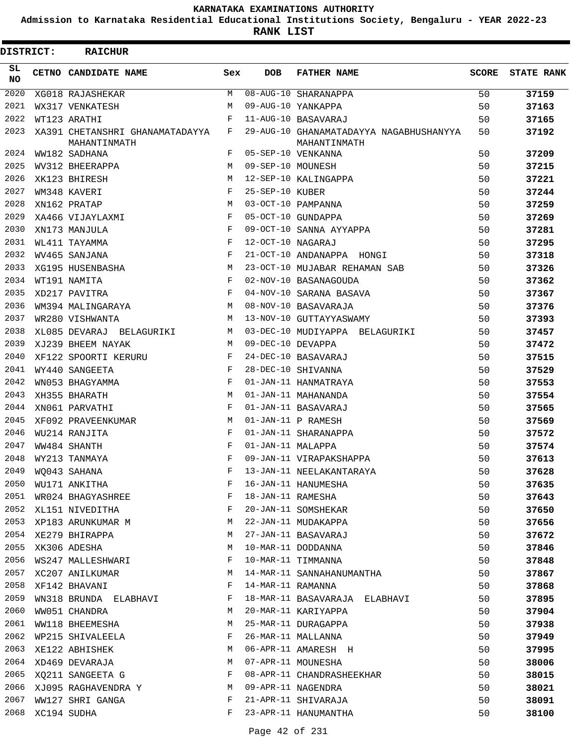# KARNATAKA EXAMINATIONS AUTHORITY

**Admission to Karnataka Residential Educational Institutions Society, Bengaluru - YEAR 2022-23**

**RANK LIST**

**DISTRICT: RAICHUR**

| SL NO | CETNO | CANDIDATE NAME | Sex | DOB | FATHER NAME | SCORE | STATE RANK |
|---|---|---|---|---|---|---|---|
| 2020 | XG018 | RAJASHEKAR | M | 08-AUG-10 | SHARANAPPA | 50 | 37159 |
| 2021 | WX317 | VENKATESH | M | 09-AUG-10 | YANKAPPA | 50 | 37163 |
| 2022 | WT123 | ARATHI | F | 11-AUG-10 | BASAVARAJ | 50 | 37165 |
| 2023 | XA391 | CHETANSHRI GHANAMATADAYYA MAHANTINMATH | F | 29-AUG-10 | GHANAMATADAYYA NAGABHUSHANYYA MAHANTINMATH | 50 | 37192 |
| 2024 | WW182 | SADHANA | F | 05-SEP-10 | VENKANNA | 50 | 37209 |
| 2025 | WV312 | BHEERAPPA | M | 09-SEP-10 | MOUNESH | 50 | 37215 |
| 2026 | XK123 | BHIRESH | M | 12-SEP-10 | KALINGAPPA | 50 | 37221 |
| 2027 | WM348 | KAVERI | F | 25-SEP-10 | KUBER | 50 | 37244 |
| 2028 | XN162 | PRATAP | M | 03-OCT-10 | PAMPANNA | 50 | 37259 |
| 2029 | XA466 | VIJAYLAXMI | F | 05-OCT-10 | GUNDAPPA | 50 | 37269 |
| 2030 | XN173 | MANJULA | F | 09-OCT-10 | SANNA AYYAPPA | 50 | 37281 |
| 2031 | WL411 | TAYAMMA | F | 12-OCT-10 | NAGARAJ | 50 | 37295 |
| 2032 | WV465 | SANJANA | F | 21-OCT-10 | ANDANAPPA HONGI | 50 | 37318 |
| 2033 | XG195 | HUSENBASHA | M | 23-OCT-10 | MUJABAR REHAMAN SAB | 50 | 37326 |
| 2034 | WT191 | NAMITA | F | 02-NOV-10 | BASANAGOUDA | 50 | 37362 |
| 2035 | XD217 | PAVITRA | F | 04-NOV-10 | SARANA BASAVA | 50 | 37367 |
| 2036 | WM394 | MALINGARAYA | M | 08-NOV-10 | BASAVARAJA | 50 | 37376 |
| 2037 | WR280 | VISHWANTA | M | 13-NOV-10 | GUTTAYYASWAMY | 50 | 37393 |
| 2038 | XL085 | DEVARAJ BELAGURIKI | M | 03-DEC-10 | MUDIYAPPA BELAGURIKI | 50 | 37457 |
| 2039 | XJ239 | BHEEM NAYAK | M | 09-DEC-10 | DEVAPPA | 50 | 37472 |
| 2040 | XF122 | SPOORTI KERURU | F | 24-DEC-10 | BASAVARAJ | 50 | 37515 |
| 2041 | WY440 | SANGEETA | F | 28-DEC-10 | SHIVANNA | 50 | 37529 |
| 2042 | WN053 | BHAGYAMMA | F | 01-JAN-11 | HANMATRAYA | 50 | 37553 |
| 2043 | XH355 | BHARATH | M | 01-JAN-11 | MAHANANDA | 50 | 37554 |
| 2044 | XN061 | PARVATHI | F | 01-JAN-11 | BASAVARAJ | 50 | 37565 |
| 2045 | XF092 | PRAVEENKUMAR | M | 01-JAN-11 | P RAMESH | 50 | 37569 |
| 2046 | WU214 | RANJITA | F | 01-JAN-11 | SHARANAPPA | 50 | 37572 |
| 2047 | WW484 | SHANTH | F | 01-JAN-11 | MALAPPA | 50 | 37574 |
| 2048 | WY213 | TANMAYA | F | 09-JAN-11 | VIRAPAKSHAPPA | 50 | 37613 |
| 2049 | WQ043 | SAHANA | F | 13-JAN-11 | NEELAKANTARAYA | 50 | 37628 |
| 2050 | WU171 | ANKITHA | F | 16-JAN-11 | HANUMESHA | 50 | 37635 |
| 2051 | WR024 | BHAGYASHREE | F | 18-JAN-11 | RAMESHA | 50 | 37643 |
| 2052 | XL151 | NIVEDITHA | F | 20-JAN-11 | SOMSHEKAR | 50 | 37650 |
| 2053 | XP183 | ARUNKUMAR M | M | 22-JAN-11 | MUDAKAPPA | 50 | 37656 |
| 2054 | XE279 | BHIRAPPA | M | 27-JAN-11 | BASAVARAJ | 50 | 37672 |
| 2055 | XK306 | ADESHA | M | 10-MAR-11 | DODDANNA | 50 | 37846 |
| 2056 | WS247 | MALLESHWARI | F | 10-MAR-11 | TIMMANNA | 50 | 37848 |
| 2057 | XC207 | ANILKUMAR | M | 14-MAR-11 | SANNAHANUMANTHA | 50 | 37867 |
| 2058 | XF142 | BHAVANI | F | 14-MAR-11 | RAMANNA | 50 | 37868 |
| 2059 | WN318 | BRUNDA ELABHAVI | F | 18-MAR-11 | BASAVARAJA ELABHAVI | 50 | 37895 |
| 2060 | WW051 | CHANDRA | M | 20-MAR-11 | KARIYAPPA | 50 | 37904 |
| 2061 | WW118 | BHEEMESHA | M | 25-MAR-11 | DURAGAPPA | 50 | 37938 |
| 2062 | WP215 | SHIVALEELA | F | 26-MAR-11 | MALLANNA | 50 | 37949 |
| 2063 | XE122 | ABHISHEK | M | 06-APR-11 | AMARESH H | 50 | 37995 |
| 2064 | XD469 | DEVARAJA | M | 07-APR-11 | MOUNESHA | 50 | 38006 |
| 2065 | XQ211 | SANGEETA G | F | 08-APR-11 | CHANDRASHEEKHAR | 50 | 38015 |
| 2066 | XJ095 | RAGHAVENDRA Y | M | 09-APR-11 | NAGENDRA | 50 | 38021 |
| 2067 | WW127 | SHRI GANGA | F | 21-APR-11 | SHIVARAJA | 50 | 38091 |
| 2068 | XC194 | SUDHA | F | 23-APR-11 | HANUMANTHA | 50 | 38100 |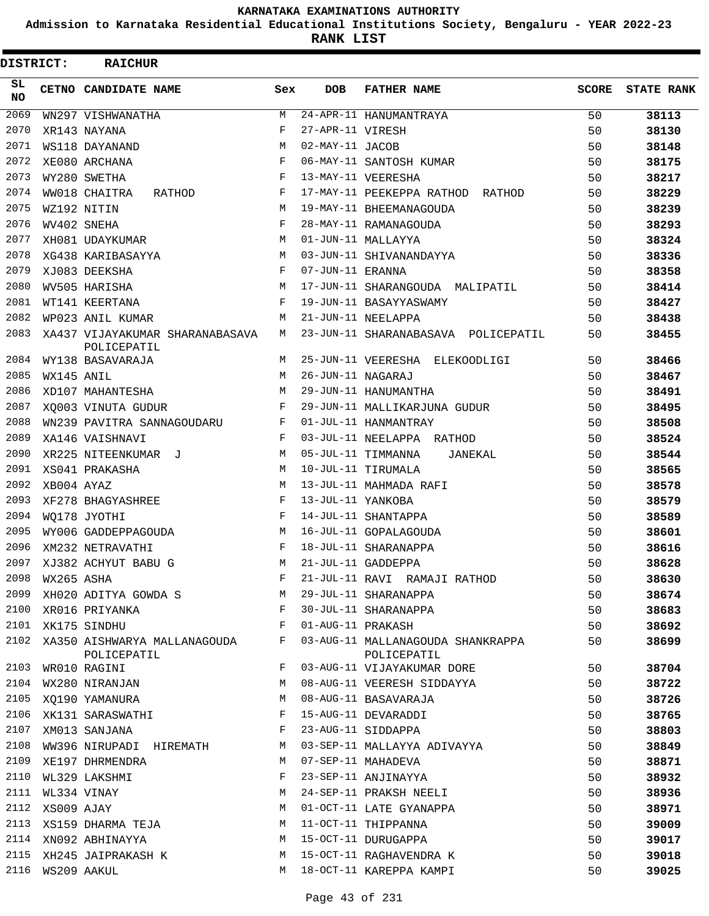# KARNATAKA EXAMINATIONS AUTHORITY

**Admission to Karnataka Residential Educational Institutions Society, Bengaluru - YEAR 2022-23**

**RANK LIST**

**DISTRICT: RAICHUR**

| SL NO | CETNO | CANDIDATE NAME | Sex | DOB | FATHER NAME | SCORE | STATE RANK |
|---|---|---|---|---|---|---|---|
| 2069 | WN297 | VISHWANATHA | M | 24-APR-11 | HANUMANTRAYA | 50 | **38113** |
| 2070 | XR143 | NAYANA | F | 27-APR-11 | VIRESH | 50 | **38130** |
| 2071 | WS118 | DAYANAND | M | 02-MAY-11 | JACOB | 50 | **38148** |
| 2072 | XE080 | ARCHANA | F | 06-MAY-11 | SANTOSH KUMAR | 50 | **38175** |
| 2073 | WY280 | SWETHA | F | 13-MAY-11 | VEERESHA | 50 | **38217** |
| 2074 | WW018 | CHAITRA RATHOD | F | 17-MAY-11 | PEEKEPPA RATHOD RATHOD | 50 | **38229** |
| 2075 | WZ192 | NITIN | M | 19-MAY-11 | BHEEMANAGOUDA | 50 | **38239** |
| 2076 | WV402 | SNEHA | F | 28-MAY-11 | RAMANAGOUDA | 50 | **38293** |
| 2077 | XH081 | UDAYKUMAR | M | 01-JUN-11 | MALLAYYA | 50 | **38324** |
| 2078 | XG438 | KARIBASAYYA | M | 03-JUN-11 | SHIVANANDAYYA | 50 | **38336** |
| 2079 | XJ083 | DEEKSHA | F | 07-JUN-11 | ERANNA | 50 | **38358** |
| 2080 | WV505 | HARISHA | M | 17-JUN-11 | SHARANGOUDA MALIPATIL | 50 | **38414** |
| 2081 | WT141 | KEERTANA | F | 19-JUN-11 | BASAYYASWAMY | 50 | **38427** |
| 2082 | WP023 | ANIL KUMAR | M | 21-JUN-11 | NEELAPPA | 50 | **38438** |
| 2083 | XA437 | VIJAYAKUMAR SHARANABASAVA POLICEPATIL | M | 23-JUN-11 | SHARANABASAVA POLICEPATIL | 50 | **38455** |
| 2084 | WY138 | BASAVARAJA | M | 25-JUN-11 | VEERESHA ELEKOODLIGI | 50 | **38466** |
| 2085 | WX145 | ANIL | M | 26-JUN-11 | NAGARAJ | 50 | **38467** |
| 2086 | XD107 | MAHANTESHA | M | 29-JUN-11 | HANUMANTHA | 50 | **38491** |
| 2087 | XQ003 | VINUTA GUDUR | F | 29-JUN-11 | MALLIKARJUNA GUDUR | 50 | **38495** |
| 2088 | WN239 | PAVITRA SANNAGOUDARU | F | 01-JUL-11 | HANMANTRAY | 50 | **38508** |
| 2089 | XA146 | VAISHNAVI | F | 03-JUL-11 | NEELAPPA RATHOD | 50 | **38524** |
| 2090 | XR225 | NITEENKUMAR J | M | 05-JUL-11 | TIMMANNA JANEKAL | 50 | **38544** |
| 2091 | XS041 | PRAKASHA | M | 10-JUL-11 | TIRUMALA | 50 | **38565** |
| 2092 | XB004 | AYAZ | M | 13-JUL-11 | MAHMADA RAFI | 50 | **38578** |
| 2093 | XF278 | BHAGYASHREE | F | 13-JUL-11 | YANKOBA | 50 | **38579** |
| 2094 | WQ178 | JYOTHI | F | 14-JUL-11 | SHANTAPPA | 50 | **38589** |
| 2095 | WY006 | GADDEPPAGOUDA | M | 16-JUL-11 | GOPALAGOUDA | 50 | **38601** |
| 2096 | XM232 | NETRAVATHI | F | 18-JUL-11 | SHARANAPPA | 50 | **38616** |
| 2097 | XJ382 | ACHYUT BABU G | M | 21-JUL-11 | GADDEPPA | 50 | **38628** |
| 2098 | WX265 | ASHA | F | 21-JUL-11 | RAVI RAMAJI RATHOD | 50 | **38630** |
| 2099 | XH020 | ADITYA GOWDA S | M | 29-JUL-11 | SHARANAPPA | 50 | **38674** |
| 2100 | XR016 | PRIYANKA | F | 30-JUL-11 | SHARANAPPA | 50 | **38683** |
| 2101 | XK175 | SINDHU | F | 01-AUG-11 | PRAKASH | 50 | **38692** |
| 2102 | XA350 | AISHWARYA MALLANAGOUDA POLICEPATIL | F | 03-AUG-11 | MALLANAGOUDA SHANKRAPPA POLICEPATIL | 50 | **38699** |
| 2103 | WR010 | RAGINI | F | 03-AUG-11 | VIJAYAKUMAR DORE | 50 | **38704** |
| 2104 | WX280 | NIRANJAN | M | 08-AUG-11 | VEERESH SIDDAYYA | 50 | **38722** |
| 2105 | XQ190 | YAMANURA | M | 08-AUG-11 | BASAVARAJA | 50 | **38726** |
| 2106 | XK131 | SARASWATHI | F | 15-AUG-11 | DEVARADDI | 50 | **38765** |
| 2107 | XM013 | SANJANA | F | 23-AUG-11 | SIDDAPPA | 50 | **38803** |
| 2108 | WW396 | NIRUPADI HIREMATH | M | 03-SEP-11 | MALLAYYA ADIVAYYA | 50 | **38849** |
| 2109 | XE197 | DHRMENDRA | M | 07-SEP-11 | MAHADEVA | 50 | **38871** |
| 2110 | WL329 | LAKSHMI | F | 23-SEP-11 | ANJINAYYA | 50 | **38932** |
| 2111 | WL334 | VINAY | M | 24-SEP-11 | PRAKSH NEELI | 50 | **38936** |
| 2112 | XS009 | AJAY | M | 01-OCT-11 | LATE GYANAPPA | 50 | **38971** |
| 2113 | XS159 | DHARMA TEJA | M | 11-OCT-11 | THIPPANNA | 50 | **39009** |
| 2114 | XN092 | ABHINAYYA | M | 15-OCT-11 | DURUGAPPA | 50 | **39017** |
| 2115 | XH245 | JAIPRAKASH K | M | 15-OCT-11 | RAGHAVENDRA K | 50 | **39018** |
| 2116 | WS209 | AAKUL | M | 18-OCT-11 | KAREPPA KAMPI | 50 | **39025** |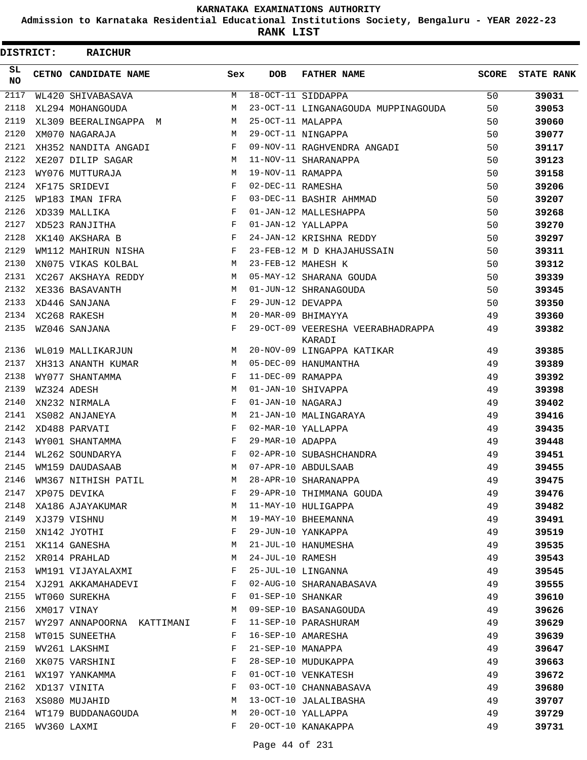KARNATAKA EXAMINATIONS AUTHORITY

Admission to Karnataka Residential Educational Institutions Society, Bengaluru - YEAR 2022-23

**RANK LIST**

**DISTRICT: RAICHUR**

| SL NO | CETNO | CANDIDATE NAME | Sex | DOB | FATHER NAME | SCORE | STATE RANK |
|---|---|---|---|---|---|---|---|
| 2117 | WL420 | SHIVABASAVA | M | 18-OCT-11 | SIDDAPPA | 50 | **39031** |
| 2118 | XL294 | MOHANGOUDA | M | 23-OCT-11 | LINGANAGOUDA MUPPINAGOUDA | 50 | **39053** |
| 2119 | XL309 | BEERALINGAPPA M | M | 25-OCT-11 | MALAPPA | 50 | **39060** |
| 2120 | XM070 | NAGARAJA | M | 29-OCT-11 | NINGAPPA | 50 | **39077** |
| 2121 | XH352 | NANDITA ANGADI | F | 09-NOV-11 | RAGHVENDRA ANGADI | 50 | **39117** |
| 2122 | XE207 | DILIP SAGAR | M | 11-NOV-11 | SHARANAPPA | 50 | **39123** |
| 2123 | WY076 | MUTTURAJA | M | 19-NOV-11 | RAMAPPA | 50 | **39158** |
| 2124 | XF175 | SRIDEVI | F | 02-DEC-11 | RAMESHA | 50 | **39206** |
| 2125 | WP183 | IMAN IFRA | F | 03-DEC-11 | BASHIR AHMMAD | 50 | **39207** |
| 2126 | XD339 | MALLIKA | F | 01-JAN-12 | MALLESHAPPA | 50 | **39268** |
| 2127 | XD523 | RANJITHA | F | 01-JAN-12 | YALLAPPA | 50 | **39270** |
| 2128 | XK140 | AKSHARA B | F | 24-JAN-12 | KRISHNA REDDY | 50 | **39297** |
| 2129 | WM112 | MAHIRUN NISHA | F | 23-FEB-12 | M D KHAJAHUSSAIN | 50 | **39311** |
| 2130 | XN075 | VIKAS KOLBAL | M | 23-FEB-12 | MAHESH K | 50 | **39312** |
| 2131 | XC267 | AKSHAYA REDDY | M | 05-MAY-12 | SHARANA GOUDA | 50 | **39339** |
| 2132 | XE336 | BASAVANTH | M | 01-JUN-12 | SHRANAGOUDA | 50 | **39345** |
| 2133 | XD446 | SANJANA | F | 29-JUN-12 | DEVAPPA | 50 | **39350** |
| 2134 | XC268 | RAKESH | M | 20-MAR-09 | BHIMAYYA | 49 | **39360** |
| 2135 | WZ046 | SANJANA | F | 29-OCT-09 | VEERESHA VEERABHADRAPPA KARADI | 49 | **39382** |
| 2136 | WL019 | MALLIKARJUN | M | 20-NOV-09 | LINGAPPA KATIKAR | 49 | **39385** |
| 2137 | XH313 | ANANTH KUMAR | M | 05-DEC-09 | HANUMANTHA | 49 | **39389** |
| 2138 | WY077 | SHANTAMMA | F | 11-DEC-09 | RAMAPPA | 49 | **39392** |
| 2139 | WZ324 | ADESH | M | 01-JAN-10 | SHIVAPPA | 49 | **39398** |
| 2140 | XN232 | NIRMALA | F | 01-JAN-10 | NAGARAJ | 49 | **39402** |
| 2141 | XS082 | ANJANEYA | M | 21-JAN-10 | MALINGARAYA | 49 | **39416** |
| 2142 | XD488 | PARVATI | F | 02-MAR-10 | YALLAPPA | 49 | **39435** |
| 2143 | WY001 | SHANTAMMA | F | 29-MAR-10 | ADAPPA | 49 | **39448** |
| 2144 | WL262 | SOUNDARYA | F | 02-APR-10 | SUBASHCHANDRA | 49 | **39451** |
| 2145 | WM159 | DAUDASAAB | M | 07-APR-10 | ABDULSAAB | 49 | **39455** |
| 2146 | WM367 | NITHISH PATIL | M | 28-APR-10 | SHARANAPPA | 49 | **39475** |
| 2147 | XP075 | DEVIKA | F | 29-APR-10 | THIMMANA GOUDA | 49 | **39476** |
| 2148 | XA186 | AJAYAKUMAR | M | 11-MAY-10 | HULIGAPPA | 49 | **39482** |
| 2149 | XJ379 | VISHNU | M | 19-MAY-10 | BHEEMANNA | 49 | **39491** |
| 2150 | XN142 | JYOTHI | F | 29-JUN-10 | YANKAPPA | 49 | **39519** |
| 2151 | XK114 | GANESHA | M | 21-JUL-10 | HANUMESHA | 49 | **39535** |
| 2152 | XR014 | PRAHLAD | M | 24-JUL-10 | RAMESH | 49 | **39543** |
| 2153 | WM191 | VIJAYALAXMI | F | 25-JUL-10 | LINGANNA | 49 | **39545** |
| 2154 | XJ291 | AKKAMAHADEVI | F | 02-AUG-10 | SHARANABASAVA | 49 | **39555** |
| 2155 | WT060 | SUREKHA | F | 01-SEP-10 | SHANKAR | 49 | **39610** |
| 2156 | XM017 | VINAY | M | 09-SEP-10 | BASANAGOUDA | 49 | **39626** |
| 2157 | WY297 | ANNAPOORNA KATTIMANI | F | 11-SEP-10 | PARASHURAM | 49 | **39629** |
| 2158 | WT015 | SUNEETHA | F | 16-SEP-10 | AMARESHA | 49 | **39639** |
| 2159 | WV261 | LAKSHMI | F | 21-SEP-10 | MANAPPA | 49 | **39647** |
| 2160 | XK075 | VARSHINI | F | 28-SEP-10 | MUDUKAPPA | 49 | **39663** |
| 2161 | WX197 | YANKAMMA | F | 01-OCT-10 | VENKATESH | 49 | **39672** |
| 2162 | XD137 | VINITA | F | 03-OCT-10 | CHANNABASAVA | 49 | **39680** |
| 2163 | XS080 | MUJAHID | M | 13-OCT-10 | JALALIBASHA | 49 | **39707** |
| 2164 | WT179 | BUDDANAGOUDA | M | 20-OCT-10 | YALLAPPA | 49 | **39729** |
| 2165 | WV360 | LAXMI | F | 20-OCT-10 | KANAKAPPA | 49 | **39731** |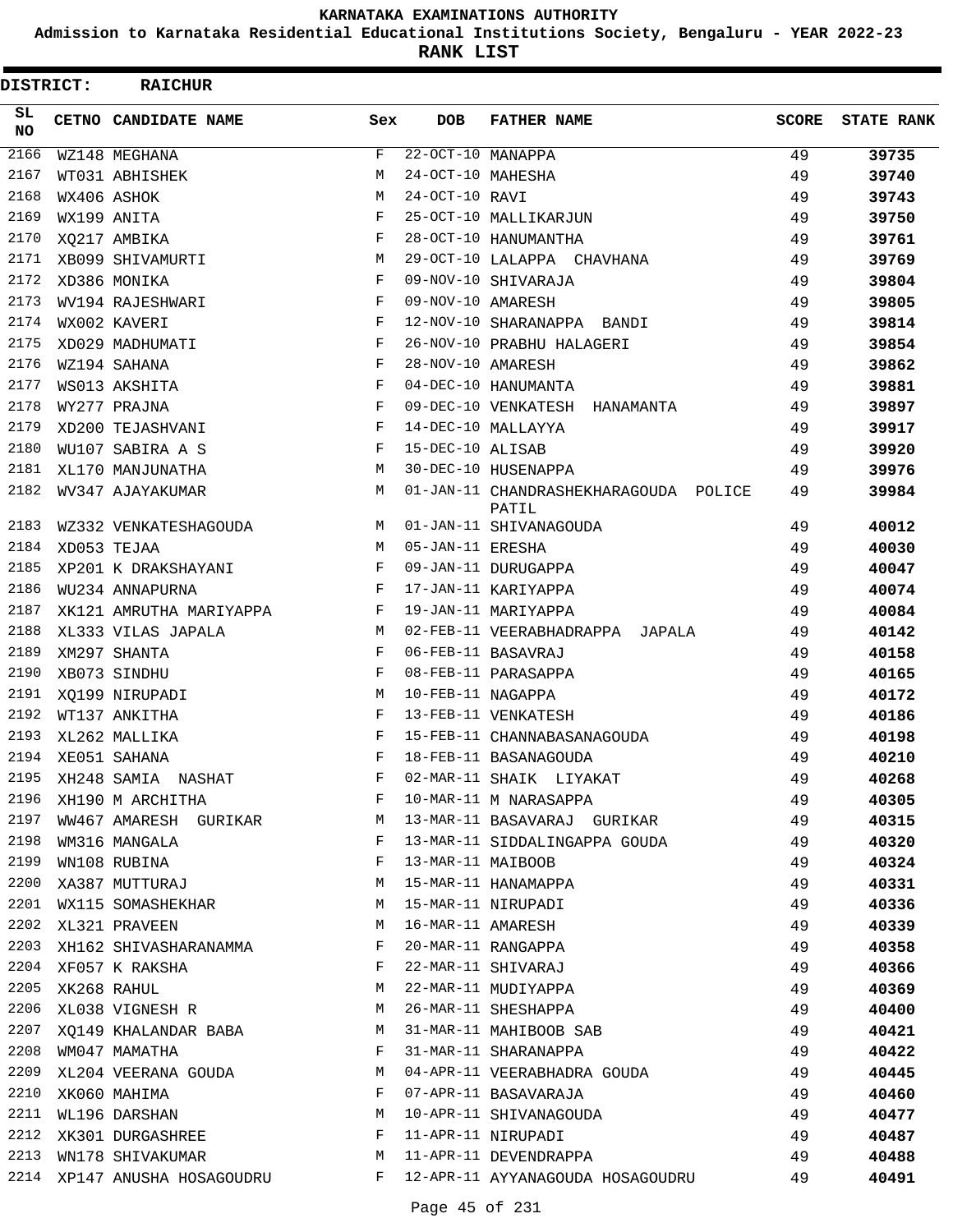# KARNATAKA EXAMINATIONS AUTHORITY

**Admission to Karnataka Residential Educational Institutions Society, Bengaluru - YEAR 2022-23**

**RANK LIST**

**DISTRICT: RAICHUR**

| SL NO | CETNO | CANDIDATE NAME | Sex | DOB | FATHER NAME | SCORE | STATE RANK |
|---|---|---|---|---|---|---|---|
| 2166 | WZ148 | MEGHANA | F | 22-OCT-10 | MANAPPA | 49 | 39735 |
| 2167 | WT031 | ABHISHEK | M | 24-OCT-10 | MAHESHA | 49 | 39740 |
| 2168 | WX406 | ASHOK | M | 24-OCT-10 | RAVI | 49 | 39743 |
| 2169 | WX199 | ANITA | F | 25-OCT-10 | MALLIKARJUN | 49 | 39750 |
| 2170 | XQ217 | AMBIKA | F | 28-OCT-10 | HANUMANTHA | 49 | 39761 |
| 2171 | XB099 | SHIVAMURTI | M | 29-OCT-10 | LALAPPA CHAVHANA | 49 | 39769 |
| 2172 | XD386 | MONIKA | F | 09-NOV-10 | SHIVARAJA | 49 | 39804 |
| 2173 | WV194 | RAJESHWARI | F | 09-NOV-10 | AMARESH | 49 | 39805 |
| 2174 | WX002 | KAVERI | F | 12-NOV-10 | SHARANAPPA BANDI | 49 | 39814 |
| 2175 | XD029 | MADHUMATI | F | 26-NOV-10 | PRABHU HALAGERI | 49 | 39854 |
| 2176 | WZ194 | SAHANA | F | 28-NOV-10 | AMARESH | 49 | 39862 |
| 2177 | WS013 | AKSHITA | F | 04-DEC-10 | HANUMANTA | 49 | 39881 |
| 2178 | WY277 | PRAJNA | F | 09-DEC-10 | VENKATESH HANAMANTA | 49 | 39897 |
| 2179 | XD200 | TEJASHVANI | F | 14-DEC-10 | MALLAYYA | 49 | 39917 |
| 2180 | WU107 | SABIRA A S | F | 15-DEC-10 | ALISAB | 49 | 39920 |
| 2181 | XL170 | MANJUNATHA | M | 30-DEC-10 | HUSENAPPA | 49 | 39976 |
| 2182 | WV347 | AJAYAKUMAR | M | 01-JAN-11 | CHANDRASHEKHARAGOUDA POLICE PATIL | 49 | 39984 |
| 2183 | WZ332 | VENKATESHAGOUDA | M | 01-JAN-11 | SHIVANAGOUDA | 49 | 40012 |
| 2184 | XD053 | TEJAA | M | 05-JAN-11 | ERESHA | 49 | 40030 |
| 2185 | XP201 | K DRAKSHAYANI | F | 09-JAN-11 | DURUGAPPA | 49 | 40047 |
| 2186 | WU234 | ANNAPURNA | F | 17-JAN-11 | KARIYAPPA | 49 | 40074 |
| 2187 | XK121 | AMRUTHA MARIYAPPA | F | 19-JAN-11 | MARIYAPPA | 49 | 40084 |
| 2188 | XL333 | VILAS JAPALA | M | 02-FEB-11 | VEERABHADRAPPA JAPALA | 49 | 40142 |
| 2189 | XM297 | SHANTA | F | 06-FEB-11 | BASAVRAJ | 49 | 40158 |
| 2190 | XB073 | SINDHU | F | 08-FEB-11 | PARASAPPA | 49 | 40165 |
| 2191 | XQ199 | NIRUPADI | M | 10-FEB-11 | NAGAPPA | 49 | 40172 |
| 2192 | WT137 | ANKITHA | F | 13-FEB-11 | VENKATESH | 49 | 40186 |
| 2193 | XL262 | MALLIKA | F | 15-FEB-11 | CHANNABASANAGOUDA | 49 | 40198 |
| 2194 | XE051 | SAHANA | F | 18-FEB-11 | BASANAGOUDA | 49 | 40210 |
| 2195 | XH248 | SAMIA NASHAT | F | 02-MAR-11 | SHAIK LIYAKAT | 49 | 40268 |
| 2196 | XH190 | M ARCHITHA | F | 10-MAR-11 | M NARASAPPA | 49 | 40305 |
| 2197 | WW467 | AMARESH GURIKAR | M | 13-MAR-11 | BASAVARAJ GURIKAR | 49 | 40315 |
| 2198 | WM316 | MANGALA | F | 13-MAR-11 | SIDDALINGAPPA GOUDA | 49 | 40320 |
| 2199 | WN108 | RUBINA | F | 13-MAR-11 | MAIBOOB | 49 | 40324 |
| 2200 | XA387 | MUTTURAJ | M | 15-MAR-11 | HANAMAPPA | 49 | 40331 |
| 2201 | WX115 | SOMASHEKHAR | M | 15-MAR-11 | NIRUPADI | 49 | 40336 |
| 2202 | XL321 | PRAVEEN | M | 16-MAR-11 | AMARESH | 49 | 40339 |
| 2203 | XH162 | SHIVASHARANAMMA | F | 20-MAR-11 | RANGAPPA | 49 | 40358 |
| 2204 | XF057 | K RAKSHA | F | 22-MAR-11 | SHIVARAJ | 49 | 40366 |
| 2205 | XK268 | RAHUL | M | 22-MAR-11 | MUDIYAPPA | 49 | 40369 |
| 2206 | XL038 | VIGNESH R | M | 26-MAR-11 | SHESHAPPA | 49 | 40400 |
| 2207 | XQ149 | KHALANDAR BABA | M | 31-MAR-11 | MAHIBOOB SAB | 49 | 40421 |
| 2208 | WM047 | MAMATHA | F | 31-MAR-11 | SHARANAPPA | 49 | 40422 |
| 2209 | XL204 | VEERANA GOUDA | M | 04-APR-11 | VEERABHADRA GOUDA | 49 | 40445 |
| 2210 | XK060 | MAHIMA | F | 07-APR-11 | BASAVARAJA | 49 | 40460 |
| 2211 | WL196 | DARSHAN | M | 10-APR-11 | SHIVANAGOUDA | 49 | 40477 |
| 2212 | XK301 | DURGASHREE | F | 11-APR-11 | NIRUPADI | 49 | 40487 |
| 2213 | WN178 | SHIVAKUMAR | M | 11-APR-11 | DEVENDRAPPA | 49 | 40488 |
| 2214 | XP147 | ANUSHA HOSAGOUDRU | F | 12-APR-11 | AYYANAGOUDA HOSAGOUDRU | 49 | 40491 |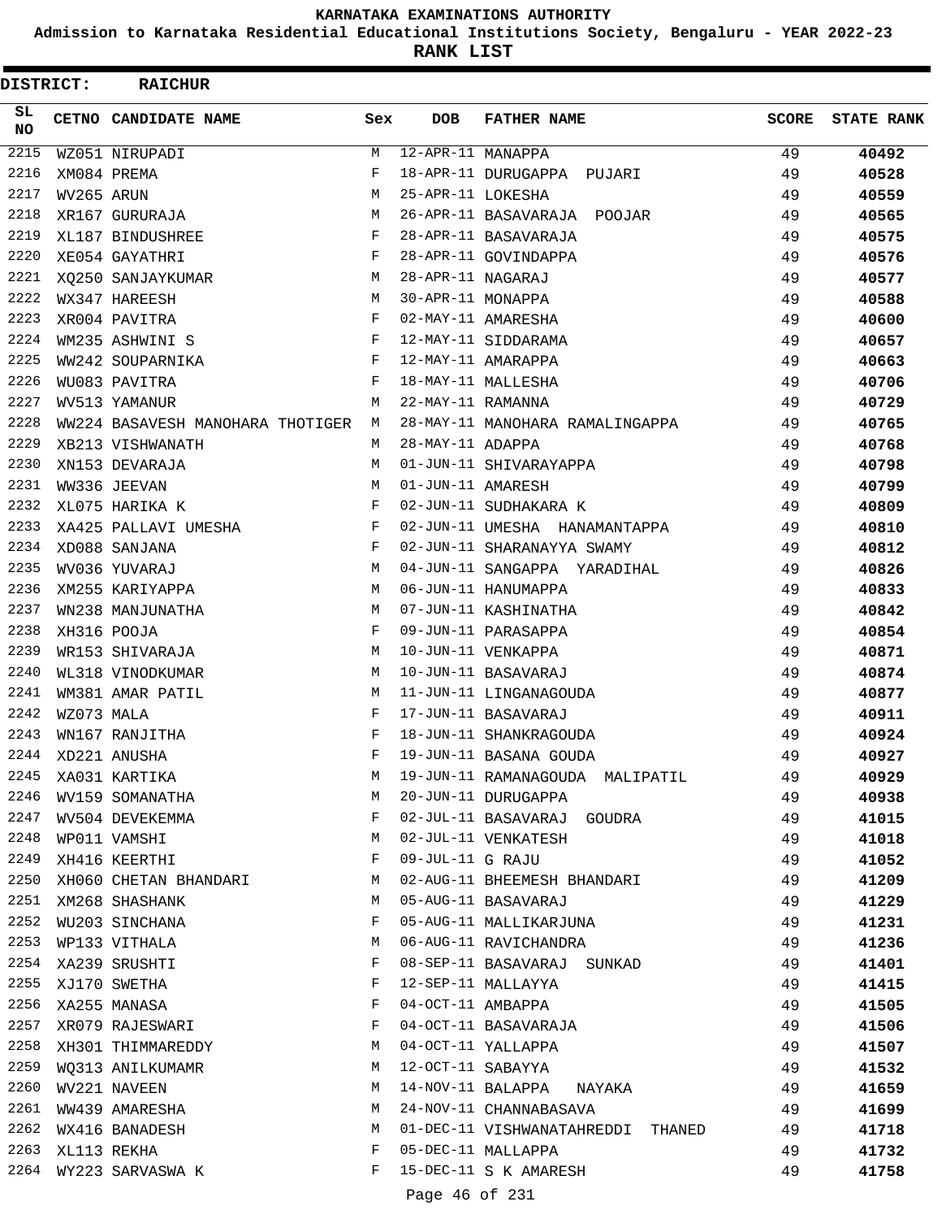# KARNATAKA EXAMINATIONS AUTHORITY

**Admission to Karnataka Residential Educational Institutions Society, Bengaluru - YEAR 2022-23**

**RANK LIST**

**DISTRICT: RAICHUR**

| SL NO | CETNO | CANDIDATE NAME | Sex | DOB | FATHER NAME | SCORE | STATE RANK |
|---|---|---|---|---|---|---|---|
| 2215 | WZ051 | NIRUPADI | M | 12-APR-11 | MANAPPA | 49 | 40492 |
| 2216 | XM084 | PREMA | F | 18-APR-11 | DURUGAPPA PUJARI | 49 | 40528 |
| 2217 | WV265 | ARUN | M | 25-APR-11 | LOKESHA | 49 | 40559 |
| 2218 | XR167 | GURURAJA | M | 26-APR-11 | BASAVARAJA POOJAR | 49 | 40565 |
| 2219 | XL187 | BINDUSHREE | F | 28-APR-11 | BASAVARAJA | 49 | 40575 |
| 2220 | XE054 | GAYATHRI | F | 28-APR-11 | GOVINDAPPA | 49 | 40576 |
| 2221 | XQ250 | SANJAYKUMAR | M | 28-APR-11 | NAGARAJ | 49 | 40577 |
| 2222 | WX347 | HAREESH | M | 30-APR-11 | MONAPPA | 49 | 40588 |
| 2223 | XR004 | PAVITRA | F | 02-MAY-11 | AMARESHA | 49 | 40600 |
| 2224 | WM235 | ASHWINI S | F | 12-MAY-11 | SIDDARAMA | 49 | 40657 |
| 2225 | WW242 | SOUPARNIKA | F | 12-MAY-11 | AMARAPPA | 49 | 40663 |
| 2226 | WU083 | PAVITRA | F | 18-MAY-11 | MALLESHA | 49 | 40706 |
| 2227 | WV513 | YAMANUR | M | 22-MAY-11 | RAMANNA | 49 | 40729 |
| 2228 | WW224 | BASAVESH MANOHARA THOTIGER | M | 28-MAY-11 | MANOHARA RAMALINGAPPA | 49 | 40765 |
| 2229 | XB213 | VISHWANATH | M | 28-MAY-11 | ADAPPA | 49 | 40768 |
| 2230 | XN153 | DEVARAJA | M | 01-JUN-11 | SHIVARAYAPPA | 49 | 40798 |
| 2231 | WW336 | JEEVAN | M | 01-JUN-11 | AMARESH | 49 | 40799 |
| 2232 | XL075 | HARIKA K | F | 02-JUN-11 | SUDHAKARA K | 49 | 40809 |
| 2233 | XA425 | PALLAVI UMESHA | F | 02-JUN-11 | UMESHA HANAMANTAPPA | 49 | 40810 |
| 2234 | XD088 | SANJANA | F | 02-JUN-11 | SHARANAYYA SWAMY | 49 | 40812 |
| 2235 | WV036 | YUVARAJ | M | 04-JUN-11 | SANGAPPA YARADIHAL | 49 | 40826 |
| 2236 | XM255 | KARIYAPPA | M | 06-JUN-11 | HANUMAPPA | 49 | 40833 |
| 2237 | WN238 | MANJUNATHA | M | 07-JUN-11 | KASHINATHA | 49 | 40842 |
| 2238 | XH316 | POOJA | F | 09-JUN-11 | PARASAPPA | 49 | 40854 |
| 2239 | WR153 | SHIVARAJA | M | 10-JUN-11 | VENKAPPA | 49 | 40871 |
| 2240 | WL318 | VINODKUMAR | M | 10-JUN-11 | BASAVARAJ | 49 | 40874 |
| 2241 | WM381 | AMAR PATIL | M | 11-JUN-11 | LINGANAGOUDA | 49 | 40877 |
| 2242 | WZ073 | MALA | F | 17-JUN-11 | BASAVARAJ | 49 | 40911 |
| 2243 | WN167 | RANJITHA | F | 18-JUN-11 | SHANKRAGOUDA | 49 | 40924 |
| 2244 | XD221 | ANUSHA | F | 19-JUN-11 | BASANA GOUDA | 49 | 40927 |
| 2245 | XA031 | KARTIKA | M | 19-JUN-11 | RAMANAGOUDA MALIPATIL | 49 | 40929 |
| 2246 | WV159 | SOMANATHA | M | 20-JUN-11 | DURUGAPPA | 49 | 40938 |
| 2247 | WV504 | DEVEKEMMA | F | 02-JUL-11 | BASAVARAJ GOUDRA | 49 | 41015 |
| 2248 | WP011 | VAMSHI | M | 02-JUL-11 | VENKATESH | 49 | 41018 |
| 2249 | XH416 | KEERTHI | F | 09-JUL-11 | G RAJU | 49 | 41052 |
| 2250 | XH060 | CHETAN BHANDARI | M | 02-AUG-11 | BHEEMESH BHANDARI | 49 | 41209 |
| 2251 | XM268 | SHASHANK | M | 05-AUG-11 | BASAVARAJ | 49 | 41229 |
| 2252 | WU203 | SINCHANA | F | 05-AUG-11 | MALLIKARJUNA | 49 | 41231 |
| 2253 | WP133 | VITHALA | M | 06-AUG-11 | RAVICHANDRA | 49 | 41236 |
| 2254 | XA239 | SRUSHTI | F | 08-SEP-11 | BASAVARAJ SUNKAD | 49 | 41401 |
| 2255 | XJ170 | SWETHA | F | 12-SEP-11 | MALLAYYA | 49 | 41415 |
| 2256 | XA255 | MANASA | F | 04-OCT-11 | AMBAPPA | 49 | 41505 |
| 2257 | XR079 | RAJESWARI | F | 04-OCT-11 | BASAVARAJA | 49 | 41506 |
| 2258 | XH301 | THIMMAREDDY | M | 04-OCT-11 | YALLAPPA | 49 | 41507 |
| 2259 | WQ313 | ANILKUMAMR | M | 12-OCT-11 | SABAYYA | 49 | 41532 |
| 2260 | WV221 | NAVEEN | M | 14-NOV-11 | BALAPPA NAYAKA | 49 | 41659 |
| 2261 | WW439 | AMARESHA | M | 24-NOV-11 | CHANNABASAVA | 49 | 41699 |
| 2262 | WX416 | BANADESH | M | 01-DEC-11 | VISHWANATAHREDDI THANED | 49 | 41718 |
| 2263 | XL113 | REKHA | F | 05-DEC-11 | MALLAPPA | 49 | 41732 |
| 2264 | WY223 | SARVASWA K | F | 15-DEC-11 | S K AMARESH | 49 | 41758 |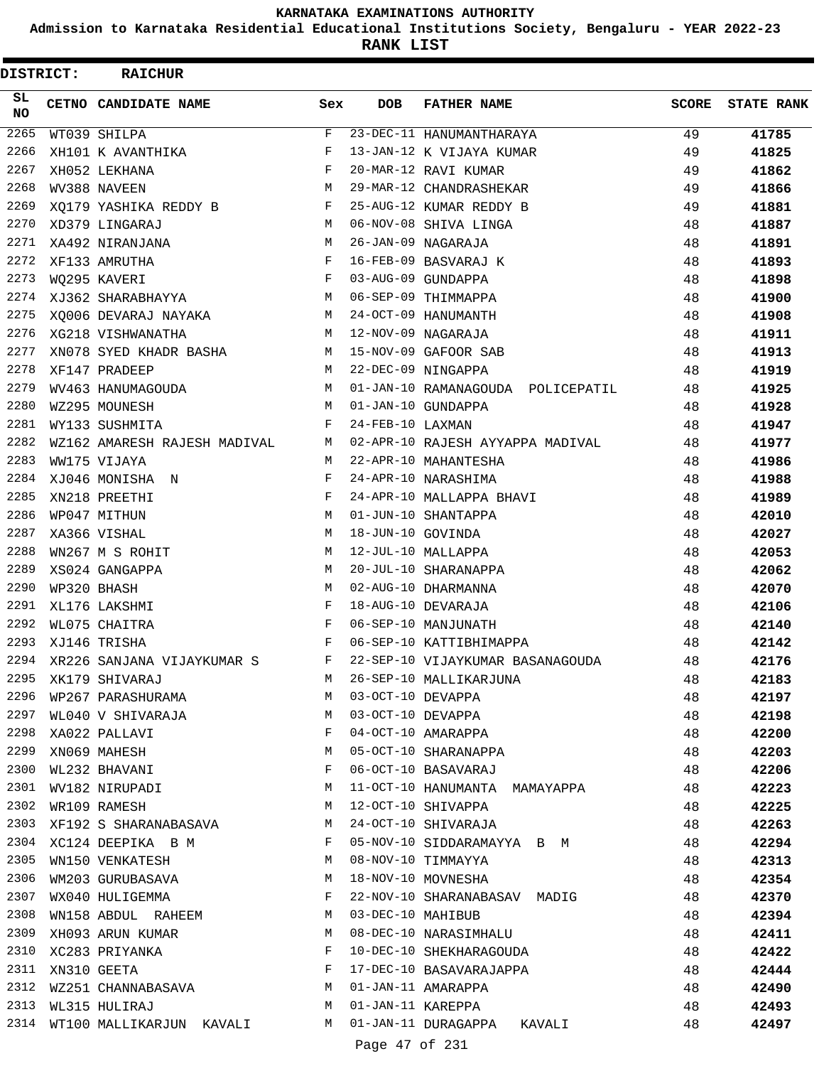KARNATAKA EXAMINATIONS AUTHORITY

Admission to Karnataka Residential Educational Institutions Society, Bengaluru - YEAR 2022-23

**RANK LIST**

**DISTRICT: RAICHUR**

| SL NO | CETNO | CANDIDATE NAME | Sex | DOB | FATHER NAME | SCORE | STATE RANK |
|---|---|---|---|---|---|---|---|
| 2265 | WT039 | SHILPA | F | 23-DEC-11 | HANUMANTHARAYA | 49 | 41785 |
| 2266 | XH101 | K AVANTHIKA | F | 13-JAN-12 | K VIJAYA KUMAR | 49 | 41825 |
| 2267 | XH052 | LEKHANA | F | 20-MAR-12 | RAVI KUMAR | 49 | 41862 |
| 2268 | WV388 | NAVEEN | M | 29-MAR-12 | CHANDRASHEKAR | 49 | 41866 |
| 2269 | XQ179 | YASHIKA REDDY B | F | 25-AUG-12 | KUMAR REDDY B | 49 | 41881 |
| 2270 | XD379 | LINGARAJ | M | 06-NOV-08 | SHIVA LINGA | 48 | 41887 |
| 2271 | XA492 | NIRANJANA | M | 26-JAN-09 | NAGARAJA | 48 | 41891 |
| 2272 | XF133 | AMRUTHA | F | 16-FEB-09 | BASVARAJ K | 48 | 41893 |
| 2273 | WQ295 | KAVERI | F | 03-AUG-09 | GUNDAPPA | 48 | 41898 |
| 2274 | XJ362 | SHARABHAYYA | M | 06-SEP-09 | THIMMAPPA | 48 | 41900 |
| 2275 | XQ006 | DEVARAJ NAYAKA | M | 24-OCT-09 | HANUMANTH | 48 | 41908 |
| 2276 | XG218 | VISHWANATHA | M | 12-NOV-09 | NAGARAJA | 48 | 41911 |
| 2277 | XN078 | SYED KHADR BASHA | M | 15-NOV-09 | GAFOOR SAB | 48 | 41913 |
| 2278 | XF147 | PRADEEP | M | 22-DEC-09 | NINGAPPA | 48 | 41919 |
| 2279 | WV463 | HANUMAGOUDA | M | 01-JAN-10 | RAMANAGOUDA POLICEPATIL | 48 | 41925 |
| 2280 | WZ295 | MOUNESH | M | 01-JAN-10 | GUNDAPPA | 48 | 41928 |
| 2281 | WY133 | SUSHMITA | F | 24-FEB-10 | LAXMAN | 48 | 41947 |
| 2282 | WZ162 | AMARESH RAJESH MADIVAL | M | 02-APR-10 | RAJESH AYYAPPA MADIVAL | 48 | 41977 |
| 2283 | WW175 | VIJAYA | M | 22-APR-10 | MAHANTESHA | 48 | 41986 |
| 2284 | XJ046 | MONISHA N | F | 24-APR-10 | NARASHIMA | 48 | 41988 |
| 2285 | XN218 | PREETHI | F | 24-APR-10 | MALLAPPA BHAVI | 48 | 41989 |
| 2286 | WP047 | MITHUN | M | 01-JUN-10 | SHANTAPPA | 48 | 42010 |
| 2287 | XA366 | VISHAL | M | 18-JUN-10 | GOVINDA | 48 | 42027 |
| 2288 | WN267 | M S ROHIT | M | 12-JUL-10 | MALLAPPA | 48 | 42053 |
| 2289 | XS024 | GANGAPPA | M | 20-JUL-10 | SHARANAPPA | 48 | 42062 |
| 2290 | WP320 | BHASH | M | 02-AUG-10 | DHARMANNA | 48 | 42070 |
| 2291 | XL176 | LAKSHMI | F | 18-AUG-10 | DEVARAJA | 48 | 42106 |
| 2292 | WL075 | CHAITRA | F | 06-SEP-10 | MANJUNATH | 48 | 42140 |
| 2293 | XJ146 | TRISHA | F | 06-SEP-10 | KATTIBHIMAPPA | 48 | 42142 |
| 2294 | XR226 | SANJANA VIJAYKUMAR S | F | 22-SEP-10 | VIJAYKUMAR BASANAGOUDA | 48 | 42176 |
| 2295 | XK179 | SHIVARAJ | M | 26-SEP-10 | MALLIKARJUNA | 48 | 42183 |
| 2296 | WP267 | PARASHURAMA | M | 03-OCT-10 | DEVAPPA | 48 | 42197 |
| 2297 | WL040 | V SHIVARAJA | M | 03-OCT-10 | DEVAPPA | 48 | 42198 |
| 2298 | XA022 | PALLAVI | F | 04-OCT-10 | AMARAPPA | 48 | 42200 |
| 2299 | XN069 | MAHESH | M | 05-OCT-10 | SHARANAPPA | 48 | 42203 |
| 2300 | WL232 | BHAVANI | F | 06-OCT-10 | BASAVARAJ | 48 | 42206 |
| 2301 | WV182 | NIRUPADI | M | 11-OCT-10 | HANUMANTA MAMAYAPPA | 48 | 42223 |
| 2302 | WR109 | RAMESH | M | 12-OCT-10 | SHIVAPPA | 48 | 42225 |
| 2303 | XF192 | S SHARANABASAVA | M | 24-OCT-10 | SHIVARAJA | 48 | 42263 |
| 2304 | XC124 | DEEPIKA B M | F | 05-NOV-10 | SIDDARAMAYYA B M | 48 | 42294 |
| 2305 | WN150 | VENKATESH | M | 08-NOV-10 | TIMMAYYA | 48 | 42313 |
| 2306 | WM203 | GURUBASAVA | M | 18-NOV-10 | MOVNESHA | 48 | 42354 |
| 2307 | WX040 | HULIGEMMA | F | 22-NOV-10 | SHARANABASAV MADIG | 48 | 42370 |
| 2308 | WN158 | ABDUL RAHEEM | M | 03-DEC-10 | MAHIBUB | 48 | 42394 |
| 2309 | XH093 | ARUN KUMAR | M | 08-DEC-10 | NARASIMHALU | 48 | 42411 |
| 2310 | XC283 | PRIYANKA | F | 10-DEC-10 | SHEKHARAGOUDA | 48 | 42422 |
| 2311 | XN310 | GEETA | F | 17-DEC-10 | BASAVARAJAPPA | 48 | 42444 |
| 2312 | WZ251 | CHANNABASAVA | M | 01-JAN-11 | AMARAPPA | 48 | 42490 |
| 2313 | WL315 | HULIRAJ | M | 01-JAN-11 | KAREPPA | 48 | 42493 |
| 2314 | WT100 | MALLIKARJUN KAVALI | M | 01-JAN-11 | DURAGAPPA KAVALI | 48 | 42497 |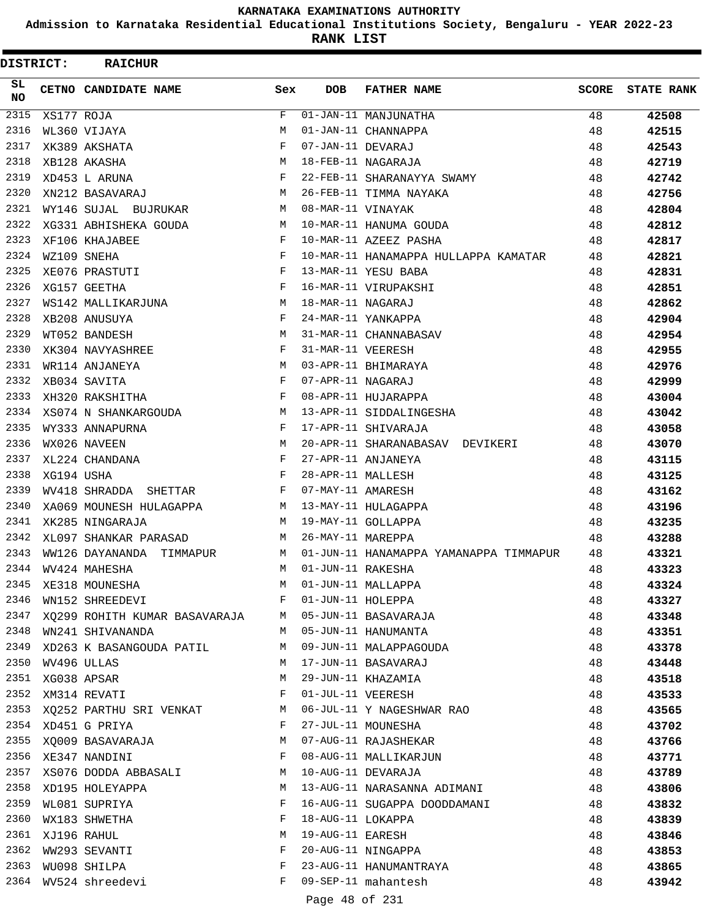# KARNATAKA EXAMINATIONS AUTHORITY

## Admission to Karnataka Residential Educational Institutions Society, Bengaluru - YEAR 2022-23

## RANK LIST

**DISTRICT: RAICHUR**

| SL NO | CETNO | CANDIDATE NAME | Sex | DOB | FATHER NAME | SCORE | STATE RANK |
|---|---|---|---|---|---|---|---|
| 2315 | XS177 | ROJA | F | 01-JAN-11 | MANJUNATHA | 48 | **42508** |
| 2316 | WL360 | VIJAYA | M | 01-JAN-11 | CHANNAPPA | 48 | **42515** |
| 2317 | XK389 | AKSHATA | F | 07-JAN-11 | DEVARAJ | 48 | **42543** |
| 2318 | XB128 | AKASHA | M | 18-FEB-11 | NAGARAJA | 48 | **42719** |
| 2319 | XD453 | L ARUNA | F | 22-FEB-11 | SHARANAYYA SWAMY | 48 | **42742** |
| 2320 | XN212 | BASAVARAJ | M | 26-FEB-11 | TIMMA NAYAKA | 48 | **42756** |
| 2321 | WY146 | SUJAL BUJRUKAR | M | 08-MAR-11 | VINAYAK | 48 | **42804** |
| 2322 | XG331 | ABHISHEKA GOUDA | M | 10-MAR-11 | HANUMA GOUDA | 48 | **42812** |
| 2323 | XF106 | KHAJABEE | F | 10-MAR-11 | AZEEZ PASHA | 48 | **42817** |
| 2324 | WZ109 | SNEHA | F | 10-MAR-11 | HANAMAPPA HULLAPPA KAMATAR | 48 | **42821** |
| 2325 | XE076 | PRASTUTI | F | 13-MAR-11 | YESU BABA | 48 | **42831** |
| 2326 | XG157 | GEETHA | F | 16-MAR-11 | VIRUPAKSHI | 48 | **42851** |
| 2327 | WS142 | MALLIKARJUNA | M | 18-MAR-11 | NAGARAJ | 48 | **42862** |
| 2328 | XB208 | ANUSUYA | F | 24-MAR-11 | YANKAPPA | 48 | **42904** |
| 2329 | WT052 | BANDESH | M | 31-MAR-11 | CHANNABASAV | 48 | **42954** |
| 2330 | XK304 | NAVYASHREE | F | 31-MAR-11 | VEERESH | 48 | **42955** |
| 2331 | WR114 | ANJANEYA | M | 03-APR-11 | BHIMARAYA | 48 | **42976** |
| 2332 | XB034 | SAVITA | F | 07-APR-11 | NAGARAJ | 48 | **42999** |
| 2333 | XH320 | RAKSHITHA | F | 08-APR-11 | HUJARAPPA | 48 | **43004** |
| 2334 | XS074 | N SHANKARGOUDA | M | 13-APR-11 | SIDDALINGESHA | 48 | **43042** |
| 2335 | WY333 | ANNAPURNA | F | 17-APR-11 | SHIVARAJA | 48 | **43058** |
| 2336 | WX026 | NAVEEN | M | 20-APR-11 | SHARANABASAV DEVIKERI | 48 | **43070** |
| 2337 | XL224 | CHANDANA | F | 27-APR-11 | ANJANEYA | 48 | **43115** |
| 2338 | XG194 | USHA | F | 28-APR-11 | MALLESH | 48 | **43125** |
| 2339 | WV418 | SHRADDA SHETTAR | F | 07-MAY-11 | AMARESH | 48 | **43162** |
| 2340 | XA069 | MOUNESH HULAGAPPA | M | 13-MAY-11 | HULAGAPPA | 48 | **43196** |
| 2341 | XK285 | NINGARAJA | M | 19-MAY-11 | GOLLAPPA | 48 | **43235** |
| 2342 | XL097 | SHANKAR PARASAD | M | 26-MAY-11 | MAREPPA | 48 | **43288** |
| 2343 | WW126 | DAYANANDA TIMMAPUR | M | 01-JUN-11 | HANAMAPPA YAMANAPPA TIMMAPUR | 48 | **43321** |
| 2344 | WV424 | MAHESHA | M | 01-JUN-11 | RAKESHA | 48 | **43323** |
| 2345 | XE318 | MOUNESHA | M | 01-JUN-11 | MALLAPPA | 48 | **43324** |
| 2346 | WN152 | SHREEDEVI | F | 01-JUN-11 | HOLEPPA | 48 | **43327** |
| 2347 | XQ299 | ROHITH KUMAR BASAVARAJA | M | 05-JUN-11 | BASAVARAJA | 48 | **43348** |
| 2348 | WN241 | SHIVANANDA | M | 05-JUN-11 | HANUMANTA | 48 | **43351** |
| 2349 | XD263 | K BASANGOUDA PATIL | M | 09-JUN-11 | MALAPPAGOUDA | 48 | **43378** |
| 2350 | WV496 | ULLAS | M | 17-JUN-11 | BASAVARAJ | 48 | **43448** |
| 2351 | XG038 | APSAR | M | 29-JUN-11 | KHAZAMIA | 48 | **43518** |
| 2352 | XM314 | REVATI | F | 01-JUL-11 | VEERESH | 48 | **43533** |
| 2353 | XQ252 | PARTHU SRI VENKAT | M | 06-JUL-11 | Y NAGESHWAR RAO | 48 | **43565** |
| 2354 | XD451 | G PRIYA | F | 27-JUL-11 | MOUNESHA | 48 | **43702** |
| 2355 | XQ009 | BASAVARAJA | M | 07-AUG-11 | RAJASHEKAR | 48 | **43766** |
| 2356 | XE347 | NANDINI | F | 08-AUG-11 | MALLIKARJUN | 48 | **43771** |
| 2357 | XS076 | DODDA ABBASALI | M | 10-AUG-11 | DEVARAJA | 48 | **43789** |
| 2358 | XD195 | HOLEYAPPA | M | 13-AUG-11 | NARASANNA ADIMANI | 48 | **43806** |
| 2359 | WL081 | SUPRIYA | F | 16-AUG-11 | SUGAPPA DOODDAMANI | 48 | **43832** |
| 2360 | WX183 | SHWETHA | F | 18-AUG-11 | LOKAPPA | 48 | **43839** |
| 2361 | XJ196 | RAHUL | M | 19-AUG-11 | EARESH | 48 | **43846** |
| 2362 | WW293 | SEVANTI | F | 20-AUG-11 | NINGAPPA | 48 | **43853** |
| 2363 | WU098 | SHILPA | F | 23-AUG-11 | HANUMANTRAYA | 48 | **43865** |
| 2364 | WV524 | shreedevi | F | 09-SEP-11 | mahantesh | 48 | **43942** |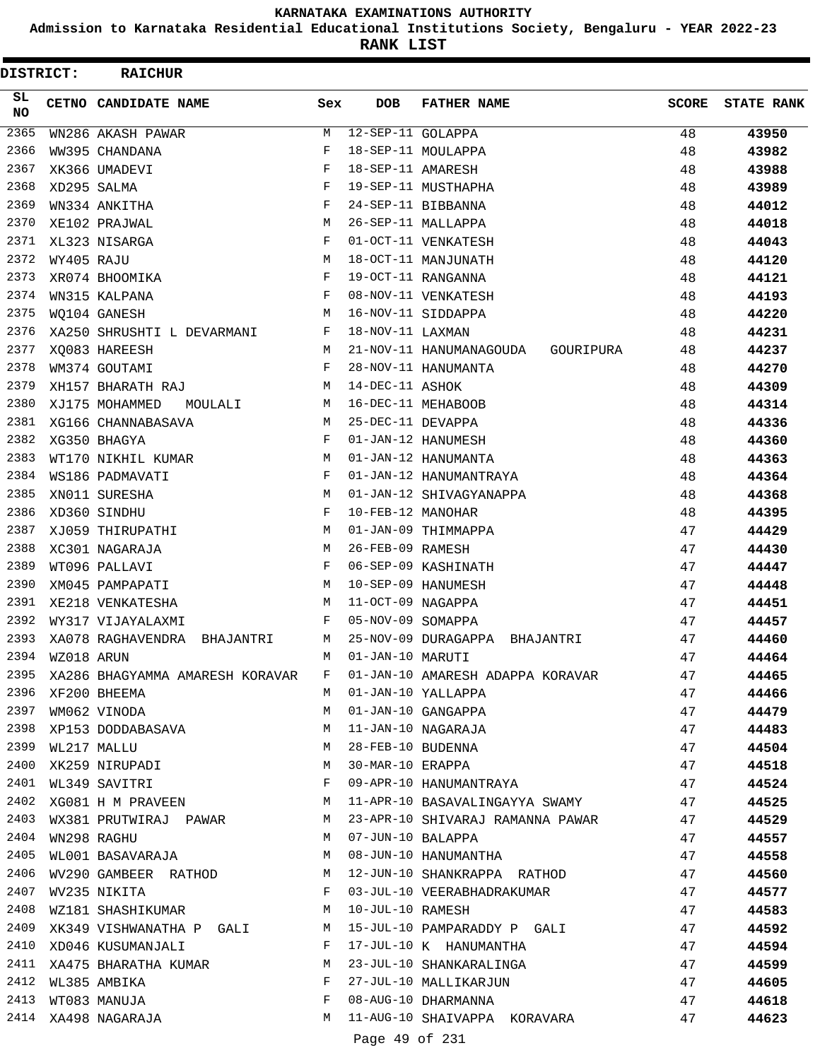KARNATAKA EXAMINATIONS AUTHORITY

Admission to Karnataka Residential Educational Institutions Society, Bengaluru - YEAR 2022-23

**RANK LIST**

**DISTRICT: RAICHUR**

| SL NO | CETNO | CANDIDATE NAME | Sex | DOB | FATHER NAME | SCORE | STATE RANK |
|---|---|---|---|---|---|---|---|
| 2365 | WN286 | AKASH PAWAR | M | 12-SEP-11 | GOLAPPA | 48 | **43950** |
| 2366 | WW395 | CHANDANA | F | 18-SEP-11 | MOULAPPA | 48 | **43982** |
| 2367 | XK366 | UMADEVI | F | 18-SEP-11 | AMARESH | 48 | **43988** |
| 2368 | XD295 | SALMA | F | 19-SEP-11 | MUSTHAPHA | 48 | **43989** |
| 2369 | WN334 | ANKITHA | F | 24-SEP-11 | BIBBANNA | 48 | **44012** |
| 2370 | XE102 | PRAJWAL | M | 26-SEP-11 | MALLAPPA | 48 | **44018** |
| 2371 | XL323 | NISARGA | F | 01-OCT-11 | VENKATESH | 48 | **44043** |
| 2372 | WY405 | RAJU | M | 18-OCT-11 | MANJUNATH | 48 | **44120** |
| 2373 | XR074 | BHOOMIKA | F | 19-OCT-11 | RANGANNA | 48 | **44121** |
| 2374 | WN315 | KALPANA | F | 08-NOV-11 | VENKATESH | 48 | **44193** |
| 2375 | WQ104 | GANESH | M | 16-NOV-11 | SIDDAPPA | 48 | **44220** |
| 2376 | XA250 | SHRUSHTI L DEVARMANI | F | 18-NOV-11 | LAXMAN | 48 | **44231** |
| 2377 | XQ083 | HAREESH | M | 21-NOV-11 | HANUMANAGOUDA GOURIPURA | 48 | **44237** |
| 2378 | WM374 | GOUTAMI | F | 28-NOV-11 | HANUMANTA | 48 | **44270** |
| 2379 | XH157 | BHARATH RAJ | M | 14-DEC-11 | ASHOK | 48 | **44309** |
| 2380 | XJ175 | MOHAMMED MOULALI | M | 16-DEC-11 | MEHABOOB | 48 | **44314** |
| 2381 | XG166 | CHANNABASAVA | M | 25-DEC-11 | DEVAPPA | 48 | **44336** |
| 2382 | XG350 | BHAGYA | F | 01-JAN-12 | HANUMESH | 48 | **44360** |
| 2383 | WT170 | NIKHIL KUMAR | M | 01-JAN-12 | HANUMANTA | 48 | **44363** |
| 2384 | WS186 | PADMAVATI | F | 01-JAN-12 | HANUMANTRAYA | 48 | **44364** |
| 2385 | XN011 | SURESHA | M | 01-JAN-12 | SHIVAGYANAPPA | 48 | **44368** |
| 2386 | XD360 | SINDHU | F | 10-FEB-12 | MANOHAR | 48 | **44395** |
| 2387 | XJ059 | THIRUPATHI | M | 01-JAN-09 | THIMMAPPA | 47 | **44429** |
| 2388 | XC301 | NAGARAJA | M | 26-FEB-09 | RAMESH | 47 | **44430** |
| 2389 | WT096 | PALLAVI | F | 06-SEP-09 | KASHINATH | 47 | **44447** |
| 2390 | XM045 | PAMPAPATI | M | 10-SEP-09 | HANUMESH | 47 | **44448** |
| 2391 | XE218 | VENKATESHA | M | 11-OCT-09 | NAGAPPA | 47 | **44451** |
| 2392 | WY317 | VIJAYALAXMI | F | 05-NOV-09 | SOMAPPA | 47 | **44457** |
| 2393 | XA078 | RAGHAVENDRA BHAJANTRI | M | 25-NOV-09 | DURAGAPPA BHAJANTRI | 47 | **44460** |
| 2394 | WZ018 | ARUN | M | 01-JAN-10 | MARUTI | 47 | **44464** |
| 2395 | XA286 | BHAGYAMMA AMARESH KORAVAR | F | 01-JAN-10 | AMARESH ADAPPA KORAVAR | 47 | **44465** |
| 2396 | XF200 | BHEEMA | M | 01-JAN-10 | YALLAPPA | 47 | **44466** |
| 2397 | WM062 | VINODA | M | 01-JAN-10 | GANGAPPA | 47 | **44479** |
| 2398 | XP153 | DODDABASAVA | M | 11-JAN-10 | NAGARAJA | 47 | **44483** |
| 2399 | WL217 | MALLU | M | 28-FEB-10 | BUDENNA | 47 | **44504** |
| 2400 | XK259 | NIRUPADI | M | 30-MAR-10 | ERAPPA | 47 | **44518** |
| 2401 | WL349 | SAVITRI | F | 09-APR-10 | HANUMANTRAYA | 47 | **44524** |
| 2402 | XG081 | H M PRAVEEN | M | 11-APR-10 | BASAVALINGAYYA SWAMY | 47 | **44525** |
| 2403 | WX381 | PRUTWIRAJ PAWAR | M | 23-APR-10 | SHIVARAJ RAMANNA PAWAR | 47 | **44529** |
| 2404 | WN298 | RAGHU | M | 07-JUN-10 | BALAPPA | 47 | **44557** |
| 2405 | WL001 | BASAVARAJA | M | 08-JUN-10 | HANUMANTHA | 47 | **44558** |
| 2406 | WV290 | GAMBEER RATHOD | M | 12-JUN-10 | SHANKRAPPA RATHOD | 47 | **44560** |
| 2407 | WV235 | NIKITA | F | 03-JUL-10 | VEERABHADRAKUMAR | 47 | **44577** |
| 2408 | WZ181 | SHASHIKUMAR | M | 10-JUL-10 | RAMESH | 47 | **44583** |
| 2409 | XK349 | VISHWANATHA P GALI | M | 15-JUL-10 | PAMPARADDY P GALI | 47 | **44592** |
| 2410 | XD046 | KUSUMANJALI | F | 17-JUL-10 | K HANUMANTHA | 47 | **44594** |
| 2411 | XA475 | BHARATHA KUMAR | M | 23-JUL-10 | SHANKARALINGA | 47 | **44599** |
| 2412 | WL385 | AMBIKA | F | 27-JUL-10 | MALLIKARJUN | 47 | **44605** |
| 2413 | WT083 | MANUJA | F | 08-AUG-10 | DHARMANNA | 47 | **44618** |
| 2414 | XA498 | NAGARAJA | M | 11-AUG-10 | SHAIVAPPA KORAVARA | 47 | **44623** |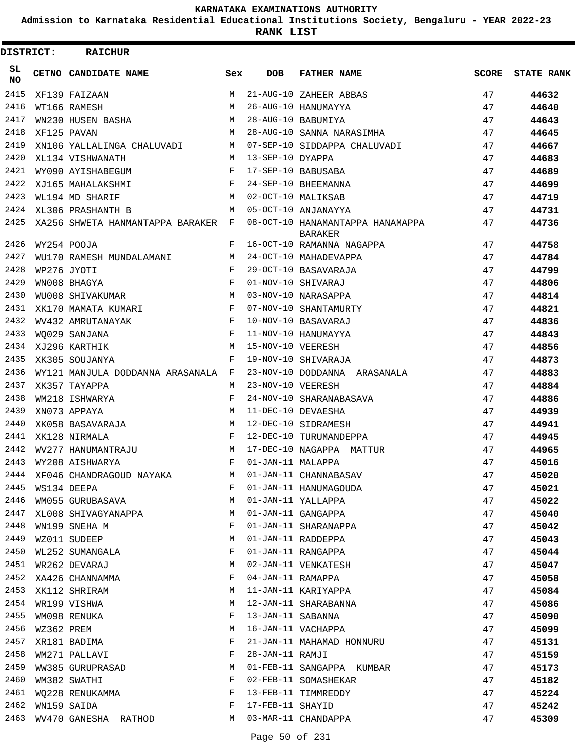# KARNATAKA EXAMINATIONS AUTHORITY

**Admission to Karnataka Residential Educational Institutions Society, Bengaluru - YEAR 2022-23**

**RANK LIST**

**DISTRICT: RAICHUR**

| SL NO | CETNO | CANDIDATE NAME | Sex | DOB | FATHER NAME | SCORE | STATE RANK |
|---|---|---|---|---|---|---|---|
| 2415 | XF139 | FAIZAAN | M | 21-AUG-10 | ZAHEER ABBAS | 47 | 44632 |
| 2416 | WT166 | RAMESH | M | 26-AUG-10 | HANUMAYYA | 47 | 44640 |
| 2417 | WN230 | HUSEN BASHA | M | 28-AUG-10 | BABUMIYA | 47 | 44643 |
| 2418 | XF125 | PAVAN | M | 28-AUG-10 | SANNA NARASIMHA | 47 | 44645 |
| 2419 | XN106 | YALLALINGA CHALUVADI | M | 07-SEP-10 | SIDDAPPA CHALUVADI | 47 | 44667 |
| 2420 | XL134 | VISHWANATH | M | 13-SEP-10 | DYAPPA | 47 | 44683 |
| 2421 | WY090 | AYISHABEGUM | F | 17-SEP-10 | BABUSABA | 47 | 44689 |
| 2422 | XJ165 | MAHALAKSHMI | F | 24-SEP-10 | BHEEMANNA | 47 | 44699 |
| 2423 | WL194 | MD SHARIF | M | 02-OCT-10 | MALIKSAB | 47 | 44719 |
| 2424 | XL306 | PRASHANTH B | M | 05-OCT-10 | ANJANAYYA | 47 | 44731 |
| 2425 | XA256 | SHWETA HANMANTAPPA BARAKER | F | 08-OCT-10 | HANAMANTAPPA HANAMAPPA BARAKER | 47 | 44736 |
| 2426 | WY254 | POOJA | F | 16-OCT-10 | RAMANNA NAGAPPA | 47 | 44758 |
| 2427 | WU170 | RAMESH MUNDALAMANI | M | 24-OCT-10 | MAHADEVAPPA | 47 | 44784 |
| 2428 | WP276 | JYOTI | F | 29-OCT-10 | BASAVARAJA | 47 | 44799 |
| 2429 | WN008 | BHAGYA | F | 01-NOV-10 | SHIVARAJ | 47 | 44806 |
| 2430 | WU008 | SHIVAKUMAR | M | 03-NOV-10 | NARASAPPA | 47 | 44814 |
| 2431 | XK170 | MAMATA KUMARI | F | 07-NOV-10 | SHANTAMURTY | 47 | 44821 |
| 2432 | WV432 | AMRUTANAYAK | F | 10-NOV-10 | BASAVARAJ | 47 | 44836 |
| 2433 | WQ029 | SANJANA | F | 11-NOV-10 | HANUMAYYA | 47 | 44843 |
| 2434 | XJ296 | KARTHIK | M | 15-NOV-10 | VEERESH | 47 | 44856 |
| 2435 | XK305 | SOUJANYA | F | 19-NOV-10 | SHIVARAJA | 47 | 44873 |
| 2436 | WY121 | MANJULA DODDANNA ARASANALA | F | 23-NOV-10 | DODDANNA ARASANALA | 47 | 44883 |
| 2437 | XK357 | TAYAPPA | M | 23-NOV-10 | VEERESH | 47 | 44884 |
| 2438 | WM218 | ISHWARYA | F | 24-NOV-10 | SHARANABASAVA | 47 | 44886 |
| 2439 | XN073 | APPAYA | M | 11-DEC-10 | DEVAESHA | 47 | 44939 |
| 2440 | XK058 | BASAVARAJA | M | 12-DEC-10 | SIDRAMESH | 47 | 44941 |
| 2441 | XK128 | NIRMALA | F | 12-DEC-10 | TURUMANDEPPA | 47 | 44945 |
| 2442 | WV277 | HANUMANTRAJU | M | 17-DEC-10 | NAGAPPA MATTUR | 47 | 44965 |
| 2443 | WY208 | AISHWARYA | F | 01-JAN-11 | MALAPPA | 47 | 45016 |
| 2444 | XF046 | CHANDRAGOUD NAYAKA | M | 01-JAN-11 | CHANNABASAV | 47 | 45020 |
| 2445 | WS134 | DEEPA | F | 01-JAN-11 | HANUMAGOUDA | 47 | 45021 |
| 2446 | WM055 | GURUBASAVA | M | 01-JAN-11 | YALLAPPA | 47 | 45022 |
| 2447 | XL008 | SHIVAGYANAPPA | M | 01-JAN-11 | GANGAPPA | 47 | 45040 |
| 2448 | WN199 | SNEHA M | F | 01-JAN-11 | SHARANAPPA | 47 | 45042 |
| 2449 | WZ011 | SUDEEP | M | 01-JAN-11 | RADDEPPA | 47 | 45043 |
| 2450 | WL252 | SUMANGALA | F | 01-JAN-11 | RANGAPPA | 47 | 45044 |
| 2451 | WR262 | DEVARAJ | M | 02-JAN-11 | VENKATESH | 47 | 45047 |
| 2452 | XA426 | CHANNAMMA | F | 04-JAN-11 | RAMAPPA | 47 | 45058 |
| 2453 | XK112 | SHRIRAM | M | 11-JAN-11 | KARIYAPPA | 47 | 45084 |
| 2454 | WR199 | VISHWA | M | 12-JAN-11 | SHARABANNA | 47 | 45086 |
| 2455 | WM098 | RENUKA | F | 13-JAN-11 | SABANNA | 47 | 45090 |
| 2456 | WZ362 | PREM | M | 16-JAN-11 | VACHAPPA | 47 | 45099 |
| 2457 | XR181 | BADIMA | F | 21-JAN-11 | MAHAMAD HONNURU | 47 | 45131 |
| 2458 | WM271 | PALLAVI | F | 28-JAN-11 | RAMJI | 47 | 45159 |
| 2459 | WW385 | GURUPRASAD | M | 01-FEB-11 | SANGAPPA KUMBAR | 47 | 45173 |
| 2460 | WM382 | SWATHI | F | 02-FEB-11 | SOMASHEKAR | 47 | 45182 |
| 2461 | WQ228 | RENUKAMMA | F | 13-FEB-11 | TIMMREDDY | 47 | 45224 |
| 2462 | WN159 | SAIDA | F | 17-FEB-11 | SHAYID | 47 | 45242 |
| 2463 | WV470 | GANESHA RATHOD | M | 03-MAR-11 | CHANDAPPA | 47 | 45309 |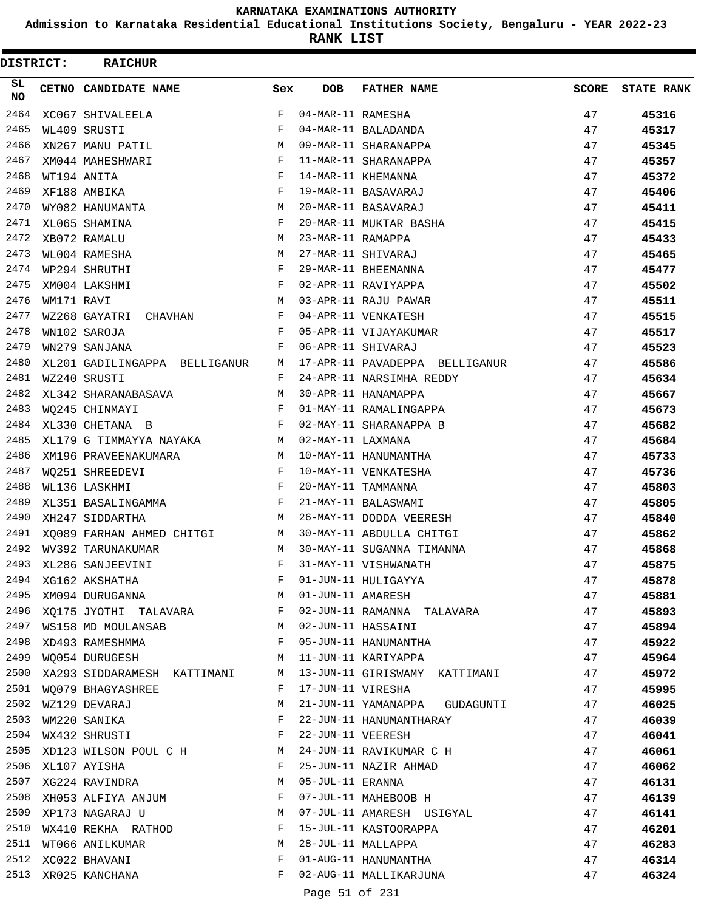# KARNATAKA EXAMINATIONS AUTHORITY

**Admission to Karnataka Residential Educational Institutions Society, Bengaluru - YEAR 2022-23**

**RANK LIST**

**DISTRICT: RAICHUR**

| SL NO | CETNO | CANDIDATE NAME | Sex | DOB | FATHER NAME | SCORE | STATE RANK |
|---|---|---|---|---|---|---|---|
| 2464 | XC067 | SHIVALEELA | F | 04-MAR-11 | RAMESHA | 47 | 45316 |
| 2465 | WL409 | SRUSTI | F | 04-MAR-11 | BALADANDA | 47 | 45317 |
| 2466 | XN267 | MANU PATIL | M | 09-MAR-11 | SHARANAPPA | 47 | 45345 |
| 2467 | XM044 | MAHESHWARI | F | 11-MAR-11 | SHARANAPPA | 47 | 45357 |
| 2468 | WT194 | ANITA | F | 14-MAR-11 | KHEMANNA | 47 | 45372 |
| 2469 | XF188 | AMBIKA | F | 19-MAR-11 | BASAVARAJ | 47 | 45406 |
| 2470 | WY082 | HANUMANTA | M | 20-MAR-11 | BASAVARAJ | 47 | 45411 |
| 2471 | XL065 | SHAMINA | F | 20-MAR-11 | MUKTAR BASHA | 47 | 45415 |
| 2472 | XB072 | RAMALU | M | 23-MAR-11 | RAMAPPA | 47 | 45433 |
| 2473 | WL004 | RAMESHA | M | 27-MAR-11 | SHIVARAJ | 47 | 45465 |
| 2474 | WP294 | SHRUTHI | F | 29-MAR-11 | BHEEMANNA | 47 | 45477 |
| 2475 | XM004 | LAKSHMI | F | 02-APR-11 | RAVIYAPPA | 47 | 45502 |
| 2476 | WM171 | RAVI | M | 03-APR-11 | RAJU PAWAR | 47 | 45511 |
| 2477 | WZ268 | GAYATRI CHAVHAN | F | 04-APR-11 | VENKATESH | 47 | 45515 |
| 2478 | WN102 | SAROJA | F | 05-APR-11 | VIJAYAKUMAR | 47 | 45517 |
| 2479 | WN279 | SANJANA | F | 06-APR-11 | SHIVARAJ | 47 | 45523 |
| 2480 | XL201 | GADILINGAPPA BELLIGANUR | M | 17-APR-11 | PAVADEPPA BELLIGANUR | 47 | 45586 |
| 2481 | WZ240 | SRUSTI | F | 24-APR-11 | NARSIMHA REDDY | 47 | 45634 |
| 2482 | XL342 | SHARANABASAVA | M | 30-APR-11 | HANAMAPPA | 47 | 45667 |
| 2483 | WQ245 | CHINMAYI | F | 01-MAY-11 | RAMALINGAPPA | 47 | 45673 |
| 2484 | XL330 | CHETANA B | F | 02-MAY-11 | SHARANAPPA B | 47 | 45682 |
| 2485 | XL179 | G TIMMAYYA NAYAKA | M | 02-MAY-11 | LAXMANA | 47 | 45684 |
| 2486 | XM196 | PRAVEENAKUMARA | M | 10-MAY-11 | HANUMANTHA | 47 | 45733 |
| 2487 | WQ251 | SHREEDEVI | F | 10-MAY-11 | VENKATESHA | 47 | 45736 |
| 2488 | WL136 | LASKHMI | F | 20-MAY-11 | TAMMANNA | 47 | 45803 |
| 2489 | XL351 | BASALINGAMMA | F | 21-MAY-11 | BALASWAMI | 47 | 45805 |
| 2490 | XH247 | SIDDARTHA | M | 26-MAY-11 | DODDA VEERESH | 47 | 45840 |
| 2491 | XQ089 | FARHAN AHMED CHITGI | M | 30-MAY-11 | ABDULLA CHITGI | 47 | 45862 |
| 2492 | WV392 | TARUNAKUMAR | M | 30-MAY-11 | SUGANNA TIMANNA | 47 | 45868 |
| 2493 | XL286 | SANJEEVINI | F | 31-MAY-11 | VISHWANATH | 47 | 45875 |
| 2494 | XG162 | AKSHATHA | F | 01-JUN-11 | HULIGAYYA | 47 | 45878 |
| 2495 | XM094 | DURUGANNA | M | 01-JUN-11 | AMARESH | 47 | 45881 |
| 2496 | XQ175 | JYOTHI TALAVARA | F | 02-JUN-11 | RAMANNA TALAVARA | 47 | 45893 |
| 2497 | WS158 | MD MOULANSAB | M | 02-JUN-11 | HASSAINI | 47 | 45894 |
| 2498 | XD493 | RAMESHMMA | F | 05-JUN-11 | HANUMANTHA | 47 | 45922 |
| 2499 | WQ054 | DURUGESH | M | 11-JUN-11 | KARIYAPPA | 47 | 45964 |
| 2500 | XA293 | SIDDARAMESH KATTIMANI | M | 13-JUN-11 | GIRISWAMY KATTIMANI | 47 | 45972 |
| 2501 | WQ079 | BHAGYASHREE | F | 17-JUN-11 | VIRESHA | 47 | 45995 |
| 2502 | WZ129 | DEVARAJ | M | 21-JUN-11 | YAMANAPPA GUDAGUNTI | 47 | 46025 |
| 2503 | WM220 | SANIKA | F | 22-JUN-11 | HANUMANTHARAY | 47 | 46039 |
| 2504 | WX432 | SHRUSTI | F | 22-JUN-11 | VEERESH | 47 | 46041 |
| 2505 | XD123 | WILSON POUL C H | M | 24-JUN-11 | RAVIKUMAR C H | 47 | 46061 |
| 2506 | XL107 | AYISHA | F | 25-JUN-11 | NAZIR AHMAD | 47 | 46062 |
| 2507 | XG224 | RAVINDRA | M | 05-JUL-11 | ERANNA | 47 | 46131 |
| 2508 | XH053 | ALFIYA ANJUM | F | 07-JUL-11 | MAHEBOOB H | 47 | 46139 |
| 2509 | XP173 | NAGARAJ U | M | 07-JUL-11 | AMARESH USIGYAL | 47 | 46141 |
| 2510 | WX410 | REKHA RATHOD | F | 15-JUL-11 | KASTOORAPPA | 47 | 46201 |
| 2511 | WT066 | ANILKUMAR | M | 28-JUL-11 | MALLAPPA | 47 | 46283 |
| 2512 | XC022 | BHAVANI | F | 01-AUG-11 | HANUMANTHA | 47 | 46314 |
| 2513 | XR025 | KANCHANA | F | 02-AUG-11 | MALLIKARJUNA | 47 | 46324 |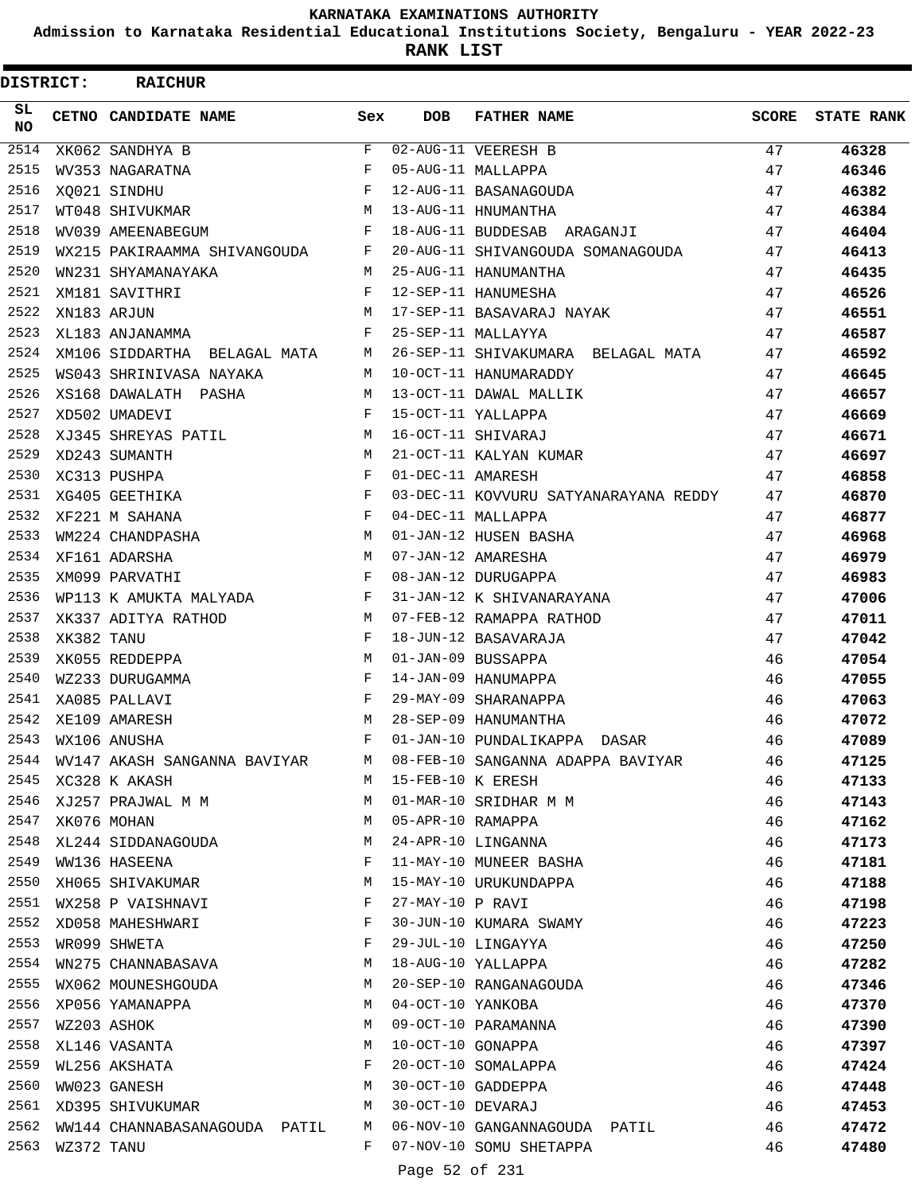# KARNATAKA EXAMINATIONS AUTHORITY

## Admission to Karnataka Residential Educational Institutions Society, Bengaluru - YEAR 2022-23

## RANK LIST

**DISTRICT: RAICHUR**

| SL NO | CETNO | CANDIDATE NAME | Sex | DOB | FATHER NAME | SCORE | STATE RANK |
|---|---|---|---|---|---|---|---|
| 2514 | XK062 | SANDHYA B | F | 02-AUG-11 | VEERESH B | 47 | 46328 |
| 2515 | WV353 | NAGARATNA | F | 05-AUG-11 | MALLAPPA | 47 | 46346 |
| 2516 | XQ021 | SINDHU | F | 12-AUG-11 | BASANAGOUDA | 47 | 46382 |
| 2517 | WT048 | SHIVUKMAR | M | 13-AUG-11 | HNUMANTHA | 47 | 46384 |
| 2518 | WV039 | AMEENABEGUM | F | 18-AUG-11 | BUDDESAB ARAGANJI | 47 | 46404 |
| 2519 | WX215 | PAKIRAAMMA SHIVANGOUDA | F | 20-AUG-11 | SHIVANGOUDA SOMANAGOUDA | 47 | 46413 |
| 2520 | WN231 | SHYAMANAYAKA | M | 25-AUG-11 | HANUMANTHA | 47 | 46435 |
| 2521 | XM181 | SAVITHRI | F | 12-SEP-11 | HANUMESHA | 47 | 46526 |
| 2522 | XN183 | ARJUN | M | 17-SEP-11 | BASAVARAJ NAYAK | 47 | 46551 |
| 2523 | XL183 | ANJANAMMA | F | 25-SEP-11 | MALLAYYA | 47 | 46587 |
| 2524 | XM106 | SIDDARTHA BELAGAL MATA | M | 26-SEP-11 | SHIVAKUMARA BELAGAL MATA | 47 | 46592 |
| 2525 | WS043 | SHRINIVASA NAYAKA | M | 10-OCT-11 | HANUMARADDY | 47 | 46645 |
| 2526 | XS168 | DAWALATH PASHA | M | 13-OCT-11 | DAWAL MALLIK | 47 | 46657 |
| 2527 | XD502 | UMADEVI | F | 15-OCT-11 | YALLAPPA | 47 | 46669 |
| 2528 | XJ345 | SHREYAS PATIL | M | 16-OCT-11 | SHIVARAJ | 47 | 46671 |
| 2529 | XD243 | SUMANTH | M | 21-OCT-11 | KALYAN KUMAR | 47 | 46697 |
| 2530 | XC313 | PUSHPA | F | 01-DEC-11 | AMARESH | 47 | 46858 |
| 2531 | XG405 | GEETHIKA | F | 03-DEC-11 | KOVVURU SATYANARAYANA REDDY | 47 | 46870 |
| 2532 | XF221 | M SAHANA | F | 04-DEC-11 | MALLAPPA | 47 | 46877 |
| 2533 | WM224 | CHANDPASHA | M | 01-JAN-12 | HUSEN BASHA | 47 | 46968 |
| 2534 | XF161 | ADARSHA | M | 07-JAN-12 | AMARESHA | 47 | 46979 |
| 2535 | XM099 | PARVATHI | F | 08-JAN-12 | DURUGAPPA | 47 | 46983 |
| 2536 | WP113 | K AMUKTA MALYADA | F | 31-JAN-12 | K SHIVANARAYANA | 47 | 47006 |
| 2537 | XK337 | ADITYA RATHOD | M | 07-FEB-12 | RAMAPPA RATHOD | 47 | 47011 |
| 2538 | XK382 | TANU | F | 18-JUN-12 | BASAVARAJA | 47 | 47042 |
| 2539 | XK055 | REDDEPPA | M | 01-JAN-09 | BUSSAPPA | 46 | 47054 |
| 2540 | WZ233 | DURUGAMMA | F | 14-JAN-09 | HANUMAPPA | 46 | 47055 |
| 2541 | XA085 | PALLAVI | F | 29-MAY-09 | SHARANAPPA | 46 | 47063 |
| 2542 | XE109 | AMARESH | M | 28-SEP-09 | HANUMANTHA | 46 | 47072 |
| 2543 | WX106 | ANUSHA | F | 01-JAN-10 | PUNDALIKAPPA DASAR | 46 | 47089 |
| 2544 | WV147 | AKASH SANGANNA BAVIYAR | M | 08-FEB-10 | SANGANNA ADAPPA BAVIYAR | 46 | 47125 |
| 2545 | XC328 | K AKASH | M | 15-FEB-10 | K ERESH | 46 | 47133 |
| 2546 | XJ257 | PRAJWAL M M | M | 01-MAR-10 | SRIDHAR M M | 46 | 47143 |
| 2547 | XK076 | MOHAN | M | 05-APR-10 | RAMAPPA | 46 | 47162 |
| 2548 | XL244 | SIDDANAGOUDA | M | 24-APR-10 | LINGANNA | 46 | 47173 |
| 2549 | WW136 | HASEENA | F | 11-MAY-10 | MUNEER BASHA | 46 | 47181 |
| 2550 | XH065 | SHIVAKUMAR | M | 15-MAY-10 | URUKUNDAPPA | 46 | 47188 |
| 2551 | WX258 | P VAISHNAVI | F | 27-MAY-10 | P RAVI | 46 | 47198 |
| 2552 | XD058 | MAHESHWARI | F | 30-JUN-10 | KUMARA SWAMY | 46 | 47223 |
| 2553 | WR099 | SHWETA | F | 29-JUL-10 | LINGAYYA | 46 | 47250 |
| 2554 | WN275 | CHANNABASAVA | M | 18-AUG-10 | YALLAPPA | 46 | 47282 |
| 2555 | WX062 | MOUNESHGOUDA | M | 20-SEP-10 | RANGANAGOUDA | 46 | 47346 |
| 2556 | XP056 | YAMANAPPA | M | 04-OCT-10 | YANKOBA | 46 | 47370 |
| 2557 | WZ203 | ASHOK | M | 09-OCT-10 | PARAMANNA | 46 | 47390 |
| 2558 | XL146 | VASANTA | M | 10-OCT-10 | GONAPPA | 46 | 47397 |
| 2559 | WL256 | AKSHATA | F | 20-OCT-10 | SOMALAPPA | 46 | 47424 |
| 2560 | WW023 | GANESH | M | 30-OCT-10 | GADDEPPA | 46 | 47448 |
| 2561 | XD395 | SHIVUKUMAR | M | 30-OCT-10 | DEVARAJ | 46 | 47453 |
| 2562 | WW144 | CHANNABASANAGOUDA PATIL | M | 06-NOV-10 | GANGANNAGOUDA PATIL | 46 | 47472 |
| 2563 | WZ372 | TANU | F | 07-NOV-10 | SOMU SHETAPPA | 46 | 47480 |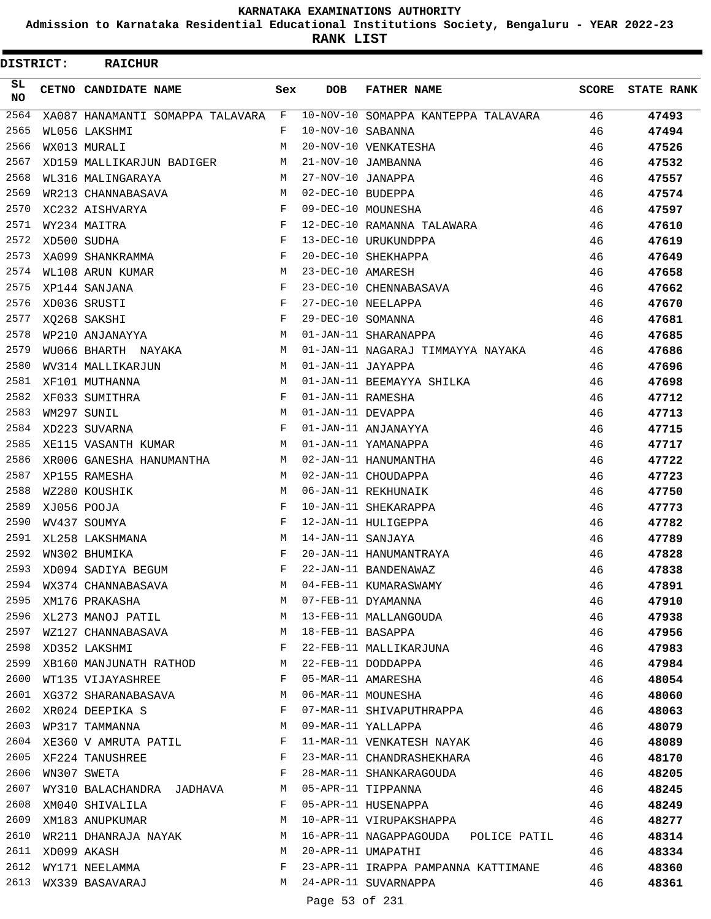# KARNATAKA EXAMINATIONS AUTHORITY

**Admission to Karnataka Residential Educational Institutions Society, Bengaluru - YEAR 2022-23**

**RANK LIST**

**DISTRICT: RAICHUR**

| SL NO | CETNO | CANDIDATE NAME | Sex | DOB | FATHER NAME | SCORE | STATE RANK |
|---|---|---|---|---|---|---|---|
| 2564 | XA087 | HANAMANTI SOMAPPA TALAVARA | F | 10-NOV-10 | SOMAPPA KANTEPPA TALAVARA | 46 | 47493 |
| 2565 | WL056 | LAKSHMI | F | 10-NOV-10 | SABANNA | 46 | 47494 |
| 2566 | WX013 | MURALI | M | 20-NOV-10 | VENKATESHA | 46 | 47526 |
| 2567 | XD159 | MALLIKARJUN BADIGER | M | 21-NOV-10 | JAMBANNA | 46 | 47532 |
| 2568 | WL316 | MALINGARAYA | M | 27-NOV-10 | JANAPPA | 46 | 47557 |
| 2569 | WR213 | CHANNABASAVA | M | 02-DEC-10 | BUDEPPA | 46 | 47574 |
| 2570 | XC232 | AISHVARYA | F | 09-DEC-10 | MOUNESHA | 46 | 47597 |
| 2571 | WY234 | MAITRA | F | 12-DEC-10 | RAMANNA TALAWARA | 46 | 47610 |
| 2572 | XD500 | SUDHA | F | 13-DEC-10 | URUKUNDPPA | 46 | 47619 |
| 2573 | XA099 | SHANKRAMMA | F | 20-DEC-10 | SHEKHAPPA | 46 | 47649 |
| 2574 | WL108 | ARUN KUMAR | M | 23-DEC-10 | AMARESH | 46 | 47658 |
| 2575 | XP144 | SANJANA | F | 23-DEC-10 | CHENNABASAVA | 46 | 47662 |
| 2576 | XD036 | SRUSTI | F | 27-DEC-10 | NEELAPPA | 46 | 47670 |
| 2577 | XQ268 | SAKSHI | F | 29-DEC-10 | SOMANNA | 46 | 47681 |
| 2578 | WP210 | ANJANAYYA | M | 01-JAN-11 | SHARANAPPA | 46 | 47685 |
| 2579 | WU066 | BHARTH NAYAKA | M | 01-JAN-11 | NAGARAJ TIMMAYYA NAYAKA | 46 | 47686 |
| 2580 | WV314 | MALLIKARJUN | M | 01-JAN-11 | JAYAPPA | 46 | 47696 |
| 2581 | XF101 | MUTHANNA | M | 01-JAN-11 | BEEMAYYA SHILKA | 46 | 47698 |
| 2582 | XF033 | SUMITHRA | F | 01-JAN-11 | RAMESHA | 46 | 47712 |
| 2583 | WM297 | SUNIL | M | 01-JAN-11 | DEVAPPA | 46 | 47713 |
| 2584 | XD223 | SUVARNA | F | 01-JAN-11 | ANJANAYYA | 46 | 47715 |
| 2585 | XE115 | VASANTH KUMAR | M | 01-JAN-11 | YAMANAPPA | 46 | 47717 |
| 2586 | XR006 | GANESHA HANUMANTHA | M | 02-JAN-11 | HANUMANTHA | 46 | 47722 |
| 2587 | XP155 | RAMESHA | M | 02-JAN-11 | CHOUDAPPA | 46 | 47723 |
| 2588 | WZ280 | KOUSHIK | M | 06-JAN-11 | REKHUNAIK | 46 | 47750 |
| 2589 | XJ056 | POOJA | F | 10-JAN-11 | SHEKARAPPA | 46 | 47773 |
| 2590 | WV437 | SOUMYA | F | 12-JAN-11 | HULIGEPPA | 46 | 47782 |
| 2591 | XL258 | LAKSHMANA | M | 14-JAN-11 | SANJAYA | 46 | 47789 |
| 2592 | WN302 | BHUMIKA | F | 20-JAN-11 | HANUMANTRAYA | 46 | 47828 |
| 2593 | XD094 | SADIYA BEGUM | F | 22-JAN-11 | BANDENAWAZ | 46 | 47838 |
| 2594 | WX374 | CHANNABASAVA | M | 04-FEB-11 | KUMARASWAMY | 46 | 47891 |
| 2595 | XM176 | PRAKASHA | M | 07-FEB-11 | DYAMANNA | 46 | 47910 |
| 2596 | XL273 | MANOJ PATIL | M | 13-FEB-11 | MALLANGOUDA | 46 | 47938 |
| 2597 | WZ127 | CHANNABASAVA | M | 18-FEB-11 | BASAPPA | 46 | 47956 |
| 2598 | XD352 | LAKSHMI | F | 22-FEB-11 | MALLIKARJUNA | 46 | 47983 |
| 2599 | XB160 | MANJUNATH RATHOD | M | 22-FEB-11 | DODDAPPA | 46 | 47984 |
| 2600 | WT135 | VIJAYASHREE | F | 05-MAR-11 | AMARESHA | 46 | 48054 |
| 2601 | XG372 | SHARANABASAVA | M | 06-MAR-11 | MOUNESHA | 46 | 48060 |
| 2602 | XR024 | DEEPIKA S | F | 07-MAR-11 | SHIVAPUTHRAPPA | 46 | 48063 |
| 2603 | WP317 | TAMMANNA | M | 09-MAR-11 | YALLAPPA | 46 | 48079 |
| 2604 | XE360 | V AMRUTA PATIL | F | 11-MAR-11 | VENKATESH NAYAK | 46 | 48089 |
| 2605 | XF224 | TANUSHREE | F | 23-MAR-11 | CHANDRASHEKHARA | 46 | 48170 |
| 2606 | WN307 | SWETA | F | 28-MAR-11 | SHANKARAGOUDA | 46 | 48205 |
| 2607 | WY310 | BALACHANDRA JADHAVA | M | 05-APR-11 | TIPPANNA | 46 | 48245 |
| 2608 | XM040 | SHIVALILA | F | 05-APR-11 | HUSENAPPA | 46 | 48249 |
| 2609 | XM183 | ANUPKUMAR | M | 10-APR-11 | VIRUPAKSHAPPA | 46 | 48277 |
| 2610 | WR211 | DHANRAJA NAYAK | M | 16-APR-11 | NAGAPPAGOUDA POLICE PATIL | 46 | 48314 |
| 2611 | XD099 | AKASH | M | 20-APR-11 | UMAPATHI | 46 | 48334 |
| 2612 | WY171 | NEELAMMA | F | 23-APR-11 | IRAPPA PAMPANNA KATTIMANE | 46 | 48360 |
| 2613 | WX339 | BASAVARAJ | M | 24-APR-11 | SUVARNAPPA | 46 | 48361 |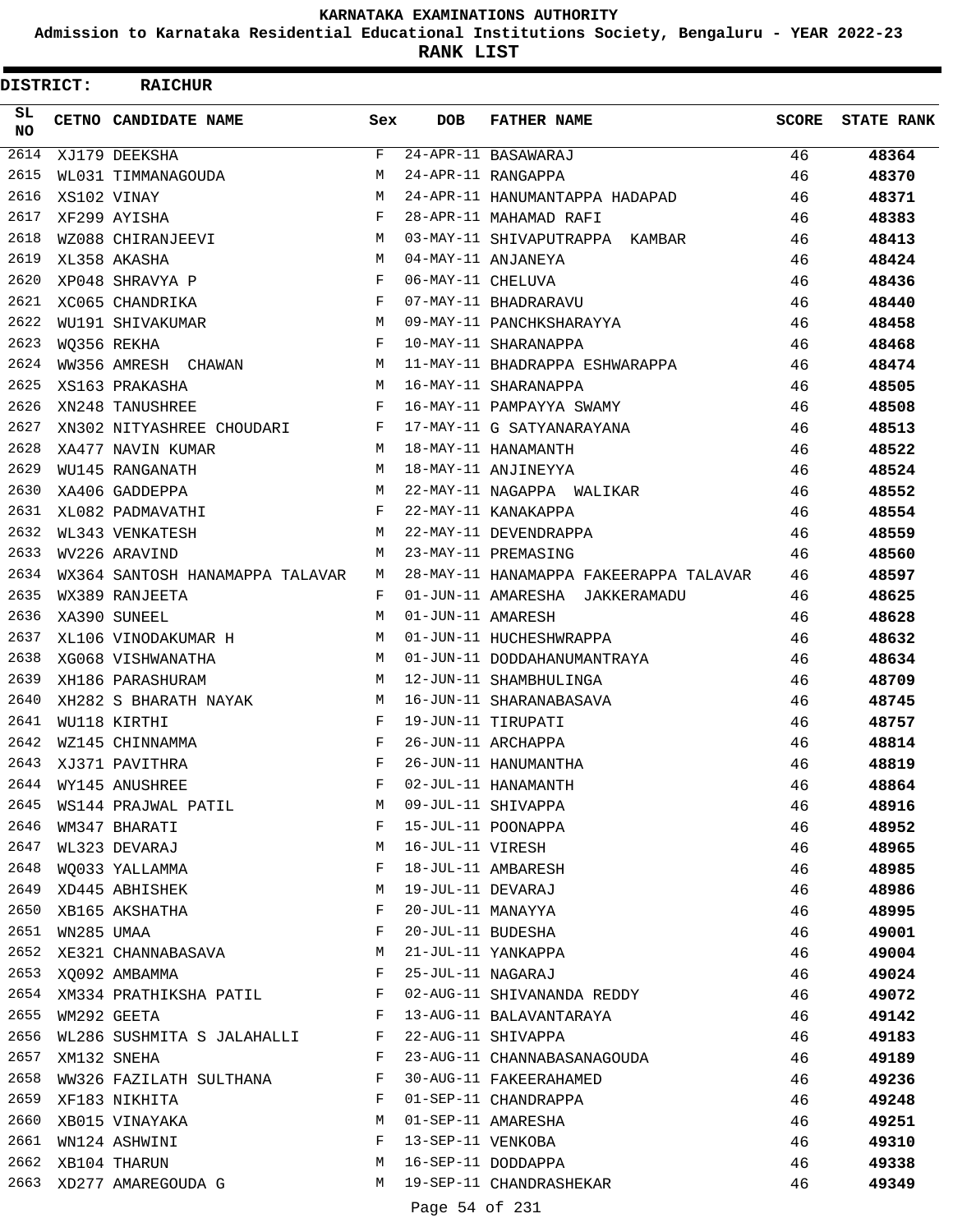# KARNATAKA EXAMINATIONS AUTHORITY

**Admission to Karnataka Residential Educational Institutions Society, Bengaluru - YEAR 2022-23**

**RANK LIST**

**DISTRICT: RAICHUR**

| SL NO | CETNO | CANDIDATE NAME | Sex | DOB | FATHER NAME | SCORE | STATE RANK |
|---|---|---|---|---|---|---|---|
| 2614 | XJ179 | DEEKSHA | F | 24-APR-11 | BASAWARAJ | 46 | 48364 |
| 2615 | WL031 | TIMMANAGOUDA | M | 24-APR-11 | RANGAPPA | 46 | 48370 |
| 2616 | XS102 | VINAY | M | 24-APR-11 | HANUMANTAPPA HADAPAD | 46 | 48371 |
| 2617 | XF299 | AYISHA | F | 28-APR-11 | MAHAMAD RAFI | 46 | 48383 |
| 2618 | WZ088 | CHIRANJEEVI | M | 03-MAY-11 | SHIVAPUTRAPPA KAMBAR | 46 | 48413 |
| 2619 | XL358 | AKASHA | M | 04-MAY-11 | ANJANEYA | 46 | 48424 |
| 2620 | XP048 | SHRAVYA P | F | 06-MAY-11 | CHELUVA | 46 | 48436 |
| 2621 | XC065 | CHANDRIKA | F | 07-MAY-11 | BHADRARAVU | 46 | 48440 |
| 2622 | WU191 | SHIVAKUMAR | M | 09-MAY-11 | PANCHKSHARAYYA | 46 | 48458 |
| 2623 | WQ356 | REKHA | F | 10-MAY-11 | SHARANAPPA | 46 | 48468 |
| 2624 | WW356 | AMRESH CHAWAN | M | 11-MAY-11 | BHADRAPPA ESHWARAPPA | 46 | 48474 |
| 2625 | XS163 | PRAKASHA | M | 16-MAY-11 | SHARANAPPA | 46 | 48505 |
| 2626 | XN248 | TANUSHREE | F | 16-MAY-11 | PAMPAYYA SWAMY | 46 | 48508 |
| 2627 | XN302 | NITYASHREE CHOUDARI | F | 17-MAY-11 | G SATYANARAYANA | 46 | 48513 |
| 2628 | XA477 | NAVIN KUMAR | M | 18-MAY-11 | HANAMANTH | 46 | 48522 |
| 2629 | WU145 | RANGANATH | M | 18-MAY-11 | ANJINEYYA | 46 | 48524 |
| 2630 | XA406 | GADDEPPA | M | 22-MAY-11 | NAGAPPA WALIKAR | 46 | 48552 |
| 2631 | XL082 | PADMAVATHI | F | 22-MAY-11 | KANAKAPPA | 46 | 48554 |
| 2632 | WL343 | VENKATESH | M | 22-MAY-11 | DEVENDRAPPA | 46 | 48559 |
| 2633 | WV226 | ARAVIND | M | 23-MAY-11 | PREMASING | 46 | 48560 |
| 2634 | WX364 | SANTOSH HANAMAPPA TALAVAR | M | 28-MAY-11 | HANAMAPPA FAKEERAPPA TALAVAR | 46 | 48597 |
| 2635 | WX389 | RANJEETA | F | 01-JUN-11 | AMARESHA JAKKERAMADU | 46 | 48625 |
| 2636 | XA390 | SUNEEL | M | 01-JUN-11 | AMARESH | 46 | 48628 |
| 2637 | XL106 | VINODAKUMAR H | M | 01-JUN-11 | HUCHESHWRAPPA | 46 | 48632 |
| 2638 | XG068 | VISHWANATHA | M | 01-JUN-11 | DODDAHANUMANTRAYA | 46 | 48634 |
| 2639 | XH186 | PARASHURAM | M | 12-JUN-11 | SHAMBHULINGA | 46 | 48709 |
| 2640 | XH282 | S BHARATH NAYAK | M | 16-JUN-11 | SHARANABASAVA | 46 | 48745 |
| 2641 | WU118 | KIRTHI | F | 19-JUN-11 | TIRUPATI | 46 | 48757 |
| 2642 | WZ145 | CHINNAMMA | F | 26-JUN-11 | ARCHAPPA | 46 | 48814 |
| 2643 | XJ371 | PAVITHRA | F | 26-JUN-11 | HANUMANTHA | 46 | 48819 |
| 2644 | WY145 | ANUSHREE | F | 02-JUL-11 | HANAMANTH | 46 | 48864 |
| 2645 | WS144 | PRAJWAL PATIL | M | 09-JUL-11 | SHIVAPPA | 46 | 48916 |
| 2646 | WM347 | BHARATI | F | 15-JUL-11 | POONAPPA | 46 | 48952 |
| 2647 | WL323 | DEVARAJ | M | 16-JUL-11 | VIRESH | 46 | 48965 |
| 2648 | WQ033 | YALLAMMA | F | 18-JUL-11 | AMBARESH | 46 | 48985 |
| 2649 | XD445 | ABHISHEK | M | 19-JUL-11 | DEVARAJ | 46 | 48986 |
| 2650 | XB165 | AKSHATHA | F | 20-JUL-11 | MANAYYA | 46 | 48995 |
| 2651 | WN285 | UMAA | F | 20-JUL-11 | BUDESHA | 46 | 49001 |
| 2652 | XE321 | CHANNABASAVA | M | 21-JUL-11 | YANKAPPA | 46 | 49004 |
| 2653 | XQ092 | AMBAMMA | F | 25-JUL-11 | NAGARAJ | 46 | 49024 |
| 2654 | XM334 | PRATHIKSHA PATIL | F | 02-AUG-11 | SHIVANANDA REDDY | 46 | 49072 |
| 2655 | WM292 | GEETA | F | 13-AUG-11 | BALAVANTARAYA | 46 | 49142 |
| 2656 | WL286 | SUSHMITA S JALAHALLI | F | 22-AUG-11 | SHIVAPPA | 46 | 49183 |
| 2657 | XM132 | SNEHA | F | 23-AUG-11 | CHANNABASANAGOUDA | 46 | 49189 |
| 2658 | WW326 | FAZILATH SULTHANA | F | 30-AUG-11 | FAKEERAHAMED | 46 | 49236 |
| 2659 | XF183 | NIKHITA | F | 01-SEP-11 | CHANDRAPPA | 46 | 49248 |
| 2660 | XB015 | VINAYAKA | M | 01-SEP-11 | AMARESHA | 46 | 49251 |
| 2661 | WN124 | ASHWINI | F | 13-SEP-11 | VENKOBA | 46 | 49310 |
| 2662 | XB104 | THARUN | M | 16-SEP-11 | DODDAPPA | 46 | 49338 |
| 2663 | XD277 | AMAREGOUDA G | M | 19-SEP-11 | CHANDRASHEKAR | 46 | 49349 |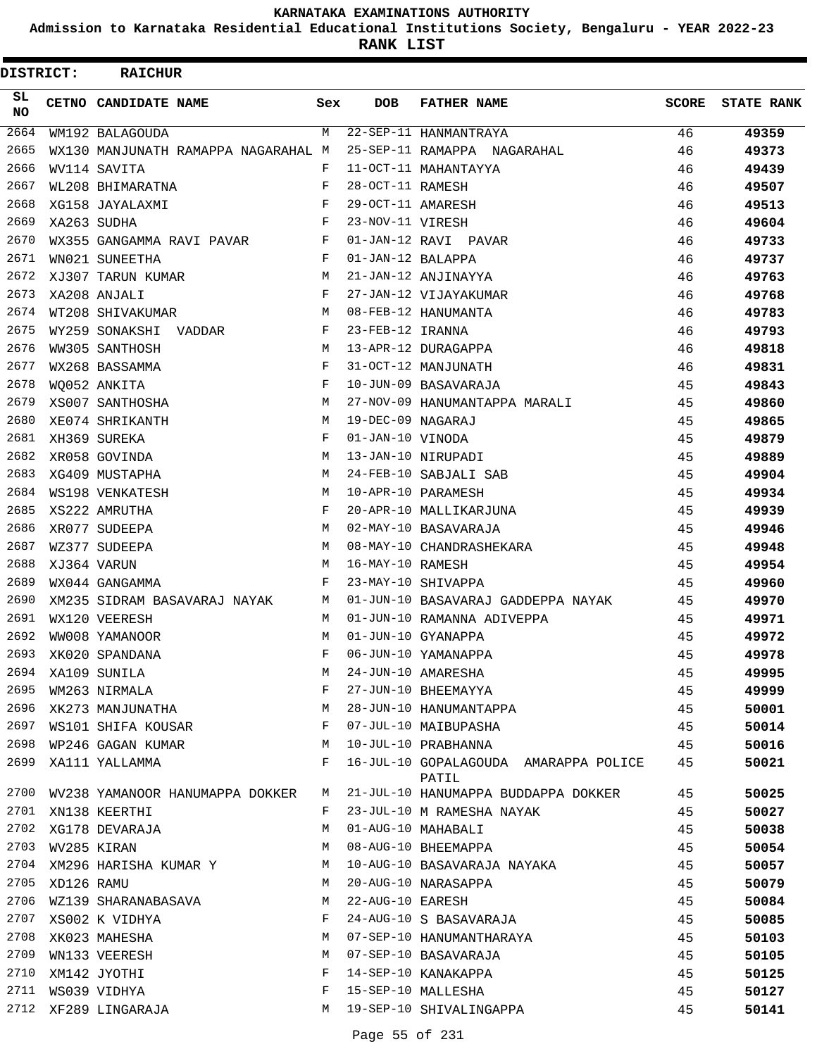# KARNATAKA EXAMINATIONS AUTHORITY

**Admission to Karnataka Residential Educational Institutions Society, Bengaluru - YEAR 2022-23**

**RANK LIST**

**DISTRICT: RAICHUR**

| SL NO | CETNO | CANDIDATE NAME | Sex | DOB | FATHER NAME | SCORE | STATE RANK |
|---|---|---|---|---|---|---|---|
| 2664 | WM192 | BALAGOUDA | M | 22-SEP-11 | HANMANTRAYA | 46 | 49359 |
| 2665 | WX130 | MANJUNATH RAMAPPA NAGARAHAL | M | 25-SEP-11 | RAMAPPA NAGARAHAL | 46 | 49373 |
| 2666 | WV114 | SAVITA | F | 11-OCT-11 | MAHANTAYYA | 46 | 49439 |
| 2667 | WL208 | BHIMARATNA | F | 28-OCT-11 | RAMESH | 46 | 49507 |
| 2668 | XG158 | JAYALAXMI | F | 29-OCT-11 | AMARESH | 46 | 49513 |
| 2669 | XA263 | SUDHA | F | 23-NOV-11 | VIRESH | 46 | 49604 |
| 2670 | WX355 | GANGAMMA RAVI PAVAR | F | 01-JAN-12 | RAVI PAVAR | 46 | 49733 |
| 2671 | WN021 | SUNEETHA | F | 01-JAN-12 | BALAPPA | 46 | 49737 |
| 2672 | XJ307 | TARUN KUMAR | M | 21-JAN-12 | ANJINAYYA | 46 | 49763 |
| 2673 | XA208 | ANJALI | F | 27-JAN-12 | VIJAYAKUMAR | 46 | 49768 |
| 2674 | WT208 | SHIVAKUMAR | M | 08-FEB-12 | HANUMANTA | 46 | 49783 |
| 2675 | WY259 | SONAKSHI VADDAR | F | 23-FEB-12 | IRANNA | 46 | 49793 |
| 2676 | WW305 | SANTHOSH | M | 13-APR-12 | DURAGAPPA | 46 | 49818 |
| 2677 | WX268 | BASSAMMA | F | 31-OCT-12 | MANJUNATH | 46 | 49831 |
| 2678 | WQ052 | ANKITA | F | 10-JUN-09 | BASAVARAJA | 45 | 49843 |
| 2679 | XS007 | SANTHOSHA | M | 27-NOV-09 | HANUMANTAPPA MARALI | 45 | 49860 |
| 2680 | XE074 | SHRIKANTH | M | 19-DEC-09 | NAGARAJ | 45 | 49865 |
| 2681 | XH369 | SUREKA | F | 01-JAN-10 | VINODA | 45 | 49879 |
| 2682 | XR058 | GOVINDA | M | 13-JAN-10 | NIRUPADI | 45 | 49889 |
| 2683 | XG409 | MUSTAPHA | M | 24-FEB-10 | SABJALI SAB | 45 | 49904 |
| 2684 | WS198 | VENKATESH | M | 10-APR-10 | PARAMESH | 45 | 49934 |
| 2685 | XS222 | AMRUTHA | F | 20-APR-10 | MALLIKARJUNA | 45 | 49939 |
| 2686 | XR077 | SUDEEPA | M | 02-MAY-10 | BASAVARAJA | 45 | 49946 |
| 2687 | WZ377 | SUDEEPA | M | 08-MAY-10 | CHANDRASHEKARA | 45 | 49948 |
| 2688 | XJ364 | VARUN | M | 16-MAY-10 | RAMESH | 45 | 49954 |
| 2689 | WX044 | GANGAMMA | F | 23-MAY-10 | SHIVAPPA | 45 | 49960 |
| 2690 | XM235 | SIDRAM BASAVARAJ NAYAK | M | 01-JUN-10 | BASAVARAJ GADDEPPA NAYAK | 45 | 49970 |
| 2691 | WX120 | VEERESH | M | 01-JUN-10 | RAMANNA ADIVEPPA | 45 | 49971 |
| 2692 | WW008 | YAMANOOR | M | 01-JUN-10 | GYANAPPA | 45 | 49972 |
| 2693 | XK020 | SPANDANA | F | 06-JUN-10 | YAMANAPPA | 45 | 49978 |
| 2694 | XA109 | SUNILA | M | 24-JUN-10 | AMARESHA | 45 | 49995 |
| 2695 | WM263 | NIRMALA | F | 27-JUN-10 | BHEEMAYYA | 45 | 49999 |
| 2696 | XK273 | MANJUNATHA | M | 28-JUN-10 | HANUMANTAPPA | 45 | 50001 |
| 2697 | WS101 | SHIFA KOUSAR | F | 07-JUL-10 | MAIBUPASHA | 45 | 50014 |
| 2698 | WP246 | GAGAN KUMAR | M | 10-JUL-10 | PRABHANNA | 45 | 50016 |
| 2699 | XA111 | YALLAMMA | F | 16-JUL-10 | GOPALAGOUDA AMARAPPA POLICE PATIL | 45 | 50021 |
| 2700 | WV238 | YAMANOOR HANUMAPPA DOKKER | M | 21-JUL-10 | HANUMAPPA BUDDAPPA DOKKER | 45 | 50025 |
| 2701 | XN138 | KEERTHI | F | 23-JUL-10 | M RAMESHA NAYAK | 45 | 50027 |
| 2702 | XG178 | DEVARAJA | M | 01-AUG-10 | MAHABALI | 45 | 50038 |
| 2703 | WV285 | KIRAN | M | 08-AUG-10 | BHEEMAPPA | 45 | 50054 |
| 2704 | XM296 | HARISHA KUMAR Y | M | 10-AUG-10 | BASAVARAJA NAYAKA | 45 | 50057 |
| 2705 | XD126 | RAMU | M | 20-AUG-10 | NARASAPPA | 45 | 50079 |
| 2706 | WZ139 | SHARANABASAVA | M | 22-AUG-10 | EARESH | 45 | 50084 |
| 2707 | XS002 | K VIDHYA | F | 24-AUG-10 | S BASAVARAJA | 45 | 50085 |
| 2708 | XK023 | MAHESHA | M | 07-SEP-10 | HANUMANTHARAYA | 45 | 50103 |
| 2709 | WN133 | VEERESH | M | 07-SEP-10 | BASAVARAJA | 45 | 50105 |
| 2710 | XM142 | JYOTHI | F | 14-SEP-10 | KANAKAPPA | 45 | 50125 |
| 2711 | WS039 | VIDHYA | F | 15-SEP-10 | MALLESHA | 45 | 50127 |
| 2712 | XF289 | LINGARAJA | M | 19-SEP-10 | SHIVALINGAPPA | 45 | 50141 |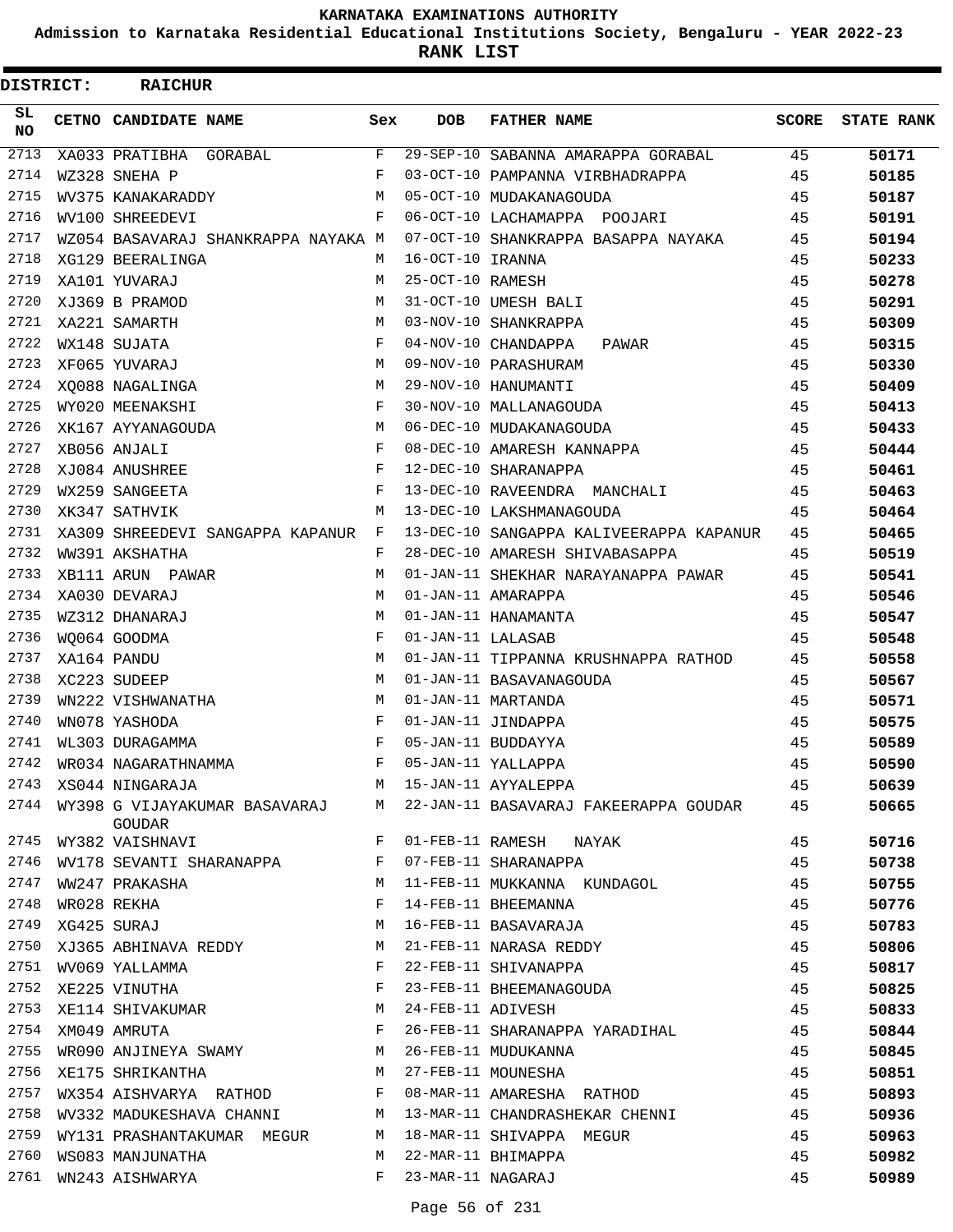# KARNATAKA EXAMINATIONS AUTHORITY

## Admission to Karnataka Residential Educational Institutions Society, Bengaluru - YEAR 2022-23

## RANK LIST

**DISTRICT: RAICHUR**

| SL NO | CETNO | CANDIDATE NAME | Sex | DOB | FATHER NAME | SCORE | STATE RANK |
|---|---|---|---|---|---|---|---|
| 2713 | XA033 | PRATIBHA GORABAL | F | 29-SEP-10 | SABANNA AMARAPPA GORABAL | 45 | 50171 |
| 2714 | WZ328 | SNEHA P | F | 03-OCT-10 | PAMPANNA VIRBHADRAPPA | 45 | 50185 |
| 2715 | WV375 | KANAKARADDY | M | 05-OCT-10 | MUDAKANAGOUDA | 45 | 50187 |
| 2716 | WV100 | SHREEDEVI | F | 06-OCT-10 | LACHAMAPPA POOJARI | 45 | 50191 |
| 2717 | WZ054 | BASAVARAJ SHANKRAPPA NAYAKA | M | 07-OCT-10 | SHANKRAPPA BASAPPA NAYAKA | 45 | 50194 |
| 2718 | XG129 | BEERALINGA | M | 16-OCT-10 | IRANNA | 45 | 50233 |
| 2719 | XA101 | YUVARAJ | M | 25-OCT-10 | RAMESH | 45 | 50278 |
| 2720 | XJ369 | B PRAMOD | M | 31-OCT-10 | UMESH BALI | 45 | 50291 |
| 2721 | XA221 | SAMARTH | M | 03-NOV-10 | SHANKRAPPA | 45 | 50309 |
| 2722 | WX148 | SUJATA | F | 04-NOV-10 | CHANDAPPA PAWAR | 45 | 50315 |
| 2723 | XF065 | YUVARAJ | M | 09-NOV-10 | PARASHURAM | 45 | 50330 |
| 2724 | XQ088 | NAGALINGA | M | 29-NOV-10 | HANUMANTI | 45 | 50409 |
| 2725 | WY020 | MEENAKSHI | F | 30-NOV-10 | MALLANAGOUDA | 45 | 50413 |
| 2726 | XK167 | AYYANAGOUDA | M | 06-DEC-10 | MUDAKANAGOUDA | 45 | 50433 |
| 2727 | XB056 | ANJALI | F | 08-DEC-10 | AMARESH KANNAPPA | 45 | 50444 |
| 2728 | XJ084 | ANUSHREE | F | 12-DEC-10 | SHARANAPPA | 45 | 50461 |
| 2729 | WX259 | SANGEETA | F | 13-DEC-10 | RAVEENDRA MANCHALI | 45 | 50463 |
| 2730 | XK347 | SATHVIK | M | 13-DEC-10 | LAKSHMANAGOUDA | 45 | 50464 |
| 2731 | XA309 | SHREEDEVI SANGAPPA KAPANUR | F | 13-DEC-10 | SANGAPPA KALIVEERAPPA KAPANUR | 45 | 50465 |
| 2732 | WW391 | AKSHATHA | F | 28-DEC-10 | AMARESH SHIVABASAPPA | 45 | 50519 |
| 2733 | XB111 | ARUN PAWAR | M | 01-JAN-11 | SHEKHAR NARAYANAPPA PAWAR | 45 | 50541 |
| 2734 | XA030 | DEVARAJ | M | 01-JAN-11 | AMARAPPA | 45 | 50546 |
| 2735 | WZ312 | DHANARAJ | M | 01-JAN-11 | HANAMANTA | 45 | 50547 |
| 2736 | WQ064 | GOODMA | F | 01-JAN-11 | LALASAB | 45 | 50548 |
| 2737 | XA164 | PANDU | M | 01-JAN-11 | TIPPANNA KRUSHNAPPA RATHOD | 45 | 50558 |
| 2738 | XC223 | SUDEEP | M | 01-JAN-11 | BASAVANAGOUDA | 45 | 50567 |
| 2739 | WN222 | VISHWANATHA | M | 01-JAN-11 | MARTANDA | 45 | 50571 |
| 2740 | WN078 | YASHODA | F | 01-JAN-11 | JINDAPPA | 45 | 50575 |
| 2741 | WL303 | DURAGAMMA | F | 05-JAN-11 | BUDDAYYA | 45 | 50589 |
| 2742 | WR034 | NAGARATHNAMMA | F | 05-JAN-11 | YALLAPPA | 45 | 50590 |
| 2743 | XS044 | NINGARAJA | M | 15-JAN-11 | AYYALEPPA | 45 | 50639 |
| 2744 | WY398 | G VIJAYAKUMAR BASAVARAJ GOUDAR | M | 22-JAN-11 | BASAVARAJ FAKEERAPPA GOUDAR | 45 | 50665 |
| 2745 | WY382 | VAISHNAVI | F | 01-FEB-11 | RAMESH NAYAK | 45 | 50716 |
| 2746 | WV178 | SEVANTI SHARANAPPA | F | 07-FEB-11 | SHARANAPPA | 45 | 50738 |
| 2747 | WW247 | PRAKASHA | M | 11-FEB-11 | MUKKANNA KUNDAGOL | 45 | 50755 |
| 2748 | WR028 | REKHA | F | 14-FEB-11 | BHEEMANNA | 45 | 50776 |
| 2749 | XG425 | SURAJ | M | 16-FEB-11 | BASAVARAJA | 45 | 50783 |
| 2750 | XJ365 | ABHINAVA REDDY | M | 21-FEB-11 | NARASA REDDY | 45 | 50806 |
| 2751 | WV069 | YALLAMMA | F | 22-FEB-11 | SHIVANAPPA | 45 | 50817 |
| 2752 | XE225 | VINUTHA | F | 23-FEB-11 | BHEEMANAGOUDA | 45 | 50825 |
| 2753 | XE114 | SHIVAKUMAR | M | 24-FEB-11 | ADIVESH | 45 | 50833 |
| 2754 | XM049 | AMRUTA | F | 26-FEB-11 | SHARANAPPA YARADIHAL | 45 | 50844 |
| 2755 | WR090 | ANJINEYA SWAMY | M | 26-FEB-11 | MUDUKANNA | 45 | 50845 |
| 2756 | XE175 | SHRIKANTHA | M | 27-FEB-11 | MOUNESHA | 45 | 50851 |
| 2757 | WX354 | AISHVARYA RATHOD | F | 08-MAR-11 | AMARESHA RATHOD | 45 | 50893 |
| 2758 | WV332 | MADUKESHAVA CHANNI | M | 13-MAR-11 | CHANDRASHEKAR CHENNI | 45 | 50936 |
| 2759 | WY131 | PRASHANTAKUMAR MEGUR | M | 18-MAR-11 | SHIVAPPA MEGUR | 45 | 50963 |
| 2760 | WS083 | MANJUNATHA | M | 22-MAR-11 | BHIMAPPA | 45 | 50982 |
| 2761 | WN243 | AISHWARYA | F | 23-MAR-11 | NAGARAJ | 45 | 50989 |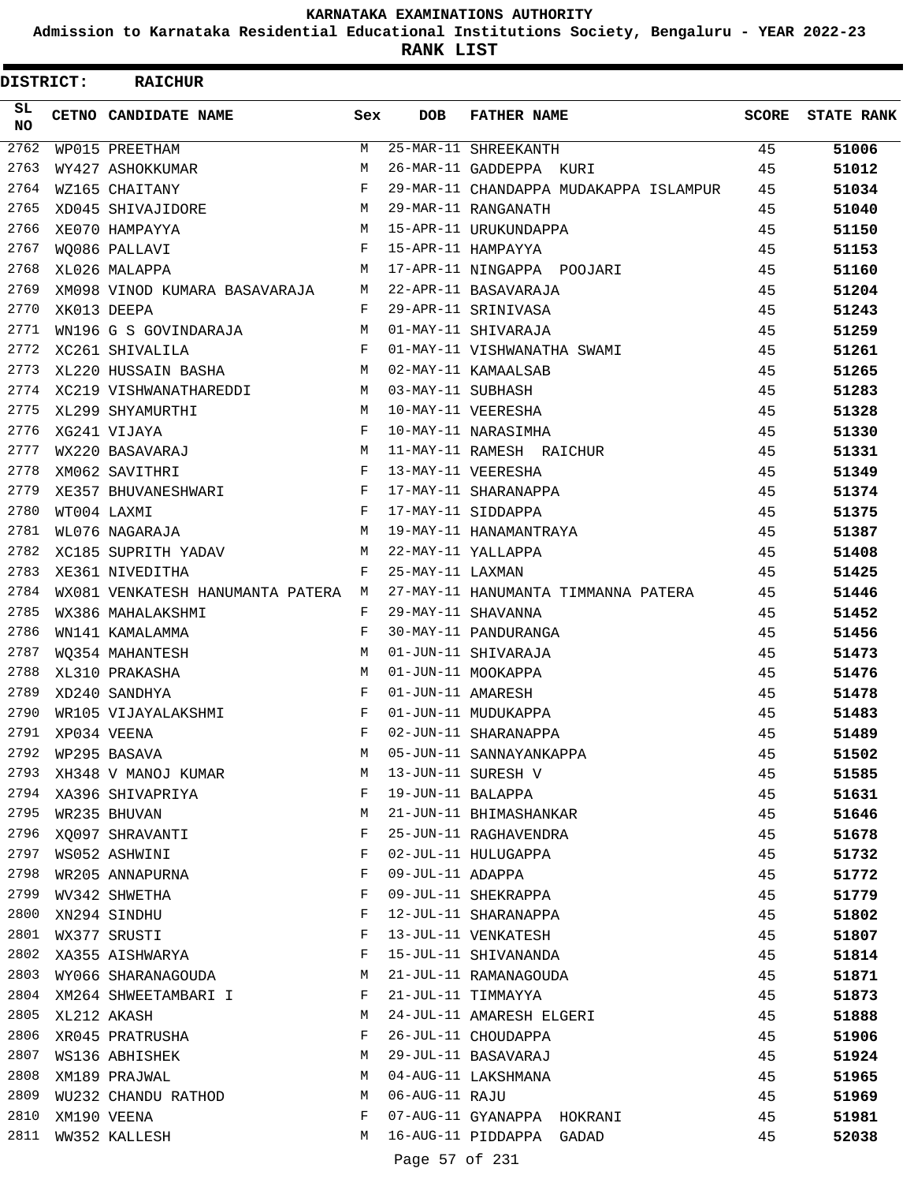KARNATAKA EXAMINATIONS AUTHORITY

Admission to Karnataka Residential Educational Institutions Society, Bengaluru - YEAR 2022-23

**RANK LIST**

**DISTRICT: RAICHUR**

| SL NO | CETNO | CANDIDATE NAME | Sex | DOB | FATHER NAME | SCORE | STATE RANK |
|---|---|---|---|---|---|---|---|
| 2762 | WP015 | PREETHAM | M | 25-MAR-11 | SHREEKANTH | 45 | 51006 |
| 2763 | WY427 | ASHOKKUMAR | M | 26-MAR-11 | GADDEPPA KURI | 45 | 51012 |
| 2764 | WZ165 | CHAITANY | F | 29-MAR-11 | CHANDAPPA MUDAKAPPA ISLAMPUR | 45 | 51034 |
| 2765 | XD045 | SHIVAJIDORE | M | 29-MAR-11 | RANGANATH | 45 | 51040 |
| 2766 | XE070 | HAMPAYYA | M | 15-APR-11 | URUKUNDAPPA | 45 | 51150 |
| 2767 | WQ086 | PALLAVI | F | 15-APR-11 | HAMPAYYA | 45 | 51153 |
| 2768 | XL026 | MALAPPA | M | 17-APR-11 | NINGAPPA POOJARI | 45 | 51160 |
| 2769 | XM098 | VINOD KUMARA BASAVARAJA | M | 22-APR-11 | BASAVARAJA | 45 | 51204 |
| 2770 | XK013 | DEEPA | F | 29-APR-11 | SRINIVASA | 45 | 51243 |
| 2771 | WN196 | G S GOVINDARAJA | M | 01-MAY-11 | SHIVARAJA | 45 | 51259 |
| 2772 | XC261 | SHIVALILA | F | 01-MAY-11 | VISHWANATHA SWAMI | 45 | 51261 |
| 2773 | XL220 | HUSSAIN BASHA | M | 02-MAY-11 | KAMAALSAB | 45 | 51265 |
| 2774 | XC219 | VISHWANATHAREDDI | M | 03-MAY-11 | SUBHASH | 45 | 51283 |
| 2775 | XL299 | SHYAMURTHI | M | 10-MAY-11 | VEERESHA | 45 | 51328 |
| 2776 | XG241 | VIJAYA | F | 10-MAY-11 | NARASIMHA | 45 | 51330 |
| 2777 | WX220 | BASAVARAJ | M | 11-MAY-11 | RAMESH RAICHUR | 45 | 51331 |
| 2778 | XM062 | SAVITHRI | F | 13-MAY-11 | VEERESHA | 45 | 51349 |
| 2779 | XE357 | BHUVANESHWARI | F | 17-MAY-11 | SHARANAPPA | 45 | 51374 |
| 2780 | WT004 | LAXMI | F | 17-MAY-11 | SIDDAPPA | 45 | 51375 |
| 2781 | WL076 | NAGARAJA | M | 19-MAY-11 | HANAMANTRAYA | 45 | 51387 |
| 2782 | XC185 | SUPRITH YADAV | M | 22-MAY-11 | YALLAPPA | 45 | 51408 |
| 2783 | XE361 | NIVEDITHA | F | 25-MAY-11 | LAXMAN | 45 | 51425 |
| 2784 | WX081 | VENKATESH HANUMANTA PATERA | M | 27-MAY-11 | HANUMANTA TIMMANNA PATERA | 45 | 51446 |
| 2785 | WX386 | MAHALAKSHMI | F | 29-MAY-11 | SHAVANNA | 45 | 51452 |
| 2786 | WN141 | KAMALAMMA | F | 30-MAY-11 | PANDURANGA | 45 | 51456 |
| 2787 | WQ354 | MAHANTESH | M | 01-JUN-11 | SHIVARAJA | 45 | 51473 |
| 2788 | XL310 | PRAKASHA | M | 01-JUN-11 | MOOKAPPA | 45 | 51476 |
| 2789 | XD240 | SANDHYA | F | 01-JUN-11 | AMARESH | 45 | 51478 |
| 2790 | WR105 | VIJAYALAKSHMI | F | 01-JUN-11 | MUDUKAPPA | 45 | 51483 |
| 2791 | XP034 | VEENA | F | 02-JUN-11 | SHARANAPPA | 45 | 51489 |
| 2792 | WP295 | BASAVA | M | 05-JUN-11 | SANNAYANKAPPA | 45 | 51502 |
| 2793 | XH348 | V MANOJ KUMAR | M | 13-JUN-11 | SURESH V | 45 | 51585 |
| 2794 | XA396 | SHIVAPRIYA | F | 19-JUN-11 | BALAPPA | 45 | 51631 |
| 2795 | WR235 | BHUVAN | M | 21-JUN-11 | BHIMASHANKAR | 45 | 51646 |
| 2796 | XQ097 | SHRAVANTI | F | 25-JUN-11 | RAGHAVENDRA | 45 | 51678 |
| 2797 | WS052 | ASHWINI | F | 02-JUL-11 | HULUGAPPA | 45 | 51732 |
| 2798 | WR205 | ANNAPURNA | F | 09-JUL-11 | ADAPPA | 45 | 51772 |
| 2799 | WV342 | SHWETHA | F | 09-JUL-11 | SHEKRAPPA | 45 | 51779 |
| 2800 | XN294 | SINDHU | F | 12-JUL-11 | SHARANAPPA | 45 | 51802 |
| 2801 | WX377 | SRUSTI | F | 13-JUL-11 | VENKATESH | 45 | 51807 |
| 2802 | XA355 | AISHWARYA | F | 15-JUL-11 | SHIVANANDA | 45 | 51814 |
| 2803 | WY066 | SHARANAGOUDA | M | 21-JUL-11 | RAMANAGOUDA | 45 | 51871 |
| 2804 | XM264 | SHWEETAMBARI I | F | 21-JUL-11 | TIMMAYYA | 45 | 51873 |
| 2805 | XL212 | AKASH | M | 24-JUL-11 | AMARESH ELGERI | 45 | 51888 |
| 2806 | XR045 | PRATRUSHA | F | 26-JUL-11 | CHOUDAPPA | 45 | 51906 |
| 2807 | WS136 | ABHISHEK | M | 29-JUL-11 | BASAVARAJ | 45 | 51924 |
| 2808 | XM189 | PRAJWAL | M | 04-AUG-11 | LAKSHMANA | 45 | 51965 |
| 2809 | WU232 | CHANDU RATHOD | M | 06-AUG-11 | RAJU | 45 | 51969 |
| 2810 | XM190 | VEENA | F | 07-AUG-11 | GYANAPPA HOKRANI | 45 | 51981 |
| 2811 | WW352 | KALLESH | M | 16-AUG-11 | PIDDAPPA GADAD | 45 | 52038 |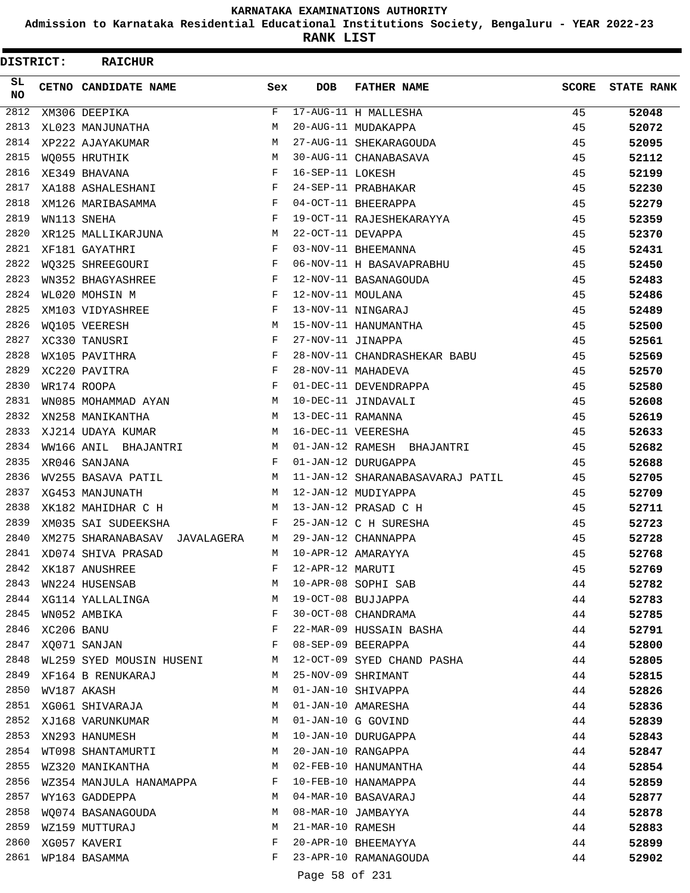KARNATAKA EXAMINATIONS AUTHORITY

Admission to Karnataka Residential Educational Institutions Society, Bengaluru - YEAR 2022-23

**RANK LIST**

**DISTRICT: RAICHUR**

| SL NO | CETNO | CANDIDATE NAME | Sex | DOB | FATHER NAME | SCORE | STATE RANK |
|---|---|---|---|---|---|---|---|
| 2812 | XM306 | DEEPIKA | F | 17-AUG-11 | H MALLESHA | 45 | 52048 |
| 2813 | XL023 | MANJUNATHA | M | 20-AUG-11 | MUDAKAPPA | 45 | 52072 |
| 2814 | XP222 | AJAYAKUMAR | M | 27-AUG-11 | SHEKARAGOUDA | 45 | 52095 |
| 2815 | WQ055 | HRUTHIK | M | 30-AUG-11 | CHANABASAVA | 45 | 52112 |
| 2816 | XE349 | BHAVANA | F | 16-SEP-11 | LOKESH | 45 | 52199 |
| 2817 | XA188 | ASHALESHANI | F | 24-SEP-11 | PRABHAKAR | 45 | 52230 |
| 2818 | XM126 | MARIBASAMMA | F | 04-OCT-11 | BHEERAPPA | 45 | 52279 |
| 2819 | WN113 | SNEHA | F | 19-OCT-11 | RAJESHEKARAYYA | 45 | 52359 |
| 2820 | XR125 | MALLIKARJUNA | M | 22-OCT-11 | DEVAPPA | 45 | 52370 |
| 2821 | XF181 | GAYATHRI | F | 03-NOV-11 | BHEEMANNA | 45 | 52431 |
| 2822 | WQ325 | SHREEGOURI | F | 06-NOV-11 | H BASAVAPRABHU | 45 | 52450 |
| 2823 | WN352 | BHAGYASHREE | F | 12-NOV-11 | BASANAGOUDA | 45 | 52483 |
| 2824 | WL020 | MOHSIN M | F | 12-NOV-11 | MOULANA | 45 | 52486 |
| 2825 | XM103 | VIDYASHREE | F | 13-NOV-11 | NINGARAJ | 45 | 52489 |
| 2826 | WQ105 | VEERESH | M | 15-NOV-11 | HANUMANTHA | 45 | 52500 |
| 2827 | XC330 | TANUSRI | F | 27-NOV-11 | JINAPPA | 45 | 52561 |
| 2828 | WX105 | PAVITHRA | F | 28-NOV-11 | CHANDRASHEKAR BABU | 45 | 52569 |
| 2829 | XC220 | PAVITRA | F | 28-NOV-11 | MAHADEVA | 45 | 52570 |
| 2830 | WR174 | ROOPA | F | 01-DEC-11 | DEVENDRAPPA | 45 | 52580 |
| 2831 | WN085 | MOHAMMAD AYAN | M | 10-DEC-11 | JINDAVALI | 45 | 52608 |
| 2832 | XN258 | MANIKANTHA | M | 13-DEC-11 | RAMANNA | 45 | 52619 |
| 2833 | XJ214 | UDAYA KUMAR | M | 16-DEC-11 | VEERESHA | 45 | 52633 |
| 2834 | WW166 | ANIL BHAJANTRI | M | 01-JAN-12 | RAMESH BHAJANTRI | 45 | 52682 |
| 2835 | XR046 | SANJANA | F | 01-JAN-12 | DURUGAPPA | 45 | 52688 |
| 2836 | WV255 | BASAVA PATIL | M | 11-JAN-12 | SHARANABASAVARAJ PATIL | 45 | 52705 |
| 2837 | XG453 | MANJUNATH | M | 12-JAN-12 | MUDIYAPPA | 45 | 52709 |
| 2838 | XK182 | MAHIDHAR C H | M | 13-JAN-12 | PRASAD C H | 45 | 52711 |
| 2839 | XM035 | SAI SUDEEKSHA | F | 25-JAN-12 | C H SURESHA | 45 | 52723 |
| 2840 | XM275 | SHARANABASAV JAVALAGERA | M | 29-JAN-12 | CHANNAPPA | 45 | 52728 |
| 2841 | XD074 | SHIVA PRASAD | M | 10-APR-12 | AMARAYYA | 45 | 52768 |
| 2842 | XK187 | ANUSHREE | F | 12-APR-12 | MARUTI | 45 | 52769 |
| 2843 | WN224 | HUSENSAB | M | 10-APR-08 | SOPHI SAB | 44 | 52782 |
| 2844 | XG114 | YALLALINGA | M | 19-OCT-08 | BUJJAPPA | 44 | 52783 |
| 2845 | WN052 | AMBIKA | F | 30-OCT-08 | CHANDRAMA | 44 | 52785 |
| 2846 | XC206 | BANU | F | 22-MAR-09 | HUSSAIN BASHA | 44 | 52791 |
| 2847 | XQ071 | SANJAN | F | 08-SEP-09 | BEERAPPA | 44 | 52800 |
| 2848 | WL259 | SYED MOUSIN HUSENI | M | 12-OCT-09 | SYED CHAND PASHA | 44 | 52805 |
| 2849 | XF164 | B RENUKARAJ | M | 25-NOV-09 | SHRIMANT | 44 | 52815 |
| 2850 | WV187 | AKASH | M | 01-JAN-10 | SHIVAPPA | 44 | 52826 |
| 2851 | XG061 | SHIVARAJA | M | 01-JAN-10 | AMARESHA | 44 | 52836 |
| 2852 | XJ168 | VARUNKUMAR | M | 01-JAN-10 | G GOVIND | 44 | 52839 |
| 2853 | XN293 | HANUMESH | M | 10-JAN-10 | DURUGAPPA | 44 | 52843 |
| 2854 | WT098 | SHANTAMURTI | M | 20-JAN-10 | RANGAPPA | 44 | 52847 |
| 2855 | WZ320 | MANIKANTHA | M | 02-FEB-10 | HANUMANTHA | 44 | 52854 |
| 2856 | WZ354 | MANJULA HANAMAPPA | F | 10-FEB-10 | HANAMAPPA | 44 | 52859 |
| 2857 | WY163 | GADDEPPA | M | 04-MAR-10 | BASAVARAJ | 44 | 52877 |
| 2858 | WQ074 | BASANAGOUDA | M | 08-MAR-10 | JAMBAYYA | 44 | 52878 |
| 2859 | WZ159 | MUTTURAJ | M | 21-MAR-10 | RAMESH | 44 | 52883 |
| 2860 | XG057 | KAVERI | F | 20-APR-10 | BHEEMAYYA | 44 | 52899 |
| 2861 | WP184 | BASAMMA | F | 23-APR-10 | RAMANAGOUDA | 44 | 52902 |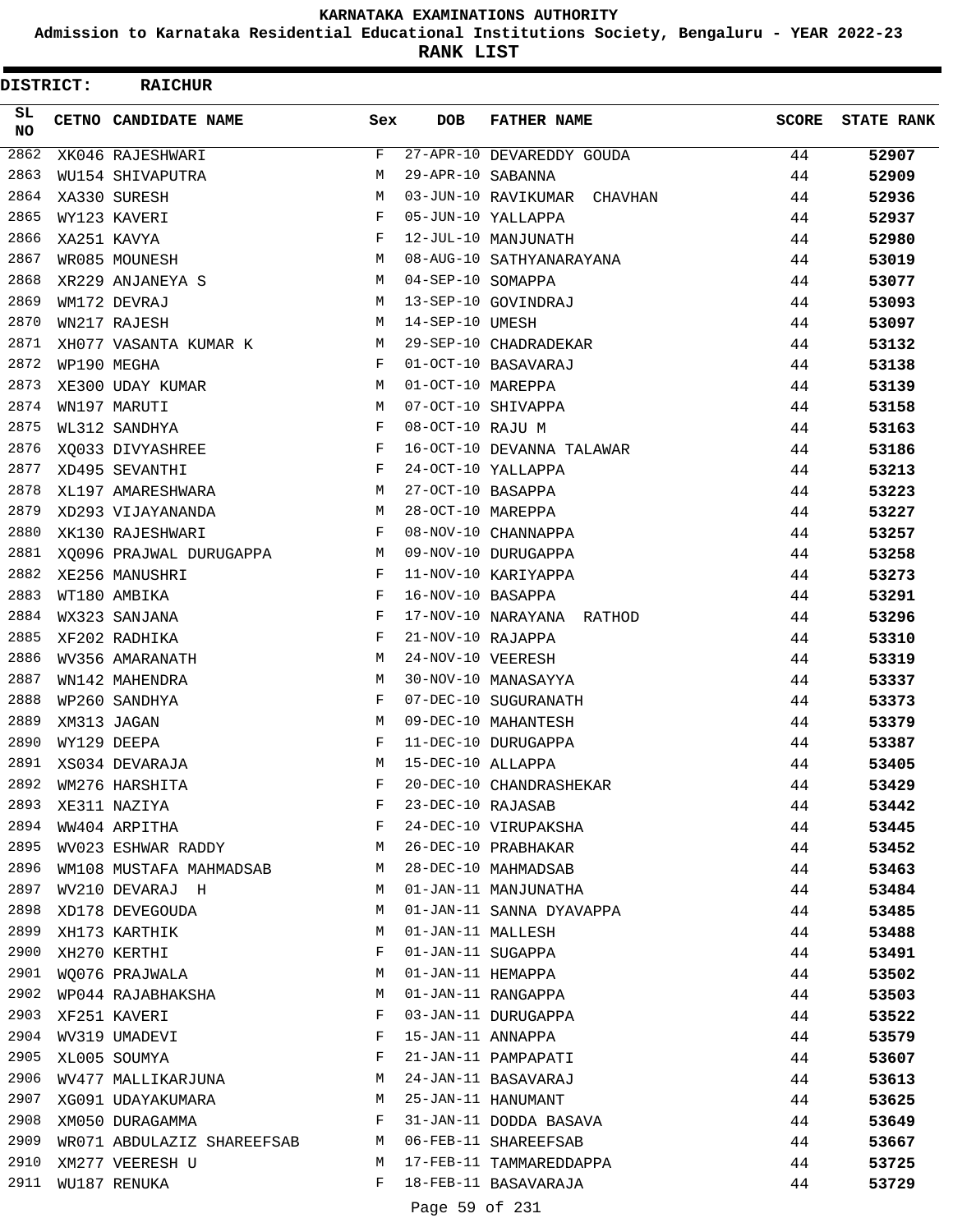# KARNATAKA EXAMINATIONS AUTHORITY

## Admission to Karnataka Residential Educational Institutions Society, Bengaluru - YEAR 2022-23

## RANK LIST

**DISTRICT: RAICHUR**

| SL NO | CETNO | CANDIDATE NAME | Sex | DOB | FATHER NAME | SCORE | STATE RANK |
|---|---|---|---|---|---|---|---|
| 2862 | XK046 | RAJESHWARI | F | 27-APR-10 | DEVAREDDY GOUDA | 44 | 52907 |
| 2863 | WU154 | SHIVAPUTRA | M | 29-APR-10 | SABANNA | 44 | 52909 |
| 2864 | XA330 | SURESH | M | 03-JUN-10 | RAVIKUMAR CHAVHAN | 44 | 52936 |
| 2865 | WY123 | KAVERI | F | 05-JUN-10 | YALLAPPA | 44 | 52937 |
| 2866 | XA251 | KAVYA | F | 12-JUL-10 | MANJUNATH | 44 | 52980 |
| 2867 | WR085 | MOUNESH | M | 08-AUG-10 | SATHYANARAYANA | 44 | 53019 |
| 2868 | XR229 | ANJANEYA S | M | 04-SEP-10 | SOMAPPA | 44 | 53077 |
| 2869 | WM172 | DEVRAJ | M | 13-SEP-10 | GOVINDRAJ | 44 | 53093 |
| 2870 | WN217 | RAJESH | M | 14-SEP-10 | UMESH | 44 | 53097 |
| 2871 | XH077 | VASANTA KUMAR K | M | 29-SEP-10 | CHADRADEKAR | 44 | 53132 |
| 2872 | WP190 | MEGHA | F | 01-OCT-10 | BASAVARAJ | 44 | 53138 |
| 2873 | XE300 | UDAY KUMAR | M | 01-OCT-10 | MAREPPA | 44 | 53139 |
| 2874 | WN197 | MARUTI | M | 07-OCT-10 | SHIVAPPA | 44 | 53158 |
| 2875 | WL312 | SANDHYA | F | 08-OCT-10 | RAJU M | 44 | 53163 |
| 2876 | XQ033 | DIVYASHREE | F | 16-OCT-10 | DEVANNA TALAWAR | 44 | 53186 |
| 2877 | XD495 | SEVANTHI | F | 24-OCT-10 | YALLAPPA | 44 | 53213 |
| 2878 | XL197 | AMARESHWARA | M | 27-OCT-10 | BASAPPA | 44 | 53223 |
| 2879 | XD293 | VIJAYANANDA | M | 28-OCT-10 | MAREPPA | 44 | 53227 |
| 2880 | XK130 | RAJESHWARI | F | 08-NOV-10 | CHANNAPPA | 44 | 53257 |
| 2881 | XQ096 | PRAJWAL DURUGAPPA | M | 09-NOV-10 | DURUGAPPA | 44 | 53258 |
| 2882 | XE256 | MANUSHRI | F | 11-NOV-10 | KARIYAPPA | 44 | 53273 |
| 2883 | WT180 | AMBIKA | F | 16-NOV-10 | BASAPPA | 44 | 53291 |
| 2884 | WX323 | SANJANA | F | 17-NOV-10 | NARAYANA RATHOD | 44 | 53296 |
| 2885 | XF202 | RADHIKA | F | 21-NOV-10 | RAJAPPA | 44 | 53310 |
| 2886 | WV356 | AMARANATH | M | 24-NOV-10 | VEERESH | 44 | 53319 |
| 2887 | WN142 | MAHENDRA | M | 30-NOV-10 | MANASAYYA | 44 | 53337 |
| 2888 | WP260 | SANDHYA | F | 07-DEC-10 | SUGURANATH | 44 | 53373 |
| 2889 | XM313 | JAGAN | M | 09-DEC-10 | MAHANTESH | 44 | 53379 |
| 2890 | WY129 | DEEPA | F | 11-DEC-10 | DURUGAPPA | 44 | 53387 |
| 2891 | XS034 | DEVARAJA | M | 15-DEC-10 | ALLAPPA | 44 | 53405 |
| 2892 | WM276 | HARSHITA | F | 20-DEC-10 | CHANDRASHEKAR | 44 | 53429 |
| 2893 | XE311 | NAZIYA | F | 23-DEC-10 | RAJASAB | 44 | 53442 |
| 2894 | WW404 | ARPITHA | F | 24-DEC-10 | VIRUPAKSHA | 44 | 53445 |
| 2895 | WV023 | ESHWAR RADDY | M | 26-DEC-10 | PRABHAKAR | 44 | 53452 |
| 2896 | WM108 | MUSTAFA MAHMADSAB | M | 28-DEC-10 | MAHMADSAB | 44 | 53463 |
| 2897 | WV210 | DEVARAJ H | M | 01-JAN-11 | MANJUNATHA | 44 | 53484 |
| 2898 | XD178 | DEVEGOUDA | M | 01-JAN-11 | SANNA DYAVAPPA | 44 | 53485 |
| 2899 | XH173 | KARTHIK | M | 01-JAN-11 | MALLESH | 44 | 53488 |
| 2900 | XH270 | KERTHI | F | 01-JAN-11 | SUGAPPA | 44 | 53491 |
| 2901 | WQ076 | PRAJWALA | M | 01-JAN-11 | HEMAPPA | 44 | 53502 |
| 2902 | WP044 | RAJABHAKSHA | M | 01-JAN-11 | RANGAPPA | 44 | 53503 |
| 2903 | XF251 | KAVERI | F | 03-JAN-11 | DURUGAPPA | 44 | 53522 |
| 2904 | WV319 | UMADEVI | F | 15-JAN-11 | ANNAPPA | 44 | 53579 |
| 2905 | XL005 | SOUMYA | F | 21-JAN-11 | PAMPAPATI | 44 | 53607 |
| 2906 | WV477 | MALLIKARJUNA | M | 24-JAN-11 | BASAVARAJ | 44 | 53613 |
| 2907 | XG091 | UDAYAKUMARA | M | 25-JAN-11 | HANUMANT | 44 | 53625 |
| 2908 | XM050 | DURAGAMMA | F | 31-JAN-11 | DODDA BASAVA | 44 | 53649 |
| 2909 | WR071 | ABDULAZIZ SHAREEFSAB | M | 06-FEB-11 | SHAREEFSAB | 44 | 53667 |
| 2910 | XM277 | VEERESH U | M | 17-FEB-11 | TAMMAREDDAPPA | 44 | 53725 |
| 2911 | WU187 | RENUKA | F | 18-FEB-11 | BASAVARAJA | 44 | 53729 |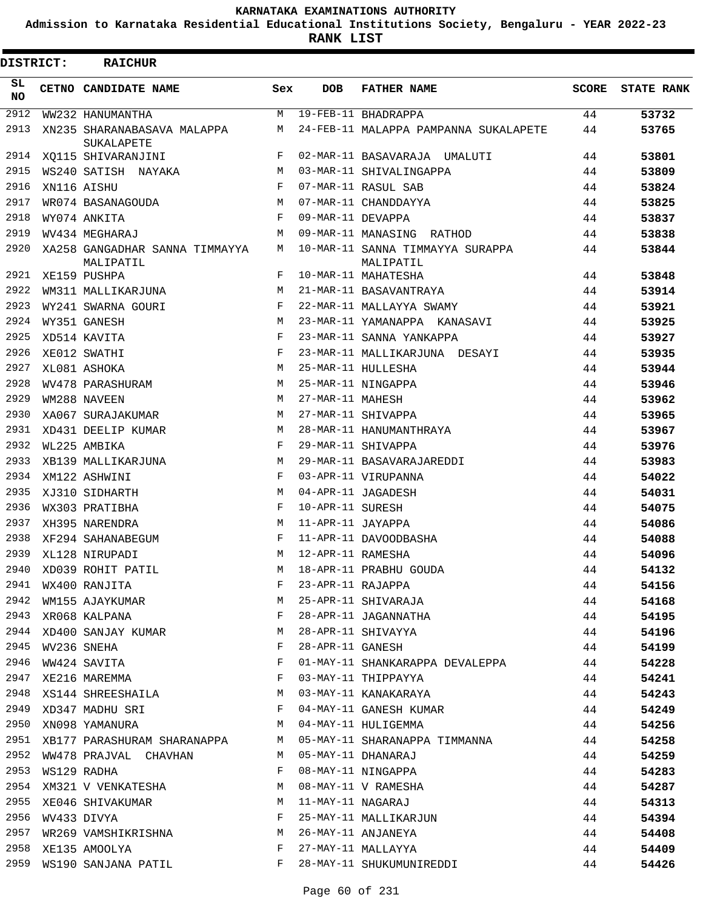# KARNATAKA EXAMINATIONS AUTHORITY

## Admission to Karnataka Residential Educational Institutions Society, Bengaluru - YEAR 2022-23

## RANK LIST

**DISTRICT: RAICHUR**

| SL NO | CETNO | CANDIDATE NAME | Sex | DOB | FATHER NAME | SCORE | STATE RANK |
|---|---|---|---|---|---|---|---|
| 2912 | WW232 | HANUMANTHA | M | 19-FEB-11 | BHADRAPPA | 44 | 53732 |
| 2913 | XN235 | SHARANABASAVA MALAPPA SUKALAPETE | M | 24-FEB-11 | MALAPPA PAMPANNA SUKALAPETE | 44 | 53765 |
| 2914 | XQ115 | SHIVARANJINI | F | 02-MAR-11 | BASAVARAJA UMALUTI | 44 | 53801 |
| 2915 | WS240 | SATISH NAYAKA | M | 03-MAR-11 | SHIVALINGAPPA | 44 | 53809 |
| 2916 | XN116 | AISHU | F | 07-MAR-11 | RASUL SAB | 44 | 53824 |
| 2917 | WR074 | BASANAGOUDA | M | 07-MAR-11 | CHANDDAYYA | 44 | 53825 |
| 2918 | WY074 | ANKITA | F | 09-MAR-11 | DEVAPPA | 44 | 53837 |
| 2919 | WV434 | MEGHARAJ | M | 09-MAR-11 | MANASING RATHOD | 44 | 53838 |
| 2920 | XA258 | GANGADHAR SANNA TIMMAYYA MALIPATIL | M | 10-MAR-11 | SANNA TIMMAYYA SURAPPA MALIPATIL | 44 | 53844 |
| 2921 | XE159 | PUSHPA | F | 10-MAR-11 | MAHATESHA | 44 | 53848 |
| 2922 | WM311 | MALLIKARJUNA | M | 21-MAR-11 | BASAVANTRAYA | 44 | 53914 |
| 2923 | WY241 | SWARNA GOURI | F | 22-MAR-11 | MALLAYYA SWAMY | 44 | 53921 |
| 2924 | WY351 | GANESH | M | 23-MAR-11 | YAMANAPPA KANASAVI | 44 | 53925 |
| 2925 | XD514 | KAVITA | F | 23-MAR-11 | SANNA YANKAPPA | 44 | 53927 |
| 2926 | XE012 | SWATHI | F | 23-MAR-11 | MALLIKARJUNA DESAYI | 44 | 53935 |
| 2927 | XL081 | ASHOKA | M | 25-MAR-11 | HULLESHA | 44 | 53944 |
| 2928 | WV478 | PARASHURAM | M | 25-MAR-11 | NINGAPPA | 44 | 53946 |
| 2929 | WM288 | NAVEEN | M | 27-MAR-11 | MAHESH | 44 | 53962 |
| 2930 | XA067 | SURAJAKUMAR | M | 27-MAR-11 | SHIVAPPA | 44 | 53965 |
| 2931 | XD431 | DEELIP KUMAR | M | 28-MAR-11 | HANUMANTHRAYA | 44 | 53967 |
| 2932 | WL225 | AMBIKA | F | 29-MAR-11 | SHIVAPPA | 44 | 53976 |
| 2933 | XB139 | MALLIKARJUNA | M | 29-MAR-11 | BASAVARAJAREDDI | 44 | 53983 |
| 2934 | XM122 | ASHWINI | F | 03-APR-11 | VIRUPANNA | 44 | 54022 |
| 2935 | XJ310 | SIDHARTH | M | 04-APR-11 | JAGADESH | 44 | 54031 |
| 2936 | WX303 | PRATIBHA | F | 10-APR-11 | SURESH | 44 | 54075 |
| 2937 | XH395 | NARENDRA | M | 11-APR-11 | JAYAPPA | 44 | 54086 |
| 2938 | XF294 | SAHANABEGUM | F | 11-APR-11 | DAVOODBASHA | 44 | 54088 |
| 2939 | XL128 | NIRUPADI | M | 12-APR-11 | RAMESHA | 44 | 54096 |
| 2940 | XD039 | ROHIT PATIL | M | 18-APR-11 | PRABHU GOUDA | 44 | 54132 |
| 2941 | WX400 | RANJITA | F | 23-APR-11 | RAJAPPA | 44 | 54156 |
| 2942 | WM155 | AJAYKUMAR | M | 25-APR-11 | SHIVARAJA | 44 | 54168 |
| 2943 | XR068 | KALPANA | F | 28-APR-11 | JAGANNATHA | 44 | 54195 |
| 2944 | XD400 | SANJAY KUMAR | M | 28-APR-11 | SHIVAYYA | 44 | 54196 |
| 2945 | WV236 | SNEHA | F | 28-APR-11 | GANESH | 44 | 54199 |
| 2946 | WW424 | SAVITA | F | 01-MAY-11 | SHANKARAPPA DEVALEPPA | 44 | 54228 |
| 2947 | XE216 | MAREMMA | F | 03-MAY-11 | THIPPAYYA | 44 | 54241 |
| 2948 | XS144 | SHREESHAILA | M | 03-MAY-11 | KANAKARAYA | 44 | 54243 |
| 2949 | XD347 | MADHU SRI | F | 04-MAY-11 | GANESH KUMAR | 44 | 54249 |
| 2950 | XN098 | YAMANURA | M | 04-MAY-11 | HULIGEMMA | 44 | 54256 |
| 2951 | XB177 | PARASHURAM SHARANAPPA | M | 05-MAY-11 | SHARANAPPA TIMMANNA | 44 | 54258 |
| 2952 | WW478 | PRAJVAL CHAVHAN | M | 05-MAY-11 | DHANARAJ | 44 | 54259 |
| 2953 | WS129 | RADHA | F | 08-MAY-11 | NINGAPPA | 44 | 54283 |
| 2954 | XM321 | V VENKATESHA | M | 08-MAY-11 | V RAMESHA | 44 | 54287 |
| 2955 | XE046 | SHIVAKUMAR | M | 11-MAY-11 | NAGARAJ | 44 | 54313 |
| 2956 | WV433 | DIVYA | F | 25-MAY-11 | MALLIKARJUN | 44 | 54394 |
| 2957 | WR269 | VAMSHIKRISHNA | M | 26-MAY-11 | ANJANEYA | 44 | 54408 |
| 2958 | XE135 | AMOOLYA | F | 27-MAY-11 | MALLAYYA | 44 | 54409 |
| 2959 | WS190 | SANJANA PATIL | F | 28-MAY-11 | SHUKUMUNIREDDI | 44 | 54426 |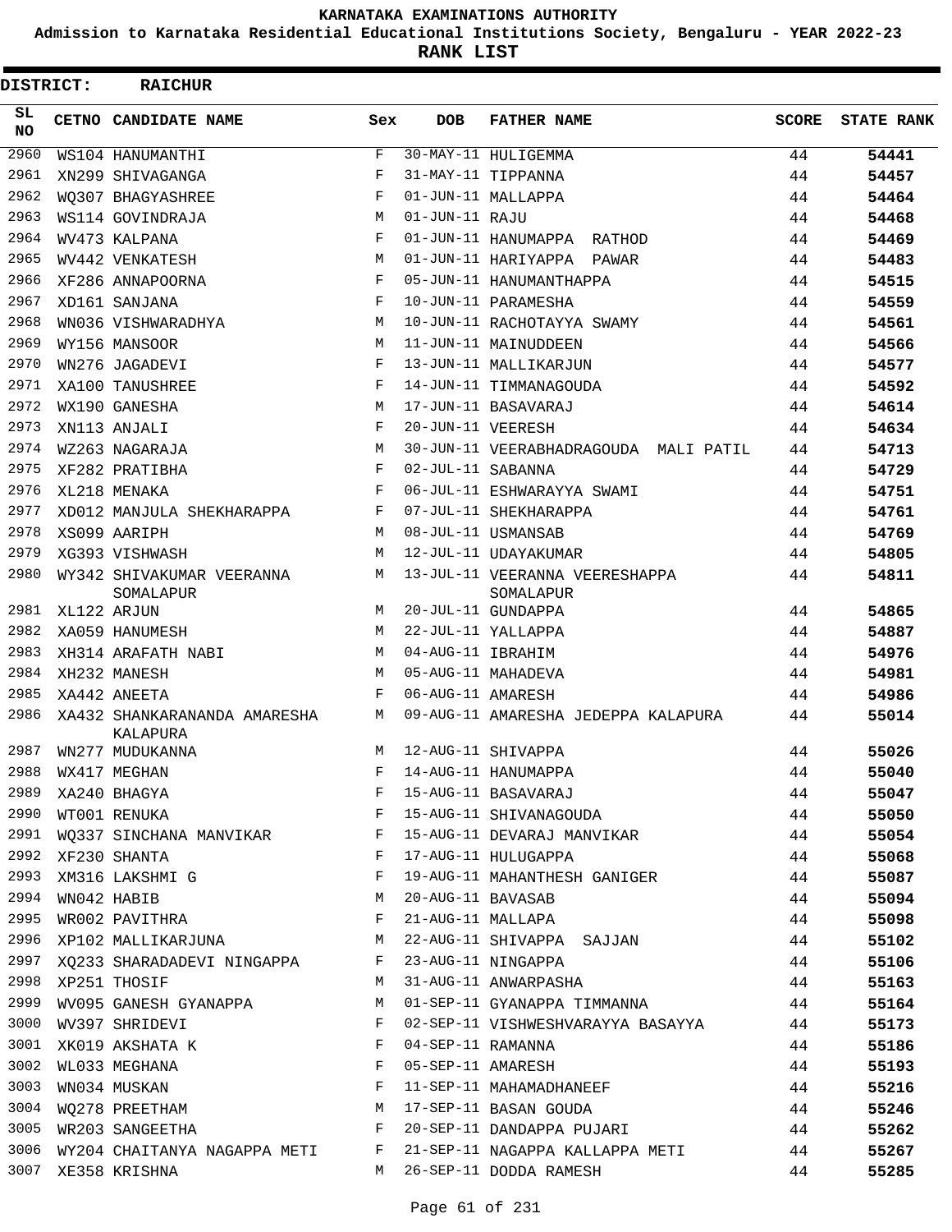# KARNATAKA EXAMINATIONS AUTHORITY

**Admission to Karnataka Residential Educational Institutions Society, Bengaluru - YEAR 2022-23**

**RANK LIST**

**DISTRICT: RAICHUR**

| SL NO | CETNO | CANDIDATE NAME | Sex | DOB | FATHER NAME | SCORE | STATE RANK |
|---|---|---|---|---|---|---|---|
| 2960 | WS104 | HANUMANTHI | F | 30-MAY-11 | HULIGEMMA | 44 | 54441 |
| 2961 | XN299 | SHIVAGANGA | F | 31-MAY-11 | TIPPANNA | 44 | 54457 |
| 2962 | WQ307 | BHAGYASHREE | F | 01-JUN-11 | MALLAPPA | 44 | 54464 |
| 2963 | WS114 | GOVINDRAJA | M | 01-JUN-11 | RAJU | 44 | 54468 |
| 2964 | WV473 | KALPANA | F | 01-JUN-11 | HANUMAPPA RATHOD | 44 | 54469 |
| 2965 | WV442 | VENKATESH | M | 01-JUN-11 | HARIYAPPA PAWAR | 44 | 54483 |
| 2966 | XF286 | ANNAPOORNA | F | 05-JUN-11 | HANUMANTHAPPA | 44 | 54515 |
| 2967 | XD161 | SANJANA | F | 10-JUN-11 | PARAMESHA | 44 | 54559 |
| 2968 | WN036 | VISHWARADHYA | M | 10-JUN-11 | RACHOTAYYA SWAMY | 44 | 54561 |
| 2969 | WY156 | MANSOOR | M | 11-JUN-11 | MAINUDDEEN | 44 | 54566 |
| 2970 | WN276 | JAGADEVI | F | 13-JUN-11 | MALLIKARJUN | 44 | 54577 |
| 2971 | XA100 | TANUSHREE | F | 14-JUN-11 | TIMMANAGOUDA | 44 | 54592 |
| 2972 | WX190 | GANESHA | M | 17-JUN-11 | BASAVARAJ | 44 | 54614 |
| 2973 | XN113 | ANJALI | F | 20-JUN-11 | VEERESH | 44 | 54634 |
| 2974 | WZ263 | NAGARAJA | M | 30-JUN-11 | VEERABHADRAGOUDA MALI PATIL | 44 | 54713 |
| 2975 | XF282 | PRATIBHA | F | 02-JUL-11 | SABANNA | 44 | 54729 |
| 2976 | XL218 | MENAKA | F | 06-JUL-11 | ESHWARAYYA SWAMI | 44 | 54751 |
| 2977 | XD012 | MANJULA SHEKHARAPPA | F | 07-JUL-11 | SHEKHARAPPA | 44 | 54761 |
| 2978 | XS099 | AARIPH | M | 08-JUL-11 | USMANSAB | 44 | 54769 |
| 2979 | XG393 | VISHWASH | M | 12-JUL-11 | UDAYAKUMAR | 44 | 54805 |
| 2980 | WY342 | SHIVAKUMAR VEERANNA SOMALAPUR | M | 13-JUL-11 | VEERANNA VEERESHAPPA SOMALAPUR | 44 | 54811 |
| 2981 | XL122 | ARJUN | M | 20-JUL-11 | GUNDAPPA | 44 | 54865 |
| 2982 | XA059 | HANUMESH | M | 22-JUL-11 | YALLAPPA | 44 | 54887 |
| 2983 | XH314 | ARAFATH NABI | M | 04-AUG-11 | IBRAHIM | 44 | 54976 |
| 2984 | XH232 | MANESH | M | 05-AUG-11 | MAHADEVA | 44 | 54981 |
| 2985 | XA442 | ANEETA | F | 06-AUG-11 | AMARESH | 44 | 54986 |
| 2986 | XA432 | SHANKARANANDA AMARESHA KALAPURA | M | 09-AUG-11 | AMARESHA JEDEPPA KALAPURA | 44 | 55014 |
| 2987 | WN277 | MUDUKANNA | M | 12-AUG-11 | SHIVAPPA | 44 | 55026 |
| 2988 | WX417 | MEGHAN | F | 14-AUG-11 | HANUMAPPA | 44 | 55040 |
| 2989 | XA240 | BHAGYA | F | 15-AUG-11 | BASAVARAJ | 44 | 55047 |
| 2990 | WT001 | RENUKA | F | 15-AUG-11 | SHIVANAGOUDA | 44 | 55050 |
| 2991 | WQ337 | SINCHANA MANVIKAR | F | 15-AUG-11 | DEVARAJ MANVIKAR | 44 | 55054 |
| 2992 | XF230 | SHANTA | F | 17-AUG-11 | HULUGAPPA | 44 | 55068 |
| 2993 | XM316 | LAKSHMI G | F | 19-AUG-11 | MAHANTHESH GANIGER | 44 | 55087 |
| 2994 | WN042 | HABIB | M | 20-AUG-11 | BAVASAB | 44 | 55094 |
| 2995 | WR002 | PAVITHRA | F | 21-AUG-11 | MALLAPA | 44 | 55098 |
| 2996 | XP102 | MALLIKARJUNA | M | 22-AUG-11 | SHIVAPPA SAJJAN | 44 | 55102 |
| 2997 | XQ233 | SHARADADEVI NINGAPPA | F | 23-AUG-11 | NINGAPPA | 44 | 55106 |
| 2998 | XP251 | THOSIF | M | 31-AUG-11 | ANWARPASHA | 44 | 55163 |
| 2999 | WV095 | GANESH GYANAPPA | M | 01-SEP-11 | GYANAPPA TIMMANNA | 44 | 55164 |
| 3000 | WV397 | SHRIDEVI | F | 02-SEP-11 | VISHWESHVARAYYA BASAYYA | 44 | 55173 |
| 3001 | XK019 | AKSHATA K | F | 04-SEP-11 | RAMANNA | 44 | 55186 |
| 3002 | WL033 | MEGHANA | F | 05-SEP-11 | AMARESH | 44 | 55193 |
| 3003 | WN034 | MUSKAN | F | 11-SEP-11 | MAHAMADHANEEF | 44 | 55216 |
| 3004 | WQ278 | PREETHAM | M | 17-SEP-11 | BASAN GOUDA | 44 | 55246 |
| 3005 | WR203 | SANGEETHA | F | 20-SEP-11 | DANDAPPA PUJARI | 44 | 55262 |
| 3006 | WY204 | CHAITANYA NAGAPPA METI | F | 21-SEP-11 | NAGAPPA KALLAPPA METI | 44 | 55267 |
| 3007 | XE358 | KRISHNA | M | 26-SEP-11 | DODDA RAMESH | 44 | 55285 |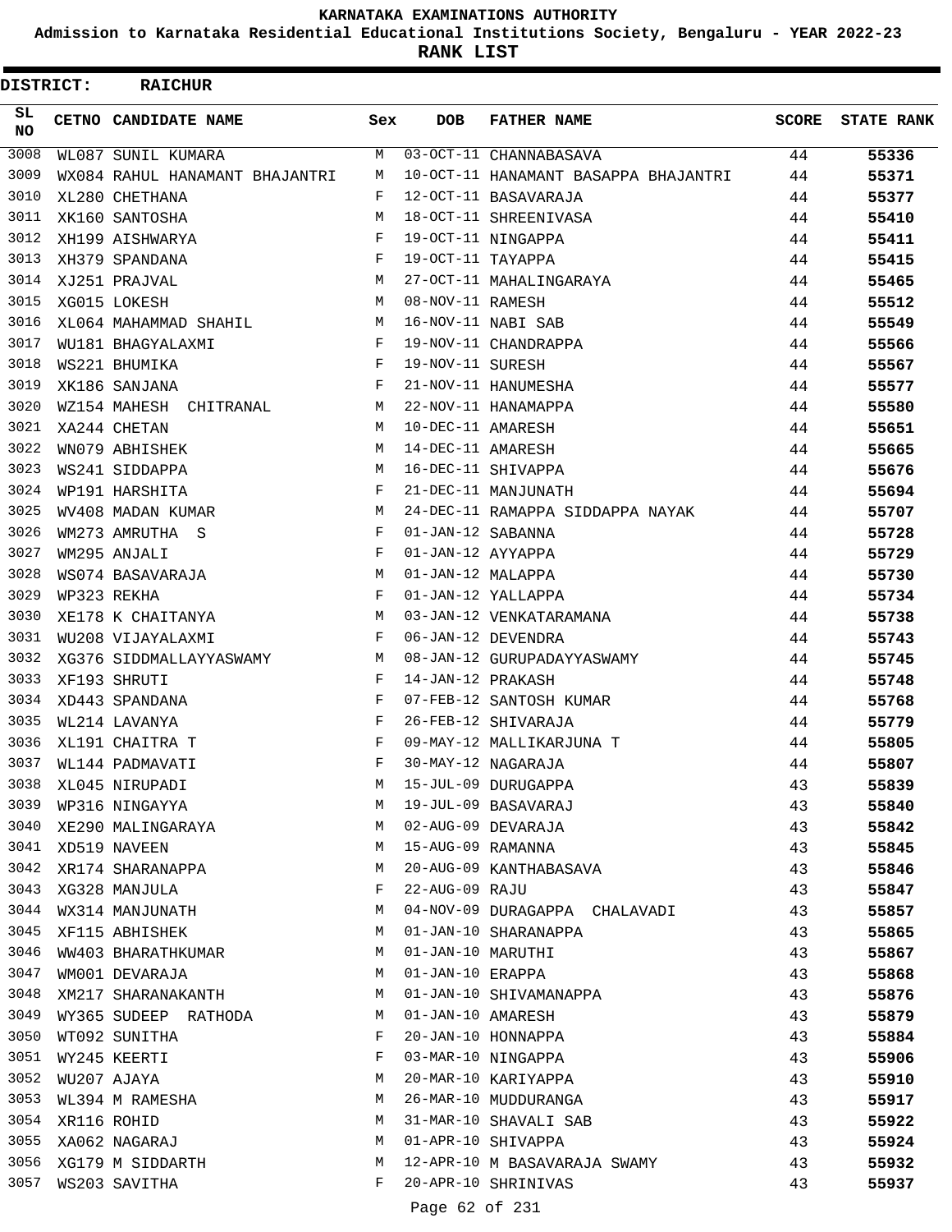**KARNATAKA EXAMINATIONS AUTHORITY**

**Admission to Karnataka Residential Educational Institutions Society, Bengaluru - YEAR 2022-23**

**RANK LIST**

**DISTRICT: RAICHUR**

| SL NO | CETNO | CANDIDATE NAME | Sex | DOB | FATHER NAME | SCORE | STATE RANK |
|---|---|---|---|---|---|---|---|
| 3008 | WL087 | SUNIL KUMARA | M | 03-OCT-11 | CHANNABASAVA | 44 | 55336 |
| 3009 | WX084 | RAHUL HANAMANT BHAJANTRI | M | 10-OCT-11 | HANAMANT BASAPPA BHAJANTRI | 44 | 55371 |
| 3010 | XL280 | CHETHANA | F | 12-OCT-11 | BASAVARAJA | 44 | 55377 |
| 3011 | XK160 | SANTOSHA | M | 18-OCT-11 | SHREENIVASA | 44 | 55410 |
| 3012 | XH199 | AISHWARYA | F | 19-OCT-11 | NINGAPPA | 44 | 55411 |
| 3013 | XH379 | SPANDANA | F | 19-OCT-11 | TAYAPPA | 44 | 55415 |
| 3014 | XJ251 | PRAJVAL | M | 27-OCT-11 | MAHALINGARAYA | 44 | 55465 |
| 3015 | XG015 | LOKESH | M | 08-NOV-11 | RAMESH | 44 | 55512 |
| 3016 | XL064 | MAHAMMAD SHAHIL | M | 16-NOV-11 | NABI SAB | 44 | 55549 |
| 3017 | WU181 | BHAGYALAXMI | F | 19-NOV-11 | CHANDRAPPA | 44 | 55566 |
| 3018 | WS221 | BHUMIKA | F | 19-NOV-11 | SURESH | 44 | 55567 |
| 3019 | XK186 | SANJANA | F | 21-NOV-11 | HANUMESHA | 44 | 55577 |
| 3020 | WZ154 | MAHESH CHITRANAL | M | 22-NOV-11 | HANAMAPPA | 44 | 55580 |
| 3021 | XA244 | CHETAN | M | 10-DEC-11 | AMARESH | 44 | 55651 |
| 3022 | WN079 | ABHISHEK | M | 14-DEC-11 | AMARESH | 44 | 55665 |
| 3023 | WS241 | SIDDAPPA | M | 16-DEC-11 | SHIVAPPA | 44 | 55676 |
| 3024 | WP191 | HARSHITA | F | 21-DEC-11 | MANJUNATH | 44 | 55694 |
| 3025 | WV408 | MADAN KUMAR | M | 24-DEC-11 | RAMAPPA SIDDAPPA NAYAK | 44 | 55707 |
| 3026 | WM273 | AMRUTHA S | F | 01-JAN-12 | SABANNA | 44 | 55728 |
| 3027 | WM295 | ANJALI | F | 01-JAN-12 | AYYAPPA | 44 | 55729 |
| 3028 | WS074 | BASAVARAJA | M | 01-JAN-12 | MALAPPA | 44 | 55730 |
| 3029 | WP323 | REKHA | F | 01-JAN-12 | YALLAPPA | 44 | 55734 |
| 3030 | XE178 | K CHAITANYA | M | 03-JAN-12 | VENKATARAMANA | 44 | 55738 |
| 3031 | WU208 | VIJAYALAXMI | F | 06-JAN-12 | DEVENDRA | 44 | 55743 |
| 3032 | XG376 | SIDDMALLAYYASWAMY | M | 08-JAN-12 | GURUPADAYYASWAMY | 44 | 55745 |
| 3033 | XF193 | SHRUTI | F | 14-JAN-12 | PRAKASH | 44 | 55748 |
| 3034 | XD443 | SPANDANA | F | 07-FEB-12 | SANTOSH KUMAR | 44 | 55768 |
| 3035 | WL214 | LAVANYA | F | 26-FEB-12 | SHIVARAJA | 44 | 55779 |
| 3036 | XL191 | CHAITRA T | F | 09-MAY-12 | MALLIKARJUNA T | 44 | 55805 |
| 3037 | WL144 | PADMAVATI | F | 30-MAY-12 | NAGARAJA | 44 | 55807 |
| 3038 | XL045 | NIRUPADI | M | 15-JUL-09 | DURUGAPPA | 43 | 55839 |
| 3039 | WP316 | NINGAYYA | M | 19-JUL-09 | BASAVARAJ | 43 | 55840 |
| 3040 | XE290 | MALINGARAYA | M | 02-AUG-09 | DEVARAJA | 43 | 55842 |
| 3041 | XD519 | NAVEEN | M | 15-AUG-09 | RAMANNA | 43 | 55845 |
| 3042 | XR174 | SHARANAPPA | M | 20-AUG-09 | KANTHABASAVA | 43 | 55846 |
| 3043 | XG328 | MANJULA | F | 22-AUG-09 | RAJU | 43 | 55847 |
| 3044 | WX314 | MANJUNATH | M | 04-NOV-09 | DURAGAPPA CHALAVADI | 43 | 55857 |
| 3045 | XF115 | ABHISHEK | M | 01-JAN-10 | SHARANAPPA | 43 | 55865 |
| 3046 | WW403 | BHARATHKUMAR | M | 01-JAN-10 | MARUTHI | 43 | 55867 |
| 3047 | WM001 | DEVARAJA | M | 01-JAN-10 | ERAPPA | 43 | 55868 |
| 3048 | XM217 | SHARANAKANTH | M | 01-JAN-10 | SHIVAMANAPPA | 43 | 55876 |
| 3049 | WY365 | SUDEEP RATHODA | M | 01-JAN-10 | AMARESH | 43 | 55879 |
| 3050 | WT092 | SUNITHA | F | 20-JAN-10 | HONNAPPA | 43 | 55884 |
| 3051 | WY245 | KEERTI | F | 03-MAR-10 | NINGAPPA | 43 | 55906 |
| 3052 | WU207 | AJAYA | M | 20-MAR-10 | KARIYAPPA | 43 | 55910 |
| 3053 | WL394 | M RAMESHA | M | 26-MAR-10 | MUDDURANGA | 43 | 55917 |
| 3054 | XR116 | ROHID | M | 31-MAR-10 | SHAVALI SAB | 43 | 55922 |
| 3055 | XA062 | NAGARAJ | M | 01-APR-10 | SHIVAPPA | 43 | 55924 |
| 3056 | XG179 | M SIDDARTH | M | 12-APR-10 | M BASAVARAJA SWAMY | 43 | 55932 |
| 3057 | WS203 | SAVITHA | F | 20-APR-10 | SHRINIVAS | 43 | 55937 |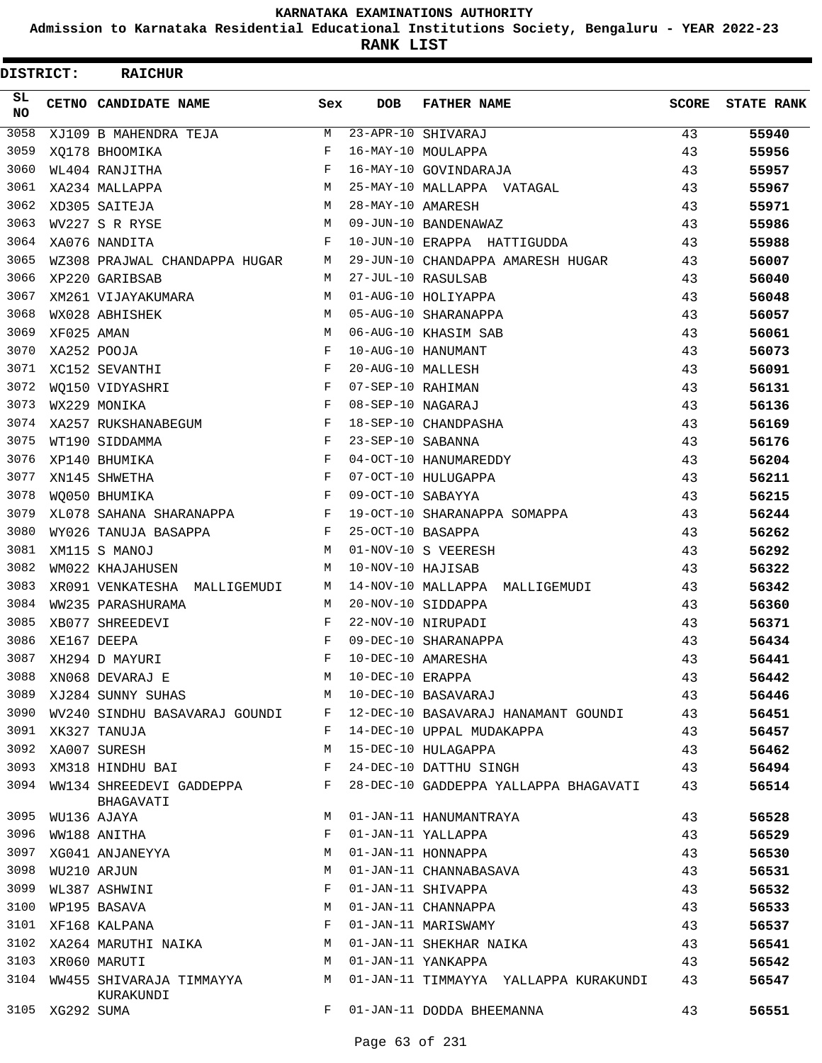KARNATAKA EXAMINATIONS AUTHORITY

Admission to Karnataka Residential Educational Institutions Society, Bengaluru - YEAR 2022-23

**RANK LIST**

**DISTRICT: RAICHUR**

| SL NO | CETNO | CANDIDATE NAME | Sex | DOB | FATHER NAME | SCORE | STATE RANK |
|---|---|---|---|---|---|---|---|
| 3058 | XJ109 | B MAHENDRA TEJA | M | 23-APR-10 | SHIVARAJ | 43 | 55940 |
| 3059 | XQ178 | BHOOMIKA | F | 16-MAY-10 | MOULAPPA | 43 | 55956 |
| 3060 | WL404 | RANJITHA | F | 16-MAY-10 | GOVINDARAJA | 43 | 55957 |
| 3061 | XA234 | MALLAPPA | M | 25-MAY-10 | MALLAPPA VATAGAL | 43 | 55967 |
| 3062 | XD305 | SAITEJA | M | 28-MAY-10 | AMARESH | 43 | 55971 |
| 3063 | WV227 | S R RYSE | M | 09-JUN-10 | BANDENAWAZ | 43 | 55986 |
| 3064 | XA076 | NANDITA | F | 10-JUN-10 | ERAPPA HATTIGUDDA | 43 | 55988 |
| 3065 | WZ308 | PRAJWAL CHANDAPPA HUGAR | M | 29-JUN-10 | CHANDAPPA AMARESH HUGAR | 43 | 56007 |
| 3066 | XP220 | GARIBSAB | M | 27-JUL-10 | RASULSAB | 43 | 56040 |
| 3067 | XM261 | VIJAYAKUMARA | M | 01-AUG-10 | HOLIYAPPA | 43 | 56048 |
| 3068 | WX028 | ABHISHEK | M | 05-AUG-10 | SHARANAPPA | 43 | 56057 |
| 3069 | XF025 | AMAN | M | 06-AUG-10 | KHASIM SAB | 43 | 56061 |
| 3070 | XA252 | POOJA | F | 10-AUG-10 | HANUMANT | 43 | 56073 |
| 3071 | XC152 | SEVANTHI | F | 20-AUG-10 | MALLESH | 43 | 56091 |
| 3072 | WQ150 | VIDYASHRI | F | 07-SEP-10 | RAHIMAN | 43 | 56131 |
| 3073 | WX229 | MONIKA | F | 08-SEP-10 | NAGARAJ | 43 | 56136 |
| 3074 | XA257 | RUKSHANABEGUM | F | 18-SEP-10 | CHANDPASHA | 43 | 56169 |
| 3075 | WT190 | SIDDAMMA | F | 23-SEP-10 | SABANNA | 43 | 56176 |
| 3076 | XP140 | BHUMIKA | F | 04-OCT-10 | HANUMAREDDY | 43 | 56204 |
| 3077 | XN145 | SHWETHA | F | 07-OCT-10 | HULUGAPPA | 43 | 56211 |
| 3078 | WQ050 | BHUMIKA | F | 09-OCT-10 | SABAYYA | 43 | 56215 |
| 3079 | XL078 | SAHANA SHARANAPPA | F | 19-OCT-10 | SHARANAPPA SOMAPPA | 43 | 56244 |
| 3080 | WY026 | TANUJA BASAPPA | F | 25-OCT-10 | BASAPPA | 43 | 56262 |
| 3081 | XM115 | S MANOJ | M | 01-NOV-10 | S VEERESH | 43 | 56292 |
| 3082 | WM022 | KHAJAHUSEN | M | 10-NOV-10 | HAJISAB | 43 | 56322 |
| 3083 | XR091 | VENKATESHA MALLIGEMUDI | M | 14-NOV-10 | MALLAPPA MALLIGEMUDI | 43 | 56342 |
| 3084 | WW235 | PARASHURAMA | M | 20-NOV-10 | SIDDAPPA | 43 | 56360 |
| 3085 | XB077 | SHREEDEVI | F | 22-NOV-10 | NIRUPADI | 43 | 56371 |
| 3086 | XE167 | DEEPA | F | 09-DEC-10 | SHARANAPPA | 43 | 56434 |
| 3087 | XH294 | D MAYURI | F | 10-DEC-10 | AMARESHA | 43 | 56441 |
| 3088 | XN068 | DEVARAJ E | M | 10-DEC-10 | ERAPPA | 43 | 56442 |
| 3089 | XJ284 | SUNNY SUHAS | M | 10-DEC-10 | BASAVARAJ | 43 | 56446 |
| 3090 | WV240 | SINDHU BASAVARAJ GOUNDI | F | 12-DEC-10 | BASAVARAJ HANAMANT GOUNDI | 43 | 56451 |
| 3091 | XK327 | TANUJA | F | 14-DEC-10 | UPPAL MUDAKAPPA | 43 | 56457 |
| 3092 | XA007 | SURESH | M | 15-DEC-10 | HULAGAPPA | 43 | 56462 |
| 3093 | XM318 | HINDHU BAI | F | 24-DEC-10 | DATTHU SINGH | 43 | 56494 |
| 3094 | WW134 | SHREEDEVI GADDEPPA BHAGAVATI | F | 28-DEC-10 | GADDEPPA YALLAPPA BHAGAVATI | 43 | 56514 |
| 3095 | WU136 | AJAYA | M | 01-JAN-11 | HANUMANTRAYA | 43 | 56528 |
| 3096 | WW188 | ANITHA | F | 01-JAN-11 | YALLAPPA | 43 | 56529 |
| 3097 | XG041 | ANJANEYYA | M | 01-JAN-11 | HONNAPPA | 43 | 56530 |
| 3098 | WU210 | ARJUN | M | 01-JAN-11 | CHANNABASAVA | 43 | 56531 |
| 3099 | WL387 | ASHWINI | F | 01-JAN-11 | SHIVAPPA | 43 | 56532 |
| 3100 | WP195 | BASAVA | M | 01-JAN-11 | CHANNAPPA | 43 | 56533 |
| 3101 | XF168 | KALPANA | F | 01-JAN-11 | MARISWAMY | 43 | 56537 |
| 3102 | XA264 | MARUTHI NAIKA | M | 01-JAN-11 | SHEKHAR NAIKA | 43 | 56541 |
| 3103 | XR060 | MARUTI | M | 01-JAN-11 | YANKAPPA | 43 | 56542 |
| 3104 | WW455 | SHIVARAJA TIMMAYYA KURAKUNDI | M | 01-JAN-11 | TIMMAYYA YALLAPPA KURAKUNDI | 43 | 56547 |
| 3105 | XG292 | SUMA | F | 01-JAN-11 | DODDA BHEEMANNA | 43 | 56551 |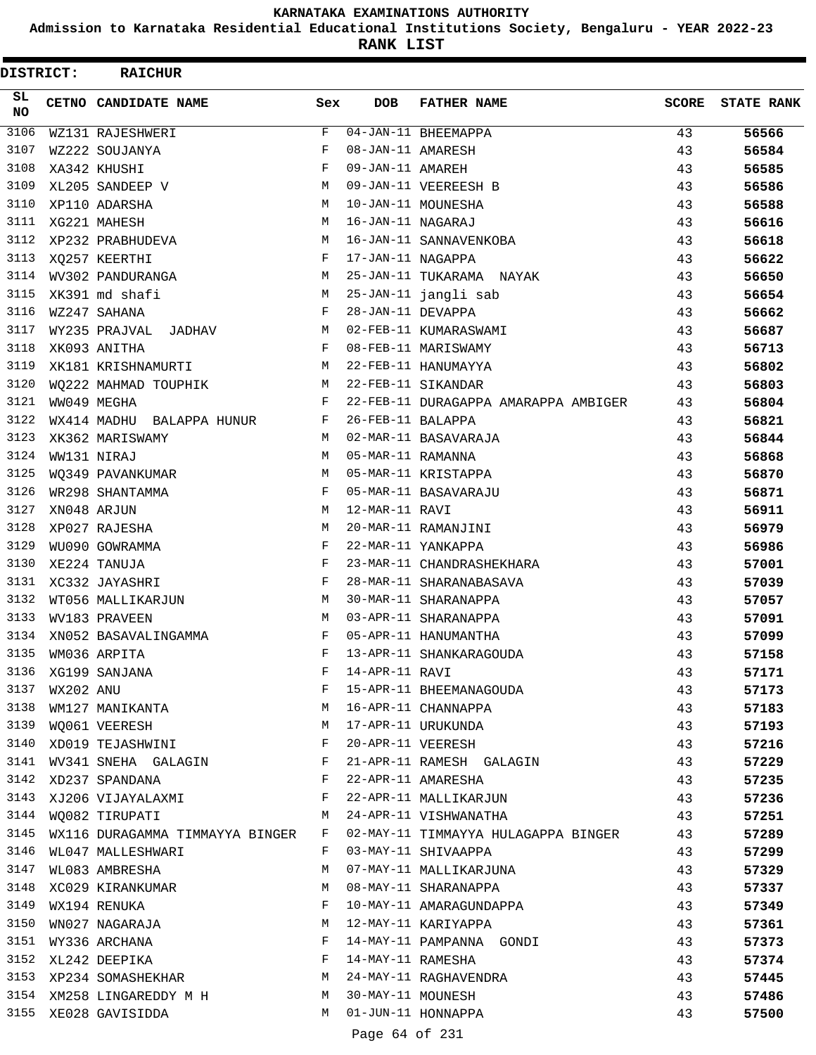# KARNATAKA EXAMINATIONS AUTHORITY

**Admission to Karnataka Residential Educational Institutions Society, Bengaluru - YEAR 2022-23**

**RANK LIST**

**DISTRICT: RAICHUR**

| SL NO | CETNO | CANDIDATE NAME | Sex | DOB | FATHER NAME | SCORE | STATE RANK |
|---|---|---|---|---|---|---|---|
| 3106 | WZ131 | RAJESHWERI | F | 04-JAN-11 | BHEEMAPPA | 43 | 56566 |
| 3107 | WZ222 | SOUJANYA | F | 08-JAN-11 | AMARESH | 43 | 56584 |
| 3108 | XA342 | KHUSHI | F | 09-JAN-11 | AMAREH | 43 | 56585 |
| 3109 | XL205 | SANDEEP V | M | 09-JAN-11 | VEEREESH B | 43 | 56586 |
| 3110 | XP110 | ADARSHA | M | 10-JAN-11 | MOUNESHA | 43 | 56588 |
| 3111 | XG221 | MAHESH | M | 16-JAN-11 | NAGARAJ | 43 | 56616 |
| 3112 | XP232 | PRABHUDEVA | M | 16-JAN-11 | SANNAVENKOBA | 43 | 56618 |
| 3113 | XQ257 | KEERTHI | F | 17-JAN-11 | NAGAPPA | 43 | 56622 |
| 3114 | WV302 | PANDURANGA | M | 25-JAN-11 | TUKARAMA NAYAK | 43 | 56650 |
| 3115 | XK391 | md shafi | M | 25-JAN-11 | jangli sab | 43 | 56654 |
| 3116 | WZ247 | SAHANA | F | 28-JAN-11 | DEVAPPA | 43 | 56662 |
| 3117 | WY235 | PRAJVAL JADHAV | M | 02-FEB-11 | KUMARASWAMI | 43 | 56687 |
| 3118 | XK093 | ANITHA | F | 08-FEB-11 | MARISWAMY | 43 | 56713 |
| 3119 | XK181 | KRISHNAMURTI | M | 22-FEB-11 | HANUMAYYA | 43 | 56802 |
| 3120 | WQ222 | MAHMAD TOUPHIK | M | 22-FEB-11 | SIKANDAR | 43 | 56803 |
| 3121 | WW049 | MEGHA | F | 22-FEB-11 | DURAGAPPA AMARAPPA AMBIGER | 43 | 56804 |
| 3122 | WX414 | MADHU BALAPPA HUNUR | F | 26-FEB-11 | BALAPPA | 43 | 56821 |
| 3123 | XK362 | MARISWAMY | M | 02-MAR-11 | BASAVARAJA | 43 | 56844 |
| 3124 | WW131 | NIRAJ | M | 05-MAR-11 | RAMANNA | 43 | 56868 |
| 3125 | WQ349 | PAVANKUMAR | M | 05-MAR-11 | KRISTAPPA | 43 | 56870 |
| 3126 | WR298 | SHANTAMMA | F | 05-MAR-11 | BASAVARAJU | 43 | 56871 |
| 3127 | XN048 | ARJUN | M | 12-MAR-11 | RAVI | 43 | 56911 |
| 3128 | XP027 | RAJESHA | M | 20-MAR-11 | RAMANJINI | 43 | 56979 |
| 3129 | WU090 | GOWRAMMA | F | 22-MAR-11 | YANKAPPA | 43 | 56986 |
| 3130 | XE224 | TANUJA | F | 23-MAR-11 | CHANDRASHEKHARA | 43 | 57001 |
| 3131 | XC332 | JAYASHRI | F | 28-MAR-11 | SHARANABASAVA | 43 | 57039 |
| 3132 | WT056 | MALLIKARJUN | M | 30-MAR-11 | SHARANAPPA | 43 | 57057 |
| 3133 | WV183 | PRAVEEN | M | 03-APR-11 | SHARANAPPA | 43 | 57091 |
| 3134 | XN052 | BASAVALINGAMMA | F | 05-APR-11 | HANUMANTHA | 43 | 57099 |
| 3135 | WM036 | ARPITA | F | 13-APR-11 | SHANKARAGOUDA | 43 | 57158 |
| 3136 | XG199 | SANJANA | F | 14-APR-11 | RAVI | 43 | 57171 |
| 3137 | WX202 | ANU | F | 15-APR-11 | BHEEMANAGOUDA | 43 | 57173 |
| 3138 | WM127 | MANIKANTA | M | 16-APR-11 | CHANNAPPA | 43 | 57183 |
| 3139 | WQ061 | VEERESH | M | 17-APR-11 | URUKUNDA | 43 | 57193 |
| 3140 | XD019 | TEJASHWINI | F | 20-APR-11 | VEERESH | 43 | 57216 |
| 3141 | WV341 | SNEHA GALAGIN | F | 21-APR-11 | RAMESH GALAGIN | 43 | 57229 |
| 3142 | XD237 | SPANDANA | F | 22-APR-11 | AMARESHA | 43 | 57235 |
| 3143 | XJ206 | VIJAYALAXMI | F | 22-APR-11 | MALLIKARJUN | 43 | 57236 |
| 3144 | WQ082 | TIRUPATI | M | 24-APR-11 | VISHWANATHA | 43 | 57251 |
| 3145 | WX116 | DURAGAMMA TIMMAYYA BINGER | F | 02-MAY-11 | TIMMAYYA HULAGAPPA BINGER | 43 | 57289 |
| 3146 | WL047 | MALLESHWARI | F | 03-MAY-11 | SHIVAAPPA | 43 | 57299 |
| 3147 | WL083 | AMBRESHA | M | 07-MAY-11 | MALLIKARJUNA | 43 | 57329 |
| 3148 | XC029 | KIRANKUMAR | M | 08-MAY-11 | SHARANAPPA | 43 | 57337 |
| 3149 | WX194 | RENUKA | F | 10-MAY-11 | AMARAGUNDAPPA | 43 | 57349 |
| 3150 | WN027 | NAGARAJA | M | 12-MAY-11 | KARIYAPPA | 43 | 57361 |
| 3151 | WY336 | ARCHANA | F | 14-MAY-11 | PAMPANNA GONDI | 43 | 57373 |
| 3152 | XL242 | DEEPIKA | F | 14-MAY-11 | RAMESHA | 43 | 57374 |
| 3153 | XP234 | SOMASHEKHAR | M | 24-MAY-11 | RAGHAVENDRA | 43 | 57445 |
| 3154 | XM258 | LINGAREDDY M H | M | 30-MAY-11 | MOUNESH | 43 | 57486 |
| 3155 | XE028 | GAVISIDDA | M | 01-JUN-11 | HONNAPPA | 43 | 57500 |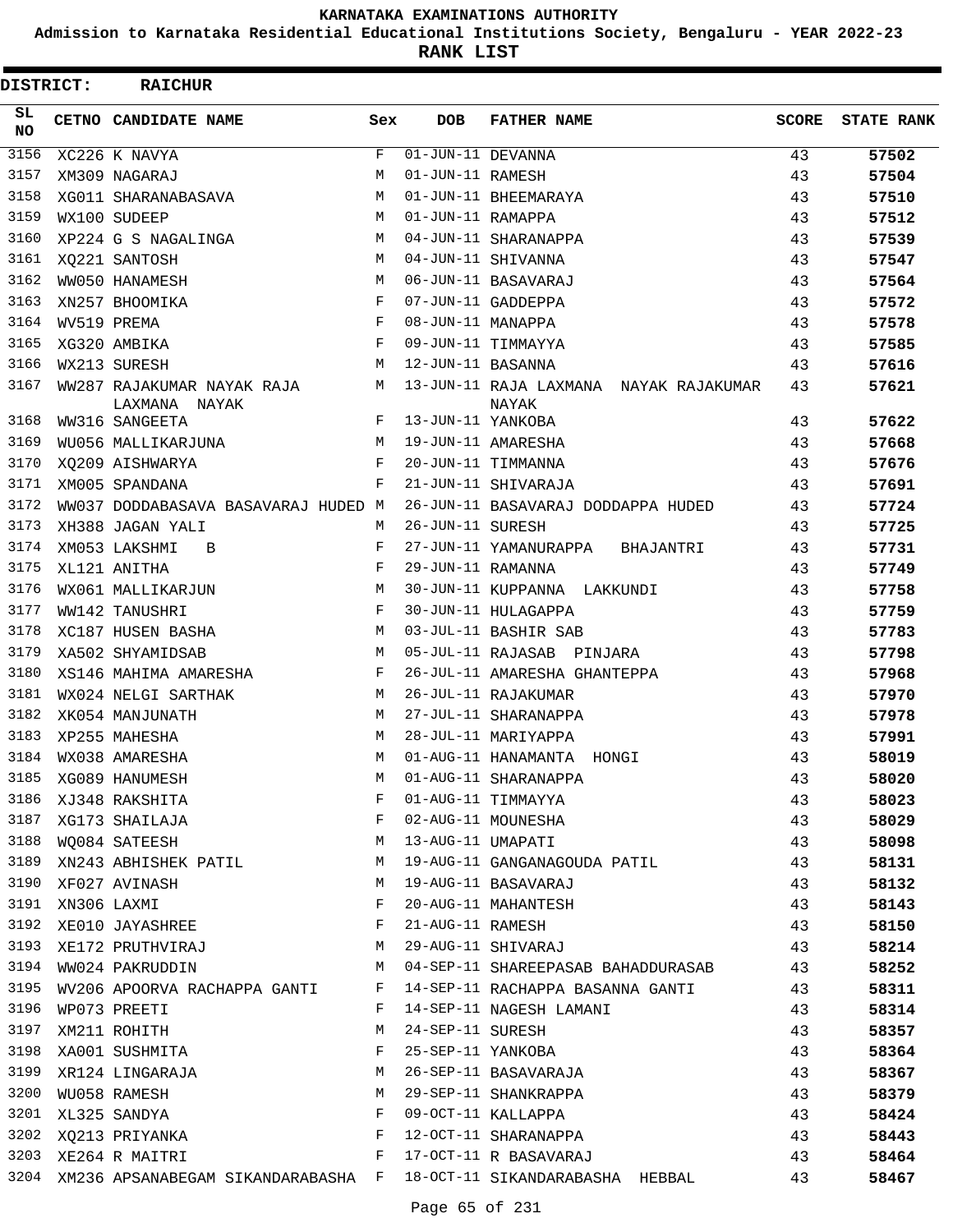# KARNATAKA EXAMINATIONS AUTHORITY

**Admission to Karnataka Residential Educational Institutions Society, Bengaluru - YEAR 2022-23**

**RANK LIST**

**DISTRICT: RAICHUR**

| SL NO | CETNO | CANDIDATE NAME | Sex | DOB | FATHER NAME | SCORE | STATE RANK |
|---|---|---|---|---|---|---|---|
| 3156 | XC226 | K NAVYA | F | 01-JUN-11 | DEVANNA | 43 | 57502 |
| 3157 | XM309 | NAGARAJ | M | 01-JUN-11 | RAMESH | 43 | 57504 |
| 3158 | XG011 | SHARANABASAVA | M | 01-JUN-11 | BHEEMARAYA | 43 | 57510 |
| 3159 | WX100 | SUDEEP | M | 01-JUN-11 | RAMAPPA | 43 | 57512 |
| 3160 | XP224 | G S NAGALINGA | M | 04-JUN-11 | SHARANAPPA | 43 | 57539 |
| 3161 | XQ221 | SANTOSH | M | 04-JUN-11 | SHIVANNA | 43 | 57547 |
| 3162 | WW050 | HANAMESH | M | 06-JUN-11 | BASAVARAJ | 43 | 57564 |
| 3163 | XN257 | BHOOMIKA | F | 07-JUN-11 | GADDEPPA | 43 | 57572 |
| 3164 | WV519 | PREMA | F | 08-JUN-11 | MANAPPA | 43 | 57578 |
| 3165 | XG320 | AMBIKA | F | 09-JUN-11 | TIMMAYYA | 43 | 57585 |
| 3166 | WX213 | SURESH | M | 12-JUN-11 | BASANNA | 43 | 57616 |
| 3167 | WW287 | RAJAKUMAR NAYAK RAJA LAXMANA NAYAK | M | 13-JUN-11 | RAJA LAXMANA NAYAK RAJAKUMAR NAYAK | 43 | 57621 |
| 3168 | WW316 | SANGEETA | F | 13-JUN-11 | YANKOBA | 43 | 57622 |
| 3169 | WU056 | MALLIKARJUNA | M | 19-JUN-11 | AMARESHA | 43 | 57668 |
| 3170 | XQ209 | AISHWARYA | F | 20-JUN-11 | TIMMANNA | 43 | 57676 |
| 3171 | XM005 | SPANDANA | F | 21-JUN-11 | SHIVARAJA | 43 | 57691 |
| 3172 | WW037 | DODDABASAVA BASAVARAJ HUDED | M | 26-JUN-11 | BASAVARAJ DODDAPPA HUDED | 43 | 57724 |
| 3173 | XH388 | JAGAN YALI | M | 26-JUN-11 | SURESH | 43 | 57725 |
| 3174 | XM053 | LAKSHMI B | F | 27-JUN-11 | YAMANURAPPA BHAJANTRI | 43 | 57731 |
| 3175 | XL121 | ANITHA | F | 29-JUN-11 | RAMANNA | 43 | 57749 |
| 3176 | WX061 | MALLIKARJUN | M | 30-JUN-11 | KUPPANNA LAKKUNDI | 43 | 57758 |
| 3177 | WW142 | TANUSHRI | F | 30-JUN-11 | HULAGAPPA | 43 | 57759 |
| 3178 | XC187 | HUSEN BASHA | M | 03-JUL-11 | BASHIR SAB | 43 | 57783 |
| 3179 | XA502 | SHYAMIDSAB | M | 05-JUL-11 | RAJASAB PINJARA | 43 | 57798 |
| 3180 | XS146 | MAHIMA AMARESHA | F | 26-JUL-11 | AMARESHA GHANTEPPA | 43 | 57968 |
| 3181 | WX024 | NELGI SARTHAK | M | 26-JUL-11 | RAJAKUMAR | 43 | 57970 |
| 3182 | XK054 | MANJUNATH | M | 27-JUL-11 | SHARANAPPA | 43 | 57978 |
| 3183 | XP255 | MAHESHA | M | 28-JUL-11 | MARIYAPPA | 43 | 57991 |
| 3184 | WX038 | AMARESHA | M | 01-AUG-11 | HANAMANTA HONGI | 43 | 58019 |
| 3185 | XG089 | HANUMESH | M | 01-AUG-11 | SHARANAPPA | 43 | 58020 |
| 3186 | XJ348 | RAKSHITA | F | 01-AUG-11 | TIMMAYYA | 43 | 58023 |
| 3187 | XG173 | SHAILAJA | F | 02-AUG-11 | MOUNESHA | 43 | 58029 |
| 3188 | WQ084 | SATEESH | M | 13-AUG-11 | UMAPATI | 43 | 58098 |
| 3189 | XN243 | ABHISHEK PATIL | M | 19-AUG-11 | GANGANAGOUDA PATIL | 43 | 58131 |
| 3190 | XF027 | AVINASH | M | 19-AUG-11 | BASAVARAJ | 43 | 58132 |
| 3191 | XN306 | LAXMI | F | 20-AUG-11 | MAHANTESH | 43 | 58143 |
| 3192 | XE010 | JAYASHREE | F | 21-AUG-11 | RAMESH | 43 | 58150 |
| 3193 | XE172 | PRUTHVIRAJ | M | 29-AUG-11 | SHIVARAJ | 43 | 58214 |
| 3194 | WW024 | PAKRUDDIN | M | 04-SEP-11 | SHAREEPASAB BAHADDURASAB | 43 | 58252 |
| 3195 | WV206 | APOORVA RACHAPPA GANTI | F | 14-SEP-11 | RACHAPPA BASANNA GANTI | 43 | 58311 |
| 3196 | WP073 | PREETI | F | 14-SEP-11 | NAGESH LAMANI | 43 | 58314 |
| 3197 | XM211 | ROHITH | M | 24-SEP-11 | SURESH | 43 | 58357 |
| 3198 | XA001 | SUSHMITA | F | 25-SEP-11 | YANKOBA | 43 | 58364 |
| 3199 | XR124 | LINGARAJA | M | 26-SEP-11 | BASAVARAJA | 43 | 58367 |
| 3200 | WU058 | RAMESH | M | 29-SEP-11 | SHANKRAPPA | 43 | 58379 |
| 3201 | XL325 | SANDYA | F | 09-OCT-11 | KALLAPPA | 43 | 58424 |
| 3202 | XQ213 | PRIYANKA | F | 12-OCT-11 | SHARANAPPA | 43 | 58443 |
| 3203 | XE264 | R MAITRI | F | 17-OCT-11 | R BASAVARAJ | 43 | 58464 |
| 3204 | XM236 | APSANABEGAM SIKANDARABASHA | F | 18-OCT-11 | SIKANDARABASHA HEBBAL | 43 | 58467 |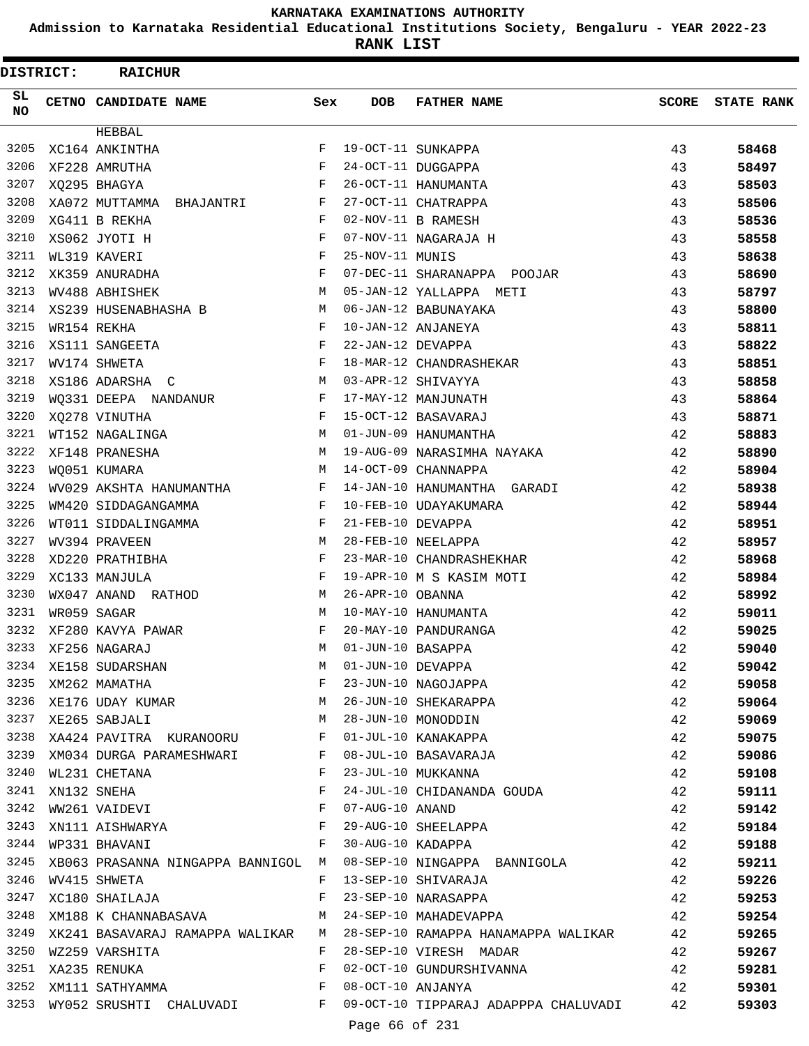KARNATAKA EXAMINATIONS AUTHORITY

Admission to Karnataka Residential Educational Institutions Society, Bengaluru - YEAR 2022-23

**RANK LIST**

**DISTRICT: RAICHUR**

| SL NO | CETNO | CANDIDATE NAME | Sex | DOB | FATHER NAME | SCORE | STATE RANK |
|---|---|---|---|---|---|---|---|
| | | HEBBAL | | | | | |
| 3205 | XC164 | ANKINTHA | F | 19-OCT-11 | SUNKAPPA | 43 | **58468** |
| 3206 | XF228 | AMRUTHA | F | 24-OCT-11 | DUGGAPPA | 43 | **58497** |
| 3207 | XQ295 | BHAGYA | F | 26-OCT-11 | HANUMANTA | 43 | **58503** |
| 3208 | XA072 | MUTTAMMA BHAJANTRI | F | 27-OCT-11 | CHATRAPPA | 43 | **58506** |
| 3209 | XG411 | B REKHA | F | 02-NOV-11 | B RAMESH | 43 | **58536** |
| 3210 | XS062 | JYOTI H | F | 07-NOV-11 | NAGARAJA H | 43 | **58558** |
| 3211 | WL319 | KAVERI | F | 25-NOV-11 | MUNIS | 43 | **58638** |
| 3212 | XK359 | ANURADHA | F | 07-DEC-11 | SHARANAPPA POOJAR | 43 | **58690** |
| 3213 | WV488 | ABHISHEK | M | 05-JAN-12 | YALLAPPA METI | 43 | **58797** |
| 3214 | XS239 | HUSENABHASHA B | M | 06-JAN-12 | BABUNAYAKA | 43 | **58800** |
| 3215 | WR154 | REKHA | F | 10-JAN-12 | ANJANEYA | 43 | **58811** |
| 3216 | XS111 | SANGEETA | F | 22-JAN-12 | DEVAPPA | 43 | **58822** |
| 3217 | WV174 | SHWETA | F | 18-MAR-12 | CHANDRASHEKAR | 43 | **58851** |
| 3218 | XS186 | ADARSHA C | M | 03-APR-12 | SHIVAYYA | 43 | **58858** |
| 3219 | WQ331 | DEEPA NANDANUR | F | 17-MAY-12 | MANJUNATH | 43 | **58864** |
| 3220 | XQ278 | VINUTHA | F | 15-OCT-12 | BASAVARAJ | 43 | **58871** |
| 3221 | WT152 | NAGALINGA | M | 01-JUN-09 | HANUMANTHA | 42 | **58883** |
| 3222 | XF148 | PRANESHA | M | 19-AUG-09 | NARASIMHA NAYAKA | 42 | **58890** |
| 3223 | WQ051 | KUMARA | M | 14-OCT-09 | CHANNAPPA | 42 | **58904** |
| 3224 | WV029 | AKSHTA HANUMANTHA | F | 14-JAN-10 | HANUMANTHA GARADI | 42 | **58938** |
| 3225 | WM420 | SIDDAGANGAMMA | F | 10-FEB-10 | UDAYAKUMARA | 42 | **58944** |
| 3226 | WT011 | SIDDALINGAMMA | F | 21-FEB-10 | DEVAPPA | 42 | **58951** |
| 3227 | WV394 | PRAVEEN | M | 28-FEB-10 | NEELAPPA | 42 | **58957** |
| 3228 | XD220 | PRATHIBHA | F | 23-MAR-10 | CHANDRASHEKHAR | 42 | **58968** |
| 3229 | XC133 | MANJULA | F | 19-APR-10 | M S KASIM MOTI | 42 | **58984** |
| 3230 | WX047 | ANAND RATHOD | M | 26-APR-10 | OBANNA | 42 | **58992** |
| 3231 | WR059 | SAGAR | M | 10-MAY-10 | HANUMANTA | 42 | **59011** |
| 3232 | XF280 | KAVYA PAWAR | F | 20-MAY-10 | PANDURANGA | 42 | **59025** |
| 3233 | XF256 | NAGARAJ | M | 01-JUN-10 | BASAPPA | 42 | **59040** |
| 3234 | XE158 | SUDARSHAN | M | 01-JUN-10 | DEVAPPA | 42 | **59042** |
| 3235 | XM262 | MAMATHA | F | 23-JUN-10 | NAGOJAPPA | 42 | **59058** |
| 3236 | XE176 | UDAY KUMAR | M | 26-JUN-10 | SHEKARAPPA | 42 | **59064** |
| 3237 | XE265 | SABJALI | M | 28-JUN-10 | MONODDIN | 42 | **59069** |
| 3238 | XA424 | PAVITRA KURANOORU | F | 01-JUL-10 | KANAKAPPA | 42 | **59075** |
| 3239 | XM034 | DURGA PARAMESHWARI | F | 08-JUL-10 | BASAVARAJA | 42 | **59086** |
| 3240 | WL231 | CHETANA | F | 23-JUL-10 | MUKKANNA | 42 | **59108** |
| 3241 | XN132 | SNEHA | F | 24-JUL-10 | CHIDANANDA GOUDA | 42 | **59111** |
| 3242 | WW261 | VAIDEVI | F | 07-AUG-10 | ANAND | 42 | **59142** |
| 3243 | XN111 | AISHWARYA | F | 29-AUG-10 | SHEELAPPA | 42 | **59184** |
| 3244 | WP331 | BHAVANI | F | 30-AUG-10 | KADAPPA | 42 | **59188** |
| 3245 | XB063 | PRASANNA NINGAPPA BANNIGOL | M | 08-SEP-10 | NINGAPPA BANNIGOLA | 42 | **59211** |
| 3246 | WV415 | SHWETA | F | 13-SEP-10 | SHIVARAJA | 42 | **59226** |
| 3247 | XC180 | SHAILAJA | F | 23-SEP-10 | NARASAPPA | 42 | **59253** |
| 3248 | XM188 | K CHANNABASAVA | M | 24-SEP-10 | MAHADEVAPPA | 42 | **59254** |
| 3249 | XK241 | BASAVARAJ RAMAPPA WALIKAR | M | 28-SEP-10 | RAMAPPA HANAMAPPA WALIKAR | 42 | **59265** |
| 3250 | WZ259 | VARSHITA | F | 28-SEP-10 | VIRESH MADAR | 42 | **59267** |
| 3251 | XA235 | RENUKA | F | 02-OCT-10 | GUNDURSHIVANNA | 42 | **59281** |
| 3252 | XM111 | SATHYAMMA | F | 08-OCT-10 | ANJANYA | 42 | **59301** |
| 3253 | WY052 | SRUSHTI CHALUVADI | F | 09-OCT-10 | TIPPARAJ ADAPPPA CHALUVADI | 42 | **59303** |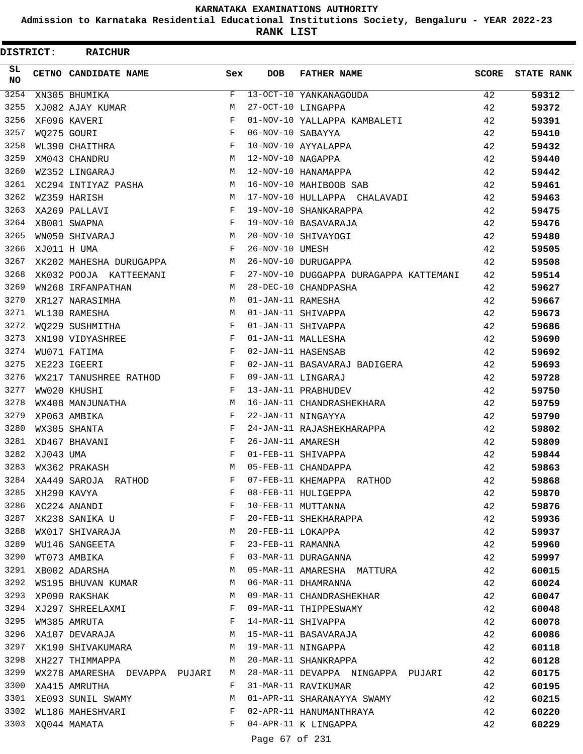# KARNATAKA EXAMINATIONS AUTHORITY

## Admission to Karnataka Residential Educational Institutions Society, Bengaluru - YEAR 2022-23

## RANK LIST

**DISTRICT: RAICHUR**

| SL NO | CETNO | CANDIDATE NAME | Sex | DOB | FATHER NAME | SCORE | STATE RANK |
|---|---|---|---|---|---|---|---|
| 3254 | XN305 | BHUMIKA | F | 13-OCT-10 | YANKANAGOUDA | 42 | 59312 |
| 3255 | XJ082 | AJAY KUMAR | M | 27-OCT-10 | LINGAPPA | 42 | 59372 |
| 3256 | XF096 | KAVERI | F | 01-NOV-10 | YALLAPPA KAMBALETI | 42 | 59391 |
| 3257 | WQ275 | GOURI | F | 06-NOV-10 | SABAYYA | 42 | 59410 |
| 3258 | WL390 | CHAITHRA | F | 10-NOV-10 | AYYALAPPA | 42 | 59432 |
| 3259 | XM043 | CHANDRU | M | 12-NOV-10 | NAGAPPA | 42 | 59440 |
| 3260 | WZ352 | LINGARAJ | M | 12-NOV-10 | HANAMAPPA | 42 | 59442 |
| 3261 | XC294 | INTIYAZ PASHA | M | 16-NOV-10 | MAHIBOOB SAB | 42 | 59461 |
| 3262 | WZ359 | HARISH | M | 17-NOV-10 | HULLAPPA CHALAVADI | 42 | 59463 |
| 3263 | XA269 | PALLAVI | F | 19-NOV-10 | SHANKARAPPA | 42 | 59475 |
| 3264 | XB001 | SWAPNA | F | 19-NOV-10 | BASAVARAJA | 42 | 59476 |
| 3265 | WN050 | SHIVARAJ | M | 20-NOV-10 | SHIVAYOGI | 42 | 59480 |
| 3266 | XJ011 | H UMA | F | 26-NOV-10 | UMESH | 42 | 59505 |
| 3267 | XK202 | MAHESHA DURUGAPPA | M | 26-NOV-10 | DURUGAPPA | 42 | 59508 |
| 3268 | XK032 | POOJA KATTEEMANI | F | 27-NOV-10 | DUGGAPPA DURAGAPPA KATTEMANI | 42 | 59514 |
| 3269 | WN268 | IRFANPATHAN | M | 28-DEC-10 | CHANDPASHA | 42 | 59627 |
| 3270 | XR127 | NARASIMHA | M | 01-JAN-11 | RAMESHA | 42 | 59667 |
| 3271 | WL130 | RAMESHA | M | 01-JAN-11 | SHIVAPPA | 42 | 59673 |
| 3272 | WQ229 | SUSHMITHA | F | 01-JAN-11 | SHIVAPPA | 42 | 59686 |
| 3273 | XN190 | VIDYASHREE | F | 01-JAN-11 | MALLESHA | 42 | 59690 |
| 3274 | WU071 | FATIMA | F | 02-JAN-11 | HASENSAB | 42 | 59692 |
| 3275 | XE223 | IGEERI | F | 02-JAN-11 | BASAVARAJ BADIGERA | 42 | 59693 |
| 3276 | WX217 | TANUSHREE RATHOD | F | 09-JAN-11 | LINGARAJ | 42 | 59728 |
| 3277 | WW020 | KHUSHI | F | 13-JAN-11 | PRABHUDEV | 42 | 59750 |
| 3278 | WX408 | MANJUNATHA | M | 16-JAN-11 | CHANDRASHEKHARA | 42 | 59759 |
| 3279 | XP063 | AMBIKA | F | 22-JAN-11 | NINGAYYA | 42 | 59790 |
| 3280 | WX305 | SHANTA | F | 24-JAN-11 | RAJASHEKHARAPPA | 42 | 59802 |
| 3281 | XD467 | BHAVANI | F | 26-JAN-11 | AMARESH | 42 | 59809 |
| 3282 | XJ043 | UMA | F | 01-FEB-11 | SHIVAPPA | 42 | 59844 |
| 3283 | WX362 | PRAKASH | M | 05-FEB-11 | CHANDAPPA | 42 | 59863 |
| 3284 | XA449 | SAROJA RATHOD | F | 07-FEB-11 | KHEMAPPA RATHOD | 42 | 59868 |
| 3285 | XH290 | KAVYA | F | 08-FEB-11 | HULIGEPPA | 42 | 59870 |
| 3286 | XC224 | ANANDI | F | 10-FEB-11 | MUTTANNA | 42 | 59876 |
| 3287 | XK238 | SANIKA U | F | 20-FEB-11 | SHEKHARAPPA | 42 | 59936 |
| 3288 | WX017 | SHIVARAJA | M | 20-FEB-11 | LOKAPPA | 42 | 59937 |
| 3289 | WU146 | SANGEETA | F | 23-FEB-11 | RAMANNA | 42 | 59960 |
| 3290 | WT073 | AMBIKA | F | 03-MAR-11 | DURAGANNA | 42 | 59997 |
| 3291 | XB002 | ADARSHA | M | 05-MAR-11 | AMARESHA MATTURA | 42 | 60015 |
| 3292 | WS195 | BHUVAN KUMAR | M | 06-MAR-11 | DHAMRANNA | 42 | 60024 |
| 3293 | XP090 | RAKSHAK | M | 09-MAR-11 | CHANDRASHEKHAR | 42 | 60047 |
| 3294 | XJ297 | SHREELAXMI | F | 09-MAR-11 | THIPPESWAMY | 42 | 60048 |
| 3295 | WM385 | AMRUTA | F | 14-MAR-11 | SHIVAPPA | 42 | 60078 |
| 3296 | XA107 | DEVARAJA | M | 15-MAR-11 | BASAVARAJA | 42 | 60086 |
| 3297 | XK190 | SHIVAKUMARA | M | 19-MAR-11 | NINGAPPA | 42 | 60118 |
| 3298 | XH227 | THIMMAPPA | M | 20-MAR-11 | SHANKRAPPA | 42 | 60128 |
| 3299 | WX278 | AMARESHA DEVAPPA PUJARI | M | 28-MAR-11 | DEVAPPA NINGAPPA PUJARI | 42 | 60175 |
| 3300 | XA415 | AMRUTHA | F | 31-MAR-11 | RAVIKUMAR | 42 | 60195 |
| 3301 | XE093 | SUNIL SWAMY | M | 01-APR-11 | SHARANAYYA SWAMY | 42 | 60215 |
| 3302 | WL186 | MAHESHVARI | F | 02-APR-11 | HANUMANTHRAYA | 42 | 60220 |
| 3303 | XQ044 | MAMATA | F | 04-APR-11 | K LINGAPPA | 42 | 60229 |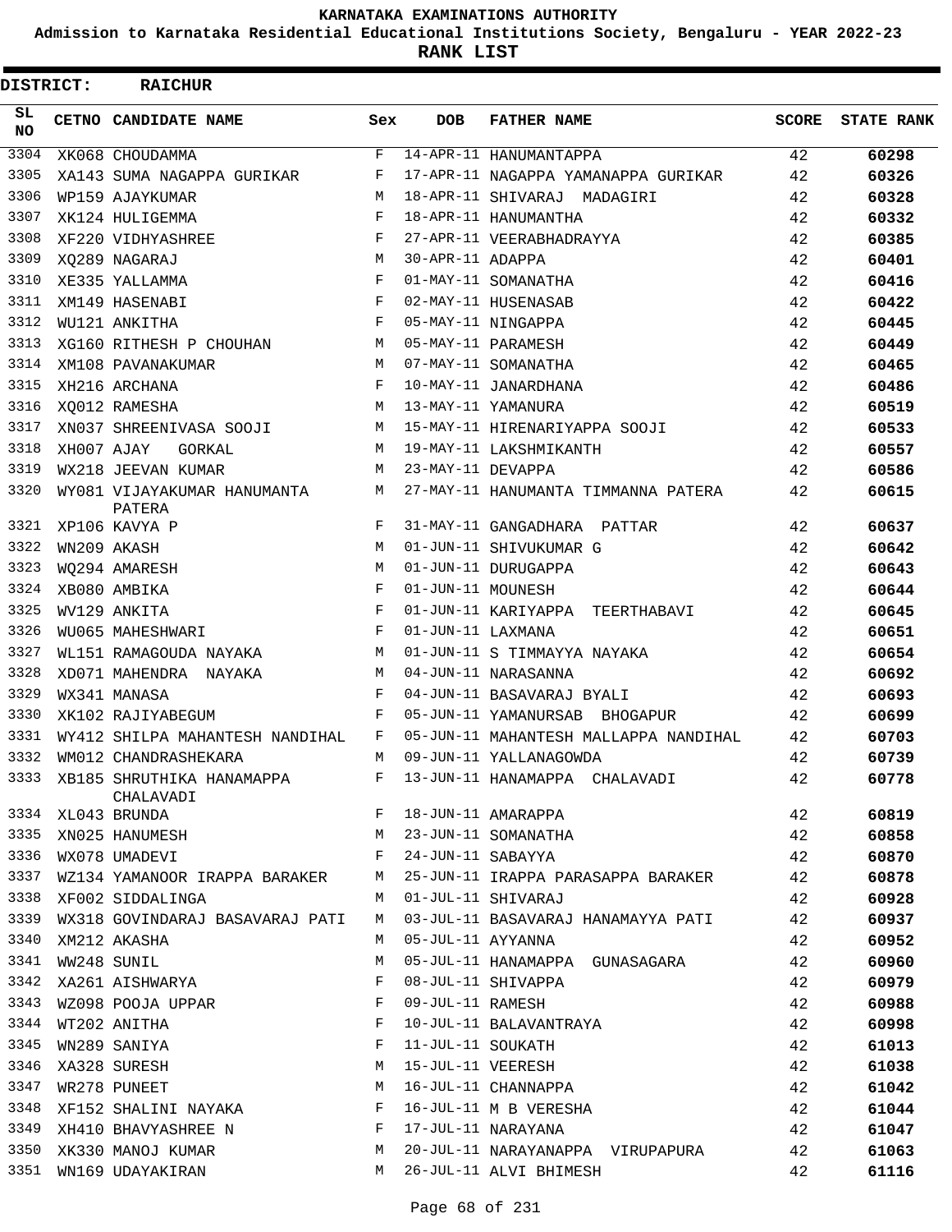KARNATAKA EXAMINATIONS AUTHORITY

Admission to Karnataka Residential Educational Institutions Society, Bengaluru - YEAR 2022-23

**RANK LIST**

**DISTRICT: RAICHUR**

| SL NO | CETNO | CANDIDATE NAME | Sex | DOB | FATHER NAME | SCORE | STATE RANK |
|---|---|---|---|---|---|---|---|
| 3304 | XK068 | CHOUDAMMA | F | 14-APR-11 | HANUMANTAPPA | 42 | 60298 |
| 3305 | XA143 | SUMA NAGAPPA GURIKAR | F | 17-APR-11 | NAGAPPA YAMANAPPA GURIKAR | 42 | 60326 |
| 3306 | WP159 | AJAYKUMAR | M | 18-APR-11 | SHIVARAJ MADAGIRI | 42 | 60328 |
| 3307 | XK124 | HULIGEMMA | F | 18-APR-11 | HANUMANTHA | 42 | 60332 |
| 3308 | XF220 | VIDHYASHREE | F | 27-APR-11 | VEERABHADRAYYA | 42 | 60385 |
| 3309 | XQ289 | NAGARAJ | M | 30-APR-11 | ADAPPA | 42 | 60401 |
| 3310 | XE335 | YALLAMMA | F | 01-MAY-11 | SOMANATHA | 42 | 60416 |
| 3311 | XM149 | HASENABI | F | 02-MAY-11 | HUSENASAB | 42 | 60422 |
| 3312 | WU121 | ANKITHA | F | 05-MAY-11 | NINGAPPA | 42 | 60445 |
| 3313 | XG160 | RITHESH P CHOUHAN | M | 05-MAY-11 | PARAMESH | 42 | 60449 |
| 3314 | XM108 | PAVANAKUMAR | M | 07-MAY-11 | SOMANATHA | 42 | 60465 |
| 3315 | XH216 | ARCHANA | F | 10-MAY-11 | JANARDHANA | 42 | 60486 |
| 3316 | XQ012 | RAMESHA | M | 13-MAY-11 | YAMANURA | 42 | 60519 |
| 3317 | XN037 | SHREENIVASA SOOJI | M | 15-MAY-11 | HIRENARIYAPPA SOOJI | 42 | 60533 |
| 3318 | XH007 | AJAY GORKAL | M | 19-MAY-11 | LAKSHMIKANTH | 42 | 60557 |
| 3319 | WX218 | JEEVAN KUMAR | M | 23-MAY-11 | DEVAPPA | 42 | 60586 |
| 3320 | WY081 | VIJAYAKUMAR HANUMANTA PATERA | M | 27-MAY-11 | HANUMANTA TIMMANNA PATERA | 42 | 60615 |
| 3321 | XP106 | KAVYA P | F | 31-MAY-11 | GANGADHARA PATTAR | 42 | 60637 |
| 3322 | WN209 | AKASH | M | 01-JUN-11 | SHIVUKUMAR G | 42 | 60642 |
| 3323 | WQ294 | AMARESH | M | 01-JUN-11 | DURUGAPPA | 42 | 60643 |
| 3324 | XB080 | AMBIKA | F | 01-JUN-11 | MOUNESH | 42 | 60644 |
| 3325 | WV129 | ANKITA | F | 01-JUN-11 | KARIYAPPA TEERTHABAVI | 42 | 60645 |
| 3326 | WU065 | MAHESHWARI | F | 01-JUN-11 | LAXMANA | 42 | 60651 |
| 3327 | WL151 | RAMAGOUDA NAYAKA | M | 01-JUN-11 | S TIMMAYYA NAYAKA | 42 | 60654 |
| 3328 | XD071 | MAHENDRA NAYAKA | M | 04-JUN-11 | NARASANNA | 42 | 60692 |
| 3329 | WX341 | MANASA | F | 04-JUN-11 | BASAVARAJ BYALI | 42 | 60693 |
| 3330 | XK102 | RAJIYABEGUM | F | 05-JUN-11 | YAMANURSAB BHOGAPUR | 42 | 60699 |
| 3331 | WY412 | SHILPA MAHANTESH NANDIHAL | F | 05-JUN-11 | MAHANTESH MALLAPPA NANDIHAL | 42 | 60703 |
| 3332 | WM012 | CHANDRASHEKARA | M | 09-JUN-11 | YALLANAGOWDA | 42 | 60739 |
| 3333 | XB185 | SHRUTHIKA HANAMAPPA CHALAVADI | F | 13-JUN-11 | HANAMAPPA CHALAVADI | 42 | 60778 |
| 3334 | XL043 | BRUNDA | F | 18-JUN-11 | AMARAPPA | 42 | 60819 |
| 3335 | XN025 | HANUMESH | M | 23-JUN-11 | SOMANATHA | 42 | 60858 |
| 3336 | WX078 | UMADEVI | F | 24-JUN-11 | SABAYYA | 42 | 60870 |
| 3337 | WZ134 | YAMANOOR IRAPPA BARAKER | M | 25-JUN-11 | IRAPPA PARASAPPA BARAKER | 42 | 60878 |
| 3338 | XF002 | SIDDALINGA | M | 01-JUL-11 | SHIVARAJ | 42 | 60928 |
| 3339 | WX318 | GOVINDARAJ BASAVARAJ PATI | M | 03-JUL-11 | BASAVARAJ HANAMAYYA PATI | 42 | 60937 |
| 3340 | XM212 | AKASHA | M | 05-JUL-11 | AYYANNA | 42 | 60952 |
| 3341 | WW248 | SUNIL | M | 05-JUL-11 | HANAMAPPA GUNASAGARA | 42 | 60960 |
| 3342 | XA261 | AISHWARYA | F | 08-JUL-11 | SHIVAPPA | 42 | 60979 |
| 3343 | WZ098 | POOJA UPPAR | F | 09-JUL-11 | RAMESH | 42 | 60988 |
| 3344 | WT202 | ANITHA | F | 10-JUL-11 | BALAVANTRAYA | 42 | 60998 |
| 3345 | WN289 | SANIYA | F | 11-JUL-11 | SOUKATH | 42 | 61013 |
| 3346 | XA328 | SURESH | M | 15-JUL-11 | VEERESH | 42 | 61038 |
| 3347 | WR278 | PUNEET | M | 16-JUL-11 | CHANNAPPA | 42 | 61042 |
| 3348 | XF152 | SHALINI NAYAKA | F | 16-JUL-11 | M B VERESHA | 42 | 61044 |
| 3349 | XH410 | BHAVYASHREE N | F | 17-JUL-11 | NARAYANA | 42 | 61047 |
| 3350 | XK330 | MANOJ KUMAR | M | 20-JUL-11 | NARAYANAPPA VIRUPAPURA | 42 | 61063 |
| 3351 | WN169 | UDAYAKIRAN | M | 26-JUL-11 | ALVI BHIMESH | 42 | 61116 |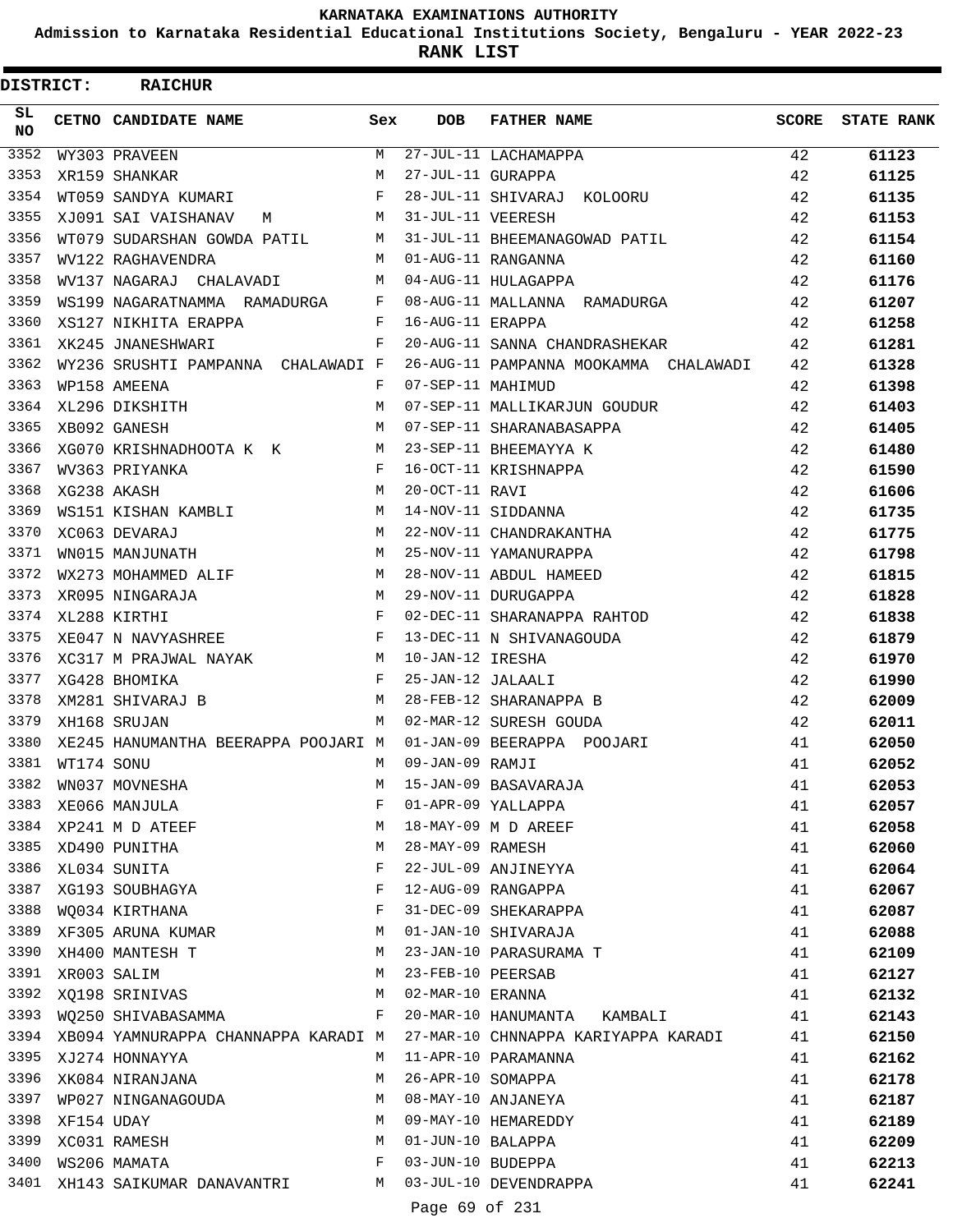# KARNATAKA EXAMINATIONS AUTHORITY

**Admission to Karnataka Residential Educational Institutions Society, Bengaluru - YEAR 2022-23**

**RANK LIST**

**DISTRICT: RAICHUR**

| SL NO | CETNO | CANDIDATE NAME | Sex | DOB | FATHER NAME | SCORE | STATE RANK |
|---|---|---|---|---|---|---|---|
| 3352 | WY303 | PRAVEEN | M | 27-JUL-11 | LACHAMAPPA | 42 | 61123 |
| 3353 | XR159 | SHANKAR | M | 27-JUL-11 | GURAPPA | 42 | 61125 |
| 3354 | WT059 | SANDYA KUMARI | F | 28-JUL-11 | SHIVARAJ KOLOORU | 42 | 61135 |
| 3355 | XJ091 | SAI VAISHANAV M | M | 31-JUL-11 | VEERESH | 42 | 61153 |
| 3356 | WT079 | SUDARSHAN GOWDA PATIL | M | 31-JUL-11 | BHEEMANAGOWAD PATIL | 42 | 61154 |
| 3357 | WV122 | RAGHAVENDRA | M | 01-AUG-11 | RANGANNA | 42 | 61160 |
| 3358 | WV137 | NAGARAJ CHALAVADI | M | 04-AUG-11 | HULAGAPPA | 42 | 61176 |
| 3359 | WS199 | NAGARATNAMMA RAMADURGA | F | 08-AUG-11 | MALLANNA RAMADURGA | 42 | 61207 |
| 3360 | XS127 | NIKHITA ERAPPA | F | 16-AUG-11 | ERAPPA | 42 | 61258 |
| 3361 | XK245 | JNANESHWARI | F | 20-AUG-11 | SANNA CHANDRASHEKAR | 42 | 61281 |
| 3362 | WY236 | SRUSHTI PAMPANNA CHALAWADI | F | 26-AUG-11 | PAMPANNA MOOKAMMA CHALAWADI | 42 | 61328 |
| 3363 | WP158 | AMEENA | F | 07-SEP-11 | MAHIMUD | 42 | 61398 |
| 3364 | XL296 | DIKSHITH | M | 07-SEP-11 | MALLIKARJUN GOUDUR | 42 | 61403 |
| 3365 | XB092 | GANESH | M | 07-SEP-11 | SHARANABASAPPA | 42 | 61405 |
| 3366 | XG070 | KRISHNADHOOTA K K | M | 23-SEP-11 | BHEEMAYYA K | 42 | 61480 |
| 3367 | WV363 | PRIYANKA | F | 16-OCT-11 | KRISHNAPPA | 42 | 61590 |
| 3368 | XG238 | AKASH | M | 20-OCT-11 | RAVI | 42 | 61606 |
| 3369 | WS151 | KISHAN KAMBLI | M | 14-NOV-11 | SIDDANNA | 42 | 61735 |
| 3370 | XC063 | DEVARAJ | M | 22-NOV-11 | CHANDRAKANTHA | 42 | 61775 |
| 3371 | WN015 | MANJUNATH | M | 25-NOV-11 | YAMANURAPPA | 42 | 61798 |
| 3372 | WX273 | MOHAMMED ALIF | M | 28-NOV-11 | ABDUL HAMEED | 42 | 61815 |
| 3373 | XR095 | NINGARAJA | M | 29-NOV-11 | DURUGAPPA | 42 | 61828 |
| 3374 | XL288 | KIRTHI | F | 02-DEC-11 | SHARANAPPA RAHTOD | 42 | 61838 |
| 3375 | XE047 | N NAVYASHREE | F | 13-DEC-11 | N SHIVANAGOUDA | 42 | 61879 |
| 3376 | XC317 | M PRAJWAL NAYAK | M | 10-JAN-12 | IRESHA | 42 | 61970 |
| 3377 | XG428 | BHOMIKA | F | 25-JAN-12 | JALAALI | 42 | 61990 |
| 3378 | XM281 | SHIVARAJ B | M | 28-FEB-12 | SHARANAPPA B | 42 | 62009 |
| 3379 | XH168 | SRUJAN | M | 02-MAR-12 | SURESH GOUDA | 42 | 62011 |
| 3380 | XE245 | HANUMANTHA BEERAPPA POOJARI | M | 01-JAN-09 | BEERAPPA POOJARI | 41 | 62050 |
| 3381 | WT174 | SONU | M | 09-JAN-09 | RAMJI | 41 | 62052 |
| 3382 | WN037 | MOVNESHA | M | 15-JAN-09 | BASAVARAJA | 41 | 62053 |
| 3383 | XE066 | MANJULA | F | 01-APR-09 | YALLAPPA | 41 | 62057 |
| 3384 | XP241 | M D ATEEF | M | 18-MAY-09 | M D AREEF | 41 | 62058 |
| 3385 | XD490 | PUNITHA | M | 28-MAY-09 | RAMESH | 41 | 62060 |
| 3386 | XL034 | SUNITA | F | 22-JUL-09 | ANJINEYYA | 41 | 62064 |
| 3387 | XG193 | SOUBHAGYA | F | 12-AUG-09 | RANGAPPA | 41 | 62067 |
| 3388 | WQ034 | KIRTHANA | F | 31-DEC-09 | SHEKARAPPA | 41 | 62087 |
| 3389 | XF305 | ARUNA KUMAR | M | 01-JAN-10 | SHIVARAJA | 41 | 62088 |
| 3390 | XH400 | MANTESH T | M | 23-JAN-10 | PARASURAMA T | 41 | 62109 |
| 3391 | XR003 | SALIM | M | 23-FEB-10 | PEERSAB | 41 | 62127 |
| 3392 | XQ198 | SRINIVAS | M | 02-MAR-10 | ERANNA | 41 | 62132 |
| 3393 | WQ250 | SHIVABASAMMA | F | 20-MAR-10 | HANUMANTA KAMBALI | 41 | 62143 |
| 3394 | XB094 | YAMNURAPPA CHANNAPPA KARADI | M | 27-MAR-10 | CHNNAPPA KARIYAPPA KARADI | 41 | 62150 |
| 3395 | XJ274 | HONNAYYA | M | 11-APR-10 | PARAMANNA | 41 | 62162 |
| 3396 | XK084 | NIRANJANA | M | 26-APR-10 | SOMAPPA | 41 | 62178 |
| 3397 | WP027 | NINGANAGOUDA | M | 08-MAY-10 | ANJANEYA | 41 | 62187 |
| 3398 | XF154 | UDAY | M | 09-MAY-10 | HEMAREDDY | 41 | 62189 |
| 3399 | XC031 | RAMESH | M | 01-JUN-10 | BALAPPA | 41 | 62209 |
| 3400 | WS206 | MAMATA | F | 03-JUN-10 | BUDEPPA | 41 | 62213 |
| 3401 | XH143 | SAIKUMAR DANAVANTRI | M | 03-JUL-10 | DEVENDRAPPA | 41 | 62241 |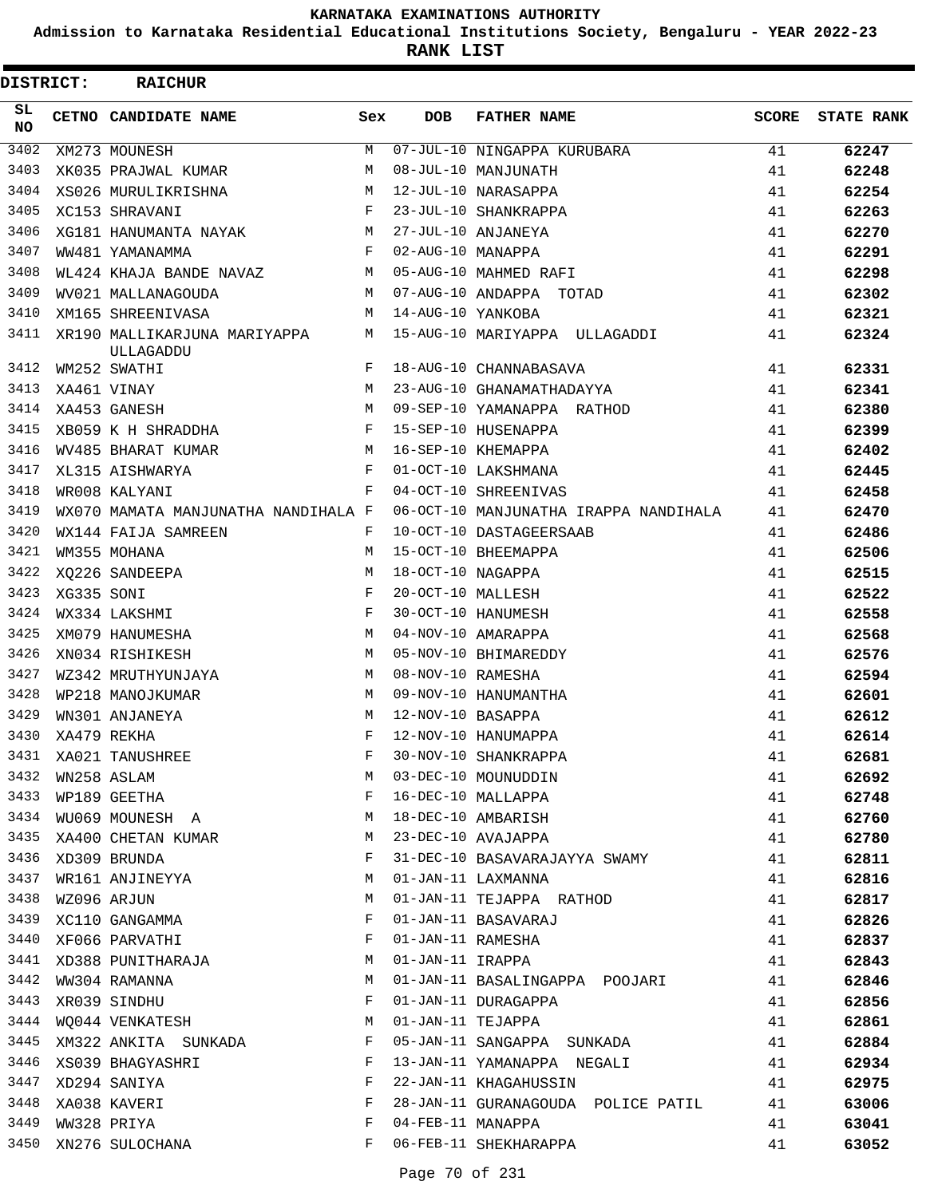# KARNATAKA EXAMINATIONS AUTHORITY

**Admission to Karnataka Residential Educational Institutions Society, Bengaluru - YEAR 2022-23**

**RANK LIST**

**DISTRICT: RAICHUR**

| SL NO | CETNO | CANDIDATE NAME | Sex | DOB | FATHER NAME | SCORE | STATE RANK |
|---|---|---|---|---|---|---|---|
| 3402 | XM273 | MOUNESH | M | 07-JUL-10 | NINGAPPA KURUBARA | 41 | 62247 |
| 3403 | XK035 | PRAJWAL KUMAR | M | 08-JUL-10 | MANJUNATH | 41 | 62248 |
| 3404 | XS026 | MURULIKRISHNA | M | 12-JUL-10 | NARASAPPA | 41 | 62254 |
| 3405 | XC153 | SHRAVANI | F | 23-JUL-10 | SHANKRAPPA | 41 | 62263 |
| 3406 | XG181 | HANUMANTA NAYAK | M | 27-JUL-10 | ANJANEYA | 41 | 62270 |
| 3407 | WW481 | YAMANAMMA | F | 02-AUG-10 | MANAPPA | 41 | 62291 |
| 3408 | WL424 | KHAJA BANDE NAVAZ | M | 05-AUG-10 | MAHMED RAFI | 41 | 62298 |
| 3409 | WV021 | MALLANAGOUDA | M | 07-AUG-10 | ANDAPPA TOTAD | 41 | 62302 |
| 3410 | XM165 | SHREENIVASA | M | 14-AUG-10 | YANKOBA | 41 | 62321 |
| 3411 | XR190 | MALLIKARJUNA MARIYAPPA ULLAGADDU | M | 15-AUG-10 | MARIYAPPA ULLAGADDI | 41 | 62324 |
| 3412 | WM252 | SWATHI | F | 18-AUG-10 | CHANNABASAVA | 41 | 62331 |
| 3413 | XA461 | VINAY | M | 23-AUG-10 | GHANAMATHADAYYA | 41 | 62341 |
| 3414 | XA453 | GANESH | M | 09-SEP-10 | YAMANAPPA RATHOD | 41 | 62380 |
| 3415 | XB059 | K H SHRADDHA | F | 15-SEP-10 | HUSENAPPA | 41 | 62399 |
| 3416 | WV485 | BHARAT KUMAR | M | 16-SEP-10 | KHEMAPPA | 41 | 62402 |
| 3417 | XL315 | AISHWARYA | F | 01-OCT-10 | LAKSHMANA | 41 | 62445 |
| 3418 | WR008 | KALYANI | F | 04-OCT-10 | SHREENIVAS | 41 | 62458 |
| 3419 | WX070 | MAMATA MANJUNATHA NANDIHALA | F | 06-OCT-10 | MANJUNATHA IRAPPA NANDIHALA | 41 | 62470 |
| 3420 | WX144 | FAIJA SAMREEN | F | 10-OCT-10 | DASTAGEERSAAB | 41 | 62486 |
| 3421 | WM355 | MOHANA | M | 15-OCT-10 | BHEEMAPPA | 41 | 62506 |
| 3422 | XQ226 | SANDEEPA | M | 18-OCT-10 | NAGAPPA | 41 | 62515 |
| 3423 | XG335 | SONI | F | 20-OCT-10 | MALLESH | 41 | 62522 |
| 3424 | WX334 | LAKSHMI | F | 30-OCT-10 | HANUMESH | 41 | 62558 |
| 3425 | XM079 | HANUMESHA | M | 04-NOV-10 | AMARAPPA | 41 | 62568 |
| 3426 | XN034 | RISHIKESH | M | 05-NOV-10 | BHIMAREDDY | 41 | 62576 |
| 3427 | WZ342 | MRUTHYUNJAYA | M | 08-NOV-10 | RAMESHA | 41 | 62594 |
| 3428 | WP218 | MANOJKUMAR | M | 09-NOV-10 | HANUMANTHA | 41 | 62601 |
| 3429 | WN301 | ANJANEYA | M | 12-NOV-10 | BASAPPA | 41 | 62612 |
| 3430 | XA479 | REKHA | F | 12-NOV-10 | HANUMAPPA | 41 | 62614 |
| 3431 | XA021 | TANUSHREE | F | 30-NOV-10 | SHANKRAPPA | 41 | 62681 |
| 3432 | WN258 | ASLAM | M | 03-DEC-10 | MOUNUDDIN | 41 | 62692 |
| 3433 | WP189 | GEETHA | F | 16-DEC-10 | MALLAPPA | 41 | 62748 |
| 3434 | WU069 | MOUNESH A | M | 18-DEC-10 | AMBARISH | 41 | 62760 |
| 3435 | XA400 | CHETAN KUMAR | M | 23-DEC-10 | AVAJAPPA | 41 | 62780 |
| 3436 | XD309 | BRUNDA | F | 31-DEC-10 | BASAVARAJAYYA SWAMY | 41 | 62811 |
| 3437 | WR161 | ANJINEYYA | M | 01-JAN-11 | LAXMANNA | 41 | 62816 |
| 3438 | WZ096 | ARJUN | M | 01-JAN-11 | TEJAPPA RATHOD | 41 | 62817 |
| 3439 | XC110 | GANGAMMA | F | 01-JAN-11 | BASAVARAJ | 41 | 62826 |
| 3440 | XF066 | PARVATHI | F | 01-JAN-11 | RAMESHA | 41 | 62837 |
| 3441 | XD388 | PUNITHARAJA | M | 01-JAN-11 | IRAPPA | 41 | 62843 |
| 3442 | WW304 | RAMANNA | M | 01-JAN-11 | BASALINGAPPA POOJARI | 41 | 62846 |
| 3443 | XR039 | SINDHU | F | 01-JAN-11 | DURAGAPPA | 41 | 62856 |
| 3444 | WQ044 | VENKATESH | M | 01-JAN-11 | TEJAPPA | 41 | 62861 |
| 3445 | XM322 | ANKITA SUNKADA | F | 05-JAN-11 | SANGAPPA SUNKADA | 41 | 62884 |
| 3446 | XS039 | BHAGYASHRI | F | 13-JAN-11 | YAMANAPPA NEGALI | 41 | 62934 |
| 3447 | XD294 | SANIYA | F | 22-JAN-11 | KHAGAHUSSIN | 41 | 62975 |
| 3448 | XA038 | KAVERI | F | 28-JAN-11 | GURANAGOUDA POLICE PATIL | 41 | 63006 |
| 3449 | WW328 | PRIYA | F | 04-FEB-11 | MANAPPA | 41 | 63041 |
| 3450 | XN276 | SULOCHANA | F | 06-FEB-11 | SHEKHARAPPA | 41 | 63052 |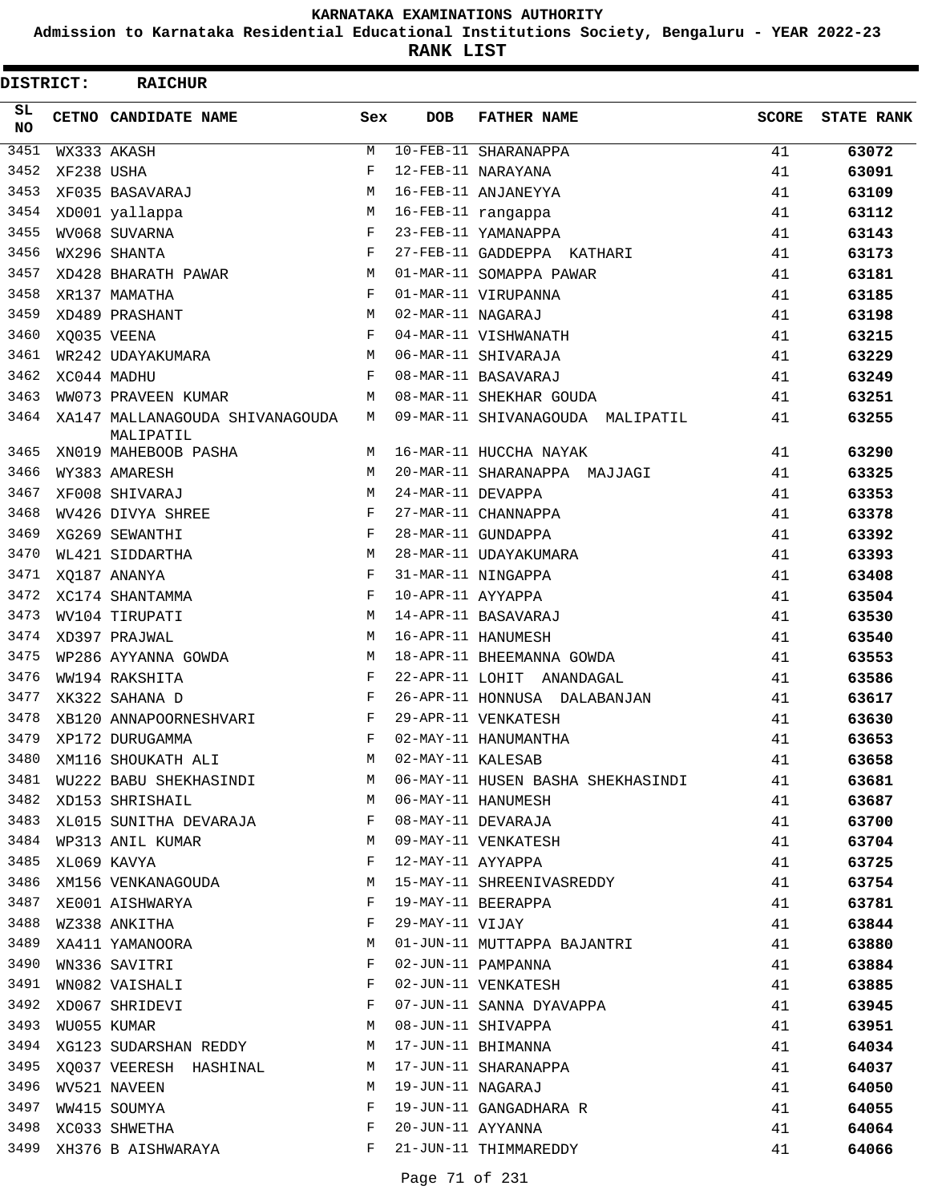# KARNATAKA EXAMINATIONS AUTHORITY

**Admission to Karnataka Residential Educational Institutions Society, Bengaluru - YEAR 2022-23**

**RANK LIST**

**DISTRICT: RAICHUR**

| SL NO | CETNO | CANDIDATE NAME | Sex | DOB | FATHER NAME | SCORE | STATE RANK |
|---|---|---|---|---|---|---|---|
| 3451 | WX333 | AKASH | M | 10-FEB-11 | SHARANAPPA | 41 | 63072 |
| 3452 | XF238 | USHA | F | 12-FEB-11 | NARAYANA | 41 | 63091 |
| 3453 | XF035 | BASAVARAJ | M | 16-FEB-11 | ANJANEYYA | 41 | 63109 |
| 3454 | XD001 | yallappa | M | 16-FEB-11 | rangappa | 41 | 63112 |
| 3455 | WV068 | SUVARNA | F | 23-FEB-11 | YAMANAPPA | 41 | 63143 |
| 3456 | WX296 | SHANTA | F | 27-FEB-11 | GADDEPPA KATHARI | 41 | 63173 |
| 3457 | XD428 | BHARATH PAWAR | M | 01-MAR-11 | SOMAPPA PAWAR | 41 | 63181 |
| 3458 | XR137 | MAMATHA | F | 01-MAR-11 | VIRUPANNA | 41 | 63185 |
| 3459 | XD489 | PRASHANT | M | 02-MAR-11 | NAGARAJ | 41 | 63198 |
| 3460 | XQ035 | VEENA | F | 04-MAR-11 | VISHWANATH | 41 | 63215 |
| 3461 | WR242 | UDAYAKUMARA | M | 06-MAR-11 | SHIVARAJA | 41 | 63229 |
| 3462 | XC044 | MADHU | F | 08-MAR-11 | BASAVARAJ | 41 | 63249 |
| 3463 | WW073 | PRAVEEN KUMAR | M | 08-MAR-11 | SHEKHAR GOUDA | 41 | 63251 |
| 3464 | XA147 | MALLANAGOUDA SHIVANAGOUDA MALIPATIL | M | 09-MAR-11 | SHIVANAGOUDA MALIPATIL | 41 | 63255 |
| 3465 | XN019 | MAHEBOOB PASHA | M | 16-MAR-11 | HUCCHA NAYAK | 41 | 63290 |
| 3466 | WY383 | AMARESH | M | 20-MAR-11 | SHARANAPPA MAJJAGI | 41 | 63325 |
| 3467 | XF008 | SHIVARAJ | M | 24-MAR-11 | DEVAPPA | 41 | 63353 |
| 3468 | WV426 | DIVYA SHREE | F | 27-MAR-11 | CHANNAPPA | 41 | 63378 |
| 3469 | XG269 | SEWANTHI | F | 28-MAR-11 | GUNDAPPA | 41 | 63392 |
| 3470 | WL421 | SIDDARTHA | M | 28-MAR-11 | UDAYAKUMARA | 41 | 63393 |
| 3471 | XQ187 | ANANYA | F | 31-MAR-11 | NINGAPPA | 41 | 63408 |
| 3472 | XC174 | SHANTAMMA | F | 10-APR-11 | AYYAPPA | 41 | 63504 |
| 3473 | WV104 | TIRUPATI | M | 14-APR-11 | BASAVARAJ | 41 | 63530 |
| 3474 | XD397 | PRAJWAL | M | 16-APR-11 | HANUMESH | 41 | 63540 |
| 3475 | WP286 | AYYANNA GOWDA | M | 18-APR-11 | BHEEMANNA GOWDA | 41 | 63553 |
| 3476 | WW194 | RAKSHITA | F | 22-APR-11 | LOHIT ANANDAGAL | 41 | 63586 |
| 3477 | XK322 | SAHANA D | F | 26-APR-11 | HONNUSA DALABANJAN | 41 | 63617 |
| 3478 | XB120 | ANNAPOORNESHVARI | F | 29-APR-11 | VENKATESH | 41 | 63630 |
| 3479 | XP172 | DURUGAMMA | F | 02-MAY-11 | HANUMANTHA | 41 | 63653 |
| 3480 | XM116 | SHOUKATH ALI | M | 02-MAY-11 | KALESAB | 41 | 63658 |
| 3481 | WU222 | BABU SHEKHASINDI | M | 06-MAY-11 | HUSEN BASHA SHEKHASINDI | 41 | 63681 |
| 3482 | XD153 | SHRISHAIL | M | 06-MAY-11 | HANUMESH | 41 | 63687 |
| 3483 | XL015 | SUNITHA DEVARAJA | F | 08-MAY-11 | DEVARAJA | 41 | 63700 |
| 3484 | WP313 | ANIL KUMAR | M | 09-MAY-11 | VENKATESH | 41 | 63704 |
| 3485 | XL069 | KAVYA | F | 12-MAY-11 | AYYAPPA | 41 | 63725 |
| 3486 | XM156 | VENKANAGOUDA | M | 15-MAY-11 | SHREENIVASREDDY | 41 | 63754 |
| 3487 | XE001 | AISHWARYA | F | 19-MAY-11 | BEERAPPA | 41 | 63781 |
| 3488 | WZ338 | ANKITHA | F | 29-MAY-11 | VIJAY | 41 | 63844 |
| 3489 | XA411 | YAMANOORA | M | 01-JUN-11 | MUTTAPPA BAJANTRI | 41 | 63880 |
| 3490 | WN336 | SAVITRI | F | 02-JUN-11 | PAMPANNA | 41 | 63884 |
| 3491 | WN082 | VAISHALI | F | 02-JUN-11 | VENKATESH | 41 | 63885 |
| 3492 | XD067 | SHRIDEVI | F | 07-JUN-11 | SANNA DYAVAPPA | 41 | 63945 |
| 3493 | WU055 | KUMAR | M | 08-JUN-11 | SHIVAPPA | 41 | 63951 |
| 3494 | XG123 | SUDARSHAN REDDY | M | 17-JUN-11 | BHIMANNA | 41 | 64034 |
| 3495 | XQ037 | VEERESH HASHINAL | M | 17-JUN-11 | SHARANAPPA | 41 | 64037 |
| 3496 | WV521 | NAVEEN | M | 19-JUN-11 | NAGARAJ | 41 | 64050 |
| 3497 | WW415 | SOUMYA | F | 19-JUN-11 | GANGADHARA R | 41 | 64055 |
| 3498 | XC033 | SHWETHA | F | 20-JUN-11 | AYYANNA | 41 | 64064 |
| 3499 | XH376 | B AISHWARAYA | F | 21-JUN-11 | THIMMAREDDY | 41 | 64066 |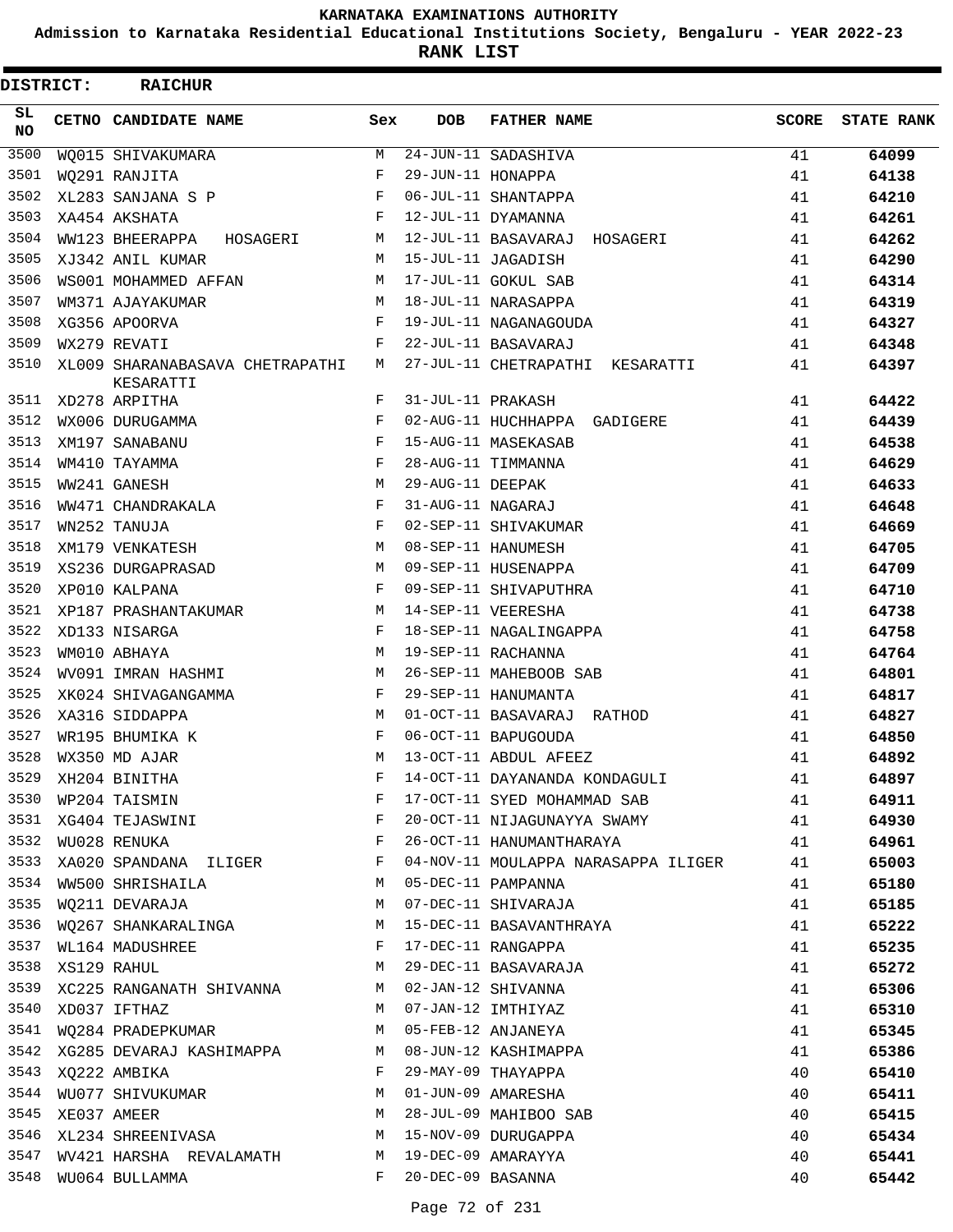# KARNATAKA EXAMINATIONS AUTHORITY

**Admission to Karnataka Residential Educational Institutions Society, Bengaluru - YEAR 2022-23**

**RANK LIST**

**DISTRICT: RAICHUR**

| SL NO | CETNO | CANDIDATE NAME | Sex | DOB | FATHER NAME | SCORE | STATE RANK |
|---|---|---|---|---|---|---|---|
| 3500 | WQ015 | SHIVAKUMARA | M | 24-JUN-11 | SADASHIVA | 41 | 64099 |
| 3501 | WQ291 | RANJITA | F | 29-JUN-11 | HONAPPA | 41 | 64138 |
| 3502 | XL283 | SANJANA S P | F | 06-JUL-11 | SHANTAPPA | 41 | 64210 |
| 3503 | XA454 | AKSHATA | F | 12-JUL-11 | DYAMANNA | 41 | 64261 |
| 3504 | WW123 | BHEERAPPA HOSAGERI | M | 12-JUL-11 | BASAVARAJ HOSAGERI | 41 | 64262 |
| 3505 | XJ342 | ANIL KUMAR | M | 15-JUL-11 | JAGADISH | 41 | 64290 |
| 3506 | WS001 | MOHAMMED AFFAN | M | 17-JUL-11 | GOKUL SAB | 41 | 64314 |
| 3507 | WM371 | AJAYAKUMAR | M | 18-JUL-11 | NARASAPPA | 41 | 64319 |
| 3508 | XG356 | APOORVA | F | 19-JUL-11 | NAGANAGOUDA | 41 | 64327 |
| 3509 | WX279 | REVATI | F | 22-JUL-11 | BASAVARAJ | 41 | 64348 |
| 3510 | XL009 | SHARANABASAVA CHETRAPATHI KESARATTI | M | 27-JUL-11 | CHETRAPATHI KESARATTI | 41 | 64397 |
| 3511 | XD278 | ARPITHA | F | 31-JUL-11 | PRAKASH | 41 | 64422 |
| 3512 | WX006 | DURUGAMMA | F | 02-AUG-11 | HUCHHAPPA GADIGERE | 41 | 64439 |
| 3513 | XM197 | SANABANU | F | 15-AUG-11 | MASEKASAB | 41 | 64538 |
| 3514 | WM410 | TAYAMMA | F | 28-AUG-11 | TIMMANNA | 41 | 64629 |
| 3515 | WW241 | GANESH | M | 29-AUG-11 | DEEPAK | 41 | 64633 |
| 3516 | WW471 | CHANDRAKALA | F | 31-AUG-11 | NAGARAJ | 41 | 64648 |
| 3517 | WN252 | TANUJA | F | 02-SEP-11 | SHIVAKUMAR | 41 | 64669 |
| 3518 | XM179 | VENKATESH | M | 08-SEP-11 | HANUMESH | 41 | 64705 |
| 3519 | XS236 | DURGAPRASAD | M | 09-SEP-11 | HUSENAPPA | 41 | 64709 |
| 3520 | XP010 | KALPANA | F | 09-SEP-11 | SHIVAPUTHRA | 41 | 64710 |
| 3521 | XP187 | PRASHANTAKUMAR | M | 14-SEP-11 | VEERESHA | 41 | 64738 |
| 3522 | XD133 | NISARGA | F | 18-SEP-11 | NAGALINGAPPA | 41 | 64758 |
| 3523 | WM010 | ABHAYA | M | 19-SEP-11 | RACHANNA | 41 | 64764 |
| 3524 | WV091 | IMRAN HASHMI | M | 26-SEP-11 | MAHEBOOB SAB | 41 | 64801 |
| 3525 | XK024 | SHIVAGANGAMMA | F | 29-SEP-11 | HANUMANTA | 41 | 64817 |
| 3526 | XA316 | SIDDAPPA | M | 01-OCT-11 | BASAVARAJ RATHOD | 41 | 64827 |
| 3527 | WR195 | BHUMIKA K | F | 06-OCT-11 | BAPUGOUDA | 41 | 64850 |
| 3528 | WX350 | MD AJAR | M | 13-OCT-11 | ABDUL AFEEZ | 41 | 64892 |
| 3529 | XH204 | BINITHA | F | 14-OCT-11 | DAYANANDA KONDAGULI | 41 | 64897 |
| 3530 | WP204 | TAISMIN | F | 17-OCT-11 | SYED MOHAMMAD SAB | 41 | 64911 |
| 3531 | XG404 | TEJASWINI | F | 20-OCT-11 | NIJAGUNAYYA SWAMY | 41 | 64930 |
| 3532 | WU028 | RENUKA | F | 26-OCT-11 | HANUMANTHARAYA | 41 | 64961 |
| 3533 | XA020 | SPANDANA ILIGER | F | 04-NOV-11 | MOULAPPA NARASAPPA ILIGER | 41 | 65003 |
| 3534 | WW500 | SHRISHAILA | M | 05-DEC-11 | PAMPANNA | 41 | 65180 |
| 3535 | WQ211 | DEVARAJA | M | 07-DEC-11 | SHIVARAJA | 41 | 65185 |
| 3536 | WQ267 | SHANKARALINGA | M | 15-DEC-11 | BASAVANTHRAYA | 41 | 65222 |
| 3537 | WL164 | MADUSHREE | F | 17-DEC-11 | RANGAPPA | 41 | 65235 |
| 3538 | XS129 | RAHUL | M | 29-DEC-11 | BASAVARAJA | 41 | 65272 |
| 3539 | XC225 | RANGANATH SHIVANNA | M | 02-JAN-12 | SHIVANNA | 41 | 65306 |
| 3540 | XD037 | IFTHAZ | M | 07-JAN-12 | IMTHIYAZ | 41 | 65310 |
| 3541 | WQ284 | PRADEPKUMAR | M | 05-FEB-12 | ANJANEYA | 41 | 65345 |
| 3542 | XG285 | DEVARAJ KASHIMAPPA | M | 08-JUN-12 | KASHIMAPPA | 41 | 65386 |
| 3543 | XQ222 | AMBIKA | F | 29-MAY-09 | THAYAPPA | 40 | 65410 |
| 3544 | WU077 | SHIVUKUMAR | M | 01-JUN-09 | AMARESHA | 40 | 65411 |
| 3545 | XE037 | AMEER | M | 28-JUL-09 | MAHIBOO SAB | 40 | 65415 |
| 3546 | XL234 | SHREENIVASA | M | 15-NOV-09 | DURUGAPPA | 40 | 65434 |
| 3547 | WV421 | HARSHA REVALAMATH | M | 19-DEC-09 | AMARAYYA | 40 | 65441 |
| 3548 | WU064 | BULLAMMA | F | 20-DEC-09 | BASANNA | 40 | 65442 |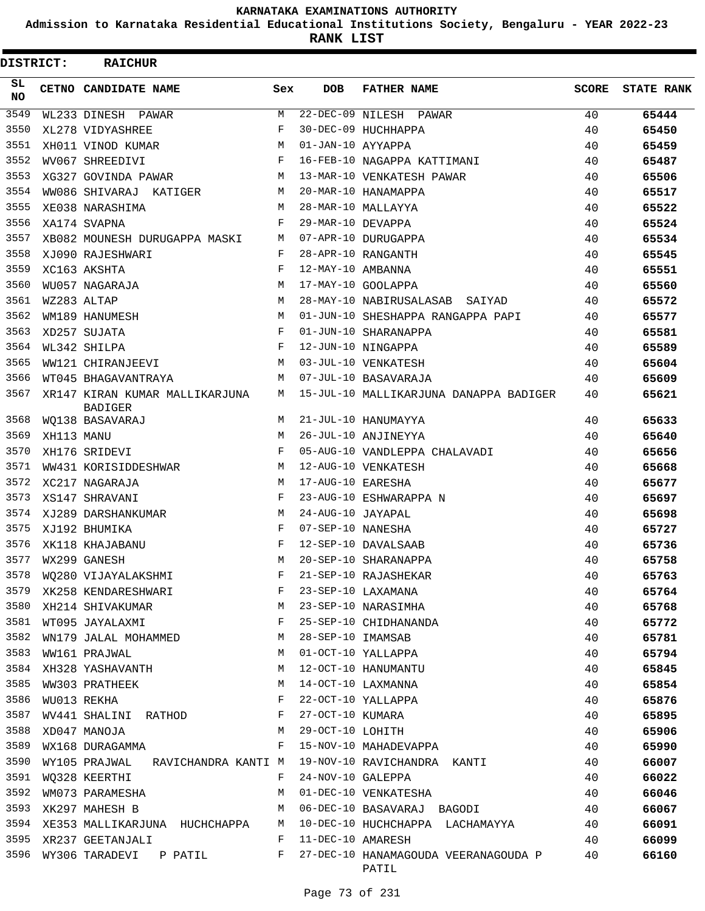# KARNATAKA EXAMINATIONS AUTHORITY

**Admission to Karnataka Residential Educational Institutions Society, Bengaluru - YEAR 2022-23**

**RANK LIST**

**DISTRICT: RAICHUR**

| SL NO | CETNO | CANDIDATE NAME | Sex | DOB | FATHER NAME | SCORE | STATE RANK |
|---|---|---|---|---|---|---|---|
| 3549 | WL233 | DINESH PAWAR | M | 22-DEC-09 | NILESH PAWAR | 40 | 65444 |
| 3550 | XL278 | VIDYASHREE | F | 30-DEC-09 | HUCHHAPPA | 40 | 65450 |
| 3551 | XH011 | VINOD KUMAR | M | 01-JAN-10 | AYYAPPA | 40 | 65459 |
| 3552 | WV067 | SHREEDIVI | F | 16-FEB-10 | NAGAPPA KATTIMANI | 40 | 65487 |
| 3553 | XG327 | GOVINDA PAWAR | M | 13-MAR-10 | VENKATESH PAWAR | 40 | 65506 |
| 3554 | WW086 | SHIVARAJ KATIGER | M | 20-MAR-10 | HANAMAPPA | 40 | 65517 |
| 3555 | XE038 | NARASHIMA | M | 28-MAR-10 | MALLAYYA | 40 | 65522 |
| 3556 | XA174 | SVAPNA | F | 29-MAR-10 | DEVAPPA | 40 | 65524 |
| 3557 | XB082 | MOUNESH DURUGAPPA MASKI | M | 07-APR-10 | DURUGAPPA | 40 | 65534 |
| 3558 | XJ090 | RAJESHWARI | F | 28-APR-10 | RANGANTH | 40 | 65545 |
| 3559 | XC163 | AKSHTA | F | 12-MAY-10 | AMBANNA | 40 | 65551 |
| 3560 | WU057 | NAGARAJA | M | 17-MAY-10 | GOOLAPPA | 40 | 65560 |
| 3561 | WZ283 | ALTAP | M | 28-MAY-10 | NABIRUSALASAB SAIYAD | 40 | 65572 |
| 3562 | WM189 | HANUMESH | M | 01-JUN-10 | SHESHAPPA RANGAPPA PAPI | 40 | 65577 |
| 3563 | XD257 | SUJATA | F | 01-JUN-10 | SHARANAPPA | 40 | 65581 |
| 3564 | WL342 | SHILPA | F | 12-JUN-10 | NINGAPPA | 40 | 65589 |
| 3565 | WW121 | CHIRANJEEVI | M | 03-JUL-10 | VENKATESH | 40 | 65604 |
| 3566 | WT045 | BHAGAVANTRAYA | M | 07-JUL-10 | BASAVARAJA | 40 | 65609 |
| 3567 | XR147 | KIRAN KUMAR MALLIKARJUNA BADIGER | M | 15-JUL-10 | MALLIKARJUNA DANAPPA BADIGER | 40 | 65621 |
| 3568 | WQ138 | BASAVARAJ | M | 21-JUL-10 | HANUMAYYA | 40 | 65633 |
| 3569 | XH113 | MANU | M | 26-JUL-10 | ANJINEYYA | 40 | 65640 |
| 3570 | XH176 | SRIDEVI | F | 05-AUG-10 | VANDLEPPA CHALAVADI | 40 | 65656 |
| 3571 | WW431 | KORISIDDESHWAR | M | 12-AUG-10 | VENKATESH | 40 | 65668 |
| 3572 | XC217 | NAGARAJA | M | 17-AUG-10 | EARESHA | 40 | 65677 |
| 3573 | XS147 | SHRAVANI | F | 23-AUG-10 | ESHWARAPPA N | 40 | 65697 |
| 3574 | XJ289 | DARSHANKUMAR | M | 24-AUG-10 | JAYAPAL | 40 | 65698 |
| 3575 | XJ192 | BHUMIKA | F | 07-SEP-10 | NANESHA | 40 | 65727 |
| 3576 | XK118 | KHAJABANU | F | 12-SEP-10 | DAVALSAAB | 40 | 65736 |
| 3577 | WX299 | GANESH | M | 20-SEP-10 | SHARANAPPA | 40 | 65758 |
| 3578 | WQ280 | VIJAYALAKSHMI | F | 21-SEP-10 | RAJASHEKAR | 40 | 65763 |
| 3579 | XK258 | KENDARESHWARI | F | 23-SEP-10 | LAXAMANA | 40 | 65764 |
| 3580 | XH214 | SHIVAKUMAR | M | 23-SEP-10 | NARASIMHA | 40 | 65768 |
| 3581 | WT095 | JAYALAXMI | F | 25-SEP-10 | CHIDHANANDA | 40 | 65772 |
| 3582 | WN179 | JALAL MOHAMMED | M | 28-SEP-10 | IMAMSAB | 40 | 65781 |
| 3583 | WW161 | PRAJWAL | M | 01-OCT-10 | YALLAPPA | 40 | 65794 |
| 3584 | XH328 | YASHAVANTH | M | 12-OCT-10 | HANUMANTU | 40 | 65845 |
| 3585 | WW303 | PRATHEEK | M | 14-OCT-10 | LAXMANNA | 40 | 65854 |
| 3586 | WU013 | REKHA | F | 22-OCT-10 | YALLAPPA | 40 | 65876 |
| 3587 | WV441 | SHALINI RATHOD | F | 27-OCT-10 | KUMARA | 40 | 65895 |
| 3588 | XD047 | MANOJA | M | 29-OCT-10 | LOHITH | 40 | 65906 |
| 3589 | WX168 | DURAGAMMA | F | 15-NOV-10 | MAHADEVAPPA | 40 | 65990 |
| 3590 | WY105 | PRAJWAL RAVICHANDRA KANTI | M | 19-NOV-10 | RAVICHANDRA KANTI | 40 | 66007 |
| 3591 | WQ328 | KEERTHI | F | 24-NOV-10 | GALEPPA | 40 | 66022 |
| 3592 | WM073 | PARAMESHA | M | 01-DEC-10 | VENKATESHA | 40 | 66046 |
| 3593 | XK297 | MAHESH B | M | 06-DEC-10 | BASAVARAJ BAGODI | 40 | 66067 |
| 3594 | XE353 | MALLIKARJUNA HUCHCHAPPA | M | 10-DEC-10 | HUCHCHAPPA LACHAMAYYA | 40 | 66091 |
| 3595 | XR237 | GEETANJALI | F | 11-DEC-10 | AMARESH | 40 | 66099 |
| 3596 | WY306 | TARADEVI P PATIL | F | 27-DEC-10 | HANAMAGOUDA VEERANAGOUDA P PATIL | 40 | 66160 |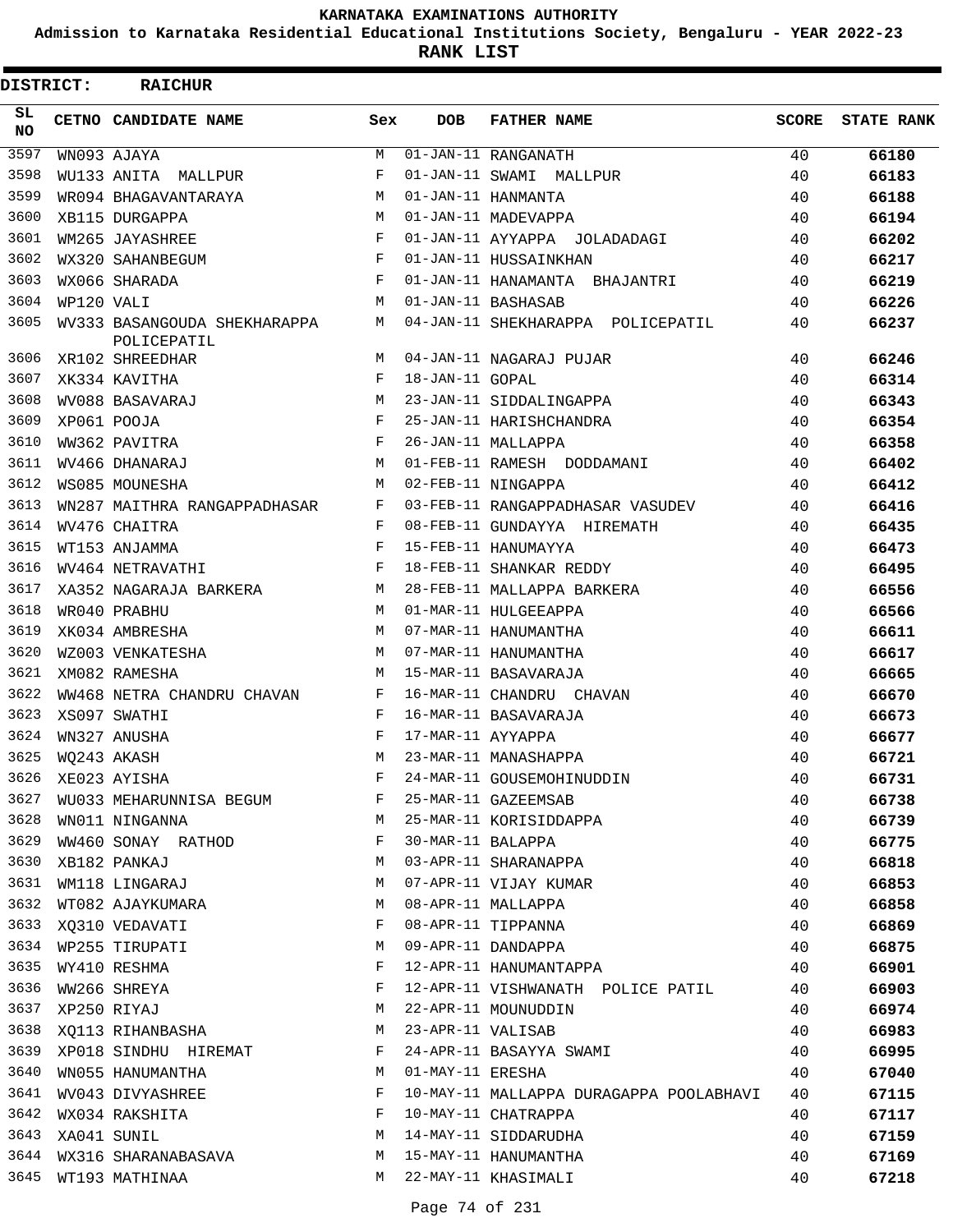KARNATAKA EXAMINATIONS AUTHORITY

Admission to Karnataka Residential Educational Institutions Society, Bengaluru - YEAR 2022-23

**RANK LIST**

**DISTRICT: RAICHUR**

| SL NO | CETNO | CANDIDATE NAME | Sex | DOB | FATHER NAME | SCORE | STATE RANK |
|---|---|---|---|---|---|---|---|
| 3597 | WN093 | AJAYA | M | 01-JAN-11 | RANGANATH | 40 | 66180 |
| 3598 | WU133 | ANITA MALLPUR | F | 01-JAN-11 | SWAMI MALLPUR | 40 | 66183 |
| 3599 | WR094 | BHAGAVANTARAYA | M | 01-JAN-11 | HANMANTA | 40 | 66188 |
| 3600 | XB115 | DURGAPPA | M | 01-JAN-11 | MADEVAPPA | 40 | 66194 |
| 3601 | WM265 | JAYASHREE | F | 01-JAN-11 | AYYAPPA JOLADADAGI | 40 | 66202 |
| 3602 | WX320 | SAHANBEGUM | F | 01-JAN-11 | HUSSAINKHAN | 40 | 66217 |
| 3603 | WX066 | SHARADA | F | 01-JAN-11 | HANAMANTA BHAJANTRI | 40 | 66219 |
| 3604 | WP120 | VALI | M | 01-JAN-11 | BASHASAB | 40 | 66226 |
| 3605 | WV333 | BASANGOUDA SHEKHARAPPA POLICEPATIL | M | 04-JAN-11 | SHEKHARAPPA POLICEPATIL | 40 | 66237 |
| 3606 | XR102 | SHREEDHAR | M | 04-JAN-11 | NAGARAJ PUJAR | 40 | 66246 |
| 3607 | XK334 | KAVITHA | F | 18-JAN-11 | GOPAL | 40 | 66314 |
| 3608 | WV088 | BASAVARAJ | M | 23-JAN-11 | SIDDALINGAPPA | 40 | 66343 |
| 3609 | XP061 | POOJA | F | 25-JAN-11 | HARISHCHANDRA | 40 | 66354 |
| 3610 | WW362 | PAVITRA | F | 26-JAN-11 | MALLAPPA | 40 | 66358 |
| 3611 | WV466 | DHANARAJ | M | 01-FEB-11 | RAMESH DODDAMANI | 40 | 66402 |
| 3612 | WS085 | MOUNESHA | M | 02-FEB-11 | NINGAPPA | 40 | 66412 |
| 3613 | WN287 | MAITHRA RANGAPPADHASAR | F | 03-FEB-11 | RANGAPPADHASAR VASUDEV | 40 | 66416 |
| 3614 | WV476 | CHAITRA | F | 08-FEB-11 | GUNDAYYA HIREMATH | 40 | 66435 |
| 3615 | WT153 | ANJAMMA | F | 15-FEB-11 | HANUMAYYA | 40 | 66473 |
| 3616 | WV464 | NETRAVATHI | F | 18-FEB-11 | SHANKAR REDDY | 40 | 66495 |
| 3617 | XA352 | NAGARAJA BARKERA | M | 28-FEB-11 | MALLAPPA BARKERA | 40 | 66556 |
| 3618 | WR040 | PRABHU | M | 01-MAR-11 | HULGEEAPPA | 40 | 66566 |
| 3619 | XK034 | AMBRESHA | M | 07-MAR-11 | HANUMANTHA | 40 | 66611 |
| 3620 | WZ003 | VENKATESHA | M | 07-MAR-11 | HANUMANTHA | 40 | 66617 |
| 3621 | XM082 | RAMESHA | M | 15-MAR-11 | BASAVARAJA | 40 | 66665 |
| 3622 | WW468 | NETRA CHANDRU CHAVAN | F | 16-MAR-11 | CHANDRU CHAVAN | 40 | 66670 |
| 3623 | XS097 | SWATHI | F | 16-MAR-11 | BASAVARAJA | 40 | 66673 |
| 3624 | WN327 | ANUSHA | F | 17-MAR-11 | AYYAPPA | 40 | 66677 |
| 3625 | WQ243 | AKASH | M | 23-MAR-11 | MANASHAPPA | 40 | 66721 |
| 3626 | XE023 | AYISHA | F | 24-MAR-11 | GOUSEMOHINUDDIN | 40 | 66731 |
| 3627 | WU033 | MEHARUNNISA BEGUM | F | 25-MAR-11 | GAZEEMSAB | 40 | 66738 |
| 3628 | WN011 | NINGANNA | M | 25-MAR-11 | KORISIDDAPPA | 40 | 66739 |
| 3629 | WW460 | SONAY RATHOD | F | 30-MAR-11 | BALAPPA | 40 | 66775 |
| 3630 | XB182 | PANKAJ | M | 03-APR-11 | SHARANAPPA | 40 | 66818 |
| 3631 | WM118 | LINGARAJ | M | 07-APR-11 | VIJAY KUMAR | 40 | 66853 |
| 3632 | WT082 | AJAYKUMARA | M | 08-APR-11 | MALLAPPA | 40 | 66858 |
| 3633 | XQ310 | VEDAVATI | F | 08-APR-11 | TIPPANNA | 40 | 66869 |
| 3634 | WP255 | TIRUPATI | M | 09-APR-11 | DANDAPPA | 40 | 66875 |
| 3635 | WY410 | RESHMA | F | 12-APR-11 | HANUMANTAPPA | 40 | 66901 |
| 3636 | WW266 | SHREYA | F | 12-APR-11 | VISHWANATH POLICE PATIL | 40 | 66903 |
| 3637 | XP250 | RIYAJ | M | 22-APR-11 | MOUNUDDIN | 40 | 66974 |
| 3638 | XQ113 | RIHANBASHA | M | 23-APR-11 | VALISAB | 40 | 66983 |
| 3639 | XP018 | SINDHU HIREMAT | F | 24-APR-11 | BASAYYA SWAMI | 40 | 66995 |
| 3640 | WN055 | HANUMANTHA | M | 01-MAY-11 | ERESHA | 40 | 67040 |
| 3641 | WV043 | DIVYASHREE | F | 10-MAY-11 | MALLAPPA DURAGAPPA POOLABHAVI | 40 | 67115 |
| 3642 | WX034 | RAKSHITA | F | 10-MAY-11 | CHATRAPPA | 40 | 67117 |
| 3643 | XA041 | SUNIL | M | 14-MAY-11 | SIDDARUDHA | 40 | 67159 |
| 3644 | WX316 | SHARANABASAVA | M | 15-MAY-11 | HANUMANTHA | 40 | 67169 |
| 3645 | WT193 | MATHINAA | M | 22-MAY-11 | KHASIMALI | 40 | 67218 |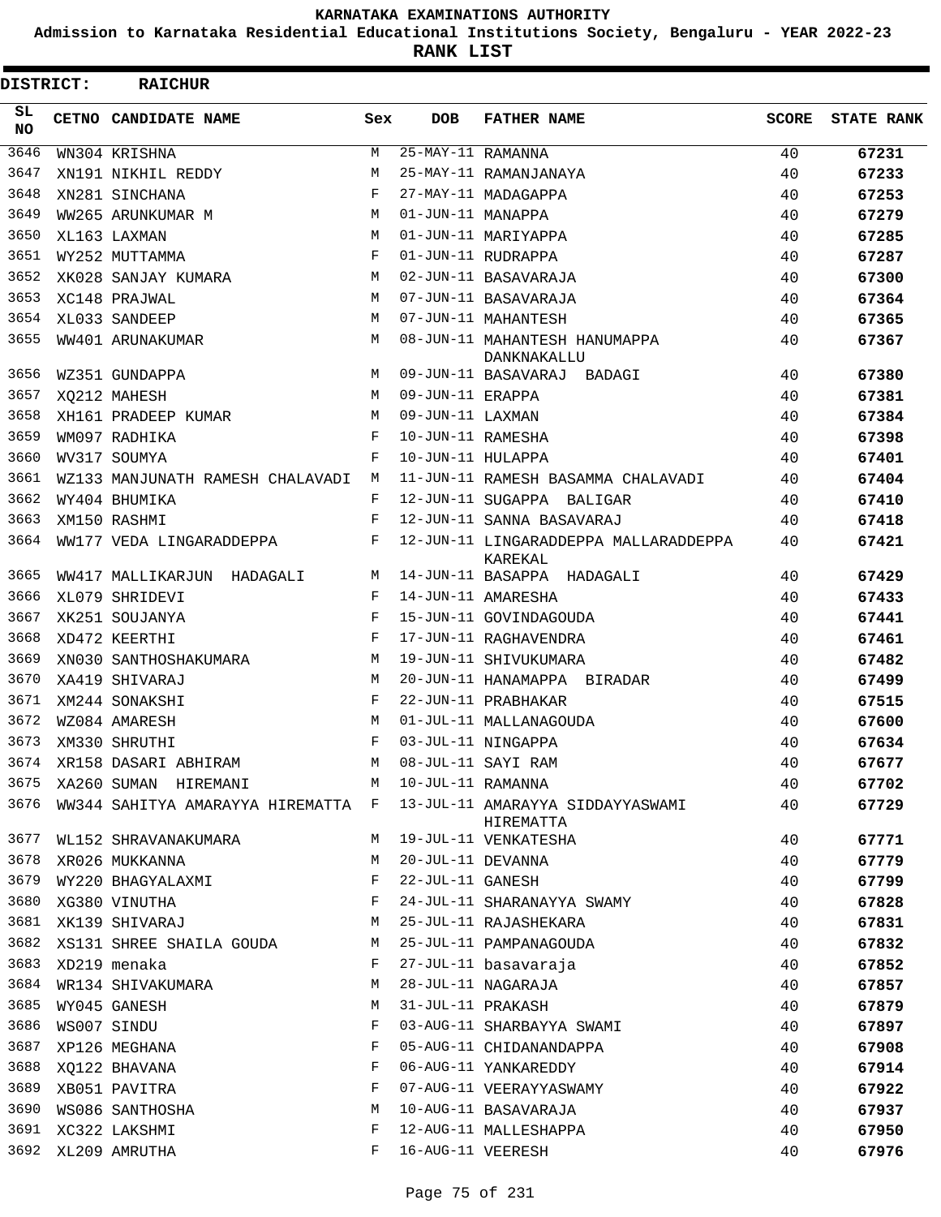# KARNATAKA EXAMINATIONS AUTHORITY

**Admission to Karnataka Residential Educational Institutions Society, Bengaluru - YEAR 2022-23**

**RANK LIST**

**DISTRICT: RAICHUR**

| SL NO | CETNO | CANDIDATE NAME | Sex | DOB | FATHER NAME | SCORE | STATE RANK |
|---|---|---|---|---|---|---|---|
| 3646 | WN304 | KRISHNA | M | 25-MAY-11 | RAMANNA | 40 | **67231** |
| 3647 | XN191 | NIKHIL REDDY | M | 25-MAY-11 | RAMANJANAYA | 40 | **67233** |
| 3648 | XN281 | SINCHANA | F | 27-MAY-11 | MADAGAPPA | 40 | **67253** |
| 3649 | WW265 | ARUNKUMAR M | M | 01-JUN-11 | MANAPPA | 40 | **67279** |
| 3650 | XL163 | LAXMAN | M | 01-JUN-11 | MARIYAPPA | 40 | **67285** |
| 3651 | WY252 | MUTTAMMA | F | 01-JUN-11 | RUDRAPPA | 40 | **67287** |
| 3652 | XK028 | SANJAY KUMARA | M | 02-JUN-11 | BASAVARAJA | 40 | **67300** |
| 3653 | XC148 | PRAJWAL | M | 07-JUN-11 | BASAVARAJA | 40 | **67364** |
| 3654 | XL033 | SANDEEP | M | 07-JUN-11 | MAHANTESH | 40 | **67365** |
| 3655 | WW401 | ARUNAKUMAR | M | 08-JUN-11 | MAHANTESH HANUMAPPA DANKNAKALLU | 40 | **67367** |
| 3656 | WZ351 | GUNDAPPA | M | 09-JUN-11 | BASAVARAJ BADAGI | 40 | **67380** |
| 3657 | XQ212 | MAHESH | M | 09-JUN-11 | ERAPPA | 40 | **67381** |
| 3658 | XH161 | PRADEEP KUMAR | M | 09-JUN-11 | LAXMAN | 40 | **67384** |
| 3659 | WM097 | RADHIKA | F | 10-JUN-11 | RAMESHA | 40 | **67398** |
| 3660 | WV317 | SOUMYA | F | 10-JUN-11 | HULAPPA | 40 | **67401** |
| 3661 | WZ133 | MANJUNATH RAMESH CHALAVADI | M | 11-JUN-11 | RAMESH BASAMMA CHALAVADI | 40 | **67404** |
| 3662 | WY404 | BHUMIKA | F | 12-JUN-11 | SUGAPPA BALIGAR | 40 | **67410** |
| 3663 | XM150 | RASHMI | F | 12-JUN-11 | SANNA BASAVARAJ | 40 | **67418** |
| 3664 | WW177 | VEDA LINGARADDEPPA | F | 12-JUN-11 | LINGARADDEPPA MALLARADDEPPA KAREKAL | 40 | **67421** |
| 3665 | WW417 | MALLIKARJUN HADAGALI | M | 14-JUN-11 | BASAPPA HADAGALI | 40 | **67429** |
| 3666 | XL079 | SHRIDEVI | F | 14-JUN-11 | AMARESHA | 40 | **67433** |
| 3667 | XK251 | SOUJANYA | F | 15-JUN-11 | GOVINDAGOUDA | 40 | **67441** |
| 3668 | XD472 | KEERTHI | F | 17-JUN-11 | RAGHAVENDRA | 40 | **67461** |
| 3669 | XN030 | SANTHOSHAKUMARA | M | 19-JUN-11 | SHIVUKUMARA | 40 | **67482** |
| 3670 | XA419 | SHIVARAJ | M | 20-JUN-11 | HANAMAPPA BIRADAR | 40 | **67499** |
| 3671 | XM244 | SONAKSHI | F | 22-JUN-11 | PRABHAKAR | 40 | **67515** |
| 3672 | WZ084 | AMARESH | M | 01-JUL-11 | MALLANAGOUDA | 40 | **67600** |
| 3673 | XM330 | SHRUTHI | F | 03-JUL-11 | NINGAPPA | 40 | **67634** |
| 3674 | XR158 | DASARI ABHIRAM | M | 08-JUL-11 | SAYI RAM | 40 | **67677** |
| 3675 | XA260 | SUMAN HIREMANI | M | 10-JUL-11 | RAMANNA | 40 | **67702** |
| 3676 | WW344 | SAHITYA AMARAYYA HIREMATTA | F | 13-JUL-11 | AMARAYYA SIDDAYYASWAMI HIREMATTA | 40 | **67729** |
| 3677 | WL152 | SHRAVANAKUMARA | M | 19-JUL-11 | VENKATESHA | 40 | **67771** |
| 3678 | XR026 | MUKKANNA | M | 20-JUL-11 | DEVANNA | 40 | **67779** |
| 3679 | WY220 | BHAGYALAXMI | F | 22-JUL-11 | GANESH | 40 | **67799** |
| 3680 | XG380 | VINUTHA | F | 24-JUL-11 | SHARANAYYA SWAMY | 40 | **67828** |
| 3681 | XK139 | SHIVARAJ | M | 25-JUL-11 | RAJASHEKARA | 40 | **67831** |
| 3682 | XS131 | SHREE SHAILA GOUDA | M | 25-JUL-11 | PAMPANAGOUDA | 40 | **67832** |
| 3683 | XD219 | menaka | F | 27-JUL-11 | basavaraja | 40 | **67852** |
| 3684 | WR134 | SHIVAKUMARA | M | 28-JUL-11 | NAGARAJA | 40 | **67857** |
| 3685 | WY045 | GANESH | M | 31-JUL-11 | PRAKASH | 40 | **67879** |
| 3686 | WS007 | SINDU | F | 03-AUG-11 | SHARBAYYA SWAMI | 40 | **67897** |
| 3687 | XP126 | MEGHANA | F | 05-AUG-11 | CHIDANANDAPPA | 40 | **67908** |
| 3688 | XQ122 | BHAVANA | F | 06-AUG-11 | YANKAREDDY | 40 | **67914** |
| 3689 | XB051 | PAVITRA | F | 07-AUG-11 | VEERAYYASWAMY | 40 | **67922** |
| 3690 | WS086 | SANTHOSHA | M | 10-AUG-11 | BASAVARAJA | 40 | **67937** |
| 3691 | XC322 | LAKSHMI | F | 12-AUG-11 | MALLESHAPPA | 40 | **67950** |
| 3692 | XL209 | AMRUTHA | F | 16-AUG-11 | VEERESH | 40 | **67976** |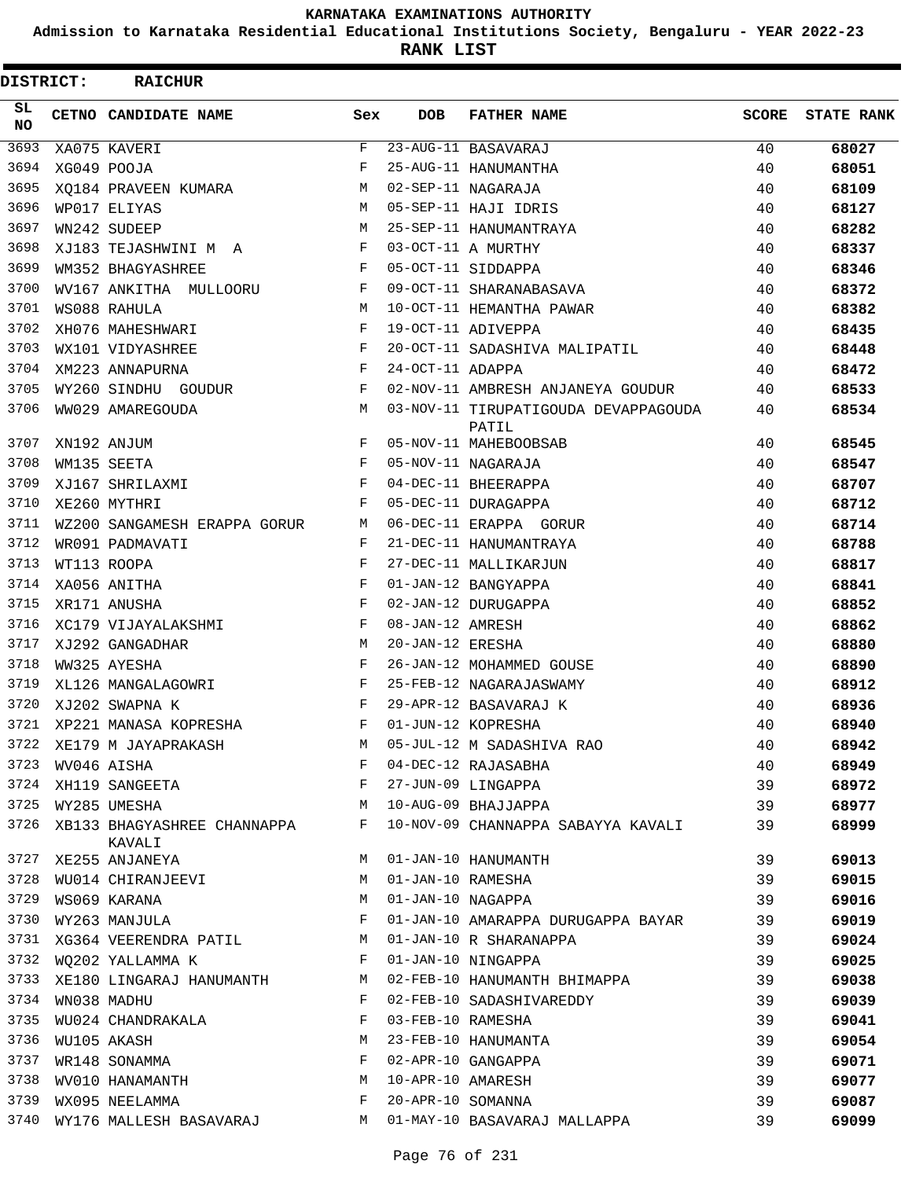# KARNATAKA EXAMINATIONS AUTHORITY

**Admission to Karnataka Residential Educational Institutions Society, Bengaluru - YEAR 2022-23**

**RANK LIST**

**DISTRICT: RAICHUR**

| SL NO | CETNO | CANDIDATE NAME | Sex | DOB | FATHER NAME | SCORE | STATE RANK |
|---|---|---|---|---|---|---|---|
| 3693 | XA075 | KAVERI | F | 23-AUG-11 | BASAVARAJ | 40 | 68027 |
| 3694 | XG049 | POOJA | F | 25-AUG-11 | HANUMANTHA | 40 | 68051 |
| 3695 | XQ184 | PRAVEEN KUMARA | M | 02-SEP-11 | NAGARAJA | 40 | 68109 |
| 3696 | WP017 | ELIYAS | M | 05-SEP-11 | HAJI IDRIS | 40 | 68127 |
| 3697 | WN242 | SUDEEP | M | 25-SEP-11 | HANUMANTRAYA | 40 | 68282 |
| 3698 | XJ183 | TEJASHWINI M A | F | 03-OCT-11 | A MURTHY | 40 | 68337 |
| 3699 | WM352 | BHAGYASHREE | F | 05-OCT-11 | SIDDAPPA | 40 | 68346 |
| 3700 | WV167 | ANKITHA MULLOORU | F | 09-OCT-11 | SHARANABASAVA | 40 | 68372 |
| 3701 | WS088 | RAHULA | M | 10-OCT-11 | HEMANTHA PAWAR | 40 | 68382 |
| 3702 | XH076 | MAHESHWARI | F | 19-OCT-11 | ADIVEPPA | 40 | 68435 |
| 3703 | WX101 | VIDYASHREE | F | 20-OCT-11 | SADASHIVA MALIPATIL | 40 | 68448 |
| 3704 | XM223 | ANNAPURNA | F | 24-OCT-11 | ADAPPA | 40 | 68472 |
| 3705 | WY260 | SINDHU GOUDUR | F | 02-NOV-11 | AMBRESH ANJANEYA GOUDUR | 40 | 68533 |
| 3706 | WW029 | AMAREGOUDA | M | 03-NOV-11 | TIRUPATIGOUDA DEVAPPAGOUDA PATIL | 40 | 68534 |
| 3707 | XN192 | ANJUM | F | 05-NOV-11 | MAHEBOOBSAB | 40 | 68545 |
| 3708 | WM135 | SEETA | F | 05-NOV-11 | NAGARAJA | 40 | 68547 |
| 3709 | XJ167 | SHRILAXMI | F | 04-DEC-11 | BHEERAPPA | 40 | 68707 |
| 3710 | XE260 | MYTHRI | F | 05-DEC-11 | DURAGAPPA | 40 | 68712 |
| 3711 | WZ200 | SANGAMESH ERAPPA GORUR | M | 06-DEC-11 | ERAPPA GORUR | 40 | 68714 |
| 3712 | WR091 | PADMAVATI | F | 21-DEC-11 | HANUMANTRAYA | 40 | 68788 |
| 3713 | WT113 | ROOPA | F | 27-DEC-11 | MALLIKARJUN | 40 | 68817 |
| 3714 | XA056 | ANITHA | F | 01-JAN-12 | BANGYAPPA | 40 | 68841 |
| 3715 | XR171 | ANUSHA | F | 02-JAN-12 | DURUGAPPA | 40 | 68852 |
| 3716 | XC179 | VIJAYALAKSHMI | F | 08-JAN-12 | AMRESH | 40 | 68862 |
| 3717 | XJ292 | GANGADHAR | M | 20-JAN-12 | ERESHA | 40 | 68880 |
| 3718 | WW325 | AYESHA | F | 26-JAN-12 | MOHAMMED GOUSE | 40 | 68890 |
| 3719 | XL126 | MANGALAGOWRI | F | 25-FEB-12 | NAGARAJASWAMY | 40 | 68912 |
| 3720 | XJ202 | SWAPNA K | F | 29-APR-12 | BASAVARAJ K | 40 | 68936 |
| 3721 | XP221 | MANASA KOPRESHA | F | 01-JUN-12 | KOPRESHA | 40 | 68940 |
| 3722 | XE179 | M JAYAPRAKASH | M | 05-JUL-12 | M SADASHIVA RAO | 40 | 68942 |
| 3723 | WV046 | AISHA | F | 04-DEC-12 | RAJASABHA | 40 | 68949 |
| 3724 | XH119 | SANGEETA | F | 27-JUN-09 | LINGAPPA | 39 | 68972 |
| 3725 | WY285 | UMESHA | M | 10-AUG-09 | BHAJJAPPA | 39 | 68977 |
| 3726 | XB133 | BHAGYASHREE CHANNAPPA KAVALI | F | 10-NOV-09 | CHANNAPPA SABAYYA KAVALI | 39 | 68999 |
| 3727 | XE255 | ANJANEYA | M | 01-JAN-10 | HANUMANTH | 39 | 69013 |
| 3728 | WU014 | CHIRANJEEVI | M | 01-JAN-10 | RAMESHA | 39 | 69015 |
| 3729 | WS069 | KARANA | M | 01-JAN-10 | NAGAPPA | 39 | 69016 |
| 3730 | WY263 | MANJULA | F | 01-JAN-10 | AMARAPPA DURUGAPPA BAYAR | 39 | 69019 |
| 3731 | XG364 | VEERENDRA PATIL | M | 01-JAN-10 | R SHARANAPPA | 39 | 69024 |
| 3732 | WQ202 | YALLAMMA K | F | 01-JAN-10 | NINGAPPA | 39 | 69025 |
| 3733 | XE180 | LINGARAJ HANUMANTH | M | 02-FEB-10 | HANUMANTH BHIMAPPA | 39 | 69038 |
| 3734 | WN038 | MADHU | F | 02-FEB-10 | SADASHIVAREDDY | 39 | 69039 |
| 3735 | WU024 | CHANDRAKALA | F | 03-FEB-10 | RAMESHA | 39 | 69041 |
| 3736 | WU105 | AKASH | M | 23-FEB-10 | HANUMANTA | 39 | 69054 |
| 3737 | WR148 | SONAMMA | F | 02-APR-10 | GANGAPPA | 39 | 69071 |
| 3738 | WV010 | HANAMANTH | M | 10-APR-10 | AMARESH | 39 | 69077 |
| 3739 | WX095 | NEELAMMA | F | 20-APR-10 | SOMANNA | 39 | 69087 |
| 3740 | WY176 | MALLESH BASAVARAJ | M | 01-MAY-10 | BASAVARAJ MALLAPPA | 39 | 69099 |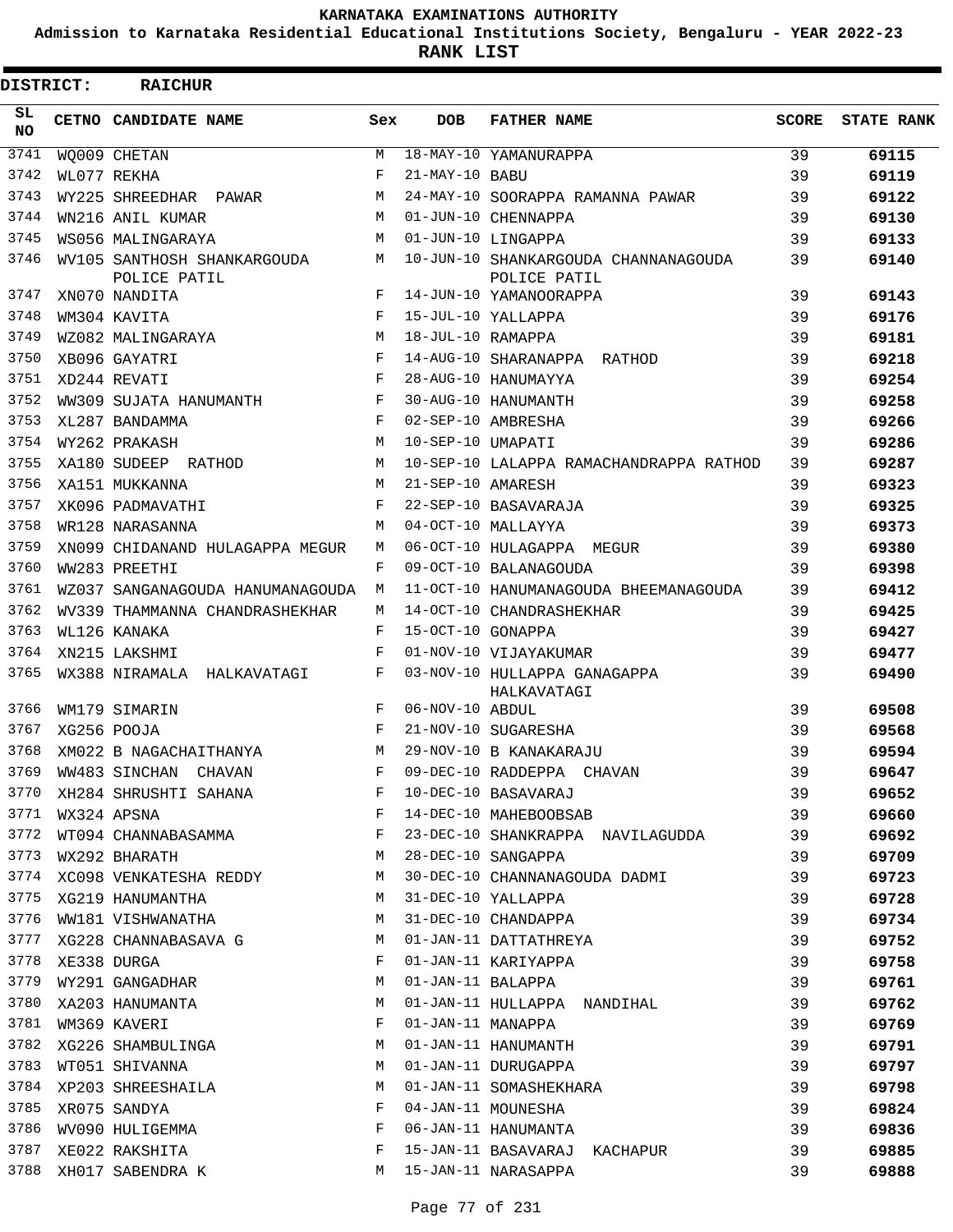KARNATAKA EXAMINATIONS AUTHORITY

Admission to Karnataka Residential Educational Institutions Society, Bengaluru - YEAR 2022-23

RANK LIST

DISTRICT: RAICHUR

| SL NO | CETNO | CANDIDATE NAME | Sex | DOB | FATHER NAME | SCORE | STATE RANK |
|---|---|---|---|---|---|---|---|
| 3741 | WQ009 | CHETAN | M | 18-MAY-10 | YAMANURAPPA | 39 | 69115 |
| 3742 | WL077 | REKHA | F | 21-MAY-10 | BABU | 39 | 69119 |
| 3743 | WY225 | SHREEDHAR PAWAR | M | 24-MAY-10 | SOORAPPA RAMANNA PAWAR | 39 | 69122 |
| 3744 | WN216 | ANIL KUMAR | M | 01-JUN-10 | CHENNAPPA | 39 | 69130 |
| 3745 | WS056 | MALINGARAYA | M | 01-JUN-10 | LINGAPPA | 39 | 69133 |
| 3746 | WV105 | SANTHOSH SHANKARGOUDA POLICE PATIL | M | 10-JUN-10 | SHANKARGOUDA CHANNANAGOUDA POLICE PATIL | 39 | 69140 |
| 3747 | XN070 | NANDITA | F | 14-JUN-10 | YAMANOORAPPA | 39 | 69143 |
| 3748 | WM304 | KAVITA | F | 15-JUL-10 | YALLAPPA | 39 | 69176 |
| 3749 | WZ082 | MALINGARAYA | M | 18-JUL-10 | RAMAPPA | 39 | 69181 |
| 3750 | XB096 | GAYATRI | F | 14-AUG-10 | SHARANAPPA RATHOD | 39 | 69218 |
| 3751 | XD244 | REVATI | F | 28-AUG-10 | HANUMAYYA | 39 | 69254 |
| 3752 | WW309 | SUJATA HANUMANTH | F | 30-AUG-10 | HANUMANTH | 39 | 69258 |
| 3753 | XL287 | BANDAMMA | F | 02-SEP-10 | AMBRESHA | 39 | 69266 |
| 3754 | WY262 | PRAKASH | M | 10-SEP-10 | UMAPATI | 39 | 69286 |
| 3755 | XA180 | SUDEEP RATHOD | M | 10-SEP-10 | LALAPPA RAMACHANDRAPPA RATHOD | 39 | 69287 |
| 3756 | XA151 | MUKKANNA | M | 21-SEP-10 | AMARESH | 39 | 69323 |
| 3757 | XK096 | PADMAVATHI | F | 22-SEP-10 | BASAVARAJA | 39 | 69325 |
| 3758 | WR128 | NARASANNA | M | 04-OCT-10 | MALLAYYA | 39 | 69373 |
| 3759 | XN099 | CHIDANAND HULAGAPPA MEGUR | M | 06-OCT-10 | HULAGAPPA MEGUR | 39 | 69380 |
| 3760 | WW283 | PREETHI | F | 09-OCT-10 | BALANAGOUDA | 39 | 69398 |
| 3761 | WZ037 | SANGANAGOUDA HANUMANAGOUDA | M | 11-OCT-10 | HANUMANAGOUDA BHEEMANAGOUDA | 39 | 69412 |
| 3762 | WV339 | THAMMANNA CHANDRASHEKHAR | M | 14-OCT-10 | CHANDRASHEKHAR | 39 | 69425 |
| 3763 | WL126 | KANAKA | F | 15-OCT-10 | GONAPPA | 39 | 69427 |
| 3764 | XN215 | LAKSHMI | F | 01-NOV-10 | VIJAYAKUMAR | 39 | 69477 |
| 3765 | WX388 | NIRAMALA HALKAVATAGI | F | 03-NOV-10 | HULLAPPA GANAGAPPA HALKAVATAGI | 39 | 69490 |
| 3766 | WM179 | SIMARIN | F | 06-NOV-10 | ABDUL | 39 | 69508 |
| 3767 | XG256 | POOJA | F | 21-NOV-10 | SUGARESHA | 39 | 69568 |
| 3768 | XM022 | B NAGACHAITHANYA | M | 29-NOV-10 | B KANAKARAJU | 39 | 69594 |
| 3769 | WW483 | SINCHAN CHAVAN | F | 09-DEC-10 | RADDEPPA CHAVAN | 39 | 69647 |
| 3770 | XH284 | SHRUSHTI SAHANA | F | 10-DEC-10 | BASAVARAJ | 39 | 69652 |
| 3771 | WX324 | APSNA | F | 14-DEC-10 | MAHEBOOBSAB | 39 | 69660 |
| 3772 | WT094 | CHANNABASAMMA | F | 23-DEC-10 | SHANKRAPPA NAVILAGUDDA | 39 | 69692 |
| 3773 | WX292 | BHARATH | M | 28-DEC-10 | SANGAPPA | 39 | 69709 |
| 3774 | XC098 | VENKATESHA REDDY | M | 30-DEC-10 | CHANNANAGOUDA DADMI | 39 | 69723 |
| 3775 | XG219 | HANUMANTHA | M | 31-DEC-10 | YALLAPPA | 39 | 69728 |
| 3776 | WW181 | VISHWANATHA | M | 31-DEC-10 | CHANDAPPA | 39 | 69734 |
| 3777 | XG228 | CHANNABASAVA G | M | 01-JAN-11 | DATTATHREYA | 39 | 69752 |
| 3778 | XE338 | DURGA | F | 01-JAN-11 | KARIYAPPA | 39 | 69758 |
| 3779 | WY291 | GANGADHAR | M | 01-JAN-11 | BALAPPA | 39 | 69761 |
| 3780 | XA203 | HANUMANTA | M | 01-JAN-11 | HULLAPPA NANDIHAL | 39 | 69762 |
| 3781 | WM369 | KAVERI | F | 01-JAN-11 | MANAPPA | 39 | 69769 |
| 3782 | XG226 | SHAMBULINGA | M | 01-JAN-11 | HANUMANTH | 39 | 69791 |
| 3783 | WT051 | SHIVANNA | M | 01-JAN-11 | DURUGAPPA | 39 | 69797 |
| 3784 | XP203 | SHREESHAILA | M | 01-JAN-11 | SOMASHEKHARA | 39 | 69798 |
| 3785 | XR075 | SANDYA | F | 04-JAN-11 | MOUNESHA | 39 | 69824 |
| 3786 | WV090 | HULIGEMMA | F | 06-JAN-11 | HANUMANTA | 39 | 69836 |
| 3787 | XE022 | RAKSHITA | F | 15-JAN-11 | BASAVARAJ KACHAPUR | 39 | 69885 |
| 3788 | XH017 | SABENDRA K | M | 15-JAN-11 | NARASAPPA | 39 | 69888 |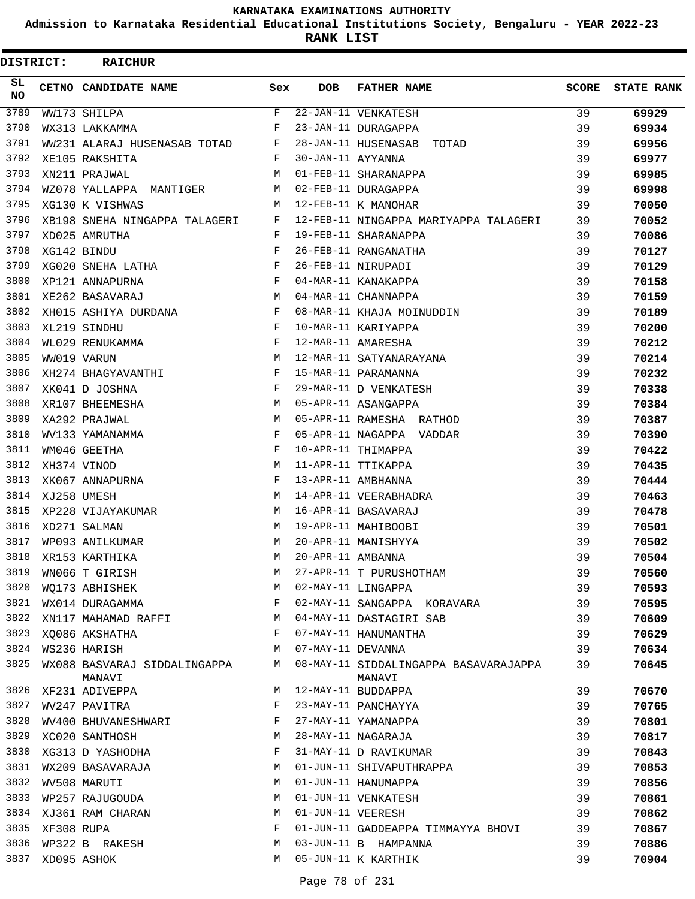# KARNATAKA EXAMINATIONS AUTHORITY

**Admission to Karnataka Residential Educational Institutions Society, Bengaluru - YEAR 2022-23**

**RANK LIST**

**DISTRICT: RAICHUR**

| SL NO | CETNO | CANDIDATE NAME | Sex | DOB | FATHER NAME | SCORE | STATE RANK |
|---|---|---|---|---|---|---|---|
| 3789 | WW173 | SHILPA | F | 22-JAN-11 | VENKATESH | 39 | 69929 |
| 3790 | WX313 | LAKKAMMA | F | 23-JAN-11 | DURAGAPPA | 39 | 69934 |
| 3791 | WW231 | ALARAJ HUSENASAB TOTAD | F | 28-JAN-11 | HUSENASAB TOTAD | 39 | 69956 |
| 3792 | XE105 | RAKSHITA | F | 30-JAN-11 | AYYANNA | 39 | 69977 |
| 3793 | XN211 | PRAJWAL | M | 01-FEB-11 | SHARANAPPA | 39 | 69985 |
| 3794 | WZ078 | YALLAPPA MANTIGER | M | 02-FEB-11 | DURAGAPPA | 39 | 69998 |
| 3795 | XG130 | K VISHWAS | M | 12-FEB-11 | K MANOHAR | 39 | 70050 |
| 3796 | XB198 | SNEHA NINGAPPA TALAGERI | F | 12-FEB-11 | NINGAPPA MARIYAPPA TALAGERI | 39 | 70052 |
| 3797 | XD025 | AMRUTHA | F | 19-FEB-11 | SHARANAPPA | 39 | 70086 |
| 3798 | XG142 | BINDU | F | 26-FEB-11 | RANGANATHA | 39 | 70127 |
| 3799 | XG020 | SNEHA LATHA | F | 26-FEB-11 | NIRUPADI | 39 | 70129 |
| 3800 | XP121 | ANNAPURNA | F | 04-MAR-11 | KANAKAPPA | 39 | 70158 |
| 3801 | XE262 | BASAVARAJ | M | 04-MAR-11 | CHANNAPPA | 39 | 70159 |
| 3802 | XH015 | ASHIYA DURDANA | F | 08-MAR-11 | KHAJA MOINUDDIN | 39 | 70189 |
| 3803 | XL219 | SINDHU | F | 10-MAR-11 | KARIYAPPA | 39 | 70200 |
| 3804 | WL029 | RENUKAMMA | F | 12-MAR-11 | AMARESHA | 39 | 70212 |
| 3805 | WW019 | VARUN | M | 12-MAR-11 | SATYANARAYANA | 39 | 70214 |
| 3806 | XH274 | BHAGYAVANTHI | F | 15-MAR-11 | PARAMANNA | 39 | 70232 |
| 3807 | XK041 | D JOSHNA | F | 29-MAR-11 | D VENKATESH | 39 | 70338 |
| 3808 | XR107 | BHEEMESHA | M | 05-APR-11 | ASANGAPPA | 39 | 70384 |
| 3809 | XA292 | PRAJWAL | M | 05-APR-11 | RAMESHA RATHOD | 39 | 70387 |
| 3810 | WV133 | YAMANAMMA | F | 05-APR-11 | NAGAPPA VADDAR | 39 | 70390 |
| 3811 | WM046 | GEETHA | F | 10-APR-11 | THIMAPPA | 39 | 70422 |
| 3812 | XH374 | VINOD | M | 11-APR-11 | TTIKAPPA | 39 | 70435 |
| 3813 | XK067 | ANNAPURNA | F | 13-APR-11 | AMBHANNA | 39 | 70444 |
| 3814 | XJ258 | UMESH | M | 14-APR-11 | VEERABHADRA | 39 | 70463 |
| 3815 | XP228 | VIJAYAKUMAR | M | 16-APR-11 | BASAVARAJ | 39 | 70478 |
| 3816 | XD271 | SALMAN | M | 19-APR-11 | MAHIBOOBI | 39 | 70501 |
| 3817 | WP093 | ANILKUMAR | M | 20-APR-11 | MANISHYYA | 39 | 70502 |
| 3818 | XR153 | KARTHIKA | M | 20-APR-11 | AMBANNA | 39 | 70504 |
| 3819 | WN066 | T GIRISH | M | 27-APR-11 | T PURUSHOTHAM | 39 | 70560 |
| 3820 | WQ173 | ABHISHEK | M | 02-MAY-11 | LINGAPPA | 39 | 70593 |
| 3821 | WX014 | DURAGAMMA | F | 02-MAY-11 | SANGAPPA KORAVARA | 39 | 70595 |
| 3822 | XN117 | MAHAMAD RAFFI | M | 04-MAY-11 | DASTAGIRI SAB | 39 | 70609 |
| 3823 | XQ086 | AKSHATHA | F | 07-MAY-11 | HANUMANTHA | 39 | 70629 |
| 3824 | WS236 | HARISH | M | 07-MAY-11 | DEVANNA | 39 | 70634 |
| 3825 | WX088 | BASVARAJ SIDDALINGAPPA MANAVI | M | 08-MAY-11 | SIDDALINGAPPA BASAVARAJAPPA MANAVI | 39 | 70645 |
| 3826 | XF231 | ADIVEPPA | M | 12-MAY-11 | BUDDAPPA | 39 | 70670 |
| 3827 | WV247 | PAVITRA | F | 23-MAY-11 | PANCHAYYA | 39 | 70765 |
| 3828 | WV400 | BHUVANESHWARI | F | 27-MAY-11 | YAMANAPPA | 39 | 70801 |
| 3829 | XC020 | SANTHOSH | M | 28-MAY-11 | NAGARAJA | 39 | 70817 |
| 3830 | XG313 | D YASHODHA | F | 31-MAY-11 | D RAVIKUMAR | 39 | 70843 |
| 3831 | WX209 | BASAVARAJA | M | 01-JUN-11 | SHIVAPUTHRAPPA | 39 | 70853 |
| 3832 | WV508 | MARUTI | M | 01-JUN-11 | HANUMAPPA | 39 | 70856 |
| 3833 | WP257 | RAJUGOUDA | M | 01-JUN-11 | VENKATESH | 39 | 70861 |
| 3834 | XJ361 | RAM CHARAN | M | 01-JUN-11 | VEERESH | 39 | 70862 |
| 3835 | XF308 | RUPA | F | 01-JUN-11 | GADDEAPPA TIMMAYYA BHOVI | 39 | 70867 |
| 3836 | WP322 | B RAKESH | M | 03-JUN-11 | B HAMPANNA | 39 | 70886 |
| 3837 | XD095 | ASHOK | M | 05-JUN-11 | K KARTHIK | 39 | 70904 |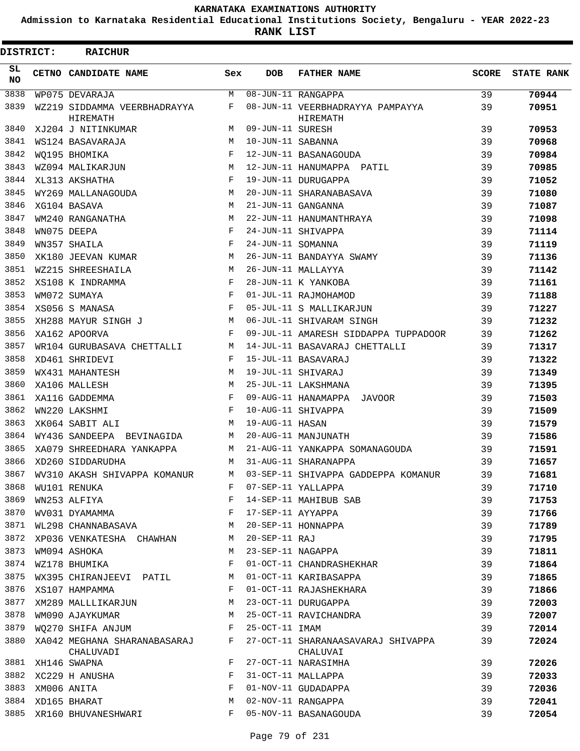# KARNATAKA EXAMINATIONS AUTHORITY

**Admission to Karnataka Residential Educational Institutions Society, Bengaluru - YEAR 2022-23**

**RANK LIST**

**DISTRICT: RAICHUR**

| SL NO | CETNO | CANDIDATE NAME | Sex | DOB | FATHER NAME | SCORE | STATE RANK |
|---|---|---|---|---|---|---|---|
| 3838 | WP075 | DEVARAJA | M | 08-JUN-11 | RANGAPPA | 39 | **70944** |
| 3839 | WZ219 | SIDDAMMA VEERBHADRAYYA HIREMATH | F | 08-JUN-11 | VEERBHADRAYYA PAMPAYYA HIREMATH | 39 | **70951** |
| 3840 | XJ204 | J NITINKUMAR | M | 09-JUN-11 | SURESH | 39 | **70953** |
| 3841 | WS124 | BASAVARAJA | M | 10-JUN-11 | SABANNA | 39 | **70968** |
| 3842 | WQ195 | BHOMIKA | F | 12-JUN-11 | BASANAGOUDA | 39 | **70984** |
| 3843 | WZ094 | MALIKARJUN | M | 12-JUN-11 | HANUMAPPA PATIL | 39 | **70985** |
| 3844 | XL313 | AKSHATHA | F | 19-JUN-11 | DURUGAPPA | 39 | **71052** |
| 3845 | WY269 | MALLANAGOUDA | M | 20-JUN-11 | SHARANABASAVA | 39 | **71080** |
| 3846 | XG104 | BASAVA | M | 21-JUN-11 | GANGANNA | 39 | **71087** |
| 3847 | WM240 | RANGANATHA | M | 22-JUN-11 | HANUMANTHRAYA | 39 | **71098** |
| 3848 | WN075 | DEEPA | F | 24-JUN-11 | SHIVAPPA | 39 | **71114** |
| 3849 | WN357 | SHAILA | F | 24-JUN-11 | SOMANNA | 39 | **71119** |
| 3850 | XK180 | JEEVAN KUMAR | M | 26-JUN-11 | BANDAYYA SWAMY | 39 | **71136** |
| 3851 | WZ215 | SHREESHAILA | M | 26-JUN-11 | MALLAYYA | 39 | **71142** |
| 3852 | XS108 | K INDRAMMA | F | 28-JUN-11 | K YANKOBA | 39 | **71161** |
| 3853 | WM072 | SUMAYA | F | 01-JUL-11 | RAJMOHAMOD | 39 | **71188** |
| 3854 | XS056 | S MANASA | F | 05-JUL-11 | S MALLIKARJUN | 39 | **71227** |
| 3855 | XH288 | MAYUR SINGH J | M | 06-JUL-11 | SHIVARAM SINGH | 39 | **71232** |
| 3856 | XA162 | APOORVA | F | 09-JUL-11 | AMARESH SIDDAPPA TUPPADOOR | 39 | **71262** |
| 3857 | WR104 | GURUBASAVA CHETTALLI | M | 14-JUL-11 | BASAVARAJ CHETTALLI | 39 | **71317** |
| 3858 | XD461 | SHRIDEVI | F | 15-JUL-11 | BASAVARAJ | 39 | **71322** |
| 3859 | WX431 | MAHANTESH | M | 19-JUL-11 | SHIVARAJ | 39 | **71349** |
| 3860 | XA106 | MALLESH | M | 25-JUL-11 | LAKSHMANA | 39 | **71395** |
| 3861 | XA116 | GADDEMMA | F | 09-AUG-11 | HANAMAPPA JAVOOR | 39 | **71503** |
| 3862 | WN220 | LAKSHMI | F | 10-AUG-11 | SHIVAPPA | 39 | **71509** |
| 3863 | XK064 | SABIT ALI | M | 19-AUG-11 | HASAN | 39 | **71579** |
| 3864 | WY436 | SANDEEPA BEVINAGIDA | M | 20-AUG-11 | MANJUNATH | 39 | **71586** |
| 3865 | XA079 | SHREEDHARA YANKAPPA | M | 21-AUG-11 | YANKAPPA SOMANAGOUDA | 39 | **71591** |
| 3866 | XD260 | SIDDARUDHA | M | 31-AUG-11 | SHARANAPPA | 39 | **71657** |
| 3867 | WV310 | AKASH SHIVAPPA KOMANUR | M | 03-SEP-11 | SHIVAPPA GADDEPPA KOMANUR | 39 | **71681** |
| 3868 | WU101 | RENUKA | F | 07-SEP-11 | YALLAPPA | 39 | **71710** |
| 3869 | WN253 | ALFIYA | F | 14-SEP-11 | MAHIBUB SAB | 39 | **71753** |
| 3870 | WV031 | DYAMAMMA | F | 17-SEP-11 | AYYAPPA | 39 | **71766** |
| 3871 | WL298 | CHANNABASAVA | M | 20-SEP-11 | HONNAPPA | 39 | **71789** |
| 3872 | XP036 | VENKATESHA CHAWHAN | M | 20-SEP-11 | RAJ | 39 | **71795** |
| 3873 | WM094 | ASHOKA | M | 23-SEP-11 | NAGAPPA | 39 | **71811** |
| 3874 | WZ178 | BHUMIKA | F | 01-OCT-11 | CHANDRASHEKHAR | 39 | **71864** |
| 3875 | WX395 | CHIRANJEEVI PATIL | M | 01-OCT-11 | KARIBASAPPA | 39 | **71865** |
| 3876 | XS107 | HAMPAMMA | F | 01-OCT-11 | RAJASHEKHARA | 39 | **71866** |
| 3877 | XM289 | MALLLIKARJUN | M | 23-OCT-11 | DURUGAPPA | 39 | **72003** |
| 3878 | WM090 | AJAYKUMAR | M | 25-OCT-11 | RAVICHANDRA | 39 | **72007** |
| 3879 | WQ270 | SHIFA ANJUM | F | 25-OCT-11 | IMAM | 39 | **72014** |
| 3880 | XA042 | MEGHANA SHARANABASARAJ CHALUVADI | F | 27-OCT-11 | SHARANAASAVARAJ SHIVAPPA CHALUVAI | 39 | **72024** |
| 3881 | XH146 | SWAPNA | F | 27-OCT-11 | NARASIMHA | 39 | **72026** |
| 3882 | XC229 | H ANUSHA | F | 31-OCT-11 | MALLAPPA | 39 | **72033** |
| 3883 | XM006 | ANITA | F | 01-NOV-11 | GUDADAPPA | 39 | **72036** |
| 3884 | XD165 | BHARAT | M | 02-NOV-11 | RANGAPPA | 39 | **72041** |
| 3885 | XR160 | BHUVANESHWARI | F | 05-NOV-11 | BASANAGOUDA | 39 | **72054** |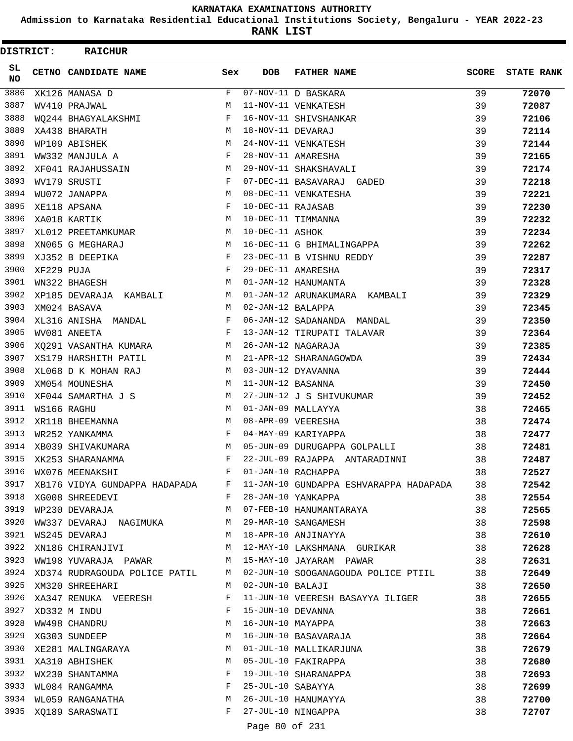KARNATAKA EXAMINATIONS AUTHORITY

Admission to Karnataka Residential Educational Institutions Society, Bengaluru - YEAR 2022-23

**RANK LIST**

**DISTRICT: RAICHUR**

| SL NO | CETNO | CANDIDATE NAME | Sex | DOB | FATHER NAME | SCORE | STATE RANK |
|---|---|---|---|---|---|---|---|
| 3886 | XK126 | MANASA D | F | 07-NOV-11 | D BASKARA | 39 | **72070** |
| 3887 | WV410 | PRAJWAL | M | 11-NOV-11 | VENKATESH | 39 | **72087** |
| 3888 | WQ244 | BHAGYALAKSHMI | F | 16-NOV-11 | SHIVSHANKAR | 39 | **72106** |
| 3889 | XA438 | BHARATH | M | 18-NOV-11 | DEVARAJ | 39 | **72114** |
| 3890 | WP109 | ABISHEK | M | 24-NOV-11 | VENKATESH | 39 | **72144** |
| 3891 | WW332 | MANJULA A | F | 28-NOV-11 | AMARESHA | 39 | **72165** |
| 3892 | XF041 | RAJAHUSSAIN | M | 29-NOV-11 | SHAKSHAVALI | 39 | **72174** |
| 3893 | WV179 | SRUSTI | F | 07-DEC-11 | BASAVARAJ GADED | 39 | **72218** |
| 3894 | WU072 | JANAPPA | M | 08-DEC-11 | VENKATESHA | 39 | **72221** |
| 3895 | XE118 | APSANA | F | 10-DEC-11 | RAJASAB | 39 | **72230** |
| 3896 | XA018 | KARTIK | M | 10-DEC-11 | TIMMANNA | 39 | **72232** |
| 3897 | XL012 | PREETAMKUMAR | M | 10-DEC-11 | ASHOK | 39 | **72234** |
| 3898 | XN065 | G MEGHARAJ | M | 16-DEC-11 | G BHIMALINGAPPA | 39 | **72262** |
| 3899 | XJ352 | B DEEPIKA | F | 23-DEC-11 | B VISHNU REDDY | 39 | **72287** |
| 3900 | XF229 | PUJA | F | 29-DEC-11 | AMARESHA | 39 | **72317** |
| 3901 | WN322 | BHAGESH | M | 01-JAN-12 | HANUMANTA | 39 | **72328** |
| 3902 | XP185 | DEVARAJA KAMBALI | M | 01-JAN-12 | ARUNAKUMARA KAMBALI | 39 | **72329** |
| 3903 | XM024 | BASAVA | M | 02-JAN-12 | BALAPPA | 39 | **72345** |
| 3904 | XL316 | ANISHA MANDAL | F | 06-JAN-12 | SADANANDA MANDAL | 39 | **72350** |
| 3905 | WV081 | ANEETA | F | 13-JAN-12 | TIRUPATI TALAVAR | 39 | **72364** |
| 3906 | XQ291 | VASANTHA KUMARA | M | 26-JAN-12 | NAGARAJA | 39 | **72385** |
| 3907 | XS179 | HARSHITH PATIL | M | 21-APR-12 | SHARANAGOWDA | 39 | **72434** |
| 3908 | XL068 | D K MOHAN RAJ | M | 03-JUN-12 | DYAVANNA | 39 | **72444** |
| 3909 | XM054 | MOUNESHA | M | 11-JUN-12 | BASANNA | 39 | **72450** |
| 3910 | XF044 | SAMARTHA J S | M | 27-JUN-12 | J S SHIVUKUMAR | 39 | **72452** |
| 3911 | WS166 | RAGHU | M | 01-JAN-09 | MALLAYYA | 38 | **72465** |
| 3912 | XR118 | BHEEMANNA | M | 08-APR-09 | VEERESHA | 38 | **72474** |
| 3913 | WR252 | YANKAMMA | F | 04-MAY-09 | KARIYAPPA | 38 | **72477** |
| 3914 | XB039 | SHIVAKUMARA | M | 05-JUN-09 | DURUGAPPA GOLPALLI | 38 | **72481** |
| 3915 | XK253 | SHARANAMMA | F | 22-JUL-09 | RAJAPPA ANTARADINNI | 38 | **72487** |
| 3916 | WX076 | MEENAKSHI | F | 01-JAN-10 | RACHAPPA | 38 | **72527** |
| 3917 | XB176 | VIDYA GUNDAPPA HADAPADA | F | 11-JAN-10 | GUNDAPPA ESHVARAPPA HADAPADA | 38 | **72542** |
| 3918 | XG008 | SHREEDEVI | F | 28-JAN-10 | YANKAPPA | 38 | **72554** |
| 3919 | WP230 | DEVARAJA | M | 07-FEB-10 | HANUMANTARAYA | 38 | **72565** |
| 3920 | WW337 | DEVARAJ NAGIMUKA | M | 29-MAR-10 | SANGAMESH | 38 | **72598** |
| 3921 | WS245 | DEVARAJ | M | 18-APR-10 | ANJINAYYA | 38 | **72610** |
| 3922 | XN186 | CHIRANJIVI | M | 12-MAY-10 | LAKSHMANA GURIKAR | 38 | **72628** |
| 3923 | WW198 | YUVARAJA PAWAR | M | 15-MAY-10 | JAYARAM PAWAR | 38 | **72631** |
| 3924 | XD374 | RUDRAGOUDA POLICE PATIL | M | 02-JUN-10 | SOOGANAGOUDA POLICE PTIIL | 38 | **72649** |
| 3925 | XM320 | SHREEHARI | M | 02-JUN-10 | BALAJI | 38 | **72650** |
| 3926 | XA347 | RENUKA VEERESH | F | 11-JUN-10 | VEERESH BASAYYA ILIGER | 38 | **72655** |
| 3927 | XD332 | M INDU | F | 15-JUN-10 | DEVANNA | 38 | **72661** |
| 3928 | WW498 | CHANDRU | M | 16-JUN-10 | MAYAPPA | 38 | **72663** |
| 3929 | XG303 | SUNDEEP | M | 16-JUN-10 | BASAVARAJA | 38 | **72664** |
| 3930 | XE281 | MALINGARAYA | M | 01-JUL-10 | MALLIKARJUNA | 38 | **72679** |
| 3931 | XA310 | ABHISHEK | M | 05-JUL-10 | FAKIRAPPA | 38 | **72680** |
| 3932 | WX230 | SHANTAMMA | F | 19-JUL-10 | SHARANAPPA | 38 | **72693** |
| 3933 | WL084 | RANGAMMA | F | 25-JUL-10 | SABAYYA | 38 | **72699** |
| 3934 | WL059 | RANGANATHA | M | 26-JUL-10 | HANUMAYYA | 38 | **72700** |
| 3935 | XQ189 | SARASWATI | F | 27-JUL-10 | NINGAPPA | 38 | **72707** |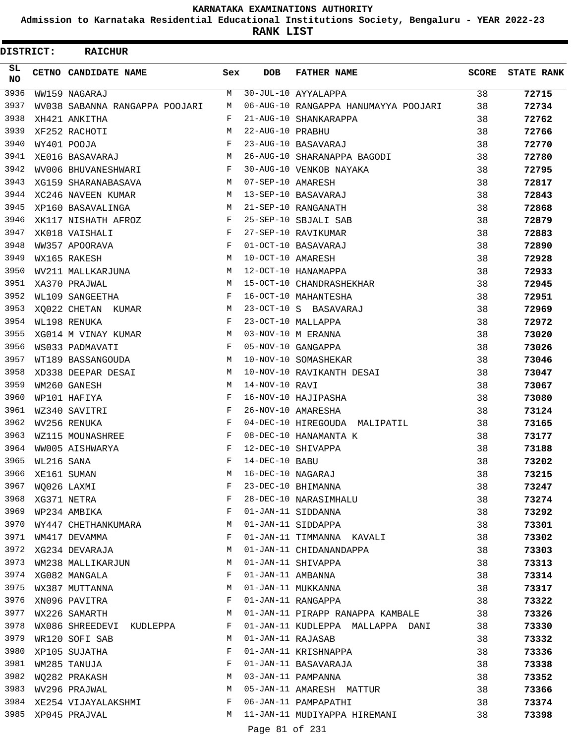# KARNATAKA EXAMINATIONS AUTHORITY

**Admission to Karnataka Residential Educational Institutions Society, Bengaluru - YEAR 2022-23**

**RANK LIST**

**DISTRICT: RAICHUR**

| SL NO | CETNO | CANDIDATE NAME | Sex | DOB | FATHER NAME | SCORE | STATE RANK |
|---|---|---|---|---|---|---|---|
| 3936 | WW159 | NAGARAJ | M | 30-JUL-10 | AYYALAPPA | 38 | 72715 |
| 3937 | WV038 | SABANNA RANGAPPA POOJARI | M | 06-AUG-10 | RANGAPPA HANUMAYYA POOJARI | 38 | 72734 |
| 3938 | XH421 | ANKITHA | F | 21-AUG-10 | SHANKARAPPA | 38 | 72762 |
| 3939 | XF252 | RACHOTI | M | 22-AUG-10 | PRABHU | 38 | 72766 |
| 3940 | WY401 | POOJA | F | 23-AUG-10 | BASAVARAJ | 38 | 72770 |
| 3941 | XE016 | BASAVARAJ | M | 26-AUG-10 | SHARANAPPA BAGODI | 38 | 72780 |
| 3942 | WV006 | BHUVANESHWARI | F | 30-AUG-10 | VENKOB NAYAKA | 38 | 72795 |
| 3943 | XG159 | SHARANABASAVA | M | 07-SEP-10 | AMARESH | 38 | 72817 |
| 3944 | XC246 | NAVEEN KUMAR | M | 13-SEP-10 | BASAVARAJ | 38 | 72843 |
| 3945 | XP160 | BASAVALINGA | M | 21-SEP-10 | RANGANATH | 38 | 72868 |
| 3946 | XK117 | NISHATH AFROZ | F | 25-SEP-10 | SBJALI SAB | 38 | 72879 |
| 3947 | XK018 | VAISHALI | F | 27-SEP-10 | RAVIKUMAR | 38 | 72883 |
| 3948 | WW357 | APOORAVA | F | 01-OCT-10 | BASAVARAJ | 38 | 72890 |
| 3949 | WX165 | RAKESH | M | 10-OCT-10 | AMARESH | 38 | 72928 |
| 3950 | WV211 | MALLKARJUNA | M | 12-OCT-10 | HANAMAPPA | 38 | 72933 |
| 3951 | XA370 | PRAJWAL | M | 15-OCT-10 | CHANDRASHEKHAR | 38 | 72945 |
| 3952 | WL109 | SANGEETHA | F | 16-OCT-10 | MAHANTESHA | 38 | 72951 |
| 3953 | XQ022 | CHETAN KUMAR | M | 23-OCT-10 | S BASAVARAJ | 38 | 72969 |
| 3954 | WL198 | RENUKA | F | 23-OCT-10 | MALLAPPA | 38 | 72972 |
| 3955 | XG014 | M VINAY KUMAR | M | 03-NOV-10 | M ERANNA | 38 | 73020 |
| 3956 | WS033 | PADMAVATI | F | 05-NOV-10 | GANGAPPA | 38 | 73026 |
| 3957 | WT189 | BASSANGOUDA | M | 10-NOV-10 | SOMASHEKAR | 38 | 73046 |
| 3958 | XD338 | DEEPAR DESAI | M | 10-NOV-10 | RAVIKANTH DESAI | 38 | 73047 |
| 3959 | WM260 | GANESH | M | 14-NOV-10 | RAVI | 38 | 73067 |
| 3960 | WP101 | HAFIYA | F | 16-NOV-10 | HAJIPASHA | 38 | 73080 |
| 3961 | WZ340 | SAVITRI | F | 26-NOV-10 | AMARESHA | 38 | 73124 |
| 3962 | WV256 | RENUKA | F | 04-DEC-10 | HIREGOUDA MALIPATIL | 38 | 73165 |
| 3963 | WZ115 | MOUNASHREE | F | 08-DEC-10 | HANAMANTA K | 38 | 73177 |
| 3964 | WW005 | AISHWARYA | F | 12-DEC-10 | SHIVAPPA | 38 | 73188 |
| 3965 | WL216 | SANA | F | 14-DEC-10 | BABU | 38 | 73202 |
| 3966 | XE161 | SUMAN | M | 16-DEC-10 | NAGARAJ | 38 | 73215 |
| 3967 | WQ026 | LAXMI | F | 23-DEC-10 | BHIMANNA | 38 | 73247 |
| 3968 | XG371 | NETRA | F | 28-DEC-10 | NARASIMHALU | 38 | 73274 |
| 3969 | WP234 | AMBIKA | F | 01-JAN-11 | SIDDANNA | 38 | 73292 |
| 3970 | WY447 | CHETHANKUMARA | M | 01-JAN-11 | SIDDAPPA | 38 | 73301 |
| 3971 | WM417 | DEVAMMA | F | 01-JAN-11 | TIMMANNA KAVALI | 38 | 73302 |
| 3972 | XG234 | DEVARAJA | M | 01-JAN-11 | CHIDANANDAPPA | 38 | 73303 |
| 3973 | WM238 | MALLIKARJUN | M | 01-JAN-11 | SHIVAPPA | 38 | 73313 |
| 3974 | XG082 | MANGALA | F | 01-JAN-11 | AMBANNA | 38 | 73314 |
| 3975 | WX387 | MUTTANNA | M | 01-JAN-11 | MUKKANNA | 38 | 73317 |
| 3976 | XN096 | PAVITRA | F | 01-JAN-11 | RANGAPPA | 38 | 73322 |
| 3977 | WX226 | SAMARTH | M | 01-JAN-11 | PIRAPP RANAPPA KAMBALE | 38 | 73326 |
| 3978 | WX086 | SHREEDEVI KUDLEPPA | F | 01-JAN-11 | KUDLEPPA MALLAPPA DANI | 38 | 73330 |
| 3979 | WR120 | SOFI SAB | M | 01-JAN-11 | RAJASAB | 38 | 73332 |
| 3980 | XP105 | SUJATHA | F | 01-JAN-11 | KRISHNAPPA | 38 | 73336 |
| 3981 | WM285 | TANUJA | F | 01-JAN-11 | BASAVARAJA | 38 | 73338 |
| 3982 | WQ282 | PRAKASH | M | 03-JAN-11 | PAMPANNA | 38 | 73352 |
| 3983 | WV296 | PRAJWAL | M | 05-JAN-11 | AMARESH MATTUR | 38 | 73366 |
| 3984 | XE254 | VIJAYALAKSHMI | F | 06-JAN-11 | PAMPAPATHI | 38 | 73374 |
| 3985 | XP045 | PRAJVAL | M | 11-JAN-11 | MUDIYAPPA HIREMANI | 38 | 73398 |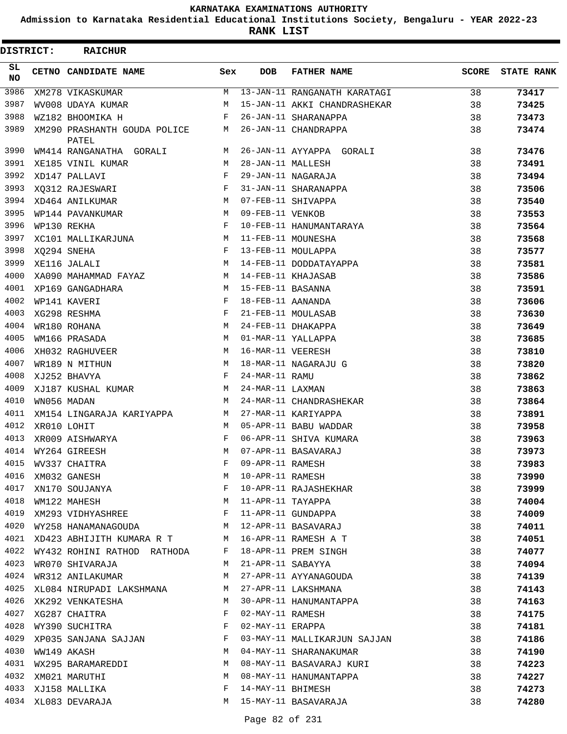# KARNATAKA EXAMINATIONS AUTHORITY

**Admission to Karnataka Residential Educational Institutions Society, Bengaluru - YEAR 2022-23**

**RANK LIST**

**DISTRICT: RAICHUR**

| SL NO | CETNO | CANDIDATE NAME | Sex | DOB | FATHER NAME | SCORE | STATE RANK |
|---|---|---|---|---|---|---|---|
| 3986 | XM278 | VIKASKUMAR | M | 13-JAN-11 | RANGANATH KARATAGI | 38 | 73417 |
| 3987 | WV008 | UDAYA KUMAR | M | 15-JAN-11 | AKKI CHANDRASHEKAR | 38 | 73425 |
| 3988 | WZ182 | BHOOMIKA H | F | 26-JAN-11 | SHARANAPPA | 38 | 73473 |
| 3989 | XM290 | PRASHANTH GOUDA POLICE PATEL | M | 26-JAN-11 | CHANDRAPPA | 38 | 73474 |
| 3990 | WM414 | RANGANATHA GORALI | M | 26-JAN-11 | AYYAPPA GORALI | 38 | 73476 |
| 3991 | XE185 | VINIL KUMAR | M | 28-JAN-11 | MALLESH | 38 | 73491 |
| 3992 | XD147 | PALLAVI | F | 29-JAN-11 | NAGARAJA | 38 | 73494 |
| 3993 | XQ312 | RAJESWARI | F | 31-JAN-11 | SHARANAPPA | 38 | 73506 |
| 3994 | XD464 | ANILKUMAR | M | 07-FEB-11 | SHIVAPPA | 38 | 73540 |
| 3995 | WP144 | PAVANKUMAR | M | 09-FEB-11 | VENKOB | 38 | 73553 |
| 3996 | WP130 | REKHA | F | 10-FEB-11 | HANUMANTARAYA | 38 | 73564 |
| 3997 | XC101 | MALLIKARJUNA | M | 11-FEB-11 | MOUNESHA | 38 | 73568 |
| 3998 | XQ294 | SNEHA | F | 13-FEB-11 | MOULAPPA | 38 | 73577 |
| 3999 | XE116 | JALALI | M | 14-FEB-11 | DODDATAYAPPA | 38 | 73581 |
| 4000 | XA090 | MAHAMMAD FAYAZ | M | 14-FEB-11 | KHAJASAB | 38 | 73586 |
| 4001 | XP169 | GANGADHARA | M | 15-FEB-11 | BASANNA | 38 | 73591 |
| 4002 | WP141 | KAVERI | F | 18-FEB-11 | AANANDA | 38 | 73606 |
| 4003 | XG298 | RESHMA | F | 21-FEB-11 | MOULASAB | 38 | 73630 |
| 4004 | WR180 | ROHANA | M | 24-FEB-11 | DHAKAPPA | 38 | 73649 |
| 4005 | WM166 | PRASADA | M | 01-MAR-11 | YALLAPPA | 38 | 73685 |
| 4006 | XH032 | RAGHUVEER | M | 16-MAR-11 | VEERESH | 38 | 73810 |
| 4007 | WR189 | N MITHUN | M | 18-MAR-11 | NAGARAJU G | 38 | 73820 |
| 4008 | XJ252 | BHAVYA | F | 24-MAR-11 | RAMU | 38 | 73862 |
| 4009 | XJ187 | KUSHAL KUMAR | M | 24-MAR-11 | LAXMAN | 38 | 73863 |
| 4010 | WN056 | MADAN | M | 24-MAR-11 | CHANDRASHEKAR | 38 | 73864 |
| 4011 | XM154 | LINGARAJA KARIYAPPA | M | 27-MAR-11 | KARIYAPPA | 38 | 73891 |
| 4012 | XR010 | LOHIT | M | 05-APR-11 | BABU WADDAR | 38 | 73958 |
| 4013 | XR009 | AISHWARYA | F | 06-APR-11 | SHIVA KUMARA | 38 | 73963 |
| 4014 | WY264 | GIREESH | M | 07-APR-11 | BASAVARAJ | 38 | 73973 |
| 4015 | WV337 | CHAITRA | F | 09-APR-11 | RAMESH | 38 | 73983 |
| 4016 | XM032 | GANESH | M | 10-APR-11 | RAMESH | 38 | 73990 |
| 4017 | XN170 | SOUJANYA | F | 10-APR-11 | RAJASHEKHAR | 38 | 73999 |
| 4018 | WM122 | MAHESH | M | 11-APR-11 | TAYAPPA | 38 | 74004 |
| 4019 | XM293 | VIDHYASHREE | F | 11-APR-11 | GUNDAPPA | 38 | 74009 |
| 4020 | WY258 | HANAMANAGOUDA | M | 12-APR-11 | BASAVARAJ | 38 | 74011 |
| 4021 | XD423 | ABHIJITH KUMARA R T | M | 16-APR-11 | RAMESH A T | 38 | 74051 |
| 4022 | WY432 | ROHINI RATHOD RATHODA | F | 18-APR-11 | PREM SINGH | 38 | 74077 |
| 4023 | WR070 | SHIVARAJA | M | 21-APR-11 | SABAYYA | 38 | 74094 |
| 4024 | WR312 | ANILAKUMAR | M | 27-APR-11 | AYYANAGOUDA | 38 | 74139 |
| 4025 | XL084 | NIRUPADI LAKSHMANA | M | 27-APR-11 | LAKSHMANA | 38 | 74143 |
| 4026 | XK292 | VENKATESHA | M | 30-APR-11 | HANUMANTAPPA | 38 | 74163 |
| 4027 | XG287 | CHAITRA | F | 02-MAY-11 | RAMESH | 38 | 74175 |
| 4028 | WY390 | SUCHITRA | F | 02-MAY-11 | ERAPPA | 38 | 74181 |
| 4029 | XP035 | SANJANA SAJJAN | F | 03-MAY-11 | MALLIKARJUN SAJJAN | 38 | 74186 |
| 4030 | WW149 | AKASH | M | 04-MAY-11 | SHARANAKUMAR | 38 | 74190 |
| 4031 | WX295 | BARAMAREDDI | M | 08-MAY-11 | BASAVARAJ KURI | 38 | 74223 |
| 4032 | XM021 | MARUTHI | M | 08-MAY-11 | HANUMANTAPPA | 38 | 74227 |
| 4033 | XJ158 | MALLIKA | F | 14-MAY-11 | BHIMESH | 38 | 74273 |
| 4034 | XL083 | DEVARAJA | M | 15-MAY-11 | BASAVARAJA | 38 | 74280 |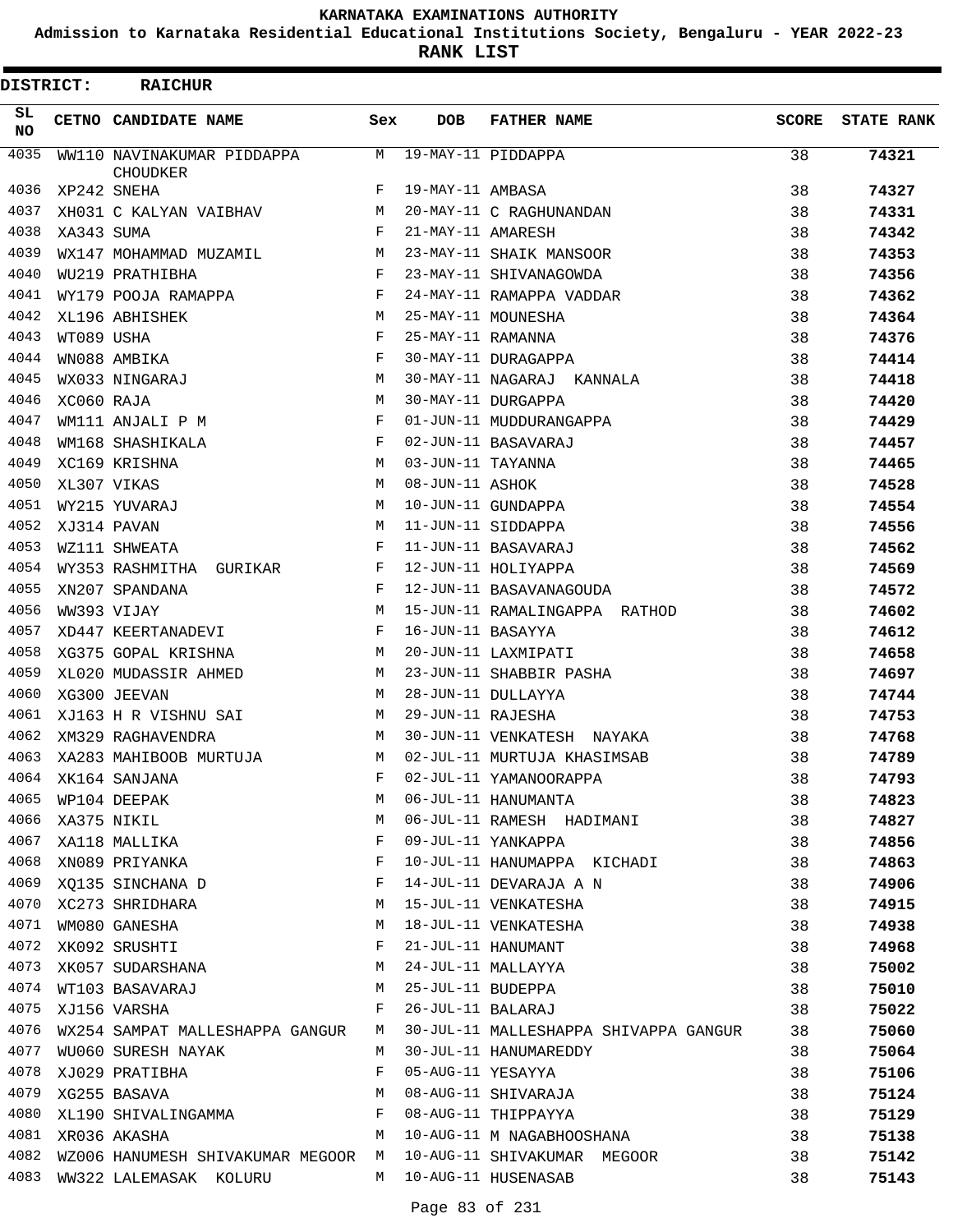# KARNATAKA EXAMINATIONS AUTHORITY

**Admission to Karnataka Residential Educational Institutions Society, Bengaluru - YEAR 2022-23**

**RANK LIST**

**DISTRICT: RAICHUR**

| SL NO | CETNO | CANDIDATE NAME | Sex | DOB | FATHER NAME | SCORE | STATE RANK |
|---|---|---|---|---|---|---|---|
| 4035 | WW110 | NAVINAKUMAR PIDDAPPA CHOUDKER | M | 19-MAY-11 | PIDDAPPA | 38 | 74321 |
| 4036 | XP242 | SNEHA | F | 19-MAY-11 | AMBASA | 38 | 74327 |
| 4037 | XH031 | C KALYAN VAIBHAV | M | 20-MAY-11 | C RAGHUNANDAN | 38 | 74331 |
| 4038 | XA343 | SUMA | F | 21-MAY-11 | AMARESH | 38 | 74342 |
| 4039 | WX147 | MOHAMMAD MUZAMIL | M | 23-MAY-11 | SHAIK MANSOOR | 38 | 74353 |
| 4040 | WU219 | PRATHIBHA | F | 23-MAY-11 | SHIVANAGOWDA | 38 | 74356 |
| 4041 | WY179 | POOJA RAMAPPA | F | 24-MAY-11 | RAMAPPA VADDAR | 38 | 74362 |
| 4042 | XL196 | ABHISHEK | M | 25-MAY-11 | MOUNESHA | 38 | 74364 |
| 4043 | WT089 | USHA | F | 25-MAY-11 | RAMANNA | 38 | 74376 |
| 4044 | WN088 | AMBIKA | F | 30-MAY-11 | DURAGAPPA | 38 | 74414 |
| 4045 | WX033 | NINGARAJ | M | 30-MAY-11 | NAGARAJ KANNALA | 38 | 74418 |
| 4046 | XC060 | RAJA | M | 30-MAY-11 | DURGAPPA | 38 | 74420 |
| 4047 | WM111 | ANJALI P M | F | 01-JUN-11 | MUDDURANGAPPA | 38 | 74429 |
| 4048 | WM168 | SHASHIKALA | F | 02-JUN-11 | BASAVARAJ | 38 | 74457 |
| 4049 | XC169 | KRISHNA | M | 03-JUN-11 | TAYANNA | 38 | 74465 |
| 4050 | XL307 | VIKAS | M | 08-JUN-11 | ASHOK | 38 | 74528 |
| 4051 | WY215 | YUVARAJ | M | 10-JUN-11 | GUNDAPPA | 38 | 74554 |
| 4052 | XJ314 | PAVAN | M | 11-JUN-11 | SIDDAPPA | 38 | 74556 |
| 4053 | WZ111 | SHWEATA | F | 11-JUN-11 | BASAVARAJ | 38 | 74562 |
| 4054 | WY353 | RASHMITHA GURIKAR | F | 12-JUN-11 | HOLIYAPPA | 38 | 74569 |
| 4055 | XN207 | SPANDANA | F | 12-JUN-11 | BASAVANAGOUDA | 38 | 74572 |
| 4056 | WW393 | VIJAY | M | 15-JUN-11 | RAMALINGAPPA RATHOD | 38 | 74602 |
| 4057 | XD447 | KEERTANADEVI | F | 16-JUN-11 | BASAYYA | 38 | 74612 |
| 4058 | XG375 | GOPAL KRISHNA | M | 20-JUN-11 | LAXMIPATI | 38 | 74658 |
| 4059 | XL020 | MUDASSIR AHMED | M | 23-JUN-11 | SHABBIR PASHA | 38 | 74697 |
| 4060 | XG300 | JEEVAN | M | 28-JUN-11 | DULLAYYA | 38 | 74744 |
| 4061 | XJ163 | H R VISHNU SAI | M | 29-JUN-11 | RAJESHA | 38 | 74753 |
| 4062 | XM329 | RAGHAVENDRA | M | 30-JUN-11 | VENKATESH NAYAKA | 38 | 74768 |
| 4063 | XA283 | MAHIBOOB MURTUJA | M | 02-JUL-11 | MURTUJA KHASIMSAB | 38 | 74789 |
| 4064 | XK164 | SANJANA | F | 02-JUL-11 | YAMANOORAPPA | 38 | 74793 |
| 4065 | WP104 | DEEPAK | M | 06-JUL-11 | HANUMANTA | 38 | 74823 |
| 4066 | XA375 | NIKIL | M | 06-JUL-11 | RAMESH HADIMANI | 38 | 74827 |
| 4067 | XA118 | MALLIKA | F | 09-JUL-11 | YANKAPPA | 38 | 74856 |
| 4068 | XN089 | PRIYANKA | F | 10-JUL-11 | HANUMAPPA KICHADI | 38 | 74863 |
| 4069 | XQ135 | SINCHANA D | F | 14-JUL-11 | DEVARAJA A N | 38 | 74906 |
| 4070 | XC273 | SHRIDHARA | M | 15-JUL-11 | VENKATESHA | 38 | 74915 |
| 4071 | WM080 | GANESHA | M | 18-JUL-11 | VENKATESHA | 38 | 74938 |
| 4072 | XK092 | SRUSHTI | F | 21-JUL-11 | HANUMANT | 38 | 74968 |
| 4073 | XK057 | SUDARSHANA | M | 24-JUL-11 | MALLAYYA | 38 | 75002 |
| 4074 | WT103 | BASAVARAJ | M | 25-JUL-11 | BUDEPPA | 38 | 75010 |
| 4075 | XJ156 | VARSHA | F | 26-JUL-11 | BALARAJ | 38 | 75022 |
| 4076 | WX254 | SAMPAT MALLESHAPPA GANGUR | M | 30-JUL-11 | MALLESHAPPA SHIVAPPA GANGUR | 38 | 75060 |
| 4077 | WU060 | SURESH NAYAK | M | 30-JUL-11 | HANUMAREDDY | 38 | 75064 |
| 4078 | XJ029 | PRATIBHA | F | 05-AUG-11 | YESAYYA | 38 | 75106 |
| 4079 | XG255 | BASAVA | M | 08-AUG-11 | SHIVARAJA | 38 | 75124 |
| 4080 | XL190 | SHIVALINGAMMA | F | 08-AUG-11 | THIPPAYYA | 38 | 75129 |
| 4081 | XR036 | AKASHA | M | 10-AUG-11 | M NAGABHOOSHANA | 38 | 75138 |
| 4082 | WZ006 | HANUMESH SHIVAKUMAR MEGOOR | M | 10-AUG-11 | SHIVAKUMAR MEGOOR | 38 | 75142 |
| 4083 | WW322 | LALEMASAK KOLURU | M | 10-AUG-11 | HUSENASAB | 38 | 75143 |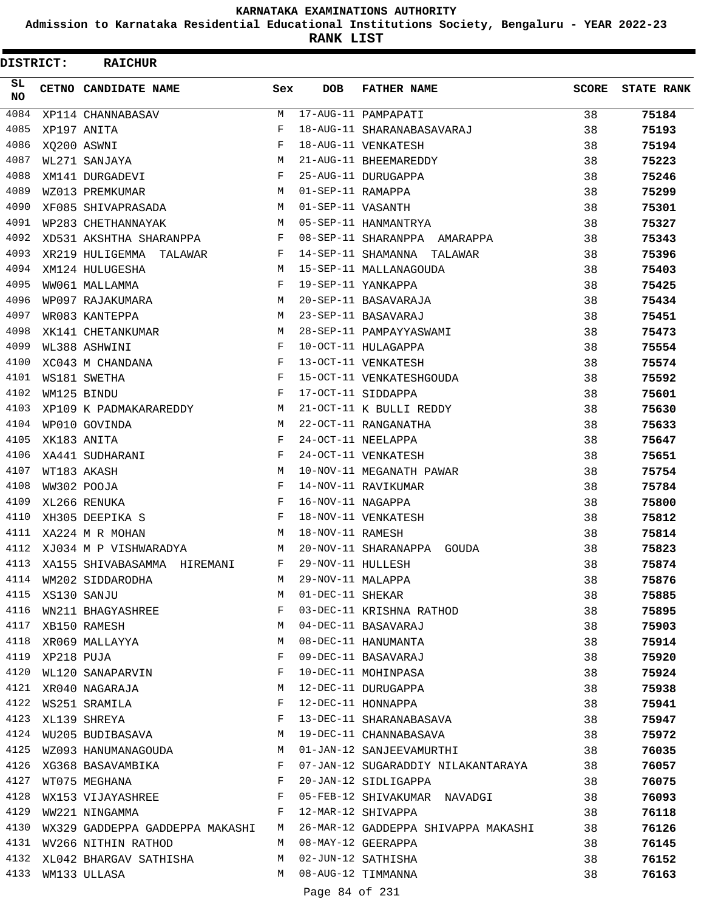# KARNATAKA EXAMINATIONS AUTHORITY

**Admission to Karnataka Residential Educational Institutions Society, Bengaluru - YEAR 2022-23**

**RANK LIST**

**DISTRICT: RAICHUR**

| SL NO | CETNO | CANDIDATE NAME | Sex | DOB | FATHER NAME | SCORE | STATE RANK |
|---|---|---|---|---|---|---|---|
| 4084 | XP114 | CHANNABASAV | M | 17-AUG-11 | PAMPAPATI | 38 | 75184 |
| 4085 | XP197 | ANITA | F | 18-AUG-11 | SHARANABASAVARAJ | 38 | 75193 |
| 4086 | XQ200 | ASWNI | F | 18-AUG-11 | VENKATESH | 38 | 75194 |
| 4087 | WL271 | SANJAYA | M | 21-AUG-11 | BHEEMAREDDY | 38 | 75223 |
| 4088 | XM141 | DURGADEVI | F | 25-AUG-11 | DURUGAPPA | 38 | 75246 |
| 4089 | WZ013 | PREMKUMAR | M | 01-SEP-11 | RAMAPPA | 38 | 75299 |
| 4090 | XF085 | SHIVAPRASADA | M | 01-SEP-11 | VASANTH | 38 | 75301 |
| 4091 | WP283 | CHETHANNAYAK | M | 05-SEP-11 | HANMANTRYA | 38 | 75327 |
| 4092 | XD531 | AKSHTHA SHARANPPA | F | 08-SEP-11 | SHARANPPA AMARAPPA | 38 | 75343 |
| 4093 | XR219 | HULIGEMMA TALAWAR | F | 14-SEP-11 | SHAMANNA TALAWAR | 38 | 75396 |
| 4094 | XM124 | HULUGESHA | M | 15-SEP-11 | MALLANAGOUDA | 38 | 75403 |
| 4095 | WW061 | MALLAMMA | F | 19-SEP-11 | YANKAPPA | 38 | 75425 |
| 4096 | WP097 | RAJAKUMARA | M | 20-SEP-11 | BASAVARAJA | 38 | 75434 |
| 4097 | WR083 | KANTEPPA | M | 23-SEP-11 | BASAVARAJ | 38 | 75451 |
| 4098 | XK141 | CHETANKUMAR | M | 28-SEP-11 | PAMPAYYASWAMI | 38 | 75473 |
| 4099 | WL388 | ASHWINI | F | 10-OCT-11 | HULAGAPPA | 38 | 75554 |
| 4100 | XC043 | M CHANDANA | F | 13-OCT-11 | VENKATESH | 38 | 75574 |
| 4101 | WS181 | SWETHA | F | 15-OCT-11 | VENKATESHGOUDA | 38 | 75592 |
| 4102 | WM125 | BINDU | F | 17-OCT-11 | SIDDAPPA | 38 | 75601 |
| 4103 | XP109 | K PADMAKARAREDDY | M | 21-OCT-11 | K BULLI REDDY | 38 | 75630 |
| 4104 | WP010 | GOVINDA | M | 22-OCT-11 | RANGANATHA | 38 | 75633 |
| 4105 | XK183 | ANITA | F | 24-OCT-11 | NEELAPPA | 38 | 75647 |
| 4106 | XA441 | SUDHARANI | F | 24-OCT-11 | VENKATESH | 38 | 75651 |
| 4107 | WT183 | AKASH | M | 10-NOV-11 | MEGANATH PAWAR | 38 | 75754 |
| 4108 | WW302 | POOJA | F | 14-NOV-11 | RAVIKUMAR | 38 | 75784 |
| 4109 | XL266 | RENUKA | F | 16-NOV-11 | NAGAPPA | 38 | 75800 |
| 4110 | XH305 | DEEPIKA S | F | 18-NOV-11 | VENKATESH | 38 | 75812 |
| 4111 | XA224 | M R MOHAN | M | 18-NOV-11 | RAMESH | 38 | 75814 |
| 4112 | XJ034 | M P VISHWARADYA | M | 20-NOV-11 | SHARANAPPA GOUDA | 38 | 75823 |
| 4113 | XA155 | SHIVABASAMMA HIREMANI | F | 29-NOV-11 | HULLESH | 38 | 75874 |
| 4114 | WM202 | SIDDARODHA | M | 29-NOV-11 | MALAPPA | 38 | 75876 |
| 4115 | XS130 | SANJU | M | 01-DEC-11 | SHEKAR | 38 | 75885 |
| 4116 | WN211 | BHAGYASHREE | F | 03-DEC-11 | KRISHNA RATHOD | 38 | 75895 |
| 4117 | XB150 | RAMESH | M | 04-DEC-11 | BASAVARAJ | 38 | 75903 |
| 4118 | XR069 | MALLAYYA | M | 08-DEC-11 | HANUMANTA | 38 | 75914 |
| 4119 | XP218 | PUJA | F | 09-DEC-11 | BASAVARAJ | 38 | 75920 |
| 4120 | WL120 | SANAPARVIN | F | 10-DEC-11 | MOHINPASA | 38 | 75924 |
| 4121 | XR040 | NAGARAJA | M | 12-DEC-11 | DURUGAPPA | 38 | 75938 |
| 4122 | WS251 | SRAMILA | F | 12-DEC-11 | HONNAPPA | 38 | 75941 |
| 4123 | XL139 | SHREYA | F | 13-DEC-11 | SHARANABASAVA | 38 | 75947 |
| 4124 | WU205 | BUDIBASAVA | M | 19-DEC-11 | CHANNABASAVA | 38 | 75972 |
| 4125 | WZ093 | HANUMANAGOUDA | M | 01-JAN-12 | SANJEEVAMURTHI | 38 | 76035 |
| 4126 | XG368 | BASAVAMBIKA | F | 07-JAN-12 | SUGARADDIY NILAKANTARAYA | 38 | 76057 |
| 4127 | WT075 | MEGHANA | F | 20-JAN-12 | SIDLIGAPPA | 38 | 76075 |
| 4128 | WX153 | VIJAYASHREE | F | 05-FEB-12 | SHIVAKUMAR NAVADGI | 38 | 76093 |
| 4129 | WW221 | NINGAMMA | F | 12-MAR-12 | SHIVAPPA | 38 | 76118 |
| 4130 | WX329 | GADDEPPA GADDEPPA MAKASHI | M | 26-MAR-12 | GADDEPPA SHIVAPPA MAKASHI | 38 | 76126 |
| 4131 | WV266 | NITHIN RATHOD | M | 08-MAY-12 | GEERAPPA | 38 | 76145 |
| 4132 | XL042 | BHARGAV SATHISHA | M | 02-JUN-12 | SATHISHA | 38 | 76152 |
| 4133 | WM133 | ULLASA | M | 08-AUG-12 | TIMMANNA | 38 | 76163 |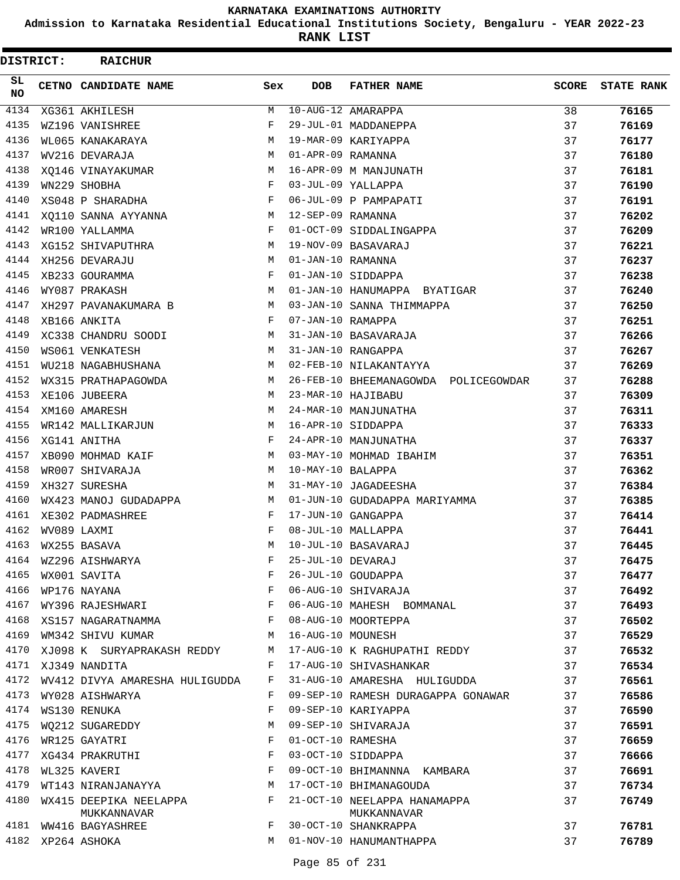# KARNATAKA EXAMINATIONS AUTHORITY

**Admission to Karnataka Residential Educational Institutions Society, Bengaluru - YEAR 2022-23**

**RANK LIST**

**DISTRICT: RAICHUR**

| SL NO | CETNO | CANDIDATE NAME | Sex | DOB | FATHER NAME | SCORE | STATE RANK |
|---|---|---|---|---|---|---|---|
| 4134 | XG361 | AKHILESH | M | 10-AUG-12 | AMARAPPA | 38 | 76165 |
| 4135 | WZ196 | VANISHREE | F | 29-JUL-01 | MADDANEPPA | 37 | 76169 |
| 4136 | WL065 | KANAKARAYA | M | 19-MAR-09 | KARIYAPPA | 37 | 76177 |
| 4137 | WV216 | DEVARAJA | M | 01-APR-09 | RAMANNA | 37 | 76180 |
| 4138 | XQ146 | VINAYAKUMAR | M | 16-APR-09 | M MANJUNATH | 37 | 76181 |
| 4139 | WN229 | SHOBHA | F | 03-JUL-09 | YALLAPPA | 37 | 76190 |
| 4140 | XS048 | P SHARADHA | F | 06-JUL-09 | P PAMPAPATI | 37 | 76191 |
| 4141 | XQ110 | SANNA AYYANNA | M | 12-SEP-09 | RAMANNA | 37 | 76202 |
| 4142 | WR100 | YALLAMMA | F | 01-OCT-09 | SIDDALINGAPPA | 37 | 76209 |
| 4143 | XG152 | SHIVAPUTHRA | M | 19-NOV-09 | BASAVARAJ | 37 | 76221 |
| 4144 | XH256 | DEVARAJU | M | 01-JAN-10 | RAMANNA | 37 | 76237 |
| 4145 | XB233 | GOURAMMA | F | 01-JAN-10 | SIDDAPPA | 37 | 76238 |
| 4146 | WY087 | PRAKASH | M | 01-JAN-10 | HANUMAPPA BYATIGAR | 37 | 76240 |
| 4147 | XH297 | PAVANAKUMARA B | M | 03-JAN-10 | SANNA THIMMAPPA | 37 | 76250 |
| 4148 | XB166 | ANKITA | F | 07-JAN-10 | RAMAPPA | 37 | 76251 |
| 4149 | XC338 | CHANDRU SOODI | M | 31-JAN-10 | BASAVARAJA | 37 | 76266 |
| 4150 | WS061 | VENKATESH | M | 31-JAN-10 | RANGAPPA | 37 | 76267 |
| 4151 | WU218 | NAGABHUSHANA | M | 02-FEB-10 | NILAKANTAYYA | 37 | 76269 |
| 4152 | WX315 | PRATHAPAGOWDA | M | 26-FEB-10 | BHEEMANAGOWDA POLICEGOWDAR | 37 | 76288 |
| 4153 | XE106 | JUBEERA | M | 23-MAR-10 | HAJIBABU | 37 | 76309 |
| 4154 | XM160 | AMARESH | M | 24-MAR-10 | MANJUNATHA | 37 | 76311 |
| 4155 | WR142 | MALLIKARJUN | M | 16-APR-10 | SIDDAPPA | 37 | 76333 |
| 4156 | XG141 | ANITHA | F | 24-APR-10 | MANJUNATHA | 37 | 76337 |
| 4157 | XB090 | MOHMAD KAIF | M | 03-MAY-10 | MOHMAD IBAHIM | 37 | 76351 |
| 4158 | WR007 | SHIVARAJA | M | 10-MAY-10 | BALAPPA | 37 | 76362 |
| 4159 | XH327 | SURESHA | M | 31-MAY-10 | JAGADEESHA | 37 | 76384 |
| 4160 | WX423 | MANOJ GUDADAPPA | M | 01-JUN-10 | GUDADAPPA MARIYAMMA | 37 | 76385 |
| 4161 | XE302 | PADMASHREE | F | 17-JUN-10 | GANGAPPA | 37 | 76414 |
| 4162 | WV089 | LAXMI | F | 08-JUL-10 | MALLAPPA | 37 | 76441 |
| 4163 | WX255 | BASAVA | M | 10-JUL-10 | BASAVARAJ | 37 | 76445 |
| 4164 | WZ296 | AISHWARYA | F | 25-JUL-10 | DEVARAJ | 37 | 76475 |
| 4165 | WX001 | SAVITA | F | 26-JUL-10 | GOUDAPPA | 37 | 76477 |
| 4166 | WP176 | NAYANA | F | 06-AUG-10 | SHIVARAJA | 37 | 76492 |
| 4167 | WY396 | RAJESHWARI | F | 06-AUG-10 | MAHESH BOMMANAL | 37 | 76493 |
| 4168 | XS157 | NAGARATNAMMA | F | 08-AUG-10 | MOORTEPPA | 37 | 76502 |
| 4169 | WM342 | SHIVU KUMAR | M | 16-AUG-10 | MOUNESH | 37 | 76529 |
| 4170 | XJ098 | K SURYAPRAKASH REDDY | M | 17-AUG-10 | K RAGHUPATHI REDDY | 37 | 76532 |
| 4171 | XJ349 | NANDITA | F | 17-AUG-10 | SHIVASHANKAR | 37 | 76534 |
| 4172 | WV412 | DIVYA AMARESHA HULIGUDDA | F | 31-AUG-10 | AMARESHA HULIGUDDA | 37 | 76561 |
| 4173 | WY028 | AISHWARYA | F | 09-SEP-10 | RAMESH DURAGAPPA GONAWAR | 37 | 76586 |
| 4174 | WS130 | RENUKA | F | 09-SEP-10 | KARIYAPPA | 37 | 76590 |
| 4175 | WQ212 | SUGAREDDY | M | 09-SEP-10 | SHIVARAJA | 37 | 76591 |
| 4176 | WR125 | GAYATRI | F | 01-OCT-10 | RAMESHA | 37 | 76659 |
| 4177 | XG434 | PRAKRUTHI | F | 03-OCT-10 | SIDDAPPA | 37 | 76666 |
| 4178 | WL325 | KAVERI | F | 09-OCT-10 | BHIMANNNA KAMBARA | 37 | 76691 |
| 4179 | WT143 | NIRANJANAYYA | M | 17-OCT-10 | BHIMANAGOUDA | 37 | 76734 |
| 4180 | WX415 | DEEPIKA NEELAPPA MUKKANNAVAR | F | 21-OCT-10 | NEELAPPA HANAMAPPA MUKKANNAVAR | 37 | 76749 |
| 4181 | WW416 | BAGYASHREE | F | 30-OCT-10 | SHANKRAPPA | 37 | 76781 |
| 4182 | XP264 | ASHOKA | M | 01-NOV-10 | HANUMANTHAPPA | 37 | 76789 |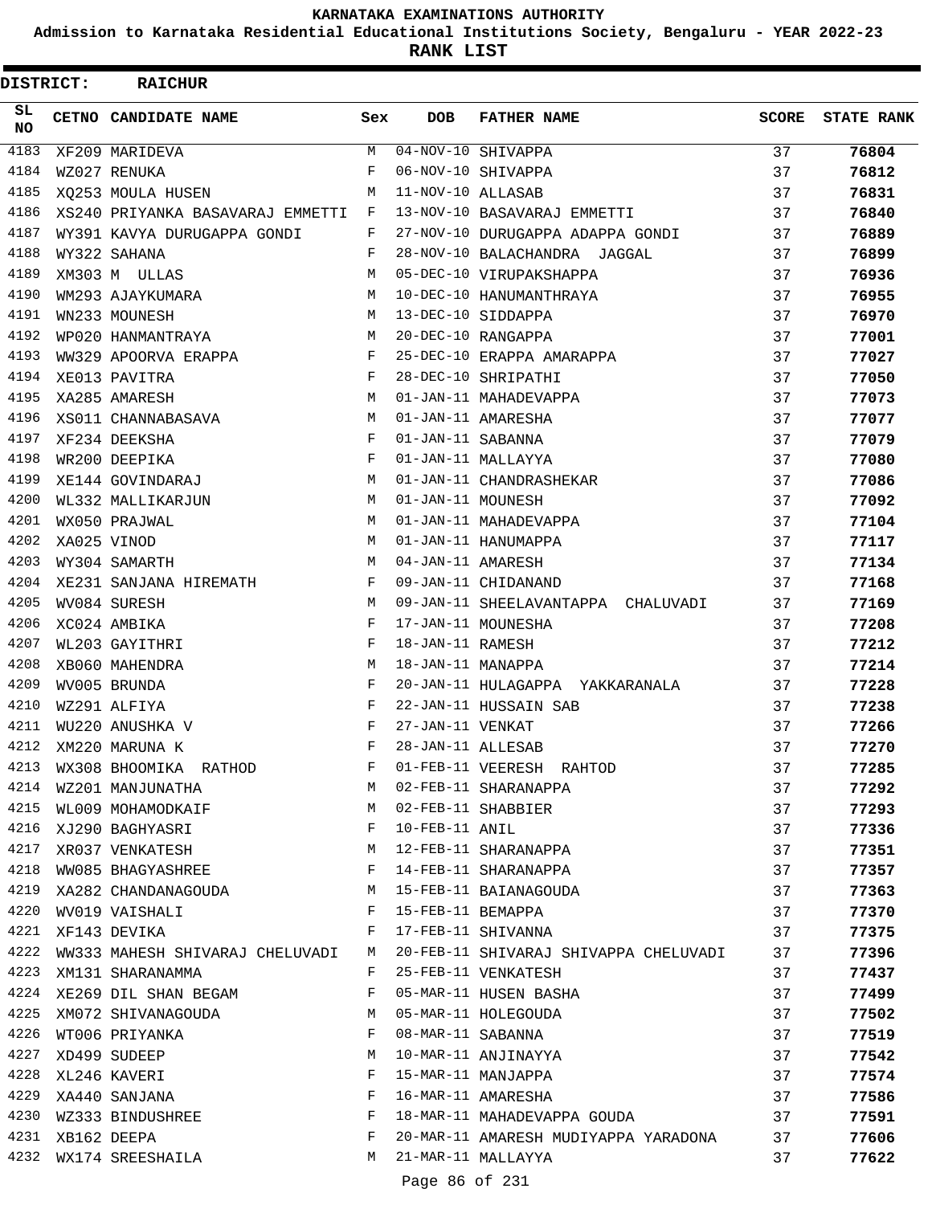**KARNATAKA EXAMINATIONS AUTHORITY**

**Admission to Karnataka Residential Educational Institutions Society, Bengaluru - YEAR 2022-23**

**RANK LIST**

**DISTRICT: RAICHUR**

| SL NO | CETNO | CANDIDATE NAME | Sex | DOB | FATHER NAME | SCORE | STATE RANK |
|---|---|---|---|---|---|---|---|
| 4183 | XF209 | MARIDEVA | M | 04-NOV-10 | SHIVAPPA | 37 | 76804 |
| 4184 | WZ027 | RENUKA | F | 06-NOV-10 | SHIVAPPA | 37 | 76812 |
| 4185 | XQ253 | MOULA HUSEN | M | 11-NOV-10 | ALLASAB | 37 | 76831 |
| 4186 | XS240 | PRIYANKA BASAVARAJ EMMETTI | F | 13-NOV-10 | BASAVARAJ EMMETTI | 37 | 76840 |
| 4187 | WY391 | KAVYA DURUGAPPA GONDI | F | 27-NOV-10 | DURUGAPPA ADAPPA GONDI | 37 | 76889 |
| 4188 | WY322 | SAHANA | F | 28-NOV-10 | BALACHANDRA JAGGAL | 37 | 76899 |
| 4189 | XM303 | M ULLAS | M | 05-DEC-10 | VIRUPAKSHAPPA | 37 | 76936 |
| 4190 | WM293 | AJAYKUMARA | M | 10-DEC-10 | HANUMANTHRAYA | 37 | 76955 |
| 4191 | WN233 | MOUNESH | M | 13-DEC-10 | SIDDAPPA | 37 | 76970 |
| 4192 | WP020 | HANMANTRAYA | M | 20-DEC-10 | RANGAPPA | 37 | 77001 |
| 4193 | WW329 | APOORVA ERAPPA | F | 25-DEC-10 | ERAPPA AMARAPPA | 37 | 77027 |
| 4194 | XE013 | PAVITRA | F | 28-DEC-10 | SHRIPATHI | 37 | 77050 |
| 4195 | XA285 | AMARESH | M | 01-JAN-11 | MAHADEVAPPA | 37 | 77073 |
| 4196 | XS011 | CHANNABASAVA | M | 01-JAN-11 | AMARESHA | 37 | 77077 |
| 4197 | XF234 | DEEKSHA | F | 01-JAN-11 | SABANNA | 37 | 77079 |
| 4198 | WR200 | DEEPIKA | F | 01-JAN-11 | MALLAYYA | 37 | 77080 |
| 4199 | XE144 | GOVINDARAJ | M | 01-JAN-11 | CHANDRASHEKAR | 37 | 77086 |
| 4200 | WL332 | MALLIKARJUN | M | 01-JAN-11 | MOUNESH | 37 | 77092 |
| 4201 | WX050 | PRAJWAL | M | 01-JAN-11 | MAHADEVAPPA | 37 | 77104 |
| 4202 | XA025 | VINOD | M | 01-JAN-11 | HANUMAPPA | 37 | 77117 |
| 4203 | WY304 | SAMARTH | M | 04-JAN-11 | AMARESH | 37 | 77134 |
| 4204 | XE231 | SANJANA HIREMATH | F | 09-JAN-11 | CHIDANAND | 37 | 77168 |
| 4205 | WV084 | SURESH | M | 09-JAN-11 | SHEELAVANTAPPA CHALUVADI | 37 | 77169 |
| 4206 | XC024 | AMBIKA | F | 17-JAN-11 | MOUNESHA | 37 | 77208 |
| 4207 | WL203 | GAYITHRI | F | 18-JAN-11 | RAMESH | 37 | 77212 |
| 4208 | XB060 | MAHENDRA | M | 18-JAN-11 | MANAPPA | 37 | 77214 |
| 4209 | WV005 | BRUNDA | F | 20-JAN-11 | HULAGAPPA YAKKARANALA | 37 | 77228 |
| 4210 | WZ291 | ALFIYA | F | 22-JAN-11 | HUSSAIN SAB | 37 | 77238 |
| 4211 | WU220 | ANUSHKA V | F | 27-JAN-11 | VENKAT | 37 | 77266 |
| 4212 | XM220 | MARUNA K | F | 28-JAN-11 | ALLESAB | 37 | 77270 |
| 4213 | WX308 | BHOOMIKA RATHOD | F | 01-FEB-11 | VEERESH RAHTOD | 37 | 77285 |
| 4214 | WZ201 | MANJUNATHA | M | 02-FEB-11 | SHARANAPPA | 37 | 77292 |
| 4215 | WL009 | MOHAMODKAIF | M | 02-FEB-11 | SHABBIER | 37 | 77293 |
| 4216 | XJ290 | BAGHYASRI | F | 10-FEB-11 | ANIL | 37 | 77336 |
| 4217 | XR037 | VENKATESH | M | 12-FEB-11 | SHARANAPPA | 37 | 77351 |
| 4218 | WW085 | BHAGYASHREE | F | 14-FEB-11 | SHARANAPPA | 37 | 77357 |
| 4219 | XA282 | CHANDANAGOUDA | M | 15-FEB-11 | BAIANAGOUDA | 37 | 77363 |
| 4220 | WV019 | VAISHALI | F | 15-FEB-11 | BEMAPPA | 37 | 77370 |
| 4221 | XF143 | DEVIKA | F | 17-FEB-11 | SHIVANNA | 37 | 77375 |
| 4222 | WW333 | MAHESH SHIVARAJ CHELUVADI | M | 20-FEB-11 | SHIVARAJ SHIVAPPA CHELUVADI | 37 | 77396 |
| 4223 | XM131 | SHARANAMMA | F | 25-FEB-11 | VENKATESH | 37 | 77437 |
| 4224 | XE269 | DIL SHAN BEGAM | F | 05-MAR-11 | HUSEN BASHA | 37 | 77499 |
| 4225 | XM072 | SHIVANAGOUDA | M | 05-MAR-11 | HOLEGOUDA | 37 | 77502 |
| 4226 | WT006 | PRIYANKA | F | 08-MAR-11 | SABANNA | 37 | 77519 |
| 4227 | XD499 | SUDEEP | M | 10-MAR-11 | ANJINAYYA | 37 | 77542 |
| 4228 | XL246 | KAVERI | F | 15-MAR-11 | MANJAPPA | 37 | 77574 |
| 4229 | XA440 | SANJANA | F | 16-MAR-11 | AMARESHA | 37 | 77586 |
| 4230 | WZ333 | BINDUSHREE | F | 18-MAR-11 | MAHADEVAPPA GOUDA | 37 | 77591 |
| 4231 | XB162 | DEEPA | F | 20-MAR-11 | AMARESH MUDIYAPPA YARADONA | 37 | 77606 |
| 4232 | WX174 | SREESHAILA | M | 21-MAR-11 | MALLAYYA | 37 | 77622 |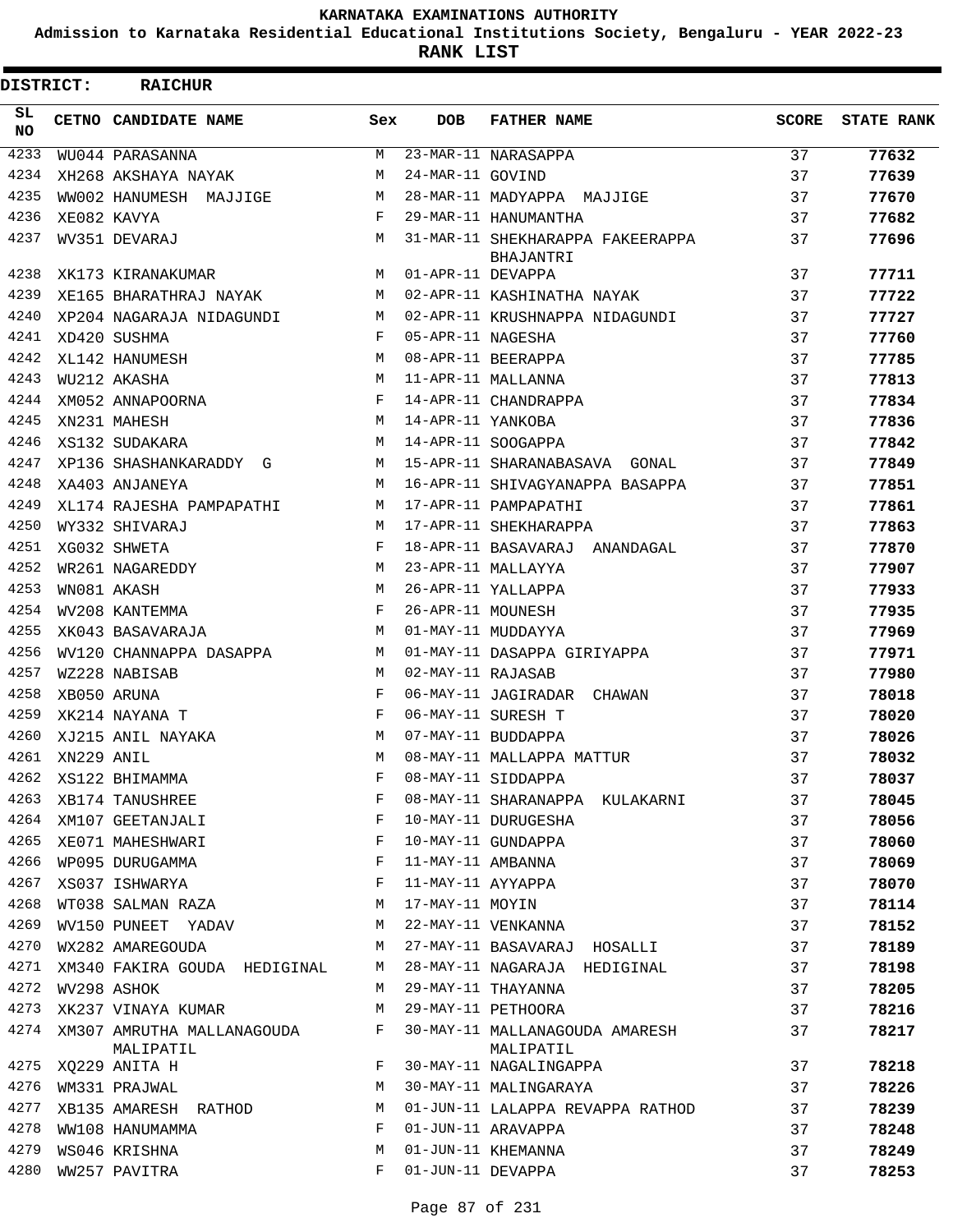# KARNATAKA EXAMINATIONS AUTHORITY

## Admission to Karnataka Residential Educational Institutions Society, Bengaluru - YEAR 2022-23

## RANK LIST

**DISTRICT: RAICHUR**

| SL NO | CETNO | CANDIDATE NAME | Sex | DOB | FATHER NAME | SCORE | STATE RANK |
|---|---|---|---|---|---|---|---|
| 4233 | WU044 | PARASANNA | M | 23-MAR-11 | NARASAPPA | 37 | 77632 |
| 4234 | XH268 | AKSHAYA NAYAK | M | 24-MAR-11 | GOVIND | 37 | 77639 |
| 4235 | WW002 | HANUMESH MAJJIGE | M | 28-MAR-11 | MADYAPPA MAJJIGE | 37 | 77670 |
| 4236 | XE082 | KAVYA | F | 29-MAR-11 | HANUMANTHA | 37 | 77682 |
| 4237 | WV351 | DEVARAJ | M | 31-MAR-11 | SHEKHARAPPA FAKEERAPPA BHAJANTRI | 37 | 77696 |
| 4238 | XK173 | KIRANAKUMAR | M | 01-APR-11 | DEVAPPA | 37 | 77711 |
| 4239 | XE165 | BHARATHRAJ NAYAK | M | 02-APR-11 | KASHINATHA NAYAK | 37 | 77722 |
| 4240 | XP204 | NAGARAJA NIDAGUNDI | M | 02-APR-11 | KRUSHNAPPA NIDAGUNDI | 37 | 77727 |
| 4241 | XD420 | SUSHMA | F | 05-APR-11 | NAGESHA | 37 | 77760 |
| 4242 | XL142 | HANUMESH | M | 08-APR-11 | BEERAPPA | 37 | 77785 |
| 4243 | WU212 | AKASHA | M | 11-APR-11 | MALLANNA | 37 | 77813 |
| 4244 | XM052 | ANNAPOORNA | F | 14-APR-11 | CHANDRAPPA | 37 | 77834 |
| 4245 | XN231 | MAHESH | M | 14-APR-11 | YANKOBA | 37 | 77836 |
| 4246 | XS132 | SUDAKARA | M | 14-APR-11 | SOOGAPPA | 37 | 77842 |
| 4247 | XP136 | SHASHANKARADDY G | M | 15-APR-11 | SHARANABASAVA GONAL | 37 | 77849 |
| 4248 | XA403 | ANJANEYA | M | 16-APR-11 | SHIVAGYANAPPA BASAPPA | 37 | 77851 |
| 4249 | XL174 | RAJESHA PAMPAPATHI | M | 17-APR-11 | PAMPAPATHI | 37 | 77861 |
| 4250 | WY332 | SHIVARAJ | M | 17-APR-11 | SHEKHARAPPA | 37 | 77863 |
| 4251 | XG032 | SHWETA | F | 18-APR-11 | BASAVARAJ ANANDAGAL | 37 | 77870 |
| 4252 | WR261 | NAGAREDDY | M | 23-APR-11 | MALLAYYA | 37 | 77907 |
| 4253 | WN081 | AKASH | M | 26-APR-11 | YALLAPPA | 37 | 77933 |
| 4254 | WV208 | KANTEMMA | F | 26-APR-11 | MOUNESH | 37 | 77935 |
| 4255 | XK043 | BASAVARAJA | M | 01-MAY-11 | MUDDAYYA | 37 | 77969 |
| 4256 | WV120 | CHANNAPPA DASAPPA | M | 01-MAY-11 | DASAPPA GIRIYAPPA | 37 | 77971 |
| 4257 | WZ228 | NABISAB | M | 02-MAY-11 | RAJASAB | 37 | 77980 |
| 4258 | XB050 | ARUNA | F | 06-MAY-11 | JAGIRADAR CHAWAN | 37 | 78018 |
| 4259 | XK214 | NAYANA T | F | 06-MAY-11 | SURESH T | 37 | 78020 |
| 4260 | XJ215 | ANIL NAYAKA | M | 07-MAY-11 | BUDDAPPA | 37 | 78026 |
| 4261 | XN229 | ANIL | M | 08-MAY-11 | MALLAPPA MATTUR | 37 | 78032 |
| 4262 | XS122 | BHIMAMMA | F | 08-MAY-11 | SIDDAPPA | 37 | 78037 |
| 4263 | XB174 | TANUSHREE | F | 08-MAY-11 | SHARANAPPA KULAKARNI | 37 | 78045 |
| 4264 | XM107 | GEETANJALI | F | 10-MAY-11 | DURUGESHA | 37 | 78056 |
| 4265 | XE071 | MAHESHWARI | F | 10-MAY-11 | GUNDAPPA | 37 | 78060 |
| 4266 | WP095 | DURUGAMMA | F | 11-MAY-11 | AMBANNA | 37 | 78069 |
| 4267 | XS037 | ISHWARYA | F | 11-MAY-11 | AYYAPPA | 37 | 78070 |
| 4268 | WT038 | SALMAN RAZA | M | 17-MAY-11 | MOYIN | 37 | 78114 |
| 4269 | WV150 | PUNEET YADAV | M | 22-MAY-11 | VENKANNA | 37 | 78152 |
| 4270 | WX282 | AMAREGOUDA | M | 27-MAY-11 | BASAVARAJ HOSALLI | 37 | 78189 |
| 4271 | XM340 | FAKIRA GOUDA HEDIGINAL | M | 28-MAY-11 | NAGARAJA HEDIGINAL | 37 | 78198 |
| 4272 | WV298 | ASHOK | M | 29-MAY-11 | THAYANNA | 37 | 78205 |
| 4273 | XK237 | VINAYA KUMAR | M | 29-MAY-11 | PETHOORA | 37 | 78216 |
| 4274 | XM307 | AMRUTHA MALLANAGOUDA MALIPATIL | F | 30-MAY-11 | MALLANAGOUDA AMARESH MALIPATIL | 37 | 78217 |
| 4275 | XQ229 | ANITA H | F | 30-MAY-11 | NAGALINGAPPA | 37 | 78218 |
| 4276 | WM331 | PRAJWAL | M | 30-MAY-11 | MALINGARAYA | 37 | 78226 |
| 4277 | XB135 | AMARESH RATHOD | M | 01-JUN-11 | LALAPPA REVAPPA RATHOD | 37 | 78239 |
| 4278 | WW108 | HANUMAMMA | F | 01-JUN-11 | ARAVAPPA | 37 | 78248 |
| 4279 | WS046 | KRISHNA | M | 01-JUN-11 | KHEMANNA | 37 | 78249 |
| 4280 | WW257 | PAVITRA | F | 01-JUN-11 | DEVAPPA | 37 | 78253 |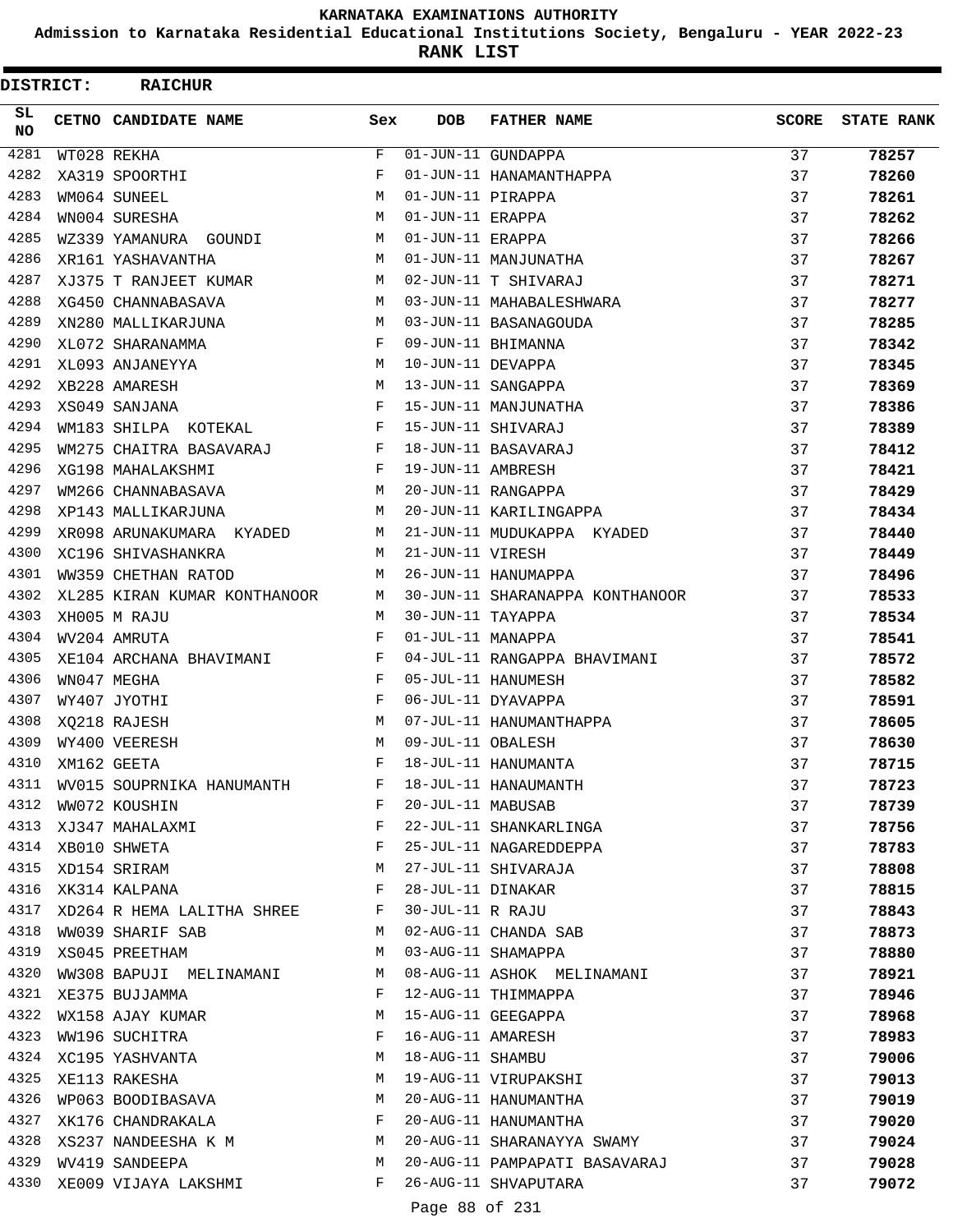KARNATAKA EXAMINATIONS AUTHORITY

Admission to Karnataka Residential Educational Institutions Society, Bengaluru - YEAR 2022-23

**RANK LIST**

**DISTRICT: RAICHUR**

| SL NO | CETNO | CANDIDATE NAME | Sex | DOB | FATHER NAME | SCORE | STATE RANK |
|---|---|---|---|---|---|---|---|
| 4281 | WT028 | REKHA | F | 01-JUN-11 | GUNDAPPA | 37 | 78257 |
| 4282 | XA319 | SPOORTHI | F | 01-JUN-11 | HANAMANTHAPPA | 37 | 78260 |
| 4283 | WM064 | SUNEEL | M | 01-JUN-11 | PIRAPPA | 37 | 78261 |
| 4284 | WN004 | SURESHA | M | 01-JUN-11 | ERAPPA | 37 | 78262 |
| 4285 | WZ339 | YAMANURA GOUNDI | M | 01-JUN-11 | ERAPPA | 37 | 78266 |
| 4286 | XR161 | YASHAVANTHA | M | 01-JUN-11 | MANJUNATHA | 37 | 78267 |
| 4287 | XJ375 | T RANJEET KUMAR | M | 02-JUN-11 | T SHIVARAJ | 37 | 78271 |
| 4288 | XG450 | CHANNABASAVA | M | 03-JUN-11 | MAHABALESHWARA | 37 | 78277 |
| 4289 | XN280 | MALLIKARJUNA | M | 03-JUN-11 | BASANAGOUDA | 37 | 78285 |
| 4290 | XL072 | SHARANAMMA | F | 09-JUN-11 | BHIMANNA | 37 | 78342 |
| 4291 | XL093 | ANJANEYYA | M | 10-JUN-11 | DEVAPPA | 37 | 78345 |
| 4292 | XB228 | AMARESH | M | 13-JUN-11 | SANGAPPA | 37 | 78369 |
| 4293 | XS049 | SANJANA | F | 15-JUN-11 | MANJUNATHA | 37 | 78386 |
| 4294 | WM183 | SHILPA KOTEKAL | F | 15-JUN-11 | SHIVARAJ | 37 | 78389 |
| 4295 | WM275 | CHAITRA BASAVARAJ | F | 18-JUN-11 | BASAVARAJ | 37 | 78412 |
| 4296 | XG198 | MAHALAKSHMI | F | 19-JUN-11 | AMBRESH | 37 | 78421 |
| 4297 | WM266 | CHANNABASAVA | M | 20-JUN-11 | RANGAPPA | 37 | 78429 |
| 4298 | XP143 | MALLIKARJUNA | M | 20-JUN-11 | KARILINGAPPA | 37 | 78434 |
| 4299 | XR098 | ARUNAKUMARA KYADED | M | 21-JUN-11 | MUDUKAPPA KYADED | 37 | 78440 |
| 4300 | XC196 | SHIVASHANKRA | M | 21-JUN-11 | VIRESH | 37 | 78449 |
| 4301 | WW359 | CHETHAN RATOD | M | 26-JUN-11 | HANUMAPPA | 37 | 78496 |
| 4302 | XL285 | KIRAN KUMAR KONTHANOOR | M | 30-JUN-11 | SHARANAPPA KONTHANOOR | 37 | 78533 |
| 4303 | XH005 | M RAJU | M | 30-JUN-11 | TAYAPPA | 37 | 78534 |
| 4304 | WV204 | AMRUTA | F | 01-JUL-11 | MANAPPA | 37 | 78541 |
| 4305 | XE104 | ARCHANA BHAVIMANI | F | 04-JUL-11 | RANGAPPA BHAVIMANI | 37 | 78572 |
| 4306 | WN047 | MEGHA | F | 05-JUL-11 | HANUMESH | 37 | 78582 |
| 4307 | WY407 | JYOTHI | F | 06-JUL-11 | DYAVAPPA | 37 | 78591 |
| 4308 | XQ218 | RAJESH | M | 07-JUL-11 | HANUMANTHAPPA | 37 | 78605 |
| 4309 | WY400 | VEERESH | M | 09-JUL-11 | OBALESH | 37 | 78630 |
| 4310 | XM162 | GEETA | F | 18-JUL-11 | HANUMANTA | 37 | 78715 |
| 4311 | WV015 | SOUPRNIKA HANUMANTH | F | 18-JUL-11 | HANAUMANTH | 37 | 78723 |
| 4312 | WW072 | KOUSHIN | F | 20-JUL-11 | MABUSAB | 37 | 78739 |
| 4313 | XJ347 | MAHALAXMI | F | 22-JUL-11 | SHANKARLINGA | 37 | 78756 |
| 4314 | XB010 | SHWETA | F | 25-JUL-11 | NAGAREDDEPPA | 37 | 78783 |
| 4315 | XD154 | SRIRAM | M | 27-JUL-11 | SHIVARAJA | 37 | 78808 |
| 4316 | XK314 | KALPANA | F | 28-JUL-11 | DINAKAR | 37 | 78815 |
| 4317 | XD264 | R HEMA LALITHA SHREE | F | 30-JUL-11 | R RAJU | 37 | 78843 |
| 4318 | WW039 | SHARIF SAB | M | 02-AUG-11 | CHANDA SAB | 37 | 78873 |
| 4319 | XS045 | PREETHAM | M | 03-AUG-11 | SHAMAPPA | 37 | 78880 |
| 4320 | WW308 | BAPUJI MELINAMANI | M | 08-AUG-11 | ASHOK MELINAMANI | 37 | 78921 |
| 4321 | XE375 | BUJJAMMA | F | 12-AUG-11 | THIMMAPPA | 37 | 78946 |
| 4322 | WX158 | AJAY KUMAR | M | 15-AUG-11 | GEEGAPPA | 37 | 78968 |
| 4323 | WW196 | SUCHITRA | F | 16-AUG-11 | AMARESH | 37 | 78983 |
| 4324 | XC195 | YASHVANTA | M | 18-AUG-11 | SHAMBU | 37 | 79006 |
| 4325 | XE113 | RAKESHA | M | 19-AUG-11 | VIRUPAKSHI | 37 | 79013 |
| 4326 | WP063 | BOODIBASAVA | M | 20-AUG-11 | HANUMANTHA | 37 | 79019 |
| 4327 | XK176 | CHANDRAKALA | F | 20-AUG-11 | HANUMANTHA | 37 | 79020 |
| 4328 | XS237 | NANDEESHA K M | M | 20-AUG-11 | SHARANAYYA SWAMY | 37 | 79024 |
| 4329 | WV419 | SANDEEPA | M | 20-AUG-11 | PAMPAPATI BASAVARAJ | 37 | 79028 |
| 4330 | XE009 | VIJAYA LAKSHMI | F | 26-AUG-11 | SHVAPUTARA | 37 | 79072 |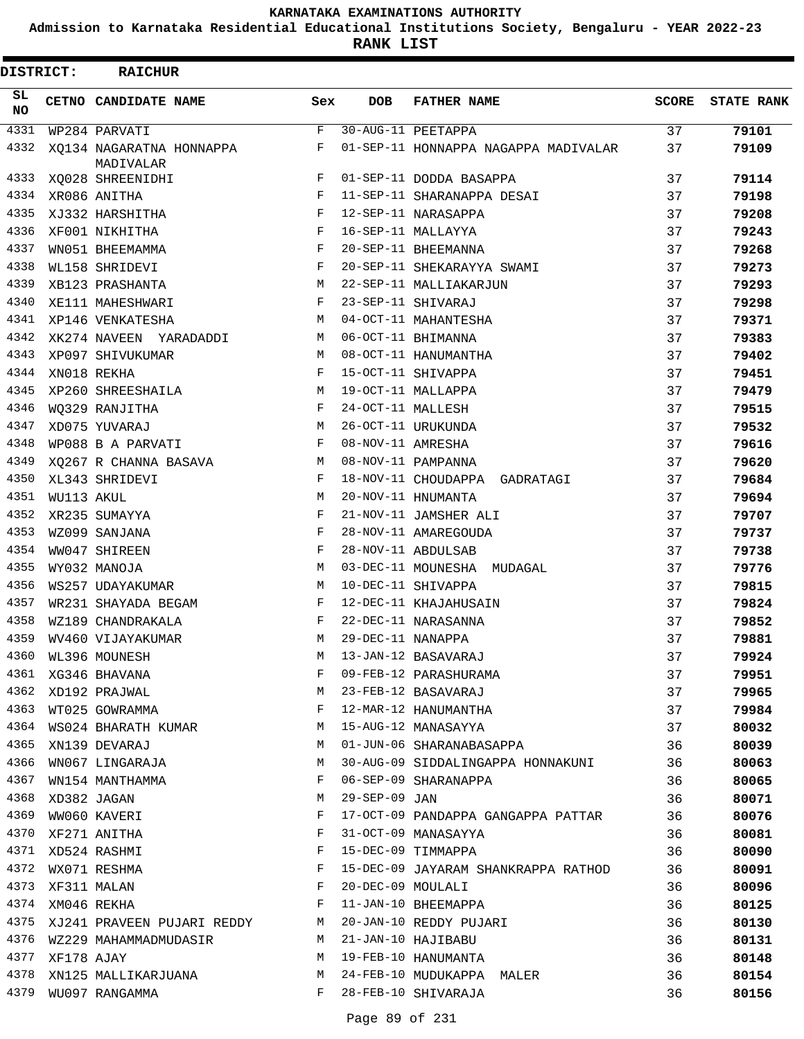# KARNATAKA EXAMINATIONS AUTHORITY

## Admission to Karnataka Residential Educational Institutions Society, Bengaluru - YEAR 2022-23

## RANK LIST

**DISTRICT: RAICHUR**

| SL NO | CETNO | CANDIDATE NAME | Sex | DOB | FATHER NAME | SCORE | STATE RANK |
|---|---|---|---|---|---|---|---|
| 4331 | WP284 | PARVATI | F | 30-AUG-11 | PEETAPPA | 37 | **79101** |
| 4332 | XQ134 | NAGARATNA HONNAPPA MADIVALAR | F | 01-SEP-11 | HONNAPPA NAGAPPA MADIVALAR | 37 | **79109** |
| 4333 | XQ028 | SHREENIDHI | F | 01-SEP-11 | DODDA BASAPPA | 37 | **79114** |
| 4334 | XR086 | ANITHA | F | 11-SEP-11 | SHARANAPPA DESAI | 37 | **79198** |
| 4335 | XJ332 | HARSHITHA | F | 12-SEP-11 | NARASAPPA | 37 | **79208** |
| 4336 | XF001 | NIKHITHA | F | 16-SEP-11 | MALLAYYA | 37 | **79243** |
| 4337 | WN051 | BHEEMAMMA | F | 20-SEP-11 | BHEEMANNA | 37 | **79268** |
| 4338 | WL158 | SHRIDEVI | F | 20-SEP-11 | SHEKARAYYA SWAMI | 37 | **79273** |
| 4339 | XB123 | PRASHANTA | M | 22-SEP-11 | MALLIAKARJUN | 37 | **79293** |
| 4340 | XE111 | MAHESHWARI | F | 23-SEP-11 | SHIVARAJ | 37 | **79298** |
| 4341 | XP146 | VENKATESHA | M | 04-OCT-11 | MAHANTESHA | 37 | **79371** |
| 4342 | XK274 | NAVEEN YARADADDI | M | 06-OCT-11 | BHIMANNA | 37 | **79383** |
| 4343 | XP097 | SHIVUKUMAR | M | 08-OCT-11 | HANUMANTHA | 37 | **79402** |
| 4344 | XN018 | REKHA | F | 15-OCT-11 | SHIVAPPA | 37 | **79451** |
| 4345 | XP260 | SHREESHAILA | M | 19-OCT-11 | MALLAPPA | 37 | **79479** |
| 4346 | WQ329 | RANJITHA | F | 24-OCT-11 | MALLESH | 37 | **79515** |
| 4347 | XD075 | YUVARAJ | M | 26-OCT-11 | URUKUNDA | 37 | **79532** |
| 4348 | WP088 | B A PARVATI | F | 08-NOV-11 | AMRESHA | 37 | **79616** |
| 4349 | XQ267 | R CHANNA BASAVA | M | 08-NOV-11 | PAMPANNA | 37 | **79620** |
| 4350 | XL343 | SHRIDEVI | F | 18-NOV-11 | CHOUDAPPA GADRATAGI | 37 | **79684** |
| 4351 | WU113 | AKUL | M | 20-NOV-11 | HNUMANTA | 37 | **79694** |
| 4352 | XR235 | SUMAYYA | F | 21-NOV-11 | JAMSHER ALI | 37 | **79707** |
| 4353 | WZ099 | SANJANA | F | 28-NOV-11 | AMAREGOUDA | 37 | **79737** |
| 4354 | WW047 | SHIREEN | F | 28-NOV-11 | ABDULSAB | 37 | **79738** |
| 4355 | WY032 | MANOJA | M | 03-DEC-11 | MOUNESHA MUDAGAL | 37 | **79776** |
| 4356 | WS257 | UDAYAKUMAR | M | 10-DEC-11 | SHIVAPPA | 37 | **79815** |
| 4357 | WR231 | SHAYADA BEGAM | F | 12-DEC-11 | KHAJAHUSAIN | 37 | **79824** |
| 4358 | WZ189 | CHANDRAKALA | F | 22-DEC-11 | NARASANNA | 37 | **79852** |
| 4359 | WV460 | VIJAYAKUMAR | M | 29-DEC-11 | NANAPPA | 37 | **79881** |
| 4360 | WL396 | MOUNESH | M | 13-JAN-12 | BASAVARAJ | 37 | **79924** |
| 4361 | XG346 | BHAVANA | F | 09-FEB-12 | PARASHURAMA | 37 | **79951** |
| 4362 | XD192 | PRAJWAL | M | 23-FEB-12 | BASAVARAJ | 37 | **79965** |
| 4363 | WT025 | GOWRAMMA | F | 12-MAR-12 | HANUMANTHA | 37 | **79984** |
| 4364 | WS024 | BHARATH KUMAR | M | 15-AUG-12 | MANASAYYA | 37 | **80032** |
| 4365 | XN139 | DEVARAJ | M | 01-JUN-06 | SHARANABASAPPA | 36 | **80039** |
| 4366 | WN067 | LINGARAJA | M | 30-AUG-09 | SIDDALINGAPPA HONNAKUNI | 36 | **80063** |
| 4367 | WN154 | MANTHAMMA | F | 06-SEP-09 | SHARANAPPA | 36 | **80065** |
| 4368 | XD382 | JAGAN | M | 29-SEP-09 | JAN | 36 | **80071** |
| 4369 | WW060 | KAVERI | F | 17-OCT-09 | PANDAPPA GANGAPPA PATTAR | 36 | **80076** |
| 4370 | XF271 | ANITHA | F | 31-OCT-09 | MANASAYYA | 36 | **80081** |
| 4371 | XD524 | RASHMI | F | 15-DEC-09 | TIMMAPPA | 36 | **80090** |
| 4372 | WX071 | RESHMA | F | 15-DEC-09 | JAYARAM SHANKRAPPA RATHOD | 36 | **80091** |
| 4373 | XF311 | MALAN | F | 20-DEC-09 | MOULALI | 36 | **80096** |
| 4374 | XM046 | REKHA | F | 11-JAN-10 | BHEEMAPPA | 36 | **80125** |
| 4375 | XJ241 | PRAVEEN PUJARI REDDY | M | 20-JAN-10 | REDDY PUJARI | 36 | **80130** |
| 4376 | WZ229 | MAHAMMADMUDASIR | M | 21-JAN-10 | HAJIBABU | 36 | **80131** |
| 4377 | XF178 | AJAY | M | 19-FEB-10 | HANUMANTA | 36 | **80148** |
| 4378 | XN125 | MALLIKARJUANA | M | 24-FEB-10 | MUDUKAPPA MALER | 36 | **80154** |
| 4379 | WU097 | RANGAMMA | F | 28-FEB-10 | SHIVARAJA | 36 | **80156** |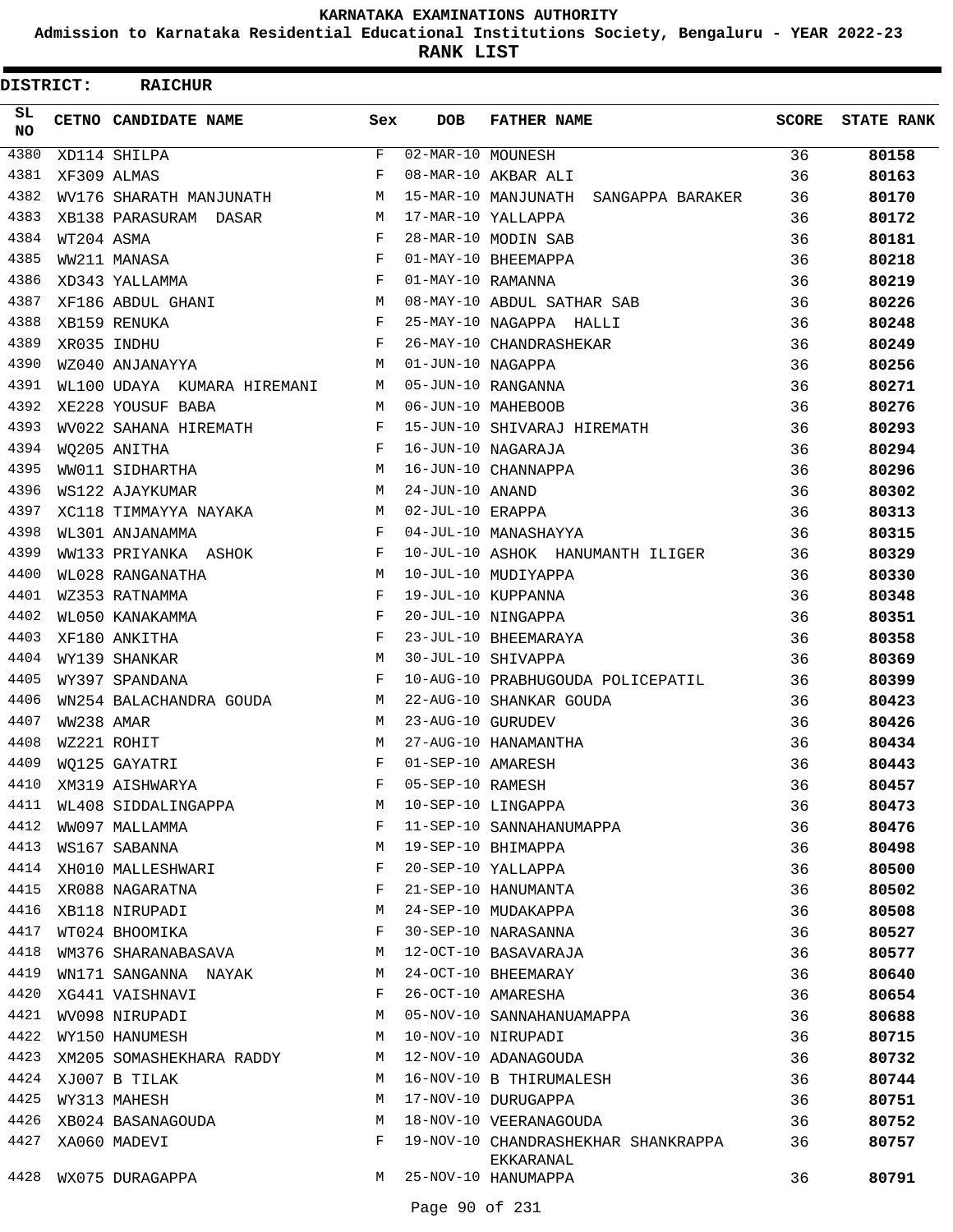# KARNATAKA EXAMINATIONS AUTHORITY

## Admission to Karnataka Residential Educational Institutions Society, Bengaluru - YEAR 2022-23

## RANK LIST

**DISTRICT: RAICHUR**

| SL NO | CETNO | CANDIDATE NAME | Sex | DOB | FATHER NAME | SCORE | STATE RANK |
|---|---|---|---|---|---|---|---|
| 4380 | XD114 | SHILPA | F | 02-MAR-10 | MOUNESH | 36 | 80158 |
| 4381 | XF309 | ALMAS | F | 08-MAR-10 | AKBAR ALI | 36 | 80163 |
| 4382 | WV176 | SHARATH MANJUNATH | M | 15-MAR-10 | MANJUNATH SANGAPPA BARAKER | 36 | 80170 |
| 4383 | XB138 | PARASURAM DASAR | M | 17-MAR-10 | YALLAPPA | 36 | 80172 |
| 4384 | WT204 | ASMA | F | 28-MAR-10 | MODIN SAB | 36 | 80181 |
| 4385 | WW211 | MANASA | F | 01-MAY-10 | BHEEMAPPA | 36 | 80218 |
| 4386 | XD343 | YALLAMMA | F | 01-MAY-10 | RAMANNA | 36 | 80219 |
| 4387 | XF186 | ABDUL GHANI | M | 08-MAY-10 | ABDUL SATHAR SAB | 36 | 80226 |
| 4388 | XB159 | RENUKA | F | 25-MAY-10 | NAGAPPA HALLI | 36 | 80248 |
| 4389 | XR035 | INDHU | F | 26-MAY-10 | CHANDRASHEKAR | 36 | 80249 |
| 4390 | WZ040 | ANJANAYYA | M | 01-JUN-10 | NAGAPPA | 36 | 80256 |
| 4391 | WL100 | UDAYA KUMARA HIREMANI | M | 05-JUN-10 | RANGANNA | 36 | 80271 |
| 4392 | XE228 | YOUSUF BABA | M | 06-JUN-10 | MAHEBOOB | 36 | 80276 |
| 4393 | WV022 | SAHANA HIREMATH | F | 15-JUN-10 | SHIVARAJ HIREMATH | 36 | 80293 |
| 4394 | WQ205 | ANITHA | F | 16-JUN-10 | NAGARAJA | 36 | 80294 |
| 4395 | WW011 | SIDHARTHA | M | 16-JUN-10 | CHANNAPPA | 36 | 80296 |
| 4396 | WS122 | AJAYKUMAR | M | 24-JUN-10 | ANAND | 36 | 80302 |
| 4397 | XC118 | TIMMAYYA NAYAKA | M | 02-JUL-10 | ERAPPA | 36 | 80313 |
| 4398 | WL301 | ANJANAMMA | F | 04-JUL-10 | MANASHAYYA | 36 | 80315 |
| 4399 | WW133 | PRIYANKA ASHOK | F | 10-JUL-10 | ASHOK HANUMANTH ILIGER | 36 | 80329 |
| 4400 | WL028 | RANGANATHA | M | 10-JUL-10 | MUDIYAPPA | 36 | 80330 |
| 4401 | WZ353 | RATNAMMA | F | 19-JUL-10 | KUPPANNA | 36 | 80348 |
| 4402 | WL050 | KANAKAMMA | F | 20-JUL-10 | NINGAPPA | 36 | 80351 |
| 4403 | XF180 | ANKITHA | F | 23-JUL-10 | BHEEMARAYA | 36 | 80358 |
| 4404 | WY139 | SHANKAR | M | 30-JUL-10 | SHIVAPPA | 36 | 80369 |
| 4405 | WY397 | SPANDANA | F | 10-AUG-10 | PRABHUGOUDA POLICEPATIL | 36 | 80399 |
| 4406 | WN254 | BALACHANDRA GOUDA | M | 22-AUG-10 | SHANKAR GOUDA | 36 | 80423 |
| 4407 | WW238 | AMAR | M | 23-AUG-10 | GURUDEV | 36 | 80426 |
| 4408 | WZ221 | ROHIT | M | 27-AUG-10 | HANAMANTHA | 36 | 80434 |
| 4409 | WQ125 | GAYATRI | F | 01-SEP-10 | AMARESH | 36 | 80443 |
| 4410 | XM319 | AISHWARYA | F | 05-SEP-10 | RAMESH | 36 | 80457 |
| 4411 | WL408 | SIDDALINGAPPA | M | 10-SEP-10 | LINGAPPA | 36 | 80473 |
| 4412 | WW097 | MALLAMMA | F | 11-SEP-10 | SANNAHANUMAPPA | 36 | 80476 |
| 4413 | WS167 | SABANNA | M | 19-SEP-10 | BHIMAPPA | 36 | 80498 |
| 4414 | XH010 | MALLESHWARI | F | 20-SEP-10 | YALLAPPA | 36 | 80500 |
| 4415 | XR088 | NAGARATNA | F | 21-SEP-10 | HANUMANTA | 36 | 80502 |
| 4416 | XB118 | NIRUPADI | M | 24-SEP-10 | MUDAKAPPA | 36 | 80508 |
| 4417 | WT024 | BHOOMIKA | F | 30-SEP-10 | NARASANNA | 36 | 80527 |
| 4418 | WM376 | SHARANABASAVA | M | 12-OCT-10 | BASAVARAJA | 36 | 80577 |
| 4419 | WN171 | SANGANNA NAYAK | M | 24-OCT-10 | BHEEMARAY | 36 | 80640 |
| 4420 | XG441 | VAISHNAVI | F | 26-OCT-10 | AMARESHA | 36 | 80654 |
| 4421 | WV098 | NIRUPADI | M | 05-NOV-10 | SANNAHANUAMAPPA | 36 | 80688 |
| 4422 | WY150 | HANUMESH | M | 10-NOV-10 | NIRUPADI | 36 | 80715 |
| 4423 | XM205 | SOMASHEKHARA RADDY | M | 12-NOV-10 | ADANAGOUDA | 36 | 80732 |
| 4424 | XJ007 | B TILAK | M | 16-NOV-10 | B THIRUMALESH | 36 | 80744 |
| 4425 | WY313 | MAHESH | M | 17-NOV-10 | DURUGAPPA | 36 | 80751 |
| 4426 | XB024 | BASANAGOUDA | M | 18-NOV-10 | VEERANAGOUDA | 36 | 80752 |
| 4427 | XA060 | MADEVI | F | 19-NOV-10 | CHANDRASHEKHAR SHANKRAPPA EKKARANAL | 36 | 80757 |
| 4428 | WX075 | DURAGAPPA | M | 25-NOV-10 | HANUMAPPA | 36 | 80791 |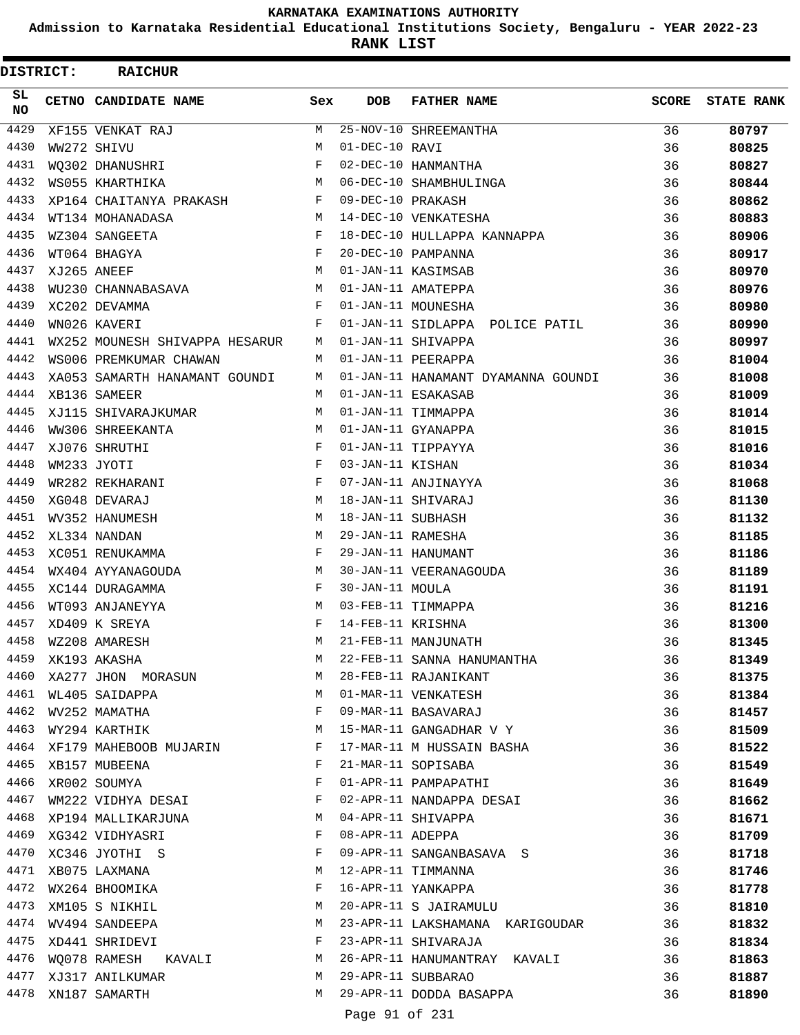KARNATAKA EXAMINATIONS AUTHORITY

Admission to Karnataka Residential Educational Institutions Society, Bengaluru - YEAR 2022-23

**RANK LIST**

**DISTRICT: RAICHUR**

| SL NO | CETNO | CANDIDATE NAME | Sex | DOB | FATHER NAME | SCORE | STATE RANK |
|---|---|---|---|---|---|---|---|
| 4429 | XF155 | VENKAT RAJ | M | 25-NOV-10 | SHREEMANTHA | 36 | **80797** |
| 4430 | WW272 | SHIVU | M | 01-DEC-10 | RAVI | 36 | **80825** |
| 4431 | WQ302 | DHANUSHRI | F | 02-DEC-10 | HANMANTHA | 36 | **80827** |
| 4432 | WS055 | KHARTHIKA | M | 06-DEC-10 | SHAMBHULINGA | 36 | **80844** |
| 4433 | XP164 | CHAITANYA PRAKASH | F | 09-DEC-10 | PRAKASH | 36 | **80862** |
| 4434 | WT134 | MOHANADASA | M | 14-DEC-10 | VENKATESHA | 36 | **80883** |
| 4435 | WZ304 | SANGEETA | F | 18-DEC-10 | HULLAPPA KANNAPPA | 36 | **80906** |
| 4436 | WT064 | BHAGYA | F | 20-DEC-10 | PAMPANNA | 36 | **80917** |
| 4437 | XJ265 | ANEEF | M | 01-JAN-11 | KASIMSAB | 36 | **80970** |
| 4438 | WU230 | CHANNABASAVA | M | 01-JAN-11 | AMATEPPA | 36 | **80976** |
| 4439 | XC202 | DEVAMMA | F | 01-JAN-11 | MOUNESHA | 36 | **80980** |
| 4440 | WN026 | KAVERI | F | 01-JAN-11 | SIDLAPPA POLICE PATIL | 36 | **80990** |
| 4441 | WX252 | MOUNESH SHIVAPPA HESARUR | M | 01-JAN-11 | SHIVAPPA | 36 | **80997** |
| 4442 | WS006 | PREMKUMAR CHAWAN | M | 01-JAN-11 | PEERAPPA | 36 | **81004** |
| 4443 | XA053 | SAMARTH HANAMANT GOUNDI | M | 01-JAN-11 | HANAMANT DYAMANNA GOUNDI | 36 | **81008** |
| 4444 | XB136 | SAMEER | M | 01-JAN-11 | ESAKASAB | 36 | **81009** |
| 4445 | XJ115 | SHIVARAJKUMAR | M | 01-JAN-11 | TIMMAPPA | 36 | **81014** |
| 4446 | WW306 | SHREEKANTA | M | 01-JAN-11 | GYANAPPA | 36 | **81015** |
| 4447 | XJ076 | SHRUTHI | F | 01-JAN-11 | TIPPAYYA | 36 | **81016** |
| 4448 | WM233 | JYOTI | F | 03-JAN-11 | KISHAN | 36 | **81034** |
| 4449 | WR282 | REKHARANI | F | 07-JAN-11 | ANJINAYYA | 36 | **81068** |
| 4450 | XG048 | DEVARAJ | M | 18-JAN-11 | SHIVARAJ | 36 | **81130** |
| 4451 | WV352 | HANUMESH | M | 18-JAN-11 | SUBHASH | 36 | **81132** |
| 4452 | XL334 | NANDAN | M | 29-JAN-11 | RAMESHA | 36 | **81185** |
| 4453 | XC051 | RENUKAMMA | F | 29-JAN-11 | HANUMANT | 36 | **81186** |
| 4454 | WX404 | AYYANAGOUDA | M | 30-JAN-11 | VEERANAGOUDA | 36 | **81189** |
| 4455 | XC144 | DURAGAMMA | F | 30-JAN-11 | MOULA | 36 | **81191** |
| 4456 | WT093 | ANJANEYYA | M | 03-FEB-11 | TIMMAPPA | 36 | **81216** |
| 4457 | XD409 | K SREYA | F | 14-FEB-11 | KRISHNA | 36 | **81300** |
| 4458 | WZ208 | AMARESH | M | 21-FEB-11 | MANJUNATH | 36 | **81345** |
| 4459 | XK193 | AKASHA | M | 22-FEB-11 | SANNA HANUMANTHA | 36 | **81349** |
| 4460 | XA277 | JHON MORASUN | M | 28-FEB-11 | RAJANIKANT | 36 | **81375** |
| 4461 | WL405 | SAIDAPPA | M | 01-MAR-11 | VENKATESH | 36 | **81384** |
| 4462 | WV252 | MAMATHA | F | 09-MAR-11 | BASAVARAJ | 36 | **81457** |
| 4463 | WY294 | KARTHIK | M | 15-MAR-11 | GANGADHAR V Y | 36 | **81509** |
| 4464 | XF179 | MAHEBOOB MUJARIN | F | 17-MAR-11 | M HUSSAIN BASHA | 36 | **81522** |
| 4465 | XB157 | MUBEENA | F | 21-MAR-11 | SOPISABA | 36 | **81549** |
| 4466 | XR002 | SOUMYA | F | 01-APR-11 | PAMPAPATHI | 36 | **81649** |
| 4467 | WM222 | VIDHYA DESAI | F | 02-APR-11 | NANDAPPA DESAI | 36 | **81662** |
| 4468 | XP194 | MALLIKARJUNA | M | 04-APR-11 | SHIVAPPA | 36 | **81671** |
| 4469 | XG342 | VIDHYASRI | F | 08-APR-11 | ADEPPA | 36 | **81709** |
| 4470 | XC346 | JYOTHI S | F | 09-APR-11 | SANGANBASAVA S | 36 | **81718** |
| 4471 | XB075 | LAXMANA | M | 12-APR-11 | TIMMANNA | 36 | **81746** |
| 4472 | WX264 | BHOOMIKA | F | 16-APR-11 | YANKAPPA | 36 | **81778** |
| 4473 | XM105 | S NIKHIL | M | 20-APR-11 | S JAIRAMULU | 36 | **81810** |
| 4474 | WV494 | SANDEEPA | M | 23-APR-11 | LAKSHAMANA KARIGOUDAR | 36 | **81832** |
| 4475 | XD441 | SHRIDEVI | F | 23-APR-11 | SHIVARAJA | 36 | **81834** |
| 4476 | WQ078 | RAMESH KAVALI | M | 26-APR-11 | HANUMANTRAY KAVALI | 36 | **81863** |
| 4477 | XJ317 | ANILKUMAR | M | 29-APR-11 | SUBBARAO | 36 | **81887** |
| 4478 | XN187 | SAMARTH | M | 29-APR-11 | DODDA BASAPPA | 36 | **81890** |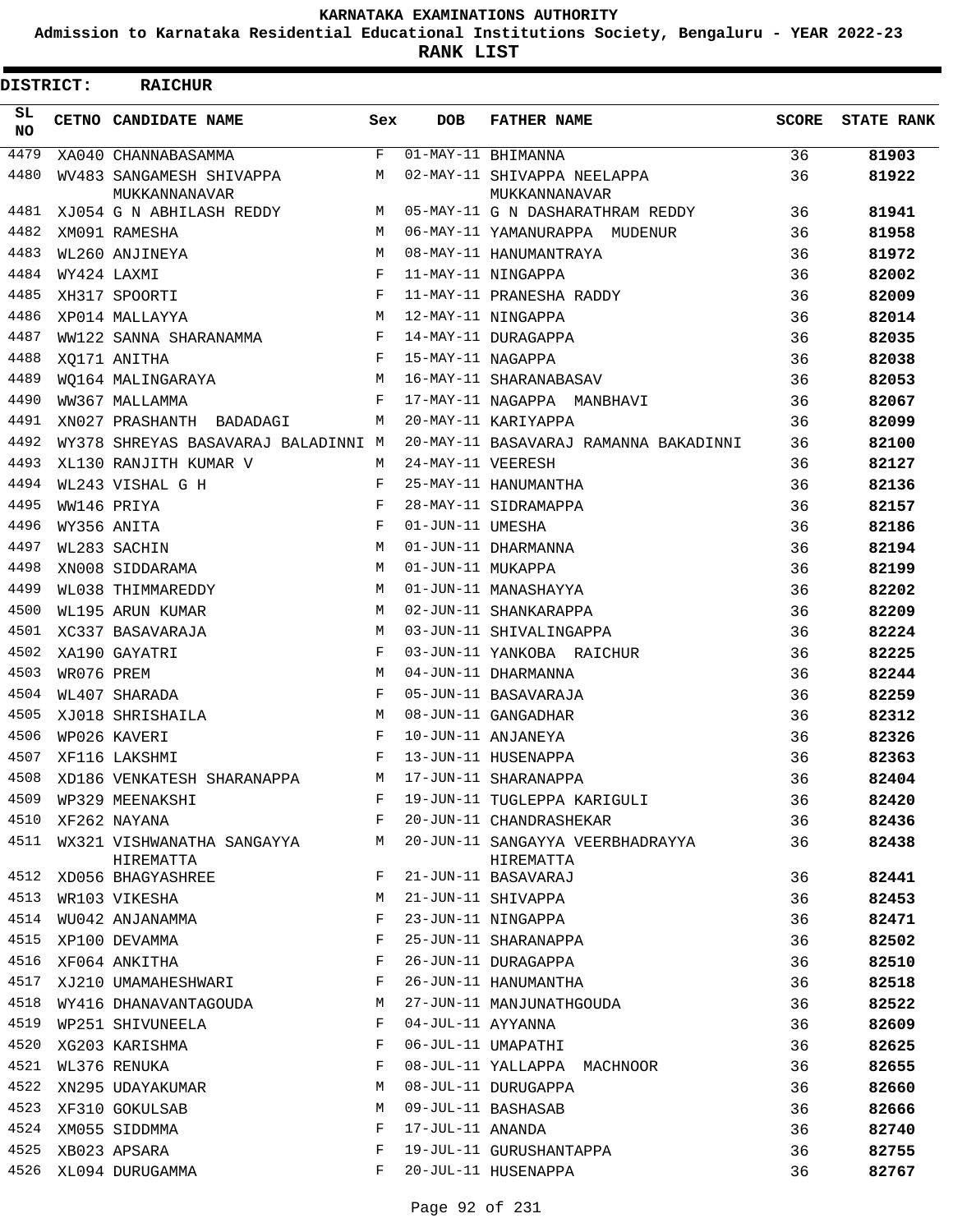# KARNATAKA EXAMINATIONS AUTHORITY

**Admission to Karnataka Residential Educational Institutions Society, Bengaluru - YEAR 2022-23**

**RANK LIST**

**DISTRICT: RAICHUR**

| SL NO | CETNO | CANDIDATE NAME | Sex | DOB | FATHER NAME | SCORE | STATE RANK |
|---|---|---|---|---|---|---|---|
| 4479 | XA040 | CHANNABASAMMA | F | 01-MAY-11 | BHIMANNA | 36 | **81903** |
| 4480 | WV483 | SANGAMESH SHIVAPPA MUKKANNANAVAR | M | 02-MAY-11 | SHIVAPPA NEELAPPA MUKKANNANAVAR | 36 | **81922** |
| 4481 | XJ054 | G N ABHILASH REDDY | M | 05-MAY-11 | G N DASHARATHRAM REDDY | 36 | **81941** |
| 4482 | XM091 | RAMESHA | M | 06-MAY-11 | YAMANURAPPA MUDENUR | 36 | **81958** |
| 4483 | WL260 | ANJINEYA | M | 08-MAY-11 | HANUMANTRAYA | 36 | **81972** |
| 4484 | WY424 | LAXMI | F | 11-MAY-11 | NINGAPPA | 36 | **82002** |
| 4485 | XH317 | SPOORTI | F | 11-MAY-11 | PRANESHA RADDY | 36 | **82009** |
| 4486 | XP014 | MALLAYYA | M | 12-MAY-11 | NINGAPPA | 36 | **82014** |
| 4487 | WW122 | SANNA SHARANAMMA | F | 14-MAY-11 | DURAGAPPA | 36 | **82035** |
| 4488 | XQ171 | ANITHA | F | 15-MAY-11 | NAGAPPA | 36 | **82038** |
| 4489 | WQ164 | MALINGARAYA | M | 16-MAY-11 | SHARANABASAV | 36 | **82053** |
| 4490 | WW367 | MALLAMMA | F | 17-MAY-11 | NAGAPPA MANBHAVI | 36 | **82067** |
| 4491 | XN027 | PRASHANTH BADADAGI | M | 20-MAY-11 | KARIYAPPA | 36 | **82099** |
| 4492 | WY378 | SHREYAS BASAVARAJ BALADINNI | M | 20-MAY-11 | BASAVARAJ RAMANNA BAKADINNI | 36 | **82100** |
| 4493 | XL130 | RANJITH KUMAR V | M | 24-MAY-11 | VEERESH | 36 | **82127** |
| 4494 | WL243 | VISHAL G H | F | 25-MAY-11 | HANUMANTHA | 36 | **82136** |
| 4495 | WW146 | PRIYA | F | 28-MAY-11 | SIDRAMAPPA | 36 | **82157** |
| 4496 | WY356 | ANITA | F | 01-JUN-11 | UMESHA | 36 | **82186** |
| 4497 | WL283 | SACHIN | M | 01-JUN-11 | DHARMANNA | 36 | **82194** |
| 4498 | XN008 | SIDDARAMA | M | 01-JUN-11 | MUKAPPA | 36 | **82199** |
| 4499 | WL038 | THIMMAREDDY | M | 01-JUN-11 | MANASHAYYA | 36 | **82202** |
| 4500 | WL195 | ARUN KUMAR | M | 02-JUN-11 | SHANKARAPPA | 36 | **82209** |
| 4501 | XC337 | BASAVARAJA | M | 03-JUN-11 | SHIVALINGAPPA | 36 | **82224** |
| 4502 | XA190 | GAYATRI | F | 03-JUN-11 | YANKOBA RAICHUR | 36 | **82225** |
| 4503 | WR076 | PREM | M | 04-JUN-11 | DHARMANNA | 36 | **82244** |
| 4504 | WL407 | SHARADA | F | 05-JUN-11 | BASAVARAJA | 36 | **82259** |
| 4505 | XJ018 | SHRISHAILA | M | 08-JUN-11 | GANGADHAR | 36 | **82312** |
| 4506 | WP026 | KAVERI | F | 10-JUN-11 | ANJANEYA | 36 | **82326** |
| 4507 | XF116 | LAKSHMI | F | 13-JUN-11 | HUSENAPPA | 36 | **82363** |
| 4508 | XD186 | VENKATESH SHARANAPPA | M | 17-JUN-11 | SHARANAPPA | 36 | **82404** |
| 4509 | WP329 | MEENAKSHI | F | 19-JUN-11 | TUGLEPPA KARIGULI | 36 | **82420** |
| 4510 | XF262 | NAYANA | F | 20-JUN-11 | CHANDRASHEKAR | 36 | **82436** |
| 4511 | WX321 | VISHWANATHA SANGAYYA HIREMATTA | M | 20-JUN-11 | SANGAYYA VEERBHADRAYYA HIREMATTA | 36 | **82438** |
| 4512 | XD056 | BHAGYASHREE | F | 21-JUN-11 | BASAVARAJ | 36 | **82441** |
| 4513 | WR103 | VIKESHA | M | 21-JUN-11 | SHIVAPPA | 36 | **82453** |
| 4514 | WU042 | ANJANAMMA | F | 23-JUN-11 | NINGAPPA | 36 | **82471** |
| 4515 | XP100 | DEVAMMA | F | 25-JUN-11 | SHARANAPPA | 36 | **82502** |
| 4516 | XF064 | ANKITHA | F | 26-JUN-11 | DURAGAPPA | 36 | **82510** |
| 4517 | XJ210 | UMAMAHESHWARI | F | 26-JUN-11 | HANUMANTHA | 36 | **82518** |
| 4518 | WY416 | DHANAVANTAGOUDA | M | 27-JUN-11 | MANJUNATHGOUDA | 36 | **82522** |
| 4519 | WP251 | SHIVUNEELA | F | 04-JUL-11 | AYYANNA | 36 | **82609** |
| 4520 | XG203 | KARISHMA | F | 06-JUL-11 | UMAPATHI | 36 | **82625** |
| 4521 | WL376 | RENUKA | F | 08-JUL-11 | YALLAPPA MACHNOOR | 36 | **82655** |
| 4522 | XN295 | UDAYAKUMAR | M | 08-JUL-11 | DURUGAPPA | 36 | **82660** |
| 4523 | XF310 | GOKULSAB | M | 09-JUL-11 | BASHASAB | 36 | **82666** |
| 4524 | XM055 | SIDDMMA | F | 17-JUL-11 | ANANDA | 36 | **82740** |
| 4525 | XB023 | APSARA | F | 19-JUL-11 | GURUSHANTAPPA | 36 | **82755** |
| 4526 | XL094 | DURUGAMMA | F | 20-JUL-11 | HUSENAPPA | 36 | **82767** |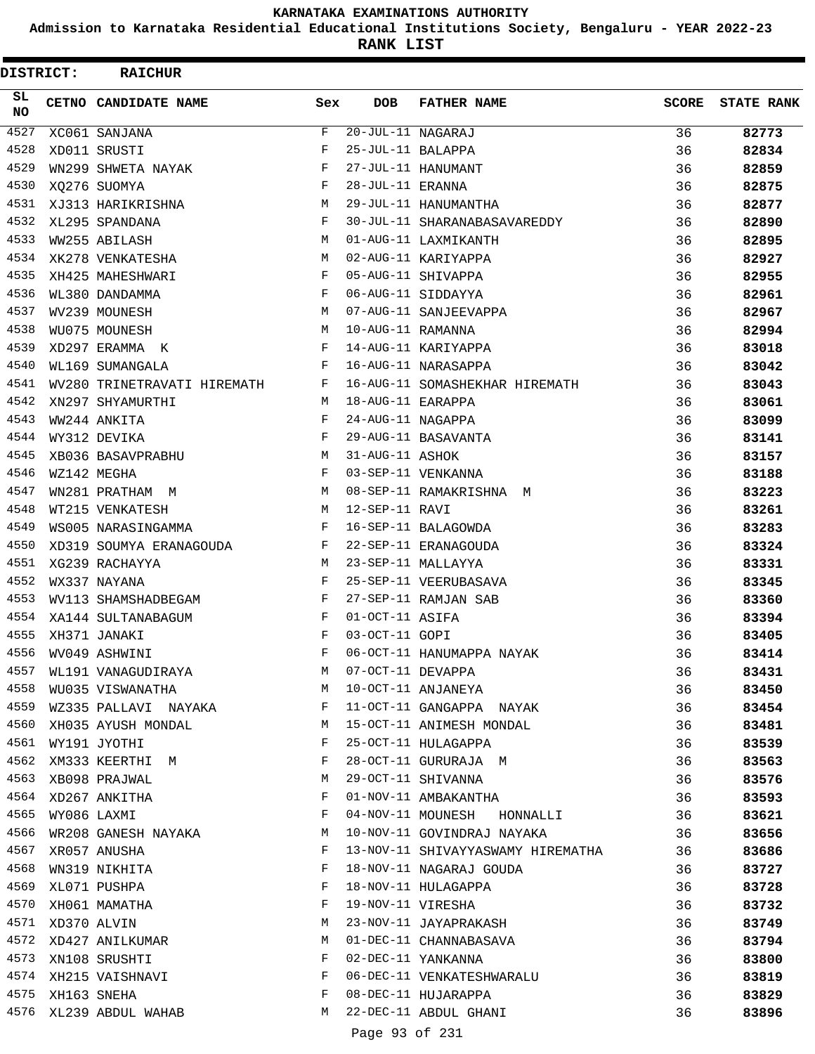# KARNATAKA EXAMINATIONS AUTHORITY

**Admission to Karnataka Residential Educational Institutions Society, Bengaluru - YEAR 2022-23**

**RANK LIST**

**DISTRICT: RAICHUR**

| SL NO | CETNO | CANDIDATE NAME | Sex | DOB | FATHER NAME | SCORE | STATE RANK |
|---|---|---|---|---|---|---|---|
| 4527 | XC061 | SANJANA | F | 20-JUL-11 | NAGARAJ | 36 | 82773 |
| 4528 | XD011 | SRUSTI | F | 25-JUL-11 | BALAPPA | 36 | 82834 |
| 4529 | WN299 | SHWETA NAYAK | F | 27-JUL-11 | HANUMANT | 36 | 82859 |
| 4530 | XQ276 | SUOMYA | F | 28-JUL-11 | ERANNA | 36 | 82875 |
| 4531 | XJ313 | HARIKRISHNA | M | 29-JUL-11 | HANUMANTHA | 36 | 82877 |
| 4532 | XL295 | SPANDANA | F | 30-JUL-11 | SHARANABASAVAREDDY | 36 | 82890 |
| 4533 | WW255 | ABILASH | M | 01-AUG-11 | LAXMIKANTH | 36 | 82895 |
| 4534 | XK278 | VENKATESHA | M | 02-AUG-11 | KARIYAPPA | 36 | 82927 |
| 4535 | XH425 | MAHESHWARI | F | 05-AUG-11 | SHIVAPPA | 36 | 82955 |
| 4536 | WL380 | DANDAMMA | F | 06-AUG-11 | SIDDAYYA | 36 | 82961 |
| 4537 | WV239 | MOUNESH | M | 07-AUG-11 | SANJEEVAPPA | 36 | 82967 |
| 4538 | WU075 | MOUNESH | M | 10-AUG-11 | RAMANNA | 36 | 82994 |
| 4539 | XD297 | ERAMMA K | F | 14-AUG-11 | KARIYAPPA | 36 | 83018 |
| 4540 | WL169 | SUMANGALA | F | 16-AUG-11 | NARASAPPA | 36 | 83042 |
| 4541 | WV280 | TRINETRAVATI HIREMATH | F | 16-AUG-11 | SOMASHEKHAR HIREMATH | 36 | 83043 |
| 4542 | XN297 | SHYAMURTHI | M | 18-AUG-11 | EARAPPA | 36 | 83061 |
| 4543 | WW244 | ANKITA | F | 24-AUG-11 | NAGAPPA | 36 | 83099 |
| 4544 | WY312 | DEVIKA | F | 29-AUG-11 | BASAVANTA | 36 | 83141 |
| 4545 | XB036 | BASAVPRABHU | M | 31-AUG-11 | ASHOK | 36 | 83157 |
| 4546 | WZ142 | MEGHA | F | 03-SEP-11 | VENKANNA | 36 | 83188 |
| 4547 | WN281 | PRATHAM M | M | 08-SEP-11 | RAMAKRISHNA M | 36 | 83223 |
| 4548 | WT215 | VENKATESH | M | 12-SEP-11 | RAVI | 36 | 83261 |
| 4549 | WS005 | NARASINGAMMA | F | 16-SEP-11 | BALAGOWDA | 36 | 83283 |
| 4550 | XD319 | SOUMYA ERANAGOUDA | F | 22-SEP-11 | ERANAGOUDA | 36 | 83324 |
| 4551 | XG239 | RACHAYYA | M | 23-SEP-11 | MALLAYYA | 36 | 83331 |
| 4552 | WX337 | NAYANA | F | 25-SEP-11 | VEERUBASAVA | 36 | 83345 |
| 4553 | WV113 | SHAMSHADBEGAM | F | 27-SEP-11 | RAMJAN SAB | 36 | 83360 |
| 4554 | XA144 | SULTANABAGUM | F | 01-OCT-11 | ASIFA | 36 | 83394 |
| 4555 | XH371 | JANAKI | F | 03-OCT-11 | GOPI | 36 | 83405 |
| 4556 | WV049 | ASHWINI | F | 06-OCT-11 | HANUMAPPA NAYAK | 36 | 83414 |
| 4557 | WL191 | VANAGUDIRAYA | M | 07-OCT-11 | DEVAPPA | 36 | 83431 |
| 4558 | WU035 | VISWANATHA | M | 10-OCT-11 | ANJANEYA | 36 | 83450 |
| 4559 | WZ335 | PALLAVI NAYAKA | F | 11-OCT-11 | GANGAPPA NAYAK | 36 | 83454 |
| 4560 | XH035 | AYUSH MONDAL | M | 15-OCT-11 | ANIMESH MONDAL | 36 | 83481 |
| 4561 | WY191 | JYOTHI | F | 25-OCT-11 | HULAGAPPA | 36 | 83539 |
| 4562 | XM333 | KEERTHI M | F | 28-OCT-11 | GURURAJA M | 36 | 83563 |
| 4563 | XB098 | PRAJWAL | M | 29-OCT-11 | SHIVANNA | 36 | 83576 |
| 4564 | XD267 | ANKITHA | F | 01-NOV-11 | AMBAKANTHA | 36 | 83593 |
| 4565 | WY086 | LAXMI | F | 04-NOV-11 | MOUNESH HONNALLI | 36 | 83621 |
| 4566 | WR208 | GANESH NAYAKA | M | 10-NOV-11 | GOVINDRAJ NAYAKA | 36 | 83656 |
| 4567 | XR057 | ANUSHA | F | 13-NOV-11 | SHIVAYYASWAMY HIREMATHA | 36 | 83686 |
| 4568 | WN319 | NIKHITA | F | 18-NOV-11 | NAGARAJ GOUDA | 36 | 83727 |
| 4569 | XL071 | PUSHPA | F | 18-NOV-11 | HULAGAPPA | 36 | 83728 |
| 4570 | XH061 | MAMATHA | F | 19-NOV-11 | VIRESHA | 36 | 83732 |
| 4571 | XD370 | ALVIN | M | 23-NOV-11 | JAYAPRAKASH | 36 | 83749 |
| 4572 | XD427 | ANILKUMAR | M | 01-DEC-11 | CHANNABASAVA | 36 | 83794 |
| 4573 | XN108 | SRUSHTI | F | 02-DEC-11 | YANKANNA | 36 | 83800 |
| 4574 | XH215 | VAISHNAVI | F | 06-DEC-11 | VENKATESHWARALU | 36 | 83819 |
| 4575 | XH163 | SNEHA | F | 08-DEC-11 | HUJARAPPA | 36 | 83829 |
| 4576 | XL239 | ABDUL WAHAB | M | 22-DEC-11 | ABDUL GHANI | 36 | 83896 |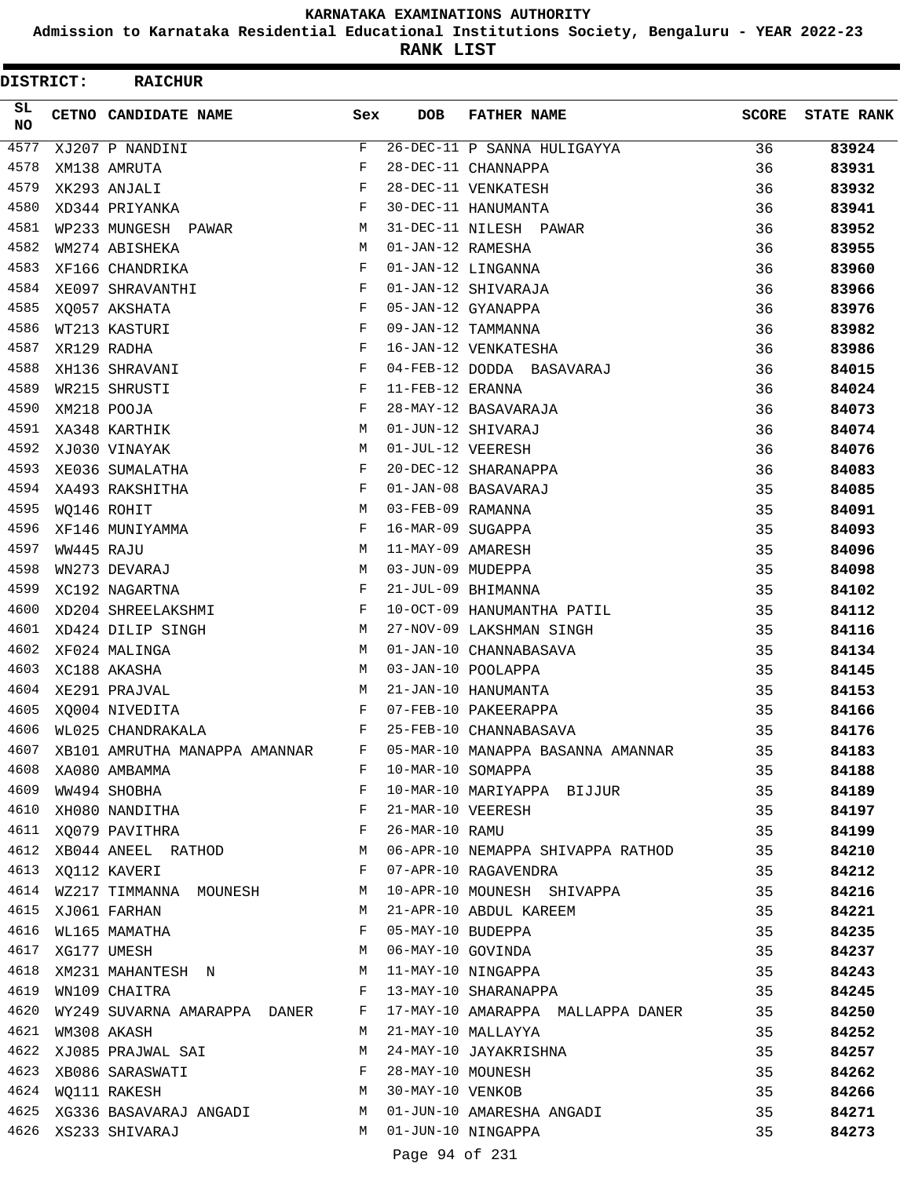# KARNATAKA EXAMINATIONS AUTHORITY

**Admission to Karnataka Residential Educational Institutions Society, Bengaluru - YEAR 2022-23**

**RANK LIST**

**DISTRICT: RAICHUR**

| SL NO | CETNO | CANDIDATE NAME | Sex | DOB | FATHER NAME | SCORE | STATE RANK |
|---|---|---|---|---|---|---|---|
| 4577 | XJ207 | P NANDINI | F | 26-DEC-11 | P SANNA HULIGAYYA | 36 | **83924** |
| 4578 | XM138 | AMRUTA | F | 28-DEC-11 | CHANNAPPA | 36 | **83931** |
| 4579 | XK293 | ANJALI | F | 28-DEC-11 | VENKATESH | 36 | **83932** |
| 4580 | XD344 | PRIYANKA | F | 30-DEC-11 | HANUMANTA | 36 | **83941** |
| 4581 | WP233 | MUNGESH PAWAR | M | 31-DEC-11 | NILESH PAWAR | 36 | **83952** |
| 4582 | WM274 | ABISHEKA | M | 01-JAN-12 | RAMESHA | 36 | **83955** |
| 4583 | XF166 | CHANDRIKA | F | 01-JAN-12 | LINGANNA | 36 | **83960** |
| 4584 | XE097 | SHRAVANTHI | F | 01-JAN-12 | SHIVARAJA | 36 | **83966** |
| 4585 | XQ057 | AKSHATA | F | 05-JAN-12 | GYANAPPA | 36 | **83976** |
| 4586 | WT213 | KASTURI | F | 09-JAN-12 | TAMMANNA | 36 | **83982** |
| 4587 | XR129 | RADHA | F | 16-JAN-12 | VENKATESHA | 36 | **83986** |
| 4588 | XH136 | SHRAVANI | F | 04-FEB-12 | DODDA BASAVARAJ | 36 | **84015** |
| 4589 | WR215 | SHRUSTI | F | 11-FEB-12 | ERANNA | 36 | **84024** |
| 4590 | XM218 | POOJA | F | 28-MAY-12 | BASAVARAJA | 36 | **84073** |
| 4591 | XA348 | KARTHIK | M | 01-JUN-12 | SHIVARAJ | 36 | **84074** |
| 4592 | XJ030 | VINAYAK | M | 01-JUL-12 | VEERESH | 36 | **84076** |
| 4593 | XE036 | SUMALATHA | F | 20-DEC-12 | SHARANAPPA | 36 | **84083** |
| 4594 | XA493 | RAKSHITHA | F | 01-JAN-08 | BASAVARAJ | 35 | **84085** |
| 4595 | WQ146 | ROHIT | M | 03-FEB-09 | RAMANNA | 35 | **84091** |
| 4596 | XF146 | MUNIYAMMA | F | 16-MAR-09 | SUGAPPA | 35 | **84093** |
| 4597 | WW445 | RAJU | M | 11-MAY-09 | AMARESH | 35 | **84096** |
| 4598 | WN273 | DEVARAJ | M | 03-JUN-09 | MUDEPPA | 35 | **84098** |
| 4599 | XC192 | NAGARTNA | F | 21-JUL-09 | BHIMANNA | 35 | **84102** |
| 4600 | XD204 | SHREELAKSHMI | F | 10-OCT-09 | HANUMANTHA PATIL | 35 | **84112** |
| 4601 | XD424 | DILIP SINGH | M | 27-NOV-09 | LAKSHMAN SINGH | 35 | **84116** |
| 4602 | XF024 | MALINGA | M | 01-JAN-10 | CHANNABASAVA | 35 | **84134** |
| 4603 | XC188 | AKASHA | M | 03-JAN-10 | POOLAPPA | 35 | **84145** |
| 4604 | XE291 | PRAJVAL | M | 21-JAN-10 | HANUMANTA | 35 | **84153** |
| 4605 | XQ004 | NIVEDITA | F | 07-FEB-10 | PAKEERAPPA | 35 | **84166** |
| 4606 | WL025 | CHANDRAKALA | F | 25-FEB-10 | CHANNABASAVA | 35 | **84176** |
| 4607 | XB101 | AMRUTHA MANAPPA AMANNAR | F | 05-MAR-10 | MANAPPA BASANNA AMANNAR | 35 | **84183** |
| 4608 | XA080 | AMBAMMA | F | 10-MAR-10 | SOMAPPA | 35 | **84188** |
| 4609 | WW494 | SHOBHA | F | 10-MAR-10 | MARIYAPPA BIJJUR | 35 | **84189** |
| 4610 | XH080 | NANDITHA | F | 21-MAR-10 | VEERESH | 35 | **84197** |
| 4611 | XQ079 | PAVITHRA | F | 26-MAR-10 | RAMU | 35 | **84199** |
| 4612 | XB044 | ANEEL RATHOD | M | 06-APR-10 | NEMAPPA SHIVAPPA RATHOD | 35 | **84210** |
| 4613 | XQ112 | KAVERI | F | 07-APR-10 | RAGAVENDRA | 35 | **84212** |
| 4614 | WZ217 | TIMMANNA MOUNESH | M | 10-APR-10 | MOUNESH SHIVAPPA | 35 | **84216** |
| 4615 | XJ061 | FARHAN | M | 21-APR-10 | ABDUL KAREEM | 35 | **84221** |
| 4616 | WL165 | MAMATHA | F | 05-MAY-10 | BUDEPPA | 35 | **84235** |
| 4617 | XG177 | UMESH | M | 06-MAY-10 | GOVINDA | 35 | **84237** |
| 4618 | XM231 | MAHANTESH N | M | 11-MAY-10 | NINGAPPA | 35 | **84243** |
| 4619 | WN109 | CHAITRA | F | 13-MAY-10 | SHARANAPPA | 35 | **84245** |
| 4620 | WY249 | SUVARNA AMARAPPA DANER | F | 17-MAY-10 | AMARAPPA MALLAPPA DANER | 35 | **84250** |
| 4621 | WM308 | AKASH | M | 21-MAY-10 | MALLAYYA | 35 | **84252** |
| 4622 | XJ085 | PRAJWAL SAI | M | 24-MAY-10 | JAYAKRISHNA | 35 | **84257** |
| 4623 | XB086 | SARASWATI | F | 28-MAY-10 | MOUNESH | 35 | **84262** |
| 4624 | WQ111 | RAKESH | M | 30-MAY-10 | VENKOB | 35 | **84266** |
| 4625 | XG336 | BASAVARAJ ANGADI | M | 01-JUN-10 | AMARESHA ANGADI | 35 | **84271** |
| 4626 | XS233 | SHIVARAJ | M | 01-JUN-10 | NINGAPPA | 35 | **84273** |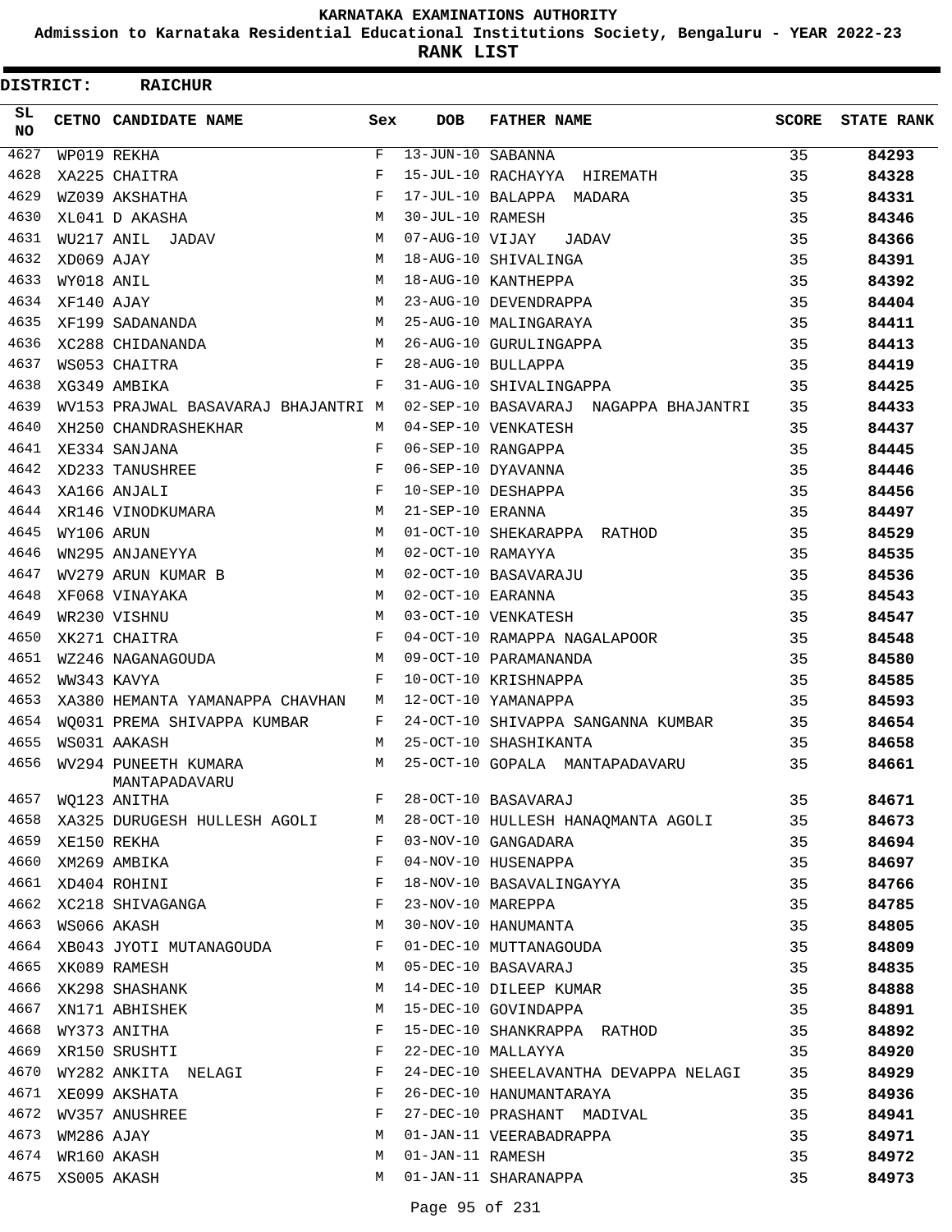# KARNATAKA EXAMINATIONS AUTHORITY

**Admission to Karnataka Residential Educational Institutions Society, Bengaluru - YEAR 2022-23**

**RANK LIST**

**DISTRICT: RAICHUR**

| SL NO | CETNO | CANDIDATE NAME | Sex | DOB | FATHER NAME | SCORE | STATE RANK |
|---|---|---|---|---|---|---|---|
| 4627 | WP019 | REKHA | F | 13-JUN-10 | SABANNA | 35 | 84293 |
| 4628 | XA225 | CHAITRA | F | 15-JUL-10 | RACHAYYA HIREMATH | 35 | 84328 |
| 4629 | WZ039 | AKSHATHA | F | 17-JUL-10 | BALAPPA MADARA | 35 | 84331 |
| 4630 | XL041 | D AKASHA | M | 30-JUL-10 | RAMESH | 35 | 84346 |
| 4631 | WU217 | ANIL JADAV | M | 07-AUG-10 | VIJAY JADAV | 35 | 84366 |
| 4632 | XD069 | AJAY | M | 18-AUG-10 | SHIVALINGA | 35 | 84391 |
| 4633 | WY018 | ANIL | M | 18-AUG-10 | KANTHEPPA | 35 | 84392 |
| 4634 | XF140 | AJAY | M | 23-AUG-10 | DEVENDRAPPA | 35 | 84404 |
| 4635 | XF199 | SADANANDA | M | 25-AUG-10 | MALINGARAYA | 35 | 84411 |
| 4636 | XC288 | CHIDANANDA | M | 26-AUG-10 | GURULINGAPPA | 35 | 84413 |
| 4637 | WS053 | CHAITRA | F | 28-AUG-10 | BULLAPPA | 35 | 84419 |
| 4638 | XG349 | AMBIKA | F | 31-AUG-10 | SHIVALINGAPPA | 35 | 84425 |
| 4639 | WV153 | PRAJWAL BASAVARAJ BHAJANTRI | M | 02-SEP-10 | BASAVARAJ NAGAPPA BHAJANTRI | 35 | 84433 |
| 4640 | XH250 | CHANDRASHEKHAR | M | 04-SEP-10 | VENKATESH | 35 | 84437 |
| 4641 | XE334 | SANJANA | F | 06-SEP-10 | RANGAPPA | 35 | 84445 |
| 4642 | XD233 | TANUSHREE | F | 06-SEP-10 | DYAVANNA | 35 | 84446 |
| 4643 | XA166 | ANJALI | F | 10-SEP-10 | DESHAPPA | 35 | 84456 |
| 4644 | XR146 | VINODKUMARA | M | 21-SEP-10 | ERANNA | 35 | 84497 |
| 4645 | WY106 | ARUN | M | 01-OCT-10 | SHEKARAPPA RATHOD | 35 | 84529 |
| 4646 | WN295 | ANJANEYYA | M | 02-OCT-10 | RAMAYYA | 35 | 84535 |
| 4647 | WV279 | ARUN KUMAR B | M | 02-OCT-10 | BASAVARAJU | 35 | 84536 |
| 4648 | XF068 | VINAYAKA | M | 02-OCT-10 | EARANNA | 35 | 84543 |
| 4649 | WR230 | VISHNU | M | 03-OCT-10 | VENKATESH | 35 | 84547 |
| 4650 | XK271 | CHAITRA | F | 04-OCT-10 | RAMAPPA NAGALAPOOR | 35 | 84548 |
| 4651 | WZ246 | NAGANAGOUDA | M | 09-OCT-10 | PARAMANANDA | 35 | 84580 |
| 4652 | WW343 | KAVYA | F | 10-OCT-10 | KRISHNAPPA | 35 | 84585 |
| 4653 | XA380 | HEMANTA YAMANAPPA CHAVHAN | M | 12-OCT-10 | YAMANAPPA | 35 | 84593 |
| 4654 | WQ031 | PREMA SHIVAPPA KUMBAR | F | 24-OCT-10 | SHIVAPPA SANGANNA KUMBAR | 35 | 84654 |
| 4655 | WS031 | AAKASH | M | 25-OCT-10 | SHASHIKANTA | 35 | 84658 |
| 4656 | WV294 | PUNEETH KUMARA MANTAPADAVARU | M | 25-OCT-10 | GOPALA MANTAPADAVARU | 35 | 84661 |
| 4657 | WQ123 | ANITHA | F | 28-OCT-10 | BASAVARAJ | 35 | 84671 |
| 4658 | XA325 | DURUGESH HULLESH AGOLI | M | 28-OCT-10 | HULLESH HANAQMANTA AGOLI | 35 | 84673 |
| 4659 | XE150 | REKHA | F | 03-NOV-10 | GANGADARA | 35 | 84694 |
| 4660 | XM269 | AMBIKA | F | 04-NOV-10 | HUSENAPPA | 35 | 84697 |
| 4661 | XD404 | ROHINI | F | 18-NOV-10 | BASAVALINGAYYA | 35 | 84766 |
| 4662 | XC218 | SHIVAGANGA | F | 23-NOV-10 | MAREPPA | 35 | 84785 |
| 4663 | WS066 | AKASH | M | 30-NOV-10 | HANUMANTA | 35 | 84805 |
| 4664 | XB043 | JYOTI MUTANAGOUDA | F | 01-DEC-10 | MUTTANAGOUDA | 35 | 84809 |
| 4665 | XK089 | RAMESH | M | 05-DEC-10 | BASAVARAJ | 35 | 84835 |
| 4666 | XK298 | SHASHANK | M | 14-DEC-10 | DILEEP KUMAR | 35 | 84888 |
| 4667 | XN171 | ABHISHEK | M | 15-DEC-10 | GOVINDAPPA | 35 | 84891 |
| 4668 | WY373 | ANITHA | F | 15-DEC-10 | SHANKRAPPA RATHOD | 35 | 84892 |
| 4669 | XR150 | SRUSHTI | F | 22-DEC-10 | MALLAYYA | 35 | 84920 |
| 4670 | WY282 | ANKITA NELAGI | F | 24-DEC-10 | SHEELAVANTHA DEVAPPA NELAGI | 35 | 84929 |
| 4671 | XE099 | AKSHATA | F | 26-DEC-10 | HANUMANTARAYA | 35 | 84936 |
| 4672 | WV357 | ANUSHREE | F | 27-DEC-10 | PRASHANT MADIVAL | 35 | 84941 |
| 4673 | WM286 | AJAY | M | 01-JAN-11 | VEERABADRAPPA | 35 | 84971 |
| 4674 | WR160 | AKASH | M | 01-JAN-11 | RAMESH | 35 | 84972 |
| 4675 | XS005 | AKASH | M | 01-JAN-11 | SHARANAPPA | 35 | 84973 |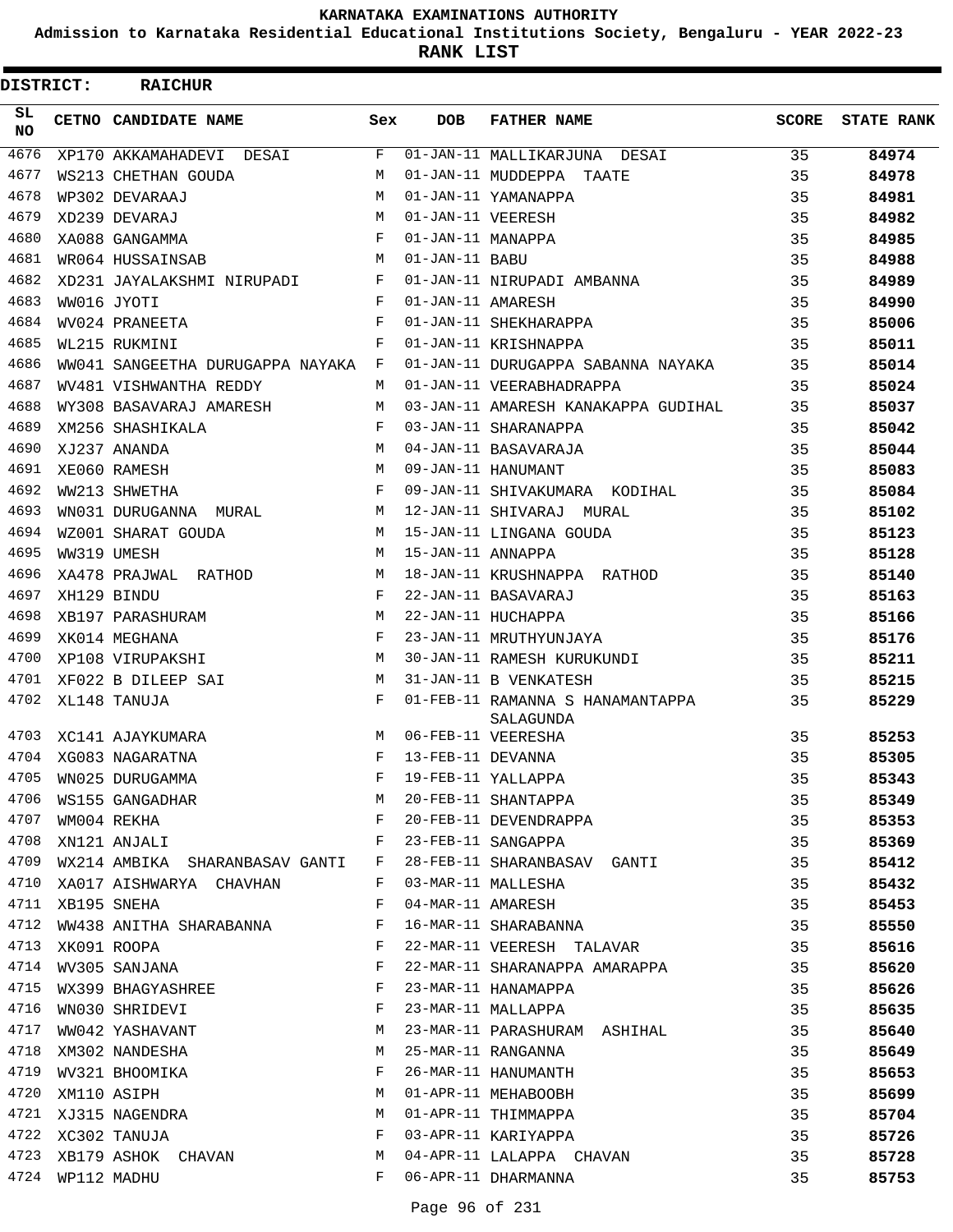# KARNATAKA EXAMINATIONS AUTHORITY

**Admission to Karnataka Residential Educational Institutions Society, Bengaluru - YEAR 2022-23**

**RANK LIST**

**DISTRICT: RAICHUR**

| SL NO | CETNO | CANDIDATE NAME | Sex | DOB | FATHER NAME | SCORE | STATE RANK |
|---|---|---|---|---|---|---|---|
| 4676 | XP170 | AKKAMAHADEVI DESAI | F | 01-JAN-11 | MALLIKARJUNA DESAI | 35 | 84974 |
| 4677 | WS213 | CHETHAN GOUDA | M | 01-JAN-11 | MUDDEPPA TAATE | 35 | 84978 |
| 4678 | WP302 | DEVARAAJ | M | 01-JAN-11 | YAMANAPPA | 35 | 84981 |
| 4679 | XD239 | DEVARAJ | M | 01-JAN-11 | VEERESH | 35 | 84982 |
| 4680 | XA088 | GANGAMMA | F | 01-JAN-11 | MANAPPA | 35 | 84985 |
| 4681 | WR064 | HUSSAINSAB | M | 01-JAN-11 | BABU | 35 | 84988 |
| 4682 | XD231 | JAYALAKSHMI NIRUPADI | F | 01-JAN-11 | NIRUPADI AMBANNA | 35 | 84989 |
| 4683 | WW016 | JYOTI | F | 01-JAN-11 | AMARESH | 35 | 84990 |
| 4684 | WV024 | PRANEETA | F | 01-JAN-11 | SHEKHARAPPA | 35 | 85006 |
| 4685 | WL215 | RUKMINI | F | 01-JAN-11 | KRISHNAPPA | 35 | 85011 |
| 4686 | WW041 | SANGEETHA DURUGAPPA NAYAKA | F | 01-JAN-11 | DURUGAPPA SABANNA NAYAKA | 35 | 85014 |
| 4687 | WV481 | VISHWANTHA REDDY | M | 01-JAN-11 | VEERABHADRAPPA | 35 | 85024 |
| 4688 | WY308 | BASAVARAJ AMARESH | M | 03-JAN-11 | AMARESH KANAKAPPA GUDIHAL | 35 | 85037 |
| 4689 | XM256 | SHASHIKALA | F | 03-JAN-11 | SHARANAPPA | 35 | 85042 |
| 4690 | XJ237 | ANANDA | M | 04-JAN-11 | BASAVARAJA | 35 | 85044 |
| 4691 | XE060 | RAMESH | M | 09-JAN-11 | HANUMANT | 35 | 85083 |
| 4692 | WW213 | SHWETHA | F | 09-JAN-11 | SHIVAKUMARA KODIHAL | 35 | 85084 |
| 4693 | WN031 | DURUGANNA MURAL | M | 12-JAN-11 | SHIVARAJ MURAL | 35 | 85102 |
| 4694 | WZ001 | SHARAT GOUDA | M | 15-JAN-11 | LINGANA GOUDA | 35 | 85123 |
| 4695 | WW319 | UMESH | M | 15-JAN-11 | ANNAPPA | 35 | 85128 |
| 4696 | XA478 | PRAJWAL RATHOD | M | 18-JAN-11 | KRUSHNAPPA RATHOD | 35 | 85140 |
| 4697 | XH129 | BINDU | F | 22-JAN-11 | BASAVARAJ | 35 | 85163 |
| 4698 | XB197 | PARASHURAM | M | 22-JAN-11 | HUCHAPPA | 35 | 85166 |
| 4699 | XK014 | MEGHANA | F | 23-JAN-11 | MRUTHYUNJAYA | 35 | 85176 |
| 4700 | XP108 | VIRUPAKSHI | M | 30-JAN-11 | RAMESH KURUKUNDI | 35 | 85211 |
| 4701 | XF022 | B DILEEP SAI | M | 31-JAN-11 | B VENKATESH | 35 | 85215 |
| 4702 | XL148 | TANUJA | F | 01-FEB-11 | RAMANNA S HANAMANTAPPA SALAGUNDA | 35 | 85229 |
| 4703 | XC141 | AJAYKUMARA | M | 06-FEB-11 | VEERESHA | 35 | 85253 |
| 4704 | XG083 | NAGARATNA | F | 13-FEB-11 | DEVANNA | 35 | 85305 |
| 4705 | WN025 | DURUGAMMA | F | 19-FEB-11 | YALLAPPA | 35 | 85343 |
| 4706 | WS155 | GANGADHAR | M | 20-FEB-11 | SHANTAPPA | 35 | 85349 |
| 4707 | WM004 | REKHA | F | 20-FEB-11 | DEVENDRAPPA | 35 | 85353 |
| 4708 | XN121 | ANJALI | F | 23-FEB-11 | SANGAPPA | 35 | 85369 |
| 4709 | WX214 | AMBIKA SHARANBASAV GANTI | F | 28-FEB-11 | SHARANBASAV GANTI | 35 | 85412 |
| 4710 | XA017 | AISHWARYA CHAVHAN | F | 03-MAR-11 | MALLESHA | 35 | 85432 |
| 4711 | XB195 | SNEHA | F | 04-MAR-11 | AMARESH | 35 | 85453 |
| 4712 | WW438 | ANITHA SHARABANNA | F | 16-MAR-11 | SHARABANNA | 35 | 85550 |
| 4713 | XK091 | ROOPA | F | 22-MAR-11 | VEERESH TALAVAR | 35 | 85616 |
| 4714 | WV305 | SANJANA | F | 22-MAR-11 | SHARANAPPA AMARAPPA | 35 | 85620 |
| 4715 | WX399 | BHAGYASHREE | F | 23-MAR-11 | HANAMAPPA | 35 | 85626 |
| 4716 | WN030 | SHRIDEVI | F | 23-MAR-11 | MALLAPPA | 35 | 85635 |
| 4717 | WW042 | YASHAVANT | M | 23-MAR-11 | PARASHURAM ASHIHAL | 35 | 85640 |
| 4718 | XM302 | NANDESHA | M | 25-MAR-11 | RANGANNA | 35 | 85649 |
| 4719 | WV321 | BHOOMIKA | F | 26-MAR-11 | HANUMANTH | 35 | 85653 |
| 4720 | XM110 | ASIPH | M | 01-APR-11 | MEHABOOBH | 35 | 85699 |
| 4721 | XJ315 | NAGENDRA | M | 01-APR-11 | THIMMAPPA | 35 | 85704 |
| 4722 | XC302 | TANUJA | F | 03-APR-11 | KARIYAPPA | 35 | 85726 |
| 4723 | XB179 | ASHOK CHAVAN | M | 04-APR-11 | LALAPPA CHAVAN | 35 | 85728 |
| 4724 | WP112 | MADHU | F | 06-APR-11 | DHARMANNA | 35 | 85753 |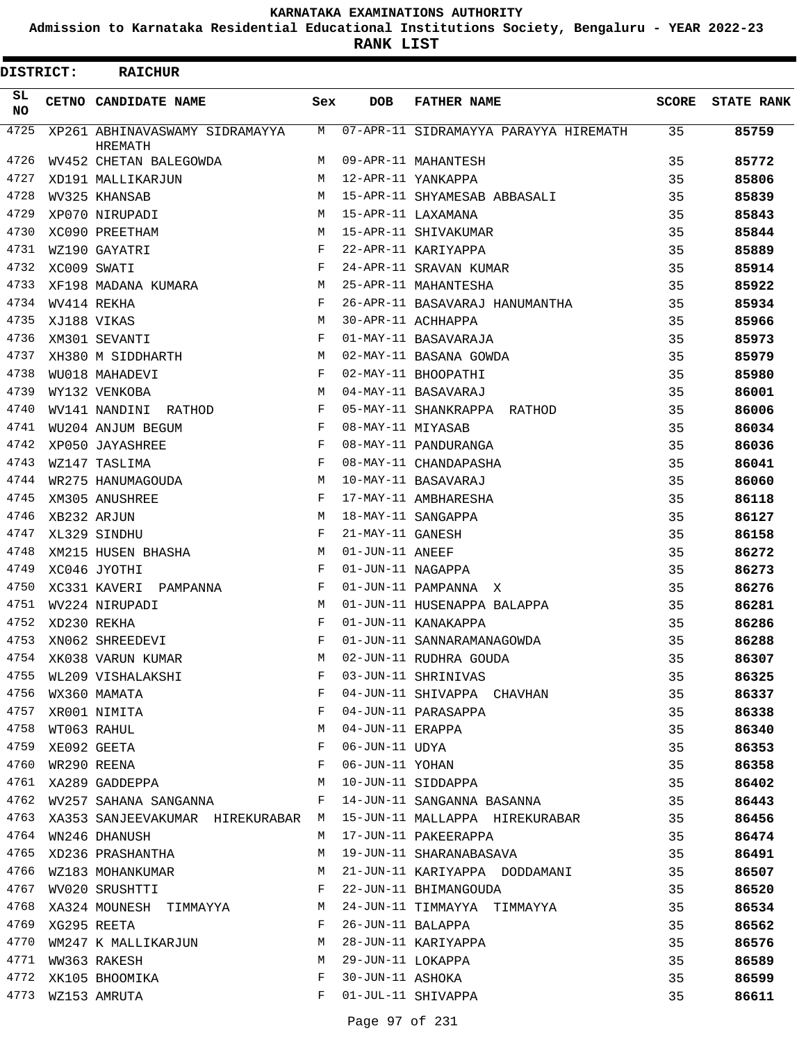# KARNATAKA EXAMINATIONS AUTHORITY

**Admission to Karnataka Residential Educational Institutions Society, Bengaluru - YEAR 2022-23**

**RANK LIST**

**DISTRICT: RAICHUR**

| SL NO | CETNO | CANDIDATE NAME | Sex | DOB | FATHER NAME | SCORE | STATE RANK |
|---|---|---|---|---|---|---|---|
| 4725 | XP261 | ABHINAVASWAMY SIDRAMAYYA HREMATH | M | 07-APR-11 | SIDRAMAYYA PARAYYA HIREMATH | 35 | **85759** |
| 4726 | WV452 | CHETAN BALEGOWDA | M | 09-APR-11 | MAHANTESH | 35 | **85772** |
| 4727 | XD191 | MALLIKARJUN | M | 12-APR-11 | YANKAPPA | 35 | **85806** |
| 4728 | WV325 | KHANSAB | M | 15-APR-11 | SHYAMESAB ABBASALI | 35 | **85839** |
| 4729 | XP070 | NIRUPADI | M | 15-APR-11 | LAXAMANA | 35 | **85843** |
| 4730 | XC090 | PREETHAM | M | 15-APR-11 | SHIVAKUMAR | 35 | **85844** |
| 4731 | WZ190 | GAYATRI | F | 22-APR-11 | KARIYAPPA | 35 | **85889** |
| 4732 | XC009 | SWATI | F | 24-APR-11 | SRAVAN KUMAR | 35 | **85914** |
| 4733 | XF198 | MADANA KUMARA | M | 25-APR-11 | MAHANTESHA | 35 | **85922** |
| 4734 | WV414 | REKHA | F | 26-APR-11 | BASAVARAJ HANUMANTHA | 35 | **85934** |
| 4735 | XJ188 | VIKAS | M | 30-APR-11 | ACHHAPPA | 35 | **85966** |
| 4736 | XM301 | SEVANTI | F | 01-MAY-11 | BASAVARAJA | 35 | **85973** |
| 4737 | XH380 | M SIDDHARTH | M | 02-MAY-11 | BASANA GOWDA | 35 | **85979** |
| 4738 | WU018 | MAHADEVI | F | 02-MAY-11 | BHOOPATHI | 35 | **85980** |
| 4739 | WY132 | VENKOBA | M | 04-MAY-11 | BASAVARAJ | 35 | **86001** |
| 4740 | WV141 | NANDINI RATHOD | F | 05-MAY-11 | SHANKRAPPA RATHOD | 35 | **86006** |
| 4741 | WU204 | ANJUM BEGUM | F | 08-MAY-11 | MIYASAB | 35 | **86034** |
| 4742 | XP050 | JAYASHREE | F | 08-MAY-11 | PANDURANGA | 35 | **86036** |
| 4743 | WZ147 | TASLIMA | F | 08-MAY-11 | CHANDAPASHA | 35 | **86041** |
| 4744 | WR275 | HANUMAGOUDA | M | 10-MAY-11 | BASAVARAJ | 35 | **86060** |
| 4745 | XM305 | ANUSHREE | F | 17-MAY-11 | AMBHARESHA | 35 | **86118** |
| 4746 | XB232 | ARJUN | M | 18-MAY-11 | SANGAPPA | 35 | **86127** |
| 4747 | XL329 | SINDHU | F | 21-MAY-11 | GANESH | 35 | **86158** |
| 4748 | XM215 | HUSEN BHASHA | M | 01-JUN-11 | ANEEF | 35 | **86272** |
| 4749 | XC046 | JYOTHI | F | 01-JUN-11 | NAGAPPA | 35 | **86273** |
| 4750 | XC331 | KAVERI PAMPANNA | F | 01-JUN-11 | PAMPANNA X | 35 | **86276** |
| 4751 | WV224 | NIRUPADI | M | 01-JUN-11 | HUSENAPPA BALAPPA | 35 | **86281** |
| 4752 | XD230 | REKHA | F | 01-JUN-11 | KANAKAPPA | 35 | **86286** |
| 4753 | XN062 | SHREEDEVI | F | 01-JUN-11 | SANNARAMANAGOWDA | 35 | **86288** |
| 4754 | XK038 | VARUN KUMAR | M | 02-JUN-11 | RUDHRA GOUDA | 35 | **86307** |
| 4755 | WL209 | VISHALAKSHI | F | 03-JUN-11 | SHRINIVAS | 35 | **86325** |
| 4756 | WX360 | MAMATA | F | 04-JUN-11 | SHIVAPPA CHAVHAN | 35 | **86337** |
| 4757 | XR001 | NIMITA | F | 04-JUN-11 | PARASAPPA | 35 | **86338** |
| 4758 | WT063 | RAHUL | M | 04-JUN-11 | ERAPPA | 35 | **86340** |
| 4759 | XE092 | GEETA | F | 06-JUN-11 | UDYA | 35 | **86353** |
| 4760 | WR290 | REENA | F | 06-JUN-11 | YOHAN | 35 | **86358** |
| 4761 | XA289 | GADDEPPA | M | 10-JUN-11 | SIDDAPPA | 35 | **86402** |
| 4762 | WV257 | SAHANA SANGANNA | F | 14-JUN-11 | SANGANNA BASANNA | 35 | **86443** |
| 4763 | XA353 | SANJEEVAKUMAR HIREKURABAR | M | 15-JUN-11 | MALLAPPA HIREKURABAR | 35 | **86456** |
| 4764 | WN246 | DHANUSH | M | 17-JUN-11 | PAKEERAPPA | 35 | **86474** |
| 4765 | XD236 | PRASHANTHA | M | 19-JUN-11 | SHARANABASAVA | 35 | **86491** |
| 4766 | WZ183 | MOHANKUMAR | M | 21-JUN-11 | KARIYAPPA DODDAMANI | 35 | **86507** |
| 4767 | WV020 | SRUSHTTI | F | 22-JUN-11 | BHIMANGOUDA | 35 | **86520** |
| 4768 | XA324 | MOUNESH TIMMAYYA | M | 24-JUN-11 | TIMMAYYA TIMMAYYA | 35 | **86534** |
| 4769 | XG295 | REETA | F | 26-JUN-11 | BALAPPA | 35 | **86562** |
| 4770 | WM247 | K MALLIKARJUN | M | 28-JUN-11 | KARIYAPPA | 35 | **86576** |
| 4771 | WW363 | RAKESH | M | 29-JUN-11 | LOKAPPA | 35 | **86589** |
| 4772 | XK105 | BHOOMIKA | F | 30-JUN-11 | ASHOKA | 35 | **86599** |
| 4773 | WZ153 | AMRUTA | F | 01-JUL-11 | SHIVAPPA | 35 | **86611** |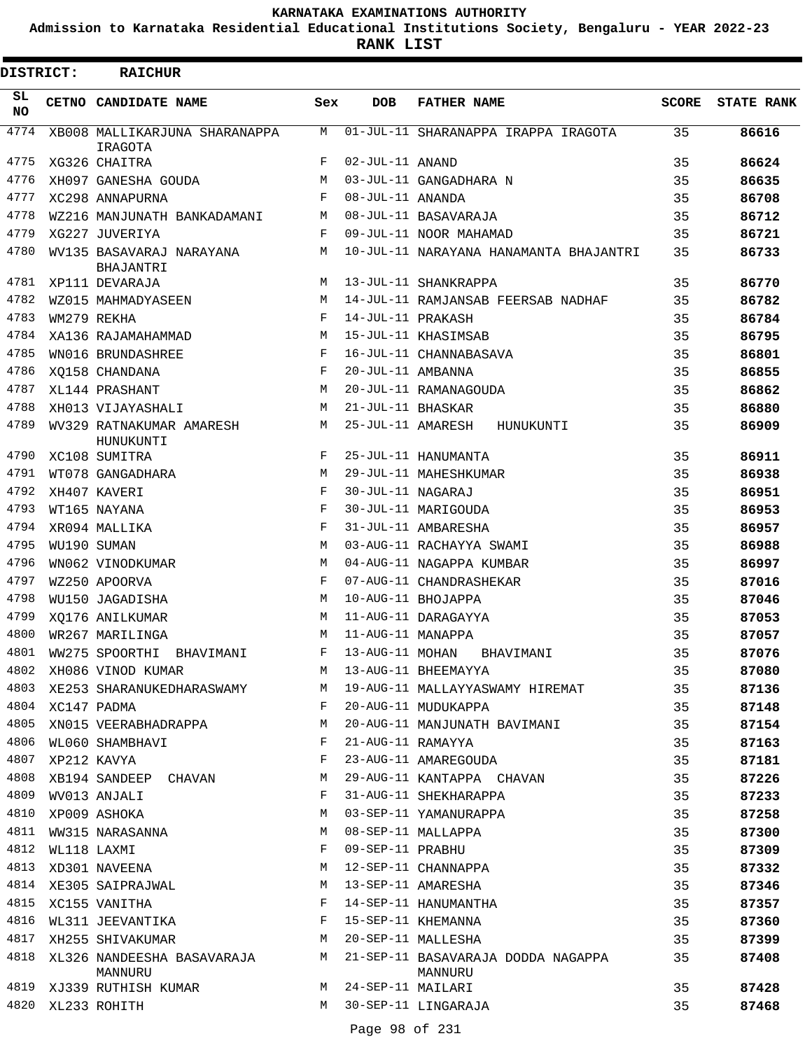# KARNATAKA EXAMINATIONS AUTHORITY

**Admission to Karnataka Residential Educational Institutions Society, Bengaluru - YEAR 2022-23**

**RANK LIST**

**DISTRICT: RAICHUR**

| SL NO | CETNO | CANDIDATE NAME | Sex | DOB | FATHER NAME | SCORE | STATE RANK |
|---|---|---|---|---|---|---|---|
| 4774 | XB008 | MALLIKARJUNA SHARANAPPA IRAGOTA | M | 01-JUL-11 | SHARANAPPA IRAPPA IRAGOTA | 35 | **86616** |
| 4775 | XG326 | CHAITRA | F | 02-JUL-11 | ANAND | 35 | **86624** |
| 4776 | XH097 | GANESHA GOUDA | M | 03-JUL-11 | GANGADHARA N | 35 | **86635** |
| 4777 | XC298 | ANNAPURNA | F | 08-JUL-11 | ANANDA | 35 | **86708** |
| 4778 | WZ216 | MANJUNATH BANKADAMANI | M | 08-JUL-11 | BASAVARAJA | 35 | **86712** |
| 4779 | XG227 | JUVERIYA | F | 09-JUL-11 | NOOR MAHAMAD | 35 | **86721** |
| 4780 | WV135 | BASAVARAJ NARAYANA BHAJANTRI | M | 10-JUL-11 | NARAYANA HANAMANTA BHAJANTRI | 35 | **86733** |
| 4781 | XP111 | DEVARAJA | M | 13-JUL-11 | SHANKRAPPA | 35 | **86770** |
| 4782 | WZ015 | MAHMADYASEEN | M | 14-JUL-11 | RAMJANSAB FEERSAB NADHAF | 35 | **86782** |
| 4783 | WM279 | REKHA | F | 14-JUL-11 | PRAKASH | 35 | **86784** |
| 4784 | XA136 | RAJAMAHAMMAD | M | 15-JUL-11 | KHASIMSAB | 35 | **86795** |
| 4785 | WN016 | BRUNDASHREE | F | 16-JUL-11 | CHANNABASAVA | 35 | **86801** |
| 4786 | XQ158 | CHANDANA | F | 20-JUL-11 | AMBANNA | 35 | **86855** |
| 4787 | XL144 | PRASHANT | M | 20-JUL-11 | RAMANAGOUDA | 35 | **86862** |
| 4788 | XH013 | VIJAYASHALI | M | 21-JUL-11 | BHASKAR | 35 | **86880** |
| 4789 | WV329 | RATNAKUMAR AMARESH HUNUKUNTI | M | 25-JUL-11 | AMARESH HUNUKUNTI | 35 | **86909** |
| 4790 | XC108 | SUMITRA | F | 25-JUL-11 | HANUMANTA | 35 | **86911** |
| 4791 | WT078 | GANGADHARA | M | 29-JUL-11 | MAHESHKUMAR | 35 | **86938** |
| 4792 | XH407 | KAVERI | F | 30-JUL-11 | NAGARAJ | 35 | **86951** |
| 4793 | WT165 | NAYANA | F | 30-JUL-11 | MARIGOUDA | 35 | **86953** |
| 4794 | XR094 | MALLIKA | F | 31-JUL-11 | AMBARESHA | 35 | **86957** |
| 4795 | WU190 | SUMAN | M | 03-AUG-11 | RACHAYYA SWAMI | 35 | **86988** |
| 4796 | WN062 | VINODKUMAR | M | 04-AUG-11 | NAGAPPA KUMBAR | 35 | **86997** |
| 4797 | WZ250 | APOORVA | F | 07-AUG-11 | CHANDRASHEKAR | 35 | **87016** |
| 4798 | WU150 | JAGADISHA | M | 10-AUG-11 | BHOJAPPA | 35 | **87046** |
| 4799 | XQ176 | ANILKUMAR | M | 11-AUG-11 | DARAGAYYA | 35 | **87053** |
| 4800 | WR267 | MARILINGA | M | 11-AUG-11 | MANAPPA | 35 | **87057** |
| 4801 | WW275 | SPOORTHI BHAVIMANI | F | 13-AUG-11 | MOHAN BHAVIMANI | 35 | **87076** |
| 4802 | XH086 | VINOD KUMAR | M | 13-AUG-11 | BHEEMAYYA | 35 | **87080** |
| 4803 | XE253 | SHARANUKEDHARASWAMY | M | 19-AUG-11 | MALLAYYASWAMY HIREMAT | 35 | **87136** |
| 4804 | XC147 | PADMA | F | 20-AUG-11 | MUDUKAPPA | 35 | **87148** |
| 4805 | XN015 | VEERABHADRAPPA | M | 20-AUG-11 | MANJUNATH BAVIMANI | 35 | **87154** |
| 4806 | WL060 | SHAMBHAVI | F | 21-AUG-11 | RAMAYYA | 35 | **87163** |
| 4807 | XP212 | KAVYA | F | 23-AUG-11 | AMAREGOUDA | 35 | **87181** |
| 4808 | XB194 | SANDEEP CHAVAN | M | 29-AUG-11 | KANTAPPA CHAVAN | 35 | **87226** |
| 4809 | WV013 | ANJALI | F | 31-AUG-11 | SHEKHARAPPA | 35 | **87233** |
| 4810 | XP009 | ASHOKA | M | 03-SEP-11 | YAMANURAPPA | 35 | **87258** |
| 4811 | WW315 | NARASANNA | M | 08-SEP-11 | MALLAPPA | 35 | **87300** |
| 4812 | WL118 | LAXMI | F | 09-SEP-11 | PRABHU | 35 | **87309** |
| 4813 | XD301 | NAVEENA | M | 12-SEP-11 | CHANNAPPA | 35 | **87332** |
| 4814 | XE305 | SAIPRAJWAL | M | 13-SEP-11 | AMARESHA | 35 | **87346** |
| 4815 | XC155 | VANITHA | F | 14-SEP-11 | HANUMANTHA | 35 | **87357** |
| 4816 | WL311 | JEEVANTIKA | F | 15-SEP-11 | KHEMANNA | 35 | **87360** |
| 4817 | XH255 | SHIVAKUMAR | M | 20-SEP-11 | MALLESHA | 35 | **87399** |
| 4818 | XL326 | NANDEESHA BASAVARAJA MANNURU | M | 21-SEP-11 | BASAVARAJA DODDA NAGAPPA MANNURU | 35 | **87408** |
| 4819 | XJ339 | RUTHISH KUMAR | M | 24-SEP-11 | MAILARI | 35 | **87428** |
| 4820 | XL233 | ROHITH | M | 30-SEP-11 | LINGARAJA | 35 | **87468** |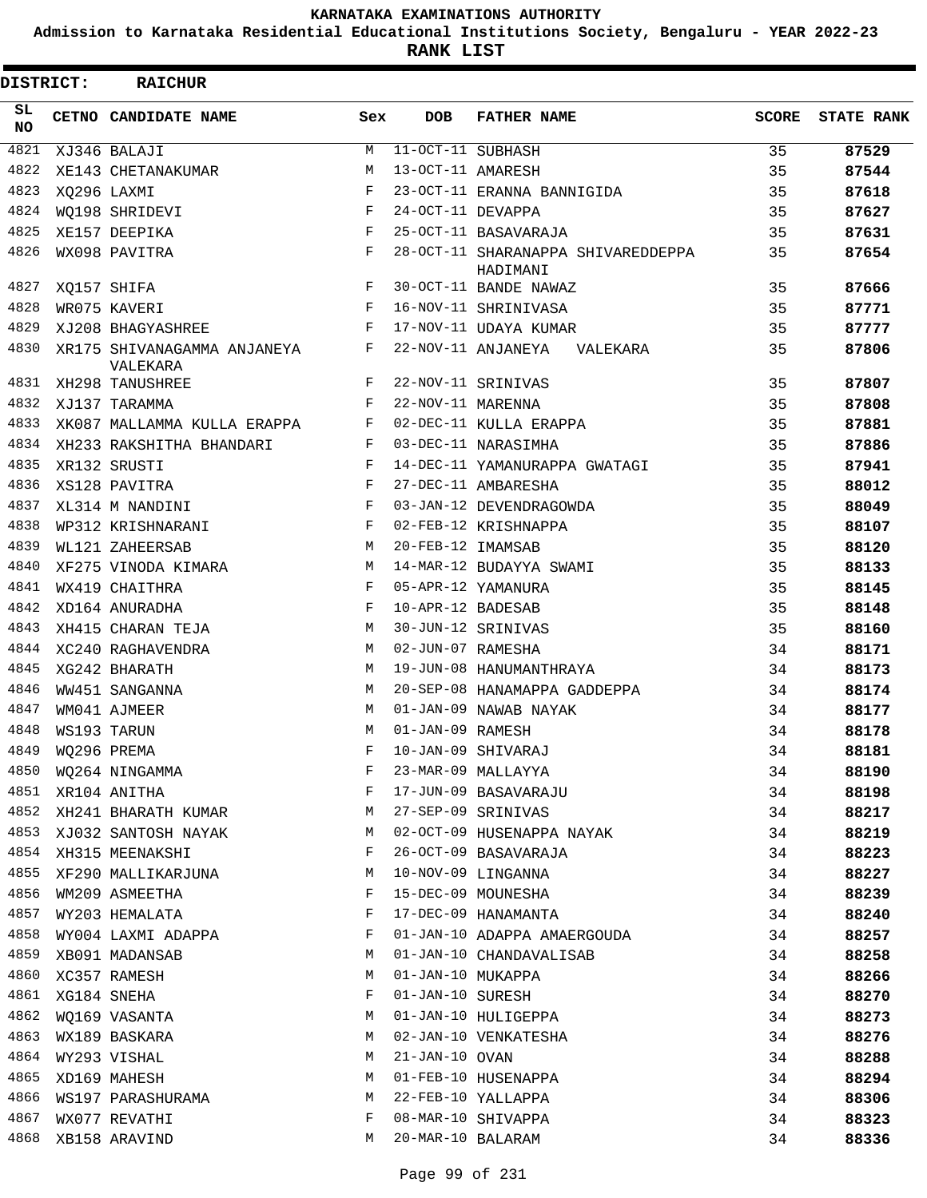# KARNATAKA EXAMINATIONS AUTHORITY

**Admission to Karnataka Residential Educational Institutions Society, Bengaluru - YEAR 2022-23**

**RANK LIST**

**DISTRICT: RAICHUR**

| SL NO | CETNO | CANDIDATE NAME | Sex | DOB | FATHER NAME | SCORE | STATE RANK |
|---|---|---|---|---|---|---|---|
| 4821 | XJ346 | BALAJI | M | 11-OCT-11 | SUBHASH | 35 | 87529 |
| 4822 | XE143 | CHETANAKUMAR | M | 13-OCT-11 | AMARESH | 35 | 87544 |
| 4823 | XQ296 | LAXMI | F | 23-OCT-11 | ERANNA BANNIGIDA | 35 | 87618 |
| 4824 | WQ198 | SHRIDEVI | F | 24-OCT-11 | DEVAPPA | 35 | 87627 |
| 4825 | XE157 | DEEPIKA | F | 25-OCT-11 | BASAVARAJA | 35 | 87631 |
| 4826 | WX098 | PAVITRA | F | 28-OCT-11 | SHARANAPPA SHIVAREDDEPPA HADIMANI | 35 | 87654 |
| 4827 | XQ157 | SHIFA | F | 30-OCT-11 | BANDE NAWAZ | 35 | 87666 |
| 4828 | WR075 | KAVERI | F | 16-NOV-11 | SHRINIVASA | 35 | 87771 |
| 4829 | XJ208 | BHAGYASHREE | F | 17-NOV-11 | UDAYA KUMAR | 35 | 87777 |
| 4830 | XR175 | SHIVANAGAMMA ANJANEYA VALEKARA | F | 22-NOV-11 | ANJANEYA VALEKARA | 35 | 87806 |
| 4831 | XH298 | TANUSHREE | F | 22-NOV-11 | SRINIVAS | 35 | 87807 |
| 4832 | XJ137 | TARAMMA | F | 22-NOV-11 | MARENNA | 35 | 87808 |
| 4833 | XK087 | MALLAMMA KULLA ERAPPA | F | 02-DEC-11 | KULLA ERAPPA | 35 | 87881 |
| 4834 | XH233 | RAKSHITHA BHANDARI | F | 03-DEC-11 | NARASIMHA | 35 | 87886 |
| 4835 | XR132 | SRUSTI | F | 14-DEC-11 | YAMANURAPPA GWATAGI | 35 | 87941 |
| 4836 | XS128 | PAVITRA | F | 27-DEC-11 | AMBARESHA | 35 | 88012 |
| 4837 | XL314 | M NANDINI | F | 03-JAN-12 | DEVENDRAGOWDA | 35 | 88049 |
| 4838 | WP312 | KRISHNARANI | F | 02-FEB-12 | KRISHNAPPA | 35 | 88107 |
| 4839 | WL121 | ZAHEERSAB | M | 20-FEB-12 | IMAMSAB | 35 | 88120 |
| 4840 | XF275 | VINODA KIMARA | M | 14-MAR-12 | BUDAYYA SWAMI | 35 | 88133 |
| 4841 | WX419 | CHAITHRA | F | 05-APR-12 | YAMANURA | 35 | 88145 |
| 4842 | XD164 | ANURADHA | F | 10-APR-12 | BADESAB | 35 | 88148 |
| 4843 | XH415 | CHARAN TEJA | M | 30-JUN-12 | SRINIVAS | 35 | 88160 |
| 4844 | XC240 | RAGHAVENDRA | M | 02-JUN-07 | RAMESHA | 34 | 88171 |
| 4845 | XG242 | BHARATH | M | 19-JUN-08 | HANUMANTHRAYA | 34 | 88173 |
| 4846 | WW451 | SANGANNA | M | 20-SEP-08 | HANAMAPPA GADDEPPA | 34 | 88174 |
| 4847 | WM041 | AJMEER | M | 01-JAN-09 | NAWAB NAYAK | 34 | 88177 |
| 4848 | WS193 | TARUN | M | 01-JAN-09 | RAMESH | 34 | 88178 |
| 4849 | WQ296 | PREMA | F | 10-JAN-09 | SHIVARAJ | 34 | 88181 |
| 4850 | WQ264 | NINGAMMA | F | 23-MAR-09 | MALLAYYA | 34 | 88190 |
| 4851 | XR104 | ANITHA | F | 17-JUN-09 | BASAVARAJU | 34 | 88198 |
| 4852 | XH241 | BHARATH KUMAR | M | 27-SEP-09 | SRINIVAS | 34 | 88217 |
| 4853 | XJ032 | SANTOSH NAYAK | M | 02-OCT-09 | HUSENAPPA NAYAK | 34 | 88219 |
| 4854 | XH315 | MEENAKSHI | F | 26-OCT-09 | BASAVARAJA | 34 | 88223 |
| 4855 | XF290 | MALLIKARJUNA | M | 10-NOV-09 | LINGANNA | 34 | 88227 |
| 4856 | WM209 | ASMEETHA | F | 15-DEC-09 | MOUNESHA | 34 | 88239 |
| 4857 | WY203 | HEMALATA | F | 17-DEC-09 | HANAMANTA | 34 | 88240 |
| 4858 | WY004 | LAXMI ADAPPA | F | 01-JAN-10 | ADAPPA AMAERGOUDA | 34 | 88257 |
| 4859 | XB091 | MADANSAB | M | 01-JAN-10 | CHANDAVALISAB | 34 | 88258 |
| 4860 | XC357 | RAMESH | M | 01-JAN-10 | MUKAPPA | 34 | 88266 |
| 4861 | XG184 | SNEHA | F | 01-JAN-10 | SURESH | 34 | 88270 |
| 4862 | WQ169 | VASANTA | M | 01-JAN-10 | HULIGEPPA | 34 | 88273 |
| 4863 | WX189 | BASKARA | M | 02-JAN-10 | VENKATESHA | 34 | 88276 |
| 4864 | WY293 | VISHAL | M | 21-JAN-10 | OVAN | 34 | 88288 |
| 4865 | XD169 | MAHESH | M | 01-FEB-10 | HUSENAPPA | 34 | 88294 |
| 4866 | WS197 | PARASHURAMA | M | 22-FEB-10 | YALLAPPA | 34 | 88306 |
| 4867 | WX077 | REVATHI | F | 08-MAR-10 | SHIVAPPA | 34 | 88323 |
| 4868 | XB158 | ARAVIND | M | 20-MAR-10 | BALARAM | 34 | 88336 |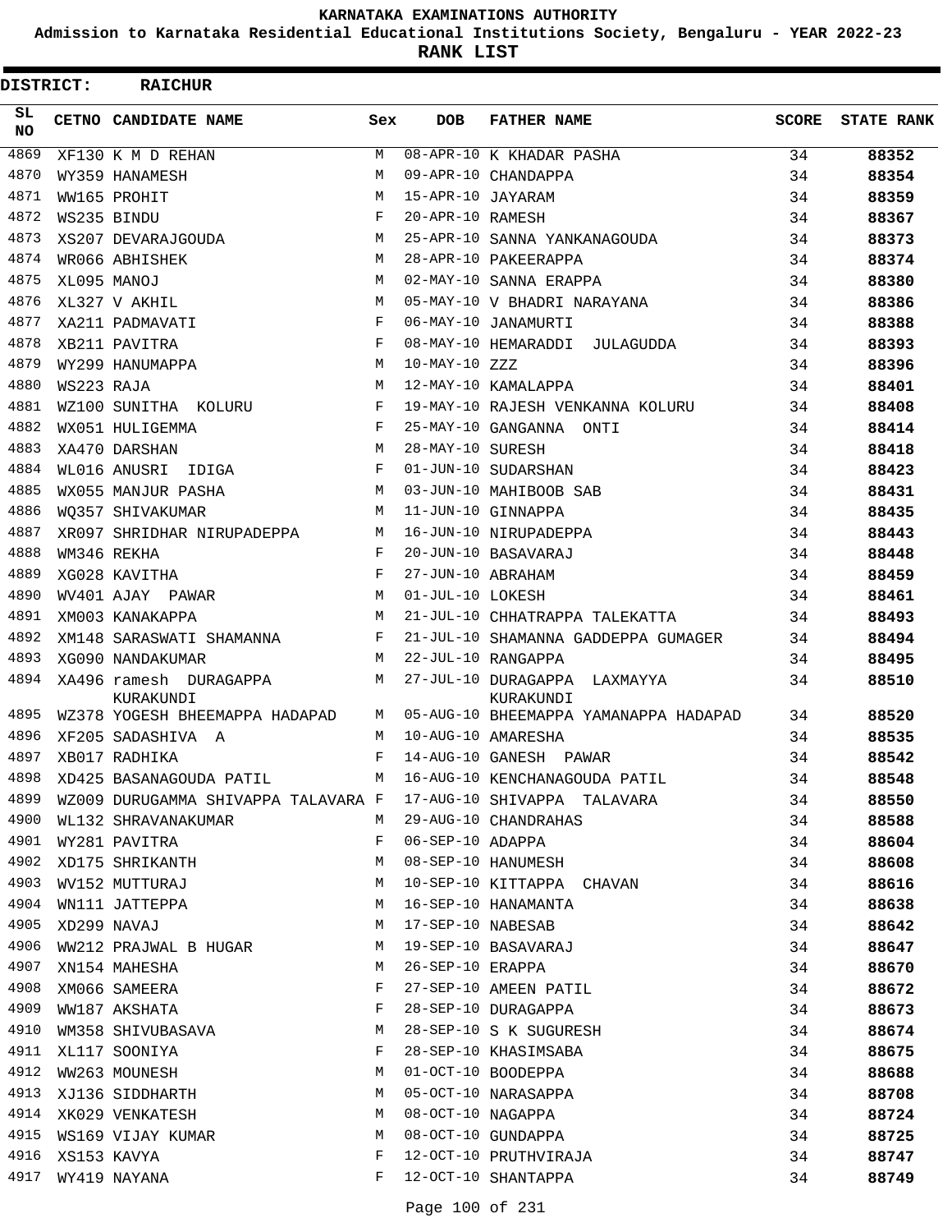# KARNATAKA EXAMINATIONS AUTHORITY

## Admission to Karnataka Residential Educational Institutions Society, Bengaluru - YEAR 2022-23

## RANK LIST

**DISTRICT: RAICHUR**

| SL NO | CETNO | CANDIDATE NAME | Sex | DOB | FATHER NAME | SCORE | STATE RANK |
|---|---|---|---|---|---|---|---|
| 4869 | XF130 | K M D REHAN | M | 08-APR-10 | K KHADAR PASHA | 34 | 88352 |
| 4870 | WY359 | HANAMESH | M | 09-APR-10 | CHANDAPPA | 34 | 88354 |
| 4871 | WW165 | PROHIT | M | 15-APR-10 | JAYARAM | 34 | 88359 |
| 4872 | WS235 | BINDU | F | 20-APR-10 | RAMESH | 34 | 88367 |
| 4873 | XS207 | DEVARAJGOUDA | M | 25-APR-10 | SANNA YANKANAGOUDA | 34 | 88373 |
| 4874 | WR066 | ABHISHEK | M | 28-APR-10 | PAKEERAPPA | 34 | 88374 |
| 4875 | XL095 | MANOJ | M | 02-MAY-10 | SANNA ERAPPA | 34 | 88380 |
| 4876 | XL327 | V AKHIL | M | 05-MAY-10 | V BHADRI NARAYANA | 34 | 88386 |
| 4877 | XA211 | PADMAVATI | F | 06-MAY-10 | JANAMURTI | 34 | 88388 |
| 4878 | XB211 | PAVITRA | F | 08-MAY-10 | HEMARADDI JULAGUDDA | 34 | 88393 |
| 4879 | WY299 | HANUMAPPA | M | 10-MAY-10 | ZZZ | 34 | 88396 |
| 4880 | WS223 | RAJA | M | 12-MAY-10 | KAMALAPPA | 34 | 88401 |
| 4881 | WZ100 | SUNITHA KOLURU | F | 19-MAY-10 | RAJESH VENKANNA KOLURU | 34 | 88408 |
| 4882 | WX051 | HULIGEMMA | F | 25-MAY-10 | GANGANNA ONTI | 34 | 88414 |
| 4883 | XA470 | DARSHAN | M | 28-MAY-10 | SURESH | 34 | 88418 |
| 4884 | WL016 | ANUSRI IDIGA | F | 01-JUN-10 | SUDARSHAN | 34 | 88423 |
| 4885 | WX055 | MANJUR PASHA | M | 03-JUN-10 | MAHIBOOB SAB | 34 | 88431 |
| 4886 | WQ357 | SHIVAKUMAR | M | 11-JUN-10 | GINNAPPA | 34 | 88435 |
| 4887 | XR097 | SHRIDHAR NIRUPADEPPA | M | 16-JUN-10 | NIRUPADEPPA | 34 | 88443 |
| 4888 | WM346 | REKHA | F | 20-JUN-10 | BASAVARAJ | 34 | 88448 |
| 4889 | XG028 | KAVITHA | F | 27-JUN-10 | ABRAHAM | 34 | 88459 |
| 4890 | WV401 | AJAY PAWAR | M | 01-JUL-10 | LOKESH | 34 | 88461 |
| 4891 | XM003 | KANAKAPPA | M | 21-JUL-10 | CHHATRAPPA TALEKATTA | 34 | 88493 |
| 4892 | XM148 | SARASWATI SHAMANNA | F | 21-JUL-10 | SHAMANNA GADDEPPA GUMAGER | 34 | 88494 |
| 4893 | XG090 | NANDAKUMAR | M | 22-JUL-10 | RANGAPPA | 34 | 88495 |
| 4894 | XA496 | ramesh DURAGAPPA KURAKUNDI | M | 27-JUL-10 | DURAGAPPA LAXMAYYA KURAKUNDI | 34 | 88510 |
| 4895 | WZ378 | YOGESH BHEEMAPPA HADAPAD | M | 05-AUG-10 | BHEEMAPPA YAMANAPPA HADAPAD | 34 | 88520 |
| 4896 | XF205 | SADASHIVA A | M | 10-AUG-10 | AMARESHA | 34 | 88535 |
| 4897 | XB017 | RADHIKA | F | 14-AUG-10 | GANESH PAWAR | 34 | 88542 |
| 4898 | XD425 | BASANAGOUDA PATIL | M | 16-AUG-10 | KENCHANAGOUDA PATIL | 34 | 88548 |
| 4899 | WZ009 | DURUGAMMA SHIVAPPA TALAVARA | F | 17-AUG-10 | SHIVAPPA TALAVARA | 34 | 88550 |
| 4900 | WL132 | SHRAVANAKUMAR | M | 29-AUG-10 | CHANDRAHAS | 34 | 88588 |
| 4901 | WY281 | PAVITRA | F | 06-SEP-10 | ADAPPA | 34 | 88604 |
| 4902 | XD175 | SHRIKANTH | M | 08-SEP-10 | HANUMESH | 34 | 88608 |
| 4903 | WV152 | MUTTURAJ | M | 10-SEP-10 | KITTAPPA CHAVAN | 34 | 88616 |
| 4904 | WN111 | JATTEPPA | M | 16-SEP-10 | HANAMANTA | 34 | 88638 |
| 4905 | XD299 | NAVAJ | M | 17-SEP-10 | NABESAB | 34 | 88642 |
| 4906 | WW212 | PRAJWAL B HUGAR | M | 19-SEP-10 | BASAVARAJ | 34 | 88647 |
| 4907 | XN154 | MAHESHA | M | 26-SEP-10 | ERAPPA | 34 | 88670 |
| 4908 | XM066 | SAMEERA | F | 27-SEP-10 | AMEEN PATIL | 34 | 88672 |
| 4909 | WW187 | AKSHATA | F | 28-SEP-10 | DURAGAPPA | 34 | 88673 |
| 4910 | WM358 | SHIVUBASAVA | M | 28-SEP-10 | S K SUGURESH | 34 | 88674 |
| 4911 | XL117 | SOONIYA | F | 28-SEP-10 | KHASIMSABA | 34 | 88675 |
| 4912 | WW263 | MOUNESH | M | 01-OCT-10 | BOODEPPA | 34 | 88688 |
| 4913 | XJ136 | SIDDHARTH | M | 05-OCT-10 | NARASAPPA | 34 | 88708 |
| 4914 | XK029 | VENKATESH | M | 08-OCT-10 | NAGAPPA | 34 | 88724 |
| 4915 | WS169 | VIJAY KUMAR | M | 08-OCT-10 | GUNDAPPA | 34 | 88725 |
| 4916 | XS153 | KAVYA | F | 12-OCT-10 | PRUTHVIRAJA | 34 | 88747 |
| 4917 | WY419 | NAYANA | F | 12-OCT-10 | SHANTAPPA | 34 | 88749 |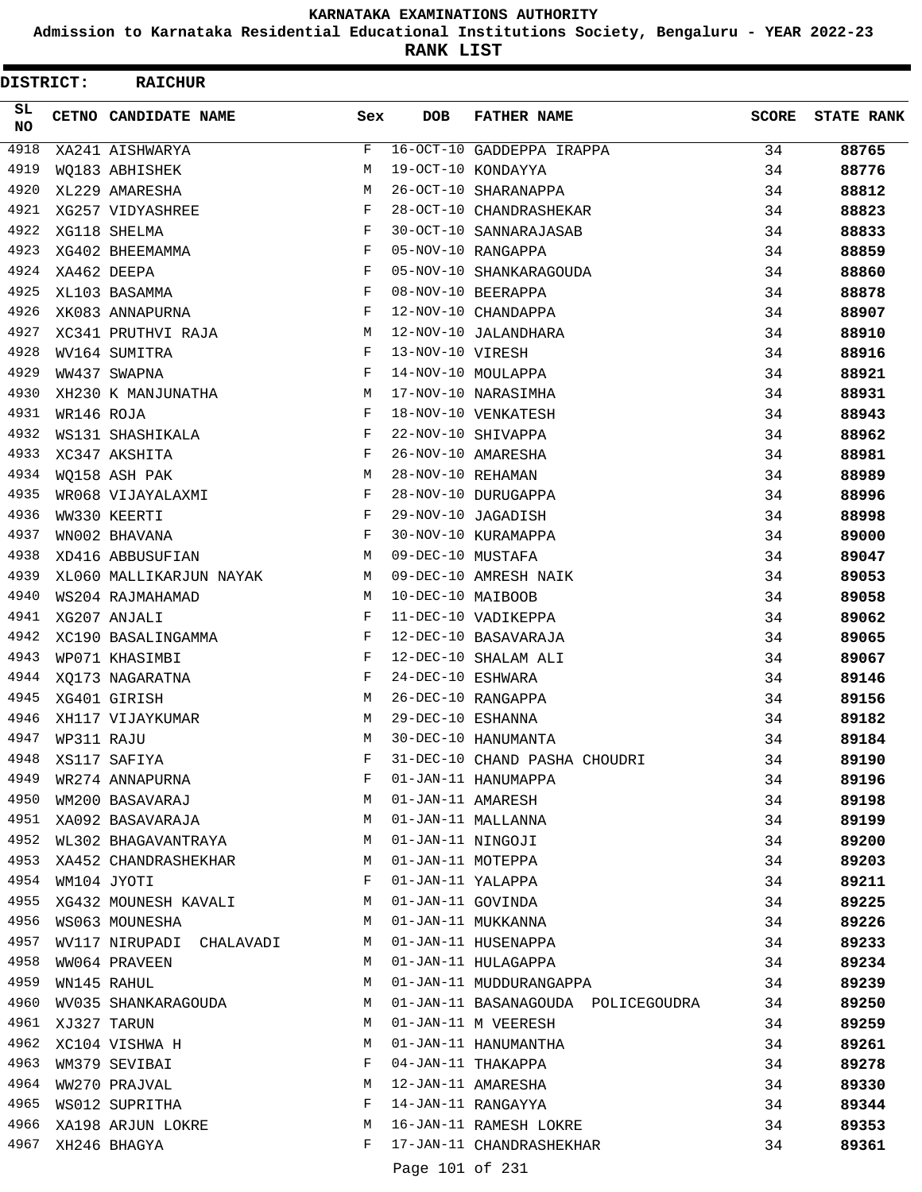# KARNATAKA EXAMINATIONS AUTHORITY

**Admission to Karnataka Residential Educational Institutions Society, Bengaluru - YEAR 2022-23**

**RANK LIST**

**DISTRICT: RAICHUR**

| SL NO | CETNO | CANDIDATE NAME | Sex | DOB | FATHER NAME | SCORE | STATE RANK |
|---|---|---|---|---|---|---|---|
| 4918 | XA241 | AISHWARYA | F | 16-OCT-10 | GADDEPPA IRAPPA | 34 | 88765 |
| 4919 | WQ183 | ABHISHEK | M | 19-OCT-10 | KONDAYYA | 34 | 88776 |
| 4920 | XL229 | AMARESHA | M | 26-OCT-10 | SHARANAPPA | 34 | 88812 |
| 4921 | XG257 | VIDYASHREE | F | 28-OCT-10 | CHANDRASHEKAR | 34 | 88823 |
| 4922 | XG118 | SHELMA | F | 30-OCT-10 | SANNARAJASAB | 34 | 88833 |
| 4923 | XG402 | BHEEMAMMA | F | 05-NOV-10 | RANGAPPA | 34 | 88859 |
| 4924 | XA462 | DEEPA | F | 05-NOV-10 | SHANKARAGOUDA | 34 | 88860 |
| 4925 | XL103 | BASAMMA | F | 08-NOV-10 | BEERAPPA | 34 | 88878 |
| 4926 | XK083 | ANNAPURNA | F | 12-NOV-10 | CHANDAPPA | 34 | 88907 |
| 4927 | XC341 | PRUTHVI RAJA | M | 12-NOV-10 | JALANDHARA | 34 | 88910 |
| 4928 | WV164 | SUMITRA | F | 13-NOV-10 | VIRESH | 34 | 88916 |
| 4929 | WW437 | SWAPNA | F | 14-NOV-10 | MOULAPPA | 34 | 88921 |
| 4930 | XH230 | K MANJUNATHA | M | 17-NOV-10 | NARASIMHA | 34 | 88931 |
| 4931 | WR146 | ROJA | F | 18-NOV-10 | VENKATESH | 34 | 88943 |
| 4932 | WS131 | SHASHIKALA | F | 22-NOV-10 | SHIVAPPA | 34 | 88962 |
| 4933 | XC347 | AKSHITA | F | 26-NOV-10 | AMARESHA | 34 | 88981 |
| 4934 | WQ158 | ASH PAK | M | 28-NOV-10 | REHAMAN | 34 | 88989 |
| 4935 | WR068 | VIJAYALAXMI | F | 28-NOV-10 | DURUGAPPA | 34 | 88996 |
| 4936 | WW330 | KEERTI | F | 29-NOV-10 | JAGADISH | 34 | 88998 |
| 4937 | WN002 | BHAVANA | F | 30-NOV-10 | KURAMAPPA | 34 | 89000 |
| 4938 | XD416 | ABBUSUFIAN | M | 09-DEC-10 | MUSTAFA | 34 | 89047 |
| 4939 | XL060 | MALLIKARJUN NAYAK | M | 09-DEC-10 | AMRESH NAIK | 34 | 89053 |
| 4940 | WS204 | RAJMAHAMAD | M | 10-DEC-10 | MAIBOOB | 34 | 89058 |
| 4941 | XG207 | ANJALI | F | 11-DEC-10 | VADIKEPPA | 34 | 89062 |
| 4942 | XC190 | BASALINGAMMA | F | 12-DEC-10 | BASAVARAJA | 34 | 89065 |
| 4943 | WP071 | KHASIMBI | F | 12-DEC-10 | SHALAM ALI | 34 | 89067 |
| 4944 | XQ173 | NAGARATNA | F | 24-DEC-10 | ESHWARA | 34 | 89146 |
| 4945 | XG401 | GIRISH | M | 26-DEC-10 | RANGAPPA | 34 | 89156 |
| 4946 | XH117 | VIJAYKUMAR | M | 29-DEC-10 | ESHANNA | 34 | 89182 |
| 4947 | WP311 | RAJU | M | 30-DEC-10 | HANUMANTA | 34 | 89184 |
| 4948 | XS117 | SAFIYA | F | 31-DEC-10 | CHAND PASHA CHOUDRI | 34 | 89190 |
| 4949 | WR274 | ANNAPURNA | F | 01-JAN-11 | HANUMAPPA | 34 | 89196 |
| 4950 | WM200 | BASAVARAJ | M | 01-JAN-11 | AMARESH | 34 | 89198 |
| 4951 | XA092 | BASAVARAJA | M | 01-JAN-11 | MALLANNA | 34 | 89199 |
| 4952 | WL302 | BHAGAVANTRAYA | M | 01-JAN-11 | NINGOJI | 34 | 89200 |
| 4953 | XA452 | CHANDRASHEKHAR | M | 01-JAN-11 | MOTEPPA | 34 | 89203 |
| 4954 | WM104 | JYOTI | F | 01-JAN-11 | YALAPPA | 34 | 89211 |
| 4955 | XG432 | MOUNESH KAVALI | M | 01-JAN-11 | GOVINDA | 34 | 89225 |
| 4956 | WS063 | MOUNESHA | M | 01-JAN-11 | MUKKANNA | 34 | 89226 |
| 4957 | WV117 | NIRUPADI CHALAVADI | M | 01-JAN-11 | HUSENAPPA | 34 | 89233 |
| 4958 | WW064 | PRAVEEN | M | 01-JAN-11 | HULAGAPPA | 34 | 89234 |
| 4959 | WN145 | RAHUL | M | 01-JAN-11 | MUDDURANGAPPA | 34 | 89239 |
| 4960 | WV035 | SHANKARAGOUDA | M | 01-JAN-11 | BASANAGOUDA POLICEGOUDRA | 34 | 89250 |
| 4961 | XJ327 | TARUN | M | 01-JAN-11 | M VEERESH | 34 | 89259 |
| 4962 | XC104 | VISHWA H | M | 01-JAN-11 | HANUMANTHA | 34 | 89261 |
| 4963 | WM379 | SEVIBAI | F | 04-JAN-11 | THAKAPPA | 34 | 89278 |
| 4964 | WW270 | PRAJVAL | M | 12-JAN-11 | AMARESHA | 34 | 89330 |
| 4965 | WS012 | SUPRITHA | F | 14-JAN-11 | RANGAYYA | 34 | 89344 |
| 4966 | XA198 | ARJUN LOKRE | M | 16-JAN-11 | RAMESH LOKRE | 34 | 89353 |
| 4967 | XH246 | BHAGYA | F | 17-JAN-11 | CHANDRASHEKHAR | 34 | 89361 |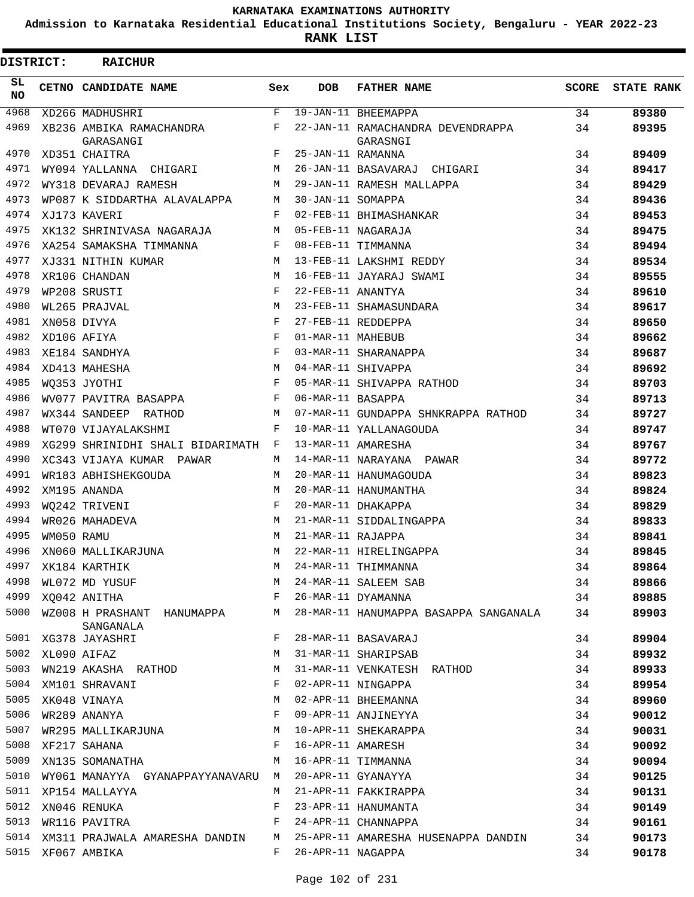# KARNATAKA EXAMINATIONS AUTHORITY

**Admission to Karnataka Residential Educational Institutions Society, Bengaluru - YEAR 2022-23**

**RANK LIST**

**DISTRICT: RAICHUR**

| SL NO | CETNO | CANDIDATE NAME | Sex | DOB | FATHER NAME | SCORE | STATE RANK |
|---|---|---|---|---|---|---|---|
| 4968 | XD266 | MADHUSHRI | F | 19-JAN-11 | BHEEMAPPA | 34 | 89380 |
| 4969 | XB236 | AMBIKA RAMACHANDRA GARASANGI | F | 22-JAN-11 | RAMACHANDRA DEVENDRAPPA GARASNGI | 34 | 89395 |
| 4970 | XD351 | CHAITRA | F | 25-JAN-11 | RAMANNA | 34 | 89409 |
| 4971 | WY094 | YALLANNA CHIGARI | M | 26-JAN-11 | BASAVARAJ CHIGARI | 34 | 89417 |
| 4972 | WY318 | DEVARAJ RAMESH | M | 29-JAN-11 | RAMESH MALLAPPA | 34 | 89429 |
| 4973 | WP087 | K SIDDARTHA ALAVALAPPA | M | 30-JAN-11 | SOMAPPA | 34 | 89436 |
| 4974 | XJ173 | KAVERI | F | 02-FEB-11 | BHIMASHANKAR | 34 | 89453 |
| 4975 | XK132 | SHRINIVASA NAGARAJA | M | 05-FEB-11 | NAGARAJA | 34 | 89475 |
| 4976 | XA254 | SAMAKSHA TIMMANNA | F | 08-FEB-11 | TIMMANNA | 34 | 89494 |
| 4977 | XJ331 | NITHIN KUMAR | M | 13-FEB-11 | LAKSHMI REDDY | 34 | 89534 |
| 4978 | XR106 | CHANDAN | M | 16-FEB-11 | JAYARAJ SWAMI | 34 | 89555 |
| 4979 | WP208 | SRUSTI | F | 22-FEB-11 | ANANTYA | 34 | 89610 |
| 4980 | WL265 | PRAJVAL | M | 23-FEB-11 | SHAMASUNDARA | 34 | 89617 |
| 4981 | XN058 | DIVYA | F | 27-FEB-11 | REDDEPPA | 34 | 89650 |
| 4982 | XD106 | AFIYA | F | 01-MAR-11 | MAHEBUB | 34 | 89662 |
| 4983 | XE184 | SANDHYA | F | 03-MAR-11 | SHARANAPPA | 34 | 89687 |
| 4984 | XD413 | MAHESHA | M | 04-MAR-11 | SHIVAPPA | 34 | 89692 |
| 4985 | WQ353 | JYOTHI | F | 05-MAR-11 | SHIVAPPA RATHOD | 34 | 89703 |
| 4986 | WV077 | PAVITRA BASAPPA | F | 06-MAR-11 | BASAPPA | 34 | 89713 |
| 4987 | WX344 | SANDEEP RATHOD | M | 07-MAR-11 | GUNDAPPA SHNKRAPPA RATHOD | 34 | 89727 |
| 4988 | WT070 | VIJAYALAKSHMI | F | 10-MAR-11 | YALLANAGOUDA | 34 | 89747 |
| 4989 | XG299 | SHRINIDHI SHALI BIDARIMATH | F | 13-MAR-11 | AMARESHA | 34 | 89767 |
| 4990 | XC343 | VIJAYA KUMAR PAWAR | M | 14-MAR-11 | NARAYANA PAWAR | 34 | 89772 |
| 4991 | WR183 | ABHISHEKGOUDA | M | 20-MAR-11 | HANUMAGOUDA | 34 | 89823 |
| 4992 | XM195 | ANANDA | M | 20-MAR-11 | HANUMANTHA | 34 | 89824 |
| 4993 | WQ242 | TRIVENI | F | 20-MAR-11 | DHAKAPPA | 34 | 89829 |
| 4994 | WR026 | MAHADEVA | M | 21-MAR-11 | SIDDALINGAPPA | 34 | 89833 |
| 4995 | WM050 | RAMU | M | 21-MAR-11 | RAJAPPA | 34 | 89841 |
| 4996 | XN060 | MALLIKARJUNA | M | 22-MAR-11 | HIRELINGAPPA | 34 | 89845 |
| 4997 | XK184 | KARTHIK | M | 24-MAR-11 | THIMMANNA | 34 | 89864 |
| 4998 | WL072 | MD YUSUF | M | 24-MAR-11 | SALEEM SAB | 34 | 89866 |
| 4999 | XQ042 | ANITHA | F | 26-MAR-11 | DYAMANNA | 34 | 89885 |
| 5000 | WZ008 | H PRASHANT HANUMAPPA SANGANALA | M | 28-MAR-11 | HANUMAPPA BASAPPA SANGANALA | 34 | 89903 |
| 5001 | XG378 | JAYASHRI | F | 28-MAR-11 | BASAVARAJ | 34 | 89904 |
| 5002 | XL090 | AIFAZ | M | 31-MAR-11 | SHARIPSAB | 34 | 89932 |
| 5003 | WN219 | AKASHA RATHOD | M | 31-MAR-11 | VENKATESH RATHOD | 34 | 89933 |
| 5004 | XM101 | SHRAVANI | F | 02-APR-11 | NINGAPPA | 34 | 89954 |
| 5005 | XK048 | VINAYA | M | 02-APR-11 | BHEEMANNA | 34 | 89960 |
| 5006 | WR289 | ANANYA | F | 09-APR-11 | ANJINEYYA | 34 | 90012 |
| 5007 | WR295 | MALLIKARJUNA | M | 10-APR-11 | SHEKARAPPA | 34 | 90031 |
| 5008 | XF217 | SAHANA | F | 16-APR-11 | AMARESH | 34 | 90092 |
| 5009 | XN135 | SOMANATHA | M | 16-APR-11 | TIMMANNA | 34 | 90094 |
| 5010 | WY061 | MANAYYA GYANAPPAYYANAVARU | M | 20-APR-11 | GYANAYYA | 34 | 90125 |
| 5011 | XP154 | MALLAYYA | M | 21-APR-11 | FAKKIRAPPA | 34 | 90131 |
| 5012 | XN046 | RENUKA | F | 23-APR-11 | HANUMANTA | 34 | 90149 |
| 5013 | WR116 | PAVITRA | F | 24-APR-11 | CHANNAPPA | 34 | 90161 |
| 5014 | XM311 | PRAJWALA AMARESHA DANDIN | M | 25-APR-11 | AMARESHA HUSENAPPA DANDIN | 34 | 90173 |
| 5015 | XF067 | AMBIKA | F | 26-APR-11 | NAGAPPA | 34 | 90178 |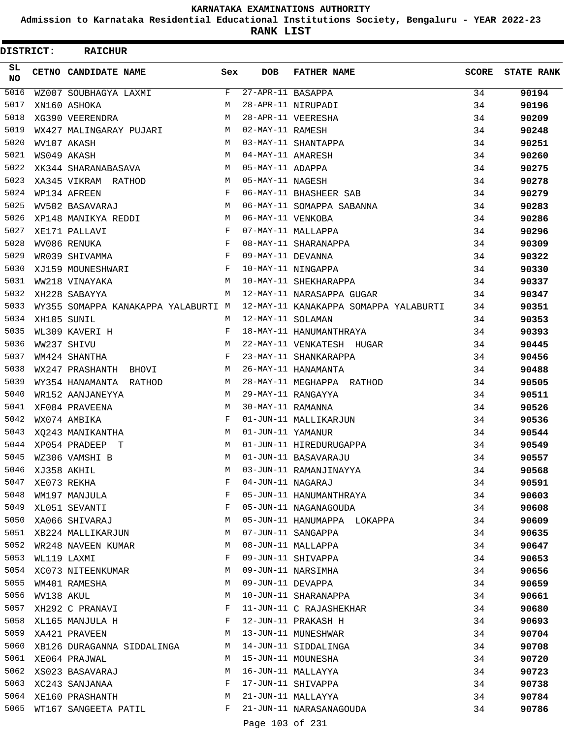# KARNATAKA EXAMINATIONS AUTHORITY

**Admission to Karnataka Residential Educational Institutions Society, Bengaluru - YEAR 2022-23**

**RANK LIST**

**DISTRICT: RAICHUR**

| SL NO | CETNO | CANDIDATE NAME | Sex | DOB | FATHER NAME | SCORE | STATE RANK |
|---|---|---|---|---|---|---|---|
| 5016 | WZ007 | SOUBHAGYA LAXMI | F | 27-APR-11 | BASAPPA | 34 | 90194 |
| 5017 | XN160 | ASHOKA | M | 28-APR-11 | NIRUPADI | 34 | 90196 |
| 5018 | XG390 | VEERENDRA | M | 28-APR-11 | VEERESHA | 34 | 90209 |
| 5019 | WX427 | MALINGARAY PUJARI | M | 02-MAY-11 | RAMESH | 34 | 90248 |
| 5020 | WV107 | AKASH | M | 03-MAY-11 | SHANTAPPA | 34 | 90251 |
| 5021 | WS049 | AKASH | M | 04-MAY-11 | AMARESH | 34 | 90260 |
| 5022 | XK344 | SHARANABASAVA | M | 05-MAY-11 | ADAPPA | 34 | 90275 |
| 5023 | XA345 | VIKRAM RATHOD | M | 05-MAY-11 | NAGESH | 34 | 90278 |
| 5024 | WP134 | AFREEN | F | 06-MAY-11 | BHASHEER SAB | 34 | 90279 |
| 5025 | WV502 | BASAVARAJ | M | 06-MAY-11 | SOMAPPA SABANNA | 34 | 90283 |
| 5026 | XP148 | MANIKYA REDDI | M | 06-MAY-11 | VENKOBA | 34 | 90286 |
| 5027 | XE171 | PALLAVI | F | 07-MAY-11 | MALLAPPA | 34 | 90296 |
| 5028 | WV086 | RENUKA | F | 08-MAY-11 | SHARANAPPA | 34 | 90309 |
| 5029 | WR039 | SHIVAMMA | F | 09-MAY-11 | DEVANNA | 34 | 90322 |
| 5030 | XJ159 | MOUNESHWARI | F | 10-MAY-11 | NINGAPPA | 34 | 90330 |
| 5031 | WW218 | VINAYAKA | M | 10-MAY-11 | SHEKHARAPPA | 34 | 90337 |
| 5032 | XH228 | SABAYYA | M | 12-MAY-11 | NARASAPPA GUGAR | 34 | 90347 |
| 5033 | WY355 | SOMAPPA KANAKAPPA YALABURTI | M | 12-MAY-11 | KANAKAPPA SOMAPPA YALABURTI | 34 | 90351 |
| 5034 | XH105 | SUNIL | M | 12-MAY-11 | SOLAMAN | 34 | 90353 |
| 5035 | WL309 | KAVERI H | F | 18-MAY-11 | HANUMANTHRAYA | 34 | 90393 |
| 5036 | WW237 | SHIVU | M | 22-MAY-11 | VENKATESH HUGAR | 34 | 90445 |
| 5037 | WM424 | SHANTHA | F | 23-MAY-11 | SHANKARAPPA | 34 | 90456 |
| 5038 | WX247 | PRASHANTH BHOVI | M | 26-MAY-11 | HANAMANTA | 34 | 90488 |
| 5039 | WY354 | HANAMANTA RATHOD | M | 28-MAY-11 | MEGHAPPA RATHOD | 34 | 90505 |
| 5040 | WR152 | AANJANEYYA | M | 29-MAY-11 | RANGAYYA | 34 | 90511 |
| 5041 | XF084 | PRAVEENA | M | 30-MAY-11 | RAMANNA | 34 | 90526 |
| 5042 | WX074 | AMBIKA | F | 01-JUN-11 | MALLIKARJUN | 34 | 90536 |
| 5043 | XQ243 | MANIKANTHA | M | 01-JUN-11 | YAMANUR | 34 | 90544 |
| 5044 | XP054 | PRADEEP T | M | 01-JUN-11 | HIREDURUGAPPA | 34 | 90549 |
| 5045 | WZ306 | VAMSHI B | M | 01-JUN-11 | BASAVARAJU | 34 | 90557 |
| 5046 | XJ358 | AKHIL | M | 03-JUN-11 | RAMANJINAYYA | 34 | 90568 |
| 5047 | XE073 | REKHA | F | 04-JUN-11 | NAGARAJ | 34 | 90591 |
| 5048 | WM197 | MANJULA | F | 05-JUN-11 | HANUMANTHRAYA | 34 | 90603 |
| 5049 | XL051 | SEVANTI | F | 05-JUN-11 | NAGANAGOUDA | 34 | 90608 |
| 5050 | XA066 | SHIVARAJ | M | 05-JUN-11 | HANUMAPPA LOKAPPA | 34 | 90609 |
| 5051 | XB224 | MALLIKARJUN | M | 07-JUN-11 | SANGAPPA | 34 | 90635 |
| 5052 | WR248 | NAVEEN KUMAR | M | 08-JUN-11 | MALLAPPA | 34 | 90647 |
| 5053 | WL119 | LAXMI | F | 09-JUN-11 | SHIVAPPA | 34 | 90653 |
| 5054 | XC073 | NITEENKUMAR | M | 09-JUN-11 | NARSIMHA | 34 | 90656 |
| 5055 | WM401 | RAMESHA | M | 09-JUN-11 | DEVAPPA | 34 | 90659 |
| 5056 | WV138 | AKUL | M | 10-JUN-11 | SHARANAPPA | 34 | 90661 |
| 5057 | XH292 | C PRANAVI | F | 11-JUN-11 | C RAJASHEKHAR | 34 | 90680 |
| 5058 | XL165 | MANJULA H | F | 12-JUN-11 | PRAKASH H | 34 | 90693 |
| 5059 | XA421 | PRAVEEN | M | 13-JUN-11 | MUNESHWAR | 34 | 90704 |
| 5060 | XB126 | DURAGANNA SIDDALINGA | M | 14-JUN-11 | SIDDALINGA | 34 | 90708 |
| 5061 | XE064 | PRAJWAL | M | 15-JUN-11 | MOUNESHA | 34 | 90720 |
| 5062 | XS023 | BASAVARAJ | M | 16-JUN-11 | MALLAYYA | 34 | 90723 |
| 5063 | XC243 | SANJANAA | F | 17-JUN-11 | SHIVAPPA | 34 | 90738 |
| 5064 | XE160 | PRASHANTH | M | 21-JUN-11 | MALLAYYA | 34 | 90784 |
| 5065 | WT167 | SANGEETA PATIL | F | 21-JUN-11 | NARASANAGOUDA | 34 | 90786 |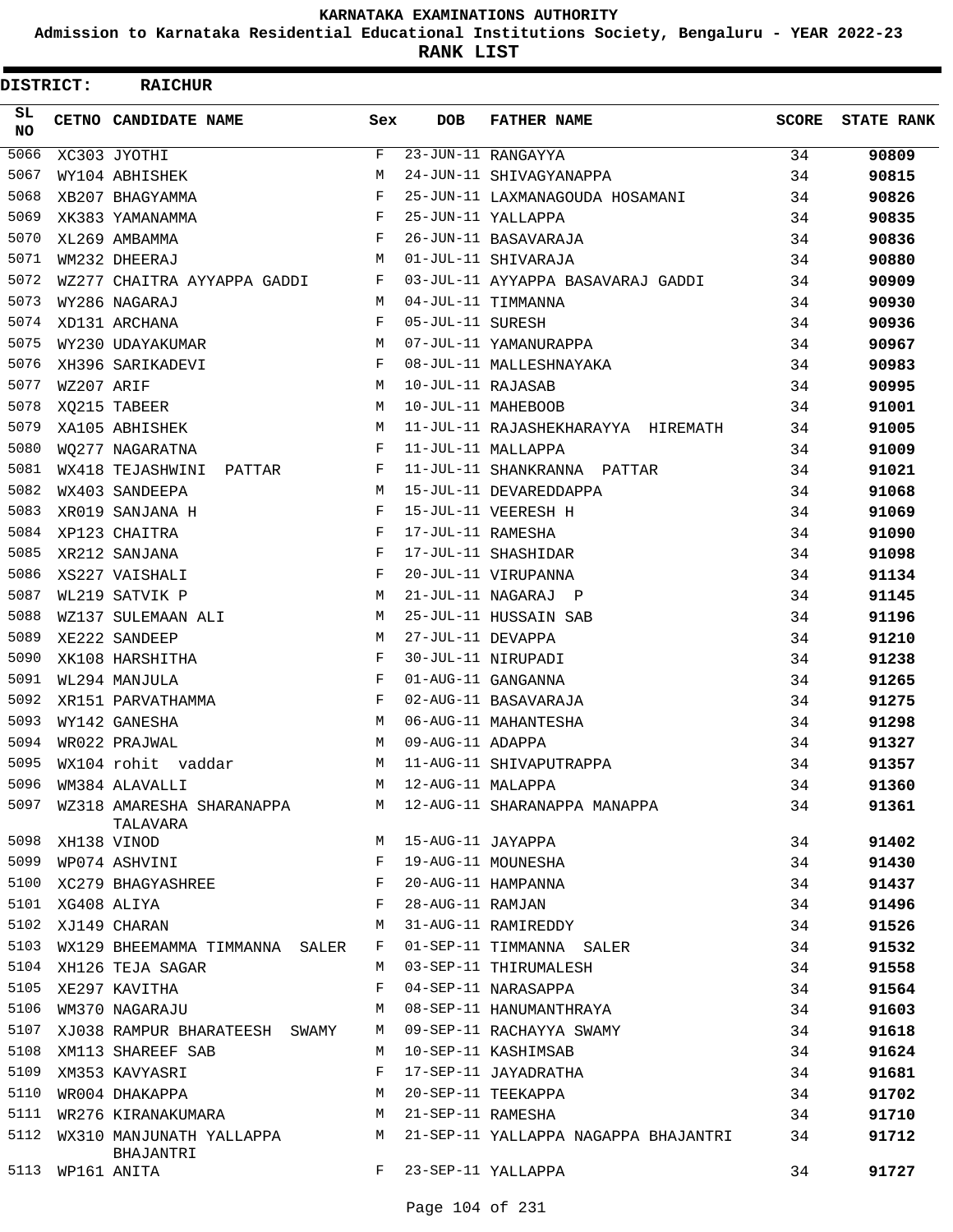# KARNATAKA EXAMINATIONS AUTHORITY

**Admission to Karnataka Residential Educational Institutions Society, Bengaluru - YEAR 2022-23**

**RANK LIST**

**DISTRICT: RAICHUR**

| SL NO | CETNO | CANDIDATE NAME | Sex | DOB | FATHER NAME | SCORE | STATE RANK |
|---|---|---|---|---|---|---|---|
| 5066 | XC303 | JYOTHI | F | 23-JUN-11 | RANGAYYA | 34 | 90809 |
| 5067 | WY104 | ABHISHEK | M | 24-JUN-11 | SHIVAGYANAPPA | 34 | 90815 |
| 5068 | XB207 | BHAGYAMMA | F | 25-JUN-11 | LAXMANAGOUDA HOSAMANI | 34 | 90826 |
| 5069 | XK383 | YAMANAMMA | F | 25-JUN-11 | YALLAPPA | 34 | 90835 |
| 5070 | XL269 | AMBAMMA | F | 26-JUN-11 | BASAVARAJA | 34 | 90836 |
| 5071 | WM232 | DHEERAJ | M | 01-JUL-11 | SHIVARAJA | 34 | 90880 |
| 5072 | WZ277 | CHAITRA AYYAPPA GADDI | F | 03-JUL-11 | AYYAPPA BASAVARAJ GADDI | 34 | 90909 |
| 5073 | WY286 | NAGARAJ | M | 04-JUL-11 | TIMMANNA | 34 | 90930 |
| 5074 | XD131 | ARCHANA | F | 05-JUL-11 | SURESH | 34 | 90936 |
| 5075 | WY230 | UDAYAKUMAR | M | 07-JUL-11 | YAMANURAPPA | 34 | 90967 |
| 5076 | XH396 | SARIKADEVI | F | 08-JUL-11 | MALLESHNAYAKA | 34 | 90983 |
| 5077 | WZ207 | ARIF | M | 10-JUL-11 | RAJASAB | 34 | 90995 |
| 5078 | XQ215 | TABEER | M | 10-JUL-11 | MAHEBOOB | 34 | 91001 |
| 5079 | XA105 | ABHISHEK | M | 11-JUL-11 | RAJASHEKHARAYYA HIREMATH | 34 | 91005 |
| 5080 | WQ277 | NAGARATNA | F | 11-JUL-11 | MALLAPPA | 34 | 91009 |
| 5081 | WX418 | TEJASHWINI PATTAR | F | 11-JUL-11 | SHANKRANNA PATTAR | 34 | 91021 |
| 5082 | WX403 | SANDEEPA | M | 15-JUL-11 | DEVAREDDAPPA | 34 | 91068 |
| 5083 | XR019 | SANJANA H | F | 15-JUL-11 | VEERESH H | 34 | 91069 |
| 5084 | XP123 | CHAITRA | F | 17-JUL-11 | RAMESHA | 34 | 91090 |
| 5085 | XR212 | SANJANA | F | 17-JUL-11 | SHASHIDAR | 34 | 91098 |
| 5086 | XS227 | VAISHALI | F | 20-JUL-11 | VIRUPANNA | 34 | 91134 |
| 5087 | WL219 | SATVIK P | M | 21-JUL-11 | NAGARAJ P | 34 | 91145 |
| 5088 | WZ137 | SULEMAAN ALI | M | 25-JUL-11 | HUSSAIN SAB | 34 | 91196 |
| 5089 | XE222 | SANDEEP | M | 27-JUL-11 | DEVAPPA | 34 | 91210 |
| 5090 | XK108 | HARSHITHA | F | 30-JUL-11 | NIRUPADI | 34 | 91238 |
| 5091 | WL294 | MANJULA | F | 01-AUG-11 | GANGANNA | 34 | 91265 |
| 5092 | XR151 | PARVATHAMMA | F | 02-AUG-11 | BASAVARAJA | 34 | 91275 |
| 5093 | WY142 | GANESHA | M | 06-AUG-11 | MAHANTESHA | 34 | 91298 |
| 5094 | WR022 | PRAJWAL | M | 09-AUG-11 | ADAPPA | 34 | 91327 |
| 5095 | WX104 | rohit vaddar | M | 11-AUG-11 | SHIVAPUTRAPPA | 34 | 91357 |
| 5096 | WM384 | ALAVALLI | M | 12-AUG-11 | MALAPPA | 34 | 91360 |
| 5097 | WZ318 | AMARESHA SHARANAPPA TALAVARA | M | 12-AUG-11 | SHARANAPPA MANAPPA | 34 | 91361 |
| 5098 | XH138 | VINOD | M | 15-AUG-11 | JAYAPPA | 34 | 91402 |
| 5099 | WP074 | ASHVINI | F | 19-AUG-11 | MOUNESHA | 34 | 91430 |
| 5100 | XC279 | BHAGYASHREE | F | 20-AUG-11 | HAMPANNA | 34 | 91437 |
| 5101 | XG408 | ALIYA | F | 28-AUG-11 | RAMJAN | 34 | 91496 |
| 5102 | XJ149 | CHARAN | M | 31-AUG-11 | RAMIREDDY | 34 | 91526 |
| 5103 | WX129 | BHEEMAMMA TIMMANNA SALER | F | 01-SEP-11 | TIMMANNA SALER | 34 | 91532 |
| 5104 | XH126 | TEJA SAGAR | M | 03-SEP-11 | THIRUMALESH | 34 | 91558 |
| 5105 | XE297 | KAVITHA | F | 04-SEP-11 | NARASAPPA | 34 | 91564 |
| 5106 | WM370 | NAGARAJU | M | 08-SEP-11 | HANUMANTHRAYA | 34 | 91603 |
| 5107 | XJ038 | RAMPUR BHARATEESH SWAMY | M | 09-SEP-11 | RACHAYYA SWAMY | 34 | 91618 |
| 5108 | XM113 | SHAREEF SAB | M | 10-SEP-11 | KASHIMSAB | 34 | 91624 |
| 5109 | XM353 | KAVYASRI | F | 17-SEP-11 | JAYADRATHA | 34 | 91681 |
| 5110 | WR004 | DHAKAPPA | M | 20-SEP-11 | TEEKAPPA | 34 | 91702 |
| 5111 | WR276 | KIRANAKUMARA | M | 21-SEP-11 | RAMESHA | 34 | 91710 |
| 5112 | WX310 | MANJUNATH YALLAPPA BHAJANTRI | M | 21-SEP-11 | YALLAPPA NAGAPPA BHAJANTRI | 34 | 91712 |
| 5113 | WP161 | ANITA | F | 23-SEP-11 | YALLAPPA | 34 | 91727 |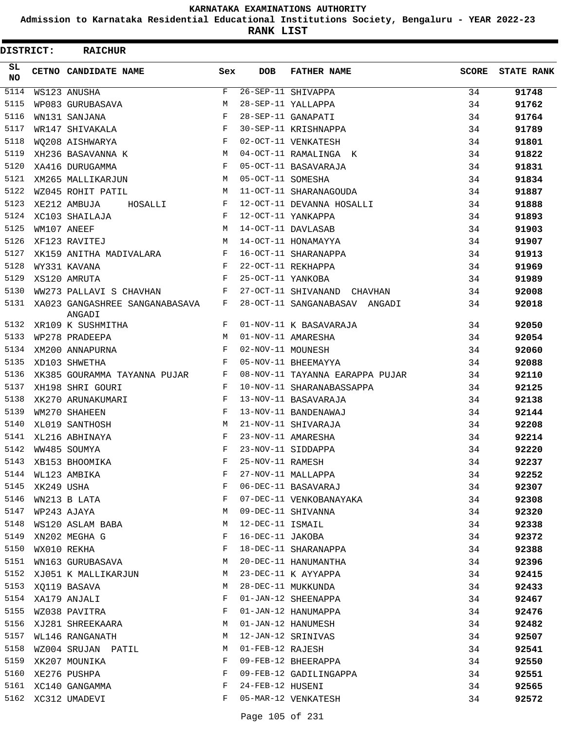KARNATAKA EXAMINATIONS AUTHORITY

Admission to Karnataka Residential Educational Institutions Society, Bengaluru - YEAR 2022-23

**RANK LIST**

**DISTRICT: RAICHUR**

| SL NO | CETNO | CANDIDATE NAME | Sex | DOB | FATHER NAME | SCORE | STATE RANK |
|---|---|---|---|---|---|---|---|
| 5114 | WS123 | ANUSHA | F | 26-SEP-11 | SHIVAPPA | 34 | 91748 |
| 5115 | WP083 | GURUBASAVA | M | 28-SEP-11 | YALLAPPA | 34 | 91762 |
| 5116 | WN131 | SANJANA | F | 28-SEP-11 | GANAPATI | 34 | 91764 |
| 5117 | WR147 | SHIVAKALA | F | 30-SEP-11 | KRISHNAPPA | 34 | 91789 |
| 5118 | WQ208 | AISHWARYA | F | 02-OCT-11 | VENKATESH | 34 | 91801 |
| 5119 | XH236 | BASAVANNA K | M | 04-OCT-11 | RAMALINGA K | 34 | 91822 |
| 5120 | XA416 | DURUGAMMA | F | 05-OCT-11 | BASAVARAJA | 34 | 91831 |
| 5121 | XM265 | MALLIKARJUN | M | 05-OCT-11 | SOMESHA | 34 | 91834 |
| 5122 | WZ045 | ROHIT PATIL | M | 11-OCT-11 | SHARANAGOUDA | 34 | 91887 |
| 5123 | XE212 | AMBUJA HOSALLI | F | 12-OCT-11 | DEVANNA HOSALLI | 34 | 91888 |
| 5124 | XC103 | SHAILAJA | F | 12-OCT-11 | YANKAPPA | 34 | 91893 |
| 5125 | WM107 | ANEEF | M | 14-OCT-11 | DAVLASAB | 34 | 91903 |
| 5126 | XF123 | RAVITEJ | M | 14-OCT-11 | HONAMAYYA | 34 | 91907 |
| 5127 | XK159 | ANITHA MADIVALARA | F | 16-OCT-11 | SHARANAPPA | 34 | 91913 |
| 5128 | WY331 | KAVANA | F | 22-OCT-11 | REKHAPPA | 34 | 91969 |
| 5129 | XS120 | AMRUTA | F | 25-OCT-11 | YANKOBA | 34 | 91989 |
| 5130 | WW273 | PALLAVI S CHAVHAN | F | 27-OCT-11 | SHIVANAND CHAVHAN | 34 | 92008 |
| 5131 | XA023 | GANGASHREE SANGANABASAVA ANGADI | F | 28-OCT-11 | SANGANABASAV ANGADI | 34 | 92018 |
| 5132 | XR109 | K SUSHMITHA | F | 01-NOV-11 | K BASAVARAJA | 34 | 92050 |
| 5133 | WP278 | PRADEEPA | M | 01-NOV-11 | AMARESHA | 34 | 92054 |
| 5134 | XM200 | ANNAPURNA | F | 02-NOV-11 | MOUNESH | 34 | 92060 |
| 5135 | XD103 | SHWETHA | F | 05-NOV-11 | BHEEMAYYA | 34 | 92088 |
| 5136 | XK385 | GOURAMMA TAYANNA PUJAR | F | 08-NOV-11 | TAYANNA EARAPPA PUJAR | 34 | 92110 |
| 5137 | XH198 | SHRI GOURI | F | 10-NOV-11 | SHARANABASSAPPA | 34 | 92125 |
| 5138 | XK270 | ARUNAKUMARI | F | 13-NOV-11 | BASAVARAJA | 34 | 92138 |
| 5139 | WM270 | SHAHEEN | F | 13-NOV-11 | BANDENAWAJ | 34 | 92144 |
| 5140 | XL019 | SANTHOSH | M | 21-NOV-11 | SHIVARAJA | 34 | 92208 |
| 5141 | XL216 | ABHINAYA | F | 23-NOV-11 | AMARESHA | 34 | 92214 |
| 5142 | WW485 | SOUMYA | F | 23-NOV-11 | SIDDAPPA | 34 | 92220 |
| 5143 | XB153 | BHOOMIKA | F | 25-NOV-11 | RAMESH | 34 | 92237 |
| 5144 | WL123 | AMBIKA | F | 27-NOV-11 | MALLAPPA | 34 | 92252 |
| 5145 | XK249 | USHA | F | 06-DEC-11 | BASAVARAJ | 34 | 92307 |
| 5146 | WN213 | B LATA | F | 07-DEC-11 | VENKOBANAYAKA | 34 | 92308 |
| 5147 | WP243 | AJAYA | M | 09-DEC-11 | SHIVANNA | 34 | 92320 |
| 5148 | WS120 | ASLAM BABA | M | 12-DEC-11 | ISMAIL | 34 | 92338 |
| 5149 | XN202 | MEGHA G | F | 16-DEC-11 | JAKOBA | 34 | 92372 |
| 5150 | WX010 | REKHA | F | 18-DEC-11 | SHARANAPPA | 34 | 92388 |
| 5151 | WN163 | GURUBASAVA | M | 20-DEC-11 | HANUMANTHA | 34 | 92396 |
| 5152 | XJ051 | K MALLIKARJUN | M | 23-DEC-11 | K AYYAPPA | 34 | 92415 |
| 5153 | XQ119 | BASAVA | M | 28-DEC-11 | MUKKUNDA | 34 | 92433 |
| 5154 | XA179 | ANJALI | F | 01-JAN-12 | SHEENAPPA | 34 | 92467 |
| 5155 | WZ038 | PAVITRA | F | 01-JAN-12 | HANUMAPPA | 34 | 92476 |
| 5156 | XJ281 | SHREEKAARA | M | 01-JAN-12 | HANUMESH | 34 | 92482 |
| 5157 | WL146 | RANGANATH | M | 12-JAN-12 | SRINIVAS | 34 | 92507 |
| 5158 | WZ004 | SRUJAN PATIL | M | 01-FEB-12 | RAJESH | 34 | 92541 |
| 5159 | XK207 | MOUNIKA | F | 09-FEB-12 | BHEERAPPA | 34 | 92550 |
| 5160 | XE276 | PUSHPA | F | 09-FEB-12 | GADILINGAPPA | 34 | 92551 |
| 5161 | XC140 | GANGAMMA | F | 24-FEB-12 | HUSENI | 34 | 92565 |
| 5162 | XC312 | UMADEVI | F | 05-MAR-12 | VENKATESH | 34 | 92572 |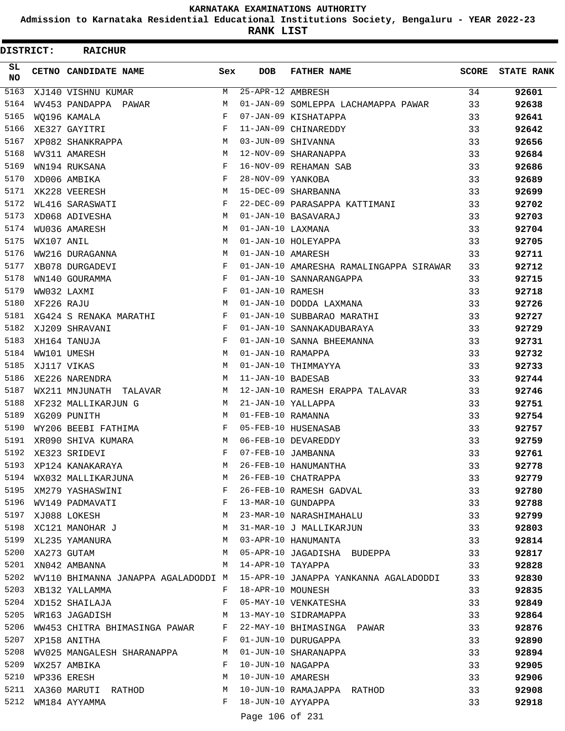# KARNATAKA EXAMINATIONS AUTHORITY

**Admission to Karnataka Residential Educational Institutions Society, Bengaluru - YEAR 2022-23**

**RANK LIST**

**DISTRICT: RAICHUR**

| SL NO | CETNO | CANDIDATE NAME | Sex | DOB | FATHER NAME | SCORE | STATE RANK |
|---|---|---|---|---|---|---|---|
| 5163 | XJ140 | VISHNU KUMAR | M | 25-APR-12 | AMBRESH | 34 | 92601 |
| 5164 | WV453 | PANDAPPA PAWAR | M | 01-JAN-09 | SOMLEPPA LACHAMAPPA PAWAR | 33 | 92638 |
| 5165 | WQ196 | KAMALA | F | 07-JAN-09 | KISHATAPPA | 33 | 92641 |
| 5166 | XE327 | GAYITRI | F | 11-JAN-09 | CHINAREDDY | 33 | 92642 |
| 5167 | XP082 | SHANKRAPPA | M | 03-JUN-09 | SHIVANNA | 33 | 92656 |
| 5168 | WV311 | AMARESH | M | 12-NOV-09 | SHARANAPPA | 33 | 92684 |
| 5169 | WN194 | RUKSANA | F | 16-NOV-09 | REHAMAN SAB | 33 | 92686 |
| 5170 | XD006 | AMBIKA | F | 28-NOV-09 | YANKOBA | 33 | 92689 |
| 5171 | XK228 | VEERESH | M | 15-DEC-09 | SHARBANNA | 33 | 92699 |
| 5172 | WL416 | SARASWATI | F | 22-DEC-09 | PARASAPPA KATTIMANI | 33 | 92702 |
| 5173 | XD068 | ADIVESHA | M | 01-JAN-10 | BASAVARAJ | 33 | 92703 |
| 5174 | WU036 | AMARESH | M | 01-JAN-10 | LAXMANA | 33 | 92704 |
| 5175 | WX107 | ANIL | M | 01-JAN-10 | HOLEYAPPA | 33 | 92705 |
| 5176 | WW216 | DURAGANNA | M | 01-JAN-10 | AMARESH | 33 | 92711 |
| 5177 | XB078 | DURGADEVI | F | 01-JAN-10 | AMARESHA RAMALINGAPPA SIRAWAR | 33 | 92712 |
| 5178 | WN140 | GOURAMMA | F | 01-JAN-10 | SANNARANGAPPA | 33 | 92715 |
| 5179 | WW032 | LAXMI | F | 01-JAN-10 | RAMESH | 33 | 92718 |
| 5180 | XF226 | RAJU | M | 01-JAN-10 | DODDA LAXMANA | 33 | 92726 |
| 5181 | XG424 | S RENAKA MARATHI | F | 01-JAN-10 | SUBBARAO MARATHI | 33 | 92727 |
| 5182 | XJ209 | SHRAVANI | F | 01-JAN-10 | SANNAKADUBARAYA | 33 | 92729 |
| 5183 | XH164 | TANUJA | F | 01-JAN-10 | SANNA BHEEMANNA | 33 | 92731 |
| 5184 | WW101 | UMESH | M | 01-JAN-10 | RAMAPPA | 33 | 92732 |
| 5185 | XJ117 | VIKAS | M | 01-JAN-10 | THIMMAYYA | 33 | 92733 |
| 5186 | XE226 | NARENDRA | M | 11-JAN-10 | BADESAB | 33 | 92744 |
| 5187 | WX211 | MNJUNATH TALAVAR | M | 12-JAN-10 | RAMESH ERAPPA TALAVAR | 33 | 92746 |
| 5188 | XF232 | MALLIKARJUN G | M | 21-JAN-10 | YALLAPPA | 33 | 92751 |
| 5189 | XG209 | PUNITH | M | 01-FEB-10 | RAMANNA | 33 | 92754 |
| 5190 | WY206 | BEEBI FATHIMA | F | 05-FEB-10 | HUSENASAB | 33 | 92757 |
| 5191 | XR090 | SHIVA KUMARA | M | 06-FEB-10 | DEVAREDDY | 33 | 92759 |
| 5192 | XE323 | SRIDEVI | F | 07-FEB-10 | JAMBANNA | 33 | 92761 |
| 5193 | XP124 | KANAKARAYA | M | 26-FEB-10 | HANUMANTHA | 33 | 92778 |
| 5194 | WX032 | MALLIKARJUNA | M | 26-FEB-10 | CHATRAPPA | 33 | 92779 |
| 5195 | XM279 | YASHASWINI | F | 26-FEB-10 | RAMESH GADVAL | 33 | 92780 |
| 5196 | WV149 | PADMAVATI | F | 13-MAR-10 | GUNDAPPA | 33 | 92788 |
| 5197 | XJ088 | LOKESH | M | 23-MAR-10 | NARASHIMAHALU | 33 | 92799 |
| 5198 | XC121 | MANOHAR J | M | 31-MAR-10 | J MALLIKARJUN | 33 | 92803 |
| 5199 | XL235 | YAMANURA | M | 03-APR-10 | HANUMANTA | 33 | 92814 |
| 5200 | XA273 | GUTAM | M | 05-APR-10 | JAGADISHA BUDEPPA | 33 | 92817 |
| 5201 | XN042 | AMBANNA | M | 14-APR-10 | TAYAPPA | 33 | 92828 |
| 5202 | WV110 | BHIMANNA JANAPPA AGALADODDI | M | 15-APR-10 | JANAPPA YANKANNA AGALADODDI | 33 | 92830 |
| 5203 | XB132 | YALLAMMA | F | 18-APR-10 | MOUNESH | 33 | 92835 |
| 5204 | XD152 | SHAILAJA | F | 05-MAY-10 | VENKATESHA | 33 | 92849 |
| 5205 | WR163 | JAGADISH | M | 13-MAY-10 | SIDRAMAPPA | 33 | 92864 |
| 5206 | WW453 | CHITRA BHIMASINGA PAWAR | F | 22-MAY-10 | BHIMASINGA PAWAR | 33 | 92876 |
| 5207 | XP158 | ANITHA | F | 01-JUN-10 | DURUGAPPA | 33 | 92890 |
| 5208 | WV025 | MANGALESH SHARANAPPA | M | 01-JUN-10 | SHARANAPPA | 33 | 92894 |
| 5209 | WX257 | AMBIKA | F | 10-JUN-10 | NAGAPPA | 33 | 92905 |
| 5210 | WP336 | ERESH | M | 10-JUN-10 | AMARESH | 33 | 92906 |
| 5211 | XA360 | MARUTI RATHOD | M | 10-JUN-10 | RAMAJAPPA RATHOD | 33 | 92908 |
| 5212 | WM184 | AYYAMMA | F | 18-JUN-10 | AYYAPPA | 33 | 92918 |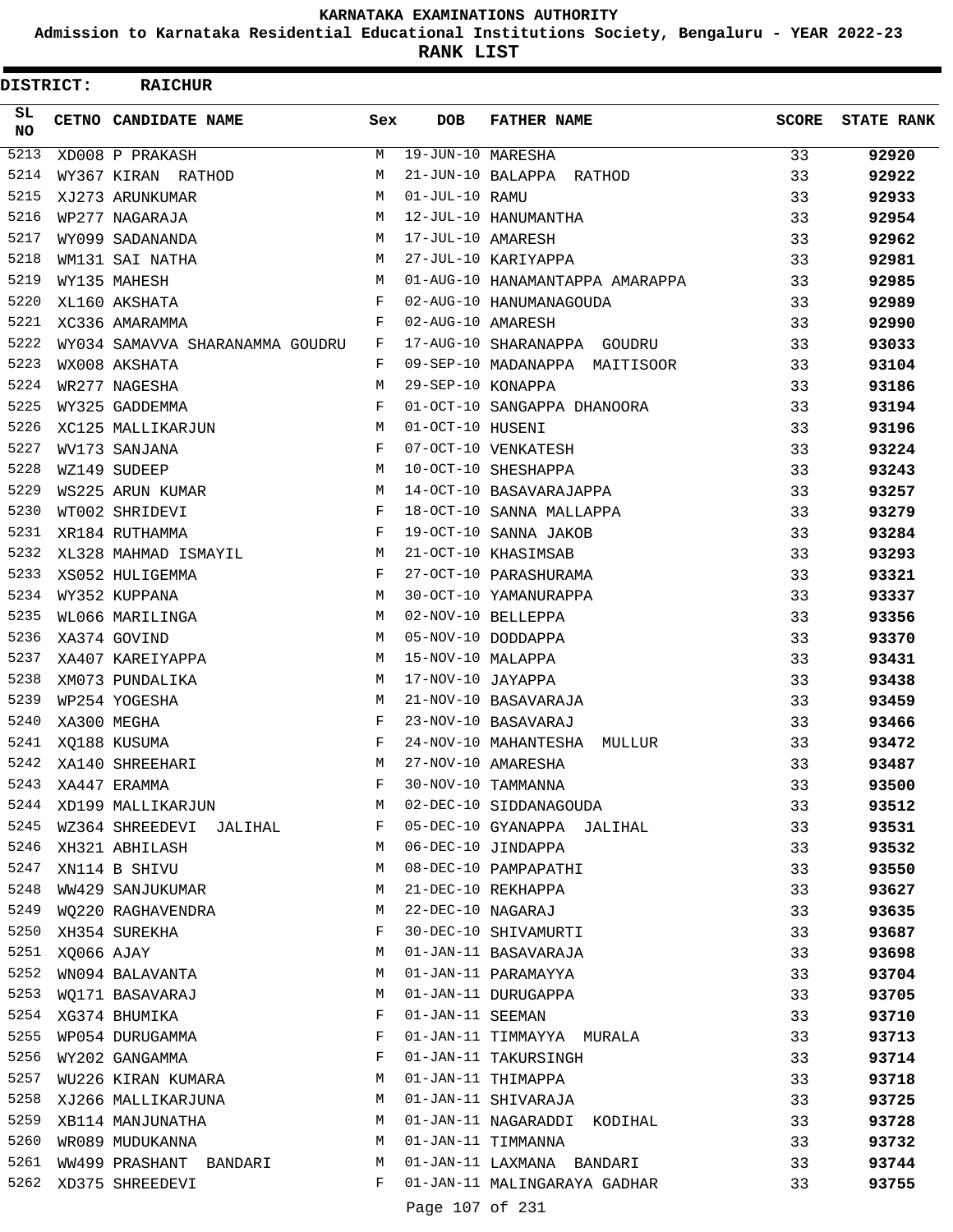# KARNATAKA EXAMINATIONS AUTHORITY

**Admission to Karnataka Residential Educational Institutions Society, Bengaluru - YEAR 2022-23**

**RANK LIST**

**DISTRICT: RAICHUR**

| SL NO | CETNO | CANDIDATE NAME | Sex | DOB | FATHER NAME | SCORE | STATE RANK |
|---|---|---|---|---|---|---|---|
| 5213 | XD008 | P PRAKASH | M | 19-JUN-10 | MARESHA | 33 | 92920 |
| 5214 | WY367 | KIRAN RATHOD | M | 21-JUN-10 | BALAPPA RATHOD | 33 | 92922 |
| 5215 | XJ273 | ARUNKUMAR | M | 01-JUL-10 | RAMU | 33 | 92933 |
| 5216 | WP277 | NAGARAJA | M | 12-JUL-10 | HANUMANTHA | 33 | 92954 |
| 5217 | WY099 | SADANANDA | M | 17-JUL-10 | AMARESH | 33 | 92962 |
| 5218 | WM131 | SAI NATHA | M | 27-JUL-10 | KARIYAPPA | 33 | 92981 |
| 5219 | WY135 | MAHESH | M | 01-AUG-10 | HANAMANTAPPA AMARAPPA | 33 | 92985 |
| 5220 | XL160 | AKSHATA | F | 02-AUG-10 | HANUMANAGOUDA | 33 | 92989 |
| 5221 | XC336 | AMARAMMA | F | 02-AUG-10 | AMARESH | 33 | 92990 |
| 5222 | WY034 | SAMAVVA SHARANAMMA GOUDRU | F | 17-AUG-10 | SHARANAPPA GOUDRU | 33 | 93033 |
| 5223 | WX008 | AKSHATA | F | 09-SEP-10 | MADANAPPA MAITISOOR | 33 | 93104 |
| 5224 | WR277 | NAGESHA | M | 29-SEP-10 | KONAPPA | 33 | 93186 |
| 5225 | WY325 | GADDEMMA | F | 01-OCT-10 | SANGAPPA DHANOORA | 33 | 93194 |
| 5226 | XC125 | MALLIKARJUN | M | 01-OCT-10 | HUSENI | 33 | 93196 |
| 5227 | WV173 | SANJANA | F | 07-OCT-10 | VENKATESH | 33 | 93224 |
| 5228 | WZ149 | SUDEEP | M | 10-OCT-10 | SHESHAPPA | 33 | 93243 |
| 5229 | WS225 | ARUN KUMAR | M | 14-OCT-10 | BASAVARAJAPPA | 33 | 93257 |
| 5230 | WT002 | SHRIDEVI | F | 18-OCT-10 | SANNA MALLAPPA | 33 | 93279 |
| 5231 | XR184 | RUTHAMMA | F | 19-OCT-10 | SANNA JAKOB | 33 | 93284 |
| 5232 | XL328 | MAHMAD ISMAYIL | M | 21-OCT-10 | KHASIMSAB | 33 | 93293 |
| 5233 | XS052 | HULIGEMMA | F | 27-OCT-10 | PARASHURAMA | 33 | 93321 |
| 5234 | WY352 | KUPPANA | M | 30-OCT-10 | YAMANURAPPA | 33 | 93337 |
| 5235 | WL066 | MARILINGA | M | 02-NOV-10 | BELLEPPA | 33 | 93356 |
| 5236 | XA374 | GOVIND | M | 05-NOV-10 | DODDAPPA | 33 | 93370 |
| 5237 | XA407 | KAREIYAPPA | M | 15-NOV-10 | MALAPPA | 33 | 93431 |
| 5238 | XM073 | PUNDALIKA | M | 17-NOV-10 | JAYAPPA | 33 | 93438 |
| 5239 | WP254 | YOGESHA | M | 21-NOV-10 | BASAVARAJA | 33 | 93459 |
| 5240 | XA300 | MEGHA | F | 23-NOV-10 | BASAVARAJ | 33 | 93466 |
| 5241 | XQ188 | KUSUMA | F | 24-NOV-10 | MAHANTESHA MULLUR | 33 | 93472 |
| 5242 | XA140 | SHREEHARI | M | 27-NOV-10 | AMARESHA | 33 | 93487 |
| 5243 | XA447 | ERAMMA | F | 30-NOV-10 | TAMMANNA | 33 | 93500 |
| 5244 | XD199 | MALLIKARJUN | M | 02-DEC-10 | SIDDANAGOUDA | 33 | 93512 |
| 5245 | WZ364 | SHREEDEVI JALIHAL | F | 05-DEC-10 | GYANAPPA JALIHAL | 33 | 93531 |
| 5246 | XH321 | ABHILASH | M | 06-DEC-10 | JINDAPPA | 33 | 93532 |
| 5247 | XN114 | B SHIVU | M | 08-DEC-10 | PAMPAPATHI | 33 | 93550 |
| 5248 | WW429 | SANJUKUMAR | M | 21-DEC-10 | REKHAPPA | 33 | 93627 |
| 5249 | WQ220 | RAGHAVENDRA | M | 22-DEC-10 | NAGARAJ | 33 | 93635 |
| 5250 | XH354 | SUREKHA | F | 30-DEC-10 | SHIVAMURTI | 33 | 93687 |
| 5251 | XQ066 | AJAY | M | 01-JAN-11 | BASAVARAJA | 33 | 93698 |
| 5252 | WN094 | BALAVANTA | M | 01-JAN-11 | PARAMAYYA | 33 | 93704 |
| 5253 | WQ171 | BASAVARAJ | M | 01-JAN-11 | DURUGAPPA | 33 | 93705 |
| 5254 | XG374 | BHUMIKA | F | 01-JAN-11 | SEEMAN | 33 | 93710 |
| 5255 | WP054 | DURUGAMMA | F | 01-JAN-11 | TIMMAYYA MURALA | 33 | 93713 |
| 5256 | WY202 | GANGAMMA | F | 01-JAN-11 | TAKURSINGH | 33 | 93714 |
| 5257 | WU226 | KIRAN KUMARA | M | 01-JAN-11 | THIMAPPA | 33 | 93718 |
| 5258 | XJ266 | MALLIKARJUNA | M | 01-JAN-11 | SHIVARAJA | 33 | 93725 |
| 5259 | XB114 | MANJUNATHA | M | 01-JAN-11 | NAGARADDI KODIHAL | 33 | 93728 |
| 5260 | WR089 | MUDUKANNA | M | 01-JAN-11 | TIMMANNA | 33 | 93732 |
| 5261 | WW499 | PRASHANT BANDARI | M | 01-JAN-11 | LAXMANA BANDARI | 33 | 93744 |
| 5262 | XD375 | SHREEDEVI | F | 01-JAN-11 | MALINGARAYA GADHAR | 33 | 93755 |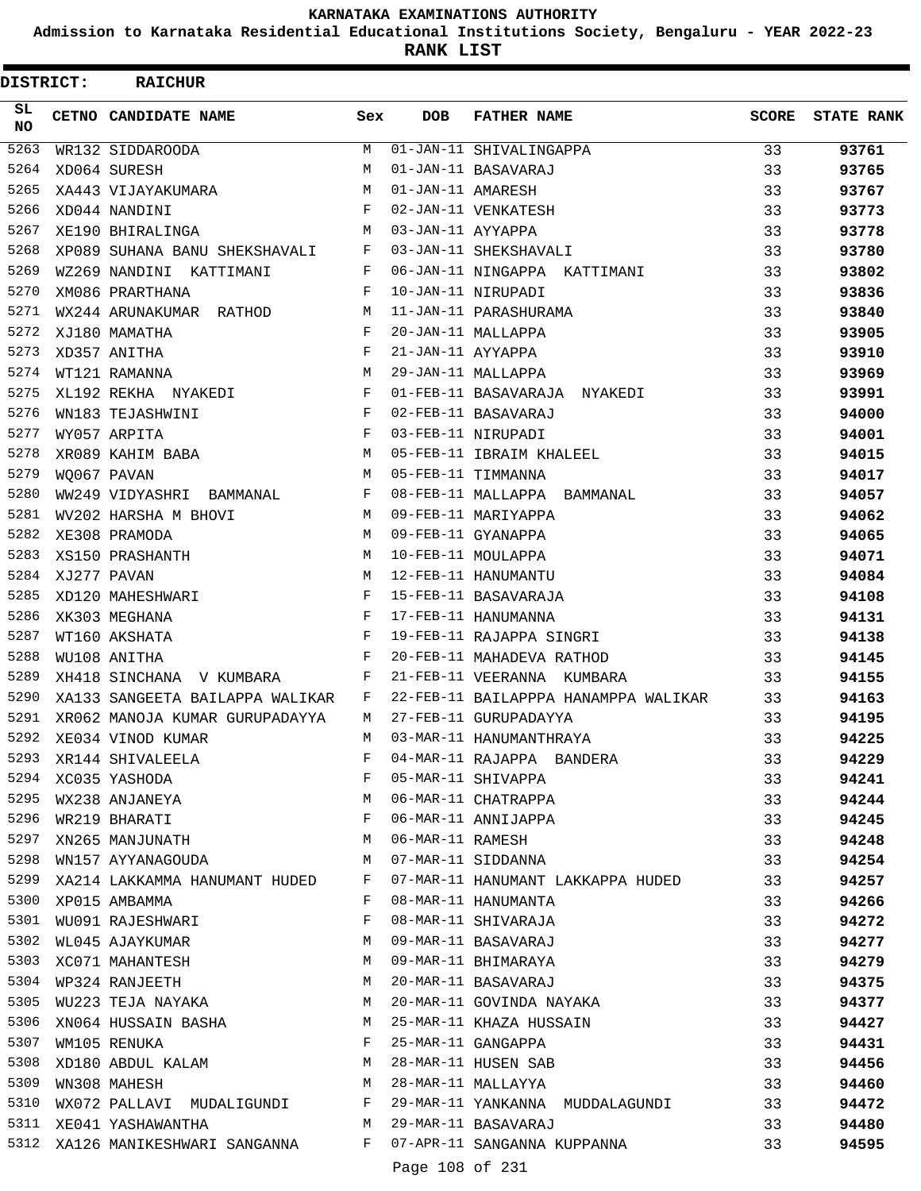# KARNATAKA EXAMINATIONS AUTHORITY

**Admission to Karnataka Residential Educational Institutions Society, Bengaluru - YEAR 2022-23**

**RANK LIST**

**DISTRICT: RAICHUR**

| SL NO | CETNO | CANDIDATE NAME | Sex | DOB | FATHER NAME | SCORE | STATE RANK |
|---|---|---|---|---|---|---|---|
| 5263 | WR132 | SIDDAROODA | M | 01-JAN-11 | SHIVALINGAPPA | 33 | 93761 |
| 5264 | XD064 | SURESH | M | 01-JAN-11 | BASAVARAJ | 33 | 93765 |
| 5265 | XA443 | VIJAYAKUMARA | M | 01-JAN-11 | AMARESH | 33 | 93767 |
| 5266 | XD044 | NANDINI | F | 02-JAN-11 | VENKATESH | 33 | 93773 |
| 5267 | XE190 | BHIRALINGA | M | 03-JAN-11 | AYYAPPA | 33 | 93778 |
| 5268 | XP089 | SUHANA BANU SHEKSHAVALI | F | 03-JAN-11 | SHEKSHAVALI | 33 | 93780 |
| 5269 | WZ269 | NANDINI KATTIMANI | F | 06-JAN-11 | NINGAPPA KATTIMANI | 33 | 93802 |
| 5270 | XM086 | PRARTHANA | F | 10-JAN-11 | NIRUPADI | 33 | 93836 |
| 5271 | WX244 | ARUNAKUMAR RATHOD | M | 11-JAN-11 | PARASHURAMA | 33 | 93840 |
| 5272 | XJ180 | MAMATHA | F | 20-JAN-11 | MALLAPPA | 33 | 93905 |
| 5273 | XD357 | ANITHA | F | 21-JAN-11 | AYYAPPA | 33 | 93910 |
| 5274 | WT121 | RAMANNA | M | 29-JAN-11 | MALLAPPA | 33 | 93969 |
| 5275 | XL192 | REKHA NYAKEDI | F | 01-FEB-11 | BASAVARAJA NYAKEDI | 33 | 93991 |
| 5276 | WN183 | TEJASHWINI | F | 02-FEB-11 | BASAVARAJ | 33 | 94000 |
| 5277 | WY057 | ARPITA | F | 03-FEB-11 | NIRUPADI | 33 | 94001 |
| 5278 | XR089 | KAHIM BABA | M | 05-FEB-11 | IBRAIM KHALEEL | 33 | 94015 |
| 5279 | WQ067 | PAVAN | M | 05-FEB-11 | TIMMANNA | 33 | 94017 |
| 5280 | WW249 | VIDYASHRI BAMMANAL | F | 08-FEB-11 | MALLAPPA BAMMANAL | 33 | 94057 |
| 5281 | WV202 | HARSHA M BHOVI | M | 09-FEB-11 | MARIYAPPA | 33 | 94062 |
| 5282 | XE308 | PRAMODA | M | 09-FEB-11 | GYANAPPA | 33 | 94065 |
| 5283 | XS150 | PRASHANTH | M | 10-FEB-11 | MOULAPPA | 33 | 94071 |
| 5284 | XJ277 | PAVAN | M | 12-FEB-11 | HANUMANTU | 33 | 94084 |
| 5285 | XD120 | MAHESHWARI | F | 15-FEB-11 | BASAVARAJA | 33 | 94108 |
| 5286 | XK303 | MEGHANA | F | 17-FEB-11 | HANUMANNA | 33 | 94131 |
| 5287 | WT160 | AKSHATA | F | 19-FEB-11 | RAJAPPA SINGRI | 33 | 94138 |
| 5288 | WU108 | ANITHA | F | 20-FEB-11 | MAHADEVA RATHOD | 33 | 94145 |
| 5289 | XH418 | SINCHANA V KUMBARA | F | 21-FEB-11 | VEERANNA KUMBARA | 33 | 94155 |
| 5290 | XA133 | SANGEETA BAILAPPA WALIKAR | F | 22-FEB-11 | BAILAPPPA HANAMPPA WALIKAR | 33 | 94163 |
| 5291 | XR062 | MANOJA KUMAR GURUPADAYYA | M | 27-FEB-11 | GURUPADAYYA | 33 | 94195 |
| 5292 | XE034 | VINOD KUMAR | M | 03-MAR-11 | HANUMANTHRAYA | 33 | 94225 |
| 5293 | XR144 | SHIVALEELA | F | 04-MAR-11 | RAJAPPA BANDERA | 33 | 94229 |
| 5294 | XC035 | YASHODA | F | 05-MAR-11 | SHIVAPPA | 33 | 94241 |
| 5295 | WX238 | ANJANEYA | M | 06-MAR-11 | CHATRAPPA | 33 | 94244 |
| 5296 | WR219 | BHARATI | F | 06-MAR-11 | ANNIJAPPA | 33 | 94245 |
| 5297 | XN265 | MANJUNATH | M | 06-MAR-11 | RAMESH | 33 | 94248 |
| 5298 | WN157 | AYYANAGOUDA | M | 07-MAR-11 | SIDDANNA | 33 | 94254 |
| 5299 | XA214 | LAKKAMMA HANUMANT HUDED | F | 07-MAR-11 | HANUMANT LAKKAPPA HUDED | 33 | 94257 |
| 5300 | XP015 | AMBAMMA | F | 08-MAR-11 | HANUMANTA | 33 | 94266 |
| 5301 | WU091 | RAJESHWARI | F | 08-MAR-11 | SHIVARAJA | 33 | 94272 |
| 5302 | WL045 | AJAYKUMAR | M | 09-MAR-11 | BASAVARAJ | 33 | 94277 |
| 5303 | XC071 | MAHANTESH | M | 09-MAR-11 | BHIMARAYA | 33 | 94279 |
| 5304 | WP324 | RANJEETH | M | 20-MAR-11 | BASAVARAJ | 33 | 94375 |
| 5305 | WU223 | TEJA NAYAKA | M | 20-MAR-11 | GOVINDA NAYAKA | 33 | 94377 |
| 5306 | XN064 | HUSSAIN BASHA | M | 25-MAR-11 | KHAZA HUSSAIN | 33 | 94427 |
| 5307 | WM105 | RENUKA | F | 25-MAR-11 | GANGAPPA | 33 | 94431 |
| 5308 | XD180 | ABDUL KALAM | M | 28-MAR-11 | HUSEN SAB | 33 | 94456 |
| 5309 | WN308 | MAHESH | M | 28-MAR-11 | MALLAYYA | 33 | 94460 |
| 5310 | WX072 | PALLAVI MUDALIGUNDI | F | 29-MAR-11 | YANKANNA MUDDALAGUNDI | 33 | 94472 |
| 5311 | XE041 | YASHAWANTHA | M | 29-MAR-11 | BASAVARAJ | 33 | 94480 |
| 5312 | XA126 | MANIKESHWARI SANGANNA | F | 07-APR-11 | SANGANNA KUPPANNA | 33 | 94595 |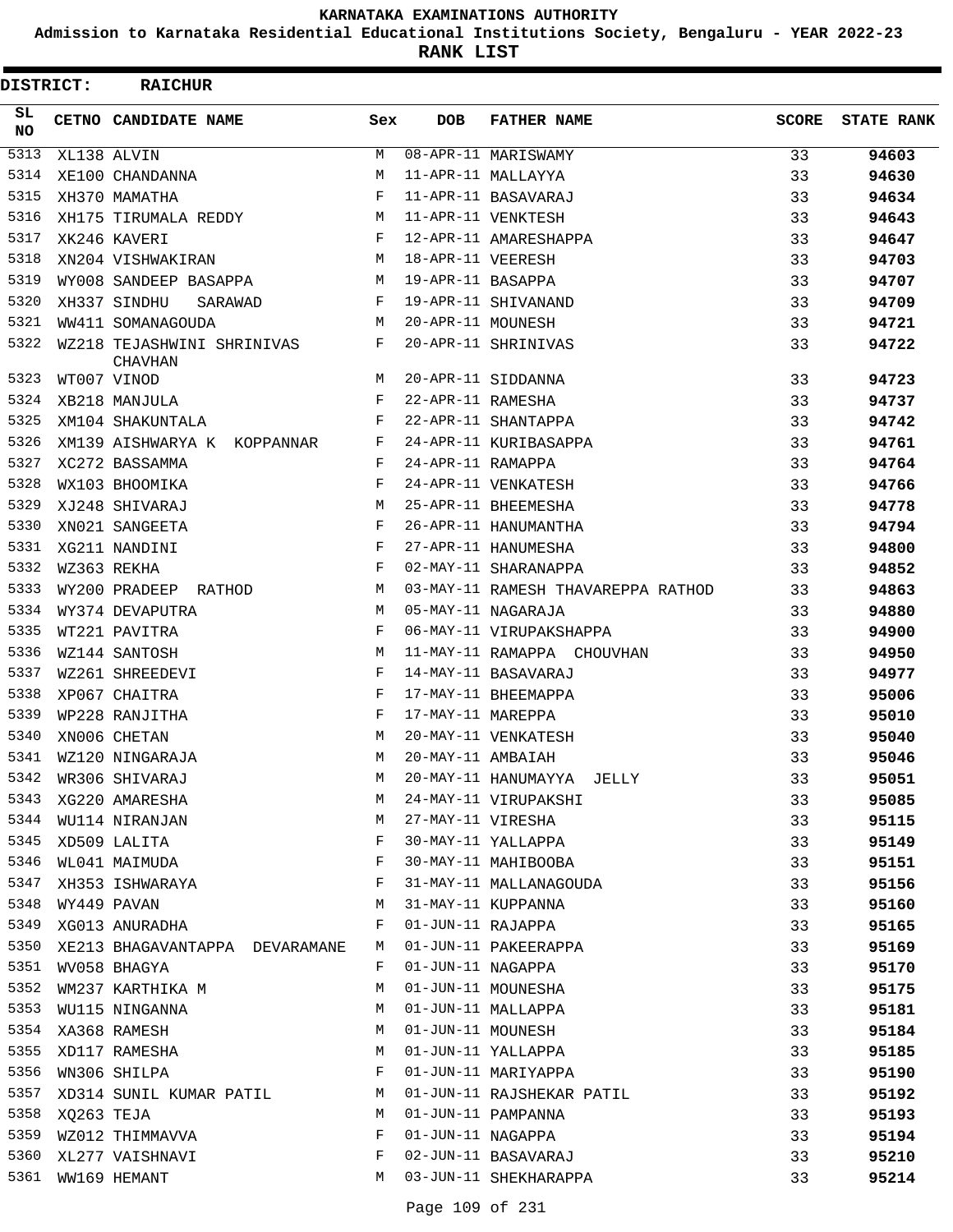# KARNATAKA EXAMINATIONS AUTHORITY

**Admission to Karnataka Residential Educational Institutions Society, Bengaluru - YEAR 2022-23**

**RANK LIST**

**DISTRICT: RAICHUR**

| SL NO | CETNO | CANDIDATE NAME | Sex | DOB | FATHER NAME | SCORE | STATE RANK |
|---|---|---|---|---|---|---|---|
| 5313 | XL138 | ALVIN | M | 08-APR-11 | MARISWAMY | 33 | 94603 |
| 5314 | XE100 | CHANDANNA | M | 11-APR-11 | MALLAYYA | 33 | 94630 |
| 5315 | XH370 | MAMATHA | F | 11-APR-11 | BASAVARAJ | 33 | 94634 |
| 5316 | XH175 | TIRUMALA REDDY | M | 11-APR-11 | VENKTESH | 33 | 94643 |
| 5317 | XK246 | KAVERI | F | 12-APR-11 | AMARESHAPPA | 33 | 94647 |
| 5318 | XN204 | VISHWAKIRAN | M | 18-APR-11 | VEERESH | 33 | 94703 |
| 5319 | WY008 | SANDEEP BASAPPA | M | 19-APR-11 | BASAPPA | 33 | 94707 |
| 5320 | XH337 | SINDHU SARAWAD | F | 19-APR-11 | SHIVANAND | 33 | 94709 |
| 5321 | WW411 | SOMANAGOUDA | M | 20-APR-11 | MOUNESH | 33 | 94721 |
| 5322 | WZ218 | TEJASHWINI SHRINIVAS CHAVHAN | F | 20-APR-11 | SHRINIVAS | 33 | 94722 |
| 5323 | WT007 | VINOD | M | 20-APR-11 | SIDDANNA | 33 | 94723 |
| 5324 | XB218 | MANJULA | F | 22-APR-11 | RAMESHA | 33 | 94737 |
| 5325 | XM104 | SHAKUNTALA | F | 22-APR-11 | SHANTAPPA | 33 | 94742 |
| 5326 | XM139 | AISHWARYA K KOPPANNAR | F | 24-APR-11 | KURIBASAPPA | 33 | 94761 |
| 5327 | XC272 | BASSAMMA | F | 24-APR-11 | RAMAPPA | 33 | 94764 |
| 5328 | WX103 | BHOOMIKA | F | 24-APR-11 | VENKATESH | 33 | 94766 |
| 5329 | XJ248 | SHIVARAJ | M | 25-APR-11 | BHEEMESHA | 33 | 94778 |
| 5330 | XN021 | SANGEETA | F | 26-APR-11 | HANUMANTHA | 33 | 94794 |
| 5331 | XG211 | NANDINI | F | 27-APR-11 | HANUMESHA | 33 | 94800 |
| 5332 | WZ363 | REKHA | F | 02-MAY-11 | SHARANAPPA | 33 | 94852 |
| 5333 | WY200 | PRADEEP RATHOD | M | 03-MAY-11 | RAMESH THAVAREPPA RATHOD | 33 | 94863 |
| 5334 | WY374 | DEVAPUTRA | M | 05-MAY-11 | NAGARAJA | 33 | 94880 |
| 5335 | WT221 | PAVITRA | F | 06-MAY-11 | VIRUPAKSHAPPA | 33 | 94900 |
| 5336 | WZ144 | SANTOSH | M | 11-MAY-11 | RAMAPPA CHOUVHAN | 33 | 94950 |
| 5337 | WZ261 | SHREEDEVI | F | 14-MAY-11 | BASAVARAJ | 33 | 94977 |
| 5338 | XP067 | CHAITRA | F | 17-MAY-11 | BHEEMAPPA | 33 | 95006 |
| 5339 | WP228 | RANJITHA | F | 17-MAY-11 | MAREPPA | 33 | 95010 |
| 5340 | XN006 | CHETAN | M | 20-MAY-11 | VENKATESH | 33 | 95040 |
| 5341 | WZ120 | NINGARAJA | M | 20-MAY-11 | AMBAIAH | 33 | 95046 |
| 5342 | WR306 | SHIVARAJ | M | 20-MAY-11 | HANUMAYYA JELLY | 33 | 95051 |
| 5343 | XG220 | AMARESHA | M | 24-MAY-11 | VIRUPAKSHI | 33 | 95085 |
| 5344 | WU114 | NIRANJAN | M | 27-MAY-11 | VIRESHA | 33 | 95115 |
| 5345 | XD509 | LALITA | F | 30-MAY-11 | YALLAPPA | 33 | 95149 |
| 5346 | WL041 | MAIMUDA | F | 30-MAY-11 | MAHIBOOBA | 33 | 95151 |
| 5347 | XH353 | ISHWARAYA | F | 31-MAY-11 | MALLANAGOUDA | 33 | 95156 |
| 5348 | WY449 | PAVAN | M | 31-MAY-11 | KUPPANNA | 33 | 95160 |
| 5349 | XG013 | ANURADHA | F | 01-JUN-11 | RAJAPPA | 33 | 95165 |
| 5350 | XE213 | BHAGAVANTAPPA DEVARAMANE | M | 01-JUN-11 | PAKEERAPPA | 33 | 95169 |
| 5351 | WV058 | BHAGYA | F | 01-JUN-11 | NAGAPPA | 33 | 95170 |
| 5352 | WM237 | KARTHIKA M | M | 01-JUN-11 | MOUNESHA | 33 | 95175 |
| 5353 | WU115 | NINGANNA | M | 01-JUN-11 | MALLAPPA | 33 | 95181 |
| 5354 | XA368 | RAMESH | M | 01-JUN-11 | MOUNESH | 33 | 95184 |
| 5355 | XD117 | RAMESHA | M | 01-JUN-11 | YALLAPPA | 33 | 95185 |
| 5356 | WN306 | SHILPA | F | 01-JUN-11 | MARIYAPPA | 33 | 95190 |
| 5357 | XD314 | SUNIL KUMAR PATIL | M | 01-JUN-11 | RAJSHEKAR PATIL | 33 | 95192 |
| 5358 | XQ263 | TEJA | M | 01-JUN-11 | PAMPANNA | 33 | 95193 |
| 5359 | WZ012 | THIMMAVVA | F | 01-JUN-11 | NAGAPPA | 33 | 95194 |
| 5360 | XL277 | VAISHNAVI | F | 02-JUN-11 | BASAVARAJ | 33 | 95210 |
| 5361 | WW169 | HEMANT | M | 03-JUN-11 | SHEKHARAPPA | 33 | 95214 |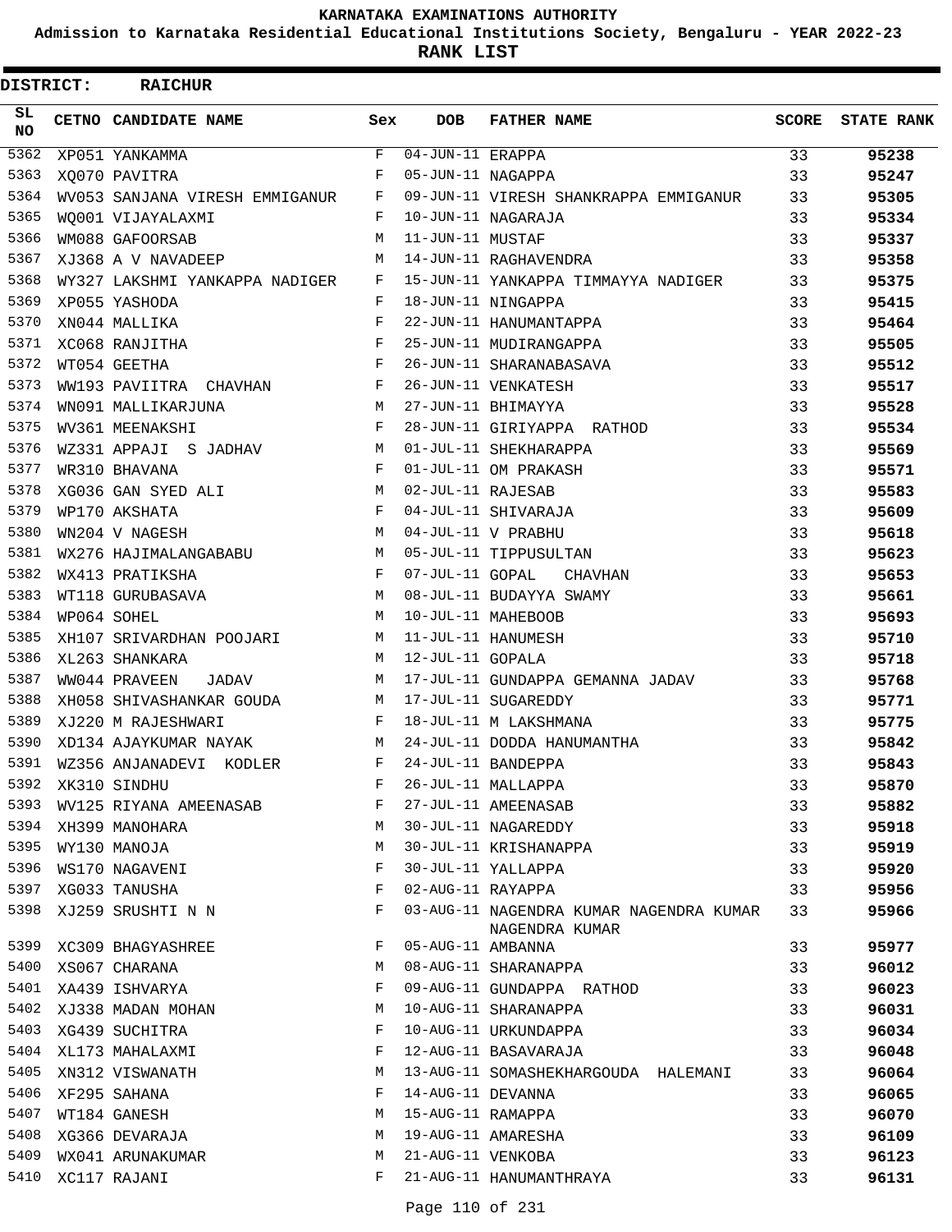# KARNATAKA EXAMINATIONS AUTHORITY

**Admission to Karnataka Residential Educational Institutions Society, Bengaluru - YEAR 2022-23**

**RANK LIST**

**DISTRICT: RAICHUR**

| SL NO | CETNO | CANDIDATE NAME | Sex | DOB | FATHER NAME | SCORE | STATE RANK |
|---|---|---|---|---|---|---|---|
| 5362 | XP051 | YANKAMMA | F | 04-JUN-11 | ERAPPA | 33 | **95238** |
| 5363 | XQ070 | PAVITRA | F | 05-JUN-11 | NAGAPPA | 33 | **95247** |
| 5364 | WV053 | SANJANA VIRESH EMMIGANUR | F | 09-JUN-11 | VIRESH SHANKRAPPA EMMIGANUR | 33 | **95305** |
| 5365 | WQ001 | VIJAYALAXMI | F | 10-JUN-11 | NAGARAJA | 33 | **95334** |
| 5366 | WM088 | GAFOORSAB | M | 11-JUN-11 | MUSTAF | 33 | **95337** |
| 5367 | XJ368 | A V NAVADEEP | M | 14-JUN-11 | RAGHAVENDRA | 33 | **95358** |
| 5368 | WY327 | LAKSHMI YANKAPPA NADIGER | F | 15-JUN-11 | YANKAPPA TIMMAYYA NADIGER | 33 | **95375** |
| 5369 | XP055 | YASHODA | F | 18-JUN-11 | NINGAPPA | 33 | **95415** |
| 5370 | XN044 | MALLIKA | F | 22-JUN-11 | HANUMANTAPPA | 33 | **95464** |
| 5371 | XC068 | RANJITHA | F | 25-JUN-11 | MUDIRANGAPPA | 33 | **95505** |
| 5372 | WT054 | GEETHA | F | 26-JUN-11 | SHARANABASAVA | 33 | **95512** |
| 5373 | WW193 | PAVIITRA CHAVHAN | F | 26-JUN-11 | VENKATESH | 33 | **95517** |
| 5374 | WN091 | MALLIKARJUNA | M | 27-JUN-11 | BHIMAYYA | 33 | **95528** |
| 5375 | WV361 | MEENAKSHI | F | 28-JUN-11 | GIRIYAPPA RATHOD | 33 | **95534** |
| 5376 | WZ331 | APPAJI S JADHAV | M | 01-JUL-11 | SHEKHARAPPA | 33 | **95569** |
| 5377 | WR310 | BHAVANA | F | 01-JUL-11 | OM PRAKASH | 33 | **95571** |
| 5378 | XG036 | GAN SYED ALI | M | 02-JUL-11 | RAJESAB | 33 | **95583** |
| 5379 | WP170 | AKSHATA | F | 04-JUL-11 | SHIVARAJA | 33 | **95609** |
| 5380 | WN204 | V NAGESH | M | 04-JUL-11 | V PRABHU | 33 | **95618** |
| 5381 | WX276 | HAJIMALANGABABU | M | 05-JUL-11 | TIPPUSULTAN | 33 | **95623** |
| 5382 | WX413 | PRATIKSHA | F | 07-JUL-11 | GOPAL CHAVHAN | 33 | **95653** |
| 5383 | WT118 | GURUBASAVA | M | 08-JUL-11 | BUDAYYA SWAMY | 33 | **95661** |
| 5384 | WP064 | SOHEL | M | 10-JUL-11 | MAHEBOOB | 33 | **95693** |
| 5385 | XH107 | SRIVARDHAN POOJARI | M | 11-JUL-11 | HANUMESH | 33 | **95710** |
| 5386 | XL263 | SHANKARA | M | 12-JUL-11 | GOPALA | 33 | **95718** |
| 5387 | WW044 | PRAVEEN JADAV | M | 17-JUL-11 | GUNDAPPA GEMANNA JADAV | 33 | **95768** |
| 5388 | XH058 | SHIVASHANKAR GOUDA | M | 17-JUL-11 | SUGAREDDY | 33 | **95771** |
| 5389 | XJ220 | M RAJESHWARI | F | 18-JUL-11 | M LAKSHMANA | 33 | **95775** |
| 5390 | XD134 | AJAYKUMAR NAYAK | M | 24-JUL-11 | DODDA HANUMANTHA | 33 | **95842** |
| 5391 | WZ356 | ANJANADEVI KODLER | F | 24-JUL-11 | BANDEPPA | 33 | **95843** |
| 5392 | XK310 | SINDHU | F | 26-JUL-11 | MALLAPPA | 33 | **95870** |
| 5393 | WV125 | RIYANA AMEENASAB | F | 27-JUL-11 | AMEENASAB | 33 | **95882** |
| 5394 | XH399 | MANOHARA | M | 30-JUL-11 | NAGAREDDY | 33 | **95918** |
| 5395 | WY130 | MANOJA | M | 30-JUL-11 | KRISHANAPPA | 33 | **95919** |
| 5396 | WS170 | NAGAVENI | F | 30-JUL-11 | YALLAPPA | 33 | **95920** |
| 5397 | XG033 | TANUSHA | F | 02-AUG-11 | RAYAPPA | 33 | **95956** |
| 5398 | XJ259 | SRUSHTI N N | F | 03-AUG-11 | NAGENDRA KUMAR NAGENDRA KUMAR NAGENDRA KUMAR | 33 | **95966** |
| 5399 | XC309 | BHAGYASHREE | F | 05-AUG-11 | AMBANNA | 33 | **95977** |
| 5400 | XS067 | CHARANA | M | 08-AUG-11 | SHARANAPPA | 33 | **96012** |
| 5401 | XA439 | ISHVARYA | F | 09-AUG-11 | GUNDAPPA RATHOD | 33 | **96023** |
| 5402 | XJ338 | MADAN MOHAN | M | 10-AUG-11 | SHARANAPPA | 33 | **96031** |
| 5403 | XG439 | SUCHITRA | F | 10-AUG-11 | URKUNDAPPA | 33 | **96034** |
| 5404 | XL173 | MAHALAXMI | F | 12-AUG-11 | BASAVARAJA | 33 | **96048** |
| 5405 | XN312 | VISWANATH | M | 13-AUG-11 | SOMASHEKHARGOUDA HALEMANI | 33 | **96064** |
| 5406 | XF295 | SAHANA | F | 14-AUG-11 | DEVANNA | 33 | **96065** |
| 5407 | WT184 | GANESH | M | 15-AUG-11 | RAMAPPA | 33 | **96070** |
| 5408 | XG366 | DEVARAJA | M | 19-AUG-11 | AMARESHA | 33 | **96109** |
| 5409 | WX041 | ARUNAKUMAR | M | 21-AUG-11 | VENKOBA | 33 | **96123** |
| 5410 | XC117 | RAJANI | F | 21-AUG-11 | HANUMANTHRAYA | 33 | **96131** |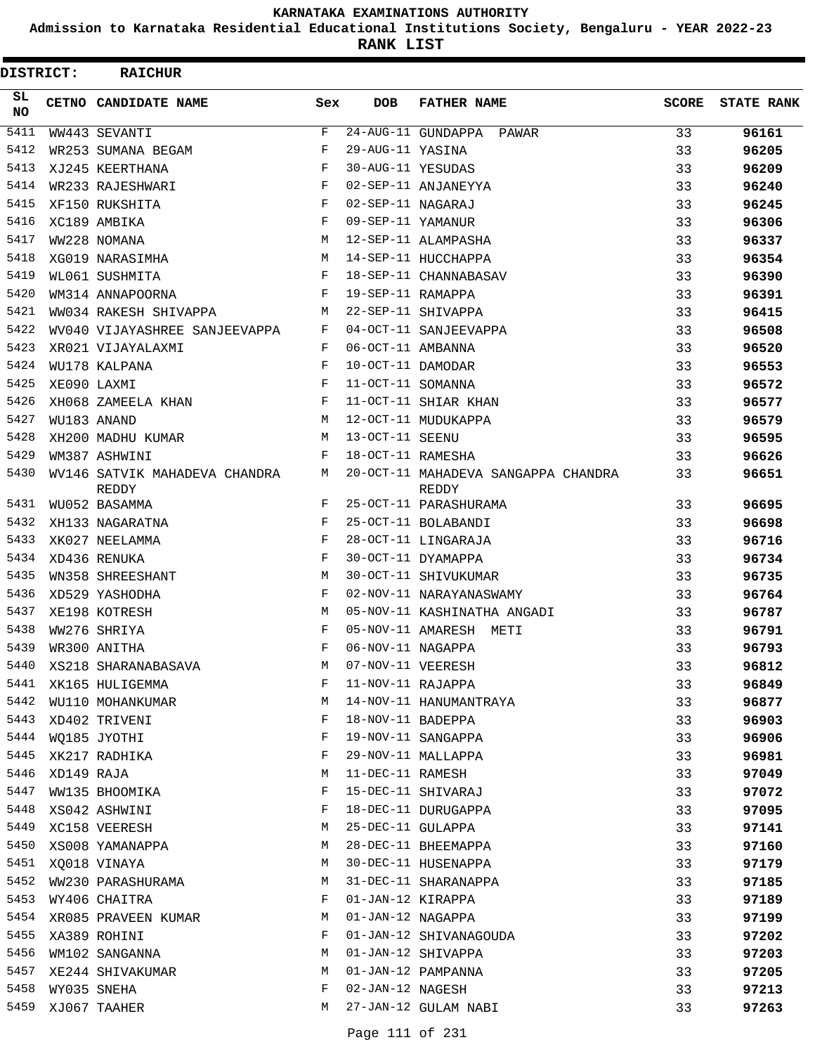# KARNATAKA EXAMINATIONS AUTHORITY

**Admission to Karnataka Residential Educational Institutions Society, Bengaluru - YEAR 2022-23**

**RANK LIST**

**DISTRICT: RAICHUR**

| SL NO | CETNO | CANDIDATE NAME | Sex | DOB | FATHER NAME | SCORE | STATE RANK |
|---|---|---|---|---|---|---|---|
| 5411 | WW443 | SEVANTI | F | 24-AUG-11 | GUNDAPPA PAWAR | 33 | 96161 |
| 5412 | WR253 | SUMANA BEGAM | F | 29-AUG-11 | YASINA | 33 | 96205 |
| 5413 | XJ245 | KEERTHANA | F | 30-AUG-11 | YESUDAS | 33 | 96209 |
| 5414 | WR233 | RAJESHWARI | F | 02-SEP-11 | ANJANEYYA | 33 | 96240 |
| 5415 | XF150 | RUKSHITA | F | 02-SEP-11 | NAGARAJ | 33 | 96245 |
| 5416 | XC189 | AMBIKA | F | 09-SEP-11 | YAMANUR | 33 | 96306 |
| 5417 | WW228 | NOMANA | M | 12-SEP-11 | ALAMPASHA | 33 | 96337 |
| 5418 | XG019 | NARASIMHA | M | 14-SEP-11 | HUCCHAPPA | 33 | 96354 |
| 5419 | WL061 | SUSHMITA | F | 18-SEP-11 | CHANNABASAV | 33 | 96390 |
| 5420 | WM314 | ANNAPOORNA | F | 19-SEP-11 | RAMAPPA | 33 | 96391 |
| 5421 | WW034 | RAKESH SHIVAPPA | M | 22-SEP-11 | SHIVAPPA | 33 | 96415 |
| 5422 | WV040 | VIJAYASHREE SANJEEVAPPA | F | 04-OCT-11 | SANJEEVAPPA | 33 | 96508 |
| 5423 | XR021 | VIJAYALAXMI | F | 06-OCT-11 | AMBANNA | 33 | 96520 |
| 5424 | WU178 | KALPANA | F | 10-OCT-11 | DAMODAR | 33 | 96553 |
| 5425 | XE090 | LAXMI | F | 11-OCT-11 | SOMANNA | 33 | 96572 |
| 5426 | XH068 | ZAMEELA KHAN | F | 11-OCT-11 | SHIAR KHAN | 33 | 96577 |
| 5427 | WU183 | ANAND | M | 12-OCT-11 | MUDUKAPPA | 33 | 96579 |
| 5428 | XH200 | MADHU KUMAR | M | 13-OCT-11 | SEENU | 33 | 96595 |
| 5429 | WM387 | ASHWINI | F | 18-OCT-11 | RAMESHA | 33 | 96626 |
| 5430 | WV146 | SATVIK MAHADEVA CHANDRA REDDY | M | 20-OCT-11 | MAHADEVA SANGAPPA CHANDRA REDDY | 33 | 96651 |
| 5431 | WU052 | BASAMMA | F | 25-OCT-11 | PARASHURAMA | 33 | 96695 |
| 5432 | XH133 | NAGARATNA | F | 25-OCT-11 | BOLABANDI | 33 | 96698 |
| 5433 | XK027 | NEELAMMA | F | 28-OCT-11 | LINGARAJA | 33 | 96716 |
| 5434 | XD436 | RENUKA | F | 30-OCT-11 | DYAMAPPA | 33 | 96734 |
| 5435 | WN358 | SHREESHANT | M | 30-OCT-11 | SHIVUKUMAR | 33 | 96735 |
| 5436 | XD529 | YASHODHA | F | 02-NOV-11 | NARAYANASWAMY | 33 | 96764 |
| 5437 | XE198 | KOTRESH | M | 05-NOV-11 | KASHINATHA ANGADI | 33 | 96787 |
| 5438 | WW276 | SHRIYA | F | 05-NOV-11 | AMARESH METI | 33 | 96791 |
| 5439 | WR300 | ANITHA | F | 06-NOV-11 | NAGAPPA | 33 | 96793 |
| 5440 | XS218 | SHARANABASAVA | M | 07-NOV-11 | VEERESH | 33 | 96812 |
| 5441 | XK165 | HULIGEMMA | F | 11-NOV-11 | RAJAPPA | 33 | 96849 |
| 5442 | WU110 | MOHANKUMAR | M | 14-NOV-11 | HANUMANTRAYA | 33 | 96877 |
| 5443 | XD402 | TRIVENI | F | 18-NOV-11 | BADEPPA | 33 | 96903 |
| 5444 | WQ185 | JYOTHI | F | 19-NOV-11 | SANGAPPA | 33 | 96906 |
| 5445 | XK217 | RADHIKA | F | 29-NOV-11 | MALLAPPA | 33 | 96981 |
| 5446 | XD149 | RAJA | M | 11-DEC-11 | RAMESH | 33 | 97049 |
| 5447 | WW135 | BHOOMIKA | F | 15-DEC-11 | SHIVARAJ | 33 | 97072 |
| 5448 | XS042 | ASHWINI | F | 18-DEC-11 | DURUGAPPA | 33 | 97095 |
| 5449 | XC158 | VEERESH | M | 25-DEC-11 | GULAPPA | 33 | 97141 |
| 5450 | XS008 | YAMANAPPA | M | 28-DEC-11 | BHEEMAPPA | 33 | 97160 |
| 5451 | XQ018 | VINAYA | M | 30-DEC-11 | HUSENAPPA | 33 | 97179 |
| 5452 | WW230 | PARASHURAMA | M | 31-DEC-11 | SHARANAPPA | 33 | 97185 |
| 5453 | WY406 | CHAITRA | F | 01-JAN-12 | KIRAPPA | 33 | 97189 |
| 5454 | XR085 | PRAVEEN KUMAR | M | 01-JAN-12 | NAGAPPA | 33 | 97199 |
| 5455 | XA389 | ROHINI | F | 01-JAN-12 | SHIVANAGOUDA | 33 | 97202 |
| 5456 | WM102 | SANGANNA | M | 01-JAN-12 | SHIVAPPA | 33 | 97203 |
| 5457 | XE244 | SHIVAKUMAR | M | 01-JAN-12 | PAMPANNA | 33 | 97205 |
| 5458 | WY035 | SNEHA | F | 02-JAN-12 | NAGESH | 33 | 97213 |
| 5459 | XJ067 | TAAHER | M | 27-JAN-12 | GULAM NABI | 33 | 97263 |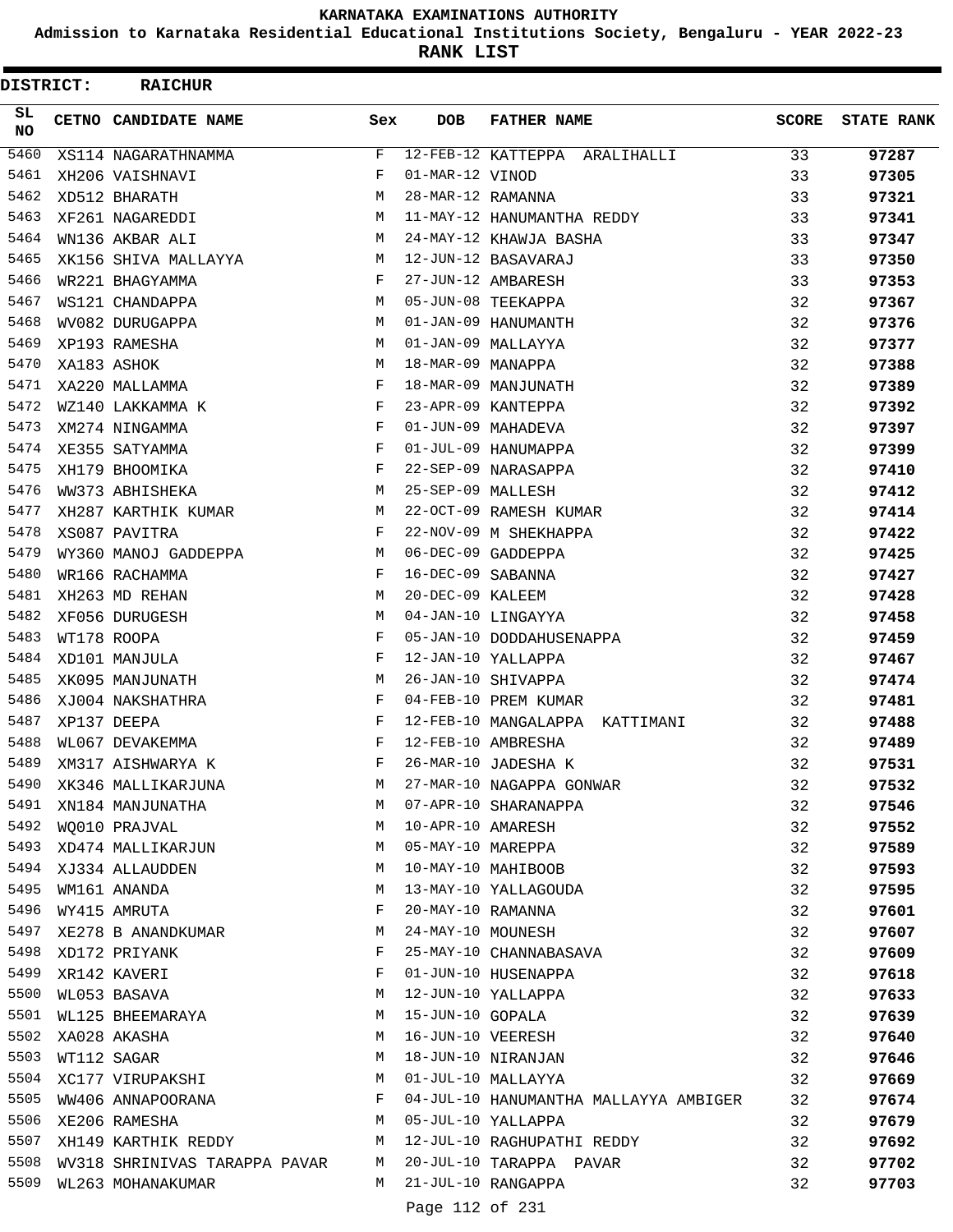# KARNATAKA EXAMINATIONS AUTHORITY

**Admission to Karnataka Residential Educational Institutions Society, Bengaluru - YEAR 2022-23**

**RANK LIST**

**DISTRICT: RAICHUR**

| SL NO | CETNO | CANDIDATE NAME | Sex | DOB | FATHER NAME | SCORE | STATE RANK |
|---|---|---|---|---|---|---|---|
| 5460 | XS114 | NAGARATHNAMMA | F | 12-FEB-12 | KATTEPPA ARALIHALLI | 33 | 97287 |
| 5461 | XH206 | VAISHNAVI | F | 01-MAR-12 | VINOD | 33 | 97305 |
| 5462 | XD512 | BHARATH | M | 28-MAR-12 | RAMANNA | 33 | 97321 |
| 5463 | XF261 | NAGAREDDI | M | 11-MAY-12 | HANUMANTHA REDDY | 33 | 97341 |
| 5464 | WN136 | AKBAR ALI | M | 24-MAY-12 | KHAWJA BASHA | 33 | 97347 |
| 5465 | XK156 | SHIVA MALLAYYA | M | 12-JUN-12 | BASAVARAJ | 33 | 97350 |
| 5466 | WR221 | BHAGYAMMA | F | 27-JUN-12 | AMBARESH | 33 | 97353 |
| 5467 | WS121 | CHANDAPPA | M | 05-JUN-08 | TEEKAPPA | 32 | 97367 |
| 5468 | WV082 | DURUGAPPA | M | 01-JAN-09 | HANUMANTH | 32 | 97376 |
| 5469 | XP193 | RAMESHA | M | 01-JAN-09 | MALLAYYA | 32 | 97377 |
| 5470 | XA183 | ASHOK | M | 18-MAR-09 | MANAPPA | 32 | 97388 |
| 5471 | XA220 | MALLAMMA | F | 18-MAR-09 | MANJUNATH | 32 | 97389 |
| 5472 | WZ140 | LAKKAMMA K | F | 23-APR-09 | KANTEPPA | 32 | 97392 |
| 5473 | XM274 | NINGAMMA | F | 01-JUN-09 | MAHADEVA | 32 | 97397 |
| 5474 | XE355 | SATYAMMA | F | 01-JUL-09 | HANUMAPPA | 32 | 97399 |
| 5475 | XH179 | BHOOMIKA | F | 22-SEP-09 | NARASAPPA | 32 | 97410 |
| 5476 | WW373 | ABHISHEKA | M | 25-SEP-09 | MALLESH | 32 | 97412 |
| 5477 | XH287 | KARTHIK KUMAR | M | 22-OCT-09 | RAMESH KUMAR | 32 | 97414 |
| 5478 | XS087 | PAVITRA | F | 22-NOV-09 | M SHEKHAPPA | 32 | 97422 |
| 5479 | WY360 | MANOJ GADDEPPA | M | 06-DEC-09 | GADDEPPA | 32 | 97425 |
| 5480 | WR166 | RACHAMMA | F | 16-DEC-09 | SABANNA | 32 | 97427 |
| 5481 | XH263 | MD REHAN | M | 20-DEC-09 | KALEEM | 32 | 97428 |
| 5482 | XF056 | DURUGESH | M | 04-JAN-10 | LINGAYYA | 32 | 97458 |
| 5483 | WT178 | ROOPA | F | 05-JAN-10 | DODDAHUSENAPPA | 32 | 97459 |
| 5484 | XD101 | MANJULA | F | 12-JAN-10 | YALLAPPA | 32 | 97467 |
| 5485 | XK095 | MANJUNATH | M | 26-JAN-10 | SHIVAPPA | 32 | 97474 |
| 5486 | XJ004 | NAKSHATHRA | F | 04-FEB-10 | PREM KUMAR | 32 | 97481 |
| 5487 | XP137 | DEEPA | F | 12-FEB-10 | MANGALAPPA KATTIMANI | 32 | 97488 |
| 5488 | WL067 | DEVAKEMMA | F | 12-FEB-10 | AMBRESHA | 32 | 97489 |
| 5489 | XM317 | AISHWARYA K | F | 26-MAR-10 | JADESHA K | 32 | 97531 |
| 5490 | XK346 | MALLIKARJUNA | M | 27-MAR-10 | NAGAPPA GONWAR | 32 | 97532 |
| 5491 | XN184 | MANJUNATHA | M | 07-APR-10 | SHARANAPPA | 32 | 97546 |
| 5492 | WQ010 | PRAJVAL | M | 10-APR-10 | AMARESH | 32 | 97552 |
| 5493 | XD474 | MALLIKARJUN | M | 05-MAY-10 | MAREPPA | 32 | 97589 |
| 5494 | XJ334 | ALLAUDDEN | M | 10-MAY-10 | MAHIBOOB | 32 | 97593 |
| 5495 | WM161 | ANANDA | M | 13-MAY-10 | YALLAGOUDA | 32 | 97595 |
| 5496 | WY415 | AMRUTA | F | 20-MAY-10 | RAMANNA | 32 | 97601 |
| 5497 | XE278 | B ANANDKUMAR | M | 24-MAY-10 | MOUNESH | 32 | 97607 |
| 5498 | XD172 | PRIYANK | F | 25-MAY-10 | CHANNABASAVA | 32 | 97609 |
| 5499 | XR142 | KAVERI | F | 01-JUN-10 | HUSENAPPA | 32 | 97618 |
| 5500 | WL053 | BASAVA | M | 12-JUN-10 | YALLAPPA | 32 | 97633 |
| 5501 | WL125 | BHEEMARAYA | M | 15-JUN-10 | GOPALA | 32 | 97639 |
| 5502 | XA028 | AKASHA | M | 16-JUN-10 | VEERESH | 32 | 97640 |
| 5503 | WT112 | SAGAR | M | 18-JUN-10 | NIRANJAN | 32 | 97646 |
| 5504 | XC177 | VIRUPAKSHI | M | 01-JUL-10 | MALLAYYA | 32 | 97669 |
| 5505 | WW406 | ANNAPOORANA | F | 04-JUL-10 | HANUMANTHA MALLAYYA AMBIGER | 32 | 97674 |
| 5506 | XE206 | RAMESHA | M | 05-JUL-10 | YALLAPPA | 32 | 97679 |
| 5507 | XH149 | KARTHIK REDDY | M | 12-JUL-10 | RAGHUPATHI REDDY | 32 | 97692 |
| 5508 | WV318 | SHRINIVAS TARAPPA PAVAR | M | 20-JUL-10 | TARAPPA PAVAR | 32 | 97702 |
| 5509 | WL263 | MOHANAKUMAR | M | 21-JUL-10 | RANGAPPA | 32 | 97703 |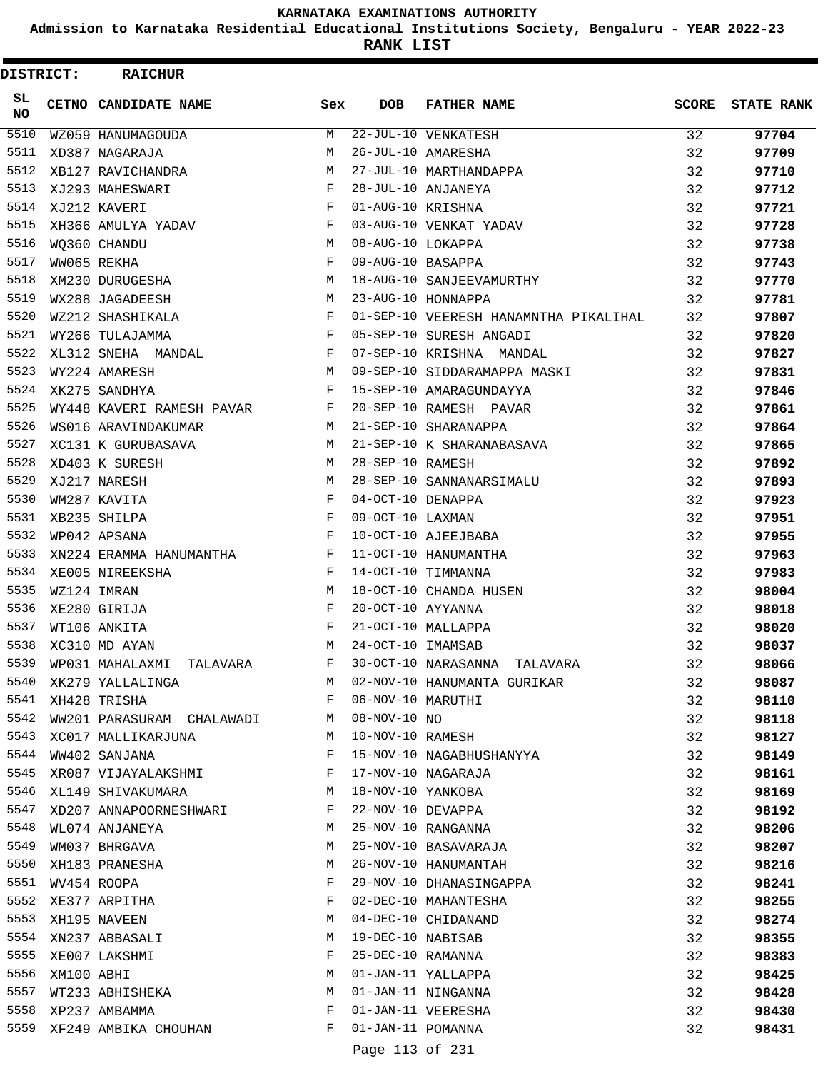# KARNATAKA EXAMINATIONS AUTHORITY

**Admission to Karnataka Residential Educational Institutions Society, Bengaluru - YEAR 2022-23**

**RANK LIST**

**DISTRICT: RAICHUR**

| SL NO | CETNO | CANDIDATE NAME | Sex | DOB | FATHER NAME | SCORE | STATE RANK |
|---|---|---|---|---|---|---|---|
| 5510 | WZ059 | HANUMAGOUDA | M | 22-JUL-10 | VENKATESH | 32 | **97704** |
| 5511 | XD387 | NAGARAJA | M | 26-JUL-10 | AMARESHA | 32 | **97709** |
| 5512 | XB127 | RAVICHANDRA | M | 27-JUL-10 | MARTHANDAPPA | 32 | **97710** |
| 5513 | XJ293 | MAHESWARI | F | 28-JUL-10 | ANJANEYA | 32 | **97712** |
| 5514 | XJ212 | KAVERI | F | 01-AUG-10 | KRISHNA | 32 | **97721** |
| 5515 | XH366 | AMULYA YADAV | F | 03-AUG-10 | VENKAT YADAV | 32 | **97728** |
| 5516 | WQ360 | CHANDU | M | 08-AUG-10 | LOKAPPA | 32 | **97738** |
| 5517 | WW065 | REKHA | F | 09-AUG-10 | BASAPPA | 32 | **97743** |
| 5518 | XM230 | DURUGESHA | M | 18-AUG-10 | SANJEEVAMURTHY | 32 | **97770** |
| 5519 | WX288 | JAGADEESH | M | 23-AUG-10 | HONNAPPA | 32 | **97781** |
| 5520 | WZ212 | SHASHIKALA | F | 01-SEP-10 | VEERESH HANAMNTHA PIKALIHAL | 32 | **97807** |
| 5521 | WY266 | TULAJAMMA | F | 05-SEP-10 | SURESH ANGADI | 32 | **97820** |
| 5522 | XL312 | SNEHA MANDAL | F | 07-SEP-10 | KRISHNA MANDAL | 32 | **97827** |
| 5523 | WY224 | AMARESH | M | 09-SEP-10 | SIDDARAMAPPA MASKI | 32 | **97831** |
| 5524 | XK275 | SANDHYA | F | 15-SEP-10 | AMARAGUNDAYYA | 32 | **97846** |
| 5525 | WY448 | KAVERI RAMESH PAVAR | F | 20-SEP-10 | RAMESH PAVAR | 32 | **97861** |
| 5526 | WS016 | ARAVINDAKUMAR | M | 21-SEP-10 | SHARANAPPA | 32 | **97864** |
| 5527 | XC131 | K GURUBASAVA | M | 21-SEP-10 | K SHARANABASAVA | 32 | **97865** |
| 5528 | XD403 | K SURESH | M | 28-SEP-10 | RAMESH | 32 | **97892** |
| 5529 | XJ217 | NARESH | M | 28-SEP-10 | SANNANARSIMALU | 32 | **97893** |
| 5530 | WM287 | KAVITA | F | 04-OCT-10 | DENAPPA | 32 | **97923** |
| 5531 | XB235 | SHILPA | F | 09-OCT-10 | LAXMAN | 32 | **97951** |
| 5532 | WP042 | APSANA | F | 10-OCT-10 | AJEEJBABA | 32 | **97955** |
| 5533 | XN224 | ERAMMA HANUMANTHA | F | 11-OCT-10 | HANUMANTHA | 32 | **97963** |
| 5534 | XE005 | NIREEKSHA | F | 14-OCT-10 | TIMMANNA | 32 | **97983** |
| 5535 | WZ124 | IMRAN | M | 18-OCT-10 | CHANDA HUSEN | 32 | **98004** |
| 5536 | XE280 | GIRIJA | F | 20-OCT-10 | AYYANNA | 32 | **98018** |
| 5537 | WT106 | ANKITA | F | 21-OCT-10 | MALLAPPA | 32 | **98020** |
| 5538 | XC310 | MD AYAN | M | 24-OCT-10 | IMAMSAB | 32 | **98037** |
| 5539 | WP031 | MAHALAXMI TALAVARA | F | 30-OCT-10 | NARASANNA TALAVARA | 32 | **98066** |
| 5540 | XK279 | YALLALINGA | M | 02-NOV-10 | HANUMANTA GURIKAR | 32 | **98087** |
| 5541 | XH428 | TRISHA | F | 06-NOV-10 | MARUTHI | 32 | **98110** |
| 5542 | WW201 | PARASURAM CHALAWADI | M | 08-NOV-10 | NO | 32 | **98118** |
| 5543 | XC017 | MALLIKARJUNA | M | 10-NOV-10 | RAMESH | 32 | **98127** |
| 5544 | WW402 | SANJANA | F | 15-NOV-10 | NAGABHUSHANYYA | 32 | **98149** |
| 5545 | XR087 | VIJAYALAKSHMI | F | 17-NOV-10 | NAGARAJA | 32 | **98161** |
| 5546 | XL149 | SHIVAKUMARA | M | 18-NOV-10 | YANKOBA | 32 | **98169** |
| 5547 | XD207 | ANNAPOORNESHWARI | F | 22-NOV-10 | DEVAPPA | 32 | **98192** |
| 5548 | WL074 | ANJANEYA | M | 25-NOV-10 | RANGANNA | 32 | **98206** |
| 5549 | WM037 | BHRGAVA | M | 25-NOV-10 | BASAVARAJA | 32 | **98207** |
| 5550 | XH183 | PRANESHA | M | 26-NOV-10 | HANUMANTAH | 32 | **98216** |
| 5551 | WV454 | ROOPA | F | 29-NOV-10 | DHANASINGAPPA | 32 | **98241** |
| 5552 | XE377 | ARPITHA | F | 02-DEC-10 | MAHANTESHA | 32 | **98255** |
| 5553 | XH195 | NAVEEN | M | 04-DEC-10 | CHIDANAND | 32 | **98274** |
| 5554 | XN237 | ABBASALI | M | 19-DEC-10 | NABISAB | 32 | **98355** |
| 5555 | XE007 | LAKSHMI | F | 25-DEC-10 | RAMANNA | 32 | **98383** |
| 5556 | XM100 | ABHI | M | 01-JAN-11 | YALLAPPA | 32 | **98425** |
| 5557 | WT233 | ABHISHEKA | M | 01-JAN-11 | NINGANNA | 32 | **98428** |
| 5558 | XP237 | AMBAMMA | F | 01-JAN-11 | VEERESHA | 32 | **98430** |
| 5559 | XF249 | AMBIKA CHOUHAN | F | 01-JAN-11 | POMANNA | 32 | **98431** |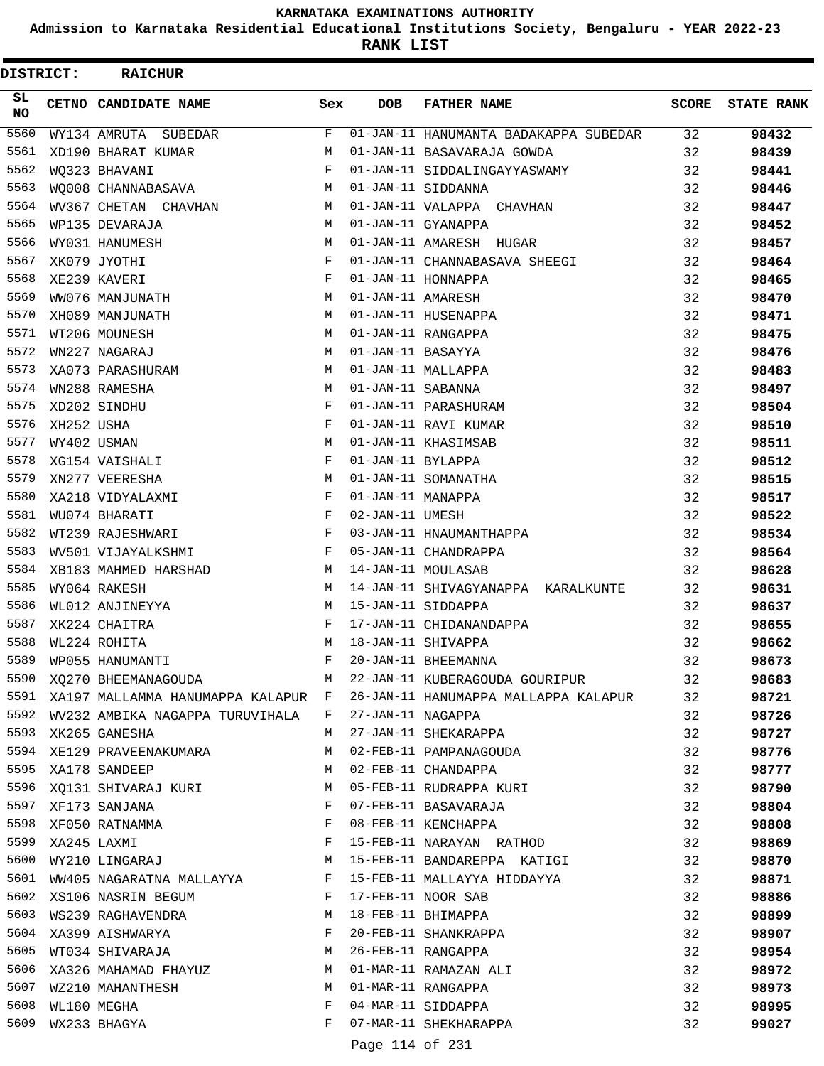# KARNATAKA EXAMINATIONS AUTHORITY

**Admission to Karnataka Residential Educational Institutions Society, Bengaluru - YEAR 2022-23**

**RANK LIST**

**DISTRICT: RAICHUR**

| SL NO | CETNO | CANDIDATE NAME | Sex | DOB | FATHER NAME | SCORE | STATE RANK |
|---|---|---|---|---|---|---|---|
| 5560 | WY134 | AMRUTA SUBEDAR | F | 01-JAN-11 | HANUMANTA BADAKAPPA SUBEDAR | 32 | **98432** |
| 5561 | XD190 | BHARAT KUMAR | M | 01-JAN-11 | BASAVARAJA GOWDA | 32 | **98439** |
| 5562 | WQ323 | BHAVANI | F | 01-JAN-11 | SIDDALINGAYYASWAMY | 32 | **98441** |
| 5563 | WQ008 | CHANNABASAVA | M | 01-JAN-11 | SIDDANNA | 32 | **98446** |
| 5564 | WV367 | CHETAN CHAVHAN | M | 01-JAN-11 | VALAPPA CHAVHAN | 32 | **98447** |
| 5565 | WP135 | DEVARAJA | M | 01-JAN-11 | GYANAPPA | 32 | **98452** |
| 5566 | WY031 | HANUMESH | M | 01-JAN-11 | AMARESH HUGAR | 32 | **98457** |
| 5567 | XK079 | JYOTHI | F | 01-JAN-11 | CHANNABASAVA SHEEGI | 32 | **98464** |
| 5568 | XE239 | KAVERI | F | 01-JAN-11 | HONNAPPA | 32 | **98465** |
| 5569 | WW076 | MANJUNATH | M | 01-JAN-11 | AMARESH | 32 | **98470** |
| 5570 | XH089 | MANJUNATH | M | 01-JAN-11 | HUSENAPPA | 32 | **98471** |
| 5571 | WT206 | MOUNESH | M | 01-JAN-11 | RANGAPPA | 32 | **98475** |
| 5572 | WN227 | NAGARAJ | M | 01-JAN-11 | BASAYYA | 32 | **98476** |
| 5573 | XA073 | PARASHURAM | M | 01-JAN-11 | MALLAPPA | 32 | **98483** |
| 5574 | WN288 | RAMESHA | M | 01-JAN-11 | SABANNA | 32 | **98497** |
| 5575 | XD202 | SINDHU | F | 01-JAN-11 | PARASHURAM | 32 | **98504** |
| 5576 | XH252 | USHA | F | 01-JAN-11 | RAVI KUMAR | 32 | **98510** |
| 5577 | WY402 | USMAN | M | 01-JAN-11 | KHASIMSAB | 32 | **98511** |
| 5578 | XG154 | VAISHALI | F | 01-JAN-11 | BYLAPPA | 32 | **98512** |
| 5579 | XN277 | VEERESHA | M | 01-JAN-11 | SOMANATHA | 32 | **98515** |
| 5580 | XA218 | VIDYALAXMI | F | 01-JAN-11 | MANAPPA | 32 | **98517** |
| 5581 | WU074 | BHARATI | F | 02-JAN-11 | UMESH | 32 | **98522** |
| 5582 | WT239 | RAJESHWARI | F | 03-JAN-11 | HNAUMANTHAPPA | 32 | **98534** |
| 5583 | WV501 | VIJAYALKSHMI | F | 05-JAN-11 | CHANDRAPPA | 32 | **98564** |
| 5584 | XB183 | MAHMED HARSHAD | M | 14-JAN-11 | MOULASAB | 32 | **98628** |
| 5585 | WY064 | RAKESH | M | 14-JAN-11 | SHIVAGYANAPPA KARALKUNTE | 32 | **98631** |
| 5586 | WL012 | ANJINEYYA | M | 15-JAN-11 | SIDDAPPA | 32 | **98637** |
| 5587 | XK224 | CHAITRA | F | 17-JAN-11 | CHIDANANDAPPA | 32 | **98655** |
| 5588 | WL224 | ROHITA | M | 18-JAN-11 | SHIVAPPA | 32 | **98662** |
| 5589 | WP055 | HANUMANTI | F | 20-JAN-11 | BHEEMANNA | 32 | **98673** |
| 5590 | XQ270 | BHEEMANAGOUDA | M | 22-JAN-11 | KUBERAGOUDA GOURIPUR | 32 | **98683** |
| 5591 | XA197 | MALLAMMA HANUMAPPA KALAPUR | F | 26-JAN-11 | HANUMAPPA MALLAPPA KALAPUR | 32 | **98721** |
| 5592 | WV232 | AMBIKA NAGAPPA TURUVIHALA | F | 27-JAN-11 | NAGAPPA | 32 | **98726** |
| 5593 | XK265 | GANESHA | M | 27-JAN-11 | SHEKARAPPA | 32 | **98727** |
| 5594 | XE129 | PRAVEENAKUMARA | M | 02-FEB-11 | PAMPANAGOUDA | 32 | **98776** |
| 5595 | XA178 | SANDEEP | M | 02-FEB-11 | CHANDAPPA | 32 | **98777** |
| 5596 | XQ131 | SHIVARAJ KURI | M | 05-FEB-11 | RUDRAPPA KURI | 32 | **98790** |
| 5597 | XF173 | SANJANA | F | 07-FEB-11 | BASAVARAJA | 32 | **98804** |
| 5598 | XF050 | RATNAMMA | F | 08-FEB-11 | KENCHAPPA | 32 | **98808** |
| 5599 | XA245 | LAXMI | F | 15-FEB-11 | NARAYAN RATHOD | 32 | **98869** |
| 5600 | WY210 | LINGARAJ | M | 15-FEB-11 | BANDAREPPA KATIGI | 32 | **98870** |
| 5601 | WW405 | NAGARATNA MALLAYYA | F | 15-FEB-11 | MALLAYYA HIDDAYYA | 32 | **98871** |
| 5602 | XS106 | NASRIN BEGUM | F | 17-FEB-11 | NOOR SAB | 32 | **98886** |
| 5603 | WS239 | RAGHAVENDRA | M | 18-FEB-11 | BHIMAPPA | 32 | **98899** |
| 5604 | XA399 | AISHWARYA | F | 20-FEB-11 | SHANKRAPPA | 32 | **98907** |
| 5605 | WT034 | SHIVARAJA | M | 26-FEB-11 | RANGAPPA | 32 | **98954** |
| 5606 | XA326 | MAHAMAD FHAYUZ | M | 01-MAR-11 | RAMAZAN ALI | 32 | **98972** |
| 5607 | WZ210 | MAHANTHESH | M | 01-MAR-11 | RANGAPPA | 32 | **98973** |
| 5608 | WL180 | MEGHA | F | 04-MAR-11 | SIDDAPPA | 32 | **98995** |
| 5609 | WX233 | BHAGYA | F | 07-MAR-11 | SHEKHARAPPA | 32 | **99027** |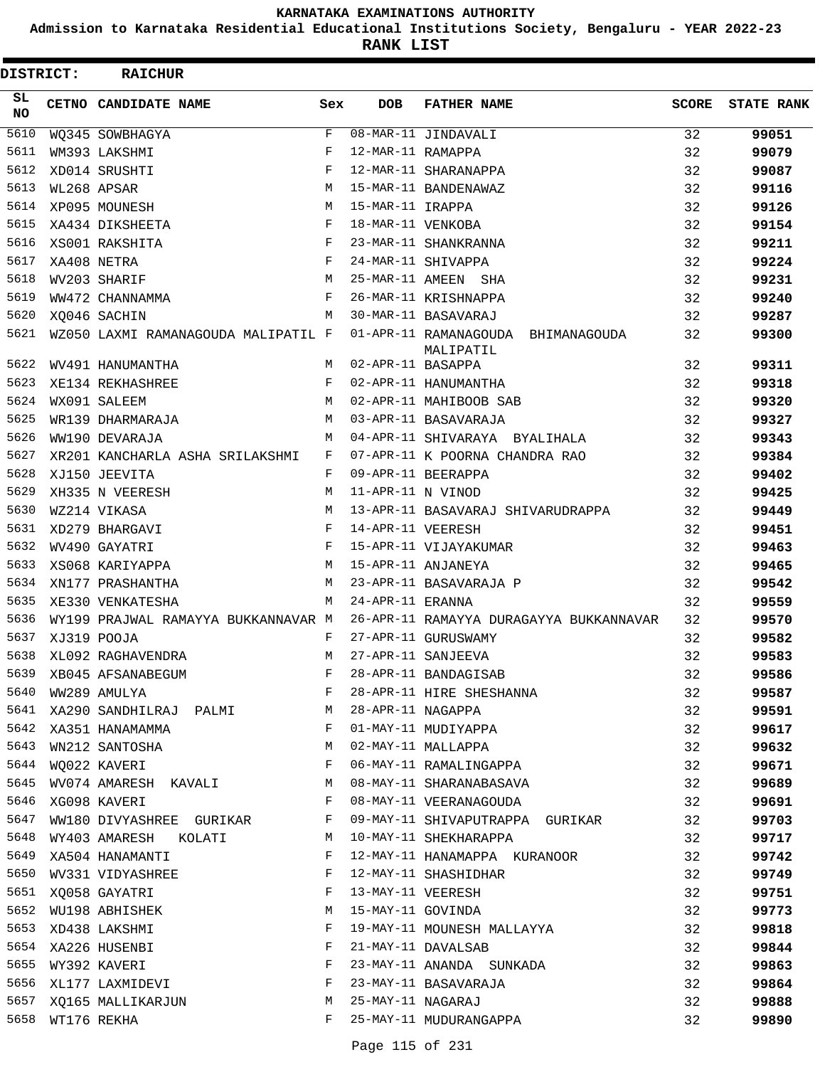# KARNATAKA EXAMINATIONS AUTHORITY

**Admission to Karnataka Residential Educational Institutions Society, Bengaluru - YEAR 2022-23**

**RANK LIST**

**DISTRICT: RAICHUR**

| SL NO | CETNO | CANDIDATE NAME | Sex | DOB | FATHER NAME | SCORE | STATE RANK |
|---|---|---|---|---|---|---|---|
| 5610 | WQ345 | SOWBHAGYA | F | 08-MAR-11 | JINDAVALI | 32 | 99051 |
| 5611 | WM393 | LAKSHMI | F | 12-MAR-11 | RAMAPPA | 32 | 99079 |
| 5612 | XD014 | SRUSHTI | F | 12-MAR-11 | SHARANAPPA | 32 | 99087 |
| 5613 | WL268 | APSAR | M | 15-MAR-11 | BANDENAWAZ | 32 | 99116 |
| 5614 | XP095 | MOUNESH | M | 15-MAR-11 | IRAPPA | 32 | 99126 |
| 5615 | XA434 | DIKSHEETA | F | 18-MAR-11 | VENKOBA | 32 | 99154 |
| 5616 | XS001 | RAKSHITA | F | 23-MAR-11 | SHANKRANNA | 32 | 99211 |
| 5617 | XA408 | NETRA | F | 24-MAR-11 | SHIVAPPA | 32 | 99224 |
| 5618 | WV203 | SHARIF | M | 25-MAR-11 | AMEEN SHA | 32 | 99231 |
| 5619 | WW472 | CHANNAMMA | F | 26-MAR-11 | KRISHNAPPA | 32 | 99240 |
| 5620 | XQ046 | SACHIN | M | 30-MAR-11 | BASAVARAJ | 32 | 99287 |
| 5621 | WZ050 | LAXMI RAMANAGOUDA MALIPATIL | F | 01-APR-11 | RAMANAGOUDA BHIMANAGOUDA MALIPATIL | 32 | 99300 |
| 5622 | WV491 | HANUMANTHA | M | 02-APR-11 | BASAPPA | 32 | 99311 |
| 5623 | XE134 | REKHASHREE | F | 02-APR-11 | HANUMANTHA | 32 | 99318 |
| 5624 | WX091 | SALEEM | M | 02-APR-11 | MAHIBOOB SAB | 32 | 99320 |
| 5625 | WR139 | DHARMARAJA | M | 03-APR-11 | BASAVARAJA | 32 | 99327 |
| 5626 | WW190 | DEVARAJA | M | 04-APR-11 | SHIVARAYA BYALIHALA | 32 | 99343 |
| 5627 | XR201 | KANCHARLA ASHA SRILAKSHMI | F | 07-APR-11 | K POORNA CHANDRA RAO | 32 | 99384 |
| 5628 | XJ150 | JEEVITA | F | 09-APR-11 | BEERAPPA | 32 | 99402 |
| 5629 | XH335 | N VEERESH | M | 11-APR-11 | N VINOD | 32 | 99425 |
| 5630 | WZ214 | VIKASA | M | 13-APR-11 | BASAVARAJ SHIVARUDRAPPA | 32 | 99449 |
| 5631 | XD279 | BHARGAVI | F | 14-APR-11 | VEERESH | 32 | 99451 |
| 5632 | WV490 | GAYATRI | F | 15-APR-11 | VIJAYAKUMAR | 32 | 99463 |
| 5633 | XS068 | KARIYAPPA | M | 15-APR-11 | ANJANEYA | 32 | 99465 |
| 5634 | XN177 | PRASHANTHA | M | 23-APR-11 | BASAVARAJA P | 32 | 99542 |
| 5635 | XE330 | VENKATESHA | M | 24-APR-11 | ERANNA | 32 | 99559 |
| 5636 | WY199 | PRAJWAL RAMAYYA BUKKANNAVAR | M | 26-APR-11 | RAMAYYA DURAGAYYA BUKKANNAVAR | 32 | 99570 |
| 5637 | XJ319 | POOJA | F | 27-APR-11 | GURUSWAMY | 32 | 99582 |
| 5638 | XL092 | RAGHAVENDRA | M | 27-APR-11 | SANJEEVA | 32 | 99583 |
| 5639 | XB045 | AFSANABEGUM | F | 28-APR-11 | BANDAGISAB | 32 | 99586 |
| 5640 | WW289 | AMULYA | F | 28-APR-11 | HIRE SHESHANNA | 32 | 99587 |
| 5641 | XA290 | SANDHILRAJ PALMI | M | 28-APR-11 | NAGAPPA | 32 | 99591 |
| 5642 | XA351 | HANAMAMMA | F | 01-MAY-11 | MUDIYAPPA | 32 | 99617 |
| 5643 | WN212 | SANTOSHA | M | 02-MAY-11 | MALLAPPA | 32 | 99632 |
| 5644 | WQ022 | KAVERI | F | 06-MAY-11 | RAMALINGAPPA | 32 | 99671 |
| 5645 | WV074 | AMARESH KAVALI | M | 08-MAY-11 | SHARANABASAVA | 32 | 99689 |
| 5646 | XG098 | KAVERI | F | 08-MAY-11 | VEERANAGOUDA | 32 | 99691 |
| 5647 | WW180 | DIVYASHREE GURIKAR | F | 09-MAY-11 | SHIVAPUTRAPPA GURIKAR | 32 | 99703 |
| 5648 | WY403 | AMARESH KOLATI | M | 10-MAY-11 | SHEKHARAPPA | 32 | 99717 |
| 5649 | XA504 | HANAMANTI | F | 12-MAY-11 | HANAMAPPA KURANOOR | 32 | 99742 |
| 5650 | WV331 | VIDYASHREE | F | 12-MAY-11 | SHASHIDHAR | 32 | 99749 |
| 5651 | XQ058 | GAYATRI | F | 13-MAY-11 | VEERESH | 32 | 99751 |
| 5652 | WU198 | ABHISHEK | M | 15-MAY-11 | GOVINDA | 32 | 99773 |
| 5653 | XD438 | LAKSHMI | F | 19-MAY-11 | MOUNESH MALLAYYA | 32 | 99818 |
| 5654 | XA226 | HUSENBI | F | 21-MAY-11 | DAVALSAB | 32 | 99844 |
| 5655 | WY392 | KAVERI | F | 23-MAY-11 | ANANDA SUNKADA | 32 | 99863 |
| 5656 | XL177 | LAXMIDEVI | F | 23-MAY-11 | BASAVARAJA | 32 | 99864 |
| 5657 | XQ165 | MALLIKARJUN | M | 25-MAY-11 | NAGARAJ | 32 | 99888 |
| 5658 | WT176 | REKHA | F | 25-MAY-11 | MUDURANGAPPA | 32 | 99890 |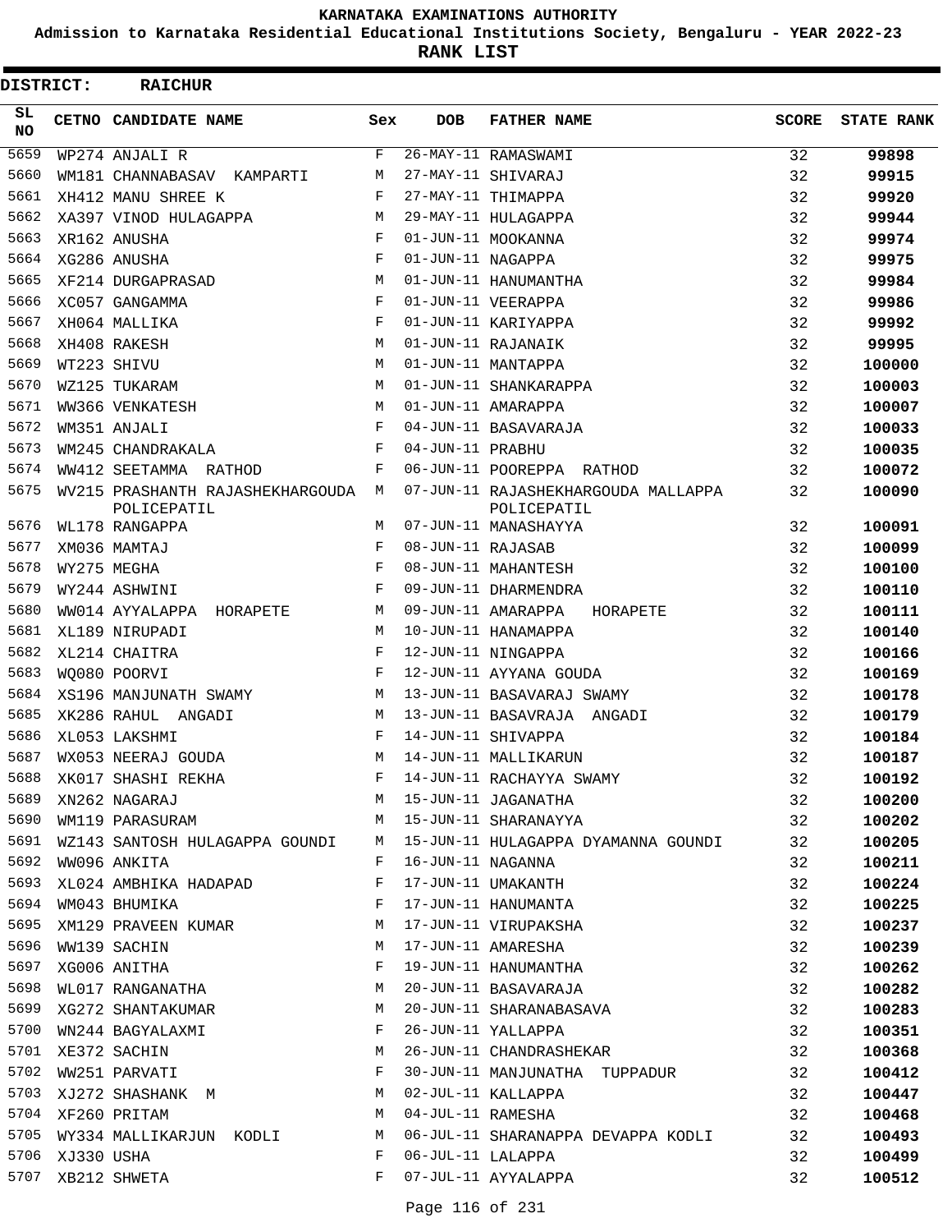# KARNATAKA EXAMINATIONS AUTHORITY

**Admission to Karnataka Residential Educational Institutions Society, Bengaluru - YEAR 2022-23**

**RANK LIST**

**DISTRICT: RAICHUR**

| SL NO | CETNO | CANDIDATE NAME | Sex | DOB | FATHER NAME | SCORE | STATE RANK |
|---|---|---|---|---|---|---|---|
| 5659 | WP274 | ANJALI R | F | 26-MAY-11 | RAMASWAMI | 32 | 99898 |
| 5660 | WM181 | CHANNABASAV KAMPARTI | M | 27-MAY-11 | SHIVARAJ | 32 | 99915 |
| 5661 | XH412 | MANU SHREE K | F | 27-MAY-11 | THIMAPPA | 32 | 99920 |
| 5662 | XA397 | VINOD HULAGAPPA | M | 29-MAY-11 | HULAGAPPA | 32 | 99944 |
| 5663 | XR162 | ANUSHA | F | 01-JUN-11 | MOOKANNA | 32 | 99974 |
| 5664 | XG286 | ANUSHA | F | 01-JUN-11 | NAGAPPA | 32 | 99975 |
| 5665 | XF214 | DURGAPRASAD | M | 01-JUN-11 | HANUMANTHA | 32 | 99984 |
| 5666 | XC057 | GANGAMMA | F | 01-JUN-11 | VEERAPPA | 32 | 99986 |
| 5667 | XH064 | MALLIKA | F | 01-JUN-11 | KARIYAPPA | 32 | 99992 |
| 5668 | XH408 | RAKESH | M | 01-JUN-11 | RAJANAIK | 32 | 99995 |
| 5669 | WT223 | SHIVU | M | 01-JUN-11 | MANTAPPA | 32 | 100000 |
| 5670 | WZ125 | TUKARAM | M | 01-JUN-11 | SHANKARAPPA | 32 | 100003 |
| 5671 | WW366 | VENKATESH | M | 01-JUN-11 | AMARAPPA | 32 | 100007 |
| 5672 | WM351 | ANJALI | F | 04-JUN-11 | BASAVARAJA | 32 | 100033 |
| 5673 | WM245 | CHANDRAKALA | F | 04-JUN-11 | PRABHU | 32 | 100035 |
| 5674 | WW412 | SEETAMMA RATHOD | F | 06-JUN-11 | POOREPPA RATHOD | 32 | 100072 |
| 5675 | WV215 | PRASHANTH RAJASHEKHARGOUDA POLICEPATIL | M | 07-JUN-11 | RAJASHEKHARGOUDA MALLAPPA POLICEPATIL | 32 | 100090 |
| 5676 | WL178 | RANGAPPA | M | 07-JUN-11 | MANASHAYYA | 32 | 100091 |
| 5677 | XM036 | MAMTAJ | F | 08-JUN-11 | RAJASAB | 32 | 100099 |
| 5678 | WY275 | MEGHA | F | 08-JUN-11 | MAHANTESH | 32 | 100100 |
| 5679 | WY244 | ASHWINI | F | 09-JUN-11 | DHARMENDRA | 32 | 100110 |
| 5680 | WW014 | AYYALAPPA HORAPETE | M | 09-JUN-11 | AMARAPPA HORAPETE | 32 | 100111 |
| 5681 | XL189 | NIRUPADI | M | 10-JUN-11 | HANAMAPPA | 32 | 100140 |
| 5682 | XL214 | CHAITRA | F | 12-JUN-11 | NINGAPPA | 32 | 100166 |
| 5683 | WQ080 | POORVI | F | 12-JUN-11 | AYYANA GOUDA | 32 | 100169 |
| 5684 | XS196 | MANJUNATH SWAMY | M | 13-JUN-11 | BASAVARAJ SWAMY | 32 | 100178 |
| 5685 | XK286 | RAHUL ANGADI | M | 13-JUN-11 | BASAVRAJA ANGADI | 32 | 100179 |
| 5686 | XL053 | LAKSHMI | F | 14-JUN-11 | SHIVAPPA | 32 | 100184 |
| 5687 | WX053 | NEERAJ GOUDA | M | 14-JUN-11 | MALLIKARUN | 32 | 100187 |
| 5688 | XK017 | SHASHI REKHA | F | 14-JUN-11 | RACHAYYA SWAMY | 32 | 100192 |
| 5689 | XN262 | NAGARAJ | M | 15-JUN-11 | JAGANATHA | 32 | 100200 |
| 5690 | WM119 | PARASURAM | M | 15-JUN-11 | SHARANAYYA | 32 | 100202 |
| 5691 | WZ143 | SANTOSH HULAGAPPA GOUNDI | M | 15-JUN-11 | HULAGAPPA DYAMANNA GOUNDI | 32 | 100205 |
| 5692 | WW096 | ANKITA | F | 16-JUN-11 | NAGANNA | 32 | 100211 |
| 5693 | XL024 | AMBHIKA HADAPAD | F | 17-JUN-11 | UMAKANTH | 32 | 100224 |
| 5694 | WM043 | BHUMIKA | F | 17-JUN-11 | HANUMANTA | 32 | 100225 |
| 5695 | XM129 | PRAVEEN KUMAR | M | 17-JUN-11 | VIRUPAKSHA | 32 | 100237 |
| 5696 | WW139 | SACHIN | M | 17-JUN-11 | AMARESHA | 32 | 100239 |
| 5697 | XG006 | ANITHA | F | 19-JUN-11 | HANUMANTHA | 32 | 100262 |
| 5698 | WL017 | RANGANATHA | M | 20-JUN-11 | BASAVARAJA | 32 | 100282 |
| 5699 | XG272 | SHANTAKUMAR | M | 20-JUN-11 | SHARANABASAVA | 32 | 100283 |
| 5700 | WN244 | BAGYALAXMI | F | 26-JUN-11 | YALLAPPA | 32 | 100351 |
| 5701 | XE372 | SACHIN | M | 26-JUN-11 | CHANDRASHEKAR | 32 | 100368 |
| 5702 | WW251 | PARVATI | F | 30-JUN-11 | MANJUNATHA TUPPADUR | 32 | 100412 |
| 5703 | XJ272 | SHASHANK M | M | 02-JUL-11 | KALLAPPA | 32 | 100447 |
| 5704 | XF260 | PRITAM | M | 04-JUL-11 | RAMESHA | 32 | 100468 |
| 5705 | WY334 | MALLIKARJUN KODLI | M | 06-JUL-11 | SHARANAPPA DEVAPPA KODLI | 32 | 100493 |
| 5706 | XJ330 | USHA | F | 06-JUL-11 | LALAPPA | 32 | 100499 |
| 5707 | XB212 | SHWETA | F | 07-JUL-11 | AYYALAPPA | 32 | 100512 |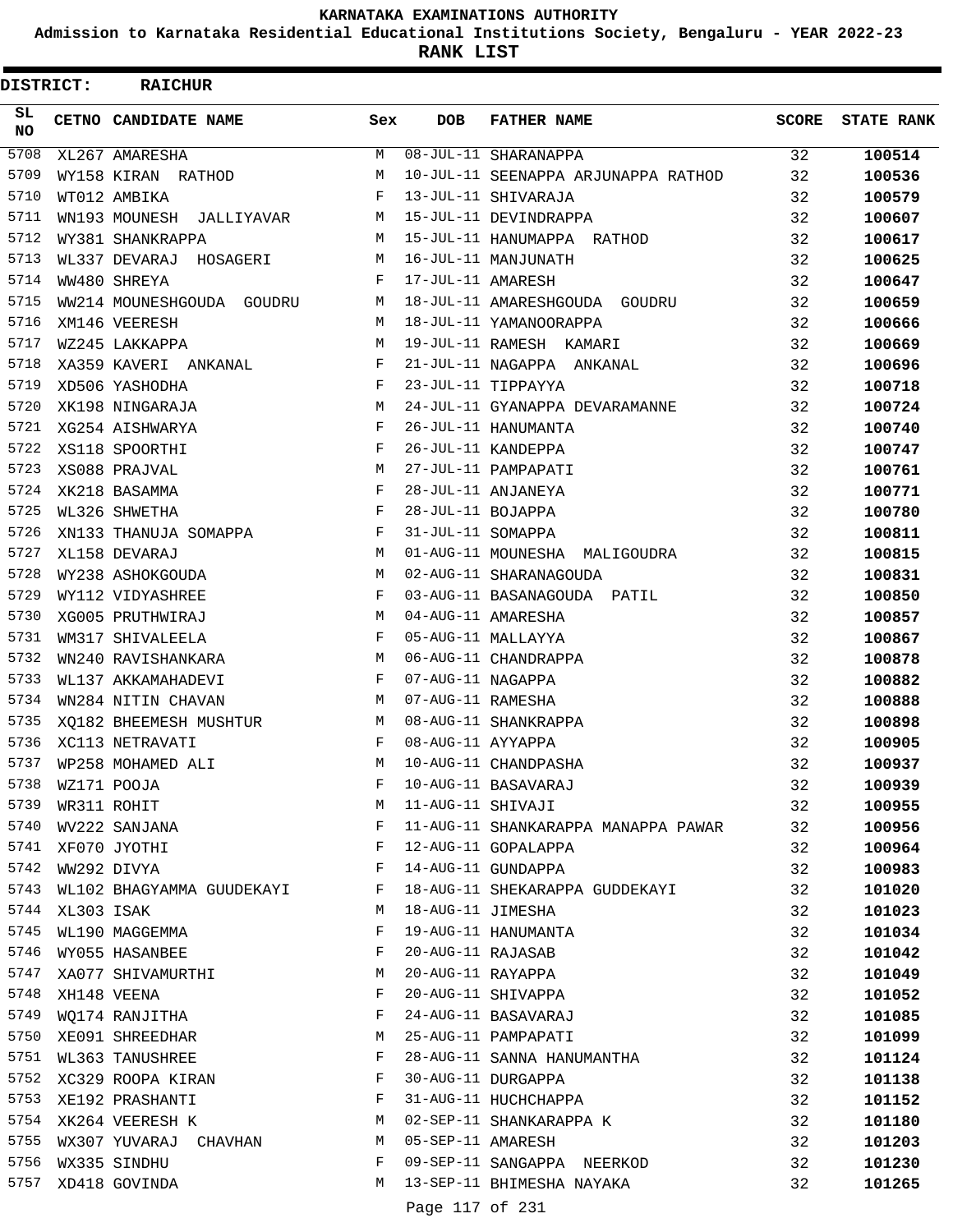**KARNATAKA EXAMINATIONS AUTHORITY**

**Admission to Karnataka Residential Educational Institutions Society, Bengaluru - YEAR 2022-23**

**RANK LIST**

**DISTRICT: RAICHUR**

| SL NO | CETNO | CANDIDATE NAME | Sex | DOB | FATHER NAME | SCORE | STATE RANK |
|---|---|---|---|---|---|---|---|
| 5708 | XL267 | AMARESHA | M | 08-JUL-11 | SHARANAPPA | 32 | 100514 |
| 5709 | WY158 | KIRAN RATHOD | M | 10-JUL-11 | SEENAPPA ARJUNAPPA RATHOD | 32 | 100536 |
| 5710 | WT012 | AMBIKA | F | 13-JUL-11 | SHIVARAJA | 32 | 100579 |
| 5711 | WN193 | MOUNESH JALLIYAVAR | M | 15-JUL-11 | DEVINDRAPPA | 32 | 100607 |
| 5712 | WY381 | SHANKRAPPA | M | 15-JUL-11 | HANUMAPPA RATHOD | 32 | 100617 |
| 5713 | WL337 | DEVARAJ HOSAGERI | M | 16-JUL-11 | MANJUNATH | 32 | 100625 |
| 5714 | WW480 | SHREYA | F | 17-JUL-11 | AMARESH | 32 | 100647 |
| 5715 | WW214 | MOUNESHGOUDA GOUDRU | M | 18-JUL-11 | AMARESHGOUDA GOUDRU | 32 | 100659 |
| 5716 | XM146 | VEERESH | M | 18-JUL-11 | YAMANOORAPPA | 32 | 100666 |
| 5717 | WZ245 | LAKKAPPA | M | 19-JUL-11 | RAMESH KAMARI | 32 | 100669 |
| 5718 | XA359 | KAVERI ANKANAL | F | 21-JUL-11 | NAGAPPA ANKANAL | 32 | 100696 |
| 5719 | XD506 | YASHODHA | F | 23-JUL-11 | TIPPAYYA | 32 | 100718 |
| 5720 | XK198 | NINGARAJA | M | 24-JUL-11 | GYANAPPA DEVARAMANNE | 32 | 100724 |
| 5721 | XG254 | AISHWARYA | F | 26-JUL-11 | HANUMANTA | 32 | 100740 |
| 5722 | XS118 | SPOORTHI | F | 26-JUL-11 | KANDEPPA | 32 | 100747 |
| 5723 | XS088 | PRAJVAL | M | 27-JUL-11 | PAMPAPATI | 32 | 100761 |
| 5724 | XK218 | BASAMMA | F | 28-JUL-11 | ANJANEYA | 32 | 100771 |
| 5725 | WL326 | SHWETHA | F | 28-JUL-11 | BOJAPPA | 32 | 100780 |
| 5726 | XN133 | THANUJA SOMAPPA | F | 31-JUL-11 | SOMAPPA | 32 | 100811 |
| 5727 | XL158 | DEVARAJ | M | 01-AUG-11 | MOUNESHA MALIGOUDRA | 32 | 100815 |
| 5728 | WY238 | ASHOKGOUDA | M | 02-AUG-11 | SHARANAGOUDA | 32 | 100831 |
| 5729 | WY112 | VIDYASHREE | F | 03-AUG-11 | BASANAGOUDA PATIL | 32 | 100850 |
| 5730 | XG005 | PRUTHWIRAJ | M | 04-AUG-11 | AMARESHA | 32 | 100857 |
| 5731 | WM317 | SHIVALEELA | F | 05-AUG-11 | MALLAYYA | 32 | 100867 |
| 5732 | WN240 | RAVISHANKARA | M | 06-AUG-11 | CHANDRAPPA | 32 | 100878 |
| 5733 | WL137 | AKKAMAHADEVI | F | 07-AUG-11 | NAGAPPA | 32 | 100882 |
| 5734 | WN284 | NITIN CHAVAN | M | 07-AUG-11 | RAMESHA | 32 | 100888 |
| 5735 | XQ182 | BHEEMESH MUSHTUR | M | 08-AUG-11 | SHANKRAPPA | 32 | 100898 |
| 5736 | XC113 | NETRAVATI | F | 08-AUG-11 | AYYAPPA | 32 | 100905 |
| 5737 | WP258 | MOHAMED ALI | M | 10-AUG-11 | CHANDPASHA | 32 | 100937 |
| 5738 | WZ171 | POOJA | F | 10-AUG-11 | BASAVARAJ | 32 | 100939 |
| 5739 | WR311 | ROHIT | M | 11-AUG-11 | SHIVAJI | 32 | 100955 |
| 5740 | WV222 | SANJANA | F | 11-AUG-11 | SHANKARAPPA MANAPPA PAWAR | 32 | 100956 |
| 5741 | XF070 | JYOTHI | F | 12-AUG-11 | GOPALAPPA | 32 | 100964 |
| 5742 | WW292 | DIVYA | F | 14-AUG-11 | GUNDAPPA | 32 | 100983 |
| 5743 | WL102 | BHAGYAMMA GUUDEKAYI | F | 18-AUG-11 | SHEKARAPPA GUDDEKAYI | 32 | 101020 |
| 5744 | XL303 | ISAK | M | 18-AUG-11 | JIMESHA | 32 | 101023 |
| 5745 | WL190 | MAGGEMMA | F | 19-AUG-11 | HANUMANTA | 32 | 101034 |
| 5746 | WY055 | HASANBEE | F | 20-AUG-11 | RAJASAB | 32 | 101042 |
| 5747 | XA077 | SHIVAMURTHI | M | 20-AUG-11 | RAYAPPA | 32 | 101049 |
| 5748 | XH148 | VEENA | F | 20-AUG-11 | SHIVAPPA | 32 | 101052 |
| 5749 | WQ174 | RANJITHA | F | 24-AUG-11 | BASAVARAJ | 32 | 101085 |
| 5750 | XE091 | SHREEDHAR | M | 25-AUG-11 | PAMPAPATI | 32 | 101099 |
| 5751 | WL363 | TANUSHREE | F | 28-AUG-11 | SANNA HANUMANTHA | 32 | 101124 |
| 5752 | XC329 | ROOPA KIRAN | F | 30-AUG-11 | DURGAPPA | 32 | 101138 |
| 5753 | XE192 | PRASHANTI | F | 31-AUG-11 | HUCHCHAPPA | 32 | 101152 |
| 5754 | XK264 | VEERESH K | M | 02-SEP-11 | SHANKARAPPA K | 32 | 101180 |
| 5755 | WX307 | YUVARAJ CHAVHAN | M | 05-SEP-11 | AMARESH | 32 | 101203 |
| 5756 | WX335 | SINDHU | F | 09-SEP-11 | SANGAPPA NEERKOD | 32 | 101230 |
| 5757 | XD418 | GOVINDA | M | 13-SEP-11 | BHIMESHA NAYAKA | 32 | 101265 |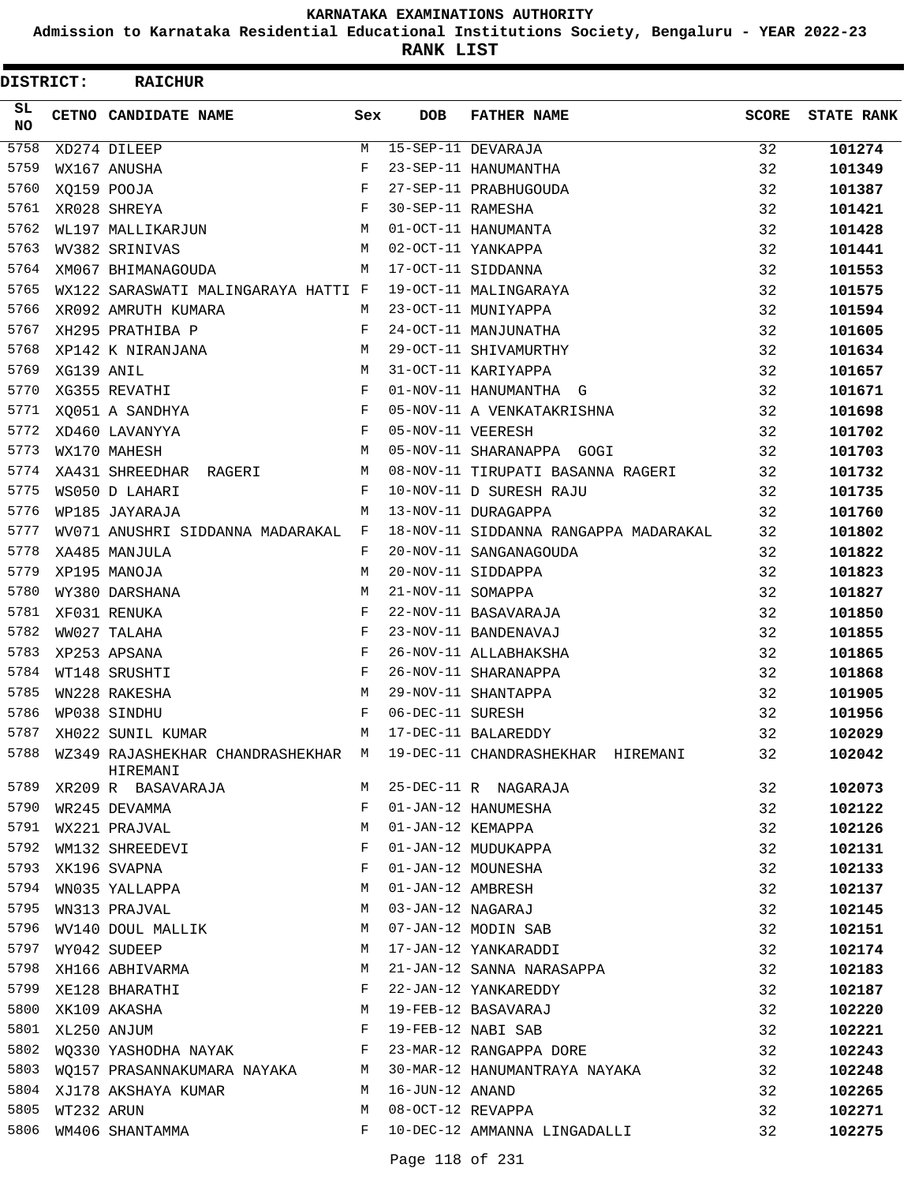# KARNATAKA EXAMINATIONS AUTHORITY

**Admission to Karnataka Residential Educational Institutions Society, Bengaluru - YEAR 2022-23**

**RANK LIST**

**DISTRICT: RAICHUR**

| SL NO | CETNO | CANDIDATE NAME | Sex | DOB | FATHER NAME | SCORE | STATE RANK |
|---|---|---|---|---|---|---|---|
| 5758 | XD274 | DILEEP | M | 15-SEP-11 | DEVARAJA | 32 | 101274 |
| 5759 | WX167 | ANUSHA | F | 23-SEP-11 | HANUMANTHA | 32 | 101349 |
| 5760 | XQ159 | POOJA | F | 27-SEP-11 | PRABHUGOUDA | 32 | 101387 |
| 5761 | XR028 | SHREYA | F | 30-SEP-11 | RAMESHA | 32 | 101421 |
| 5762 | WL197 | MALLIKARJUN | M | 01-OCT-11 | HANUMANTA | 32 | 101428 |
| 5763 | WV382 | SRINIVAS | M | 02-OCT-11 | YANKAPPA | 32 | 101441 |
| 5764 | XM067 | BHIMANAGOUDA | M | 17-OCT-11 | SIDDANNA | 32 | 101553 |
| 5765 | WX122 | SARASWATI MALINGARAYA HATTI | F | 19-OCT-11 | MALINGARAYA | 32 | 101575 |
| 5766 | XR092 | AMRUTH KUMARA | M | 23-OCT-11 | MUNIYAPPA | 32 | 101594 |
| 5767 | XH295 | PRATHIBA P | F | 24-OCT-11 | MANJUNATHA | 32 | 101605 |
| 5768 | XP142 | K NIRANJANA | M | 29-OCT-11 | SHIVAMURTHY | 32 | 101634 |
| 5769 | XG139 | ANIL | M | 31-OCT-11 | KARIYAPPA | 32 | 101657 |
| 5770 | XG355 | REVATHI | F | 01-NOV-11 | HANUMANTHA G | 32 | 101671 |
| 5771 | XQ051 | A SANDHYA | F | 05-NOV-11 | A VENKATAKRISHNA | 32 | 101698 |
| 5772 | XD460 | LAVANYYA | F | 05-NOV-11 | VEERESH | 32 | 101702 |
| 5773 | WX170 | MAHESH | M | 05-NOV-11 | SHARANAPPA GOGI | 32 | 101703 |
| 5774 | XA431 | SHREEDHAR RAGERI | M | 08-NOV-11 | TIRUPATI BASANNA RAGERI | 32 | 101732 |
| 5775 | WS050 | D LAHARI | F | 10-NOV-11 | D SURESH RAJU | 32 | 101735 |
| 5776 | WP185 | JAYARAJA | M | 13-NOV-11 | DURAGAPPA | 32 | 101760 |
| 5777 | WV071 | ANUSHRI SIDDANNA MADARAKAL | F | 18-NOV-11 | SIDDANNA RANGAPPA MADARAKAL | 32 | 101802 |
| 5778 | XA485 | MANJULA | F | 20-NOV-11 | SANGANAGOUDA | 32 | 101822 |
| 5779 | XP195 | MANOJA | M | 20-NOV-11 | SIDDAPPA | 32 | 101823 |
| 5780 | WY380 | DARSHANA | M | 21-NOV-11 | SOMAPPA | 32 | 101827 |
| 5781 | XF031 | RENUKA | F | 22-NOV-11 | BASAVARAJA | 32 | 101850 |
| 5782 | WW027 | TALAHA | F | 23-NOV-11 | BANDENAVAJ | 32 | 101855 |
| 5783 | XP253 | APSANA | F | 26-NOV-11 | ALLABHAKSHA | 32 | 101865 |
| 5784 | WT148 | SRUSHTI | F | 26-NOV-11 | SHARANAPPA | 32 | 101868 |
| 5785 | WN228 | RAKESHA | M | 29-NOV-11 | SHANTAPPA | 32 | 101905 |
| 5786 | WP038 | SINDHU | F | 06-DEC-11 | SURESH | 32 | 101956 |
| 5787 | XH022 | SUNIL KUMAR | M | 17-DEC-11 | BALAREDDY | 32 | 102029 |
| 5788 | WZ349 | RAJASHEKHAR CHANDRASHEKHAR HIREMANI | M | 19-DEC-11 | CHANDRASHEKHAR HIREMANI | 32 | 102042 |
| 5789 | XR209 | R BASAVARAJA | M | 25-DEC-11 | R NAGARAJA | 32 | 102073 |
| 5790 | WR245 | DEVAMMA | F | 01-JAN-12 | HANUMESHA | 32 | 102122 |
| 5791 | WX221 | PRAJVAL | M | 01-JAN-12 | KEMAPPA | 32 | 102126 |
| 5792 | WM132 | SHREEDEVI | F | 01-JAN-12 | MUDUKAPPA | 32 | 102131 |
| 5793 | XK196 | SVAPNA | F | 01-JAN-12 | MOUNESHA | 32 | 102133 |
| 5794 | WN035 | YALLAPPA | M | 01-JAN-12 | AMBRESH | 32 | 102137 |
| 5795 | WN313 | PRAJVAL | M | 03-JAN-12 | NAGARAJ | 32 | 102145 |
| 5796 | WV140 | DOUL MALLIK | M | 07-JAN-12 | MODIN SAB | 32 | 102151 |
| 5797 | WY042 | SUDEEP | M | 17-JAN-12 | YANKARADDI | 32 | 102174 |
| 5798 | XH166 | ABHIVARMA | M | 21-JAN-12 | SANNA NARASAPPA | 32 | 102183 |
| 5799 | XE128 | BHARATHI | F | 22-JAN-12 | YANKAREDDY | 32 | 102187 |
| 5800 | XK109 | AKASHA | M | 19-FEB-12 | BASAVARAJ | 32 | 102220 |
| 5801 | XL250 | ANJUM | F | 19-FEB-12 | NABI SAB | 32 | 102221 |
| 5802 | WQ330 | YASHODHA NAYAK | F | 23-MAR-12 | RANGAPPA DORE | 32 | 102243 |
| 5803 | WQ157 | PRASANNAKUMARA NAYAKA | M | 30-MAR-12 | HANUMANTRAYA NAYAKA | 32 | 102248 |
| 5804 | XJ178 | AKSHAYA KUMAR | M | 16-JUN-12 | ANAND | 32 | 102265 |
| 5805 | WT232 | ARUN | M | 08-OCT-12 | REVAPPA | 32 | 102271 |
| 5806 | WM406 | SHANTAMMA | F | 10-DEC-12 | AMMANNA LINGADALLI | 32 | 102275 |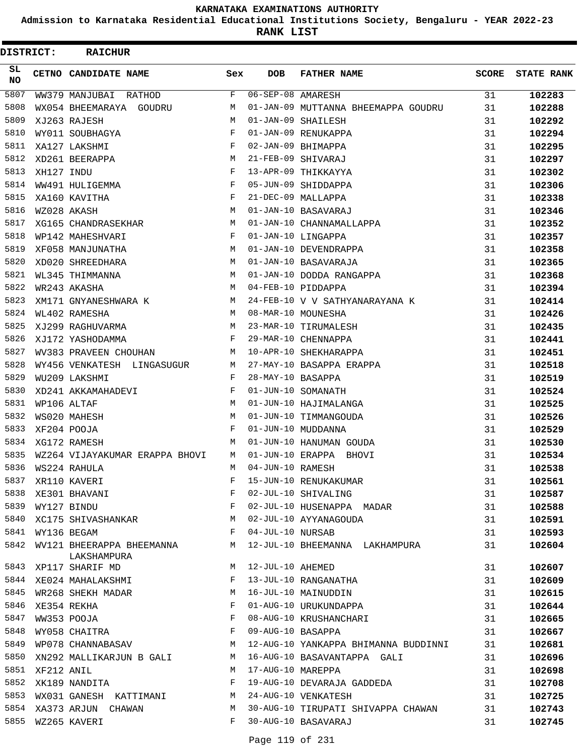# KARNATAKA EXAMINATIONS AUTHORITY

## Admission to Karnataka Residential Educational Institutions Society, Bengaluru - YEAR 2022-23

## RANK LIST

**DISTRICT: RAICHUR**

| SL NO | CETNO | CANDIDATE NAME | Sex | DOB | FATHER NAME | SCORE | STATE RANK |
|---|---|---|---|---|---|---|---|
| 5807 | WW379 | MANJUBAI RATHOD | F | 06-SEP-08 | AMARESH | 31 | **102283** |
| 5808 | WX054 | BHEEMARAYA GOUDRU | M | 01-JAN-09 | MUTTANNA BHEEMAPPA GOUDRU | 31 | **102288** |
| 5809 | XJ263 | RAJESH | M | 01-JAN-09 | SHAILESH | 31 | **102292** |
| 5810 | WY011 | SOUBHAGYA | F | 01-JAN-09 | RENUKAPPA | 31 | **102294** |
| 5811 | XA127 | LAKSHMI | F | 02-JAN-09 | BHIMAPPA | 31 | **102295** |
| 5812 | XD261 | BEERAPPA | M | 21-FEB-09 | SHIVARAJ | 31 | **102297** |
| 5813 | XH127 | INDU | F | 13-APR-09 | THIKKAYYA | 31 | **102302** |
| 5814 | WW491 | HULIGEMMA | F | 05-JUN-09 | SHIDDAPPA | 31 | **102306** |
| 5815 | XA160 | KAVITHA | F | 21-DEC-09 | MALLAPPA | 31 | **102338** |
| 5816 | WZ028 | AKASH | M | 01-JAN-10 | BASAVARAJ | 31 | **102346** |
| 5817 | XG165 | CHANDRASEKHAR | M | 01-JAN-10 | CHANNAMALLAPPA | 31 | **102352** |
| 5818 | WP142 | MAHESHVARI | F | 01-JAN-10 | LINGAPPA | 31 | **102357** |
| 5819 | XF058 | MANJUNATHA | M | 01-JAN-10 | DEVENDRAPPA | 31 | **102358** |
| 5820 | XD020 | SHREEDHARA | M | 01-JAN-10 | BASAVARAJA | 31 | **102365** |
| 5821 | WL345 | THIMMANNA | M | 01-JAN-10 | DODDA RANGAPPA | 31 | **102368** |
| 5822 | WR243 | AKASHA | M | 04-FEB-10 | PIDDAPPA | 31 | **102394** |
| 5823 | XM171 | GNYANESHWARA K | M | 24-FEB-10 | V V SATHYANARAYANA K | 31 | **102414** |
| 5824 | WL402 | RAMESHA | M | 08-MAR-10 | MOUNESHA | 31 | **102426** |
| 5825 | XJ299 | RAGHUVARMA | M | 23-MAR-10 | TIRUMALESH | 31 | **102435** |
| 5826 | XJ172 | YASHODAMMA | F | 29-MAR-10 | CHENNAPPA | 31 | **102441** |
| 5827 | WV383 | PRAVEEN CHOUHAN | M | 10-APR-10 | SHEKHARAPPA | 31 | **102451** |
| 5828 | WY456 | VENKATESH LINGASUGUR | M | 27-MAY-10 | BASAPPA ERAPPA | 31 | **102518** |
| 5829 | WU209 | LAKSHMI | F | 28-MAY-10 | BASAPPA | 31 | **102519** |
| 5830 | XD241 | AKKAMAHADEVI | F | 01-JUN-10 | SOMANATH | 31 | **102524** |
| 5831 | WP106 | ALTAF | M | 01-JUN-10 | HAJIMALANGA | 31 | **102525** |
| 5832 | WS020 | MAHESH | M | 01-JUN-10 | TIMMANGOUDA | 31 | **102526** |
| 5833 | XF204 | POOJA | F | 01-JUN-10 | MUDDANNA | 31 | **102529** |
| 5834 | XG172 | RAMESH | M | 01-JUN-10 | HANUMAN GOUDA | 31 | **102530** |
| 5835 | WZ264 | VIJAYAKUMAR ERAPPA BHOVI | M | 01-JUN-10 | ERAPPA BHOVI | 31 | **102534** |
| 5836 | WS224 | RAHULA | M | 04-JUN-10 | RAMESH | 31 | **102538** |
| 5837 | XR110 | KAVERI | F | 15-JUN-10 | RENUKAKUMAR | 31 | **102561** |
| 5838 | XE301 | BHAVANI | F | 02-JUL-10 | SHIVALING | 31 | **102587** |
| 5839 | WY127 | BINDU | F | 02-JUL-10 | HUSENAPPA MADAR | 31 | **102588** |
| 5840 | XC175 | SHIVASHANKAR | M | 02-JUL-10 | AYYANAGOUDA | 31 | **102591** |
| 5841 | WY136 | BEGAM | F | 04-JUL-10 | NURSAB | 31 | **102593** |
| 5842 | WV121 | BHEERAPPA BHEEMANNA LAKSHAMPURA | M | 12-JUL-10 | BHEEMANNA LAKHAMPURA | 31 | **102604** |
| 5843 | XP117 | SHARIF MD | M | 12-JUL-10 | AHEMED | 31 | **102607** |
| 5844 | XE024 | MAHALAKSHMI | F | 13-JUL-10 | RANGANATHA | 31 | **102609** |
| 5845 | WR268 | SHEKH MADAR | M | 16-JUL-10 | MAINUDDIN | 31 | **102615** |
| 5846 | XE354 | REKHA | F | 01-AUG-10 | URUKUNDAPPA | 31 | **102644** |
| 5847 | WW353 | POOJA | F | 08-AUG-10 | KRUSHANCHARI | 31 | **102665** |
| 5848 | WY058 | CHAITRA | F | 09-AUG-10 | BASAPPA | 31 | **102667** |
| 5849 | WP078 | CHANNABASAV | M | 12-AUG-10 | YANKAPPA BHIMANNA BUDDINNI | 31 | **102681** |
| 5850 | XN292 | MALLIKARJUN B GALI | M | 16-AUG-10 | BASAVANTAPPA GALI | 31 | **102696** |
| 5851 | XF212 | ANIL | M | 17-AUG-10 | MAREPPA | 31 | **102698** |
| 5852 | XK189 | NANDITA | F | 19-AUG-10 | DEVARAJA GADDEDA | 31 | **102708** |
| 5853 | WX031 | GANESH KATTIMANI | M | 24-AUG-10 | VENKATESH | 31 | **102725** |
| 5854 | XA373 | ARJUN CHAWAN | M | 30-AUG-10 | TIRUPATI SHIVAPPA CHAWAN | 31 | **102743** |
| 5855 | WZ265 | KAVERI | F | 30-AUG-10 | BASAVARAJ | 31 | **102745** |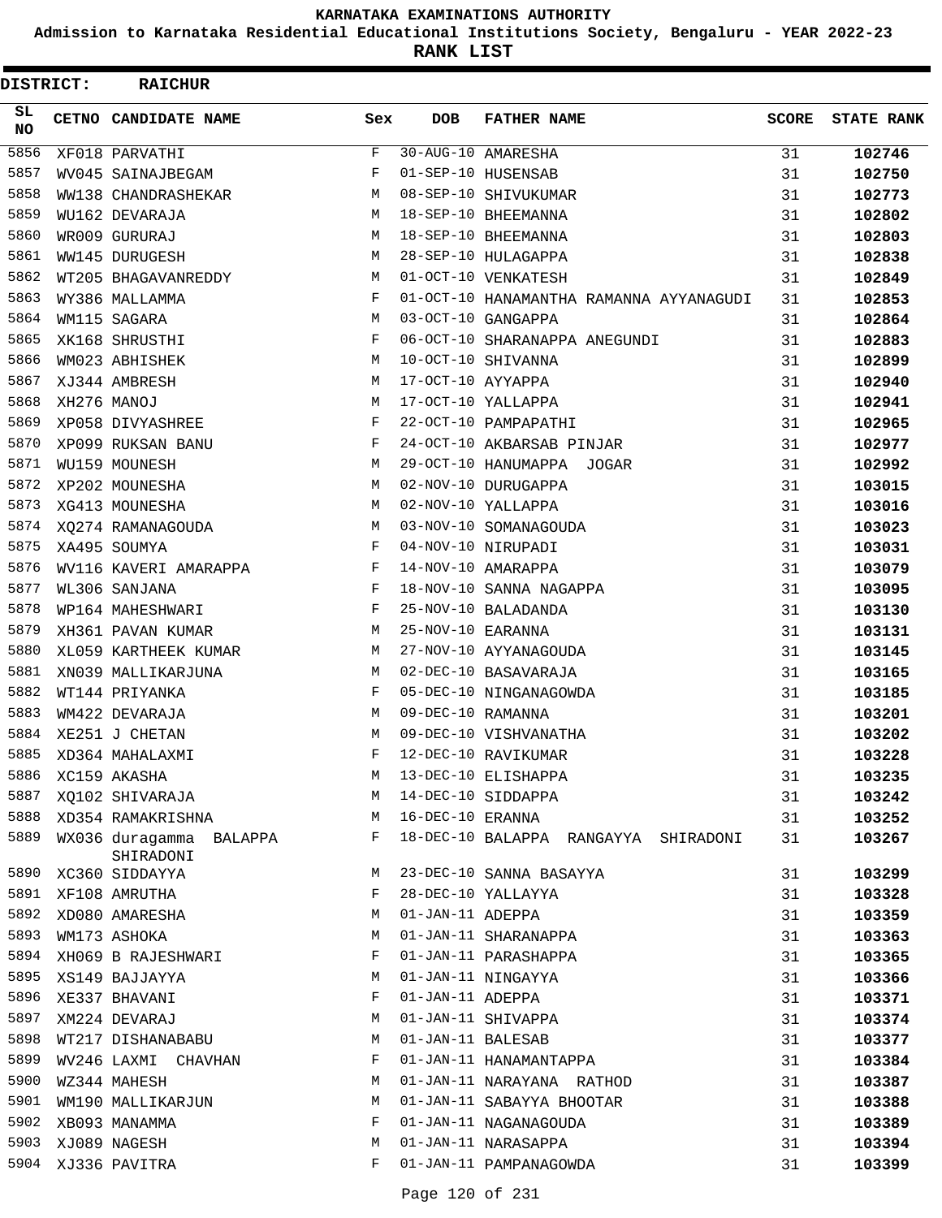# KARNATAKA EXAMINATIONS AUTHORITY

**Admission to Karnataka Residential Educational Institutions Society, Bengaluru - YEAR 2022-23**

**RANK LIST**

**DISTRICT: RAICHUR**

| SL NO | CETNO | CANDIDATE NAME | Sex | DOB | FATHER NAME | SCORE | STATE RANK |
|---|---|---|---|---|---|---|---|
| 5856 | XF018 | PARVATHI | F | 30-AUG-10 | AMARESHA | 31 | 102746 |
| 5857 | WV045 | SAINAJBEGAM | F | 01-SEP-10 | HUSENSAB | 31 | 102750 |
| 5858 | WW138 | CHANDRASHEKAR | M | 08-SEP-10 | SHIVUKUMAR | 31 | 102773 |
| 5859 | WU162 | DEVARAJA | M | 18-SEP-10 | BHEEMANNA | 31 | 102802 |
| 5860 | WR009 | GURURAJ | M | 18-SEP-10 | BHEEMANNA | 31 | 102803 |
| 5861 | WW145 | DURUGESH | M | 28-SEP-10 | HULAGAPPA | 31 | 102838 |
| 5862 | WT205 | BHAGAVANREDDY | M | 01-OCT-10 | VENKATESH | 31 | 102849 |
| 5863 | WY386 | MALLAMMA | F | 01-OCT-10 | HANAMANTHA RAMANNA AYYANAGUDI | 31 | 102853 |
| 5864 | WM115 | SAGARA | M | 03-OCT-10 | GANGAPPA | 31 | 102864 |
| 5865 | XK168 | SHRUSTHI | F | 06-OCT-10 | SHARANAPPA ANEGUNDI | 31 | 102883 |
| 5866 | WM023 | ABHISHEK | M | 10-OCT-10 | SHIVANNA | 31 | 102899 |
| 5867 | XJ344 | AMBRESH | M | 17-OCT-10 | AYYAPPA | 31 | 102940 |
| 5868 | XH276 | MANOJ | M | 17-OCT-10 | YALLAPPA | 31 | 102941 |
| 5869 | XP058 | DIVYASHREE | F | 22-OCT-10 | PAMPAPATHI | 31 | 102965 |
| 5870 | XP099 | RUKSAN BANU | F | 24-OCT-10 | AKBARSAB PINJAR | 31 | 102977 |
| 5871 | WU159 | MOUNESH | M | 29-OCT-10 | HANUMAPPA JOGAR | 31 | 102992 |
| 5872 | XP202 | MOUNESHA | M | 02-NOV-10 | DURUGAPPA | 31 | 103015 |
| 5873 | XG413 | MOUNESHA | M | 02-NOV-10 | YALLAPPA | 31 | 103016 |
| 5874 | XQ274 | RAMANAGOUDA | M | 03-NOV-10 | SOMANAGOUDA | 31 | 103023 |
| 5875 | XA495 | SOUMYA | F | 04-NOV-10 | NIRUPADI | 31 | 103031 |
| 5876 | WV116 | KAVERI AMARAPPA | F | 14-NOV-10 | AMARAPPA | 31 | 103079 |
| 5877 | WL306 | SANJANA | F | 18-NOV-10 | SANNA NAGAPPA | 31 | 103095 |
| 5878 | WP164 | MAHESHWARI | F | 25-NOV-10 | BALADANDA | 31 | 103130 |
| 5879 | XH361 | PAVAN KUMAR | M | 25-NOV-10 | EARANNA | 31 | 103131 |
| 5880 | XL059 | KARTHEEK KUMAR | M | 27-NOV-10 | AYYANAGOUDA | 31 | 103145 |
| 5881 | XN039 | MALLIKARJUNA | M | 02-DEC-10 | BASAVARAJA | 31 | 103165 |
| 5882 | WT144 | PRIYANKA | F | 05-DEC-10 | NINGANAGOWDA | 31 | 103185 |
| 5883 | WM422 | DEVARAJA | M | 09-DEC-10 | RAMANNA | 31 | 103201 |
| 5884 | XE251 | J CHETAN | M | 09-DEC-10 | VISHVANATHA | 31 | 103202 |
| 5885 | XD364 | MAHALAXMI | F | 12-DEC-10 | RAVIKUMAR | 31 | 103228 |
| 5886 | XC159 | AKASHA | M | 13-DEC-10 | ELISHAPPA | 31 | 103235 |
| 5887 | XQ102 | SHIVARAJA | M | 14-DEC-10 | SIDDAPPA | 31 | 103242 |
| 5888 | XD354 | RAMAKRISHNA | M | 16-DEC-10 | ERANNA | 31 | 103252 |
| 5889 | WX036 | duragamma BALAPPA SHIRADONI | F | 18-DEC-10 | BALAPPA RANGAYYA SHIRADONI | 31 | 103267 |
| 5890 | XC360 | SIDDAYYA | M | 23-DEC-10 | SANNA BASAYYA | 31 | 103299 |
| 5891 | XF108 | AMRUTHA | F | 28-DEC-10 | YALLAYYA | 31 | 103328 |
| 5892 | XD080 | AMARESHA | M | 01-JAN-11 | ADEPPA | 31 | 103359 |
| 5893 | WM173 | ASHOKA | M | 01-JAN-11 | SHARANAPPA | 31 | 103363 |
| 5894 | XH069 | B RAJESHWARI | F | 01-JAN-11 | PARASHAPPA | 31 | 103365 |
| 5895 | XS149 | BAJJAYYA | M | 01-JAN-11 | NINGAYYA | 31 | 103366 |
| 5896 | XE337 | BHAVANI | F | 01-JAN-11 | ADEPPA | 31 | 103371 |
| 5897 | XM224 | DEVARAJ | M | 01-JAN-11 | SHIVAPPA | 31 | 103374 |
| 5898 | WT217 | DISHANABABU | M | 01-JAN-11 | BALESAB | 31 | 103377 |
| 5899 | WV246 | LAXMI CHAVHAN | F | 01-JAN-11 | HANAMANTAPPA | 31 | 103384 |
| 5900 | WZ344 | MAHESH | M | 01-JAN-11 | NARAYANA RATHOD | 31 | 103387 |
| 5901 | WM190 | MALLIKARJUN | M | 01-JAN-11 | SABAYYA BHOOTAR | 31 | 103388 |
| 5902 | XB093 | MANAMMA | F | 01-JAN-11 | NAGANAGOUDA | 31 | 103389 |
| 5903 | XJ089 | NAGESH | M | 01-JAN-11 | NARASAPPA | 31 | 103394 |
| 5904 | XJ336 | PAVITRA | F | 01-JAN-11 | PAMPANAGOWDA | 31 | 103399 |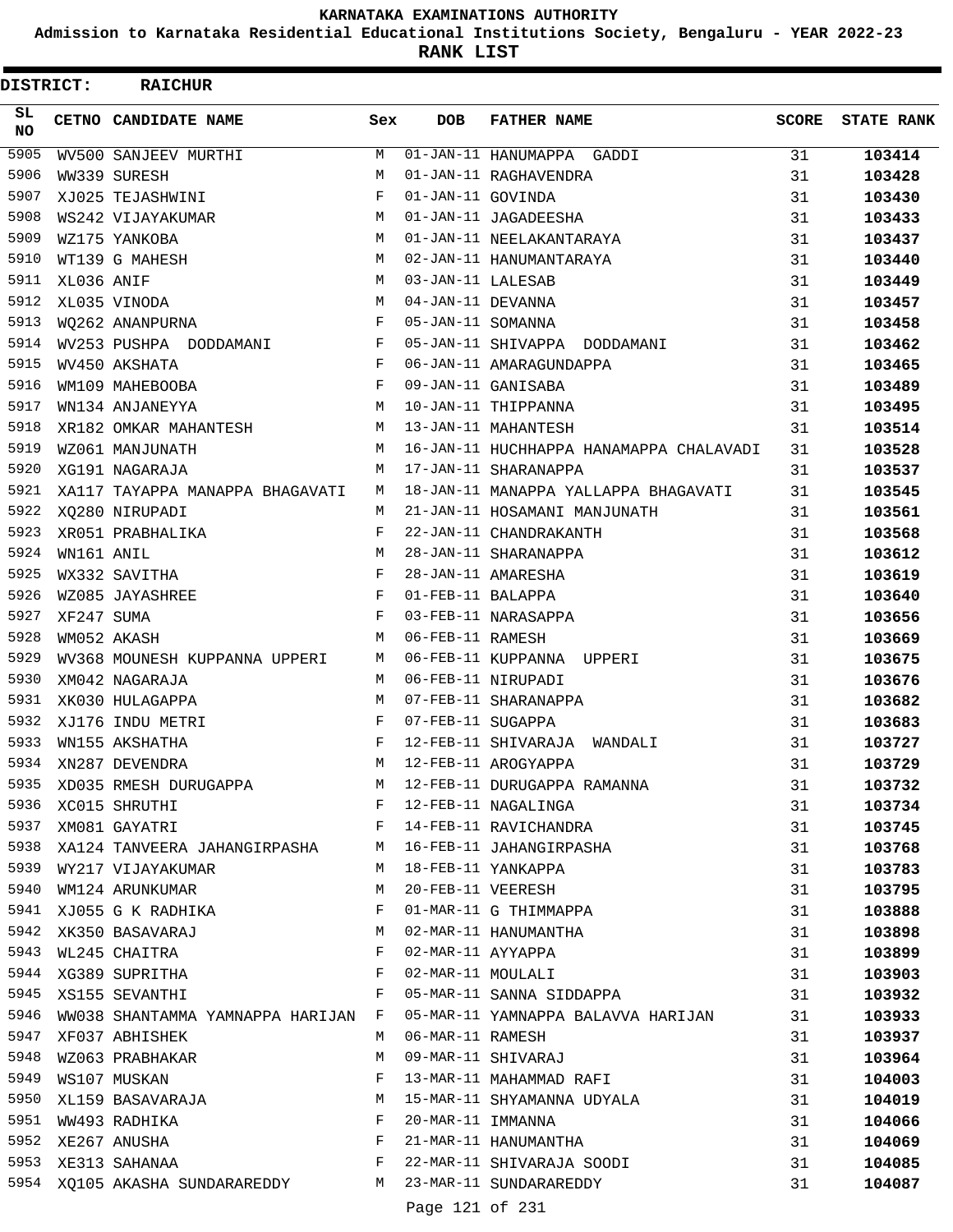# KARNATAKA EXAMINATIONS AUTHORITY

**Admission to Karnataka Residential Educational Institutions Society, Bengaluru - YEAR 2022-23**

**RANK LIST**

**DISTRICT: RAICHUR**

| SL NO | CETNO | CANDIDATE NAME | Sex | DOB | FATHER NAME | SCORE | STATE RANK |
|---|---|---|---|---|---|---|---|
| 5905 | WV500 | SANJEEV MURTHI | M | 01-JAN-11 | HANUMAPPA GADDI | 31 | 103414 |
| 5906 | WW339 | SURESH | M | 01-JAN-11 | RAGHAVENDRA | 31 | 103428 |
| 5907 | XJ025 | TEJASHWINI | F | 01-JAN-11 | GOVINDA | 31 | 103430 |
| 5908 | WS242 | VIJAYAKUMAR | M | 01-JAN-11 | JAGADEESHA | 31 | 103433 |
| 5909 | WZ175 | YANKOBA | M | 01-JAN-11 | NEELAKANTARAYA | 31 | 103437 |
| 5910 | WT139 | G MAHESH | M | 02-JAN-11 | HANUMANTARAYA | 31 | 103440 |
| 5911 | XL036 | ANIF | M | 03-JAN-11 | LALESAB | 31 | 103449 |
| 5912 | XL035 | VINODA | M | 04-JAN-11 | DEVANNA | 31 | 103457 |
| 5913 | WQ262 | ANANPURNA | F | 05-JAN-11 | SOMANNA | 31 | 103458 |
| 5914 | WV253 | PUSHPA DODDAMANI | F | 05-JAN-11 | SHIVAPPA DODDAMANI | 31 | 103462 |
| 5915 | WV450 | AKSHATA | F | 06-JAN-11 | AMARAGUNDAPPA | 31 | 103465 |
| 5916 | WM109 | MAHEBOOBA | F | 09-JAN-11 | GANISABA | 31 | 103489 |
| 5917 | WN134 | ANJANEYYA | M | 10-JAN-11 | THIPPANNA | 31 | 103495 |
| 5918 | XR182 | OMKAR MAHANTESH | M | 13-JAN-11 | MAHANTESH | 31 | 103514 |
| 5919 | WZ061 | MANJUNATH | M | 16-JAN-11 | HUCHHAPPA HANAMAPPA CHALAVADI | 31 | 103528 |
| 5920 | XG191 | NAGARAJA | M | 17-JAN-11 | SHARANAPPA | 31 | 103537 |
| 5921 | XA117 | TAYAPPA MANAPPA BHAGAVATI | M | 18-JAN-11 | MANAPPA YALLAPPA BHAGAVATI | 31 | 103545 |
| 5922 | XQ280 | NIRUPADI | M | 21-JAN-11 | HOSAMANI MANJUNATH | 31 | 103561 |
| 5923 | XR051 | PRABHALIKA | F | 22-JAN-11 | CHANDRAKANTH | 31 | 103568 |
| 5924 | WN161 | ANIL | M | 28-JAN-11 | SHARANAPPA | 31 | 103612 |
| 5925 | WX332 | SAVITHA | F | 28-JAN-11 | AMARESHA | 31 | 103619 |
| 5926 | WZ085 | JAYASHREE | F | 01-FEB-11 | BALAPPA | 31 | 103640 |
| 5927 | XF247 | SUMA | F | 03-FEB-11 | NARASAPPA | 31 | 103656 |
| 5928 | WM052 | AKASH | M | 06-FEB-11 | RAMESH | 31 | 103669 |
| 5929 | WV368 | MOUNESH KUPPANNA UPPERI | M | 06-FEB-11 | KUPPANNA UPPERI | 31 | 103675 |
| 5930 | XM042 | NAGARAJA | M | 06-FEB-11 | NIRUPADI | 31 | 103676 |
| 5931 | XK030 | HULAGAPPA | M | 07-FEB-11 | SHARANAPPA | 31 | 103682 |
| 5932 | XJ176 | INDU METRI | F | 07-FEB-11 | SUGAPPA | 31 | 103683 |
| 5933 | WN155 | AKSHATHA | F | 12-FEB-11 | SHIVARAJA WANDALI | 31 | 103727 |
| 5934 | XN287 | DEVENDRA | M | 12-FEB-11 | AROGYAPPA | 31 | 103729 |
| 5935 | XD035 | RMESH DURUGAPPA | M | 12-FEB-11 | DURUGAPPA RAMANNA | 31 | 103732 |
| 5936 | XC015 | SHRUTHI | F | 12-FEB-11 | NAGALINGA | 31 | 103734 |
| 5937 | XM081 | GAYATRI | F | 14-FEB-11 | RAVICHANDRA | 31 | 103745 |
| 5938 | XA124 | TANVEERA JAHANGIRPASHA | M | 16-FEB-11 | JAHANGIRPASHA | 31 | 103768 |
| 5939 | WY217 | VIJAYAKUMAR | M | 18-FEB-11 | YANKAPPA | 31 | 103783 |
| 5940 | WM124 | ARUNKUMAR | M | 20-FEB-11 | VEERESH | 31 | 103795 |
| 5941 | XJ055 | G K RADHIKA | F | 01-MAR-11 | G THIMMAPPA | 31 | 103888 |
| 5942 | XK350 | BASAVARAJ | M | 02-MAR-11 | HANUMANTHA | 31 | 103898 |
| 5943 | WL245 | CHAITRA | F | 02-MAR-11 | AYYAPPA | 31 | 103899 |
| 5944 | XG389 | SUPRITHA | F | 02-MAR-11 | MOULALI | 31 | 103903 |
| 5945 | XS155 | SEVANTHI | F | 05-MAR-11 | SANNA SIDDAPPA | 31 | 103932 |
| 5946 | WW038 | SHANTAMMA YAMNAPPA HARIJAN | F | 05-MAR-11 | YAMNAPPA BALAVVA HARIJAN | 31 | 103933 |
| 5947 | XF037 | ABHISHEK | M | 06-MAR-11 | RAMESH | 31 | 103937 |
| 5948 | WZ063 | PRABHAKAR | M | 09-MAR-11 | SHIVARAJ | 31 | 103964 |
| 5949 | WS107 | MUSKAN | F | 13-MAR-11 | MAHAMMAD RAFI | 31 | 104003 |
| 5950 | XL159 | BASAVARAJA | M | 15-MAR-11 | SHYAMANNA UDYALA | 31 | 104019 |
| 5951 | WW493 | RADHIKA | F | 20-MAR-11 | IMMANNA | 31 | 104066 |
| 5952 | XE267 | ANUSHA | F | 21-MAR-11 | HANUMANTHA | 31 | 104069 |
| 5953 | XE313 | SAHANAA | F | 22-MAR-11 | SHIVARAJA SOODI | 31 | 104085 |
| 5954 | XQ105 | AKASHA SUNDARAREDDY | M | 23-MAR-11 | SUNDARAREDDY | 31 | 104087 |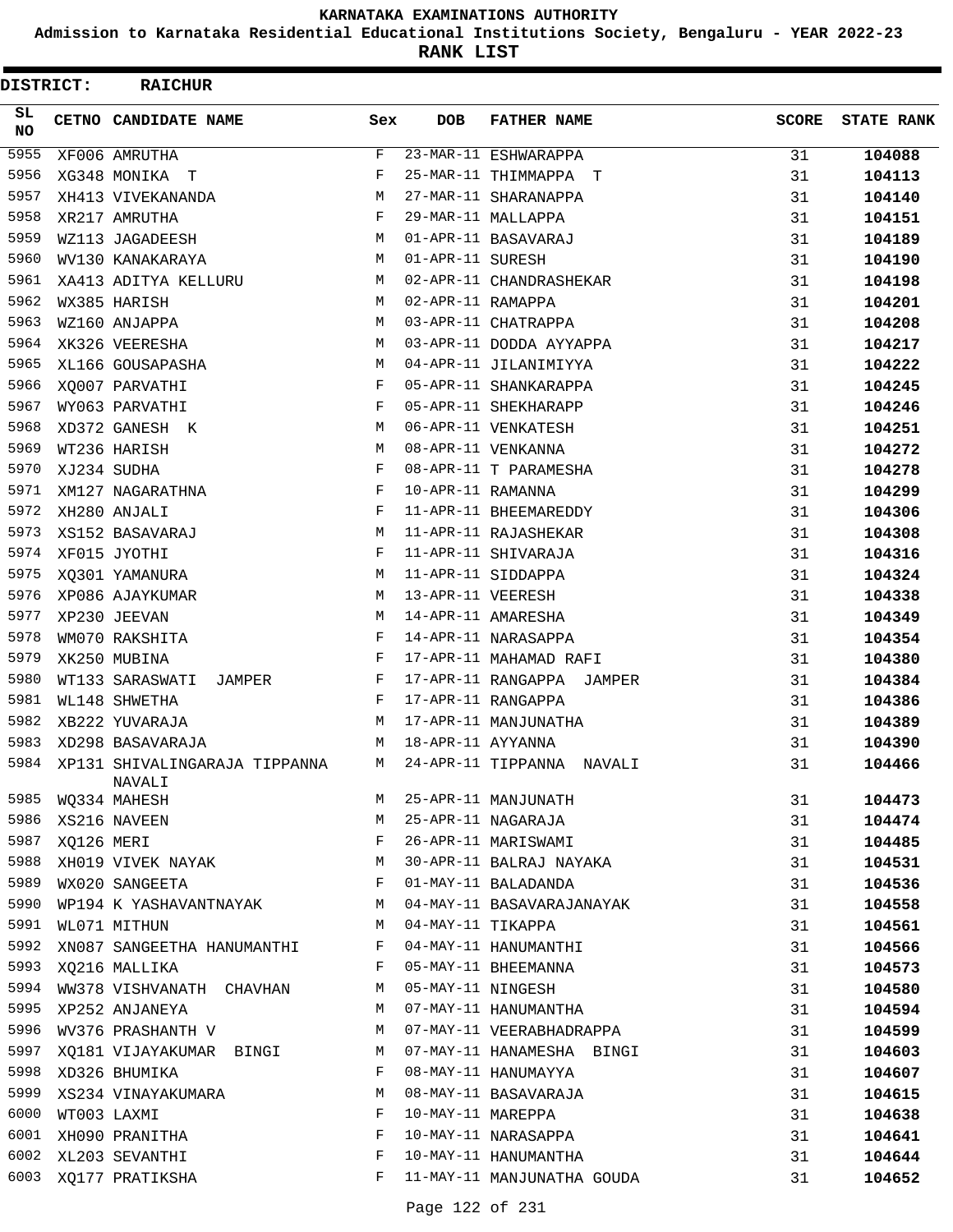# KARNATAKA EXAMINATIONS AUTHORITY

**Admission to Karnataka Residential Educational Institutions Society, Bengaluru - YEAR 2022-23**

**RANK LIST**

**DISTRICT: RAICHUR**

| SL NO | CETNO | CANDIDATE NAME | Sex | DOB | FATHER NAME | SCORE | STATE RANK |
|---|---|---|---|---|---|---|---|
| 5955 | XF006 | AMRUTHA | F | 23-MAR-11 | ESHWARAPPA | 31 | 104088 |
| 5956 | XG348 | MONIKA T | F | 25-MAR-11 | THIMMAPPA T | 31 | 104113 |
| 5957 | XH413 | VIVEKANANDA | M | 27-MAR-11 | SHARANAPPA | 31 | 104140 |
| 5958 | XR217 | AMRUTHA | F | 29-MAR-11 | MALLAPPA | 31 | 104151 |
| 5959 | WZ113 | JAGADEESH | M | 01-APR-11 | BASAVARAJ | 31 | 104189 |
| 5960 | WV130 | KANAKARAYA | M | 01-APR-11 | SURESH | 31 | 104190 |
| 5961 | XA413 | ADITYA KELLURU | M | 02-APR-11 | CHANDRASHEKAR | 31 | 104198 |
| 5962 | WX385 | HARISH | M | 02-APR-11 | RAMAPPA | 31 | 104201 |
| 5963 | WZ160 | ANJAPPA | M | 03-APR-11 | CHATRAPPA | 31 | 104208 |
| 5964 | XK326 | VEERESHA | M | 03-APR-11 | DODDA AYYAPPA | 31 | 104217 |
| 5965 | XL166 | GOUSAPASHA | M | 04-APR-11 | JILANIMIYYA | 31 | 104222 |
| 5966 | XQ007 | PARVATHI | F | 05-APR-11 | SHANKARAPPA | 31 | 104245 |
| 5967 | WY063 | PARVATHI | F | 05-APR-11 | SHEKHARAPP | 31 | 104246 |
| 5968 | XD372 | GANESH K | M | 06-APR-11 | VENKATESH | 31 | 104251 |
| 5969 | WT236 | HARISH | M | 08-APR-11 | VENKANNA | 31 | 104272 |
| 5970 | XJ234 | SUDHA | F | 08-APR-11 | T PARAMESHA | 31 | 104278 |
| 5971 | XM127 | NAGARATHNA | F | 10-APR-11 | RAMANNA | 31 | 104299 |
| 5972 | XH280 | ANJALI | F | 11-APR-11 | BHEEMAREDDY | 31 | 104306 |
| 5973 | XS152 | BASAVARAJ | M | 11-APR-11 | RAJASHEKAR | 31 | 104308 |
| 5974 | XF015 | JYOTHI | F | 11-APR-11 | SHIVARAJA | 31 | 104316 |
| 5975 | XQ301 | YAMANURA | M | 11-APR-11 | SIDDAPPA | 31 | 104324 |
| 5976 | XP086 | AJAYKUMAR | M | 13-APR-11 | VEERESH | 31 | 104338 |
| 5977 | XP230 | JEEVAN | M | 14-APR-11 | AMARESHA | 31 | 104349 |
| 5978 | WM070 | RAKSHITA | F | 14-APR-11 | NARASAPPA | 31 | 104354 |
| 5979 | XK250 | MUBINA | F | 17-APR-11 | MAHAMAD RAFI | 31 | 104380 |
| 5980 | WT133 | SARASWATI JAMPER | F | 17-APR-11 | RANGAPPA JAMPER | 31 | 104384 |
| 5981 | WL148 | SHWETHA | F | 17-APR-11 | RANGAPPA | 31 | 104386 |
| 5982 | XB222 | YUVARAJA | M | 17-APR-11 | MANJUNATHA | 31 | 104389 |
| 5983 | XD298 | BASAVARAJA | M | 18-APR-11 | AYYANNA | 31 | 104390 |
| 5984 | XP131 | SHIVALINGARAJA TIPPANNA NAVALI | M | 24-APR-11 | TIPPANNA NAVALI | 31 | 104466 |
| 5985 | WQ334 | MAHESH | M | 25-APR-11 | MANJUNATH | 31 | 104473 |
| 5986 | XS216 | NAVEEN | M | 25-APR-11 | NAGARAJA | 31 | 104474 |
| 5987 | XQ126 | MERI | F | 26-APR-11 | MARISWAMI | 31 | 104485 |
| 5988 | XH019 | VIVEK NAYAK | M | 30-APR-11 | BALRAJ NAYAKA | 31 | 104531 |
| 5989 | WX020 | SANGEETA | F | 01-MAY-11 | BALADANDA | 31 | 104536 |
| 5990 | WP194 | K YASHAVANTNAYAK | M | 04-MAY-11 | BASAVARAJANAYAK | 31 | 104558 |
| 5991 | WL071 | MITHUN | M | 04-MAY-11 | TIKAPPA | 31 | 104561 |
| 5992 | XN087 | SANGEETHA HANUMANTHI | F | 04-MAY-11 | HANUMANTHI | 31 | 104566 |
| 5993 | XQ216 | MALLIKA | F | 05-MAY-11 | BHEEMANNA | 31 | 104573 |
| 5994 | WW378 | VISHVANATH CHAVHAN | M | 05-MAY-11 | NINGESH | 31 | 104580 |
| 5995 | XP252 | ANJANEYA | M | 07-MAY-11 | HANUMANTHA | 31 | 104594 |
| 5996 | WV376 | PRASHANTH V | M | 07-MAY-11 | VEERABHADRAPPA | 31 | 104599 |
| 5997 | XQ181 | VIJAYAKUMAR BINGI | M | 07-MAY-11 | HANAMESHA BINGI | 31 | 104603 |
| 5998 | XD326 | BHUMIKA | F | 08-MAY-11 | HANUMAYYA | 31 | 104607 |
| 5999 | XS234 | VINAYAKUMARA | M | 08-MAY-11 | BASAVARAJA | 31 | 104615 |
| 6000 | WT003 | LAXMI | F | 10-MAY-11 | MAREPPA | 31 | 104638 |
| 6001 | XH090 | PRANITHA | F | 10-MAY-11 | NARASAPPA | 31 | 104641 |
| 6002 | XL203 | SEVANTHI | F | 10-MAY-11 | HANUMANTHA | 31 | 104644 |
| 6003 | XQ177 | PRATIKSHA | F | 11-MAY-11 | MANJUNATHA GOUDA | 31 | 104652 |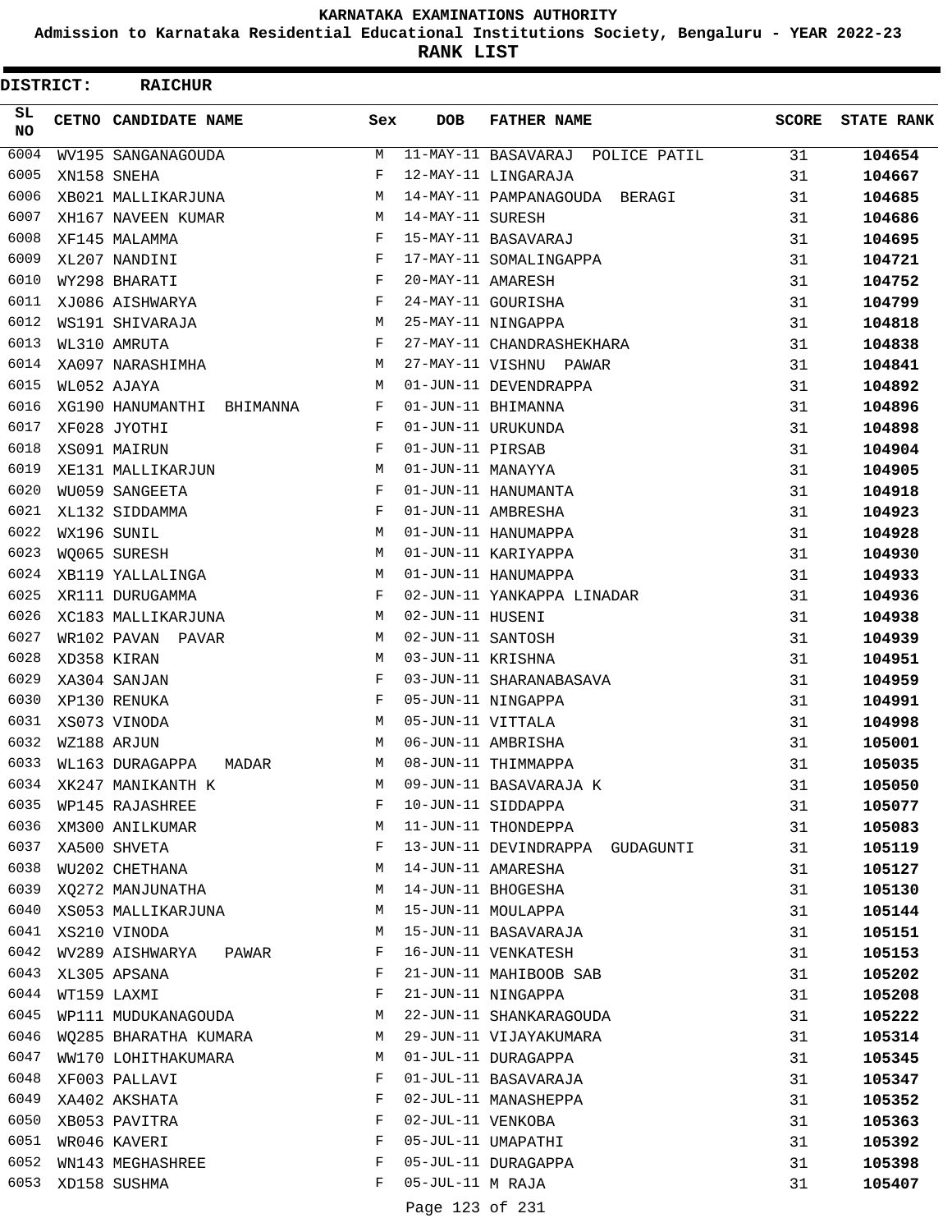**KARNATAKA EXAMINATIONS AUTHORITY**

**Admission to Karnataka Residential Educational Institutions Society, Bengaluru - YEAR 2022-23**

**RANK LIST**

**DISTRICT: RAICHUR**

| SL NO | CETNO | CANDIDATE NAME | Sex | DOB | FATHER NAME | SCORE | STATE RANK |
|---|---|---|---|---|---|---|---|
| 6004 | WV195 | SANGANAGOUDA | M | 11-MAY-11 | BASAVARAJ POLICE PATIL | 31 | 104654 |
| 6005 | XN158 | SNEHA | F | 12-MAY-11 | LINGARAJA | 31 | 104667 |
| 6006 | XB021 | MALLIKARJUNA | M | 14-MAY-11 | PAMPANAGOUDA BERAGI | 31 | 104685 |
| 6007 | XH167 | NAVEEN KUMAR | M | 14-MAY-11 | SURESH | 31 | 104686 |
| 6008 | XF145 | MALAMMA | F | 15-MAY-11 | BASAVARAJ | 31 | 104695 |
| 6009 | XL207 | NANDINI | F | 17-MAY-11 | SOMALINGAPPA | 31 | 104721 |
| 6010 | WY298 | BHARATI | F | 20-MAY-11 | AMARESH | 31 | 104752 |
| 6011 | XJ086 | AISHWARYA | F | 24-MAY-11 | GOURISHA | 31 | 104799 |
| 6012 | WS191 | SHIVARAJA | M | 25-MAY-11 | NINGAPPA | 31 | 104818 |
| 6013 | WL310 | AMRUTA | F | 27-MAY-11 | CHANDRASHEKHARA | 31 | 104838 |
| 6014 | XA097 | NARASHIMHA | M | 27-MAY-11 | VISHNU PAWAR | 31 | 104841 |
| 6015 | WL052 | AJAYA | M | 01-JUN-11 | DEVENDRAPPA | 31 | 104892 |
| 6016 | XG190 | HANUMANTHI BHIMANNA | F | 01-JUN-11 | BHIMANNA | 31 | 104896 |
| 6017 | XF028 | JYOTHI | F | 01-JUN-11 | URUKUNDA | 31 | 104898 |
| 6018 | XS091 | MAIRUN | F | 01-JUN-11 | PIRSAB | 31 | 104904 |
| 6019 | XE131 | MALLIKARJUN | M | 01-JUN-11 | MANAYYA | 31 | 104905 |
| 6020 | WU059 | SANGEETA | F | 01-JUN-11 | HANUMANTA | 31 | 104918 |
| 6021 | XL132 | SIDDAMMA | F | 01-JUN-11 | AMBRESHA | 31 | 104923 |
| 6022 | WX196 | SUNIL | M | 01-JUN-11 | HANUMAPPA | 31 | 104928 |
| 6023 | WQ065 | SURESH | M | 01-JUN-11 | KARIYAPPA | 31 | 104930 |
| 6024 | XB119 | YALLALINGA | M | 01-JUN-11 | HANUMAPPA | 31 | 104933 |
| 6025 | XR111 | DURUGAMMA | F | 02-JUN-11 | YANKAPPA LINADAR | 31 | 104936 |
| 6026 | XC183 | MALLIKARJUNA | M | 02-JUN-11 | HUSENI | 31 | 104938 |
| 6027 | WR102 | PAVAN PAVAR | M | 02-JUN-11 | SANTOSH | 31 | 104939 |
| 6028 | XD358 | KIRAN | M | 03-JUN-11 | KRISHNA | 31 | 104951 |
| 6029 | XA304 | SANJAN | F | 03-JUN-11 | SHARANABASAVA | 31 | 104959 |
| 6030 | XP130 | RENUKA | F | 05-JUN-11 | NINGAPPA | 31 | 104991 |
| 6031 | XS073 | VINODA | M | 05-JUN-11 | VITTALA | 31 | 104998 |
| 6032 | WZ188 | ARJUN | M | 06-JUN-11 | AMBRISHA | 31 | 105001 |
| 6033 | WL163 | DURAGAPPA MADAR | M | 08-JUN-11 | THIMMAPPA | 31 | 105035 |
| 6034 | XK247 | MANIKANTH K | M | 09-JUN-11 | BASAVARAJA K | 31 | 105050 |
| 6035 | WP145 | RAJASHREE | F | 10-JUN-11 | SIDDAPPA | 31 | 105077 |
| 6036 | XM300 | ANILKUMAR | M | 11-JUN-11 | THONDEPPA | 31 | 105083 |
| 6037 | XA500 | SHVETA | F | 13-JUN-11 | DEVINDRAPPA GUDAGUNTI | 31 | 105119 |
| 6038 | WU202 | CHETHANA | M | 14-JUN-11 | AMARESHA | 31 | 105127 |
| 6039 | XQ272 | MANJUNATHA | M | 14-JUN-11 | BHOGESHA | 31 | 105130 |
| 6040 | XS053 | MALLIKARJUNA | M | 15-JUN-11 | MOULAPPA | 31 | 105144 |
| 6041 | XS210 | VINODA | M | 15-JUN-11 | BASAVARAJA | 31 | 105151 |
| 6042 | WV289 | AISHWARYA PAWAR | F | 16-JUN-11 | VENKATESH | 31 | 105153 |
| 6043 | XL305 | APSANA | F | 21-JUN-11 | MAHIBOOB SAB | 31 | 105202 |
| 6044 | WT159 | LAXMI | F | 21-JUN-11 | NINGAPPA | 31 | 105208 |
| 6045 | WP111 | MUDUKANAGOUDA | M | 22-JUN-11 | SHANKARAGOUDA | 31 | 105222 |
| 6046 | WQ285 | BHARATHA KUMARA | M | 29-JUN-11 | VIJAYAKUMARA | 31 | 105314 |
| 6047 | WW170 | LOHITHAKUMARA | M | 01-JUL-11 | DURAGAPPA | 31 | 105345 |
| 6048 | XF003 | PALLAVI | F | 01-JUL-11 | BASAVARAJA | 31 | 105347 |
| 6049 | XA402 | AKSHATA | F | 02-JUL-11 | MANASHEPPA | 31 | 105352 |
| 6050 | XB053 | PAVITRA | F | 02-JUL-11 | VENKOBA | 31 | 105363 |
| 6051 | WR046 | KAVERI | F | 05-JUL-11 | UMAPATHI | 31 | 105392 |
| 6052 | WN143 | MEGHASHREE | F | 05-JUL-11 | DURAGAPPA | 31 | 105398 |
| 6053 | XD158 | SUSHMA | F | 05-JUL-11 | M RAJA | 31 | 105407 |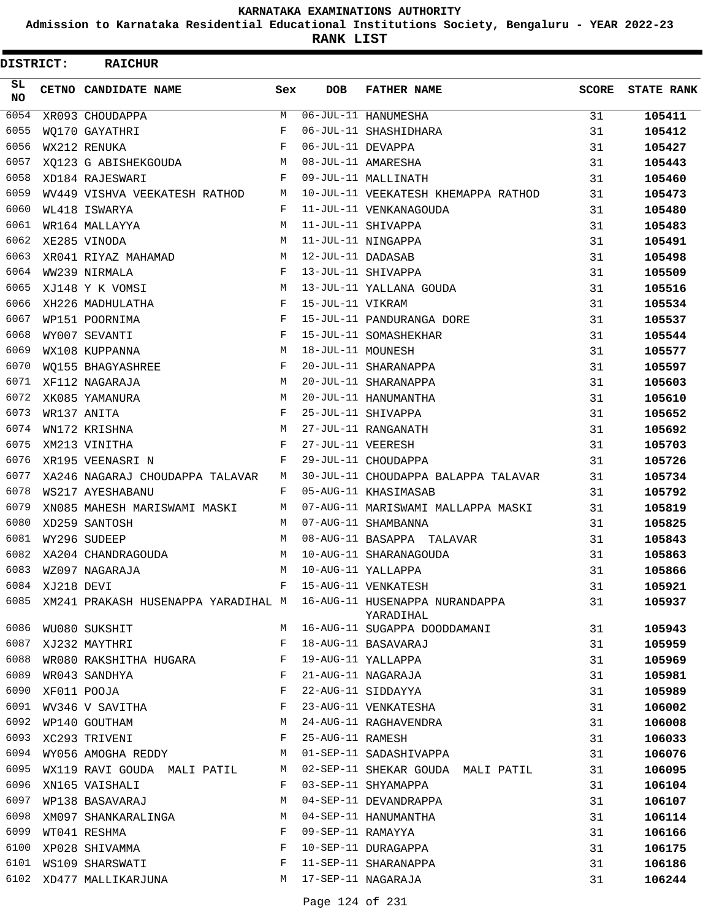KARNATAKA EXAMINATIONS AUTHORITY

Admission to Karnataka Residential Educational Institutions Society, Bengaluru - YEAR 2022-23

**RANK LIST**

**DISTRICT: RAICHUR**

| SL NO | CETNO | CANDIDATE NAME | Sex | DOB | FATHER NAME | SCORE | STATE RANK |
|---|---|---|---|---|---|---|---|
| 6054 | XR093 | CHOUDAPPA | M | 06-JUL-11 | HANUMESHA | 31 | 105411 |
| 6055 | WQ170 | GAYATHRI | F | 06-JUL-11 | SHASHIDHARA | 31 | 105412 |
| 6056 | WX212 | RENUKA | F | 06-JUL-11 | DEVAPPA | 31 | 105427 |
| 6057 | XQ123 | G ABISHEKGOUDA | M | 08-JUL-11 | AMARESHA | 31 | 105443 |
| 6058 | XD184 | RAJESWARI | F | 09-JUL-11 | MALLINATH | 31 | 105460 |
| 6059 | WV449 | VISHVA VEEKATESH RATHOD | M | 10-JUL-11 | VEEKATESH KHEMAPPA RATHOD | 31 | 105473 |
| 6060 | WL418 | ISWARYA | F | 11-JUL-11 | VENKANAGOUDA | 31 | 105480 |
| 6061 | WR164 | MALLAYYA | M | 11-JUL-11 | SHIVAPPA | 31 | 105483 |
| 6062 | XE285 | VINODA | M | 11-JUL-11 | NINGAPPA | 31 | 105491 |
| 6063 | XR041 | RIYAZ MAHAMAD | M | 12-JUL-11 | DADASAB | 31 | 105498 |
| 6064 | WW239 | NIRMALA | F | 13-JUL-11 | SHIVAPPA | 31 | 105509 |
| 6065 | XJ148 | Y K VOMSI | M | 13-JUL-11 | YALLANA GOUDA | 31 | 105516 |
| 6066 | XH226 | MADHULATHA | F | 15-JUL-11 | VIKRAM | 31 | 105534 |
| 6067 | WP151 | POORNIMA | F | 15-JUL-11 | PANDURANGA DORE | 31 | 105537 |
| 6068 | WY007 | SEVANTI | F | 15-JUL-11 | SOMASHEKHAR | 31 | 105544 |
| 6069 | WX108 | KUPPANNA | M | 18-JUL-11 | MOUNESH | 31 | 105577 |
| 6070 | WQ155 | BHAGYASHREE | F | 20-JUL-11 | SHARANAPPA | 31 | 105597 |
| 6071 | XF112 | NAGARAJA | M | 20-JUL-11 | SHARANAPPA | 31 | 105603 |
| 6072 | XK085 | YAMANURA | M | 20-JUL-11 | HANUMANTHA | 31 | 105610 |
| 6073 | WR137 | ANITA | F | 25-JUL-11 | SHIVAPPA | 31 | 105652 |
| 6074 | WN172 | KRISHNA | M | 27-JUL-11 | RANGANATH | 31 | 105692 |
| 6075 | XM213 | VINITHA | F | 27-JUL-11 | VEERESH | 31 | 105703 |
| 6076 | XR195 | VEENASRI N | F | 29-JUL-11 | CHOUDAPPA | 31 | 105726 |
| 6077 | XA246 | NAGARAJ CHOUDAPPA TALAVAR | M | 30-JUL-11 | CHOUDAPPA BALAPPA TALAVAR | 31 | 105734 |
| 6078 | WS217 | AYESHABANU | F | 05-AUG-11 | KHASIMASAB | 31 | 105792 |
| 6079 | XN085 | MAHESH MARISWAMI MASKI | M | 07-AUG-11 | MARISWAMI MALLAPPA MASKI | 31 | 105819 |
| 6080 | XD259 | SANTOSH | M | 07-AUG-11 | SHAMBANNA | 31 | 105825 |
| 6081 | WY296 | SUDEEP | M | 08-AUG-11 | BASAPPA TALAVAR | 31 | 105843 |
| 6082 | XA204 | CHANDRAGOUDA | M | 10-AUG-11 | SHARANAGOUDA | 31 | 105863 |
| 6083 | WZ097 | NAGARAJA | M | 10-AUG-11 | YALLAPPA | 31 | 105866 |
| 6084 | XJ218 | DEVI | F | 15-AUG-11 | VENKATESH | 31 | 105921 |
| 6085 | XM241 | PRAKASH HUSENAPPA YARADIHAL | M | 16-AUG-11 | HUSENAPPA NURANDAPPA YARADIHAL | 31 | 105937 |
| 6086 | WU080 | SUKSHIT | M | 16-AUG-11 | SUGAPPA DOODDAMANI | 31 | 105943 |
| 6087 | XJ232 | MAYTHRI | F | 18-AUG-11 | BASAVARAJ | 31 | 105959 |
| 6088 | WR080 | RAKSHITHA HUGARA | F | 19-AUG-11 | YALLAPPA | 31 | 105969 |
| 6089 | WR043 | SANDHYA | F | 21-AUG-11 | NAGARAJA | 31 | 105981 |
| 6090 | XF011 | POOJA | F | 22-AUG-11 | SIDDAYYA | 31 | 105989 |
| 6091 | WV346 | V SAVITHA | F | 23-AUG-11 | VENKATESHA | 31 | 106002 |
| 6092 | WP140 | GOUTHAM | M | 24-AUG-11 | RAGHAVENDRA | 31 | 106008 |
| 6093 | XC293 | TRIVENI | F | 25-AUG-11 | RAMESH | 31 | 106033 |
| 6094 | WY056 | AMOGHA REDDY | M | 01-SEP-11 | SADASHIVAPPA | 31 | 106076 |
| 6095 | WX119 | RAVI GOUDA MALI PATIL | M | 02-SEP-11 | SHEKAR GOUDA MALI PATIL | 31 | 106095 |
| 6096 | XN165 | VAISHALI | F | 03-SEP-11 | SHYAMAPPA | 31 | 106104 |
| 6097 | WP138 | BASAVARAJ | M | 04-SEP-11 | DEVANDRAPPA | 31 | 106107 |
| 6098 | XM097 | SHANKARALINGA | M | 04-SEP-11 | HANUMANTHA | 31 | 106114 |
| 6099 | WT041 | RESHMA | F | 09-SEP-11 | RAMAYYA | 31 | 106166 |
| 6100 | XP028 | SHIVAMMA | F | 10-SEP-11 | DURAGAPPA | 31 | 106175 |
| 6101 | WS109 | SHARSWATI | F | 11-SEP-11 | SHARANAPPA | 31 | 106186 |
| 6102 | XD477 | MALLIKARJUNA | M | 17-SEP-11 | NAGARAJA | 31 | 106244 |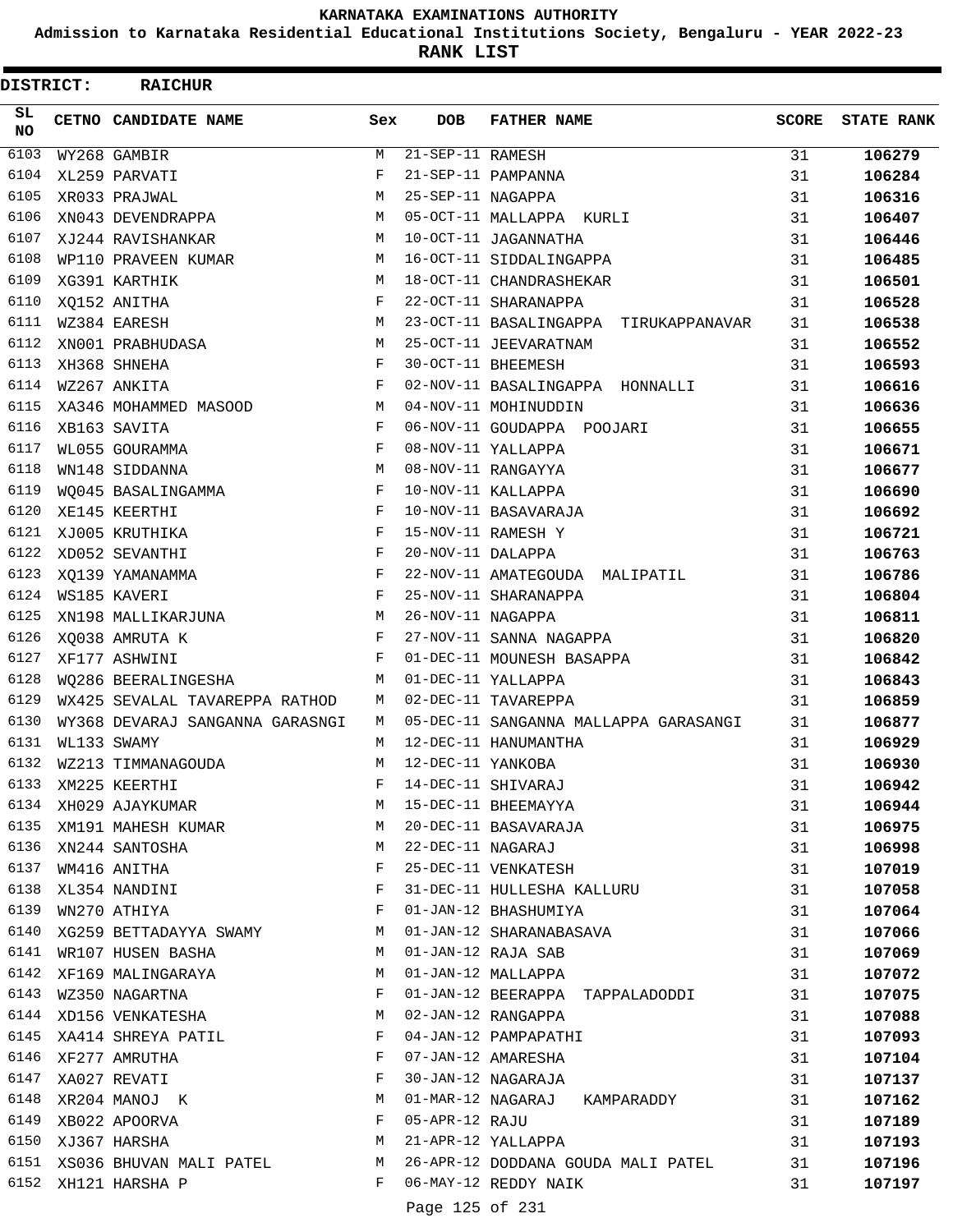KARNATAKA EXAMINATIONS AUTHORITY

Admission to Karnataka Residential Educational Institutions Society, Bengaluru - YEAR 2022-23

**RANK LIST**

**DISTRICT: RAICHUR**

| SL NO | CETNO | CANDIDATE NAME | Sex | DOB | FATHER NAME | SCORE | STATE RANK |
|---|---|---|---|---|---|---|---|
| 6103 | WY268 | GAMBIR | M | 21-SEP-11 | RAMESH | 31 | **106279** |
| 6104 | XL259 | PARVATI | F | 21-SEP-11 | PAMPANNA | 31 | **106284** |
| 6105 | XR033 | PRAJWAL | M | 25-SEP-11 | NAGAPPA | 31 | **106316** |
| 6106 | XN043 | DEVENDRAPPA | M | 05-OCT-11 | MALLAPPA KURLI | 31 | **106407** |
| 6107 | XJ244 | RAVISHANKAR | M | 10-OCT-11 | JAGANNATHA | 31 | **106446** |
| 6108 | WP110 | PRAVEEN KUMAR | M | 16-OCT-11 | SIDDALINGAPPA | 31 | **106485** |
| 6109 | XG391 | KARTHIK | M | 18-OCT-11 | CHANDRASHEKAR | 31 | **106501** |
| 6110 | XQ152 | ANITHA | F | 22-OCT-11 | SHARANAPPA | 31 | **106528** |
| 6111 | WZ384 | EARESH | M | 23-OCT-11 | BASALINGAPPA TIRUKAPPANAVAR | 31 | **106538** |
| 6112 | XN001 | PRABHUDASA | M | 25-OCT-11 | JEEVARATNAM | 31 | **106552** |
| 6113 | XH368 | SHNEHA | F | 30-OCT-11 | BHEEMESH | 31 | **106593** |
| 6114 | WZ267 | ANKITA | F | 02-NOV-11 | BASALINGAPPA HONNALLI | 31 | **106616** |
| 6115 | XA346 | MOHAMMED MASOOD | M | 04-NOV-11 | MOHINUDDIN | 31 | **106636** |
| 6116 | XB163 | SAVITA | F | 06-NOV-11 | GOUDAPPA POOJARI | 31 | **106655** |
| 6117 | WL055 | GOURAMMA | F | 08-NOV-11 | YALLAPPA | 31 | **106671** |
| 6118 | WN148 | SIDDANNA | M | 08-NOV-11 | RANGAYYA | 31 | **106677** |
| 6119 | WQ045 | BASALINGAMMA | F | 10-NOV-11 | KALLAPPA | 31 | **106690** |
| 6120 | XE145 | KEERTHI | F | 10-NOV-11 | BASAVARAJA | 31 | **106692** |
| 6121 | XJ005 | KRUTHIKA | F | 15-NOV-11 | RAMESH Y | 31 | **106721** |
| 6122 | XD052 | SEVANTHI | F | 20-NOV-11 | DALAPPA | 31 | **106763** |
| 6123 | XQ139 | YAMANAMMA | F | 22-NOV-11 | AMATEGOUDA MALIPATIL | 31 | **106786** |
| 6124 | WS185 | KAVERI | F | 25-NOV-11 | SHARANAPPA | 31 | **106804** |
| 6125 | XN198 | MALLIKARJUNA | M | 26-NOV-11 | NAGAPPA | 31 | **106811** |
| 6126 | XQ038 | AMRUTA K | F | 27-NOV-11 | SANNA NAGAPPA | 31 | **106820** |
| 6127 | XF177 | ASHWINI | F | 01-DEC-11 | MOUNESH BASAPPA | 31 | **106842** |
| 6128 | WQ286 | BEERALINGESHA | M | 01-DEC-11 | YALLAPPA | 31 | **106843** |
| 6129 | WX425 | SEVALAL TAVAREPPA RATHOD | M | 02-DEC-11 | TAVAREPPA | 31 | **106859** |
| 6130 | WY368 | DEVARAJ SANGANNA GARASNGI | M | 05-DEC-11 | SANGANNA MALLAPPA GARASANGI | 31 | **106877** |
| 6131 | WL133 | SWAMY | M | 12-DEC-11 | HANUMANTHA | 31 | **106929** |
| 6132 | WZ213 | TIMMANAGOUDA | M | 12-DEC-11 | YANKOBA | 31 | **106930** |
| 6133 | XM225 | KEERTHI | F | 14-DEC-11 | SHIVARAJ | 31 | **106942** |
| 6134 | XH029 | AJAYKUMAR | M | 15-DEC-11 | BHEEMAYYA | 31 | **106944** |
| 6135 | XM191 | MAHESH KUMAR | M | 20-DEC-11 | BASAVARAJA | 31 | **106975** |
| 6136 | XN244 | SANTOSHA | M | 22-DEC-11 | NAGARAJ | 31 | **106998** |
| 6137 | WM416 | ANITHA | F | 25-DEC-11 | VENKATESH | 31 | **107019** |
| 6138 | XL354 | NANDINI | F | 31-DEC-11 | HULLESHA KALLURU | 31 | **107058** |
| 6139 | WN270 | ATHIYA | F | 01-JAN-12 | BHASHUMIYA | 31 | **107064** |
| 6140 | XG259 | BETTADAYYA SWAMY | M | 01-JAN-12 | SHARANABASAVA | 31 | **107066** |
| 6141 | WR107 | HUSEN BASHA | M | 01-JAN-12 | RAJA SAB | 31 | **107069** |
| 6142 | XF169 | MALINGARAYA | M | 01-JAN-12 | MALLAPPA | 31 | **107072** |
| 6143 | WZ350 | NAGARTNA | F | 01-JAN-12 | BEERAPPA TAPPALADODDI | 31 | **107075** |
| 6144 | XD156 | VENKATESHA | M | 02-JAN-12 | RANGAPPA | 31 | **107088** |
| 6145 | XA414 | SHREYA PATIL | F | 04-JAN-12 | PAMPAPATHI | 31 | **107093** |
| 6146 | XF277 | AMRUTHA | F | 07-JAN-12 | AMARESHA | 31 | **107104** |
| 6147 | XA027 | REVATI | F | 30-JAN-12 | NAGARAJA | 31 | **107137** |
| 6148 | XR204 | MANOJ K | M | 01-MAR-12 | NAGARAJ KAMPARADDY | 31 | **107162** |
| 6149 | XB022 | APOORVA | F | 05-APR-12 | RAJU | 31 | **107189** |
| 6150 | XJ367 | HARSHA | M | 21-APR-12 | YALLAPPA | 31 | **107193** |
| 6151 | XS036 | BHUVAN MALI PATEL | M | 26-APR-12 | DODDANA GOUDA MALI PATEL | 31 | **107196** |
| 6152 | XH121 | HARSHA P | F | 06-MAY-12 | REDDY NAIK | 31 | **107197** |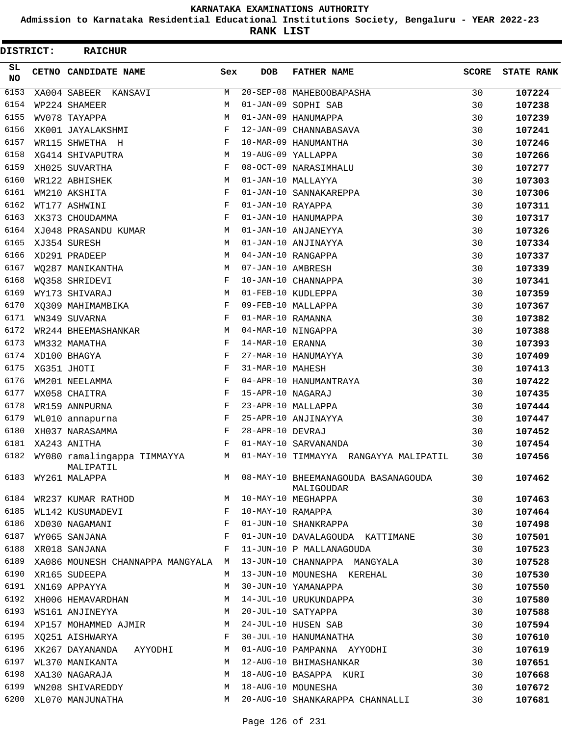# KARNATAKA EXAMINATIONS AUTHORITY

## Admission to Karnataka Residential Educational Institutions Society, Bengaluru - YEAR 2022-23

## RANK LIST

**DISTRICT: RAICHUR**

| SL NO | CETNO | CANDIDATE NAME | Sex | DOB | FATHER NAME | SCORE | STATE RANK |
|---|---|---|---|---|---|---|---|
| 6153 | XA004 | SABEER KANSAVI | M | 20-SEP-08 | MAHEBOOBAPASHA | 30 | 107224 |
| 6154 | WP224 | SHAMEER | M | 01-JAN-09 | SOPHI SAB | 30 | 107238 |
| 6155 | WV078 | TAYAPPA | M | 01-JAN-09 | HANUMAPPA | 30 | 107239 |
| 6156 | XK001 | JAYALAKSHMI | F | 12-JAN-09 | CHANNABASAVA | 30 | 107241 |
| 6157 | WR115 | SHWETHA H | F | 10-MAR-09 | HANUMANTHA | 30 | 107246 |
| 6158 | XG414 | SHIVAPUTRA | M | 19-AUG-09 | YALLAPPA | 30 | 107266 |
| 6159 | XH025 | SUVARTHA | F | 08-OCT-09 | NARASIMHALU | 30 | 107277 |
| 6160 | WR122 | ABHISHEK | M | 01-JAN-10 | MALLAYYA | 30 | 107303 |
| 6161 | WM210 | AKSHITA | F | 01-JAN-10 | SANNAKAREPPA | 30 | 107306 |
| 6162 | WT177 | ASHWINI | F | 01-JAN-10 | RAYAPPA | 30 | 107311 |
| 6163 | XK373 | CHOUDAMMA | F | 01-JAN-10 | HANUMAPPA | 30 | 107317 |
| 6164 | XJ048 | PRASANDU KUMAR | M | 01-JAN-10 | ANJANEYYA | 30 | 107326 |
| 6165 | XJ354 | SURESH | M | 01-JAN-10 | ANJINAYYA | 30 | 107334 |
| 6166 | XD291 | PRADEEP | M | 04-JAN-10 | RANGAPPA | 30 | 107337 |
| 6167 | WQ287 | MANIKANTHA | M | 07-JAN-10 | AMBRESH | 30 | 107339 |
| 6168 | WQ358 | SHRIDEVI | F | 10-JAN-10 | CHANNAPPA | 30 | 107341 |
| 6169 | WY173 | SHIVARAJ | M | 01-FEB-10 | KUDLEPPA | 30 | 107359 |
| 6170 | XQ309 | MAHIMAMBIKA | F | 09-FEB-10 | MALLAPPA | 30 | 107367 |
| 6171 | WN349 | SUVARNA | F | 01-MAR-10 | RAMANNA | 30 | 107382 |
| 6172 | WR244 | BHEEMASHANKAR | M | 04-MAR-10 | NINGAPPA | 30 | 107388 |
| 6173 | WM332 | MAMATHA | F | 14-MAR-10 | ERANNA | 30 | 107393 |
| 6174 | XD100 | BHAGYA | F | 27-MAR-10 | HANUMAYYA | 30 | 107409 |
| 6175 | XG351 | JHOTI | F | 31-MAR-10 | MAHESH | 30 | 107413 |
| 6176 | WM201 | NEELAMMA | F | 04-APR-10 | HANUMANTRAYA | 30 | 107422 |
| 6177 | WX058 | CHAITRA | F | 15-APR-10 | NAGARAJ | 30 | 107435 |
| 6178 | WR159 | ANNPURNA | F | 23-APR-10 | MALLAPPA | 30 | 107444 |
| 6179 | WL010 | annapurna | F | 25-APR-10 | ANJINAYYA | 30 | 107447 |
| 6180 | XH037 | NARASAMMA | F | 28-APR-10 | DEVRAJ | 30 | 107452 |
| 6181 | XA243 | ANITHA | F | 01-MAY-10 | SARVANANDA | 30 | 107454 |
| 6182 | WY080 | ramalingappa TIMMAYYA MALIPATIL | M | 01-MAY-10 | TIMMAYYA RANGAYYA MALIPATIL | 30 | 107456 |
| 6183 | WY261 | MALAPPA | M | 08-MAY-10 | BHEEMANAGOUDA BASANAGOUDA MALIGOUDAR | 30 | 107462 |
| 6184 | WR237 | KUMAR RATHOD | M | 10-MAY-10 | MEGHAPPA | 30 | 107463 |
| 6185 | WL142 | KUSUMADEVI | F | 10-MAY-10 | RAMAPPA | 30 | 107464 |
| 6186 | XD030 | NAGAMANI | F | 01-JUN-10 | SHANKRAPPA | 30 | 107498 |
| 6187 | WY065 | SANJANA | F | 01-JUN-10 | DAVALAGOUDA KATTIMANE | 30 | 107501 |
| 6188 | XR018 | SANJANA | F | 11-JUN-10 | P MALLANAGOUDA | 30 | 107523 |
| 6189 | XA086 | MOUNESH CHANNAPPA MANGYALA | M | 13-JUN-10 | CHANNAPPA MANGYALA | 30 | 107528 |
| 6190 | XR165 | SUDEEPA | M | 13-JUN-10 | MOUNESHA KEREHAL | 30 | 107530 |
| 6191 | XN169 | APPAYYA | M | 30-JUN-10 | YAMANAPPA | 30 | 107550 |
| 6192 | XH006 | HEMAVARDHAN | M | 14-JUL-10 | URUKUNDAPPA | 30 | 107580 |
| 6193 | WS161 | ANJINEYYA | M | 20-JUL-10 | SATYAPPA | 30 | 107588 |
| 6194 | XP157 | MOHAMMED AJMIR | M | 24-JUL-10 | HUSEN SAB | 30 | 107594 |
| 6195 | XQ251 | AISHWARYA | F | 30-JUL-10 | HANUMANATHA | 30 | 107610 |
| 6196 | XK267 | DAYANANDA AYYODHI | M | 01-AUG-10 | PAMPANNA AYYODHI | 30 | 107619 |
| 6197 | WL370 | MANIKANTA | M | 12-AUG-10 | BHIMASHANKAR | 30 | 107651 |
| 6198 | XA130 | NAGARAJA | M | 18-AUG-10 | BASAPPA KURI | 30 | 107668 |
| 6199 | WN208 | SHIVAREDDY | M | 18-AUG-10 | MOUNESHA | 30 | 107672 |
| 6200 | XL070 | MANJUNATHA | M | 20-AUG-10 | SHANKARAPPA CHANNALLI | 30 | 107681 |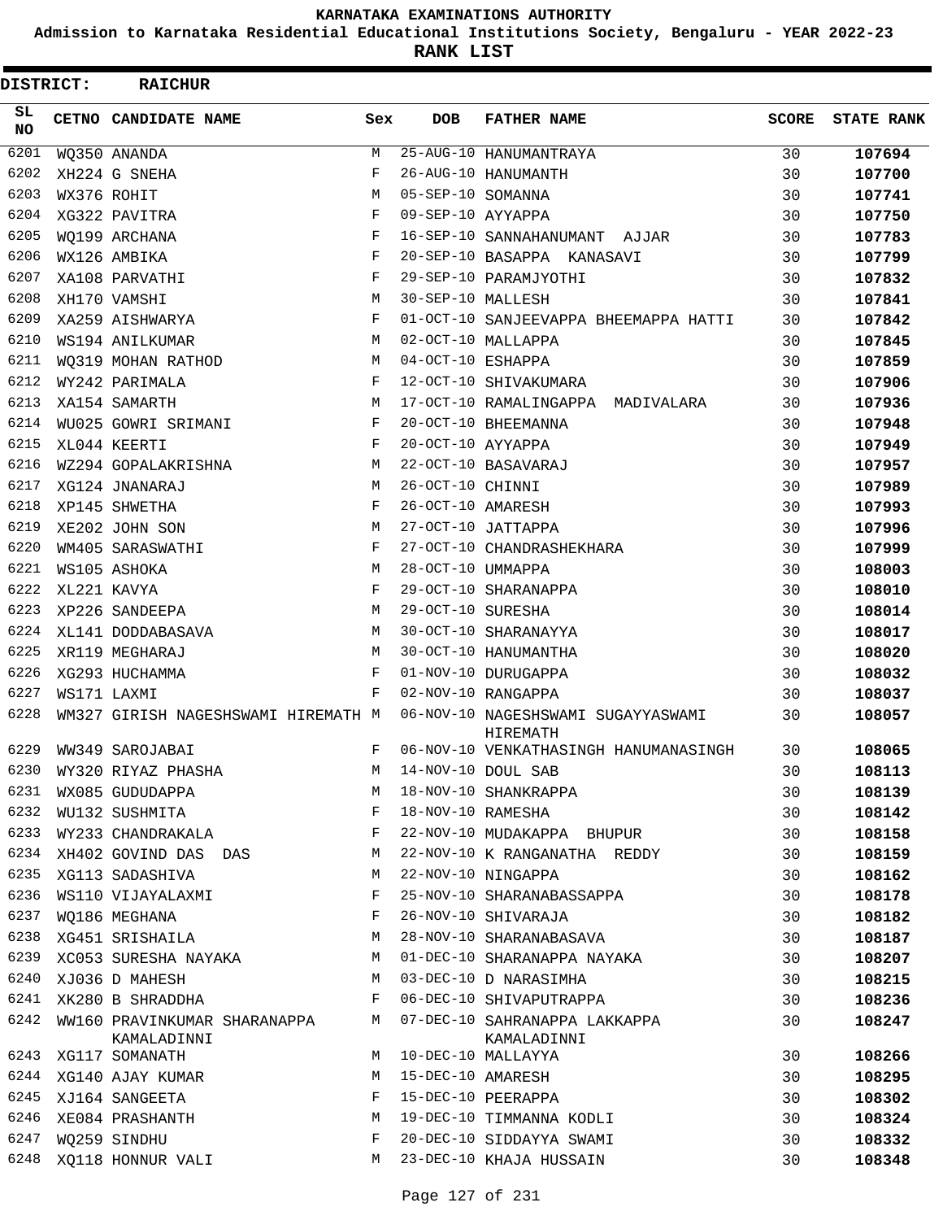# KARNATAKA EXAMINATIONS AUTHORITY

**Admission to Karnataka Residential Educational Institutions Society, Bengaluru - YEAR 2022-23**

**RANK LIST**

**DISTRICT: RAICHUR**

| SL NO | CETNO | CANDIDATE NAME | Sex | DOB | FATHER NAME | SCORE | STATE RANK |
|---|---|---|---|---|---|---|---|
| 6201 | WQ350 | ANANDA | M | 25-AUG-10 | HANUMANTRAYA | 30 | **107694** |
| 6202 | XH224 | G SNEHA | F | 26-AUG-10 | HANUMANTH | 30 | **107700** |
| 6203 | WX376 | ROHIT | M | 05-SEP-10 | SOMANNA | 30 | **107741** |
| 6204 | XG322 | PAVITRA | F | 09-SEP-10 | AYYAPPA | 30 | **107750** |
| 6205 | WQ199 | ARCHANA | F | 16-SEP-10 | SANNAHANUMANT AJJAR | 30 | **107783** |
| 6206 | WX126 | AMBIKA | F | 20-SEP-10 | BASAPPA KANASAVI | 30 | **107799** |
| 6207 | XA108 | PARVATHI | F | 29-SEP-10 | PARAMJYOTHI | 30 | **107832** |
| 6208 | XH170 | VAMSHI | M | 30-SEP-10 | MALLESH | 30 | **107841** |
| 6209 | XA259 | AISHWARYA | F | 01-OCT-10 | SANJEEVAPPA BHEEMAPPA HATTI | 30 | **107842** |
| 6210 | WS194 | ANILKUMAR | M | 02-OCT-10 | MALLAPPA | 30 | **107845** |
| 6211 | WQ319 | MOHAN RATHOD | M | 04-OCT-10 | ESHAPPA | 30 | **107859** |
| 6212 | WY242 | PARIMALA | F | 12-OCT-10 | SHIVAKUMARA | 30 | **107906** |
| 6213 | XA154 | SAMARTH | M | 17-OCT-10 | RAMALINGAPPA MADIVALARA | 30 | **107936** |
| 6214 | WU025 | GOWRI SRIMANI | F | 20-OCT-10 | BHEEMANNA | 30 | **107948** |
| 6215 | XL044 | KEERTI | F | 20-OCT-10 | AYYAPPA | 30 | **107949** |
| 6216 | WZ294 | GOPALAKRISHNA | M | 22-OCT-10 | BASAVARAJ | 30 | **107957** |
| 6217 | XG124 | JNANARAJ | M | 26-OCT-10 | CHINNI | 30 | **107989** |
| 6218 | XP145 | SHWETHA | F | 26-OCT-10 | AMARESH | 30 | **107993** |
| 6219 | XE202 | JOHN SON | M | 27-OCT-10 | JATTAPPA | 30 | **107996** |
| 6220 | WM405 | SARASWATHI | F | 27-OCT-10 | CHANDRASHEKHARA | 30 | **107999** |
| 6221 | WS105 | ASHOKA | M | 28-OCT-10 | UMMAPPA | 30 | **108003** |
| 6222 | XL221 | KAVYA | F | 29-OCT-10 | SHARANAPPA | 30 | **108010** |
| 6223 | XP226 | SANDEEPA | M | 29-OCT-10 | SURESHA | 30 | **108014** |
| 6224 | XL141 | DODDABASAVA | M | 30-OCT-10 | SHARANAYYA | 30 | **108017** |
| 6225 | XR119 | MEGHARAJ | M | 30-OCT-10 | HANUMANTHA | 30 | **108020** |
| 6226 | XG293 | HUCHAMMA | F | 01-NOV-10 | DURUGAPPA | 30 | **108032** |
| 6227 | WS171 | LAXMI | F | 02-NOV-10 | RANGAPPA | 30 | **108037** |
| 6228 | WM327 | GIRISH NAGESHSWAMI HIREMATH | M | 06-NOV-10 | NAGESHSWAMI SUGAYYASWAMI HIREMATH | 30 | **108057** |
| 6229 | WW349 | SAROJABAI | F | 06-NOV-10 | VENKATHASINGH HANUMANASINGH | 30 | **108065** |
| 6230 | WY320 | RIYAZ PHASHA | M | 14-NOV-10 | DOUL SAB | 30 | **108113** |
| 6231 | WX085 | GUDUDAPPA | M | 18-NOV-10 | SHANKRAPPA | 30 | **108139** |
| 6232 | WU132 | SUSHMITA | F | 18-NOV-10 | RAMESHA | 30 | **108142** |
| 6233 | WY233 | CHANDRAKALA | F | 22-NOV-10 | MUDAKAPPA BHUPUR | 30 | **108158** |
| 6234 | XH402 | GOVIND DAS DAS | M | 22-NOV-10 | K RANGANATHA REDDY | 30 | **108159** |
| 6235 | XG113 | SADASHIVA | M | 22-NOV-10 | NINGAPPA | 30 | **108162** |
| 6236 | WS110 | VIJAYALAXMI | F | 25-NOV-10 | SHARANABASSAPPA | 30 | **108178** |
| 6237 | WQ186 | MEGHANA | F | 26-NOV-10 | SHIVARAJA | 30 | **108182** |
| 6238 | XG451 | SRISHAILA | M | 28-NOV-10 | SHARANABASAVA | 30 | **108187** |
| 6239 | XC053 | SURESHA NAYAKA | M | 01-DEC-10 | SHARANAPPA NAYAKA | 30 | **108207** |
| 6240 | XJ036 | D MAHESH | M | 03-DEC-10 | D NARASIMHA | 30 | **108215** |
| 6241 | XK280 | B SHRADDHA | F | 06-DEC-10 | SHIVAPUTRAPPA | 30 | **108236** |
| 6242 | WW160 | PRAVINKUMAR SHARANAPPA KAMALADINNI | M | 07-DEC-10 | SAHRANAPPA LAKKAPPA KAMALADINNI | 30 | **108247** |
| 6243 | XG117 | SOMANATH | M | 10-DEC-10 | MALLAYYA | 30 | **108266** |
| 6244 | XG140 | AJAY KUMAR | M | 15-DEC-10 | AMARESH | 30 | **108295** |
| 6245 | XJ164 | SANGEETA | F | 15-DEC-10 | PEERAPPA | 30 | **108302** |
| 6246 | XE084 | PRASHANTH | M | 19-DEC-10 | TIMMANNA KODLI | 30 | **108324** |
| 6247 | WQ259 | SINDHU | F | 20-DEC-10 | SIDDAYYA SWAMI | 30 | **108332** |
| 6248 | XQ118 | HONNUR VALI | M | 23-DEC-10 | KHAJA HUSSAIN | 30 | **108348** |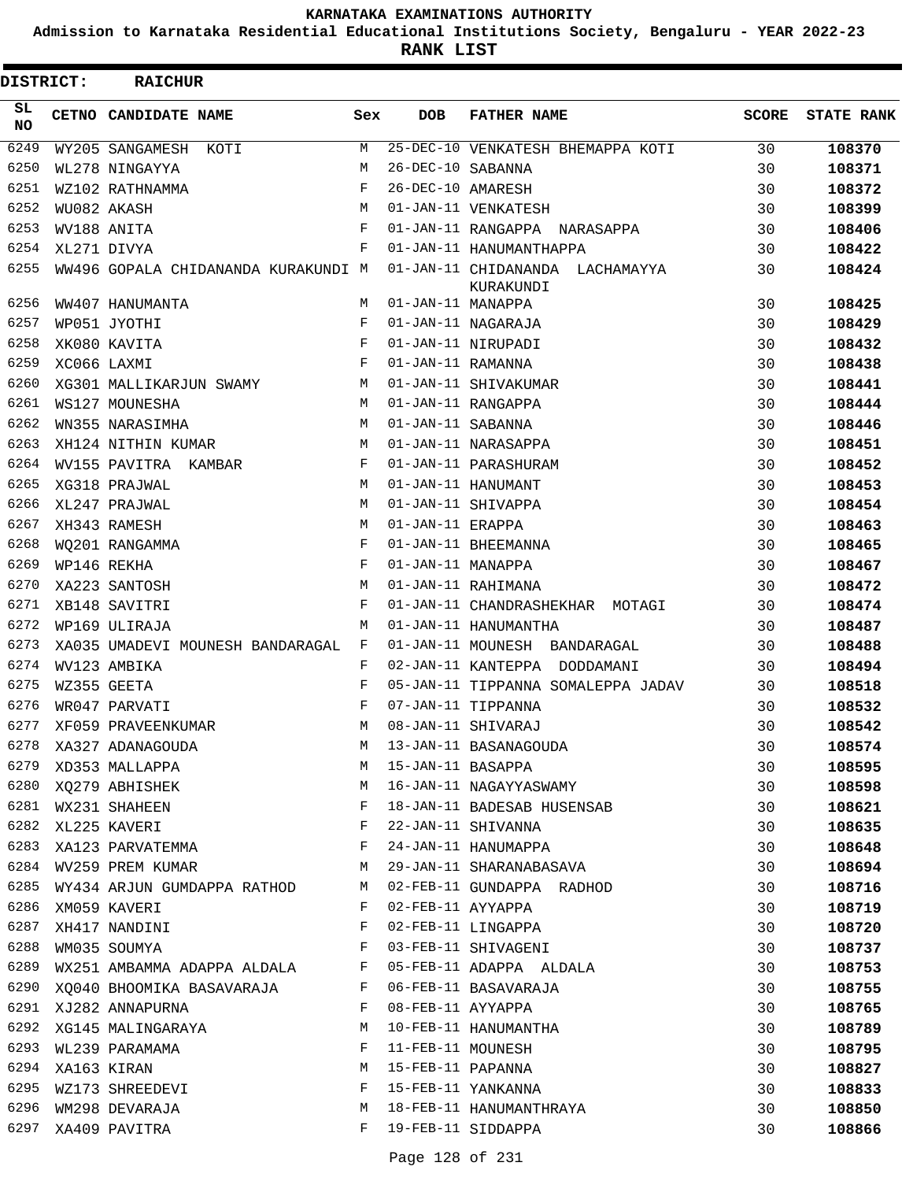# KARNATAKA EXAMINATIONS AUTHORITY

**Admission to Karnataka Residential Educational Institutions Society, Bengaluru - YEAR 2022-23**

**RANK LIST**

**DISTRICT: RAICHUR**

| SL NO | CETNO | CANDIDATE NAME | Sex | DOB | FATHER NAME | SCORE | STATE RANK |
|---|---|---|---|---|---|---|---|
| 6249 | WY205 | SANGAMESH KOTI | M | 25-DEC-10 | VENKATESH BHEMAPPA KOTI | 30 | 108370 |
| 6250 | WL278 | NINGAYYA | M | 26-DEC-10 | SABANNA | 30 | 108371 |
| 6251 | WZ102 | RATHNAMMA | F | 26-DEC-10 | AMARESH | 30 | 108372 |
| 6252 | WU082 | AKASH | M | 01-JAN-11 | VENKATESH | 30 | 108399 |
| 6253 | WV188 | ANITA | F | 01-JAN-11 | RANGAPPA NARASAPPA | 30 | 108406 |
| 6254 | XL271 | DIVYA | F | 01-JAN-11 | HANUMANTHAPPA | 30 | 108422 |
| 6255 | WW496 | GOPALA CHIDANANDA KURAKUNDI | M | 01-JAN-11 | CHIDANANDA LACHAMAYYA KURAKUNDI | 30 | 108424 |
| 6256 | WW407 | HANUMANTA | M | 01-JAN-11 | MANAPPA | 30 | 108425 |
| 6257 | WP051 | JYOTHI | F | 01-JAN-11 | NAGARAJA | 30 | 108429 |
| 6258 | XK080 | KAVITA | F | 01-JAN-11 | NIRUPADI | 30 | 108432 |
| 6259 | XC066 | LAXMI | F | 01-JAN-11 | RAMANNA | 30 | 108438 |
| 6260 | XG301 | MALLIKARJUN SWAMY | M | 01-JAN-11 | SHIVAKUMAR | 30 | 108441 |
| 6261 | WS127 | MOUNESHA | M | 01-JAN-11 | RANGAPPA | 30 | 108444 |
| 6262 | WN355 | NARASIMHA | M | 01-JAN-11 | SABANNA | 30 | 108446 |
| 6263 | XH124 | NITHIN KUMAR | M | 01-JAN-11 | NARASAPPA | 30 | 108451 |
| 6264 | WV155 | PAVITRA KAMBAR | F | 01-JAN-11 | PARASHURAM | 30 | 108452 |
| 6265 | XG318 | PRAJWAL | M | 01-JAN-11 | HANUMANT | 30 | 108453 |
| 6266 | XL247 | PRAJWAL | M | 01-JAN-11 | SHIVAPPA | 30 | 108454 |
| 6267 | XH343 | RAMESH | M | 01-JAN-11 | ERAPPA | 30 | 108463 |
| 6268 | WQ201 | RANGAMMA | F | 01-JAN-11 | BHEEMANNA | 30 | 108465 |
| 6269 | WP146 | REKHA | F | 01-JAN-11 | MANAPPA | 30 | 108467 |
| 6270 | XA223 | SANTOSH | M | 01-JAN-11 | RAHIMANA | 30 | 108472 |
| 6271 | XB148 | SAVITRI | F | 01-JAN-11 | CHANDRASHEKHAR MOTAGI | 30 | 108474 |
| 6272 | WP169 | ULIRAJA | M | 01-JAN-11 | HANUMANTHA | 30 | 108487 |
| 6273 | XA035 | UMADEVI MOUNESH BANDARAGAL | F | 01-JAN-11 | MOUNESH BANDARAGAL | 30 | 108488 |
| 6274 | WV123 | AMBIKA | F | 02-JAN-11 | KANTEPPA DODDAMANI | 30 | 108494 |
| 6275 | WZ355 | GEETA | F | 05-JAN-11 | TIPPANNA SOMALEPPA JADAV | 30 | 108518 |
| 6276 | WR047 | PARVATI | F | 07-JAN-11 | TIPPANNA | 30 | 108532 |
| 6277 | XF059 | PRAVEENKUMAR | M | 08-JAN-11 | SHIVARAJ | 30 | 108542 |
| 6278 | XA327 | ADANAGOUDA | M | 13-JAN-11 | BASANAGOUDA | 30 | 108574 |
| 6279 | XD353 | MALLAPPA | M | 15-JAN-11 | BASAPPA | 30 | 108595 |
| 6280 | XQ279 | ABHISHEK | M | 16-JAN-11 | NAGAYYASWAMY | 30 | 108598 |
| 6281 | WX231 | SHAHEEN | F | 18-JAN-11 | BADESAB HUSENSAB | 30 | 108621 |
| 6282 | XL225 | KAVERI | F | 22-JAN-11 | SHIVANNA | 30 | 108635 |
| 6283 | XA123 | PARVATEMMA | F | 24-JAN-11 | HANUMAPPA | 30 | 108648 |
| 6284 | WV259 | PREM KUMAR | M | 29-JAN-11 | SHARANABASAVA | 30 | 108694 |
| 6285 | WY434 | ARJUN GUMDAPPA RATHOD | M | 02-FEB-11 | GUNDAPPA RADHOD | 30 | 108716 |
| 6286 | XM059 | KAVERI | F | 02-FEB-11 | AYYAPPA | 30 | 108719 |
| 6287 | XH417 | NANDINI | F | 02-FEB-11 | LINGAPPA | 30 | 108720 |
| 6288 | WM035 | SOUMYA | F | 03-FEB-11 | SHIVAGENI | 30 | 108737 |
| 6289 | WX251 | AMBAMMA ADAPPA ALDALA | F | 05-FEB-11 | ADAPPA ALDALA | 30 | 108753 |
| 6290 | XQ040 | BHOOMIKA BASAVARAJA | F | 06-FEB-11 | BASAVARAJA | 30 | 108755 |
| 6291 | XJ282 | ANNAPURNA | F | 08-FEB-11 | AYYAPPA | 30 | 108765 |
| 6292 | XG145 | MALINGARAYA | M | 10-FEB-11 | HANUMANTHA | 30 | 108789 |
| 6293 | WL239 | PARAMAMA | F | 11-FEB-11 | MOUNESH | 30 | 108795 |
| 6294 | XA163 | KIRAN | M | 15-FEB-11 | PAPANNA | 30 | 108827 |
| 6295 | WZ173 | SHREEDEVI | F | 15-FEB-11 | YANKANNA | 30 | 108833 |
| 6296 | WM298 | DEVARAJA | M | 18-FEB-11 | HANUMANTHRAYA | 30 | 108850 |
| 6297 | XA409 | PAVITRA | F | 19-FEB-11 | SIDDAPPA | 30 | 108866 |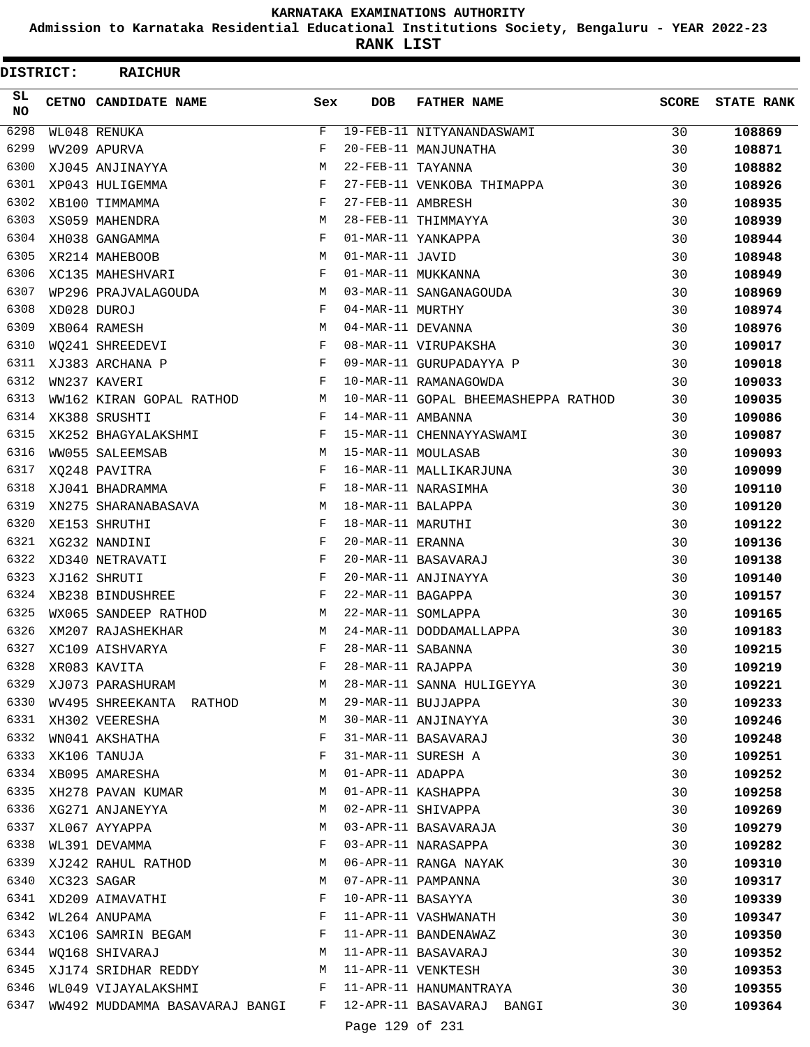# KARNATAKA EXAMINATIONS AUTHORITY

**Admission to Karnataka Residential Educational Institutions Society, Bengaluru - YEAR 2022-23**

**RANK LIST**

**DISTRICT: RAICHUR**

| SL NO | CETNO | CANDIDATE NAME | Sex | DOB | FATHER NAME | SCORE | STATE RANK |
|---|---|---|---|---|---|---|---|
| 6298 | WL048 | RENUKA | F | 19-FEB-11 | NITYANANDASWAMI | 30 | 108869 |
| 6299 | WV209 | APURVA | F | 20-FEB-11 | MANJUNATHA | 30 | 108871 |
| 6300 | XJ045 | ANJINAYYA | M | 22-FEB-11 | TAYANNA | 30 | 108882 |
| 6301 | XP043 | HULIGEMMA | F | 27-FEB-11 | VENKOBA THIMAPPA | 30 | 108926 |
| 6302 | XB100 | TIMMAMMA | F | 27-FEB-11 | AMBRESH | 30 | 108935 |
| 6303 | XS059 | MAHENDRA | M | 28-FEB-11 | THIMMAYYA | 30 | 108939 |
| 6304 | XH038 | GANGAMMA | F | 01-MAR-11 | YANKAPPA | 30 | 108944 |
| 6305 | XR214 | MAHEBOOB | M | 01-MAR-11 | JAVID | 30 | 108948 |
| 6306 | XC135 | MAHESHVARI | F | 01-MAR-11 | MUKKANNA | 30 | 108949 |
| 6307 | WP296 | PRAJVALAGOUDA | M | 03-MAR-11 | SANGANAGOUDA | 30 | 108969 |
| 6308 | XD028 | DUROJ | F | 04-MAR-11 | MURTHY | 30 | 108974 |
| 6309 | XB064 | RAMESH | M | 04-MAR-11 | DEVANNA | 30 | 108976 |
| 6310 | WQ241 | SHREEDEVI | F | 08-MAR-11 | VIRUPAKSHA | 30 | 109017 |
| 6311 | XJ383 | ARCHANA P | F | 09-MAR-11 | GURUPADAYYA P | 30 | 109018 |
| 6312 | WN237 | KAVERI | F | 10-MAR-11 | RAMANAGOWDA | 30 | 109033 |
| 6313 | WW162 | KIRAN GOPAL RATHOD | M | 10-MAR-11 | GOPAL BHEEMASHEPPA RATHOD | 30 | 109035 |
| 6314 | XK388 | SRUSHTI | F | 14-MAR-11 | AMBANNA | 30 | 109086 |
| 6315 | XK252 | BHAGYALAKSHMI | F | 15-MAR-11 | CHENNAYYASWAMI | 30 | 109087 |
| 6316 | WW055 | SALEEMSAB | M | 15-MAR-11 | MOULASAB | 30 | 109093 |
| 6317 | XQ248 | PAVITRA | F | 16-MAR-11 | MALLIKARJUNA | 30 | 109099 |
| 6318 | XJ041 | BHADRAMMA | F | 18-MAR-11 | NARASIMHA | 30 | 109110 |
| 6319 | XN275 | SHARANABASAVA | M | 18-MAR-11 | BALAPPA | 30 | 109120 |
| 6320 | XE153 | SHRUTHI | F | 18-MAR-11 | MARUTHI | 30 | 109122 |
| 6321 | XG232 | NANDINI | F | 20-MAR-11 | ERANNA | 30 | 109136 |
| 6322 | XD340 | NETRAVATI | F | 20-MAR-11 | BASAVARAJ | 30 | 109138 |
| 6323 | XJ162 | SHRUTI | F | 20-MAR-11 | ANJINAYYA | 30 | 109140 |
| 6324 | XB238 | BINDUSHREE | F | 22-MAR-11 | BAGAPPA | 30 | 109157 |
| 6325 | WX065 | SANDEEP RATHOD | M | 22-MAR-11 | SOMLAPPA | 30 | 109165 |
| 6326 | XM207 | RAJASHEKHAR | M | 24-MAR-11 | DODDAMALLAPPA | 30 | 109183 |
| 6327 | XC109 | AISHVARYA | F | 28-MAR-11 | SABANNA | 30 | 109215 |
| 6328 | XR083 | KAVITA | F | 28-MAR-11 | RAJAPPA | 30 | 109219 |
| 6329 | XJ073 | PARASHURAM | M | 28-MAR-11 | SANNA HULIGEYYA | 30 | 109221 |
| 6330 | WV495 | SHREEKANTA RATHOD | M | 29-MAR-11 | BUJJAPPA | 30 | 109233 |
| 6331 | XH302 | VEERESHA | M | 30-MAR-11 | ANJINAYYA | 30 | 109246 |
| 6332 | WN041 | AKSHATHA | F | 31-MAR-11 | BASAVARAJ | 30 | 109248 |
| 6333 | XK106 | TANUJA | F | 31-MAR-11 | SURESH A | 30 | 109251 |
| 6334 | XB095 | AMARESHA | M | 01-APR-11 | ADAPPA | 30 | 109252 |
| 6335 | XH278 | PAVAN KUMAR | M | 01-APR-11 | KASHAPPA | 30 | 109258 |
| 6336 | XG271 | ANJANEYYA | M | 02-APR-11 | SHIVAPPA | 30 | 109269 |
| 6337 | XL067 | AYYAPPA | M | 03-APR-11 | BASAVARAJA | 30 | 109279 |
| 6338 | WL391 | DEVAMMA | F | 03-APR-11 | NARASAPPA | 30 | 109282 |
| 6339 | XJ242 | RAHUL RATHOD | M | 06-APR-11 | RANGA NAYAK | 30 | 109310 |
| 6340 | XC323 | SAGAR | M | 07-APR-11 | PAMPANNA | 30 | 109317 |
| 6341 | XD209 | AIMAVATHI | F | 10-APR-11 | BASAYYA | 30 | 109339 |
| 6342 | WL264 | ANUPAMA | F | 11-APR-11 | VASHWANATH | 30 | 109347 |
| 6343 | XC106 | SAMRIN BEGAM | F | 11-APR-11 | BANDENAWAZ | 30 | 109350 |
| 6344 | WQ168 | SHIVARAJ | M | 11-APR-11 | BASAVARAJ | 30 | 109352 |
| 6345 | XJ174 | SRIDHAR REDDY | M | 11-APR-11 | VENKTESH | 30 | 109353 |
| 6346 | WL049 | VIJAYALAKSHMI | F | 11-APR-11 | HANUMANTRAYA | 30 | 109355 |
| 6347 | WW492 | MUDDAMMA BASAVARAJ BANGI | F | 12-APR-11 | BASAVARAJ BANGI | 30 | 109364 |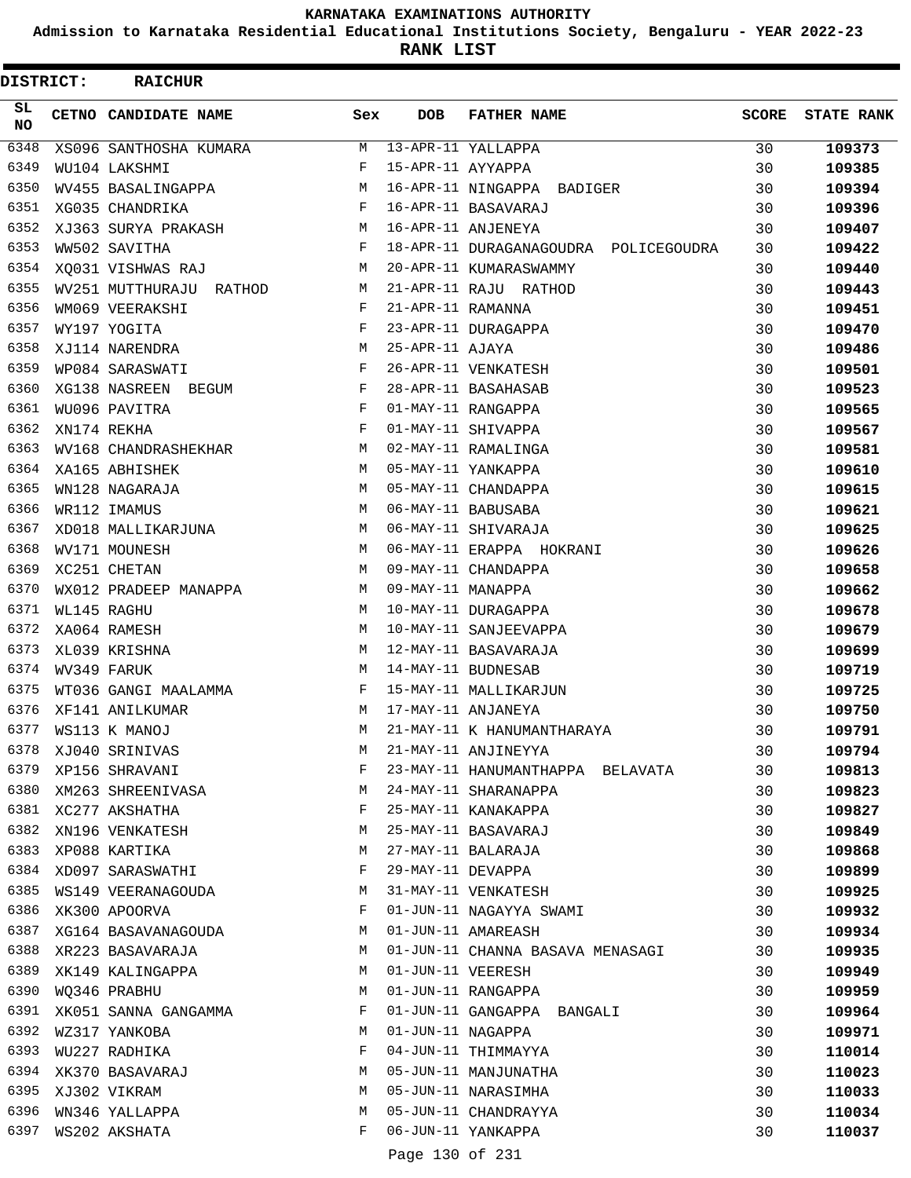KARNATAKA EXAMINATIONS AUTHORITY

Admission to Karnataka Residential Educational Institutions Society, Bengaluru - YEAR 2022-23

**RANK LIST**

**DISTRICT: RAICHUR**

| SL NO | CETNO | CANDIDATE NAME | Sex | DOB | FATHER NAME | SCORE | STATE RANK |
|---|---|---|---|---|---|---|---|
| 6348 | XS096 | SANTHOSHA KUMARA | M | 13-APR-11 | YALLAPPA | 30 | **109373** |
| 6349 | WU104 | LAKSHMI | F | 15-APR-11 | AYYAPPA | 30 | **109385** |
| 6350 | WV455 | BASALINGAPPA | M | 16-APR-11 | NINGAPPA BADIGER | 30 | **109394** |
| 6351 | XG035 | CHANDRIKA | F | 16-APR-11 | BASAVARAJ | 30 | **109396** |
| 6352 | XJ363 | SURYA PRAKASH | M | 16-APR-11 | ANJENEYA | 30 | **109407** |
| 6353 | WW502 | SAVITHA | F | 18-APR-11 | DURAGANAGOUDRA POLICEGOUDRA | 30 | **109422** |
| 6354 | XQ031 | VISHWAS RAJ | M | 20-APR-11 | KUMARASWAMMY | 30 | **109440** |
| 6355 | WV251 | MUTTHURAJU RATHOD | M | 21-APR-11 | RAJU RATHOD | 30 | **109443** |
| 6356 | WM069 | VEERAKSHI | F | 21-APR-11 | RAMANNA | 30 | **109451** |
| 6357 | WY197 | YOGITA | F | 23-APR-11 | DURAGAPPA | 30 | **109470** |
| 6358 | XJ114 | NARENDRA | M | 25-APR-11 | AJAYA | 30 | **109486** |
| 6359 | WP084 | SARASWATI | F | 26-APR-11 | VENKATESH | 30 | **109501** |
| 6360 | XG138 | NASREEN BEGUM | F | 28-APR-11 | BASAHASAB | 30 | **109523** |
| 6361 | WU096 | PAVITRA | F | 01-MAY-11 | RANGAPPA | 30 | **109565** |
| 6362 | XN174 | REKHA | F | 01-MAY-11 | SHIVAPPA | 30 | **109567** |
| 6363 | WV168 | CHANDRASHEKHAR | M | 02-MAY-11 | RAMALINGA | 30 | **109581** |
| 6364 | XA165 | ABHISHEK | M | 05-MAY-11 | YANKAPPA | 30 | **109610** |
| 6365 | WN128 | NAGARAJA | M | 05-MAY-11 | CHANDAPPA | 30 | **109615** |
| 6366 | WR112 | IMAMUS | M | 06-MAY-11 | BABUSABA | 30 | **109621** |
| 6367 | XD018 | MALLIKARJUNA | M | 06-MAY-11 | SHIVARAJA | 30 | **109625** |
| 6368 | WV171 | MOUNESH | M | 06-MAY-11 | ERAPPA HOKRANI | 30 | **109626** |
| 6369 | XC251 | CHETAN | M | 09-MAY-11 | CHANDAPPA | 30 | **109658** |
| 6370 | WX012 | PRADEEP MANAPPA | M | 09-MAY-11 | MANAPPA | 30 | **109662** |
| 6371 | WL145 | RAGHU | M | 10-MAY-11 | DURAGAPPA | 30 | **109678** |
| 6372 | XA064 | RAMESH | M | 10-MAY-11 | SANJEEVAPPA | 30 | **109679** |
| 6373 | XL039 | KRISHNA | M | 12-MAY-11 | BASAVARAJA | 30 | **109699** |
| 6374 | WV349 | FARUK | M | 14-MAY-11 | BUDNESAB | 30 | **109719** |
| 6375 | WT036 | GANGI MAALAMMA | F | 15-MAY-11 | MALLIKARJUN | 30 | **109725** |
| 6376 | XF141 | ANILKUMAR | M | 17-MAY-11 | ANJANEYA | 30 | **109750** |
| 6377 | WS113 | K MANOJ | M | 21-MAY-11 | K HANUMANTHARAYA | 30 | **109791** |
| 6378 | XJ040 | SRINIVAS | M | 21-MAY-11 | ANJINEYYA | 30 | **109794** |
| 6379 | XP156 | SHRAVANI | F | 23-MAY-11 | HANUMANTHAPPA BELAVATA | 30 | **109813** |
| 6380 | XM263 | SHREENIVASA | M | 24-MAY-11 | SHARANAPPA | 30 | **109823** |
| 6381 | XC277 | AKSHATHA | F | 25-MAY-11 | KANAKAPPA | 30 | **109827** |
| 6382 | XN196 | VENKATESH | M | 25-MAY-11 | BASAVARAJ | 30 | **109849** |
| 6383 | XP088 | KARTIKA | M | 27-MAY-11 | BALARAJA | 30 | **109868** |
| 6384 | XD097 | SARASWATHI | F | 29-MAY-11 | DEVAPPA | 30 | **109899** |
| 6385 | WS149 | VEERANAGOUDA | M | 31-MAY-11 | VENKATESH | 30 | **109925** |
| 6386 | XK300 | APOORVA | F | 01-JUN-11 | NAGAYYA SWAMI | 30 | **109932** |
| 6387 | XG164 | BASAVANAGOUDA | M | 01-JUN-11 | AMAREASH | 30 | **109934** |
| 6388 | XR223 | BASAVARAJA | M | 01-JUN-11 | CHANNA BASAVA MENASAGI | 30 | **109935** |
| 6389 | XK149 | KALINGAPPA | M | 01-JUN-11 | VEERESH | 30 | **109949** |
| 6390 | WQ346 | PRABHU | M | 01-JUN-11 | RANGAPPA | 30 | **109959** |
| 6391 | XK051 | SANNA GANGAMMA | F | 01-JUN-11 | GANGAPPA BANGALI | 30 | **109964** |
| 6392 | WZ317 | YANKOBA | M | 01-JUN-11 | NAGAPPA | 30 | **109971** |
| 6393 | WU227 | RADHIKA | F | 04-JUN-11 | THIMMAYYA | 30 | **110014** |
| 6394 | XK370 | BASAVARAJ | M | 05-JUN-11 | MANJUNATHA | 30 | **110023** |
| 6395 | XJ302 | VIKRAM | M | 05-JUN-11 | NARASIMHA | 30 | **110033** |
| 6396 | WN346 | YALLAPPA | M | 05-JUN-11 | CHANDRAYYA | 30 | **110034** |
| 6397 | WS202 | AKSHATA | F | 06-JUN-11 | YANKAPPA | 30 | **110037** |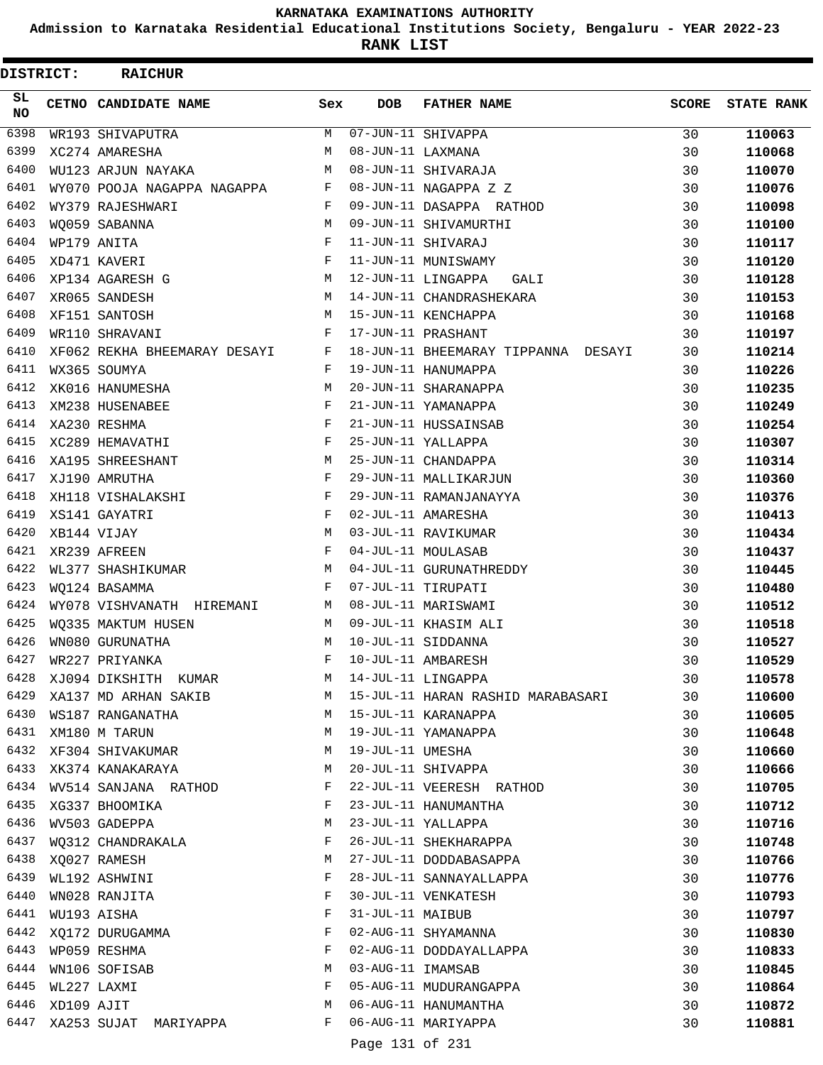KARNATAKA EXAMINATIONS AUTHORITY

Admission to Karnataka Residential Educational Institutions Society, Bengaluru - YEAR 2022-23

**RANK LIST**

**DISTRICT: RAICHUR**

| SL NO | CETNO | CANDIDATE NAME | Sex | DOB | FATHER NAME | SCORE | STATE RANK |
|---|---|---|---|---|---|---|---|
| 6398 | WR193 | SHIVAPUTRA | M | 07-JUN-11 | SHIVAPPA | 30 | **110063** |
| 6399 | XC274 | AMARESHA | M | 08-JUN-11 | LAXMANA | 30 | **110068** |
| 6400 | WU123 | ARJUN NAYAKA | M | 08-JUN-11 | SHIVARAJA | 30 | **110070** |
| 6401 | WY070 | POOJA NAGAPPA NAGAPPA | F | 08-JUN-11 | NAGAPPA Z Z | 30 | **110076** |
| 6402 | WY379 | RAJESHWARI | F | 09-JUN-11 | DASAPPA RATHOD | 30 | **110098** |
| 6403 | WQ059 | SABANNA | M | 09-JUN-11 | SHIVAMURTHI | 30 | **110100** |
| 6404 | WP179 | ANITA | F | 11-JUN-11 | SHIVARAJ | 30 | **110117** |
| 6405 | XD471 | KAVERI | F | 11-JUN-11 | MUNISWAMY | 30 | **110120** |
| 6406 | XP134 | AGARESH G | M | 12-JUN-11 | LINGAPPA GALI | 30 | **110128** |
| 6407 | XR065 | SANDESH | M | 14-JUN-11 | CHANDRASHEKARA | 30 | **110153** |
| 6408 | XF151 | SANTOSH | M | 15-JUN-11 | KENCHAPPA | 30 | **110168** |
| 6409 | WR110 | SHRAVANI | F | 17-JUN-11 | PRASHANT | 30 | **110197** |
| 6410 | XF062 | REKHA BHEEMARAY DESAYI | F | 18-JUN-11 | BHEEMARAY TIPPANNA DESAYI | 30 | **110214** |
| 6411 | WX365 | SOUMYA | F | 19-JUN-11 | HANUMAPPA | 30 | **110226** |
| 6412 | XK016 | HANUMESHA | M | 20-JUN-11 | SHARANAPPA | 30 | **110235** |
| 6413 | XM238 | HUSENABEE | F | 21-JUN-11 | YAMANAPPA | 30 | **110249** |
| 6414 | XA230 | RESHMA | F | 21-JUN-11 | HUSSAINSAB | 30 | **110254** |
| 6415 | XC289 | HEMAVATHI | F | 25-JUN-11 | YALLAPPA | 30 | **110307** |
| 6416 | XA195 | SHREESHANT | M | 25-JUN-11 | CHANDAPPA | 30 | **110314** |
| 6417 | XJ190 | AMRUTHA | F | 29-JUN-11 | MALLIKARJUN | 30 | **110360** |
| 6418 | XH118 | VISHALAKSHI | F | 29-JUN-11 | RAMANJANAYYA | 30 | **110376** |
| 6419 | XS141 | GAYATRI | F | 02-JUL-11 | AMARESHA | 30 | **110413** |
| 6420 | XB144 | VIJAY | M | 03-JUL-11 | RAVIKUMAR | 30 | **110434** |
| 6421 | XR239 | AFREEN | F | 04-JUL-11 | MOULASAB | 30 | **110437** |
| 6422 | WL377 | SHASHIKUMAR | M | 04-JUL-11 | GURUNATHREDDY | 30 | **110445** |
| 6423 | WQ124 | BASAMMA | F | 07-JUL-11 | TIRUPATI | 30 | **110480** |
| 6424 | WY078 | VISHVANATH HIREMANI | M | 08-JUL-11 | MARISWAMI | 30 | **110512** |
| 6425 | WQ335 | MAKTUM HUSEN | M | 09-JUL-11 | KHASIM ALI | 30 | **110518** |
| 6426 | WN080 | GURUNATHA | M | 10-JUL-11 | SIDDANNA | 30 | **110527** |
| 6427 | WR227 | PRIYANKA | F | 10-JUL-11 | AMBARESH | 30 | **110529** |
| 6428 | XJ094 | DIKSHITH KUMAR | M | 14-JUL-11 | LINGAPPA | 30 | **110578** |
| 6429 | XA137 | MD ARHAN SAKIB | M | 15-JUL-11 | HARAN RASHID MARABASARI | 30 | **110600** |
| 6430 | WS187 | RANGANATHA | M | 15-JUL-11 | KARANAPPA | 30 | **110605** |
| 6431 | XM180 | M TARUN | M | 19-JUL-11 | YAMANAPPA | 30 | **110648** |
| 6432 | XF304 | SHIVAKUMAR | M | 19-JUL-11 | UMESHA | 30 | **110660** |
| 6433 | XK374 | KANAKARAYA | M | 20-JUL-11 | SHIVAPPA | 30 | **110666** |
| 6434 | WV514 | SANJANA RATHOD | F | 22-JUL-11 | VEERESH RATHOD | 30 | **110705** |
| 6435 | XG337 | BHOOMIKA | F | 23-JUL-11 | HANUMANTHA | 30 | **110712** |
| 6436 | WV503 | GADEPPA | M | 23-JUL-11 | YALLAPPA | 30 | **110716** |
| 6437 | WQ312 | CHANDRAKALA | F | 26-JUL-11 | SHEKHARAPPA | 30 | **110748** |
| 6438 | XQ027 | RAMESH | M | 27-JUL-11 | DODDABASAPPA | 30 | **110766** |
| 6439 | WL192 | ASHWINI | F | 28-JUL-11 | SANNAYALLAPPA | 30 | **110776** |
| 6440 | WN028 | RANJITA | F | 30-JUL-11 | VENKATESH | 30 | **110793** |
| 6441 | WU193 | AISHA | F | 31-JUL-11 | MAIBUB | 30 | **110797** |
| 6442 | XQ172 | DURUGAMMA | F | 02-AUG-11 | SHYAMANNA | 30 | **110830** |
| 6443 | WP059 | RESHMA | F | 02-AUG-11 | DODDAYALLAPPA | 30 | **110833** |
| 6444 | WN106 | SOFISAB | M | 03-AUG-11 | IMAMSAB | 30 | **110845** |
| 6445 | WL227 | LAXMI | F | 05-AUG-11 | MUDURANGAPPA | 30 | **110864** |
| 6446 | XD109 | AJIT | M | 06-AUG-11 | HANUMANTHA | 30 | **110872** |
| 6447 | XA253 | SUJAT MARIYAPPA | F | 06-AUG-11 | MARIYAPPA | 30 | **110881** |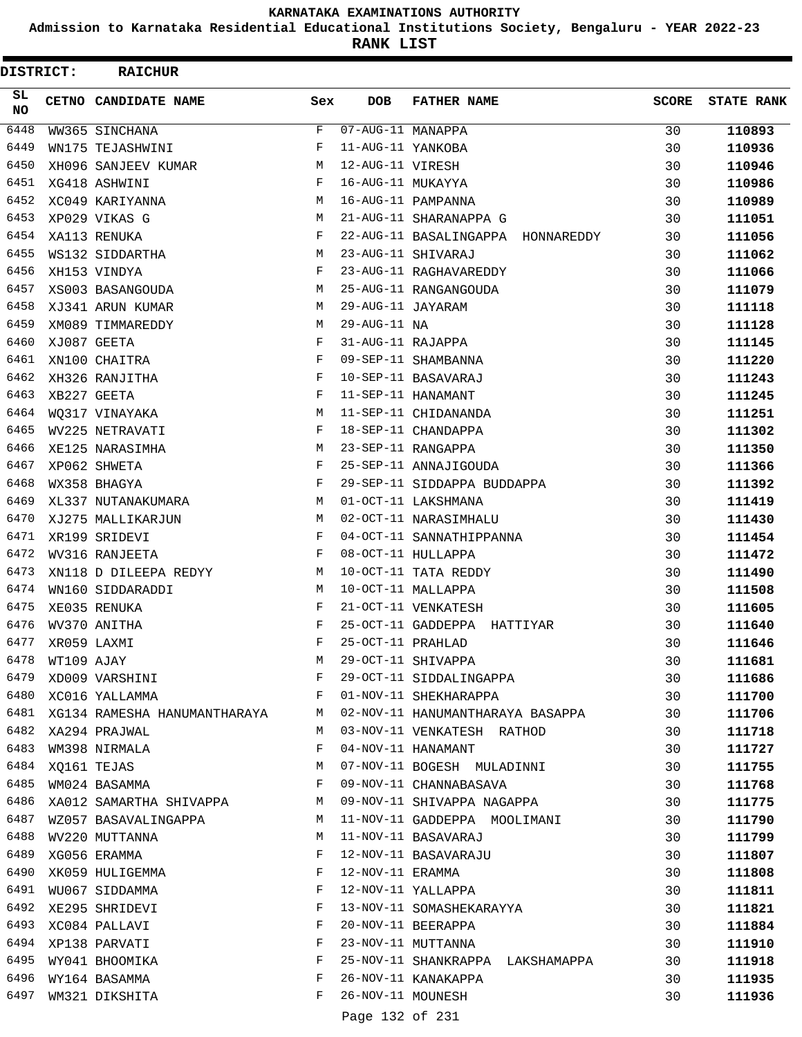# KARNATAKA EXAMINATIONS AUTHORITY

**Admission to Karnataka Residential Educational Institutions Society, Bengaluru - YEAR 2022-23**

**RANK LIST**

**DISTRICT: RAICHUR**

| SL NO | CETNO | CANDIDATE NAME | Sex | DOB | FATHER NAME | SCORE | STATE RANK |
|---|---|---|---|---|---|---|---|
| 6448 | WW365 | SINCHANA | F | 07-AUG-11 | MANAPPA | 30 | **110893** |
| 6449 | WN175 | TEJASHWINI | F | 11-AUG-11 | YANKOBA | 30 | **110936** |
| 6450 | XH096 | SANJEEV KUMAR | M | 12-AUG-11 | VIRESH | 30 | **110946** |
| 6451 | XG418 | ASHWINI | F | 16-AUG-11 | MUKAYYA | 30 | **110986** |
| 6452 | XC049 | KARIYANNA | M | 16-AUG-11 | PAMPANNA | 30 | **110989** |
| 6453 | XP029 | VIKAS G | M | 21-AUG-11 | SHARANAPPA G | 30 | **111051** |
| 6454 | XA113 | RENUKA | F | 22-AUG-11 | BASALINGAPPA HONNAREDDY | 30 | **111056** |
| 6455 | WS132 | SIDDARTHA | M | 23-AUG-11 | SHIVARAJ | 30 | **111062** |
| 6456 | XH153 | VINDYA | F | 23-AUG-11 | RAGHAVAREDDY | 30 | **111066** |
| 6457 | XS003 | BASANGOUDA | M | 25-AUG-11 | RANGANGOUDA | 30 | **111079** |
| 6458 | XJ341 | ARUN KUMAR | M | 29-AUG-11 | JAYARAM | 30 | **111118** |
| 6459 | XM089 | TIMMAREDDY | M | 29-AUG-11 | NA | 30 | **111128** |
| 6460 | XJ087 | GEETA | F | 31-AUG-11 | RAJAPPA | 30 | **111145** |
| 6461 | XN100 | CHAITRA | F | 09-SEP-11 | SHAMBANNA | 30 | **111220** |
| 6462 | XH326 | RANJITHA | F | 10-SEP-11 | BASAVARAJ | 30 | **111243** |
| 6463 | XB227 | GEETA | F | 11-SEP-11 | HANAMANT | 30 | **111245** |
| 6464 | WQ317 | VINAYAKA | M | 11-SEP-11 | CHIDANANDA | 30 | **111251** |
| 6465 | WV225 | NETRAVATI | F | 18-SEP-11 | CHANDAPPA | 30 | **111302** |
| 6466 | XE125 | NARASIMHA | M | 23-SEP-11 | RANGAPPA | 30 | **111350** |
| 6467 | XP062 | SHWETA | F | 25-SEP-11 | ANNAJIGOUDA | 30 | **111366** |
| 6468 | WX358 | BHAGYA | F | 29-SEP-11 | SIDDAPPA BUDDAPPA | 30 | **111392** |
| 6469 | XL337 | NUTANAKUMARA | M | 01-OCT-11 | LAKSHMANA | 30 | **111419** |
| 6470 | XJ275 | MALLIKARJUN | M | 02-OCT-11 | NARASIMHALU | 30 | **111430** |
| 6471 | XR199 | SRIDEVI | F | 04-OCT-11 | SANNATHIPPANNA | 30 | **111454** |
| 6472 | WV316 | RANJEETA | F | 08-OCT-11 | HULLAPPA | 30 | **111472** |
| 6473 | XN118 | D DILEEPA REDYY | M | 10-OCT-11 | TATA REDDY | 30 | **111490** |
| 6474 | WN160 | SIDDARADDI | M | 10-OCT-11 | MALLAPPA | 30 | **111508** |
| 6475 | XE035 | RENUKA | F | 21-OCT-11 | VENKATESH | 30 | **111605** |
| 6476 | WV370 | ANITHA | F | 25-OCT-11 | GADDEPPA HATTIYAR | 30 | **111640** |
| 6477 | XR059 | LAXMI | F | 25-OCT-11 | PRAHLAD | 30 | **111646** |
| 6478 | WT109 | AJAY | M | 29-OCT-11 | SHIVAPPA | 30 | **111681** |
| 6479 | XD009 | VARSHINI | F | 29-OCT-11 | SIDDALINGAPPA | 30 | **111686** |
| 6480 | XC016 | YALLAMMA | F | 01-NOV-11 | SHEKHARAPPA | 30 | **111700** |
| 6481 | XG134 | RAMESHA HANUMANTHARAYA | M | 02-NOV-11 | HANUMANTHARAYA BASAPPA | 30 | **111706** |
| 6482 | XA294 | PRAJWAL | M | 03-NOV-11 | VENKATESH RATHOD | 30 | **111718** |
| 6483 | WM398 | NIRMALA | F | 04-NOV-11 | HANAMANT | 30 | **111727** |
| 6484 | XQ161 | TEJAS | M | 07-NOV-11 | BOGESH MULADINNI | 30 | **111755** |
| 6485 | WM024 | BASAMMA | F | 09-NOV-11 | CHANNABASAVA | 30 | **111768** |
| 6486 | XA012 | SAMARTHA SHIVAPPA | M | 09-NOV-11 | SHIVAPPA NAGAPPA | 30 | **111775** |
| 6487 | WZ057 | BASAVALINGAPPA | M | 11-NOV-11 | GADDEPPA MOOLIMANI | 30 | **111790** |
| 6488 | WV220 | MUTTANNA | M | 11-NOV-11 | BASAVARAJ | 30 | **111799** |
| 6489 | XG056 | ERAMMA | F | 12-NOV-11 | BASAVARAJU | 30 | **111807** |
| 6490 | XK059 | HULIGEMMA | F | 12-NOV-11 | ERAMMA | 30 | **111808** |
| 6491 | WU067 | SIDDAMMA | F | 12-NOV-11 | YALLAPPA | 30 | **111811** |
| 6492 | XE295 | SHRIDEVI | F | 13-NOV-11 | SOMASHEKARAYYA | 30 | **111821** |
| 6493 | XC084 | PALLAVI | F | 20-NOV-11 | BEERAPPA | 30 | **111884** |
| 6494 | XP138 | PARVATI | F | 23-NOV-11 | MUTTANNA | 30 | **111910** |
| 6495 | WY041 | BHOOMIKA | F | 25-NOV-11 | SHANKRAPPA LAKSHAMAPPA | 30 | **111918** |
| 6496 | WY164 | BASAMMA | F | 26-NOV-11 | KANAKAPPA | 30 | **111935** |
| 6497 | WM321 | DIKSHITA | F | 26-NOV-11 | MOUNESH | 30 | **111936** |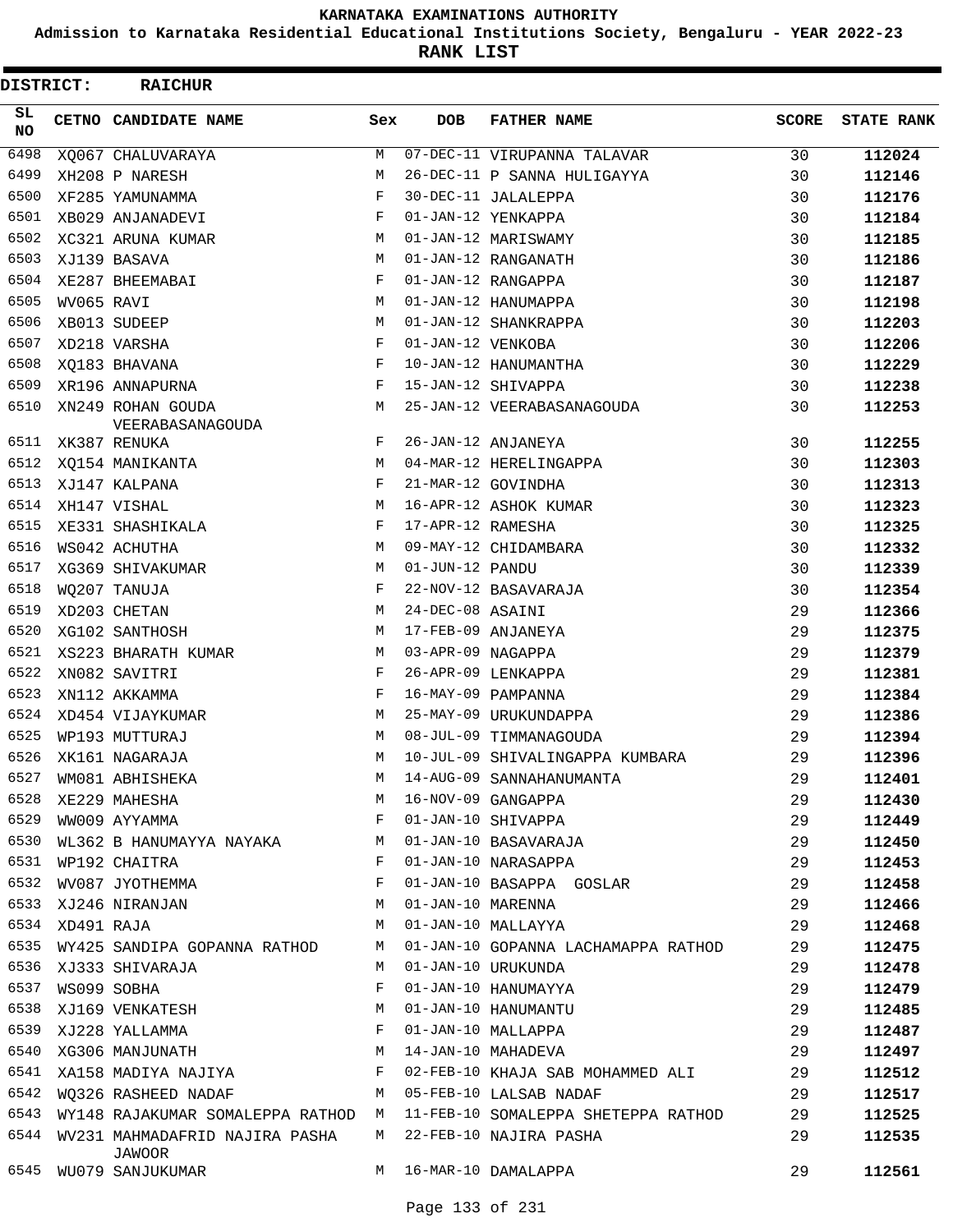# KARNATAKA EXAMINATIONS AUTHORITY

**Admission to Karnataka Residential Educational Institutions Society, Bengaluru - YEAR 2022-23**

**RANK LIST**

**DISTRICT: RAICHUR**

| SL NO | CETNO | CANDIDATE NAME | Sex | DOB | FATHER NAME | SCORE | STATE RANK |
|---|---|---|---|---|---|---|---|
| 6498 | XQ067 | CHALUVARAYA | M | 07-DEC-11 | VIRUPANNA TALAVAR | 30 | 112024 |
| 6499 | XH208 | P NARESH | M | 26-DEC-11 | P SANNA HULIGAYYA | 30 | 112146 |
| 6500 | XF285 | YAMUNAMMA | F | 30-DEC-11 | JALALEPPA | 30 | 112176 |
| 6501 | XB029 | ANJANADEVI | F | 01-JAN-12 | YENKAPPA | 30 | 112184 |
| 6502 | XC321 | ARUNA KUMAR | M | 01-JAN-12 | MARISWAMY | 30 | 112185 |
| 6503 | XJ139 | BASAVA | M | 01-JAN-12 | RANGANATH | 30 | 112186 |
| 6504 | XE287 | BHEEMABAI | F | 01-JAN-12 | RANGAPPA | 30 | 112187 |
| 6505 | WV065 | RAVI | M | 01-JAN-12 | HANUMAPPA | 30 | 112198 |
| 6506 | XB013 | SUDEEP | M | 01-JAN-12 | SHANKRAPPA | 30 | 112203 |
| 6507 | XD218 | VARSHA | F | 01-JAN-12 | VENKOBA | 30 | 112206 |
| 6508 | XQ183 | BHAVANA | F | 10-JAN-12 | HANUMANTHA | 30 | 112229 |
| 6509 | XR196 | ANNAPURNA | F | 15-JAN-12 | SHIVAPPA | 30 | 112238 |
| 6510 | XN249 | ROHAN GOUDA VEERABASANAGOUDA | M | 25-JAN-12 | VEERABASANAGOUDA | 30 | 112253 |
| 6511 | XK387 | RENUKA | F | 26-JAN-12 | ANJANEYA | 30 | 112255 |
| 6512 | XQ154 | MANIKANTA | M | 04-MAR-12 | HERELINGAPPA | 30 | 112303 |
| 6513 | XJ147 | KALPANA | F | 21-MAR-12 | GOVINDHA | 30 | 112313 |
| 6514 | XH147 | VISHAL | M | 16-APR-12 | ASHOK KUMAR | 30 | 112323 |
| 6515 | XE331 | SHASHIKALA | F | 17-APR-12 | RAMESHA | 30 | 112325 |
| 6516 | WS042 | ACHUTHA | M | 09-MAY-12 | CHIDAMBARA | 30 | 112332 |
| 6517 | XG369 | SHIVAKUMAR | M | 01-JUN-12 | PANDU | 30 | 112339 |
| 6518 | WQ207 | TANUJA | F | 22-NOV-12 | BASAVARAJA | 30 | 112354 |
| 6519 | XD203 | CHETAN | M | 24-DEC-08 | ASAINI | 29 | 112366 |
| 6520 | XG102 | SANTHOSH | M | 17-FEB-09 | ANJANEYA | 29 | 112375 |
| 6521 | XS223 | BHARATH KUMAR | M | 03-APR-09 | NAGAPPA | 29 | 112379 |
| 6522 | XN082 | SAVITRI | F | 26-APR-09 | LENKAPPA | 29 | 112381 |
| 6523 | XN112 | AKKAMMA | F | 16-MAY-09 | PAMPANNA | 29 | 112384 |
| 6524 | XD454 | VIJAYKUMAR | M | 25-MAY-09 | URUKUNDAPPA | 29 | 112386 |
| 6525 | WP193 | MUTTURAJ | M | 08-JUL-09 | TIMMANAGOUDA | 29 | 112394 |
| 6526 | XK161 | NAGARAJA | M | 10-JUL-09 | SHIVALINGAPPA KUMBARA | 29 | 112396 |
| 6527 | WM081 | ABHISHEKA | M | 14-AUG-09 | SANNAHANUMANTA | 29 | 112401 |
| 6528 | XE229 | MAHESHA | M | 16-NOV-09 | GANGAPPA | 29 | 112430 |
| 6529 | WW009 | AYYAMMA | F | 01-JAN-10 | SHIVAPPA | 29 | 112449 |
| 6530 | WL362 | B HANUMAYYA NAYAKA | M | 01-JAN-10 | BASAVARAJA | 29 | 112450 |
| 6531 | WP192 | CHAITRA | F | 01-JAN-10 | NARASAPPA | 29 | 112453 |
| 6532 | WV087 | JYOTHEMMA | F | 01-JAN-10 | BASAPPA GOSLAR | 29 | 112458 |
| 6533 | XJ246 | NIRANJAN | M | 01-JAN-10 | MARENNA | 29 | 112466 |
| 6534 | XD491 | RAJA | M | 01-JAN-10 | MALLAYYA | 29 | 112468 |
| 6535 | WY425 | SANDIPA GOPANNA RATHOD | M | 01-JAN-10 | GOPANNA LACHAMAPPA RATHOD | 29 | 112475 |
| 6536 | XJ333 | SHIVARAJA | M | 01-JAN-10 | URUKUNDA | 29 | 112478 |
| 6537 | WS099 | SOBHA | F | 01-JAN-10 | HANUMAYYA | 29 | 112479 |
| 6538 | XJ169 | VENKATESH | M | 01-JAN-10 | HANUMANTU | 29 | 112485 |
| 6539 | XJ228 | YALLAMMA | F | 01-JAN-10 | MALLAPPA | 29 | 112487 |
| 6540 | XG306 | MANJUNATH | M | 14-JAN-10 | MAHADEVA | 29 | 112497 |
| 6541 | XA158 | MADIYA NAJIYA | F | 02-FEB-10 | KHAJA SAB MOHAMMED ALI | 29 | 112512 |
| 6542 | WQ326 | RASHEED NADAF | M | 05-FEB-10 | LALSAB NADAF | 29 | 112517 |
| 6543 | WY148 | RAJAKUMAR SOMALEPPA RATHOD | M | 11-FEB-10 | SOMALEPPA SHETEPPA RATHOD | 29 | 112525 |
| 6544 | WV231 | MAHMADAFRID NAJIRA PASHA JAWOOR | M | 22-FEB-10 | NAJIRA PASHA | 29 | 112535 |
| 6545 | WU079 | SANJUKUMAR | M | 16-MAR-10 | DAMALAPPA | 29 | 112561 |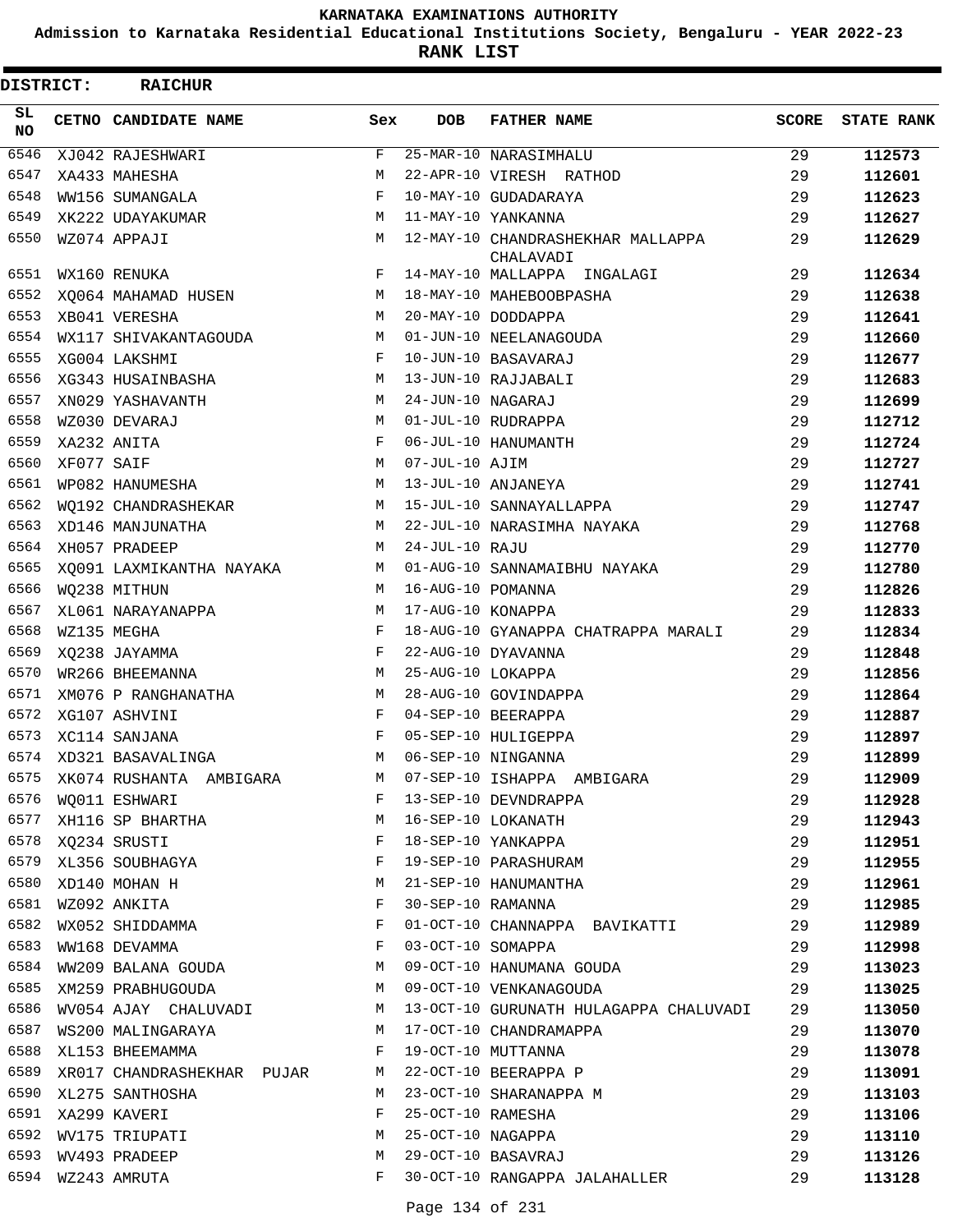KARNATAKA EXAMINATIONS AUTHORITY

Admission to Karnataka Residential Educational Institutions Society, Bengaluru - YEAR 2022-23

**RANK LIST**

**DISTRICT: RAICHUR**

| SL NO | CETNO | CANDIDATE NAME | Sex | DOB | FATHER NAME | SCORE | STATE RANK |
|---|---|---|---|---|---|---|---|
| 6546 | XJ042 | RAJESHWARI | F | 25-MAR-10 | NARASIMHALU | 29 | **112573** |
| 6547 | XA433 | MAHESHA | M | 22-APR-10 | VIRESH RATHOD | 29 | **112601** |
| 6548 | WW156 | SUMANGALA | F | 10-MAY-10 | GUDADARAYA | 29 | **112623** |
| 6549 | XK222 | UDAYAKUMAR | M | 11-MAY-10 | YANKANNA | 29 | **112627** |
| 6550 | WZ074 | APPAJI | M | 12-MAY-10 | CHANDRASHEKHAR MALLAPPA CHALAVADI | 29 | **112629** |
| 6551 | WX160 | RENUKA | F | 14-MAY-10 | MALLAPPA INGALAGI | 29 | **112634** |
| 6552 | XQ064 | MAHAMAD HUSEN | M | 18-MAY-10 | MAHEBOOBPASHA | 29 | **112638** |
| 6553 | XB041 | VERESHA | M | 20-MAY-10 | DODDAPPA | 29 | **112641** |
| 6554 | WX117 | SHIVAKANTAGOUDA | M | 01-JUN-10 | NEELANAGOUDA | 29 | **112660** |
| 6555 | XG004 | LAKSHMI | F | 10-JUN-10 | BASAVARAJ | 29 | **112677** |
| 6556 | XG343 | HUSAINBASHA | M | 13-JUN-10 | RAJJABALI | 29 | **112683** |
| 6557 | XN029 | YASHAVANTH | M | 24-JUN-10 | NAGARAJ | 29 | **112699** |
| 6558 | WZ030 | DEVARAJ | M | 01-JUL-10 | RUDRAPPA | 29 | **112712** |
| 6559 | XA232 | ANITA | F | 06-JUL-10 | HANUMANTH | 29 | **112724** |
| 6560 | XF077 | SAIF | M | 07-JUL-10 | AJIM | 29 | **112727** |
| 6561 | WP082 | HANUMESHA | M | 13-JUL-10 | ANJANEYA | 29 | **112741** |
| 6562 | WQ192 | CHANDRASHEKAR | M | 15-JUL-10 | SANNAYALLAPPA | 29 | **112747** |
| 6563 | XD146 | MANJUNATHA | M | 22-JUL-10 | NARASIMHA NAYAKA | 29 | **112768** |
| 6564 | XH057 | PRADEEP | M | 24-JUL-10 | RAJU | 29 | **112770** |
| 6565 | XQ091 | LAXMIKANTHA NAYAKA | M | 01-AUG-10 | SANNAMAIBHU NAYAKA | 29 | **112780** |
| 6566 | WQ238 | MITHUN | M | 16-AUG-10 | POMANNA | 29 | **112826** |
| 6567 | XL061 | NARAYANAPPA | M | 17-AUG-10 | KONAPPA | 29 | **112833** |
| 6568 | WZ135 | MEGHA | F | 18-AUG-10 | GYANAPPA CHATRAPPA MARALI | 29 | **112834** |
| 6569 | XQ238 | JAYAMMA | F | 22-AUG-10 | DYAVANNA | 29 | **112848** |
| 6570 | WR266 | BHEEMANNA | M | 25-AUG-10 | LOKAPPA | 29 | **112856** |
| 6571 | XM076 | P RANGHANATHA | M | 28-AUG-10 | GOVINDAPPA | 29 | **112864** |
| 6572 | XG107 | ASHVINI | F | 04-SEP-10 | BEERAPPA | 29 | **112887** |
| 6573 | XC114 | SANJANA | F | 05-SEP-10 | HULIGEPPA | 29 | **112897** |
| 6574 | XD321 | BASAVALINGA | M | 06-SEP-10 | NINGANNA | 29 | **112899** |
| 6575 | XK074 | RUSHANTA AMBIGARA | M | 07-SEP-10 | ISHAPPA AMBIGARA | 29 | **112909** |
| 6576 | WQ011 | ESHWARI | F | 13-SEP-10 | DEVNDRAPPA | 29 | **112928** |
| 6577 | XH116 | SP BHARTHA | M | 16-SEP-10 | LOKANATH | 29 | **112943** |
| 6578 | XQ234 | SRUSTI | F | 18-SEP-10 | YANKAPPA | 29 | **112951** |
| 6579 | XL356 | SOUBHAGYA | F | 19-SEP-10 | PARASHURAM | 29 | **112955** |
| 6580 | XD140 | MOHAN H | M | 21-SEP-10 | HANUMANTHA | 29 | **112961** |
| 6581 | WZ092 | ANKITA | F | 30-SEP-10 | RAMANNA | 29 | **112985** |
| 6582 | WX052 | SHIDDAMMA | F | 01-OCT-10 | CHANNAPPA BAVIKATTI | 29 | **112989** |
| 6583 | WW168 | DEVAMMA | F | 03-OCT-10 | SOMAPPA | 29 | **112998** |
| 6584 | WW209 | BALANA GOUDA | M | 09-OCT-10 | HANUMANA GOUDA | 29 | **113023** |
| 6585 | XM259 | PRABHUGOUDA | M | 09-OCT-10 | VENKANAGOUDA | 29 | **113025** |
| 6586 | WV054 | AJAY CHALUVADI | M | 13-OCT-10 | GURUNATH HULAGAPPA CHALUVADI | 29 | **113050** |
| 6587 | WS200 | MALINGARAYA | M | 17-OCT-10 | CHANDRAMAPPA | 29 | **113070** |
| 6588 | XL153 | BHEEMAMMA | F | 19-OCT-10 | MUTTANNA | 29 | **113078** |
| 6589 | XR017 | CHANDRASHEKHAR PUJAR | M | 22-OCT-10 | BEERAPPA P | 29 | **113091** |
| 6590 | XL275 | SANTHOSHA | M | 23-OCT-10 | SHARANAPPA M | 29 | **113103** |
| 6591 | XA299 | KAVERI | F | 25-OCT-10 | RAMESHA | 29 | **113106** |
| 6592 | WV175 | TRIUPATI | M | 25-OCT-10 | NAGAPPA | 29 | **113110** |
| 6593 | WV493 | PRADEEP | M | 29-OCT-10 | BASAVRAJ | 29 | **113126** |
| 6594 | WZ243 | AMRUTA | F | 30-OCT-10 | RANGAPPA JALAHALLER | 29 | **113128** |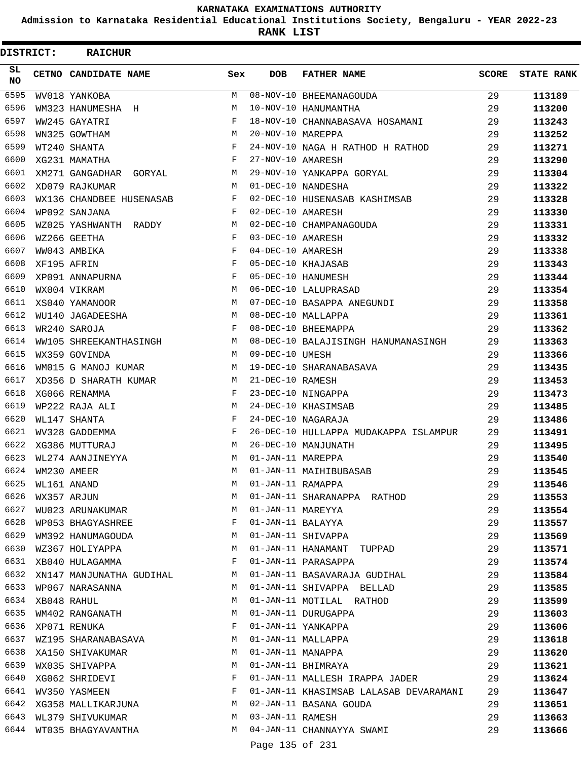KARNATAKA EXAMINATIONS AUTHORITY

Admission to Karnataka Residential Educational Institutions Society, Bengaluru - YEAR 2022-23

**RANK LIST**

**DISTRICT: RAICHUR**

| SL NO | CETNO | CANDIDATE NAME | Sex | DOB | FATHER NAME | SCORE | STATE RANK |
|---|---|---|---|---|---|---|---|
| 6595 | WV018 | YANKOBA | M | 08-NOV-10 | BHEEMANAGOUDA | 29 | 113189 |
| 6596 | WM323 | HANUMESHA H | M | 10-NOV-10 | HANUMANTHA | 29 | 113200 |
| 6597 | WW245 | GAYATRI | F | 18-NOV-10 | CHANNABASAVA HOSAMANI | 29 | 113243 |
| 6598 | WN325 | GOWTHAM | M | 20-NOV-10 | MAREPPA | 29 | 113252 |
| 6599 | WT240 | SHANTA | F | 24-NOV-10 | NAGA H RATHOD H RATHOD | 29 | 113271 |
| 6600 | XG231 | MAMATHA | F | 27-NOV-10 | AMARESH | 29 | 113290 |
| 6601 | XM271 | GANGADHAR GORYAL | M | 29-NOV-10 | YANKAPPA GORYAL | 29 | 113304 |
| 6602 | XD079 | RAJKUMAR | M | 01-DEC-10 | NANDESHA | 29 | 113322 |
| 6603 | WX136 | CHANDBEE HUSENASAB | F | 02-DEC-10 | HUSENASAB KASHIMSAB | 29 | 113328 |
| 6604 | WP092 | SANJANA | F | 02-DEC-10 | AMARESH | 29 | 113330 |
| 6605 | WZ025 | YASHWANTH RADDY | M | 02-DEC-10 | CHAMPANAGOUDA | 29 | 113331 |
| 6606 | WZ266 | GEETHA | F | 03-DEC-10 | AMARESH | 29 | 113332 |
| 6607 | WW043 | AMBIKA | F | 04-DEC-10 | AMARESH | 29 | 113338 |
| 6608 | XF195 | AFRIN | F | 05-DEC-10 | KHAJASAB | 29 | 113343 |
| 6609 | XP091 | ANNAPURNA | F | 05-DEC-10 | HANUMESH | 29 | 113344 |
| 6610 | WX004 | VIKRAM | M | 06-DEC-10 | LALUPRASAD | 29 | 113354 |
| 6611 | XS040 | YAMANOOR | M | 07-DEC-10 | BASAPPA ANEGUNDI | 29 | 113358 |
| 6612 | WU140 | JAGADEESHA | M | 08-DEC-10 | MALLAPPA | 29 | 113361 |
| 6613 | WR240 | SAROJA | F | 08-DEC-10 | BHEEMAPPA | 29 | 113362 |
| 6614 | WW105 | SHREEKANTHASINGH | M | 08-DEC-10 | BALAJISINGH HANUMANASINGH | 29 | 113363 |
| 6615 | WX359 | GOVINDA | M | 09-DEC-10 | UMESH | 29 | 113366 |
| 6616 | WM015 | G MANOJ KUMAR | M | 19-DEC-10 | SHARANABASAVA | 29 | 113435 |
| 6617 | XD356 | D SHARATH KUMAR | M | 21-DEC-10 | RAMESH | 29 | 113453 |
| 6618 | XG066 | RENAMMA | F | 23-DEC-10 | NINGAPPA | 29 | 113473 |
| 6619 | WP222 | RAJA ALI | M | 24-DEC-10 | KHASIMSAB | 29 | 113485 |
| 6620 | WL147 | SHANTA | F | 24-DEC-10 | NAGARAJA | 29 | 113486 |
| 6621 | WV328 | GADDEMMA | F | 26-DEC-10 | HULLAPPA MUDAKAPPA ISLAMPUR | 29 | 113491 |
| 6622 | XG386 | MUTTURAJ | M | 26-DEC-10 | MANJUNATH | 29 | 113495 |
| 6623 | WL274 | AANJINEYYA | M | 01-JAN-11 | MAREPPA | 29 | 113540 |
| 6624 | WM230 | AMEER | M | 01-JAN-11 | MAIHIBUBASAB | 29 | 113545 |
| 6625 | WL161 | ANAND | M | 01-JAN-11 | RAMAPPA | 29 | 113546 |
| 6626 | WX357 | ARJUN | M | 01-JAN-11 | SHARANAPPA RATHOD | 29 | 113553 |
| 6627 | WU023 | ARUNAKUMAR | M | 01-JAN-11 | MAREYYA | 29 | 113554 |
| 6628 | WP053 | BHAGYASHREE | F | 01-JAN-11 | BALAYYA | 29 | 113557 |
| 6629 | WM392 | HANUMAGOUDA | M | 01-JAN-11 | SHIVAPPA | 29 | 113569 |
| 6630 | WZ367 | HOLIYAPPA | M | 01-JAN-11 | HANAMANT TUPPAD | 29 | 113571 |
| 6631 | XB040 | HULAGAMMA | F | 01-JAN-11 | PARASAPPA | 29 | 113574 |
| 6632 | XN147 | MANJUNATHA GUDIHAL | M | 01-JAN-11 | BASAVARAJA GUDIHAL | 29 | 113584 |
| 6633 | WP067 | NARASANNA | M | 01-JAN-11 | SHIVAPPA BELLAD | 29 | 113585 |
| 6634 | XB048 | RAHUL | M | 01-JAN-11 | MOTILAL RATHOD | 29 | 113599 |
| 6635 | WM402 | RANGANATH | M | 01-JAN-11 | DURUGAPPA | 29 | 113603 |
| 6636 | XP071 | RENUKA | F | 01-JAN-11 | YANKAPPA | 29 | 113606 |
| 6637 | WZ195 | SHARANABASAVA | M | 01-JAN-11 | MALLAPPA | 29 | 113618 |
| 6638 | XA150 | SHIVAKUMAR | M | 01-JAN-11 | MANAPPA | 29 | 113620 |
| 6639 | WX035 | SHIVAPPA | M | 01-JAN-11 | BHIMRAYA | 29 | 113621 |
| 6640 | XG062 | SHRIDEVI | F | 01-JAN-11 | MALLESH IRAPPA JADER | 29 | 113624 |
| 6641 | WV350 | YASMEEN | F | 01-JAN-11 | KHASIMSAB LALASAB DEVARAMANI | 29 | 113647 |
| 6642 | XG358 | MALLIKARJUNA | M | 02-JAN-11 | BASANA GOUDA | 29 | 113651 |
| 6643 | WL379 | SHIVUKUMAR | M | 03-JAN-11 | RAMESH | 29 | 113663 |
| 6644 | WT035 | BHAGYAVANTHA | M | 04-JAN-11 | CHANNAYYA SWAMI | 29 | 113666 |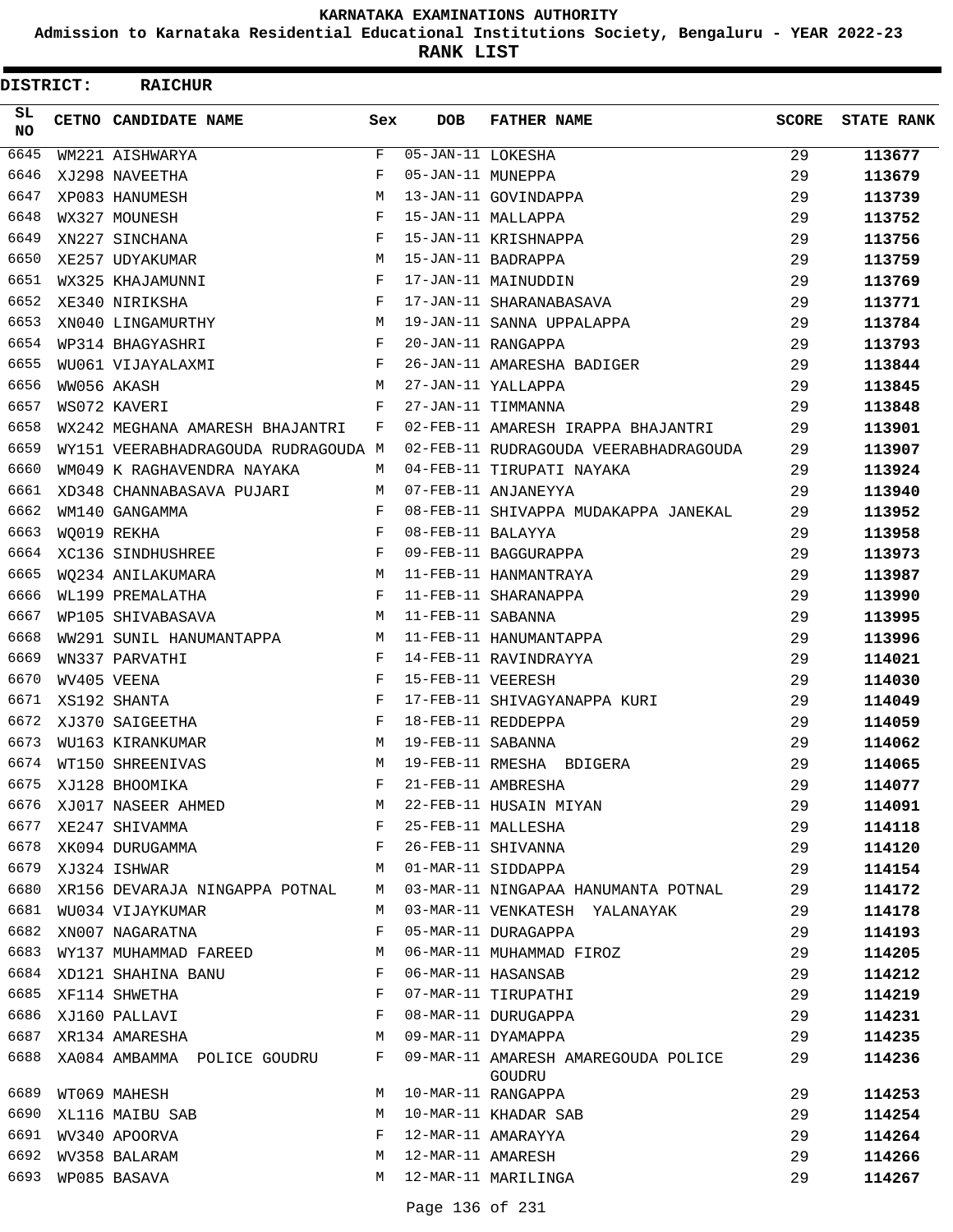KARNATAKA EXAMINATIONS AUTHORITY

Admission to Karnataka Residential Educational Institutions Society, Bengaluru - YEAR 2022-23

**RANK LIST**

**DISTRICT: RAICHUR**

| SL NO | CETNO | CANDIDATE NAME | Sex | DOB | FATHER NAME | SCORE | STATE RANK |
|---|---|---|---|---|---|---|---|
| 6645 | WM221 | AISHWARYA | F | 05-JAN-11 | LOKESHA | 29 | **113677** |
| 6646 | XJ298 | NAVEETHA | F | 05-JAN-11 | MUNEPPA | 29 | **113679** |
| 6647 | XP083 | HANUMESH | M | 13-JAN-11 | GOVINDAPPA | 29 | **113739** |
| 6648 | WX327 | MOUNESH | F | 15-JAN-11 | MALLAPPA | 29 | **113752** |
| 6649 | XN227 | SINCHANA | F | 15-JAN-11 | KRISHNAPPA | 29 | **113756** |
| 6650 | XE257 | UDYAKUMAR | M | 15-JAN-11 | BADRAPPA | 29 | **113759** |
| 6651 | WX325 | KHAJAMUNNI | F | 17-JAN-11 | MAINUDDIN | 29 | **113769** |
| 6652 | XE340 | NIRIKSHA | F | 17-JAN-11 | SHARANABASAVA | 29 | **113771** |
| 6653 | XN040 | LINGAMURTHY | M | 19-JAN-11 | SANNA UPPALAPPA | 29 | **113784** |
| 6654 | WP314 | BHAGYASHRI | F | 20-JAN-11 | RANGAPPA | 29 | **113793** |
| 6655 | WU061 | VIJAYALAXMI | F | 26-JAN-11 | AMARESHA BADIGER | 29 | **113844** |
| 6656 | WW056 | AKASH | M | 27-JAN-11 | YALLAPPA | 29 | **113845** |
| 6657 | WS072 | KAVERI | F | 27-JAN-11 | TIMMANNA | 29 | **113848** |
| 6658 | WX242 | MEGHANA AMARESH BHAJANTRI | F | 02-FEB-11 | AMARESH IRAPPA BHAJANTRI | 29 | **113901** |
| 6659 | WY151 | VEERABHADRAGOUDA RUDRAGOUDA | M | 02-FEB-11 | RUDRAGOUDA VEERABHADRAGOUDA | 29 | **113907** |
| 6660 | WM049 | K RAGHAVENDRA NAYAKA | M | 04-FEB-11 | TIRUPATI NAYAKA | 29 | **113924** |
| 6661 | XD348 | CHANNABASAVA PUJARI | M | 07-FEB-11 | ANJANEYYA | 29 | **113940** |
| 6662 | WM140 | GANGAMMA | F | 08-FEB-11 | SHIVAPPA MUDAKAPPA JANEKAL | 29 | **113952** |
| 6663 | WQ019 | REKHA | F | 08-FEB-11 | BALAYYA | 29 | **113958** |
| 6664 | XC136 | SINDHUSHREE | F | 09-FEB-11 | BAGGURAPPA | 29 | **113973** |
| 6665 | WQ234 | ANILAKUMARA | M | 11-FEB-11 | HANMANTRAYA | 29 | **113987** |
| 6666 | WL199 | PREMALATHA | F | 11-FEB-11 | SHARANAPPA | 29 | **113990** |
| 6667 | WP105 | SHIVABASAVA | M | 11-FEB-11 | SABANNA | 29 | **113995** |
| 6668 | WW291 | SUNIL HANUMANTAPPA | M | 11-FEB-11 | HANUMANTAPPA | 29 | **113996** |
| 6669 | WN337 | PARVATHI | F | 14-FEB-11 | RAVINDRAYYA | 29 | **114021** |
| 6670 | WV405 | VEENA | F | 15-FEB-11 | VEERESH | 29 | **114030** |
| 6671 | XS192 | SHANTA | F | 17-FEB-11 | SHIVAGYANAPPA KURI | 29 | **114049** |
| 6672 | XJ370 | SAIGEETHA | F | 18-FEB-11 | REDDEPPA | 29 | **114059** |
| 6673 | WU163 | KIRANKUMAR | M | 19-FEB-11 | SABANNA | 29 | **114062** |
| 6674 | WT150 | SHREENIVAS | M | 19-FEB-11 | RMESHA BDIGERA | 29 | **114065** |
| 6675 | XJ128 | BHOOMIKA | F | 21-FEB-11 | AMBRESHA | 29 | **114077** |
| 6676 | XJ017 | NASEER AHMED | M | 22-FEB-11 | HUSAIN MIYAN | 29 | **114091** |
| 6677 | XE247 | SHIVAMMA | F | 25-FEB-11 | MALLESHA | 29 | **114118** |
| 6678 | XK094 | DURUGAMMA | F | 26-FEB-11 | SHIVANNA | 29 | **114120** |
| 6679 | XJ324 | ISHWAR | M | 01-MAR-11 | SIDDAPPA | 29 | **114154** |
| 6680 | XR156 | DEVARAJA NINGAPPA POTNAL | M | 03-MAR-11 | NINGAPAA HANUMANTA POTNAL | 29 | **114172** |
| 6681 | WU034 | VIJAYKUMAR | M | 03-MAR-11 | VENKATESH YALANAYAK | 29 | **114178** |
| 6682 | XN007 | NAGARATNA | F | 05-MAR-11 | DURAGAPPA | 29 | **114193** |
| 6683 | WY137 | MUHAMMAD FAREED | M | 06-MAR-11 | MUHAMMAD FIROZ | 29 | **114205** |
| 6684 | XD121 | SHAHINA BANU | F | 06-MAR-11 | HASANSAB | 29 | **114212** |
| 6685 | XF114 | SHWETHA | F | 07-MAR-11 | TIRUPATHI | 29 | **114219** |
| 6686 | XJ160 | PALLAVI | F | 08-MAR-11 | DURUGAPPA | 29 | **114231** |
| 6687 | XR134 | AMARESHA | M | 09-MAR-11 | DYAMAPPA | 29 | **114235** |
| 6688 | XA084 | AMBAMMA POLICE GOUDRU | F | 09-MAR-11 | AMARESH AMAREGOUDA POLICE GOUDRU | 29 | **114236** |
| 6689 | WT069 | MAHESH | M | 10-MAR-11 | RANGAPPA | 29 | **114253** |
| 6690 | XL116 | MAIBU SAB | M | 10-MAR-11 | KHADAR SAB | 29 | **114254** |
| 6691 | WV340 | APOORVA | F | 12-MAR-11 | AMARAYYA | 29 | **114264** |
| 6692 | WV358 | BALARAM | M | 12-MAR-11 | AMARESH | 29 | **114266** |
| 6693 | WP085 | BASAVA | M | 12-MAR-11 | MARILINGA | 29 | **114267** |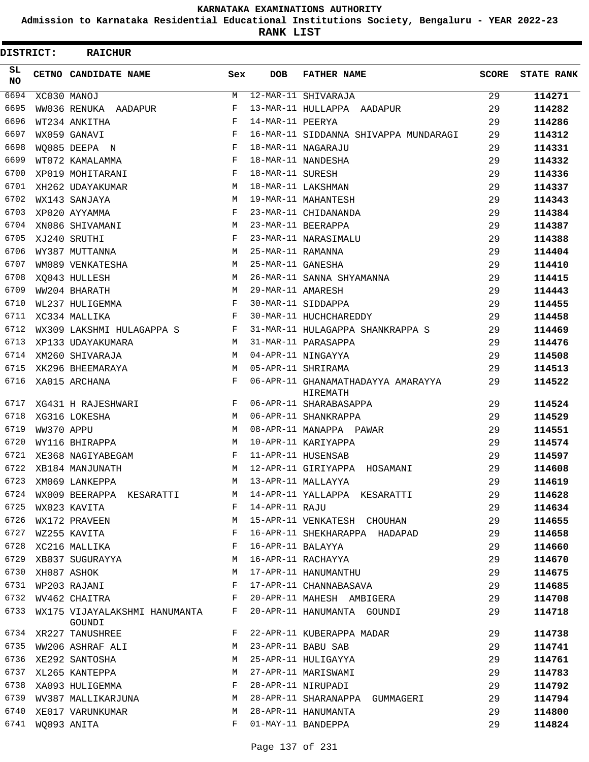# KARNATAKA EXAMINATIONS AUTHORITY

**Admission to Karnataka Residential Educational Institutions Society, Bengaluru - YEAR 2022-23**

**RANK LIST**

**DISTRICT: RAICHUR**

| SL NO | CETNO | CANDIDATE NAME | Sex | DOB | FATHER NAME | SCORE | STATE RANK |
|---|---|---|---|---|---|---|---|
| 6694 | XC030 | MANOJ | M | 12-MAR-11 | SHIVARAJA | 29 | 114271 |
| 6695 | WW036 | RENUKA AADAPUR | F | 13-MAR-11 | HULLAPPA AADAPUR | 29 | 114282 |
| 6696 | WT234 | ANKITHA | F | 14-MAR-11 | PEERYA | 29 | 114286 |
| 6697 | WX059 | GANAVI | F | 16-MAR-11 | SIDDANNA SHIVAPPA MUNDARAGI | 29 | 114312 |
| 6698 | WQ085 | DEEPA N | F | 18-MAR-11 | NAGARAJU | 29 | 114331 |
| 6699 | WT072 | KAMALAMMA | F | 18-MAR-11 | NANDESHA | 29 | 114332 |
| 6700 | XP019 | MOHITARANI | F | 18-MAR-11 | SURESH | 29 | 114336 |
| 6701 | XH262 | UDAYAKUMAR | M | 18-MAR-11 | LAKSHMAN | 29 | 114337 |
| 6702 | WX143 | SANJAYA | M | 19-MAR-11 | MAHANTESH | 29 | 114343 |
| 6703 | XP020 | AYYAMMA | F | 23-MAR-11 | CHIDANANDA | 29 | 114384 |
| 6704 | XN086 | SHIVAMANI | M | 23-MAR-11 | BEERAPPA | 29 | 114387 |
| 6705 | XJ240 | SRUTHI | F | 23-MAR-11 | NARASIMALU | 29 | 114388 |
| 6706 | WY387 | MUTTANNA | M | 25-MAR-11 | RAMANNA | 29 | 114404 |
| 6707 | WM089 | VENKATESHA | M | 25-MAR-11 | GANESHA | 29 | 114410 |
| 6708 | XQ043 | HULLESH | M | 26-MAR-11 | SANNA SHYAMANNA | 29 | 114415 |
| 6709 | WW204 | BHARATH | M | 29-MAR-11 | AMARESH | 29 | 114443 |
| 6710 | WL237 | HULIGEMMA | F | 30-MAR-11 | SIDDAPPA | 29 | 114455 |
| 6711 | XC334 | MALLIKA | F | 30-MAR-11 | HUCHCHAREDDY | 29 | 114458 |
| 6712 | WX309 | LAKSHMI HULAGAPPA S | F | 31-MAR-11 | HULAGAPPA SHANKRAPPA S | 29 | 114469 |
| 6713 | XP133 | UDAYAKUMARA | M | 31-MAR-11 | PARASAPPA | 29 | 114476 |
| 6714 | XM260 | SHIVARAJA | M | 04-APR-11 | NINGAYYA | 29 | 114508 |
| 6715 | XK296 | BHEEMARAYA | M | 05-APR-11 | SHRIRAMA | 29 | 114513 |
| 6716 | XA015 | ARCHANA | F | 06-APR-11 | GHANAMATHADAYYA AMARAYYA HIREMATH | 29 | 114522 |
| 6717 | XG431 | H RAJESHWARI | F | 06-APR-11 | SHARABASAPPA | 29 | 114524 |
| 6718 | XG316 | LOKESHA | M | 06-APR-11 | SHANKRAPPA | 29 | 114529 |
| 6719 | WW370 | APPU | M | 08-APR-11 | MANAPPA PAWAR | 29 | 114551 |
| 6720 | WY116 | BHIRAPPA | M | 10-APR-11 | KARIYAPPA | 29 | 114574 |
| 6721 | XE368 | NAGIYABEGAM | F | 11-APR-11 | HUSENSAB | 29 | 114597 |
| 6722 | XB184 | MANJUNATH | M | 12-APR-11 | GIRIYAPPA HOSAMANI | 29 | 114608 |
| 6723 | XM069 | LANKEPPA | M | 13-APR-11 | MALLAYYA | 29 | 114619 |
| 6724 | WX009 | BEERAPPA KESARATTI | M | 14-APR-11 | YALLAPPA KESARATTI | 29 | 114628 |
| 6725 | WX023 | KAVITA | F | 14-APR-11 | RAJU | 29 | 114634 |
| 6726 | WX172 | PRAVEEN | M | 15-APR-11 | VENKATESH CHOUHAN | 29 | 114655 |
| 6727 | WZ255 | KAVITA | F | 16-APR-11 | SHEKHARAPPA HADAPAD | 29 | 114658 |
| 6728 | XC216 | MALLIKA | F | 16-APR-11 | BALAYYA | 29 | 114660 |
| 6729 | XB037 | SUGURAYYA | M | 16-APR-11 | RACHAYYA | 29 | 114670 |
| 6730 | XH087 | ASHOK | M | 17-APR-11 | HANUMANTHU | 29 | 114675 |
| 6731 | WP203 | RAJANI | F | 17-APR-11 | CHANNABASAVA | 29 | 114685 |
| 6732 | WV462 | CHAITRA | F | 20-APR-11 | MAHESH AMBIGERA | 29 | 114708 |
| 6733 | WX175 | VIJAYALAKSHMI HANUMANTA GOUNDI | F | 20-APR-11 | HANUMANTA GOUNDI | 29 | 114718 |
| 6734 | XR227 | TANUSHREE | F | 22-APR-11 | KUBERAPPA MADAR | 29 | 114738 |
| 6735 | WW206 | ASHRAF ALI | M | 23-APR-11 | BABU SAB | 29 | 114741 |
| 6736 | XE292 | SANTOSHA | M | 25-APR-11 | HULIGAYYA | 29 | 114761 |
| 6737 | XL265 | KANTEPPA | M | 27-APR-11 | MARISWAMI | 29 | 114783 |
| 6738 | XA093 | HULIGEMMA | F | 28-APR-11 | NIRUPADI | 29 | 114792 |
| 6739 | WV387 | MALLIKARJUNA | M | 28-APR-11 | SHARANAPPA GUMMAGERI | 29 | 114794 |
| 6740 | XE017 | VARUNKUMAR | M | 28-APR-11 | HANUMANTA | 29 | 114800 |
| 6741 | WQ093 | ANITA | F | 01-MAY-11 | BANDEPPA | 29 | 114824 |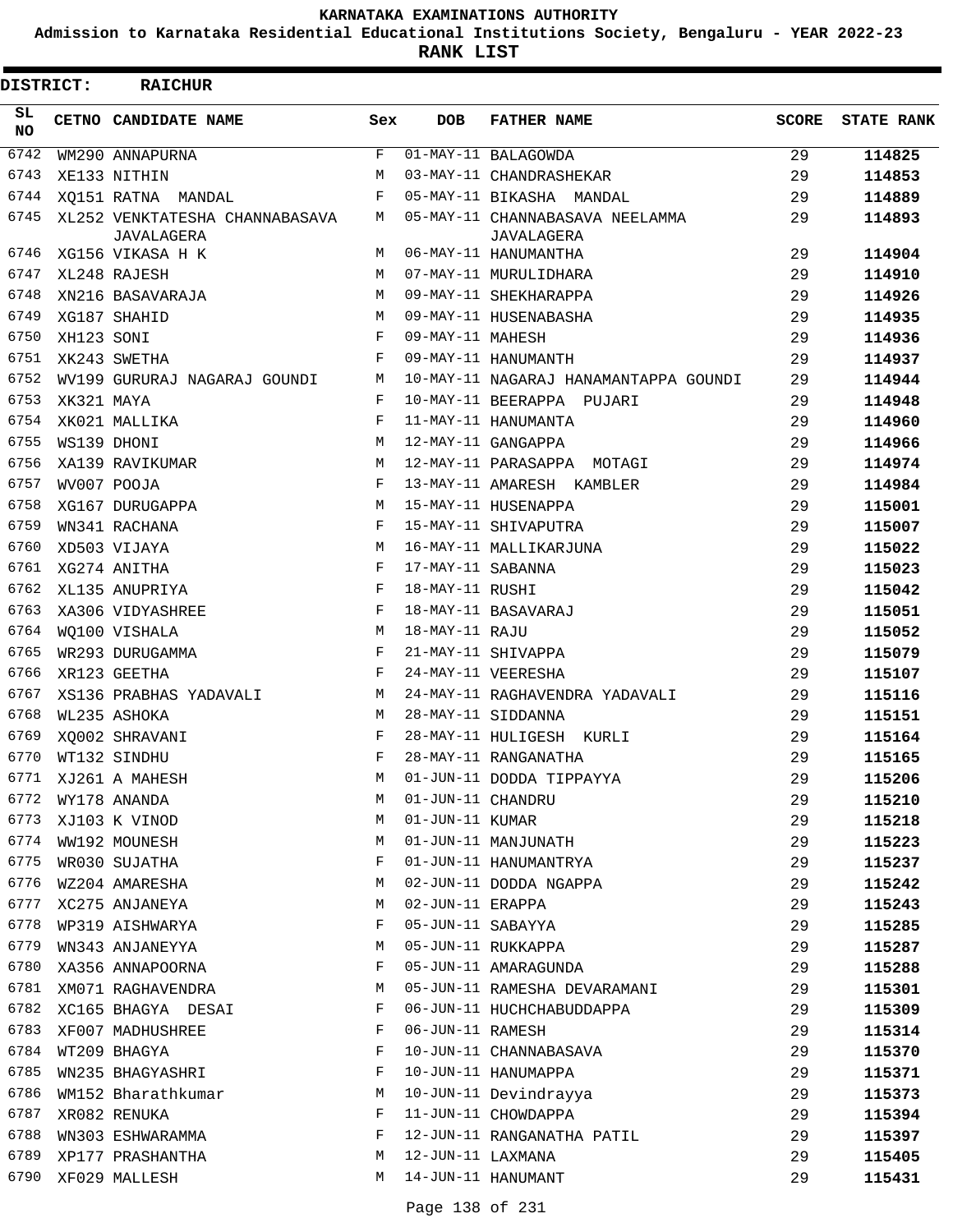# KARNATAKA EXAMINATIONS AUTHORITY

**Admission to Karnataka Residential Educational Institutions Society, Bengaluru - YEAR 2022-23**

**RANK LIST**

**DISTRICT: RAICHUR**

| SL NO | CETNO | CANDIDATE NAME | Sex | DOB | FATHER NAME | SCORE | STATE RANK |
|---|---|---|---|---|---|---|---|
| 6742 | WM290 | ANNAPURNA | F | 01-MAY-11 | BALAGOWDA | 29 | **114825** |
| 6743 | XE133 | NITHIN | M | 03-MAY-11 | CHANDRASHEKAR | 29 | **114853** |
| 6744 | XQ151 | RATNA MANDAL | F | 05-MAY-11 | BIKASHA MANDAL | 29 | **114889** |
| 6745 | XL252 | VENKTATESHA CHANNABASAVA JAVALAGERA | M | 05-MAY-11 | CHANNABASAVA NEELAMMA JAVALAGERA | 29 | **114893** |
| 6746 | XG156 | VIKASA H K | M | 06-MAY-11 | HANUMANTHA | 29 | **114904** |
| 6747 | XL248 | RAJESH | M | 07-MAY-11 | MURULIDHARA | 29 | **114910** |
| 6748 | XN216 | BASAVARAJA | M | 09-MAY-11 | SHEKHARAPPA | 29 | **114926** |
| 6749 | XG187 | SHAHID | M | 09-MAY-11 | HUSENABASHA | 29 | **114935** |
| 6750 | XH123 | SONI | F | 09-MAY-11 | MAHESH | 29 | **114936** |
| 6751 | XK243 | SWETHA | F | 09-MAY-11 | HANUMANTH | 29 | **114937** |
| 6752 | WV199 | GURURAJ NAGARAJ GOUNDI | M | 10-MAY-11 | NAGARAJ HANAMANTAPPA GOUNDI | 29 | **114944** |
| 6753 | XK321 | MAYA | F | 10-MAY-11 | BEERAPPA PUJARI | 29 | **114948** |
| 6754 | XK021 | MALLIKA | F | 11-MAY-11 | HANUMANTA | 29 | **114960** |
| 6755 | WS139 | DHONI | M | 12-MAY-11 | GANGAPPA | 29 | **114966** |
| 6756 | XA139 | RAVIKUMAR | M | 12-MAY-11 | PARASAPPA MOTAGI | 29 | **114974** |
| 6757 | WV007 | POOJA | F | 13-MAY-11 | AMARESH KAMBLER | 29 | **114984** |
| 6758 | XG167 | DURUGAPPA | M | 15-MAY-11 | HUSENAPPA | 29 | **115001** |
| 6759 | WN341 | RACHANA | F | 15-MAY-11 | SHIVAPUTRA | 29 | **115007** |
| 6760 | XD503 | VIJAYA | M | 16-MAY-11 | MALLIKARJUNA | 29 | **115022** |
| 6761 | XG274 | ANITHA | F | 17-MAY-11 | SABANNA | 29 | **115023** |
| 6762 | XL135 | ANUPRIYA | F | 18-MAY-11 | RUSHI | 29 | **115042** |
| 6763 | XA306 | VIDYASHREE | F | 18-MAY-11 | BASAVARAJ | 29 | **115051** |
| 6764 | WQ100 | VISHALA | M | 18-MAY-11 | RAJU | 29 | **115052** |
| 6765 | WR293 | DURUGAMMA | F | 21-MAY-11 | SHIVAPPA | 29 | **115079** |
| 6766 | XR123 | GEETHA | F | 24-MAY-11 | VEERESHA | 29 | **115107** |
| 6767 | XS136 | PRABHAS YADAVALI | M | 24-MAY-11 | RAGHAVENDRA YADAVALI | 29 | **115116** |
| 6768 | WL235 | ASHOKA | M | 28-MAY-11 | SIDDANNA | 29 | **115151** |
| 6769 | XQ002 | SHRAVANI | F | 28-MAY-11 | HULIGESH KURLI | 29 | **115164** |
| 6770 | WT132 | SINDHU | F | 28-MAY-11 | RANGANATHA | 29 | **115165** |
| 6771 | XJ261 | A MAHESH | M | 01-JUN-11 | DODDA TIPPAYYA | 29 | **115206** |
| 6772 | WY178 | ANANDA | M | 01-JUN-11 | CHANDRU | 29 | **115210** |
| 6773 | XJ103 | K VINOD | M | 01-JUN-11 | KUMAR | 29 | **115218** |
| 6774 | WW192 | MOUNESH | M | 01-JUN-11 | MANJUNATH | 29 | **115223** |
| 6775 | WR030 | SUJATHA | F | 01-JUN-11 | HANUMANTRYA | 29 | **115237** |
| 6776 | WZ204 | AMARESHA | M | 02-JUN-11 | DODDA NGAPPA | 29 | **115242** |
| 6777 | XC275 | ANJANEYA | M | 02-JUN-11 | ERAPPA | 29 | **115243** |
| 6778 | WP319 | AISHWARYA | F | 05-JUN-11 | SABAYYA | 29 | **115285** |
| 6779 | WN343 | ANJANEYYA | M | 05-JUN-11 | RUKKAPPA | 29 | **115287** |
| 6780 | XA356 | ANNAPOORNA | F | 05-JUN-11 | AMARAGUNDA | 29 | **115288** |
| 6781 | XM071 | RAGHAVENDRA | M | 05-JUN-11 | RAMESHA DEVARAMANI | 29 | **115301** |
| 6782 | XC165 | BHAGYA DESAI | F | 06-JUN-11 | HUCHCHABUDDAPPA | 29 | **115309** |
| 6783 | XF007 | MADHUSHREE | F | 06-JUN-11 | RAMESH | 29 | **115314** |
| 6784 | WT209 | BHAGYA | F | 10-JUN-11 | CHANNABASAVA | 29 | **115370** |
| 6785 | WN235 | BHAGYASHRI | F | 10-JUN-11 | HANUMAPPA | 29 | **115371** |
| 6786 | WM152 | Bharathkumar | M | 10-JUN-11 | Devindrayya | 29 | **115373** |
| 6787 | XR082 | RENUKA | F | 11-JUN-11 | CHOWDAPPA | 29 | **115394** |
| 6788 | WN303 | ESHWARAMMA | F | 12-JUN-11 | RANGANATHA PATIL | 29 | **115397** |
| 6789 | XP177 | PRASHANTHA | M | 12-JUN-11 | LAXMANA | 29 | **115405** |
| 6790 | XF029 | MALLESH | M | 14-JUN-11 | HANUMANT | 29 | **115431** |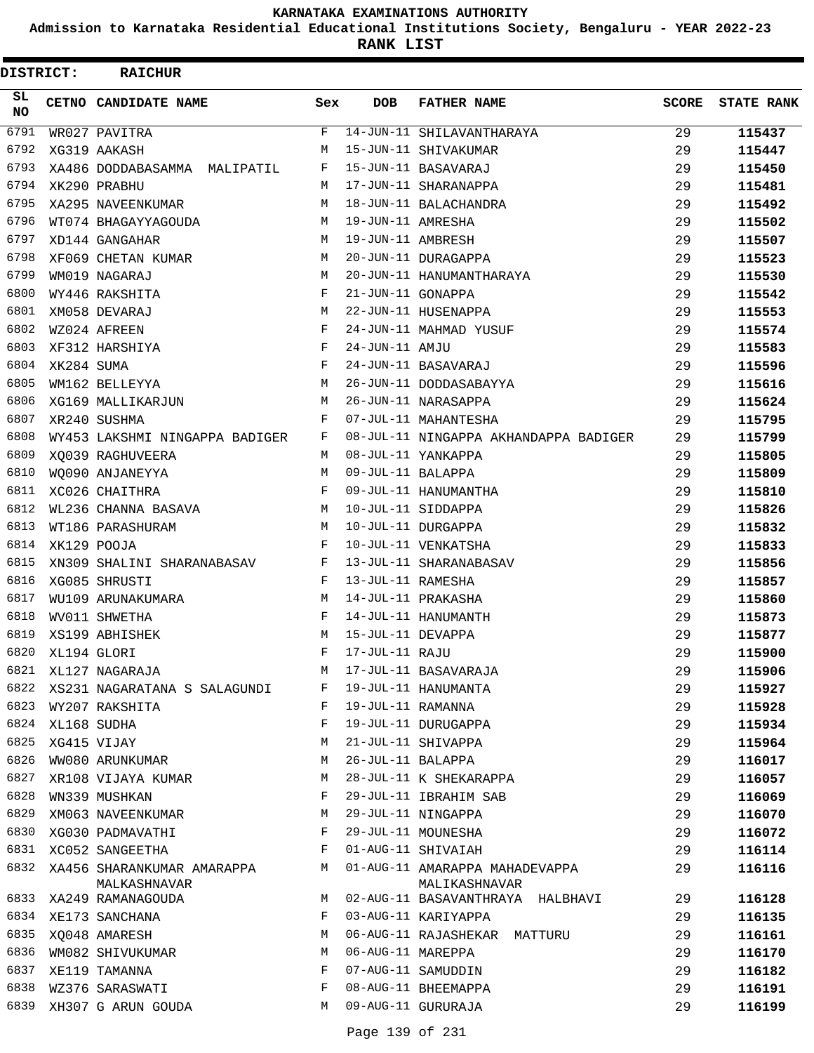# KARNATAKA EXAMINATIONS AUTHORITY

**Admission to Karnataka Residential Educational Institutions Society, Bengaluru - YEAR 2022-23**

**RANK LIST**

**DISTRICT: RAICHUR**

| SL NO | CETNO | CANDIDATE NAME | Sex | DOB | FATHER NAME | SCORE | STATE RANK |
|---|---|---|---|---|---|---|---|
| 6791 | WR027 | PAVITRA | F | 14-JUN-11 | SHILAVANTHARAYA | 29 | 115437 |
| 6792 | XG319 | AAKASH | M | 15-JUN-11 | SHIVAKUMAR | 29 | 115447 |
| 6793 | XA486 | DODDABASAMMA MALIPATIL | F | 15-JUN-11 | BASAVARAJ | 29 | 115450 |
| 6794 | XK290 | PRABHU | M | 17-JUN-11 | SHARANAPPA | 29 | 115481 |
| 6795 | XA295 | NAVEENKUMAR | M | 18-JUN-11 | BALACHANDRA | 29 | 115492 |
| 6796 | WT074 | BHAGAYYAGOUDA | M | 19-JUN-11 | AMRESHA | 29 | 115502 |
| 6797 | XD144 | GANGAHAR | M | 19-JUN-11 | AMBRESH | 29 | 115507 |
| 6798 | XF069 | CHETAN KUMAR | M | 20-JUN-11 | DURAGAPPA | 29 | 115523 |
| 6799 | WM019 | NAGARAJ | M | 20-JUN-11 | HANUMANTHARAYA | 29 | 115530 |
| 6800 | WY446 | RAKSHITA | F | 21-JUN-11 | GONAPPA | 29 | 115542 |
| 6801 | XM058 | DEVARAJ | M | 22-JUN-11 | HUSENAPPA | 29 | 115553 |
| 6802 | WZ024 | AFREEN | F | 24-JUN-11 | MAHMAD YUSUF | 29 | 115574 |
| 6803 | XF312 | HARSHIYA | F | 24-JUN-11 | AMJU | 29 | 115583 |
| 6804 | XK284 | SUMA | F | 24-JUN-11 | BASAVARAJ | 29 | 115596 |
| 6805 | WM162 | BELLEYYA | M | 26-JUN-11 | DODDASABAYYA | 29 | 115616 |
| 6806 | XG169 | MALLIKARJUN | M | 26-JUN-11 | NARASAPPA | 29 | 115624 |
| 6807 | XR240 | SUSHMA | F | 07-JUL-11 | MAHANTESHA | 29 | 115795 |
| 6808 | WY453 | LAKSHMI NINGAPPA BADIGER | F | 08-JUL-11 | NINGAPPA AKHANDAPPA BADIGER | 29 | 115799 |
| 6809 | XQ039 | RAGHUVEERA | M | 08-JUL-11 | YANKAPPA | 29 | 115805 |
| 6810 | WQ090 | ANJANEYYA | M | 09-JUL-11 | BALAPPA | 29 | 115809 |
| 6811 | XC026 | CHAITHRA | F | 09-JUL-11 | HANUMANTHA | 29 | 115810 |
| 6812 | WL236 | CHANNA BASAVA | M | 10-JUL-11 | SIDDAPPA | 29 | 115826 |
| 6813 | WT186 | PARASHURAM | M | 10-JUL-11 | DURGAPPA | 29 | 115832 |
| 6814 | XK129 | POOJA | F | 10-JUL-11 | VENKATSHA | 29 | 115833 |
| 6815 | XN309 | SHALINI SHARANABASAV | F | 13-JUL-11 | SHARANABASAV | 29 | 115856 |
| 6816 | XG085 | SHRUSTI | F | 13-JUL-11 | RAMESHA | 29 | 115857 |
| 6817 | WU109 | ARUNAKUMARA | M | 14-JUL-11 | PRAKASHA | 29 | 115860 |
| 6818 | WV011 | SHWETHA | F | 14-JUL-11 | HANUMANTH | 29 | 115873 |
| 6819 | XS199 | ABHISHEK | M | 15-JUL-11 | DEVAPPA | 29 | 115877 |
| 6820 | XL194 | GLORI | F | 17-JUL-11 | RAJU | 29 | 115900 |
| 6821 | XL127 | NAGARAJA | M | 17-JUL-11 | BASAVARAJA | 29 | 115906 |
| 6822 | XS231 | NAGARATANA S SALAGUNDI | F | 19-JUL-11 | HANUMANTA | 29 | 115927 |
| 6823 | WY207 | RAKSHITA | F | 19-JUL-11 | RAMANNA | 29 | 115928 |
| 6824 | XL168 | SUDHA | F | 19-JUL-11 | DURUGAPPA | 29 | 115934 |
| 6825 | XG415 | VIJAY | M | 21-JUL-11 | SHIVAPPA | 29 | 115964 |
| 6826 | WW080 | ARUNKUMAR | M | 26-JUL-11 | BALAPPA | 29 | 116017 |
| 6827 | XR108 | VIJAYA KUMAR | M | 28-JUL-11 | K SHEKARAPPA | 29 | 116057 |
| 6828 | WN339 | MUSHKAN | F | 29-JUL-11 | IBRAHIM SAB | 29 | 116069 |
| 6829 | XM063 | NAVEENKUMAR | M | 29-JUL-11 | NINGAPPA | 29 | 116070 |
| 6830 | XG030 | PADMAVATHI | F | 29-JUL-11 | MOUNESHA | 29 | 116072 |
| 6831 | XC052 | SANGEETHA | F | 01-AUG-11 | SHIVAIAH | 29 | 116114 |
| 6832 | XA456 | SHARANKUMAR AMARAPPA MALKASHNAVAR | M | 01-AUG-11 | AMARAPPA MAHADEVAPPA MALIKASHNAVAR | 29 | 116116 |
| 6833 | XA249 | RAMANAGOUDA | M | 02-AUG-11 | BASAVANTHRAYA HALBHAVI | 29 | 116128 |
| 6834 | XE173 | SANCHANA | F | 03-AUG-11 | KARIYAPPA | 29 | 116135 |
| 6835 | XQ048 | AMARESH | M | 06-AUG-11 | RAJASHEKAR MATTURU | 29 | 116161 |
| 6836 | WM082 | SHIVUKUMAR | M | 06-AUG-11 | MAREPPA | 29 | 116170 |
| 6837 | XE119 | TAMANNA | F | 07-AUG-11 | SAMUDDIN | 29 | 116182 |
| 6838 | WZ376 | SARASWATI | F | 08-AUG-11 | BHEEMAPPA | 29 | 116191 |
| 6839 | XH307 | G ARUN GOUDA | M | 09-AUG-11 | GURURAJA | 29 | 116199 |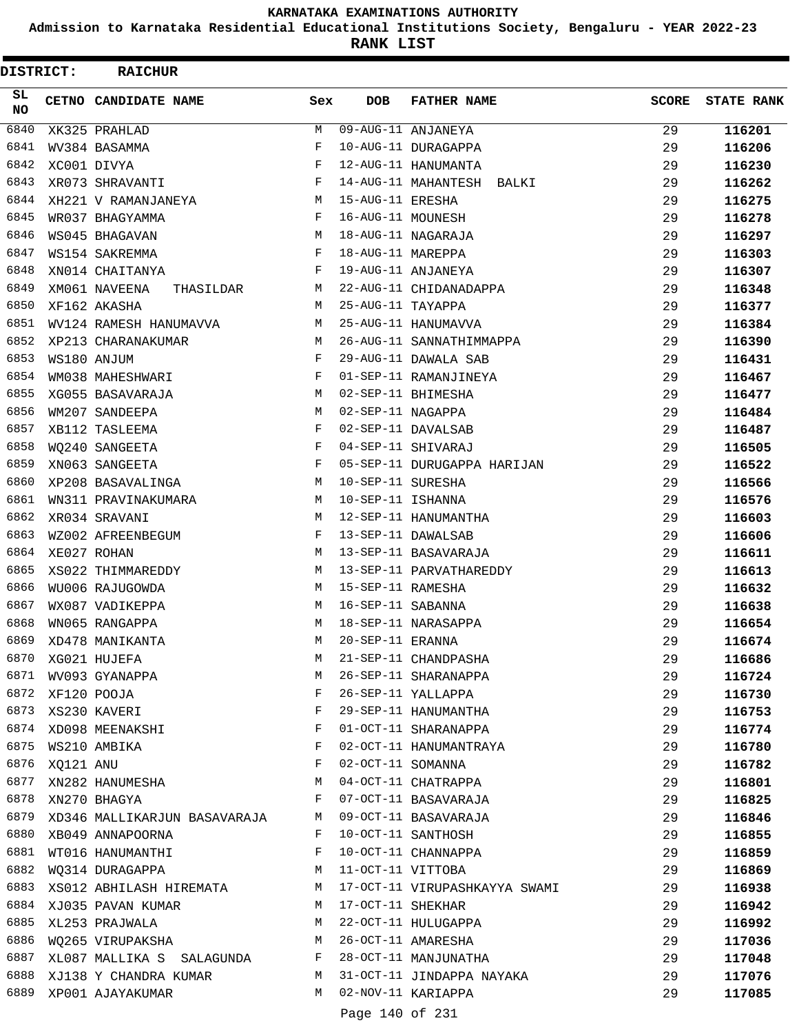# KARNATAKA EXAMINATIONS AUTHORITY

**Admission to Karnataka Residential Educational Institutions Society, Bengaluru - YEAR 2022-23**

**RANK LIST**

**DISTRICT: RAICHUR**

| SL NO | CETNO | CANDIDATE NAME | Sex | DOB | FATHER NAME | SCORE | STATE RANK |
|---|---|---|---|---|---|---|---|
| 6840 | XK325 | PRAHLAD | M | 09-AUG-11 | ANJANEYA | 29 | 116201 |
| 6841 | WV384 | BASAMMA | F | 10-AUG-11 | DURAGAPPA | 29 | 116206 |
| 6842 | XC001 | DIVYA | F | 12-AUG-11 | HANUMANTA | 29 | 116230 |
| 6843 | XR073 | SHRAVANTI | F | 14-AUG-11 | MAHANTESH BALKI | 29 | 116262 |
| 6844 | XH221 | V RAMANJANEYA | M | 15-AUG-11 | ERESHA | 29 | 116275 |
| 6845 | WR037 | BHAGYAMMA | F | 16-AUG-11 | MOUNESH | 29 | 116278 |
| 6846 | WS045 | BHAGAVAN | M | 18-AUG-11 | NAGARAJA | 29 | 116297 |
| 6847 | WS154 | SAKREMMA | F | 18-AUG-11 | MAREPPA | 29 | 116303 |
| 6848 | XN014 | CHAITANYA | F | 19-AUG-11 | ANJANEYA | 29 | 116307 |
| 6849 | XM061 | NAVEENA THASILDAR | M | 22-AUG-11 | CHIDANADAPPA | 29 | 116348 |
| 6850 | XF162 | AKASHA | M | 25-AUG-11 | TAYAPPA | 29 | 116377 |
| 6851 | WV124 | RAMESH HANUMAVVA | M | 25-AUG-11 | HANUMAVVA | 29 | 116384 |
| 6852 | XP213 | CHARANAKUMAR | M | 26-AUG-11 | SANNATHIMMAPPA | 29 | 116390 |
| 6853 | WS180 | ANJUM | F | 29-AUG-11 | DAWALA SAB | 29 | 116431 |
| 6854 | WM038 | MAHESHWARI | F | 01-SEP-11 | RAMANJINEYA | 29 | 116467 |
| 6855 | XG055 | BASAVARAJA | M | 02-SEP-11 | BHIMESHA | 29 | 116477 |
| 6856 | WM207 | SANDEEPA | M | 02-SEP-11 | NAGAPPA | 29 | 116484 |
| 6857 | XB112 | TASLEEMA | F | 02-SEP-11 | DAVALSAB | 29 | 116487 |
| 6858 | WQ240 | SANGEETA | F | 04-SEP-11 | SHIVARAJ | 29 | 116505 |
| 6859 | XN063 | SANGEETA | F | 05-SEP-11 | DURUGAPPA HARIJAN | 29 | 116522 |
| 6860 | XP208 | BASAVALINGA | M | 10-SEP-11 | SURESHA | 29 | 116566 |
| 6861 | WN311 | PRAVINAKUMARA | M | 10-SEP-11 | ISHANNA | 29 | 116576 |
| 6862 | XR034 | SRAVANI | M | 12-SEP-11 | HANUMANTHA | 29 | 116603 |
| 6863 | WZ002 | AFREENBEGUM | F | 13-SEP-11 | DAWALSAB | 29 | 116606 |
| 6864 | XE027 | ROHAN | M | 13-SEP-11 | BASAVARAJA | 29 | 116611 |
| 6865 | XS022 | THIMMAREDDY | M | 13-SEP-11 | PARVATHAREDDY | 29 | 116613 |
| 6866 | WU006 | RAJUGOWDA | M | 15-SEP-11 | RAMESHA | 29 | 116632 |
| 6867 | WX087 | VADIKEPPA | M | 16-SEP-11 | SABANNA | 29 | 116638 |
| 6868 | WN065 | RANGAPPA | M | 18-SEP-11 | NARASAPPA | 29 | 116654 |
| 6869 | XD478 | MANIKANTA | M | 20-SEP-11 | ERANNA | 29 | 116674 |
| 6870 | XG021 | HUJEFA | M | 21-SEP-11 | CHANDPASHA | 29 | 116686 |
| 6871 | WV093 | GYANAPPA | M | 26-SEP-11 | SHARANAPPA | 29 | 116724 |
| 6872 | XF120 | POOJA | F | 26-SEP-11 | YALLAPPA | 29 | 116730 |
| 6873 | XS230 | KAVERI | F | 29-SEP-11 | HANUMANTHA | 29 | 116753 |
| 6874 | XD098 | MEENAKSHI | F | 01-OCT-11 | SHARANAPPA | 29 | 116774 |
| 6875 | WS210 | AMBIKA | F | 02-OCT-11 | HANUMANTRAYA | 29 | 116780 |
| 6876 | XQ121 | ANU | F | 02-OCT-11 | SOMANNA | 29 | 116782 |
| 6877 | XN282 | HANUMESHA | M | 04-OCT-11 | CHATRAPPA | 29 | 116801 |
| 6878 | XN270 | BHAGYA | F | 07-OCT-11 | BASAVARAJA | 29 | 116825 |
| 6879 | XD346 | MALLIKARJUN BASAVARAJA | M | 09-OCT-11 | BASAVARAJA | 29 | 116846 |
| 6880 | XB049 | ANNAPOORNA | F | 10-OCT-11 | SANTHOSH | 29 | 116855 |
| 6881 | WT016 | HANUMANTHI | F | 10-OCT-11 | CHANNAPPA | 29 | 116859 |
| 6882 | WQ314 | DURAGAPPA | M | 11-OCT-11 | VITTOBA | 29 | 116869 |
| 6883 | XS012 | ABHILASH HIREMATA | M | 17-OCT-11 | VIRUPASHKAYYA SWAMI | 29 | 116938 |
| 6884 | XJ035 | PAVAN KUMAR | M | 17-OCT-11 | SHEKHAR | 29 | 116942 |
| 6885 | XL253 | PRAJWALA | M | 22-OCT-11 | HULUGAPPA | 29 | 116992 |
| 6886 | WQ265 | VIRUPAKSHA | M | 26-OCT-11 | AMARESHA | 29 | 117036 |
| 6887 | XL087 | MALLIKA S SALAGUNDA | F | 28-OCT-11 | MANJUNATHA | 29 | 117048 |
| 6888 | XJ138 | Y CHANDRA KUMAR | M | 31-OCT-11 | JINDAPPA NAYAKA | 29 | 117076 |
| 6889 | XP001 | AJAYAKUMAR | M | 02-NOV-11 | KARIAPPA | 29 | 117085 |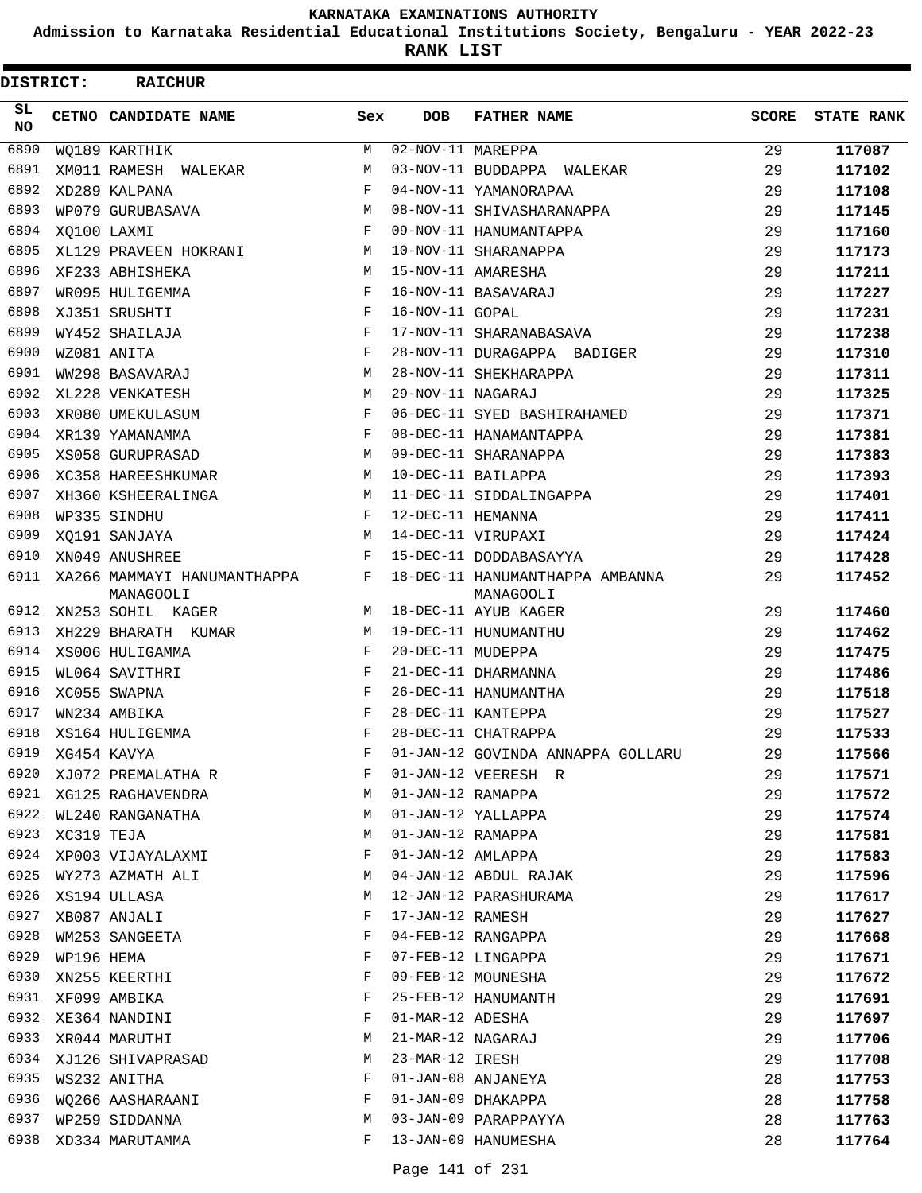# KARNATAKA EXAMINATIONS AUTHORITY

**Admission to Karnataka Residential Educational Institutions Society, Bengaluru - YEAR 2022-23**

**RANK LIST**

**DISTRICT: RAICHUR**

| SL NO | CETNO | CANDIDATE NAME | Sex | DOB | FATHER NAME | SCORE | STATE RANK |
|---|---|---|---|---|---|---|---|
| 6890 | WQ189 | KARTHIK | M | 02-NOV-11 | MAREPPA | 29 | 117087 |
| 6891 | XM011 | RAMESH WALEKAR | M | 03-NOV-11 | BUDDAPPA WALEKAR | 29 | 117102 |
| 6892 | XD289 | KALPANA | F | 04-NOV-11 | YAMANORAPAA | 29 | 117108 |
| 6893 | WP079 | GURUBASAVA | M | 08-NOV-11 | SHIVASHARANAPPA | 29 | 117145 |
| 6894 | XQ100 | LAXMI | F | 09-NOV-11 | HANUMANTAPPA | 29 | 117160 |
| 6895 | XL129 | PRAVEEN HOKRANI | M | 10-NOV-11 | SHARANAPPA | 29 | 117173 |
| 6896 | XF233 | ABHISHEKA | M | 15-NOV-11 | AMARESHA | 29 | 117211 |
| 6897 | WR095 | HULIGEMMA | F | 16-NOV-11 | BASAVARAJ | 29 | 117227 |
| 6898 | XJ351 | SRUSHTI | F | 16-NOV-11 | GOPAL | 29 | 117231 |
| 6899 | WY452 | SHAILAJA | F | 17-NOV-11 | SHARANABASAVA | 29 | 117238 |
| 6900 | WZ081 | ANITA | F | 28-NOV-11 | DURAGAPPA BADIGER | 29 | 117310 |
| 6901 | WW298 | BASAVARAJ | M | 28-NOV-11 | SHEKHARAPPA | 29 | 117311 |
| 6902 | XL228 | VENKATESH | M | 29-NOV-11 | NAGARAJ | 29 | 117325 |
| 6903 | XR080 | UMEKULASUM | F | 06-DEC-11 | SYED BASHIRAHAMED | 29 | 117371 |
| 6904 | XR139 | YAMANAMMA | F | 08-DEC-11 | HANAMANTAPPA | 29 | 117381 |
| 6905 | XS058 | GURUPRASAD | M | 09-DEC-11 | SHARANAPPA | 29 | 117383 |
| 6906 | XC358 | HAREESHKUMAR | M | 10-DEC-11 | BAILAPPA | 29 | 117393 |
| 6907 | XH360 | KSHEERALINGA | M | 11-DEC-11 | SIDDALINGAPPA | 29 | 117401 |
| 6908 | WP335 | SINDHU | F | 12-DEC-11 | HEMANNA | 29 | 117411 |
| 6909 | XQ191 | SANJAYA | M | 14-DEC-11 | VIRUPAXI | 29 | 117424 |
| 6910 | XN049 | ANUSHREE | F | 15-DEC-11 | DODDABASAYYA | 29 | 117428 |
| 6911 | XA266 | MAMMAYI HANUMANTHAPPA MANAGOOLI | F | 18-DEC-11 | HANUMANTHAPPA AMBANNA MANAGOOLI | 29 | 117452 |
| 6912 | XN253 | SOHIL KAGER | M | 18-DEC-11 | AYUB KAGER | 29 | 117460 |
| 6913 | XH229 | BHARATH KUMAR | M | 19-DEC-11 | HUNUMANTHU | 29 | 117462 |
| 6914 | XS006 | HULIGAMMA | F | 20-DEC-11 | MUDEPPA | 29 | 117475 |
| 6915 | WL064 | SAVITHRI | F | 21-DEC-11 | DHARMANNA | 29 | 117486 |
| 6916 | XC055 | SWAPNA | F | 26-DEC-11 | HANUMANTHA | 29 | 117518 |
| 6917 | WN234 | AMBIKA | F | 28-DEC-11 | KANTEPPA | 29 | 117527 |
| 6918 | XS164 | HULIGEMMA | F | 28-DEC-11 | CHATRAPPA | 29 | 117533 |
| 6919 | XG454 | KAVYA | F | 01-JAN-12 | GOVINDA ANNAPPA GOLLARU | 29 | 117566 |
| 6920 | XJ072 | PREMALATHA R | F | 01-JAN-12 | VEERESH R | 29 | 117571 |
| 6921 | XG125 | RAGHAVENDRA | M | 01-JAN-12 | RAMAPPA | 29 | 117572 |
| 6922 | WL240 | RANGANATHA | M | 01-JAN-12 | YALLAPPA | 29 | 117574 |
| 6923 | XC319 | TEJA | M | 01-JAN-12 | RAMAPPA | 29 | 117581 |
| 6924 | XP003 | VIJAYALAXMI | F | 01-JAN-12 | AMLAPPA | 29 | 117583 |
| 6925 | WY273 | AZMATH ALI | M | 04-JAN-12 | ABDUL RAJAK | 29 | 117596 |
| 6926 | XS194 | ULLASA | M | 12-JAN-12 | PARASHURAMA | 29 | 117617 |
| 6927 | XB087 | ANJALI | F | 17-JAN-12 | RAMESH | 29 | 117627 |
| 6928 | WM253 | SANGEETA | F | 04-FEB-12 | RANGAPPA | 29 | 117668 |
| 6929 | WP196 | HEMA | F | 07-FEB-12 | LINGAPPA | 29 | 117671 |
| 6930 | XN255 | KEERTHI | F | 09-FEB-12 | MOUNESHA | 29 | 117672 |
| 6931 | XF099 | AMBIKA | F | 25-FEB-12 | HANUMANTH | 29 | 117691 |
| 6932 | XE364 | NANDINI | F | 01-MAR-12 | ADESHA | 29 | 117697 |
| 6933 | XR044 | MARUTHI | M | 21-MAR-12 | NAGARAJ | 29 | 117706 |
| 6934 | XJ126 | SHIVAPRASAD | M | 23-MAR-12 | IRESH | 29 | 117708 |
| 6935 | WS232 | ANITHA | F | 01-JAN-08 | ANJANEYA | 28 | 117753 |
| 6936 | WQ266 | AASHARAANI | F | 01-JAN-09 | DHAKAPPA | 28 | 117758 |
| 6937 | WP259 | SIDDANNA | M | 03-JAN-09 | PARAPPAYYA | 28 | 117763 |
| 6938 | XD334 | MARUTAMMA | F | 13-JAN-09 | HANUMESHA | 28 | 117764 |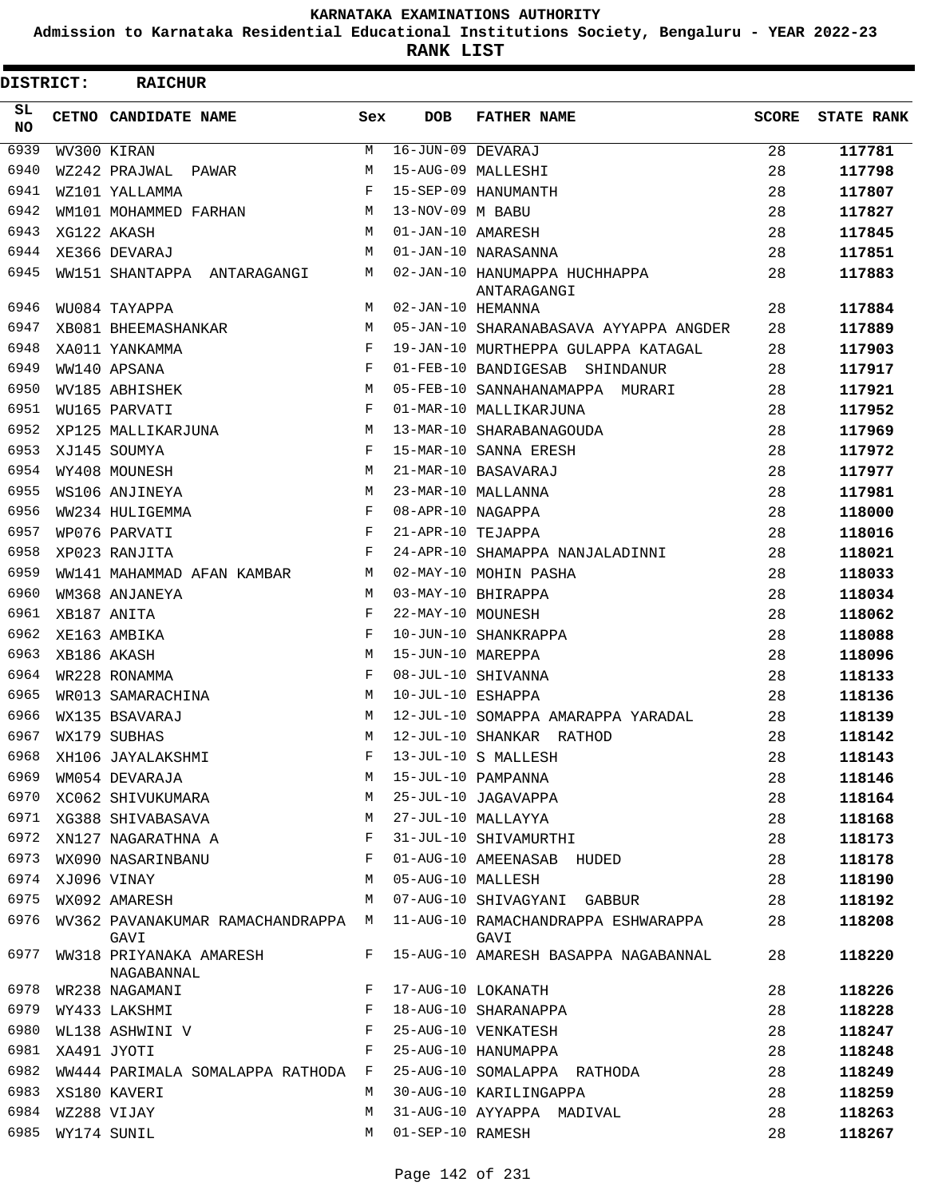KARNATAKA EXAMINATIONS AUTHORITY

Admission to Karnataka Residential Educational Institutions Society, Bengaluru - YEAR 2022-23

**RANK LIST**

**DISTRICT: RAICHUR**

| SL NO | CETNO | CANDIDATE NAME | Sex | DOB | FATHER NAME | SCORE | STATE RANK |
|---|---|---|---|---|---|---|---|
| 6939 | WV300 | KIRAN | M | 16-JUN-09 | DEVARAJ | 28 | 117781 |
| 6940 | WZ242 | PRAJWAL PAWAR | M | 15-AUG-09 | MALLESHI | 28 | 117798 |
| 6941 | WZ101 | YALLAMMA | F | 15-SEP-09 | HANUMANTH | 28 | 117807 |
| 6942 | WM101 | MOHAMMED FARHAN | M | 13-NOV-09 | M BABU | 28 | 117827 |
| 6943 | XG122 | AKASH | M | 01-JAN-10 | AMARESH | 28 | 117845 |
| 6944 | XE366 | DEVARAJ | M | 01-JAN-10 | NARASANNA | 28 | 117851 |
| 6945 | WW151 | SHANTAPPA ANTARAGANGI | M | 02-JAN-10 | HANUMAPPA HUCHHAPPA ANTARAGANGI | 28 | 117883 |
| 6946 | WU084 | TAYAPPA | M | 02-JAN-10 | HEMANNA | 28 | 117884 |
| 6947 | XB081 | BHEEMASHANKAR | M | 05-JAN-10 | SHARANABASAVA AYYAPPA ANGDER | 28 | 117889 |
| 6948 | XA011 | YANKAMMA | F | 19-JAN-10 | MURTHEPPA GULAPPA KATAGAL | 28 | 117903 |
| 6949 | WW140 | APSANA | F | 01-FEB-10 | BANDIGESAB SHINDANUR | 28 | 117917 |
| 6950 | WV185 | ABHISHEK | M | 05-FEB-10 | SANNAHANAMAPPA MURARI | 28 | 117921 |
| 6951 | WU165 | PARVATI | F | 01-MAR-10 | MALLIKARJUNA | 28 | 117952 |
| 6952 | XP125 | MALLIKARJUNA | M | 13-MAR-10 | SHARABANAGOUDA | 28 | 117969 |
| 6953 | XJ145 | SOUMYA | F | 15-MAR-10 | SANNA ERESH | 28 | 117972 |
| 6954 | WY408 | MOUNESH | M | 21-MAR-10 | BASAVARAJ | 28 | 117977 |
| 6955 | WS106 | ANJINEYA | M | 23-MAR-10 | MALLANNA | 28 | 117981 |
| 6956 | WW234 | HULIGEMMA | F | 08-APR-10 | NAGAPPA | 28 | 118000 |
| 6957 | WP076 | PARVATI | F | 21-APR-10 | TEJAPPA | 28 | 118016 |
| 6958 | XP023 | RANJITA | F | 24-APR-10 | SHAMAPPA NANJALADINNI | 28 | 118021 |
| 6959 | WW141 | MAHAMMAD AFAN KAMBAR | M | 02-MAY-10 | MOHIN PASHA | 28 | 118033 |
| 6960 | WM368 | ANJANEYA | M | 03-MAY-10 | BHIRAPPA | 28 | 118034 |
| 6961 | XB187 | ANITA | F | 22-MAY-10 | MOUNESH | 28 | 118062 |
| 6962 | XE163 | AMBIKA | F | 10-JUN-10 | SHANKRAPPA | 28 | 118088 |
| 6963 | XB186 | AKASH | M | 15-JUN-10 | MAREPPA | 28 | 118096 |
| 6964 | WR228 | RONAMMA | F | 08-JUL-10 | SHIVANNA | 28 | 118133 |
| 6965 | WR013 | SAMARACHINA | M | 10-JUL-10 | ESHAPPA | 28 | 118136 |
| 6966 | WX135 | BSAVARAJ | M | 12-JUL-10 | SOMAPPA AMARAPPA YARADAL | 28 | 118139 |
| 6967 | WX179 | SUBHAS | M | 12-JUL-10 | SHANKAR RATHOD | 28 | 118142 |
| 6968 | XH106 | JAYALAKSHMI | F | 13-JUL-10 | S MALLESH | 28 | 118143 |
| 6969 | WM054 | DEVARAJA | M | 15-JUL-10 | PAMPANNA | 28 | 118146 |
| 6970 | XC062 | SHIVUKUMARA | M | 25-JUL-10 | JAGAVAPPA | 28 | 118164 |
| 6971 | XG388 | SHIVABASAVA | M | 27-JUL-10 | MALLAYYA | 28 | 118168 |
| 6972 | XN127 | NAGARATHNA A | F | 31-JUL-10 | SHIVAMURTHI | 28 | 118173 |
| 6973 | WX090 | NASARINBANU | F | 01-AUG-10 | AMEENASAB HUDED | 28 | 118178 |
| 6974 | XJ096 | VINAY | M | 05-AUG-10 | MALLESH | 28 | 118190 |
| 6975 | WX092 | AMARESH | M | 07-AUG-10 | SHIVAGYANI GABBUR | 28 | 118192 |
| 6976 | WV362 | PAVANAKUMAR RAMACHANDRAPPA GAVI | M | 11-AUG-10 | RAMACHANDRAPPA ESHWARAPPA GAVI | 28 | 118208 |
| 6977 | WW318 | PRIYANAKA AMARESH NAGABANNAL | F | 15-AUG-10 | AMARESH BASAPPA NAGABANNAL | 28 | 118220 |
| 6978 | WR238 | NAGAMANI | F | 17-AUG-10 | LOKANATH | 28 | 118226 |
| 6979 | WY433 | LAKSHMI | F | 18-AUG-10 | SHARANAPPA | 28 | 118228 |
| 6980 | WL138 | ASHWINI V | F | 25-AUG-10 | VENKATESH | 28 | 118247 |
| 6981 | XA491 | JYOTI | F | 25-AUG-10 | HANUMAPPA | 28 | 118248 |
| 6982 | WW444 | PARIMALA SOMALAPPA RATHODA | F | 25-AUG-10 | SOMALAPPA RATHODA | 28 | 118249 |
| 6983 | XS180 | KAVERI | M | 30-AUG-10 | KARILINGAPPA | 28 | 118259 |
| 6984 | WZ288 | VIJAY | M | 31-AUG-10 | AYYAPPA MADIVAL | 28 | 118263 |
| 6985 | WY174 | SUNIL | M | 01-SEP-10 | RAMESH | 28 | 118267 |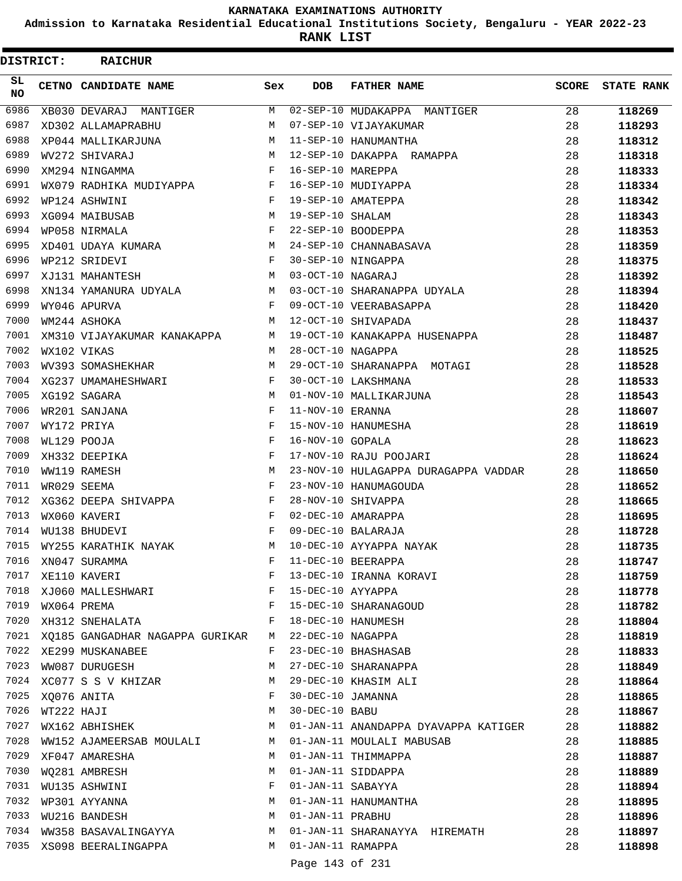# KARNATAKA EXAMINATIONS AUTHORITY

**Admission to Karnataka Residential Educational Institutions Society, Bengaluru - YEAR 2022-23**

**RANK LIST**

**DISTRICT: RAICHUR**

| SL NO | CETNO | CANDIDATE NAME | Sex | DOB | FATHER NAME | SCORE | STATE RANK |
|---|---|---|---|---|---|---|---|
| 6986 | XB030 | DEVARAJ MANTIGER | M | 02-SEP-10 | MUDAKAPPA MANTIGER | 28 | 118269 |
| 6987 | XD302 | ALLAMAPRABHU | M | 07-SEP-10 | VIJAYAKUMAR | 28 | 118293 |
| 6988 | XP044 | MALLIKARJUNA | M | 11-SEP-10 | HANUMANTHA | 28 | 118312 |
| 6989 | WV272 | SHIVARAJ | M | 12-SEP-10 | DAKAPPA RAMAPPA | 28 | 118318 |
| 6990 | XM294 | NINGAMMA | F | 16-SEP-10 | MAREPPA | 28 | 118333 |
| 6991 | WX079 | RADHIKA MUDIYAPPA | F | 16-SEP-10 | MUDIYAPPA | 28 | 118334 |
| 6992 | WP124 | ASHWINI | F | 19-SEP-10 | AMATEPPA | 28 | 118342 |
| 6993 | XG094 | MAIBUSAB | M | 19-SEP-10 | SHALAM | 28 | 118343 |
| 6994 | WP058 | NIRMALA | F | 22-SEP-10 | BOODEPPA | 28 | 118353 |
| 6995 | XD401 | UDAYA KUMARA | M | 24-SEP-10 | CHANNABASAVA | 28 | 118359 |
| 6996 | WP212 | SRIDEVI | F | 30-SEP-10 | NINGAPPA | 28 | 118375 |
| 6997 | XJ131 | MAHANTESH | M | 03-OCT-10 | NAGARAJ | 28 | 118392 |
| 6998 | XN134 | YAMANURA UDYALA | M | 03-OCT-10 | SHARANAPPA UDYALA | 28 | 118394 |
| 6999 | WY046 | APURVA | F | 09-OCT-10 | VEERABASAPPA | 28 | 118420 |
| 7000 | WM244 | ASHOKA | M | 12-OCT-10 | SHIVAPADA | 28 | 118437 |
| 7001 | XM310 | VIJAYAKUMAR KANAKAPPA | M | 19-OCT-10 | KANAKAPPA HUSENAPPA | 28 | 118487 |
| 7002 | WX102 | VIKAS | M | 28-OCT-10 | NAGAPPA | 28 | 118525 |
| 7003 | WV393 | SOMASHEKHAR | M | 29-OCT-10 | SHARANAPPA MOTAGI | 28 | 118528 |
| 7004 | XG237 | UMAMAHESHWARI | F | 30-OCT-10 | LAKSHMANA | 28 | 118533 |
| 7005 | XG192 | SAGARA | M | 01-NOV-10 | MALLIKARJUNA | 28 | 118543 |
| 7006 | WR201 | SANJANA | F | 11-NOV-10 | ERANNA | 28 | 118607 |
| 7007 | WY172 | PRIYA | F | 15-NOV-10 | HANUMESHA | 28 | 118619 |
| 7008 | WL129 | POOJA | F | 16-NOV-10 | GOPALA | 28 | 118623 |
| 7009 | XH332 | DEEPIKA | F | 17-NOV-10 | RAJU POOJARI | 28 | 118624 |
| 7010 | WW119 | RAMESH | M | 23-NOV-10 | HULAGAPPA DURAGAPPA VADDAR | 28 | 118650 |
| 7011 | WR029 | SEEMA | F | 23-NOV-10 | HANUMAGOUDA | 28 | 118652 |
| 7012 | XG362 | DEEPA SHIVAPPA | F | 28-NOV-10 | SHIVAPPA | 28 | 118665 |
| 7013 | WX060 | KAVERI | F | 02-DEC-10 | AMARAPPA | 28 | 118695 |
| 7014 | WU138 | BHUDEVI | F | 09-DEC-10 | BALARAJA | 28 | 118728 |
| 7015 | WY255 | KARATHIK NAYAK | M | 10-DEC-10 | AYYAPPA NAYAK | 28 | 118735 |
| 7016 | XN047 | SURAMMA | F | 11-DEC-10 | BEERAPPA | 28 | 118747 |
| 7017 | XE110 | KAVERI | F | 13-DEC-10 | IRANNA KORAVI | 28 | 118759 |
| 7018 | XJ060 | MALLESHWARI | F | 15-DEC-10 | AYYAPPA | 28 | 118778 |
| 7019 | WX064 | PREMA | F | 15-DEC-10 | SHARANAGOUD | 28 | 118782 |
| 7020 | XH312 | SNEHALATA | F | 18-DEC-10 | HANUMESH | 28 | 118804 |
| 7021 | XQ185 | GANGADHAR NAGAPPA GURIKAR | M | 22-DEC-10 | NAGAPPA | 28 | 118819 |
| 7022 | XE299 | MUSKANABEE | F | 23-DEC-10 | BHASHASAB | 28 | 118833 |
| 7023 | WW087 | DURUGESH | M | 27-DEC-10 | SHARANAPPA | 28 | 118849 |
| 7024 | XC077 | S S V KHIZAR | M | 29-DEC-10 | KHASIM ALI | 28 | 118864 |
| 7025 | XQ076 | ANITA | F | 30-DEC-10 | JAMANNA | 28 | 118865 |
| 7026 | WT222 | HAJI | M | 30-DEC-10 | BABU | 28 | 118867 |
| 7027 | WX162 | ABHISHEK | M | 01-JAN-11 | ANANDAPPA DYAVAPPA KATIGER | 28 | 118882 |
| 7028 | WW152 | AJAMEERSAB MOULALI | M | 01-JAN-11 | MOULALI MABUSAB | 28 | 118885 |
| 7029 | XF047 | AMARESHA | M | 01-JAN-11 | THIMMAPPA | 28 | 118887 |
| 7030 | WQ281 | AMBRESH | M | 01-JAN-11 | SIDDAPPA | 28 | 118889 |
| 7031 | WU135 | ASHWINI | F | 01-JAN-11 | SABAYYA | 28 | 118894 |
| 7032 | WP301 | AYYANNA | M | 01-JAN-11 | HANUMANTHA | 28 | 118895 |
| 7033 | WU216 | BANDESH | M | 01-JAN-11 | PRABHU | 28 | 118896 |
| 7034 | WW358 | BASAVALINGAYYA | M | 01-JAN-11 | SHARANAYYA HIREMATH | 28 | 118897 |
| 7035 | XS098 | BEERALINGAPPA | M | 01-JAN-11 | RAMAPPA | 28 | 118898 |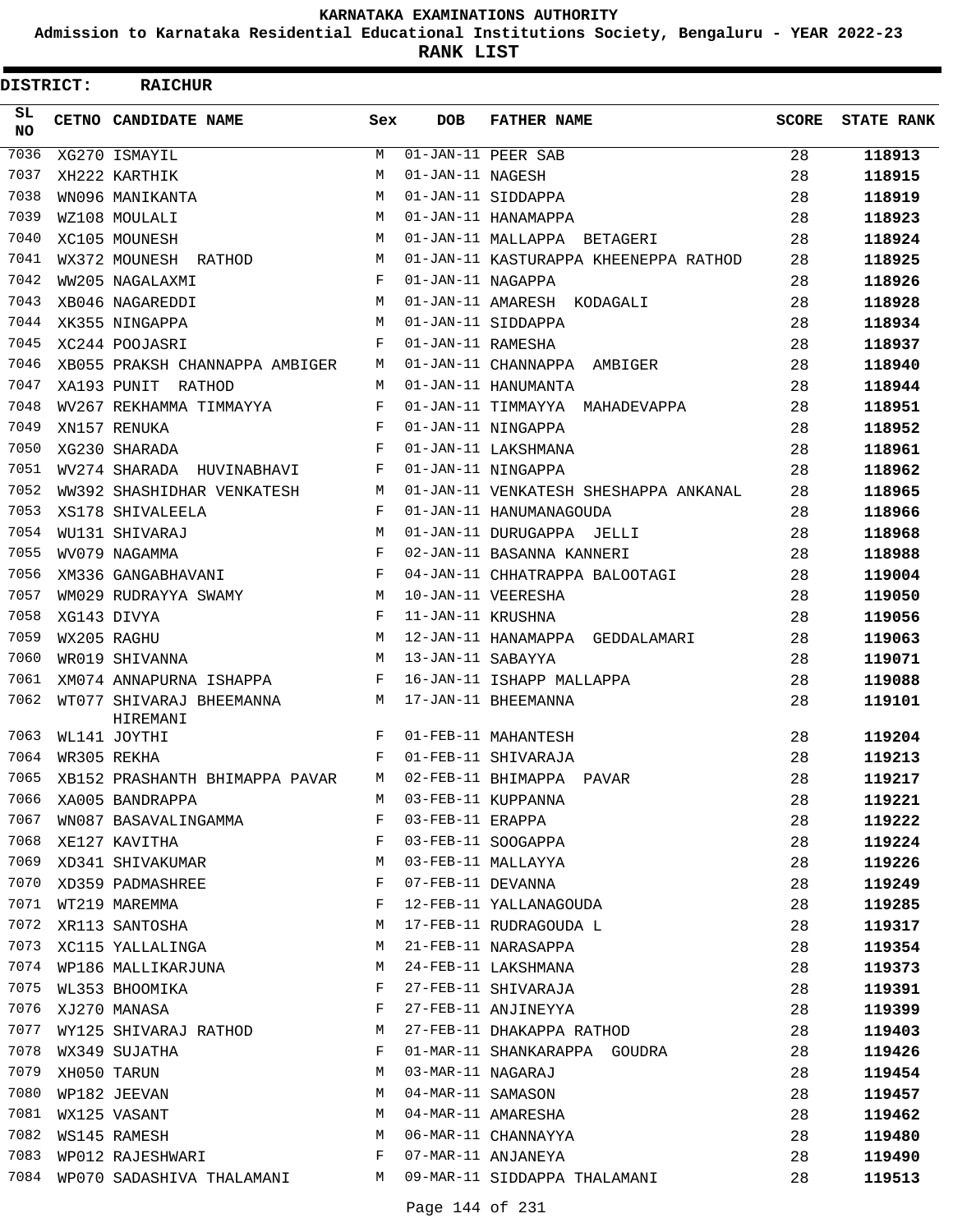KARNATAKA EXAMINATIONS AUTHORITY

Admission to Karnataka Residential Educational Institutions Society, Bengaluru - YEAR 2022-23

**RANK LIST**

**DISTRICT: RAICHUR**

| SL NO | CETNO | CANDIDATE NAME | Sex | DOB | FATHER NAME | SCORE | STATE RANK |
|---|---|---|---|---|---|---|---|
| 7036 | XG270 | ISMAYIL | M | 01-JAN-11 | PEER SAB | 28 | **118913** |
| 7037 | XH222 | KARTHIK | M | 01-JAN-11 | NAGESH | 28 | **118915** |
| 7038 | WN096 | MANIKANTA | M | 01-JAN-11 | SIDDAPPA | 28 | **118919** |
| 7039 | WZ108 | MOULALI | M | 01-JAN-11 | HANAMAPPA | 28 | **118923** |
| 7040 | XC105 | MOUNESH | M | 01-JAN-11 | MALLAPPA BETAGERI | 28 | **118924** |
| 7041 | WX372 | MOUNESH RATHOD | M | 01-JAN-11 | KASTURAPPA KHEENEPPA RATHOD | 28 | **118925** |
| 7042 | WW205 | NAGALAXMI | F | 01-JAN-11 | NAGAPPA | 28 | **118926** |
| 7043 | XB046 | NAGAREDDI | M | 01-JAN-11 | AMARESH KODAGALI | 28 | **118928** |
| 7044 | XK355 | NINGAPPA | M | 01-JAN-11 | SIDDAPPA | 28 | **118934** |
| 7045 | XC244 | POOJASRI | F | 01-JAN-11 | RAMESHA | 28 | **118937** |
| 7046 | XB055 | PRAKSH CHANNAPPA AMBIGER | M | 01-JAN-11 | CHANNAPPA AMBIGER | 28 | **118940** |
| 7047 | XA193 | PUNIT RATHOD | M | 01-JAN-11 | HANUMANTA | 28 | **118944** |
| 7048 | WV267 | REKHAMMA TIMMAYYA | F | 01-JAN-11 | TIMMAYYA MAHADEVAPPA | 28 | **118951** |
| 7049 | XN157 | RENUKA | F | 01-JAN-11 | NINGAPPA | 28 | **118952** |
| 7050 | XG230 | SHARADA | F | 01-JAN-11 | LAKSHMANA | 28 | **118961** |
| 7051 | WV274 | SHARADA HUVINABHAVI | F | 01-JAN-11 | NINGAPPA | 28 | **118962** |
| 7052 | WW392 | SHASHIDHAR VENKATESH | M | 01-JAN-11 | VENKATESH SHESHAPPA ANKANAL | 28 | **118965** |
| 7053 | XS178 | SHIVALEELA | F | 01-JAN-11 | HANUMANAGOUDA | 28 | **118966** |
| 7054 | WU131 | SHIVARAJ | M | 01-JAN-11 | DURUGAPPA JELLI | 28 | **118968** |
| 7055 | WV079 | NAGAMMA | F | 02-JAN-11 | BASANNA KANNERI | 28 | **118988** |
| 7056 | XM336 | GANGABHAVANI | F | 04-JAN-11 | CHHATRAPPA BALOOTAGI | 28 | **119004** |
| 7057 | WM029 | RUDRAYYA SWAMY | M | 10-JAN-11 | VEERESHA | 28 | **119050** |
| 7058 | XG143 | DIVYA | F | 11-JAN-11 | KRUSHNA | 28 | **119056** |
| 7059 | WX205 | RAGHU | M | 12-JAN-11 | HANAMAPPA GEDDALAMARI | 28 | **119063** |
| 7060 | WR019 | SHIVANNA | M | 13-JAN-11 | SABAYYA | 28 | **119071** |
| 7061 | XM074 | ANNAPURNA ISHAPPA | F | 16-JAN-11 | ISHAPP MALLAPPA | 28 | **119088** |
| 7062 | WT077 | SHIVARAJ BHEEMANNA HIREMANI | M | 17-JAN-11 | BHEEMANNA | 28 | **119101** |
| 7063 | WL141 | JOYTHI | F | 01-FEB-11 | MAHANTESH | 28 | **119204** |
| 7064 | WR305 | REKHA | F | 01-FEB-11 | SHIVARAJA | 28 | **119213** |
| 7065 | XB152 | PRASHANTH BHIMAPPA PAVAR | M | 02-FEB-11 | BHIMAPPA PAVAR | 28 | **119217** |
| 7066 | XA005 | BANDRAPPA | M | 03-FEB-11 | KUPPANNA | 28 | **119221** |
| 7067 | WN087 | BASAVALINGAMMA | F | 03-FEB-11 | ERAPPA | 28 | **119222** |
| 7068 | XE127 | KAVITHA | F | 03-FEB-11 | SOOGAPPA | 28 | **119224** |
| 7069 | XD341 | SHIVAKUMAR | M | 03-FEB-11 | MALLAYYA | 28 | **119226** |
| 7070 | XD359 | PADMASHREE | F | 07-FEB-11 | DEVANNA | 28 | **119249** |
| 7071 | WT219 | MAREMMA | F | 12-FEB-11 | YALLANAGOUDA | 28 | **119285** |
| 7072 | XR113 | SANTOSHA | M | 17-FEB-11 | RUDRAGOUDA L | 28 | **119317** |
| 7073 | XC115 | YALLALINGA | M | 21-FEB-11 | NARASAPPA | 28 | **119354** |
| 7074 | WP186 | MALLIKARJUNA | M | 24-FEB-11 | LAKSHMANA | 28 | **119373** |
| 7075 | WL353 | BHOOMIKA | F | 27-FEB-11 | SHIVARAJA | 28 | **119391** |
| 7076 | XJ270 | MANASA | F | 27-FEB-11 | ANJINEYYA | 28 | **119399** |
| 7077 | WY125 | SHIVARAJ RATHOD | M | 27-FEB-11 | DHAKAPPA RATHOD | 28 | **119403** |
| 7078 | WX349 | SUJATHA | F | 01-MAR-11 | SHANKARAPPA GOUDRA | 28 | **119426** |
| 7079 | XH050 | TARUN | M | 03-MAR-11 | NAGARAJ | 28 | **119454** |
| 7080 | WP182 | JEEVAN | M | 04-MAR-11 | SAMASON | 28 | **119457** |
| 7081 | WX125 | VASANT | M | 04-MAR-11 | AMARESHA | 28 | **119462** |
| 7082 | WS145 | RAMESH | M | 06-MAR-11 | CHANNAYYA | 28 | **119480** |
| 7083 | WP012 | RAJESHWARI | F | 07-MAR-11 | ANJANEYA | 28 | **119490** |
| 7084 | WP070 | SADASHIVA THALAMANI | M | 09-MAR-11 | SIDDAPPA THALAMANI | 28 | **119513** |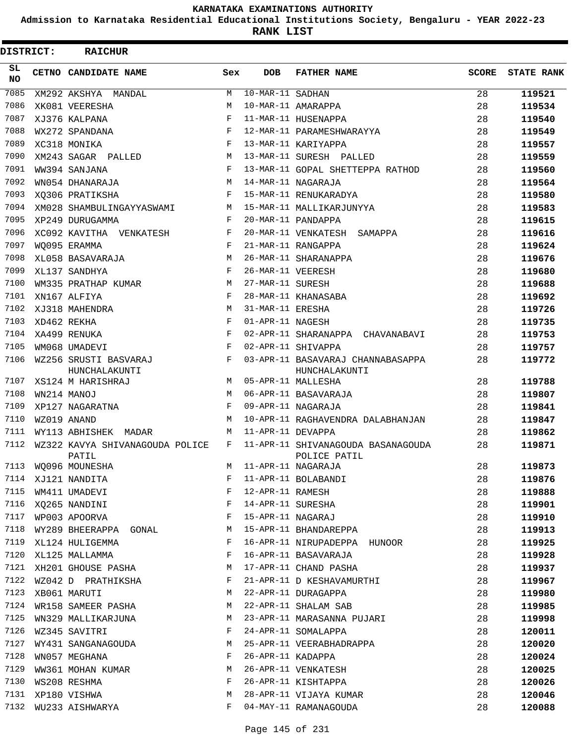# KARNATAKA EXAMINATIONS AUTHORITY

**Admission to Karnataka Residential Educational Institutions Society, Bengaluru - YEAR 2022-23**

**RANK LIST**

**DISTRICT: RAICHUR**

| SL NO | CETNO | CANDIDATE NAME | Sex | DOB | FATHER NAME | SCORE | STATE RANK |
|---|---|---|---|---|---|---|---|
| 7085 | XM292 | AKSHYA MANDAL | M | 10-MAR-11 | SADHAN | 28 | 119521 |
| 7086 | XK081 | VEERESHA | M | 10-MAR-11 | AMARAPPA | 28 | 119534 |
| 7087 | XJ376 | KALPANA | F | 11-MAR-11 | HUSENAPPA | 28 | 119540 |
| 7088 | WX272 | SPANDANA | F | 12-MAR-11 | PARAMESHWARAYYA | 28 | 119549 |
| 7089 | XC318 | MONIKA | F | 13-MAR-11 | KARIYAPPA | 28 | 119557 |
| 7090 | XM243 | SAGAR PALLED | M | 13-MAR-11 | SURESH PALLED | 28 | 119559 |
| 7091 | WW394 | SANJANA | F | 13-MAR-11 | GOPAL SHETTEPPA RATHOD | 28 | 119560 |
| 7092 | WN054 | DHANARAJA | M | 14-MAR-11 | NAGARAJA | 28 | 119564 |
| 7093 | XQ306 | PRATIKSHA | F | 15-MAR-11 | RENUKARADYA | 28 | 119580 |
| 7094 | XM028 | SHAMBULINGAYYASWAMI | M | 15-MAR-11 | MALLIKARJUNYYA | 28 | 119583 |
| 7095 | XP249 | DURUGAMMA | F | 20-MAR-11 | PANDAPPA | 28 | 119615 |
| 7096 | XC092 | KAVITHA VENKATESH | F | 20-MAR-11 | VENKATESH SAMAPPA | 28 | 119616 |
| 7097 | WQ095 | ERAMMA | F | 21-MAR-11 | RANGAPPA | 28 | 119624 |
| 7098 | XL058 | BASAVARAJA | M | 26-MAR-11 | SHARANAPPA | 28 | 119676 |
| 7099 | XL137 | SANDHYA | F | 26-MAR-11 | VEERESH | 28 | 119680 |
| 7100 | WM335 | PRATHAP KUMAR | M | 27-MAR-11 | SURESH | 28 | 119688 |
| 7101 | XN167 | ALFIYA | F | 28-MAR-11 | KHANASABA | 28 | 119692 |
| 7102 | XJ318 | MAHENDRA | M | 31-MAR-11 | ERESHA | 28 | 119726 |
| 7103 | XD462 | REKHA | F | 01-APR-11 | NAGESH | 28 | 119735 |
| 7104 | XA499 | RENUKA | F | 02-APR-11 | SHARANAPPA CHAVANABAVI | 28 | 119753 |
| 7105 | WM068 | UMADEVI | F | 02-APR-11 | SHIVAPPA | 28 | 119757 |
| 7106 | WZ256 | SRUSTI BASVARAJ HUNCHALAKUNTI | F | 03-APR-11 | BASAVARAJ CHANNABASAPPA HUNCHALAKUNTI | 28 | 119772 |
| 7107 | XS124 | M HARISHRAJ | M | 05-APR-11 | MALLESHA | 28 | 119788 |
| 7108 | WN214 | MANOJ | M | 06-APR-11 | BASAVARAJA | 28 | 119807 |
| 7109 | XP127 | NAGARATNA | F | 09-APR-11 | NAGARAJA | 28 | 119841 |
| 7110 | WZ019 | ANAND | M | 10-APR-11 | RAGHAVENDRA DALABHANJAN | 28 | 119847 |
| 7111 | WY113 | ABHISHEK MADAR | M | 11-APR-11 | DEVAPPA | 28 | 119862 |
| 7112 | WZ322 | KAVYA SHIVANAGOUDA POLICE PATIL | F | 11-APR-11 | SHIVANAGOUDA BASANAGOUDA POLICE PATIL | 28 | 119871 |
| 7113 | WQ096 | MOUNESHA | M | 11-APR-11 | NAGARAJA | 28 | 119873 |
| 7114 | XJ121 | NANDITA | F | 11-APR-11 | BOLABANDI | 28 | 119876 |
| 7115 | WM411 | UMADEVI | F | 12-APR-11 | RAMESH | 28 | 119888 |
| 7116 | XQ265 | NANDINI | F | 14-APR-11 | SURESHA | 28 | 119901 |
| 7117 | WP003 | APOORVA | F | 15-APR-11 | NAGARAJ | 28 | 119910 |
| 7118 | WY289 | BHEERAPPA GONAL | M | 15-APR-11 | BHANDAREPPA | 28 | 119913 |
| 7119 | XL124 | HULIGEMMA | F | 16-APR-11 | NIRUPADEPPA HUNOOR | 28 | 119925 |
| 7120 | XL125 | MALLAMMA | F | 16-APR-11 | BASAVARAJA | 28 | 119928 |
| 7121 | XH201 | GHOUSE PASHA | M | 17-APR-11 | CHAND PASHA | 28 | 119937 |
| 7122 | WZ042 | D PRATHIKSHA | F | 21-APR-11 | D KESHAVAMURTHI | 28 | 119967 |
| 7123 | XB061 | MARUTI | M | 22-APR-11 | DURAGAPPA | 28 | 119980 |
| 7124 | WR158 | SAMEER PASHA | M | 22-APR-11 | SHALAM SAB | 28 | 119985 |
| 7125 | WN329 | MALLIKARJUNA | M | 23-APR-11 | MARASANNA PUJARI | 28 | 119998 |
| 7126 | WZ345 | SAVITRI | F | 24-APR-11 | SOMALAPPA | 28 | 120011 |
| 7127 | WY431 | SANGANAGOUDA | M | 25-APR-11 | VEERABHADRAPPA | 28 | 120020 |
| 7128 | WN057 | MEGHANA | F | 26-APR-11 | KADAPPA | 28 | 120024 |
| 7129 | WW361 | MOHAN KUMAR | M | 26-APR-11 | VENKATESH | 28 | 120025 |
| 7130 | WS208 | RESHMA | F | 26-APR-11 | KISHTAPPA | 28 | 120026 |
| 7131 | XP180 | VISHWA | M | 28-APR-11 | VIJAYA KUMAR | 28 | 120046 |
| 7132 | WU233 | AISHWARYA | F | 04-MAY-11 | RAMANAGOUDA | 28 | 120088 |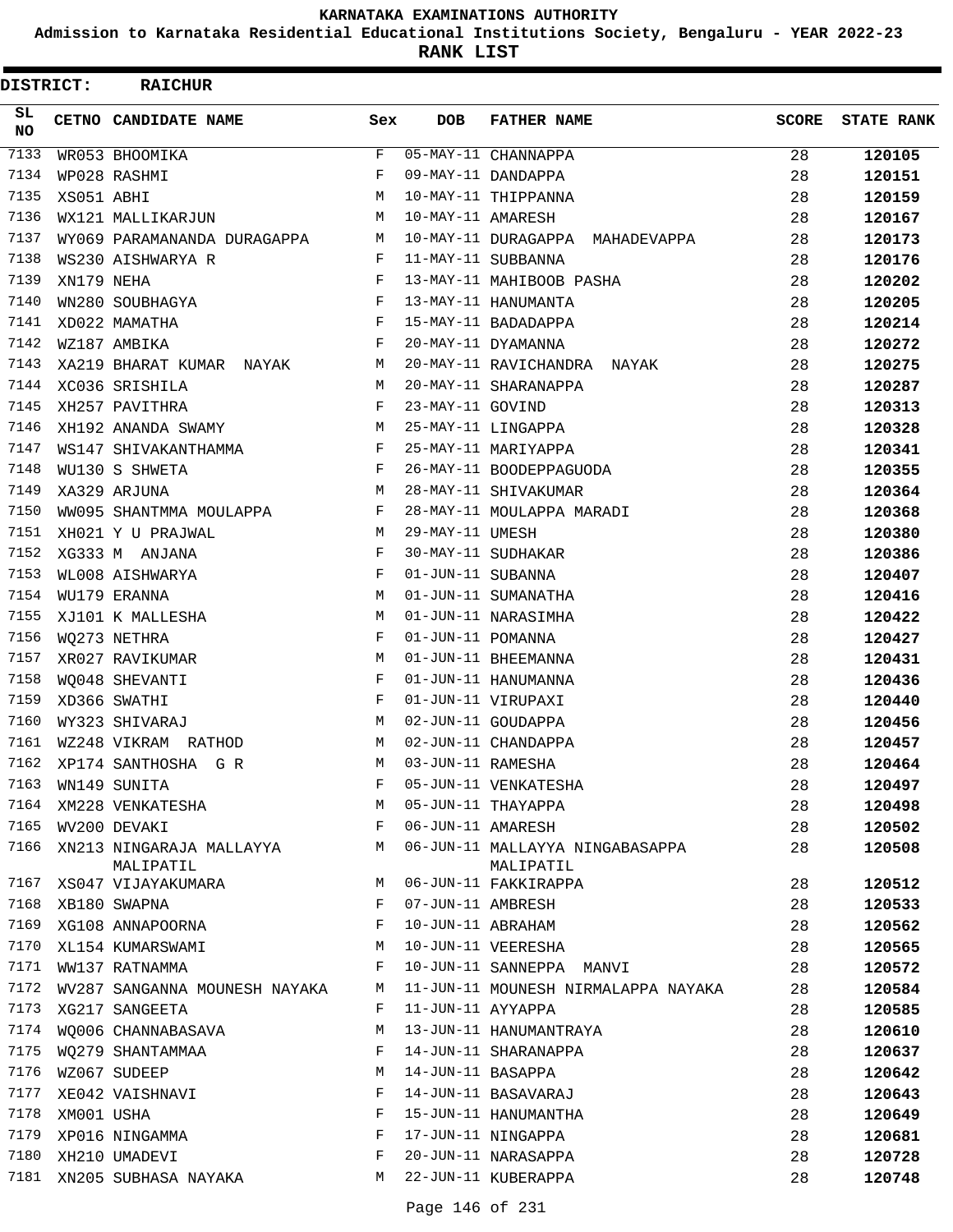# KARNATAKA EXAMINATIONS AUTHORITY

**Admission to Karnataka Residential Educational Institutions Society, Bengaluru - YEAR 2022-23**

**RANK LIST**

**DISTRICT: RAICHUR**

| SL NO | CETNO | CANDIDATE NAME | Sex | DOB | FATHER NAME | SCORE | STATE RANK |
|---|---|---|---|---|---|---|---|
| 7133 | WR053 | BHOOMIKA | F | 05-MAY-11 | CHANNAPPA | 28 | 120105 |
| 7134 | WP028 | RASHMI | F | 09-MAY-11 | DANDAPPA | 28 | 120151 |
| 7135 | XS051 | ABHI | M | 10-MAY-11 | THIPPANNA | 28 | 120159 |
| 7136 | WX121 | MALLIKARJUN | M | 10-MAY-11 | AMARESH | 28 | 120167 |
| 7137 | WY069 | PARAMANANDA DURAGAPPA | M | 10-MAY-11 | DURAGAPPA MAHADEVAPPA | 28 | 120173 |
| 7138 | WS230 | AISHWARYA R | F | 11-MAY-11 | SUBBANNA | 28 | 120176 |
| 7139 | XN179 | NEHA | F | 13-MAY-11 | MAHIBOOB PASHA | 28 | 120202 |
| 7140 | WN280 | SOUBHAGYA | F | 13-MAY-11 | HANUMANTA | 28 | 120205 |
| 7141 | XD022 | MAMATHA | F | 15-MAY-11 | BADADAPPA | 28 | 120214 |
| 7142 | WZ187 | AMBIKA | F | 20-MAY-11 | DYAMANNA | 28 | 120272 |
| 7143 | XA219 | BHARAT KUMAR NAYAK | M | 20-MAY-11 | RAVICHANDRA NAYAK | 28 | 120275 |
| 7144 | XC036 | SRISHILA | M | 20-MAY-11 | SHARANAPPA | 28 | 120287 |
| 7145 | XH257 | PAVITHRA | F | 23-MAY-11 | GOVIND | 28 | 120313 |
| 7146 | XH192 | ANANDA SWAMY | M | 25-MAY-11 | LINGAPPA | 28 | 120328 |
| 7147 | WS147 | SHIVAKANTHAMMA | F | 25-MAY-11 | MARIYAPPA | 28 | 120341 |
| 7148 | WU130 | S SHWETA | F | 26-MAY-11 | BOODEPPAGUODA | 28 | 120355 |
| 7149 | XA329 | ARJUNA | M | 28-MAY-11 | SHIVAKUMAR | 28 | 120364 |
| 7150 | WW095 | SHANTMMA MOULAPPA | F | 28-MAY-11 | MOULAPPA MARADI | 28 | 120368 |
| 7151 | XH021 | Y U PRAJWAL | M | 29-MAY-11 | UMESH | 28 | 120380 |
| 7152 | XG333 | M ANJANA | F | 30-MAY-11 | SUDHAKAR | 28 | 120386 |
| 7153 | WL008 | AISHWARYA | F | 01-JUN-11 | SUBANNA | 28 | 120407 |
| 7154 | WU179 | ERANNA | M | 01-JUN-11 | SUMANATHA | 28 | 120416 |
| 7155 | XJ101 | K MALLESHA | M | 01-JUN-11 | NARASIMHA | 28 | 120422 |
| 7156 | WQ273 | NETHRA | F | 01-JUN-11 | POMANNA | 28 | 120427 |
| 7157 | XR027 | RAVIKUMAR | M | 01-JUN-11 | BHEEMANNA | 28 | 120431 |
| 7158 | WQ048 | SHEVANTI | F | 01-JUN-11 | HANUMANNA | 28 | 120436 |
| 7159 | XD366 | SWATHI | F | 01-JUN-11 | VIRUPAXI | 28 | 120440 |
| 7160 | WY323 | SHIVARAJ | M | 02-JUN-11 | GOUDAPPA | 28 | 120456 |
| 7161 | WZ248 | VIKRAM RATHOD | M | 02-JUN-11 | CHANDAPPA | 28 | 120457 |
| 7162 | XP174 | SANTHOSHA G R | M | 03-JUN-11 | RAMESHA | 28 | 120464 |
| 7163 | WN149 | SUNITA | F | 05-JUN-11 | VENKATESHA | 28 | 120497 |
| 7164 | XM228 | VENKATESHA | M | 05-JUN-11 | THAYAPPA | 28 | 120498 |
| 7165 | WV200 | DEVAKI | F | 06-JUN-11 | AMARESH | 28 | 120502 |
| 7166 | XN213 | NINGARAJA MALLAYYA MALIPATIL | M | 06-JUN-11 | MALLAYYA NINGABASAPPA MALIPATIL | 28 | 120508 |
| 7167 | XS047 | VIJAYAKUMARA | M | 06-JUN-11 | FAKKIRAPPA | 28 | 120512 |
| 7168 | XB180 | SWAPNA | F | 07-JUN-11 | AMBRESH | 28 | 120533 |
| 7169 | XG108 | ANNAPOORNA | F | 10-JUN-11 | ABRAHAM | 28 | 120562 |
| 7170 | XL154 | KUMARSWAMI | M | 10-JUN-11 | VEERESHA | 28 | 120565 |
| 7171 | WW137 | RATNAMMA | F | 10-JUN-11 | SANNEPPA MANVI | 28 | 120572 |
| 7172 | WV287 | SANGANNA MOUNESH NAYAKA | M | 11-JUN-11 | MOUNESH NIRMALAPPA NAYAKA | 28 | 120584 |
| 7173 | XG217 | SANGEETA | F | 11-JUN-11 | AYYAPPA | 28 | 120585 |
| 7174 | WQ006 | CHANNABASAVA | M | 13-JUN-11 | HANUMANTRAYA | 28 | 120610 |
| 7175 | WQ279 | SHANTAMMAA | F | 14-JUN-11 | SHARANAPPA | 28 | 120637 |
| 7176 | WZ067 | SUDEEP | M | 14-JUN-11 | BASAPPA | 28 | 120642 |
| 7177 | XE042 | VAISHNAVI | F | 14-JUN-11 | BASAVARAJ | 28 | 120643 |
| 7178 | XM001 | USHA | F | 15-JUN-11 | HANUMANTHA | 28 | 120649 |
| 7179 | XP016 | NINGAMMA | F | 17-JUN-11 | NINGAPPA | 28 | 120681 |
| 7180 | XH210 | UMADEVI | F | 20-JUN-11 | NARASAPPA | 28 | 120728 |
| 7181 | XN205 | SUBHASA NAYAKA | M | 22-JUN-11 | KUBERAPPA | 28 | 120748 |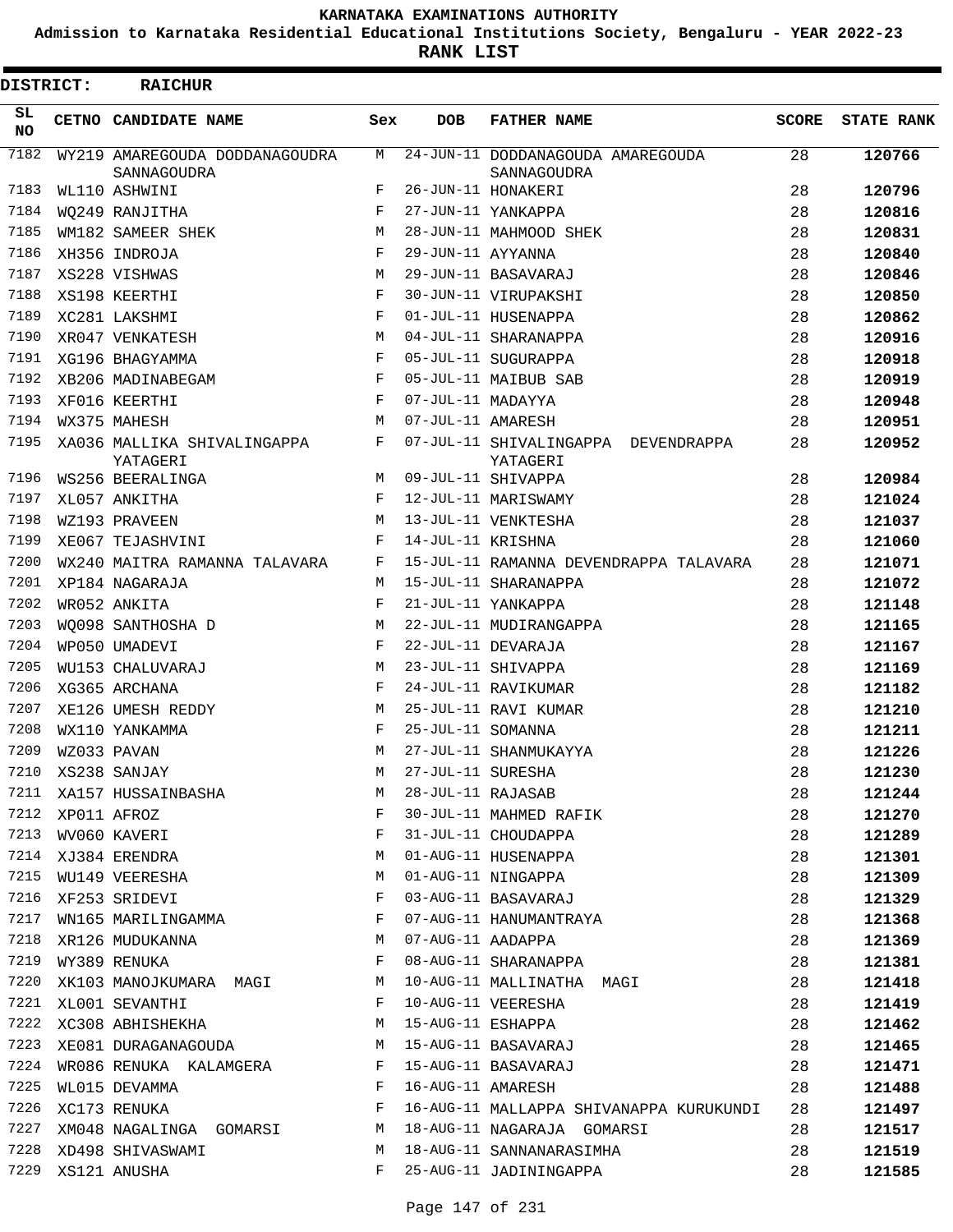# KARNATAKA EXAMINATIONS AUTHORITY

**Admission to Karnataka Residential Educational Institutions Society, Bengaluru - YEAR 2022-23**

**RANK LIST**

**DISTRICT: RAICHUR**

| SL NO | CETNO | CANDIDATE NAME | Sex | DOB | FATHER NAME | SCORE | STATE RANK |
|---|---|---|---|---|---|---|---|
| 7182 | WY219 | AMAREGOUDA DODDANAGOUDRA SANNAGOUDRA | M | 24-JUN-11 | DODDANAGOUDA AMAREGOUDA SANNAGOUDRA | 28 | **120766** |
| 7183 | WL110 | ASHWINI | F | 26-JUN-11 | HONAKERI | 28 | **120796** |
| 7184 | WQ249 | RANJITHA | F | 27-JUN-11 | YANKAPPA | 28 | **120816** |
| 7185 | WM182 | SAMEER SHEK | M | 28-JUN-11 | MAHMOOD SHEK | 28 | **120831** |
| 7186 | XH356 | INDROJA | F | 29-JUN-11 | AYYANNA | 28 | **120840** |
| 7187 | XS228 | VISHWAS | M | 29-JUN-11 | BASAVARAJ | 28 | **120846** |
| 7188 | XS198 | KEERTHI | F | 30-JUN-11 | VIRUPAKSHI | 28 | **120850** |
| 7189 | XC281 | LAKSHMI | F | 01-JUL-11 | HUSENAPPA | 28 | **120862** |
| 7190 | XR047 | VENKATESH | M | 04-JUL-11 | SHARANAPPA | 28 | **120916** |
| 7191 | XG196 | BHAGYAMMA | F | 05-JUL-11 | SUGURAPPA | 28 | **120918** |
| 7192 | XB206 | MADINABEGAM | F | 05-JUL-11 | MAIBUB SAB | 28 | **120919** |
| 7193 | XF016 | KEERTHI | F | 07-JUL-11 | MADAYYA | 28 | **120948** |
| 7194 | WX375 | MAHESH | M | 07-JUL-11 | AMARESH | 28 | **120951** |
| 7195 | XA036 | MALLIKA SHIVALINGAPPA YATAGERI | F | 07-JUL-11 | SHIVALINGAPPA DEVENDRAPPA YATAGERI | 28 | **120952** |
| 7196 | WS256 | BEERALINGA | M | 09-JUL-11 | SHIVAPPA | 28 | **120984** |
| 7197 | XL057 | ANKITHA | F | 12-JUL-11 | MARISWAMY | 28 | **121024** |
| 7198 | WZ193 | PRAVEEN | M | 13-JUL-11 | VENKTESHA | 28 | **121037** |
| 7199 | XE067 | TEJASHVINI | F | 14-JUL-11 | KRISHNA | 28 | **121060** |
| 7200 | WX240 | MAITRA RAMANNA TALAVARA | F | 15-JUL-11 | RAMANNA DEVENDRAPPA TALAVARA | 28 | **121071** |
| 7201 | XP184 | NAGARAJA | M | 15-JUL-11 | SHARANAPPA | 28 | **121072** |
| 7202 | WR052 | ANKITA | F | 21-JUL-11 | YANKAPPA | 28 | **121148** |
| 7203 | WQ098 | SANTHOSHA D | M | 22-JUL-11 | MUDIRANGAPPA | 28 | **121165** |
| 7204 | WP050 | UMADEVI | F | 22-JUL-11 | DEVARAJA | 28 | **121167** |
| 7205 | WU153 | CHALUVARAJ | M | 23-JUL-11 | SHIVAPPA | 28 | **121169** |
| 7206 | XG365 | ARCHANA | F | 24-JUL-11 | RAVIKUMAR | 28 | **121182** |
| 7207 | XE126 | UMESH REDDY | M | 25-JUL-11 | RAVI KUMAR | 28 | **121210** |
| 7208 | WX110 | YANKAMMA | F | 25-JUL-11 | SOMANNA | 28 | **121211** |
| 7209 | WZ033 | PAVAN | M | 27-JUL-11 | SHANMUKAYYA | 28 | **121226** |
| 7210 | XS238 | SANJAY | M | 27-JUL-11 | SURESHA | 28 | **121230** |
| 7211 | XA157 | HUSSAINBASHA | M | 28-JUL-11 | RAJASAB | 28 | **121244** |
| 7212 | XP011 | AFROZ | F | 30-JUL-11 | MAHMED RAFIK | 28 | **121270** |
| 7213 | WV060 | KAVERI | F | 31-JUL-11 | CHOUDAPPA | 28 | **121289** |
| 7214 | XJ384 | ERENDRA | M | 01-AUG-11 | HUSENAPPA | 28 | **121301** |
| 7215 | WU149 | VEERESHA | M | 01-AUG-11 | NINGAPPA | 28 | **121309** |
| 7216 | XF253 | SRIDEVI | F | 03-AUG-11 | BASAVARAJ | 28 | **121329** |
| 7217 | WN165 | MARILINGAMMA | F | 07-AUG-11 | HANUMANTRAYA | 28 | **121368** |
| 7218 | XR126 | MUDUKANNA | M | 07-AUG-11 | AADAPPA | 28 | **121369** |
| 7219 | WY389 | RENUKA | F | 08-AUG-11 | SHARANAPPA | 28 | **121381** |
| 7220 | XK103 | MANOJKUMARA MAGI | M | 10-AUG-11 | MALLINATHA MAGI | 28 | **121418** |
| 7221 | XL001 | SEVANTHI | F | 10-AUG-11 | VEERESHA | 28 | **121419** |
| 7222 | XC308 | ABHISHEKHA | M | 15-AUG-11 | ESHAPPA | 28 | **121462** |
| 7223 | XE081 | DURAGANAGOUDA | M | 15-AUG-11 | BASAVARAJ | 28 | **121465** |
| 7224 | WR086 | RENUKA KALAMGERA | F | 15-AUG-11 | BASAVARAJ | 28 | **121471** |
| 7225 | WL015 | DEVAMMA | F | 16-AUG-11 | AMARESH | 28 | **121488** |
| 7226 | XC173 | RENUKA | F | 16-AUG-11 | MALLAPPA SHIVANAPPA KURUKUNDI | 28 | **121497** |
| 7227 | XM048 | NAGALINGA GOMARSI | M | 18-AUG-11 | NAGARAJA GOMARSI | 28 | **121517** |
| 7228 | XD498 | SHIVASWAMI | M | 18-AUG-11 | SANNANARASIMHA | 28 | **121519** |
| 7229 | XS121 | ANUSHA | F | 25-AUG-11 | JADININGAPPA | 28 | **121585** |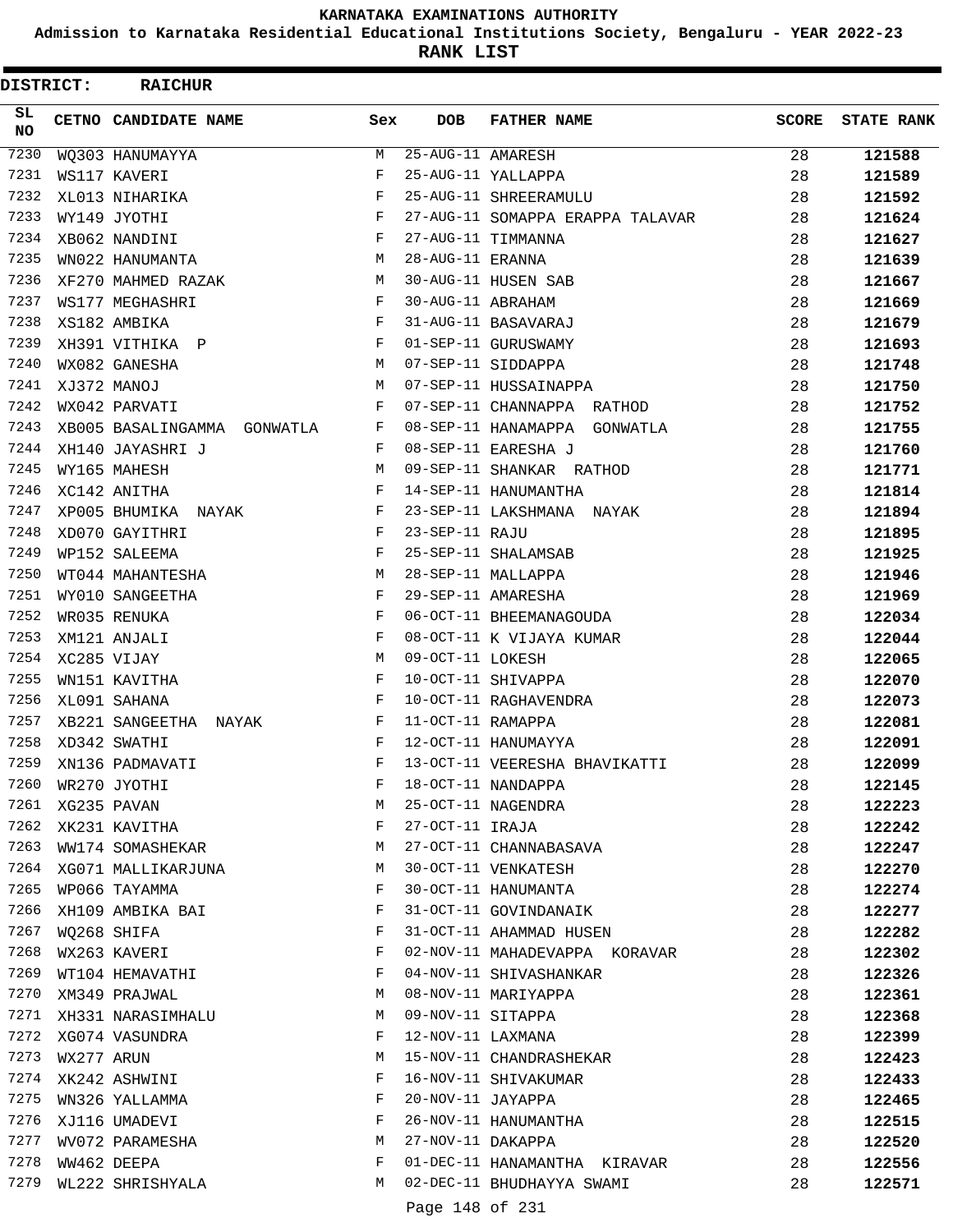# KARNATAKA EXAMINATIONS AUTHORITY

**Admission to Karnataka Residential Educational Institutions Society, Bengaluru - YEAR 2022-23**

**RANK LIST**

**DISTRICT: RAICHUR**

| SL NO | CETNO | CANDIDATE NAME | Sex | DOB | FATHER NAME | SCORE | STATE RANK |
|---|---|---|---|---|---|---|---|
| 7230 | WQ303 | HANUMAYYA | M | 25-AUG-11 | AMARESH | 28 | 121588 |
| 7231 | WS117 | KAVERI | F | 25-AUG-11 | YALLAPPA | 28 | 121589 |
| 7232 | XL013 | NIHARIKA | F | 25-AUG-11 | SHREERAMULU | 28 | 121592 |
| 7233 | WY149 | JYOTHI | F | 27-AUG-11 | SOMAPPA ERAPPA TALAVAR | 28 | 121624 |
| 7234 | XB062 | NANDINI | F | 27-AUG-11 | TIMMANNA | 28 | 121627 |
| 7235 | WN022 | HANUMANTA | M | 28-AUG-11 | ERANNA | 28 | 121639 |
| 7236 | XF270 | MAHMED RAZAK | M | 30-AUG-11 | HUSEN SAB | 28 | 121667 |
| 7237 | WS177 | MEGHASHRI | F | 30-AUG-11 | ABRAHAM | 28 | 121669 |
| 7238 | XS182 | AMBIKA | F | 31-AUG-11 | BASAVARAJ | 28 | 121679 |
| 7239 | XH391 | VITHIKA P | F | 01-SEP-11 | GURUSWAMY | 28 | 121693 |
| 7240 | WX082 | GANESHA | M | 07-SEP-11 | SIDDAPPA | 28 | 121748 |
| 7241 | XJ372 | MANOJ | M | 07-SEP-11 | HUSSAINAPPA | 28 | 121750 |
| 7242 | WX042 | PARVATI | F | 07-SEP-11 | CHANNAPPA RATHOD | 28 | 121752 |
| 7243 | XB005 | BASALINGAMMA GONWATLA | F | 08-SEP-11 | HANAMAPPA GONWATLA | 28 | 121755 |
| 7244 | XH140 | JAYASHRI J | F | 08-SEP-11 | EARESHA J | 28 | 121760 |
| 7245 | WY165 | MAHESH | M | 09-SEP-11 | SHANKAR RATHOD | 28 | 121771 |
| 7246 | XC142 | ANITHA | F | 14-SEP-11 | HANUMANTHA | 28 | 121814 |
| 7247 | XP005 | BHUMIKA NAYAK | F | 23-SEP-11 | LAKSHMANA NAYAK | 28 | 121894 |
| 7248 | XD070 | GAYITHRI | F | 23-SEP-11 | RAJU | 28 | 121895 |
| 7249 | WP152 | SALEEMA | F | 25-SEP-11 | SHALAMSAB | 28 | 121925 |
| 7250 | WT044 | MAHANTESHA | M | 28-SEP-11 | MALLAPPA | 28 | 121946 |
| 7251 | WY010 | SANGEETHA | F | 29-SEP-11 | AMARESHA | 28 | 121969 |
| 7252 | WR035 | RENUKA | F | 06-OCT-11 | BHEEMANAGOUDA | 28 | 122034 |
| 7253 | XM121 | ANJALI | F | 08-OCT-11 | K VIJAYA KUMAR | 28 | 122044 |
| 7254 | XC285 | VIJAY | M | 09-OCT-11 | LOKESH | 28 | 122065 |
| 7255 | WN151 | KAVITHA | F | 10-OCT-11 | SHIVAPPA | 28 | 122070 |
| 7256 | XL091 | SAHANA | F | 10-OCT-11 | RAGHAVENDRA | 28 | 122073 |
| 7257 | XB221 | SANGEETHA NAYAK | F | 11-OCT-11 | RAMAPPA | 28 | 122081 |
| 7258 | XD342 | SWATHI | F | 12-OCT-11 | HANUMAYYA | 28 | 122091 |
| 7259 | XN136 | PADMAVATI | F | 13-OCT-11 | VEERESHA BHAVIKATTI | 28 | 122099 |
| 7260 | WR270 | JYOTHI | F | 18-OCT-11 | NANDAPPA | 28 | 122145 |
| 7261 | XG235 | PAVAN | M | 25-OCT-11 | NAGENDRA | 28 | 122223 |
| 7262 | XK231 | KAVITHA | F | 27-OCT-11 | IRAJA | 28 | 122242 |
| 7263 | WW174 | SOMASHEKAR | M | 27-OCT-11 | CHANNABASAVA | 28 | 122247 |
| 7264 | XG071 | MALLIKARJUNA | M | 30-OCT-11 | VENKATESH | 28 | 122270 |
| 7265 | WP066 | TAYAMMA | F | 30-OCT-11 | HANUMANTA | 28 | 122274 |
| 7266 | XH109 | AMBIKA BAI | F | 31-OCT-11 | GOVINDANAIK | 28 | 122277 |
| 7267 | WQ268 | SHIFA | F | 31-OCT-11 | AHAMMAD HUSEN | 28 | 122282 |
| 7268 | WX263 | KAVERI | F | 02-NOV-11 | MAHADEVAPPA KORAVAR | 28 | 122302 |
| 7269 | WT104 | HEMAVATHI | F | 04-NOV-11 | SHIVASHANKAR | 28 | 122326 |
| 7270 | XM349 | PRAJWAL | M | 08-NOV-11 | MARIYAPPA | 28 | 122361 |
| 7271 | XH331 | NARASIMHALU | M | 09-NOV-11 | SITAPPA | 28 | 122368 |
| 7272 | XG074 | VASUNDRA | F | 12-NOV-11 | LAXMANA | 28 | 122399 |
| 7273 | WX277 | ARUN | M | 15-NOV-11 | CHANDRASHEKAR | 28 | 122423 |
| 7274 | XK242 | ASHWINI | F | 16-NOV-11 | SHIVAKUMAR | 28 | 122433 |
| 7275 | WN326 | YALLAMMA | F | 20-NOV-11 | JAYAPPA | 28 | 122465 |
| 7276 | XJ116 | UMADEVI | F | 26-NOV-11 | HANUMANTHA | 28 | 122515 |
| 7277 | WV072 | PARAMESHA | M | 27-NOV-11 | DAKAPPA | 28 | 122520 |
| 7278 | WW462 | DEEPA | F | 01-DEC-11 | HANAMANTHA KIRAVAR | 28 | 122556 |
| 7279 | WL222 | SHRISHYALA | M | 02-DEC-11 | BHUDHAYYA SWAMI | 28 | 122571 |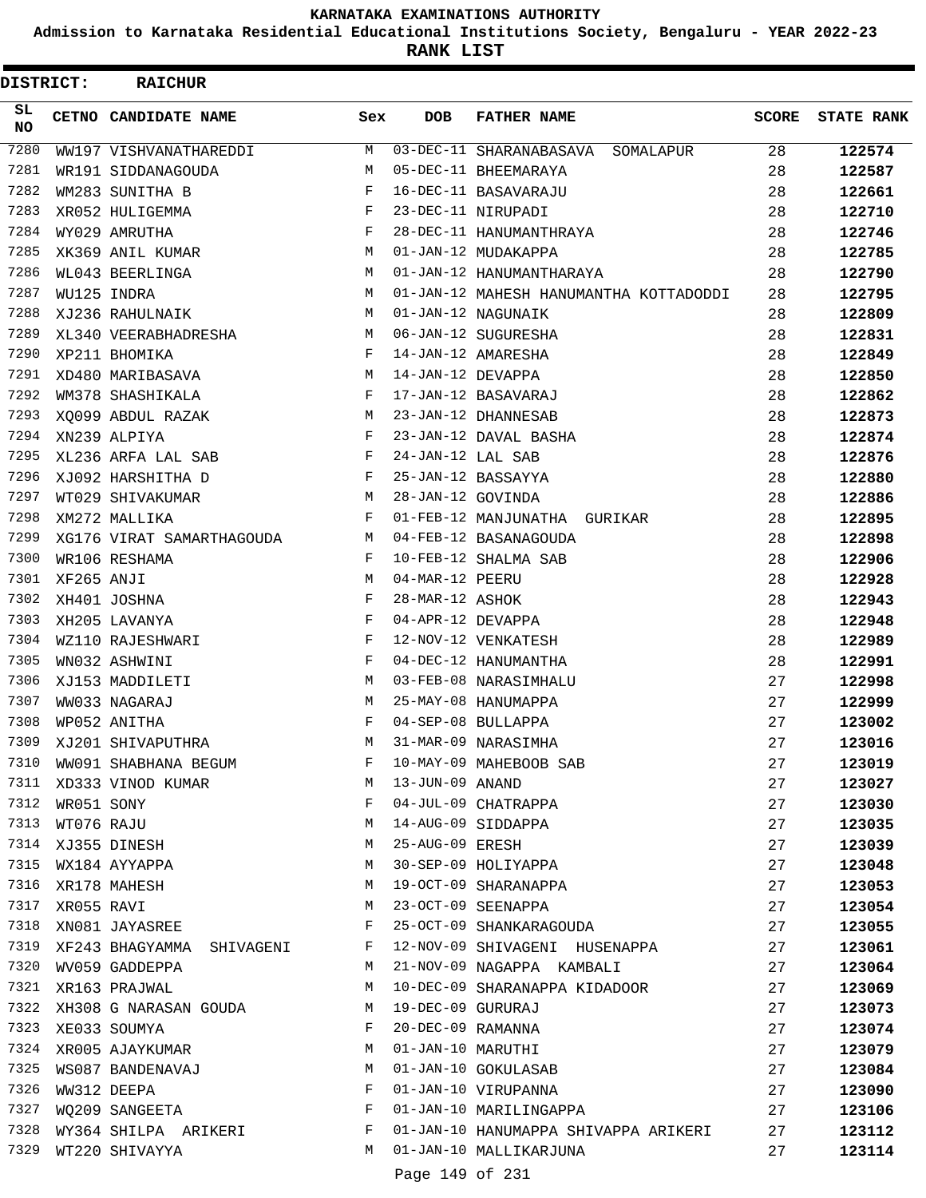# KARNATAKA EXAMINATIONS AUTHORITY

**Admission to Karnataka Residential Educational Institutions Society, Bengaluru - YEAR 2022-23**

**RANK LIST**

**DISTRICT: RAICHUR**

| SL NO | CETNO | CANDIDATE NAME | Sex | DOB | FATHER NAME | SCORE | STATE RANK |
|---|---|---|---|---|---|---|---|
| 7280 | WW197 | VISHVANATHAREDDI | M | 03-DEC-11 | SHARANABASAVA SOMALAPUR | 28 | 122574 |
| 7281 | WR191 | SIDDANAGOUDA | M | 05-DEC-11 | BHEEMARAYA | 28 | 122587 |
| 7282 | WM283 | SUNITHA B | F | 16-DEC-11 | BASAVARAJU | 28 | 122661 |
| 7283 | XR052 | HULIGEMMA | F | 23-DEC-11 | NIRUPADI | 28 | 122710 |
| 7284 | WY029 | AMRUTHA | F | 28-DEC-11 | HANUMANTHRAYA | 28 | 122746 |
| 7285 | XK369 | ANIL KUMAR | M | 01-JAN-12 | MUDAKAPPA | 28 | 122785 |
| 7286 | WL043 | BEERLINGA | M | 01-JAN-12 | HANUMANTHARAYA | 28 | 122790 |
| 7287 | WU125 | INDRA | M | 01-JAN-12 | MAHESH HANUMANTHA KOTTADODDI | 28 | 122795 |
| 7288 | XJ236 | RAHULNAIK | M | 01-JAN-12 | NAGUNAIK | 28 | 122809 |
| 7289 | XL340 | VEERABHADRESHA | M | 06-JAN-12 | SUGURESHA | 28 | 122831 |
| 7290 | XP211 | BHOMIKA | F | 14-JAN-12 | AMARESHA | 28 | 122849 |
| 7291 | XD480 | MARIBASAVA | M | 14-JAN-12 | DEVAPPA | 28 | 122850 |
| 7292 | WM378 | SHASHIKALA | F | 17-JAN-12 | BASAVARAJ | 28 | 122862 |
| 7293 | XQ099 | ABDUL RAZAK | M | 23-JAN-12 | DHANNESAB | 28 | 122873 |
| 7294 | XN239 | ALPIYA | F | 23-JAN-12 | DAVAL BASHA | 28 | 122874 |
| 7295 | XL236 | ARFA LAL SAB | F | 24-JAN-12 | LAL SAB | 28 | 122876 |
| 7296 | XJ092 | HARSHITHA D | F | 25-JAN-12 | BASSAYYA | 28 | 122880 |
| 7297 | WT029 | SHIVAKUMAR | M | 28-JAN-12 | GOVINDA | 28 | 122886 |
| 7298 | XM272 | MALLIKA | F | 01-FEB-12 | MANJUNATHA GURIKAR | 28 | 122895 |
| 7299 | XG176 | VIRAT SAMARTHAGOUDA | M | 04-FEB-12 | BASANAGOUDA | 28 | 122898 |
| 7300 | WR106 | RESHAMA | F | 10-FEB-12 | SHALMA SAB | 28 | 122906 |
| 7301 | XF265 | ANJI | M | 04-MAR-12 | PEERU | 28 | 122928 |
| 7302 | XH401 | JOSHNA | F | 28-MAR-12 | ASHOK | 28 | 122943 |
| 7303 | XH205 | LAVANYA | F | 04-APR-12 | DEVAPPA | 28 | 122948 |
| 7304 | WZ110 | RAJESHWARI | F | 12-NOV-12 | VENKATESH | 28 | 122989 |
| 7305 | WN032 | ASHWINI | F | 04-DEC-12 | HANUMANTHA | 28 | 122991 |
| 7306 | XJ153 | MADDILETI | M | 03-FEB-08 | NARASIMHALU | 27 | 122998 |
| 7307 | WW033 | NAGARAJ | M | 25-MAY-08 | HANUMAPPA | 27 | 122999 |
| 7308 | WP052 | ANITHA | F | 04-SEP-08 | BULLAPPA | 27 | 123002 |
| 7309 | XJ201 | SHIVAPUTHRA | M | 31-MAR-09 | NARASIMHA | 27 | 123016 |
| 7310 | WW091 | SHABHANA BEGUM | F | 10-MAY-09 | MAHEBOOB SAB | 27 | 123019 |
| 7311 | XD333 | VINOD KUMAR | M | 13-JUN-09 | ANAND | 27 | 123027 |
| 7312 | WR051 | SONY | F | 04-JUL-09 | CHATRAPPA | 27 | 123030 |
| 7313 | WT076 | RAJU | M | 14-AUG-09 | SIDDAPPA | 27 | 123035 |
| 7314 | XJ355 | DINESH | M | 25-AUG-09 | ERESH | 27 | 123039 |
| 7315 | WX184 | AYYAPPA | M | 30-SEP-09 | HOLIYAPPA | 27 | 123048 |
| 7316 | XR178 | MAHESH | M | 19-OCT-09 | SHARANAPPA | 27 | 123053 |
| 7317 | XR055 | RAVI | M | 23-OCT-09 | SEENAPPA | 27 | 123054 |
| 7318 | XN081 | JAYASREE | F | 25-OCT-09 | SHANKARAGOUDA | 27 | 123055 |
| 7319 | XF243 | BHAGYAMMA SHIVAGENI | F | 12-NOV-09 | SHIVAGENI HUSENAPPA | 27 | 123061 |
| 7320 | WV059 | GADDEPPA | M | 21-NOV-09 | NAGAPPA KAMBALI | 27 | 123064 |
| 7321 | XR163 | PRAJWAL | M | 10-DEC-09 | SHARANAPPA KIDADOOR | 27 | 123069 |
| 7322 | XH308 | G NARASAN GOUDA | M | 19-DEC-09 | GURURAJ | 27 | 123073 |
| 7323 | XE033 | SOUMYA | F | 20-DEC-09 | RAMANNA | 27 | 123074 |
| 7324 | XR005 | AJAYKUMAR | M | 01-JAN-10 | MARUTHI | 27 | 123079 |
| 7325 | WS087 | BANDENAVAJ | M | 01-JAN-10 | GOKULASAB | 27 | 123084 |
| 7326 | WW312 | DEEPA | F | 01-JAN-10 | VIRUPANNA | 27 | 123090 |
| 7327 | WQ209 | SANGEETA | F | 01-JAN-10 | MARILINGAPPA | 27 | 123106 |
| 7328 | WY364 | SHILPA ARIKERI | F | 01-JAN-10 | HANUMAPPA SHIVAPPA ARIKERI | 27 | 123112 |
| 7329 | WT220 | SHIVAYYA | M | 01-JAN-10 | MALLIKARJUNA | 27 | 123114 |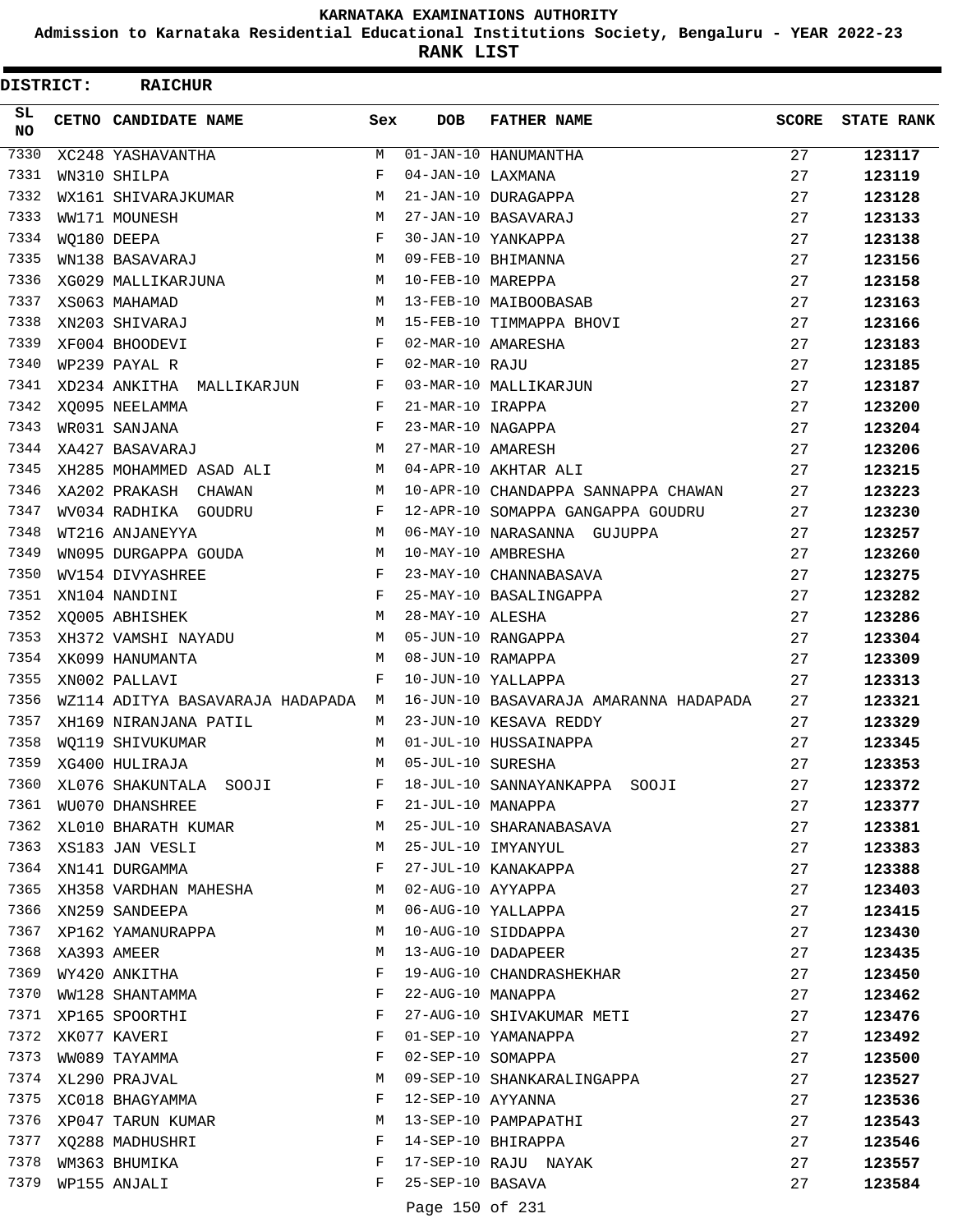# KARNATAKA EXAMINATIONS AUTHORITY

**Admission to Karnataka Residential Educational Institutions Society, Bengaluru - YEAR 2022-23**

**RANK LIST**

**DISTRICT: RAICHUR**

| SL NO | CETNO | CANDIDATE NAME | Sex | DOB | FATHER NAME | SCORE | STATE RANK |
|---|---|---|---|---|---|---|---|
| 7330 | XC248 | YASHAVANTHA | M | 01-JAN-10 | HANUMANTHA | 27 | **123117** |
| 7331 | WN310 | SHILPA | F | 04-JAN-10 | LAXMANA | 27 | **123119** |
| 7332 | WX161 | SHIVARAJKUMAR | M | 21-JAN-10 | DURAGAPPA | 27 | **123128** |
| 7333 | WW171 | MOUNESH | M | 27-JAN-10 | BASAVARAJ | 27 | **123133** |
| 7334 | WQ180 | DEEPA | F | 30-JAN-10 | YANKAPPA | 27 | **123138** |
| 7335 | WN138 | BASAVARAJ | M | 09-FEB-10 | BHIMANNA | 27 | **123156** |
| 7336 | XG029 | MALLIKARJUNA | M | 10-FEB-10 | MAREPPA | 27 | **123158** |
| 7337 | XS063 | MAHAMAD | M | 13-FEB-10 | MAIBOOBASAB | 27 | **123163** |
| 7338 | XN203 | SHIVARAJ | M | 15-FEB-10 | TIMMAPPA BHOVI | 27 | **123166** |
| 7339 | XF004 | BHOODEVI | F | 02-MAR-10 | AMARESHA | 27 | **123183** |
| 7340 | WP239 | PAYAL R | F | 02-MAR-10 | RAJU | 27 | **123185** |
| 7341 | XD234 | ANKITHA MALLIKARJUN | F | 03-MAR-10 | MALLIKARJUN | 27 | **123187** |
| 7342 | XQ095 | NEELAMMA | F | 21-MAR-10 | IRAPPA | 27 | **123200** |
| 7343 | WR031 | SANJANA | F | 23-MAR-10 | NAGAPPA | 27 | **123204** |
| 7344 | XA427 | BASAVARAJ | M | 27-MAR-10 | AMARESH | 27 | **123206** |
| 7345 | XH285 | MOHAMMED ASAD ALI | M | 04-APR-10 | AKHTAR ALI | 27 | **123215** |
| 7346 | XA202 | PRAKASH CHAWAN | M | 10-APR-10 | CHANDAPPA SANNAPPA CHAWAN | 27 | **123223** |
| 7347 | WV034 | RADHIKA GOUDRU | F | 12-APR-10 | SOMAPPA GANGAPPA GOUDRU | 27 | **123230** |
| 7348 | WT216 | ANJANEYYA | M | 06-MAY-10 | NARASANNA GUJUPPA | 27 | **123257** |
| 7349 | WN095 | DURGAPPA GOUDA | M | 10-MAY-10 | AMBRESHA | 27 | **123260** |
| 7350 | WV154 | DIVYASHREE | F | 23-MAY-10 | CHANNABASAVA | 27 | **123275** |
| 7351 | XN104 | NANDINI | F | 25-MAY-10 | BASALINGAPPA | 27 | **123282** |
| 7352 | XQ005 | ABHISHEK | M | 28-MAY-10 | ALESHA | 27 | **123286** |
| 7353 | XH372 | VAMSHI NAYADU | M | 05-JUN-10 | RANGAPPA | 27 | **123304** |
| 7354 | XK099 | HANUMANTA | M | 08-JUN-10 | RAMAPPA | 27 | **123309** |
| 7355 | XN002 | PALLAVI | F | 10-JUN-10 | YALLAPPA | 27 | **123313** |
| 7356 | WZ114 | ADITYA BASAVARAJA HADAPADA | M | 16-JUN-10 | BASAVARAJA AMARANNA HADAPADA | 27 | **123321** |
| 7357 | XH169 | NIRANJANA PATIL | M | 23-JUN-10 | KESAVA REDDY | 27 | **123329** |
| 7358 | WQ119 | SHIVUKUMAR | M | 01-JUL-10 | HUSSAINAPPA | 27 | **123345** |
| 7359 | XG400 | HULIRAJA | M | 05-JUL-10 | SURESHA | 27 | **123353** |
| 7360 | XL076 | SHAKUNTALA SOOJI | F | 18-JUL-10 | SANNAYANKAPPA SOOJI | 27 | **123372** |
| 7361 | WU070 | DHANSHREE | F | 21-JUL-10 | MANAPPA | 27 | **123377** |
| 7362 | XL010 | BHARATH KUMAR | M | 25-JUL-10 | SHARANABASAVA | 27 | **123381** |
| 7363 | XS183 | JAN VESLI | M | 25-JUL-10 | IMYANYUL | 27 | **123383** |
| 7364 | XN141 | DURGAMMA | F | 27-JUL-10 | KANAKAPPA | 27 | **123388** |
| 7365 | XH358 | VARDHAN MAHESHA | M | 02-AUG-10 | AYYAPPA | 27 | **123403** |
| 7366 | XN259 | SANDEEPA | M | 06-AUG-10 | YALLAPPA | 27 | **123415** |
| 7367 | XP162 | YAMANURAPPA | M | 10-AUG-10 | SIDDAPPA | 27 | **123430** |
| 7368 | XA393 | AMEER | M | 13-AUG-10 | DADAPEER | 27 | **123435** |
| 7369 | WY420 | ANKITHA | F | 19-AUG-10 | CHANDRASHEKHAR | 27 | **123450** |
| 7370 | WW128 | SHANTAMMA | F | 22-AUG-10 | MANAPPA | 27 | **123462** |
| 7371 | XP165 | SPOORTHI | F | 27-AUG-10 | SHIVAKUMAR METI | 27 | **123476** |
| 7372 | XK077 | KAVERI | F | 01-SEP-10 | YAMANAPPA | 27 | **123492** |
| 7373 | WW089 | TAYAMMA | F | 02-SEP-10 | SOMAPPA | 27 | **123500** |
| 7374 | XL290 | PRAJVAL | M | 09-SEP-10 | SHANKARALINGAPPA | 27 | **123527** |
| 7375 | XC018 | BHAGYAMMA | F | 12-SEP-10 | AYYANNA | 27 | **123536** |
| 7376 | XP047 | TARUN KUMAR | M | 13-SEP-10 | PAMPAPATHI | 27 | **123543** |
| 7377 | XQ288 | MADHUSHRI | F | 14-SEP-10 | BHIRAPPA | 27 | **123546** |
| 7378 | WM363 | BHUMIKA | F | 17-SEP-10 | RAJU NAYAK | 27 | **123557** |
| 7379 | WP155 | ANJALI | F | 25-SEP-10 | BASAVA | 27 | **123584** |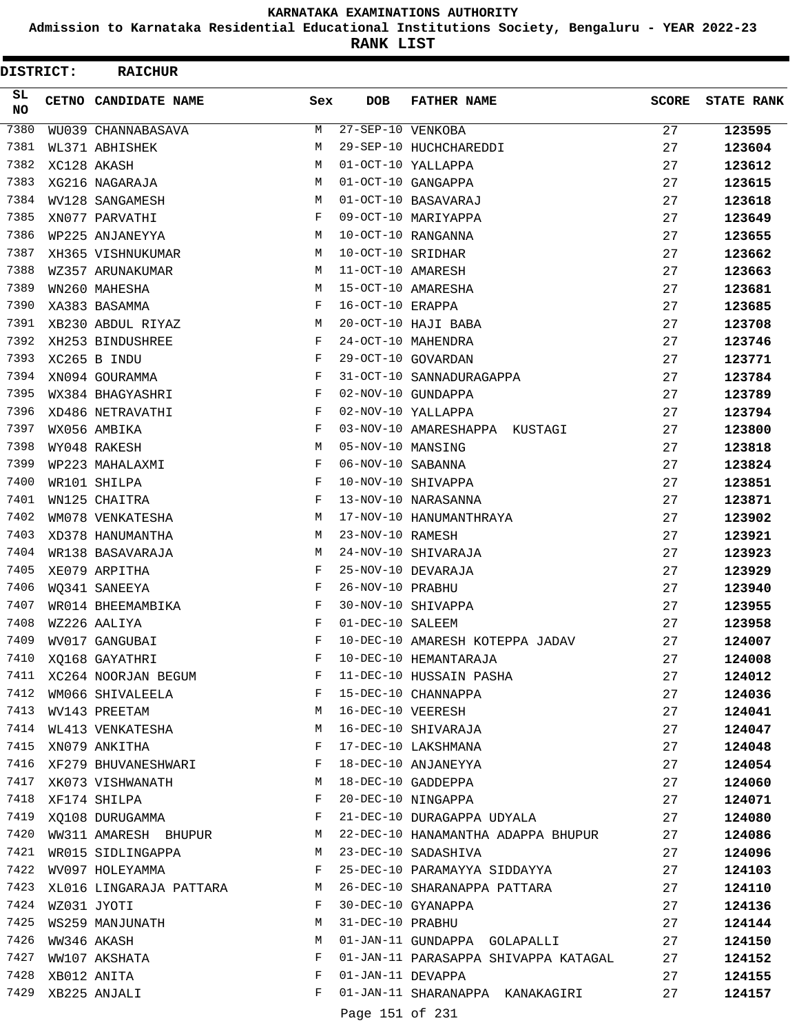KARNATAKA EXAMINATIONS AUTHORITY

Admission to Karnataka Residential Educational Institutions Society, Bengaluru - YEAR 2022-23

**RANK LIST**

**DISTRICT: RAICHUR**

| SL NO | CETNO | CANDIDATE NAME | Sex | DOB | FATHER NAME | SCORE | STATE RANK |
|---|---|---|---|---|---|---|---|
| 7380 | WU039 | CHANNABASAVA | M | 27-SEP-10 | VENKOBA | 27 | **123595** |
| 7381 | WL371 | ABHISHEK | M | 29-SEP-10 | HUCHCHAREDDI | 27 | **123604** |
| 7382 | XC128 | AKASH | M | 01-OCT-10 | YALLAPPA | 27 | **123612** |
| 7383 | XG216 | NAGARAJA | M | 01-OCT-10 | GANGAPPA | 27 | **123615** |
| 7384 | WV128 | SANGAMESH | M | 01-OCT-10 | BASAVARAJ | 27 | **123618** |
| 7385 | XN077 | PARVATHI | F | 09-OCT-10 | MARIYAPPA | 27 | **123649** |
| 7386 | WP225 | ANJANEYYA | M | 10-OCT-10 | RANGANNA | 27 | **123655** |
| 7387 | XH365 | VISHNUKUMAR | M | 10-OCT-10 | SRIDHAR | 27 | **123662** |
| 7388 | WZ357 | ARUNAKUMAR | M | 11-OCT-10 | AMARESH | 27 | **123663** |
| 7389 | WN260 | MAHESHA | M | 15-OCT-10 | AMARESHA | 27 | **123681** |
| 7390 | XA383 | BASAMMA | F | 16-OCT-10 | ERAPPA | 27 | **123685** |
| 7391 | XB230 | ABDUL RIYAZ | M | 20-OCT-10 | HAJI BABA | 27 | **123708** |
| 7392 | XH253 | BINDUSHREE | F | 24-OCT-10 | MAHENDRA | 27 | **123746** |
| 7393 | XC265 | B INDU | F | 29-OCT-10 | GOVARDAN | 27 | **123771** |
| 7394 | XN094 | GOURAMMA | F | 31-OCT-10 | SANNADURAGAPPA | 27 | **123784** |
| 7395 | WX384 | BHAGYASHRI | F | 02-NOV-10 | GUNDAPPA | 27 | **123789** |
| 7396 | XD486 | NETRAVATHI | F | 02-NOV-10 | YALLAPPA | 27 | **123794** |
| 7397 | WX056 | AMBIKA | F | 03-NOV-10 | AMARESHAPPA KUSTAGI | 27 | **123800** |
| 7398 | WY048 | RAKESH | M | 05-NOV-10 | MANSING | 27 | **123818** |
| 7399 | WP223 | MAHALAXMI | F | 06-NOV-10 | SABANNA | 27 | **123824** |
| 7400 | WR101 | SHILPA | F | 10-NOV-10 | SHIVAPPA | 27 | **123851** |
| 7401 | WN125 | CHAITRA | F | 13-NOV-10 | NARASANNA | 27 | **123871** |
| 7402 | WM078 | VENKATESHA | M | 17-NOV-10 | HANUMANTHRAYA | 27 | **123902** |
| 7403 | XD378 | HANUMANTHA | M | 23-NOV-10 | RAMESH | 27 | **123921** |
| 7404 | WR138 | BASAVARAJA | M | 24-NOV-10 | SHIVARAJA | 27 | **123923** |
| 7405 | XE079 | ARPITHA | F | 25-NOV-10 | DEVARAJA | 27 | **123929** |
| 7406 | WQ341 | SANEEYA | F | 26-NOV-10 | PRABHU | 27 | **123940** |
| 7407 | WR014 | BHEEMAMBIKA | F | 30-NOV-10 | SHIVAPPA | 27 | **123955** |
| 7408 | WZ226 | AALIYA | F | 01-DEC-10 | SALEEM | 27 | **123958** |
| 7409 | WV017 | GANGUBAI | F | 10-DEC-10 | AMARESH KOTEPPA JADAV | 27 | **124007** |
| 7410 | XQ168 | GAYATHRI | F | 10-DEC-10 | HEMANTARAJA | 27 | **124008** |
| 7411 | XC264 | NOORJAN BEGUM | F | 11-DEC-10 | HUSSAIN PASHA | 27 | **124012** |
| 7412 | WM066 | SHIVALEELA | F | 15-DEC-10 | CHANNAPPA | 27 | **124036** |
| 7413 | WV143 | PREETAM | M | 16-DEC-10 | VEERESH | 27 | **124041** |
| 7414 | WL413 | VENKATESHA | M | 16-DEC-10 | SHIVARAJA | 27 | **124047** |
| 7415 | XN079 | ANKITHA | F | 17-DEC-10 | LAKSHMANA | 27 | **124048** |
| 7416 | XF279 | BHUVANESHWARI | F | 18-DEC-10 | ANJANEYYA | 27 | **124054** |
| 7417 | XK073 | VISHWANATH | M | 18-DEC-10 | GADDEPPA | 27 | **124060** |
| 7418 | XF174 | SHILPA | F | 20-DEC-10 | NINGAPPA | 27 | **124071** |
| 7419 | XQ108 | DURUGAMMA | F | 21-DEC-10 | DURAGAPPA UDYALA | 27 | **124080** |
| 7420 | WW311 | AMARESH BHUPUR | M | 22-DEC-10 | HANAMANTHA ADAPPA BHUPUR | 27 | **124086** |
| 7421 | WR015 | SIDLINGAPPA | M | 23-DEC-10 | SADASHIVA | 27 | **124096** |
| 7422 | WV097 | HOLEYAMMA | F | 25-DEC-10 | PARAMAYYA SIDDAYYA | 27 | **124103** |
| 7423 | XL016 | LINGARAJA PATTARA | M | 26-DEC-10 | SHARANAPPA PATTARA | 27 | **124110** |
| 7424 | WZ031 | JYOTI | F | 30-DEC-10 | GYANAPPA | 27 | **124136** |
| 7425 | WS259 | MANJUNATH | M | 31-DEC-10 | PRABHU | 27 | **124144** |
| 7426 | WW346 | AKASH | M | 01-JAN-11 | GUNDAPPA GOLAPALLI | 27 | **124150** |
| 7427 | WW107 | AKSHATA | F | 01-JAN-11 | PARASAPPA SHIVAPPA KATAGAL | 27 | **124152** |
| 7428 | XB012 | ANITA | F | 01-JAN-11 | DEVAPPA | 27 | **124155** |
| 7429 | XB225 | ANJALI | F | 01-JAN-11 | SHARANAPPA KANAKAGIRI | 27 | **124157** |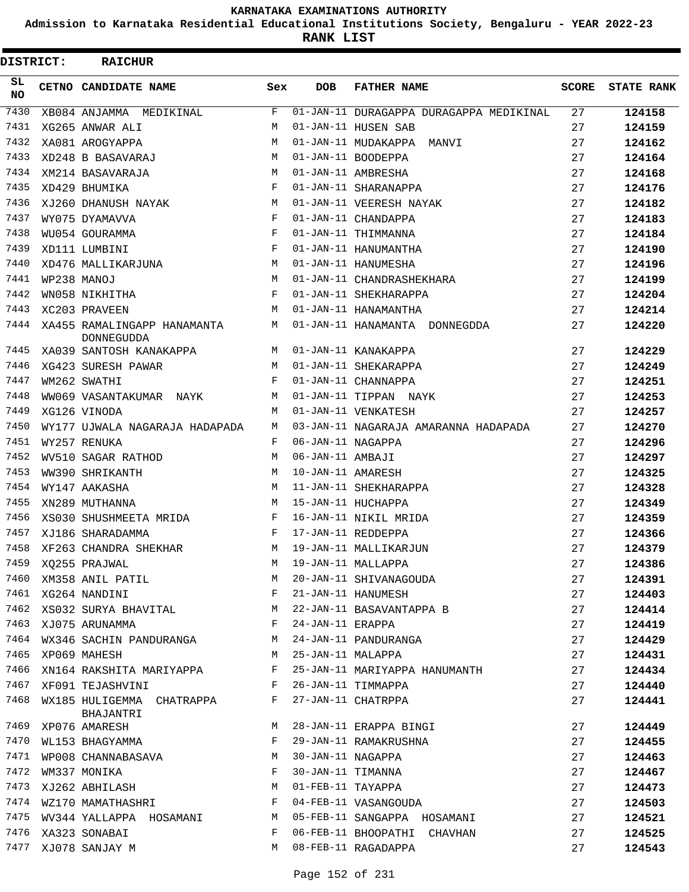# KARNATAKA EXAMINATIONS AUTHORITY

**Admission to Karnataka Residential Educational Institutions Society, Bengaluru - YEAR 2022-23**

**RANK LIST**

**DISTRICT: RAICHUR**

| SL NO | CETNO | CANDIDATE NAME | Sex | DOB | FATHER NAME | SCORE | STATE RANK |
|---|---|---|---|---|---|---|---|
| 7430 | XB084 | ANJAMMA MEDIKINAL | F | 01-JAN-11 | DURAGAPPA DURAGAPPA MEDIKINAL | 27 | 124158 |
| 7431 | XG265 | ANWAR ALI | M | 01-JAN-11 | HUSEN SAB | 27 | 124159 |
| 7432 | XA081 | AROGYAPPA | M | 01-JAN-11 | MUDAKAPPA MANVI | 27 | 124162 |
| 7433 | XD248 | B BASAVARAJ | M | 01-JAN-11 | BOODEPPA | 27 | 124164 |
| 7434 | XM214 | BASAVARAJA | M | 01-JAN-11 | AMBRESHA | 27 | 124168 |
| 7435 | XD429 | BHUMIKA | F | 01-JAN-11 | SHARANAPPA | 27 | 124176 |
| 7436 | XJ260 | DHANUSH NAYAK | M | 01-JAN-11 | VEERESH NAYAK | 27 | 124182 |
| 7437 | WY075 | DYAMAVVA | F | 01-JAN-11 | CHANDAPPA | 27 | 124183 |
| 7438 | WU054 | GOURAMMA | F | 01-JAN-11 | THIMMANNA | 27 | 124184 |
| 7439 | XD111 | LUMBINI | F | 01-JAN-11 | HANUMANTHA | 27 | 124190 |
| 7440 | XD476 | MALLIKARJUNA | M | 01-JAN-11 | HANUMESHA | 27 | 124196 |
| 7441 | WP238 | MANOJ | M | 01-JAN-11 | CHANDRASHEKHARA | 27 | 124199 |
| 7442 | WN058 | NIKHITHA | F | 01-JAN-11 | SHEKHARAPPA | 27 | 124204 |
| 7443 | XC203 | PRAVEEN | M | 01-JAN-11 | HANAMANTHA | 27 | 124214 |
| 7444 | XA455 | RAMALINGAPP HANAMANTA DONNEGUDDA | M | 01-JAN-11 | HANAMANTA DONNEGDDA | 27 | 124220 |
| 7445 | XA039 | SANTOSH KANAKAPPA | M | 01-JAN-11 | KANAKAPPA | 27 | 124229 |
| 7446 | XG423 | SURESH PAWAR | M | 01-JAN-11 | SHEKARAPPA | 27 | 124249 |
| 7447 | WM262 | SWATHI | F | 01-JAN-11 | CHANNAPPA | 27 | 124251 |
| 7448 | WW069 | VASANTAKUMAR NAYK | M | 01-JAN-11 | TIPPAN NAYK | 27 | 124253 |
| 7449 | XG126 | VINODA | M | 01-JAN-11 | VENKATESH | 27 | 124257 |
| 7450 | WY177 | UJWALA NAGARAJA HADAPADA | M | 03-JAN-11 | NAGARAJA AMARANNA HADAPADA | 27 | 124270 |
| 7451 | WY257 | RENUKA | F | 06-JAN-11 | NAGAPPA | 27 | 124296 |
| 7452 | WV510 | SAGAR RATHOD | M | 06-JAN-11 | AMBAJI | 27 | 124297 |
| 7453 | WW390 | SHRIKANTH | M | 10-JAN-11 | AMARESH | 27 | 124325 |
| 7454 | WY147 | AAKASHA | M | 11-JAN-11 | SHEKHARAPPA | 27 | 124328 |
| 7455 | XN289 | MUTHANNA | M | 15-JAN-11 | HUCHAPPA | 27 | 124349 |
| 7456 | XS030 | SHUSHMEETA MRIDA | F | 16-JAN-11 | NIKIL MRIDA | 27 | 124359 |
| 7457 | XJ186 | SHARADAMMA | F | 17-JAN-11 | REDDEPPA | 27 | 124366 |
| 7458 | XF263 | CHANDRA SHEKHAR | M | 19-JAN-11 | MALLIKARJUN | 27 | 124379 |
| 7459 | XQ255 | PRAJWAL | M | 19-JAN-11 | MALLAPPA | 27 | 124386 |
| 7460 | XM358 | ANIL PATIL | M | 20-JAN-11 | SHIVANAGOUDA | 27 | 124391 |
| 7461 | XG264 | NANDINI | F | 21-JAN-11 | HANUMESH | 27 | 124403 |
| 7462 | XS032 | SURYA BHAVITAL | M | 22-JAN-11 | BASAVANTAPPA B | 27 | 124414 |
| 7463 | XJ075 | ARUNAMMA | F | 24-JAN-11 | ERAPPA | 27 | 124419 |
| 7464 | WX346 | SACHIN PANDURANGA | M | 24-JAN-11 | PANDURANGA | 27 | 124429 |
| 7465 | XP069 | MAHESH | M | 25-JAN-11 | MALAPPA | 27 | 124431 |
| 7466 | XN164 | RAKSHITA MARIYAPPA | F | 25-JAN-11 | MARIYAPPA HANUMANTH | 27 | 124434 |
| 7467 | XF091 | TEJASHVINI | F | 26-JAN-11 | TIMMAPPA | 27 | 124440 |
| 7468 | WX185 | HULIGEMMA CHATRAPPA BHAJANTRI | F | 27-JAN-11 | CHATRPPA | 27 | 124441 |
| 7469 | XP076 | AMARESH | M | 28-JAN-11 | ERAPPA BINGI | 27 | 124449 |
| 7470 | WL153 | BHAGYAMMA | F | 29-JAN-11 | RAMAKRUSHNA | 27 | 124455 |
| 7471 | WP008 | CHANNABASAVA | M | 30-JAN-11 | NAGAPPA | 27 | 124463 |
| 7472 | WM337 | MONIKA | F | 30-JAN-11 | TIMANNA | 27 | 124467 |
| 7473 | XJ262 | ABHILASH | M | 01-FEB-11 | TAYAPPA | 27 | 124473 |
| 7474 | WZ170 | MAMATHASHRI | F | 04-FEB-11 | VASANGOUDA | 27 | 124503 |
| 7475 | WV344 | YALLAPPA HOSAMANI | M | 05-FEB-11 | SANGAPPA HOSAMANI | 27 | 124521 |
| 7476 | XA323 | SONABAI | F | 06-FEB-11 | BHOOPATHI CHAVHAN | 27 | 124525 |
| 7477 | XJ078 | SANJAY M | M | 08-FEB-11 | RAGADAPPA | 27 | 124543 |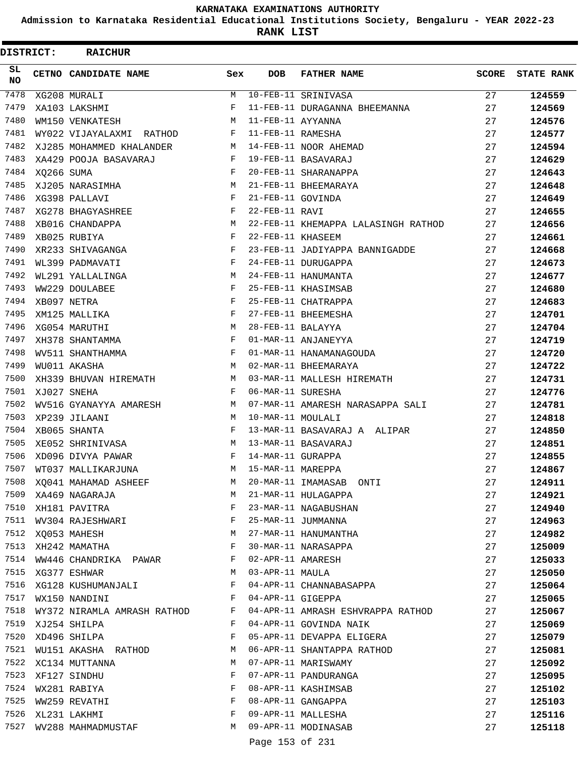KARNATAKA EXAMINATIONS AUTHORITY

Admission to Karnataka Residential Educational Institutions Society, Bengaluru - YEAR 2022-23

**RANK LIST**

**DISTRICT: RAICHUR**

| SL NO | CETNO | CANDIDATE NAME | Sex | DOB | FATHER NAME | SCORE | STATE RANK |
|---|---|---|---|---|---|---|---|
| 7478 | XG208 | MURALI | M | 10-FEB-11 | SRINIVASA | 27 | **124559** |
| 7479 | XA103 | LAKSHMI | F | 11-FEB-11 | DURAGANNA BHEEMANNA | 27 | **124569** |
| 7480 | WM150 | VENKATESH | M | 11-FEB-11 | AYYANNA | 27 | **124576** |
| 7481 | WY022 | VIJAYALAXMI RATHOD | F | 11-FEB-11 | RAMESHA | 27 | **124577** |
| 7482 | XJ285 | MOHAMMED KHALANDER | M | 14-FEB-11 | NOOR AHEMAD | 27 | **124594** |
| 7483 | XA429 | POOJA BASAVARAJ | F | 19-FEB-11 | BASAVARAJ | 27 | **124629** |
| 7484 | XQ266 | SUMA | F | 20-FEB-11 | SHARANAPPA | 27 | **124643** |
| 7485 | XJ205 | NARASIMHA | M | 21-FEB-11 | BHEEMARAYA | 27 | **124648** |
| 7486 | XG398 | PALLAVI | F | 21-FEB-11 | GOVINDA | 27 | **124649** |
| 7487 | XG278 | BHAGYASHREE | F | 22-FEB-11 | RAVI | 27 | **124655** |
| 7488 | XB016 | CHANDAPPA | M | 22-FEB-11 | KHEMAPPA LALASINGH RATHOD | 27 | **124656** |
| 7489 | XB025 | RUBIYA | F | 22-FEB-11 | KHASEEM | 27 | **124661** |
| 7490 | XR233 | SHIVAGANGA | F | 23-FEB-11 | JADIYAPPA BANNIGADDE | 27 | **124668** |
| 7491 | WL399 | PADMAVATI | F | 24-FEB-11 | DURUGAPPA | 27 | **124673** |
| 7492 | WL291 | YALLALINGA | M | 24-FEB-11 | HANUMANTA | 27 | **124677** |
| 7493 | WW229 | DOULABEE | F | 25-FEB-11 | KHASIMSAB | 27 | **124680** |
| 7494 | XB097 | NETRA | F | 25-FEB-11 | CHATRAPPA | 27 | **124683** |
| 7495 | XM125 | MALLIKA | F | 27-FEB-11 | BHEEMESHA | 27 | **124701** |
| 7496 | XG054 | MARUTHI | M | 28-FEB-11 | BALAYYA | 27 | **124704** |
| 7497 | XH378 | SHANTAMMA | F | 01-MAR-11 | ANJANEYYA | 27 | **124719** |
| 7498 | WV511 | SHANTHAMMA | F | 01-MAR-11 | HANAMANAGOUDA | 27 | **124720** |
| 7499 | WU011 | AKASHA | M | 02-MAR-11 | BHEEMARAYA | 27 | **124722** |
| 7500 | XH339 | BHUVAN HIREMATH | M | 03-MAR-11 | MALLESH HIREMATH | 27 | **124731** |
| 7501 | XJ027 | SNEHA | F | 06-MAR-11 | SURESHA | 27 | **124776** |
| 7502 | WV516 | GYANAYYA AMARESH | M | 07-MAR-11 | AMARESH NARASAPPA SALI | 27 | **124781** |
| 7503 | XP239 | JILAANI | M | 10-MAR-11 | MOULALI | 27 | **124818** |
| 7504 | XB065 | SHANTA | F | 13-MAR-11 | BASAVARAJ A ALIPAR | 27 | **124850** |
| 7505 | XE052 | SHRINIVASA | M | 13-MAR-11 | BASAVARAJ | 27 | **124851** |
| 7506 | XD096 | DIVYA PAWAR | F | 14-MAR-11 | GURAPPA | 27 | **124855** |
| 7507 | WT037 | MALLIKARJUNA | M | 15-MAR-11 | MAREPPA | 27 | **124867** |
| 7508 | XQ041 | MAHAMAD ASHEEF | M | 20-MAR-11 | IMAMASAB ONTI | 27 | **124911** |
| 7509 | XA469 | NAGARAJA | M | 21-MAR-11 | HULAGAPPA | 27 | **124921** |
| 7510 | XH181 | PAVITRA | F | 23-MAR-11 | NAGABUSHAN | 27 | **124940** |
| 7511 | WV304 | RAJESHWARI | F | 25-MAR-11 | JUMMANNA | 27 | **124963** |
| 7512 | XQ053 | MAHESH | M | 27-MAR-11 | HANUMANTHA | 27 | **124982** |
| 7513 | XH242 | MAMATHA | F | 30-MAR-11 | NARASAPPA | 27 | **125009** |
| 7514 | WW446 | CHANDRIKA PAWAR | F | 02-APR-11 | AMARESH | 27 | **125033** |
| 7515 | XG377 | ESHWAR | M | 03-APR-11 | MAULA | 27 | **125050** |
| 7516 | XG128 | KUSHUMANJALI | F | 04-APR-11 | CHANNABASAPPA | 27 | **125064** |
| 7517 | WX150 | NANDINI | F | 04-APR-11 | GIGEPPA | 27 | **125065** |
| 7518 | WY372 | NIRAMLA AMRASH RATHOD | F | 04-APR-11 | AMRASH ESHVRAPPA RATHOD | 27 | **125067** |
| 7519 | XJ254 | SHILPA | F | 04-APR-11 | GOVINDA NAIK | 27 | **125069** |
| 7520 | XD496 | SHILPA | F | 05-APR-11 | DEVAPPA ELIGERA | 27 | **125079** |
| 7521 | WU151 | AKASHA RATHOD | M | 06-APR-11 | SHANTAPPA RATHOD | 27 | **125081** |
| 7522 | XC134 | MUTTANNA | M | 07-APR-11 | MARISWAMY | 27 | **125092** |
| 7523 | XF127 | SINDHU | F | 07-APR-11 | PANDURANGA | 27 | **125095** |
| 7524 | WX281 | RABIYA | F | 08-APR-11 | KASHIMSAB | 27 | **125102** |
| 7525 | WW259 | REVATHI | F | 08-APR-11 | GANGAPPA | 27 | **125103** |
| 7526 | XL231 | LAKHMI | F | 09-APR-11 | MALLESHA | 27 | **125116** |
| 7527 | WV288 | MAHMADMUSTAF | M | 09-APR-11 | MODINASAB | 27 | **125118** |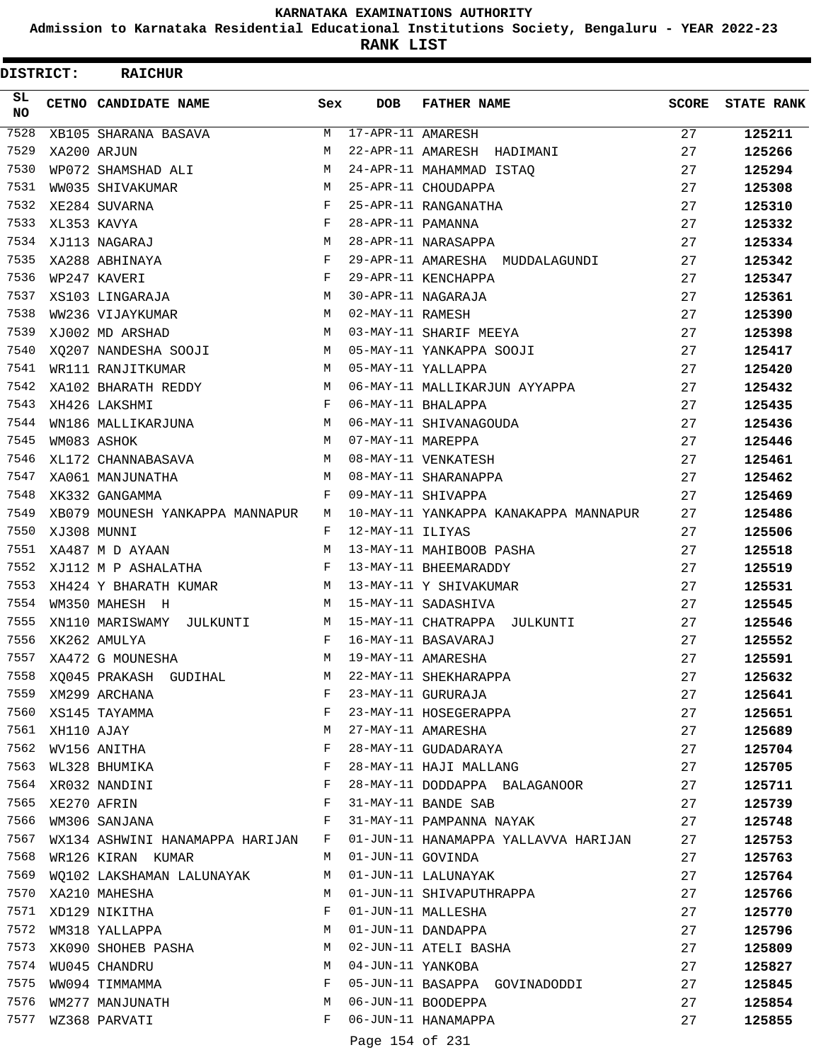# KARNATAKA EXAMINATIONS AUTHORITY

**Admission to Karnataka Residential Educational Institutions Society, Bengaluru - YEAR 2022-23**

**RANK LIST**

**DISTRICT: RAICHUR**

| SL NO | CETNO | CANDIDATE NAME | Sex | DOB | FATHER NAME | SCORE | STATE RANK |
|---|---|---|---|---|---|---|---|
| 7528 | XB105 | SHARANA BASAVA | M | 17-APR-11 | AMARESH | 27 | 125211 |
| 7529 | XA200 | ARJUN | M | 22-APR-11 | AMARESH HADIMANI | 27 | 125266 |
| 7530 | WP072 | SHAMSHAD ALI | M | 24-APR-11 | MAHAMMAD ISTAQ | 27 | 125294 |
| 7531 | WW035 | SHIVAKUMAR | M | 25-APR-11 | CHOUDAPPA | 27 | 125308 |
| 7532 | XE284 | SUVARNA | F | 25-APR-11 | RANGANATHA | 27 | 125310 |
| 7533 | XL353 | KAVYA | F | 28-APR-11 | PAMANNA | 27 | 125332 |
| 7534 | XJ113 | NAGARAJ | M | 28-APR-11 | NARASAPPA | 27 | 125334 |
| 7535 | XA288 | ABHINAYA | F | 29-APR-11 | AMARESHA MUDDALAGUNDI | 27 | 125342 |
| 7536 | WP247 | KAVERI | F | 29-APR-11 | KENCHAPPA | 27 | 125347 |
| 7537 | XS103 | LINGARAJA | M | 30-APR-11 | NAGARAJA | 27 | 125361 |
| 7538 | WW236 | VIJAYKUMAR | M | 02-MAY-11 | RAMESH | 27 | 125390 |
| 7539 | XJ002 | MD ARSHAD | M | 03-MAY-11 | SHARIF MEEYA | 27 | 125398 |
| 7540 | XQ207 | NANDESHA SOOJI | M | 05-MAY-11 | YANKAPPA SOOJI | 27 | 125417 |
| 7541 | WR111 | RANJITKUMAR | M | 05-MAY-11 | YALLAPPA | 27 | 125420 |
| 7542 | XA102 | BHARATH REDDY | M | 06-MAY-11 | MALLIKARJUN AYYAPPA | 27 | 125432 |
| 7543 | XH426 | LAKSHMI | F | 06-MAY-11 | BHALAPPA | 27 | 125435 |
| 7544 | WN186 | MALLIKARJUNA | M | 06-MAY-11 | SHIVANAGOUDA | 27 | 125436 |
| 7545 | WM083 | ASHOK | M | 07-MAY-11 | MAREPPA | 27 | 125446 |
| 7546 | XL172 | CHANNABASAVA | M | 08-MAY-11 | VENKATESH | 27 | 125461 |
| 7547 | XA061 | MANJUNATHA | M | 08-MAY-11 | SHARANAPPA | 27 | 125462 |
| 7548 | XK332 | GANGAMMA | F | 09-MAY-11 | SHIVAPPA | 27 | 125469 |
| 7549 | XB079 | MOUNESH YANKAPPA MANNAPUR | M | 10-MAY-11 | YANKAPPA KANAKAPPA MANNAPUR | 27 | 125486 |
| 7550 | XJ308 | MUNNI | F | 12-MAY-11 | ILIYAS | 27 | 125506 |
| 7551 | XA487 | M D AYAAN | M | 13-MAY-11 | MAHIBOOB PASHA | 27 | 125518 |
| 7552 | XJ112 | M P ASHALATHA | F | 13-MAY-11 | BHEEMARADDY | 27 | 125519 |
| 7553 | XH424 | Y BHARATH KUMAR | M | 13-MAY-11 | Y SHIVAKUMAR | 27 | 125531 |
| 7554 | WM350 | MAHESH H | M | 15-MAY-11 | SADASHIVA | 27 | 125545 |
| 7555 | XN110 | MARISWAMY JULKUNTI | M | 15-MAY-11 | CHATRAPPA JULKUNTI | 27 | 125546 |
| 7556 | XK262 | AMULYA | F | 16-MAY-11 | BASAVARAJ | 27 | 125552 |
| 7557 | XA472 | G MOUNESHA | M | 19-MAY-11 | AMARESHA | 27 | 125591 |
| 7558 | XQ045 | PRAKASH GUDIHAL | M | 22-MAY-11 | SHEKHARAPPA | 27 | 125632 |
| 7559 | XM299 | ARCHANA | F | 23-MAY-11 | GURURAJA | 27 | 125641 |
| 7560 | XS145 | TAYAMMA | F | 23-MAY-11 | HOSEGERAPPA | 27 | 125651 |
| 7561 | XH110 | AJAY | M | 27-MAY-11 | AMARESHA | 27 | 125689 |
| 7562 | WV156 | ANITHA | F | 28-MAY-11 | GUDADARAYA | 27 | 125704 |
| 7563 | WL328 | BHUMIKA | F | 28-MAY-11 | HAJI MALLANG | 27 | 125705 |
| 7564 | XR032 | NANDINI | F | 28-MAY-11 | DODDAPPA BALAGANOOR | 27 | 125711 |
| 7565 | XE270 | AFRIN | F | 31-MAY-11 | BANDE SAB | 27 | 125739 |
| 7566 | WM306 | SANJANA | F | 31-MAY-11 | PAMPANNA NAYAK | 27 | 125748 |
| 7567 | WX134 | ASHWINI HANAMAPPA HARIJAN | F | 01-JUN-11 | HANAMAPPA YALLAVVA HARIJAN | 27 | 125753 |
| 7568 | WR126 | KIRAN KUMAR | M | 01-JUN-11 | GOVINDA | 27 | 125763 |
| 7569 | WQ102 | LAKSHAMAN LALUNAYAK | M | 01-JUN-11 | LALUNAYAK | 27 | 125764 |
| 7570 | XA210 | MAHESHA | M | 01-JUN-11 | SHIVAPUTHRAPPA | 27 | 125766 |
| 7571 | XD129 | NIKITHA | F | 01-JUN-11 | MALLESHA | 27 | 125770 |
| 7572 | WM318 | YALLAPPA | M | 01-JUN-11 | DANDAPPA | 27 | 125796 |
| 7573 | XK090 | SHOHEB PASHA | M | 02-JUN-11 | ATELI BASHA | 27 | 125809 |
| 7574 | WU045 | CHANDRU | M | 04-JUN-11 | YANKOBA | 27 | 125827 |
| 7575 | WW094 | TIMMAMMA | F | 05-JUN-11 | BASAPPA GOVINADODDI | 27 | 125845 |
| 7576 | WM277 | MANJUNATH | M | 06-JUN-11 | BOODEPPA | 27 | 125854 |
| 7577 | WZ368 | PARVATI | F | 06-JUN-11 | HANAMAPPA | 27 | 125855 |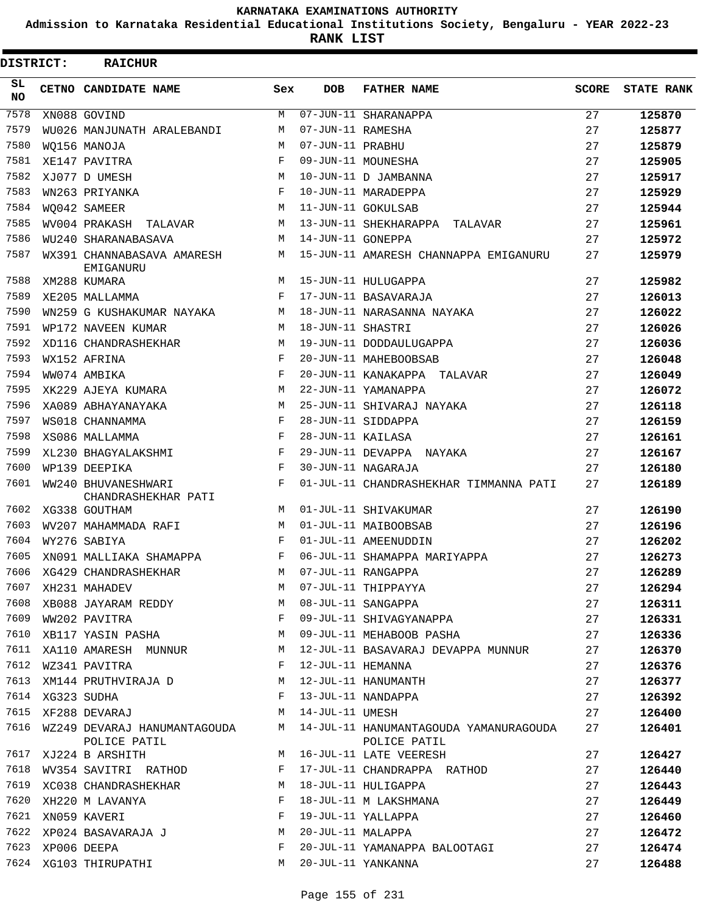**KARNATAKA EXAMINATIONS AUTHORITY**

**Admission to Karnataka Residential Educational Institutions Society, Bengaluru - YEAR 2022-23**

**RANK LIST**

**DISTRICT: RAICHUR**

| SL NO | CETNO | CANDIDATE NAME | Sex | DOB | FATHER NAME | SCORE | STATE RANK |
|---|---|---|---|---|---|---|---|
| 7578 | XN088 | GOVIND | M | 07-JUN-11 | SHARANAPPA | 27 | 125870 |
| 7579 | WU026 | MANJUNATH ARALEBANDI | M | 07-JUN-11 | RAMESHA | 27 | 125877 |
| 7580 | WQ156 | MANOJA | M | 07-JUN-11 | PRABHU | 27 | 125879 |
| 7581 | XE147 | PAVITRA | F | 09-JUN-11 | MOUNESHA | 27 | 125905 |
| 7582 | XJ077 | D UMESH | M | 10-JUN-11 | D JAMBANNA | 27 | 125917 |
| 7583 | WN263 | PRIYANKA | F | 10-JUN-11 | MARADEPPA | 27 | 125929 |
| 7584 | WQ042 | SAMEER | M | 11-JUN-11 | GOKULSAB | 27 | 125944 |
| 7585 | WV004 | PRAKASH TALAVAR | M | 13-JUN-11 | SHEKHARAPPA TALAVAR | 27 | 125961 |
| 7586 | WU240 | SHARANABASAVA | M | 14-JUN-11 | GONEPPA | 27 | 125972 |
| 7587 | WX391 | CHANNABASAVA AMARESH EMIGANURU | M | 15-JUN-11 | AMARESH CHANNAPPA EMIGANURU | 27 | 125979 |
| 7588 | XM288 | KUMARA | M | 15-JUN-11 | HULUGAPPA | 27 | 125982 |
| 7589 | XE205 | MALLAMMA | F | 17-JUN-11 | BASAVARAJA | 27 | 126013 |
| 7590 | WN259 | G KUSHAKUMAR NAYAKA | M | 18-JUN-11 | NARASANNA NAYAKA | 27 | 126022 |
| 7591 | WP172 | NAVEEN KUMAR | M | 18-JUN-11 | SHASTRI | 27 | 126026 |
| 7592 | XD116 | CHANDRASHEKHAR | M | 19-JUN-11 | DODDAULUGAPPA | 27 | 126036 |
| 7593 | WX152 | AFRINA | F | 20-JUN-11 | MAHEBOOBSAB | 27 | 126048 |
| 7594 | WW074 | AMBIKA | F | 20-JUN-11 | KANAKAPPA TALAVAR | 27 | 126049 |
| 7595 | XK229 | AJEYA KUMARA | M | 22-JUN-11 | YAMANAPPA | 27 | 126072 |
| 7596 | XA089 | ABHAYANAYAKA | M | 25-JUN-11 | SHIVARAJ NAYAKA | 27 | 126118 |
| 7597 | WS018 | CHANNAMMA | F | 28-JUN-11 | SIDDAPPA | 27 | 126159 |
| 7598 | XS086 | MALLAMMA | F | 28-JUN-11 | KAILASA | 27 | 126161 |
| 7599 | XL230 | BHAGYALAKSHMI | F | 29-JUN-11 | DEVAPPA NAYAKA | 27 | 126167 |
| 7600 | WP139 | DEEPIKA | F | 30-JUN-11 | NAGARAJA | 27 | 126180 |
| 7601 | WW240 | BHUVANESHWARI CHANDRASHEKHAR PATI | F | 01-JUL-11 | CHANDRASHEKHAR TIMMANNA PATI | 27 | 126189 |
| 7602 | XG338 | GOUTHAM | M | 01-JUL-11 | SHIVAKUMAR | 27 | 126190 |
| 7603 | WV207 | MAHAMMADA RAFI | M | 01-JUL-11 | MAIBOOBSAB | 27 | 126196 |
| 7604 | WY276 | SABIYA | F | 01-JUL-11 | AMEENUDDIN | 27 | 126202 |
| 7605 | XN091 | MALLIAKA SHAMAPPA | F | 06-JUL-11 | SHAMAPPA MARIYAPPA | 27 | 126273 |
| 7606 | XG429 | CHANDRASHEKHAR | M | 07-JUL-11 | RANGAPPA | 27 | 126289 |
| 7607 | XH231 | MAHADEV | M | 07-JUL-11 | THIPPAYYA | 27 | 126294 |
| 7608 | XB088 | JAYARAM REDDY | M | 08-JUL-11 | SANGAPPA | 27 | 126311 |
| 7609 | WW202 | PAVITRA | F | 09-JUL-11 | SHIVAGYANAPPA | 27 | 126331 |
| 7610 | XB117 | YASIN PASHA | M | 09-JUL-11 | MEHABOOB PASHA | 27 | 126336 |
| 7611 | XA110 | AMARESH MUNNUR | M | 12-JUL-11 | BASAVARAJ DEVAPPA MUNNUR | 27 | 126370 |
| 7612 | WZ341 | PAVITRA | F | 12-JUL-11 | HEMANNA | 27 | 126376 |
| 7613 | XM144 | PRUTHVIRAJA D | M | 12-JUL-11 | HANUMANTH | 27 | 126377 |
| 7614 | XG323 | SUDHA | F | 13-JUL-11 | NANDAPPA | 27 | 126392 |
| 7615 | XF288 | DEVARAJ | M | 14-JUL-11 | UMESH | 27 | 126400 |
| 7616 | WZ249 | DEVARAJ HANUMANTAGOUDA POLICE PATIL | M | 14-JUL-11 | HANUMANTAGOUDA YAMANURAGOUDA POLICE PATIL | 27 | 126401 |
| 7617 | XJ224 | B ARSHITH | M | 16-JUL-11 | LATE VEERESH | 27 | 126427 |
| 7618 | WV354 | SAVITRI RATHOD | F | 17-JUL-11 | CHANDRAPPA RATHOD | 27 | 126440 |
| 7619 | XC038 | CHANDRASHEKHAR | M | 18-JUL-11 | HULIGAPPA | 27 | 126443 |
| 7620 | XH220 | M LAVANYA | F | 18-JUL-11 | M LAKSHMANA | 27 | 126449 |
| 7621 | XN059 | KAVERI | F | 19-JUL-11 | YALLAPPA | 27 | 126460 |
| 7622 | XP024 | BASAVARAJA J | M | 20-JUL-11 | MALAPPA | 27 | 126472 |
| 7623 | XP006 | DEEPA | F | 20-JUL-11 | YAMANAPPA BALOOTAGI | 27 | 126474 |
| 7624 | XG103 | THIRUPATHI | M | 20-JUL-11 | YANKANNA | 27 | 126488 |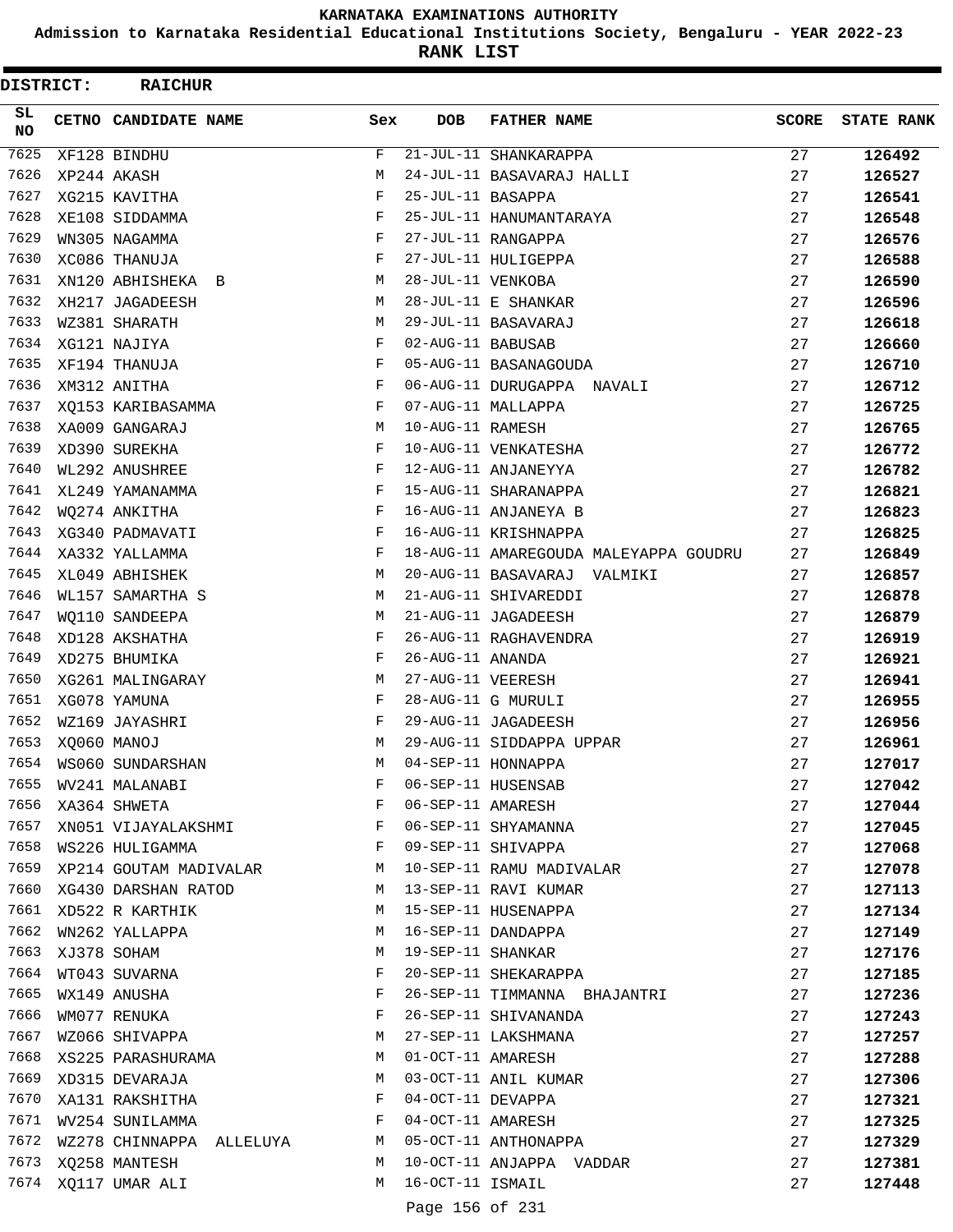# KARNATAKA EXAMINATIONS AUTHORITY

## Admission to Karnataka Residential Educational Institutions Society, Bengaluru - YEAR 2022-23

## RANK LIST

**DISTRICT: RAICHUR**

| SL NO | CETNO | CANDIDATE NAME | Sex | DOB | FATHER NAME | SCORE | STATE RANK |
|---|---|---|---|---|---|---|---|
| 7625 | XF128 | BINDHU | F | 21-JUL-11 | SHANKARAPPA | 27 | **126492** |
| 7626 | XP244 | AKASH | M | 24-JUL-11 | BASAVARAJ HALLI | 27 | **126527** |
| 7627 | XG215 | KAVITHA | F | 25-JUL-11 | BASAPPA | 27 | **126541** |
| 7628 | XE108 | SIDDAMMA | F | 25-JUL-11 | HANUMANTARAYA | 27 | **126548** |
| 7629 | WN305 | NAGAMMA | F | 27-JUL-11 | RANGAPPA | 27 | **126576** |
| 7630 | XC086 | THANUJA | F | 27-JUL-11 | HULIGEPPA | 27 | **126588** |
| 7631 | XN120 | ABHISHEKA B | M | 28-JUL-11 | VENKOBA | 27 | **126590** |
| 7632 | XH217 | JAGADEESH | M | 28-JUL-11 | E SHANKAR | 27 | **126596** |
| 7633 | WZ381 | SHARATH | M | 29-JUL-11 | BASAVARAJ | 27 | **126618** |
| 7634 | XG121 | NAJIYA | F | 02-AUG-11 | BABUSAB | 27 | **126660** |
| 7635 | XF194 | THANUJA | F | 05-AUG-11 | BASANAGOUDA | 27 | **126710** |
| 7636 | XM312 | ANITHA | F | 06-AUG-11 | DURUGAPPA NAVALI | 27 | **126712** |
| 7637 | XQ153 | KARIBASAMMA | F | 07-AUG-11 | MALLAPPA | 27 | **126725** |
| 7638 | XA009 | GANGARAJ | M | 10-AUG-11 | RAMESH | 27 | **126765** |
| 7639 | XD390 | SUREKHA | F | 10-AUG-11 | VENKATESHA | 27 | **126772** |
| 7640 | WL292 | ANUSHREE | F | 12-AUG-11 | ANJANEYYA | 27 | **126782** |
| 7641 | XL249 | YAMANAMMA | F | 15-AUG-11 | SHARANAPPA | 27 | **126821** |
| 7642 | WQ274 | ANKITHA | F | 16-AUG-11 | ANJANEYA B | 27 | **126823** |
| 7643 | XG340 | PADMAVATI | F | 16-AUG-11 | KRISHNAPPA | 27 | **126825** |
| 7644 | XA332 | YALLAMMA | F | 18-AUG-11 | AMAREGOUDA MALEYAPPA GOUDRU | 27 | **126849** |
| 7645 | XL049 | ABHISHEK | M | 20-AUG-11 | BASAVARAJ VALMIKI | 27 | **126857** |
| 7646 | WL157 | SAMARTHA S | M | 21-AUG-11 | SHIVAREDDI | 27 | **126878** |
| 7647 | WQ110 | SANDEEPA | M | 21-AUG-11 | JAGADEESH | 27 | **126879** |
| 7648 | XD128 | AKSHATHA | F | 26-AUG-11 | RAGHAVENDRA | 27 | **126919** |
| 7649 | XD275 | BHUMIKA | F | 26-AUG-11 | ANANDA | 27 | **126921** |
| 7650 | XG261 | MALINGARAY | M | 27-AUG-11 | VEERESH | 27 | **126941** |
| 7651 | XG078 | YAMUNA | F | 28-AUG-11 | G MURULI | 27 | **126955** |
| 7652 | WZ169 | JAYASHRI | F | 29-AUG-11 | JAGADEESH | 27 | **126956** |
| 7653 | XQ060 | MANOJ | M | 29-AUG-11 | SIDDAPPA UPPAR | 27 | **126961** |
| 7654 | WS060 | SUNDARSHAN | M | 04-SEP-11 | HONNAPPA | 27 | **127017** |
| 7655 | WV241 | MALANABI | F | 06-SEP-11 | HUSENSAB | 27 | **127042** |
| 7656 | XA364 | SHWETA | F | 06-SEP-11 | AMARESH | 27 | **127044** |
| 7657 | XN051 | VIJAYALAKSHMI | F | 06-SEP-11 | SHYAMANNA | 27 | **127045** |
| 7658 | WS226 | HULIGAMMA | F | 09-SEP-11 | SHIVAPPA | 27 | **127068** |
| 7659 | XP214 | GOUTAM MADIVALAR | M | 10-SEP-11 | RAMU MADIVALAR | 27 | **127078** |
| 7660 | XG430 | DARSHAN RATOD | M | 13-SEP-11 | RAVI KUMAR | 27 | **127113** |
| 7661 | XD522 | R KARTHIK | M | 15-SEP-11 | HUSENAPPA | 27 | **127134** |
| 7662 | WN262 | YALLAPPA | M | 16-SEP-11 | DANDAPPA | 27 | **127149** |
| 7663 | XJ378 | SOHAM | M | 19-SEP-11 | SHANKAR | 27 | **127176** |
| 7664 | WT043 | SUVARNA | F | 20-SEP-11 | SHEKARAPPA | 27 | **127185** |
| 7665 | WX149 | ANUSHA | F | 26-SEP-11 | TIMMANNA BHAJANTRI | 27 | **127236** |
| 7666 | WM077 | RENUKA | F | 26-SEP-11 | SHIVANANDA | 27 | **127243** |
| 7667 | WZ066 | SHIVAPPA | M | 27-SEP-11 | LAKSHMANA | 27 | **127257** |
| 7668 | XS225 | PARASHURAMA | M | 01-OCT-11 | AMARESH | 27 | **127288** |
| 7669 | XD315 | DEVARAJA | M | 03-OCT-11 | ANIL KUMAR | 27 | **127306** |
| 7670 | XA131 | RAKSHITHA | F | 04-OCT-11 | DEVAPPA | 27 | **127321** |
| 7671 | WV254 | SUNILAMMA | F | 04-OCT-11 | AMARESH | 27 | **127325** |
| 7672 | WZ278 | CHINNAPPA ALLELUYA | M | 05-OCT-11 | ANTHONAPPA | 27 | **127329** |
| 7673 | XQ258 | MANTESH | M | 10-OCT-11 | ANJAPPA VADDAR | 27 | **127381** |
| 7674 | XQ117 | UMAR ALI | M | 16-OCT-11 | ISMAIL | 27 | **127448** |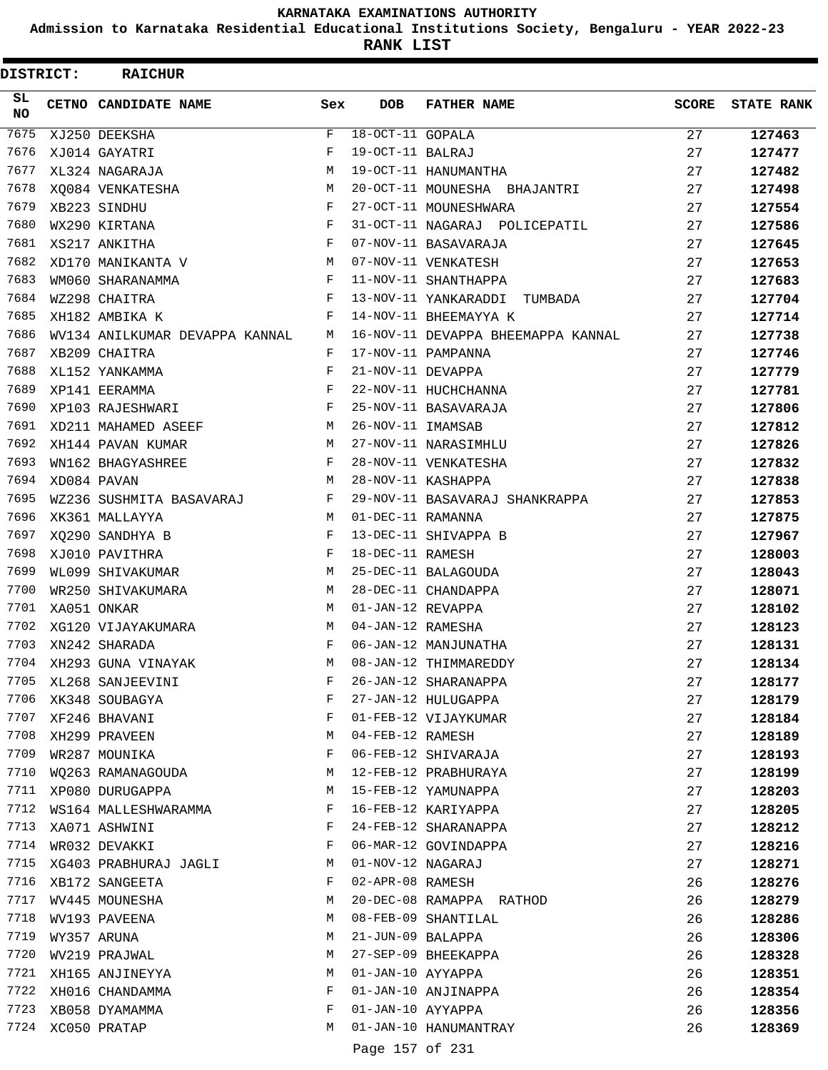# KARNATAKA EXAMINATIONS AUTHORITY

**Admission to Karnataka Residential Educational Institutions Society, Bengaluru - YEAR 2022-23**

**RANK LIST**

**DISTRICT: RAICHUR**

| SL NO | CETNO | CANDIDATE NAME | Sex | DOB | FATHER NAME | SCORE | STATE RANK |
|---|---|---|---|---|---|---|---|
| 7675 | XJ250 | DEEKSHA | F | 18-OCT-11 | GOPALA | 27 | 127463 |
| 7676 | XJ014 | GAYATRI | F | 19-OCT-11 | BALRAJ | 27 | 127477 |
| 7677 | XL324 | NAGARAJA | M | 19-OCT-11 | HANUMANTHA | 27 | 127482 |
| 7678 | XQ084 | VENKATESHA | M | 20-OCT-11 | MOUNESHA BHAJANTRI | 27 | 127498 |
| 7679 | XB223 | SINDHU | F | 27-OCT-11 | MOUNESHWARA | 27 | 127554 |
| 7680 | WX290 | KIRTANA | F | 31-OCT-11 | NAGARAJ POLICEPATIL | 27 | 127586 |
| 7681 | XS217 | ANKITHA | F | 07-NOV-11 | BASAVARAJA | 27 | 127645 |
| 7682 | XD170 | MANIKANTA V | M | 07-NOV-11 | VENKATESH | 27 | 127653 |
| 7683 | WM060 | SHARANAMMA | F | 11-NOV-11 | SHANTHAPPA | 27 | 127683 |
| 7684 | WZ298 | CHAITRA | F | 13-NOV-11 | YANKARADDI TUMBADA | 27 | 127704 |
| 7685 | XH182 | AMBIKA K | F | 14-NOV-11 | BHEEMAYYA K | 27 | 127714 |
| 7686 | WV134 | ANILKUMAR DEVAPPA KANNAL | M | 16-NOV-11 | DEVAPPA BHEEMAPPA KANNAL | 27 | 127738 |
| 7687 | XB209 | CHAITRA | F | 17-NOV-11 | PAMPANNA | 27 | 127746 |
| 7688 | XL152 | YANKAMMA | F | 21-NOV-11 | DEVAPPA | 27 | 127779 |
| 7689 | XP141 | EERAMMA | F | 22-NOV-11 | HUCHCHANNA | 27 | 127781 |
| 7690 | XP103 | RAJESHWARI | F | 25-NOV-11 | BASAVARAJA | 27 | 127806 |
| 7691 | XD211 | MAHAMED ASEEF | M | 26-NOV-11 | IMAMSAB | 27 | 127812 |
| 7692 | XH144 | PAVAN KUMAR | M | 27-NOV-11 | NARASIMHLU | 27 | 127826 |
| 7693 | WN162 | BHAGYASHREE | F | 28-NOV-11 | VENKATESHA | 27 | 127832 |
| 7694 | XD084 | PAVAN | M | 28-NOV-11 | KASHAPPA | 27 | 127838 |
| 7695 | WZ236 | SUSHMITA BASAVARAJ | F | 29-NOV-11 | BASAVARAJ SHANKRAPPA | 27 | 127853 |
| 7696 | XK361 | MALLAYYA | M | 01-DEC-11 | RAMANNA | 27 | 127875 |
| 7697 | XQ290 | SANDHYA B | F | 13-DEC-11 | SHIVAPPA B | 27 | 127967 |
| 7698 | XJ010 | PAVITHRA | F | 18-DEC-11 | RAMESH | 27 | 128003 |
| 7699 | WL099 | SHIVAKUMAR | M | 25-DEC-11 | BALAGOUDA | 27 | 128043 |
| 7700 | WR250 | SHIVAKUMARA | M | 28-DEC-11 | CHANDAPPA | 27 | 128071 |
| 7701 | XA051 | ONKAR | M | 01-JAN-12 | REVAPPA | 27 | 128102 |
| 7702 | XG120 | VIJAYAKUMARA | M | 04-JAN-12 | RAMESHA | 27 | 128123 |
| 7703 | XN242 | SHARADA | F | 06-JAN-12 | MANJUNATHA | 27 | 128131 |
| 7704 | XH293 | GUNA VINAYAK | M | 08-JAN-12 | THIMMAREDDY | 27 | 128134 |
| 7705 | XL268 | SANJEEVINI | F | 26-JAN-12 | SHARANAPPA | 27 | 128177 |
| 7706 | XK348 | SOUBAGYA | F | 27-JAN-12 | HULUGAPPA | 27 | 128179 |
| 7707 | XF246 | BHAVANI | F | 01-FEB-12 | VIJAYKUMAR | 27 | 128184 |
| 7708 | XH299 | PRAVEEN | M | 04-FEB-12 | RAMESH | 27 | 128189 |
| 7709 | WR287 | MOUNIKA | F | 06-FEB-12 | SHIVARAJA | 27 | 128193 |
| 7710 | WQ263 | RAMANAGOUDA | M | 12-FEB-12 | PRABHURAYA | 27 | 128199 |
| 7711 | XP080 | DURUGAPPA | M | 15-FEB-12 | YAMUNAPPA | 27 | 128203 |
| 7712 | WS164 | MALLESHWARAMMA | F | 16-FEB-12 | KARIYAPPA | 27 | 128205 |
| 7713 | XA071 | ASHWINI | F | 24-FEB-12 | SHARANAPPA | 27 | 128212 |
| 7714 | WR032 | DEVAKKI | F | 06-MAR-12 | GOVINDAPPA | 27 | 128216 |
| 7715 | XG403 | PRABHURAJ JAGLI | M | 01-NOV-12 | NAGARAJ | 27 | 128271 |
| 7716 | XB172 | SANGEETA | F | 02-APR-08 | RAMESH | 26 | 128276 |
| 7717 | WV445 | MOUNESHA | M | 20-DEC-08 | RAMAPPA RATHOD | 26 | 128279 |
| 7718 | WV193 | PAVEENA | M | 08-FEB-09 | SHANTILAL | 26 | 128286 |
| 7719 | WY357 | ARUNA | M | 21-JUN-09 | BALAPPA | 26 | 128306 |
| 7720 | WV219 | PRAJWAL | M | 27-SEP-09 | BHEEKAPPA | 26 | 128328 |
| 7721 | XH165 | ANJINEYYA | M | 01-JAN-10 | AYYAPPA | 26 | 128351 |
| 7722 | XH016 | CHANDAMMA | F | 01-JAN-10 | ANJINAPPA | 26 | 128354 |
| 7723 | XB058 | DYAMAMMA | F | 01-JAN-10 | AYYAPPA | 26 | 128356 |
| 7724 | XC050 | PRATAP | M | 01-JAN-10 | HANUMANTRAY | 26 | 128369 |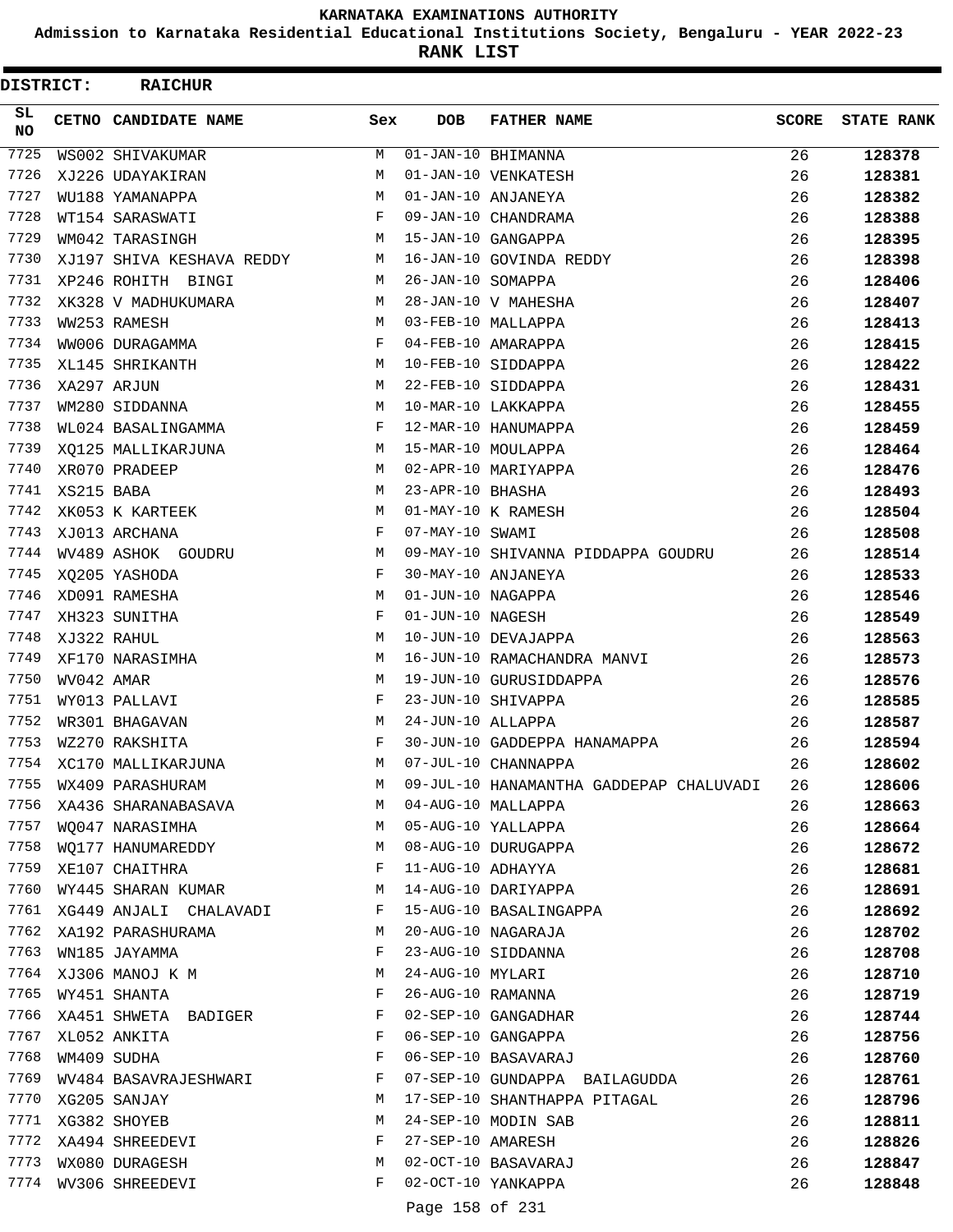# KARNATAKA EXAMINATIONS AUTHORITY

**Admission to Karnataka Residential Educational Institutions Society, Bengaluru - YEAR 2022-23**

**RANK LIST**

**DISTRICT: RAICHUR**

| SL NO | CETNO | CANDIDATE NAME | Sex | DOB | FATHER NAME | SCORE | STATE RANK |
|---|---|---|---|---|---|---|---|
| 7725 | WS002 | SHIVAKUMAR | M | 01-JAN-10 | BHIMANNA | 26 | 128378 |
| 7726 | XJ226 | UDAYAKIRAN | M | 01-JAN-10 | VENKATESH | 26 | 128381 |
| 7727 | WU188 | YAMANAPPA | M | 01-JAN-10 | ANJANEYA | 26 | 128382 |
| 7728 | WT154 | SARASWATI | F | 09-JAN-10 | CHANDRAMA | 26 | 128388 |
| 7729 | WM042 | TARASINGH | M | 15-JAN-10 | GANGAPPA | 26 | 128395 |
| 7730 | XJ197 | SHIVA KESHAVA REDDY | M | 16-JAN-10 | GOVINDA REDDY | 26 | 128398 |
| 7731 | XP246 | ROHITH BINGI | M | 26-JAN-10 | SOMAPPA | 26 | 128406 |
| 7732 | XK328 | V MADHUKUMARA | M | 28-JAN-10 | V MAHESHA | 26 | 128407 |
| 7733 | WW253 | RAMESH | M | 03-FEB-10 | MALLAPPA | 26 | 128413 |
| 7734 | WW006 | DURAGAMMA | F | 04-FEB-10 | AMARAPPA | 26 | 128415 |
| 7735 | XL145 | SHRIKANTH | M | 10-FEB-10 | SIDDAPPA | 26 | 128422 |
| 7736 | XA297 | ARJUN | M | 22-FEB-10 | SIDDAPPA | 26 | 128431 |
| 7737 | WM280 | SIDDANNA | M | 10-MAR-10 | LAKKAPPA | 26 | 128455 |
| 7738 | WL024 | BASALINGAMMA | F | 12-MAR-10 | HANUMAPPA | 26 | 128459 |
| 7739 | XQ125 | MALLIKARJUNA | M | 15-MAR-10 | MOULAPPA | 26 | 128464 |
| 7740 | XR070 | PRADEEP | M | 02-APR-10 | MARIYAPPA | 26 | 128476 |
| 7741 | XS215 | BABA | M | 23-APR-10 | BHASHA | 26 | 128493 |
| 7742 | XK053 | K KARTEEK | M | 01-MAY-10 | K RAMESH | 26 | 128504 |
| 7743 | XJ013 | ARCHANA | F | 07-MAY-10 | SWAMI | 26 | 128508 |
| 7744 | WV489 | ASHOK GOUDRU | M | 09-MAY-10 | SHIVANNA PIDDAPPA GOUDRU | 26 | 128514 |
| 7745 | XQ205 | YASHODA | F | 30-MAY-10 | ANJANEYA | 26 | 128533 |
| 7746 | XD091 | RAMESHA | M | 01-JUN-10 | NAGAPPA | 26 | 128546 |
| 7747 | XH323 | SUNITHA | F | 01-JUN-10 | NAGESH | 26 | 128549 |
| 7748 | XJ322 | RAHUL | M | 10-JUN-10 | DEVAJAPPA | 26 | 128563 |
| 7749 | XF170 | NARASIMHA | M | 16-JUN-10 | RAMACHANDRA MANVI | 26 | 128573 |
| 7750 | WV042 | AMAR | M | 19-JUN-10 | GURUSIDDAPPA | 26 | 128576 |
| 7751 | WY013 | PALLAVI | F | 23-JUN-10 | SHIVAPPA | 26 | 128585 |
| 7752 | WR301 | BHAGAVAN | M | 24-JUN-10 | ALLAPPA | 26 | 128587 |
| 7753 | WZ270 | RAKSHITA | F | 30-JUN-10 | GADDEPPA HANAMAPPA | 26 | 128594 |
| 7754 | XC170 | MALLIKARJUNA | M | 07-JUL-10 | CHANNAPPA | 26 | 128602 |
| 7755 | WX409 | PARASHURAM | M | 09-JUL-10 | HANAMANTHA GADDEPAP CHALUVADI | 26 | 128606 |
| 7756 | XA436 | SHARANABASAVA | M | 04-AUG-10 | MALLAPPA | 26 | 128663 |
| 7757 | WQ047 | NARASIMHA | M | 05-AUG-10 | YALLAPPA | 26 | 128664 |
| 7758 | WQ177 | HANUMAREDDY | M | 08-AUG-10 | DURUGAPPA | 26 | 128672 |
| 7759 | XE107 | CHAITHRA | F | 11-AUG-10 | ADHAYYA | 26 | 128681 |
| 7760 | WY445 | SHARAN KUMAR | M | 14-AUG-10 | DARIYAPPA | 26 | 128691 |
| 7761 | XG449 | ANJALI CHALAVADI | F | 15-AUG-10 | BASALINGAPPA | 26 | 128692 |
| 7762 | XA192 | PARASHURAMA | M | 20-AUG-10 | NAGARAJA | 26 | 128702 |
| 7763 | WN185 | JAYAMMA | F | 23-AUG-10 | SIDDANNA | 26 | 128708 |
| 7764 | XJ306 | MANOJ K M | M | 24-AUG-10 | MYLARI | 26 | 128710 |
| 7765 | WY451 | SHANTA | F | 26-AUG-10 | RAMANNA | 26 | 128719 |
| 7766 | XA451 | SHWETA BADIGER | F | 02-SEP-10 | GANGADHAR | 26 | 128744 |
| 7767 | XL052 | ANKITA | F | 06-SEP-10 | GANGAPPA | 26 | 128756 |
| 7768 | WM409 | SUDHA | F | 06-SEP-10 | BASAVARAJ | 26 | 128760 |
| 7769 | WV484 | BASAVRAJESHWARI | F | 07-SEP-10 | GUNDAPPA BAILAGUDDA | 26 | 128761 |
| 7770 | XG205 | SANJAY | M | 17-SEP-10 | SHANTHAPPA PITAGAL | 26 | 128796 |
| 7771 | XG382 | SHOYEB | M | 24-SEP-10 | MODIN SAB | 26 | 128811 |
| 7772 | XA494 | SHREEDEVI | F | 27-SEP-10 | AMARESH | 26 | 128826 |
| 7773 | WX080 | DURAGESH | M | 02-OCT-10 | BASAVARAJ | 26 | 128847 |
| 7774 | WV306 | SHREEDEVI | F | 02-OCT-10 | YANKAPPA | 26 | 128848 |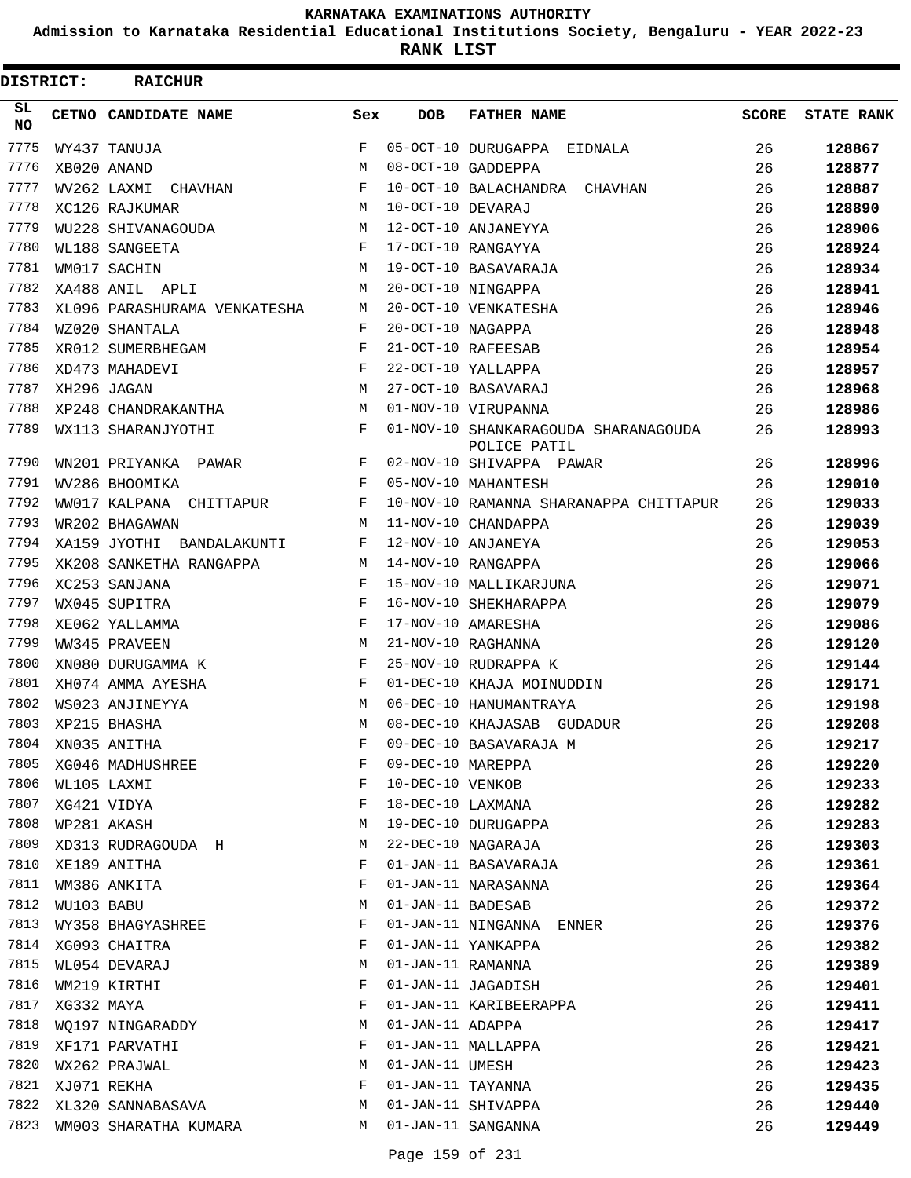# KARNATAKA EXAMINATIONS AUTHORITY

**Admission to Karnataka Residential Educational Institutions Society, Bengaluru - YEAR 2022-23**

**RANK LIST**

**DISTRICT: RAICHUR**

| SL NO | CETNO | CANDIDATE NAME | Sex | DOB | FATHER NAME | SCORE | STATE RANK |
|---|---|---|---|---|---|---|---|
| 7775 | WY437 | TANUJA | F | 05-OCT-10 | DURUGAPPA EIDNALA | 26 | 128867 |
| 7776 | XB020 | ANAND | M | 08-OCT-10 | GADDEPPA | 26 | 128877 |
| 7777 | WV262 | LAXMI CHAVHAN | F | 10-OCT-10 | BALACHANDRA CHAVHAN | 26 | 128887 |
| 7778 | XC126 | RAJKUMAR | M | 10-OCT-10 | DEVARAJ | 26 | 128890 |
| 7779 | WU228 | SHIVANAGOUDA | M | 12-OCT-10 | ANJANEYYA | 26 | 128906 |
| 7780 | WL188 | SANGEETA | F | 17-OCT-10 | RANGAYYA | 26 | 128924 |
| 7781 | WM017 | SACHIN | M | 19-OCT-10 | BASAVARAJA | 26 | 128934 |
| 7782 | XA488 | ANIL APLI | M | 20-OCT-10 | NINGAPPA | 26 | 128941 |
| 7783 | XL096 | PARASHURAMA VENKATESHA | M | 20-OCT-10 | VENKATESHA | 26 | 128946 |
| 7784 | WZ020 | SHANTALA | F | 20-OCT-10 | NAGAPPA | 26 | 128948 |
| 7785 | XR012 | SUMERBHEGAM | F | 21-OCT-10 | RAFEESAB | 26 | 128954 |
| 7786 | XD473 | MAHADEVI | F | 22-OCT-10 | YALLAPPA | 26 | 128957 |
| 7787 | XH296 | JAGAN | M | 27-OCT-10 | BASAVARAJ | 26 | 128968 |
| 7788 | XP248 | CHANDRAKANTHA | M | 01-NOV-10 | VIRUPANNA | 26 | 128986 |
| 7789 | WX113 | SHARANJYOTHI | F | 01-NOV-10 | SHANKARAGOUDA SHARANAGOUDA POLICE PATIL | 26 | 128993 |
| 7790 | WN201 | PRIYANKA PAWAR | F | 02-NOV-10 | SHIVAPPA PAWAR | 26 | 128996 |
| 7791 | WV286 | BHOOMIKA | F | 05-NOV-10 | MAHANTESH | 26 | 129010 |
| 7792 | WW017 | KALPANA CHITTAPUR | F | 10-NOV-10 | RAMANNA SHARANAPPA CHITTAPUR | 26 | 129033 |
| 7793 | WR202 | BHAGAWAN | M | 11-NOV-10 | CHANDAPPA | 26 | 129039 |
| 7794 | XA159 | JYOTHI BANDALAKUNTI | F | 12-NOV-10 | ANJANEYA | 26 | 129053 |
| 7795 | XK208 | SANKETHA RANGAPPA | M | 14-NOV-10 | RANGAPPA | 26 | 129066 |
| 7796 | XC253 | SANJANA | F | 15-NOV-10 | MALLIKARJUNA | 26 | 129071 |
| 7797 | WX045 | SUPITRA | F | 16-NOV-10 | SHEKHARAPPA | 26 | 129079 |
| 7798 | XE062 | YALLAMMA | F | 17-NOV-10 | AMARESHA | 26 | 129086 |
| 7799 | WW345 | PRAVEEN | M | 21-NOV-10 | RAGHANNA | 26 | 129120 |
| 7800 | XN080 | DURUGAMMA K | F | 25-NOV-10 | RUDRAPPA K | 26 | 129144 |
| 7801 | XH074 | AMMA AYESHA | F | 01-DEC-10 | KHAJA MOINUDDIN | 26 | 129171 |
| 7802 | WS023 | ANJINEYYA | M | 06-DEC-10 | HANUMANTRAYA | 26 | 129198 |
| 7803 | XP215 | BHASHA | M | 08-DEC-10 | KHAJASAB GUDADUR | 26 | 129208 |
| 7804 | XN035 | ANITHA | F | 09-DEC-10 | BASAVARAJA M | 26 | 129217 |
| 7805 | XG046 | MADHUSHREE | F | 09-DEC-10 | MAREPPA | 26 | 129220 |
| 7806 | WL105 | LAXMI | F | 10-DEC-10 | VENKOB | 26 | 129233 |
| 7807 | XG421 | VIDYA | F | 18-DEC-10 | LAXMANA | 26 | 129282 |
| 7808 | WP281 | AKASH | M | 19-DEC-10 | DURUGAPPA | 26 | 129283 |
| 7809 | XD313 | RUDRAGOUDA H | M | 22-DEC-10 | NAGARAJA | 26 | 129303 |
| 7810 | XE189 | ANITHA | F | 01-JAN-11 | BASAVARAJA | 26 | 129361 |
| 7811 | WM386 | ANKITA | F | 01-JAN-11 | NARASANNA | 26 | 129364 |
| 7812 | WU103 | BABU | M | 01-JAN-11 | BADESAB | 26 | 129372 |
| 7813 | WY358 | BHAGYASHREE | F | 01-JAN-11 | NINGANNA ENNER | 26 | 129376 |
| 7814 | XG093 | CHAITRA | F | 01-JAN-11 | YANKAPPA | 26 | 129382 |
| 7815 | WL054 | DEVARAJ | M | 01-JAN-11 | RAMANNA | 26 | 129389 |
| 7816 | WM219 | KIRTHI | F | 01-JAN-11 | JAGADISH | 26 | 129401 |
| 7817 | XG332 | MAYA | F | 01-JAN-11 | KARIBEERAPPA | 26 | 129411 |
| 7818 | WQ197 | NINGARADDY | M | 01-JAN-11 | ADAPPA | 26 | 129417 |
| 7819 | XF171 | PARVATHI | F | 01-JAN-11 | MALLAPPA | 26 | 129421 |
| 7820 | WX262 | PRAJWAL | M | 01-JAN-11 | UMESH | 26 | 129423 |
| 7821 | XJ071 | REKHA | F | 01-JAN-11 | TAYANNA | 26 | 129435 |
| 7822 | XL320 | SANNABASAVA | M | 01-JAN-11 | SHIVAPPA | 26 | 129440 |
| 7823 | WM003 | SHARATHA KUMARA | M | 01-JAN-11 | SANGANNA | 26 | 129449 |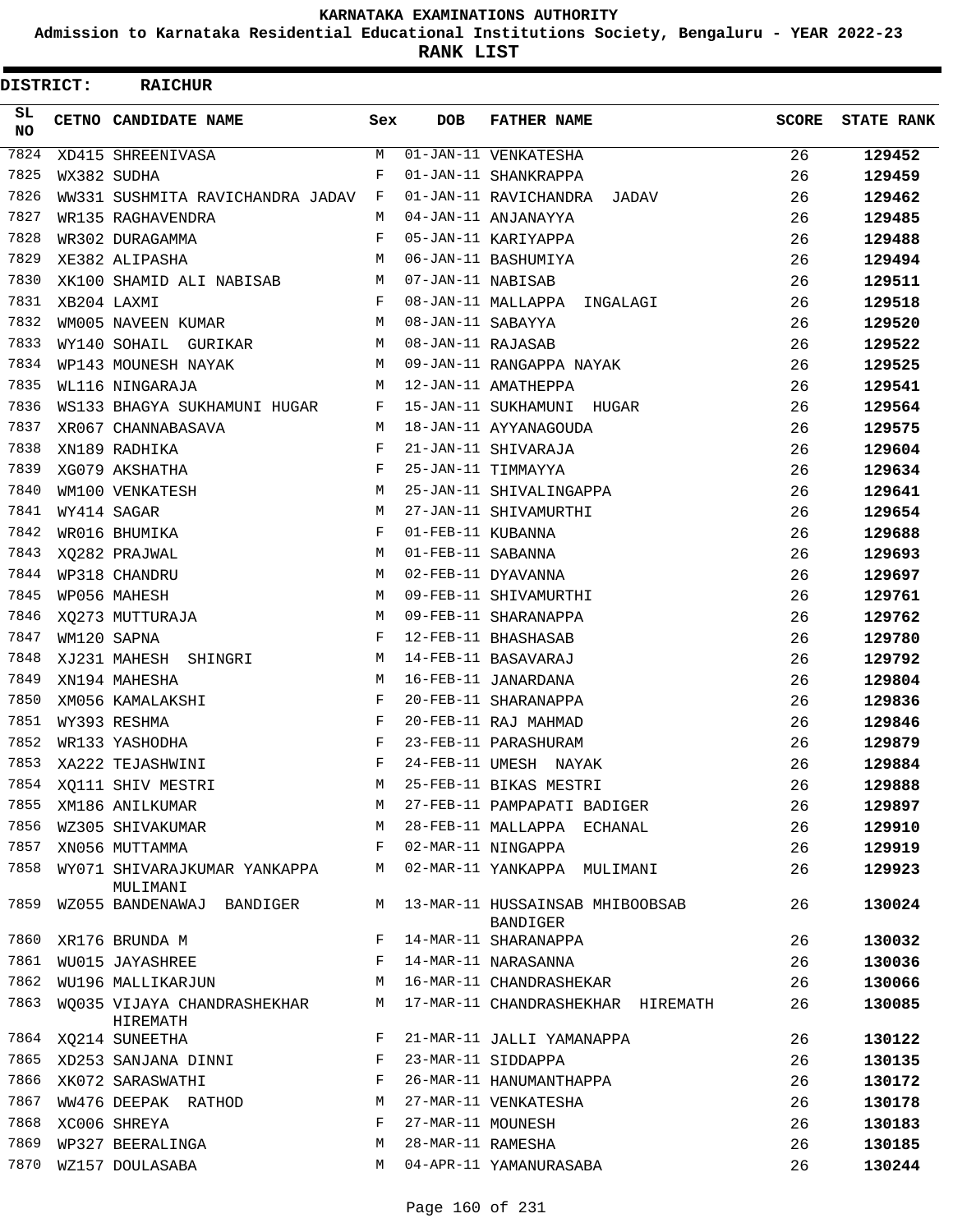# KARNATAKA EXAMINATIONS AUTHORITY

**Admission to Karnataka Residential Educational Institutions Society, Bengaluru - YEAR 2022-23**

**RANK LIST**

**DISTRICT: RAICHUR**

| SL NO | CETNO | CANDIDATE NAME | Sex | DOB | FATHER NAME | SCORE | STATE RANK |
|---|---|---|---|---|---|---|---|
| 7824 | XD415 | SHREENIVASA | M | 01-JAN-11 | VENKATESHA | 26 | 129452 |
| 7825 | WX382 | SUDHA | F | 01-JAN-11 | SHANKRAPPA | 26 | 129459 |
| 7826 | WW331 | SUSHMITA RAVICHANDRA JADAV | F | 01-JAN-11 | RAVICHANDRA JADAV | 26 | 129462 |
| 7827 | WR135 | RAGHAVENDRA | M | 04-JAN-11 | ANJANAYYA | 26 | 129485 |
| 7828 | WR302 | DURAGAMMA | F | 05-JAN-11 | KARIYAPPA | 26 | 129488 |
| 7829 | XE382 | ALIPASHA | M | 06-JAN-11 | BASHUMIYA | 26 | 129494 |
| 7830 | XK100 | SHAMID ALI NABISAB | M | 07-JAN-11 | NABISAB | 26 | 129511 |
| 7831 | XB204 | LAXMI | F | 08-JAN-11 | MALLAPPA INGALAGI | 26 | 129518 |
| 7832 | WM005 | NAVEEN KUMAR | M | 08-JAN-11 | SABAYYA | 26 | 129520 |
| 7833 | WY140 | SOHAIL GURIKAR | M | 08-JAN-11 | RAJASAB | 26 | 129522 |
| 7834 | WP143 | MOUNESH NAYAK | M | 09-JAN-11 | RANGAPPA NAYAK | 26 | 129525 |
| 7835 | WL116 | NINGARAJA | M | 12-JAN-11 | AMATHEPPA | 26 | 129541 |
| 7836 | WS133 | BHAGYA SUKHAMUNI HUGAR | F | 15-JAN-11 | SUKHAMUNI HUGAR | 26 | 129564 |
| 7837 | XR067 | CHANNABASAVA | M | 18-JAN-11 | AYYANAGOUDA | 26 | 129575 |
| 7838 | XN189 | RADHIKA | F | 21-JAN-11 | SHIVARAJA | 26 | 129604 |
| 7839 | XG079 | AKSHATHA | F | 25-JAN-11 | TIMMAYYA | 26 | 129634 |
| 7840 | WM100 | VENKATESH | M | 25-JAN-11 | SHIVALINGAPPA | 26 | 129641 |
| 7841 | WY414 | SAGAR | M | 27-JAN-11 | SHIVAMURTHI | 26 | 129654 |
| 7842 | WR016 | BHUMIKA | F | 01-FEB-11 | KUBANNA | 26 | 129688 |
| 7843 | XQ282 | PRAJWAL | M | 01-FEB-11 | SABANNA | 26 | 129693 |
| 7844 | WP318 | CHANDRU | M | 02-FEB-11 | DYAVANNA | 26 | 129697 |
| 7845 | WP056 | MAHESH | M | 09-FEB-11 | SHIVAMURTHI | 26 | 129761 |
| 7846 | XQ273 | MUTTURAJA | M | 09-FEB-11 | SHARANAPPA | 26 | 129762 |
| 7847 | WM120 | SAPNA | F | 12-FEB-11 | BHASHASAB | 26 | 129780 |
| 7848 | XJ231 | MAHESH SHINGRI | M | 14-FEB-11 | BASAVARAJ | 26 | 129792 |
| 7849 | XN194 | MAHESHA | M | 16-FEB-11 | JANARDANA | 26 | 129804 |
| 7850 | XM056 | KAMALAKSHI | F | 20-FEB-11 | SHARANAPPA | 26 | 129836 |
| 7851 | WY393 | RESHMA | F | 20-FEB-11 | RAJ MAHMAD | 26 | 129846 |
| 7852 | WR133 | YASHODHA | F | 23-FEB-11 | PARASHURAM | 26 | 129879 |
| 7853 | XA222 | TEJASHWINI | F | 24-FEB-11 | UMESH NAYAK | 26 | 129884 |
| 7854 | XQ111 | SHIV MESTRI | M | 25-FEB-11 | BIKAS MESTRI | 26 | 129888 |
| 7855 | XM186 | ANILKUMAR | M | 27-FEB-11 | PAMPAPATI BADIGER | 26 | 129897 |
| 7856 | WZ305 | SHIVAKUMAR | M | 28-FEB-11 | MALLAPPA ECHANAL | 26 | 129910 |
| 7857 | XN056 | MUTTAMMA | F | 02-MAR-11 | NINGAPPA | 26 | 129919 |
| 7858 | WY071 | SHIVARAJKUMAR YANKAPPA MULIMANI | M | 02-MAR-11 | YANKAPPA MULIMANI | 26 | 129923 |
| 7859 | WZ055 | BANDENAWAJ BANDIGER | M | 13-MAR-11 | HUSSAINSAB MHIBOOBSAB BANDIGER | 26 | 130024 |
| 7860 | XR176 | BRUNDA M | F | 14-MAR-11 | SHARANAPPA | 26 | 130032 |
| 7861 | WU015 | JAYASHREE | F | 14-MAR-11 | NARASANNA | 26 | 130036 |
| 7862 | WU196 | MALLIKARJUN | M | 16-MAR-11 | CHANDRASHEKAR | 26 | 130066 |
| 7863 | WQ035 | VIJAYA CHANDRASHEKHAR HIREMATH | M | 17-MAR-11 | CHANDRASHEKHAR HIREMATH | 26 | 130085 |
| 7864 | XQ214 | SUNEETHA | F | 21-MAR-11 | JALLI YAMANAPPA | 26 | 130122 |
| 7865 | XD253 | SANJANA DINNI | F | 23-MAR-11 | SIDDAPPA | 26 | 130135 |
| 7866 | XK072 | SARASWATHI | F | 26-MAR-11 | HANUMANTHAPPA | 26 | 130172 |
| 7867 | WW476 | DEEPAK RATHOD | M | 27-MAR-11 | VENKATESHA | 26 | 130178 |
| 7868 | XC006 | SHREYA | F | 27-MAR-11 | MOUNESH | 26 | 130183 |
| 7869 | WP327 | BEERALINGA | M | 28-MAR-11 | RAMESHA | 26 | 130185 |
| 7870 | WZ157 | DOULASABA | M | 04-APR-11 | YAMANURASABA | 26 | 130244 |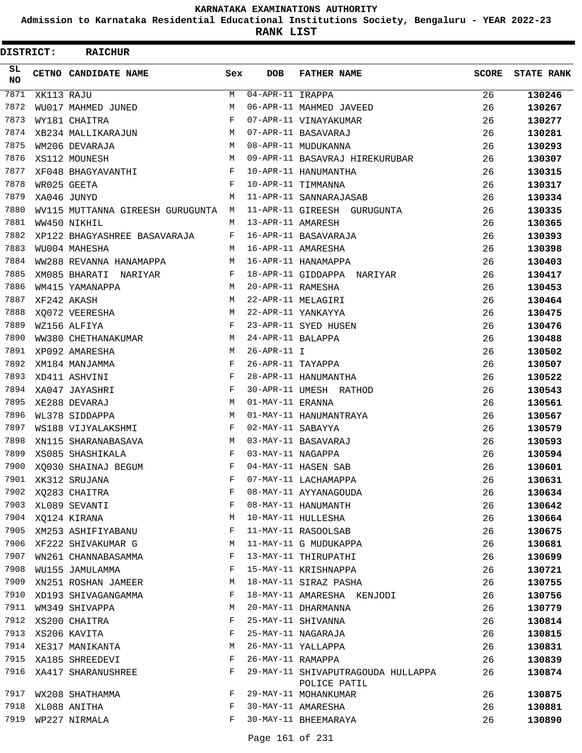KARNATAKA EXAMINATIONS AUTHORITY

Admission to Karnataka Residential Educational Institutions Society, Bengaluru - YEAR 2022-23

**RANK LIST**

**DISTRICT: RAICHUR**

| SL NO | CETNO | CANDIDATE NAME | Sex | DOB | FATHER NAME | SCORE | STATE RANK |
|---|---|---|---|---|---|---|---|
| 7871 | XK113 | RAJU | M | 04-APR-11 | IRAPPA | 26 | 130246 |
| 7872 | WU017 | MAHMED JUNED | M | 06-APR-11 | MAHMED JAVEED | 26 | 130267 |
| 7873 | WY181 | CHAITRA | F | 07-APR-11 | VINAYAKUMAR | 26 | 130277 |
| 7874 | XB234 | MALLIKARAJUN | M | 07-APR-11 | BASAVARAJ | 26 | 130281 |
| 7875 | WM206 | DEVARAJA | M | 08-APR-11 | MUDUKANNA | 26 | 130293 |
| 7876 | XS112 | MOUNESH | M | 09-APR-11 | BASAVRAJ HIREKURUBAR | 26 | 130307 |
| 7877 | XF048 | BHAGYAVANTHI | F | 10-APR-11 | HANUMANTHA | 26 | 130315 |
| 7878 | WR025 | GEETA | F | 10-APR-11 | TIMMANNA | 26 | 130317 |
| 7879 | XA046 | JUNYD | M | 11-APR-11 | SANNARAJASAB | 26 | 130334 |
| 7880 | WV115 | MUTTANNA GIREESH GURUGUNTA | M | 11-APR-11 | GIREESH GURUGUNTA | 26 | 130335 |
| 7881 | WW450 | NIKHIL | M | 13-APR-11 | AMARESH | 26 | 130365 |
| 7882 | XP122 | BHAGYASHREE BASAVARAJA | F | 16-APR-11 | BASAVARAJA | 26 | 130393 |
| 7883 | WU004 | MAHESHA | M | 16-APR-11 | AMARESHA | 26 | 130398 |
| 7884 | WW288 | REVANNA HANAMAPPA | M | 16-APR-11 | HANAMAPPA | 26 | 130403 |
| 7885 | XM085 | BHARATI NARIYAR | F | 18-APR-11 | GIDDAPPA NARIYAR | 26 | 130417 |
| 7886 | WM415 | YAMANAPPA | M | 20-APR-11 | RAMESHA | 26 | 130453 |
| 7887 | XF242 | AKASH | M | 22-APR-11 | MELAGIRI | 26 | 130464 |
| 7888 | XQ072 | VEERESHA | M | 22-APR-11 | YANKAYYA | 26 | 130475 |
| 7889 | WZ156 | ALFIYA | F | 23-APR-11 | SYED HUSEN | 26 | 130476 |
| 7890 | WW380 | CHETHANAKUMAR | M | 24-APR-11 | BALAPPA | 26 | 130488 |
| 7891 | XP092 | AMARESHA | M | 26-APR-11 | I | 26 | 130502 |
| 7892 | XM184 | MANJAMMA | F | 26-APR-11 | TAYAPPA | 26 | 130507 |
| 7893 | XD411 | ASHVINI | F | 28-APR-11 | HANUMANTHA | 26 | 130522 |
| 7894 | XA047 | JAYASHRI | F | 30-APR-11 | UMESH RATHOD | 26 | 130543 |
| 7895 | XE288 | DEVARAJ | M | 01-MAY-11 | ERANNA | 26 | 130561 |
| 7896 | WL378 | SIDDAPPA | M | 01-MAY-11 | HANUMANTRAYA | 26 | 130567 |
| 7897 | WS188 | VIJYALAKSHMI | F | 02-MAY-11 | SABAYYA | 26 | 130579 |
| 7898 | XN115 | SHARANABASAVA | M | 03-MAY-11 | BASAVARAJ | 26 | 130593 |
| 7899 | XS085 | SHASHIKALA | F | 03-MAY-11 | NAGAPPA | 26 | 130594 |
| 7900 | XQ030 | SHAINAJ BEGUM | F | 04-MAY-11 | HASEN SAB | 26 | 130601 |
| 7901 | XK312 | SRUJANA | F | 07-MAY-11 | LACHAMAPPA | 26 | 130631 |
| 7902 | XQ283 | CHAITRA | F | 08-MAY-11 | AYYANAGOUDA | 26 | 130634 |
| 7903 | XL089 | SEVANTI | F | 08-MAY-11 | HANUMANTH | 26 | 130642 |
| 7904 | XQ124 | KIRANA | M | 10-MAY-11 | HULLESHA | 26 | 130664 |
| 7905 | XM253 | ASHIFIYABANU | F | 11-MAY-11 | RASOOLSAB | 26 | 130675 |
| 7906 | XF222 | SHIVAKUMAR G | M | 11-MAY-11 | G MUDUKAPPA | 26 | 130681 |
| 7907 | WN261 | CHANNABASAMMA | F | 13-MAY-11 | THIRUPATHI | 26 | 130699 |
| 7908 | WU155 | JAMULAMMA | F | 15-MAY-11 | KRISHNAPPA | 26 | 130721 |
| 7909 | XN251 | ROSHAN JAMEER | M | 18-MAY-11 | SIRAZ PASHA | 26 | 130755 |
| 7910 | XD193 | SHIVAGANGAMMA | F | 18-MAY-11 | AMARESHA KENJODI | 26 | 130756 |
| 7911 | WM349 | SHIVAPPA | M | 20-MAY-11 | DHARMANNA | 26 | 130779 |
| 7912 | XS200 | CHAITRA | F | 25-MAY-11 | SHIVANNA | 26 | 130814 |
| 7913 | XS206 | KAVITA | F | 25-MAY-11 | NAGARAJA | 26 | 130815 |
| 7914 | XE317 | MANIKANTA | M | 26-MAY-11 | YALLAPPA | 26 | 130831 |
| 7915 | XA185 | SHREEDEVI | F | 26-MAY-11 | RAMAPPA | 26 | 130839 |
| 7916 | XA417 | SHARANUSHREE | F | 29-MAY-11 | SHIVAPUTRAGOUDA HULLAPPA POLICE PATIL | 26 | 130874 |
| 7917 | WX208 | SHATHAMMA | F | 29-MAY-11 | MOHANKUMAR | 26 | 130875 |
| 7918 | XL088 | ANITHA | F | 30-MAY-11 | AMARESHA | 26 | 130881 |
| 7919 | WP227 | NIRMALA | F | 30-MAY-11 | BHEEMARAYA | 26 | 130890 |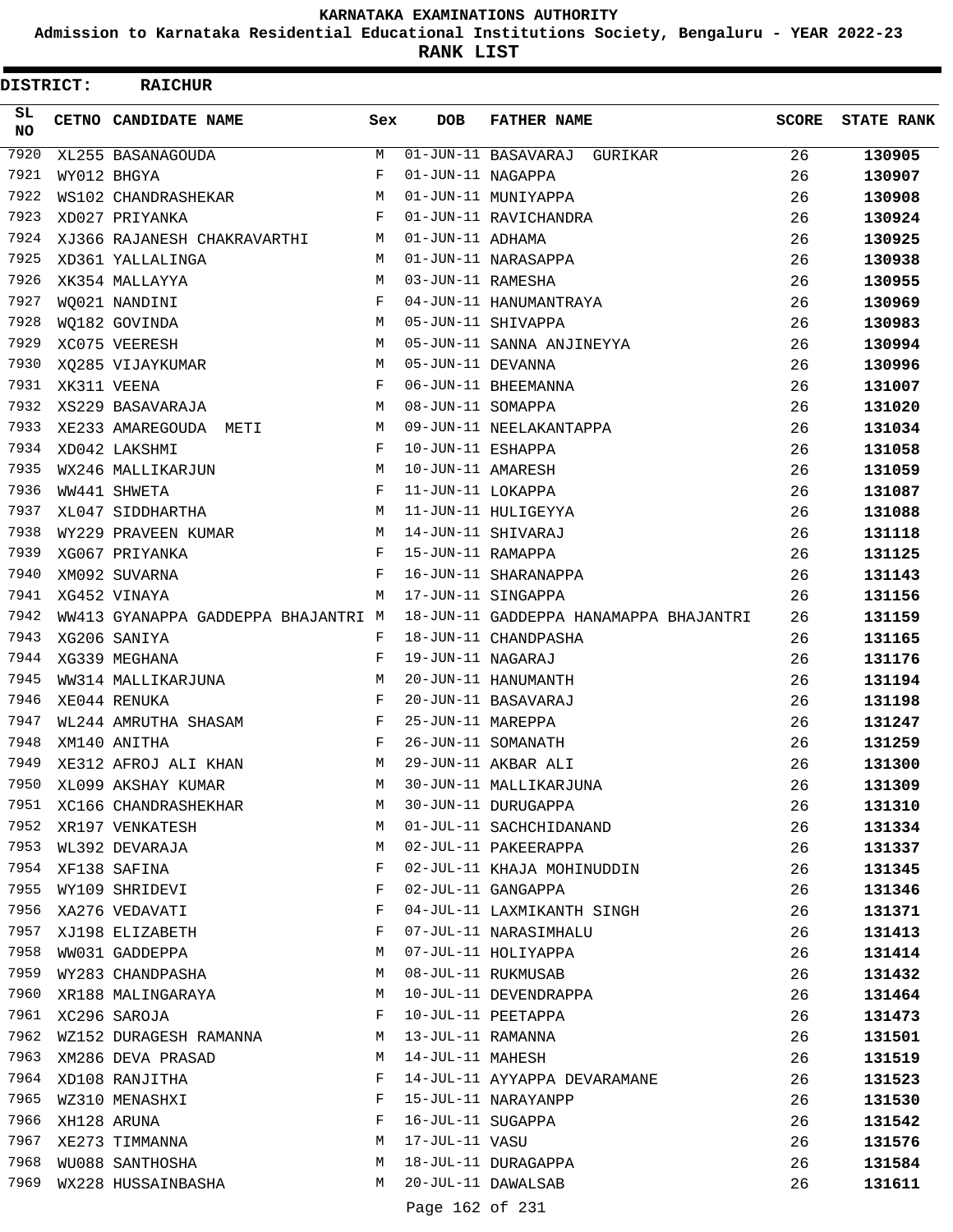# KARNATAKA EXAMINATIONS AUTHORITY

**Admission to Karnataka Residential Educational Institutions Society, Bengaluru - YEAR 2022-23**

**RANK LIST**

**DISTRICT: RAICHUR**

| SL NO | CETNO | CANDIDATE NAME | Sex | DOB | FATHER NAME | SCORE | STATE RANK |
|---|---|---|---|---|---|---|---|
| 7920 | XL255 | BASANAGOUDA | M | 01-JUN-11 | BASAVARAJ GURIKAR | 26 | **130905** |
| 7921 | WY012 | BHGYA | F | 01-JUN-11 | NAGAPPA | 26 | **130907** |
| 7922 | WS102 | CHANDRASHEKAR | M | 01-JUN-11 | MUNIYAPPA | 26 | **130908** |
| 7923 | XD027 | PRIYANKA | F | 01-JUN-11 | RAVICHANDRA | 26 | **130924** |
| 7924 | XJ366 | RAJANESH CHAKRAVARTHI | M | 01-JUN-11 | ADHAMA | 26 | **130925** |
| 7925 | XD361 | YALLALINGA | M | 01-JUN-11 | NARASAPPA | 26 | **130938** |
| 7926 | XK354 | MALLAYYA | M | 03-JUN-11 | RAMESHA | 26 | **130955** |
| 7927 | WQ021 | NANDINI | F | 04-JUN-11 | HANUMANTRAYA | 26 | **130969** |
| 7928 | WQ182 | GOVINDA | M | 05-JUN-11 | SHIVAPPA | 26 | **130983** |
| 7929 | XC075 | VEERESH | M | 05-JUN-11 | SANNA ANJINEYYA | 26 | **130994** |
| 7930 | XQ285 | VIJAYKUMAR | M | 05-JUN-11 | DEVANNA | 26 | **130996** |
| 7931 | XK311 | VEENA | F | 06-JUN-11 | BHEEMANNA | 26 | **131007** |
| 7932 | XS229 | BASAVARAJA | M | 08-JUN-11 | SOMAPPA | 26 | **131020** |
| 7933 | XE233 | AMAREGOUDA METI | M | 09-JUN-11 | NEELAKANTAPPA | 26 | **131034** |
| 7934 | XD042 | LAKSHMI | F | 10-JUN-11 | ESHAPPA | 26 | **131058** |
| 7935 | WX246 | MALLIKARJUN | M | 10-JUN-11 | AMARESH | 26 | **131059** |
| 7936 | WW441 | SHWETA | F | 11-JUN-11 | LOKAPPA | 26 | **131087** |
| 7937 | XL047 | SIDDHARTHA | M | 11-JUN-11 | HULIGEYYA | 26 | **131088** |
| 7938 | WY229 | PRAVEEN KUMAR | M | 14-JUN-11 | SHIVARAJ | 26 | **131118** |
| 7939 | XG067 | PRIYANKA | F | 15-JUN-11 | RAMAPPA | 26 | **131125** |
| 7940 | XM092 | SUVARNA | F | 16-JUN-11 | SHARANAPPA | 26 | **131143** |
| 7941 | XG452 | VINAYA | M | 17-JUN-11 | SINGAPPA | 26 | **131156** |
| 7942 | WW413 | GYANAPPA GADDEPPA BHAJANTRI | M | 18-JUN-11 | GADDEPPA HANAMAPPA BHAJANTRI | 26 | **131159** |
| 7943 | XG206 | SANIYA | F | 18-JUN-11 | CHANDPASHA | 26 | **131165** |
| 7944 | XG339 | MEGHANA | F | 19-JUN-11 | NAGARAJ | 26 | **131176** |
| 7945 | WW314 | MALLIKARJUNA | M | 20-JUN-11 | HANUMANTH | 26 | **131194** |
| 7946 | XE044 | RENUKA | F | 20-JUN-11 | BASAVARAJ | 26 | **131198** |
| 7947 | WL244 | AMRUTHA SHASAM | F | 25-JUN-11 | MAREPPA | 26 | **131247** |
| 7948 | XM140 | ANITHA | F | 26-JUN-11 | SOMANATH | 26 | **131259** |
| 7949 | XE312 | AFROJ ALI KHAN | M | 29-JUN-11 | AKBAR ALI | 26 | **131300** |
| 7950 | XL099 | AKSHAY KUMAR | M | 30-JUN-11 | MALLIKARJUNA | 26 | **131309** |
| 7951 | XC166 | CHANDRASHEKHAR | M | 30-JUN-11 | DURUGAPPA | 26 | **131310** |
| 7952 | XR197 | VENKATESH | M | 01-JUL-11 | SACHCHIDANAND | 26 | **131334** |
| 7953 | WL392 | DEVARAJA | M | 02-JUL-11 | PAKEERAPPA | 26 | **131337** |
| 7954 | XF138 | SAFINA | F | 02-JUL-11 | KHAJA MOHINUDDIN | 26 | **131345** |
| 7955 | WY109 | SHRIDEVI | F | 02-JUL-11 | GANGAPPA | 26 | **131346** |
| 7956 | XA276 | VEDAVATI | F | 04-JUL-11 | LAXMIKANTH SINGH | 26 | **131371** |
| 7957 | XJ198 | ELIZABETH | F | 07-JUL-11 | NARASIMHALU | 26 | **131413** |
| 7958 | WW031 | GADDEPPA | M | 07-JUL-11 | HOLIYAPPA | 26 | **131414** |
| 7959 | WY283 | CHANDPASHA | M | 08-JUL-11 | RUKMUSAB | 26 | **131432** |
| 7960 | XR188 | MALINGARAYA | M | 10-JUL-11 | DEVENDRAPPA | 26 | **131464** |
| 7961 | XC296 | SAROJA | F | 10-JUL-11 | PEETAPPA | 26 | **131473** |
| 7962 | WZ152 | DURAGESH RAMANNA | M | 13-JUL-11 | RAMANNA | 26 | **131501** |
| 7963 | XM286 | DEVA PRASAD | M | 14-JUL-11 | MAHESH | 26 | **131519** |
| 7964 | XD108 | RANJITHA | F | 14-JUL-11 | AYYAPPA DEVARAMANE | 26 | **131523** |
| 7965 | WZ310 | MENASHXI | F | 15-JUL-11 | NARAYANPP | 26 | **131530** |
| 7966 | XH128 | ARUNA | F | 16-JUL-11 | SUGAPPA | 26 | **131542** |
| 7967 | XE273 | TIMMANNA | M | 17-JUL-11 | VASU | 26 | **131576** |
| 7968 | WU088 | SANTHOSHA | M | 18-JUL-11 | DURAGAPPA | 26 | **131584** |
| 7969 | WX228 | HUSSAINBASHA | M | 20-JUL-11 | DAWALSAB | 26 | **131611** |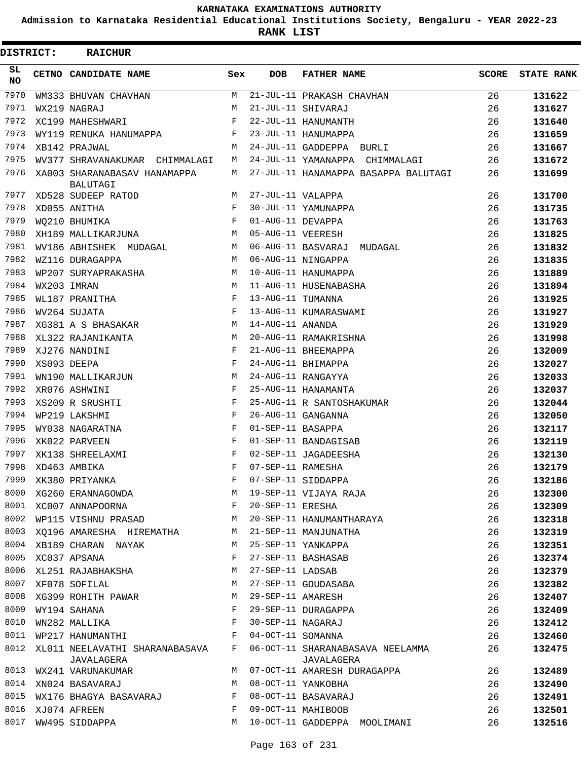KARNATAKA EXAMINATIONS AUTHORITY

Admission to Karnataka Residential Educational Institutions Society, Bengaluru - YEAR 2022-23

**RANK LIST**

**DISTRICT: RAICHUR**

| SL NO | CETNO | CANDIDATE NAME | Sex | DOB | FATHER NAME | SCORE | STATE RANK |
|---|---|---|---|---|---|---|---|
| 7970 | WM333 | BHUVAN CHAVHAN | M | 21-JUL-11 | PRAKASH CHAVHAN | 26 | 131622 |
| 7971 | WX219 | NAGRAJ | M | 21-JUL-11 | SHIVARAJ | 26 | 131627 |
| 7972 | XC199 | MAHESHWARI | F | 22-JUL-11 | HANUMANTH | 26 | 131640 |
| 7973 | WY119 | RENUKA HANUMAPPA | F | 23-JUL-11 | HANUMAPPA | 26 | 131659 |
| 7974 | XB142 | PRAJWAL | M | 24-JUL-11 | GADDEPPA BURLI | 26 | 131667 |
| 7975 | WV377 | SHRAVANAKUMAR CHIMMALAGI | M | 24-JUL-11 | YAMANAPPA CHIMMALAGI | 26 | 131672 |
| 7976 | XA003 | SHARANABASAV HANAMAPPA BALUTAGI | M | 27-JUL-11 | HANAMAPPA BASAPPA BALUTAGI | 26 | 131699 |
| 7977 | XD528 | SUDEEP RATOD | M | 27-JUL-11 | VALAPPA | 26 | 131700 |
| 7978 | XD055 | ANITHA | F | 30-JUL-11 | YAMUNAPPA | 26 | 131735 |
| 7979 | WQ210 | BHUMIKA | F | 01-AUG-11 | DEVAPPA | 26 | 131763 |
| 7980 | XH189 | MALLIKARJUNA | M | 05-AUG-11 | VEERESH | 26 | 131825 |
| 7981 | WV186 | ABHISHEK MUDAGAL | M | 06-AUG-11 | BASVARAJ MUDAGAL | 26 | 131832 |
| 7982 | WZ116 | DURAGAPPA | M | 06-AUG-11 | NINGAPPA | 26 | 131835 |
| 7983 | WP207 | SURYAPRAKASHA | M | 10-AUG-11 | HANUMAPPA | 26 | 131889 |
| 7984 | WX203 | IMRAN | M | 11-AUG-11 | HUSENABASHA | 26 | 131894 |
| 7985 | WL187 | PRANITHA | F | 13-AUG-11 | TUMANNA | 26 | 131925 |
| 7986 | WV264 | SUJATA | F | 13-AUG-11 | KUMARASWAMI | 26 | 131927 |
| 7987 | XG381 | A S BHASAKAR | M | 14-AUG-11 | ANANDA | 26 | 131929 |
| 7988 | XL322 | RAJANIKANTA | M | 20-AUG-11 | RAMAKRISHNA | 26 | 131998 |
| 7989 | XJ276 | NANDINI | F | 21-AUG-11 | BHEEMAPPA | 26 | 132009 |
| 7990 | XS093 | DEEPA | F | 24-AUG-11 | BHIMAPPA | 26 | 132027 |
| 7991 | WN190 | MALLIKARJUN | M | 24-AUG-11 | RANGAYYA | 26 | 132033 |
| 7992 | XR076 | ASHWINI | F | 25-AUG-11 | HANAMANTA | 26 | 132037 |
| 7993 | XS209 | R SRUSHTI | F | 25-AUG-11 | R SANTOSHAKUMAR | 26 | 132044 |
| 7994 | WP219 | LAKSHMI | F | 26-AUG-11 | GANGANNA | 26 | 132050 |
| 7995 | WY038 | NAGARATNA | F | 01-SEP-11 | BASAPPA | 26 | 132117 |
| 7996 | XK022 | PARVEEN | F | 01-SEP-11 | BANDAGISAB | 26 | 132119 |
| 7997 | XK138 | SHREELAXMI | F | 02-SEP-11 | JAGADEESHA | 26 | 132130 |
| 7998 | XD463 | AMBIKA | F | 07-SEP-11 | RAMESHA | 26 | 132179 |
| 7999 | XK380 | PRIYANKA | F | 07-SEP-11 | SIDDAPPA | 26 | 132186 |
| 8000 | XG260 | ERANNAGOWDA | M | 19-SEP-11 | VIJAYA RAJA | 26 | 132300 |
| 8001 | XC007 | ANNAPOORNA | F | 20-SEP-11 | ERESHA | 26 | 132309 |
| 8002 | WP115 | VISHNU PRASAD | M | 20-SEP-11 | HANUMANTHARAYA | 26 | 132318 |
| 8003 | XQ196 | AMARESHA HIREMATHA | M | 21-SEP-11 | MANJUNATHA | 26 | 132319 |
| 8004 | XB189 | CHARAN NAYAK | M | 25-SEP-11 | YANKAPPA | 26 | 132351 |
| 8005 | XC037 | APSANA | F | 27-SEP-11 | BASHASAB | 26 | 132374 |
| 8006 | XL251 | RAJABHAKSHA | M | 27-SEP-11 | LADSAB | 26 | 132379 |
| 8007 | XF078 | SOFILAL | M | 27-SEP-11 | GOUDASABA | 26 | 132382 |
| 8008 | XG399 | ROHITH PAWAR | M | 29-SEP-11 | AMARESH | 26 | 132407 |
| 8009 | WY194 | SAHANA | F | 29-SEP-11 | DURAGAPPA | 26 | 132409 |
| 8010 | WN282 | MALLIKA | F | 30-SEP-11 | NAGARAJ | 26 | 132412 |
| 8011 | WP217 | HANUMANTHI | F | 04-OCT-11 | SOMANNA | 26 | 132460 |
| 8012 | XL011 | NEELAVATHI SHARANABASAVA JAVALAGERA | F | 06-OCT-11 | SHARANABASAVA NEELAMMA JAVALAGERA | 26 | 132475 |
| 8013 | WX241 | VARUNAKUMAR | M | 07-OCT-11 | AMARESH DURAGAPPA | 26 | 132489 |
| 8014 | XN024 | BASAVARAJ | M | 08-OCT-11 | YANKOBHA | 26 | 132490 |
| 8015 | WX176 | BHAGYA BASAVARAJ | F | 08-OCT-11 | BASAVARAJ | 26 | 132491 |
| 8016 | XJ074 | AFREEN | F | 09-OCT-11 | MAHIBOOB | 26 | 132501 |
| 8017 | WW495 | SIDDAPPA | M | 10-OCT-11 | GADDEPPA MOOLIMANI | 26 | 132516 |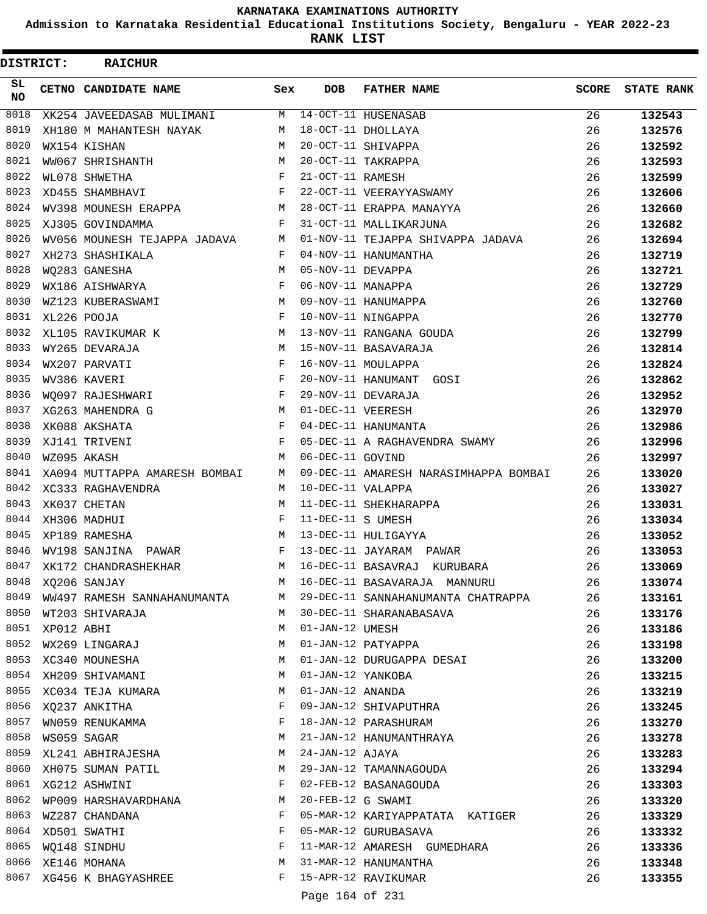# KARNATAKA EXAMINATIONS AUTHORITY

**Admission to Karnataka Residential Educational Institutions Society, Bengaluru - YEAR 2022-23**

**RANK LIST**

**DISTRICT: RAICHUR**

| SL NO | CETNO | CANDIDATE NAME | Sex | DOB | FATHER NAME | SCORE | STATE RANK |
|---|---|---|---|---|---|---|---|
| 8018 | XK254 | JAVEEDASAB MULIMANI | M | 14-OCT-11 | HUSENASAB | 26 | 132543 |
| 8019 | XH180 | M MAHANTESH NAYAK | M | 18-OCT-11 | DHOLLAYA | 26 | 132576 |
| 8020 | WX154 | KISHAN | M | 20-OCT-11 | SHIVAPPA | 26 | 132592 |
| 8021 | WW067 | SHRISHANTH | M | 20-OCT-11 | TAKRAPPA | 26 | 132593 |
| 8022 | WL078 | SHWETHA | F | 21-OCT-11 | RAMESH | 26 | 132599 |
| 8023 | XD455 | SHAMBHAVI | F | 22-OCT-11 | VEERAYYASWAMY | 26 | 132606 |
| 8024 | WV398 | MOUNESH ERAPPA | M | 28-OCT-11 | ERAPPA MANAYYA | 26 | 132660 |
| 8025 | XJ305 | GOVINDAMMA | F | 31-OCT-11 | MALLIKARJUNA | 26 | 132682 |
| 8026 | WV056 | MOUNESH TEJAPPA JADAVA | M | 01-NOV-11 | TEJAPPA SHIVAPPA JADAVA | 26 | 132694 |
| 8027 | XH273 | SHASHIKALA | F | 04-NOV-11 | HANUMANTHA | 26 | 132719 |
| 8028 | WQ283 | GANESHA | M | 05-NOV-11 | DEVAPPA | 26 | 132721 |
| 8029 | WX186 | AISHWARYA | F | 06-NOV-11 | MANAPPA | 26 | 132729 |
| 8030 | WZ123 | KUBERASWAMI | M | 09-NOV-11 | HANUMAPPA | 26 | 132760 |
| 8031 | XL226 | POOJA | F | 10-NOV-11 | NINGAPPA | 26 | 132770 |
| 8032 | XL105 | RAVIKUMAR K | M | 13-NOV-11 | RANGANA GOUDA | 26 | 132799 |
| 8033 | WY265 | DEVARAJA | M | 15-NOV-11 | BASAVARAJA | 26 | 132814 |
| 8034 | WX207 | PARVATI | F | 16-NOV-11 | MOULAPPA | 26 | 132824 |
| 8035 | WV386 | KAVERI | F | 20-NOV-11 | HANUMANT GOSI | 26 | 132862 |
| 8036 | WQ097 | RAJESHWARI | F | 29-NOV-11 | DEVARAJA | 26 | 132952 |
| 8037 | XG263 | MAHENDRA G | M | 01-DEC-11 | VEERESH | 26 | 132970 |
| 8038 | XK088 | AKSHATA | F | 04-DEC-11 | HANUMANTA | 26 | 132986 |
| 8039 | XJ141 | TRIVENI | F | 05-DEC-11 | A RAGHAVENDRA SWAMY | 26 | 132996 |
| 8040 | WZ095 | AKASH | M | 06-DEC-11 | GOVIND | 26 | 132997 |
| 8041 | XA094 | MUTTAPPA AMARESH BOMBAI | M | 09-DEC-11 | AMARESH NARASIMHAPPA BOMBAI | 26 | 133020 |
| 8042 | XC333 | RAGHAVENDRA | M | 10-DEC-11 | VALAPPA | 26 | 133027 |
| 8043 | XK037 | CHETAN | M | 11-DEC-11 | SHEKHARAPPA | 26 | 133031 |
| 8044 | XH306 | MADHUI | F | 11-DEC-11 | S UMESH | 26 | 133034 |
| 8045 | XP189 | RAMESHA | M | 13-DEC-11 | HULIGAYYA | 26 | 133052 |
| 8046 | WV198 | SANJINA PAWAR | F | 13-DEC-11 | JAYARAM PAWAR | 26 | 133053 |
| 8047 | XK172 | CHANDRASHEKHAR | M | 16-DEC-11 | BASAVRAJ KURUBARA | 26 | 133069 |
| 8048 | XQ206 | SANJAY | M | 16-DEC-11 | BASAVARAJA MANNURU | 26 | 133074 |
| 8049 | WW497 | RAMESH SANNAHANUMANTA | M | 29-DEC-11 | SANNAHANUMANTA CHATRAPPA | 26 | 133161 |
| 8050 | WT203 | SHIVARAJA | M | 30-DEC-11 | SHARANABASAVA | 26 | 133176 |
| 8051 | XP012 | ABHI | M | 01-JAN-12 | UMESH | 26 | 133186 |
| 8052 | WX269 | LINGARAJ | M | 01-JAN-12 | PATYAPPA | 26 | 133198 |
| 8053 | XC340 | MOUNESHA | M | 01-JAN-12 | DURUGAPPA DESAI | 26 | 133200 |
| 8054 | XH209 | SHIVAMANI | M | 01-JAN-12 | YANKOBA | 26 | 133215 |
| 8055 | XC034 | TEJA KUMARA | M | 01-JAN-12 | ANANDA | 26 | 133219 |
| 8056 | XQ237 | ANKITHA | F | 09-JAN-12 | SHIVAPUTHRA | 26 | 133245 |
| 8057 | WN059 | RENUKAMMA | F | 18-JAN-12 | PARASHURAM | 26 | 133270 |
| 8058 | WS059 | SAGAR | M | 21-JAN-12 | HANUMANTHRAYA | 26 | 133278 |
| 8059 | XL241 | ABHIRAJESHA | M | 24-JAN-12 | AJAYA | 26 | 133283 |
| 8060 | XH075 | SUMAN PATIL | M | 29-JAN-12 | TAMANNAGOUDA | 26 | 133294 |
| 8061 | XG212 | ASHWINI | F | 02-FEB-12 | BASANAGOUDA | 26 | 133303 |
| 8062 | WP009 | HARSHAVARDHANA | M | 20-FEB-12 | G SWAMI | 26 | 133320 |
| 8063 | WZ287 | CHANDANA | F | 05-MAR-12 | KARIYAPPATATA KATIGER | 26 | 133329 |
| 8064 | XD501 | SWATHI | F | 05-MAR-12 | GURUBASAVA | 26 | 133332 |
| 8065 | WQ148 | SINDHU | F | 11-MAR-12 | AMARESH GUMEDHARA | 26 | 133336 |
| 8066 | XE146 | MOHANA | M | 31-MAR-12 | HANUMANTHA | 26 | 133348 |
| 8067 | XG456 | K BHAGYASHREE | F | 15-APR-12 | RAVIKUMAR | 26 | 133355 |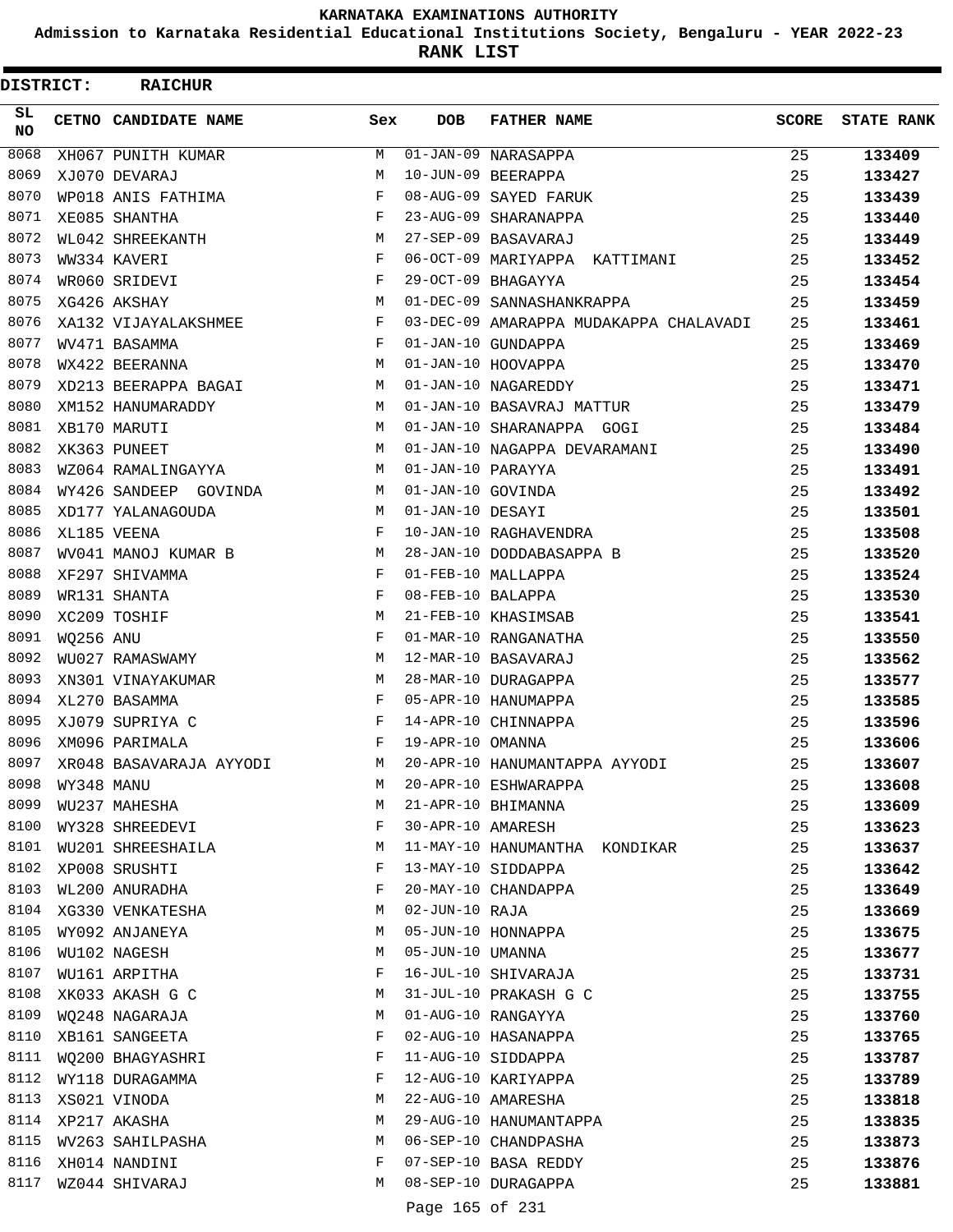KARNATAKA EXAMINATIONS AUTHORITY

Admission to Karnataka Residential Educational Institutions Society, Bengaluru - YEAR 2022-23

**RANK LIST**

**DISTRICT: RAICHUR**

| SL NO | CETNO | CANDIDATE NAME | Sex | DOB | FATHER NAME | SCORE | STATE RANK |
|---|---|---|---|---|---|---|---|
| 8068 | XH067 | PUNITH KUMAR | M | 01-JAN-09 | NARASAPPA | 25 | 133409 |
| 8069 | XJ070 | DEVARAJ | M | 10-JUN-09 | BEERAPPA | 25 | 133427 |
| 8070 | WP018 | ANIS FATHIMA | F | 08-AUG-09 | SAYED FARUK | 25 | 133439 |
| 8071 | XE085 | SHANTHA | F | 23-AUG-09 | SHARANAPPA | 25 | 133440 |
| 8072 | WL042 | SHREEKANTH | M | 27-SEP-09 | BASAVARAJ | 25 | 133449 |
| 8073 | WW334 | KAVERI | F | 06-OCT-09 | MARIYAPPA KATTIMANI | 25 | 133452 |
| 8074 | WR060 | SRIDEVI | F | 29-OCT-09 | BHAGAYYA | 25 | 133454 |
| 8075 | XG426 | AKSHAY | M | 01-DEC-09 | SANNASHANKRAPPA | 25 | 133459 |
| 8076 | XA132 | VIJAYALAKSHMEE | F | 03-DEC-09 | AMARAPPA MUDAKAPPA CHALAVADI | 25 | 133461 |
| 8077 | WV471 | BASAMMA | F | 01-JAN-10 | GUNDAPPA | 25 | 133469 |
| 8078 | WX422 | BEERANNA | M | 01-JAN-10 | HOOVAPPA | 25 | 133470 |
| 8079 | XD213 | BEERAPPA BAGAI | M | 01-JAN-10 | NAGAREDDY | 25 | 133471 |
| 8080 | XM152 | HANUMARADDY | M | 01-JAN-10 | BASAVRAJ MATTUR | 25 | 133479 |
| 8081 | XB170 | MARUTI | M | 01-JAN-10 | SHARANAPPA GOGI | 25 | 133484 |
| 8082 | XK363 | PUNEET | M | 01-JAN-10 | NAGAPPA DEVARAMANI | 25 | 133490 |
| 8083 | WZ064 | RAMALINGAYYA | M | 01-JAN-10 | PARAYYA | 25 | 133491 |
| 8084 | WY426 | SANDEEP GOVINDA | M | 01-JAN-10 | GOVINDA | 25 | 133492 |
| 8085 | XD177 | YALANAGOUDA | M | 01-JAN-10 | DESAYI | 25 | 133501 |
| 8086 | XL185 | VEENA | F | 10-JAN-10 | RAGHAVENDRA | 25 | 133508 |
| 8087 | WV041 | MANOJ KUMAR B | M | 28-JAN-10 | DODDABASAPPA B | 25 | 133520 |
| 8088 | XF297 | SHIVAMMA | F | 01-FEB-10 | MALLAPPA | 25 | 133524 |
| 8089 | WR131 | SHANTA | F | 08-FEB-10 | BALAPPA | 25 | 133530 |
| 8090 | XC209 | TOSHIF | M | 21-FEB-10 | KHASIMSAB | 25 | 133541 |
| 8091 | WQ256 | ANU | F | 01-MAR-10 | RANGANATHA | 25 | 133550 |
| 8092 | WU027 | RAMASWAMY | M | 12-MAR-10 | BASAVARAJ | 25 | 133562 |
| 8093 | XN301 | VINAYAKUMAR | M | 28-MAR-10 | DURAGAPPA | 25 | 133577 |
| 8094 | XL270 | BASAMMA | F | 05-APR-10 | HANUMAPPA | 25 | 133585 |
| 8095 | XJ079 | SUPRIYA C | F | 14-APR-10 | CHINNAPPA | 25 | 133596 |
| 8096 | XM096 | PARIMALA | F | 19-APR-10 | OMANNA | 25 | 133606 |
| 8097 | XR048 | BASAVARAJA AYYODI | M | 20-APR-10 | HANUMANTAPPA AYYODI | 25 | 133607 |
| 8098 | WY348 | MANU | M | 20-APR-10 | ESHWARAPPA | 25 | 133608 |
| 8099 | WU237 | MAHESHA | M | 21-APR-10 | BHIMANNA | 25 | 133609 |
| 8100 | WY328 | SHREEDEVI | F | 30-APR-10 | AMARESH | 25 | 133623 |
| 8101 | WU201 | SHREESHAILA | M | 11-MAY-10 | HANUMANTHA KONDIKAR | 25 | 133637 |
| 8102 | XP008 | SRUSHTI | F | 13-MAY-10 | SIDDAPPA | 25 | 133642 |
| 8103 | WL200 | ANURADHA | F | 20-MAY-10 | CHANDAPPA | 25 | 133649 |
| 8104 | XG330 | VENKATESHA | M | 02-JUN-10 | RAJA | 25 | 133669 |
| 8105 | WY092 | ANJANEYA | M | 05-JUN-10 | HONNAPPA | 25 | 133675 |
| 8106 | WU102 | NAGESH | M | 05-JUN-10 | UMANNA | 25 | 133677 |
| 8107 | WU161 | ARPITHA | F | 16-JUL-10 | SHIVARAJA | 25 | 133731 |
| 8108 | XK033 | AKASH G C | M | 31-JUL-10 | PRAKASH G C | 25 | 133755 |
| 8109 | WQ248 | NAGARAJA | M | 01-AUG-10 | RANGAYYA | 25 | 133760 |
| 8110 | XB161 | SANGEETA | F | 02-AUG-10 | HASANAPPA | 25 | 133765 |
| 8111 | WQ200 | BHAGYASHRI | F | 11-AUG-10 | SIDDAPPA | 25 | 133787 |
| 8112 | WY118 | DURAGAMMA | F | 12-AUG-10 | KARIYAPPA | 25 | 133789 |
| 8113 | XS021 | VINODA | M | 22-AUG-10 | AMARESHA | 25 | 133818 |
| 8114 | XP217 | AKASHA | M | 29-AUG-10 | HANUMANTAPPA | 25 | 133835 |
| 8115 | WV263 | SAHILPASHA | M | 06-SEP-10 | CHANDPASHA | 25 | 133873 |
| 8116 | XH014 | NANDINI | F | 07-SEP-10 | BASA REDDY | 25 | 133876 |
| 8117 | WZ044 | SHIVARAJ | M | 08-SEP-10 | DURAGAPPA | 25 | 133881 |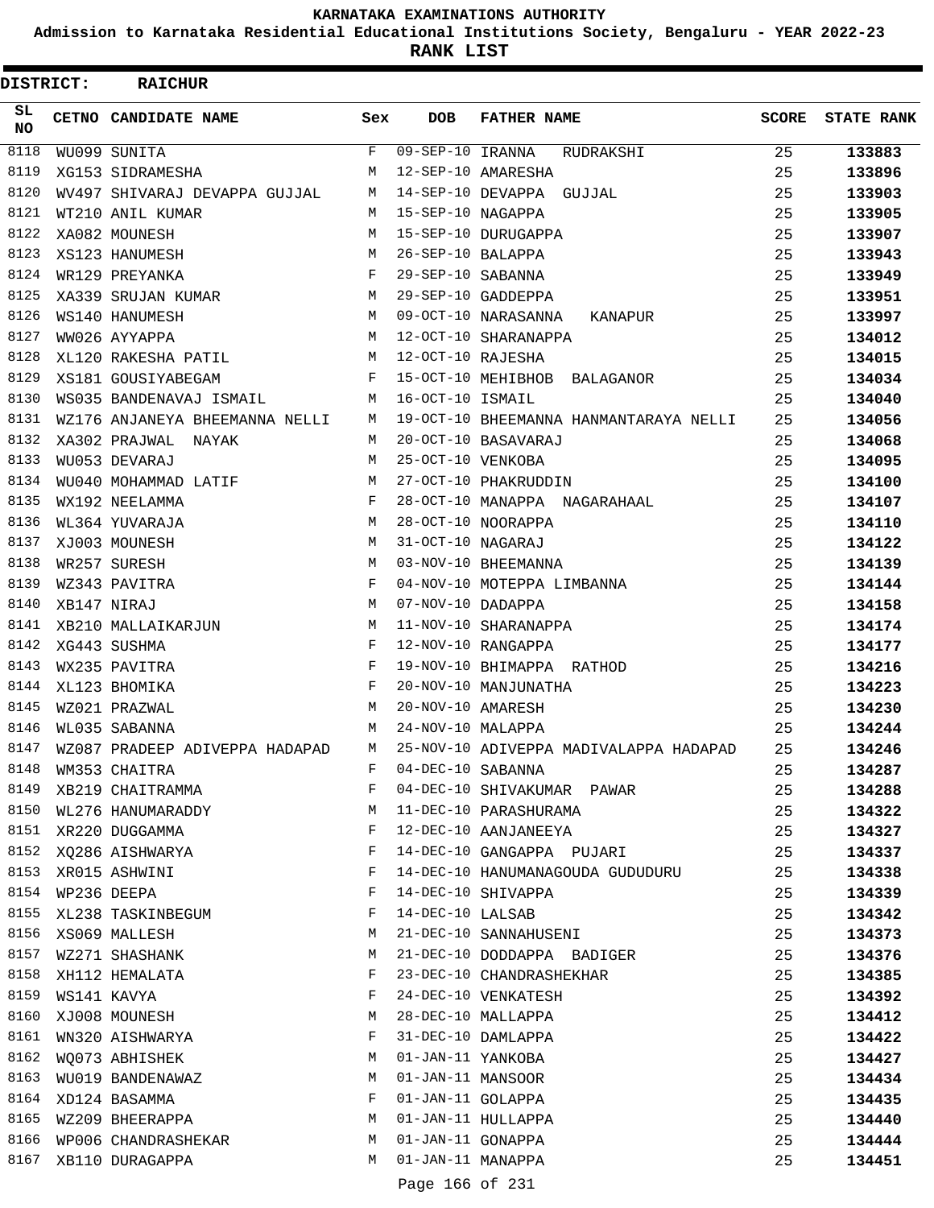KARNATAKA EXAMINATIONS AUTHORITY

Admission to Karnataka Residential Educational Institutions Society, Bengaluru - YEAR 2022-23

**RANK LIST**

**DISTRICT: RAICHUR**

| SL NO | CETNO | CANDIDATE NAME | Sex | DOB | FATHER NAME | SCORE | STATE RANK |
|---|---|---|---|---|---|---|---|
| 8118 | WU099 | SUNITA | F | 09-SEP-10 | IRANNA RUDRAKSHI | 25 | 133883 |
| 8119 | XG153 | SIDRAMESHA | M | 12-SEP-10 | AMARESHA | 25 | 133896 |
| 8120 | WV497 | SHIVARAJ DEVAPPA GUJJAL | M | 14-SEP-10 | DEVAPPA GUJJAL | 25 | 133903 |
| 8121 | WT210 | ANIL KUMAR | M | 15-SEP-10 | NAGAPPA | 25 | 133905 |
| 8122 | XA082 | MOUNESH | M | 15-SEP-10 | DURUGAPPA | 25 | 133907 |
| 8123 | XS123 | HANUMESH | M | 26-SEP-10 | BALAPPA | 25 | 133943 |
| 8124 | WR129 | PREYANKA | F | 29-SEP-10 | SABANNA | 25 | 133949 |
| 8125 | XA339 | SRUJAN KUMAR | M | 29-SEP-10 | GADDEPPA | 25 | 133951 |
| 8126 | WS140 | HANUMESH | M | 09-OCT-10 | NARASANNA KANAPUR | 25 | 133997 |
| 8127 | WW026 | AYYAPPA | M | 12-OCT-10 | SHARANAPPA | 25 | 134012 |
| 8128 | XL120 | RAKESHA PATIL | M | 12-OCT-10 | RAJESHA | 25 | 134015 |
| 8129 | XS181 | GOUSIYABEGAM | F | 15-OCT-10 | MEHIBHOB BALAGANOR | 25 | 134034 |
| 8130 | WS035 | BANDENAVAJ ISMAIL | M | 16-OCT-10 | ISMAIL | 25 | 134040 |
| 8131 | WZ176 | ANJANEYA BHEEMANNA NELLI | M | 19-OCT-10 | BHEEMANNA HANMANTARAYA NELLI | 25 | 134056 |
| 8132 | XA302 | PRAJWAL NAYAK | M | 20-OCT-10 | BASAVARAJ | 25 | 134068 |
| 8133 | WU053 | DEVARAJ | M | 25-OCT-10 | VENKOBA | 25 | 134095 |
| 8134 | WU040 | MOHAMMAD LATIF | M | 27-OCT-10 | PHAKRUDDIN | 25 | 134100 |
| 8135 | WX192 | NEELAMMA | F | 28-OCT-10 | MANAPPA NAGARAHAAL | 25 | 134107 |
| 8136 | WL364 | YUVARAJA | M | 28-OCT-10 | NOORAPPA | 25 | 134110 |
| 8137 | XJ003 | MOUNESH | M | 31-OCT-10 | NAGARAJ | 25 | 134122 |
| 8138 | WR257 | SURESH | M | 03-NOV-10 | BHEEMANNA | 25 | 134139 |
| 8139 | WZ343 | PAVITRA | F | 04-NOV-10 | MOTEPPA LIMBANNA | 25 | 134144 |
| 8140 | XB147 | NIRAJ | M | 07-NOV-10 | DADAPPA | 25 | 134158 |
| 8141 | XB210 | MALLAIKARJUN | M | 11-NOV-10 | SHARANAPPA | 25 | 134174 |
| 8142 | XG443 | SUSHMA | F | 12-NOV-10 | RANGAPPA | 25 | 134177 |
| 8143 | WX235 | PAVITRA | F | 19-NOV-10 | BHIMAPPA RATHOD | 25 | 134216 |
| 8144 | XL123 | BHOMIKA | F | 20-NOV-10 | MANJUNATHA | 25 | 134223 |
| 8145 | WZ021 | PRAZWAL | M | 20-NOV-10 | AMARESH | 25 | 134230 |
| 8146 | WL035 | SABANNA | M | 24-NOV-10 | MALAPPA | 25 | 134244 |
| 8147 | WZ087 | PRADEEP ADIVEPPA HADAPAD | M | 25-NOV-10 | ADIVEPPA MADIVALAPPA HADAPAD | 25 | 134246 |
| 8148 | WM353 | CHAITRA | F | 04-DEC-10 | SABANNA | 25 | 134287 |
| 8149 | XB219 | CHAITRAMMA | F | 04-DEC-10 | SHIVAKUMAR PAWAR | 25 | 134288 |
| 8150 | WL276 | HANUMARADDY | M | 11-DEC-10 | PARASHURAMA | 25 | 134322 |
| 8151 | XR220 | DUGGAMMA | F | 12-DEC-10 | AANJANEEYA | 25 | 134327 |
| 8152 | XQ286 | AISHWARYA | F | 14-DEC-10 | GANGAPPA PUJARI | 25 | 134337 |
| 8153 | XR015 | ASHWINI | F | 14-DEC-10 | HANUMANAGOUDA GUDUDURU | 25 | 134338 |
| 8154 | WP236 | DEEPA | F | 14-DEC-10 | SHIVAPPA | 25 | 134339 |
| 8155 | XL238 | TASKINBEGUM | F | 14-DEC-10 | LALSAB | 25 | 134342 |
| 8156 | XS069 | MALLESH | M | 21-DEC-10 | SANNAHUSENI | 25 | 134373 |
| 8157 | WZ271 | SHASHANK | M | 21-DEC-10 | DODDAPPA BADIGER | 25 | 134376 |
| 8158 | XH112 | HEMALATA | F | 23-DEC-10 | CHANDRASHEKHAR | 25 | 134385 |
| 8159 | WS141 | KAVYA | F | 24-DEC-10 | VENKATESH | 25 | 134392 |
| 8160 | XJ008 | MOUNESH | M | 28-DEC-10 | MALLAPPA | 25 | 134412 |
| 8161 | WN320 | AISHWARYA | F | 31-DEC-10 | DAMLAPPA | 25 | 134422 |
| 8162 | WQ073 | ABHISHEK | M | 01-JAN-11 | YANKOBA | 25 | 134427 |
| 8163 | WU019 | BANDENAWAZ | M | 01-JAN-11 | MANSOOR | 25 | 134434 |
| 8164 | XD124 | BASAMMA | F | 01-JAN-11 | GOLAPPA | 25 | 134435 |
| 8165 | WZ209 | BHEERAPPA | M | 01-JAN-11 | HULLAPPA | 25 | 134440 |
| 8166 | WP006 | CHANDRASHEKAR | M | 01-JAN-11 | GONAPPA | 25 | 134444 |
| 8167 | XB110 | DURAGAPPA | M | 01-JAN-11 | MANAPPA | 25 | 134451 |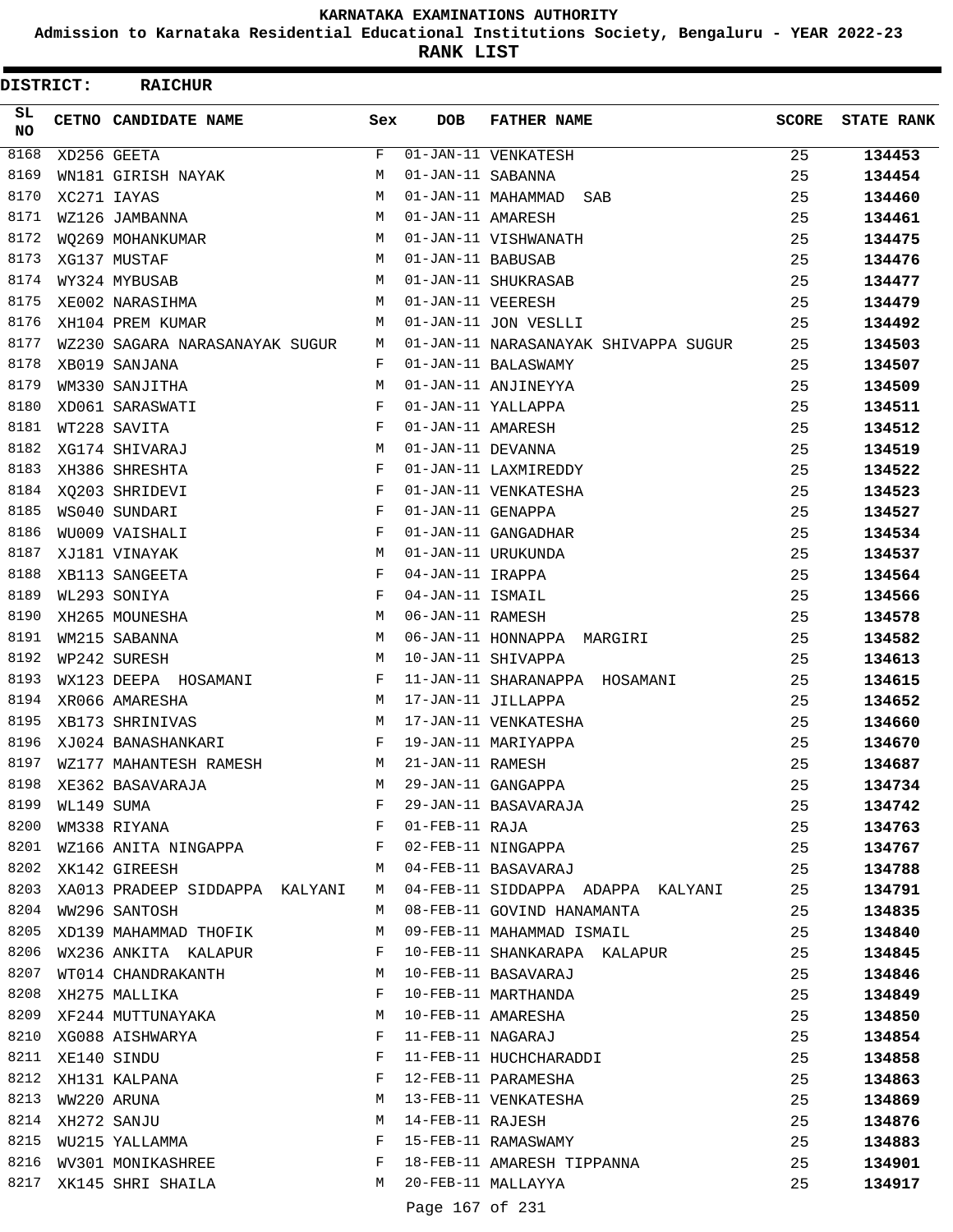# KARNATAKA EXAMINATIONS AUTHORITY

**Admission to Karnataka Residential Educational Institutions Society, Bengaluru - YEAR 2022-23**

**RANK LIST**

**DISTRICT: RAICHUR**

| SL NO | CETNO | CANDIDATE NAME | Sex | DOB | FATHER NAME | SCORE | STATE RANK |
|---|---|---|---|---|---|---|---|
| 8168 | XD256 | GEETA | F | 01-JAN-11 | VENKATESH | 25 | **134453** |
| 8169 | WN181 | GIRISH NAYAK | M | 01-JAN-11 | SABANNA | 25 | **134454** |
| 8170 | XC271 | IAYAS | M | 01-JAN-11 | MAHAMMAD SAB | 25 | **134460** |
| 8171 | WZ126 | JAMBANNA | M | 01-JAN-11 | AMARESH | 25 | **134461** |
| 8172 | WQ269 | MOHANKUMAR | M | 01-JAN-11 | VISHWANATH | 25 | **134475** |
| 8173 | XG137 | MUSTAF | M | 01-JAN-11 | BABUSAB | 25 | **134476** |
| 8174 | WY324 | MYBUSAB | M | 01-JAN-11 | SHUKRASAB | 25 | **134477** |
| 8175 | XE002 | NARASIHMA | M | 01-JAN-11 | VEERESH | 25 | **134479** |
| 8176 | XH104 | PREM KUMAR | M | 01-JAN-11 | JON VESLLI | 25 | **134492** |
| 8177 | WZ230 | SAGARA NARASANAYAK SUGUR | M | 01-JAN-11 | NARASANAYAK SHIVAPPA SUGUR | 25 | **134503** |
| 8178 | XB019 | SANJANA | F | 01-JAN-11 | BALASWAMY | 25 | **134507** |
| 8179 | WM330 | SANJITHA | M | 01-JAN-11 | ANJINEYYA | 25 | **134509** |
| 8180 | XD061 | SARASWATI | F | 01-JAN-11 | YALLAPPA | 25 | **134511** |
| 8181 | WT228 | SAVITA | F | 01-JAN-11 | AMARESH | 25 | **134512** |
| 8182 | XG174 | SHIVARAJ | M | 01-JAN-11 | DEVANNA | 25 | **134519** |
| 8183 | XH386 | SHRESHTA | F | 01-JAN-11 | LAXMIREDDY | 25 | **134522** |
| 8184 | XQ203 | SHRIDEVI | F | 01-JAN-11 | VENKATESHA | 25 | **134523** |
| 8185 | WS040 | SUNDARI | F | 01-JAN-11 | GENAPPA | 25 | **134527** |
| 8186 | WU009 | VAISHALI | F | 01-JAN-11 | GANGADHAR | 25 | **134534** |
| 8187 | XJ181 | VINAYAK | M | 01-JAN-11 | URUKUNDA | 25 | **134537** |
| 8188 | XB113 | SANGEETA | F | 04-JAN-11 | IRAPPA | 25 | **134564** |
| 8189 | WL293 | SONIYA | F | 04-JAN-11 | ISMAIL | 25 | **134566** |
| 8190 | XH265 | MOUNESHA | M | 06-JAN-11 | RAMESH | 25 | **134578** |
| 8191 | WM215 | SABANNA | M | 06-JAN-11 | HONNAPPA MARGIRI | 25 | **134582** |
| 8192 | WP242 | SURESH | M | 10-JAN-11 | SHIVAPPA | 25 | **134613** |
| 8193 | WX123 | DEEPA HOSAMANI | F | 11-JAN-11 | SHARANAPPA HOSAMANI | 25 | **134615** |
| 8194 | XR066 | AMARESHA | M | 17-JAN-11 | JILLAPPA | 25 | **134652** |
| 8195 | XB173 | SHRINIVAS | M | 17-JAN-11 | VENKATESHA | 25 | **134660** |
| 8196 | XJ024 | BANASHANKARI | F | 19-JAN-11 | MARIYAPPA | 25 | **134670** |
| 8197 | WZ177 | MAHANTESH RAMESH | M | 21-JAN-11 | RAMESH | 25 | **134687** |
| 8198 | XE362 | BASAVARAJA | M | 29-JAN-11 | GANGAPPA | 25 | **134734** |
| 8199 | WL149 | SUMA | F | 29-JAN-11 | BASAVARAJA | 25 | **134742** |
| 8200 | WM338 | RIYANA | F | 01-FEB-11 | RAJA | 25 | **134763** |
| 8201 | WZ166 | ANITA NINGAPPA | F | 02-FEB-11 | NINGAPPA | 25 | **134767** |
| 8202 | XK142 | GIREESH | M | 04-FEB-11 | BASAVARAJ | 25 | **134788** |
| 8203 | XA013 | PRADEEP SIDDAPPA KALYANI | M | 04-FEB-11 | SIDDAPPA ADAPPA KALYANI | 25 | **134791** |
| 8204 | WW296 | SANTOSH | M | 08-FEB-11 | GOVIND HANAMANTA | 25 | **134835** |
| 8205 | XD139 | MAHAMMAD THOFIK | M | 09-FEB-11 | MAHAMMAD ISMAIL | 25 | **134840** |
| 8206 | WX236 | ANKITA KALAPUR | F | 10-FEB-11 | SHANKARAPA KALAPUR | 25 | **134845** |
| 8207 | WT014 | CHANDRAKANTH | M | 10-FEB-11 | BASAVARAJ | 25 | **134846** |
| 8208 | XH275 | MALLIKA | F | 10-FEB-11 | MARTHANDA | 25 | **134849** |
| 8209 | XF244 | MUTTUNAYAKA | M | 10-FEB-11 | AMARESHA | 25 | **134850** |
| 8210 | XG088 | AISHWARYA | F | 11-FEB-11 | NAGARAJ | 25 | **134854** |
| 8211 | XE140 | SINDU | F | 11-FEB-11 | HUCHCHARADDI | 25 | **134858** |
| 8212 | XH131 | KALPANA | F | 12-FEB-11 | PARAMESHA | 25 | **134863** |
| 8213 | WW220 | ARUNA | M | 13-FEB-11 | VENKATESHA | 25 | **134869** |
| 8214 | XH272 | SANJU | M | 14-FEB-11 | RAJESH | 25 | **134876** |
| 8215 | WU215 | YALLAMMA | F | 15-FEB-11 | RAMASWAMY | 25 | **134883** |
| 8216 | WV301 | MONIKASHREE | F | 18-FEB-11 | AMARESH TIPPANNA | 25 | **134901** |
| 8217 | XK145 | SHRI SHAILA | M | 20-FEB-11 | MALLAYYA | 25 | **134917** |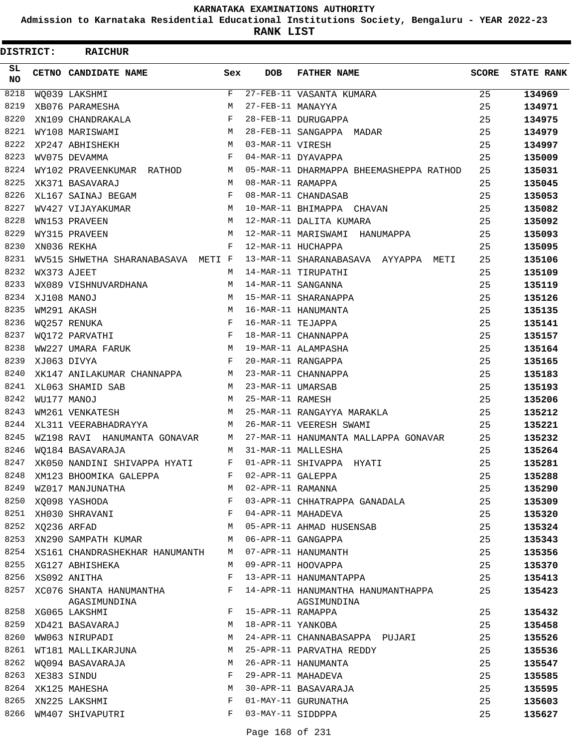# KARNATAKA EXAMINATIONS AUTHORITY

**Admission to Karnataka Residential Educational Institutions Society, Bengaluru - YEAR 2022-23**

**RANK LIST**

**DISTRICT: RAICHUR**

| SL NO | CETNO | CANDIDATE NAME | Sex | DOB | FATHER NAME | SCORE | STATE RANK |
|---|---|---|---|---|---|---|---|
| 8218 | WQ039 | LAKSHMI | F | 27-FEB-11 | VASANTA KUMARA | 25 | 134969 |
| 8219 | XB076 | PARAMESHA | M | 27-FEB-11 | MANAYYA | 25 | 134971 |
| 8220 | XN109 | CHANDRAKALA | F | 28-FEB-11 | DURUGAPPA | 25 | 134975 |
| 8221 | WY108 | MARISWAMI | M | 28-FEB-11 | SANGAPPA MADAR | 25 | 134979 |
| 8222 | XP247 | ABHISHEKH | M | 03-MAR-11 | VIRESH | 25 | 134997 |
| 8223 | WV075 | DEVAMMA | F | 04-MAR-11 | DYAVAPPA | 25 | 135009 |
| 8224 | WY102 | PRAVEENKUMAR RATHOD | M | 05-MAR-11 | DHARMAPPA BHEEMASHEPPA RATHOD | 25 | 135031 |
| 8225 | XK371 | BASAVARAJ | M | 08-MAR-11 | RAMAPPA | 25 | 135045 |
| 8226 | XL167 | SAINAJ BEGAM | F | 08-MAR-11 | CHANDASAB | 25 | 135053 |
| 8227 | WV427 | VIJAYAKUMAR | M | 10-MAR-11 | BHIMAPPA CHAVAN | 25 | 135082 |
| 8228 | WN153 | PRAVEEN | M | 12-MAR-11 | DALITA KUMARA | 25 | 135092 |
| 8229 | WY315 | PRAVEEN | M | 12-MAR-11 | MARISWAMI HANUMAPPA | 25 | 135093 |
| 8230 | XN036 | REKHA | F | 12-MAR-11 | HUCHAPPA | 25 | 135095 |
| 8231 | WV515 | SHWETHA SHARANABASAVA METI | F | 13-MAR-11 | SHARANABASAVA AYYAPPA METI | 25 | 135106 |
| 8232 | WX373 | AJEET | M | 14-MAR-11 | TIRUPATHI | 25 | 135109 |
| 8233 | WX089 | VISHNUVARDHANA | M | 14-MAR-11 | SANGANNA | 25 | 135119 |
| 8234 | XJ108 | MANOJ | M | 15-MAR-11 | SHARANAPPA | 25 | 135126 |
| 8235 | WM291 | AKASH | M | 16-MAR-11 | HANUMANTA | 25 | 135135 |
| 8236 | WQ257 | RENUKA | F | 16-MAR-11 | TEJAPPA | 25 | 135141 |
| 8237 | WQ172 | PARVATHI | F | 18-MAR-11 | CHANNAPPA | 25 | 135157 |
| 8238 | WW227 | UMARA FARUK | M | 19-MAR-11 | ALAMPASHA | 25 | 135164 |
| 8239 | XJ063 | DIVYA | F | 20-MAR-11 | RANGAPPA | 25 | 135165 |
| 8240 | XK147 | ANILAKUMAR CHANNAPPA | M | 23-MAR-11 | CHANNAPPA | 25 | 135183 |
| 8241 | XL063 | SHAMID SAB | M | 23-MAR-11 | UMARSAB | 25 | 135193 |
| 8242 | WU177 | MANOJ | M | 25-MAR-11 | RAMESH | 25 | 135206 |
| 8243 | WM261 | VENKATESH | M | 25-MAR-11 | RANGAYYA MARAKLA | 25 | 135212 |
| 8244 | XL311 | VEERABHADRAYYA | M | 26-MAR-11 | VEERESH SWAMI | 25 | 135221 |
| 8245 | WZ198 | RAVI HANUMANTA GONAVAR | M | 27-MAR-11 | HANUMANTA MALLAPPA GONAVAR | 25 | 135232 |
| 8246 | WQ184 | BASAVARAJA | M | 31-MAR-11 | MALLESHA | 25 | 135264 |
| 8247 | XK050 | NANDINI SHIVAPPA HYATI | F | 01-APR-11 | SHIVAPPA HYATI | 25 | 135281 |
| 8248 | XM123 | BHOOMIKA GALEPPA | F | 02-APR-11 | GALEPPA | 25 | 135288 |
| 8249 | WZ017 | MANJUNATHA | M | 02-APR-11 | RAMANNA | 25 | 135290 |
| 8250 | XQ098 | YASHODA | F | 03-APR-11 | CHHATRAPPA GANADALA | 25 | 135309 |
| 8251 | XH030 | SHRAVANI | F | 04-APR-11 | MAHADEVA | 25 | 135320 |
| 8252 | XQ236 | ARFAD | M | 05-APR-11 | AHMAD HUSENSAB | 25 | 135324 |
| 8253 | XN290 | SAMPATH KUMAR | M | 06-APR-11 | GANGAPPA | 25 | 135343 |
| 8254 | XS161 | CHANDRASHEKHAR HANUMANTH | M | 07-APR-11 | HANUMANTH | 25 | 135356 |
| 8255 | XG127 | ABHISHEKA | M | 09-APR-11 | HOOVAPPA | 25 | 135370 |
| 8256 | XS092 | ANITHA | F | 13-APR-11 | HANUMANTAPPA | 25 | 135413 |
| 8257 | XC076 | SHANTA HANUMANTHA AGASIMUNDINA | F | 14-APR-11 | HANUMANTHA HANUMANTHAPPA AGSIMUNDINA | 25 | 135423 |
| 8258 | XG065 | LAKSHMI | F | 15-APR-11 | RAMAPPA | 25 | 135432 |
| 8259 | XD421 | BASAVARAJ | M | 18-APR-11 | YANKOBA | 25 | 135458 |
| 8260 | WW063 | NIRUPADI | M | 24-APR-11 | CHANNABASAPPA PUJARI | 25 | 135526 |
| 8261 | WT181 | MALLIKARJUNA | M | 25-APR-11 | PARVATHA REDDY | 25 | 135536 |
| 8262 | WQ094 | BASAVARAJA | M | 26-APR-11 | HANUMANTA | 25 | 135547 |
| 8263 | XE383 | SINDU | F | 29-APR-11 | MAHADEVA | 25 | 135585 |
| 8264 | XK125 | MAHESHA | M | 30-APR-11 | BASAVARAJA | 25 | 135595 |
| 8265 | XN225 | LAKSHMI | F | 01-MAY-11 | GURUNATHA | 25 | 135603 |
| 8266 | WM407 | SHIVAPUTRI | F | 03-MAY-11 | SIDDPPA | 25 | 135627 |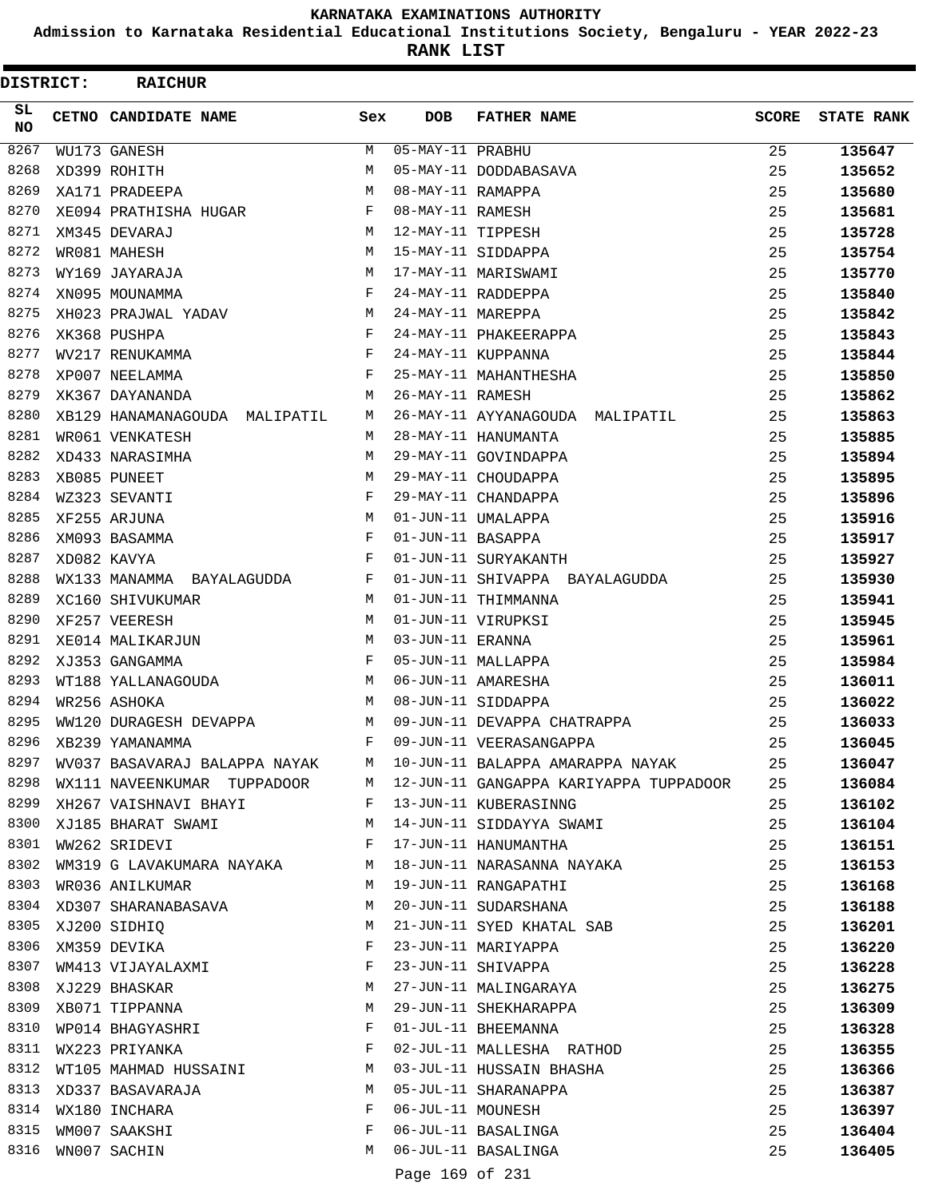# KARNATAKA EXAMINATIONS AUTHORITY

**Admission to Karnataka Residential Educational Institutions Society, Bengaluru - YEAR 2022-23**

**RANK LIST**

**DISTRICT: RAICHUR**

| SL NO | CETNO | CANDIDATE NAME | Sex | DOB | FATHER NAME | SCORE | STATE RANK |
|---|---|---|---|---|---|---|---|
| 8267 | WU173 | GANESH | M | 05-MAY-11 | PRABHU | 25 | 135647 |
| 8268 | XD399 | ROHITH | M | 05-MAY-11 | DODDABASAVA | 25 | 135652 |
| 8269 | XA171 | PRADEEPA | M | 08-MAY-11 | RAMAPPA | 25 | 135680 |
| 8270 | XE094 | PRATHISHA HUGAR | F | 08-MAY-11 | RAMESH | 25 | 135681 |
| 8271 | XM345 | DEVARAJ | M | 12-MAY-11 | TIPPESH | 25 | 135728 |
| 8272 | WR081 | MAHESH | M | 15-MAY-11 | SIDDAPPA | 25 | 135754 |
| 8273 | WY169 | JAYARAJA | M | 17-MAY-11 | MARISWAMI | 25 | 135770 |
| 8274 | XN095 | MOUNAMMA | F | 24-MAY-11 | RADDEPPA | 25 | 135840 |
| 8275 | XH023 | PRAJWAL YADAV | M | 24-MAY-11 | MAREPPA | 25 | 135842 |
| 8276 | XK368 | PUSHPA | F | 24-MAY-11 | PHAKEERAPPA | 25 | 135843 |
| 8277 | WV217 | RENUKAMMA | F | 24-MAY-11 | KUPPANNA | 25 | 135844 |
| 8278 | XP007 | NEELAMMA | F | 25-MAY-11 | MAHANTHESHA | 25 | 135850 |
| 8279 | XK367 | DAYANANDA | M | 26-MAY-11 | RAMESH | 25 | 135862 |
| 8280 | XB129 | HANAMANAGOUDA MALIPATIL | M | 26-MAY-11 | AYYANAGOUDA MALIPATIL | 25 | 135863 |
| 8281 | WR061 | VENKATESH | M | 28-MAY-11 | HANUMANTA | 25 | 135885 |
| 8282 | XD433 | NARASIMHA | M | 29-MAY-11 | GOVINDAPPA | 25 | 135894 |
| 8283 | XB085 | PUNEET | M | 29-MAY-11 | CHOUDAPPA | 25 | 135895 |
| 8284 | WZ323 | SEVANTI | F | 29-MAY-11 | CHANDAPPA | 25 | 135896 |
| 8285 | XF255 | ARJUNA | M | 01-JUN-11 | UMALAPPA | 25 | 135916 |
| 8286 | XM093 | BASAMMA | F | 01-JUN-11 | BASAPPA | 25 | 135917 |
| 8287 | XD082 | KAVYA | F | 01-JUN-11 | SURYAKANTH | 25 | 135927 |
| 8288 | WX133 | MANAMMA BAYALAGUDDA | F | 01-JUN-11 | SHIVAPPA BAYALAGUDDA | 25 | 135930 |
| 8289 | XC160 | SHIVUKUMAR | M | 01-JUN-11 | THIMMANNA | 25 | 135941 |
| 8290 | XF257 | VEERESH | M | 01-JUN-11 | VIRUPKSI | 25 | 135945 |
| 8291 | XE014 | MALIKARJUN | M | 03-JUN-11 | ERANNA | 25 | 135961 |
| 8292 | XJ353 | GANGAMMA | F | 05-JUN-11 | MALLAPPA | 25 | 135984 |
| 8293 | WT188 | YALLANAGOUDA | M | 06-JUN-11 | AMARESHA | 25 | 136011 |
| 8294 | WR256 | ASHOKA | M | 08-JUN-11 | SIDDAPPA | 25 | 136022 |
| 8295 | WW120 | DURAGESH DEVAPPA | M | 09-JUN-11 | DEVAPPA CHATRAPPA | 25 | 136033 |
| 8296 | XB239 | YAMANAMMA | F | 09-JUN-11 | VEERASANGAPPA | 25 | 136045 |
| 8297 | WV037 | BASAVARAJ BALAPPA NAYAK | M | 10-JUN-11 | BALAPPA AMARAPPA NAYAK | 25 | 136047 |
| 8298 | WX111 | NAVEENKUMAR TUPPADOOR | M | 12-JUN-11 | GANGAPPA KARIYAPPA TUPPADOOR | 25 | 136084 |
| 8299 | XH267 | VAISHNAVI BHAYI | F | 13-JUN-11 | KUBERASINNG | 25 | 136102 |
| 8300 | XJ185 | BHARAT SWAMI | M | 14-JUN-11 | SIDDAYYA SWAMI | 25 | 136104 |
| 8301 | WW262 | SRIDEVI | F | 17-JUN-11 | HANUMANTHA | 25 | 136151 |
| 8302 | WM319 | G LAVAKUMARA NAYAKA | M | 18-JUN-11 | NARASANNA NAYAKA | 25 | 136153 |
| 8303 | WR036 | ANILKUMAR | M | 19-JUN-11 | RANGAPATHI | 25 | 136168 |
| 8304 | XD307 | SHARANABASAVA | M | 20-JUN-11 | SUDARSHANA | 25 | 136188 |
| 8305 | XJ200 | SIDHIQ | M | 21-JUN-11 | SYED KHATAL SAB | 25 | 136201 |
| 8306 | XM359 | DEVIKA | F | 23-JUN-11 | MARIYAPPA | 25 | 136220 |
| 8307 | WM413 | VIJAYALAXMI | F | 23-JUN-11 | SHIVAPPA | 25 | 136228 |
| 8308 | XJ229 | BHASKAR | M | 27-JUN-11 | MALINGARAYA | 25 | 136275 |
| 8309 | XB071 | TIPPANNA | M | 29-JUN-11 | SHEKHARAPPA | 25 | 136309 |
| 8310 | WP014 | BHAGYASHRI | F | 01-JUL-11 | BHEEMANNA | 25 | 136328 |
| 8311 | WX223 | PRIYANKA | F | 02-JUL-11 | MALLESHA RATHOD | 25 | 136355 |
| 8312 | WT105 | MAHMAD HUSSAINI | M | 03-JUL-11 | HUSSAIN BHASHA | 25 | 136366 |
| 8313 | XD337 | BASAVARAJA | M | 05-JUL-11 | SHARANAPPA | 25 | 136387 |
| 8314 | WX180 | INCHARA | F | 06-JUL-11 | MOUNESH | 25 | 136397 |
| 8315 | WM007 | SAAKSHI | F | 06-JUL-11 | BASALINGA | 25 | 136404 |
| 8316 | WN007 | SACHIN | M | 06-JUL-11 | BASALINGA | 25 | 136405 |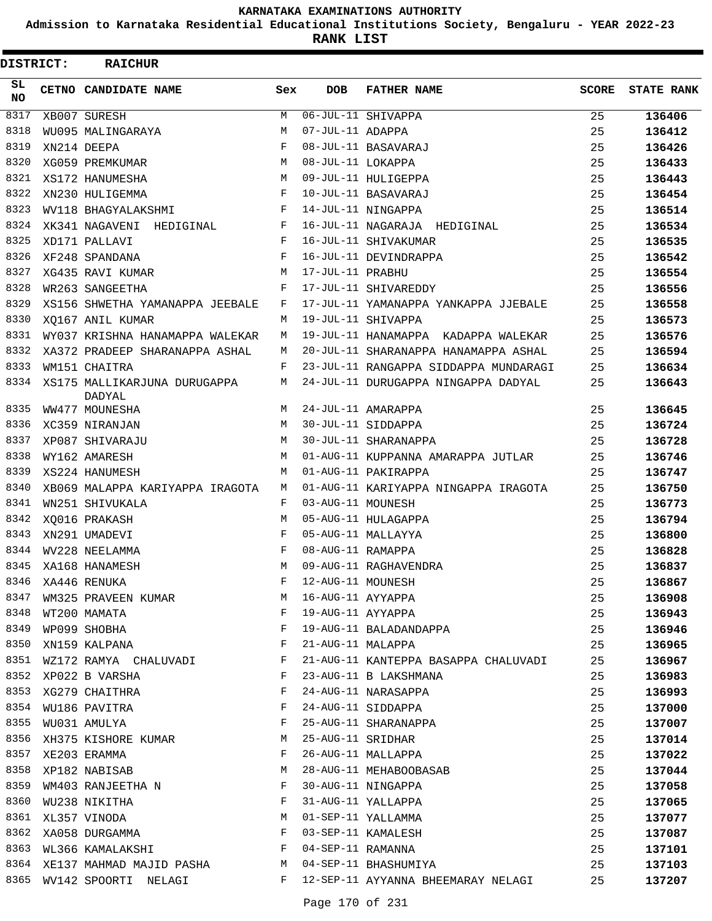# KARNATAKA EXAMINATIONS AUTHORITY

**Admission to Karnataka Residential Educational Institutions Society, Bengaluru - YEAR 2022-23**

**RANK LIST**

**DISTRICT: RAICHUR**

| SL NO | CETNO | CANDIDATE NAME | Sex | DOB | FATHER NAME | SCORE | STATE RANK |
|---|---|---|---|---|---|---|---|
| 8317 | XB007 | SURESH | M | 06-JUL-11 | SHIVAPPA | 25 | 136406 |
| 8318 | WU095 | MALINGARAYA | M | 07-JUL-11 | ADAPPA | 25 | 136412 |
| 8319 | XN214 | DEEPA | F | 08-JUL-11 | BASAVARAJ | 25 | 136426 |
| 8320 | XG059 | PREMKUMAR | M | 08-JUL-11 | LOKAPPA | 25 | 136433 |
| 8321 | XS172 | HANUMESHA | M | 09-JUL-11 | HULIGEPPA | 25 | 136443 |
| 8322 | XN230 | HULIGEMMA | F | 10-JUL-11 | BASAVARAJ | 25 | 136454 |
| 8323 | WV118 | BHAGYALAKSHMI | F | 14-JUL-11 | NINGAPPA | 25 | 136514 |
| 8324 | XK341 | NAGAVENI HEDIGINAL | F | 16-JUL-11 | NAGARAJA HEDIGINAL | 25 | 136534 |
| 8325 | XD171 | PALLAVI | F | 16-JUL-11 | SHIVAKUMAR | 25 | 136535 |
| 8326 | XF248 | SPANDANA | F | 16-JUL-11 | DEVINDRAPPA | 25 | 136542 |
| 8327 | XG435 | RAVI KUMAR | M | 17-JUL-11 | PRABHU | 25 | 136554 |
| 8328 | WR263 | SANGEETHA | F | 17-JUL-11 | SHIVAREDDY | 25 | 136556 |
| 8329 | XS156 | SHWETHA YAMANAPPA JEEBALE | F | 17-JUL-11 | YAMANAPPA YANKAPPA JJEBALE | 25 | 136558 |
| 8330 | XQ167 | ANIL KUMAR | M | 19-JUL-11 | SHIVAPPA | 25 | 136573 |
| 8331 | WY037 | KRISHNA HANAMAPPA WALEKAR | M | 19-JUL-11 | HANAMAPPA KADAPPA WALEKAR | 25 | 136576 |
| 8332 | XA372 | PRADEEP SHARANAPPA ASHAL | M | 20-JUL-11 | SHARANAPPA HANAMAPPA ASHAL | 25 | 136594 |
| 8333 | WM151 | CHAITRA | F | 23-JUL-11 | RANGAPPA SIDDAPPA MUNDARAGI | 25 | 136634 |
| 8334 | XS175 | MALLIKARJUNA DURUGAPPA DADYAL | M | 24-JUL-11 | DURUGAPPA NINGAPPA DADYAL | 25 | 136643 |
| 8335 | WW477 | MOUNESHA | M | 24-JUL-11 | AMARAPPA | 25 | 136645 |
| 8336 | XC359 | NIRANJAN | M | 30-JUL-11 | SIDDAPPA | 25 | 136724 |
| 8337 | XP087 | SHIVARAJU | M | 30-JUL-11 | SHARANAPPA | 25 | 136728 |
| 8338 | WY162 | AMARESH | M | 01-AUG-11 | KUPPANNA AMARAPPA JUTLAR | 25 | 136746 |
| 8339 | XS224 | HANUMESH | M | 01-AUG-11 | PAKIRAPPA | 25 | 136747 |
| 8340 | XB069 | MALAPPA KARIYAPPA IRAGOTA | M | 01-AUG-11 | KARIYAPPA NINGAPPA IRAGOTA | 25 | 136750 |
| 8341 | WN251 | SHIVUKALA | F | 03-AUG-11 | MOUNESH | 25 | 136773 |
| 8342 | XQ016 | PRAKASH | M | 05-AUG-11 | HULAGAPPA | 25 | 136794 |
| 8343 | XN291 | UMADEVI | F | 05-AUG-11 | MALLAYYA | 25 | 136800 |
| 8344 | WV228 | NEELAMMA | F | 08-AUG-11 | RAMAPPA | 25 | 136828 |
| 8345 | XA168 | HANAMESH | M | 09-AUG-11 | RAGHAVENDRA | 25 | 136837 |
| 8346 | XA446 | RENUKA | F | 12-AUG-11 | MOUNESH | 25 | 136867 |
| 8347 | WM325 | PRAVEEN KUMAR | M | 16-AUG-11 | AYYAPPA | 25 | 136908 |
| 8348 | WT200 | MAMATA | F | 19-AUG-11 | AYYAPPA | 25 | 136943 |
| 8349 | WP099 | SHOBHA | F | 19-AUG-11 | BALADANDAPPA | 25 | 136946 |
| 8350 | XN159 | KALPANA | F | 21-AUG-11 | MALAPPA | 25 | 136965 |
| 8351 | WZ172 | RAMYA CHALUVADI | F | 21-AUG-11 | KANTEPPA BASAPPA CHALUVADI | 25 | 136967 |
| 8352 | XP022 | B VARSHA | F | 23-AUG-11 | B LAKSHMANA | 25 | 136983 |
| 8353 | XG279 | CHAITHRA | F | 24-AUG-11 | NARASAPPA | 25 | 136993 |
| 8354 | WU186 | PAVITRA | F | 24-AUG-11 | SIDDAPPA | 25 | 137000 |
| 8355 | WU031 | AMULYA | F | 25-AUG-11 | SHARANAPPA | 25 | 137007 |
| 8356 | XH375 | KISHORE KUMAR | M | 25-AUG-11 | SRIDHAR | 25 | 137014 |
| 8357 | XE203 | ERAMMA | F | 26-AUG-11 | MALLAPPA | 25 | 137022 |
| 8358 | XP182 | NABISAB | M | 28-AUG-11 | MEHABOOBASAB | 25 | 137044 |
| 8359 | WM403 | RANJEETHA N | F | 30-AUG-11 | NINGAPPA | 25 | 137058 |
| 8360 | WU238 | NIKITHA | F | 31-AUG-11 | YALLAPPA | 25 | 137065 |
| 8361 | XL357 | VINODA | M | 01-SEP-11 | YALLAMMA | 25 | 137077 |
| 8362 | XA058 | DURGAMMA | F | 03-SEP-11 | KAMALESH | 25 | 137087 |
| 8363 | WL366 | KAMALAKSHI | F | 04-SEP-11 | RAMANNA | 25 | 137101 |
| 8364 | XE137 | MAHMAD MAJID PASHA | M | 04-SEP-11 | BHASHUMIYA | 25 | 137103 |
| 8365 | WV142 | SPOORTI NELAGI | F | 12-SEP-11 | AYYANNA BHEEMARAY NELAGI | 25 | 137207 |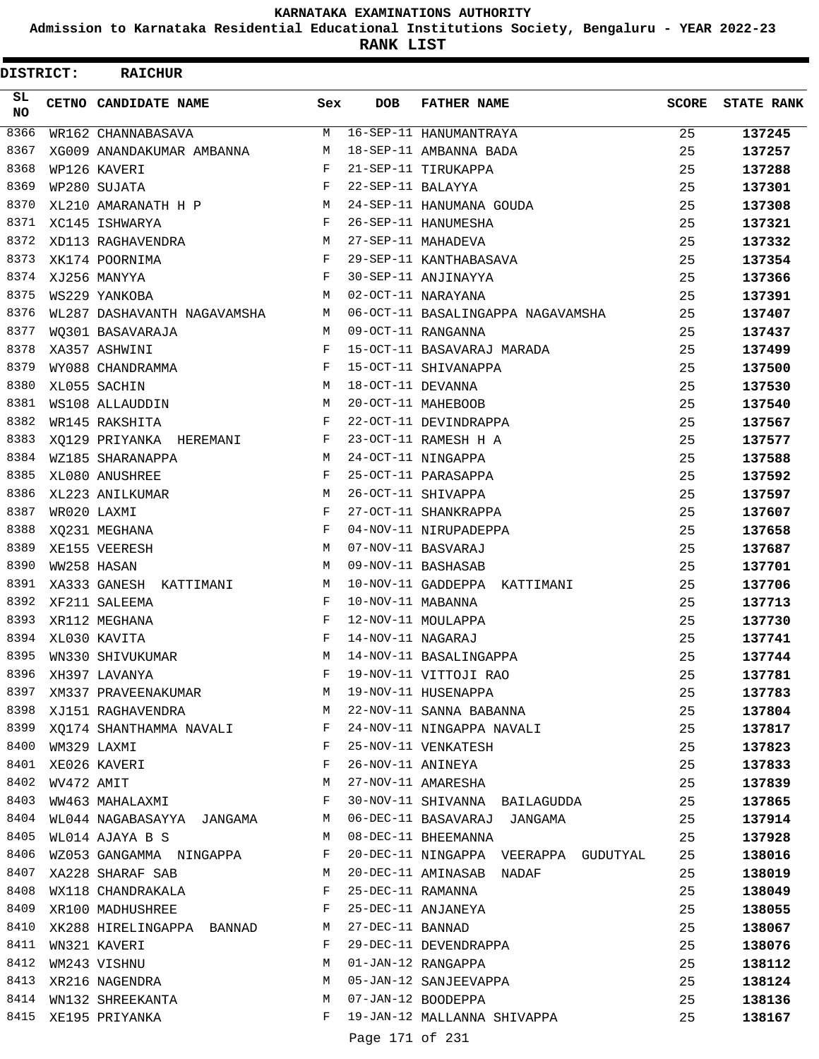KARNATAKA EXAMINATIONS AUTHORITY

Admission to Karnataka Residential Educational Institutions Society, Bengaluru - YEAR 2022-23

**RANK LIST**

**DISTRICT: RAICHUR**

| SL NO | CETNO | CANDIDATE NAME | Sex | DOB | FATHER NAME | SCORE | STATE RANK |
|---|---|---|---|---|---|---|---|
| 8366 | WR162 | CHANNABASAVA | M | 16-SEP-11 | HANUMANTRAYA | 25 | **137245** |
| 8367 | XG009 | ANANDAKUMAR AMBANNA | M | 18-SEP-11 | AMBANNA BADA | 25 | **137257** |
| 8368 | WP126 | KAVERI | F | 21-SEP-11 | TIRUKAPPA | 25 | **137288** |
| 8369 | WP280 | SUJATA | F | 22-SEP-11 | BALAYYA | 25 | **137301** |
| 8370 | XL210 | AMARANATH H P | M | 24-SEP-11 | HANUMANA GOUDA | 25 | **137308** |
| 8371 | XC145 | ISHWARYA | F | 26-SEP-11 | HANUMESHA | 25 | **137321** |
| 8372 | XD113 | RAGHAVENDRA | M | 27-SEP-11 | MAHADEVA | 25 | **137332** |
| 8373 | XK174 | POORNIMA | F | 29-SEP-11 | KANTHABASAVA | 25 | **137354** |
| 8374 | XJ256 | MANYYA | F | 30-SEP-11 | ANJINAYYA | 25 | **137366** |
| 8375 | WS229 | YANKOBA | M | 02-OCT-11 | NARAYANA | 25 | **137391** |
| 8376 | WL287 | DASHAVANTH NAGAVAMSHA | M | 06-OCT-11 | BASALINGAPPA NAGAVAMSHA | 25 | **137407** |
| 8377 | WQ301 | BASAVARAJA | M | 09-OCT-11 | RANGANNA | 25 | **137437** |
| 8378 | XA357 | ASHWINI | F | 15-OCT-11 | BASAVARAJ MARADA | 25 | **137499** |
| 8379 | WY088 | CHANDRAMMA | F | 15-OCT-11 | SHIVANAPPA | 25 | **137500** |
| 8380 | XL055 | SACHIN | M | 18-OCT-11 | DEVANNA | 25 | **137530** |
| 8381 | WS108 | ALLAUDDIN | M | 20-OCT-11 | MAHEBOOB | 25 | **137540** |
| 8382 | WR145 | RAKSHITA | F | 22-OCT-11 | DEVINDRAPPA | 25 | **137567** |
| 8383 | XQ129 | PRIYANKA HEREMANI | F | 23-OCT-11 | RAMESH H A | 25 | **137577** |
| 8384 | WZ185 | SHARANAPPA | M | 24-OCT-11 | NINGAPPA | 25 | **137588** |
| 8385 | XL080 | ANUSHREE | F | 25-OCT-11 | PARASAPPA | 25 | **137592** |
| 8386 | XL223 | ANILKUMAR | M | 26-OCT-11 | SHIVAPPA | 25 | **137597** |
| 8387 | WR020 | LAXMI | F | 27-OCT-11 | SHANKRAPPA | 25 | **137607** |
| 8388 | XQ231 | MEGHANA | F | 04-NOV-11 | NIRUPADEPPA | 25 | **137658** |
| 8389 | XE155 | VEERESH | M | 07-NOV-11 | BASVARAJ | 25 | **137687** |
| 8390 | WW258 | HASAN | M | 09-NOV-11 | BASHASAB | 25 | **137701** |
| 8391 | XA333 | GANESH KATTIMANI | M | 10-NOV-11 | GADDEPPA KATTIMANI | 25 | **137706** |
| 8392 | XF211 | SALEEMA | F | 10-NOV-11 | MABANNA | 25 | **137713** |
| 8393 | XR112 | MEGHANA | F | 12-NOV-11 | MOULAPPA | 25 | **137730** |
| 8394 | XL030 | KAVITA | F | 14-NOV-11 | NAGARAJ | 25 | **137741** |
| 8395 | WN330 | SHIVUKUMAR | M | 14-NOV-11 | BASALINGAPPA | 25 | **137744** |
| 8396 | XH397 | LAVANYA | F | 19-NOV-11 | VITTOJI RAO | 25 | **137781** |
| 8397 | XM337 | PRAVEENAKUMAR | M | 19-NOV-11 | HUSENAPPA | 25 | **137783** |
| 8398 | XJ151 | RAGHAVENDRA | M | 22-NOV-11 | SANNA BABANNA | 25 | **137804** |
| 8399 | XQ174 | SHANTHAMMA NAVALI | F | 24-NOV-11 | NINGAPPA NAVALI | 25 | **137817** |
| 8400 | WM329 | LAXMI | F | 25-NOV-11 | VENKATESH | 25 | **137823** |
| 8401 | XE026 | KAVERI | F | 26-NOV-11 | ANINEYA | 25 | **137833** |
| 8402 | WV472 | AMIT | M | 27-NOV-11 | AMARESHA | 25 | **137839** |
| 8403 | WW463 | MAHALAXMI | F | 30-NOV-11 | SHIVANNA BAILAGUDDA | 25 | **137865** |
| 8404 | WL044 | NAGABASAYYA JANGAMA | M | 06-DEC-11 | BASAVARAJ JANGAMA | 25 | **137914** |
| 8405 | WL014 | AJAYA B S | M | 08-DEC-11 | BHEEMANNA | 25 | **137928** |
| 8406 | WZ053 | GANGAMMA NINGAPPA | F | 20-DEC-11 | NINGAPPA VEERAPPA GUDUTYAL | 25 | **138016** |
| 8407 | XA228 | SHARAF SAB | M | 20-DEC-11 | AMINASAB NADAF | 25 | **138019** |
| 8408 | WX118 | CHANDRAKALA | F | 25-DEC-11 | RAMANNA | 25 | **138049** |
| 8409 | XR100 | MADHUSHREE | F | 25-DEC-11 | ANJANEYA | 25 | **138055** |
| 8410 | XK288 | HIRELINGAPPA BANNAD | M | 27-DEC-11 | BANNAD | 25 | **138067** |
| 8411 | WN321 | KAVERI | F | 29-DEC-11 | DEVENDRAPPA | 25 | **138076** |
| 8412 | WM243 | VISHNU | M | 01-JAN-12 | RANGAPPA | 25 | **138112** |
| 8413 | XR216 | NAGENDRA | M | 05-JAN-12 | SANJEEVAPPA | 25 | **138124** |
| 8414 | WN132 | SHREEKANTA | M | 07-JAN-12 | BOODEPPA | 25 | **138136** |
| 8415 | XE195 | PRIYANKA | F | 19-JAN-12 | MALLANNA SHIVAPPA | 25 | **138167** |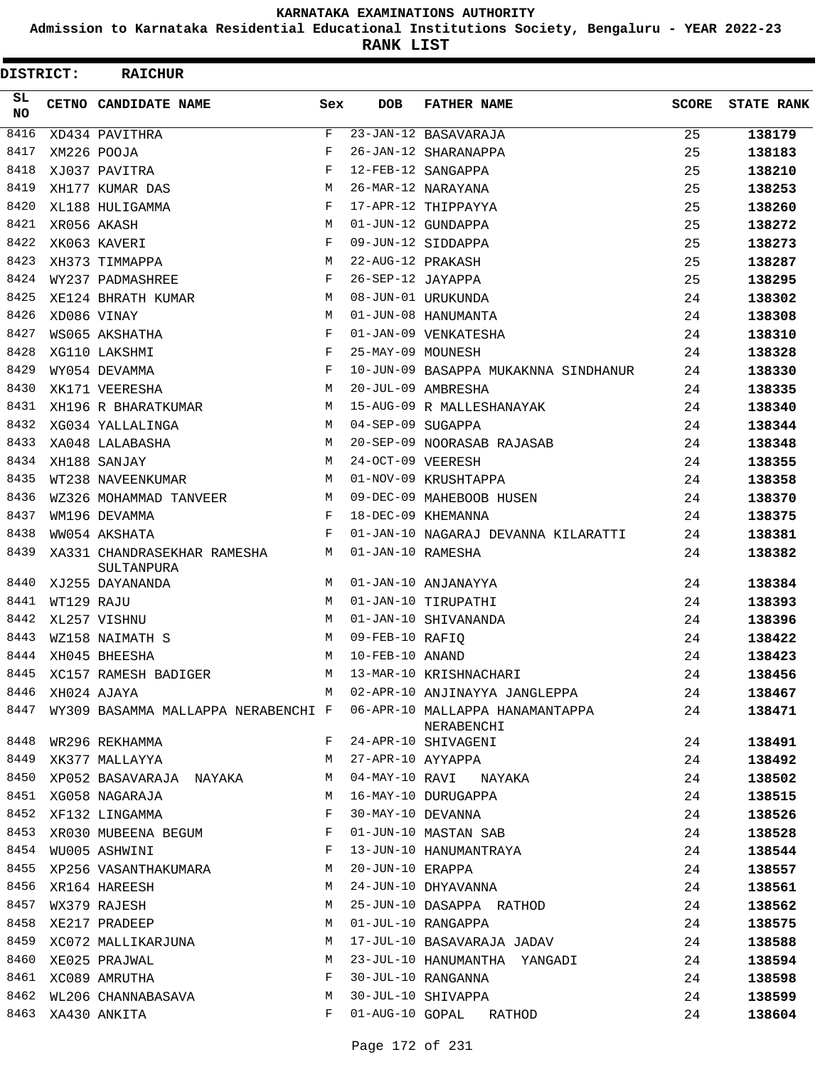# KARNATAKA EXAMINATIONS AUTHORITY

**Admission to Karnataka Residential Educational Institutions Society, Bengaluru - YEAR 2022-23**

**RANK LIST**

**DISTRICT: RAICHUR**

| SL NO | CETNO | CANDIDATE NAME | Sex | DOB | FATHER NAME | SCORE | STATE RANK |
|---|---|---|---|---|---|---|---|
| 8416 | XD434 | PAVITHRA | F | 23-JAN-12 | BASAVARAJA | 25 | 138179 |
| 8417 | XM226 | POOJA | F | 26-JAN-12 | SHARANAPPA | 25 | 138183 |
| 8418 | XJ037 | PAVITRA | F | 12-FEB-12 | SANGAPPA | 25 | 138210 |
| 8419 | XH177 | KUMAR DAS | M | 26-MAR-12 | NARAYANA | 25 | 138253 |
| 8420 | XL188 | HULIGAMMA | F | 17-APR-12 | THIPPAYYA | 25 | 138260 |
| 8421 | XR056 | AKASH | M | 01-JUN-12 | GUNDAPPA | 25 | 138272 |
| 8422 | XK063 | KAVERI | F | 09-JUN-12 | SIDDAPPA | 25 | 138273 |
| 8423 | XH373 | TIMMAPPA | M | 22-AUG-12 | PRAKASH | 25 | 138287 |
| 8424 | WY237 | PADMASHREE | F | 26-SEP-12 | JAYAPPA | 25 | 138295 |
| 8425 | XE124 | BHRATH KUMAR | M | 08-JUN-01 | URUKUNDA | 24 | 138302 |
| 8426 | XD086 | VINAY | M | 01-JUN-08 | HANUMANTA | 24 | 138308 |
| 8427 | WS065 | AKSHATHA | F | 01-JAN-09 | VENKATESHA | 24 | 138310 |
| 8428 | XG110 | LAKSHMI | F | 25-MAY-09 | MOUNESH | 24 | 138328 |
| 8429 | WY054 | DEVAMMA | F | 10-JUN-09 | BASAPPA MUKAKNNA SINDHANUR | 24 | 138330 |
| 8430 | XK171 | VEERESHA | M | 20-JUL-09 | AMBRESHA | 24 | 138335 |
| 8431 | XH196 | R BHARATKUMAR | M | 15-AUG-09 | R MALLESHANAYAK | 24 | 138340 |
| 8432 | XG034 | YALLALINGA | M | 04-SEP-09 | SUGAPPA | 24 | 138344 |
| 8433 | XA048 | LALABASHA | M | 20-SEP-09 | NOORASAB RAJASAB | 24 | 138348 |
| 8434 | XH188 | SANJAY | M | 24-OCT-09 | VEERESH | 24 | 138355 |
| 8435 | WT238 | NAVEENKUMAR | M | 01-NOV-09 | KRUSHTAPPA | 24 | 138358 |
| 8436 | WZ326 | MOHAMMAD TANVEER | M | 09-DEC-09 | MAHEBOOB HUSEN | 24 | 138370 |
| 8437 | WM196 | DEVAMMA | F | 18-DEC-09 | KHEMANNA | 24 | 138375 |
| 8438 | WW054 | AKSHATA | F | 01-JAN-10 | NAGARAJ DEVANNA KILARATTI | 24 | 138381 |
| 8439 | XA331 | CHANDRASEKHAR RAMESHA SULTANPURA | M | 01-JAN-10 | RAMESHA | 24 | 138382 |
| 8440 | XJ255 | DAYANANDA | M | 01-JAN-10 | ANJANAYYA | 24 | 138384 |
| 8441 | WT129 | RAJU | M | 01-JAN-10 | TIRUPATHI | 24 | 138393 |
| 8442 | XL257 | VISHNU | M | 01-JAN-10 | SHIVANANDA | 24 | 138396 |
| 8443 | WZ158 | NAIMATH S | M | 09-FEB-10 | RAFIQ | 24 | 138422 |
| 8444 | XH045 | BHEESHA | M | 10-FEB-10 | ANAND | 24 | 138423 |
| 8445 | XC157 | RAMESH BADIGER | M | 13-MAR-10 | KRISHNACHARI | 24 | 138456 |
| 8446 | XH024 | AJAYA | M | 02-APR-10 | ANJINAYYA JANGLEPPA | 24 | 138467 |
| 8447 | WY309 | BASAMMA MALLAPPA NERABENCHI | F | 06-APR-10 | MALLAPPA HANAMANTAPPA NERABENCHI | 24 | 138471 |
| 8448 | WR296 | REKHAMMA | F | 24-APR-10 | SHIVAGENI | 24 | 138491 |
| 8449 | XK377 | MALLAYYA | M | 27-APR-10 | AYYAPPA | 24 | 138492 |
| 8450 | XP052 | BASAVARAJA NAYAKA | M | 04-MAY-10 | RAVI NAYAKA | 24 | 138502 |
| 8451 | XG058 | NAGARAJA | M | 16-MAY-10 | DURUGAPPA | 24 | 138515 |
| 8452 | XF132 | LINGAMMA | F | 30-MAY-10 | DEVANNA | 24 | 138526 |
| 8453 | XR030 | MUBEENA BEGUM | F | 01-JUN-10 | MASTAN SAB | 24 | 138528 |
| 8454 | WU005 | ASHWINI | F | 13-JUN-10 | HANUMANTRAYA | 24 | 138544 |
| 8455 | XP256 | VASANTHAKUMARA | M | 20-JUN-10 | ERAPPA | 24 | 138557 |
| 8456 | XR164 | HAREESH | M | 24-JUN-10 | DHYAVANNA | 24 | 138561 |
| 8457 | WX379 | RAJESH | M | 25-JUN-10 | DASAPPA RATHOD | 24 | 138562 |
| 8458 | XE217 | PRADEEP | M | 01-JUL-10 | RANGAPPA | 24 | 138575 |
| 8459 | XC072 | MALLIKARJUNA | M | 17-JUL-10 | BASAVARAJA JADAV | 24 | 138588 |
| 8460 | XE025 | PRAJWAL | M | 23-JUL-10 | HANUMANTHA YANGADI | 24 | 138594 |
| 8461 | XC089 | AMRUTHA | F | 30-JUL-10 | RANGANNA | 24 | 138598 |
| 8462 | WL206 | CHANNABASAVA | M | 30-JUL-10 | SHIVAPPA | 24 | 138599 |
| 8463 | XA430 | ANKITA | F | 01-AUG-10 | GOPAL RATHOD | 24 | 138604 |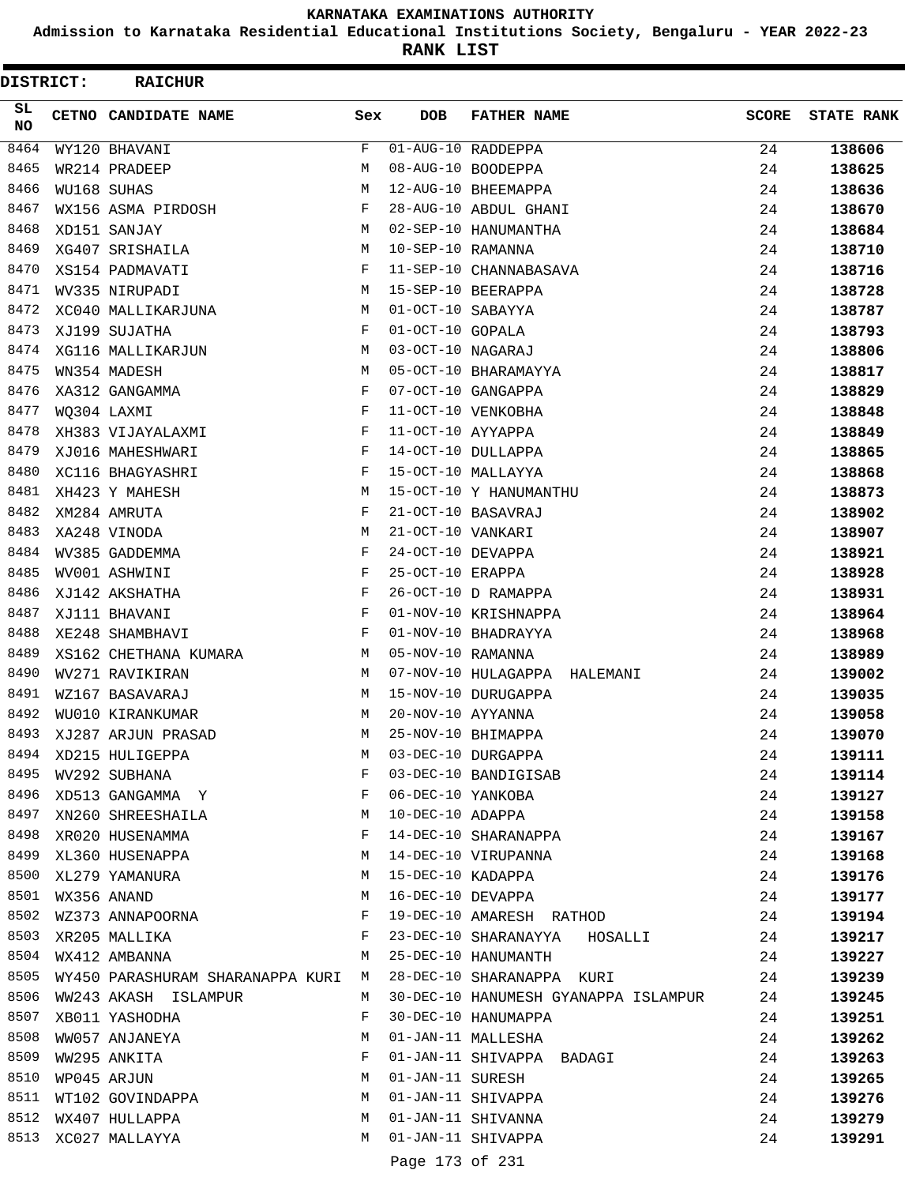# KARNATAKA EXAMINATIONS AUTHORITY

## Admission to Karnataka Residential Educational Institutions Society, Bengaluru - YEAR 2022-23

## RANK LIST

**DISTRICT: RAICHUR**

| SL NO | CETNO | CANDIDATE NAME | Sex | DOB | FATHER NAME | SCORE | STATE RANK |
|---|---|---|---|---|---|---|---|
| 8464 | WY120 | BHAVANI | F | 01-AUG-10 | RADDEPPA | 24 | **138606** |
| 8465 | WR214 | PRADEEP | M | 08-AUG-10 | BOODEPPA | 24 | **138625** |
| 8466 | WU168 | SUHAS | M | 12-AUG-10 | BHEEMAPPA | 24 | **138636** |
| 8467 | WX156 | ASMA PIRDOSH | F | 28-AUG-10 | ABDUL GHANI | 24 | **138670** |
| 8468 | XD151 | SANJAY | M | 02-SEP-10 | HANUMANTHA | 24 | **138684** |
| 8469 | XG407 | SRISHAILA | M | 10-SEP-10 | RAMANNA | 24 | **138710** |
| 8470 | XS154 | PADMAVATI | F | 11-SEP-10 | CHANNABASAVA | 24 | **138716** |
| 8471 | WV335 | NIRUPADI | M | 15-SEP-10 | BEERAPPA | 24 | **138728** |
| 8472 | XC040 | MALLIKARJUNA | M | 01-OCT-10 | SABAYYA | 24 | **138787** |
| 8473 | XJ199 | SUJATHA | F | 01-OCT-10 | GOPALA | 24 | **138793** |
| 8474 | XG116 | MALLIKARJUN | M | 03-OCT-10 | NAGARAJ | 24 | **138806** |
| 8475 | WN354 | MADESH | M | 05-OCT-10 | BHARAMAYYA | 24 | **138817** |
| 8476 | XA312 | GANGAMMA | F | 07-OCT-10 | GANGAPPA | 24 | **138829** |
| 8477 | WQ304 | LAXMI | F | 11-OCT-10 | VENKOBHA | 24 | **138848** |
| 8478 | XH383 | VIJAYALAXMI | F | 11-OCT-10 | AYYAPPA | 24 | **138849** |
| 8479 | XJ016 | MAHESHWARI | F | 14-OCT-10 | DULLAPPA | 24 | **138865** |
| 8480 | XC116 | BHAGYASHRI | F | 15-OCT-10 | MALLAYYA | 24 | **138868** |
| 8481 | XH423 | Y MAHESH | M | 15-OCT-10 | Y HANUMANTHU | 24 | **138873** |
| 8482 | XM284 | AMRUTA | F | 21-OCT-10 | BASAVRAJ | 24 | **138902** |
| 8483 | XA248 | VINODA | M | 21-OCT-10 | VANKARI | 24 | **138907** |
| 8484 | WV385 | GADDEMMA | F | 24-OCT-10 | DEVAPPA | 24 | **138921** |
| 8485 | WV001 | ASHWINI | F | 25-OCT-10 | ERAPPA | 24 | **138928** |
| 8486 | XJ142 | AKSHATHA | F | 26-OCT-10 | D RAMAPPA | 24 | **138931** |
| 8487 | XJ111 | BHAVANI | F | 01-NOV-10 | KRISHNAPPA | 24 | **138964** |
| 8488 | XE248 | SHAMBHAVI | F | 01-NOV-10 | BHADRAYYA | 24 | **138968** |
| 8489 | XS162 | CHETHANA KUMARA | M | 05-NOV-10 | RAMANNA | 24 | **138989** |
| 8490 | WV271 | RAVIKIRAN | M | 07-NOV-10 | HULAGAPPA HALEMANI | 24 | **139002** |
| 8491 | WZ167 | BASAVARAJ | M | 15-NOV-10 | DURUGAPPA | 24 | **139035** |
| 8492 | WU010 | KIRANKUMAR | M | 20-NOV-10 | AYYANNA | 24 | **139058** |
| 8493 | XJ287 | ARJUN PRASAD | M | 25-NOV-10 | BHIMAPPA | 24 | **139070** |
| 8494 | XD215 | HULIGEPPA | M | 03-DEC-10 | DURGAPPA | 24 | **139111** |
| 8495 | WV292 | SUBHANA | F | 03-DEC-10 | BANDIGISAB | 24 | **139114** |
| 8496 | XD513 | GANGAMMA Y | F | 06-DEC-10 | YANKOBA | 24 | **139127** |
| 8497 | XN260 | SHREESHAILA | M | 10-DEC-10 | ADAPPA | 24 | **139158** |
| 8498 | XR020 | HUSENAMMA | F | 14-DEC-10 | SHARANAPPA | 24 | **139167** |
| 8499 | XL360 | HUSENAPPA | M | 14-DEC-10 | VIRUPANNA | 24 | **139168** |
| 8500 | XL279 | YAMANURA | M | 15-DEC-10 | KADAPPA | 24 | **139176** |
| 8501 | WX356 | ANAND | M | 16-DEC-10 | DEVAPPA | 24 | **139177** |
| 8502 | WZ373 | ANNAPOORNA | F | 19-DEC-10 | AMARESH RATHOD | 24 | **139194** |
| 8503 | XR205 | MALLIKA | F | 23-DEC-10 | SHARANAYYA HOSALLI | 24 | **139217** |
| 8504 | WX412 | AMBANNA | M | 25-DEC-10 | HANUMANTH | 24 | **139227** |
| 8505 | WY450 | PARASHURAM SHARANAPPA KURI | M | 28-DEC-10 | SHARANAPPA KURI | 24 | **139239** |
| 8506 | WW243 | AKASH ISLAMPUR | M | 30-DEC-10 | HANUMESH GYANAPPA ISLAMPUR | 24 | **139245** |
| 8507 | XB011 | YASHODHA | F | 30-DEC-10 | HANUMAPPA | 24 | **139251** |
| 8508 | WW057 | ANJANEYA | M | 01-JAN-11 | MALLESHA | 24 | **139262** |
| 8509 | WW295 | ANKITA | F | 01-JAN-11 | SHIVAPPA BADAGI | 24 | **139263** |
| 8510 | WP045 | ARJUN | M | 01-JAN-11 | SURESH | 24 | **139265** |
| 8511 | WT102 | GOVINDAPPA | M | 01-JAN-11 | SHIVAPPA | 24 | **139276** |
| 8512 | WX407 | HULLAPPA | M | 01-JAN-11 | SHIVANNA | 24 | **139279** |
| 8513 | XC027 | MALLAYYA | M | 01-JAN-11 | SHIVAPPA | 24 | **139291** |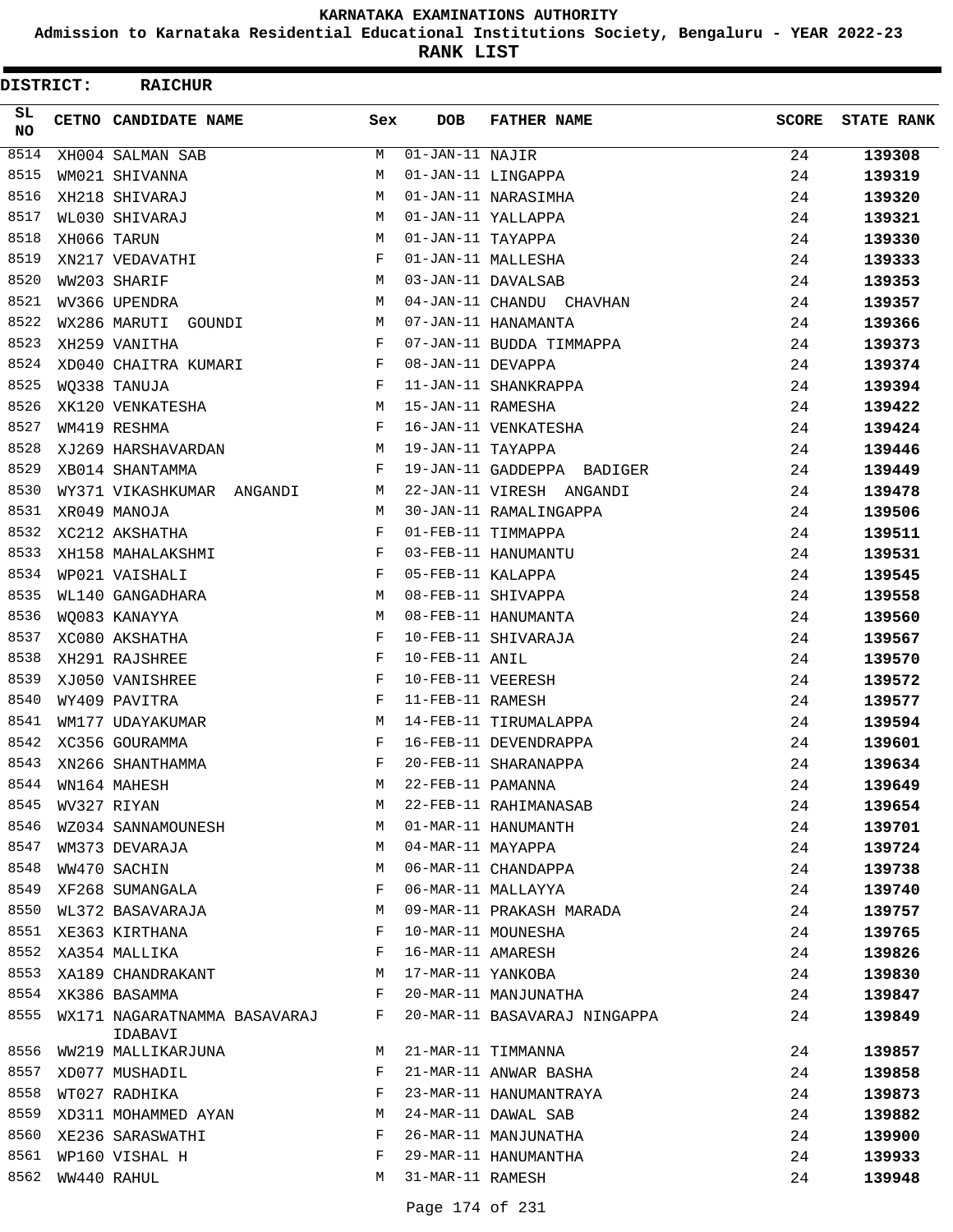# KARNATAKA EXAMINATIONS AUTHORITY

**Admission to Karnataka Residential Educational Institutions Society, Bengaluru - YEAR 2022-23**

**RANK LIST**

**DISTRICT: RAICHUR**

| SL NO | CETNO | CANDIDATE NAME | Sex | DOB | FATHER NAME | SCORE | STATE RANK |
|---|---|---|---|---|---|---|---|
| 8514 | XH004 | SALMAN SAB | M | 01-JAN-11 | NAJIR | 24 | 139308 |
| 8515 | WM021 | SHIVANNA | M | 01-JAN-11 | LINGAPPA | 24 | 139319 |
| 8516 | XH218 | SHIVARAJ | M | 01-JAN-11 | NARASIMHA | 24 | 139320 |
| 8517 | WL030 | SHIVARAJ | M | 01-JAN-11 | YALLAPPA | 24 | 139321 |
| 8518 | XH066 | TARUN | M | 01-JAN-11 | TAYAPPA | 24 | 139330 |
| 8519 | XN217 | VEDAVATHI | F | 01-JAN-11 | MALLESHA | 24 | 139333 |
| 8520 | WW203 | SHARIF | M | 03-JAN-11 | DAVALSAB | 24 | 139353 |
| 8521 | WV366 | UPENDRA | M | 04-JAN-11 | CHANDU CHAVHAN | 24 | 139357 |
| 8522 | WX286 | MARUTI GOUNDI | M | 07-JAN-11 | HANAMANTA | 24 | 139366 |
| 8523 | XH259 | VANITHA | F | 07-JAN-11 | BUDDA TIMMAPPA | 24 | 139373 |
| 8524 | XD040 | CHAITRA KUMARI | F | 08-JAN-11 | DEVAPPA | 24 | 139374 |
| 8525 | WQ338 | TANUJA | F | 11-JAN-11 | SHANKRAPPA | 24 | 139394 |
| 8526 | XK120 | VENKATESHA | M | 15-JAN-11 | RAMESHA | 24 | 139422 |
| 8527 | WM419 | RESHMA | F | 16-JAN-11 | VENKATESHA | 24 | 139424 |
| 8528 | XJ269 | HARSHAVARDAN | M | 19-JAN-11 | TAYAPPA | 24 | 139446 |
| 8529 | XB014 | SHANTAMMA | F | 19-JAN-11 | GADDEPPA BADIGER | 24 | 139449 |
| 8530 | WY371 | VIKASHKUMAR ANGANDI | M | 22-JAN-11 | VIRESH ANGANDI | 24 | 139478 |
| 8531 | XR049 | MANOJA | M | 30-JAN-11 | RAMALINGAPPA | 24 | 139506 |
| 8532 | XC212 | AKSHATHA | F | 01-FEB-11 | TIMMAPPA | 24 | 139511 |
| 8533 | XH158 | MAHALAKSHMI | F | 03-FEB-11 | HANUMANTU | 24 | 139531 |
| 8534 | WP021 | VAISHALI | F | 05-FEB-11 | KALAPPA | 24 | 139545 |
| 8535 | WL140 | GANGADHARA | M | 08-FEB-11 | SHIVAPPA | 24 | 139558 |
| 8536 | WQ083 | KANAYYA | M | 08-FEB-11 | HANUMANTA | 24 | 139560 |
| 8537 | XC080 | AKSHATHA | F | 10-FEB-11 | SHIVARAJA | 24 | 139567 |
| 8538 | XH291 | RAJSHREE | F | 10-FEB-11 | ANIL | 24 | 139570 |
| 8539 | XJ050 | VANISHREE | F | 10-FEB-11 | VEERESH | 24 | 139572 |
| 8540 | WY409 | PAVITRA | F | 11-FEB-11 | RAMESH | 24 | 139577 |
| 8541 | WM177 | UDAYAKUMAR | M | 14-FEB-11 | TIRUMALAPPA | 24 | 139594 |
| 8542 | XC356 | GOURAMMA | F | 16-FEB-11 | DEVENDRAPPA | 24 | 139601 |
| 8543 | XN266 | SHANTHAMMA | F | 20-FEB-11 | SHARANAPPA | 24 | 139634 |
| 8544 | WN164 | MAHESH | M | 22-FEB-11 | PAMANNA | 24 | 139649 |
| 8545 | WV327 | RIYAN | M | 22-FEB-11 | RAHIMANASAB | 24 | 139654 |
| 8546 | WZ034 | SANNAMOUNESH | M | 01-MAR-11 | HANUMANTH | 24 | 139701 |
| 8547 | WM373 | DEVARAJA | M | 04-MAR-11 | MAYAPPA | 24 | 139724 |
| 8548 | WW470 | SACHIN | M | 06-MAR-11 | CHANDAPPA | 24 | 139738 |
| 8549 | XF268 | SUMANGALA | F | 06-MAR-11 | MALLAYYA | 24 | 139740 |
| 8550 | WL372 | BASAVARAJA | M | 09-MAR-11 | PRAKASH MARADA | 24 | 139757 |
| 8551 | XE363 | KIRTHANA | F | 10-MAR-11 | MOUNESHA | 24 | 139765 |
| 8552 | XA354 | MALLIKA | F | 16-MAR-11 | AMARESH | 24 | 139826 |
| 8553 | XA189 | CHANDRAKANT | M | 17-MAR-11 | YANKOBA | 24 | 139830 |
| 8554 | XK386 | BASAMMA | F | 20-MAR-11 | MANJUNATHA | 24 | 139847 |
| 8555 | WX171 | NAGARATNAMMA BASAVARAJ IDABAVI | F | 20-MAR-11 | BASAVARAJ NINGAPPA | 24 | 139849 |
| 8556 | WW219 | MALLIKARJUNA | M | 21-MAR-11 | TIMMANNA | 24 | 139857 |
| 8557 | XD077 | MUSHADIL | F | 21-MAR-11 | ANWAR BASHA | 24 | 139858 |
| 8558 | WT027 | RADHIKA | F | 23-MAR-11 | HANUMANTRAYA | 24 | 139873 |
| 8559 | XD311 | MOHAMMED AYAN | M | 24-MAR-11 | DAWAL SAB | 24 | 139882 |
| 8560 | XE236 | SARASWATHI | F | 26-MAR-11 | MANJUNATHA | 24 | 139900 |
| 8561 | WP160 | VISHAL H | F | 29-MAR-11 | HANUMANTHA | 24 | 139933 |
| 8562 | WW440 | RAHUL | M | 31-MAR-11 | RAMESH | 24 | 139948 |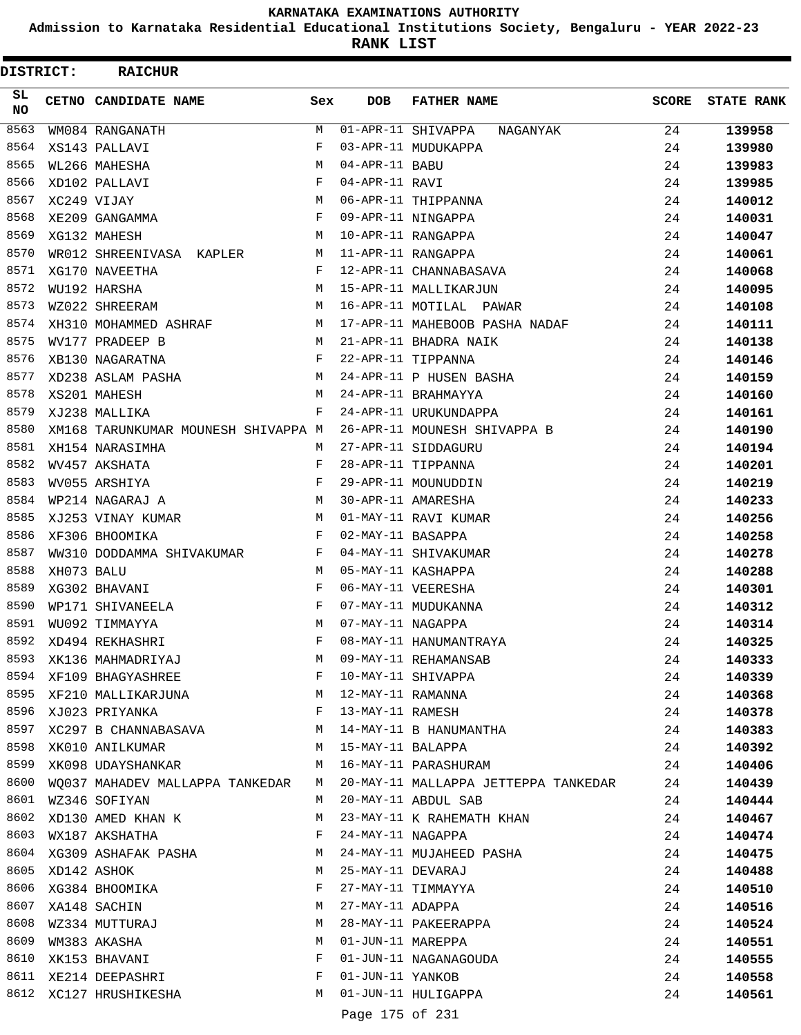# KARNATAKA EXAMINATIONS AUTHORITY

**Admission to Karnataka Residential Educational Institutions Society, Bengaluru - YEAR 2022-23**

**RANK LIST**

**DISTRICT: RAICHUR**

| SL NO | CETNO | CANDIDATE NAME | Sex | DOB | FATHER NAME | SCORE | STATE RANK |
|---|---|---|---|---|---|---|---|
| 8563 | WM084 | RANGANATH | M | 01-APR-11 | SHIVAPPA NAGANYAK | 24 | 139958 |
| 8564 | XS143 | PALLAVI | F | 03-APR-11 | MUDUKAPPA | 24 | 139980 |
| 8565 | WL266 | MAHESHA | M | 04-APR-11 | BABU | 24 | 139983 |
| 8566 | XD102 | PALLAVI | F | 04-APR-11 | RAVI | 24 | 139985 |
| 8567 | XC249 | VIJAY | M | 06-APR-11 | THIPPANNA | 24 | 140012 |
| 8568 | XE209 | GANGAMMA | F | 09-APR-11 | NINGAPPA | 24 | 140031 |
| 8569 | XG132 | MAHESH | M | 10-APR-11 | RANGAPPA | 24 | 140047 |
| 8570 | WR012 | SHREENIVASA KAPLER | M | 11-APR-11 | RANGAPPA | 24 | 140061 |
| 8571 | XG170 | NAVEETHA | F | 12-APR-11 | CHANNABASAVA | 24 | 140068 |
| 8572 | WU192 | HARSHA | M | 15-APR-11 | MALLIKARJUN | 24 | 140095 |
| 8573 | WZ022 | SHREERAM | M | 16-APR-11 | MOTILAL PAWAR | 24 | 140108 |
| 8574 | XH310 | MOHAMMED ASHRAF | M | 17-APR-11 | MAHEBOOB PASHA NADAF | 24 | 140111 |
| 8575 | WV177 | PRADEEP B | M | 21-APR-11 | BHADRA NAIK | 24 | 140138 |
| 8576 | XB130 | NAGARATNA | F | 22-APR-11 | TIPPANNA | 24 | 140146 |
| 8577 | XD238 | ASLAM PASHA | M | 24-APR-11 | P HUSEN BASHA | 24 | 140159 |
| 8578 | XS201 | MAHESH | M | 24-APR-11 | BRAHMAYYA | 24 | 140160 |
| 8579 | XJ238 | MALLIKA | F | 24-APR-11 | URUKUNDAPPA | 24 | 140161 |
| 8580 | XM168 | TARUNKUMAR MOUNESH SHIVAPPA | M | 26-APR-11 | MOUNESH SHIVAPPA B | 24 | 140190 |
| 8581 | XH154 | NARASIMHA | M | 27-APR-11 | SIDDAGURU | 24 | 140194 |
| 8582 | WV457 | AKSHATA | F | 28-APR-11 | TIPPANNA | 24 | 140201 |
| 8583 | WV055 | ARSHIYA | F | 29-APR-11 | MOUNUDDIN | 24 | 140219 |
| 8584 | WP214 | NAGARAJ A | M | 30-APR-11 | AMARESHA | 24 | 140233 |
| 8585 | XJ253 | VINAY KUMAR | M | 01-MAY-11 | RAVI KUMAR | 24 | 140256 |
| 8586 | XF306 | BHOOMIKA | F | 02-MAY-11 | BASAPPA | 24 | 140258 |
| 8587 | WW310 | DODDAMMA SHIVAKUMAR | F | 04-MAY-11 | SHIVAKUMAR | 24 | 140278 |
| 8588 | XH073 | BALU | M | 05-MAY-11 | KASHAPPA | 24 | 140288 |
| 8589 | XG302 | BHAVANI | F | 06-MAY-11 | VEERESHA | 24 | 140301 |
| 8590 | WP171 | SHIVANEELA | F | 07-MAY-11 | MUDUKANNA | 24 | 140312 |
| 8591 | WU092 | TIMMAYYA | M | 07-MAY-11 | NAGAPPA | 24 | 140314 |
| 8592 | XD494 | REKHASHRI | F | 08-MAY-11 | HANUMANTRAYA | 24 | 140325 |
| 8593 | XK136 | MAHMADRIYAJ | M | 09-MAY-11 | REHAMANSAB | 24 | 140333 |
| 8594 | XF109 | BHAGYASHREE | F | 10-MAY-11 | SHIVAPPA | 24 | 140339 |
| 8595 | XF210 | MALLIKARJUNA | M | 12-MAY-11 | RAMANNA | 24 | 140368 |
| 8596 | XJ023 | PRIYANKA | F | 13-MAY-11 | RAMESH | 24 | 140378 |
| 8597 | XC297 | B CHANNABASAVA | M | 14-MAY-11 | B HANUMANTHA | 24 | 140383 |
| 8598 | XK010 | ANILKUMAR | M | 15-MAY-11 | BALAPPA | 24 | 140392 |
| 8599 | XK098 | UDAYSHANKAR | M | 16-MAY-11 | PARASHURAM | 24 | 140406 |
| 8600 | WQ037 | MAHADEV MALLAPPA TANKEDAR | M | 20-MAY-11 | MALLAPPA JETTEPPA TANKEDAR | 24 | 140439 |
| 8601 | WZ346 | SOFIYAN | M | 20-MAY-11 | ABDUL SAB | 24 | 140444 |
| 8602 | XD130 | AMED KHAN K | M | 23-MAY-11 | K RAHEMATH KHAN | 24 | 140467 |
| 8603 | WX187 | AKSHATHA | F | 24-MAY-11 | NAGAPPA | 24 | 140474 |
| 8604 | XG309 | ASHAFAK PASHA | M | 24-MAY-11 | MUJAHEED PASHA | 24 | 140475 |
| 8605 | XD142 | ASHOK | M | 25-MAY-11 | DEVARAJ | 24 | 140488 |
| 8606 | XG384 | BHOOMIKA | F | 27-MAY-11 | TIMMAYYA | 24 | 140510 |
| 8607 | XA148 | SACHIN | M | 27-MAY-11 | ADAPPA | 24 | 140516 |
| 8608 | WZ334 | MUTTURAJ | M | 28-MAY-11 | PAKEERAPPA | 24 | 140524 |
| 8609 | WM383 | AKASHA | M | 01-JUN-11 | MAREPPA | 24 | 140551 |
| 8610 | XK153 | BHAVANI | F | 01-JUN-11 | NAGANAGOUDA | 24 | 140555 |
| 8611 | XE214 | DEEPASHRI | F | 01-JUN-11 | YANKOB | 24 | 140558 |
| 8612 | XC127 | HRUSHIKESHA | M | 01-JUN-11 | HULIGAPPA | 24 | 140561 |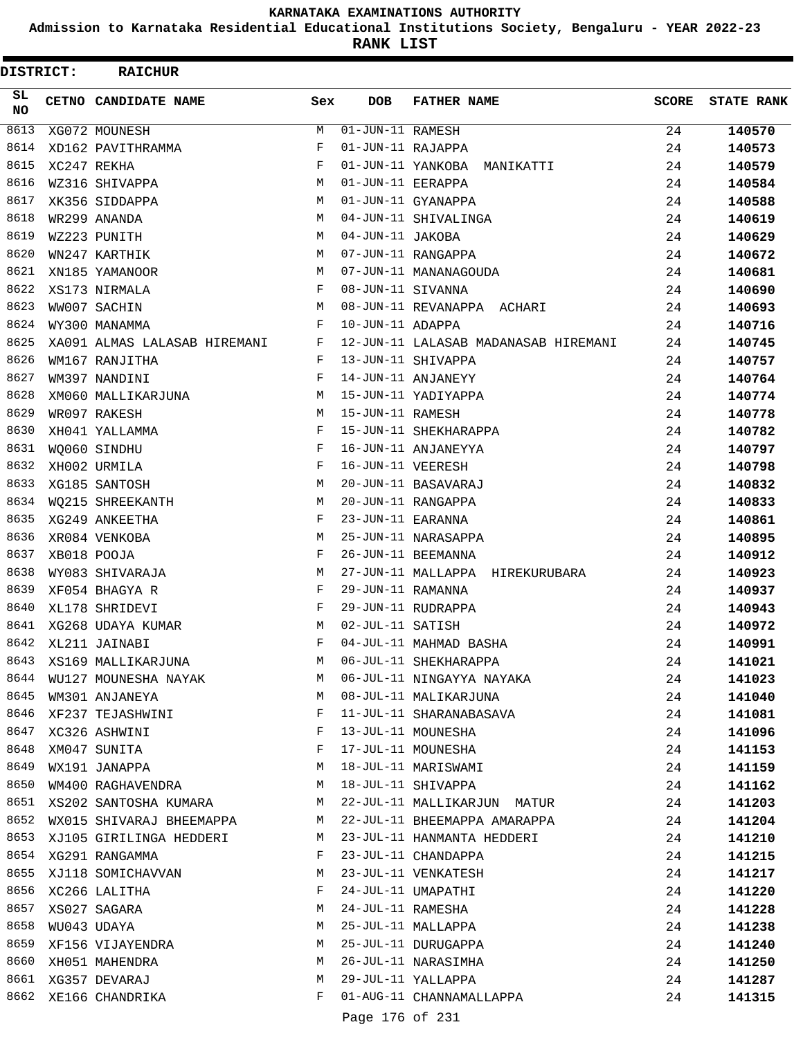# KARNATAKA EXAMINATIONS AUTHORITY

**Admission to Karnataka Residential Educational Institutions Society, Bengaluru - YEAR 2022-23**

**RANK LIST**

**DISTRICT: RAICHUR**

| SL NO | CETNO | CANDIDATE NAME | Sex | DOB | FATHER NAME | SCORE | STATE RANK |
|---|---|---|---|---|---|---|---|
| 8613 | XG072 | MOUNESH | M | 01-JUN-11 | RAMESH | 24 | 140570 |
| 8614 | XD162 | PAVITHRAMMA | F | 01-JUN-11 | RAJAPPA | 24 | 140573 |
| 8615 | XC247 | REKHA | F | 01-JUN-11 | YANKOBA MANIKATTI | 24 | 140579 |
| 8616 | WZ316 | SHIVAPPA | M | 01-JUN-11 | EERAPPA | 24 | 140584 |
| 8617 | XK356 | SIDDAPPA | M | 01-JUN-11 | GYANAPPA | 24 | 140588 |
| 8618 | WR299 | ANANDA | M | 04-JUN-11 | SHIVALINGA | 24 | 140619 |
| 8619 | WZ223 | PUNITH | M | 04-JUN-11 | JAKOBA | 24 | 140629 |
| 8620 | WN247 | KARTHIK | M | 07-JUN-11 | RANGAPPA | 24 | 140672 |
| 8621 | XN185 | YAMANOOR | M | 07-JUN-11 | MANANAGOUDA | 24 | 140681 |
| 8622 | XS173 | NIRMALA | F | 08-JUN-11 | SIVANNA | 24 | 140690 |
| 8623 | WW007 | SACHIN | M | 08-JUN-11 | REVANAPPA ACHARI | 24 | 140693 |
| 8624 | WY300 | MANAMMA | F | 10-JUN-11 | ADAPPA | 24 | 140716 |
| 8625 | XA091 | ALMAS LALASAB HIREMANI | F | 12-JUN-11 | LALASAB MADANASAB HIREMANI | 24 | 140745 |
| 8626 | WM167 | RANJITHA | F | 13-JUN-11 | SHIVAPPA | 24 | 140757 |
| 8627 | WM397 | NANDINI | F | 14-JUN-11 | ANJANEYY | 24 | 140764 |
| 8628 | XM060 | MALLIKARJUNA | M | 15-JUN-11 | YADIYAPPA | 24 | 140774 |
| 8629 | WR097 | RAKESH | M | 15-JUN-11 | RAMESH | 24 | 140778 |
| 8630 | XH041 | YALLAMMA | F | 15-JUN-11 | SHEKHARAPPA | 24 | 140782 |
| 8631 | WQ060 | SINDHU | F | 16-JUN-11 | ANJANEYYA | 24 | 140797 |
| 8632 | XH002 | URMILA | F | 16-JUN-11 | VEERESH | 24 | 140798 |
| 8633 | XG185 | SANTOSH | M | 20-JUN-11 | BASAVARAJ | 24 | 140832 |
| 8634 | WQ215 | SHREEKANTH | M | 20-JUN-11 | RANGAPPA | 24 | 140833 |
| 8635 | XG249 | ANKEETHA | F | 23-JUN-11 | EARANNA | 24 | 140861 |
| 8636 | XR084 | VENKOBA | M | 25-JUN-11 | NARASAPPA | 24 | 140895 |
| 8637 | XB018 | POOJA | F | 26-JUN-11 | BEEMANNA | 24 | 140912 |
| 8638 | WY083 | SHIVARAJA | M | 27-JUN-11 | MALLAPPA HIREKURUBARA | 24 | 140923 |
| 8639 | XF054 | BHAGYA R | F | 29-JUN-11 | RAMANNA | 24 | 140937 |
| 8640 | XL178 | SHRIDEVI | F | 29-JUN-11 | RUDRAPPA | 24 | 140943 |
| 8641 | XG268 | UDAYA KUMAR | M | 02-JUL-11 | SATISH | 24 | 140972 |
| 8642 | XL211 | JAINABI | F | 04-JUL-11 | MAHMAD BASHA | 24 | 140991 |
| 8643 | XS169 | MALLIKARJUNA | M | 06-JUL-11 | SHEKHARAPPA | 24 | 141021 |
| 8644 | WU127 | MOUNESHA NAYAK | M | 06-JUL-11 | NINGAYYA NAYAKA | 24 | 141023 |
| 8645 | WM301 | ANJANEYA | M | 08-JUL-11 | MALIKARJUNA | 24 | 141040 |
| 8646 | XF237 | TEJASHWINI | F | 11-JUL-11 | SHARANABASAVA | 24 | 141081 |
| 8647 | XC326 | ASHWINI | F | 13-JUL-11 | MOUNESHA | 24 | 141096 |
| 8648 | XM047 | SUNITA | F | 17-JUL-11 | MOUNESHA | 24 | 141153 |
| 8649 | WX191 | JANAPPA | M | 18-JUL-11 | MARISWAMI | 24 | 141159 |
| 8650 | WM400 | RAGHAVENDRA | M | 18-JUL-11 | SHIVAPPA | 24 | 141162 |
| 8651 | XS202 | SANTOSHA KUMARA | M | 22-JUL-11 | MALLIKARJUN MATUR | 24 | 141203 |
| 8652 | WX015 | SHIVARAJ BHEEMAPPA | M | 22-JUL-11 | BHEEMAPPA AMARAPPA | 24 | 141204 |
| 8653 | XJ105 | GIRILINGA HEDDERI | M | 23-JUL-11 | HANMANTA HEDDERI | 24 | 141210 |
| 8654 | XG291 | RANGAMMA | F | 23-JUL-11 | CHANDAPPA | 24 | 141215 |
| 8655 | XJ118 | SOMICHAVVAN | M | 23-JUL-11 | VENKATESH | 24 | 141217 |
| 8656 | XC266 | LALITHA | F | 24-JUL-11 | UMAPATHI | 24 | 141220 |
| 8657 | XS027 | SAGARA | M | 24-JUL-11 | RAMESHA | 24 | 141228 |
| 8658 | WU043 | UDAYA | M | 25-JUL-11 | MALLAPPA | 24 | 141238 |
| 8659 | XF156 | VIJAYENDRA | M | 25-JUL-11 | DURUGAPPA | 24 | 141240 |
| 8660 | XH051 | MAHENDRA | M | 26-JUL-11 | NARASIMHA | 24 | 141250 |
| 8661 | XG357 | DEVARAJ | M | 29-JUL-11 | YALLAPPA | 24 | 141287 |
| 8662 | XE166 | CHANDRIKA | F | 01-AUG-11 | CHANNAMALLAPPA | 24 | 141315 |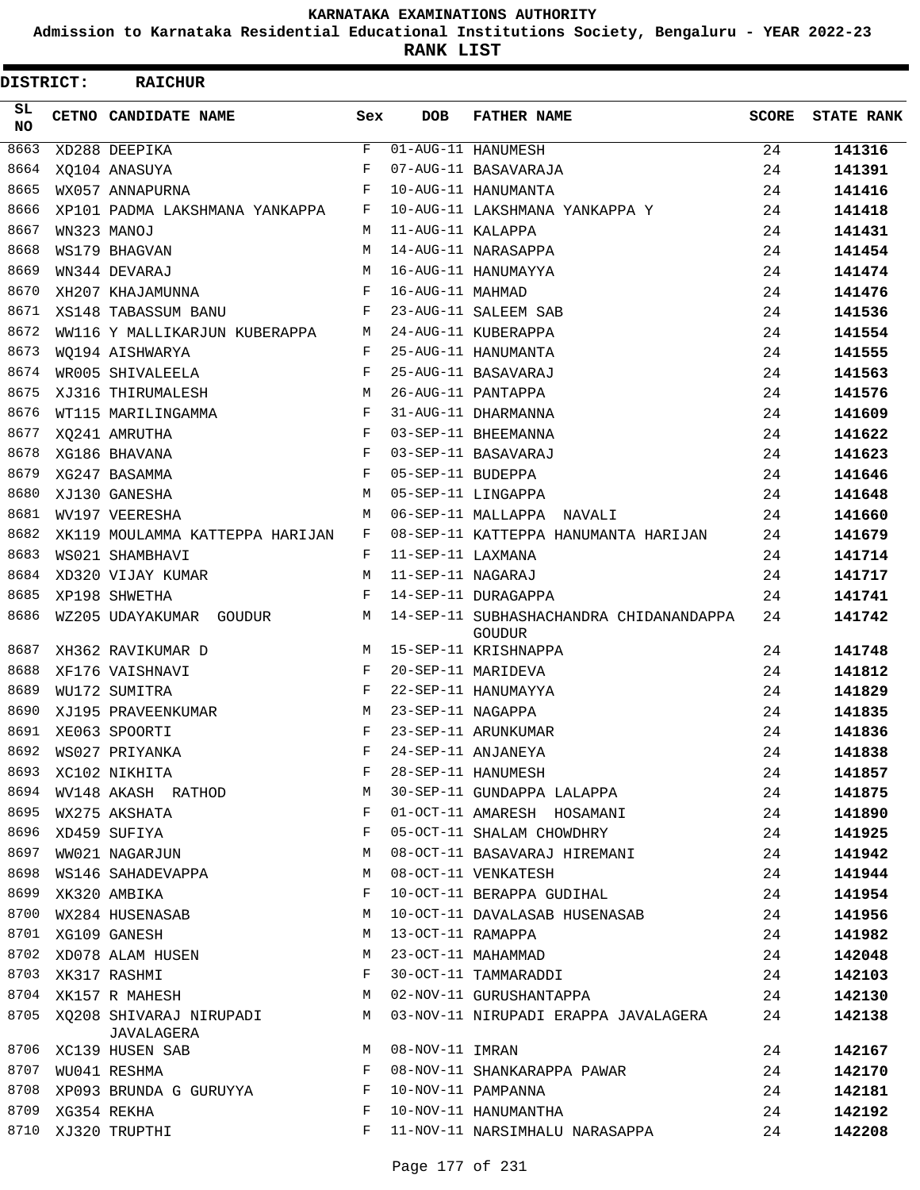# KARNATAKA EXAMINATIONS AUTHORITY

**Admission to Karnataka Residential Educational Institutions Society, Bengaluru - YEAR 2022-23**

**RANK LIST**

**DISTRICT: RAICHUR**

| SL NO | CETNO | CANDIDATE NAME | Sex | DOB | FATHER NAME | SCORE | STATE RANK |
|---|---|---|---|---|---|---|---|
| 8663 | XD288 | DEEPIKA | F | 01-AUG-11 | HANUMESH | 24 | 141316 |
| 8664 | XQ104 | ANASUYA | F | 07-AUG-11 | BASAVARAJA | 24 | 141391 |
| 8665 | WX057 | ANNAPURNA | F | 10-AUG-11 | HANUMANTA | 24 | 141416 |
| 8666 | XP101 | PADMA LAKSHMANA YANKAPPA | F | 10-AUG-11 | LAKSHMANA YANKAPPA Y | 24 | 141418 |
| 8667 | WN323 | MANOJ | M | 11-AUG-11 | KALAPPA | 24 | 141431 |
| 8668 | WS179 | BHAGVAN | M | 14-AUG-11 | NARASAPPA | 24 | 141454 |
| 8669 | WN344 | DEVARAJ | M | 16-AUG-11 | HANUMAYYA | 24 | 141474 |
| 8670 | XH207 | KHAJAMUNNA | F | 16-AUG-11 | MAHMAD | 24 | 141476 |
| 8671 | XS148 | TABASSUM BANU | F | 23-AUG-11 | SALEEM SAB | 24 | 141536 |
| 8672 | WW116 | Y MALLIKARJUN KUBERAPPA | M | 24-AUG-11 | KUBERAPPA | 24 | 141554 |
| 8673 | WQ194 | AISHWARYA | F | 25-AUG-11 | HANUMANTA | 24 | 141555 |
| 8674 | WR005 | SHIVALEELA | F | 25-AUG-11 | BASAVARAJ | 24 | 141563 |
| 8675 | XJ316 | THIRUMALESH | M | 26-AUG-11 | PANTAPPA | 24 | 141576 |
| 8676 | WT115 | MARILINGAMMA | F | 31-AUG-11 | DHARMANNA | 24 | 141609 |
| 8677 | XQ241 | AMRUTHA | F | 03-SEP-11 | BHEEMANNA | 24 | 141622 |
| 8678 | XG186 | BHAVANA | F | 03-SEP-11 | BASAVARAJ | 24 | 141623 |
| 8679 | XG247 | BASAMMA | F | 05-SEP-11 | BUDEPPA | 24 | 141646 |
| 8680 | XJ130 | GANESHA | M | 05-SEP-11 | LINGAPPA | 24 | 141648 |
| 8681 | WV197 | VEERESHA | M | 06-SEP-11 | MALLAPPA NAVALI | 24 | 141660 |
| 8682 | XK119 | MOULAMMA KATTEPPA HARIJAN | F | 08-SEP-11 | KATTEPPA HANUMANTA HARIJAN | 24 | 141679 |
| 8683 | WS021 | SHAMBHAVI | F | 11-SEP-11 | LAXMANA | 24 | 141714 |
| 8684 | XD320 | VIJAY KUMAR | M | 11-SEP-11 | NAGARAJ | 24 | 141717 |
| 8685 | XP198 | SHWETHA | F | 14-SEP-11 | DURAGAPPA | 24 | 141741 |
| 8686 | WZ205 | UDAYAKUMAR GOUDUR | M | 14-SEP-11 | SUBHASHACHANDRA CHIDANANDAPPA GOUDUR | 24 | 141742 |
| 8687 | XH362 | RAVIKUMAR D | M | 15-SEP-11 | KRISHNAPPA | 24 | 141748 |
| 8688 | XF176 | VAISHNAVI | F | 20-SEP-11 | MARIDEVA | 24 | 141812 |
| 8689 | WU172 | SUMITRA | F | 22-SEP-11 | HANUMAYYA | 24 | 141829 |
| 8690 | XJ195 | PRAVEENKUMAR | M | 23-SEP-11 | NAGAPPA | 24 | 141835 |
| 8691 | XE063 | SPOORTI | F | 23-SEP-11 | ARUNKUMAR | 24 | 141836 |
| 8692 | WS027 | PRIYANKA | F | 24-SEP-11 | ANJANEYA | 24 | 141838 |
| 8693 | XC102 | NIKHITA | F | 28-SEP-11 | HANUMESH | 24 | 141857 |
| 8694 | WV148 | AKASH RATHOD | M | 30-SEP-11 | GUNDAPPA LALAPPA | 24 | 141875 |
| 8695 | WX275 | AKSHATA | F | 01-OCT-11 | AMARESH HOSAMANI | 24 | 141890 |
| 8696 | XD459 | SUFIYA | F | 05-OCT-11 | SHALAM CHOWDHRY | 24 | 141925 |
| 8697 | WW021 | NAGARJUN | M | 08-OCT-11 | BASAVARAJ HIREMANI | 24 | 141942 |
| 8698 | WS146 | SAHADEVAPPA | M | 08-OCT-11 | VENKATESH | 24 | 141944 |
| 8699 | XK320 | AMBIKA | F | 10-OCT-11 | BERAPPA GUDIHAL | 24 | 141954 |
| 8700 | WX284 | HUSENASAB | M | 10-OCT-11 | DAVALASAB HUSENASAB | 24 | 141956 |
| 8701 | XG109 | GANESH | M | 13-OCT-11 | RAMAPPA | 24 | 141982 |
| 8702 | XD078 | ALAM HUSEN | M | 23-OCT-11 | MAHAMMAD | 24 | 142048 |
| 8703 | XK317 | RASHMI | F | 30-OCT-11 | TAMMARADDI | 24 | 142103 |
| 8704 | XK157 | R MAHESH | M | 02-NOV-11 | GURUSHANTAPPA | 24 | 142130 |
| 8705 | XQ208 | SHIVARAJ NIRUPADI JAVALAGERA | M | 03-NOV-11 | NIRUPADI ERAPPA JAVALAGERA | 24 | 142138 |
| 8706 | XC139 | HUSEN SAB | M | 08-NOV-11 | IMRAN | 24 | 142167 |
| 8707 | WU041 | RESHMA | F | 08-NOV-11 | SHANKARAPPA PAWAR | 24 | 142170 |
| 8708 | XP093 | BRUNDA G GURUYYA | F | 10-NOV-11 | PAMPANNA | 24 | 142181 |
| 8709 | XG354 | REKHA | F | 10-NOV-11 | HANUMANTHA | 24 | 142192 |
| 8710 | XJ320 | TRUPTHI | F | 11-NOV-11 | NARSIMHALU NARASAPPA | 24 | 142208 |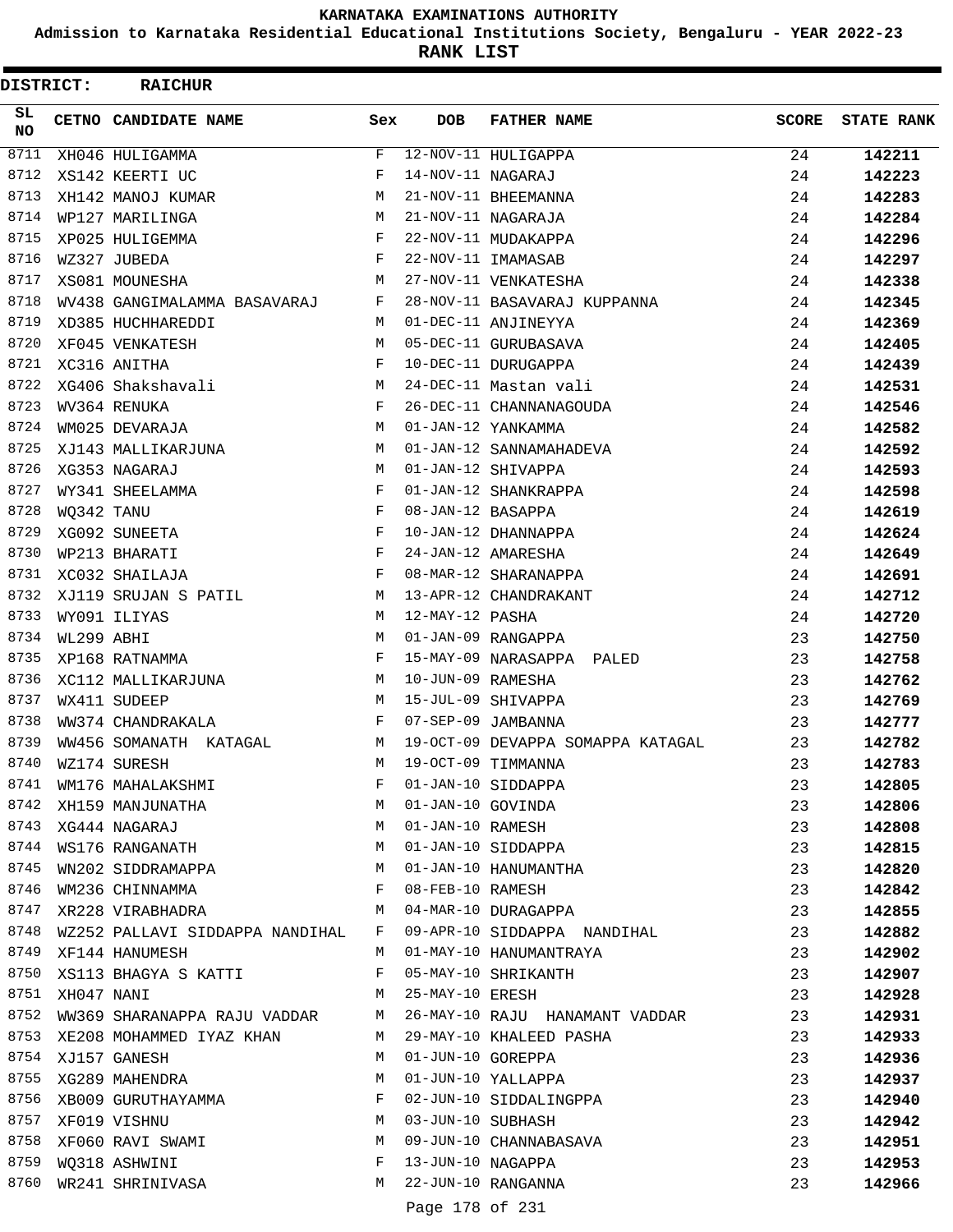# KARNATAKA EXAMINATIONS AUTHORITY

**Admission to Karnataka Residential Educational Institutions Society, Bengaluru - YEAR 2022-23**

**RANK LIST**

**DISTRICT: RAICHUR**

| SL NO | CETNO | CANDIDATE NAME | Sex | DOB | FATHER NAME | SCORE | STATE RANK |
|---|---|---|---|---|---|---|---|
| 8711 | XH046 | HULIGAMMA | F | 12-NOV-11 | HULIGAPPA | 24 | **142211** |
| 8712 | XS142 | KEERTI UC | F | 14-NOV-11 | NAGARAJ | 24 | **142223** |
| 8713 | XH142 | MANOJ KUMAR | M | 21-NOV-11 | BHEEMANNA | 24 | **142283** |
| 8714 | WP127 | MARILINGA | M | 21-NOV-11 | NAGARAJA | 24 | **142284** |
| 8715 | XP025 | HULIGEMMA | F | 22-NOV-11 | MUDAKAPPA | 24 | **142296** |
| 8716 | WZ327 | JUBEDA | F | 22-NOV-11 | IMAMASAB | 24 | **142297** |
| 8717 | XS081 | MOUNESHA | M | 27-NOV-11 | VENKATESHA | 24 | **142338** |
| 8718 | WV438 | GANGIMALAMMA BASAVARAJ | F | 28-NOV-11 | BASAVARAJ KUPPANNA | 24 | **142345** |
| 8719 | XD385 | HUCHHAREDDI | M | 01-DEC-11 | ANJINEYYA | 24 | **142369** |
| 8720 | XF045 | VENKATESH | M | 05-DEC-11 | GURUBASAVA | 24 | **142405** |
| 8721 | XC316 | ANITHA | F | 10-DEC-11 | DURUGAPPA | 24 | **142439** |
| 8722 | XG406 | Shakshavali | M | 24-DEC-11 | Mastan vali | 24 | **142531** |
| 8723 | WV364 | RENUKA | F | 26-DEC-11 | CHANNANAGOUDA | 24 | **142546** |
| 8724 | WM025 | DEVARAJA | M | 01-JAN-12 | YANKAMMA | 24 | **142582** |
| 8725 | XJ143 | MALLIKARJUNA | M | 01-JAN-12 | SANNAMAHADEVA | 24 | **142592** |
| 8726 | XG353 | NAGARAJ | M | 01-JAN-12 | SHIVAPPA | 24 | **142593** |
| 8727 | WY341 | SHEELAMMA | F | 01-JAN-12 | SHANKRAPPA | 24 | **142598** |
| 8728 | WQ342 | TANU | F | 08-JAN-12 | BASAPPA | 24 | **142619** |
| 8729 | XG092 | SUNEETA | F | 10-JAN-12 | DHANNAPPA | 24 | **142624** |
| 8730 | WP213 | BHARATI | F | 24-JAN-12 | AMARESHA | 24 | **142649** |
| 8731 | XC032 | SHAILAJA | F | 08-MAR-12 | SHARANAPPA | 24 | **142691** |
| 8732 | XJ119 | SRUJAN S PATIL | M | 13-APR-12 | CHANDRAKANT | 24 | **142712** |
| 8733 | WY091 | ILIYAS | M | 12-MAY-12 | PASHA | 24 | **142720** |
| 8734 | WL299 | ABHI | M | 01-JAN-09 | RANGAPPA | 23 | **142750** |
| 8735 | XP168 | RATNAMMA | F | 15-MAY-09 | NARASAPPA PALED | 23 | **142758** |
| 8736 | XC112 | MALLIKARJUNA | M | 10-JUN-09 | RAMESHA | 23 | **142762** |
| 8737 | WX411 | SUDEEP | M | 15-JUL-09 | SHIVAPPA | 23 | **142769** |
| 8738 | WW374 | CHANDRAKALA | F | 07-SEP-09 | JAMBANNA | 23 | **142777** |
| 8739 | WW456 | SOMANATH KATAGAL | M | 19-OCT-09 | DEVAPPA SOMAPPA KATAGAL | 23 | **142782** |
| 8740 | WZ174 | SURESH | M | 19-OCT-09 | TIMMANNA | 23 | **142783** |
| 8741 | WM176 | MAHALAKSHMI | F | 01-JAN-10 | SIDDAPPA | 23 | **142805** |
| 8742 | XH159 | MANJUNATHA | M | 01-JAN-10 | GOVINDA | 23 | **142806** |
| 8743 | XG444 | NAGARAJ | M | 01-JAN-10 | RAMESH | 23 | **142808** |
| 8744 | WS176 | RANGANATH | M | 01-JAN-10 | SIDDAPPA | 23 | **142815** |
| 8745 | WN202 | SIDDRAMAPPA | M | 01-JAN-10 | HANUMANTHA | 23 | **142820** |
| 8746 | WM236 | CHINNAMMA | F | 08-FEB-10 | RAMESH | 23 | **142842** |
| 8747 | XR228 | VIRABHADRA | M | 04-MAR-10 | DURAGAPPA | 23 | **142855** |
| 8748 | WZ252 | PALLAVI SIDDAPPA NANDIHAL | F | 09-APR-10 | SIDDAPPA NANDIHAL | 23 | **142882** |
| 8749 | XF144 | HANUMESH | M | 01-MAY-10 | HANUMANTRAYA | 23 | **142902** |
| 8750 | XS113 | BHAGYA S KATTI | F | 05-MAY-10 | SHRIKANTH | 23 | **142907** |
| 8751 | XH047 | NANI | M | 25-MAY-10 | ERESH | 23 | **142928** |
| 8752 | WW369 | SHARANAPPA RAJU VADDAR | M | 26-MAY-10 | RAJU HANAMANT VADDAR | 23 | **142931** |
| 8753 | XE208 | MOHAMMED IYAZ KHAN | M | 29-MAY-10 | KHALEED PASHA | 23 | **142933** |
| 8754 | XJ157 | GANESH | M | 01-JUN-10 | GOREPPA | 23 | **142936** |
| 8755 | XG289 | MAHENDRA | M | 01-JUN-10 | YALLAPPA | 23 | **142937** |
| 8756 | XB009 | GURUTHAYAMMA | F | 02-JUN-10 | SIDDALINGPPA | 23 | **142940** |
| 8757 | XF019 | VISHNU | M | 03-JUN-10 | SUBHASH | 23 | **142942** |
| 8758 | XF060 | RAVI SWAMI | M | 09-JUN-10 | CHANNABASAVA | 23 | **142951** |
| 8759 | WQ318 | ASHWINI | F | 13-JUN-10 | NAGAPPA | 23 | **142953** |
| 8760 | WR241 | SHRINIVASA | M | 22-JUN-10 | RANGANNA | 23 | **142966** |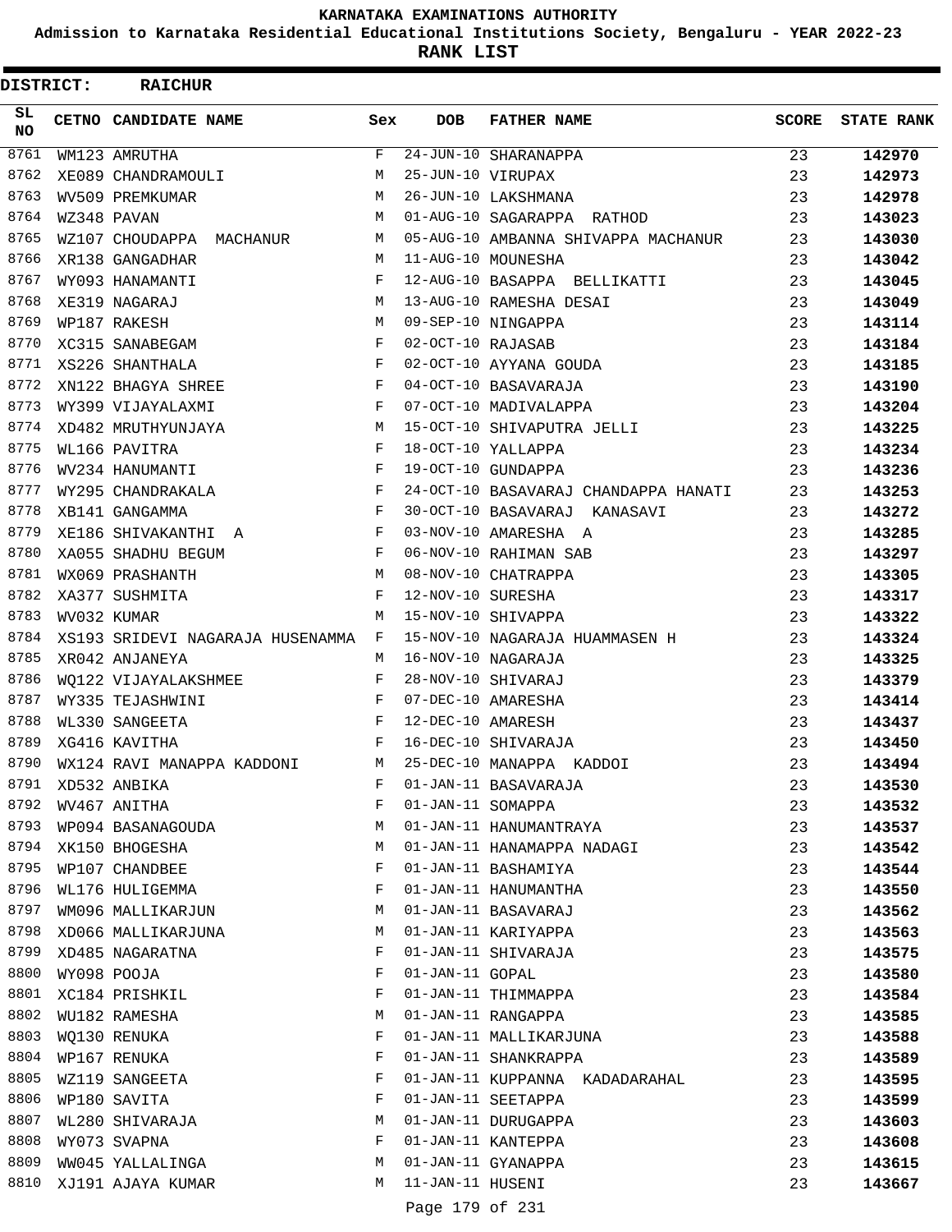**KARNATAKA EXAMINATIONS AUTHORITY**

**Admission to Karnataka Residential Educational Institutions Society, Bengaluru - YEAR 2022-23**

**RANK LIST**

**DISTRICT: RAICHUR**

| SL NO | CETNO | CANDIDATE NAME | Sex | DOB | FATHER NAME | SCORE | STATE RANK |
|---|---|---|---|---|---|---|---|
| 8761 | WM123 | AMRUTHA | F | 24-JUN-10 | SHARANAPPA | 23 | **142970** |
| 8762 | XE089 | CHANDRAMOULI | M | 25-JUN-10 | VIRUPAX | 23 | **142973** |
| 8763 | WV509 | PREMKUMAR | M | 26-JUN-10 | LAKSHMANA | 23 | **142978** |
| 8764 | WZ348 | PAVAN | M | 01-AUG-10 | SAGARAPPA RATHOD | 23 | **143023** |
| 8765 | WZ107 | CHOUDAPPA MACHANUR | M | 05-AUG-10 | AMBANNA SHIVAPPA MACHANUR | 23 | **143030** |
| 8766 | XR138 | GANGADHAR | M | 11-AUG-10 | MOUNESHA | 23 | **143042** |
| 8767 | WY093 | HANAMANTI | F | 12-AUG-10 | BASAPPA BELLIKATTI | 23 | **143045** |
| 8768 | XE319 | NAGARAJ | M | 13-AUG-10 | RAMESHA DESAI | 23 | **143049** |
| 8769 | WP187 | RAKESH | M | 09-SEP-10 | NINGAPPA | 23 | **143114** |
| 8770 | XC315 | SANABEGAM | F | 02-OCT-10 | RAJASAB | 23 | **143184** |
| 8771 | XS226 | SHANTHALA | F | 02-OCT-10 | AYYANA GOUDA | 23 | **143185** |
| 8772 | XN122 | BHAGYA SHREE | F | 04-OCT-10 | BASAVARAJA | 23 | **143190** |
| 8773 | WY399 | VIJAYALAXMI | F | 07-OCT-10 | MADIVALAPPA | 23 | **143204** |
| 8774 | XD482 | MRUTHYUNJAYA | M | 15-OCT-10 | SHIVAPUTRA JELLI | 23 | **143225** |
| 8775 | WL166 | PAVITRA | F | 18-OCT-10 | YALLAPPA | 23 | **143234** |
| 8776 | WV234 | HANUMANTI | F | 19-OCT-10 | GUNDAPPA | 23 | **143236** |
| 8777 | WY295 | CHANDRAKALA | F | 24-OCT-10 | BASAVARAJ CHANDAPPA HANATI | 23 | **143253** |
| 8778 | XB141 | GANGAMMA | F | 30-OCT-10 | BASAVARAJ KANASAVI | 23 | **143272** |
| 8779 | XE186 | SHIVAKANTHI A | F | 03-NOV-10 | AMARESHA A | 23 | **143285** |
| 8780 | XA055 | SHADHU BEGUM | F | 06-NOV-10 | RAHIMAN SAB | 23 | **143297** |
| 8781 | WX069 | PRASHANTH | M | 08-NOV-10 | CHATRAPPA | 23 | **143305** |
| 8782 | XA377 | SUSHMITA | F | 12-NOV-10 | SURESHA | 23 | **143317** |
| 8783 | WV032 | KUMAR | M | 15-NOV-10 | SHIVAPPA | 23 | **143322** |
| 8784 | XS193 | SRIDEVI NAGARAJA HUSENAMMA | F | 15-NOV-10 | NAGARAJA HUAMMASEN H | 23 | **143324** |
| 8785 | XR042 | ANJANEYA | M | 16-NOV-10 | NAGARAJA | 23 | **143325** |
| 8786 | WQ122 | VIJAYALAKSHMEE | F | 28-NOV-10 | SHIVARAJ | 23 | **143379** |
| 8787 | WY335 | TEJASHWINI | F | 07-DEC-10 | AMARESHA | 23 | **143414** |
| 8788 | WL330 | SANGEETA | F | 12-DEC-10 | AMARESH | 23 | **143437** |
| 8789 | XG416 | KAVITHA | F | 16-DEC-10 | SHIVARAJA | 23 | **143450** |
| 8790 | WX124 | RAVI MANAPPA KADDONI | M | 25-DEC-10 | MANAPPA KADDOI | 23 | **143494** |
| 8791 | XD532 | ANBIKA | F | 01-JAN-11 | BASAVARAJA | 23 | **143530** |
| 8792 | WV467 | ANITHA | F | 01-JAN-11 | SOMAPPA | 23 | **143532** |
| 8793 | WP094 | BASANAGOUDA | M | 01-JAN-11 | HANUMANTRAYA | 23 | **143537** |
| 8794 | XK150 | BHOGESHA | M | 01-JAN-11 | HANAMAPPA NADAGI | 23 | **143542** |
| 8795 | WP107 | CHANDBEE | F | 01-JAN-11 | BASHAMIYA | 23 | **143544** |
| 8796 | WL176 | HULIGEMMA | F | 01-JAN-11 | HANUMANTHA | 23 | **143550** |
| 8797 | WM096 | MALLIKARJUN | M | 01-JAN-11 | BASAVARAJ | 23 | **143562** |
| 8798 | XD066 | MALLIKARJUNA | M | 01-JAN-11 | KARIYAPPA | 23 | **143563** |
| 8799 | XD485 | NAGARATNA | F | 01-JAN-11 | SHIVARAJA | 23 | **143575** |
| 8800 | WY098 | POOJA | F | 01-JAN-11 | GOPAL | 23 | **143580** |
| 8801 | XC184 | PRISHKIL | F | 01-JAN-11 | THIMMAPPA | 23 | **143584** |
| 8802 | WU182 | RAMESHA | M | 01-JAN-11 | RANGAPPA | 23 | **143585** |
| 8803 | WQ130 | RENUKA | F | 01-JAN-11 | MALLIKARJUNA | 23 | **143588** |
| 8804 | WP167 | RENUKA | F | 01-JAN-11 | SHANKRAPPA | 23 | **143589** |
| 8805 | WZ119 | SANGEETA | F | 01-JAN-11 | KUPPANNA KADADARAHAL | 23 | **143595** |
| 8806 | WP180 | SAVITA | F | 01-JAN-11 | SEETAPPA | 23 | **143599** |
| 8807 | WL280 | SHIVARAJA | M | 01-JAN-11 | DURUGAPPA | 23 | **143603** |
| 8808 | WY073 | SVAPNA | F | 01-JAN-11 | KANTEPPA | 23 | **143608** |
| 8809 | WW045 | YALLALINGA | M | 01-JAN-11 | GYANAPPA | 23 | **143615** |
| 8810 | XJ191 | AJAYA KUMAR | M | 11-JAN-11 | HUSENI | 23 | **143667** |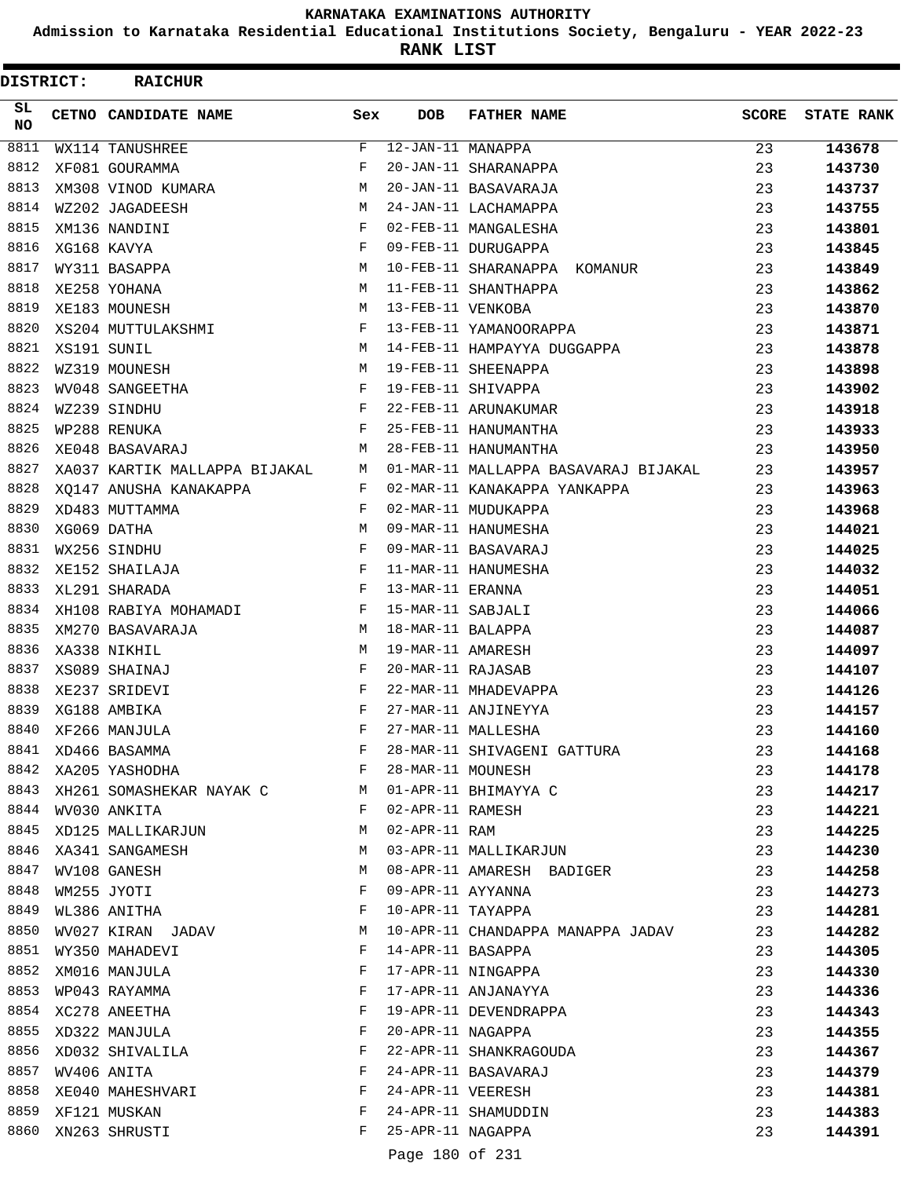# KARNATAKA EXAMINATIONS AUTHORITY

**Admission to Karnataka Residential Educational Institutions Society, Bengaluru - YEAR 2022-23**

**RANK LIST**

**DISTRICT: RAICHUR**

| SL NO | CETNO | CANDIDATE NAME | Sex | DOB | FATHER NAME | SCORE | STATE RANK |
|---|---|---|---|---|---|---|---|
| 8811 | WX114 | TANUSHREE | F | 12-JAN-11 | MANAPPA | 23 | 143678 |
| 8812 | XF081 | GOURAMMA | F | 20-JAN-11 | SHARANAPPA | 23 | 143730 |
| 8813 | XM308 | VINOD KUMARA | M | 20-JAN-11 | BASAVARAJA | 23 | 143737 |
| 8814 | WZ202 | JAGADEESH | M | 24-JAN-11 | LACHAMAPPA | 23 | 143755 |
| 8815 | XM136 | NANDINI | F | 02-FEB-11 | MANGALESHA | 23 | 143801 |
| 8816 | XG168 | KAVYA | F | 09-FEB-11 | DURUGAPPA | 23 | 143845 |
| 8817 | WY311 | BASAPPA | M | 10-FEB-11 | SHARANAPPA KOMANUR | 23 | 143849 |
| 8818 | XE258 | YOHANA | M | 11-FEB-11 | SHANTHAPPA | 23 | 143862 |
| 8819 | XE183 | MOUNESH | M | 13-FEB-11 | VENKOBA | 23 | 143870 |
| 8820 | XS204 | MUTTULAKSHMI | F | 13-FEB-11 | YAMANOORAPPA | 23 | 143871 |
| 8821 | XS191 | SUNIL | M | 14-FEB-11 | HAMPAYYA DUGGAPPA | 23 | 143878 |
| 8822 | WZ319 | MOUNESH | M | 19-FEB-11 | SHEENAPPA | 23 | 143898 |
| 8823 | WV048 | SANGEETHA | F | 19-FEB-11 | SHIVAPPA | 23 | 143902 |
| 8824 | WZ239 | SINDHU | F | 22-FEB-11 | ARUNAKUMAR | 23 | 143918 |
| 8825 | WP288 | RENUKA | F | 25-FEB-11 | HANUMANTHA | 23 | 143933 |
| 8826 | XE048 | BASAVARAJ | M | 28-FEB-11 | HANUMANTHA | 23 | 143950 |
| 8827 | XA037 | KARTIK MALLAPPA BIJAKAL | M | 01-MAR-11 | MALLAPPA BASAVARAJ BIJAKAL | 23 | 143957 |
| 8828 | XQ147 | ANUSHA KANAKAPPA | F | 02-MAR-11 | KANAKAPPA YANKAPPA | 23 | 143963 |
| 8829 | XD483 | MUTTAMMA | F | 02-MAR-11 | MUDUKAPPA | 23 | 143968 |
| 8830 | XG069 | DATHA | M | 09-MAR-11 | HANUMESHA | 23 | 144021 |
| 8831 | WX256 | SINDHU | F | 09-MAR-11 | BASAVARAJ | 23 | 144025 |
| 8832 | XE152 | SHAILAJA | F | 11-MAR-11 | HANUMESHA | 23 | 144032 |
| 8833 | XL291 | SHARADA | F | 13-MAR-11 | ERANNA | 23 | 144051 |
| 8834 | XH108 | RABIYA MOHAMADI | F | 15-MAR-11 | SABJALI | 23 | 144066 |
| 8835 | XM270 | BASAVARAJA | M | 18-MAR-11 | BALAPPA | 23 | 144087 |
| 8836 | XA338 | NIKHIL | M | 19-MAR-11 | AMARESH | 23 | 144097 |
| 8837 | XS089 | SHAINAJ | F | 20-MAR-11 | RAJASAB | 23 | 144107 |
| 8838 | XE237 | SRIDEVI | F | 22-MAR-11 | MHADEVAPPA | 23 | 144126 |
| 8839 | XG188 | AMBIKA | F | 27-MAR-11 | ANJINEYYA | 23 | 144157 |
| 8840 | XF266 | MANJULA | F | 27-MAR-11 | MALLESHA | 23 | 144160 |
| 8841 | XD466 | BASAMMA | F | 28-MAR-11 | SHIVAGENI GATTURA | 23 | 144168 |
| 8842 | XA205 | YASHODHA | F | 28-MAR-11 | MOUNESH | 23 | 144178 |
| 8843 | XH261 | SOMASHEKAR NAYAK C | M | 01-APR-11 | BHIMAYYA C | 23 | 144217 |
| 8844 | WV030 | ANKITA | F | 02-APR-11 | RAMESH | 23 | 144221 |
| 8845 | XD125 | MALLIKARJUN | M | 02-APR-11 | RAM | 23 | 144225 |
| 8846 | XA341 | SANGAMESH | M | 03-APR-11 | MALLIKARJUN | 23 | 144230 |
| 8847 | WV108 | GANESH | M | 08-APR-11 | AMARESH BADIGER | 23 | 144258 |
| 8848 | WM255 | JYOTI | F | 09-APR-11 | AYYANNA | 23 | 144273 |
| 8849 | WL386 | ANITHA | F | 10-APR-11 | TAYAPPA | 23 | 144281 |
| 8850 | WV027 | KIRAN JADAV | M | 10-APR-11 | CHANDAPPA MANAPPA JADAV | 23 | 144282 |
| 8851 | WY350 | MAHADEVI | F | 14-APR-11 | BASAPPA | 23 | 144305 |
| 8852 | XM016 | MANJULA | F | 17-APR-11 | NINGAPPA | 23 | 144330 |
| 8853 | WP043 | RAYAMMA | F | 17-APR-11 | ANJANAYYA | 23 | 144336 |
| 8854 | XC278 | ANEETHA | F | 19-APR-11 | DEVENDRAPPA | 23 | 144343 |
| 8855 | XD322 | MANJULA | F | 20-APR-11 | NAGAPPA | 23 | 144355 |
| 8856 | XD032 | SHIVALILA | F | 22-APR-11 | SHANKRAGOUDA | 23 | 144367 |
| 8857 | WV406 | ANITA | F | 24-APR-11 | BASAVARAJ | 23 | 144379 |
| 8858 | XE040 | MAHESHVARI | F | 24-APR-11 | VEERESH | 23 | 144381 |
| 8859 | XF121 | MUSKAN | F | 24-APR-11 | SHAMUDDIN | 23 | 144383 |
| 8860 | XN263 | SHRUSTI | F | 25-APR-11 | NAGAPPA | 23 | 144391 |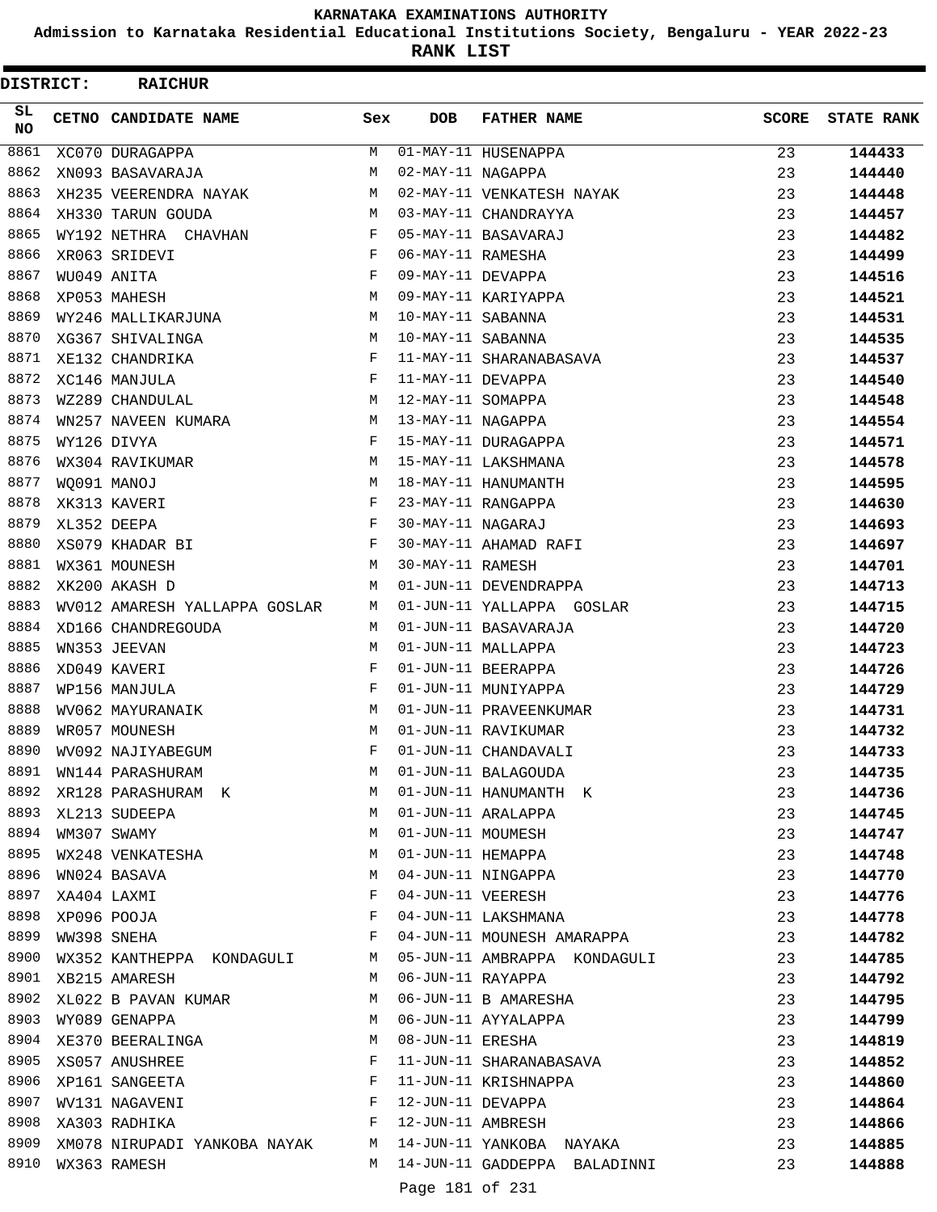# KARNATAKA EXAMINATIONS AUTHORITY

**Admission to Karnataka Residential Educational Institutions Society, Bengaluru - YEAR 2022-23**

**RANK LIST**

**DISTRICT: RAICHUR**

| SL NO | CETNO | CANDIDATE NAME | Sex | DOB | FATHER NAME | SCORE | STATE RANK |
|---|---|---|---|---|---|---|---|
| 8861 | XC070 | DURAGAPPA | M | 01-MAY-11 | HUSENAPPA | 23 | 144433 |
| 8862 | XN093 | BASAVARAJA | M | 02-MAY-11 | NAGAPPA | 23 | 144440 |
| 8863 | XH235 | VEERENDRA NAYAK | M | 02-MAY-11 | VENKATESH NAYAK | 23 | 144448 |
| 8864 | XH330 | TARUN GOUDA | M | 03-MAY-11 | CHANDRAYYA | 23 | 144457 |
| 8865 | WY192 | NETHRA CHAVHAN | F | 05-MAY-11 | BASAVARAJ | 23 | 144482 |
| 8866 | XR063 | SRIDEVI | F | 06-MAY-11 | RAMESHA | 23 | 144499 |
| 8867 | WU049 | ANITA | F | 09-MAY-11 | DEVAPPA | 23 | 144516 |
| 8868 | XP053 | MAHESH | M | 09-MAY-11 | KARIYAPPA | 23 | 144521 |
| 8869 | WY246 | MALLIKARJUNA | M | 10-MAY-11 | SABANNA | 23 | 144531 |
| 8870 | XG367 | SHIVALINGA | M | 10-MAY-11 | SABANNA | 23 | 144535 |
| 8871 | XE132 | CHANDRIKA | F | 11-MAY-11 | SHARANABASAVA | 23 | 144537 |
| 8872 | XC146 | MANJULA | F | 11-MAY-11 | DEVAPPA | 23 | 144540 |
| 8873 | WZ289 | CHANDULAL | M | 12-MAY-11 | SOMAPPA | 23 | 144548 |
| 8874 | WN257 | NAVEEN KUMARA | M | 13-MAY-11 | NAGAPPA | 23 | 144554 |
| 8875 | WY126 | DIVYA | F | 15-MAY-11 | DURAGAPPA | 23 | 144571 |
| 8876 | WX304 | RAVIKUMAR | M | 15-MAY-11 | LAKSHMANA | 23 | 144578 |
| 8877 | WQ091 | MANOJ | M | 18-MAY-11 | HANUMANTH | 23 | 144595 |
| 8878 | XK313 | KAVERI | F | 23-MAY-11 | RANGAPPA | 23 | 144630 |
| 8879 | XL352 | DEEPA | F | 30-MAY-11 | NAGARAJ | 23 | 144693 |
| 8880 | XS079 | KHADAR BI | F | 30-MAY-11 | AHAMAD RAFI | 23 | 144697 |
| 8881 | WX361 | MOUNESH | M | 30-MAY-11 | RAMESH | 23 | 144701 |
| 8882 | XK200 | AKASH D | M | 01-JUN-11 | DEVENDRAPPA | 23 | 144713 |
| 8883 | WV012 | AMARESH YALLAPPA GOSLAR | M | 01-JUN-11 | YALLAPPA GOSLAR | 23 | 144715 |
| 8884 | XD166 | CHANDREGOUDA | M | 01-JUN-11 | BASAVARAJA | 23 | 144720 |
| 8885 | WN353 | JEEVAN | M | 01-JUN-11 | MALLAPPA | 23 | 144723 |
| 8886 | XD049 | KAVERI | F | 01-JUN-11 | BEERAPPA | 23 | 144726 |
| 8887 | WP156 | MANJULA | F | 01-JUN-11 | MUNIYAPPA | 23 | 144729 |
| 8888 | WV062 | MAYURANAIK | M | 01-JUN-11 | PRAVEENKUMAR | 23 | 144731 |
| 8889 | WR057 | MOUNESH | M | 01-JUN-11 | RAVIKUMAR | 23 | 144732 |
| 8890 | WV092 | NAJIYABEGUM | F | 01-JUN-11 | CHANDAVALI | 23 | 144733 |
| 8891 | WN144 | PARASHURAM | M | 01-JUN-11 | BALAGOUDA | 23 | 144735 |
| 8892 | XR128 | PARASHURAM K | M | 01-JUN-11 | HANUMANTH K | 23 | 144736 |
| 8893 | XL213 | SUDEEPA | M | 01-JUN-11 | ARALAPPA | 23 | 144745 |
| 8894 | WM307 | SWAMY | M | 01-JUN-11 | MOUMESH | 23 | 144747 |
| 8895 | WX248 | VENKATESHA | M | 01-JUN-11 | HEMAPPA | 23 | 144748 |
| 8896 | WN024 | BASAVA | M | 04-JUN-11 | NINGAPPA | 23 | 144770 |
| 8897 | XA404 | LAXMI | F | 04-JUN-11 | VEERESH | 23 | 144776 |
| 8898 | XP096 | POOJA | F | 04-JUN-11 | LAKSHMANA | 23 | 144778 |
| 8899 | WW398 | SNEHA | F | 04-JUN-11 | MOUNESH AMARAPPA | 23 | 144782 |
| 8900 | WX352 | KANTHEPPA KONDAGULI | M | 05-JUN-11 | AMBRAPPA KONDAGULI | 23 | 144785 |
| 8901 | XB215 | AMARESH | M | 06-JUN-11 | RAYAPPA | 23 | 144792 |
| 8902 | XL022 | B PAVAN KUMAR | M | 06-JUN-11 | B AMARESHA | 23 | 144795 |
| 8903 | WY089 | GENAPPA | M | 06-JUN-11 | AYYALAPPA | 23 | 144799 |
| 8904 | XE370 | BEERALINGA | M | 08-JUN-11 | ERESHA | 23 | 144819 |
| 8905 | XS057 | ANUSHREE | F | 11-JUN-11 | SHARANABASAVA | 23 | 144852 |
| 8906 | XP161 | SANGEETA | F | 11-JUN-11 | KRISHNAPPA | 23 | 144860 |
| 8907 | WV131 | NAGAVENI | F | 12-JUN-11 | DEVAPPA | 23 | 144864 |
| 8908 | XA303 | RADHIKA | F | 12-JUN-11 | AMBRESH | 23 | 144866 |
| 8909 | XM078 | NIRUPADI YANKOBA NAYAK | M | 14-JUN-11 | YANKOBA NAYAKA | 23 | 144885 |
| 8910 | WX363 | RAMESH | M | 14-JUN-11 | GADDEPPA BALADINNI | 23 | 144888 |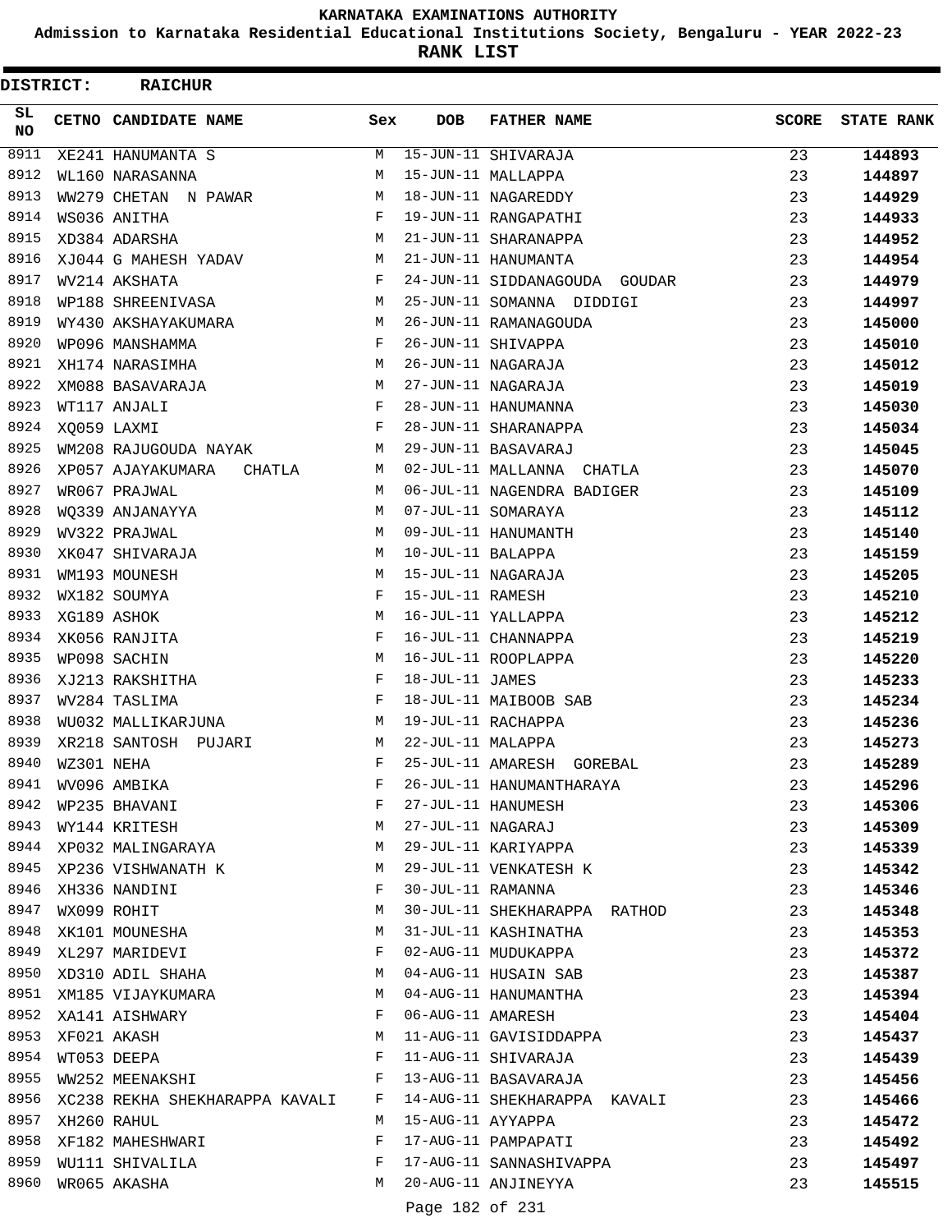# KARNATAKA EXAMINATIONS AUTHORITY

**Admission to Karnataka Residential Educational Institutions Society, Bengaluru - YEAR 2022-23**

**RANK LIST**

**DISTRICT: RAICHUR**

| SL NO | CETNO | CANDIDATE NAME | Sex | DOB | FATHER NAME | SCORE | STATE RANK |
|---|---|---|---|---|---|---|---|
| 8911 | XE241 | HANUMANTA S | M | 15-JUN-11 | SHIVARAJA | 23 | 144893 |
| 8912 | WL160 | NARASANNA | M | 15-JUN-11 | MALLAPPA | 23 | 144897 |
| 8913 | WW279 | CHETAN N PAWAR | M | 18-JUN-11 | NAGAREDDY | 23 | 144929 |
| 8914 | WS036 | ANITHA | F | 19-JUN-11 | RANGAPATHI | 23 | 144933 |
| 8915 | XD384 | ADARSHA | M | 21-JUN-11 | SHARANAPPA | 23 | 144952 |
| 8916 | XJ044 | G MAHESH YADAV | M | 21-JUN-11 | HANUMANTA | 23 | 144954 |
| 8917 | WV214 | AKSHATA | F | 24-JUN-11 | SIDDANAGOUDA GOUDAR | 23 | 144979 |
| 8918 | WP188 | SHREENIVASA | M | 25-JUN-11 | SOMANNA DIDDIGI | 23 | 144997 |
| 8919 | WY430 | AKSHAYAKUMARA | M | 26-JUN-11 | RAMANAGOUDA | 23 | 145000 |
| 8920 | WP096 | MANSHAMMA | F | 26-JUN-11 | SHIVAPPA | 23 | 145010 |
| 8921 | XH174 | NARASIMHA | M | 26-JUN-11 | NAGARAJA | 23 | 145012 |
| 8922 | XM088 | BASAVARAJA | M | 27-JUN-11 | NAGARAJA | 23 | 145019 |
| 8923 | WT117 | ANJALI | F | 28-JUN-11 | HANUMANNA | 23 | 145030 |
| 8924 | XQ059 | LAXMI | F | 28-JUN-11 | SHARANAPPA | 23 | 145034 |
| 8925 | WM208 | RAJUGOUDA NAYAK | M | 29-JUN-11 | BASAVARAJ | 23 | 145045 |
| 8926 | XP057 | AJAYAKUMARA CHATLA | M | 02-JUL-11 | MALLANNA CHATLA | 23 | 145070 |
| 8927 | WR067 | PRAJWAL | M | 06-JUL-11 | NAGENDRA BADIGER | 23 | 145109 |
| 8928 | WQ339 | ANJANAYYA | M | 07-JUL-11 | SOMARAYA | 23 | 145112 |
| 8929 | WV322 | PRAJWAL | M | 09-JUL-11 | HANUMANTH | 23 | 145140 |
| 8930 | XK047 | SHIVARAJA | M | 10-JUL-11 | BALAPPA | 23 | 145159 |
| 8931 | WM193 | MOUNESH | M | 15-JUL-11 | NAGARAJA | 23 | 145205 |
| 8932 | WX182 | SOUMYA | F | 15-JUL-11 | RAMESH | 23 | 145210 |
| 8933 | XG189 | ASHOK | M | 16-JUL-11 | YALLAPPA | 23 | 145212 |
| 8934 | XK056 | RANJITA | F | 16-JUL-11 | CHANNAPPA | 23 | 145219 |
| 8935 | WP098 | SACHIN | M | 16-JUL-11 | ROOPLAPPA | 23 | 145220 |
| 8936 | XJ213 | RAKSHITHA | F | 18-JUL-11 | JAMES | 23 | 145233 |
| 8937 | WV284 | TASLIMA | F | 18-JUL-11 | MAIBOOB SAB | 23 | 145234 |
| 8938 | WU032 | MALLIKARJUNA | M | 19-JUL-11 | RACHAPPA | 23 | 145236 |
| 8939 | XR218 | SANTOSH PUJARI | M | 22-JUL-11 | MALAPPA | 23 | 145273 |
| 8940 | WZ301 | NEHA | F | 25-JUL-11 | AMARESH GOREBAL | 23 | 145289 |
| 8941 | WV096 | AMBIKA | F | 26-JUL-11 | HANUMANTHARAYA | 23 | 145296 |
| 8942 | WP235 | BHAVANI | F | 27-JUL-11 | HANUMESH | 23 | 145306 |
| 8943 | WY144 | KRITESH | M | 27-JUL-11 | NAGARAJ | 23 | 145309 |
| 8944 | XP032 | MALINGARAYA | M | 29-JUL-11 | KARIYAPPA | 23 | 145339 |
| 8945 | XP236 | VISHWANATH K | M | 29-JUL-11 | VENKATESH K | 23 | 145342 |
| 8946 | XH336 | NANDINI | F | 30-JUL-11 | RAMANNA | 23 | 145346 |
| 8947 | WX099 | ROHIT | M | 30-JUL-11 | SHEKHARAPPA RATHOD | 23 | 145348 |
| 8948 | XK101 | MOUNESHA | M | 31-JUL-11 | KASHINATHA | 23 | 145353 |
| 8949 | XL297 | MARIDEVI | F | 02-AUG-11 | MUDUKAPPA | 23 | 145372 |
| 8950 | XD310 | ADIL SHAHA | M | 04-AUG-11 | HUSAIN SAB | 23 | 145387 |
| 8951 | XM185 | VIJAYKUMARA | M | 04-AUG-11 | HANUMANTHA | 23 | 145394 |
| 8952 | XA141 | AISHWARY | F | 06-AUG-11 | AMARESH | 23 | 145404 |
| 8953 | XF021 | AKASH | M | 11-AUG-11 | GAVISIDDAPPA | 23 | 145437 |
| 8954 | WT053 | DEEPA | F | 11-AUG-11 | SHIVARAJA | 23 | 145439 |
| 8955 | WW252 | MEENAKSHI | F | 13-AUG-11 | BASAVARAJA | 23 | 145456 |
| 8956 | XC238 | REKHA SHEKHARAPPA KAVALI | F | 14-AUG-11 | SHEKHARAPPA KAVALI | 23 | 145466 |
| 8957 | XH260 | RAHUL | M | 15-AUG-11 | AYYAPPA | 23 | 145472 |
| 8958 | XF182 | MAHESHWARI | F | 17-AUG-11 | PAMPAPATI | 23 | 145492 |
| 8959 | WU111 | SHIVALILA | F | 17-AUG-11 | SANNASHIVAPPA | 23 | 145497 |
| 8960 | WR065 | AKASHA | M | 20-AUG-11 | ANJINEYYA | 23 | 145515 |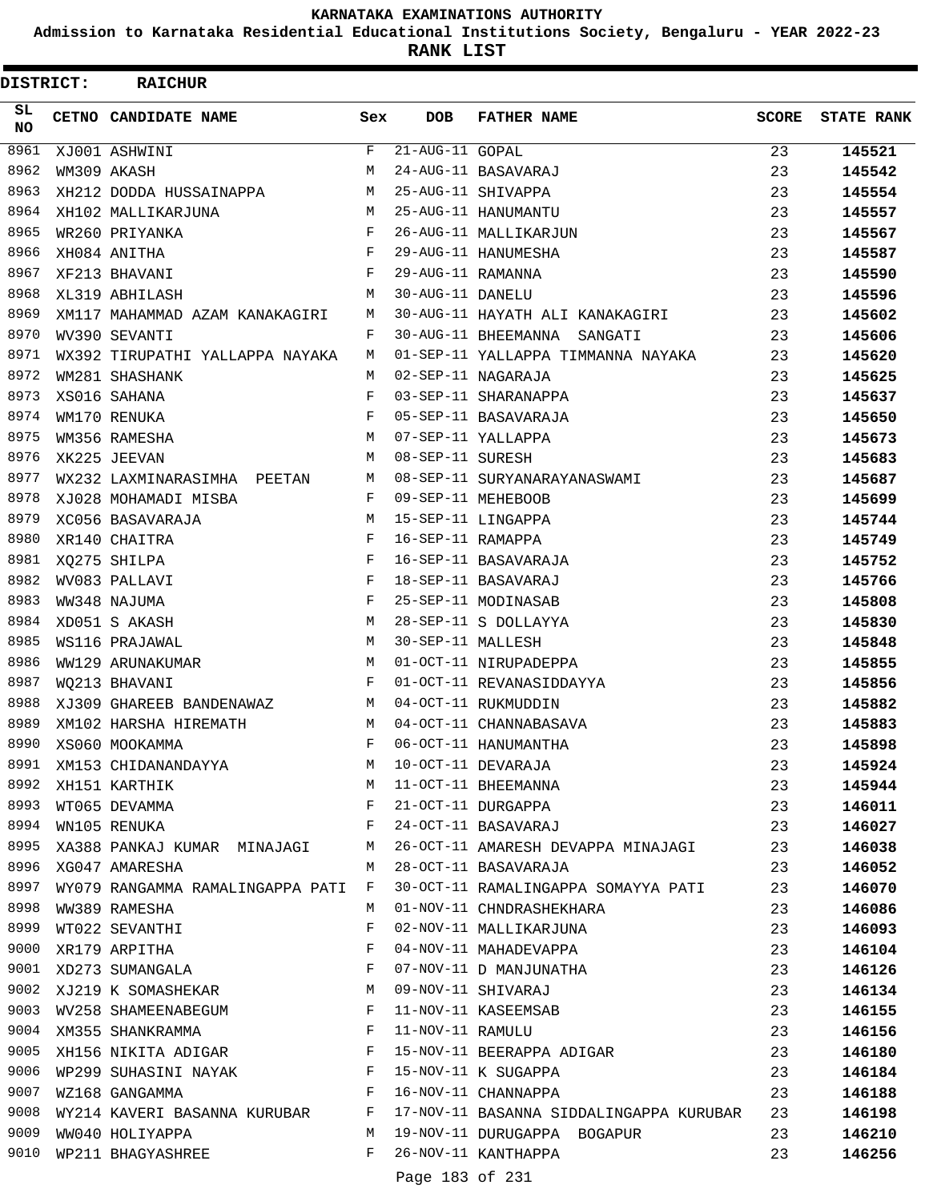# KARNATAKA EXAMINATIONS AUTHORITY

**Admission to Karnataka Residential Educational Institutions Society, Bengaluru - YEAR 2022-23**

**RANK LIST**

**DISTRICT: RAICHUR**

| SL NO | CETNO | CANDIDATE NAME | Sex | DOB | FATHER NAME | SCORE | STATE RANK |
|---|---|---|---|---|---|---|---|
| 8961 | XJ001 | ASHWINI | F | 21-AUG-11 | GOPAL | 23 | **145521** |
| 8962 | WM309 | AKASH | M | 24-AUG-11 | BASAVARAJ | 23 | **145542** |
| 8963 | XH212 | DODDA HUSSAINAPPA | M | 25-AUG-11 | SHIVAPPA | 23 | **145554** |
| 8964 | XH102 | MALLIKARJUNA | M | 25-AUG-11 | HANUMANTU | 23 | **145557** |
| 8965 | WR260 | PRIYANKA | F | 26-AUG-11 | MALLIKARJUN | 23 | **145567** |
| 8966 | XH084 | ANITHA | F | 29-AUG-11 | HANUMESHA | 23 | **145587** |
| 8967 | XF213 | BHAVANI | F | 29-AUG-11 | RAMANNA | 23 | **145590** |
| 8968 | XL319 | ABHILASH | M | 30-AUG-11 | DANELU | 23 | **145596** |
| 8969 | XM117 | MAHAMMAD AZAM KANAKAGIRI | M | 30-AUG-11 | HAYATH ALI KANAKAGIRI | 23 | **145602** |
| 8970 | WV390 | SEVANTI | F | 30-AUG-11 | BHEEMANNA SANGATI | 23 | **145606** |
| 8971 | WX392 | TIRUPATHI YALLAPPA NAYAKA | M | 01-SEP-11 | YALLAPPA TIMMANNA NAYAKA | 23 | **145620** |
| 8972 | WM281 | SHASHANK | M | 02-SEP-11 | NAGARAJA | 23 | **145625** |
| 8973 | XS016 | SAHANA | F | 03-SEP-11 | SHARANAPPA | 23 | **145637** |
| 8974 | WM170 | RENUKA | F | 05-SEP-11 | BASAVARAJA | 23 | **145650** |
| 8975 | WM356 | RAMESHA | M | 07-SEP-11 | YALLAPPA | 23 | **145673** |
| 8976 | XK225 | JEEVAN | M | 08-SEP-11 | SURESH | 23 | **145683** |
| 8977 | WX232 | LAXMINARASIMHA PEETAN | M | 08-SEP-11 | SURYANARAYANASWAMI | 23 | **145687** |
| 8978 | XJ028 | MOHAMADI MISBA | F | 09-SEP-11 | MEHEBOOB | 23 | **145699** |
| 8979 | XC056 | BASAVARAJA | M | 15-SEP-11 | LINGAPPA | 23 | **145744** |
| 8980 | XR140 | CHAITRA | F | 16-SEP-11 | RAMAPPA | 23 | **145749** |
| 8981 | XQ275 | SHILPA | F | 16-SEP-11 | BASAVARAJA | 23 | **145752** |
| 8982 | WV083 | PALLAVI | F | 18-SEP-11 | BASAVARAJ | 23 | **145766** |
| 8983 | WW348 | NAJUMA | F | 25-SEP-11 | MODINASAB | 23 | **145808** |
| 8984 | XD051 | S AKASH | M | 28-SEP-11 | S DOLLAYYA | 23 | **145830** |
| 8985 | WS116 | PRAJAWAL | M | 30-SEP-11 | MALLESH | 23 | **145848** |
| 8986 | WW129 | ARUNAKUMAR | M | 01-OCT-11 | NIRUPADEPPA | 23 | **145855** |
| 8987 | WQ213 | BHAVANI | F | 01-OCT-11 | REVANASIDDAYYA | 23 | **145856** |
| 8988 | XJ309 | GHAREEB BANDENAWAZ | M | 04-OCT-11 | RUKMUDDIN | 23 | **145882** |
| 8989 | XM102 | HARSHA HIREMATH | M | 04-OCT-11 | CHANNABASAVA | 23 | **145883** |
| 8990 | XS060 | MOOKAMMA | F | 06-OCT-11 | HANUMANTHA | 23 | **145898** |
| 8991 | XM153 | CHIDANANDAYYA | M | 10-OCT-11 | DEVARAJA | 23 | **145924** |
| 8992 | XH151 | KARTHIK | M | 11-OCT-11 | BHEEMANNA | 23 | **145944** |
| 8993 | WT065 | DEVAMMA | F | 21-OCT-11 | DURGAPPA | 23 | **146011** |
| 8994 | WN105 | RENUKA | F | 24-OCT-11 | BASAVARAJ | 23 | **146027** |
| 8995 | XA388 | PANKAJ KUMAR MINAJAGI | M | 26-OCT-11 | AMARESH DEVAPPA MINAJAGI | 23 | **146038** |
| 8996 | XG047 | AMARESHA | M | 28-OCT-11 | BASAVARAJA | 23 | **146052** |
| 8997 | WY079 | RANGAMMA RAMALINGAPPA PATI | F | 30-OCT-11 | RAMALINGAPPA SOMAYYA PATI | 23 | **146070** |
| 8998 | WW389 | RAMESHA | M | 01-NOV-11 | CHNDRASHEKHARA | 23 | **146086** |
| 8999 | WT022 | SEVANTHI | F | 02-NOV-11 | MALLIKARJUNA | 23 | **146093** |
| 9000 | XR179 | ARPITHA | F | 04-NOV-11 | MAHADEVAPPA | 23 | **146104** |
| 9001 | XD273 | SUMANGALA | F | 07-NOV-11 | D MANJUNATHA | 23 | **146126** |
| 9002 | XJ219 | K SOMASHEKAR | M | 09-NOV-11 | SHIVARAJ | 23 | **146134** |
| 9003 | WV258 | SHAMEENABEGUM | F | 11-NOV-11 | KASEEMSAB | 23 | **146155** |
| 9004 | XM355 | SHANKRAMMA | F | 11-NOV-11 | RAMULU | 23 | **146156** |
| 9005 | XH156 | NIKITA ADIGAR | F | 15-NOV-11 | BEERAPPA ADIGAR | 23 | **146180** |
| 9006 | WP299 | SUHASINI NAYAK | F | 15-NOV-11 | K SUGAPPA | 23 | **146184** |
| 9007 | WZ168 | GANGAMMA | F | 16-NOV-11 | CHANNAPPA | 23 | **146188** |
| 9008 | WY214 | KAVERI BASANNA KURUBAR | F | 17-NOV-11 | BASANNA SIDDALINGAPPA KURUBAR | 23 | **146198** |
| 9009 | WW040 | HOLIYAPPA | M | 19-NOV-11 | DURUGAPPA BOGAPUR | 23 | **146210** |
| 9010 | WP211 | BHAGYASHREE | F | 26-NOV-11 | KANTHAPPA | 23 | **146256** |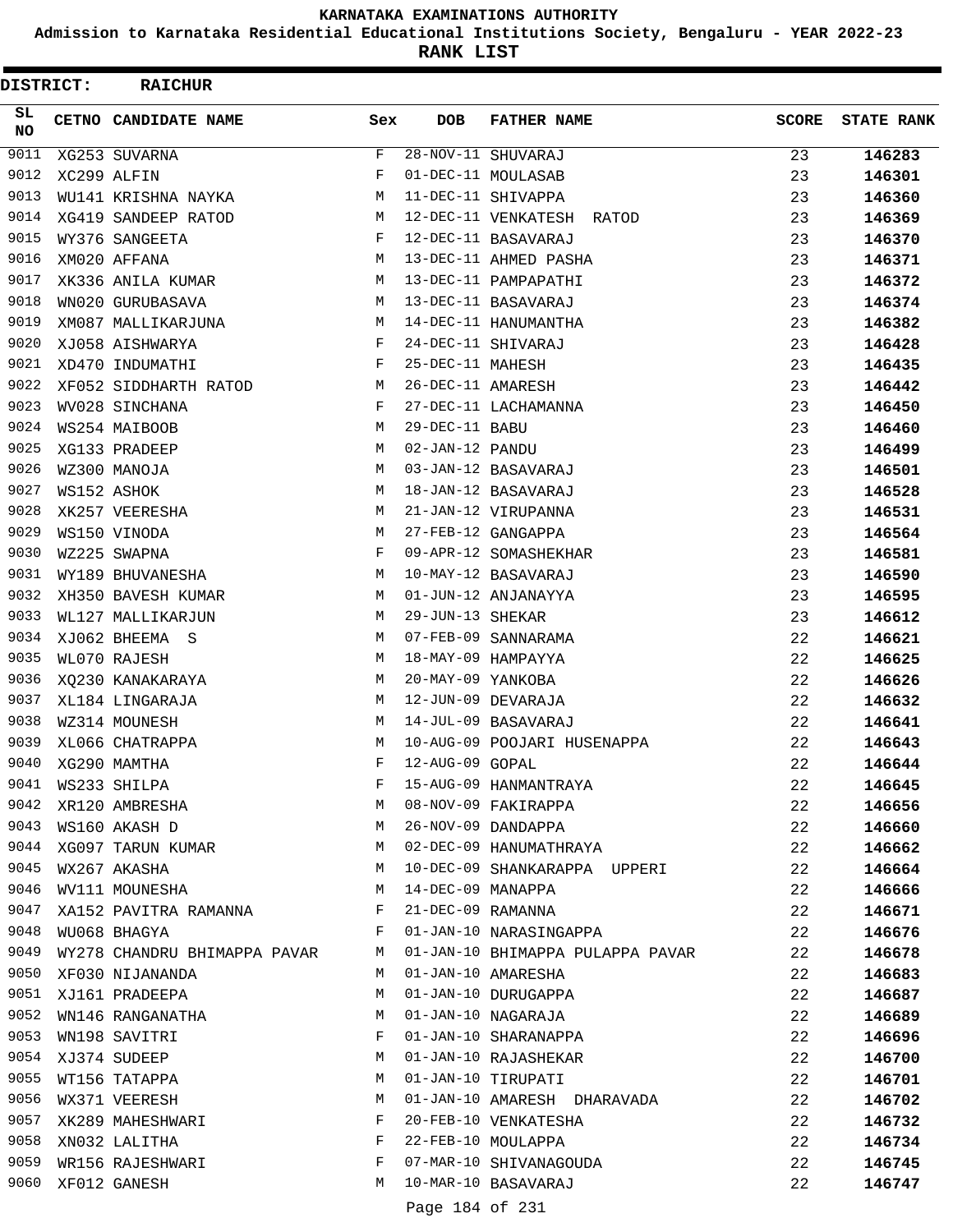# KARNATAKA EXAMINATIONS AUTHORITY

**Admission to Karnataka Residential Educational Institutions Society, Bengaluru - YEAR 2022-23**

**RANK LIST**

**DISTRICT: RAICHUR**

| SL NO | CETNO | CANDIDATE NAME | Sex | DOB | FATHER NAME | SCORE | STATE RANK |
|---|---|---|---|---|---|---|---|
| 9011 | XG253 | SUVARNA | F | 28-NOV-11 | SHUVARAJ | 23 | 146283 |
| 9012 | XC299 | ALFIN | F | 01-DEC-11 | MOULASAB | 23 | 146301 |
| 9013 | WU141 | KRISHNA NAYKA | M | 11-DEC-11 | SHIVAPPA | 23 | 146360 |
| 9014 | XG419 | SANDEEP RATOD | M | 12-DEC-11 | VENKATESH RATOD | 23 | 146369 |
| 9015 | WY376 | SANGEETA | F | 12-DEC-11 | BASAVARAJ | 23 | 146370 |
| 9016 | XM020 | AFFANA | M | 13-DEC-11 | AHMED PASHA | 23 | 146371 |
| 9017 | XK336 | ANILA KUMAR | M | 13-DEC-11 | PAMPAPATHI | 23 | 146372 |
| 9018 | WN020 | GURUBASAVA | M | 13-DEC-11 | BASAVARAJ | 23 | 146374 |
| 9019 | XM087 | MALLIKARJUNA | M | 14-DEC-11 | HANUMANTHA | 23 | 146382 |
| 9020 | XJ058 | AISHWARYA | F | 24-DEC-11 | SHIVARAJ | 23 | 146428 |
| 9021 | XD470 | INDUMATHI | F | 25-DEC-11 | MAHESH | 23 | 146435 |
| 9022 | XF052 | SIDDHARTH RATOD | M | 26-DEC-11 | AMARESH | 23 | 146442 |
| 9023 | WV028 | SINCHANA | F | 27-DEC-11 | LACHAMANNA | 23 | 146450 |
| 9024 | WS254 | MAIBOOB | M | 29-DEC-11 | BABU | 23 | 146460 |
| 9025 | XG133 | PRADEEP | M | 02-JAN-12 | PANDU | 23 | 146499 |
| 9026 | WZ300 | MANOJA | M | 03-JAN-12 | BASAVARAJ | 23 | 146501 |
| 9027 | WS152 | ASHOK | M | 18-JAN-12 | BASAVARAJ | 23 | 146528 |
| 9028 | XK257 | VEERESHA | M | 21-JAN-12 | VIRUPANNA | 23 | 146531 |
| 9029 | WS150 | VINODA | M | 27-FEB-12 | GANGAPPA | 23 | 146564 |
| 9030 | WZ225 | SWAPNA | F | 09-APR-12 | SOMASHEKHAR | 23 | 146581 |
| 9031 | WY189 | BHUVANESHA | M | 10-MAY-12 | BASAVARAJ | 23 | 146590 |
| 9032 | XH350 | BAVESH KUMAR | M | 01-JUN-12 | ANJANAYYA | 23 | 146595 |
| 9033 | WL127 | MALLIKARJUN | M | 29-JUN-13 | SHEKAR | 23 | 146612 |
| 9034 | XJ062 | BHEEMA S | M | 07-FEB-09 | SANNARAMA | 22 | 146621 |
| 9035 | WL070 | RAJESH | M | 18-MAY-09 | HAMPAYYA | 22 | 146625 |
| 9036 | XQ230 | KANAKARAYA | M | 20-MAY-09 | YANKOBA | 22 | 146626 |
| 9037 | XL184 | LINGARAJA | M | 12-JUN-09 | DEVARAJA | 22 | 146632 |
| 9038 | WZ314 | MOUNESH | M | 14-JUL-09 | BASAVARAJ | 22 | 146641 |
| 9039 | XL066 | CHATRAPPA | M | 10-AUG-09 | POOJARI HUSENAPPA | 22 | 146643 |
| 9040 | XG290 | MAMTHA | F | 12-AUG-09 | GOPAL | 22 | 146644 |
| 9041 | WS233 | SHILPA | F | 15-AUG-09 | HANMANTRAYA | 22 | 146645 |
| 9042 | XR120 | AMBRESHA | M | 08-NOV-09 | FAKIRAPPA | 22 | 146656 |
| 9043 | WS160 | AKASH D | M | 26-NOV-09 | DANDAPPA | 22 | 146660 |
| 9044 | XG097 | TARUN KUMAR | M | 02-DEC-09 | HANUMATHRAYA | 22 | 146662 |
| 9045 | WX267 | AKASHA | M | 10-DEC-09 | SHANKARAPPA UPPERI | 22 | 146664 |
| 9046 | WV111 | MOUNESHA | M | 14-DEC-09 | MANAPPA | 22 | 146666 |
| 9047 | XA152 | PAVITRA RAMANNA | F | 21-DEC-09 | RAMANNA | 22 | 146671 |
| 9048 | WU068 | BHAGYA | F | 01-JAN-10 | NARASINGAPPA | 22 | 146676 |
| 9049 | WY278 | CHANDRU BHIMAPPA PAVAR | M | 01-JAN-10 | BHIMAPPA PULAPPA PAVAR | 22 | 146678 |
| 9050 | XF030 | NIJANANDA | M | 01-JAN-10 | AMARESHA | 22 | 146683 |
| 9051 | XJ161 | PRADEEPA | M | 01-JAN-10 | DURUGAPPA | 22 | 146687 |
| 9052 | WN146 | RANGANATHA | M | 01-JAN-10 | NAGARAJA | 22 | 146689 |
| 9053 | WN198 | SAVITRI | F | 01-JAN-10 | SHARANAPPA | 22 | 146696 |
| 9054 | XJ374 | SUDEEP | M | 01-JAN-10 | RAJASHEKAR | 22 | 146700 |
| 9055 | WT156 | TATAPPA | M | 01-JAN-10 | TIRUPATI | 22 | 146701 |
| 9056 | WX371 | VEERESH | M | 01-JAN-10 | AMARESH DHARAVADA | 22 | 146702 |
| 9057 | XK289 | MAHESHWARI | F | 20-FEB-10 | VENKATESHA | 22 | 146732 |
| 9058 | XN032 | LALITHA | F | 22-FEB-10 | MOULAPPA | 22 | 146734 |
| 9059 | WR156 | RAJESHWARI | F | 07-MAR-10 | SHIVANAGOUDA | 22 | 146745 |
| 9060 | XF012 | GANESH | M | 10-MAR-10 | BASAVARAJ | 22 | 146747 |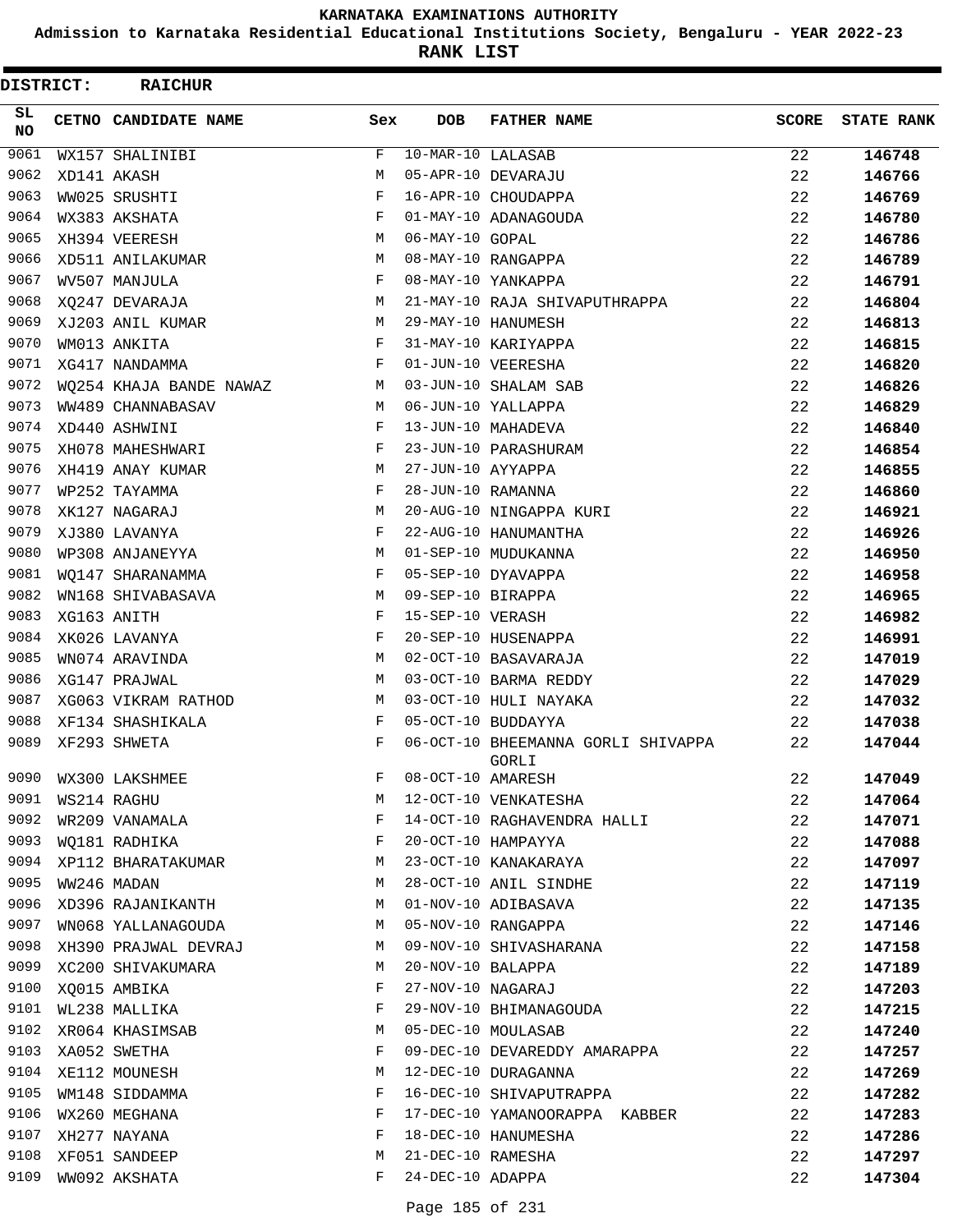# KARNATAKA EXAMINATIONS AUTHORITY

**Admission to Karnataka Residential Educational Institutions Society, Bengaluru - YEAR 2022-23**

**RANK LIST**

**DISTRICT: RAICHUR**

| SL NO | CETNO | CANDIDATE NAME | Sex | DOB | FATHER NAME | SCORE | STATE RANK |
|---|---|---|---|---|---|---|---|
| 9061 | WX157 | SHALINIBI | F | 10-MAR-10 | LALASAB | 22 | 146748 |
| 9062 | XD141 | AKASH | M | 05-APR-10 | DEVARAJU | 22 | 146766 |
| 9063 | WW025 | SRUSHTI | F | 16-APR-10 | CHOUDAPPA | 22 | 146769 |
| 9064 | WX383 | AKSHATA | F | 01-MAY-10 | ADANAGOUDA | 22 | 146780 |
| 9065 | XH394 | VEERESH | M | 06-MAY-10 | GOPAL | 22 | 146786 |
| 9066 | XD511 | ANILAKUMAR | M | 08-MAY-10 | RANGAPPA | 22 | 146789 |
| 9067 | WV507 | MANJULA | F | 08-MAY-10 | YANKAPPA | 22 | 146791 |
| 9068 | XQ247 | DEVARAJA | M | 21-MAY-10 | RAJA SHIVAPUTHRAPPA | 22 | 146804 |
| 9069 | XJ203 | ANIL KUMAR | M | 29-MAY-10 | HANUMESH | 22 | 146813 |
| 9070 | WM013 | ANKITA | F | 31-MAY-10 | KARIYAPPA | 22 | 146815 |
| 9071 | XG417 | NANDAMMA | F | 01-JUN-10 | VEERESHA | 22 | 146820 |
| 9072 | WQ254 | KHAJA BANDE NAWAZ | M | 03-JUN-10 | SHALAM SAB | 22 | 146826 |
| 9073 | WW489 | CHANNABASAV | M | 06-JUN-10 | YALLAPPA | 22 | 146829 |
| 9074 | XD440 | ASHWINI | F | 13-JUN-10 | MAHADEVA | 22 | 146840 |
| 9075 | XH078 | MAHESHWARI | F | 23-JUN-10 | PARASHURAM | 22 | 146854 |
| 9076 | XH419 | ANAY KUMAR | M | 27-JUN-10 | AYYAPPA | 22 | 146855 |
| 9077 | WP252 | TAYAMMA | F | 28-JUN-10 | RAMANNA | 22 | 146860 |
| 9078 | XK127 | NAGARAJ | M | 20-AUG-10 | NINGAPPA KURI | 22 | 146921 |
| 9079 | XJ380 | LAVANYA | F | 22-AUG-10 | HANUMANTHA | 22 | 146926 |
| 9080 | WP308 | ANJANEYYA | M | 01-SEP-10 | MUDUKANNA | 22 | 146950 |
| 9081 | WQ147 | SHARANAMMA | F | 05-SEP-10 | DYAVAPPA | 22 | 146958 |
| 9082 | WN168 | SHIVABASAVA | M | 09-SEP-10 | BIRAPPA | 22 | 146965 |
| 9083 | XG163 | ANITH | F | 15-SEP-10 | VERASH | 22 | 146982 |
| 9084 | XK026 | LAVANYA | F | 20-SEP-10 | HUSENAPPA | 22 | 146991 |
| 9085 | WN074 | ARAVINDA | M | 02-OCT-10 | BASAVARAJA | 22 | 147019 |
| 9086 | XG147 | PRAJWAL | M | 03-OCT-10 | BARMA REDDY | 22 | 147029 |
| 9087 | XG063 | VIKRAM RATHOD | M | 03-OCT-10 | HULI NAYAKA | 22 | 147032 |
| 9088 | XF134 | SHASHIKALA | F | 05-OCT-10 | BUDDAYYA | 22 | 147038 |
| 9089 | XF293 | SHWETA | F | 06-OCT-10 | BHEEMANNA GORLI SHIVAPPA GORLI | 22 | 147044 |
| 9090 | WX300 | LAKSHMEE | F | 08-OCT-10 | AMARESH | 22 | 147049 |
| 9091 | WS214 | RAGHU | M | 12-OCT-10 | VENKATESHA | 22 | 147064 |
| 9092 | WR209 | VANAMALA | F | 14-OCT-10 | RAGHAVENDRA HALLI | 22 | 147071 |
| 9093 | WQ181 | RADHIKA | F | 20-OCT-10 | HAMPAYYA | 22 | 147088 |
| 9094 | XP112 | BHARATAKUMAR | M | 23-OCT-10 | KANAKARAYA | 22 | 147097 |
| 9095 | WW246 | MADAN | M | 28-OCT-10 | ANIL SINDHE | 22 | 147119 |
| 9096 | XD396 | RAJANIKANTH | M | 01-NOV-10 | ADIBASAVA | 22 | 147135 |
| 9097 | WN068 | YALLANAGOUDA | M | 05-NOV-10 | RANGAPPA | 22 | 147146 |
| 9098 | XH390 | PRAJWAL DEVRAJ | M | 09-NOV-10 | SHIVASHARANA | 22 | 147158 |
| 9099 | XC200 | SHIVAKUMARA | M | 20-NOV-10 | BALAPPA | 22 | 147189 |
| 9100 | XQ015 | AMBIKA | F | 27-NOV-10 | NAGARAJ | 22 | 147203 |
| 9101 | WL238 | MALLIKA | F | 29-NOV-10 | BHIMANAGOUDA | 22 | 147215 |
| 9102 | XR064 | KHASIMSAB | M | 05-DEC-10 | MOULASAB | 22 | 147240 |
| 9103 | XA052 | SWETHA | F | 09-DEC-10 | DEVAREDDY AMARAPPA | 22 | 147257 |
| 9104 | XE112 | MOUNESH | M | 12-DEC-10 | DURAGANNA | 22 | 147269 |
| 9105 | WM148 | SIDDAMMA | F | 16-DEC-10 | SHIVAPUTRAPPA | 22 | 147282 |
| 9106 | WX260 | MEGHANA | F | 17-DEC-10 | YAMANOORAPPA KABBER | 22 | 147283 |
| 9107 | XH277 | NAYANA | F | 18-DEC-10 | HANUMESHA | 22 | 147286 |
| 9108 | XF051 | SANDEEP | M | 21-DEC-10 | RAMESHA | 22 | 147297 |
| 9109 | WW092 | AKSHATA | F | 24-DEC-10 | ADAPPA | 22 | 147304 |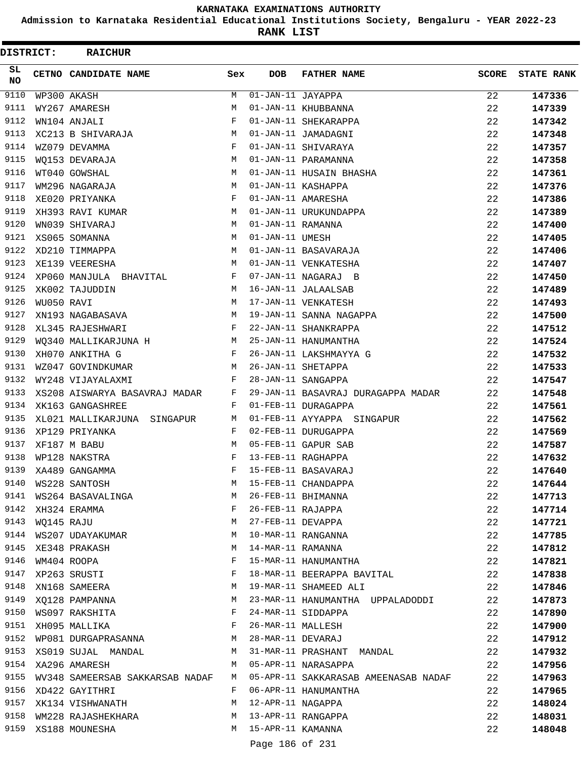# KARNATAKA EXAMINATIONS AUTHORITY

**Admission to Karnataka Residential Educational Institutions Society, Bengaluru - YEAR 2022-23**

**RANK LIST**

**DISTRICT: RAICHUR**

| SL NO | CETNO | CANDIDATE NAME | Sex | DOB | FATHER NAME | SCORE | STATE RANK |
|---|---|---|---|---|---|---|---|
| 9110 | WP300 | AKASH | M | 01-JAN-11 | JAYAPPA | 22 | 147336 |
| 9111 | WY267 | AMARESH | M | 01-JAN-11 | KHUBBANNA | 22 | 147339 |
| 9112 | WN104 | ANJALI | F | 01-JAN-11 | SHEKARAPPA | 22 | 147342 |
| 9113 | XC213 | B SHIVARAJA | M | 01-JAN-11 | JAMADAGNI | 22 | 147348 |
| 9114 | WZ079 | DEVAMMA | F | 01-JAN-11 | SHIVARAYA | 22 | 147357 |
| 9115 | WQ153 | DEVARAJA | M | 01-JAN-11 | PARAMANNA | 22 | 147358 |
| 9116 | WT040 | GOWSHAL | M | 01-JAN-11 | HUSAIN BHASHA | 22 | 147361 |
| 9117 | WM296 | NAGARAJA | M | 01-JAN-11 | KASHAPPA | 22 | 147376 |
| 9118 | XE020 | PRIYANKA | F | 01-JAN-11 | AMARESHA | 22 | 147386 |
| 9119 | XH393 | RAVI KUMAR | M | 01-JAN-11 | URUKUNDAPPA | 22 | 147389 |
| 9120 | WN039 | SHIVARAJ | M | 01-JAN-11 | RAMANNA | 22 | 147400 |
| 9121 | XS065 | SOMANNA | M | 01-JAN-11 | UMESH | 22 | 147405 |
| 9122 | XD210 | TIMMAPPA | M | 01-JAN-11 | BASAVARAJA | 22 | 147406 |
| 9123 | XE139 | VEERESHA | M | 01-JAN-11 | VENKATESHA | 22 | 147407 |
| 9124 | XP060 | MANJULA BHAVITAL | F | 07-JAN-11 | NAGARAJ B | 22 | 147450 |
| 9125 | XK002 | TAJUDDIN | M | 16-JAN-11 | JALAALSAB | 22 | 147489 |
| 9126 | WU050 | RAVI | M | 17-JAN-11 | VENKATESH | 22 | 147493 |
| 9127 | XN193 | NAGABASAVA | M | 19-JAN-11 | SANNA NAGAPPA | 22 | 147500 |
| 9128 | XL345 | RAJESHWARI | F | 22-JAN-11 | SHANKRAPPA | 22 | 147512 |
| 9129 | WQ340 | MALLIKARJUNA H | M | 25-JAN-11 | HANUMANTHA | 22 | 147524 |
| 9130 | XH070 | ANKITHA G | F | 26-JAN-11 | LAKSHMAYYA G | 22 | 147532 |
| 9131 | WZ047 | GOVINDKUMAR | M | 26-JAN-11 | SHETAPPA | 22 | 147533 |
| 9132 | WY248 | VIJAYALAXMI | F | 28-JAN-11 | SANGAPPA | 22 | 147547 |
| 9133 | XS208 | AISWARYA BASAVRAJ MADAR | F | 29-JAN-11 | BASAVRAJ DURAGAPPA MADAR | 22 | 147548 |
| 9134 | XK163 | GANGASHREE | F | 01-FEB-11 | DURAGAPPA | 22 | 147561 |
| 9135 | XL021 | MALLIKARJUNA SINGAPUR | M | 01-FEB-11 | AYYAPPA SINGAPUR | 22 | 147562 |
| 9136 | XP129 | PRIYANKA | F | 02-FEB-11 | DURUGAPPA | 22 | 147569 |
| 9137 | XF187 | M BABU | M | 05-FEB-11 | GAPUR SAB | 22 | 147587 |
| 9138 | WP128 | NAKSTRA | F | 13-FEB-11 | RAGHAPPA | 22 | 147632 |
| 9139 | XA489 | GANGAMMA | F | 15-FEB-11 | BASAVARAJ | 22 | 147640 |
| 9140 | WS228 | SANTOSH | M | 15-FEB-11 | CHANDAPPA | 22 | 147644 |
| 9141 | WS264 | BASAVALINGA | M | 26-FEB-11 | BHIMANNA | 22 | 147713 |
| 9142 | XH324 | ERAMMA | F | 26-FEB-11 | RAJAPPA | 22 | 147714 |
| 9143 | WQ145 | RAJU | M | 27-FEB-11 | DEVAPPA | 22 | 147721 |
| 9144 | WS207 | UDAYAKUMAR | M | 10-MAR-11 | RANGANNA | 22 | 147785 |
| 9145 | XE348 | PRAKASH | M | 14-MAR-11 | RAMANNA | 22 | 147812 |
| 9146 | WM404 | ROOPA | F | 15-MAR-11 | HANUMANTHA | 22 | 147821 |
| 9147 | XP263 | SRUSTI | F | 18-MAR-11 | BEERAPPA BAVITAL | 22 | 147838 |
| 9148 | XN168 | SAMEERA | M | 19-MAR-11 | SHAMEED ALI | 22 | 147846 |
| 9149 | XQ128 | PAMPANNA | M | 23-MAR-11 | HANUMANTHA UPPALADODDI | 22 | 147873 |
| 9150 | WS097 | RAKSHITA | F | 24-MAR-11 | SIDDAPPA | 22 | 147890 |
| 9151 | XH095 | MALLIKA | F | 26-MAR-11 | MALLESH | 22 | 147900 |
| 9152 | WP081 | DURGAPRASANNA | M | 28-MAR-11 | DEVARAJ | 22 | 147912 |
| 9153 | XS019 | SUJAL MANDAL | M | 31-MAR-11 | PRASHANT MANDAL | 22 | 147932 |
| 9154 | XA296 | AMARESH | M | 05-APR-11 | NARASAPPA | 22 | 147956 |
| 9155 | WV348 | SAMEERSAB SAKKARSAB NADAF | M | 05-APR-11 | SAKKARASAB AMEENASAB NADAF | 22 | 147963 |
| 9156 | XD422 | GAYITHRI | F | 06-APR-11 | HANUMANTHA | 22 | 147965 |
| 9157 | XK134 | VISHWANATH | M | 12-APR-11 | NAGAPPA | 22 | 148024 |
| 9158 | WM228 | RAJASHEKHARA | M | 13-APR-11 | RANGAPPA | 22 | 148031 |
| 9159 | XS188 | MOUNESHA | M | 15-APR-11 | KAMANNA | 22 | 148048 |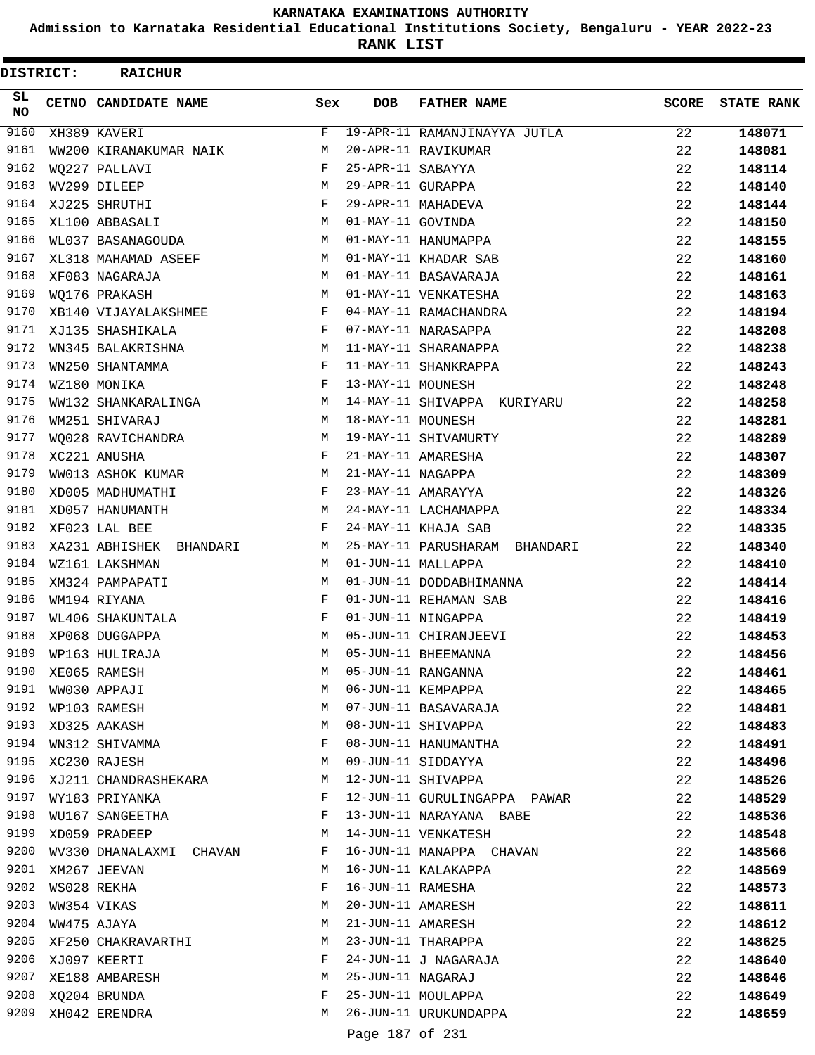# KARNATAKA EXAMINATIONS AUTHORITY

**Admission to Karnataka Residential Educational Institutions Society, Bengaluru - YEAR 2022-23**

**RANK LIST**

**DISTRICT: RAICHUR**

| SL NO | CETNO | CANDIDATE NAME | Sex | DOB | FATHER NAME | SCORE | STATE RANK |
|---|---|---|---|---|---|---|---|
| 9160 | XH389 | KAVERI | F | 19-APR-11 | RAMANJINAYYA JUTLA | 22 | 148071 |
| 9161 | WW200 | KIRANAKUMAR NAIK | M | 20-APR-11 | RAVIKUMAR | 22 | 148081 |
| 9162 | WQ227 | PALLAVI | F | 25-APR-11 | SABAYYA | 22 | 148114 |
| 9163 | WV299 | DILEEP | M | 29-APR-11 | GURAPPA | 22 | 148140 |
| 9164 | XJ225 | SHRUTHI | F | 29-APR-11 | MAHADEVA | 22 | 148144 |
| 9165 | XL100 | ABBASALI | M | 01-MAY-11 | GOVINDA | 22 | 148150 |
| 9166 | WL037 | BASANAGOUDA | M | 01-MAY-11 | HANUMAPPA | 22 | 148155 |
| 9167 | XL318 | MAHAMAD ASEEF | M | 01-MAY-11 | KHADAR SAB | 22 | 148160 |
| 9168 | XF083 | NAGARAJA | M | 01-MAY-11 | BASAVARAJA | 22 | 148161 |
| 9169 | WQ176 | PRAKASH | M | 01-MAY-11 | VENKATESHA | 22 | 148163 |
| 9170 | XB140 | VIJAYALAKSHMEE | F | 04-MAY-11 | RAMACHANDRA | 22 | 148194 |
| 9171 | XJ135 | SHASHIKALA | F | 07-MAY-11 | NARASAPPA | 22 | 148208 |
| 9172 | WN345 | BALAKRISHNA | M | 11-MAY-11 | SHARANAPPA | 22 | 148238 |
| 9173 | WN250 | SHANTAMMA | F | 11-MAY-11 | SHANKRAPPA | 22 | 148243 |
| 9174 | WZ180 | MONIKA | F | 13-MAY-11 | MOUNESH | 22 | 148248 |
| 9175 | WW132 | SHANKARALINGA | M | 14-MAY-11 | SHIVAPPA KURIYARU | 22 | 148258 |
| 9176 | WM251 | SHIVARAJ | M | 18-MAY-11 | MOUNESH | 22 | 148281 |
| 9177 | WQ028 | RAVICHANDRA | M | 19-MAY-11 | SHIVAMURTY | 22 | 148289 |
| 9178 | XC221 | ANUSHA | F | 21-MAY-11 | AMARESHA | 22 | 148307 |
| 9179 | WW013 | ASHOK KUMAR | M | 21-MAY-11 | NAGAPPA | 22 | 148309 |
| 9180 | XD005 | MADHUMATHI | F | 23-MAY-11 | AMARAYYA | 22 | 148326 |
| 9181 | XD057 | HANUMANTH | M | 24-MAY-11 | LACHAMAPPA | 22 | 148334 |
| 9182 | XF023 | LAL BEE | F | 24-MAY-11 | KHAJA SAB | 22 | 148335 |
| 9183 | XA231 | ABHISHEK BHANDARI | M | 25-MAY-11 | PARUSHARAM BHANDARI | 22 | 148340 |
| 9184 | WZ161 | LAKSHMAN | M | 01-JUN-11 | MALLAPPA | 22 | 148410 |
| 9185 | XM324 | PAMPAPATI | M | 01-JUN-11 | DODDABHIMANNA | 22 | 148414 |
| 9186 | WM194 | RIYANA | F | 01-JUN-11 | REHAMAN SAB | 22 | 148416 |
| 9187 | WL406 | SHAKUNTALA | F | 01-JUN-11 | NINGAPPA | 22 | 148419 |
| 9188 | XP068 | DUGGAPPA | M | 05-JUN-11 | CHIRANJEEVI | 22 | 148453 |
| 9189 | WP163 | HULIRAJA | M | 05-JUN-11 | BHEEMANNA | 22 | 148456 |
| 9190 | XE065 | RAMESH | M | 05-JUN-11 | RANGANNA | 22 | 148461 |
| 9191 | WW030 | APPAJI | M | 06-JUN-11 | KEMPAPPA | 22 | 148465 |
| 9192 | WP103 | RAMESH | M | 07-JUN-11 | BASAVARAJA | 22 | 148481 |
| 9193 | XD325 | AAKASH | M | 08-JUN-11 | SHIVAPPA | 22 | 148483 |
| 9194 | WN312 | SHIVAMMA | F | 08-JUN-11 | HANUMANTHA | 22 | 148491 |
| 9195 | XC230 | RAJESH | M | 09-JUN-11 | SIDDAYYA | 22 | 148496 |
| 9196 | XJ211 | CHANDRASHEKARA | M | 12-JUN-11 | SHIVAPPA | 22 | 148526 |
| 9197 | WY183 | PRIYANKA | F | 12-JUN-11 | GURULINGAPPA PAWAR | 22 | 148529 |
| 9198 | WU167 | SANGEETHA | F | 13-JUN-11 | NARAYANA BABE | 22 | 148536 |
| 9199 | XD059 | PRADEEP | M | 14-JUN-11 | VENKATESH | 22 | 148548 |
| 9200 | WV330 | DHANALAXMI CHAVAN | F | 16-JUN-11 | MANAPPA CHAVAN | 22 | 148566 |
| 9201 | XM267 | JEEVAN | M | 16-JUN-11 | KALAKAPPA | 22 | 148569 |
| 9202 | WS028 | REKHA | F | 16-JUN-11 | RAMESHA | 22 | 148573 |
| 9203 | WW354 | VIKAS | M | 20-JUN-11 | AMARESH | 22 | 148611 |
| 9204 | WW475 | AJAYA | M | 21-JUN-11 | AMARESH | 22 | 148612 |
| 9205 | XF250 | CHAKRAVARTHI | M | 23-JUN-11 | THARAPPA | 22 | 148625 |
| 9206 | XJ097 | KEERTI | F | 24-JUN-11 | J NAGARAJA | 22 | 148640 |
| 9207 | XE188 | AMBARESH | M | 25-JUN-11 | NAGARAJ | 22 | 148646 |
| 9208 | XQ204 | BRUNDA | F | 25-JUN-11 | MOULAPPA | 22 | 148649 |
| 9209 | XH042 | ERENDRA | M | 26-JUN-11 | URUKUNDAPPA | 22 | 148659 |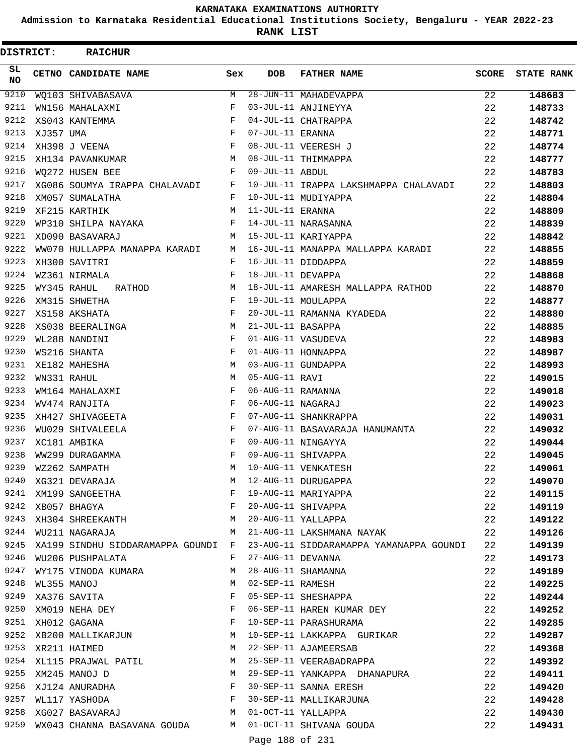# KARNATAKA EXAMINATIONS AUTHORITY

**Admission to Karnataka Residential Educational Institutions Society, Bengaluru - YEAR 2022-23**

**RANK LIST**

**DISTRICT: RAICHUR**

| SL NO | CETNO | CANDIDATE NAME | Sex | DOB | FATHER NAME | SCORE | STATE RANK |
|---|---|---|---|---|---|---|---|
| 9210 | WQ103 | SHIVABASAVA | M | 28-JUN-11 | MAHADEVAPPA | 22 | 148683 |
| 9211 | WN156 | MAHALAXMI | F | 03-JUL-11 | ANJINEYYA | 22 | 148733 |
| 9212 | XS043 | KANTEMMA | F | 04-JUL-11 | CHATRAPPA | 22 | 148742 |
| 9213 | XJ357 | UMA | F | 07-JUL-11 | ERANNA | 22 | 148771 |
| 9214 | XH398 | J VEENA | F | 08-JUL-11 | VEERESH J | 22 | 148774 |
| 9215 | XH134 | PAVANKUMAR | M | 08-JUL-11 | THIMMAPPA | 22 | 148777 |
| 9216 | WQ272 | HUSEN BEE | F | 09-JUL-11 | ABDUL | 22 | 148783 |
| 9217 | XG086 | SOUMYA IRAPPA CHALAVADI | F | 10-JUL-11 | IRAPPA LAKSHMAPPA CHALAVADI | 22 | 148803 |
| 9218 | XM057 | SUMALATHA | F | 10-JUL-11 | MUDIYAPPA | 22 | 148804 |
| 9219 | XF215 | KARTHIK | M | 11-JUL-11 | ERANNA | 22 | 148809 |
| 9220 | WP310 | SHILPA NAYAKA | F | 14-JUL-11 | NARASANNA | 22 | 148839 |
| 9221 | XD090 | BASAVARAJ | M | 15-JUL-11 | KARIYAPPA | 22 | 148842 |
| 9222 | WW070 | HULLAPPA MANAPPA KARADI | M | 16-JUL-11 | MANAPPA MALLAPPA KARADI | 22 | 148855 |
| 9223 | XH300 | SAVITRI | F | 16-JUL-11 | DIDDAPPA | 22 | 148859 |
| 9224 | WZ361 | NIRMALA | F | 18-JUL-11 | DEVAPPA | 22 | 148868 |
| 9225 | WY345 | RAHUL RATHOD | M | 18-JUL-11 | AMARESH MALLAPPA RATHOD | 22 | 148870 |
| 9226 | XM315 | SHWETHA | F | 19-JUL-11 | MOULAPPA | 22 | 148877 |
| 9227 | XS158 | AKSHATA | F | 20-JUL-11 | RAMANNA KYADEDA | 22 | 148880 |
| 9228 | XS038 | BEERALINGA | M | 21-JUL-11 | BASAPPA | 22 | 148885 |
| 9229 | WL288 | NANDINI | F | 01-AUG-11 | VASUDEVA | 22 | 148983 |
| 9230 | WS216 | SHANTA | F | 01-AUG-11 | HONNAPPA | 22 | 148987 |
| 9231 | XE182 | MAHESHA | M | 03-AUG-11 | GUNDAPPA | 22 | 148993 |
| 9232 | WN331 | RAHUL | M | 05-AUG-11 | RAVI | 22 | 149015 |
| 9233 | WM164 | MAHALAXMI | F | 06-AUG-11 | RAMANNA | 22 | 149018 |
| 9234 | WV474 | RANJITA | F | 06-AUG-11 | NAGARAJ | 22 | 149023 |
| 9235 | XH427 | SHIVAGEETA | F | 07-AUG-11 | SHANKRAPPA | 22 | 149031 |
| 9236 | WU029 | SHIVALEELA | F | 07-AUG-11 | BASAVARAJA HANUMANTA | 22 | 149032 |
| 9237 | XC181 | AMBIKA | F | 09-AUG-11 | NINGAYYA | 22 | 149044 |
| 9238 | WW299 | DURAGAMMA | F | 09-AUG-11 | SHIVAPPA | 22 | 149045 |
| 9239 | WZ262 | SAMPATH | M | 10-AUG-11 | VENKATESH | 22 | 149061 |
| 9240 | XG321 | DEVARAJA | M | 12-AUG-11 | DURUGAPPA | 22 | 149070 |
| 9241 | XM199 | SANGEETHA | F | 19-AUG-11 | MARIYAPPA | 22 | 149115 |
| 9242 | XB057 | BHAGYA | F | 20-AUG-11 | SHIVAPPA | 22 | 149119 |
| 9243 | XH304 | SHREEKANTH | M | 20-AUG-11 | YALLAPPA | 22 | 149122 |
| 9244 | WU211 | NAGARAJA | M | 21-AUG-11 | LAKSHMANA NAYAK | 22 | 149126 |
| 9245 | XA199 | SINDHU SIDDARAMAPPA GOUNDI | F | 23-AUG-11 | SIDDARAMAPPA YAMANAPPA GOUNDI | 22 | 149139 |
| 9246 | WU206 | PUSHPALATA | F | 27-AUG-11 | DEVANNA | 22 | 149173 |
| 9247 | WY175 | VINODA KUMARA | M | 28-AUG-11 | SHAMANNA | 22 | 149189 |
| 9248 | WL355 | MANOJ | M | 02-SEP-11 | RAMESH | 22 | 149225 |
| 9249 | XA376 | SAVITA | F | 05-SEP-11 | SHESHAPPA | 22 | 149244 |
| 9250 | XM019 | NEHA DEY | F | 06-SEP-11 | HAREN KUMAR DEY | 22 | 149252 |
| 9251 | XH012 | GAGANA | F | 10-SEP-11 | PARASHURAMA | 22 | 149285 |
| 9252 | XB200 | MALLIKARJUN | M | 10-SEP-11 | LAKKAPPA GURIKAR | 22 | 149287 |
| 9253 | XR211 | HAIMED | M | 22-SEP-11 | AJAMEERSAB | 22 | 149368 |
| 9254 | XL115 | PRAJWAL PATIL | M | 25-SEP-11 | VEERABADRAPPA | 22 | 149392 |
| 9255 | XM245 | MANOJ D | M | 29-SEP-11 | YANKAPPA DHANAPURA | 22 | 149411 |
| 9256 | XJ124 | ANURADHA | F | 30-SEP-11 | SANNA ERESH | 22 | 149420 |
| 9257 | WL117 | YASHODA | F | 30-SEP-11 | MALLIKARJUNA | 22 | 149428 |
| 9258 | XG027 | BASAVARAJ | M | 01-OCT-11 | YALLAPPA | 22 | 149430 |
| 9259 | WX043 | CHANNA BASAVANA GOUDA | M | 01-OCT-11 | SHIVANA GOUDA | 22 | 149431 |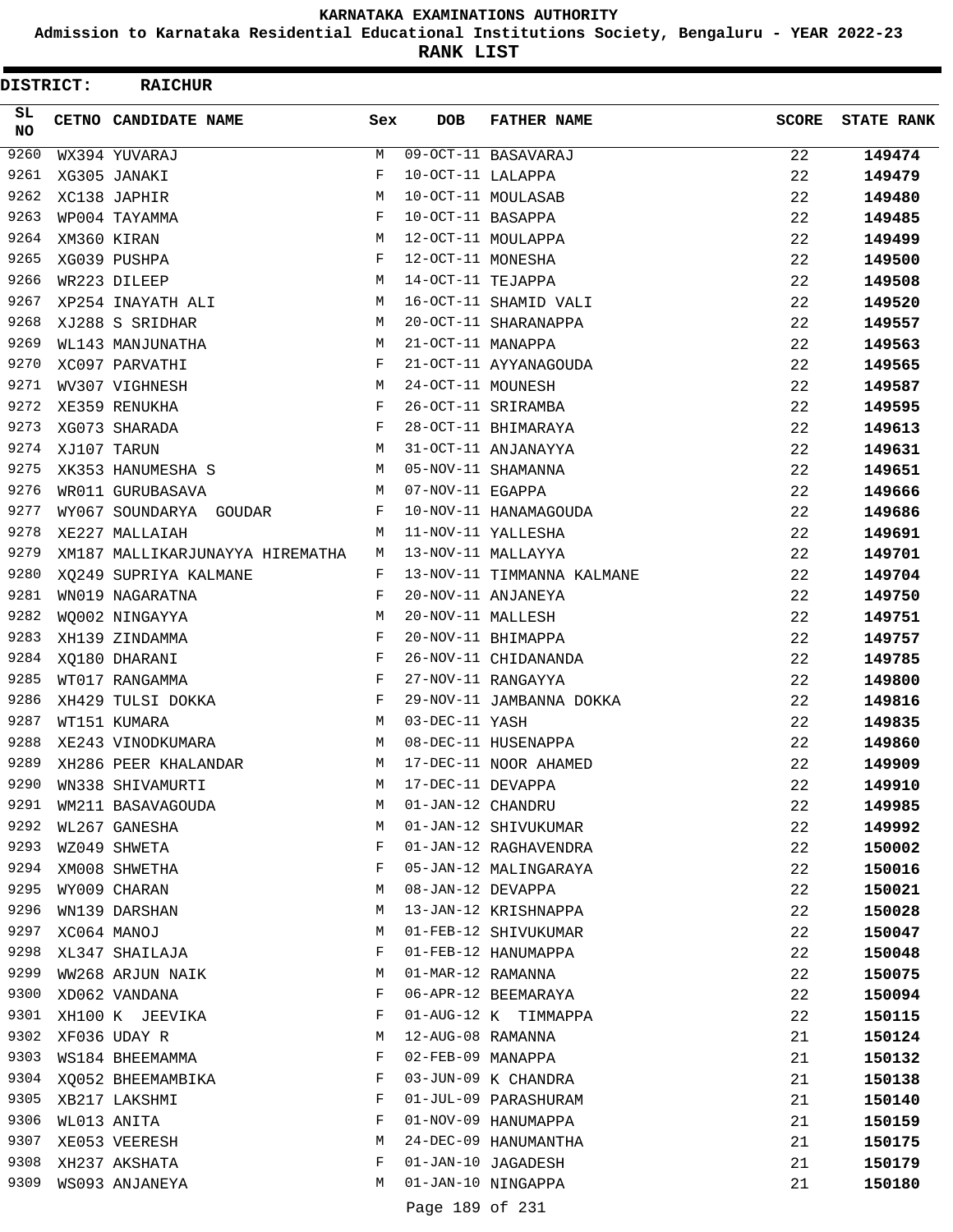# KARNATAKA EXAMINATIONS AUTHORITY

**Admission to Karnataka Residential Educational Institutions Society, Bengaluru - YEAR 2022-23**

**RANK LIST**

**DISTRICT: RAICHUR**

| SL NO | CETNO | CANDIDATE NAME | Sex | DOB | FATHER NAME | SCORE | STATE RANK |
|---|---|---|---|---|---|---|---|
| 9260 | WX394 | YUVARAJ | M | 09-OCT-11 | BASAVARAJ | 22 | 149474 |
| 9261 | XG305 | JANAKI | F | 10-OCT-11 | LALAPPA | 22 | 149479 |
| 9262 | XC138 | JAPHIR | M | 10-OCT-11 | MOULASAB | 22 | 149480 |
| 9263 | WP004 | TAYAMMA | F | 10-OCT-11 | BASAPPA | 22 | 149485 |
| 9264 | XM360 | KIRAN | M | 12-OCT-11 | MOULAPPA | 22 | 149499 |
| 9265 | XG039 | PUSHPA | F | 12-OCT-11 | MONESHA | 22 | 149500 |
| 9266 | WR223 | DILEEP | M | 14-OCT-11 | TEJAPPA | 22 | 149508 |
| 9267 | XP254 | INAYATH ALI | M | 16-OCT-11 | SHAMID VALI | 22 | 149520 |
| 9268 | XJ288 | S SRIDHAR | M | 20-OCT-11 | SHARANAPPA | 22 | 149557 |
| 9269 | WL143 | MANJUNATHA | M | 21-OCT-11 | MANAPPA | 22 | 149563 |
| 9270 | XC097 | PARVATHI | F | 21-OCT-11 | AYYANAGOUDA | 22 | 149565 |
| 9271 | WV307 | VIGHNESH | M | 24-OCT-11 | MOUNESH | 22 | 149587 |
| 9272 | XE359 | RENUKHA | F | 26-OCT-11 | SRIRAMBA | 22 | 149595 |
| 9273 | XG073 | SHARADA | F | 28-OCT-11 | BHIMARAYA | 22 | 149613 |
| 9274 | XJ107 | TARUN | M | 31-OCT-11 | ANJANAYYA | 22 | 149631 |
| 9275 | XK353 | HANUMESHA S | M | 05-NOV-11 | SHAMANNA | 22 | 149651 |
| 9276 | WR011 | GURUBASAVA | M | 07-NOV-11 | EGAPPA | 22 | 149666 |
| 9277 | WY067 | SOUNDARYA GOUDAR | F | 10-NOV-11 | HANAMAGOUDA | 22 | 149686 |
| 9278 | XE227 | MALLAIAH | M | 11-NOV-11 | YALLESHA | 22 | 149691 |
| 9279 | XM187 | MALLIKARJUNAYYA HIREMATHA | M | 13-NOV-11 | MALLAYYA | 22 | 149701 |
| 9280 | XQ249 | SUPRIYA KALMANE | F | 13-NOV-11 | TIMMANNA KALMANE | 22 | 149704 |
| 9281 | WN019 | NAGARATNA | F | 20-NOV-11 | ANJANEYA | 22 | 149750 |
| 9282 | WQ002 | NINGAYYA | M | 20-NOV-11 | MALLESH | 22 | 149751 |
| 9283 | XH139 | ZINDAMMA | F | 20-NOV-11 | BHIMAPPA | 22 | 149757 |
| 9284 | XQ180 | DHARANI | F | 26-NOV-11 | CHIDANANDA | 22 | 149785 |
| 9285 | WT017 | RANGAMMA | F | 27-NOV-11 | RANGAYYA | 22 | 149800 |
| 9286 | XH429 | TULSI DOKKA | F | 29-NOV-11 | JAMBANNA DOKKA | 22 | 149816 |
| 9287 | WT151 | KUMARA | M | 03-DEC-11 | YASH | 22 | 149835 |
| 9288 | XE243 | VINODKUMARA | M | 08-DEC-11 | HUSENAPPA | 22 | 149860 |
| 9289 | XH286 | PEER KHALANDAR | M | 17-DEC-11 | NOOR AHAMED | 22 | 149909 |
| 9290 | WN338 | SHIVAMURTI | M | 17-DEC-11 | DEVAPPA | 22 | 149910 |
| 9291 | WM211 | BASAVAGOUDA | M | 01-JAN-12 | CHANDRU | 22 | 149985 |
| 9292 | WL267 | GANESHA | M | 01-JAN-12 | SHIVUKUMAR | 22 | 149992 |
| 9293 | WZ049 | SHWETA | F | 01-JAN-12 | RAGHAVENDRA | 22 | 150002 |
| 9294 | XM008 | SHWETHA | F | 05-JAN-12 | MALINGARAYA | 22 | 150016 |
| 9295 | WY009 | CHARAN | M | 08-JAN-12 | DEVAPPA | 22 | 150021 |
| 9296 | WN139 | DARSHAN | M | 13-JAN-12 | KRISHNAPPA | 22 | 150028 |
| 9297 | XC064 | MANOJ | M | 01-FEB-12 | SHIVUKUMAR | 22 | 150047 |
| 9298 | XL347 | SHAILAJA | F | 01-FEB-12 | HANUMAPPA | 22 | 150048 |
| 9299 | WW268 | ARJUN NAIK | M | 01-MAR-12 | RAMANNA | 22 | 150075 |
| 9300 | XD062 | VANDANA | F | 06-APR-12 | BEEMARAYA | 22 | 150094 |
| 9301 | XH100 | K JEEVIKA | F | 01-AUG-12 | K TIMMAPPA | 22 | 150115 |
| 9302 | XF036 | UDAY R | M | 12-AUG-08 | RAMANNA | 21 | 150124 |
| 9303 | WS184 | BHEEMAMMA | F | 02-FEB-09 | MANAPPA | 21 | 150132 |
| 9304 | XQ052 | BHEEMAMBIKA | F | 03-JUN-09 | K CHANDRA | 21 | 150138 |
| 9305 | XB217 | LAKSHMI | F | 01-JUL-09 | PARASHURAM | 21 | 150140 |
| 9306 | WL013 | ANITA | F | 01-NOV-09 | HANUMAPPA | 21 | 150159 |
| 9307 | XE053 | VEERESH | M | 24-DEC-09 | HANUMANTHA | 21 | 150175 |
| 9308 | XH237 | AKSHATA | F | 01-JAN-10 | JAGADESH | 21 | 150179 |
| 9309 | WS093 | ANJANEYA | M | 01-JAN-10 | NINGAPPA | 21 | 150180 |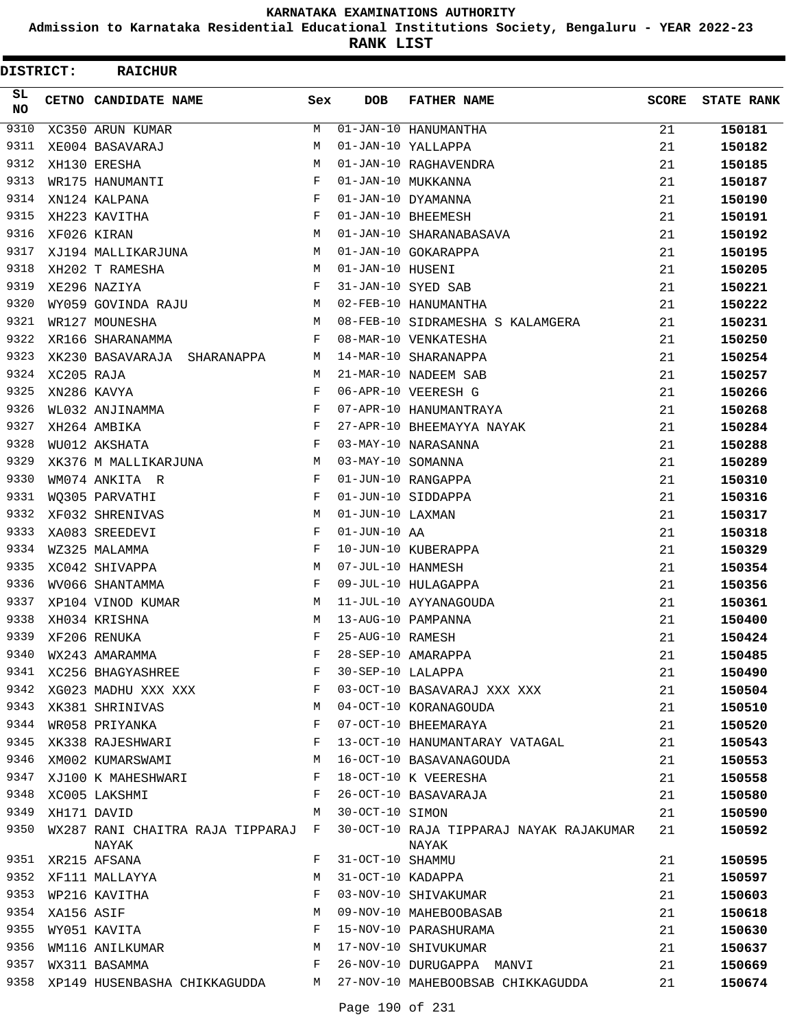# KARNATAKA EXAMINATIONS AUTHORITY

**Admission to Karnataka Residential Educational Institutions Society, Bengaluru - YEAR 2022-23**

**RANK LIST**

**DISTRICT: RAICHUR**

| SL NO | CETNO | CANDIDATE NAME | Sex | DOB | FATHER NAME | SCORE | STATE RANK |
|---|---|---|---|---|---|---|---|
| 9310 | XC350 | ARUN KUMAR | M | 01-JAN-10 | HANUMANTHA | 21 | 150181 |
| 9311 | XE004 | BASAVARAJ | M | 01-JAN-10 | YALLAPPA | 21 | 150182 |
| 9312 | XH130 | ERESHA | M | 01-JAN-10 | RAGHAVENDRA | 21 | 150185 |
| 9313 | WR175 | HANUMANTI | F | 01-JAN-10 | MUKKANNA | 21 | 150187 |
| 9314 | XN124 | KALPANA | F | 01-JAN-10 | DYAMANNA | 21 | 150190 |
| 9315 | XH223 | KAVITHA | F | 01-JAN-10 | BHEEMESH | 21 | 150191 |
| 9316 | XF026 | KIRAN | M | 01-JAN-10 | SHARANABASAVA | 21 | 150192 |
| 9317 | XJ194 | MALLIKARJUNA | M | 01-JAN-10 | GOKARAPPA | 21 | 150195 |
| 9318 | XH202 | T RAMESHA | M | 01-JAN-10 | HUSENI | 21 | 150205 |
| 9319 | XE296 | NAZIYA | F | 31-JAN-10 | SYED SAB | 21 | 150221 |
| 9320 | WY059 | GOVINDA RAJU | M | 02-FEB-10 | HANUMANTHA | 21 | 150222 |
| 9321 | WR127 | MOUNESHA | M | 08-FEB-10 | SIDRAMESHA S KALAMGERA | 21 | 150231 |
| 9322 | XR166 | SHARANAMMA | F | 08-MAR-10 | VENKATESHA | 21 | 150250 |
| 9323 | XK230 | BASAVARAJA SHARANAPPA | M | 14-MAR-10 | SHARANAPPA | 21 | 150254 |
| 9324 | XC205 | RAJA | M | 21-MAR-10 | NADEEM SAB | 21 | 150257 |
| 9325 | XN286 | KAVYA | F | 06-APR-10 | VEERESH G | 21 | 150266 |
| 9326 | WL032 | ANJINAMMA | F | 07-APR-10 | HANUMANTRAYA | 21 | 150268 |
| 9327 | XH264 | AMBIKA | F | 27-APR-10 | BHEEMAYYA NAYAK | 21 | 150284 |
| 9328 | WU012 | AKSHATA | F | 03-MAY-10 | NARASANNA | 21 | 150288 |
| 9329 | XK376 | M MALLIKARJUNA | M | 03-MAY-10 | SOMANNA | 21 | 150289 |
| 9330 | WM074 | ANKITA R | F | 01-JUN-10 | RANGAPPA | 21 | 150310 |
| 9331 | WQ305 | PARVATHI | F | 01-JUN-10 | SIDDAPPA | 21 | 150316 |
| 9332 | XF032 | SHRENIVAS | M | 01-JUN-10 | LAXMAN | 21 | 150317 |
| 9333 | XA083 | SREEDEVI | F | 01-JUN-10 | AA | 21 | 150318 |
| 9334 | WZ325 | MALAMMA | F | 10-JUN-10 | KUBERAPPA | 21 | 150329 |
| 9335 | XC042 | SHIVAPPA | M | 07-JUL-10 | HANMESH | 21 | 150354 |
| 9336 | WV066 | SHANTAMMA | F | 09-JUL-10 | HULAGAPPA | 21 | 150356 |
| 9337 | XP104 | VINOD KUMAR | M | 11-JUL-10 | AYYANAGOUDA | 21 | 150361 |
| 9338 | XH034 | KRISHNA | M | 13-AUG-10 | PAMPANNA | 21 | 150400 |
| 9339 | XF206 | RENUKA | F | 25-AUG-10 | RAMESH | 21 | 150424 |
| 9340 | WX243 | AMARAMMA | F | 28-SEP-10 | AMARAPPA | 21 | 150485 |
| 9341 | XC256 | BHAGYASHREE | F | 30-SEP-10 | LALAPPA | 21 | 150490 |
| 9342 | XG023 | MADHU XXX XXX | F | 03-OCT-10 | BASAVARAJ XXX XXX | 21 | 150504 |
| 9343 | XK381 | SHRINIVAS | M | 04-OCT-10 | KORANAGOUDA | 21 | 150510 |
| 9344 | WR058 | PRIYANKA | F | 07-OCT-10 | BHEEMARAYA | 21 | 150520 |
| 9345 | XK338 | RAJESHWARI | F | 13-OCT-10 | HANUMANTARAY VATAGAL | 21 | 150543 |
| 9346 | XM002 | KUMARSWAMI | M | 16-OCT-10 | BASAVANAGOUDA | 21 | 150553 |
| 9347 | XJ100 | K MAHESHWARI | F | 18-OCT-10 | K VEERESHA | 21 | 150558 |
| 9348 | XC005 | LAKSHMI | F | 26-OCT-10 | BASAVARAJA | 21 | 150580 |
| 9349 | XH171 | DAVID | M | 30-OCT-10 | SIMON | 21 | 150590 |
| 9350 | WX287 | RANI CHAITRA RAJA TIPPARAJ NAYAK | F | 30-OCT-10 | RAJA TIPPARAJ NAYAK RAJAKUMAR NAYAK | 21 | 150592 |
| 9351 | XR215 | AFSANA | F | 31-OCT-10 | SHAMMU | 21 | 150595 |
| 9352 | XF111 | MALLAYYA | M | 31-OCT-10 | KADAPPA | 21 | 150597 |
| 9353 | WP216 | KAVITHA | F | 03-NOV-10 | SHIVAKUMAR | 21 | 150603 |
| 9354 | XA156 | ASIF | M | 09-NOV-10 | MAHEBOOBASAB | 21 | 150618 |
| 9355 | WY051 | KAVITA | F | 15-NOV-10 | PARASHURAMA | 21 | 150630 |
| 9356 | WM116 | ANILKUMAR | M | 17-NOV-10 | SHIVUKUMAR | 21 | 150637 |
| 9357 | WX311 | BASAMMA | F | 26-NOV-10 | DURUGAPPA MANVI | 21 | 150669 |
| 9358 | XP149 | HUSENBASHA CHIKKAGUDDA | M | 27-NOV-10 | MAHEBOOBSAB CHIKKAGUDDA | 21 | 150674 |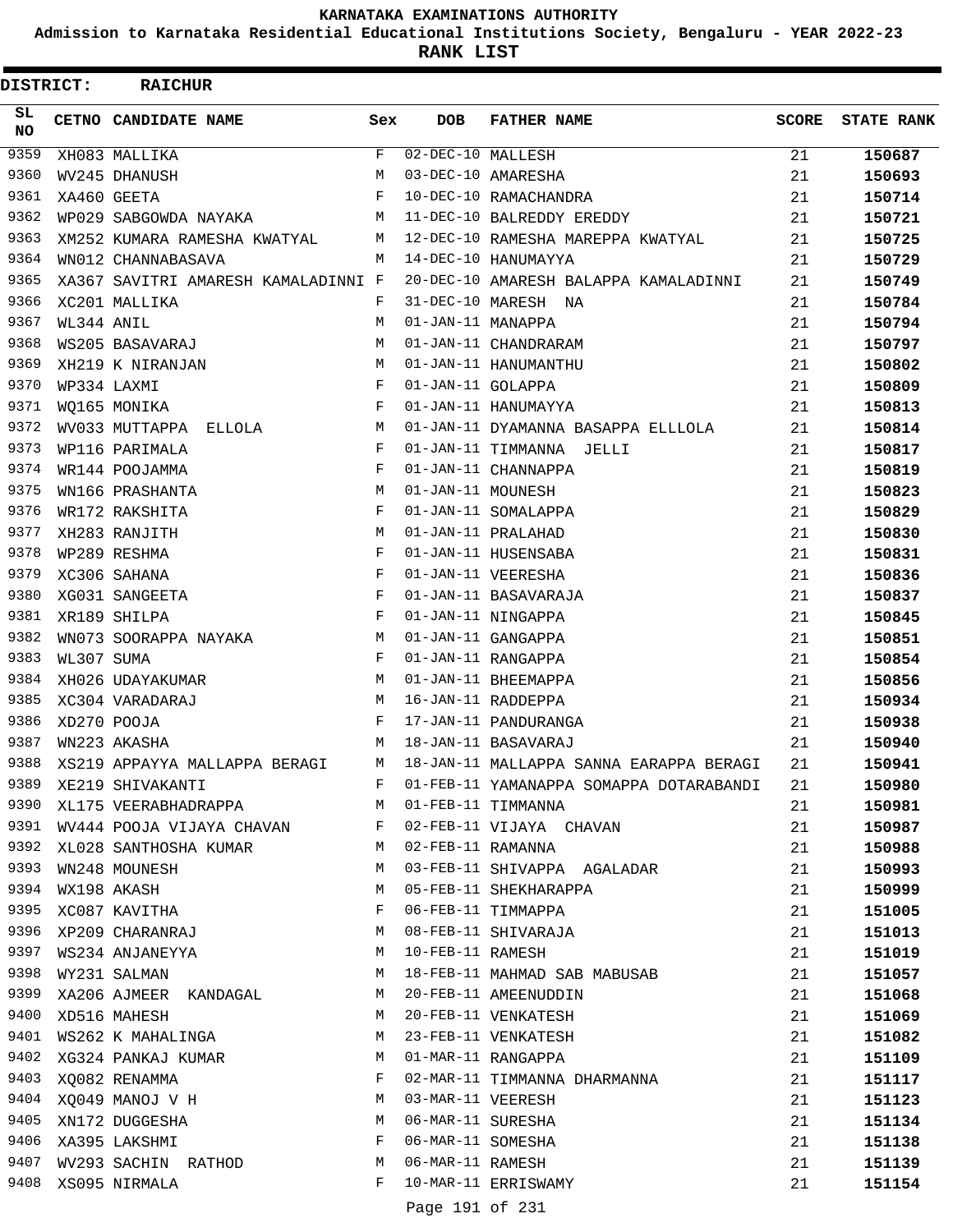**KARNATAKA EXAMINATIONS AUTHORITY**

**Admission to Karnataka Residential Educational Institutions Society, Bengaluru - YEAR 2022-23**

**RANK LIST**

**DISTRICT: RAICHUR**

| SL NO | CETNO | CANDIDATE NAME | Sex | DOB | FATHER NAME | SCORE | STATE RANK |
|---|---|---|---|---|---|---|---|
| 9359 | XH083 | MALLIKA | F | 02-DEC-10 | MALLESH | 21 | 150687 |
| 9360 | WV245 | DHANUSH | M | 03-DEC-10 | AMARESHA | 21 | 150693 |
| 9361 | XA460 | GEETA | F | 10-DEC-10 | RAMACHANDRA | 21 | 150714 |
| 9362 | WP029 | SABGOWDA NAYAKA | M | 11-DEC-10 | BALREDDY EREDDY | 21 | 150721 |
| 9363 | XM252 | KUMARA RAMESHA KWATYAL | M | 12-DEC-10 | RAMESHA MAREPPA KWATYAL | 21 | 150725 |
| 9364 | WN012 | CHANNABASAVA | M | 14-DEC-10 | HANUMAYYA | 21 | 150729 |
| 9365 | XA367 | SAVITRI AMARESH KAMALADINNI | F | 20-DEC-10 | AMARESH BALAPPA KAMALADINNI | 21 | 150749 |
| 9366 | XC201 | MALLIKA | F | 31-DEC-10 | MARESH NA | 21 | 150784 |
| 9367 | WL344 | ANIL | M | 01-JAN-11 | MANAPPA | 21 | 150794 |
| 9368 | WS205 | BASAVARAJ | M | 01-JAN-11 | CHANDRARAM | 21 | 150797 |
| 9369 | XH219 | K NIRANJAN | M | 01-JAN-11 | HANUMANTHU | 21 | 150802 |
| 9370 | WP334 | LAXMI | F | 01-JAN-11 | GOLAPPA | 21 | 150809 |
| 9371 | WQ165 | MONIKA | F | 01-JAN-11 | HANUMAYYA | 21 | 150813 |
| 9372 | WV033 | MUTTAPPA ELLOLA | M | 01-JAN-11 | DYAMANNA BASAPPA ELLLOLA | 21 | 150814 |
| 9373 | WP116 | PARIMALA | F | 01-JAN-11 | TIMMANNA JELLI | 21 | 150817 |
| 9374 | WR144 | POOJAMMA | F | 01-JAN-11 | CHANNAPPA | 21 | 150819 |
| 9375 | WN166 | PRASHANTA | M | 01-JAN-11 | MOUNESH | 21 | 150823 |
| 9376 | WR172 | RAKSHITA | F | 01-JAN-11 | SOMALAPPA | 21 | 150829 |
| 9377 | XH283 | RANJITH | M | 01-JAN-11 | PRALAHAD | 21 | 150830 |
| 9378 | WP289 | RESHMA | F | 01-JAN-11 | HUSENSABA | 21 | 150831 |
| 9379 | XC306 | SAHANA | F | 01-JAN-11 | VEERESHA | 21 | 150836 |
| 9380 | XG031 | SANGEETA | F | 01-JAN-11 | BASAVARAJA | 21 | 150837 |
| 9381 | XR189 | SHILPA | F | 01-JAN-11 | NINGAPPA | 21 | 150845 |
| 9382 | WN073 | SOORAPPA NAYAKA | M | 01-JAN-11 | GANGAPPA | 21 | 150851 |
| 9383 | WL307 | SUMA | F | 01-JAN-11 | RANGAPPA | 21 | 150854 |
| 9384 | XH026 | UDAYAKUMAR | M | 01-JAN-11 | BHEEMAPPA | 21 | 150856 |
| 9385 | XC304 | VARADARAJ | M | 16-JAN-11 | RADDEPPA | 21 | 150934 |
| 9386 | XD270 | POOJA | F | 17-JAN-11 | PANDURANGA | 21 | 150938 |
| 9387 | WN223 | AKASHA | M | 18-JAN-11 | BASAVARAJ | 21 | 150940 |
| 9388 | XS219 | APPAYYA MALLAPPA BERAGI | M | 18-JAN-11 | MALLAPPA SANNA EARAPPA BERAGI | 21 | 150941 |
| 9389 | XE219 | SHIVAKANTI | F | 01-FEB-11 | YAMANAPPA SOMAPPA DOTARABANDI | 21 | 150980 |
| 9390 | XL175 | VEERABHADRAPPA | M | 01-FEB-11 | TIMMANNA | 21 | 150981 |
| 9391 | WV444 | POOJA VIJAYA CHAVAN | F | 02-FEB-11 | VIJAYA CHAVAN | 21 | 150987 |
| 9392 | XL028 | SANTHOSHA KUMAR | M | 02-FEB-11 | RAMANNA | 21 | 150988 |
| 9393 | WN248 | MOUNESH | M | 03-FEB-11 | SHIVAPPA AGALADAR | 21 | 150993 |
| 9394 | WX198 | AKASH | M | 05-FEB-11 | SHEKHARAPPA | 21 | 150999 |
| 9395 | XC087 | KAVITHA | F | 06-FEB-11 | TIMMAPPA | 21 | 151005 |
| 9396 | XP209 | CHARANRAJ | M | 08-FEB-11 | SHIVARAJA | 21 | 151013 |
| 9397 | WS234 | ANJANEYYA | M | 10-FEB-11 | RAMESH | 21 | 151019 |
| 9398 | WY231 | SALMAN | M | 18-FEB-11 | MAHMAD SAB MABUSAB | 21 | 151057 |
| 9399 | XA206 | AJMEER KANDAGAL | M | 20-FEB-11 | AMEENUDDIN | 21 | 151068 |
| 9400 | XD516 | MAHESH | M | 20-FEB-11 | VENKATESH | 21 | 151069 |
| 9401 | WS262 | K MAHALINGA | M | 23-FEB-11 | VENKATESH | 21 | 151082 |
| 9402 | XG324 | PANKAJ KUMAR | M | 01-MAR-11 | RANGAPPA | 21 | 151109 |
| 9403 | XQ082 | RENAMMA | F | 02-MAR-11 | TIMMANNA DHARMANNA | 21 | 151117 |
| 9404 | XQ049 | MANOJ V H | M | 03-MAR-11 | VEERESH | 21 | 151123 |
| 9405 | XN172 | DUGGESHA | M | 06-MAR-11 | SURESHA | 21 | 151134 |
| 9406 | XA395 | LAKSHMI | F | 06-MAR-11 | SOMESHA | 21 | 151138 |
| 9407 | WV293 | SACHIN RATHOD | M | 06-MAR-11 | RAMESH | 21 | 151139 |
| 9408 | XS095 | NIRMALA | F | 10-MAR-11 | ERRISWAMY | 21 | 151154 |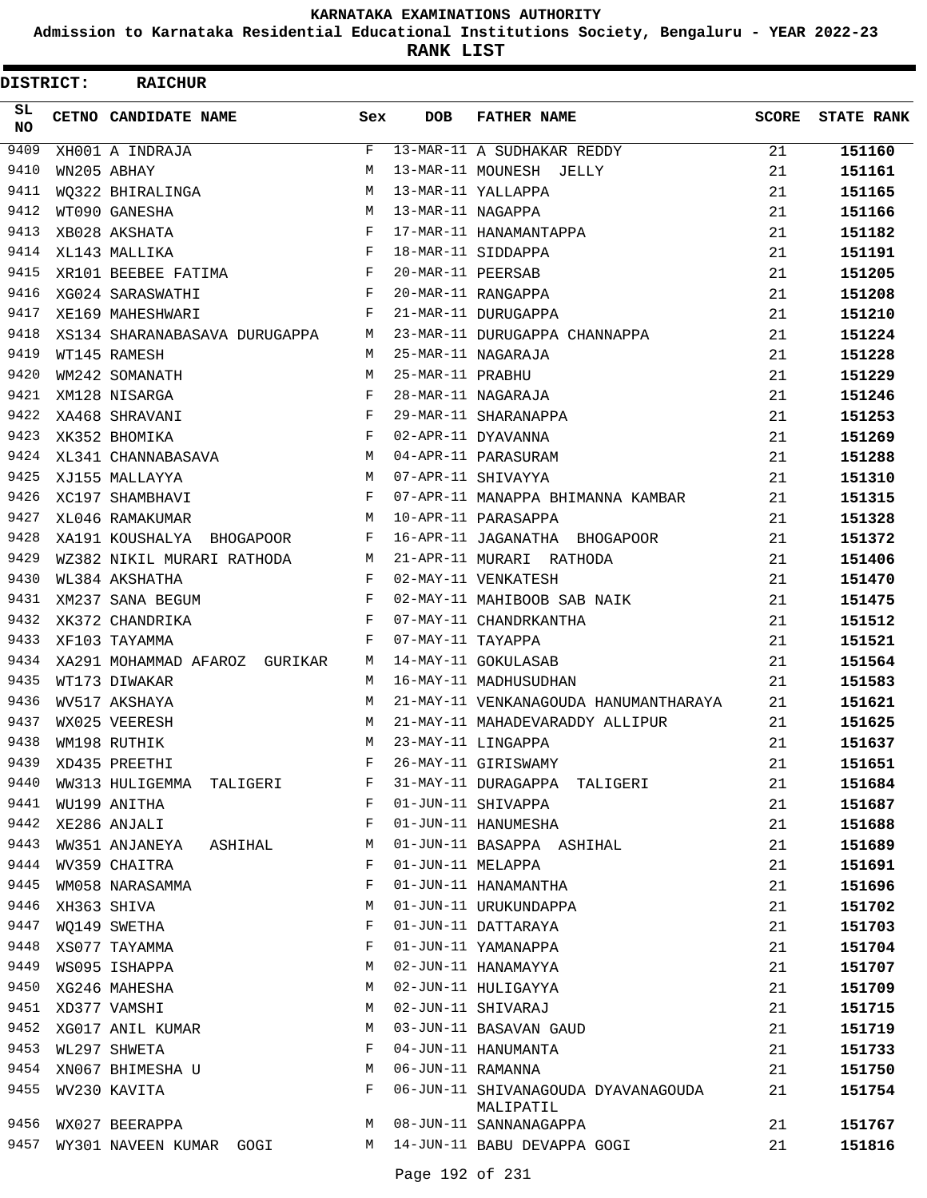KARNATAKA EXAMINATIONS AUTHORITY

Admission to Karnataka Residential Educational Institutions Society, Bengaluru - YEAR 2022-23

**RANK LIST**

**DISTRICT: RAICHUR**

| SL NO | CETNO | CANDIDATE NAME | Sex | DOB | FATHER NAME | SCORE | STATE RANK |
|---|---|---|---|---|---|---|---|
| 9409 | XH001 | A INDRAJA | F | 13-MAR-11 | A SUDHAKAR REDDY | 21 | 151160 |
| 9410 | WN205 | ABHAY | M | 13-MAR-11 | MOUNESH JELLY | 21 | 151161 |
| 9411 | WQ322 | BHIRALINGA | M | 13-MAR-11 | YALLAPPA | 21 | 151165 |
| 9412 | WT090 | GANESHA | M | 13-MAR-11 | NAGAPPA | 21 | 151166 |
| 9413 | XB028 | AKSHATA | F | 17-MAR-11 | HANAMANTAPPA | 21 | 151182 |
| 9414 | XL143 | MALLIKA | F | 18-MAR-11 | SIDDAPPA | 21 | 151191 |
| 9415 | XR101 | BEEBEE FATIMA | F | 20-MAR-11 | PEERSAB | 21 | 151205 |
| 9416 | XG024 | SARASWATHI | F | 20-MAR-11 | RANGAPPA | 21 | 151208 |
| 9417 | XE169 | MAHESHWARI | F | 21-MAR-11 | DURUGAPPA | 21 | 151210 |
| 9418 | XS134 | SHARANABASAVA DURUGAPPA | M | 23-MAR-11 | DURUGAPPA CHANNAPPA | 21 | 151224 |
| 9419 | WT145 | RAMESH | M | 25-MAR-11 | NAGARAJA | 21 | 151228 |
| 9420 | WM242 | SOMANATH | M | 25-MAR-11 | PRABHU | 21 | 151229 |
| 9421 | XM128 | NISARGA | F | 28-MAR-11 | NAGARAJA | 21 | 151246 |
| 9422 | XA468 | SHRAVANI | F | 29-MAR-11 | SHARANAPPA | 21 | 151253 |
| 9423 | XK352 | BHOMIKA | F | 02-APR-11 | DYAVANNA | 21 | 151269 |
| 9424 | XL341 | CHANNABASAVA | M | 04-APR-11 | PARASURAM | 21 | 151288 |
| 9425 | XJ155 | MALLAYYA | M | 07-APR-11 | SHIVAYYA | 21 | 151310 |
| 9426 | XC197 | SHAMBHAVI | F | 07-APR-11 | MANAPPA BHIMANNA KAMBAR | 21 | 151315 |
| 9427 | XL046 | RAMAKUMAR | M | 10-APR-11 | PARASAPPA | 21 | 151328 |
| 9428 | XA191 | KOUSHALYA BHOGAPOOR | F | 16-APR-11 | JAGANATHA BHOGAPOOR | 21 | 151372 |
| 9429 | WZ382 | NIKIL MURARI RATHODA | M | 21-APR-11 | MURARI RATHODA | 21 | 151406 |
| 9430 | WL384 | AKSHATHA | F | 02-MAY-11 | VENKATESH | 21 | 151470 |
| 9431 | XM237 | SANA BEGUM | F | 02-MAY-11 | MAHIBOOB SAB NAIK | 21 | 151475 |
| 9432 | XK372 | CHANDRIKA | F | 07-MAY-11 | CHANDRKANTHA | 21 | 151512 |
| 9433 | XF103 | TAYAMMA | F | 07-MAY-11 | TAYAPPA | 21 | 151521 |
| 9434 | XA291 | MOHAMMAD AFAROZ GURIKAR | M | 14-MAY-11 | GOKULASAB | 21 | 151564 |
| 9435 | WT173 | DIWAKAR | M | 16-MAY-11 | MADHUSUDHAN | 21 | 151583 |
| 9436 | WV517 | AKSHAYA | M | 21-MAY-11 | VENKANAGOUDA HANUMANTHARAYA | 21 | 151621 |
| 9437 | WX025 | VEERESH | M | 21-MAY-11 | MAHADEVARADDY ALLIPUR | 21 | 151625 |
| 9438 | WM198 | RUTHIK | M | 23-MAY-11 | LINGAPPA | 21 | 151637 |
| 9439 | XD435 | PREETHI | F | 26-MAY-11 | GIRISWAMY | 21 | 151651 |
| 9440 | WW313 | HULIGEMMA TALIGERI | F | 31-MAY-11 | DURAGAPPA TALIGERI | 21 | 151684 |
| 9441 | WU199 | ANITHA | F | 01-JUN-11 | SHIVAPPA | 21 | 151687 |
| 9442 | XE286 | ANJALI | F | 01-JUN-11 | HANUMESHA | 21 | 151688 |
| 9443 | WW351 | ANJANEYA ASHIHAL | M | 01-JUN-11 | BASAPPA ASHIHAL | 21 | 151689 |
| 9444 | WV359 | CHAITRA | F | 01-JUN-11 | MELAPPA | 21 | 151691 |
| 9445 | WM058 | NARASAMMA | F | 01-JUN-11 | HANAMANTHA | 21 | 151696 |
| 9446 | XH363 | SHIVA | M | 01-JUN-11 | URUKUNDAPPA | 21 | 151702 |
| 9447 | WQ149 | SWETHA | F | 01-JUN-11 | DATTARAYA | 21 | 151703 |
| 9448 | XS077 | TAYAMMA | F | 01-JUN-11 | YAMANAPPA | 21 | 151704 |
| 9449 | WS095 | ISHAPPA | M | 02-JUN-11 | HANAMAYYA | 21 | 151707 |
| 9450 | XG246 | MAHESHA | M | 02-JUN-11 | HULIGAYYA | 21 | 151709 |
| 9451 | XD377 | VAMSHI | M | 02-JUN-11 | SHIVARAJ | 21 | 151715 |
| 9452 | XG017 | ANIL KUMAR | M | 03-JUN-11 | BASAVAN GAUD | 21 | 151719 |
| 9453 | WL297 | SHWETA | F | 04-JUN-11 | HANUMANTA | 21 | 151733 |
| 9454 | XN067 | BHIMESHA U | M | 06-JUN-11 | RAMANNA | 21 | 151750 |
| 9455 | WV230 | KAVITA | F | 06-JUN-11 | SHIVANAGOUDA DYAVANAGOUDA MALIPATIL | 21 | 151754 |
| 9456 | WX027 | BEERAPPA | M | 08-JUN-11 | SANNANAGAPPA | 21 | 151767 |
| 9457 | WY301 | NAVEEN KUMAR GOGI | M | 14-JUN-11 | BABU DEVAPPA GOGI | 21 | 151816 |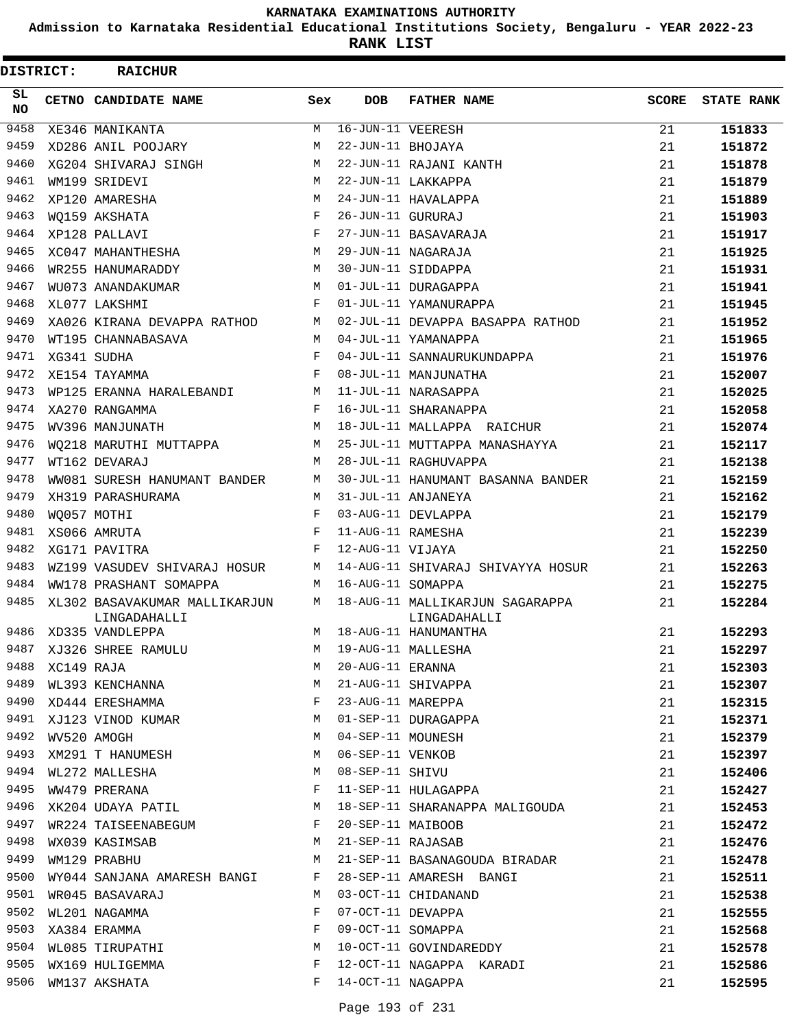# KARNATAKA EXAMINATIONS AUTHORITY

**Admission to Karnataka Residential Educational Institutions Society, Bengaluru - YEAR 2022-23**

**RANK LIST**

**DISTRICT: RAICHUR**

| SL NO | CETNO | CANDIDATE NAME | Sex | DOB | FATHER NAME | SCORE | STATE RANK |
|---|---|---|---|---|---|---|---|
| 9458 | XE346 | MANIKANTA | M | 16-JUN-11 | VEERESH | 21 | **151833** |
| 9459 | XD286 | ANIL POOJARY | M | 22-JUN-11 | BHOJAYA | 21 | **151872** |
| 9460 | XG204 | SHIVARAJ SINGH | M | 22-JUN-11 | RAJANI KANTH | 21 | **151878** |
| 9461 | WM199 | SRIDEVI | M | 22-JUN-11 | LAKKAPPA | 21 | **151879** |
| 9462 | XP120 | AMARESHA | M | 24-JUN-11 | HAVALAPPA | 21 | **151889** |
| 9463 | WQ159 | AKSHATA | F | 26-JUN-11 | GURURAJ | 21 | **151903** |
| 9464 | XP128 | PALLAVI | F | 27-JUN-11 | BASAVARAJA | 21 | **151917** |
| 9465 | XC047 | MAHANTHESHA | M | 29-JUN-11 | NAGARAJA | 21 | **151925** |
| 9466 | WR255 | HANUMARADDY | M | 30-JUN-11 | SIDDAPPA | 21 | **151931** |
| 9467 | WU073 | ANANDAKUMAR | M | 01-JUL-11 | DURAGAPPA | 21 | **151941** |
| 9468 | XL077 | LAKSHMI | F | 01-JUL-11 | YAMANURAPPA | 21 | **151945** |
| 9469 | XA026 | KIRANA DEVAPPA RATHOD | M | 02-JUL-11 | DEVAPPA BASAPPA RATHOD | 21 | **151952** |
| 9470 | WT195 | CHANNABASAVA | M | 04-JUL-11 | YAMANAPPA | 21 | **151965** |
| 9471 | XG341 | SUDHA | F | 04-JUL-11 | SANNAURUKUNDAPPA | 21 | **151976** |
| 9472 | XE154 | TAYAMMA | F | 08-JUL-11 | MANJUNATHA | 21 | **152007** |
| 9473 | WP125 | ERANNA HARALEBANDI | M | 11-JUL-11 | NARASAPPA | 21 | **152025** |
| 9474 | XA270 | RANGAMMA | F | 16-JUL-11 | SHARANAPPA | 21 | **152058** |
| 9475 | WV396 | MANJUNATH | M | 18-JUL-11 | MALLAPPA RAICHUR | 21 | **152074** |
| 9476 | WQ218 | MARUTHI MUTTAPPA | M | 25-JUL-11 | MUTTAPPA MANASHAYYA | 21 | **152117** |
| 9477 | WT162 | DEVARAJ | M | 28-JUL-11 | RAGHUVAPPA | 21 | **152138** |
| 9478 | WW081 | SURESH HANUMANT BANDER | M | 30-JUL-11 | HANUMANT BASANNA BANDER | 21 | **152159** |
| 9479 | XH319 | PARASHURAMA | M | 31-JUL-11 | ANJANEYA | 21 | **152162** |
| 9480 | WQ057 | MOTHI | F | 03-AUG-11 | DEVLAPPA | 21 | **152179** |
| 9481 | XS066 | AMRUTA | F | 11-AUG-11 | RAMESHA | 21 | **152239** |
| 9482 | XG171 | PAVITRA | F | 12-AUG-11 | VIJAYA | 21 | **152250** |
| 9483 | WZ199 | VASUDEV SHIVARAJ HOSUR | M | 14-AUG-11 | SHIVARAJ SHIVAYYA HOSUR | 21 | **152263** |
| 9484 | WW178 | PRASHANT SOMAPPA | M | 16-AUG-11 | SOMAPPA | 21 | **152275** |
| 9485 | XL302 | BASAVAKUMAR MALLIKARJUN LINGADAHALLI | M | 18-AUG-11 | MALLIKARJUN SAGARAPPA LINGADAHALLI | 21 | **152284** |
| 9486 | XD335 | VANDLEPPA | M | 18-AUG-11 | HANUMANTHA | 21 | **152293** |
| 9487 | XJ326 | SHREE RAMULU | M | 19-AUG-11 | MALLESHA | 21 | **152297** |
| 9488 | XC149 | RAJA | M | 20-AUG-11 | ERANNA | 21 | **152303** |
| 9489 | WL393 | KENCHANNA | M | 21-AUG-11 | SHIVAPPA | 21 | **152307** |
| 9490 | XD444 | ERESHAMMA | F | 23-AUG-11 | MAREPPA | 21 | **152315** |
| 9491 | XJ123 | VINOD KUMAR | M | 01-SEP-11 | DURAGAPPA | 21 | **152371** |
| 9492 | WV520 | AMOGH | M | 04-SEP-11 | MOUNESH | 21 | **152379** |
| 9493 | XM291 | T HANUMESH | M | 06-SEP-11 | VENKOB | 21 | **152397** |
| 9494 | WL272 | MALLESHA | M | 08-SEP-11 | SHIVU | 21 | **152406** |
| 9495 | WW479 | PRERANA | F | 11-SEP-11 | HULAGAPPA | 21 | **152427** |
| 9496 | XK204 | UDAYA PATIL | M | 18-SEP-11 | SHARANAPPA MALIGOUDA | 21 | **152453** |
| 9497 | WR224 | TAISEENABEGUM | F | 20-SEP-11 | MAIBOOB | 21 | **152472** |
| 9498 | WX039 | KASIMSAB | M | 21-SEP-11 | RAJASAB | 21 | **152476** |
| 9499 | WM129 | PRABHU | M | 21-SEP-11 | BASANAGOUDA BIRADAR | 21 | **152478** |
| 9500 | WY044 | SANJANA AMARESH BANGI | F | 28-SEP-11 | AMARESH BANGI | 21 | **152511** |
| 9501 | WR045 | BASAVARAJ | M | 03-OCT-11 | CHIDANAND | 21 | **152538** |
| 9502 | WL201 | NAGAMMA | F | 07-OCT-11 | DEVAPPA | 21 | **152555** |
| 9503 | XA384 | ERAMMA | F | 09-OCT-11 | SOMAPPA | 21 | **152568** |
| 9504 | WL085 | TIRUPATHI | M | 10-OCT-11 | GOVINDAREDDY | 21 | **152578** |
| 9505 | WX169 | HULIGEMMA | F | 12-OCT-11 | NAGAPPA KARADI | 21 | **152586** |
| 9506 | WM137 | AKSHATA | F | 14-OCT-11 | NAGAPPA | 21 | **152595** |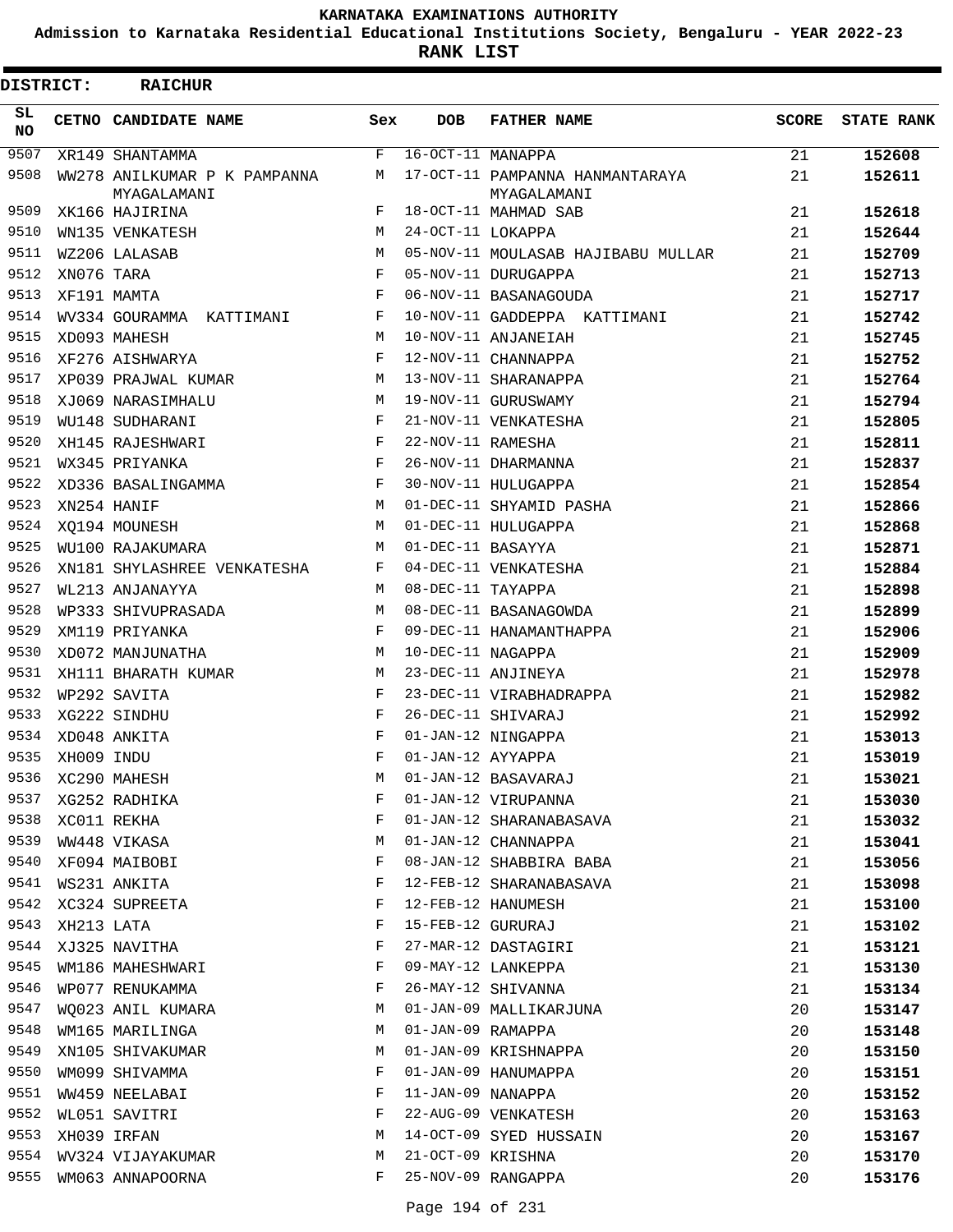# KARNATAKA EXAMINATIONS AUTHORITY

**Admission to Karnataka Residential Educational Institutions Society, Bengaluru - YEAR 2022-23**

**RANK LIST**

**DISTRICT: RAICHUR**

| SL NO | CETNO | CANDIDATE NAME | Sex | DOB | FATHER NAME | SCORE | STATE RANK |
|---|---|---|---|---|---|---|---|
| 9507 | XR149 | SHANTAMMA | F | 16-OCT-11 | MANAPPA | 21 | **152608** |
| 9508 | WW278 | ANILKUMAR P K PAMPANNA MYAGALAMANI | M | 17-OCT-11 | PAMPANNA HANMANTARAYA MYAGALAMANI | 21 | **152611** |
| 9509 | XK166 | HAJIRINA | F | 18-OCT-11 | MAHMAD SAB | 21 | **152618** |
| 9510 | WN135 | VENKATESH | M | 24-OCT-11 | LOKAPPA | 21 | **152644** |
| 9511 | WZ206 | LALASAB | M | 05-NOV-11 | MOULASAB HAJIBABU MULLAR | 21 | **152709** |
| 9512 | XN076 | TARA | F | 05-NOV-11 | DURUGAPPA | 21 | **152713** |
| 9513 | XF191 | MAMTA | F | 06-NOV-11 | BASANAGOUDA | 21 | **152717** |
| 9514 | WV334 | GOURAMMA KATTIMANI | F | 10-NOV-11 | GADDEPPA KATTIMANI | 21 | **152742** |
| 9515 | XD093 | MAHESH | M | 10-NOV-11 | ANJANEIAH | 21 | **152745** |
| 9516 | XF276 | AISHWARYA | F | 12-NOV-11 | CHANNAPPA | 21 | **152752** |
| 9517 | XP039 | PRAJWAL KUMAR | M | 13-NOV-11 | SHARANAPPA | 21 | **152764** |
| 9518 | XJ069 | NARASIMHALU | M | 19-NOV-11 | GURUSWAMY | 21 | **152794** |
| 9519 | WU148 | SUDHARANI | F | 21-NOV-11 | VENKATESHA | 21 | **152805** |
| 9520 | XH145 | RAJESHWARI | F | 22-NOV-11 | RAMESHA | 21 | **152811** |
| 9521 | WX345 | PRIYANKA | F | 26-NOV-11 | DHARMANNA | 21 | **152837** |
| 9522 | XD336 | BASALINGAMMA | F | 30-NOV-11 | HULUGAPPA | 21 | **152854** |
| 9523 | XN254 | HANIF | M | 01-DEC-11 | SHYAMID PASHA | 21 | **152866** |
| 9524 | XQ194 | MOUNESH | M | 01-DEC-11 | HULUGAPPA | 21 | **152868** |
| 9525 | WU100 | RAJAKUMARA | M | 01-DEC-11 | BASAYYA | 21 | **152871** |
| 9526 | XN181 | SHYLASHREE VENKATESHA | F | 04-DEC-11 | VENKATESHA | 21 | **152884** |
| 9527 | WL213 | ANJANAYYA | M | 08-DEC-11 | TAYAPPA | 21 | **152898** |
| 9528 | WP333 | SHIVUPRASADA | M | 08-DEC-11 | BASANAGOWDA | 21 | **152899** |
| 9529 | XM119 | PRIYANKA | F | 09-DEC-11 | HANAMANTHAPPA | 21 | **152906** |
| 9530 | XD072 | MANJUNATHA | M | 10-DEC-11 | NAGAPPA | 21 | **152909** |
| 9531 | XH111 | BHARATH KUMAR | M | 23-DEC-11 | ANJINEYA | 21 | **152978** |
| 9532 | WP292 | SAVITA | F | 23-DEC-11 | VIRABHADRAPPA | 21 | **152982** |
| 9533 | XG222 | SINDHU | F | 26-DEC-11 | SHIVARAJ | 21 | **152992** |
| 9534 | XD048 | ANKITA | F | 01-JAN-12 | NINGAPPA | 21 | **153013** |
| 9535 | XH009 | INDU | F | 01-JAN-12 | AYYAPPA | 21 | **153019** |
| 9536 | XC290 | MAHESH | M | 01-JAN-12 | BASAVARAJ | 21 | **153021** |
| 9537 | XG252 | RADHIKA | F | 01-JAN-12 | VIRUPANNA | 21 | **153030** |
| 9538 | XC011 | REKHA | F | 01-JAN-12 | SHARANABASAVA | 21 | **153032** |
| 9539 | WW448 | VIKASA | M | 01-JAN-12 | CHANNAPPA | 21 | **153041** |
| 9540 | XF094 | MAIBOBI | F | 08-JAN-12 | SHABBIRA BABA | 21 | **153056** |
| 9541 | WS231 | ANKITA | F | 12-FEB-12 | SHARANABASAVA | 21 | **153098** |
| 9542 | XC324 | SUPREETA | F | 12-FEB-12 | HANUMESH | 21 | **153100** |
| 9543 | XH213 | LATA | F | 15-FEB-12 | GURURAJ | 21 | **153102** |
| 9544 | XJ325 | NAVITHA | F | 27-MAR-12 | DASTAGIRI | 21 | **153121** |
| 9545 | WM186 | MAHESHWARI | F | 09-MAY-12 | LANKEPPA | 21 | **153130** |
| 9546 | WP077 | RENUKAMMA | F | 26-MAY-12 | SHIVANNA | 21 | **153134** |
| 9547 | WQ023 | ANIL KUMARA | M | 01-JAN-09 | MALLIKARJUNA | 20 | **153147** |
| 9548 | WM165 | MARILINGA | M | 01-JAN-09 | RAMAPPA | 20 | **153148** |
| 9549 | XN105 | SHIVAKUMAR | M | 01-JAN-09 | KRISHNAPPA | 20 | **153150** |
| 9550 | WM099 | SHIVAMMA | F | 01-JAN-09 | HANUMAPPA | 20 | **153151** |
| 9551 | WW459 | NEELABAI | F | 11-JAN-09 | NANAPPA | 20 | **153152** |
| 9552 | WL051 | SAVITRI | F | 22-AUG-09 | VENKATESH | 20 | **153163** |
| 9553 | XH039 | IRFAN | M | 14-OCT-09 | SYED HUSSAIN | 20 | **153167** |
| 9554 | WV324 | VIJAYAKUMAR | M | 21-OCT-09 | KRISHNA | 20 | **153170** |
| 9555 | WM063 | ANNAPOORNA | F | 25-NOV-09 | RANGAPPA | 20 | **153176** |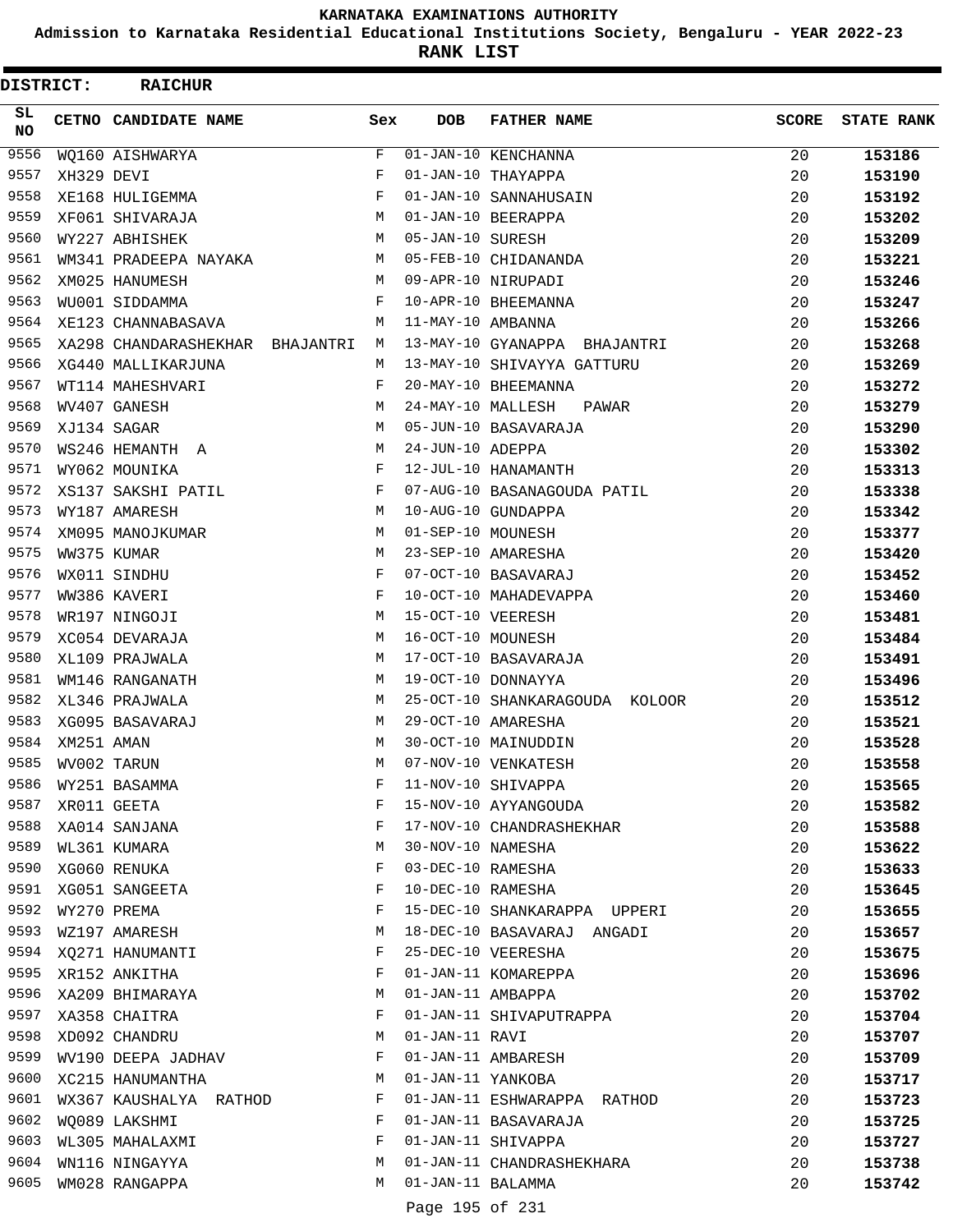# KARNATAKA EXAMINATIONS AUTHORITY

**Admission to Karnataka Residential Educational Institutions Society, Bengaluru - YEAR 2022-23**

**RANK LIST**

**DISTRICT: RAICHUR**

| SL NO | CETNO | CANDIDATE NAME | Sex | DOB | FATHER NAME | SCORE | STATE RANK |
|---|---|---|---|---|---|---|---|
| 9556 | WQ160 | AISHWARYA | F | 01-JAN-10 | KENCHANNA | 20 | 153186 |
| 9557 | XH329 | DEVI | F | 01-JAN-10 | THAYAPPA | 20 | 153190 |
| 9558 | XE168 | HULIGEMMA | F | 01-JAN-10 | SANNAHUSAIN | 20 | 153192 |
| 9559 | XF061 | SHIVARAJA | M | 01-JAN-10 | BEERAPPA | 20 | 153202 |
| 9560 | WY227 | ABHISHEK | M | 05-JAN-10 | SURESH | 20 | 153209 |
| 9561 | WM341 | PRADEEPA NAYAKA | M | 05-FEB-10 | CHIDANANDA | 20 | 153221 |
| 9562 | XM025 | HANUMESH | M | 09-APR-10 | NIRUPADI | 20 | 153246 |
| 9563 | WU001 | SIDDAMMA | F | 10-APR-10 | BHEEMANNA | 20 | 153247 |
| 9564 | XE123 | CHANNABASAVA | M | 11-MAY-10 | AMBANNA | 20 | 153266 |
| 9565 | XA298 | CHANDARASHEKHAR BHAJANTRI | M | 13-MAY-10 | GYANAPPA BHAJANTRI | 20 | 153268 |
| 9566 | XG440 | MALLIKARJUNA | M | 13-MAY-10 | SHIVAYYA GATTURU | 20 | 153269 |
| 9567 | WT114 | MAHESHVARI | F | 20-MAY-10 | BHEEMANNA | 20 | 153272 |
| 9568 | WV407 | GANESH | M | 24-MAY-10 | MALLESH PAWAR | 20 | 153279 |
| 9569 | XJ134 | SAGAR | M | 05-JUN-10 | BASAVARAJA | 20 | 153290 |
| 9570 | WS246 | HEMANTH A | M | 24-JUN-10 | ADEPPA | 20 | 153302 |
| 9571 | WY062 | MOUNIKA | F | 12-JUL-10 | HANAMANTH | 20 | 153313 |
| 9572 | XS137 | SAKSHI PATIL | F | 07-AUG-10 | BASANAGOUDA PATIL | 20 | 153338 |
| 9573 | WY187 | AMARESH | M | 10-AUG-10 | GUNDAPPA | 20 | 153342 |
| 9574 | XM095 | MANOJKUMAR | M | 01-SEP-10 | MOUNESH | 20 | 153377 |
| 9575 | WW375 | KUMAR | M | 23-SEP-10 | AMARESHA | 20 | 153420 |
| 9576 | WX011 | SINDHU | F | 07-OCT-10 | BASAVARAJ | 20 | 153452 |
| 9577 | WW386 | KAVERI | F | 10-OCT-10 | MAHADEVAPPA | 20 | 153460 |
| 9578 | WR197 | NINGOJI | M | 15-OCT-10 | VEERESH | 20 | 153481 |
| 9579 | XC054 | DEVARAJA | M | 16-OCT-10 | MOUNESH | 20 | 153484 |
| 9580 | XL109 | PRAJWALA | M | 17-OCT-10 | BASAVARAJA | 20 | 153491 |
| 9581 | WM146 | RANGANATH | M | 19-OCT-10 | DONNAYYA | 20 | 153496 |
| 9582 | XL346 | PRAJWALA | M | 25-OCT-10 | SHANKARAGOUDA KOLOOR | 20 | 153512 |
| 9583 | XG095 | BASAVARAJ | M | 29-OCT-10 | AMARESHA | 20 | 153521 |
| 9584 | XM251 | AMAN | M | 30-OCT-10 | MAINUDDIN | 20 | 153528 |
| 9585 | WV002 | TARUN | M | 07-NOV-10 | VENKATESH | 20 | 153558 |
| 9586 | WY251 | BASAMMA | F | 11-NOV-10 | SHIVAPPA | 20 | 153565 |
| 9587 | XR011 | GEETA | F | 15-NOV-10 | AYYANGOUDA | 20 | 153582 |
| 9588 | XA014 | SANJANA | F | 17-NOV-10 | CHANDRASHEKHAR | 20 | 153588 |
| 9589 | WL361 | KUMARA | M | 30-NOV-10 | NAMESHA | 20 | 153622 |
| 9590 | XG060 | RENUKA | F | 03-DEC-10 | RAMESHA | 20 | 153633 |
| 9591 | XG051 | SANGEETA | F | 10-DEC-10 | RAMESHA | 20 | 153645 |
| 9592 | WY270 | PREMA | F | 15-DEC-10 | SHANKARAPPA UPPERI | 20 | 153655 |
| 9593 | WZ197 | AMARESH | M | 18-DEC-10 | BASAVARAJ ANGADI | 20 | 153657 |
| 9594 | XQ271 | HANUMANTI | F | 25-DEC-10 | VEERESHA | 20 | 153675 |
| 9595 | XR152 | ANKITHA | F | 01-JAN-11 | KOMAREPPA | 20 | 153696 |
| 9596 | XA209 | BHIMARAYA | M | 01-JAN-11 | AMBAPPA | 20 | 153702 |
| 9597 | XA358 | CHAITRA | F | 01-JAN-11 | SHIVAPUTRAPPA | 20 | 153704 |
| 9598 | XD092 | CHANDRU | M | 01-JAN-11 | RAVI | 20 | 153707 |
| 9599 | WV190 | DEEPA JADHAV | F | 01-JAN-11 | AMBARESH | 20 | 153709 |
| 9600 | XC215 | HANUMANTHA | M | 01-JAN-11 | YANKOBA | 20 | 153717 |
| 9601 | WX367 | KAUSHALYA RATHOD | F | 01-JAN-11 | ESHWARAPPA RATHOD | 20 | 153723 |
| 9602 | WQ089 | LAKSHMI | F | 01-JAN-11 | BASAVARAJA | 20 | 153725 |
| 9603 | WL305 | MAHALAXMI | F | 01-JAN-11 | SHIVAPPA | 20 | 153727 |
| 9604 | WN116 | NINGAYYA | M | 01-JAN-11 | CHANDRASHEKHARA | 20 | 153738 |
| 9605 | WM028 | RANGAPPA | M | 01-JAN-11 | BALAMMA | 20 | 153742 |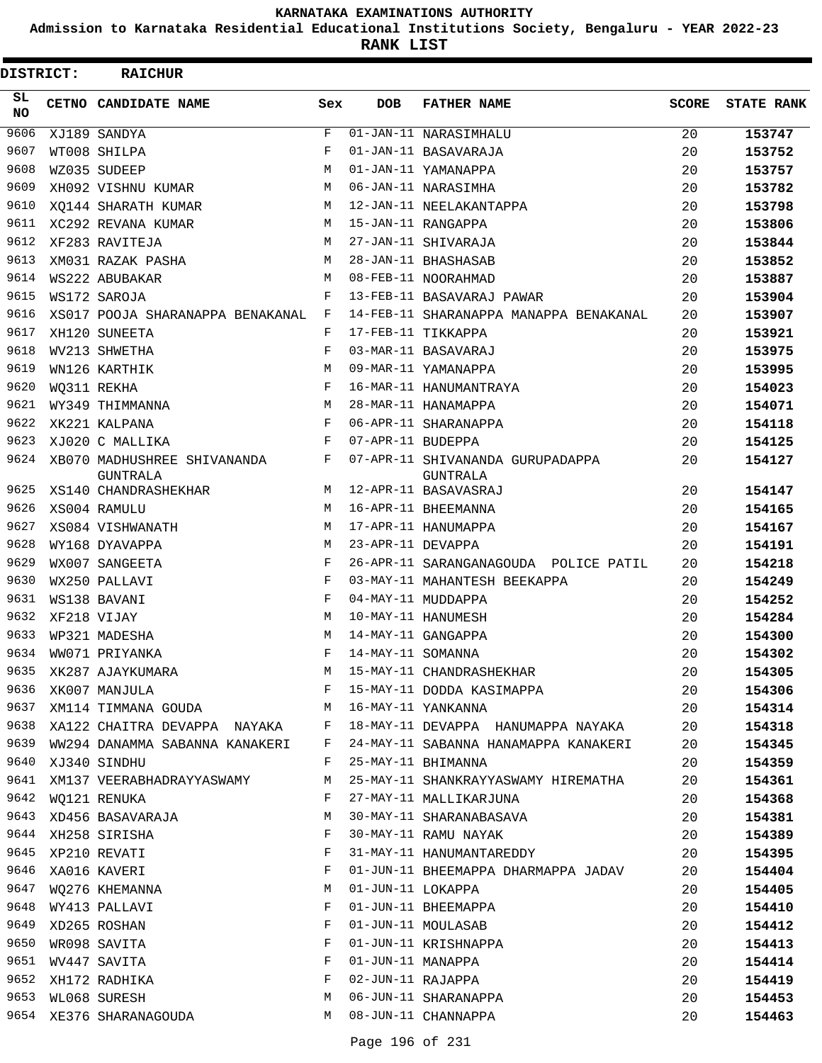# KARNATAKA EXAMINATIONS AUTHORITY

**Admission to Karnataka Residential Educational Institutions Society, Bengaluru - YEAR 2022-23**

**RANK LIST**

**DISTRICT: RAICHUR**

| SL NO | CETNO | CANDIDATE NAME | Sex | DOB | FATHER NAME | SCORE | STATE RANK |
|---|---|---|---|---|---|---|---|
| 9606 | XJ189 | SANDYA | F | 01-JAN-11 | NARASIMHALU | 20 | 153747 |
| 9607 | WT008 | SHILPA | F | 01-JAN-11 | BASAVARAJA | 20 | 153752 |
| 9608 | WZ035 | SUDEEP | M | 01-JAN-11 | YAMANAPPA | 20 | 153757 |
| 9609 | XH092 | VISHNU KUMAR | M | 06-JAN-11 | NARASIMHA | 20 | 153782 |
| 9610 | XQ144 | SHARATH KUMAR | M | 12-JAN-11 | NEELAKANTAPPA | 20 | 153798 |
| 9611 | XC292 | REVANA KUMAR | M | 15-JAN-11 | RANGAPPA | 20 | 153806 |
| 9612 | XF283 | RAVITEJA | M | 27-JAN-11 | SHIVARAJA | 20 | 153844 |
| 9613 | XM031 | RAZAK PASHA | M | 28-JAN-11 | BHASHASAB | 20 | 153852 |
| 9614 | WS222 | ABUBAKAR | M | 08-FEB-11 | NOORAHMAD | 20 | 153887 |
| 9615 | WS172 | SAROJA | F | 13-FEB-11 | BASAVARAJ PAWAR | 20 | 153904 |
| 9616 | XS017 | POOJA SHARANAPPA BENAKANAL | F | 14-FEB-11 | SHARANAPPA MANAPPA BENAKANAL | 20 | 153907 |
| 9617 | XH120 | SUNEETA | F | 17-FEB-11 | TIKKAPPA | 20 | 153921 |
| 9618 | WV213 | SHWETHA | F | 03-MAR-11 | BASAVARAJ | 20 | 153975 |
| 9619 | WN126 | KARTHIK | M | 09-MAR-11 | YAMANAPPA | 20 | 153995 |
| 9620 | WQ311 | REKHA | F | 16-MAR-11 | HANUMANTRAYA | 20 | 154023 |
| 9621 | WY349 | THIMMANNA | M | 28-MAR-11 | HANAMAPPA | 20 | 154071 |
| 9622 | XK221 | KALPANA | F | 06-APR-11 | SHARANAPPA | 20 | 154118 |
| 9623 | XJ020 | C MALLIKA | F | 07-APR-11 | BUDEPPA | 20 | 154125 |
| 9624 | XB070 | MADHUSHREE SHIVANANDA GUNTRALA | F | 07-APR-11 | SHIVANANDA GURUPADAPPA GUNTRALA | 20 | 154127 |
| 9625 | XS140 | CHANDRASHEKHAR | M | 12-APR-11 | BASAVASRAJ | 20 | 154147 |
| 9626 | XS004 | RAMULU | M | 16-APR-11 | BHEEMANNA | 20 | 154165 |
| 9627 | XS084 | VISHWANATH | M | 17-APR-11 | HANUMAPPA | 20 | 154167 |
| 9628 | WY168 | DYAVAPPA | M | 23-APR-11 | DEVAPPA | 20 | 154191 |
| 9629 | WX007 | SANGEETA | F | 26-APR-11 | SARANGANAGOUDA POLICE PATIL | 20 | 154218 |
| 9630 | WX250 | PALLAVI | F | 03-MAY-11 | MAHANTESH BEEKAPPA | 20 | 154249 |
| 9631 | WS138 | BAVANI | F | 04-MAY-11 | MUDDAPPA | 20 | 154252 |
| 9632 | XF218 | VIJAY | M | 10-MAY-11 | HANUMESH | 20 | 154284 |
| 9633 | WP321 | MADESHA | M | 14-MAY-11 | GANGAPPA | 20 | 154300 |
| 9634 | WW071 | PRIYANKA | F | 14-MAY-11 | SOMANNA | 20 | 154302 |
| 9635 | XK287 | AJAYKUMARA | M | 15-MAY-11 | CHANDRASHEKHAR | 20 | 154305 |
| 9636 | XK007 | MANJULA | F | 15-MAY-11 | DODDA KASIMAPPA | 20 | 154306 |
| 9637 | XM114 | TIMMANA GOUDA | M | 16-MAY-11 | YANKANNA | 20 | 154314 |
| 9638 | XA122 | CHAITRA DEVAPPA NAYAKA | F | 18-MAY-11 | DEVAPPA HANUMAPPA NAYAKA | 20 | 154318 |
| 9639 | WW294 | DANAMMA SABANNA KANAKERI | F | 24-MAY-11 | SABANNA HANAMAPPA KANAKERI | 20 | 154345 |
| 9640 | XJ340 | SINDHU | F | 25-MAY-11 | BHIMANNA | 20 | 154359 |
| 9641 | XM137 | VEERABHADRAYYASWAMY | M | 25-MAY-11 | SHANKRAYYASWAMY HIREMATHA | 20 | 154361 |
| 9642 | WQ121 | RENUKA | F | 27-MAY-11 | MALLIKARJUNA | 20 | 154368 |
| 9643 | XD456 | BASAVARAJA | M | 30-MAY-11 | SHARANABASAVA | 20 | 154381 |
| 9644 | XH258 | SIRISHA | F | 30-MAY-11 | RAMU NAYAK | 20 | 154389 |
| 9645 | XP210 | REVATI | F | 31-MAY-11 | HANUMANTAREDDY | 20 | 154395 |
| 9646 | XA016 | KAVERI | F | 01-JUN-11 | BHEEMAPPA DHARMAPPA JADAV | 20 | 154404 |
| 9647 | WQ276 | KHEMANNA | M | 01-JUN-11 | LOKAPPA | 20 | 154405 |
| 9648 | WY413 | PALLAVI | F | 01-JUN-11 | BHEEMAPPA | 20 | 154410 |
| 9649 | XD265 | ROSHAN | F | 01-JUN-11 | MOULASAB | 20 | 154412 |
| 9650 | WR098 | SAVITA | F | 01-JUN-11 | KRISHNAPPA | 20 | 154413 |
| 9651 | WV447 | SAVITA | F | 01-JUN-11 | MANAPPA | 20 | 154414 |
| 9652 | XH172 | RADHIKA | F | 02-JUN-11 | RAJAPPA | 20 | 154419 |
| 9653 | WL068 | SURESH | M | 06-JUN-11 | SHARANAPPA | 20 | 154453 |
| 9654 | XE376 | SHARANAGOUDA | M | 08-JUN-11 | CHANNAPPA | 20 | 154463 |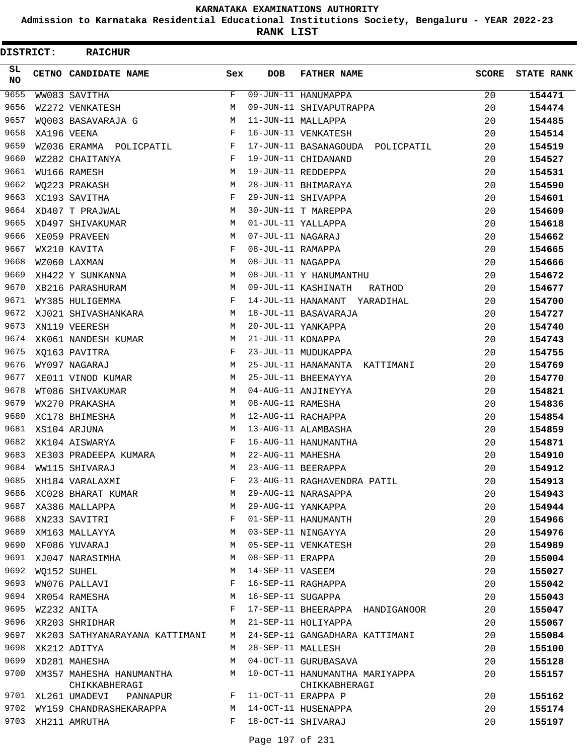# KARNATAKA EXAMINATIONS AUTHORITY

**Admission to Karnataka Residential Educational Institutions Society, Bengaluru - YEAR 2022-23**

**RANK LIST**

**DISTRICT: RAICHUR**

| SL NO | CETNO | CANDIDATE NAME | Sex | DOB | FATHER NAME | SCORE | STATE RANK |
|---|---|---|---|---|---|---|---|
| 9655 | WW083 | SAVITHA | F | 09-JUN-11 | HANUMAPPA | 20 | **154471** |
| 9656 | WZ272 | VENKATESH | M | 09-JUN-11 | SHIVAPUTRAPPA | 20 | **154474** |
| 9657 | WQ003 | BASAVARAJA G | M | 11-JUN-11 | MALLAPPA | 20 | **154485** |
| 9658 | XA196 | VEENA | F | 16-JUN-11 | VENKATESH | 20 | **154514** |
| 9659 | WZ036 | ERAMMA POLICPATIL | F | 17-JUN-11 | BASANAGOUDA POLICPATIL | 20 | **154519** |
| 9660 | WZ282 | CHAITANYA | F | 19-JUN-11 | CHIDANAND | 20 | **154527** |
| 9661 | WU166 | RAMESH | M | 19-JUN-11 | REDDEPPA | 20 | **154531** |
| 9662 | WQ223 | PRAKASH | M | 28-JUN-11 | BHIMARAYA | 20 | **154590** |
| 9663 | XC193 | SAVITHA | F | 29-JUN-11 | SHIVAPPA | 20 | **154601** |
| 9664 | XD407 | T PRAJWAL | M | 30-JUN-11 | T MAREPPA | 20 | **154609** |
| 9665 | XD497 | SHIVAKUMAR | M | 01-JUL-11 | YALLAPPA | 20 | **154618** |
| 9666 | XE059 | PRAVEEN | M | 07-JUL-11 | NAGARAJ | 20 | **154662** |
| 9667 | WX210 | KAVITA | F | 08-JUL-11 | RAMAPPA | 20 | **154665** |
| 9668 | WZ060 | LAXMAN | M | 08-JUL-11 | NAGAPPA | 20 | **154666** |
| 9669 | XH422 | Y SUNKANNA | M | 08-JUL-11 | Y HANUMANTHU | 20 | **154672** |
| 9670 | XB216 | PARASHURAM | M | 09-JUL-11 | KASHINATH RATHOD | 20 | **154677** |
| 9671 | WY385 | HULIGEMMA | F | 14-JUL-11 | HANAMANT YARADIHAL | 20 | **154700** |
| 9672 | XJ021 | SHIVASHANKARA | M | 18-JUL-11 | BASAVARAJA | 20 | **154727** |
| 9673 | XN119 | VEERESH | M | 20-JUL-11 | YANKAPPA | 20 | **154740** |
| 9674 | XK061 | NANDESH KUMAR | M | 21-JUL-11 | KONAPPA | 20 | **154743** |
| 9675 | XQ163 | PAVITRA | F | 23-JUL-11 | MUDUKAPPA | 20 | **154755** |
| 9676 | WY097 | NAGARAJ | M | 25-JUL-11 | HANAMANTA KATTIMANI | 20 | **154769** |
| 9677 | XE011 | VINOD KUMAR | M | 25-JUL-11 | BHEEMAYYA | 20 | **154770** |
| 9678 | WT086 | SHIVAKUMAR | M | 04-AUG-11 | ANJINEYYA | 20 | **154821** |
| 9679 | WX270 | PRAKASHA | M | 08-AUG-11 | RAMESHA | 20 | **154836** |
| 9680 | XC178 | BHIMESHA | M | 12-AUG-11 | RACHAPPA | 20 | **154854** |
| 9681 | XS104 | ARJUNA | M | 13-AUG-11 | ALAMBASHA | 20 | **154859** |
| 9682 | XK104 | AISWARYA | F | 16-AUG-11 | HANUMANTHA | 20 | **154871** |
| 9683 | XE303 | PRADEEPA KUMARA | M | 22-AUG-11 | MAHESHA | 20 | **154910** |
| 9684 | WW115 | SHIVARAJ | M | 23-AUG-11 | BEERAPPA | 20 | **154912** |
| 9685 | XH184 | VARALAXMI | F | 23-AUG-11 | RAGHAVENDRA PATIL | 20 | **154913** |
| 9686 | XC028 | BHARAT KUMAR | M | 29-AUG-11 | NARASAPPA | 20 | **154943** |
| 9687 | XA386 | MALLAPPA | M | 29-AUG-11 | YANKAPPA | 20 | **154944** |
| 9688 | XN233 | SAVITRI | F | 01-SEP-11 | HANUMANTH | 20 | **154966** |
| 9689 | XM163 | MALLAYYA | M | 03-SEP-11 | NINGAYYA | 20 | **154976** |
| 9690 | XF086 | YUVARAJ | M | 05-SEP-11 | VENKATESH | 20 | **154989** |
| 9691 | XJ047 | NARASIMHA | M | 08-SEP-11 | ERAPPA | 20 | **155004** |
| 9692 | WQ152 | SUHEL | M | 14-SEP-11 | VASEEM | 20 | **155027** |
| 9693 | WN076 | PALLAVI | F | 16-SEP-11 | RAGHAPPA | 20 | **155042** |
| 9694 | XR054 | RAMESHA | M | 16-SEP-11 | SUGAPPA | 20 | **155043** |
| 9695 | WZ232 | ANITA | F | 17-SEP-11 | BHEERAPPA HANDIGANOOR | 20 | **155047** |
| 9696 | XR203 | SHRIDHAR | M | 21-SEP-11 | HOLIYAPPA | 20 | **155067** |
| 9697 | XK203 | SATHYANARAYANA KATTIMANI | M | 24-SEP-11 | GANGADHARA KATTIMANI | 20 | **155084** |
| 9698 | XK212 | ADITYA | M | 28-SEP-11 | MALLESH | 20 | **155100** |
| 9699 | XD281 | MAHESHA | M | 04-OCT-11 | GURUBASAVA | 20 | **155128** |
| 9700 | XM357 | MAHESHA HANUMANTHA CHIKKABHERAGI | M | 10-OCT-11 | HANUMANTHA MARIYAPPA CHIKKABHERAGI | 20 | **155157** |
| 9701 | XL261 | UMADEVI PANNAPUR | F | 11-OCT-11 | ERAPPA P | 20 | **155162** |
| 9702 | WY159 | CHANDRASHEKARAPPA | M | 14-OCT-11 | HUSENAPPA | 20 | **155174** |
| 9703 | XH211 | AMRUTHA | F | 18-OCT-11 | SHIVARAJ | 20 | **155197** |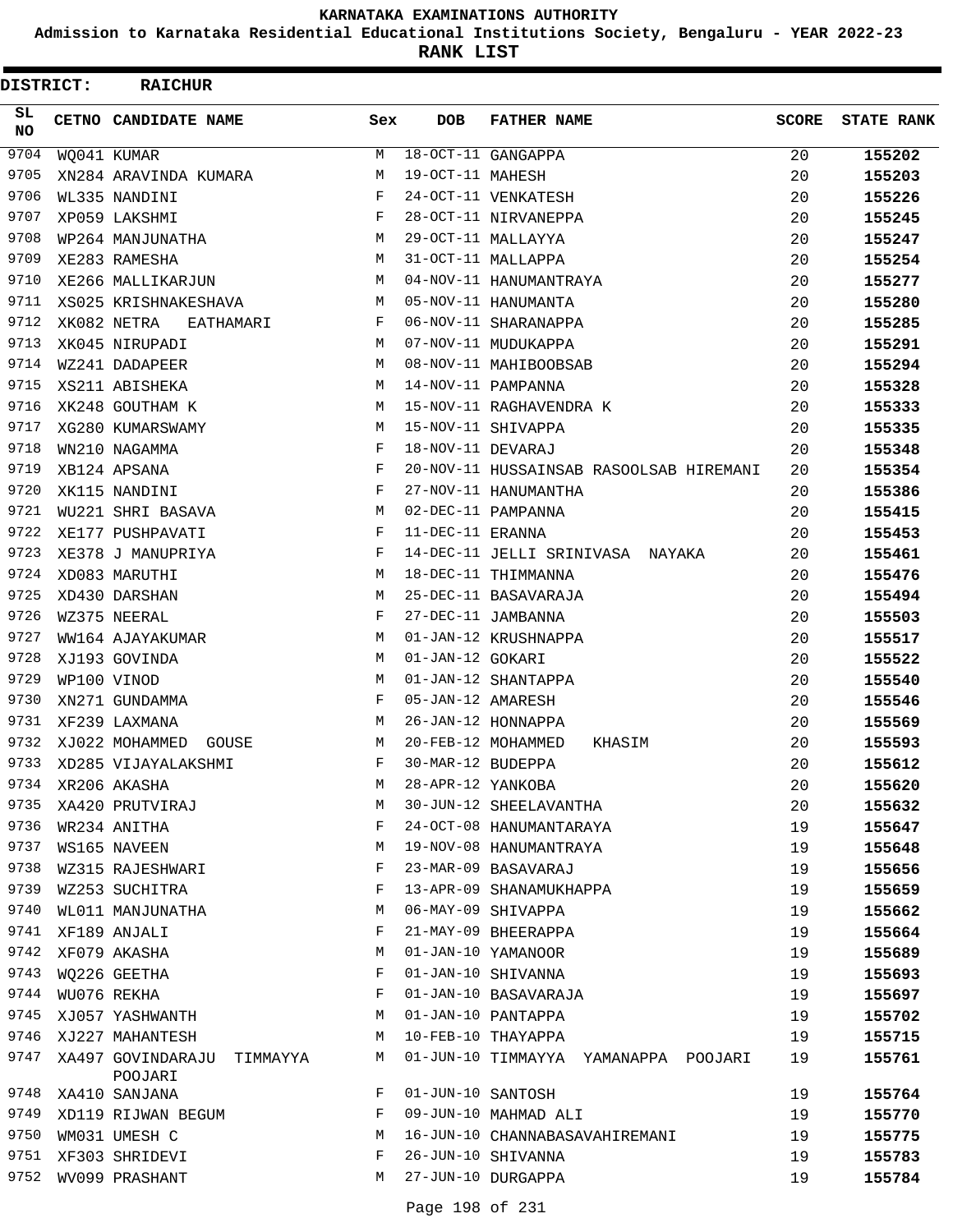**KARNATAKA EXAMINATIONS AUTHORITY**

**Admission to Karnataka Residential Educational Institutions Society, Bengaluru - YEAR 2022-23**

**RANK LIST**

**DISTRICT: RAICHUR**

| SL NO | CETNO | CANDIDATE NAME | Sex | DOB | FATHER NAME | SCORE | STATE RANK |
|---|---|---|---|---|---|---|---|
| 9704 | WQ041 | KUMAR | M | 18-OCT-11 | GANGAPPA | 20 | 155202 |
| 9705 | XN284 | ARAVINDA KUMARA | M | 19-OCT-11 | MAHESH | 20 | 155203 |
| 9706 | WL335 | NANDINI | F | 24-OCT-11 | VENKATESH | 20 | 155226 |
| 9707 | XP059 | LAKSHMI | F | 28-OCT-11 | NIRVANEPPA | 20 | 155245 |
| 9708 | WP264 | MANJUNATHA | M | 29-OCT-11 | MALLAYYA | 20 | 155247 |
| 9709 | XE283 | RAMESHA | M | 31-OCT-11 | MALLAPPA | 20 | 155254 |
| 9710 | XE266 | MALLIKARJUN | M | 04-NOV-11 | HANUMANTRAYA | 20 | 155277 |
| 9711 | XS025 | KRISHNAKESHAVA | M | 05-NOV-11 | HANUMANTA | 20 | 155280 |
| 9712 | XK082 | NETRA EATHAMARI | F | 06-NOV-11 | SHARANAPPA | 20 | 155285 |
| 9713 | XK045 | NIRUPADI | M | 07-NOV-11 | MUDUKAPPA | 20 | 155291 |
| 9714 | WZ241 | DADAPEER | M | 08-NOV-11 | MAHIBOOBSAB | 20 | 155294 |
| 9715 | XS211 | ABISHEKA | M | 14-NOV-11 | PAMPANNA | 20 | 155328 |
| 9716 | XK248 | GOUTHAM K | M | 15-NOV-11 | RAGHAVENDRA K | 20 | 155333 |
| 9717 | XG280 | KUMARSWAMY | M | 15-NOV-11 | SHIVAPPA | 20 | 155335 |
| 9718 | WN210 | NAGAMMA | F | 18-NOV-11 | DEVARAJ | 20 | 155348 |
| 9719 | XB124 | APSANA | F | 20-NOV-11 | HUSSAINSAB RASOOLSAB HIREMANI | 20 | 155354 |
| 9720 | XK115 | NANDINI | F | 27-NOV-11 | HANUMANTHA | 20 | 155386 |
| 9721 | WU221 | SHRI BASAVA | M | 02-DEC-11 | PAMPANNA | 20 | 155415 |
| 9722 | XE177 | PUSHPAVATI | F | 11-DEC-11 | ERANNA | 20 | 155453 |
| 9723 | XE378 | J MANUPRIYA | F | 14-DEC-11 | JELLI SRINIVASA NAYAKA | 20 | 155461 |
| 9724 | XD083 | MARUTHI | M | 18-DEC-11 | THIMMANNA | 20 | 155476 |
| 9725 | XD430 | DARSHAN | M | 25-DEC-11 | BASAVARAJA | 20 | 155494 |
| 9726 | WZ375 | NEERAL | F | 27-DEC-11 | JAMBANNA | 20 | 155503 |
| 9727 | WW164 | AJAYAKUMAR | M | 01-JAN-12 | KRUSHNAPPA | 20 | 155517 |
| 9728 | XJ193 | GOVINDA | M | 01-JAN-12 | GOKARI | 20 | 155522 |
| 9729 | WP100 | VINOD | M | 01-JAN-12 | SHANTAPPA | 20 | 155540 |
| 9730 | XN271 | GUNDAMMA | F | 05-JAN-12 | AMARESH | 20 | 155546 |
| 9731 | XF239 | LAXMANA | M | 26-JAN-12 | HONNAPPA | 20 | 155569 |
| 9732 | XJ022 | MOHAMMED GOUSE | M | 20-FEB-12 | MOHAMMED KHASIM | 20 | 155593 |
| 9733 | XD285 | VIJAYALAKSHMI | F | 30-MAR-12 | BUDEPPA | 20 | 155612 |
| 9734 | XR206 | AKASHA | M | 28-APR-12 | YANKOBA | 20 | 155620 |
| 9735 | XA420 | PRUTVIRAJ | M | 30-JUN-12 | SHEELAVANTHA | 20 | 155632 |
| 9736 | WR234 | ANITHA | F | 24-OCT-08 | HANUMANTARAYA | 19 | 155647 |
| 9737 | WS165 | NAVEEN | M | 19-NOV-08 | HANUMANTRAYA | 19 | 155648 |
| 9738 | WZ315 | RAJESHWARI | F | 23-MAR-09 | BASAVARAJ | 19 | 155656 |
| 9739 | WZ253 | SUCHITRA | F | 13-APR-09 | SHANAMUKHAPPA | 19 | 155659 |
| 9740 | WL011 | MANJUNATHA | M | 06-MAY-09 | SHIVAPPA | 19 | 155662 |
| 9741 | XF189 | ANJALI | F | 21-MAY-09 | BHEERAPPA | 19 | 155664 |
| 9742 | XF079 | AKASHA | M | 01-JAN-10 | YAMANOOR | 19 | 155689 |
| 9743 | WQ226 | GEETHA | F | 01-JAN-10 | SHIVANNA | 19 | 155693 |
| 9744 | WU076 | REKHA | F | 01-JAN-10 | BASAVARAJA | 19 | 155697 |
| 9745 | XJ057 | YASHWANTH | M | 01-JAN-10 | PANTAPPA | 19 | 155702 |
| 9746 | XJ227 | MAHANTESH | M | 10-FEB-10 | THAYAPPA | 19 | 155715 |
| 9747 | XA497 | GOVINDARAJU TIMMAYYA POOJARI | M | 01-JUN-10 | TIMMAYYA YAMANAPPA POOJARI | 19 | 155761 |
| 9748 | XA410 | SANJANA | F | 01-JUN-10 | SANTOSH | 19 | 155764 |
| 9749 | XD119 | RIJWAN BEGUM | F | 09-JUN-10 | MAHMAD ALI | 19 | 155770 |
| 9750 | WM031 | UMESH C | M | 16-JUN-10 | CHANNABASAVAHIREMANI | 19 | 155775 |
| 9751 | XF303 | SHRIDEVI | F | 26-JUN-10 | SHIVANNA | 19 | 155783 |
| 9752 | WV099 | PRASHANT | M | 27-JUN-10 | DURGAPPA | 19 | 155784 |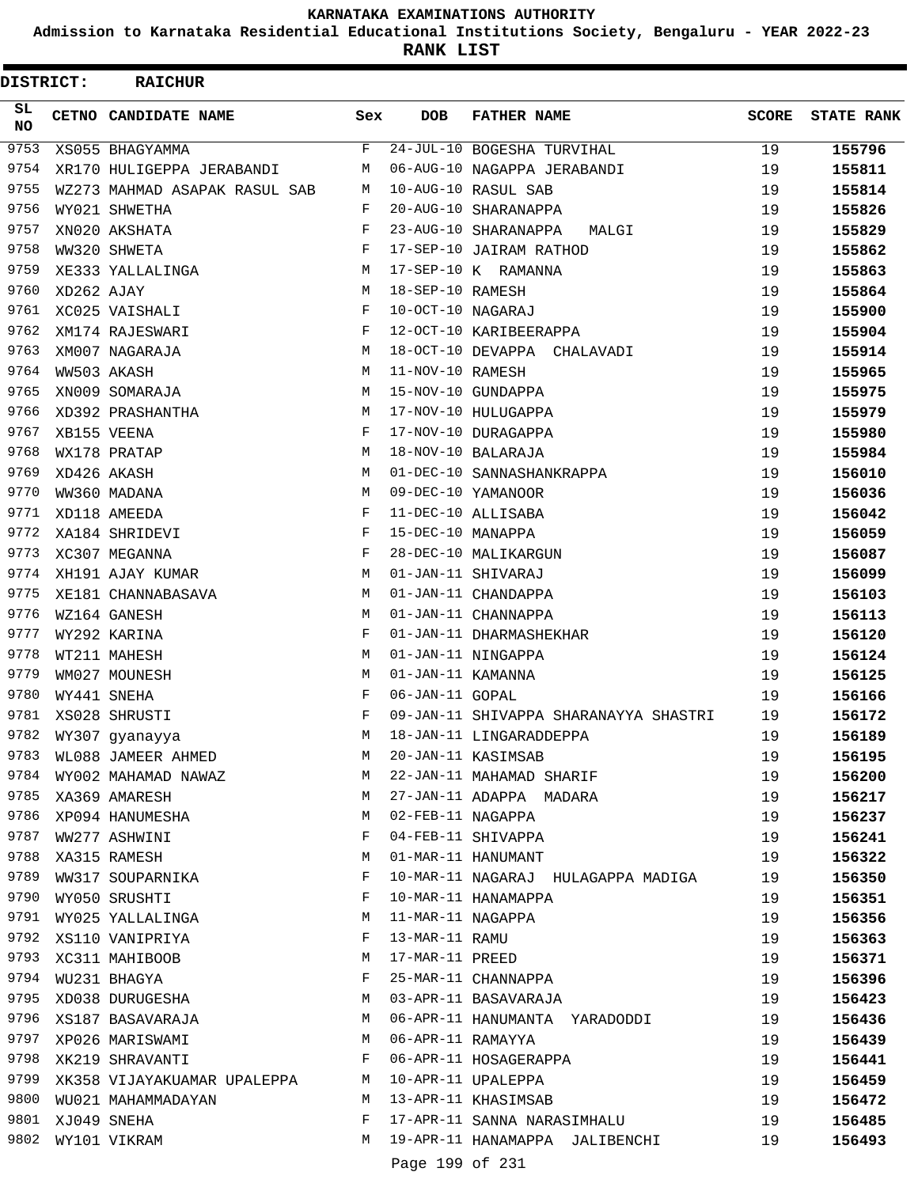# KARNATAKA EXAMINATIONS AUTHORITY

## Admission to Karnataka Residential Educational Institutions Society, Bengaluru - YEAR 2022-23

## RANK LIST

**DISTRICT: RAICHUR**

| SL NO | CETNO | CANDIDATE NAME | Sex | DOB | FATHER NAME | SCORE | STATE RANK |
|---|---|---|---|---|---|---|---|
| 9753 | XS055 | BHAGYAMMA | F | 24-JUL-10 | BOGESHA TURVIHAL | 19 | 155796 |
| 9754 | XR170 | HULIGEPPA JERABANDI | M | 06-AUG-10 | NAGAPPA JERABANDI | 19 | 155811 |
| 9755 | WZ273 | MAHMAD ASAPAK RASUL SAB | M | 10-AUG-10 | RASUL SAB | 19 | 155814 |
| 9756 | WY021 | SHWETHA | F | 20-AUG-10 | SHARANAPPA | 19 | 155826 |
| 9757 | XN020 | AKSHATA | F | 23-AUG-10 | SHARANAPPA MALGI | 19 | 155829 |
| 9758 | WW320 | SHWETA | F | 17-SEP-10 | JAIRAM RATHOD | 19 | 155862 |
| 9759 | XE333 | YALLALINGA | M | 17-SEP-10 | K RAMANNA | 19 | 155863 |
| 9760 | XD262 | AJAY | M | 18-SEP-10 | RAMESH | 19 | 155864 |
| 9761 | XC025 | VAISHALI | F | 10-OCT-10 | NAGARAJ | 19 | 155900 |
| 9762 | XM174 | RAJESWARI | F | 12-OCT-10 | KARIBEERAPPA | 19 | 155904 |
| 9763 | XM007 | NAGARAJA | M | 18-OCT-10 | DEVAPPA CHALAVADI | 19 | 155914 |
| 9764 | WW503 | AKASH | M | 11-NOV-10 | RAMESH | 19 | 155965 |
| 9765 | XN009 | SOMARAJA | M | 15-NOV-10 | GUNDAPPA | 19 | 155975 |
| 9766 | XD392 | PRASHANTHA | M | 17-NOV-10 | HULUGAPPA | 19 | 155979 |
| 9767 | XB155 | VEENA | F | 17-NOV-10 | DURAGAPPA | 19 | 155980 |
| 9768 | WX178 | PRATAP | M | 18-NOV-10 | BALARAJA | 19 | 155984 |
| 9769 | XD426 | AKASH | M | 01-DEC-10 | SANNASHANKRAPPA | 19 | 156010 |
| 9770 | WW360 | MADANA | M | 09-DEC-10 | YAMANOOR | 19 | 156036 |
| 9771 | XD118 | AMEEDA | F | 11-DEC-10 | ALLISABA | 19 | 156042 |
| 9772 | XA184 | SHRIDEVI | F | 15-DEC-10 | MANAPPA | 19 | 156059 |
| 9773 | XC307 | MEGANNA | F | 28-DEC-10 | MALIKARGUN | 19 | 156087 |
| 9774 | XH191 | AJAY KUMAR | M | 01-JAN-11 | SHIVARAJ | 19 | 156099 |
| 9775 | XE181 | CHANNABASAVA | M | 01-JAN-11 | CHANDAPPA | 19 | 156103 |
| 9776 | WZ164 | GANESH | M | 01-JAN-11 | CHANNAPPA | 19 | 156113 |
| 9777 | WY292 | KARINA | F | 01-JAN-11 | DHARMASHEKHAR | 19 | 156120 |
| 9778 | WT211 | MAHESH | M | 01-JAN-11 | NINGAPPA | 19 | 156124 |
| 9779 | WM027 | MOUNESH | M | 01-JAN-11 | KAMANNA | 19 | 156125 |
| 9780 | WY441 | SNEHA | F | 06-JAN-11 | GOPAL | 19 | 156166 |
| 9781 | XS028 | SHRUSTI | F | 09-JAN-11 | SHIVAPPA SHARANAYYA SHASTRI | 19 | 156172 |
| 9782 | WY307 | gyanayya | M | 18-JAN-11 | LINGARADDEPPA | 19 | 156189 |
| 9783 | WL088 | JAMEER AHMED | M | 20-JAN-11 | KASIMSAB | 19 | 156195 |
| 9784 | WY002 | MAHAMAD NAWAZ | M | 22-JAN-11 | MAHAMAD SHARIF | 19 | 156200 |
| 9785 | XA369 | AMARESH | M | 27-JAN-11 | ADAPPA MADARA | 19 | 156217 |
| 9786 | XP094 | HANUMESHA | M | 02-FEB-11 | NAGAPPA | 19 | 156237 |
| 9787 | WW277 | ASHWINI | F | 04-FEB-11 | SHIVAPPA | 19 | 156241 |
| 9788 | XA315 | RAMESH | M | 01-MAR-11 | HANUMANT | 19 | 156322 |
| 9789 | WW317 | SOUPARNIKA | F | 10-MAR-11 | NAGARAJ HULAGAPPA MADIGA | 19 | 156350 |
| 9790 | WY050 | SRUSHTI | F | 10-MAR-11 | HANAMAPPA | 19 | 156351 |
| 9791 | WY025 | YALLALINGA | M | 11-MAR-11 | NAGAPPA | 19 | 156356 |
| 9792 | XS110 | VANIPRIYA | F | 13-MAR-11 | RAMU | 19 | 156363 |
| 9793 | XC311 | MAHIBOOB | M | 17-MAR-11 | PREED | 19 | 156371 |
| 9794 | WU231 | BHAGYA | F | 25-MAR-11 | CHANNAPPA | 19 | 156396 |
| 9795 | XD038 | DURUGESHA | M | 03-APR-11 | BASAVARAJA | 19 | 156423 |
| 9796 | XS187 | BASAVARAJA | M | 06-APR-11 | HANUMANTA YARADODDI | 19 | 156436 |
| 9797 | XP026 | MARISWAMI | M | 06-APR-11 | RAMAYYA | 19 | 156439 |
| 9798 | XK219 | SHRAVANTI | F | 06-APR-11 | HOSAGERAPPA | 19 | 156441 |
| 9799 | XK358 | VIJAYAKUAMAR UPALEPPA | M | 10-APR-11 | UPALEPPA | 19 | 156459 |
| 9800 | WU021 | MAHAMMADAYAN | M | 13-APR-11 | KHASIMSAB | 19 | 156472 |
| 9801 | XJ049 | SNEHA | F | 17-APR-11 | SANNA NARASIMHALU | 19 | 156485 |
| 9802 | WY101 | VIKRAM | M | 19-APR-11 | HANAMAPPA JALIBENCHI | 19 | 156493 |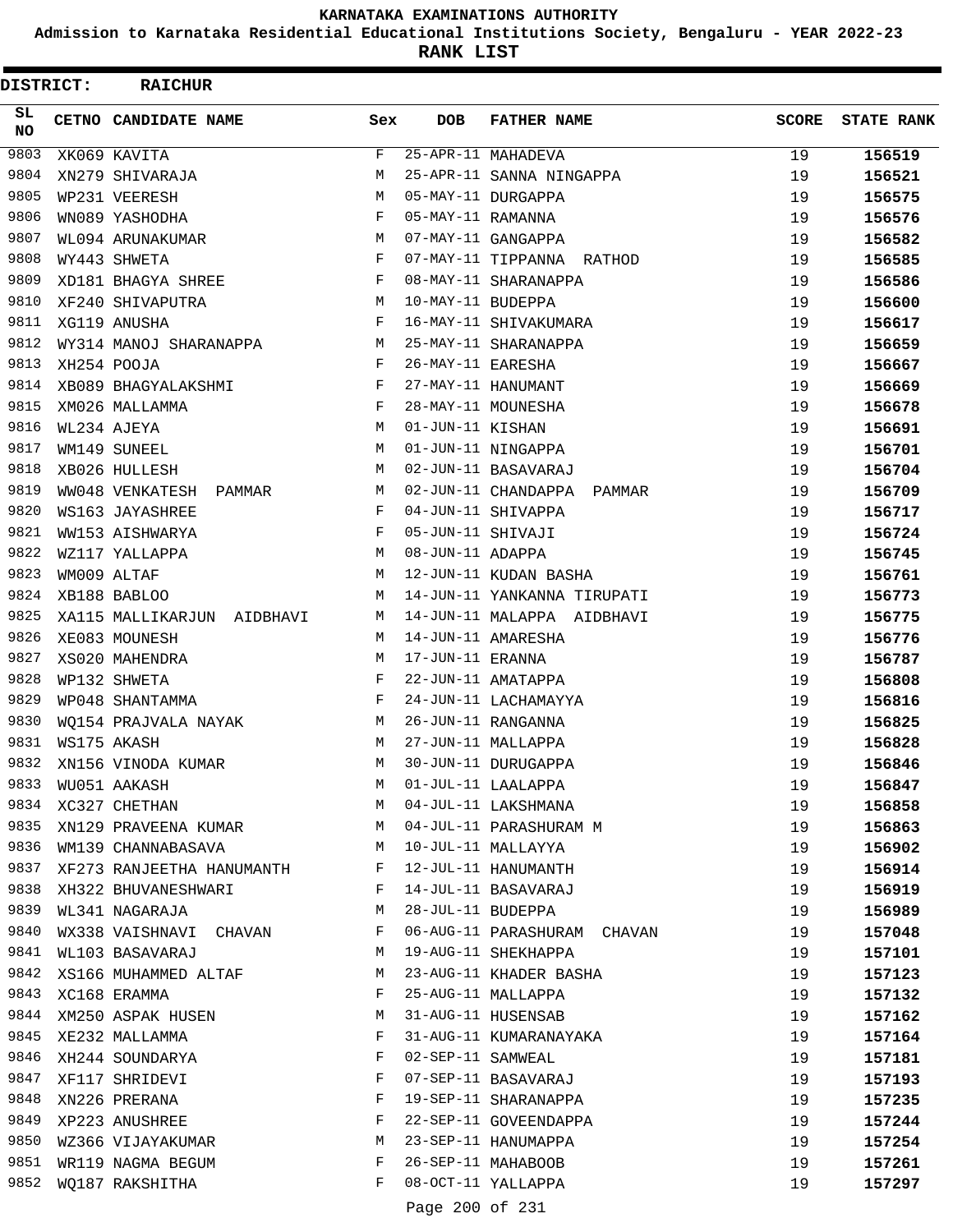# KARNATAKA EXAMINATIONS AUTHORITY

**Admission to Karnataka Residential Educational Institutions Society, Bengaluru - YEAR 2022-23**

**RANK LIST**

**DISTRICT: RAICHUR**

| SL NO | CETNO | CANDIDATE NAME | Sex | DOB | FATHER NAME | SCORE | STATE RANK |
|---|---|---|---|---|---|---|---|
| 9803 | XK069 | KAVITA | F | 25-APR-11 | MAHADEVA | 19 | 156519 |
| 9804 | XN279 | SHIVARAJA | M | 25-APR-11 | SANNA NINGAPPA | 19 | 156521 |
| 9805 | WP231 | VEERESH | M | 05-MAY-11 | DURGAPPA | 19 | 156575 |
| 9806 | WN089 | YASHODHA | F | 05-MAY-11 | RAMANNA | 19 | 156576 |
| 9807 | WL094 | ARUNAKUMAR | M | 07-MAY-11 | GANGAPPA | 19 | 156582 |
| 9808 | WY443 | SHWETA | F | 07-MAY-11 | TIPPANNA RATHOD | 19 | 156585 |
| 9809 | XD181 | BHAGYA SHREE | F | 08-MAY-11 | SHARANAPPA | 19 | 156586 |
| 9810 | XF240 | SHIVAPUTRA | M | 10-MAY-11 | BUDEPPA | 19 | 156600 |
| 9811 | XG119 | ANUSHA | F | 16-MAY-11 | SHIVAKUMARA | 19 | 156617 |
| 9812 | WY314 | MANOJ SHARANAPPA | M | 25-MAY-11 | SHARANAPPA | 19 | 156659 |
| 9813 | XH254 | POOJA | F | 26-MAY-11 | EARESHA | 19 | 156667 |
| 9814 | XB089 | BHAGYALAKSHMI | F | 27-MAY-11 | HANUMANT | 19 | 156669 |
| 9815 | XM026 | MALLAMMA | F | 28-MAY-11 | MOUNESHA | 19 | 156678 |
| 9816 | WL234 | AJEYA | M | 01-JUN-11 | KISHAN | 19 | 156691 |
| 9817 | WM149 | SUNEEL | M | 01-JUN-11 | NINGAPPA | 19 | 156701 |
| 9818 | XB026 | HULLESH | M | 02-JUN-11 | BASAVARAJ | 19 | 156704 |
| 9819 | WW048 | VENKATESH PAMMAR | M | 02-JUN-11 | CHANDAPPA PAMMAR | 19 | 156709 |
| 9820 | WS163 | JAYASHREE | F | 04-JUN-11 | SHIVAPPA | 19 | 156717 |
| 9821 | WW153 | AISHWARYA | F | 05-JUN-11 | SHIVAJI | 19 | 156724 |
| 9822 | WZ117 | YALLAPPA | M | 08-JUN-11 | ADAPPA | 19 | 156745 |
| 9823 | WM009 | ALTAF | M | 12-JUN-11 | KUDAN BASHA | 19 | 156761 |
| 9824 | XB188 | BABLOO | M | 14-JUN-11 | YANKANNA TIRUPATI | 19 | 156773 |
| 9825 | XA115 | MALLIKARJUN AIDBHAVI | M | 14-JUN-11 | MALAPPA AIDBHAVI | 19 | 156775 |
| 9826 | XE083 | MOUNESH | M | 14-JUN-11 | AMARESHA | 19 | 156776 |
| 9827 | XS020 | MAHENDRA | M | 17-JUN-11 | ERANNA | 19 | 156787 |
| 9828 | WP132 | SHWETA | F | 22-JUN-11 | AMATAPPA | 19 | 156808 |
| 9829 | WP048 | SHANTAMMA | F | 24-JUN-11 | LACHAMAYYA | 19 | 156816 |
| 9830 | WQ154 | PRAJVALA NAYAK | M | 26-JUN-11 | RANGANNA | 19 | 156825 |
| 9831 | WS175 | AKASH | M | 27-JUN-11 | MALLAPPA | 19 | 156828 |
| 9832 | XN156 | VINODA KUMAR | M | 30-JUN-11 | DURUGAPPA | 19 | 156846 |
| 9833 | WU051 | AAKASH | M | 01-JUL-11 | LAALAPPA | 19 | 156847 |
| 9834 | XC327 | CHETHAN | M | 04-JUL-11 | LAKSHMANA | 19 | 156858 |
| 9835 | XN129 | PRAVEENA KUMAR | M | 04-JUL-11 | PARASHURAM M | 19 | 156863 |
| 9836 | WM139 | CHANNABASAVA | M | 10-JUL-11 | MALLAYYA | 19 | 156902 |
| 9837 | XF273 | RANJEETHA HANUMANTH | F | 12-JUL-11 | HANUMANTH | 19 | 156914 |
| 9838 | XH322 | BHUVANESHWARI | F | 14-JUL-11 | BASAVARAJ | 19 | 156919 |
| 9839 | WL341 | NAGARAJA | M | 28-JUL-11 | BUDEPPA | 19 | 156989 |
| 9840 | WX338 | VAISHNAVI CHAVAN | F | 06-AUG-11 | PARASHURAM CHAVAN | 19 | 157048 |
| 9841 | WL103 | BASAVARAJ | M | 19-AUG-11 | SHEKHAPPA | 19 | 157101 |
| 9842 | XS166 | MUHAMMED ALTAF | M | 23-AUG-11 | KHADER BASHA | 19 | 157123 |
| 9843 | XC168 | ERAMMA | F | 25-AUG-11 | MALLAPPA | 19 | 157132 |
| 9844 | XM250 | ASPAK HUSEN | M | 31-AUG-11 | HUSENSAB | 19 | 157162 |
| 9845 | XE232 | MALLAMMA | F | 31-AUG-11 | KUMARANAYAKA | 19 | 157164 |
| 9846 | XH244 | SOUNDARYA | F | 02-SEP-11 | SAMWEAL | 19 | 157181 |
| 9847 | XF117 | SHRIDEVI | F | 07-SEP-11 | BASAVARAJ | 19 | 157193 |
| 9848 | XN226 | PRERANA | F | 19-SEP-11 | SHARANAPPA | 19 | 157235 |
| 9849 | XP223 | ANUSHREE | F | 22-SEP-11 | GOVEENDAPPA | 19 | 157244 |
| 9850 | WZ366 | VIJAYAKUMAR | M | 23-SEP-11 | HANUMAPPA | 19 | 157254 |
| 9851 | WR119 | NAGMA BEGUM | F | 26-SEP-11 | MAHABOOB | 19 | 157261 |
| 9852 | WQ187 | RAKSHITHA | F | 08-OCT-11 | YALLAPPA | 19 | 157297 |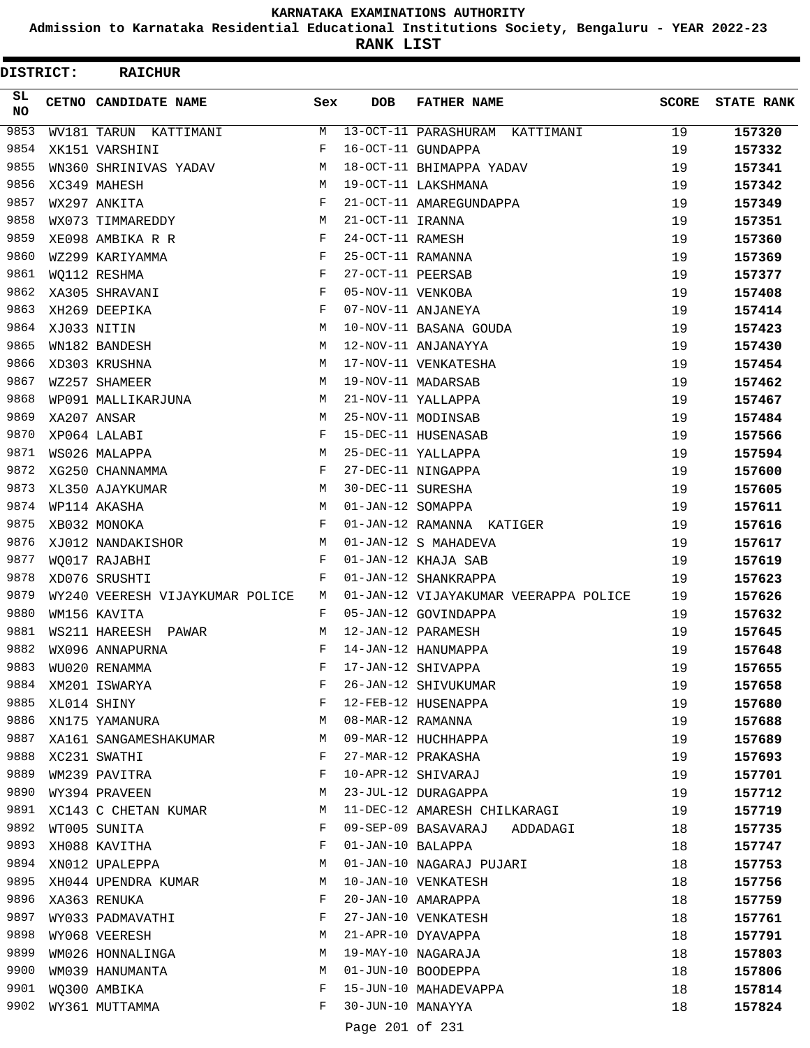# KARNATAKA EXAMINATIONS AUTHORITY

**Admission to Karnataka Residential Educational Institutions Society, Bengaluru - YEAR 2022-23**

**RANK LIST**

**DISTRICT: RAICHUR**

| SL NO | CETNO | CANDIDATE NAME | Sex | DOB | FATHER NAME | SCORE | STATE RANK |
|---|---|---|---|---|---|---|---|
| 9853 | WV181 | TARUN KATTIMANI | M | 13-OCT-11 | PARASHURAM KATTIMANI | 19 | 157320 |
| 9854 | XK151 | VARSHINI | F | 16-OCT-11 | GUNDAPPA | 19 | 157332 |
| 9855 | WN360 | SHRINIVAS YADAV | M | 18-OCT-11 | BHIMAPPA YADAV | 19 | 157341 |
| 9856 | XC349 | MAHESH | M | 19-OCT-11 | LAKSHMANA | 19 | 157342 |
| 9857 | WX297 | ANKITA | F | 21-OCT-11 | AMAREGUNDAPPA | 19 | 157349 |
| 9858 | WX073 | TIMMAREDDY | M | 21-OCT-11 | IRANNA | 19 | 157351 |
| 9859 | XE098 | AMBIKA R R | F | 24-OCT-11 | RAMESH | 19 | 157360 |
| 9860 | WZ299 | KARIYAMMA | F | 25-OCT-11 | RAMANNA | 19 | 157369 |
| 9861 | WQ112 | RESHMA | F | 27-OCT-11 | PEERSAB | 19 | 157377 |
| 9862 | XA305 | SHRAVANI | F | 05-NOV-11 | VENKOBA | 19 | 157408 |
| 9863 | XH269 | DEEPIKA | F | 07-NOV-11 | ANJANEYA | 19 | 157414 |
| 9864 | XJ033 | NITIN | M | 10-NOV-11 | BASANA GOUDA | 19 | 157423 |
| 9865 | WN182 | BANDESH | M | 12-NOV-11 | ANJANAYYA | 19 | 157430 |
| 9866 | XD303 | KRUSHNA | M | 17-NOV-11 | VENKATESHA | 19 | 157454 |
| 9867 | WZ257 | SHAMEER | M | 19-NOV-11 | MADARSAB | 19 | 157462 |
| 9868 | WP091 | MALLIKARJUNA | M | 21-NOV-11 | YALLAPPA | 19 | 157467 |
| 9869 | XA207 | ANSAR | M | 25-NOV-11 | MODINSAB | 19 | 157484 |
| 9870 | XP064 | LALABI | F | 15-DEC-11 | HUSENASAB | 19 | 157566 |
| 9871 | WS026 | MALAPPA | M | 25-DEC-11 | YALLAPPA | 19 | 157594 |
| 9872 | XG250 | CHANNAMMA | F | 27-DEC-11 | NINGAPPA | 19 | 157600 |
| 9873 | XL350 | AJAYKUMAR | M | 30-DEC-11 | SURESHA | 19 | 157605 |
| 9874 | WP114 | AKASHA | M | 01-JAN-12 | SOMAPPA | 19 | 157611 |
| 9875 | XB032 | MONOKA | F | 01-JAN-12 | RAMANNA KATIGER | 19 | 157616 |
| 9876 | XJ012 | NANDAKISHOR | M | 01-JAN-12 | S MAHADEVA | 19 | 157617 |
| 9877 | WQ017 | RAJABHI | F | 01-JAN-12 | KHAJA SAB | 19 | 157619 |
| 9878 | XD076 | SRUSHTI | F | 01-JAN-12 | SHANKRAPPA | 19 | 157623 |
| 9879 | WY240 | VEERESH VIJAYKUMAR POLICE | M | 01-JAN-12 | VIJAYAKUMAR VEERAPPA POLICE | 19 | 157626 |
| 9880 | WM156 | KAVITA | F | 05-JAN-12 | GOVINDAPPA | 19 | 157632 |
| 9881 | WS211 | HAREESH PAWAR | M | 12-JAN-12 | PARAMESH | 19 | 157645 |
| 9882 | WX096 | ANNAPURNA | F | 14-JAN-12 | HANUMAPPA | 19 | 157648 |
| 9883 | WU020 | RENAMMA | F | 17-JAN-12 | SHIVAPPA | 19 | 157655 |
| 9884 | XM201 | ISWARYA | F | 26-JAN-12 | SHIVUKUMAR | 19 | 157658 |
| 9885 | XL014 | SHINY | F | 12-FEB-12 | HUSENAPPA | 19 | 157680 |
| 9886 | XN175 | YAMANURA | M | 08-MAR-12 | RAMANNA | 19 | 157688 |
| 9887 | XA161 | SANGAMESHAKUMAR | M | 09-MAR-12 | HUCHHAPPA | 19 | 157689 |
| 9888 | XC231 | SWATHI | F | 27-MAR-12 | PRAKASHA | 19 | 157693 |
| 9889 | WM239 | PAVITRA | F | 10-APR-12 | SHIVARAJ | 19 | 157701 |
| 9890 | WY394 | PRAVEEN | M | 23-JUL-12 | DURAGAPPA | 19 | 157712 |
| 9891 | XC143 | C CHETAN KUMAR | M | 11-DEC-12 | AMARESH CHILKARAGI | 19 | 157719 |
| 9892 | WT005 | SUNITA | F | 09-SEP-09 | BASAVARAJ ADDADAGI | 18 | 157735 |
| 9893 | XH088 | KAVITHA | F | 01-JAN-10 | BALAPPA | 18 | 157747 |
| 9894 | XN012 | UPALEPPA | M | 01-JAN-10 | NAGARAJ PUJARI | 18 | 157753 |
| 9895 | XH044 | UPENDRA KUMAR | M | 10-JAN-10 | VENKATESH | 18 | 157756 |
| 9896 | XA363 | RENUKA | F | 20-JAN-10 | AMARAPPA | 18 | 157759 |
| 9897 | WY033 | PADMAVATHI | F | 27-JAN-10 | VENKATESH | 18 | 157761 |
| 9898 | WY068 | VEERESH | M | 21-APR-10 | DYAVAPPA | 18 | 157791 |
| 9899 | WM026 | HONNALINGA | M | 19-MAY-10 | NAGARAJA | 18 | 157803 |
| 9900 | WM039 | HANUMANTA | M | 01-JUN-10 | BOODEPPA | 18 | 157806 |
| 9901 | WQ300 | AMBIKA | F | 15-JUN-10 | MAHADEVAPPA | 18 | 157814 |
| 9902 | WY361 | MUTTAMMA | F | 30-JUN-10 | MANAYYA | 18 | 157824 |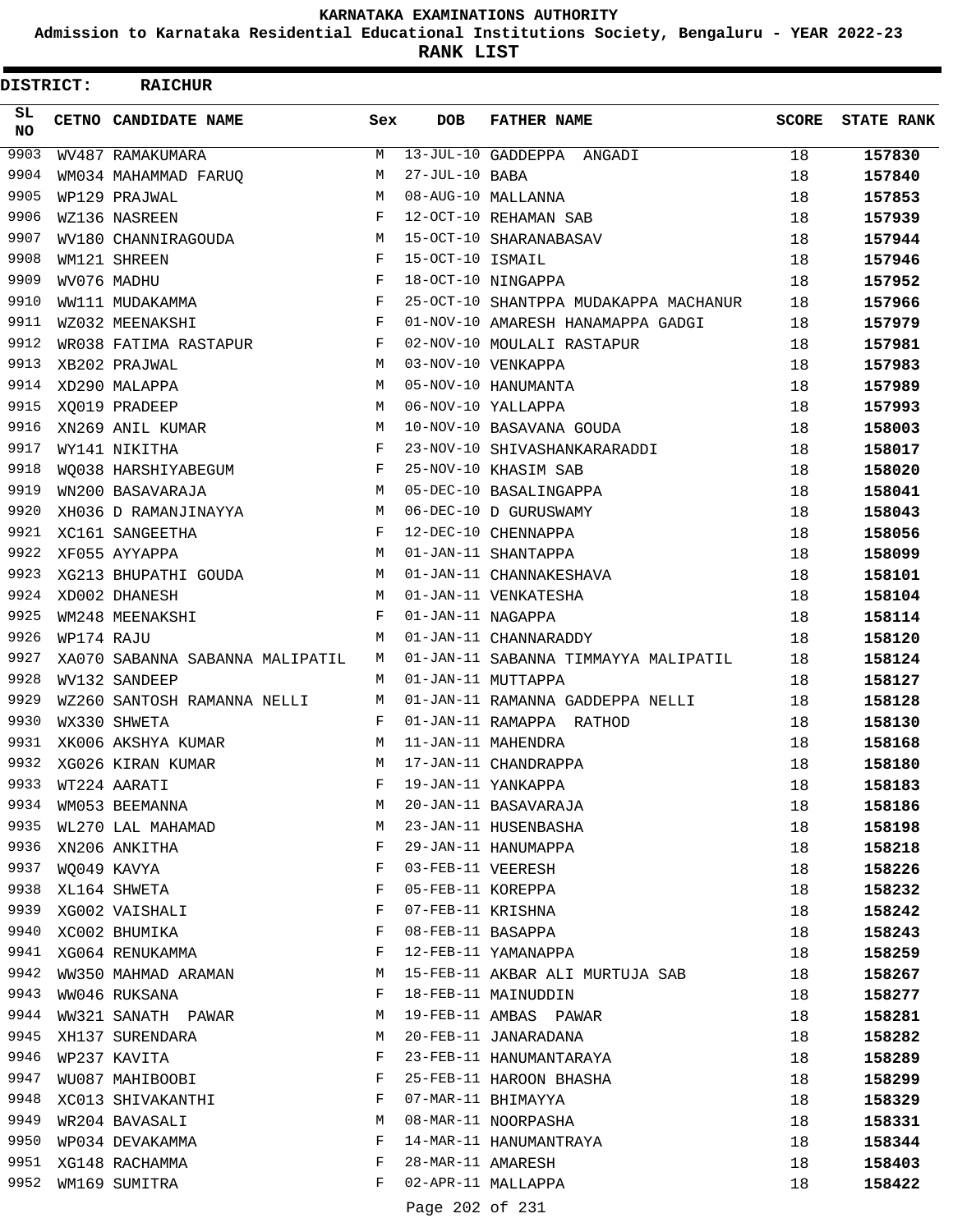# KARNATAKA EXAMINATIONS AUTHORITY

**Admission to Karnataka Residential Educational Institutions Society, Bengaluru - YEAR 2022-23**

**RANK LIST**

**DISTRICT: RAICHUR**

| SL NO | CETNO | CANDIDATE NAME | Sex | DOB | FATHER NAME | SCORE | STATE RANK |
|---|---|---|---|---|---|---|---|
| 9903 | WV487 | RAMAKUMARA | M | 13-JUL-10 | GADDEPPA ANGADI | 18 | **157830** |
| 9904 | WM034 | MAHAMMAD FARUQ | M | 27-JUL-10 | BABA | 18 | **157840** |
| 9905 | WP129 | PRAJWAL | M | 08-AUG-10 | MALLANNA | 18 | **157853** |
| 9906 | WZ136 | NASREEN | F | 12-OCT-10 | REHAMAN SAB | 18 | **157939** |
| 9907 | WV180 | CHANNIRAGOUDA | M | 15-OCT-10 | SHARANABASAV | 18 | **157944** |
| 9908 | WM121 | SHREEN | F | 15-OCT-10 | ISMAIL | 18 | **157946** |
| 9909 | WV076 | MADHU | F | 18-OCT-10 | NINGAPPA | 18 | **157952** |
| 9910 | WW111 | MUDAKAMMA | F | 25-OCT-10 | SHANTPPA MUDAKAPPA MACHANUR | 18 | **157966** |
| 9911 | WZ032 | MEENAKSHI | F | 01-NOV-10 | AMARESH HANAMAPPA GADGI | 18 | **157979** |
| 9912 | WR038 | FATIMA RASTAPUR | F | 02-NOV-10 | MOULALI RASTAPUR | 18 | **157981** |
| 9913 | XB202 | PRAJWAL | M | 03-NOV-10 | VENKAPPA | 18 | **157983** |
| 9914 | XD290 | MALAPPA | M | 05-NOV-10 | HANUMANTA | 18 | **157989** |
| 9915 | XQ019 | PRADEEP | M | 06-NOV-10 | YALLAPPA | 18 | **157993** |
| 9916 | XN269 | ANIL KUMAR | M | 10-NOV-10 | BASAVANA GOUDA | 18 | **158003** |
| 9917 | WY141 | NIKITHA | F | 23-NOV-10 | SHIVASHANKARARADDI | 18 | **158017** |
| 9918 | WQ038 | HARSHIYABEGUM | F | 25-NOV-10 | KHASIM SAB | 18 | **158020** |
| 9919 | WN200 | BASAVARAJA | M | 05-DEC-10 | BASALINGAPPA | 18 | **158041** |
| 9920 | XH036 | D RAMANJINAYYA | M | 06-DEC-10 | D GURUSWAMY | 18 | **158043** |
| 9921 | XC161 | SANGEETHA | F | 12-DEC-10 | CHENNAPPA | 18 | **158056** |
| 9922 | XF055 | AYYAPPA | M | 01-JAN-11 | SHANTAPPA | 18 | **158099** |
| 9923 | XG213 | BHUPATHI GOUDA | M | 01-JAN-11 | CHANNAKESHAVA | 18 | **158101** |
| 9924 | XD002 | DHANESH | M | 01-JAN-11 | VENKATESHA | 18 | **158104** |
| 9925 | WM248 | MEENAKSHI | F | 01-JAN-11 | NAGAPPA | 18 | **158114** |
| 9926 | WP174 | RAJU | M | 01-JAN-11 | CHANNARADDY | 18 | **158120** |
| 9927 | XA070 | SABANNA SABANNA MALIPATIL | M | 01-JAN-11 | SABANNA TIMMAYYA MALIPATIL | 18 | **158124** |
| 9928 | WV132 | SANDEEP | M | 01-JAN-11 | MUTTAPPA | 18 | **158127** |
| 9929 | WZ260 | SANTOSH RAMANNA NELLI | M | 01-JAN-11 | RAMANNA GADDEPPA NELLI | 18 | **158128** |
| 9930 | WX330 | SHWETA | F | 01-JAN-11 | RAMAPPA RATHOD | 18 | **158130** |
| 9931 | XK006 | AKSHYA KUMAR | M | 11-JAN-11 | MAHENDRA | 18 | **158168** |
| 9932 | XG026 | KIRAN KUMAR | M | 17-JAN-11 | CHANDRAPPA | 18 | **158180** |
| 9933 | WT224 | AARATI | F | 19-JAN-11 | YANKAPPA | 18 | **158183** |
| 9934 | WM053 | BEEMANNA | M | 20-JAN-11 | BASAVARAJA | 18 | **158186** |
| 9935 | WL270 | LAL MAHAMAD | M | 23-JAN-11 | HUSENBASHA | 18 | **158198** |
| 9936 | XN206 | ANKITHA | F | 29-JAN-11 | HANUMAPPA | 18 | **158218** |
| 9937 | WQ049 | KAVYA | F | 03-FEB-11 | VEERESH | 18 | **158226** |
| 9938 | XL164 | SHWETA | F | 05-FEB-11 | KOREPPA | 18 | **158232** |
| 9939 | XG002 | VAISHALI | F | 07-FEB-11 | KRISHNA | 18 | **158242** |
| 9940 | XC002 | BHUMIKA | F | 08-FEB-11 | BASAPPA | 18 | **158243** |
| 9941 | XG064 | RENUKAMMA | F | 12-FEB-11 | YAMANAPPA | 18 | **158259** |
| 9942 | WW350 | MAHMAD ARAMAN | M | 15-FEB-11 | AKBAR ALI MURTUJA SAB | 18 | **158267** |
| 9943 | WW046 | RUKSANA | F | 18-FEB-11 | MAINUDDIN | 18 | **158277** |
| 9944 | WW321 | SANATH PAWAR | M | 19-FEB-11 | AMBAS PAWAR | 18 | **158281** |
| 9945 | XH137 | SURENDARA | M | 20-FEB-11 | JANARADANA | 18 | **158282** |
| 9946 | WP237 | KAVITA | F | 23-FEB-11 | HANUMANTARAYA | 18 | **158289** |
| 9947 | WU087 | MAHIBOOBI | F | 25-FEB-11 | HAROON BHASHA | 18 | **158299** |
| 9948 | XC013 | SHIVAKANTHI | F | 07-MAR-11 | BHIMAYYA | 18 | **158329** |
| 9949 | WR204 | BAVASALI | M | 08-MAR-11 | NOORPASHA | 18 | **158331** |
| 9950 | WP034 | DEVAKAMMA | F | 14-MAR-11 | HANUMANTRAYA | 18 | **158344** |
| 9951 | XG148 | RACHAMMA | F | 28-MAR-11 | AMARESH | 18 | **158403** |
| 9952 | WM169 | SUMITRA | F | 02-APR-11 | MALLAPPA | 18 | **158422** |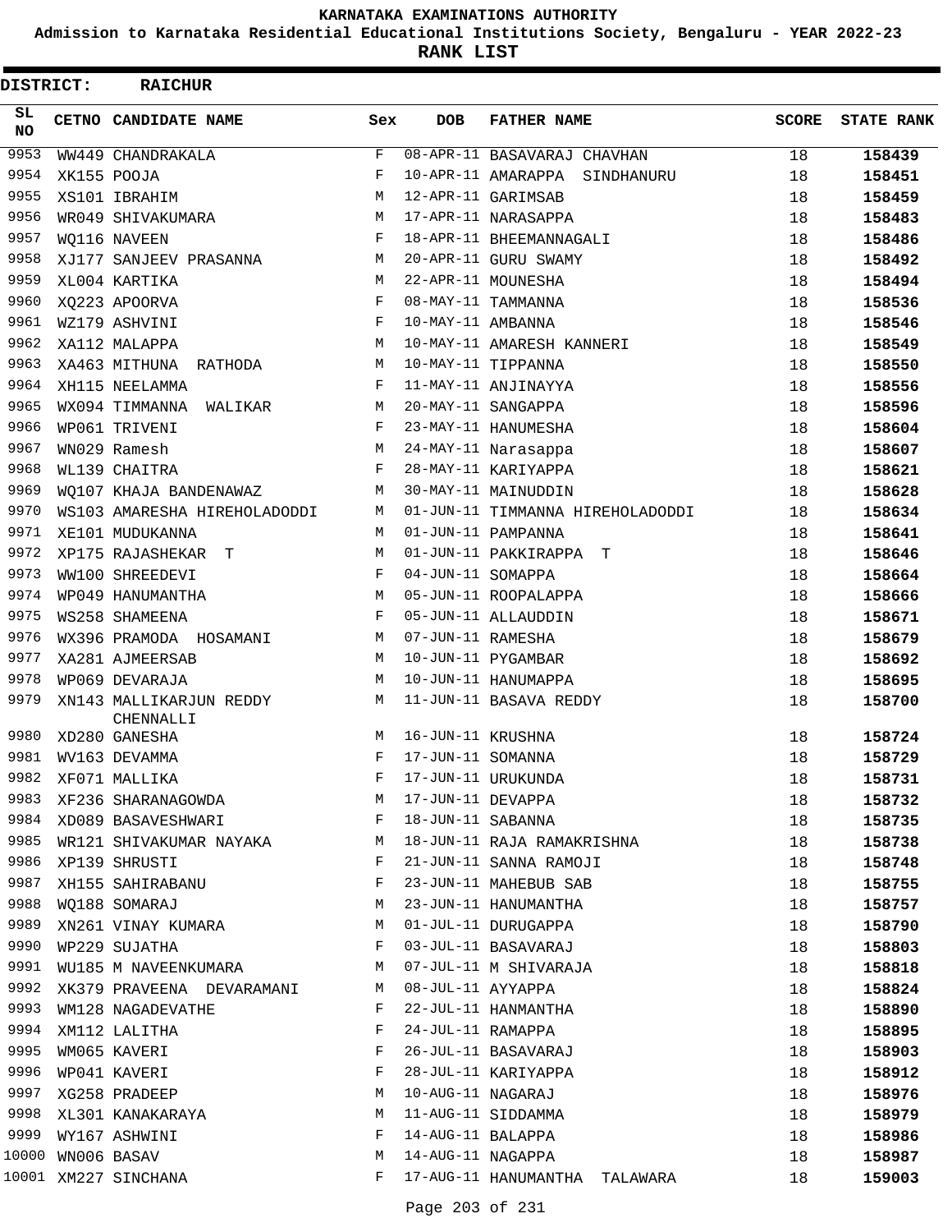# KARNATAKA EXAMINATIONS AUTHORITY

**Admission to Karnataka Residential Educational Institutions Society, Bengaluru - YEAR 2022-23**

**RANK LIST**

**DISTRICT: RAICHUR**

| SL NO | CETNO | CANDIDATE NAME | Sex | DOB | FATHER NAME | SCORE | STATE RANK |
|---|---|---|---|---|---|---|---|
| 9953 | WW449 | CHANDRAKALA | F | 08-APR-11 | BASAVARAJ CHAVHAN | 18 | **158439** |
| 9954 | XK155 | POOJA | F | 10-APR-11 | AMARAPPA SINDHANURU | 18 | **158451** |
| 9955 | XS101 | IBRAHIM | M | 12-APR-11 | GARIMSAB | 18 | **158459** |
| 9956 | WR049 | SHIVAKUMARA | M | 17-APR-11 | NARASAPPA | 18 | **158483** |
| 9957 | WQ116 | NAVEEN | F | 18-APR-11 | BHEEMANNAGALI | 18 | **158486** |
| 9958 | XJ177 | SANJEEV PRASANNA | M | 20-APR-11 | GURU SWAMY | 18 | **158492** |
| 9959 | XL004 | KARTIKA | M | 22-APR-11 | MOUNESHA | 18 | **158494** |
| 9960 | XQ223 | APOORVA | F | 08-MAY-11 | TAMMANNA | 18 | **158536** |
| 9961 | WZ179 | ASHVINI | F | 10-MAY-11 | AMBANNA | 18 | **158546** |
| 9962 | XA112 | MALAPPA | M | 10-MAY-11 | AMARESH KANNERI | 18 | **158549** |
| 9963 | XA463 | MITHUNA RATHODA | M | 10-MAY-11 | TIPPANNA | 18 | **158550** |
| 9964 | XH115 | NEELAMMA | F | 11-MAY-11 | ANJINAYYA | 18 | **158556** |
| 9965 | WX094 | TIMMANNA WALIKAR | M | 20-MAY-11 | SANGAPPA | 18 | **158596** |
| 9966 | WP061 | TRIVENI | F | 23-MAY-11 | HANUMESHA | 18 | **158604** |
| 9967 | WN029 | Ramesh | M | 24-MAY-11 | Narasappa | 18 | **158607** |
| 9968 | WL139 | CHAITRA | F | 28-MAY-11 | KARIYAPPA | 18 | **158621** |
| 9969 | WQ107 | KHAJA BANDENAWAZ | M | 30-MAY-11 | MAINUDDIN | 18 | **158628** |
| 9970 | WS103 | AMARESHA HIREHOLADODDI | M | 01-JUN-11 | TIMMANNA HIREHOLADODDI | 18 | **158634** |
| 9971 | XE101 | MUDUKANNA | M | 01-JUN-11 | PAMPANNA | 18 | **158641** |
| 9972 | XP175 | RAJASHEKAR T | M | 01-JUN-11 | PAKKIRAPPA T | 18 | **158646** |
| 9973 | WW100 | SHREEDEVI | F | 04-JUN-11 | SOMAPPA | 18 | **158664** |
| 9974 | WP049 | HANUMANTHA | M | 05-JUN-11 | ROOPALAPPA | 18 | **158666** |
| 9975 | WS258 | SHAMEENA | F | 05-JUN-11 | ALLAUDDIN | 18 | **158671** |
| 9976 | WX396 | PRAMODA HOSAMANI | M | 07-JUN-11 | RAMESHA | 18 | **158679** |
| 9977 | XA281 | AJMEERSAB | M | 10-JUN-11 | PYGAMBAR | 18 | **158692** |
| 9978 | WP069 | DEVARAJA | M | 10-JUN-11 | HANUMAPPA | 18 | **158695** |
| 9979 | XN143 | MALLIKARJUN REDDY CHENNALLI | M | 11-JUN-11 | BASAVA REDDY | 18 | **158700** |
| 9980 | XD280 | GANESHA | M | 16-JUN-11 | KRUSHNA | 18 | **158724** |
| 9981 | WV163 | DEVAMMA | F | 17-JUN-11 | SOMANNA | 18 | **158729** |
| 9982 | XF071 | MALLIKA | F | 17-JUN-11 | URUKUNDA | 18 | **158731** |
| 9983 | XF236 | SHARANAGOWDA | M | 17-JUN-11 | DEVAPPA | 18 | **158732** |
| 9984 | XD089 | BASAVESHWARI | F | 18-JUN-11 | SABANNA | 18 | **158735** |
| 9985 | WR121 | SHIVAKUMAR NAYAKA | M | 18-JUN-11 | RAJA RAMAKRISHNA | 18 | **158738** |
| 9986 | XP139 | SHRUSTI | F | 21-JUN-11 | SANNA RAMOJI | 18 | **158748** |
| 9987 | XH155 | SAHIRABANU | F | 23-JUN-11 | MAHEBUB SAB | 18 | **158755** |
| 9988 | WQ188 | SOMARAJ | M | 23-JUN-11 | HANUMANTHA | 18 | **158757** |
| 9989 | XN261 | VINAY KUMARA | M | 01-JUL-11 | DURUGAPPA | 18 | **158790** |
| 9990 | WP229 | SUJATHA | F | 03-JUL-11 | BASAVARAJ | 18 | **158803** |
| 9991 | WU185 | M NAVEENKUMARA | M | 07-JUL-11 | M SHIVARAJA | 18 | **158818** |
| 9992 | XK379 | PRAVEENA DEVARAMANI | M | 08-JUL-11 | AYYAPPA | 18 | **158824** |
| 9993 | WM128 | NAGADEVATHE | F | 22-JUL-11 | HANMANTHA | 18 | **158890** |
| 9994 | XM112 | LALITHA | F | 24-JUL-11 | RAMAPPA | 18 | **158895** |
| 9995 | WM065 | KAVERI | F | 26-JUL-11 | BASAVARAJ | 18 | **158903** |
| 9996 | WP041 | KAVERI | F | 28-JUL-11 | KARIYAPPA | 18 | **158912** |
| 9997 | XG258 | PRADEEP | M | 10-AUG-11 | NAGARAJ | 18 | **158976** |
| 9998 | XL301 | KANAKARAYA | M | 11-AUG-11 | SIDDAMMA | 18 | **158979** |
| 9999 | WY167 | ASHWINI | F | 14-AUG-11 | BALAPPA | 18 | **158986** |
| 10000 | WN006 | BASAV | M | 14-AUG-11 | NAGAPPA | 18 | **158987** |
| 10001 | XM227 | SINCHANA | F | 17-AUG-11 | HANUMANTHA TALAWARA | 18 | **159003** |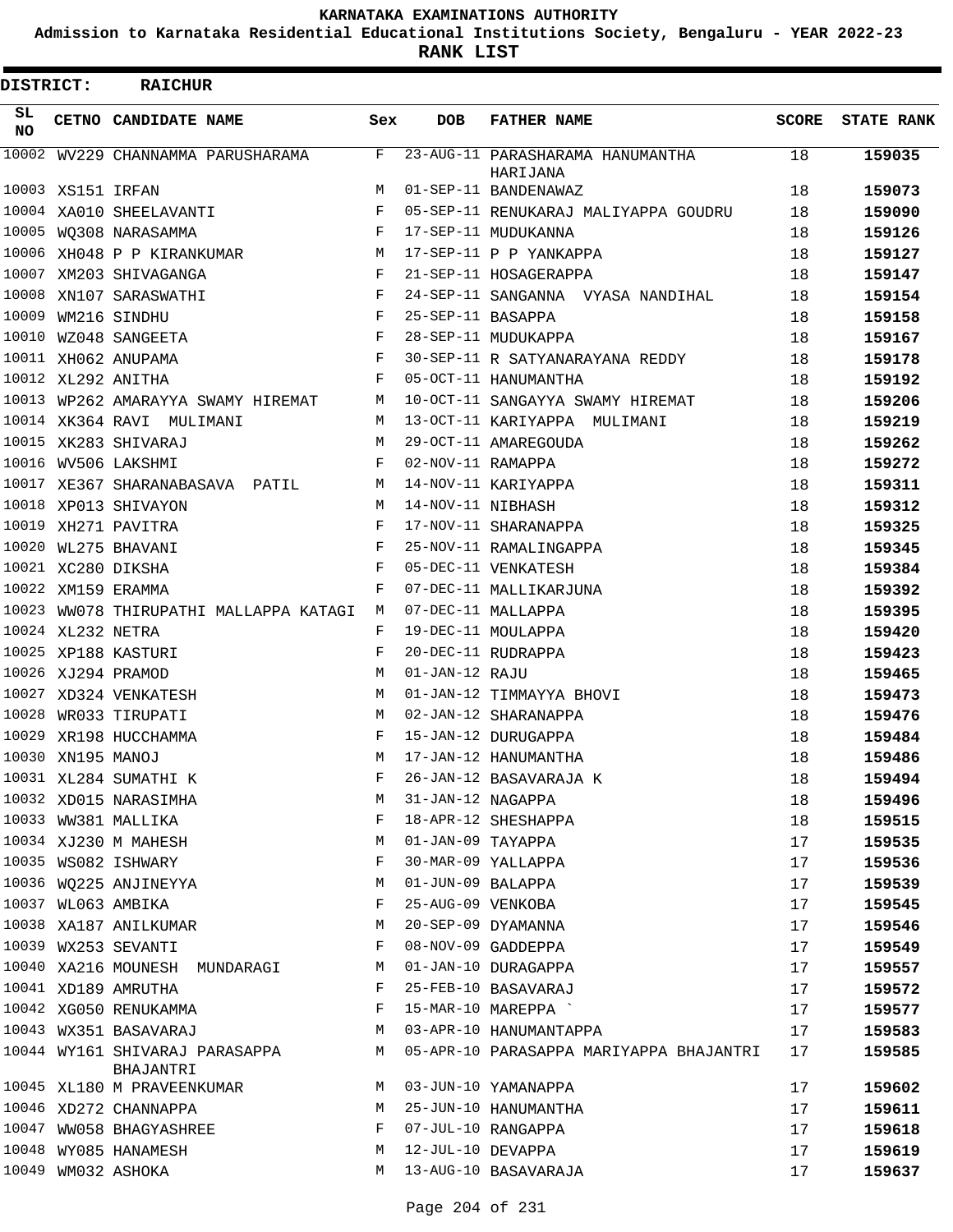KARNATAKA EXAMINATIONS AUTHORITY

Admission to Karnataka Residential Educational Institutions Society, Bengaluru - YEAR 2022-23

**RANK LIST**

**DISTRICT: RAICHUR**

| SL NO | CETNO | CANDIDATE NAME | Sex | DOB | FATHER NAME | SCORE | STATE RANK |
|---|---|---|---|---|---|---|---|
| 10002 | WV229 | CHANNAMMA PARUSHARAMA | F | 23-AUG-11 | PARASHARAMA HANUMANTHA HARIJANA | 18 | **159035** |
| 10003 | XS151 | IRFAN | M | 01-SEP-11 | BANDENAWAZ | 18 | **159073** |
| 10004 | XA010 | SHEELAVANTI | F | 05-SEP-11 | RENUKARAJ MALIYAPPA GOUDRU | 18 | **159090** |
| 10005 | WQ308 | NARASAMMA | F | 17-SEP-11 | MUDUKANNA | 18 | **159126** |
| 10006 | XH048 | P P KIRANKUMAR | M | 17-SEP-11 | P P YANKAPPA | 18 | **159127** |
| 10007 | XM203 | SHIVAGANGA | F | 21-SEP-11 | HOSAGERAPPA | 18 | **159147** |
| 10008 | XN107 | SARASWATHI | F | 24-SEP-11 | SANGANNA VYASA NANDIHAL | 18 | **159154** |
| 10009 | WM216 | SINDHU | F | 25-SEP-11 | BASAPPA | 18 | **159158** |
| 10010 | WZ048 | SANGEETA | F | 28-SEP-11 | MUDUKAPPA | 18 | **159167** |
| 10011 | XH062 | ANUPAMA | F | 30-SEP-11 | R SATYANARAYANA REDDY | 18 | **159178** |
| 10012 | XL292 | ANITHA | F | 05-OCT-11 | HANUMANTHA | 18 | **159192** |
| 10013 | WP262 | AMARAYYA SWAMY HIREMAT | M | 10-OCT-11 | SANGAYYA SWAMY HIREMAT | 18 | **159206** |
| 10014 | XK364 | RAVI MULIMANI | M | 13-OCT-11 | KARIYAPPA MULIMANI | 18 | **159219** |
| 10015 | XK283 | SHIVARAJ | M | 29-OCT-11 | AMAREGOUDA | 18 | **159262** |
| 10016 | WV506 | LAKSHMI | F | 02-NOV-11 | RAMAPPA | 18 | **159272** |
| 10017 | XE367 | SHARANABASAVA PATIL | M | 14-NOV-11 | KARIYAPPA | 18 | **159311** |
| 10018 | XP013 | SHIVAYON | M | 14-NOV-11 | NIBHASH | 18 | **159312** |
| 10019 | XH271 | PAVITRA | F | 17-NOV-11 | SHARANAPPA | 18 | **159325** |
| 10020 | WL275 | BHAVANI | F | 25-NOV-11 | RAMALINGAPPA | 18 | **159345** |
| 10021 | XC280 | DIKSHA | F | 05-DEC-11 | VENKATESH | 18 | **159384** |
| 10022 | XM159 | ERAMMA | F | 07-DEC-11 | MALLIKARJUNA | 18 | **159392** |
| 10023 | WW078 | THIRUPATHI MALLAPPA KATAGI | M | 07-DEC-11 | MALLAPPA | 18 | **159395** |
| 10024 | XL232 | NETRA | F | 19-DEC-11 | MOULAPPA | 18 | **159420** |
| 10025 | XP188 | KASTURI | F | 20-DEC-11 | RUDRAPPA | 18 | **159423** |
| 10026 | XJ294 | PRAMOD | M | 01-JAN-12 | RAJU | 18 | **159465** |
| 10027 | XD324 | VENKATESH | M | 01-JAN-12 | TIMMAYYA BHOVI | 18 | **159473** |
| 10028 | WR033 | TIRUPATI | M | 02-JAN-12 | SHARANAPPA | 18 | **159476** |
| 10029 | XR198 | HUCCHAMMA | F | 15-JAN-12 | DURUGAPPA | 18 | **159484** |
| 10030 | XN195 | MANOJ | M | 17-JAN-12 | HANUMANTHA | 18 | **159486** |
| 10031 | XL284 | SUMATHI K | F | 26-JAN-12 | BASAVARAJA K | 18 | **159494** |
| 10032 | XD015 | NARASIMHA | M | 31-JAN-12 | NAGAPPA | 18 | **159496** |
| 10033 | WW381 | MALLIKA | F | 18-APR-12 | SHESHAPPA | 18 | **159515** |
| 10034 | XJ230 | M MAHESH | M | 01-JAN-09 | TAYAPPA | 17 | **159535** |
| 10035 | WS082 | ISHWARY | F | 30-MAR-09 | YALLAPPA | 17 | **159536** |
| 10036 | WQ225 | ANJINEYYA | M | 01-JUN-09 | BALAPPA | 17 | **159539** |
| 10037 | WL063 | AMBIKA | F | 25-AUG-09 | VENKOBA | 17 | **159545** |
| 10038 | XA187 | ANILKUMAR | M | 20-SEP-09 | DYAMANNA | 17 | **159546** |
| 10039 | WX253 | SEVANTI | F | 08-NOV-09 | GADDEPPA | 17 | **159549** |
| 10040 | XA216 | MOUNESH MUNDARAGI | M | 01-JAN-10 | DURAGAPPA | 17 | **159557** |
| 10041 | XD189 | AMRUTHA | F | 25-FEB-10 | BASAVARAJ | 17 | **159572** |
| 10042 | XG050 | RENUKAMMA | F | 15-MAR-10 | MAREPPA ` | 17 | **159577** |
| 10043 | WX351 | BASAVARAJ | M | 03-APR-10 | HANUMANTAPPA | 17 | **159583** |
| 10044 | WY161 | SHIVARAJ PARASAPPA BHAJANTRI | M | 05-APR-10 | PARASAPPA MARIYAPPA BHAJANTRI | 17 | **159585** |
| 10045 | XL180 | M PRAVEENKUMAR | M | 03-JUN-10 | YAMANAPPA | 17 | **159602** |
| 10046 | XD272 | CHANNAPPA | M | 25-JUN-10 | HANUMANTHA | 17 | **159611** |
| 10047 | WW058 | BHAGYASHREE | F | 07-JUL-10 | RANGAPPA | 17 | **159618** |
| 10048 | WY085 | HANAMESH | M | 12-JUL-10 | DEVAPPA | 17 | **159619** |
| 10049 | WM032 | ASHOKA | M | 13-AUG-10 | BASAVARAJA | 17 | **159637** |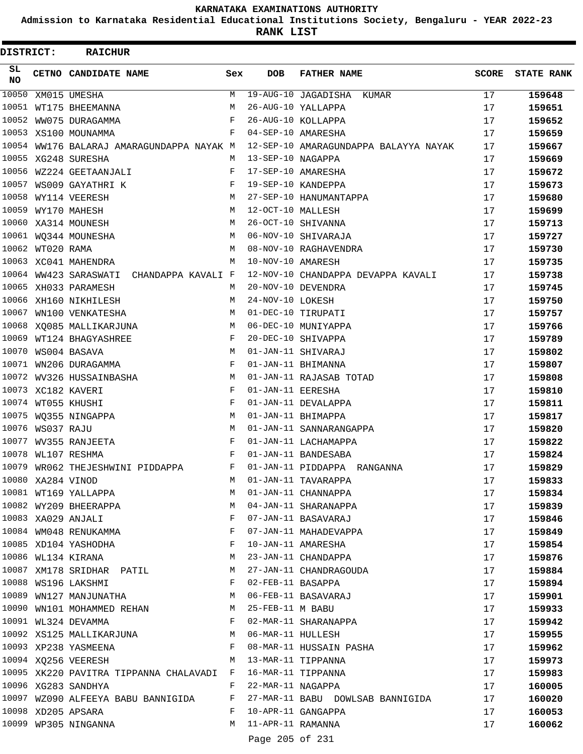# KARNATAKA EXAMINATIONS AUTHORITY

## Admission to Karnataka Residential Educational Institutions Society, Bengaluru - YEAR 2022-23

## RANK LIST

**DISTRICT: RAICHUR**

| SL NO | CETNO | CANDIDATE NAME | Sex | DOB | FATHER NAME | SCORE | STATE RANK |
|---|---|---|---|---|---|---|---|
| 10050 | XM015 | UMESHA | M | 19-AUG-10 | JAGADISHA KUMAR | 17 | 159648 |
| 10051 | WT175 | BHEEMANNA | M | 26-AUG-10 | YALLAPPA | 17 | 159651 |
| 10052 | WW075 | DURAGAMMA | F | 26-AUG-10 | KOLLAPPA | 17 | 159652 |
| 10053 | XS100 | MOUNAMMA | F | 04-SEP-10 | AMARESHA | 17 | 159659 |
| 10054 | WW176 | BALARAJ AMARAGUNDAPPA NAYAK | M | 12-SEP-10 | AMARAGUNDAPPA BALAYYA NAYAK | 17 | 159667 |
| 10055 | XG248 | SURESHA | M | 13-SEP-10 | NAGAPPA | 17 | 159669 |
| 10056 | WZ224 | GEETAANJALI | F | 17-SEP-10 | AMARESHA | 17 | 159672 |
| 10057 | WS009 | GAYATHRI K | F | 19-SEP-10 | KANDEPPA | 17 | 159673 |
| 10058 | WY114 | VEERESH | M | 27-SEP-10 | HANUMANTAPPA | 17 | 159680 |
| 10059 | WY170 | MAHESH | M | 12-OCT-10 | MALLESH | 17 | 159699 |
| 10060 | XA314 | MOUNESH | M | 26-OCT-10 | SHIVANNA | 17 | 159713 |
| 10061 | WQ344 | MOUNESHA | M | 06-NOV-10 | SHIVARAJA | 17 | 159727 |
| 10062 | WT020 | RAMA | M | 08-NOV-10 | RAGHAVENDRA | 17 | 159730 |
| 10063 | XC041 | MAHENDRA | M | 10-NOV-10 | AMARESH | 17 | 159735 |
| 10064 | WW423 | SARASWATI CHANDAPPA KAVALI | F | 12-NOV-10 | CHANDAPPA DEVAPPA KAVALI | 17 | 159738 |
| 10065 | XH033 | PARAMESH | M | 20-NOV-10 | DEVENDRA | 17 | 159745 |
| 10066 | XH160 | NIKHILESH | M | 24-NOV-10 | LOKESH | 17 | 159750 |
| 10067 | WN100 | VENKATESHA | M | 01-DEC-10 | TIRUPATI | 17 | 159757 |
| 10068 | XQ085 | MALLIKARJUNA | M | 06-DEC-10 | MUNIYAPPA | 17 | 159766 |
| 10069 | WT124 | BHAGYASHREE | F | 20-DEC-10 | SHIVAPPA | 17 | 159789 |
| 10070 | WS004 | BASAVA | M | 01-JAN-11 | SHIVARAJ | 17 | 159802 |
| 10071 | WN206 | DURAGAMMA | F | 01-JAN-11 | BHIMANNA | 17 | 159807 |
| 10072 | WV326 | HUSSAINBASHA | M | 01-JAN-11 | RAJASAB TOTAD | 17 | 159808 |
| 10073 | XC182 | KAVERI | F | 01-JAN-11 | EERESHA | 17 | 159810 |
| 10074 | WT055 | KHUSHI | F | 01-JAN-11 | DEVALAPPA | 17 | 159811 |
| 10075 | WQ355 | NINGAPPA | M | 01-JAN-11 | BHIMAPPA | 17 | 159817 |
| 10076 | WS037 | RAJU | M | 01-JAN-11 | SANNARANGAPPA | 17 | 159820 |
| 10077 | WV355 | RANJEETA | F | 01-JAN-11 | LACHAMAPPA | 17 | 159822 |
| 10078 | WL107 | RESHMA | F | 01-JAN-11 | BANDESABA | 17 | 159824 |
| 10079 | WR062 | THEJESHWINI PIDDAPPA | F | 01-JAN-11 | PIDDAPPA RANGANNA | 17 | 159829 |
| 10080 | XA284 | VINOD | M | 01-JAN-11 | TAVARAPPA | 17 | 159833 |
| 10081 | WT169 | YALLAPPA | M | 01-JAN-11 | CHANNAPPA | 17 | 159834 |
| 10082 | WY209 | BHEERAPPA | M | 04-JAN-11 | SHARANAPPA | 17 | 159839 |
| 10083 | XA029 | ANJALI | F | 07-JAN-11 | BASAVARAJ | 17 | 159846 |
| 10084 | WM048 | RENUKAMMA | F | 07-JAN-11 | MAHADEVAPPA | 17 | 159849 |
| 10085 | XD104 | YASHODHA | F | 10-JAN-11 | AMARESHA | 17 | 159854 |
| 10086 | WL134 | KIRANA | M | 23-JAN-11 | CHANDAPPA | 17 | 159876 |
| 10087 | XM178 | SRIDHAR PATIL | M | 27-JAN-11 | CHANDRAGOUDA | 17 | 159884 |
| 10088 | WS196 | LAKSHMI | F | 02-FEB-11 | BASAPPA | 17 | 159894 |
| 10089 | WN127 | MANJUNATHA | M | 06-FEB-11 | BASAVARAJ | 17 | 159901 |
| 10090 | WN101 | MOHAMMED REHAN | M | 25-FEB-11 | M BABU | 17 | 159933 |
| 10091 | WL324 | DEVAMMA | F | 02-MAR-11 | SHARANAPPA | 17 | 159942 |
| 10092 | XS125 | MALLIKARJUNA | M | 06-MAR-11 | HULLESH | 17 | 159955 |
| 10093 | XP238 | YASMEENA | F | 08-MAR-11 | HUSSAIN PASHA | 17 | 159962 |
| 10094 | XQ256 | VEERESH | M | 13-MAR-11 | TIPPANNA | 17 | 159973 |
| 10095 | XK220 | PAVITRA TIPPANNA CHALAVADI | F | 16-MAR-11 | TIPPANNA | 17 | 159983 |
| 10096 | XG283 | SANDHYA | F | 22-MAR-11 | NAGAPPA | 17 | 160005 |
| 10097 | WZ090 | ALFEEYA BABU BANNIGIDA | F | 27-MAR-11 | BABU DOWLSAB BANNIGIDA | 17 | 160020 |
| 10098 | XD205 | APSARA | F | 10-APR-11 | GANGAPPA | 17 | 160053 |
| 10099 | WP305 | NINGANNA | M | 11-APR-11 | RAMANNA | 17 | 160062 |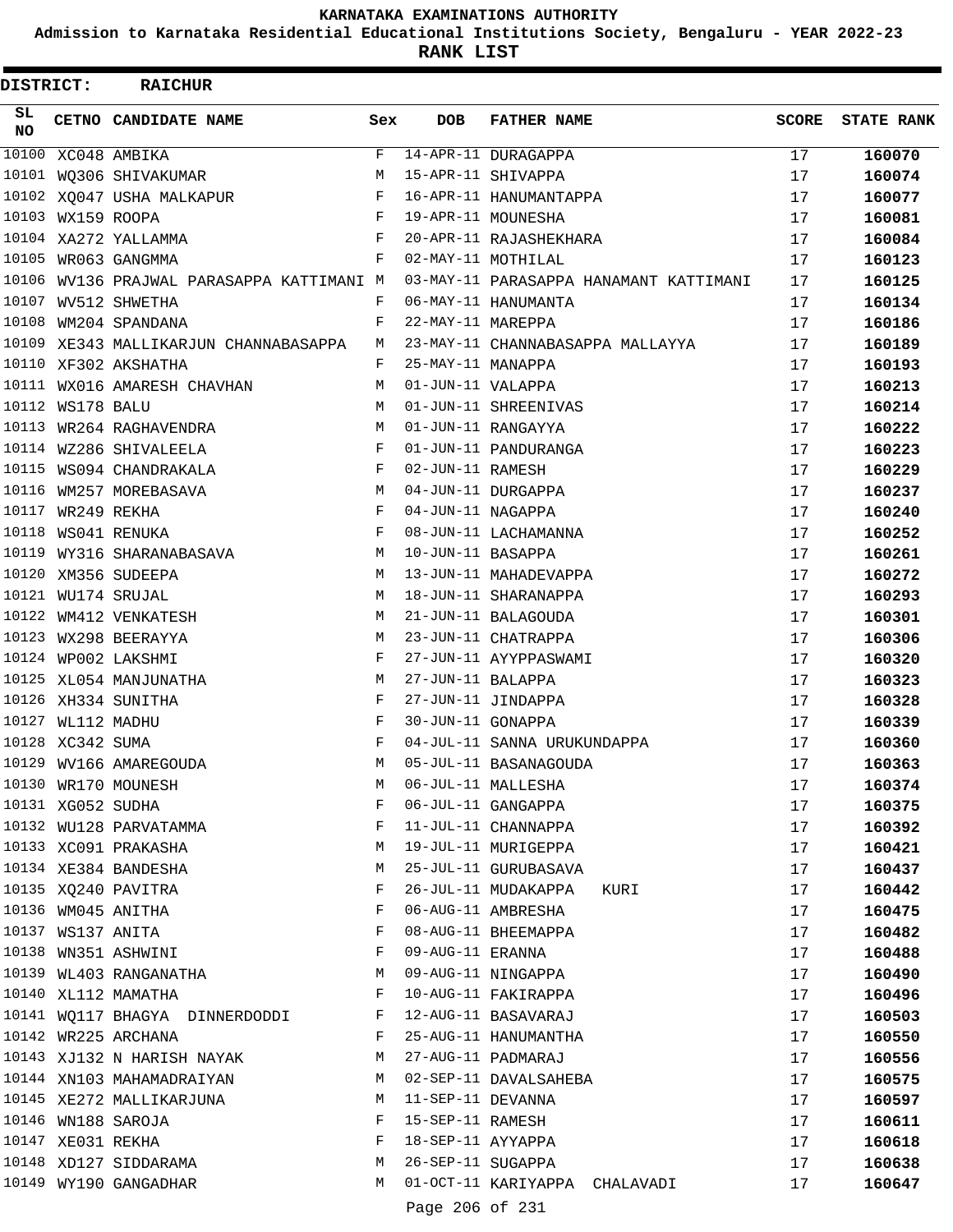**KARNATAKA EXAMINATIONS AUTHORITY**

**Admission to Karnataka Residential Educational Institutions Society, Bengaluru - YEAR 2022-23**

**RANK LIST**

**DISTRICT: RAICHUR**

| SL NO | CETNO | CANDIDATE NAME | Sex | DOB | FATHER NAME | SCORE | STATE RANK |
|---|---|---|---|---|---|---|---|
| 10100 | XC048 | AMBIKA | F | 14-APR-11 | DURAGAPPA | 17 | 160070 |
| 10101 | WQ306 | SHIVAKUMAR | M | 15-APR-11 | SHIVAPPA | 17 | 160074 |
| 10102 | XQ047 | USHA MALKAPUR | F | 16-APR-11 | HANUMANTAPPA | 17 | 160077 |
| 10103 | WX159 | ROOPA | F | 19-APR-11 | MOUNESHA | 17 | 160081 |
| 10104 | XA272 | YALLAMMA | F | 20-APR-11 | RAJASHEKHARA | 17 | 160084 |
| 10105 | WR063 | GANGMMA | F | 02-MAY-11 | MOTHILAL | 17 | 160123 |
| 10106 | WV136 | PRAJWAL PARASAPPA KATTIMANI | M | 03-MAY-11 | PARASAPPA HANAMANT KATTIMANI | 17 | 160125 |
| 10107 | WV512 | SHWETHA | F | 06-MAY-11 | HANUMANTA | 17 | 160134 |
| 10108 | WM204 | SPANDANA | F | 22-MAY-11 | MAREPPA | 17 | 160186 |
| 10109 | XE343 | MALLIKARJUN CHANNABASAPPA | M | 23-MAY-11 | CHANNABASAPPA MALLAYYA | 17 | 160189 |
| 10110 | XF302 | AKSHATHA | F | 25-MAY-11 | MANAPPA | 17 | 160193 |
| 10111 | WX016 | AMARESH CHAVHAN | M | 01-JUN-11 | VALAPPA | 17 | 160213 |
| 10112 | WS178 | BALU | M | 01-JUN-11 | SHREENIVAS | 17 | 160214 |
| 10113 | WR264 | RAGHAVENDRA | M | 01-JUN-11 | RANGAYYA | 17 | 160222 |
| 10114 | WZ286 | SHIVALEELA | F | 01-JUN-11 | PANDURANGA | 17 | 160223 |
| 10115 | WS094 | CHANDRAKALA | F | 02-JUN-11 | RAMESH | 17 | 160229 |
| 10116 | WM257 | MOREBASAVA | M | 04-JUN-11 | DURGAPPA | 17 | 160237 |
| 10117 | WR249 | REKHA | F | 04-JUN-11 | NAGAPPA | 17 | 160240 |
| 10118 | WS041 | RENUKA | F | 08-JUN-11 | LACHAMANNA | 17 | 160252 |
| 10119 | WY316 | SHARANABASAVA | M | 10-JUN-11 | BASAPPA | 17 | 160261 |
| 10120 | XM356 | SUDEEPA | M | 13-JUN-11 | MAHADEVAPPA | 17 | 160272 |
| 10121 | WU174 | SRUJAL | M | 18-JUN-11 | SHARANAPPA | 17 | 160293 |
| 10122 | WM412 | VENKATESH | M | 21-JUN-11 | BALAGOUDA | 17 | 160301 |
| 10123 | WX298 | BEERAYYA | M | 23-JUN-11 | CHATRAPPA | 17 | 160306 |
| 10124 | WP002 | LAKSHMI | F | 27-JUN-11 | AYYPPASWAMI | 17 | 160320 |
| 10125 | XL054 | MANJUNATHA | M | 27-JUN-11 | BALAPPA | 17 | 160323 |
| 10126 | XH334 | SUNITHA | F | 27-JUN-11 | JINDAPPA | 17 | 160328 |
| 10127 | WL112 | MADHU | F | 30-JUN-11 | GONAPPA | 17 | 160339 |
| 10128 | XC342 | SUMA | F | 04-JUL-11 | SANNA URUKUNDAPPA | 17 | 160360 |
| 10129 | WV166 | AMAREGOUDA | M | 05-JUL-11 | BASANAGOUDA | 17 | 160363 |
| 10130 | WR170 | MOUNESH | M | 06-JUL-11 | MALLESHA | 17 | 160374 |
| 10131 | XG052 | SUDHA | F | 06-JUL-11 | GANGAPPA | 17 | 160375 |
| 10132 | WU128 | PARVATAMMA | F | 11-JUL-11 | CHANNAPPA | 17 | 160392 |
| 10133 | XC091 | PRAKASHA | M | 19-JUL-11 | MURIGEPPA | 17 | 160421 |
| 10134 | XE384 | BANDESHA | M | 25-JUL-11 | GURUBASAVA | 17 | 160437 |
| 10135 | XQ240 | PAVITRA | F | 26-JUL-11 | MUDAKAPPA KURI | 17 | 160442 |
| 10136 | WM045 | ANITHA | F | 06-AUG-11 | AMBRESHA | 17 | 160475 |
| 10137 | WS137 | ANITA | F | 08-AUG-11 | BHEEMAPPA | 17 | 160482 |
| 10138 | WN351 | ASHWINI | F | 09-AUG-11 | ERANNA | 17 | 160488 |
| 10139 | WL403 | RANGANATHA | M | 09-AUG-11 | NINGAPPA | 17 | 160490 |
| 10140 | XL112 | MAMATHA | F | 10-AUG-11 | FAKIRAPPA | 17 | 160496 |
| 10141 | WQ117 | BHAGYA DINNERDODDI | F | 12-AUG-11 | BASAVARAJ | 17 | 160503 |
| 10142 | WR225 | ARCHANA | F | 25-AUG-11 | HANUMANTHA | 17 | 160550 |
| 10143 | XJ132 | N HARISH NAYAK | M | 27-AUG-11 | PADMARAJ | 17 | 160556 |
| 10144 | XN103 | MAHAMADRAIYAN | M | 02-SEP-11 | DAVALSAHEBA | 17 | 160575 |
| 10145 | XE272 | MALLIKARJUNA | M | 11-SEP-11 | DEVANNA | 17 | 160597 |
| 10146 | WN188 | SAROJA | F | 15-SEP-11 | RAMESH | 17 | 160611 |
| 10147 | XE031 | REKHA | F | 18-SEP-11 | AYYAPPA | 17 | 160618 |
| 10148 | XD127 | SIDDARAMA | M | 26-SEP-11 | SUGAPPA | 17 | 160638 |
| 10149 | WY190 | GANGADHAR | M | 01-OCT-11 | KARIYAPPA CHALAVADI | 17 | 160647 |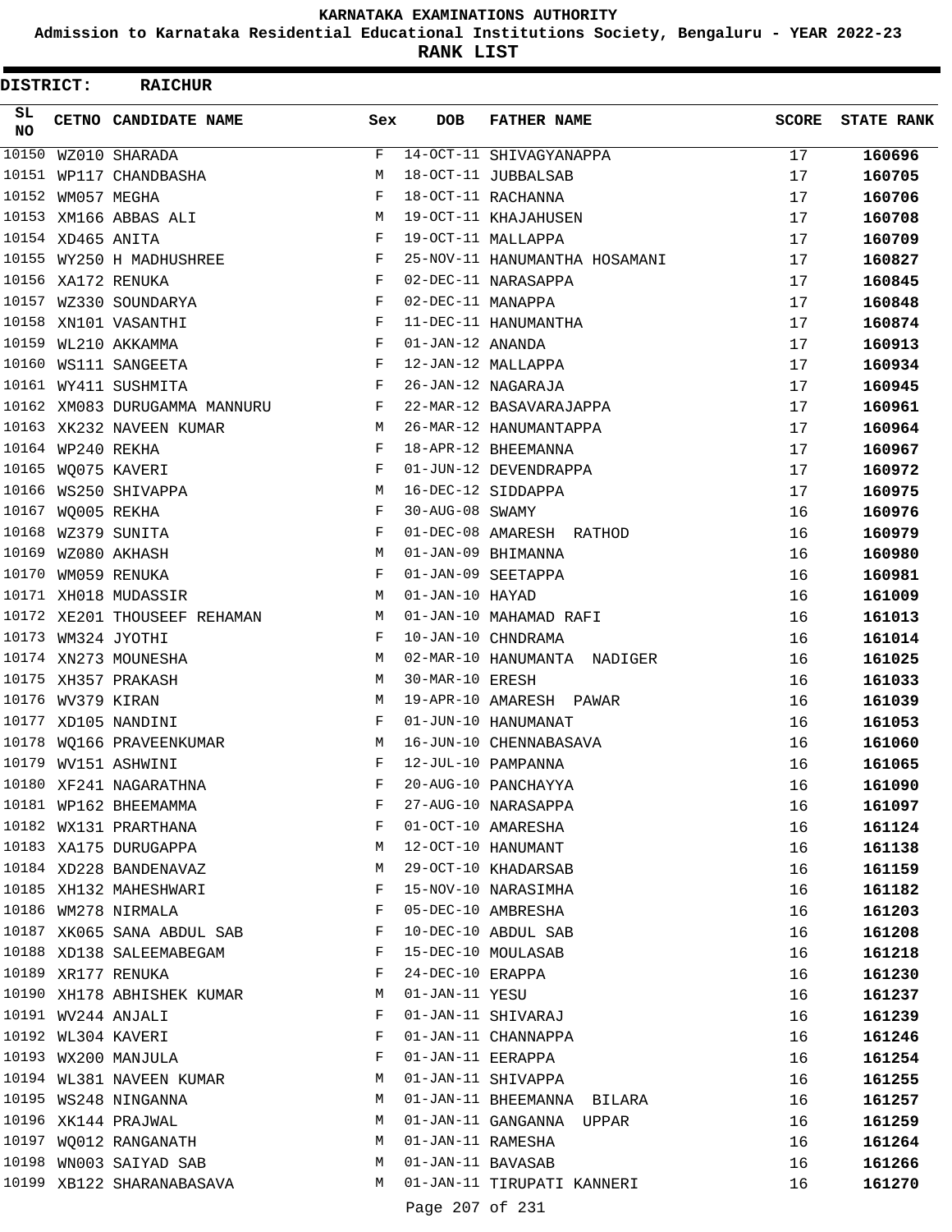# KARNATAKA EXAMINATIONS AUTHORITY

## Admission to Karnataka Residential Educational Institutions Society, Bengaluru - YEAR 2022-23

## RANK LIST

**DISTRICT: RAICHUR**

| SL NO | CETNO | CANDIDATE NAME | Sex | DOB | FATHER NAME | SCORE | STATE RANK |
|---|---|---|---|---|---|---|---|
| 10150 | WZ010 | SHARADA | F | 14-OCT-11 | SHIVAGYANAPPA | 17 | 160696 |
| 10151 | WP117 | CHANDBASHA | M | 18-OCT-11 | JUBBALSAB | 17 | 160705 |
| 10152 | WM057 | MEGHA | F | 18-OCT-11 | RACHANNA | 17 | 160706 |
| 10153 | XM166 | ABBAS ALI | M | 19-OCT-11 | KHAJAHUSEN | 17 | 160708 |
| 10154 | XD465 | ANITA | F | 19-OCT-11 | MALLAPPA | 17 | 160709 |
| 10155 | WY250 | H MADHUSHREE | F | 25-NOV-11 | HANUMANTHA HOSAMANI | 17 | 160827 |
| 10156 | XA172 | RENUKA | F | 02-DEC-11 | NARASAPPA | 17 | 160845 |
| 10157 | WZ330 | SOUNDARYA | F | 02-DEC-11 | MANAPPA | 17 | 160848 |
| 10158 | XN101 | VASANTHI | F | 11-DEC-11 | HANUMANTHA | 17 | 160874 |
| 10159 | WL210 | AKKAMMA | F | 01-JAN-12 | ANANDA | 17 | 160913 |
| 10160 | WS111 | SANGEETA | F | 12-JAN-12 | MALLAPPA | 17 | 160934 |
| 10161 | WY411 | SUSHMITA | F | 26-JAN-12 | NAGARAJA | 17 | 160945 |
| 10162 | XM083 | DURUGAMMA MANNURU | F | 22-MAR-12 | BASAVARAJAPPA | 17 | 160961 |
| 10163 | XK232 | NAVEEN KUMAR | M | 26-MAR-12 | HANUMANTAPPA | 17 | 160964 |
| 10164 | WP240 | REKHA | F | 18-APR-12 | BHEEMANNA | 17 | 160967 |
| 10165 | WQ075 | KAVERI | F | 01-JUN-12 | DEVENDRAPPA | 17 | 160972 |
| 10166 | WS250 | SHIVAPPA | M | 16-DEC-12 | SIDDAPPA | 17 | 160975 |
| 10167 | WQ005 | REKHA | F | 30-AUG-08 | SWAMY | 16 | 160976 |
| 10168 | WZ379 | SUNITA | F | 01-DEC-08 | AMARESH RATHOD | 16 | 160979 |
| 10169 | WZ080 | AKHASH | M | 01-JAN-09 | BHIMANNA | 16 | 160980 |
| 10170 | WM059 | RENUKA | F | 01-JAN-09 | SEETAPPA | 16 | 160981 |
| 10171 | XH018 | MUDASSIR | M | 01-JAN-10 | HAYAD | 16 | 161009 |
| 10172 | XE201 | THOUSEEF REHAMAN | M | 01-JAN-10 | MAHAMAD RAFI | 16 | 161013 |
| 10173 | WM324 | JYOTHI | F | 10-JAN-10 | CHNDRAMA | 16 | 161014 |
| 10174 | XN273 | MOUNESHA | M | 02-MAR-10 | HANUMANTA NADIGER | 16 | 161025 |
| 10175 | XH357 | PRAKASH | M | 30-MAR-10 | ERESH | 16 | 161033 |
| 10176 | WV379 | KIRAN | M | 19-APR-10 | AMARESH PAWAR | 16 | 161039 |
| 10177 | XD105 | NANDINI | F | 01-JUN-10 | HANUMANAT | 16 | 161053 |
| 10178 | WQ166 | PRAVEENKUMAR | M | 16-JUN-10 | CHENNABASAVA | 16 | 161060 |
| 10179 | WV151 | ASHWINI | F | 12-JUL-10 | PAMPANNA | 16 | 161065 |
| 10180 | XF241 | NAGARATHNA | F | 20-AUG-10 | PANCHAYYA | 16 | 161090 |
| 10181 | WP162 | BHEEMAMMA | F | 27-AUG-10 | NARASAPPA | 16 | 161097 |
| 10182 | WX131 | PRARTHANA | F | 01-OCT-10 | AMARESHA | 16 | 161124 |
| 10183 | XA175 | DURUGAPPA | M | 12-OCT-10 | HANUMANT | 16 | 161138 |
| 10184 | XD228 | BANDENAVAZ | M | 29-OCT-10 | KHADARSAB | 16 | 161159 |
| 10185 | XH132 | MAHESHWARI | F | 15-NOV-10 | NARASIMHA | 16 | 161182 |
| 10186 | WM278 | NIRMALA | F | 05-DEC-10 | AMBRESHA | 16 | 161203 |
| 10187 | XK065 | SANA ABDUL SAB | F | 10-DEC-10 | ABDUL SAB | 16 | 161208 |
| 10188 | XD138 | SALEEMABEGAM | F | 15-DEC-10 | MOULASAB | 16 | 161218 |
| 10189 | XR177 | RENUKA | F | 24-DEC-10 | ERAPPA | 16 | 161230 |
| 10190 | XH178 | ABHISHEK KUMAR | M | 01-JAN-11 | YESU | 16 | 161237 |
| 10191 | WV244 | ANJALI | F | 01-JAN-11 | SHIVARAJ | 16 | 161239 |
| 10192 | WL304 | KAVERI | F | 01-JAN-11 | CHANNAPPA | 16 | 161246 |
| 10193 | WX200 | MANJULA | F | 01-JAN-11 | EERAPPA | 16 | 161254 |
| 10194 | WL381 | NAVEEN KUMAR | M | 01-JAN-11 | SHIVAPPA | 16 | 161255 |
| 10195 | WS248 | NINGANNA | M | 01-JAN-11 | BHEEMANNA BILARA | 16 | 161257 |
| 10196 | XK144 | PRAJWAL | M | 01-JAN-11 | GANGANNA UPPAR | 16 | 161259 |
| 10197 | WQ012 | RANGANATH | M | 01-JAN-11 | RAMESHA | 16 | 161264 |
| 10198 | WN003 | SAIYAD SAB | M | 01-JAN-11 | BAVASAB | 16 | 161266 |
| 10199 | XB122 | SHARANABASAVA | M | 01-JAN-11 | TIRUPATI KANNERI | 16 | 161270 |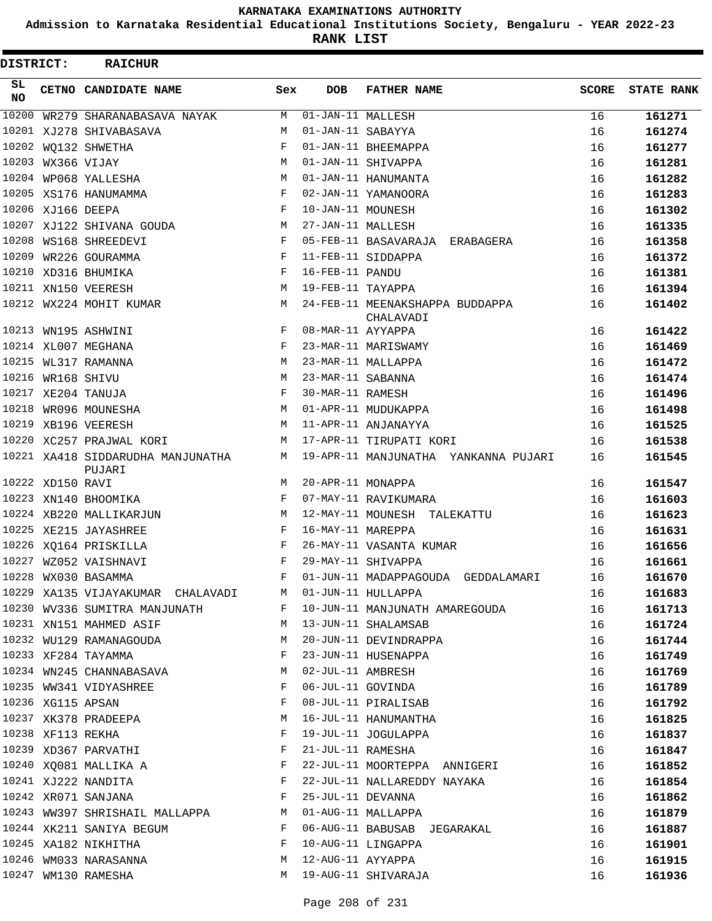# KARNATAKA EXAMINATIONS AUTHORITY

**Admission to Karnataka Residential Educational Institutions Society, Bengaluru - YEAR 2022-23**

**RANK LIST**

**DISTRICT: RAICHUR**

| SL NO | CETNO | CANDIDATE NAME | Sex | DOB | FATHER NAME | SCORE | STATE RANK |
|---|---|---|---|---|---|---|---|
| 10200 | WR279 | SHARANABASAVA NAYAK | M | 01-JAN-11 | MALLESH | 16 | 161271 |
| 10201 | XJ278 | SHIVABASAVA | M | 01-JAN-11 | SABAYYA | 16 | 161274 |
| 10202 | WQ132 | SHWETHA | F | 01-JAN-11 | BHEEMAPPA | 16 | 161277 |
| 10203 | WX366 | VIJAY | M | 01-JAN-11 | SHIVAPPA | 16 | 161281 |
| 10204 | WP068 | YALLESHA | M | 01-JAN-11 | HANUMANTA | 16 | 161282 |
| 10205 | XS176 | HANUMAMMA | F | 02-JAN-11 | YAMANOORA | 16 | 161283 |
| 10206 | XJ166 | DEEPA | F | 10-JAN-11 | MOUNESH | 16 | 161302 |
| 10207 | XJ122 | SHIVANA GOUDA | M | 27-JAN-11 | MALLESH | 16 | 161335 |
| 10208 | WS168 | SHREEDEVI | F | 05-FEB-11 | BASAVARAJA ERABAGERA | 16 | 161358 |
| 10209 | WR226 | GOURAMMA | F | 11-FEB-11 | SIDDAPPA | 16 | 161372 |
| 10210 | XD316 | BHUMIKA | F | 16-FEB-11 | PANDU | 16 | 161381 |
| 10211 | XN150 | VEERESH | M | 19-FEB-11 | TAYAPPA | 16 | 161394 |
| 10212 | WX224 | MOHIT KUMAR | M | 24-FEB-11 | MEENAKSHAPPA BUDDAPPA CHALAVADI | 16 | 161402 |
| 10213 | WN195 | ASHWINI | F | 08-MAR-11 | AYYAPPA | 16 | 161422 |
| 10214 | XL007 | MEGHANA | F | 23-MAR-11 | MARISWAMY | 16 | 161469 |
| 10215 | WL317 | RAMANNA | M | 23-MAR-11 | MALLAPPA | 16 | 161472 |
| 10216 | WR168 | SHIVU | M | 23-MAR-11 | SABANNA | 16 | 161474 |
| 10217 | XE204 | TANUJA | F | 30-MAR-11 | RAMESH | 16 | 161496 |
| 10218 | WR096 | MOUNESHA | M | 01-APR-11 | MUDUKAPPA | 16 | 161498 |
| 10219 | XB196 | VEERESH | M | 11-APR-11 | ANJANAYYA | 16 | 161525 |
| 10220 | XC257 | PRAJWAL KORI | M | 17-APR-11 | TIRUPATI KORI | 16 | 161538 |
| 10221 | XA418 | SIDDARUDHA MANJUNATHA PUJARI | M | 19-APR-11 | MANJUNATHA YANKANNA PUJARI | 16 | 161545 |
| 10222 | XD150 | RAVI | M | 20-APR-11 | MONAPPA | 16 | 161547 |
| 10223 | XN140 | BHOOMIKA | F | 07-MAY-11 | RAVIKUMARA | 16 | 161603 |
| 10224 | XB220 | MALLIKARJUN | M | 12-MAY-11 | MOUNESH TALEKATTU | 16 | 161623 |
| 10225 | XE215 | JAYASHREE | F | 16-MAY-11 | MAREPPA | 16 | 161631 |
| 10226 | XQ164 | PRISKILLA | F | 26-MAY-11 | VASANTA KUMAR | 16 | 161656 |
| 10227 | WZ052 | VAISHNAVI | F | 29-MAY-11 | SHIVAPPA | 16 | 161661 |
| 10228 | WX030 | BASAMMA | F | 01-JUN-11 | MADAPPAGOUDA GEDDALAMARI | 16 | 161670 |
| 10229 | XA135 | VIJAYAKUMAR CHALAVADI | M | 01-JUN-11 | HULLAPPA | 16 | 161683 |
| 10230 | WV336 | SUMITRA MANJUNATH | F | 10-JUN-11 | MANJUNATH AMAREGOUDA | 16 | 161713 |
| 10231 | XN151 | MAHMED ASIF | M | 13-JUN-11 | SHALAMSAB | 16 | 161724 |
| 10232 | WU129 | RAMANAGOUDA | M | 20-JUN-11 | DEVINDRAPPA | 16 | 161744 |
| 10233 | XF284 | TAYAMMA | F | 23-JUN-11 | HUSENAPPA | 16 | 161749 |
| 10234 | WN245 | CHANNABASAVA | M | 02-JUL-11 | AMBRESH | 16 | 161769 |
| 10235 | WW341 | VIDYASHREE | F | 06-JUL-11 | GOVINDA | 16 | 161789 |
| 10236 | XG115 | APSAN | F | 08-JUL-11 | PIRALISAB | 16 | 161792 |
| 10237 | XK378 | PRADEEPA | M | 16-JUL-11 | HANUMANTHA | 16 | 161825 |
| 10238 | XF113 | REKHA | F | 19-JUL-11 | JOGULAPPA | 16 | 161837 |
| 10239 | XD367 | PARVATHI | F | 21-JUL-11 | RAMESHA | 16 | 161847 |
| 10240 | XQ081 | MALLIKA A | F | 22-JUL-11 | MOORTEPPA ANNIGERI | 16 | 161852 |
| 10241 | XJ222 | NANDITA | F | 22-JUL-11 | NALLAREDDY NAYAKA | 16 | 161854 |
| 10242 | XR071 | SANJANA | F | 25-JUL-11 | DEVANNA | 16 | 161862 |
| 10243 | WW397 | SHRISHAIL MALLAPPA | M | 01-AUG-11 | MALLAPPA | 16 | 161879 |
| 10244 | XK211 | SANIYA BEGUM | F | 06-AUG-11 | BABUSAB JEGARAKAL | 16 | 161887 |
| 10245 | XA182 | NIKHITHA | F | 10-AUG-11 | LINGAPPA | 16 | 161901 |
| 10246 | WM033 | NARASANNA | M | 12-AUG-11 | AYYAPPA | 16 | 161915 |
| 10247 | WM130 | RAMESHA | M | 19-AUG-11 | SHIVARAJA | 16 | 161936 |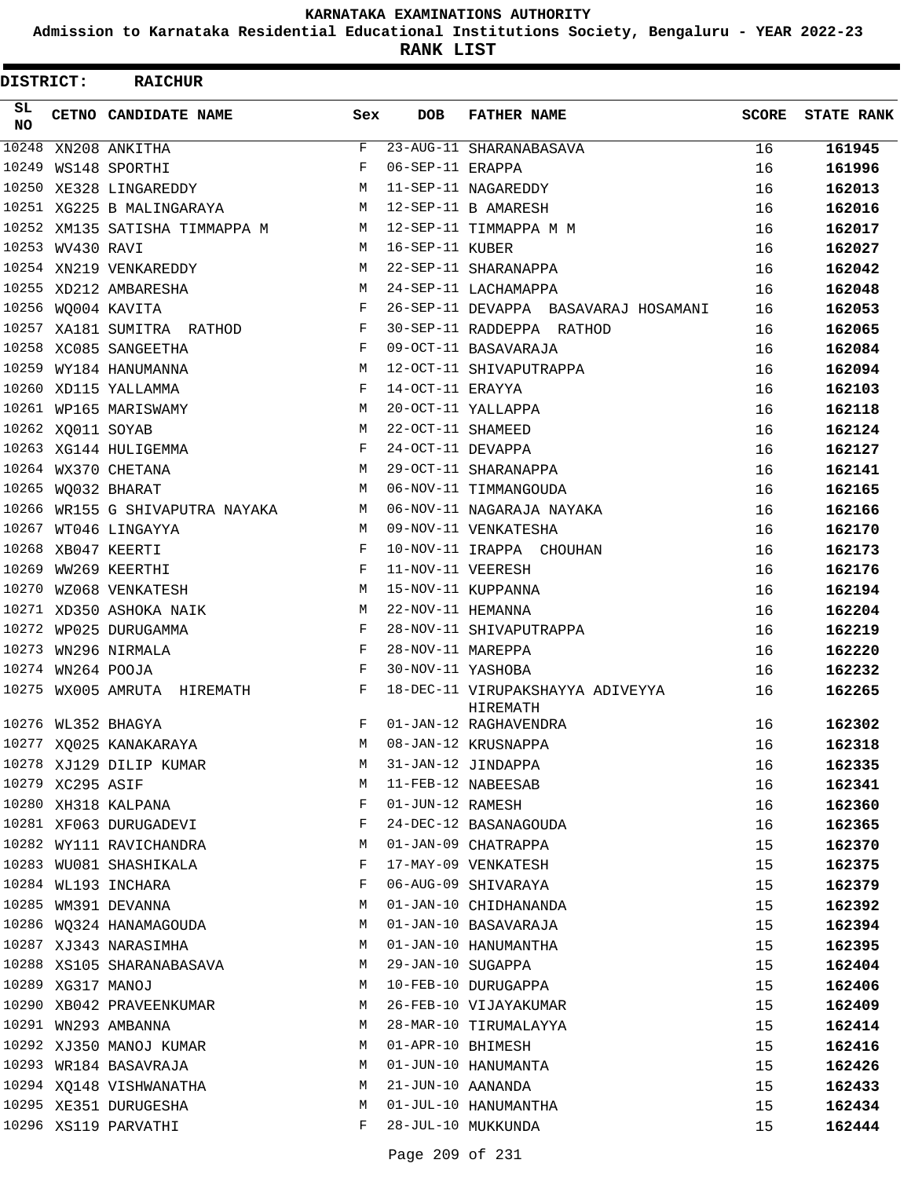# KARNATAKA EXAMINATIONS AUTHORITY

## Admission to Karnataka Residential Educational Institutions Society, Bengaluru - YEAR 2022-23

## RANK LIST

**DISTRICT: RAICHUR**

| SL NO | CETNO | CANDIDATE NAME | Sex | DOB | FATHER NAME | SCORE | STATE RANK |
|---|---|---|---|---|---|---|---|
| 10248 | XN208 | ANKITHA | F | 23-AUG-11 | SHARANABASAVA | 16 | **161945** |
| 10249 | WS148 | SPORTHI | F | 06-SEP-11 | ERAPPA | 16 | **161996** |
| 10250 | XE328 | LINGAREDDY | M | 11-SEP-11 | NAGAREDDY | 16 | **162013** |
| 10251 | XG225 | B MALINGARAYA | M | 12-SEP-11 | B AMARESH | 16 | **162016** |
| 10252 | XM135 | SATISHA TIMMAPPA M | M | 12-SEP-11 | TIMMAPPA M M | 16 | **162017** |
| 10253 | WV430 | RAVI | M | 16-SEP-11 | KUBER | 16 | **162027** |
| 10254 | XN219 | VENKAREDDY | M | 22-SEP-11 | SHARANAPPA | 16 | **162042** |
| 10255 | XD212 | AMBARESHA | M | 24-SEP-11 | LACHAMAPPA | 16 | **162048** |
| 10256 | WQ004 | KAVITA | F | 26-SEP-11 | DEVAPPA BASAVARAJ HOSAMANI | 16 | **162053** |
| 10257 | XA181 | SUMITRA RATHOD | F | 30-SEP-11 | RADDEPPA RATHOD | 16 | **162065** |
| 10258 | XC085 | SANGEETHA | F | 09-OCT-11 | BASAVARAJA | 16 | **162084** |
| 10259 | WY184 | HANUMANNA | M | 12-OCT-11 | SHIVAPUTRAPPA | 16 | **162094** |
| 10260 | XD115 | YALLAMMA | F | 14-OCT-11 | ERAYYA | 16 | **162103** |
| 10261 | WP165 | MARISWAMY | M | 20-OCT-11 | YALLAPPA | 16 | **162118** |
| 10262 | XQ011 | SOYAB | M | 22-OCT-11 | SHAMEED | 16 | **162124** |
| 10263 | XG144 | HULIGEMMA | F | 24-OCT-11 | DEVAPPA | 16 | **162127** |
| 10264 | WX370 | CHETANA | M | 29-OCT-11 | SHARANAPPA | 16 | **162141** |
| 10265 | WQ032 | BHARAT | M | 06-NOV-11 | TIMMANGOUDA | 16 | **162165** |
| 10266 | WR155 | G SHIVAPUTRA NAYAKA | M | 06-NOV-11 | NAGARAJA NAYAKA | 16 | **162166** |
| 10267 | WT046 | LINGAYYA | M | 09-NOV-11 | VENKATESHA | 16 | **162170** |
| 10268 | XB047 | KEERTI | F | 10-NOV-11 | IRAPPA CHOUHAN | 16 | **162173** |
| 10269 | WW269 | KEERTHI | F | 11-NOV-11 | VEERESH | 16 | **162176** |
| 10270 | WZ068 | VENKATESH | M | 15-NOV-11 | KUPPANNA | 16 | **162194** |
| 10271 | XD350 | ASHOKA NAIK | M | 22-NOV-11 | HEMANNA | 16 | **162204** |
| 10272 | WP025 | DURUGAMMA | F | 28-NOV-11 | SHIVAPUTRAPPA | 16 | **162219** |
| 10273 | WN296 | NIRMALA | F | 28-NOV-11 | MAREPPA | 16 | **162220** |
| 10274 | WN264 | POOJA | F | 30-NOV-11 | YASHOBA | 16 | **162232** |
| 10275 | WX005 | AMRUTA HIREMATH | F | 18-DEC-11 | VIRUPAKSHAYYA ADIVEYYA HIREMATH | 16 | **162265** |
| 10276 | WL352 | BHAGYA | F | 01-JAN-12 | RAGHAVENDRA | 16 | **162302** |
| 10277 | XQ025 | KANAKARAYA | M | 08-JAN-12 | KRUSNAPPA | 16 | **162318** |
| 10278 | XJ129 | DILIP KUMAR | M | 31-JAN-12 | JINDAPPA | 16 | **162335** |
| 10279 | XC295 | ASIF | M | 11-FEB-12 | NABEESAB | 16 | **162341** |
| 10280 | XH318 | KALPANA | F | 01-JUN-12 | RAMESH | 16 | **162360** |
| 10281 | XF063 | DURUGADEVI | F | 24-DEC-12 | BASANAGOUDA | 16 | **162365** |
| 10282 | WY111 | RAVICHANDRA | M | 01-JAN-09 | CHATRAPPA | 15 | **162370** |
| 10283 | WU081 | SHASHIKALA | F | 17-MAY-09 | VENKATESH | 15 | **162375** |
| 10284 | WL193 | INCHARA | F | 06-AUG-09 | SHIVARAYA | 15 | **162379** |
| 10285 | WM391 | DEVANNA | M | 01-JAN-10 | CHIDHANANDA | 15 | **162392** |
| 10286 | WQ324 | HANAMAGOUDA | M | 01-JAN-10 | BASAVARAJA | 15 | **162394** |
| 10287 | XJ343 | NARASIMHA | M | 01-JAN-10 | HANUMANTHA | 15 | **162395** |
| 10288 | XS105 | SHARANABASAVA | M | 29-JAN-10 | SUGAPPA | 15 | **162404** |
| 10289 | XG317 | MANOJ | M | 10-FEB-10 | DURUGAPPA | 15 | **162406** |
| 10290 | XB042 | PRAVEENKUMAR | M | 26-FEB-10 | VIJAYAKUMAR | 15 | **162409** |
| 10291 | WN293 | AMBANNA | M | 28-MAR-10 | TIRUMALAYYA | 15 | **162414** |
| 10292 | XJ350 | MANOJ KUMAR | M | 01-APR-10 | BHIMESH | 15 | **162416** |
| 10293 | WR184 | BASAVRAJA | M | 01-JUN-10 | HANUMANTA | 15 | **162426** |
| 10294 | XQ148 | VISHWANATHA | M | 21-JUN-10 | AANANDA | 15 | **162433** |
| 10295 | XE351 | DURUGESHA | M | 01-JUL-10 | HANUMANTHA | 15 | **162434** |
| 10296 | XS119 | PARVATHI | F | 28-JUL-10 | MUKKUNDA | 15 | **162444** |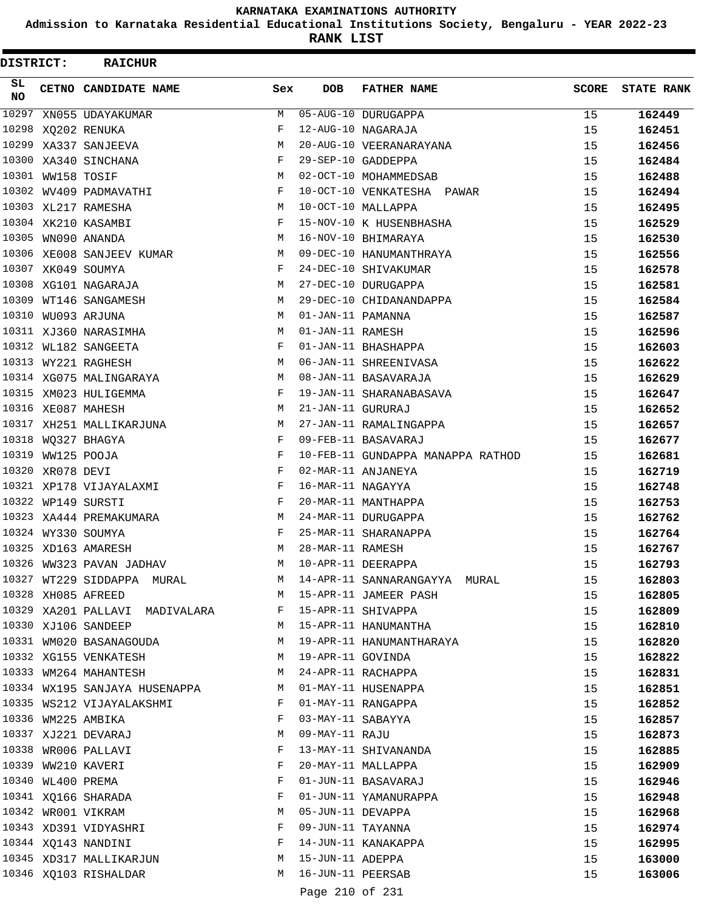KARNATAKA EXAMINATIONS AUTHORITY

Admission to Karnataka Residential Educational Institutions Society, Bengaluru - YEAR 2022-23

**RANK LIST**

**DISTRICT: RAICHUR**

| SL NO | CETNO | CANDIDATE NAME | Sex | DOB | FATHER NAME | SCORE | STATE RANK |
|---|---|---|---|---|---|---|---|
| 10297 | XN055 | UDAYAKUMAR | M | 05-AUG-10 | DURUGAPPA | 15 | 162449 |
| 10298 | XQ202 | RENUKA | F | 12-AUG-10 | NAGARAJA | 15 | 162451 |
| 10299 | XA337 | SANJEEVA | M | 20-AUG-10 | VEERANARAYANA | 15 | 162456 |
| 10300 | XA340 | SINCHANA | F | 29-SEP-10 | GADDEPPA | 15 | 162484 |
| 10301 | WW158 | TOSIF | M | 02-OCT-10 | MOHAMMEDSAB | 15 | 162488 |
| 10302 | WV409 | PADMAVATHI | F | 10-OCT-10 | VENKATESHA PAWAR | 15 | 162494 |
| 10303 | XL217 | RAMESHA | M | 10-OCT-10 | MALLAPPA | 15 | 162495 |
| 10304 | XK210 | KASAMBI | F | 15-NOV-10 | K HUSENBHASHA | 15 | 162529 |
| 10305 | WN090 | ANANDA | M | 16-NOV-10 | BHIMARAYA | 15 | 162530 |
| 10306 | XE008 | SANJEEV KUMAR | M | 09-DEC-10 | HANUMANTHRAYA | 15 | 162556 |
| 10307 | XK049 | SOUMYA | F | 24-DEC-10 | SHIVAKUMAR | 15 | 162578 |
| 10308 | XG101 | NAGARAJA | M | 27-DEC-10 | DURUGAPPA | 15 | 162581 |
| 10309 | WT146 | SANGAMESH | M | 29-DEC-10 | CHIDANANDAPPA | 15 | 162584 |
| 10310 | WU093 | ARJUNA | M | 01-JAN-11 | PAMANNA | 15 | 162587 |
| 10311 | XJ360 | NARASIMHA | M | 01-JAN-11 | RAMESH | 15 | 162596 |
| 10312 | WL182 | SANGEETA | F | 01-JAN-11 | BHASHAPPA | 15 | 162603 |
| 10313 | WY221 | RAGHESH | M | 06-JAN-11 | SHREENIVASA | 15 | 162622 |
| 10314 | XG075 | MALINGARAYA | M | 08-JAN-11 | BASAVARAJA | 15 | 162629 |
| 10315 | XM023 | HULIGEMMA | F | 19-JAN-11 | SHARANABASAVA | 15 | 162647 |
| 10316 | XE087 | MAHESH | M | 21-JAN-11 | GURURAJ | 15 | 162652 |
| 10317 | XH251 | MALLIKARJUNA | M | 27-JAN-11 | RAMALINGAPPA | 15 | 162657 |
| 10318 | WQ327 | BHAGYA | F | 09-FEB-11 | BASAVARAJ | 15 | 162677 |
| 10319 | WW125 | POOJA | F | 10-FEB-11 | GUNDAPPA MANAPPA RATHOD | 15 | 162681 |
| 10320 | XR078 | DEVI | F | 02-MAR-11 | ANJANEYA | 15 | 162719 |
| 10321 | XP178 | VIJAYALAXMI | F | 16-MAR-11 | NAGAYYA | 15 | 162748 |
| 10322 | WP149 | SURSTI | F | 20-MAR-11 | MANTHAPPA | 15 | 162753 |
| 10323 | XA444 | PREMAKUMARA | M | 24-MAR-11 | DURUGAPPA | 15 | 162762 |
| 10324 | WY330 | SOUMYA | F | 25-MAR-11 | SHARANAPPA | 15 | 162764 |
| 10325 | XD163 | AMARESH | M | 28-MAR-11 | RAMESH | 15 | 162767 |
| 10326 | WW323 | PAVAN JADHAV | M | 10-APR-11 | DEERAPPA | 15 | 162793 |
| 10327 | WT229 | SIDDAPPA MURAL | M | 14-APR-11 | SANNARANGAYYA MURAL | 15 | 162803 |
| 10328 | XH085 | AFREED | M | 15-APR-11 | JAMEER PASH | 15 | 162805 |
| 10329 | XA201 | PALLAVI MADIVALARA | F | 15-APR-11 | SHIVAPPA | 15 | 162809 |
| 10330 | XJ106 | SANDEEP | M | 15-APR-11 | HANUMANTHA | 15 | 162810 |
| 10331 | WM020 | BASANAGOUDA | M | 19-APR-11 | HANUMANTHARAYA | 15 | 162820 |
| 10332 | XG155 | VENKATESH | M | 19-APR-11 | GOVINDA | 15 | 162822 |
| 10333 | WM264 | MAHANTESH | M | 24-APR-11 | RACHAPPA | 15 | 162831 |
| 10334 | WX195 | SANJAYA HUSENAPPA | M | 01-MAY-11 | HUSENAPPA | 15 | 162851 |
| 10335 | WS212 | VIJAYALAKSHMI | F | 01-MAY-11 | RANGAPPA | 15 | 162852 |
| 10336 | WM225 | AMBIKA | F | 03-MAY-11 | SABAYYA | 15 | 162857 |
| 10337 | XJ221 | DEVARAJ | M | 09-MAY-11 | RAJU | 15 | 162873 |
| 10338 | WR006 | PALLAVI | F | 13-MAY-11 | SHIVANANDA | 15 | 162885 |
| 10339 | WW210 | KAVERI | F | 20-MAY-11 | MALLAPPA | 15 | 162909 |
| 10340 | WL400 | PREMA | F | 01-JUN-11 | BASAVARAJ | 15 | 162946 |
| 10341 | XQ166 | SHARADA | F | 01-JUN-11 | YAMANURAPPA | 15 | 162948 |
| 10342 | WR001 | VIKRAM | M | 05-JUN-11 | DEVAPPA | 15 | 162968 |
| 10343 | XD391 | VIDYASHRI | F | 09-JUN-11 | TAYANNA | 15 | 162974 |
| 10344 | XQ143 | NANDINI | F | 14-JUN-11 | KANAKAPPA | 15 | 162995 |
| 10345 | XD317 | MALLIKARJUN | M | 15-JUN-11 | ADEPPA | 15 | 163000 |
| 10346 | XQ103 | RISHALDAR | M | 16-JUN-11 | PEERSAB | 15 | 163006 |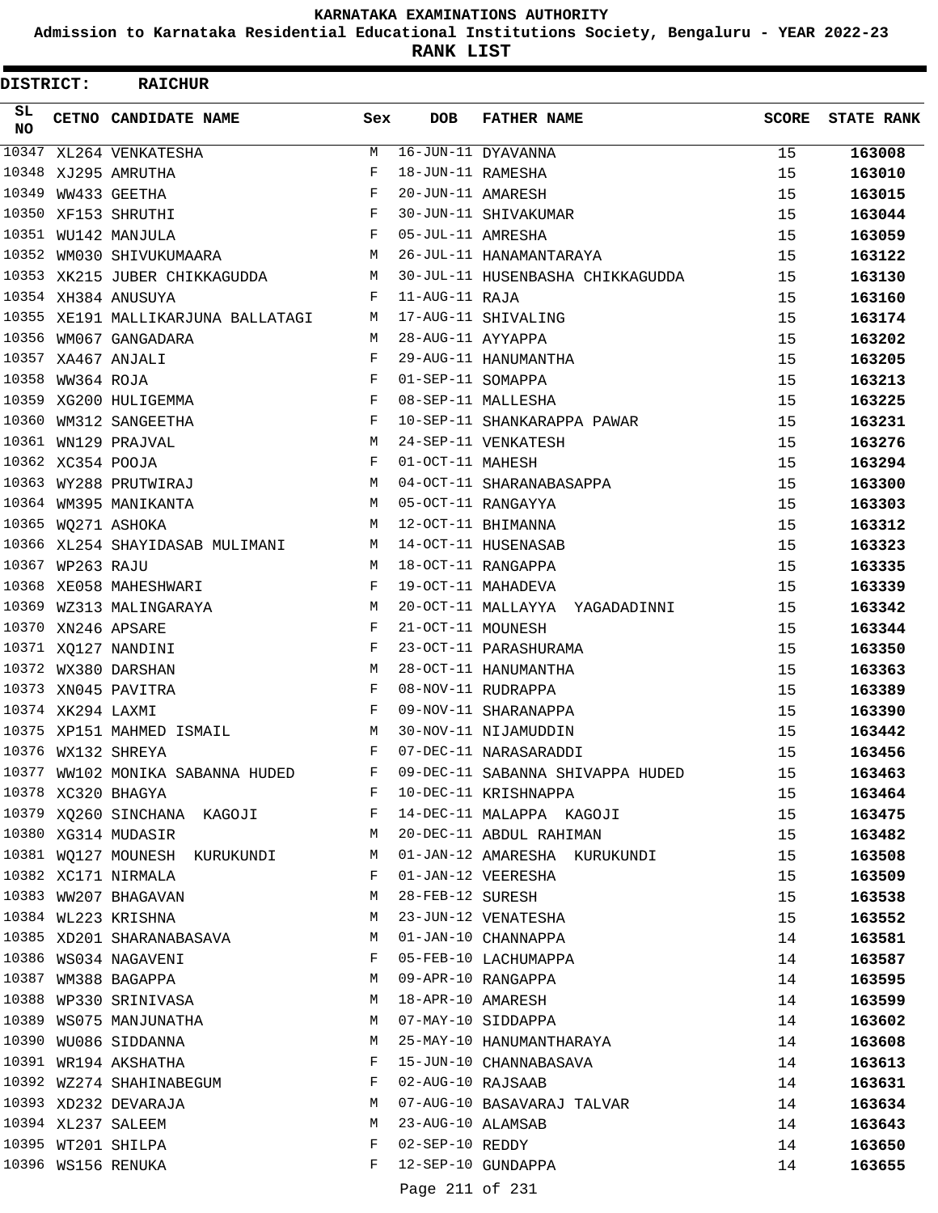**KARNATAKA EXAMINATIONS AUTHORITY**

**Admission to Karnataka Residential Educational Institutions Society, Bengaluru - YEAR 2022-23**

**RANK LIST**

**DISTRICT: RAICHUR**

| SL NO | CETNO | CANDIDATE NAME | Sex | DOB | FATHER NAME | SCORE | STATE RANK |
|---|---|---|---|---|---|---|---|
| 10347 | XL264 | VENKATESHA | M | 16-JUN-11 | DYAVANNA | 15 | 163008 |
| 10348 | XJ295 | AMRUTHA | F | 18-JUN-11 | RAMESHA | 15 | 163010 |
| 10349 | WW433 | GEETHA | F | 20-JUN-11 | AMARESH | 15 | 163015 |
| 10350 | XF153 | SHRUTHI | F | 30-JUN-11 | SHIVAKUMAR | 15 | 163044 |
| 10351 | WU142 | MANJULA | F | 05-JUL-11 | AMRESHA | 15 | 163059 |
| 10352 | WM030 | SHIVUKUMAARA | M | 26-JUL-11 | HANAMANTARAYA | 15 | 163122 |
| 10353 | XK215 | JUBER CHIKKAGUDDA | M | 30-JUL-11 | HUSENBASHA CHIKKAGUDDA | 15 | 163130 |
| 10354 | XH384 | ANUSUYA | F | 11-AUG-11 | RAJA | 15 | 163160 |
| 10355 | XE191 | MALLIKARJUNA BALLATAGI | M | 17-AUG-11 | SHIVALING | 15 | 163174 |
| 10356 | WM067 | GANGADARA | M | 28-AUG-11 | AYYAPPA | 15 | 163202 |
| 10357 | XA467 | ANJALI | F | 29-AUG-11 | HANUMANTHA | 15 | 163205 |
| 10358 | WW364 | ROJA | F | 01-SEP-11 | SOMAPPA | 15 | 163213 |
| 10359 | XG200 | HULIGEMMA | F | 08-SEP-11 | MALLESHA | 15 | 163225 |
| 10360 | WM312 | SANGEETHA | F | 10-SEP-11 | SHANKARAPPA PAWAR | 15 | 163231 |
| 10361 | WN129 | PRAJVAL | M | 24-SEP-11 | VENKATESH | 15 | 163276 |
| 10362 | XC354 | POOJA | F | 01-OCT-11 | MAHESH | 15 | 163294 |
| 10363 | WY288 | PRUTWIRAJ | M | 04-OCT-11 | SHARANABASAPPA | 15 | 163300 |
| 10364 | WM395 | MANIKANTA | M | 05-OCT-11 | RANGAYYA | 15 | 163303 |
| 10365 | WQ271 | ASHOKA | M | 12-OCT-11 | BHIMANNA | 15 | 163312 |
| 10366 | XL254 | SHAYIDASAB MULIMANI | M | 14-OCT-11 | HUSENASAB | 15 | 163323 |
| 10367 | WP263 | RAJU | M | 18-OCT-11 | RANGAPPA | 15 | 163335 |
| 10368 | XE058 | MAHESHWARI | F | 19-OCT-11 | MAHADEVA | 15 | 163339 |
| 10369 | WZ313 | MALINGARAYA | M | 20-OCT-11 | MALLAYYA YAGADADINNI | 15 | 163342 |
| 10370 | XN246 | APSARE | F | 21-OCT-11 | MOUNESH | 15 | 163344 |
| 10371 | XQ127 | NANDINI | F | 23-OCT-11 | PARASHURAMA | 15 | 163350 |
| 10372 | WX380 | DARSHAN | M | 28-OCT-11 | HANUMANTHA | 15 | 163363 |
| 10373 | XN045 | PAVITRA | F | 08-NOV-11 | RUDRAPPA | 15 | 163389 |
| 10374 | XK294 | LAXMI | F | 09-NOV-11 | SHARANAPPA | 15 | 163390 |
| 10375 | XP151 | MAHMED ISMAIL | M | 30-NOV-11 | NIJAMUDDIN | 15 | 163442 |
| 10376 | WX132 | SHREYA | F | 07-DEC-11 | NARASARADDI | 15 | 163456 |
| 10377 | WW102 | MONIKA SABANNA HUDED | F | 09-DEC-11 | SABANNA SHIVAPPA HUDED | 15 | 163463 |
| 10378 | XC320 | BHAGYA | F | 10-DEC-11 | KRISHNAPPA | 15 | 163464 |
| 10379 | XQ260 | SINCHANA KAGOJI | F | 14-DEC-11 | MALAPPA KAGOJI | 15 | 163475 |
| 10380 | XG314 | MUDASIR | M | 20-DEC-11 | ABDUL RAHIMAN | 15 | 163482 |
| 10381 | WQ127 | MOUNESH KURUKUNDI | M | 01-JAN-12 | AMARESHA KURUKUNDI | 15 | 163508 |
| 10382 | XC171 | NIRMALA | F | 01-JAN-12 | VEERESHA | 15 | 163509 |
| 10383 | WW207 | BHAGAVAN | M | 28-FEB-12 | SURESH | 15 | 163538 |
| 10384 | WL223 | KRISHNA | M | 23-JUN-12 | VENATESHA | 15 | 163552 |
| 10385 | XD201 | SHARANABASAVA | M | 01-JAN-10 | CHANNAPPA | 14 | 163581 |
| 10386 | WS034 | NAGAVENI | F | 05-FEB-10 | LACHUMAPPA | 14 | 163587 |
| 10387 | WM388 | BAGAPPA | M | 09-APR-10 | RANGAPPA | 14 | 163595 |
| 10388 | WP330 | SRINIVASA | M | 18-APR-10 | AMARESH | 14 | 163599 |
| 10389 | WS075 | MANJUNATHA | M | 07-MAY-10 | SIDDAPPA | 14 | 163602 |
| 10390 | WU086 | SIDDANNA | M | 25-MAY-10 | HANUMANTHARAYA | 14 | 163608 |
| 10391 | WR194 | AKSHATHA | F | 15-JUN-10 | CHANNABASAVA | 14 | 163613 |
| 10392 | WZ274 | SHAHINABEGUM | F | 02-AUG-10 | RAJSAAB | 14 | 163631 |
| 10393 | XD232 | DEVARAJA | M | 07-AUG-10 | BASAVARAJ TALVAR | 14 | 163634 |
| 10394 | XL237 | SALEEM | M | 23-AUG-10 | ALAMSAB | 14 | 163643 |
| 10395 | WT201 | SHILPA | F | 02-SEP-10 | REDDY | 14 | 163650 |
| 10396 | WS156 | RENUKA | F | 12-SEP-10 | GUNDAPPA | 14 | 163655 |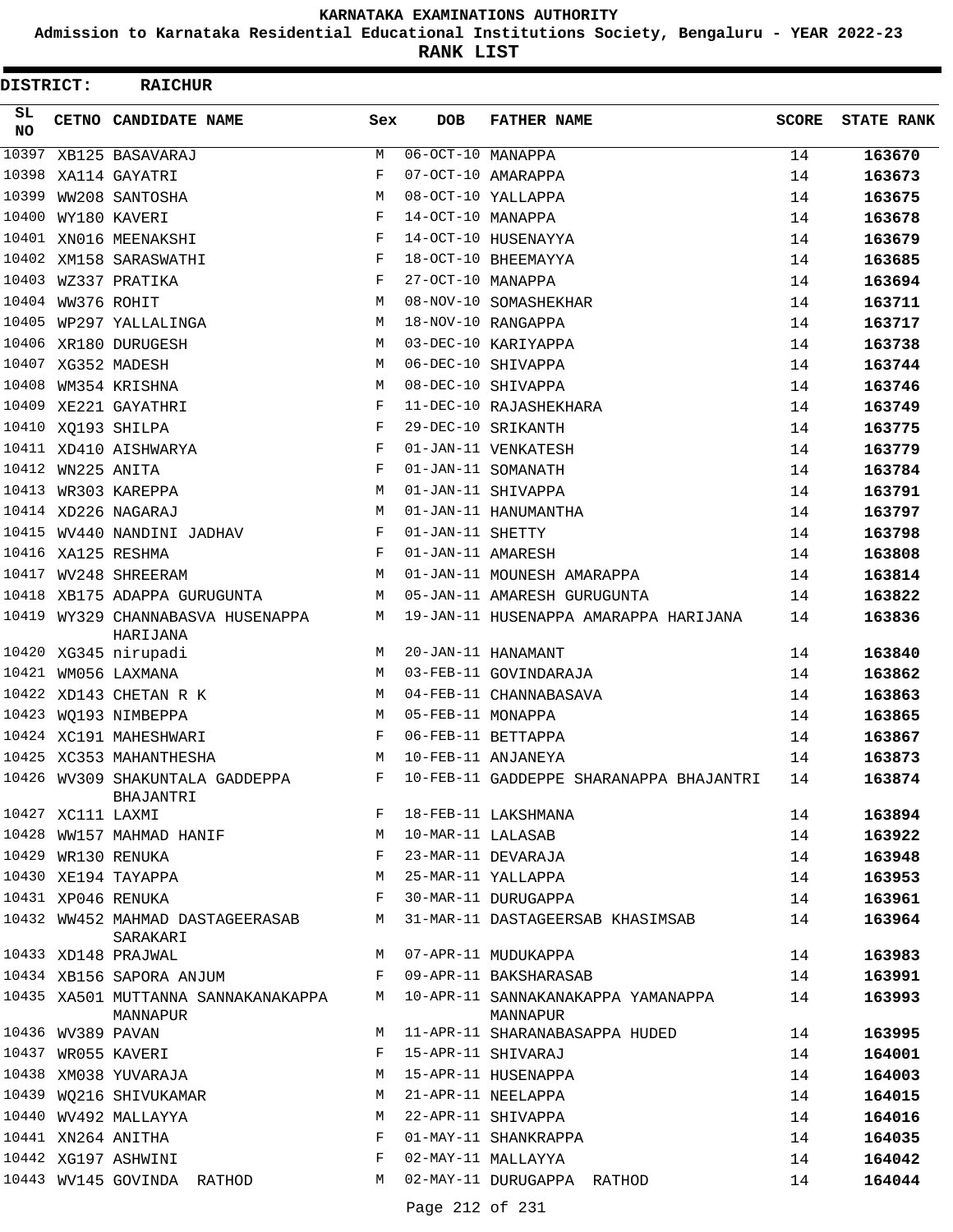KARNATAKA EXAMINATIONS AUTHORITY

Admission to Karnataka Residential Educational Institutions Society, Bengaluru - YEAR 2022-23

**RANK LIST**

**DISTRICT: RAICHUR**

| SL NO | CETNO | CANDIDATE NAME | Sex | DOB | FATHER NAME | SCORE | STATE RANK |
|---|---|---|---|---|---|---|---|
| 10397 | XB125 | BASAVARAJ | M | 06-OCT-10 | MANAPPA | 14 | 163670 |
| 10398 | XA114 | GAYATRI | F | 07-OCT-10 | AMARAPPA | 14 | 163673 |
| 10399 | WW208 | SANTOSHA | M | 08-OCT-10 | YALLAPPA | 14 | 163675 |
| 10400 | WY180 | KAVERI | F | 14-OCT-10 | MANAPPA | 14 | 163678 |
| 10401 | XN016 | MEENAKSHI | F | 14-OCT-10 | HUSENAYYA | 14 | 163679 |
| 10402 | XM158 | SARASWATHI | F | 18-OCT-10 | BHEEMAYYA | 14 | 163685 |
| 10403 | WZ337 | PRATIKA | F | 27-OCT-10 | MANAPPA | 14 | 163694 |
| 10404 | WW376 | ROHIT | M | 08-NOV-10 | SOMASHEKHAR | 14 | 163711 |
| 10405 | WP297 | YALLALINGA | M | 18-NOV-10 | RANGAPPA | 14 | 163717 |
| 10406 | XR180 | DURUGESH | M | 03-DEC-10 | KARIYAPPA | 14 | 163738 |
| 10407 | XG352 | MADESH | M | 06-DEC-10 | SHIVAPPA | 14 | 163744 |
| 10408 | WM354 | KRISHNA | M | 08-DEC-10 | SHIVAPPA | 14 | 163746 |
| 10409 | XE221 | GAYATHRI | F | 11-DEC-10 | RAJASHEKHARA | 14 | 163749 |
| 10410 | XQ193 | SHILPA | F | 29-DEC-10 | SRIKANTH | 14 | 163775 |
| 10411 | XD410 | AISHWARYA | F | 01-JAN-11 | VENKATESH | 14 | 163779 |
| 10412 | WN225 | ANITA | F | 01-JAN-11 | SOMANATH | 14 | 163784 |
| 10413 | WR303 | KAREPPA | M | 01-JAN-11 | SHIVAPPA | 14 | 163791 |
| 10414 | XD226 | NAGARAJ | M | 01-JAN-11 | HANUMANTHA | 14 | 163797 |
| 10415 | WV440 | NANDINI JADHAV | F | 01-JAN-11 | SHETTY | 14 | 163798 |
| 10416 | XA125 | RESHMA | F | 01-JAN-11 | AMARESH | 14 | 163808 |
| 10417 | WV248 | SHREERAM | M | 01-JAN-11 | MOUNESH AMARAPPA | 14 | 163814 |
| 10418 | XB175 | ADAPPA GURUGUNTA | M | 05-JAN-11 | AMARESH GURUGUNTA | 14 | 163822 |
| 10419 | WY329 | CHANNABASVA HUSENAPPA HARIJANA | M | 19-JAN-11 | HUSENAPPA AMARAPPA HARIJANA | 14 | 163836 |
| 10420 | XG345 | nirupadi | M | 20-JAN-11 | HANAMANT | 14 | 163840 |
| 10421 | WM056 | LAXMANA | M | 03-FEB-11 | GOVINDARAJA | 14 | 163862 |
| 10422 | XD143 | CHETAN R K | M | 04-FEB-11 | CHANNABASAVA | 14 | 163863 |
| 10423 | WQ193 | NIMBEPPA | M | 05-FEB-11 | MONAPPA | 14 | 163865 |
| 10424 | XC191 | MAHESHWARI | F | 06-FEB-11 | BETTAPPA | 14 | 163867 |
| 10425 | XC353 | MAHANTHESHA | M | 10-FEB-11 | ANJANEYA | 14 | 163873 |
| 10426 | WV309 | SHAKUNTALA GADDEPPA BHAJANTRI | F | 10-FEB-11 | GADDEPPE SHARANAPPA BHAJANTRI | 14 | 163874 |
| 10427 | XC111 | LAXMI | F | 18-FEB-11 | LAKSHMANA | 14 | 163894 |
| 10428 | WW157 | MAHMAD HANIF | M | 10-MAR-11 | LALASAB | 14 | 163922 |
| 10429 | WR130 | RENUKA | F | 23-MAR-11 | DEVARAJA | 14 | 163948 |
| 10430 | XE194 | TAYAPPA | M | 25-MAR-11 | YALLAPPA | 14 | 163953 |
| 10431 | XP046 | RENUKA | F | 30-MAR-11 | DURUGAPPA | 14 | 163961 |
| 10432 | WW452 | MAHMAD DASTAGEERASAB SARAKARI | M | 31-MAR-11 | DASTAGEERSAB KHASIMSAB | 14 | 163964 |
| 10433 | XD148 | PRAJWAL | M | 07-APR-11 | MUDUKAPPA | 14 | 163983 |
| 10434 | XB156 | SAPORA ANJUM | F | 09-APR-11 | BAKSHARASAB | 14 | 163991 |
| 10435 | XA501 | MUTTANNA SANNAKANAKAPPA MANNAPUR | M | 10-APR-11 | SANNAKANAKAPPA YAMANAPPA MANNAPUR | 14 | 163993 |
| 10436 | WV389 | PAVAN | M | 11-APR-11 | SHARANABASAPPA HUDED | 14 | 163995 |
| 10437 | WR055 | KAVERI | F | 15-APR-11 | SHIVARAJ | 14 | 164001 |
| 10438 | XM038 | YUVARAJA | M | 15-APR-11 | HUSENAPPA | 14 | 164003 |
| 10439 | WQ216 | SHIVUKAMAR | M | 21-APR-11 | NEELAPPA | 14 | 164015 |
| 10440 | WV492 | MALLAYYA | M | 22-APR-11 | SHIVAPPA | 14 | 164016 |
| 10441 | XN264 | ANITHA | F | 01-MAY-11 | SHANKRAPPA | 14 | 164035 |
| 10442 | XG197 | ASHWINI | F | 02-MAY-11 | MALLAYYA | 14 | 164042 |
| 10443 | WV145 | GOVINDA RATHOD | M | 02-MAY-11 | DURUGAPPA RATHOD | 14 | 164044 |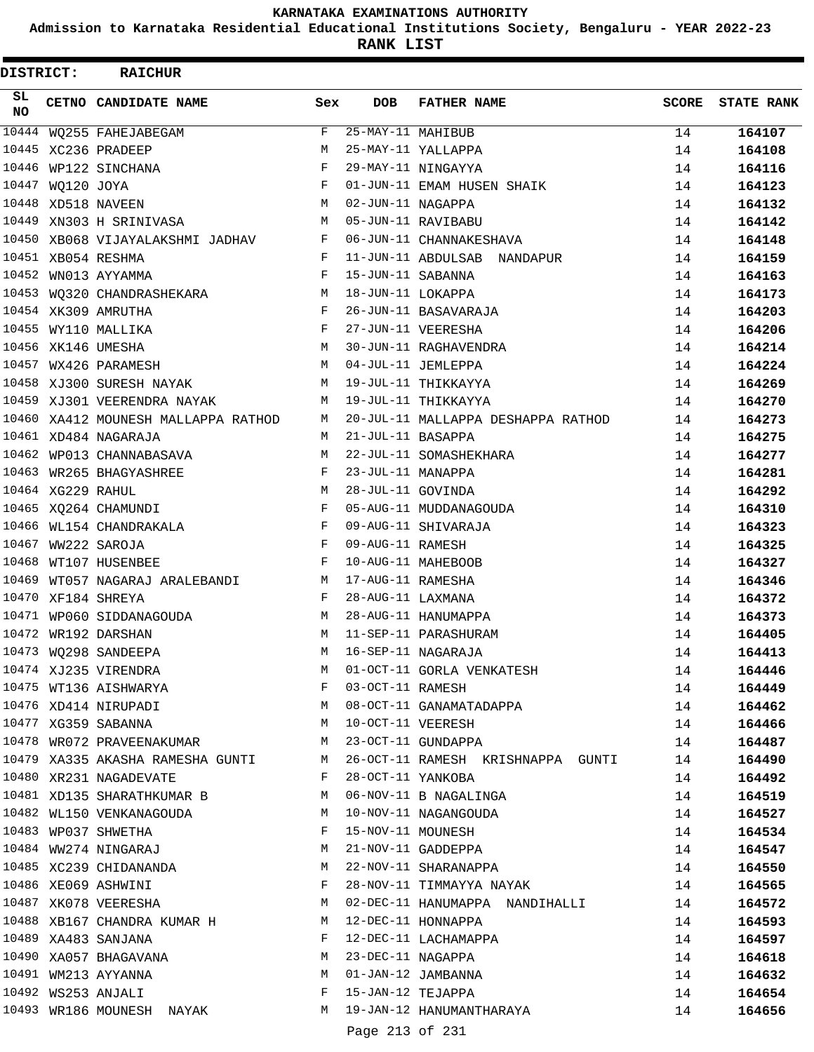# KARNATAKA EXAMINATIONS AUTHORITY

**Admission to Karnataka Residential Educational Institutions Society, Bengaluru - YEAR 2022-23**

**RANK LIST**

**DISTRICT: RAICHUR**

| SL NO | CETNO | CANDIDATE NAME | Sex | DOB | FATHER NAME | SCORE | STATE RANK |
|---|---|---|---|---|---|---|---|
| 10444 | WQ255 | FAHEJABEGAM | F | 25-MAY-11 | MAHIBUB | 14 | **164107** |
| 10445 | XC236 | PRADEEP | M | 25-MAY-11 | YALLAPPA | 14 | **164108** |
| 10446 | WP122 | SINCHANA | F | 29-MAY-11 | NINGAYYA | 14 | **164116** |
| 10447 | WQ120 | JOYA | F | 01-JUN-11 | EMAM HUSEN SHAIK | 14 | **164123** |
| 10448 | XD518 | NAVEEN | M | 02-JUN-11 | NAGAPPA | 14 | **164132** |
| 10449 | XN303 | H SRINIVASA | M | 05-JUN-11 | RAVIBABU | 14 | **164142** |
| 10450 | XB068 | VIJAYALAKSHMI JADHAV | F | 06-JUN-11 | CHANNAKESHAVA | 14 | **164148** |
| 10451 | XB054 | RESHMA | F | 11-JUN-11 | ABDULSAB NANDAPUR | 14 | **164159** |
| 10452 | WN013 | AYYAMMA | F | 15-JUN-11 | SABANNA | 14 | **164163** |
| 10453 | WQ320 | CHANDRASHEKARA | M | 18-JUN-11 | LOKAPPA | 14 | **164173** |
| 10454 | XK309 | AMRUTHA | F | 26-JUN-11 | BASAVARAJA | 14 | **164203** |
| 10455 | WY110 | MALLIKA | F | 27-JUN-11 | VEERESHA | 14 | **164206** |
| 10456 | XK146 | UMESHA | M | 30-JUN-11 | RAGHAVENDRA | 14 | **164214** |
| 10457 | WX426 | PARAMESH | M | 04-JUL-11 | JEMLEPPA | 14 | **164224** |
| 10458 | XJ300 | SURESH NAYAK | M | 19-JUL-11 | THIKKAYYA | 14 | **164269** |
| 10459 | XJ301 | VEERENDRA NAYAK | M | 19-JUL-11 | THIKKAYYA | 14 | **164270** |
| 10460 | XA412 | MOUNESH MALLAPPA RATHOD | M | 20-JUL-11 | MALLAPPA DESHAPPA RATHOD | 14 | **164273** |
| 10461 | XD484 | NAGARAJA | M | 21-JUL-11 | BASAPPA | 14 | **164275** |
| 10462 | WP013 | CHANNABASAVA | M | 22-JUL-11 | SOMASHEKHARA | 14 | **164277** |
| 10463 | WR265 | BHAGYASHREE | F | 23-JUL-11 | MANAPPA | 14 | **164281** |
| 10464 | XG229 | RAHUL | M | 28-JUL-11 | GOVINDA | 14 | **164292** |
| 10465 | XQ264 | CHAMUNDI | F | 05-AUG-11 | MUDDANAGOUDA | 14 | **164310** |
| 10466 | WL154 | CHANDRAKALA | F | 09-AUG-11 | SHIVARAJA | 14 | **164323** |
| 10467 | WW222 | SAROJA | F | 09-AUG-11 | RAMESH | 14 | **164325** |
| 10468 | WT107 | HUSENBEE | F | 10-AUG-11 | MAHEBOOB | 14 | **164327** |
| 10469 | WT057 | NAGARAJ ARALEBANDI | M | 17-AUG-11 | RAMESHA | 14 | **164346** |
| 10470 | XF184 | SHREYA | F | 28-AUG-11 | LAXMANA | 14 | **164372** |
| 10471 | WP060 | SIDDANAGOUDA | M | 28-AUG-11 | HANUMAPPA | 14 | **164373** |
| 10472 | WR192 | DARSHAN | M | 11-SEP-11 | PARASHURAM | 14 | **164405** |
| 10473 | WQ298 | SANDEEPA | M | 16-SEP-11 | NAGARAJA | 14 | **164413** |
| 10474 | XJ235 | VIRENDRA | M | 01-OCT-11 | GORLA VENKATESH | 14 | **164446** |
| 10475 | WT136 | AISHWARYA | F | 03-OCT-11 | RAMESH | 14 | **164449** |
| 10476 | XD414 | NIRUPADI | M | 08-OCT-11 | GANAMATADAPPA | 14 | **164462** |
| 10477 | XG359 | SABANNA | M | 10-OCT-11 | VEERESH | 14 | **164466** |
| 10478 | WR072 | PRAVEENAKUMAR | M | 23-OCT-11 | GUNDAPPA | 14 | **164487** |
| 10479 | XA335 | AKASHA RAMESHA GUNTI | M | 26-OCT-11 | RAMESH KRISHNAPPA GUNTI | 14 | **164490** |
| 10480 | XR231 | NAGADEVATE | F | 28-OCT-11 | YANKOBA | 14 | **164492** |
| 10481 | XD135 | SHARATHKUMAR B | M | 06-NOV-11 | B NAGALINGA | 14 | **164519** |
| 10482 | WL150 | VENKANAGOUDA | M | 10-NOV-11 | NAGANGOUDA | 14 | **164527** |
| 10483 | WP037 | SHWETHA | F | 15-NOV-11 | MOUNESH | 14 | **164534** |
| 10484 | WW274 | NINGARAJ | M | 21-NOV-11 | GADDEPPA | 14 | **164547** |
| 10485 | XC239 | CHIDANANDA | M | 22-NOV-11 | SHARANAPPA | 14 | **164550** |
| 10486 | XE069 | ASHWINI | F | 28-NOV-11 | TIMMAYYA NAYAK | 14 | **164565** |
| 10487 | XK078 | VEERESHA | M | 02-DEC-11 | HANUMAPPA NANDIHALLI | 14 | **164572** |
| 10488 | XB167 | CHANDRA KUMAR H | M | 12-DEC-11 | HONNAPPA | 14 | **164593** |
| 10489 | XA483 | SANJANA | F | 12-DEC-11 | LACHAMAPPA | 14 | **164597** |
| 10490 | XA057 | BHAGAVANA | M | 23-DEC-11 | NAGAPPA | 14 | **164618** |
| 10491 | WM213 | AYYANNA | M | 01-JAN-12 | JAMBANNA | 14 | **164632** |
| 10492 | WS253 | ANJALI | F | 15-JAN-12 | TEJAPPA | 14 | **164654** |
| 10493 | WR186 | MOUNESH NAYAK | M | 19-JAN-12 | HANUMANTHARAYA | 14 | **164656** |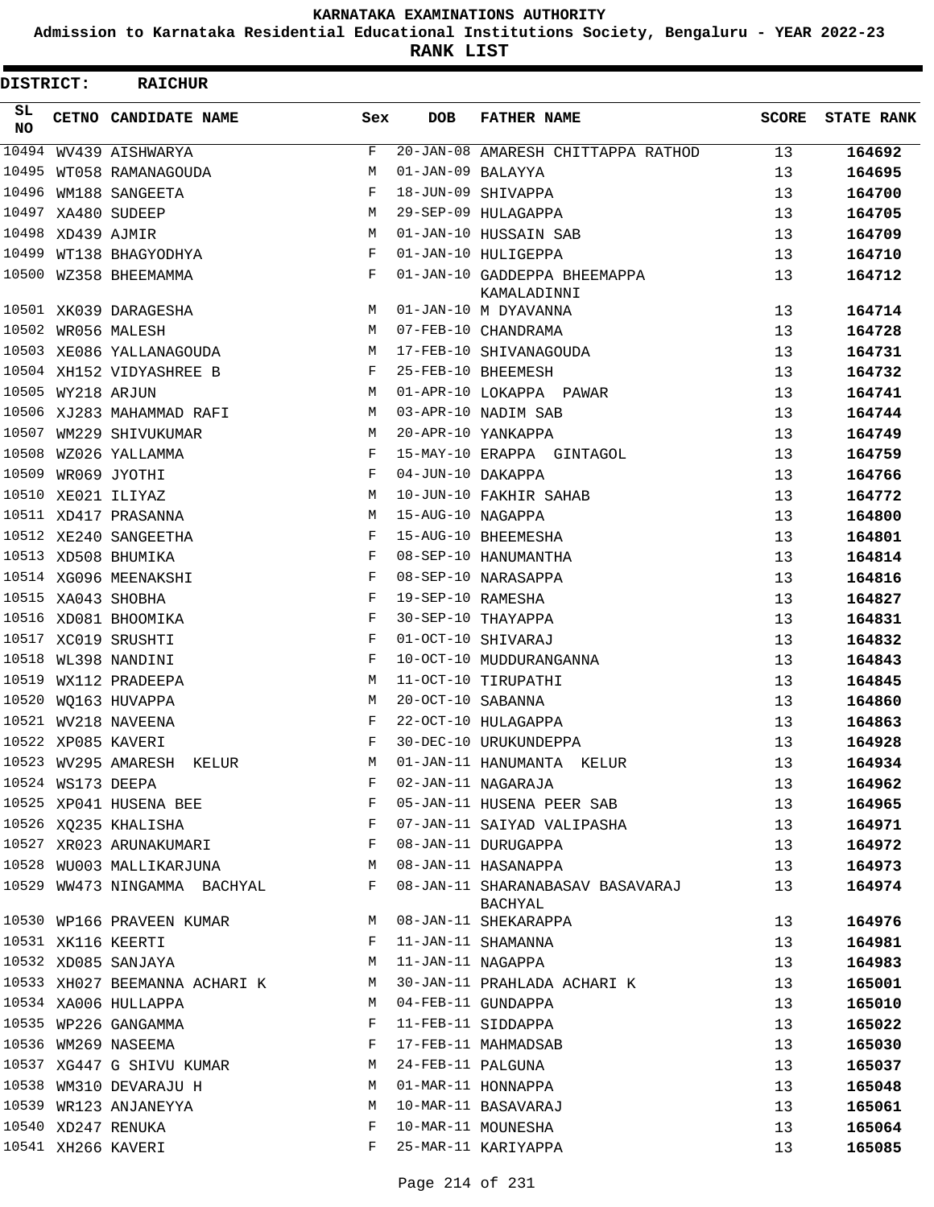KARNATAKA EXAMINATIONS AUTHORITY

Admission to Karnataka Residential Educational Institutions Society, Bengaluru - YEAR 2022-23

**RANK LIST**

**DISTRICT: RAICHUR**

| SL NO | CETNO | CANDIDATE NAME | Sex | DOB | FATHER NAME | SCORE | STATE RANK |
|---|---|---|---|---|---|---|---|
| 10494 | WV439 | AISHWARYA | F | 20-JAN-08 | AMARESH CHITTAPPA RATHOD | 13 | **164692** |
| 10495 | WT058 | RAMANAGOUDA | M | 01-JAN-09 | BALAYYA | 13 | **164695** |
| 10496 | WM188 | SANGEETA | F | 18-JUN-09 | SHIVAPPA | 13 | **164700** |
| 10497 | XA480 | SUDEEP | M | 29-SEP-09 | HULAGAPPA | 13 | **164705** |
| 10498 | XD439 | AJMIR | M | 01-JAN-10 | HUSSAIN SAB | 13 | **164709** |
| 10499 | WT138 | BHAGYODHYA | F | 01-JAN-10 | HULIGEPPA | 13 | **164710** |
| 10500 | WZ358 | BHEEMAMMA | F | 01-JAN-10 | GADDEPPA BHEEMAPPA KAMALADINNI | 13 | **164712** |
| 10501 | XK039 | DARAGESHA | M | 01-JAN-10 | M DYAVANNA | 13 | **164714** |
| 10502 | WR056 | MALESH | M | 07-FEB-10 | CHANDRAMA | 13 | **164728** |
| 10503 | XE086 | YALLANAGOUDA | M | 17-FEB-10 | SHIVANAGOUDA | 13 | **164731** |
| 10504 | XH152 | VIDYASHREE B | F | 25-FEB-10 | BHEEMESH | 13 | **164732** |
| 10505 | WY218 | ARJUN | M | 01-APR-10 | LOKAPPA PAWAR | 13 | **164741** |
| 10506 | XJ283 | MAHAMMAD RAFI | M | 03-APR-10 | NADIM SAB | 13 | **164744** |
| 10507 | WM229 | SHIVUKUMAR | M | 20-APR-10 | YANKAPPA | 13 | **164749** |
| 10508 | WZ026 | YALLAMMA | F | 15-MAY-10 | ERAPPA GINTAGOL | 13 | **164759** |
| 10509 | WR069 | JYOTHI | F | 04-JUN-10 | DAKAPPA | 13 | **164766** |
| 10510 | XE021 | ILIYAZ | M | 10-JUN-10 | FAKHIR SAHAB | 13 | **164772** |
| 10511 | XD417 | PRASANNA | M | 15-AUG-10 | NAGAPPA | 13 | **164800** |
| 10512 | XE240 | SANGEETHA | F | 15-AUG-10 | BHEEMESHA | 13 | **164801** |
| 10513 | XD508 | BHUMIKA | F | 08-SEP-10 | HANUMANTHA | 13 | **164814** |
| 10514 | XG096 | MEENAKSHI | F | 08-SEP-10 | NARASAPPA | 13 | **164816** |
| 10515 | XA043 | SHOBHA | F | 19-SEP-10 | RAMESHA | 13 | **164827** |
| 10516 | XD081 | BHOOMIKA | F | 30-SEP-10 | THAYAPPA | 13 | **164831** |
| 10517 | XC019 | SRUSHTI | F | 01-OCT-10 | SHIVARAJ | 13 | **164832** |
| 10518 | WL398 | NANDINI | F | 10-OCT-10 | MUDDURANGANNA | 13 | **164843** |
| 10519 | WX112 | PRADEEPA | M | 11-OCT-10 | TIRUPATHI | 13 | **164845** |
| 10520 | WQ163 | HUVAPPA | M | 20-OCT-10 | SABANNA | 13 | **164860** |
| 10521 | WV218 | NAVEENA | F | 22-OCT-10 | HULAGAPPA | 13 | **164863** |
| 10522 | XP085 | KAVERI | F | 30-DEC-10 | URUKUNDEPPA | 13 | **164928** |
| 10523 | WV295 | AMARESH KELUR | M | 01-JAN-11 | HANUMANTA KELUR | 13 | **164934** |
| 10524 | WS173 | DEEPA | F | 02-JAN-11 | NAGARAJA | 13 | **164962** |
| 10525 | XP041 | HUSENA BEE | F | 05-JAN-11 | HUSENA PEER SAB | 13 | **164965** |
| 10526 | XQ235 | KHALISHA | F | 07-JAN-11 | SAIYAD VALIPASHA | 13 | **164971** |
| 10527 | XR023 | ARUNAKUMARI | F | 08-JAN-11 | DURUGAPPA | 13 | **164972** |
| 10528 | WU003 | MALLIKARJUNA | M | 08-JAN-11 | HASANAPPA | 13 | **164973** |
| 10529 | WW473 | NINGAMMA BACHYAL | F | 08-JAN-11 | SHARANABASAV BASAVARAJ BACHYAL | 13 | **164974** |
| 10530 | WP166 | PRAVEEN KUMAR | M | 08-JAN-11 | SHEKARAPPA | 13 | **164976** |
| 10531 | XK116 | KEERTI | F | 11-JAN-11 | SHAMANNA | 13 | **164981** |
| 10532 | XD085 | SANJAYA | M | 11-JAN-11 | NAGAPPA | 13 | **164983** |
| 10533 | XH027 | BEEMANNA ACHARI K | M | 30-JAN-11 | PRAHLADA ACHARI K | 13 | **165001** |
| 10534 | XA006 | HULLAPPA | M | 04-FEB-11 | GUNDAPPA | 13 | **165010** |
| 10535 | WP226 | GANGAMMA | F | 11-FEB-11 | SIDDAPPA | 13 | **165022** |
| 10536 | WM269 | NASEEMA | F | 17-FEB-11 | MAHMADSAB | 13 | **165030** |
| 10537 | XG447 | G SHIVU KUMAR | M | 24-FEB-11 | PALGUNA | 13 | **165037** |
| 10538 | WM310 | DEVARAJU H | M | 01-MAR-11 | HONNAPPA | 13 | **165048** |
| 10539 | WR123 | ANJANEYYA | M | 10-MAR-11 | BASAVARAJ | 13 | **165061** |
| 10540 | XD247 | RENUKA | F | 10-MAR-11 | MOUNESHA | 13 | **165064** |
| 10541 | XH266 | KAVERI | F | 25-MAR-11 | KARIYAPPA | 13 | **165085** |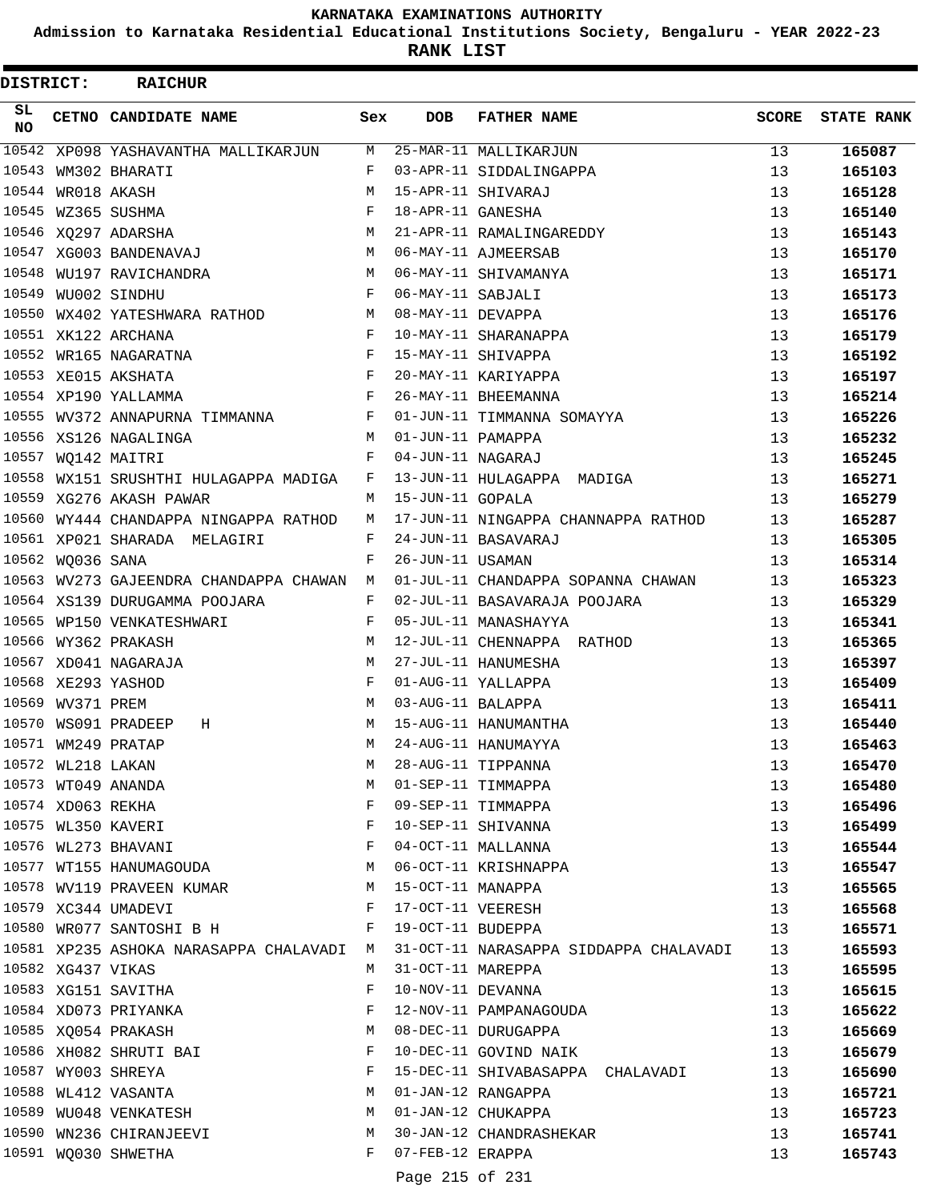# KARNATAKA EXAMINATIONS AUTHORITY

## Admission to Karnataka Residential Educational Institutions Society, Bengaluru - YEAR 2022-23

## RANK LIST

**DISTRICT: RAICHUR**

| SL NO | CETNO | CANDIDATE NAME | Sex | DOB | FATHER NAME | SCORE | STATE RANK |
|---|---|---|---|---|---|---|---|
| 10542 | XP098 | YASHAVANTHA MALLIKARJUN | M | 25-MAR-11 | MALLIKARJUN | 13 | 165087 |
| 10543 | WM302 | BHARATI | F | 03-APR-11 | SIDDALINGAPPA | 13 | 165103 |
| 10544 | WR018 | AKASH | M | 15-APR-11 | SHIVARAJ | 13 | 165128 |
| 10545 | WZ365 | SUSHMA | F | 18-APR-11 | GANESHA | 13 | 165140 |
| 10546 | XQ297 | ADARSHA | M | 21-APR-11 | RAMALINGAREDDY | 13 | 165143 |
| 10547 | XG003 | BANDENAVAJ | M | 06-MAY-11 | AJMEERSAB | 13 | 165170 |
| 10548 | WU197 | RAVICHANDRA | M | 06-MAY-11 | SHIVAMANYA | 13 | 165171 |
| 10549 | WU002 | SINDHU | F | 06-MAY-11 | SABJALI | 13 | 165173 |
| 10550 | WX402 | YATESHWARA RATHOD | M | 08-MAY-11 | DEVAPPA | 13 | 165176 |
| 10551 | XK122 | ARCHANA | F | 10-MAY-11 | SHARANAPPA | 13 | 165179 |
| 10552 | WR165 | NAGARATNA | F | 15-MAY-11 | SHIVAPPA | 13 | 165192 |
| 10553 | XE015 | AKSHATA | F | 20-MAY-11 | KARIYAPPA | 13 | 165197 |
| 10554 | XP190 | YALLAMMA | F | 26-MAY-11 | BHEEMANNA | 13 | 165214 |
| 10555 | WV372 | ANNAPURNA TIMMANNA | F | 01-JUN-11 | TIMMANNA SOMAYYA | 13 | 165226 |
| 10556 | XS126 | NAGALINGA | M | 01-JUN-11 | PAMAPPA | 13 | 165232 |
| 10557 | WQ142 | MAITRI | F | 04-JUN-11 | NAGARAJ | 13 | 165245 |
| 10558 | WX151 | SRUSHTHI HULAGAPPA MADIGA | F | 13-JUN-11 | HULAGAPPA MADIGA | 13 | 165271 |
| 10559 | XG276 | AKASH PAWAR | M | 15-JUN-11 | GOPALA | 13 | 165279 |
| 10560 | WY444 | CHANDAPPA NINGAPPA RATHOD | M | 17-JUN-11 | NINGAPPA CHANNAPPA RATHOD | 13 | 165287 |
| 10561 | XP021 | SHARADA MELAGIRI | F | 24-JUN-11 | BASAVARAJ | 13 | 165305 |
| 10562 | WQ036 | SANA | F | 26-JUN-11 | USAMAN | 13 | 165314 |
| 10563 | WV273 | GAJEENDRA CHANDAPPA CHAWAN | M | 01-JUL-11 | CHANDAPPA SOPANNA CHAWAN | 13 | 165323 |
| 10564 | XS139 | DURUGAMMA POOJARA | F | 02-JUL-11 | BASAVARAJA POOJARA | 13 | 165329 |
| 10565 | WP150 | VENKATESHWARI | F | 05-JUL-11 | MANASHAYYA | 13 | 165341 |
| 10566 | WY362 | PRAKASH | M | 12-JUL-11 | CHENNAPPA RATHOD | 13 | 165365 |
| 10567 | XD041 | NAGARAJA | M | 27-JUL-11 | HANUMESHA | 13 | 165397 |
| 10568 | XE293 | YASHOD | F | 01-AUG-11 | YALLAPPA | 13 | 165409 |
| 10569 | WV371 | PREM | M | 03-AUG-11 | BALAPPA | 13 | 165411 |
| 10570 | WS091 | PRADEEP H | M | 15-AUG-11 | HANUMANTHA | 13 | 165440 |
| 10571 | WM249 | PRATAP | M | 24-AUG-11 | HANUMAYYA | 13 | 165463 |
| 10572 | WL218 | LAKAN | M | 28-AUG-11 | TIPPANNA | 13 | 165470 |
| 10573 | WT049 | ANANDA | M | 01-SEP-11 | TIMMAPPA | 13 | 165480 |
| 10574 | XD063 | REKHA | F | 09-SEP-11 | TIMMAPPA | 13 | 165496 |
| 10575 | WL350 | KAVERI | F | 10-SEP-11 | SHIVANNA | 13 | 165499 |
| 10576 | WL273 | BHAVANI | F | 04-OCT-11 | MALLANNA | 13 | 165544 |
| 10577 | WT155 | HANUMAGOUDA | M | 06-OCT-11 | KRISHNAPPA | 13 | 165547 |
| 10578 | WV119 | PRAVEEN KUMAR | M | 15-OCT-11 | MANAPPA | 13 | 165565 |
| 10579 | XC344 | UMADEVI | F | 17-OCT-11 | VEERESH | 13 | 165568 |
| 10580 | WR077 | SANTOSHI B H | F | 19-OCT-11 | BUDEPPA | 13 | 165571 |
| 10581 | XP235 | ASHOKA NARASAPPA CHALAVADI | M | 31-OCT-11 | NARASAPPA SIDDAPPA CHALAVADI | 13 | 165593 |
| 10582 | XG437 | VIKAS | M | 31-OCT-11 | MAREPPA | 13 | 165595 |
| 10583 | XG151 | SAVITHA | F | 10-NOV-11 | DEVANNA | 13 | 165615 |
| 10584 | XD073 | PRIYANKA | F | 12-NOV-11 | PAMPANAGOUDA | 13 | 165622 |
| 10585 | XQ054 | PRAKASH | M | 08-DEC-11 | DURUGAPPA | 13 | 165669 |
| 10586 | XH082 | SHRUTI BAI | F | 10-DEC-11 | GOVIND NAIK | 13 | 165679 |
| 10587 | WY003 | SHREYA | F | 15-DEC-11 | SHIVABASAPPA CHALAVADI | 13 | 165690 |
| 10588 | WL412 | VASANTA | M | 01-JAN-12 | RANGAPPA | 13 | 165721 |
| 10589 | WU048 | VENKATESH | M | 01-JAN-12 | CHUKAPPA | 13 | 165723 |
| 10590 | WN236 | CHIRANJEEVI | M | 30-JAN-12 | CHANDRASHEKAR | 13 | 165741 |
| 10591 | WQ030 | SHWETHA | F | 07-FEB-12 | ERAPPA | 13 | 165743 |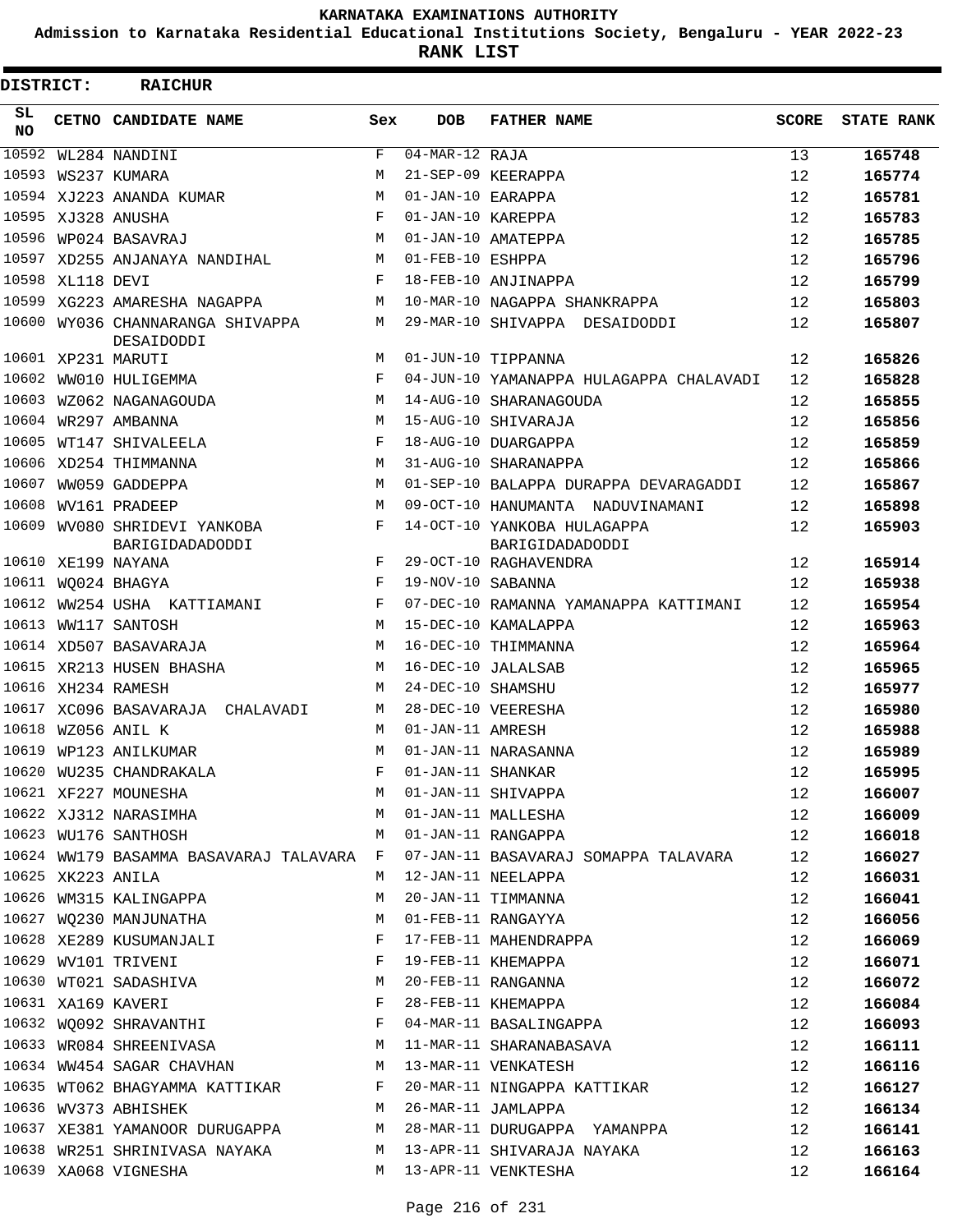# KARNATAKA EXAMINATIONS AUTHORITY

**Admission to Karnataka Residential Educational Institutions Society, Bengaluru - YEAR 2022-23**

**RANK LIST**

**DISTRICT: RAICHUR**

| SL NO | CETNO | CANDIDATE NAME | Sex | DOB | FATHER NAME | SCORE | STATE RANK |
|---|---|---|---|---|---|---|---|
| 10592 | WL284 | NANDINI | F | 04-MAR-12 | RAJA | 13 | 165748 |
| 10593 | WS237 | KUMARA | M | 21-SEP-09 | KEERAPPA | 12 | 165774 |
| 10594 | XJ223 | ANANDA KUMAR | M | 01-JAN-10 | EARAPPA | 12 | 165781 |
| 10595 | XJ328 | ANUSHA | F | 01-JAN-10 | KAREPPA | 12 | 165783 |
| 10596 | WP024 | BASAVRAJ | M | 01-JAN-10 | AMATEPPA | 12 | 165785 |
| 10597 | XD255 | ANJANAYA NANDIHAL | M | 01-FEB-10 | ESHPPA | 12 | 165796 |
| 10598 | XL118 | DEVI | F | 18-FEB-10 | ANJINAPPA | 12 | 165799 |
| 10599 | XG223 | AMARESHA NAGAPPA | M | 10-MAR-10 | NAGAPPA SHANKRAPPA | 12 | 165803 |
| 10600 | WY036 | CHANNARANGA SHIVAPPA DESAIDODDI | M | 29-MAR-10 | SHIVAPPA DESAIDODDI | 12 | 165807 |
| 10601 | XP231 | MARUTI | M | 01-JUN-10 | TIPPANNA | 12 | 165826 |
| 10602 | WW010 | HULIGEMMA | F | 04-JUN-10 | YAMANAPPA HULAGAPPA CHALAVADI | 12 | 165828 |
| 10603 | WZ062 | NAGANAGOUDA | M | 14-AUG-10 | SHARANAGOUDA | 12 | 165855 |
| 10604 | WR297 | AMBANNA | M | 15-AUG-10 | SHIVARAJA | 12 | 165856 |
| 10605 | WT147 | SHIVALEELA | F | 18-AUG-10 | DUARGAPPA | 12 | 165859 |
| 10606 | XD254 | THIMMANNA | M | 31-AUG-10 | SHARANAPPA | 12 | 165866 |
| 10607 | WW059 | GADDEPPA | M | 01-SEP-10 | BALAPPA DURAPPA DEVARAGADDI | 12 | 165867 |
| 10608 | WV161 | PRADEEP | M | 09-OCT-10 | HANUMANTA NADUVINAMANI | 12 | 165898 |
| 10609 | WV080 | SHRIDEVI YANKOBA BARIGIDADADODDI | F | 14-OCT-10 | YANKOBA HULAGAPPA BARIGIDADADODDI | 12 | 165903 |
| 10610 | XE199 | NAYANA | F | 29-OCT-10 | RAGHAVENDRA | 12 | 165914 |
| 10611 | WQ024 | BHAGYA | F | 19-NOV-10 | SABANNA | 12 | 165938 |
| 10612 | WW254 | USHA KATTIAMANI | F | 07-DEC-10 | RAMANNA YAMANAPPA KATTIMANI | 12 | 165954 |
| 10613 | WW117 | SANTOSH | M | 15-DEC-10 | KAMALAPPA | 12 | 165963 |
| 10614 | XD507 | BASAVARAJA | M | 16-DEC-10 | THIMMANNA | 12 | 165964 |
| 10615 | XR213 | HUSEN BHASHA | M | 16-DEC-10 | JALALSAB | 12 | 165965 |
| 10616 | XH234 | RAMESH | M | 24-DEC-10 | SHAMSHU | 12 | 165977 |
| 10617 | XC096 | BASAVARAJA CHALAVADI | M | 28-DEC-10 | VEERESHA | 12 | 165980 |
| 10618 | WZ056 | ANIL K | M | 01-JAN-11 | AMRESH | 12 | 165988 |
| 10619 | WP123 | ANILKUMAR | M | 01-JAN-11 | NARASANNA | 12 | 165989 |
| 10620 | WU235 | CHANDRAKALA | F | 01-JAN-11 | SHANKAR | 12 | 165995 |
| 10621 | XF227 | MOUNESHA | M | 01-JAN-11 | SHIVAPPA | 12 | 166007 |
| 10622 | XJ312 | NARASIMHA | M | 01-JAN-11 | MALLESHA | 12 | 166009 |
| 10623 | WU176 | SANTHOSH | M | 01-JAN-11 | RANGAPPA | 12 | 166018 |
| 10624 | WW179 | BASAMMA BASAVARAJ TALAVARA | F | 07-JAN-11 | BASAVARAJ SOMAPPA TALAVARA | 12 | 166027 |
| 10625 | XK223 | ANILA | M | 12-JAN-11 | NEELAPPA | 12 | 166031 |
| 10626 | WM315 | KALINGAPPA | M | 20-JAN-11 | TIMMANNA | 12 | 166041 |
| 10627 | WQ230 | MANJUNATHA | M | 01-FEB-11 | RANGAYYA | 12 | 166056 |
| 10628 | XE289 | KUSUMANJALI | F | 17-FEB-11 | MAHENDRAPPA | 12 | 166069 |
| 10629 | WV101 | TRIVENI | F | 19-FEB-11 | KHEMAPPA | 12 | 166071 |
| 10630 | WT021 | SADASHIVA | M | 20-FEB-11 | RANGANNA | 12 | 166072 |
| 10631 | XA169 | KAVERI | F | 28-FEB-11 | KHEMAPPA | 12 | 166084 |
| 10632 | WQ092 | SHRAVANTHI | F | 04-MAR-11 | BASALINGAPPA | 12 | 166093 |
| 10633 | WR084 | SHREENIVASA | M | 11-MAR-11 | SHARANABASAVA | 12 | 166111 |
| 10634 | WW454 | SAGAR CHAVHAN | M | 13-MAR-11 | VENKATESH | 12 | 166116 |
| 10635 | WT062 | BHAGYAMMA KATTIKAR | F | 20-MAR-11 | NINGAPPA KATTIKAR | 12 | 166127 |
| 10636 | WV373 | ABHISHEK | M | 26-MAR-11 | JAMLAPPA | 12 | 166134 |
| 10637 | XE381 | YAMANOOR DURUGAPPA | M | 28-MAR-11 | DURUGAPPA YAMANPPA | 12 | 166141 |
| 10638 | WR251 | SHRINIVASA NAYAKA | M | 13-APR-11 | SHIVARAJA NAYAKA | 12 | 166163 |
| 10639 | XA068 | VIGNESHA | M | 13-APR-11 | VENKTESHA | 12 | 166164 |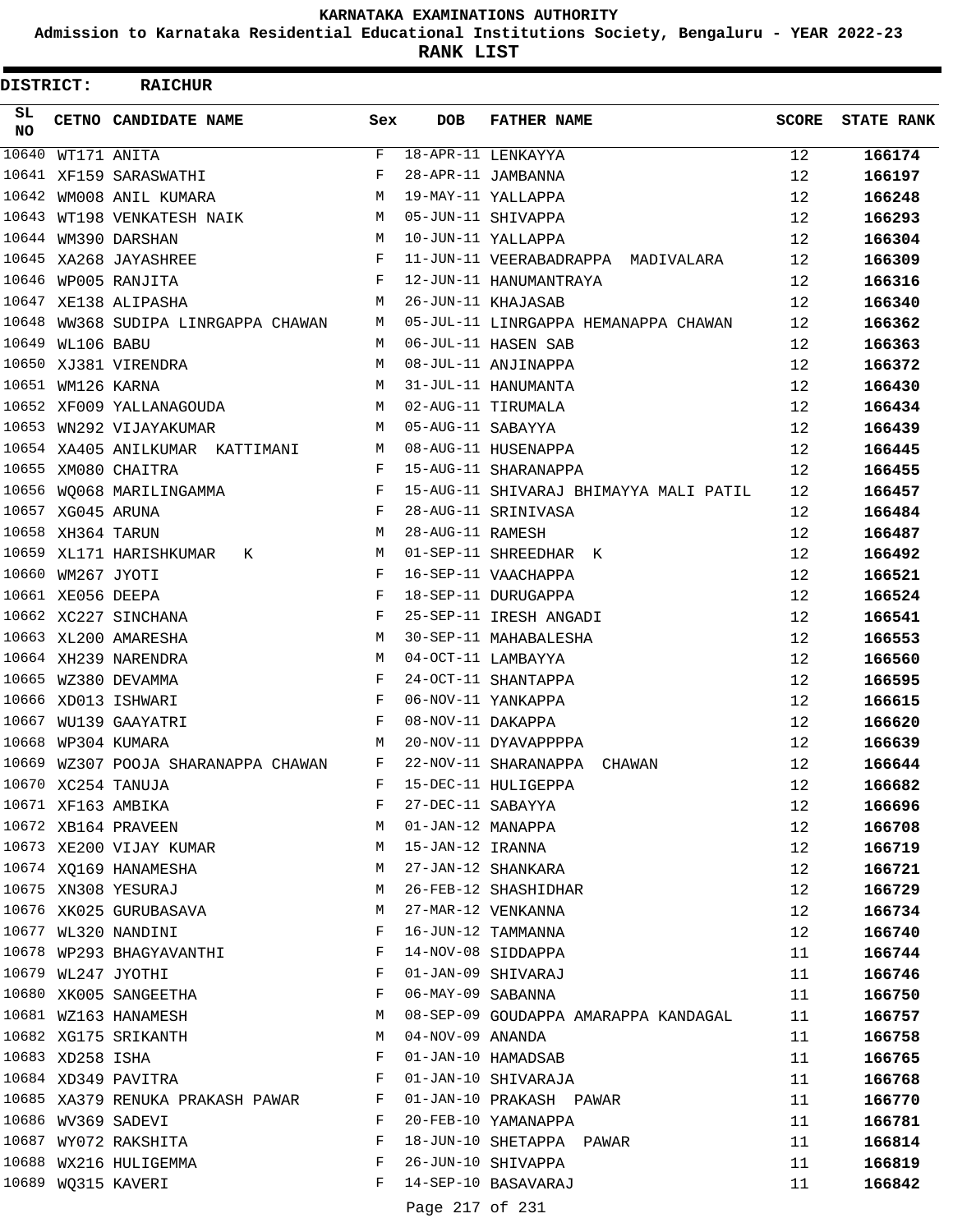# KARNATAKA EXAMINATIONS AUTHORITY

**Admission to Karnataka Residential Educational Institutions Society, Bengaluru - YEAR 2022-23**

**RANK LIST**

**DISTRICT: RAICHUR**

| SL NO | CETNO | CANDIDATE NAME | Sex | DOB | FATHER NAME | SCORE | STATE RANK |
|---|---|---|---|---|---|---|---|
| 10640 | WT171 | ANITA | F | 18-APR-11 | LENKAYYA | 12 | **166174** |
| 10641 | XF159 | SARASWATHI | F | 28-APR-11 | JAMBANNA | 12 | **166197** |
| 10642 | WM008 | ANIL KUMARA | M | 19-MAY-11 | YALLAPPA | 12 | **166248** |
| 10643 | WT198 | VENKATESH NAIK | M | 05-JUN-11 | SHIVAPPA | 12 | **166293** |
| 10644 | WM390 | DARSHAN | M | 10-JUN-11 | YALLAPPA | 12 | **166304** |
| 10645 | XA268 | JAYASHREE | F | 11-JUN-11 | VEERABADRAPPA MADIVALARA | 12 | **166309** |
| 10646 | WP005 | RANJITA | F | 12-JUN-11 | HANUMANTRAYA | 12 | **166316** |
| 10647 | XE138 | ALIPASHA | M | 26-JUN-11 | KHAJASAB | 12 | **166340** |
| 10648 | WW368 | SUDIPA LINRGAPPA CHAWAN | M | 05-JUL-11 | LINRGAPPA HEMANAPPA CHAWAN | 12 | **166362** |
| 10649 | WL106 | BABU | M | 06-JUL-11 | HASEN SAB | 12 | **166363** |
| 10650 | XJ381 | VIRENDRA | M | 08-JUL-11 | ANJINAPPA | 12 | **166372** |
| 10651 | WM126 | KARNA | M | 31-JUL-11 | HANUMANTA | 12 | **166430** |
| 10652 | XF009 | YALLANAGOUDA | M | 02-AUG-11 | TIRUMALA | 12 | **166434** |
| 10653 | WN292 | VIJAYAKUMAR | M | 05-AUG-11 | SABAYYA | 12 | **166439** |
| 10654 | XA405 | ANILKUMAR KATTIMANI | M | 08-AUG-11 | HUSENAPPA | 12 | **166445** |
| 10655 | XM080 | CHAITRA | F | 15-AUG-11 | SHARANAPPA | 12 | **166455** |
| 10656 | WQ068 | MARILINGAMMA | F | 15-AUG-11 | SHIVARAJ BHIMAYYA MALI PATIL | 12 | **166457** |
| 10657 | XG045 | ARUNA | F | 28-AUG-11 | SRINIVASA | 12 | **166484** |
| 10658 | XH364 | TARUN | M | 28-AUG-11 | RAMESH | 12 | **166487** |
| 10659 | XL171 | HARISHKUMAR K | M | 01-SEP-11 | SHREEDHAR K | 12 | **166492** |
| 10660 | WM267 | JYOTI | F | 16-SEP-11 | VAACHAPPA | 12 | **166521** |
| 10661 | XE056 | DEEPA | F | 18-SEP-11 | DURUGAPPA | 12 | **166524** |
| 10662 | XC227 | SINCHANA | F | 25-SEP-11 | IRESH ANGADI | 12 | **166541** |
| 10663 | XL200 | AMARESHA | M | 30-SEP-11 | MAHABALESHA | 12 | **166553** |
| 10664 | XH239 | NARENDRA | M | 04-OCT-11 | LAMBAYYA | 12 | **166560** |
| 10665 | WZ380 | DEVAMMA | F | 24-OCT-11 | SHANTAPPA | 12 | **166595** |
| 10666 | XD013 | ISHWARI | F | 06-NOV-11 | YANKAPPA | 12 | **166615** |
| 10667 | WU139 | GAAYATRI | F | 08-NOV-11 | DAKAPPA | 12 | **166620** |
| 10668 | WP304 | KUMARA | M | 20-NOV-11 | DYAVAPPPPA | 12 | **166639** |
| 10669 | WZ307 | POOJA SHARANAPPA CHAWAN | F | 22-NOV-11 | SHARANAPPA CHAWAN | 12 | **166644** |
| 10670 | XC254 | TANUJA | F | 15-DEC-11 | HULIGEPPA | 12 | **166682** |
| 10671 | XF163 | AMBIKA | F | 27-DEC-11 | SABAYYA | 12 | **166696** |
| 10672 | XB164 | PRAVEEN | M | 01-JAN-12 | MANAPPA | 12 | **166708** |
| 10673 | XE200 | VIJAY KUMAR | M | 15-JAN-12 | IRANNA | 12 | **166719** |
| 10674 | XQ169 | HANAMESHA | M | 27-JAN-12 | SHANKARA | 12 | **166721** |
| 10675 | XN308 | YESURAJ | M | 26-FEB-12 | SHASHIDHAR | 12 | **166729** |
| 10676 | XK025 | GURUBASAVA | M | 27-MAR-12 | VENKANNA | 12 | **166734** |
| 10677 | WL320 | NANDINI | F | 16-JUN-12 | TAMMANNA | 12 | **166740** |
| 10678 | WP293 | BHAGYAVANTHI | F | 14-NOV-08 | SIDDAPPA | 11 | **166744** |
| 10679 | WL247 | JYOTHI | F | 01-JAN-09 | SHIVARAJ | 11 | **166746** |
| 10680 | XK005 | SANGEETHA | F | 06-MAY-09 | SABANNA | 11 | **166750** |
| 10681 | WZ163 | HANAMESH | M | 08-SEP-09 | GOUDAPPA AMARAPPA KANDAGAL | 11 | **166757** |
| 10682 | XG175 | SRIKANTH | M | 04-NOV-09 | ANANDA | 11 | **166758** |
| 10683 | XD258 | ISHA | F | 01-JAN-10 | HAMADSAB | 11 | **166765** |
| 10684 | XD349 | PAVITRA | F | 01-JAN-10 | SHIVARAJA | 11 | **166768** |
| 10685 | XA379 | RENUKA PRAKASH PAWAR | F | 01-JAN-10 | PRAKASH PAWAR | 11 | **166770** |
| 10686 | WV369 | SADEVI | F | 20-FEB-10 | YAMANAPPA | 11 | **166781** |
| 10687 | WY072 | RAKSHITA | F | 18-JUN-10 | SHETAPPA PAWAR | 11 | **166814** |
| 10688 | WX216 | HULIGEMMA | F | 26-JUN-10 | SHIVAPPA | 11 | **166819** |
| 10689 | WQ315 | KAVERI | F | 14-SEP-10 | BASAVARAJ | 11 | **166842** |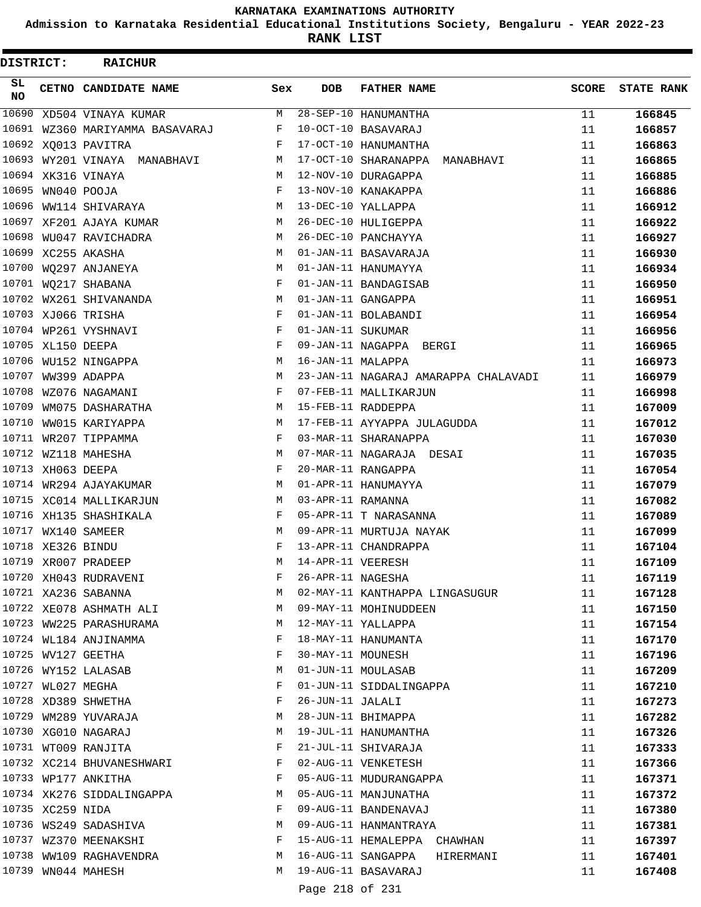# KARNATAKA EXAMINATIONS AUTHORITY

## Admission to Karnataka Residential Educational Institutions Society, Bengaluru - YEAR 2022-23

## RANK LIST

**DISTRICT: RAICHUR**

| SL NO | CETNO | CANDIDATE NAME | Sex | DOB | FATHER NAME | SCORE | STATE RANK |
|---|---|---|---|---|---|---|---|
| 10690 | XD504 | VINAYA KUMAR | M | 28-SEP-10 | HANUMANTHA | 11 | **166845** |
| 10691 | WZ360 | MARIYAMMA BASAVARAJ | F | 10-OCT-10 | BASAVARAJ | 11 | **166857** |
| 10692 | XQ013 | PAVITRA | F | 17-OCT-10 | HANUMANTHA | 11 | **166863** |
| 10693 | WY201 | VINAYA MANABHAVI | M | 17-OCT-10 | SHARANAPPA MANABHAVI | 11 | **166865** |
| 10694 | XK316 | VINAYA | M | 12-NOV-10 | DURAGAPPA | 11 | **166885** |
| 10695 | WN040 | POOJA | F | 13-NOV-10 | KANAKAPPA | 11 | **166886** |
| 10696 | WW114 | SHIVARAYA | M | 13-DEC-10 | YALLAPPA | 11 | **166912** |
| 10697 | XF201 | AJAYA KUMAR | M | 26-DEC-10 | HULIGEPPA | 11 | **166922** |
| 10698 | WU047 | RAVICHADRA | M | 26-DEC-10 | PANCHAYYA | 11 | **166927** |
| 10699 | XC255 | AKASHA | M | 01-JAN-11 | BASAVARAJA | 11 | **166930** |
| 10700 | WQ297 | ANJANEYA | M | 01-JAN-11 | HANUMAYYA | 11 | **166934** |
| 10701 | WQ217 | SHABANA | F | 01-JAN-11 | BANDAGISAB | 11 | **166950** |
| 10702 | WX261 | SHIVANANDA | M | 01-JAN-11 | GANGAPPA | 11 | **166951** |
| 10703 | XJ066 | TRISHA | F | 01-JAN-11 | BOLABANDI | 11 | **166954** |
| 10704 | WP261 | VYSHNAVI | F | 01-JAN-11 | SUKUMAR | 11 | **166956** |
| 10705 | XL150 | DEEPA | F | 09-JAN-11 | NAGAPPA BERGI | 11 | **166965** |
| 10706 | WU152 | NINGAPPA | M | 16-JAN-11 | MALAPPA | 11 | **166973** |
| 10707 | WW399 | ADAPPA | M | 23-JAN-11 | NAGARAJ AMARAPPA CHALAVADI | 11 | **166979** |
| 10708 | WZ076 | NAGAMANI | F | 07-FEB-11 | MALLIKARJUN | 11 | **166998** |
| 10709 | WM075 | DASHARATHA | M | 15-FEB-11 | RADDEPPA | 11 | **167009** |
| 10710 | WW015 | KARIYAPPA | M | 17-FEB-11 | AYYAPPA JULAGUDDA | 11 | **167012** |
| 10711 | WR207 | TIPPAMMA | F | 03-MAR-11 | SHARANAPPA | 11 | **167030** |
| 10712 | WZ118 | MAHESHA | M | 07-MAR-11 | NAGARAJA DESAI | 11 | **167035** |
| 10713 | XH063 | DEEPA | F | 20-MAR-11 | RANGAPPA | 11 | **167054** |
| 10714 | WR294 | AJAYAKUMAR | M | 01-APR-11 | HANUMAYYA | 11 | **167079** |
| 10715 | XC014 | MALLIKARJUN | M | 03-APR-11 | RAMANNA | 11 | **167082** |
| 10716 | XH135 | SHASHIKALA | F | 05-APR-11 | T NARASANNA | 11 | **167089** |
| 10717 | WX140 | SAMEER | M | 09-APR-11 | MURTUJA NAYAK | 11 | **167099** |
| 10718 | XE326 | BINDU | F | 13-APR-11 | CHANDRAPPA | 11 | **167104** |
| 10719 | XR007 | PRADEEP | M | 14-APR-11 | VEERESH | 11 | **167109** |
| 10720 | XH043 | RUDRAVENI | F | 26-APR-11 | NAGESHA | 11 | **167119** |
| 10721 | XA236 | SABANNA | M | 02-MAY-11 | KANTHAPPA LINGASUGUR | 11 | **167128** |
| 10722 | XE078 | ASHMATH ALI | M | 09-MAY-11 | MOHINUDDEEN | 11 | **167150** |
| 10723 | WW225 | PARASHURAMA | M | 12-MAY-11 | YALLAPPA | 11 | **167154** |
| 10724 | WL184 | ANJINAMMA | F | 18-MAY-11 | HANUMANTA | 11 | **167170** |
| 10725 | WV127 | GEETHA | F | 30-MAY-11 | MOUNESH | 11 | **167196** |
| 10726 | WY152 | LALASAB | M | 01-JUN-11 | MOULASAB | 11 | **167209** |
| 10727 | WL027 | MEGHA | F | 01-JUN-11 | SIDDALINGAPPA | 11 | **167210** |
| 10728 | XD389 | SHWETHA | F | 26-JUN-11 | JALALI | 11 | **167273** |
| 10729 | WM289 | YUVARAJA | M | 28-JUN-11 | BHIMAPPA | 11 | **167282** |
| 10730 | XG010 | NAGARAJ | M | 19-JUL-11 | HANUMANTHA | 11 | **167326** |
| 10731 | WT009 | RANJITA | F | 21-JUL-11 | SHIVARAJA | 11 | **167333** |
| 10732 | XC214 | BHUVANESHWARI | F | 02-AUG-11 | VENKETESH | 11 | **167366** |
| 10733 | WP177 | ANKITHA | F | 05-AUG-11 | MUDURANGAPPA | 11 | **167371** |
| 10734 | XK276 | SIDDALINGAPPA | M | 05-AUG-11 | MANJUNATHA | 11 | **167372** |
| 10735 | XC259 | NIDA | F | 09-AUG-11 | BANDENAVAJ | 11 | **167380** |
| 10736 | WS249 | SADASHIVA | M | 09-AUG-11 | HANMANTRAYA | 11 | **167381** |
| 10737 | WZ370 | MEENAKSHI | F | 15-AUG-11 | HEMALEPPA CHAWHAN | 11 | **167397** |
| 10738 | WW109 | RAGHAVENDRA | M | 16-AUG-11 | SANGAPPA HIRERMANI | 11 | **167401** |
| 10739 | WN044 | MAHESH | M | 19-AUG-11 | BASAVARAJ | 11 | **167408** |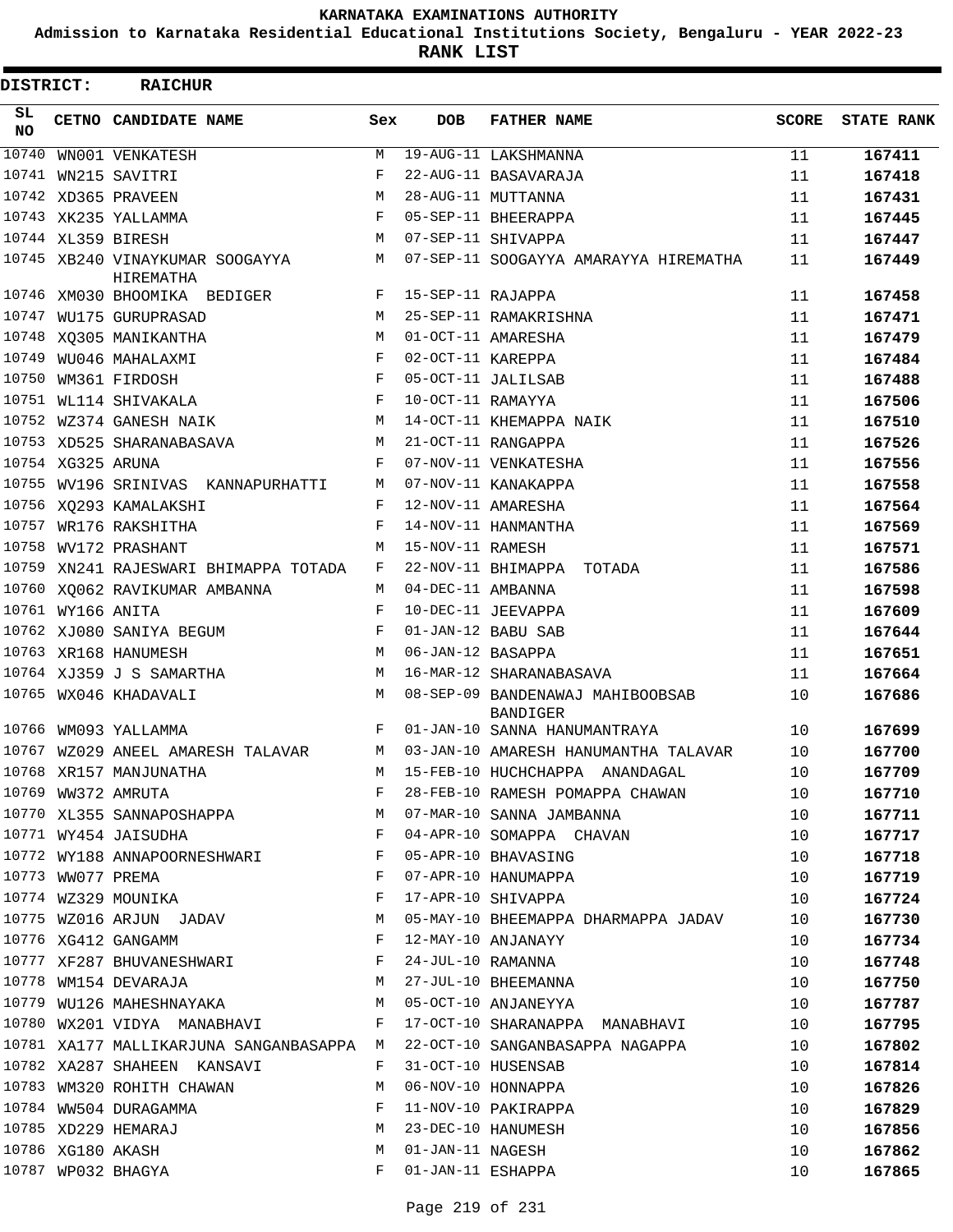KARNATAKA EXAMINATIONS AUTHORITY

Admission to Karnataka Residential Educational Institutions Society, Bengaluru - YEAR 2022-23

**RANK LIST**

**DISTRICT: RAICHUR**

| SL NO | CETNO | CANDIDATE NAME | Sex | DOB | FATHER NAME | SCORE | STATE RANK |
|---|---|---|---|---|---|---|---|
| 10740 | WN001 | VENKATESH | M | 19-AUG-11 | LAKSHMANNA | 11 | 167411 |
| 10741 | WN215 | SAVITRI | F | 22-AUG-11 | BASAVARAJA | 11 | 167418 |
| 10742 | XD365 | PRAVEEN | M | 28-AUG-11 | MUTTANNA | 11 | 167431 |
| 10743 | XK235 | YALLAMMA | F | 05-SEP-11 | BHEERAPPA | 11 | 167445 |
| 10744 | XL359 | BIRESH | M | 07-SEP-11 | SHIVAPPA | 11 | 167447 |
| 10745 | XB240 | VINAYKUMAR SOOGAYYA HIREMATHA | M | 07-SEP-11 | SOOGAYYA AMARAYYA HIREMATHA | 11 | 167449 |
| 10746 | XM030 | BHOOMIKA BEDIGER | F | 15-SEP-11 | RAJAPPA | 11 | 167458 |
| 10747 | WU175 | GURUPRASAD | M | 25-SEP-11 | RAMAKRISHNA | 11 | 167471 |
| 10748 | XQ305 | MANIKANTHA | M | 01-OCT-11 | AMARESHA | 11 | 167479 |
| 10749 | WU046 | MAHALAXMI | F | 02-OCT-11 | KAREPPA | 11 | 167484 |
| 10750 | WM361 | FIRDOSH | F | 05-OCT-11 | JALILSAB | 11 | 167488 |
| 10751 | WL114 | SHIVAKALA | F | 10-OCT-11 | RAMAYYA | 11 | 167506 |
| 10752 | WZ374 | GANESH NAIK | M | 14-OCT-11 | KHEMAPPA NAIK | 11 | 167510 |
| 10753 | XD525 | SHARANABASAVA | M | 21-OCT-11 | RANGAPPA | 11 | 167526 |
| 10754 | XG325 | ARUNA | F | 07-NOV-11 | VENKATESHA | 11 | 167556 |
| 10755 | WV196 | SRINIVAS KANNAPURHATTI | M | 07-NOV-11 | KANAKAPPA | 11 | 167558 |
| 10756 | XQ293 | KAMALAKSHI | F | 12-NOV-11 | AMARESHA | 11 | 167564 |
| 10757 | WR176 | RAKSHITHA | F | 14-NOV-11 | HANMANTHA | 11 | 167569 |
| 10758 | WV172 | PRASHANT | M | 15-NOV-11 | RAMESH | 11 | 167571 |
| 10759 | XN241 | RAJESWARI BHIMAPPA TOTADA | F | 22-NOV-11 | BHIMAPPA TOTADA | 11 | 167586 |
| 10760 | XQ062 | RAVIKUMAR AMBANNA | M | 04-DEC-11 | AMBANNA | 11 | 167598 |
| 10761 | WY166 | ANITA | F | 10-DEC-11 | JEEVAPPA | 11 | 167609 |
| 10762 | XJ080 | SANIYA BEGUM | F | 01-JAN-12 | BABU SAB | 11 | 167644 |
| 10763 | XR168 | HANUMESH | M | 06-JAN-12 | BASAPPA | 11 | 167651 |
| 10764 | XJ359 | J S SAMARTHA | M | 16-MAR-12 | SHARANABASAVA | 11 | 167664 |
| 10765 | WX046 | KHADAVALI | M | 08-SEP-09 | BANDENAWAJ MAHIBOOBSAB BANDIGER | 10 | 167686 |
| 10766 | WM093 | YALLAMMA | F | 01-JAN-10 | SANNA HANUMANTRAYA | 10 | 167699 |
| 10767 | WZ029 | ANEEL AMARESH TALAVAR | M | 03-JAN-10 | AMARESH HANUMANTHA TALAVAR | 10 | 167700 |
| 10768 | XR157 | MANJUNATHA | M | 15-FEB-10 | HUCHCHAPPA ANANDAGAL | 10 | 167709 |
| 10769 | WW372 | AMRUTA | F | 28-FEB-10 | RAMESH POMAPPA CHAWAN | 10 | 167710 |
| 10770 | XL355 | SANNAPOSHAPPA | M | 07-MAR-10 | SANNA JAMBANNA | 10 | 167711 |
| 10771 | WY454 | JAISUDHA | F | 04-APR-10 | SOMAPPA CHAVAN | 10 | 167717 |
| 10772 | WY188 | ANNAPOORNESHWARI | F | 05-APR-10 | BHAVASING | 10 | 167718 |
| 10773 | WW077 | PREMA | F | 07-APR-10 | HANUMAPPA | 10 | 167719 |
| 10774 | WZ329 | MOUNIKA | F | 17-APR-10 | SHIVAPPA | 10 | 167724 |
| 10775 | WZ016 | ARJUN JADAV | M | 05-MAY-10 | BHEEMAPPA DHARMAPPA JADAV | 10 | 167730 |
| 10776 | XG412 | GANGAMM | F | 12-MAY-10 | ANJANAYY | 10 | 167734 |
| 10777 | XF287 | BHUVANESHWARI | F | 24-JUL-10 | RAMANNA | 10 | 167748 |
| 10778 | WM154 | DEVARAJA | M | 27-JUL-10 | BHEEMANNA | 10 | 167750 |
| 10779 | WU126 | MAHESHNAYAKA | M | 05-OCT-10 | ANJANEYYA | 10 | 167787 |
| 10780 | WX201 | VIDYA MANABHAVI | F | 17-OCT-10 | SHARANAPPA MANABHAVI | 10 | 167795 |
| 10781 | XA177 | MALLIKARJUNA SANGANBASAPPA | M | 22-OCT-10 | SANGANBASAPPA NAGAPPA | 10 | 167802 |
| 10782 | XA287 | SHAHEEN KANSAVI | F | 31-OCT-10 | HUSENSAB | 10 | 167814 |
| 10783 | WM320 | ROHITH CHAWAN | M | 06-NOV-10 | HONNAPPA | 10 | 167826 |
| 10784 | WW504 | DURAGAMMA | F | 11-NOV-10 | PAKIRAPPA | 10 | 167829 |
| 10785 | XD229 | HEMARAJ | M | 23-DEC-10 | HANUMESH | 10 | 167856 |
| 10786 | XG180 | AKASH | M | 01-JAN-11 | NAGESH | 10 | 167862 |
| 10787 | WP032 | BHAGYA | F | 01-JAN-11 | ESHAPPA | 10 | 167865 |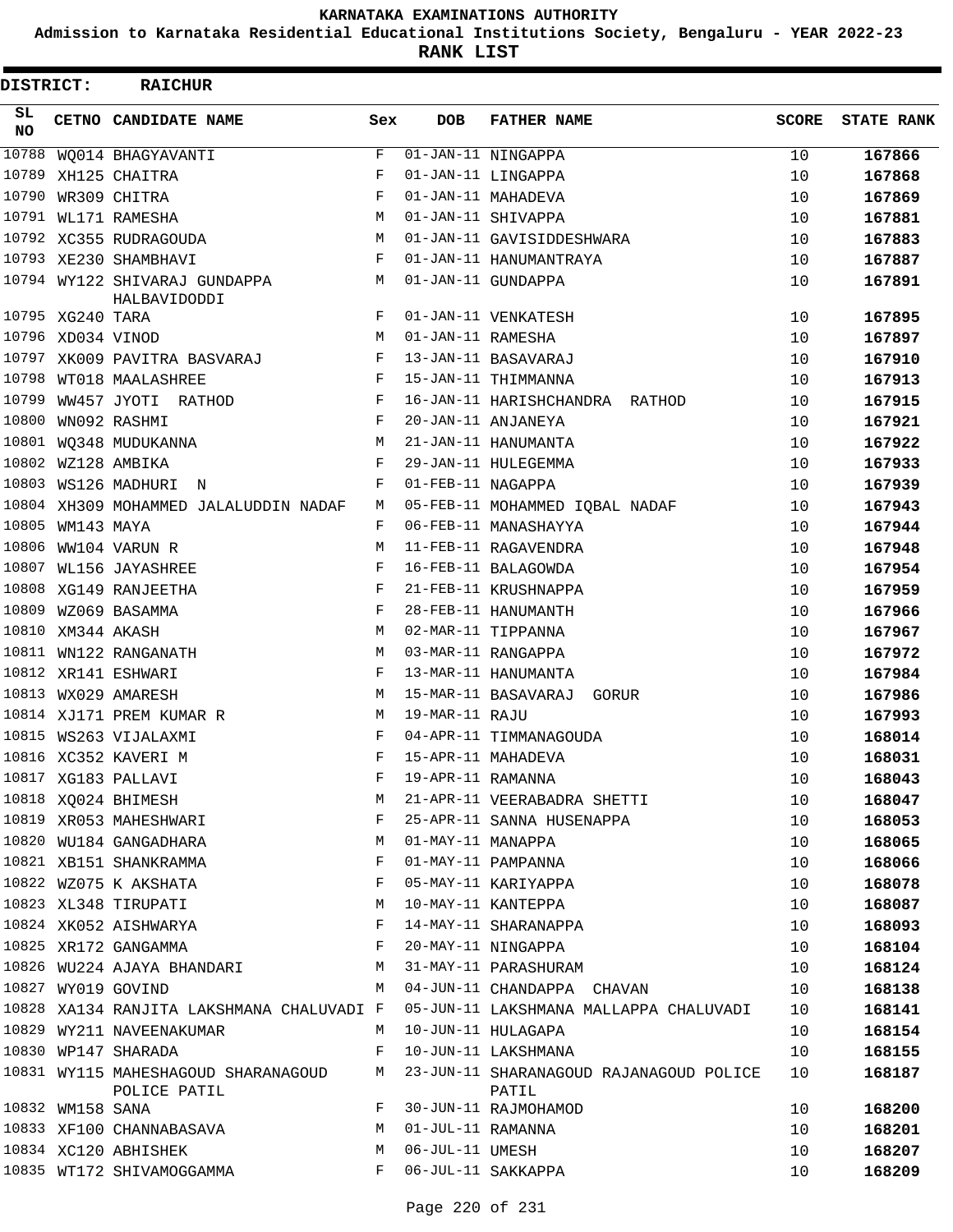# KARNATAKA EXAMINATIONS AUTHORITY

**Admission to Karnataka Residential Educational Institutions Society, Bengaluru - YEAR 2022-23**

**RANK LIST**

**DISTRICT: RAICHUR**

| SL NO | CETNO | CANDIDATE NAME | Sex | DOB | FATHER NAME | SCORE | STATE RANK |
|---|---|---|---|---|---|---|---|
| 10788 | WQ014 | BHAGYAVANTI | F | 01-JAN-11 | NINGAPPA | 10 | 167866 |
| 10789 | XH125 | CHAITRA | F | 01-JAN-11 | LINGAPPA | 10 | 167868 |
| 10790 | WR309 | CHITRA | F | 01-JAN-11 | MAHADEVA | 10 | 167869 |
| 10791 | WL171 | RAMESHA | M | 01-JAN-11 | SHIVAPPA | 10 | 167881 |
| 10792 | XC355 | RUDRAGOUDA | M | 01-JAN-11 | GAVISIDDESHWARA | 10 | 167883 |
| 10793 | XE230 | SHAMBHAVI | F | 01-JAN-11 | HANUMANTRAYA | 10 | 167887 |
| 10794 | WY122 | SHIVARAJ GUNDAPPA HALBAVIDODDI | M | 01-JAN-11 | GUNDAPPA | 10 | 167891 |
| 10795 | XG240 | TARA | F | 01-JAN-11 | VENKATESH | 10 | 167895 |
| 10796 | XD034 | VINOD | M | 01-JAN-11 | RAMESHA | 10 | 167897 |
| 10797 | XK009 | PAVITRA BASVARAJ | F | 13-JAN-11 | BASAVARAJ | 10 | 167910 |
| 10798 | WT018 | MAALASHREE | F | 15-JAN-11 | THIMMANNA | 10 | 167913 |
| 10799 | WW457 | JYOTI RATHOD | F | 16-JAN-11 | HARISHCHANDRA RATHOD | 10 | 167915 |
| 10800 | WN092 | RASHMI | F | 20-JAN-11 | ANJANEYA | 10 | 167921 |
| 10801 | WQ348 | MUDUKANNA | M | 21-JAN-11 | HANUMANTA | 10 | 167922 |
| 10802 | WZ128 | AMBIKA | F | 29-JAN-11 | HULEGEMMA | 10 | 167933 |
| 10803 | WS126 | MADHURI N | F | 01-FEB-11 | NAGAPPA | 10 | 167939 |
| 10804 | XH309 | MOHAMMED JALALUDDIN NADAF | M | 05-FEB-11 | MOHAMMED IQBAL NADAF | 10 | 167943 |
| 10805 | WM143 | MAYA | F | 06-FEB-11 | MANASHAYYA | 10 | 167944 |
| 10806 | WW104 | VARUN R | M | 11-FEB-11 | RAGAVENDRA | 10 | 167948 |
| 10807 | WL156 | JAYASHREE | F | 16-FEB-11 | BALAGOWDA | 10 | 167954 |
| 10808 | XG149 | RANJEETHA | F | 21-FEB-11 | KRUSHNAPPA | 10 | 167959 |
| 10809 | WZ069 | BASAMMA | F | 28-FEB-11 | HANUMANTH | 10 | 167966 |
| 10810 | XM344 | AKASH | M | 02-MAR-11 | TIPPANNA | 10 | 167967 |
| 10811 | WN122 | RANGANATH | M | 03-MAR-11 | RANGAPPA | 10 | 167972 |
| 10812 | XR141 | ESHWARI | F | 13-MAR-11 | HANUMANTA | 10 | 167984 |
| 10813 | WX029 | AMARESH | M | 15-MAR-11 | BASAVARAJ GORUR | 10 | 167986 |
| 10814 | XJ171 | PREM KUMAR R | M | 19-MAR-11 | RAJU | 10 | 167993 |
| 10815 | WS263 | VIJALAXMI | F | 04-APR-11 | TIMMANAGOUDA | 10 | 168014 |
| 10816 | XC352 | KAVERI M | F | 15-APR-11 | MAHADEVA | 10 | 168031 |
| 10817 | XG183 | PALLAVI | F | 19-APR-11 | RAMANNA | 10 | 168043 |
| 10818 | XQ024 | BHIMESH | M | 21-APR-11 | VEERABADRA SHETTI | 10 | 168047 |
| 10819 | XR053 | MAHESHWARI | F | 25-APR-11 | SANNA HUSENAPPA | 10 | 168053 |
| 10820 | WU184 | GANGADHARA | M | 01-MAY-11 | MANAPPA | 10 | 168065 |
| 10821 | XB151 | SHANKRAMMA | F | 01-MAY-11 | PAMPANNA | 10 | 168066 |
| 10822 | WZ075 | K AKSHATA | F | 05-MAY-11 | KARIYAPPA | 10 | 168078 |
| 10823 | XL348 | TIRUPATI | M | 10-MAY-11 | KANTEPPA | 10 | 168087 |
| 10824 | XK052 | AISHWARYA | F | 14-MAY-11 | SHARANAPPA | 10 | 168093 |
| 10825 | XR172 | GANGAMMA | F | 20-MAY-11 | NINGAPPA | 10 | 168104 |
| 10826 | WU224 | AJAYA BHANDARI | M | 31-MAY-11 | PARASHURAM | 10 | 168124 |
| 10827 | WY019 | GOVIND | M | 04-JUN-11 | CHANDAPPA CHAVAN | 10 | 168138 |
| 10828 | XA134 | RANJITA LAKSHMANA CHALUVADI | F | 05-JUN-11 | LAKSHMANA MALLAPPA CHALUVADI | 10 | 168141 |
| 10829 | WY211 | NAVEENAKUMAR | M | 10-JUN-11 | HULAGAPA | 10 | 168154 |
| 10830 | WP147 | SHARADA | F | 10-JUN-11 | LAKSHMANA | 10 | 168155 |
| 10831 | WY115 | MAHESHAGOUD SHARANAGOUD POLICE PATIL | M | 23-JUN-11 | SHARANAGOUD RAJANAGOUD POLICE PATIL | 10 | 168187 |
| 10832 | WM158 | SANA | F | 30-JUN-11 | RAJMOHAMOD | 10 | 168200 |
| 10833 | XF100 | CHANNABASAVA | M | 01-JUL-11 | RAMANNA | 10 | 168201 |
| 10834 | XC120 | ABHISHEK | M | 06-JUL-11 | UMESH | 10 | 168207 |
| 10835 | WT172 | SHIVAMOGGAMMA | F | 06-JUL-11 | SAKKAPPA | 10 | 168209 |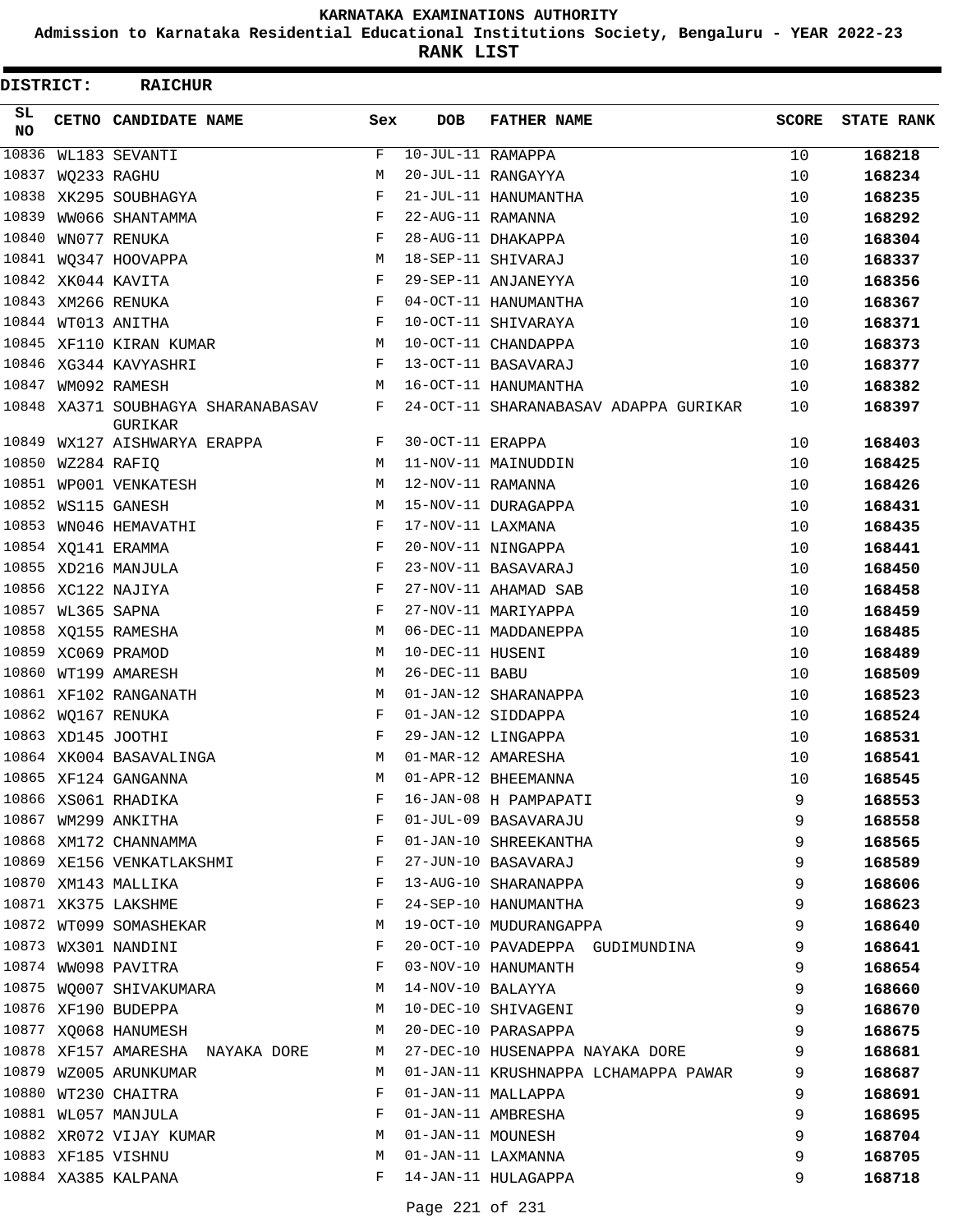KARNATAKA EXAMINATIONS AUTHORITY

Admission to Karnataka Residential Educational Institutions Society, Bengaluru - YEAR 2022-23

**RANK LIST**

**DISTRICT: RAICHUR**

| SL NO | CETNO | CANDIDATE NAME | Sex | DOB | FATHER NAME | SCORE | STATE RANK |
|---|---|---|---|---|---|---|---|
| 10836 | WL183 | SEVANTI | F | 10-JUL-11 | RAMAPPA | 10 | 168218 |
| 10837 | WQ233 | RAGHU | M | 20-JUL-11 | RANGAYYA | 10 | 168234 |
| 10838 | XK295 | SOUBHAGYA | F | 21-JUL-11 | HANUMANTHA | 10 | 168235 |
| 10839 | WW066 | SHANTAMMA | F | 22-AUG-11 | RAMANNA | 10 | 168292 |
| 10840 | WN077 | RENUKA | F | 28-AUG-11 | DHAKAPPA | 10 | 168304 |
| 10841 | WQ347 | HOOVAPPA | M | 18-SEP-11 | SHIVARAJ | 10 | 168337 |
| 10842 | XK044 | KAVITA | F | 29-SEP-11 | ANJANEYYA | 10 | 168356 |
| 10843 | XM266 | RENUKA | F | 04-OCT-11 | HANUMANTHA | 10 | 168367 |
| 10844 | WT013 | ANITHA | F | 10-OCT-11 | SHIVARAYA | 10 | 168371 |
| 10845 | XF110 | KIRAN KUMAR | M | 10-OCT-11 | CHANDAPPA | 10 | 168373 |
| 10846 | XG344 | KAVYASHRI | F | 13-OCT-11 | BASAVARAJ | 10 | 168377 |
| 10847 | WM092 | RAMESH | M | 16-OCT-11 | HANUMANTHA | 10 | 168382 |
| 10848 | XA371 | SOUBHAGYA SHARANABASAV GURIKAR | F | 24-OCT-11 | SHARANABASAV ADAPPA GURIKAR | 10 | 168397 |
| 10849 | WX127 | AISHWARYA ERAPPA | F | 30-OCT-11 | ERAPPA | 10 | 168403 |
| 10850 | WZ284 | RAFIQ | M | 11-NOV-11 | MAINUDDIN | 10 | 168425 |
| 10851 | WP001 | VENKATESH | M | 12-NOV-11 | RAMANNA | 10 | 168426 |
| 10852 | WS115 | GANESH | M | 15-NOV-11 | DURAGAPPA | 10 | 168431 |
| 10853 | WN046 | HEMAVATHI | F | 17-NOV-11 | LAXMANA | 10 | 168435 |
| 10854 | XQ141 | ERAMMA | F | 20-NOV-11 | NINGAPPA | 10 | 168441 |
| 10855 | XD216 | MANJULA | F | 23-NOV-11 | BASAVARAJ | 10 | 168450 |
| 10856 | XC122 | NAJIYA | F | 27-NOV-11 | AHAMAD SAB | 10 | 168458 |
| 10857 | WL365 | SAPNA | F | 27-NOV-11 | MARIYAPPA | 10 | 168459 |
| 10858 | XQ155 | RAMESHA | M | 06-DEC-11 | MADDANEPPA | 10 | 168485 |
| 10859 | XC069 | PRAMOD | M | 10-DEC-11 | HUSENI | 10 | 168489 |
| 10860 | WT199 | AMARESH | M | 26-DEC-11 | BABU | 10 | 168509 |
| 10861 | XF102 | RANGANATH | M | 01-JAN-12 | SHARANAPPA | 10 | 168523 |
| 10862 | WQ167 | RENUKA | F | 01-JAN-12 | SIDDAPPA | 10 | 168524 |
| 10863 | XD145 | JOOTHI | F | 29-JAN-12 | LINGAPPA | 10 | 168531 |
| 10864 | XK004 | BASAVALINGA | M | 01-MAR-12 | AMARESHA | 10 | 168541 |
| 10865 | XF124 | GANGANNA | M | 01-APR-12 | BHEEMANNA | 10 | 168545 |
| 10866 | XS061 | RHADIKA | F | 16-JAN-08 | H PAMPAPATI | 9 | 168553 |
| 10867 | WM299 | ANKITHA | F | 01-JUL-09 | BASAVARAJU | 9 | 168558 |
| 10868 | XM172 | CHANNAMMA | F | 01-JAN-10 | SHREEKANTHA | 9 | 168565 |
| 10869 | XE156 | VENKATLAKSHMI | F | 27-JUN-10 | BASAVARAJ | 9 | 168589 |
| 10870 | XM143 | MALLIKA | F | 13-AUG-10 | SHARANAPPA | 9 | 168606 |
| 10871 | XK375 | LAKSHME | F | 24-SEP-10 | HANUMANTHA | 9 | 168623 |
| 10872 | WT099 | SOMASHEKAR | M | 19-OCT-10 | MUDURANGAPPA | 9 | 168640 |
| 10873 | WX301 | NANDINI | F | 20-OCT-10 | PAVADEPPA GUDIMUNDINA | 9 | 168641 |
| 10874 | WW098 | PAVITRA | F | 03-NOV-10 | HANUMANTH | 9 | 168654 |
| 10875 | WQ007 | SHIVAKUMARA | M | 14-NOV-10 | BALAYYA | 9 | 168660 |
| 10876 | XF190 | BUDEPPA | M | 10-DEC-10 | SHIVAGENI | 9 | 168670 |
| 10877 | XQ068 | HANUMESH | M | 20-DEC-10 | PARASAPPA | 9 | 168675 |
| 10878 | XF157 | AMARESHA NAYAKA DORE | M | 27-DEC-10 | HUSENAPPA NAYAKA DORE | 9 | 168681 |
| 10879 | WZ005 | ARUNKUMAR | M | 01-JAN-11 | KRUSHNAPPA LCHAMAPPA PAWAR | 9 | 168687 |
| 10880 | WT230 | CHAITRA | F | 01-JAN-11 | MALLAPPA | 9 | 168691 |
| 10881 | WL057 | MANJULA | F | 01-JAN-11 | AMBRESHA | 9 | 168695 |
| 10882 | XR072 | VIJAY KUMAR | M | 01-JAN-11 | MOUNESH | 9 | 168704 |
| 10883 | XF185 | VISHNU | M | 01-JAN-11 | LAXMANNA | 9 | 168705 |
| 10884 | XA385 | KALPANA | F | 14-JAN-11 | HULAGAPPA | 9 | 168718 |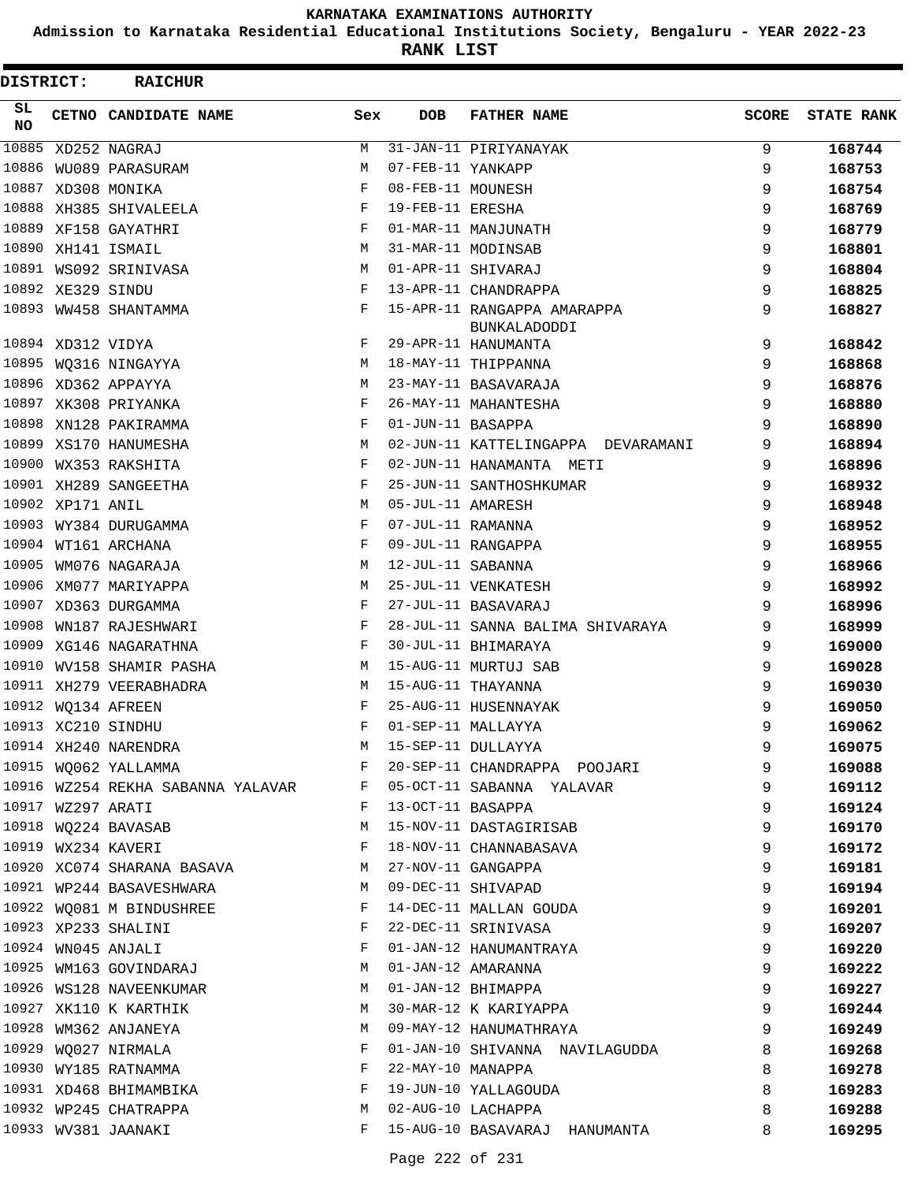# KARNATAKA EXAMINATIONS AUTHORITY

**Admission to Karnataka Residential Educational Institutions Society, Bengaluru - YEAR 2022-23**

**RANK LIST**

**DISTRICT: RAICHUR**

| SL NO | CETNO | CANDIDATE NAME | Sex | DOB | FATHER NAME | SCORE | STATE RANK |
|---|---|---|---|---|---|---|---|
| 10885 | XD252 | NAGRAJ | M | 31-JAN-11 | PIRIYANAYAK | 9 | 168744 |
| 10886 | WU089 | PARASURAM | M | 07-FEB-11 | YANKAPP | 9 | 168753 |
| 10887 | XD308 | MONIKA | F | 08-FEB-11 | MOUNESH | 9 | 168754 |
| 10888 | XH385 | SHIVALEELA | F | 19-FEB-11 | ERESHA | 9 | 168769 |
| 10889 | XF158 | GAYATHRI | F | 01-MAR-11 | MANJUNATH | 9 | 168779 |
| 10890 | XH141 | ISMAIL | M | 31-MAR-11 | MODINSAB | 9 | 168801 |
| 10891 | WS092 | SRINIVASA | M | 01-APR-11 | SHIVARAJ | 9 | 168804 |
| 10892 | XE329 | SINDU | F | 13-APR-11 | CHANDRAPPA | 9 | 168825 |
| 10893 | WW458 | SHANTAMMA | F | 15-APR-11 | RANGAPPA AMARAPPA BUNKALADODDI | 9 | 168827 |
| 10894 | XD312 | VIDYA | F | 29-APR-11 | HANUMANTA | 9 | 168842 |
| 10895 | WQ316 | NINGAYYA | M | 18-MAY-11 | THIPPANNA | 9 | 168868 |
| 10896 | XD362 | APPAYYA | M | 23-MAY-11 | BASAVARAJA | 9 | 168876 |
| 10897 | XK308 | PRIYANKA | F | 26-MAY-11 | MAHANTESHA | 9 | 168880 |
| 10898 | XN128 | PAKIRAMMA | F | 01-JUN-11 | BASAPPA | 9 | 168890 |
| 10899 | XS170 | HANUMESHA | M | 02-JUN-11 | KATTELINGAPPA DEVARAMANI | 9 | 168894 |
| 10900 | WX353 | RAKSHITA | F | 02-JUN-11 | HANAMANTA METI | 9 | 168896 |
| 10901 | XH289 | SANGEETHA | F | 25-JUN-11 | SANTHOSHKUMAR | 9 | 168932 |
| 10902 | XP171 | ANIL | M | 05-JUL-11 | AMARESH | 9 | 168948 |
| 10903 | WY384 | DURUGAMMA | F | 07-JUL-11 | RAMANNA | 9 | 168952 |
| 10904 | WT161 | ARCHANA | F | 09-JUL-11 | RANGAPPA | 9 | 168955 |
| 10905 | WM076 | NAGARAJA | M | 12-JUL-11 | SABANNA | 9 | 168966 |
| 10906 | XM077 | MARIYAPPA | M | 25-JUL-11 | VENKATESH | 9 | 168992 |
| 10907 | XD363 | DURGAMMA | F | 27-JUL-11 | BASAVARAJ | 9 | 168996 |
| 10908 | WN187 | RAJESHWARI | F | 28-JUL-11 | SANNA BALIMA SHIVARAYA | 9 | 168999 |
| 10909 | XG146 | NAGARATHNA | F | 30-JUL-11 | BHIMARAYA | 9 | 169000 |
| 10910 | WV158 | SHAMIR PASHA | M | 15-AUG-11 | MURTUJ SAB | 9 | 169028 |
| 10911 | XH279 | VEERABHADRA | M | 15-AUG-11 | THAYANNA | 9 | 169030 |
| 10912 | WQ134 | AFREEN | F | 25-AUG-11 | HUSENNAYAK | 9 | 169050 |
| 10913 | XC210 | SINDHU | F | 01-SEP-11 | MALLAYYA | 9 | 169062 |
| 10914 | XH240 | NARENDRA | M | 15-SEP-11 | DULLAYYA | 9 | 169075 |
| 10915 | WQ062 | YALLAMMA | F | 20-SEP-11 | CHANDRAPPA POOJARI | 9 | 169088 |
| 10916 | WZ254 | REKHA SABANNA YALAVAR | F | 05-OCT-11 | SABANNA YALAVAR | 9 | 169112 |
| 10917 | WZ297 | ARATI | F | 13-OCT-11 | BASAPPA | 9 | 169124 |
| 10918 | WQ224 | BAVASAB | M | 15-NOV-11 | DASTAGIRISAB | 9 | 169170 |
| 10919 | WX234 | KAVERI | F | 18-NOV-11 | CHANNABASAVA | 9 | 169172 |
| 10920 | XC074 | SHARANA BASAVA | M | 27-NOV-11 | GANGAPPA | 9 | 169181 |
| 10921 | WP244 | BASAVESHWARA | M | 09-DEC-11 | SHIVAPAD | 9 | 169194 |
| 10922 | WQ081 | M BINDUSHREE | F | 14-DEC-11 | MALLAN GOUDA | 9 | 169201 |
| 10923 | XP233 | SHALINI | F | 22-DEC-11 | SRINIVASA | 9 | 169207 |
| 10924 | WN045 | ANJALI | F | 01-JAN-12 | HANUMANTRAYA | 9 | 169220 |
| 10925 | WM163 | GOVINDARAJ | M | 01-JAN-12 | AMARANNA | 9 | 169222 |
| 10926 | WS128 | NAVEENKUMAR | M | 01-JAN-12 | BHIMAPPA | 9 | 169227 |
| 10927 | XK110 | K KARTHIK | M | 30-MAR-12 | K KARIYAPPA | 9 | 169244 |
| 10928 | WM362 | ANJANEYA | M | 09-MAY-12 | HANUMATHRAYA | 9 | 169249 |
| 10929 | WQ027 | NIRMALA | F | 01-JAN-10 | SHIVANNA NAVILAGUDDA | 8 | 169268 |
| 10930 | WY185 | RATNAMMA | F | 22-MAY-10 | MANAPPA | 8 | 169278 |
| 10931 | XD468 | BHIMAMBIKA | F | 19-JUN-10 | YALLAGOUDA | 8 | 169283 |
| 10932 | WP245 | CHATRAPPA | M | 02-AUG-10 | LACHAPPA | 8 | 169288 |
| 10933 | WV381 | JAANAKI | F | 15-AUG-10 | BASAVARAJ HANUMANTA | 8 | 169295 |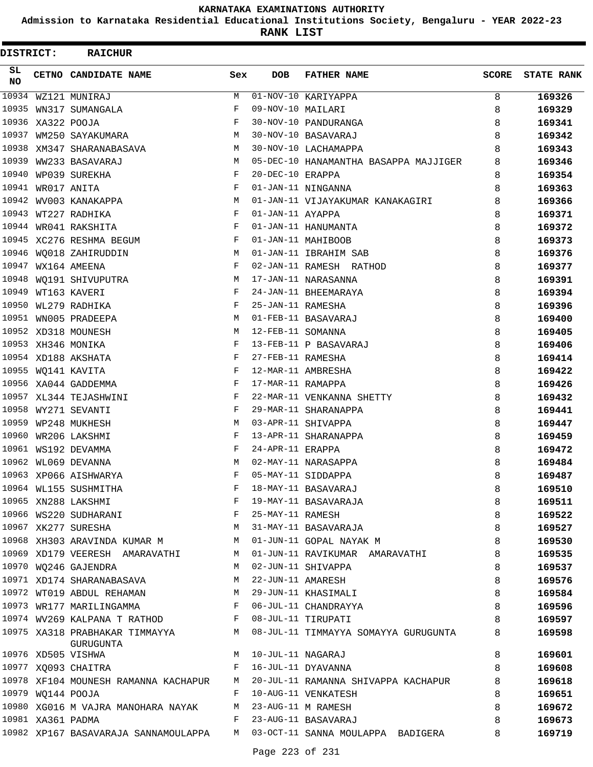# KARNATAKA EXAMINATIONS AUTHORITY

**Admission to Karnataka Residential Educational Institutions Society, Bengaluru - YEAR 2022-23**

**RANK LIST**

**DISTRICT: RAICHUR**

| SL NO | CETNO | CANDIDATE NAME | Sex | DOB | FATHER NAME | SCORE | STATE RANK |
|---|---|---|---|---|---|---|---|
| 10934 | WZ121 | MUNIRAJ | M | 01-NOV-10 | KARIYAPPA | 8 | 169326 |
| 10935 | WN317 | SUMANGALA | F | 09-NOV-10 | MAILARI | 8 | 169329 |
| 10936 | XA322 | POOJA | F | 30-NOV-10 | PANDURANGA | 8 | 169341 |
| 10937 | WM250 | SAYAKUMARA | M | 30-NOV-10 | BASAVARAJ | 8 | 169342 |
| 10938 | XM347 | SHARANABASAVA | M | 30-NOV-10 | LACHAMAPPA | 8 | 169343 |
| 10939 | WW233 | BASAVARAJ | M | 05-DEC-10 | HANAMANTHA BASAPPA MAJJIGER | 8 | 169346 |
| 10940 | WP039 | SUREKHA | F | 20-DEC-10 | ERAPPA | 8 | 169354 |
| 10941 | WR017 | ANITA | F | 01-JAN-11 | NINGANNA | 8 | 169363 |
| 10942 | WV003 | KANAKAPPA | M | 01-JAN-11 | VIJAYAKUMAR KANAKAGIRI | 8 | 169366 |
| 10943 | WT227 | RADHIKA | F | 01-JAN-11 | AYAPPA | 8 | 169371 |
| 10944 | WR041 | RAKSHITA | F | 01-JAN-11 | HANUMANTA | 8 | 169372 |
| 10945 | XC276 | RESHMA BEGUM | F | 01-JAN-11 | MAHIBOOB | 8 | 169373 |
| 10946 | WQ018 | ZAHIRUDDIN | M | 01-JAN-11 | IBRAHIM SAB | 8 | 169376 |
| 10947 | WX164 | AMEENA | F | 02-JAN-11 | RAMESH RATHOD | 8 | 169377 |
| 10948 | WQ191 | SHIVUPUTRA | M | 17-JAN-11 | NARASANNA | 8 | 169391 |
| 10949 | WT163 | KAVERI | F | 24-JAN-11 | BHEEMARAYA | 8 | 169394 |
| 10950 | WL279 | RADHIKA | F | 25-JAN-11 | RAMESHA | 8 | 169396 |
| 10951 | WN005 | PRADEEPA | M | 01-FEB-11 | BASAVARAJ | 8 | 169400 |
| 10952 | XD318 | MOUNESH | M | 12-FEB-11 | SOMANNA | 8 | 169405 |
| 10953 | XH346 | MONIKA | F | 13-FEB-11 | P BASAVARAJ | 8 | 169406 |
| 10954 | XD188 | AKSHATA | F | 27-FEB-11 | RAMESHA | 8 | 169414 |
| 10955 | WQ141 | KAVITA | F | 12-MAR-11 | AMBRESHA | 8 | 169422 |
| 10956 | XA044 | GADDEMMA | F | 17-MAR-11 | RAMAPPA | 8 | 169426 |
| 10957 | XL344 | TEJASHWINI | F | 22-MAR-11 | VENKANNA SHETTY | 8 | 169432 |
| 10958 | WY271 | SEVANTI | F | 29-MAR-11 | SHARANAPPA | 8 | 169441 |
| 10959 | WP248 | MUKHESH | M | 03-APR-11 | SHIVAPPA | 8 | 169447 |
| 10960 | WR206 | LAKSHMI | F | 13-APR-11 | SHARANAPPA | 8 | 169459 |
| 10961 | WS192 | DEVAMMA | F | 24-APR-11 | ERAPPA | 8 | 169472 |
| 10962 | WL069 | DEVANNA | M | 02-MAY-11 | NARASAPPA | 8 | 169484 |
| 10963 | XP066 | AISHWARYA | F | 05-MAY-11 | SIDDAPPA | 8 | 169487 |
| 10964 | WL155 | SUSHMITHA | F | 18-MAY-11 | BASAVARAJ | 8 | 169510 |
| 10965 | XN288 | LAKSHMI | F | 19-MAY-11 | BASAVARAJA | 8 | 169511 |
| 10966 | WS220 | SUDHARANI | F | 25-MAY-11 | RAMESH | 8 | 169522 |
| 10967 | XK277 | SURESHA | M | 31-MAY-11 | BASAVARAJA | 8 | 169527 |
| 10968 | XH303 | ARAVINDA KUMAR M | M | 01-JUN-11 | GOPAL NAYAK M | 8 | 169530 |
| 10969 | XD179 | VEERESH AMARAVATHI | M | 01-JUN-11 | RAVIKUMAR AMARAVATHI | 8 | 169535 |
| 10970 | WQ246 | GAJENDRA | M | 02-JUN-11 | SHIVAPPA | 8 | 169537 |
| 10971 | XD174 | SHARANABASAVA | M | 22-JUN-11 | AMARESH | 8 | 169576 |
| 10972 | WT019 | ABDUL REHAMAN | M | 29-JUN-11 | KHASIMALI | 8 | 169584 |
| 10973 | WR177 | MARILINGAMMA | F | 06-JUL-11 | CHANDRAYYA | 8 | 169596 |
| 10974 | WV269 | KALPANA T RATHOD | F | 08-JUL-11 | TIRUPATI | 8 | 169597 |
| 10975 | XA318 | PRABHAKAR TIMMAYYA GURUGUNTA | M | 08-JUL-11 | TIMMAYYA SOMAYYA GURUGUNTA | 8 | 169598 |
| 10976 | XD505 | VISHWA | M | 10-JUL-11 | NAGARAJ | 8 | 169601 |
| 10977 | XQ093 | CHAITRA | F | 16-JUL-11 | DYAVANNA | 8 | 169608 |
| 10978 | XF104 | MOUNESH RAMANNA KACHAPUR | M | 20-JUL-11 | RAMANNA SHIVAPPA KACHAPUR | 8 | 169618 |
| 10979 | WQ144 | POOJA | F | 10-AUG-11 | VENKATESH | 8 | 169651 |
| 10980 | XG016 | M VAJRA MANOHARA NAYAK | M | 23-AUG-11 | M RAMESH | 8 | 169672 |
| 10981 | XA361 | PADMA | F | 23-AUG-11 | BASAVARAJ | 8 | 169673 |
| 10982 | XP167 | BASAVARAJA SANNAMOULAPPA | M | 03-OCT-11 | SANNA MOULAPPA BADIGERA | 8 | 169719 |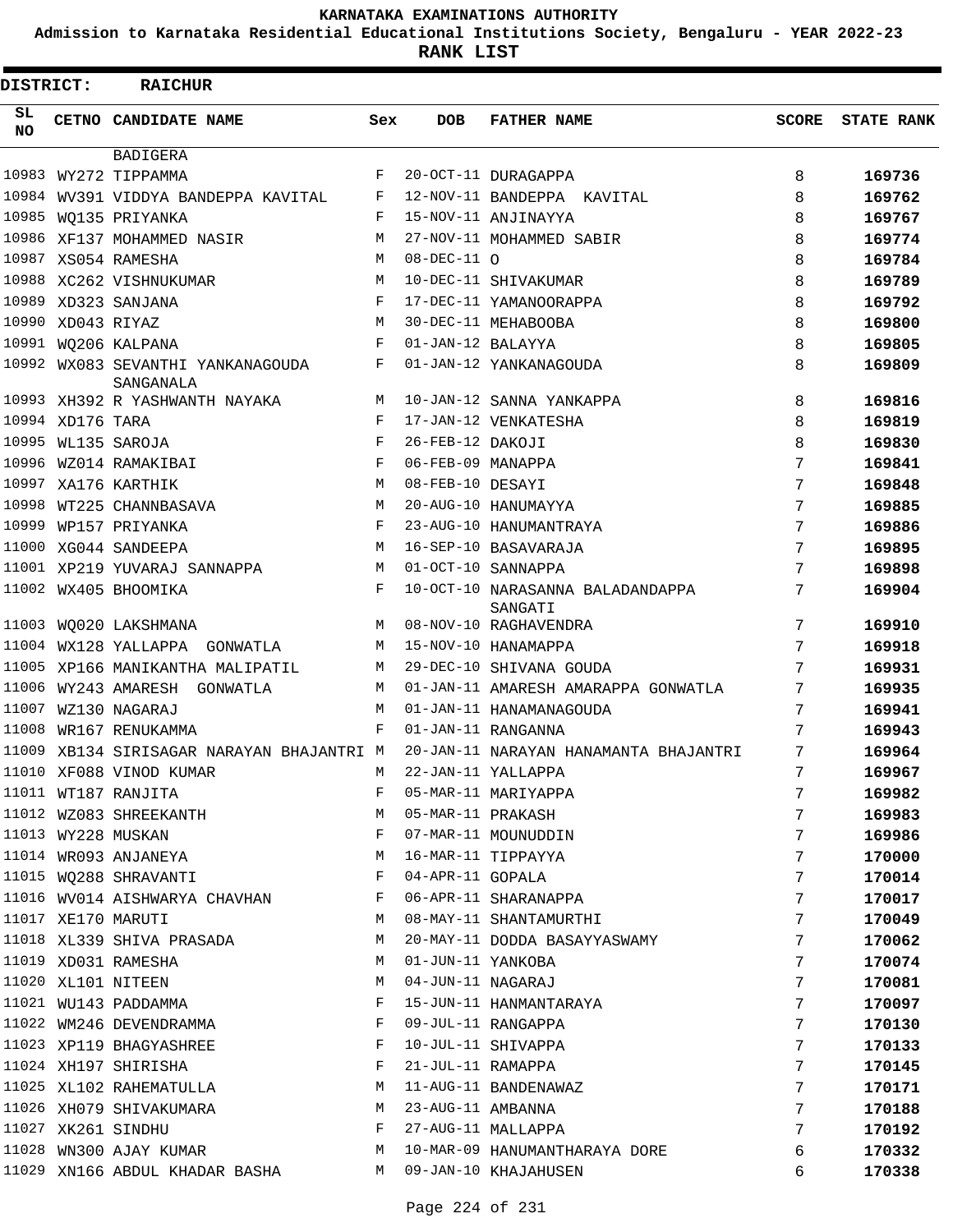KARNATAKA EXAMINATIONS AUTHORITY

Admission to Karnataka Residential Educational Institutions Society, Bengaluru - YEAR 2022-23

**RANK LIST**

**DISTRICT: RAICHUR**

| SL NO | CETNO | CANDIDATE NAME | Sex | DOB | FATHER NAME | SCORE | STATE RANK |
|---|---|---|---|---|---|---|---|
| | | BADIGERA | | | | | |
| 10983 | WY272 | TIPPAMMA | F | 20-OCT-11 | DURAGAPPA | 8 | 169736 |
| 10984 | WV391 | VIDDYA BANDEPPA KAVITAL | F | 12-NOV-11 | BANDEPPA KAVITAL | 8 | 169762 |
| 10985 | WQ135 | PRIYANKA | F | 15-NOV-11 | ANJINAYYA | 8 | 169767 |
| 10986 | XF137 | MOHAMMED NASIR | M | 27-NOV-11 | MOHAMMED SABIR | 8 | 169774 |
| 10987 | XS054 | RAMESHA | M | 08-DEC-11 | O | 8 | 169784 |
| 10988 | XC262 | VISHNUKUMAR | M | 10-DEC-11 | SHIVAKUMAR | 8 | 169789 |
| 10989 | XD323 | SANJANA | F | 17-DEC-11 | YAMANOORAPPA | 8 | 169792 |
| 10990 | XD043 | RIYAZ | M | 30-DEC-11 | MEHABOOBA | 8 | 169800 |
| 10991 | WQ206 | KALPANA | F | 01-JAN-12 | BALAYYA | 8 | 169805 |
| 10992 | WX083 | SEVANTHI YANKANAGOUDA SANGANALA | F | 01-JAN-12 | YANKANAGOUDA | 8 | 169809 |
| 10993 | XH392 | R YASHWANTH NAYAKA | M | 10-JAN-12 | SANNA YANKAPPA | 8 | 169816 |
| 10994 | XD176 | TARA | F | 17-JAN-12 | VENKATESHA | 8 | 169819 |
| 10995 | WL135 | SAROJA | F | 26-FEB-12 | DAKOJI | 8 | 169830 |
| 10996 | WZ014 | RAMAKIBAI | F | 06-FEB-09 | MANAPPA | 7 | 169841 |
| 10997 | XA176 | KARTHIK | M | 08-FEB-10 | DESAYI | 7 | 169848 |
| 10998 | WT225 | CHANNBASAVA | M | 20-AUG-10 | HANUMAYYA | 7 | 169885 |
| 10999 | WP157 | PRIYANKA | F | 23-AUG-10 | HANUMANTRAYA | 7 | 169886 |
| 11000 | XG044 | SANDEEPA | M | 16-SEP-10 | BASAVARAJA | 7 | 169895 |
| 11001 | XP219 | YUVARAJ SANNAPPA | M | 01-OCT-10 | SANNAPPA | 7 | 169898 |
| 11002 | WX405 | BHOOMIKA | F | 10-OCT-10 | NARASANNA BALADANDAPPA SANGATI | 7 | 169904 |
| 11003 | WQ020 | LAKSHMANA | M | 08-NOV-10 | RAGHAVENDRA | 7 | 169910 |
| 11004 | WX128 | YALLAPPA GONWATLA | M | 15-NOV-10 | HANAMAPPA | 7 | 169918 |
| 11005 | XP166 | MANIKANTHA MALIPATIL | M | 29-DEC-10 | SHIVANA GOUDA | 7 | 169931 |
| 11006 | WY243 | AMARESH GONWATLA | M | 01-JAN-11 | AMARESH AMARAPPA GONWATLA | 7 | 169935 |
| 11007 | WZ130 | NAGARAJ | M | 01-JAN-11 | HANAMANAGOUDA | 7 | 169941 |
| 11008 | WR167 | RENUKAMMA | F | 01-JAN-11 | RANGANNA | 7 | 169943 |
| 11009 | XB134 | SIRISAGAR NARAYAN BHAJANTRI | M | 20-JAN-11 | NARAYAN HANAMANTA BHAJANTRI | 7 | 169964 |
| 11010 | XF088 | VINOD KUMAR | M | 22-JAN-11 | YALLAPPA | 7 | 169967 |
| 11011 | WT187 | RANJITA | F | 05-MAR-11 | MARIYAPPA | 7 | 169982 |
| 11012 | WZ083 | SHREEKANTH | M | 05-MAR-11 | PRAKASH | 7 | 169983 |
| 11013 | WY228 | MUSKAN | F | 07-MAR-11 | MOUNUDDIN | 7 | 169986 |
| 11014 | WR093 | ANJANEYA | M | 16-MAR-11 | TIPPAYYA | 7 | 170000 |
| 11015 | WQ288 | SHRAVANTI | F | 04-APR-11 | GOPALA | 7 | 170014 |
| 11016 | WV014 | AISHWARYA CHAVHAN | F | 06-APR-11 | SHARANAPPA | 7 | 170017 |
| 11017 | XE170 | MARUTI | M | 08-MAY-11 | SHANTAMURTHI | 7 | 170049 |
| 11018 | XL339 | SHIVA PRASADA | M | 20-MAY-11 | DODDA BASAYYASWAMY | 7 | 170062 |
| 11019 | XD031 | RAMESHA | M | 01-JUN-11 | YANKOBA | 7 | 170074 |
| 11020 | XL101 | NITEEN | M | 04-JUN-11 | NAGARAJ | 7 | 170081 |
| 11021 | WU143 | PADDAMMA | F | 15-JUN-11 | HANMANTARAYA | 7 | 170097 |
| 11022 | WM246 | DEVENDRAMMA | F | 09-JUL-11 | RANGAPPA | 7 | 170130 |
| 11023 | XP119 | BHAGYASHREE | F | 10-JUL-11 | SHIVAPPA | 7 | 170133 |
| 11024 | XH197 | SHIRISHA | F | 21-JUL-11 | RAMAPPA | 7 | 170145 |
| 11025 | XL102 | RAHEMATULLA | M | 11-AUG-11 | BANDENAWAZ | 7 | 170171 |
| 11026 | XH079 | SHIVAKUMARA | M | 23-AUG-11 | AMBANNA | 7 | 170188 |
| 11027 | XK261 | SINDHU | F | 27-AUG-11 | MALLAPPA | 7 | 170192 |
| 11028 | WN300 | AJAY KUMAR | M | 10-MAR-09 | HANUMANTHARAYA DORE | 6 | 170332 |
| 11029 | XN166 | ABDUL KHADAR BASHA | M | 09-JAN-10 | KHAJAHUSEN | 6 | 170338 |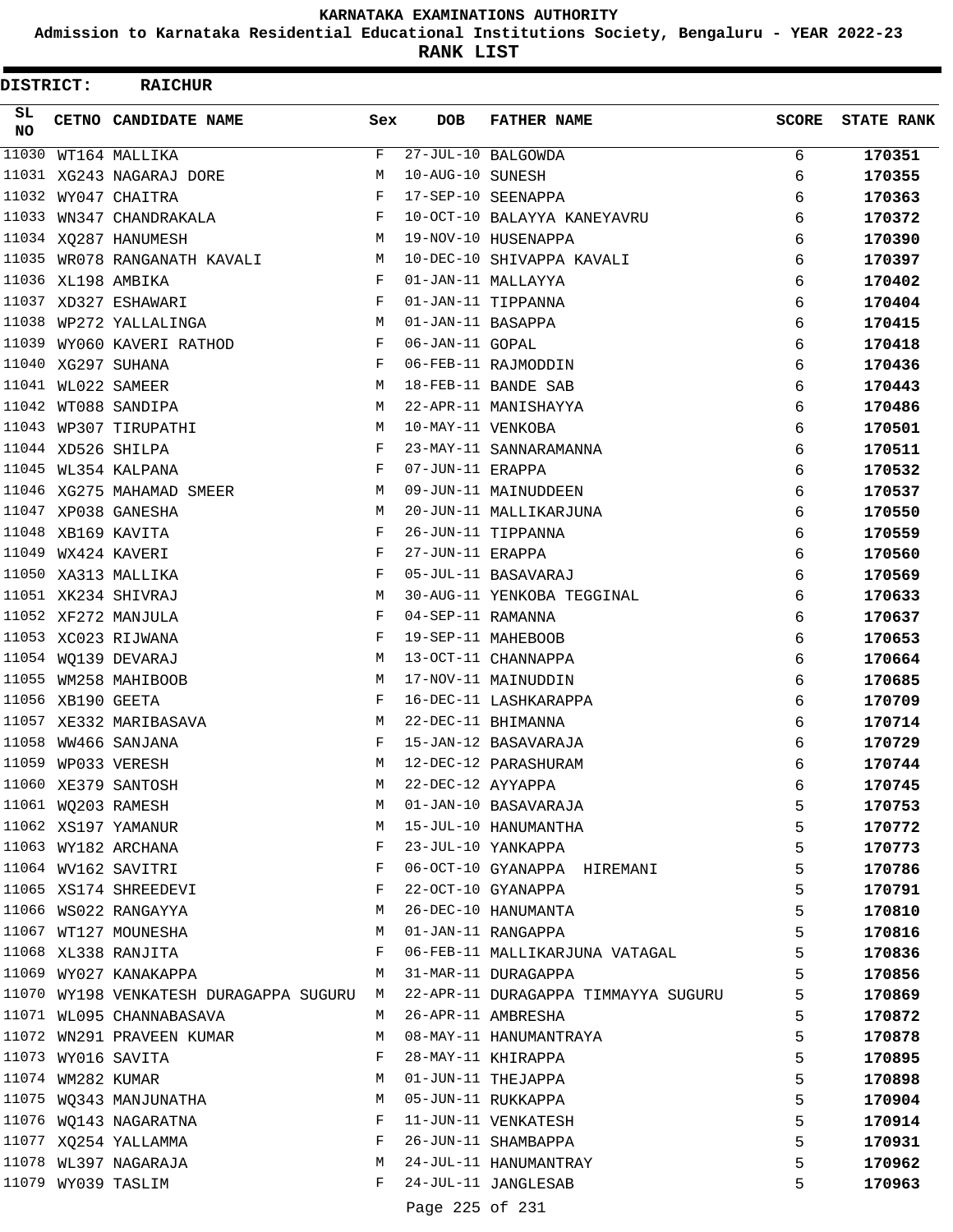# KARNATAKA EXAMINATIONS AUTHORITY

**Admission to Karnataka Residential Educational Institutions Society, Bengaluru - YEAR 2022-23**

**RANK LIST**

**DISTRICT: RAICHUR**

| SL NO | CETNO | CANDIDATE NAME | Sex | DOB | FATHER NAME | SCORE | STATE RANK |
|---|---|---|---|---|---|---|---|
| 11030 | WT164 | MALLIKA | F | 27-JUL-10 | BALGOWDA | 6 | **170351** |
| 11031 | XG243 | NAGARAJ DORE | M | 10-AUG-10 | SUNESH | 6 | **170355** |
| 11032 | WY047 | CHAITRA | F | 17-SEP-10 | SEENAPPA | 6 | **170363** |
| 11033 | WN347 | CHANDRAKALA | F | 10-OCT-10 | BALAYYA KANEYAVRU | 6 | **170372** |
| 11034 | XQ287 | HANUMESH | M | 19-NOV-10 | HUSENAPPA | 6 | **170390** |
| 11035 | WR078 | RANGANATH KAVALI | M | 10-DEC-10 | SHIVAPPA KAVALI | 6 | **170397** |
| 11036 | XL198 | AMBIKA | F | 01-JAN-11 | MALLAYYA | 6 | **170402** |
| 11037 | XD327 | ESHAWARI | F | 01-JAN-11 | TIPPANNA | 6 | **170404** |
| 11038 | WP272 | YALLALINGA | M | 01-JAN-11 | BASAPPA | 6 | **170415** |
| 11039 | WY060 | KAVERI RATHOD | F | 06-JAN-11 | GOPAL | 6 | **170418** |
| 11040 | XG297 | SUHANA | F | 06-FEB-11 | RAJMODDIN | 6 | **170436** |
| 11041 | WL022 | SAMEER | M | 18-FEB-11 | BANDE SAB | 6 | **170443** |
| 11042 | WT088 | SANDIPA | M | 22-APR-11 | MANISHAYYA | 6 | **170486** |
| 11043 | WP307 | TIRUPATHI | M | 10-MAY-11 | VENKOBA | 6 | **170501** |
| 11044 | XD526 | SHILPA | F | 23-MAY-11 | SANNARAMANNA | 6 | **170511** |
| 11045 | WL354 | KALPANA | F | 07-JUN-11 | ERAPPA | 6 | **170532** |
| 11046 | XG275 | MAHAMAD SMEER | M | 09-JUN-11 | MAINUDDEEN | 6 | **170537** |
| 11047 | XP038 | GANESHA | M | 20-JUN-11 | MALLIKARJUNA | 6 | **170550** |
| 11048 | XB169 | KAVITA | F | 26-JUN-11 | TIPPANNA | 6 | **170559** |
| 11049 | WX424 | KAVERI | F | 27-JUN-11 | ERAPPA | 6 | **170560** |
| 11050 | XA313 | MALLIKA | F | 05-JUL-11 | BASAVARAJ | 6 | **170569** |
| 11051 | XK234 | SHIVRAJ | M | 30-AUG-11 | YENKOBA TEGGINAL | 6 | **170633** |
| 11052 | XF272 | MANJULA | F | 04-SEP-11 | RAMANNA | 6 | **170637** |
| 11053 | XC023 | RIJWANA | F | 19-SEP-11 | MAHEBOOB | 6 | **170653** |
| 11054 | WQ139 | DEVARAJ | M | 13-OCT-11 | CHANNAPPA | 6 | **170664** |
| 11055 | WM258 | MAHIBOOB | M | 17-NOV-11 | MAINUDDIN | 6 | **170685** |
| 11056 | XB190 | GEETA | F | 16-DEC-11 | LASHKARAPPA | 6 | **170709** |
| 11057 | XE332 | MARIBASAVA | M | 22-DEC-11 | BHIMANNA | 6 | **170714** |
| 11058 | WW466 | SANJANA | F | 15-JAN-12 | BASAVARAJA | 6 | **170729** |
| 11059 | WP033 | VERESH | M | 12-DEC-12 | PARASHURAM | 6 | **170744** |
| 11060 | XE379 | SANTOSH | M | 22-DEC-12 | AYYAPPA | 6 | **170745** |
| 11061 | WQ203 | RAMESH | M | 01-JAN-10 | BASAVARAJA | 5 | **170753** |
| 11062 | XS197 | YAMANUR | M | 15-JUL-10 | HANUMANTHA | 5 | **170772** |
| 11063 | WY182 | ARCHANA | F | 23-JUL-10 | YANKAPPA | 5 | **170773** |
| 11064 | WV162 | SAVITRI | F | 06-OCT-10 | GYANAPPA HIREMANI | 5 | **170786** |
| 11065 | XS174 | SHREEDEVI | F | 22-OCT-10 | GYANAPPA | 5 | **170791** |
| 11066 | WS022 | RANGAYYA | M | 26-DEC-10 | HANUMANTA | 5 | **170810** |
| 11067 | WT127 | MOUNESHA | M | 01-JAN-11 | RANGAPPA | 5 | **170816** |
| 11068 | XL338 | RANJITA | F | 06-FEB-11 | MALLIKARJUNA VATAGAL | 5 | **170836** |
| 11069 | WY027 | KANAKAPPA | M | 31-MAR-11 | DURAGAPPA | 5 | **170856** |
| 11070 | WY198 | VENKATESH DURAGAPPA SUGURU | M | 22-APR-11 | DURAGAPPA TIMMAYYA SUGURU | 5 | **170869** |
| 11071 | WL095 | CHANNABASAVA | M | 26-APR-11 | AMBRESHA | 5 | **170872** |
| 11072 | WN291 | PRAVEEN KUMAR | M | 08-MAY-11 | HANUMANTRAYA | 5 | **170878** |
| 11073 | WY016 | SAVITA | F | 28-MAY-11 | KHIRAPPA | 5 | **170895** |
| 11074 | WM282 | KUMAR | M | 01-JUN-11 | THEJAPPA | 5 | **170898** |
| 11075 | WQ343 | MANJUNATHA | M | 05-JUN-11 | RUKKAPPA | 5 | **170904** |
| 11076 | WQ143 | NAGARATNA | F | 11-JUN-11 | VENKATESH | 5 | **170914** |
| 11077 | XQ254 | YALLAMMA | F | 26-JUN-11 | SHAMBAPPA | 5 | **170931** |
| 11078 | WL397 | NAGARAJA | M | 24-JUL-11 | HANUMANTRAY | 5 | **170962** |
| 11079 | WY039 | TASLIM | F | 24-JUL-11 | JANGLESAB | 5 | **170963** |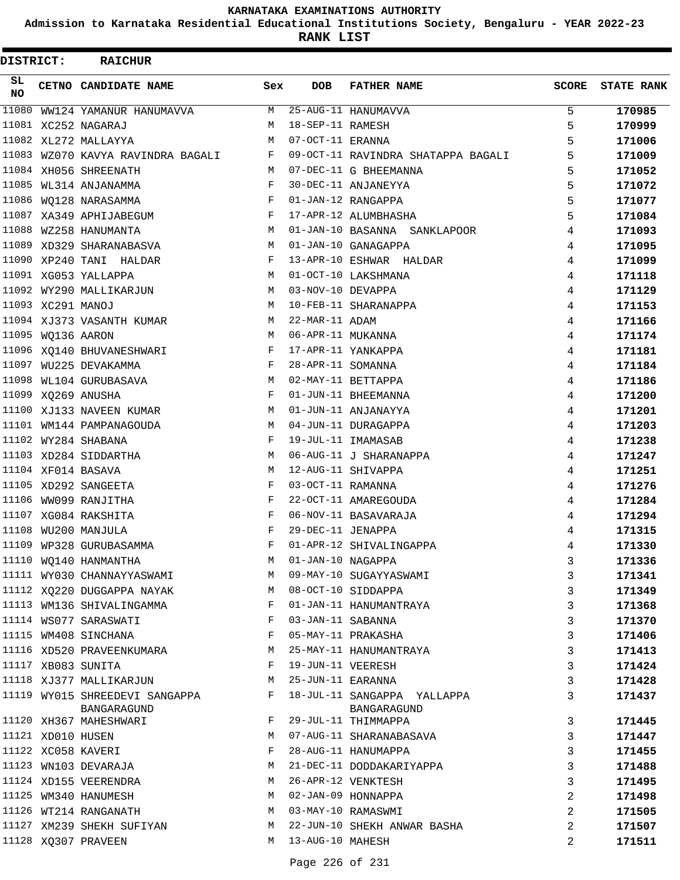# KARNATAKA EXAMINATIONS AUTHORITY

**Admission to Karnataka Residential Educational Institutions Society, Bengaluru - YEAR 2022-23**

**RANK LIST**

**DISTRICT: RAICHUR**

| SL NO | CETNO | CANDIDATE NAME | Sex | DOB | FATHER NAME | SCORE | STATE RANK |
|---|---|---|---|---|---|---|---|
| 11080 | WW124 | YAMANUR HANUMAVVA | M | 25-AUG-11 | HANUMAVVA | 5 | 170985 |
| 11081 | XC252 | NAGARAJ | M | 18-SEP-11 | RAMESH | 5 | 170999 |
| 11082 | XL272 | MALLAYYA | M | 07-OCT-11 | ERANNA | 5 | 171006 |
| 11083 | WZ070 | KAVYA RAVINDRA BAGALI | F | 09-OCT-11 | RAVINDRA SHATAPPA BAGALI | 5 | 171009 |
| 11084 | XH056 | SHREENATH | M | 07-DEC-11 | G BHEEMANNA | 5 | 171052 |
| 11085 | WL314 | ANJANAMMA | F | 30-DEC-11 | ANJANEYYA | 5 | 171072 |
| 11086 | WQ128 | NARASAMMA | F | 01-JAN-12 | RANGAPPA | 5 | 171077 |
| 11087 | XA349 | APHIJABEGUM | F | 17-APR-12 | ALUMBHASHA | 5 | 171084 |
| 11088 | WZ258 | HANUMANTA | M | 01-JAN-10 | BASANNA SANKLAPOOR | 4 | 171093 |
| 11089 | XD329 | SHARANABASVA | M | 01-JAN-10 | GANAGAPPA | 4 | 171095 |
| 11090 | XP240 | TANI HALDAR | F | 13-APR-10 | ESHWAR HALDAR | 4 | 171099 |
| 11091 | XG053 | YALLAPPA | M | 01-OCT-10 | LAKSHMANA | 4 | 171118 |
| 11092 | WY290 | MALLIKARJUN | M | 03-NOV-10 | DEVAPPA | 4 | 171129 |
| 11093 | XC291 | MANOJ | M | 10-FEB-11 | SHARANAPPA | 4 | 171153 |
| 11094 | XJ373 | VASANTH KUMAR | M | 22-MAR-11 | ADAM | 4 | 171166 |
| 11095 | WQ136 | AARON | M | 06-APR-11 | MUKANNA | 4 | 171174 |
| 11096 | XQ140 | BHUVANESHWARI | F | 17-APR-11 | YANKAPPA | 4 | 171181 |
| 11097 | WU225 | DEVAKAMMA | F | 28-APR-11 | SOMANNA | 4 | 171184 |
| 11098 | WL104 | GURUBASAVA | M | 02-MAY-11 | BETTAPPA | 4 | 171186 |
| 11099 | XQ269 | ANUSHA | F | 01-JUN-11 | BHEEMANNA | 4 | 171200 |
| 11100 | XJ133 | NAVEEN KUMAR | M | 01-JUN-11 | ANJANAYYA | 4 | 171201 |
| 11101 | WM144 | PAMPANAGOUDA | M | 04-JUN-11 | DURAGAPPA | 4 | 171203 |
| 11102 | WY284 | SHABANA | F | 19-JUL-11 | IMAMASAB | 4 | 171238 |
| 11103 | XD284 | SIDDARTHA | M | 06-AUG-11 | J SHARANAPPA | 4 | 171247 |
| 11104 | XF014 | BASAVA | M | 12-AUG-11 | SHIVAPPA | 4 | 171251 |
| 11105 | XD292 | SANGEETA | F | 03-OCT-11 | RAMANNA | 4 | 171276 |
| 11106 | WW099 | RANJITHA | F | 22-OCT-11 | AMAREGOUDA | 4 | 171284 |
| 11107 | XG084 | RAKSHITA | F | 06-NOV-11 | BASAVARAJA | 4 | 171294 |
| 11108 | WU200 | MANJULA | F | 29-DEC-11 | JENAPPA | 4 | 171315 |
| 11109 | WP328 | GURUBASAMMA | F | 01-APR-12 | SHIVALINGAPPA | 4 | 171330 |
| 11110 | WQ140 | HANMANTHA | M | 01-JAN-10 | NAGAPPA | 3 | 171336 |
| 11111 | WY030 | CHANNAYYASWAMI | M | 09-MAY-10 | SUGAYYASWAMI | 3 | 171341 |
| 11112 | XQ220 | DUGGAPPA NAYAK | M | 08-OCT-10 | SIDDAPPA | 3 | 171349 |
| 11113 | WM136 | SHIVALINGAMMA | F | 01-JAN-11 | HANUMANTRAYA | 3 | 171368 |
| 11114 | WS077 | SARASWATI | F | 03-JAN-11 | SABANNA | 3 | 171370 |
| 11115 | WM408 | SINCHANA | F | 05-MAY-11 | PRAKASHA | 3 | 171406 |
| 11116 | XD520 | PRAVEENKUMARA | M | 25-MAY-11 | HANUMANTRAYA | 3 | 171413 |
| 11117 | XB083 | SUNITA | F | 19-JUN-11 | VEERESH | 3 | 171424 |
| 11118 | XJ377 | MALLIKARJUN | M | 25-JUN-11 | EARANNA | 3 | 171428 |
| 11119 | WY015 | SHREEDEVI SANGAPPA BANGARAGUND | F | 18-JUL-11 | SANGAPPA YALLAPPA BANGARAGUND | 3 | 171437 |
| 11120 | XH367 | MAHESHWARI | F | 29-JUL-11 | THIMMAPPA | 3 | 171445 |
| 11121 | XD010 | HUSEN | M | 07-AUG-11 | SHARANABASAVA | 3 | 171447 |
| 11122 | XC058 | KAVERI | F | 28-AUG-11 | HANUMAPPA | 3 | 171455 |
| 11123 | WN103 | DEVARAJA | M | 21-DEC-11 | DODDAKARIYAPPA | 3 | 171488 |
| 11124 | XD155 | VEERENDRA | M | 26-APR-12 | VENKTESH | 3 | 171495 |
| 11125 | WM340 | HANUMESH | M | 02-JAN-09 | HONNAPPA | 2 | 171498 |
| 11126 | WT214 | RANGANATH | M | 03-MAY-10 | RAMASWMI | 2 | 171505 |
| 11127 | XM239 | SHEKH SUFIYAN | M | 22-JUN-10 | SHEKH ANWAR BASHA | 2 | 171507 |
| 11128 | XQ307 | PRAVEEN | M | 13-AUG-10 | MAHESH | 2 | 171511 |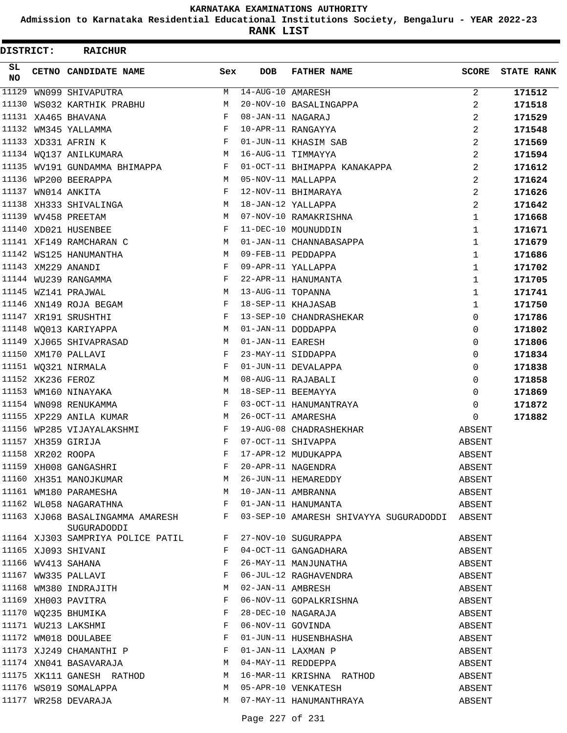KARNATAKA EXAMINATIONS AUTHORITY

Admission to Karnataka Residential Educational Institutions Society, Bengaluru - YEAR 2022-23

**RANK LIST**

**DISTRICT: RAICHUR**

| SL NO | CETNO | CANDIDATE NAME | Sex | DOB | FATHER NAME | SCORE | STATE RANK |
|---|---|---|---|---|---|---|---|
| 11129 | WN099 | SHIVAPUTRA | M | 14-AUG-10 | AMARESH | 2 | **171512** |
| 11130 | WS032 | KARTHIK PRABHU | M | 20-NOV-10 | BASALINGAPPA | 2 | **171518** |
| 11131 | XA465 | BHAVANA | F | 08-JAN-11 | NAGARAJ | 2 | **171529** |
| 11132 | WM345 | YALLAMMA | F | 10-APR-11 | RANGAYYA | 2 | **171548** |
| 11133 | XD331 | AFRIN K | F | 01-JUN-11 | KHASIM SAB | 2 | **171569** |
| 11134 | WQ137 | ANILKUMARA | M | 16-AUG-11 | TIMMAYYA | 2 | **171594** |
| 11135 | WV191 | GUNDAMMA BHIMAPPA | F | 01-OCT-11 | BHIMAPPA KANAKAPPA | 2 | **171612** |
| 11136 | WP200 | BEERAPPA | M | 05-NOV-11 | MALLAPPA | 2 | **171624** |
| 11137 | WN014 | ANKITA | F | 12-NOV-11 | BHIMARAYA | 2 | **171626** |
| 11138 | XH333 | SHIVALINGA | M | 18-JAN-12 | YALLAPPA | 2 | **171642** |
| 11139 | WV458 | PREETAM | M | 07-NOV-10 | RAMAKRISHNA | 1 | **171668** |
| 11140 | XD021 | HUSENBEE | F | 11-DEC-10 | MOUNUDDIN | 1 | **171671** |
| 11141 | XF149 | RAMCHARAN C | M | 01-JAN-11 | CHANNABASAPPA | 1 | **171679** |
| 11142 | WS125 | HANUMANTHA | M | 09-FEB-11 | PEDDAPPA | 1 | **171686** |
| 11143 | XM229 | ANANDI | F | 09-APR-11 | YALLAPPA | 1 | **171702** |
| 11144 | WU239 | RANGAMMA | F | 22-APR-11 | HANUMANTA | 1 | **171705** |
| 11145 | WZ141 | PRAJWAL | M | 13-AUG-11 | TOPANNA | 1 | **171741** |
| 11146 | XN149 | ROJA BEGAM | F | 18-SEP-11 | KHAJASAB | 1 | **171750** |
| 11147 | XR191 | SRUSHTHI | F | 13-SEP-10 | CHANDRASHEKAR | 0 | **171786** |
| 11148 | WQ013 | KARIYAPPA | M | 01-JAN-11 | DODDAPPA | 0 | **171802** |
| 11149 | XJ065 | SHIVAPRASAD | M | 01-JAN-11 | EARESH | 0 | **171806** |
| 11150 | XM170 | PALLAVI | F | 23-MAY-11 | SIDDAPPA | 0 | **171834** |
| 11151 | WQ321 | NIRMALA | F | 01-JUN-11 | DEVALAPPA | 0 | **171838** |
| 11152 | XK236 | FEROZ | M | 08-AUG-11 | RAJABALI | 0 | **171858** |
| 11153 | WM160 | NINAYAKA | M | 18-SEP-11 | BEEMAYYA | 0 | **171869** |
| 11154 | WN098 | RENUKAMMA | F | 03-OCT-11 | HANUMANTRAYA | 0 | **171872** |
| 11155 | XP229 | ANILA KUMAR | M | 26-OCT-11 | AMARESHA | 0 | **171882** |
| 11156 | WP285 | VIJAYALAKSHMI | F | 19-AUG-08 | CHADRASHEKHAR | ABSENT | |
| 11157 | XH359 | GIRIJA | F | 07-OCT-11 | SHIVAPPA | ABSENT | |
| 11158 | XR202 | ROOPA | F | 17-APR-12 | MUDUKAPPA | ABSENT | |
| 11159 | XH008 | GANGASHRI | F | 20-APR-11 | NAGENDRA | ABSENT | |
| 11160 | XH351 | MANOJKUMAR | M | 26-JUN-11 | HEMAREDDY | ABSENT | |
| 11161 | WM180 | PARAMESHA | M | 10-JAN-11 | AMBRANNA | ABSENT | |
| 11162 | WL058 | NAGARATHNA | F | 01-JAN-11 | HANUMANTA | ABSENT | |
| 11163 | XJ068 | BASALINGAMMA AMARESH SUGURADODDI | F | 03-SEP-10 | AMARESH SHIVAYYA SUGURADODDI | ABSENT | |
| 11164 | XJ303 | SAMPRIYA POLICE PATIL | F | 27-NOV-10 | SUGURAPPA | ABSENT | |
| 11165 | XJ093 | SHIVANI | F | 04-OCT-11 | GANGADHARA | ABSENT | |
| 11166 | WV413 | SAHANA | F | 26-MAY-11 | MANJUNATHA | ABSENT | |
| 11167 | WW335 | PALLAVI | F | 06-JUL-12 | RAGHAVENDRA | ABSENT | |
| 11168 | WM380 | INDRAJITH | M | 02-JAN-11 | AMBRESH | ABSENT | |
| 11169 | XH003 | PAVITRA | F | 06-NOV-11 | GOPALKRISHNA | ABSENT | |
| 11170 | WQ235 | BHUMIKA | F | 28-DEC-10 | NAGARAJA | ABSENT | |
| 11171 | WU213 | LAKSHMI | F | 06-NOV-11 | GOVINDA | ABSENT | |
| 11172 | WM018 | DOULABEE | F | 01-JUN-11 | HUSENBHASHA | ABSENT | |
| 11173 | XJ249 | CHAMANTHI P | F | 01-JAN-11 | LAXMAN P | ABSENT | |
| 11174 | XN041 | BASAVARAJA | M | 04-MAY-11 | REDDEPPA | ABSENT | |
| 11175 | XK111 | GANESH RATHOD | M | 16-MAR-11 | KRISHNA RATHOD | ABSENT | |
| 11176 | WS019 | SOMALAPPA | M | 05-APR-10 | VENKATESH | ABSENT | |
| 11177 | WR258 | DEVARAJA | M | 07-MAY-11 | HANUMANTHRAYA | ABSENT | |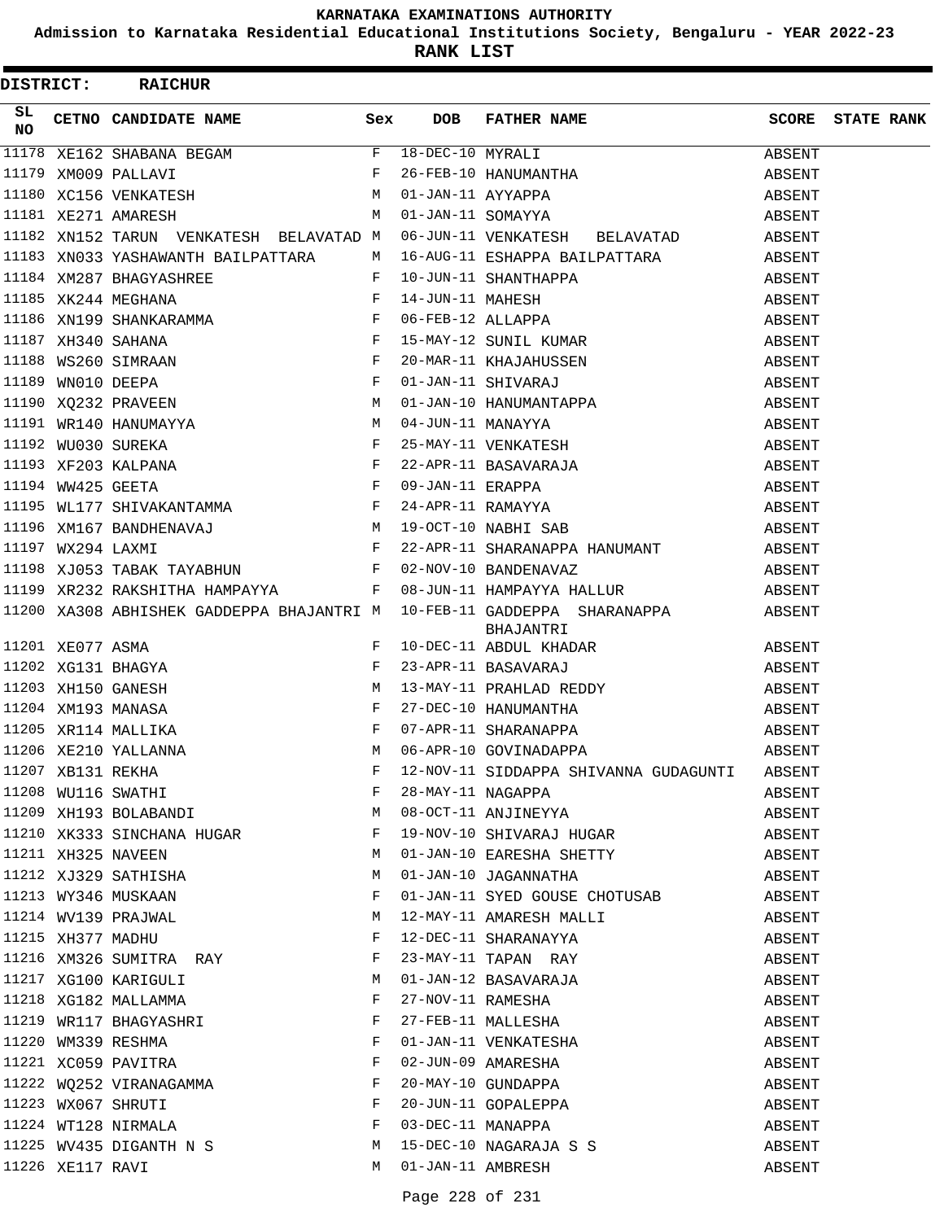# KARNATAKA EXAMINATIONS AUTHORITY

**Admission to Karnataka Residential Educational Institutions Society, Bengaluru - YEAR 2022-23**

**RANK LIST**

**DISTRICT: RAICHUR**

| SL NO | CETNO | CANDIDATE NAME | Sex | DOB | FATHER NAME | SCORE | STATE RANK |
|---|---|---|---|---|---|---|---|
| 11178 | XE162 | SHABANA BEGAM | F | 18-DEC-10 | MYRALI | ABSENT | |
| 11179 | XM009 | PALLAVI | F | 26-FEB-10 | HANUMANTHA | ABSENT | |
| 11180 | XC156 | VENKATESH | M | 01-JAN-11 | AYYAPPA | ABSENT | |
| 11181 | XE271 | AMARESH | M | 01-JAN-11 | SOMAYYA | ABSENT | |
| 11182 | XN152 | TARUN VENKATESH BELAVATAD | M | 06-JUN-11 | VENKATESH BELAVATAD | ABSENT | |
| 11183 | XN033 | YASHAWANTH BAILPATTARA | M | 16-AUG-11 | ESHAPPA BAILPATTARA | ABSENT | |
| 11184 | XM287 | BHAGYASHREE | F | 10-JUN-11 | SHANTHAPPA | ABSENT | |
| 11185 | XK244 | MEGHANA | F | 14-JUN-11 | MAHESH | ABSENT | |
| 11186 | XN199 | SHANKARAMMA | F | 06-FEB-12 | ALLAPPA | ABSENT | |
| 11187 | XH340 | SAHANA | F | 15-MAY-12 | SUNIL KUMAR | ABSENT | |
| 11188 | WS260 | SIMRAAN | F | 20-MAR-11 | KHAJAHUSSEN | ABSENT | |
| 11189 | WN010 | DEEPA | F | 01-JAN-11 | SHIVARAJ | ABSENT | |
| 11190 | XQ232 | PRAVEEN | M | 01-JAN-10 | HANUMANTAPPA | ABSENT | |
| 11191 | WR140 | HANUMAYYA | M | 04-JUN-11 | MANAYYA | ABSENT | |
| 11192 | WU030 | SUREKA | F | 25-MAY-11 | VENKATESH | ABSENT | |
| 11193 | XF203 | KALPANA | F | 22-APR-11 | BASAVARAJA | ABSENT | |
| 11194 | WW425 | GEETA | F | 09-JAN-11 | ERAPPA | ABSENT | |
| 11195 | WL177 | SHIVAKANTAMMA | F | 24-APR-11 | RAMAYYA | ABSENT | |
| 11196 | XM167 | BANDHENAVAJ | M | 19-OCT-10 | NABHI SAB | ABSENT | |
| 11197 | WX294 | LAXMI | F | 22-APR-11 | SHARANAPPA HANUMANT | ABSENT | |
| 11198 | XJ053 | TABAK TAYABHUN | F | 02-NOV-10 | BANDENAVAZ | ABSENT | |
| 11199 | XR232 | RAKSHITHA HAMPAYYA | F | 08-JUN-11 | HAMPAYYA HALLUR | ABSENT | |
| 11200 | XA308 | ABHISHEK GADDEPPA BHAJANTRI | M | 10-FEB-11 | GADDEPPA SHARANAPPA BHAJANTRI | ABSENT | |
| 11201 | XE077 | ASMA | F | 10-DEC-11 | ABDUL KHADAR | ABSENT | |
| 11202 | XG131 | BHAGYA | F | 23-APR-11 | BASAVARAJ | ABSENT | |
| 11203 | XH150 | GANESH | M | 13-MAY-11 | PRAHLAD REDDY | ABSENT | |
| 11204 | XM193 | MANASA | F | 27-DEC-10 | HANUMANTHA | ABSENT | |
| 11205 | XR114 | MALLIKA | F | 07-APR-11 | SHARANAPPA | ABSENT | |
| 11206 | XE210 | YALLANNA | M | 06-APR-10 | GOVINADAPPA | ABSENT | |
| 11207 | XB131 | REKHA | F | 12-NOV-11 | SIDDAPPA SHIVANNA GUDAGUNTI | ABSENT | |
| 11208 | WU116 | SWATHI | F | 28-MAY-11 | NAGAPPA | ABSENT | |
| 11209 | XH193 | BOLABANDI | M | 08-OCT-11 | ANJINEYYA | ABSENT | |
| 11210 | XK333 | SINCHANA HUGAR | F | 19-NOV-10 | SHIVARAJ HUGAR | ABSENT | |
| 11211 | XH325 | NAVEEN | M | 01-JAN-10 | EARESHA SHETTY | ABSENT | |
| 11212 | XJ329 | SATHISHA | M | 01-JAN-10 | JAGANNATHA | ABSENT | |
| 11213 | WY346 | MUSKAAN | F | 01-JAN-11 | SYED GOUSE CHOTUSAB | ABSENT | |
| 11214 | WV139 | PRAJWAL | M | 12-MAY-11 | AMARESH MALLI | ABSENT | |
| 11215 | XH377 | MADHU | F | 12-DEC-11 | SHARANAYYA | ABSENT | |
| 11216 | XM326 | SUMITRA RAY | F | 23-MAY-11 | TAPAN RAY | ABSENT | |
| 11217 | XG100 | KARIGULI | M | 01-JAN-12 | BASAVARAJA | ABSENT | |
| 11218 | XG182 | MALLAMMA | F | 27-NOV-11 | RAMESHA | ABSENT | |
| 11219 | WR117 | BHAGYASHRI | F | 27-FEB-11 | MALLESHA | ABSENT | |
| 11220 | WM339 | RESHMA | F | 01-JAN-11 | VENKATESHA | ABSENT | |
| 11221 | XC059 | PAVITRA | F | 02-JUN-09 | AMARESHA | ABSENT | |
| 11222 | WQ252 | VIRANAGAMMA | F | 20-MAY-10 | GUNDAPPA | ABSENT | |
| 11223 | WX067 | SHRUTI | F | 20-JUN-11 | GOPALEPPA | ABSENT | |
| 11224 | WT128 | NIRMALA | F | 03-DEC-11 | MANAPPA | ABSENT | |
| 11225 | WV435 | DIGANTH N S | M | 15-DEC-10 | NAGARAJA S S | ABSENT | |
| 11226 | XE117 | RAVI | M | 01-JAN-11 | AMBRESH | ABSENT | |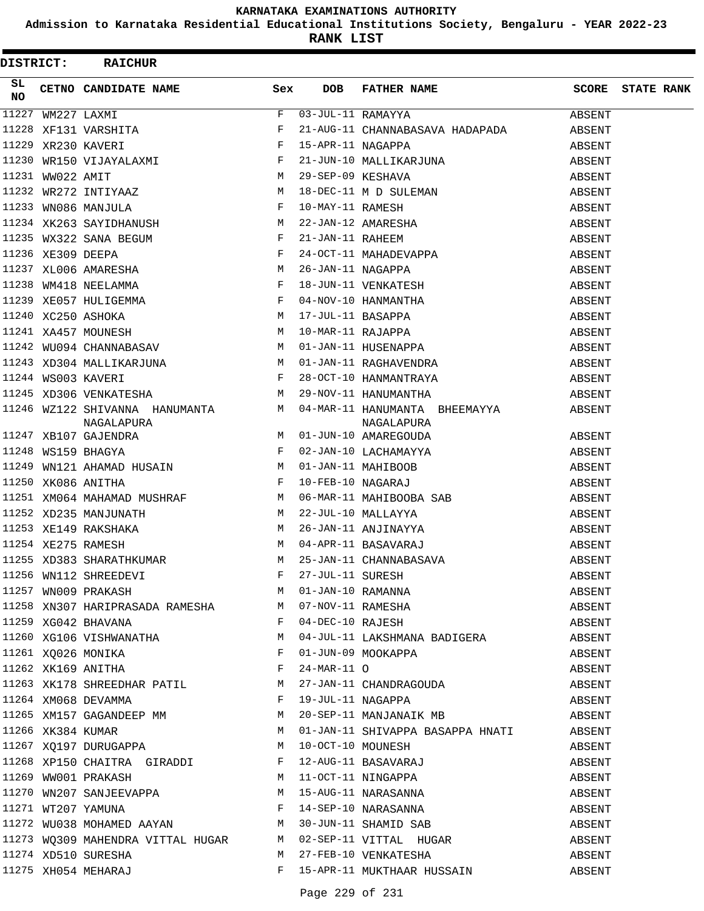# KARNATAKA EXAMINATIONS AUTHORITY

**Admission to Karnataka Residential Educational Institutions Society, Bengaluru - YEAR 2022-23**

**RANK LIST**

**DISTRICT: RAICHUR**

| SL NO | CETNO | CANDIDATE NAME | Sex | DOB | FATHER NAME | SCORE | STATE RANK |
|---|---|---|---|---|---|---|---|
| 11227 | WM227 | LAXMI | F | 03-JUL-11 | RAMAYYA | ABSENT | |
| 11228 | XF131 | VARSHITA | F | 21-AUG-11 | CHANNABASAVA HADAPADA | ABSENT | |
| 11229 | XR230 | KAVERI | F | 15-APR-11 | NAGAPPA | ABSENT | |
| 11230 | WR150 | VIJAYALAXMI | F | 21-JUN-10 | MALLIKARJUNA | ABSENT | |
| 11231 | WW022 | AMIT | M | 29-SEP-09 | KESHAVA | ABSENT | |
| 11232 | WR272 | INTIYAAZ | M | 18-DEC-11 | M D SULEMAN | ABSENT | |
| 11233 | WN086 | MANJULA | F | 10-MAY-11 | RAMESH | ABSENT | |
| 11234 | XK263 | SAYIDHANUSH | M | 22-JAN-12 | AMARESHA | ABSENT | |
| 11235 | WX322 | SANA BEGUM | F | 21-JAN-11 | RAHEEM | ABSENT | |
| 11236 | XE309 | DEEPA | F | 24-OCT-11 | MAHADEVAPPA | ABSENT | |
| 11237 | XL006 | AMARESHA | M | 26-JAN-11 | NAGAPPA | ABSENT | |
| 11238 | WM418 | NEELAMMA | F | 18-JUN-11 | VENKATESH | ABSENT | |
| 11239 | XE057 | HULIGEMMA | F | 04-NOV-10 | HANMANTHA | ABSENT | |
| 11240 | XC250 | ASHOKA | M | 17-JUL-11 | BASAPPA | ABSENT | |
| 11241 | XA457 | MOUNESH | M | 10-MAR-11 | RAJAPPA | ABSENT | |
| 11242 | WU094 | CHANNABASAV | M | 01-JAN-11 | HUSENAPPA | ABSENT | |
| 11243 | XD304 | MALLIKARJUNA | M | 01-JAN-11 | RAGHAVENDRA | ABSENT | |
| 11244 | WS003 | KAVERI | F | 28-OCT-10 | HANMANTRAYA | ABSENT | |
| 11245 | XD306 | VENKATESHA | M | 29-NOV-11 | HANUMANTHA | ABSENT | |
| 11246 | WZ122 | SHIVANNA HANUMANTA NAGALAPURA | M | 04-MAR-11 | HANUMANTA BHEEMAYYA NAGALAPURA | ABSENT | |
| 11247 | XB107 | GAJENDRA | M | 01-JUN-10 | AMAREGOUDA | ABSENT | |
| 11248 | WS159 | BHAGYA | F | 02-JAN-10 | LACHAMAYYA | ABSENT | |
| 11249 | WN121 | AHAMAD HUSAIN | M | 01-JAN-11 | MAHIBOOB | ABSENT | |
| 11250 | XK086 | ANITHA | F | 10-FEB-10 | NAGARAJ | ABSENT | |
| 11251 | XM064 | MAHAMAD MUSHRAF | M | 06-MAR-11 | MAHIBOOBA SAB | ABSENT | |
| 11252 | XD235 | MANJUNATH | M | 22-JUL-10 | MALLAYYA | ABSENT | |
| 11253 | XE149 | RAKSHAKA | M | 26-JAN-11 | ANJINAYYA | ABSENT | |
| 11254 | XE275 | RAMESH | M | 04-APR-11 | BASAVARAJ | ABSENT | |
| 11255 | XD383 | SHARATHKUMAR | M | 25-JAN-11 | CHANNABASAVA | ABSENT | |
| 11256 | WN112 | SHREEDEVI | F | 27-JUL-11 | SURESH | ABSENT | |
| 11257 | WN009 | PRAKASH | M | 01-JAN-10 | RAMANNA | ABSENT | |
| 11258 | XN307 | HARIPRASADA RAMESHA | M | 07-NOV-11 | RAMESHA | ABSENT | |
| 11259 | XG042 | BHAVANA | F | 04-DEC-10 | RAJESH | ABSENT | |
| 11260 | XG106 | VISHWANATHA | M | 04-JUL-11 | LAKSHMANA BADIGERA | ABSENT | |
| 11261 | XQ026 | MONIKA | F | 01-JUN-09 | MOOKAPPA | ABSENT | |
| 11262 | XK169 | ANITHA | F | 24-MAR-11 | O | ABSENT | |
| 11263 | XK178 | SHREEDHAR PATIL | M | 27-JAN-11 | CHANDRAGOUDA | ABSENT | |
| 11264 | XM068 | DEVAMMA | F | 19-JUL-11 | NAGAPPA | ABSENT | |
| 11265 | XM157 | GAGANDEEP MM | M | 20-SEP-11 | MANJANAIK MB | ABSENT | |
| 11266 | XK384 | KUMAR | M | 01-JAN-11 | SHIVAPPA BASAPPA HNATI | ABSENT | |
| 11267 | XQ197 | DURUGAPPA | M | 10-OCT-10 | MOUNESH | ABSENT | |
| 11268 | XP150 | CHAITRA GIRADDI | F | 12-AUG-11 | BASAVARAJ | ABSENT | |
| 11269 | WW001 | PRAKASH | M | 11-OCT-11 | NINGAPPA | ABSENT | |
| 11270 | WN207 | SANJEEVAPPA | M | 15-AUG-11 | NARASANNA | ABSENT | |
| 11271 | WT207 | YAMUNA | F | 14-SEP-10 | NARASANNA | ABSENT | |
| 11272 | WU038 | MOHAMED AAYAN | M | 30-JUN-11 | SHAMID SAB | ABSENT | |
| 11273 | WQ309 | MAHENDRA VITTAL HUGAR | M | 02-SEP-11 | VITTAL HUGAR | ABSENT | |
| 11274 | XD510 | SURESHA | M | 27-FEB-10 | VENKATESHA | ABSENT | |
| 11275 | XH054 | MEHARAJ | F | 15-APR-11 | MUKTHAAR HUSSAIN | ABSENT | |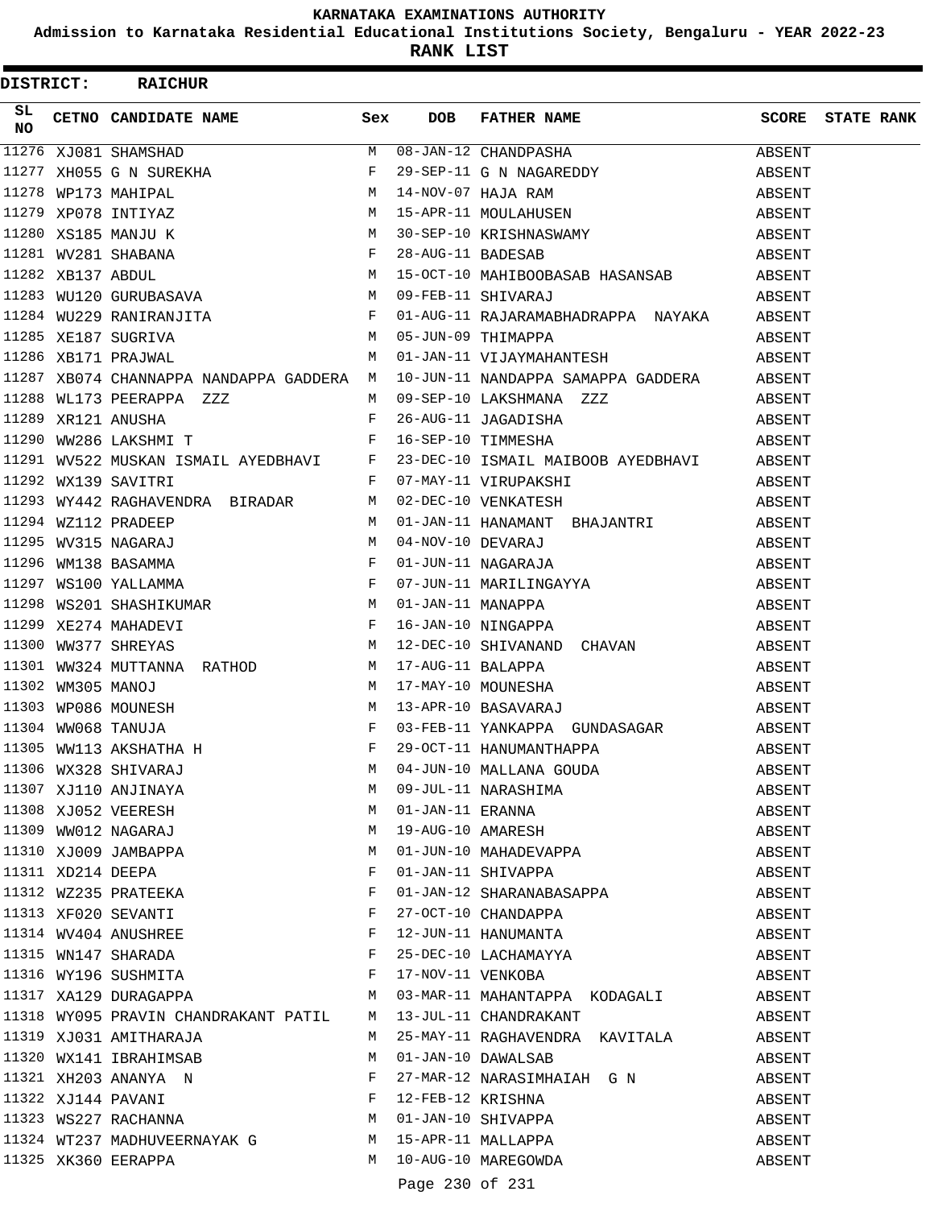KARNATAKA EXAMINATIONS AUTHORITY

Admission to Karnataka Residential Educational Institutions Society, Bengaluru - YEAR 2022-23

**RANK LIST**

**DISTRICT: RAICHUR**

| SL NO | CETNO | CANDIDATE NAME | Sex | DOB | FATHER NAME | SCORE | STATE RANK |
|---|---|---|---|---|---|---|---|
| 11276 | XJ081 | SHAMSHAD | M | 08-JAN-12 | CHANDPASHA | ABSENT | |
| 11277 | XH055 | G N SUREKHA | F | 29-SEP-11 | G N NAGAREDDY | ABSENT | |
| 11278 | WP173 | MAHIPAL | M | 14-NOV-07 | HAJA RAM | ABSENT | |
| 11279 | XP078 | INTIYAZ | M | 15-APR-11 | MOULAHUSEN | ABSENT | |
| 11280 | XS185 | MANJU K | M | 30-SEP-10 | KRISHNASWAMY | ABSENT | |
| 11281 | WV281 | SHABANA | F | 28-AUG-11 | BADESAB | ABSENT | |
| 11282 | XB137 | ABDUL | M | 15-OCT-10 | MAHIBOOBASAB HASANSAB | ABSENT | |
| 11283 | WU120 | GURUBASAVA | M | 09-FEB-11 | SHIVARAJ | ABSENT | |
| 11284 | WU229 | RANIRANJITA | F | 01-AUG-11 | RAJARAMABHADRAPPA NAYAKA | ABSENT | |
| 11285 | XE187 | SUGRIVA | M | 05-JUN-09 | THIMAPPA | ABSENT | |
| 11286 | XB171 | PRAJWAL | M | 01-JAN-11 | VIJAYMAHANTESH | ABSENT | |
| 11287 | XB074 | CHANNAPPA NANDAPPA GADDERA | M | 10-JUN-11 | NANDAPPA SAMAPPA GADDERA | ABSENT | |
| 11288 | WL173 | PEERAPPA ZZZ | M | 09-SEP-10 | LAKSHMANA ZZZ | ABSENT | |
| 11289 | XR121 | ANUSHA | F | 26-AUG-11 | JAGADISHA | ABSENT | |
| 11290 | WW286 | LAKSHMI T | F | 16-SEP-10 | TIMMESHA | ABSENT | |
| 11291 | WV522 | MUSKAN ISMAIL AYEDBHAVI | F | 23-DEC-10 | ISMAIL MAIBOOB AYEDBHAVI | ABSENT | |
| 11292 | WX139 | SAVITRI | F | 07-MAY-11 | VIRUPAKSHI | ABSENT | |
| 11293 | WY442 | RAGHAVENDRA BIRADAR | M | 02-DEC-10 | VENKATESH | ABSENT | |
| 11294 | WZ112 | PRADEEP | M | 01-JAN-11 | HANAMANT BHAJANTRI | ABSENT | |
| 11295 | WV315 | NAGARAJ | M | 04-NOV-10 | DEVARAJ | ABSENT | |
| 11296 | WM138 | BASAMMA | F | 01-JUN-11 | NAGARAJA | ABSENT | |
| 11297 | WS100 | YALLAMMA | F | 07-JUN-11 | MARILINGAYYA | ABSENT | |
| 11298 | WS201 | SHASHIKUMAR | M | 01-JAN-11 | MANAPPA | ABSENT | |
| 11299 | XE274 | MAHADEVI | F | 16-JAN-10 | NINGAPPA | ABSENT | |
| 11300 | WW377 | SHREYAS | M | 12-DEC-10 | SHIVANAND CHAVAN | ABSENT | |
| 11301 | WW324 | MUTTANNA RATHOD | M | 17-AUG-11 | BALAPPA | ABSENT | |
| 11302 | WM305 | MANOJ | M | 17-MAY-10 | MOUNESHA | ABSENT | |
| 11303 | WP086 | MOUNESH | M | 13-APR-10 | BASAVARAJ | ABSENT | |
| 11304 | WW068 | TANUJA | F | 03-FEB-11 | YANKAPPA GUNDASAGAR | ABSENT | |
| 11305 | WW113 | AKSHATHA H | F | 29-OCT-11 | HANUMANTHAPPA | ABSENT | |
| 11306 | WX328 | SHIVARAJ | M | 04-JUN-10 | MALLANA GOUDA | ABSENT | |
| 11307 | XJ110 | ANJINAYA | M | 09-JUL-11 | NARASHIMA | ABSENT | |
| 11308 | XJ052 | VEERESH | M | 01-JAN-11 | ERANNA | ABSENT | |
| 11309 | WW012 | NAGARAJ | M | 19-AUG-10 | AMARESH | ABSENT | |
| 11310 | XJ009 | JAMBAPPA | M | 01-JUN-10 | MAHADEVAPPA | ABSENT | |
| 11311 | XD214 | DEEPA | F | 01-JAN-11 | SHIVAPPA | ABSENT | |
| 11312 | WZ235 | PRATEEKA | F | 01-JAN-12 | SHARANABASAPPA | ABSENT | |
| 11313 | XF020 | SEVANTI | F | 27-OCT-10 | CHANDAPPA | ABSENT | |
| 11314 | WV404 | ANUSHREE | F | 12-JUN-11 | HANUMANTA | ABSENT | |
| 11315 | WN147 | SHARADA | F | 25-DEC-10 | LACHAMAYYA | ABSENT | |
| 11316 | WY196 | SUSHMITA | F | 17-NOV-11 | VENKOBA | ABSENT | |
| 11317 | XA129 | DURAGAPPA | M | 03-MAR-11 | MAHANTAPPA KODAGALI | ABSENT | |
| 11318 | WY095 | PRAVIN CHANDRAKANT PATIL | M | 13-JUL-11 | CHANDRAKANT | ABSENT | |
| 11319 | XJ031 | AMITHARAJA | M | 25-MAY-11 | RAGHAVENDRA KAVITALA | ABSENT | |
| 11320 | WX141 | IBRAHIMSAB | M | 01-JAN-10 | DAWALSAB | ABSENT | |
| 11321 | XH203 | ANANYA N | F | 27-MAR-12 | NARASIMHAIAH G N | ABSENT | |
| 11322 | XJ144 | PAVANI | F | 12-FEB-12 | KRISHNA | ABSENT | |
| 11323 | WS227 | RACHANNA | M | 01-JAN-10 | SHIVAPPA | ABSENT | |
| 11324 | WT237 | MADHUVEERNAYAK G | M | 15-APR-11 | MALLAPPA | ABSENT | |
| 11325 | XK360 | EERAPPA | M | 10-AUG-10 | MAREGOWDA | ABSENT | |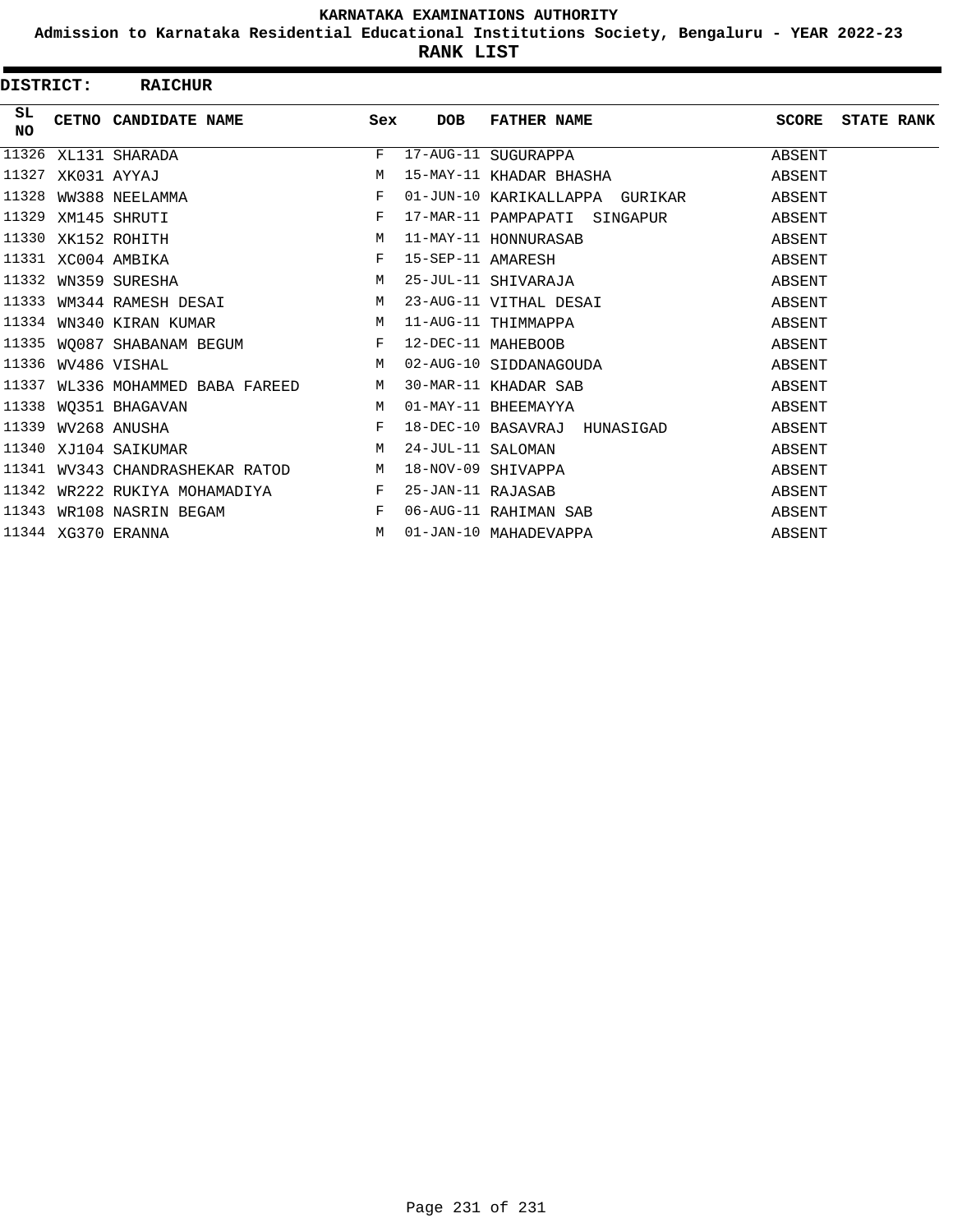**KARNATAKA EXAMINATIONS AUTHORITY**

**Admission to Karnataka Residential Educational Institutions Society, Bengaluru - YEAR 2022-23**

**RANK LIST**

**DISTRICT: RAICHUR**

| SL NO | CETNO | CANDIDATE NAME | Sex | DOB | FATHER NAME | SCORE | STATE RANK |
|---|---|---|---|---|---|---|---|
| 11326 | XL131 | SHARADA | F | 17-AUG-11 | SUGURAPPA | ABSENT | |
| 11327 | XK031 | AYYAJ | M | 15-MAY-11 | KHADAR BHASHA | ABSENT | |
| 11328 | WW388 | NEELAMMA | F | 01-JUN-10 | KARIKALLAPPA GURIKAR | ABSENT | |
| 11329 | XM145 | SHRUTI | F | 17-MAR-11 | PAMPAPATI SINGAPUR | ABSENT | |
| 11330 | XK152 | ROHITH | M | 11-MAY-11 | HONNURASAB | ABSENT | |
| 11331 | XC004 | AMBIKA | F | 15-SEP-11 | AMARESH | ABSENT | |
| 11332 | WN359 | SURESHA | M | 25-JUL-11 | SHIVARAJA | ABSENT | |
| 11333 | WM344 | RAMESH DESAI | M | 23-AUG-11 | VITHAL DESAI | ABSENT | |
| 11334 | WN340 | KIRAN KUMAR | M | 11-AUG-11 | THIMMAPPA | ABSENT | |
| 11335 | WQ087 | SHABANAM BEGUM | F | 12-DEC-11 | MAHEBOOB | ABSENT | |
| 11336 | WV486 | VISHAL | M | 02-AUG-10 | SIDDANAGOUDA | ABSENT | |
| 11337 | WL336 | MOHAMMED BABA FAREED | M | 30-MAR-11 | KHADAR SAB | ABSENT | |
| 11338 | WQ351 | BHAGAVAN | M | 01-MAY-11 | BHEEMAYYA | ABSENT | |
| 11339 | WV268 | ANUSHA | F | 18-DEC-10 | BASAVRAJ HUNASIGAD | ABSENT | |
| 11340 | XJ104 | SAIKUMAR | M | 24-JUL-11 | SALOMAN | ABSENT | |
| 11341 | WV343 | CHANDRASHEKAR RATOD | M | 18-NOV-09 | SHIVAPPA | ABSENT | |
| 11342 | WR222 | RUKIYA MOHAMADIYA | F | 25-JAN-11 | RAJASAB | ABSENT | |
| 11343 | WR108 | NASRIN BEGAM | F | 06-AUG-11 | RAHIMAN SAB | ABSENT | |
| 11344 | XG370 | ERANNA | M | 01-JAN-10 | MAHADEVAPPA | ABSENT | |